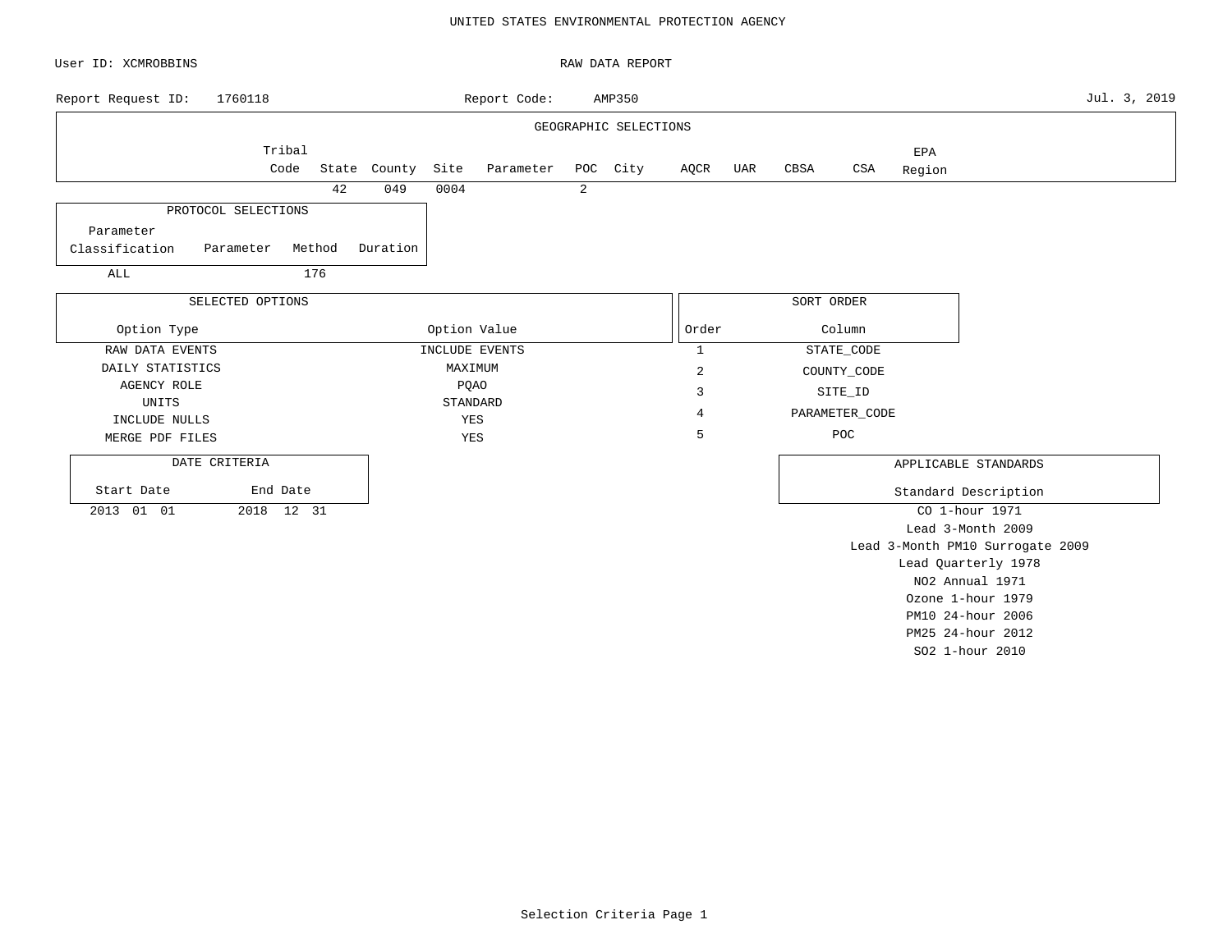UNITED STATES ENVIRONMENTAL PROTECTION AGENCY

User ID: XCMROBBINS

RAW DATA REPORT

Report Request ID: 1760118

Report Code: AMP350

Jul. 3, 2019

## GEOGRAPHIC SELECTIONS

| Tribal Code | State | County | Site | Parameter | POC | City | AQCR | UAR | CBSA | CSA | EPA Region |
|---|---|---|---|---|---|---|---|---|---|---|---|
| | 42 | 049 | 0004 | | 2 | | | | | | |

## PROTOCOL SELECTIONS

| Parameter Classification | Parameter | Method | Duration |
|---|---|---|---|
| ALL | | 176 | |

## SELECTED OPTIONS

| Option Type | Option Value |
|---|---|
| RAW DATA EVENTS | INCLUDE EVENTS |
| DAILY STATISTICS | MAXIMUM |
| AGENCY ROLE | PQAO |
| UNITS | STANDARD |
| INCLUDE NULLS | YES |
| MERGE PDF FILES | YES |

## SORT ORDER

| Order | Column |
|---|---|
| 1 | STATE_CODE |
| 2 | COUNTY_CODE |
| 3 | SITE_ID |
| 4 | PARAMETER_CODE |
| 5 | POC |

## DATE CRITERIA

| Start Date | End Date |
|---|---|
| 2013 01 01 | 2018 12 31 |

## APPLICABLE STANDARDS

| Standard Description |
|---|
| CO 1-hour 1971 |
| Lead 3-Month 2009 |
| Lead 3-Month PM10 Surrogate 2009 |
| Lead Quarterly 1978 |
| NO2 Annual 1971 |
| Ozone 1-hour 1979 |
| PM10 24-hour 2006 |
| PM25 24-hour 2012 |
| SO2 1-hour 2010 |

Selection Criteria Page 1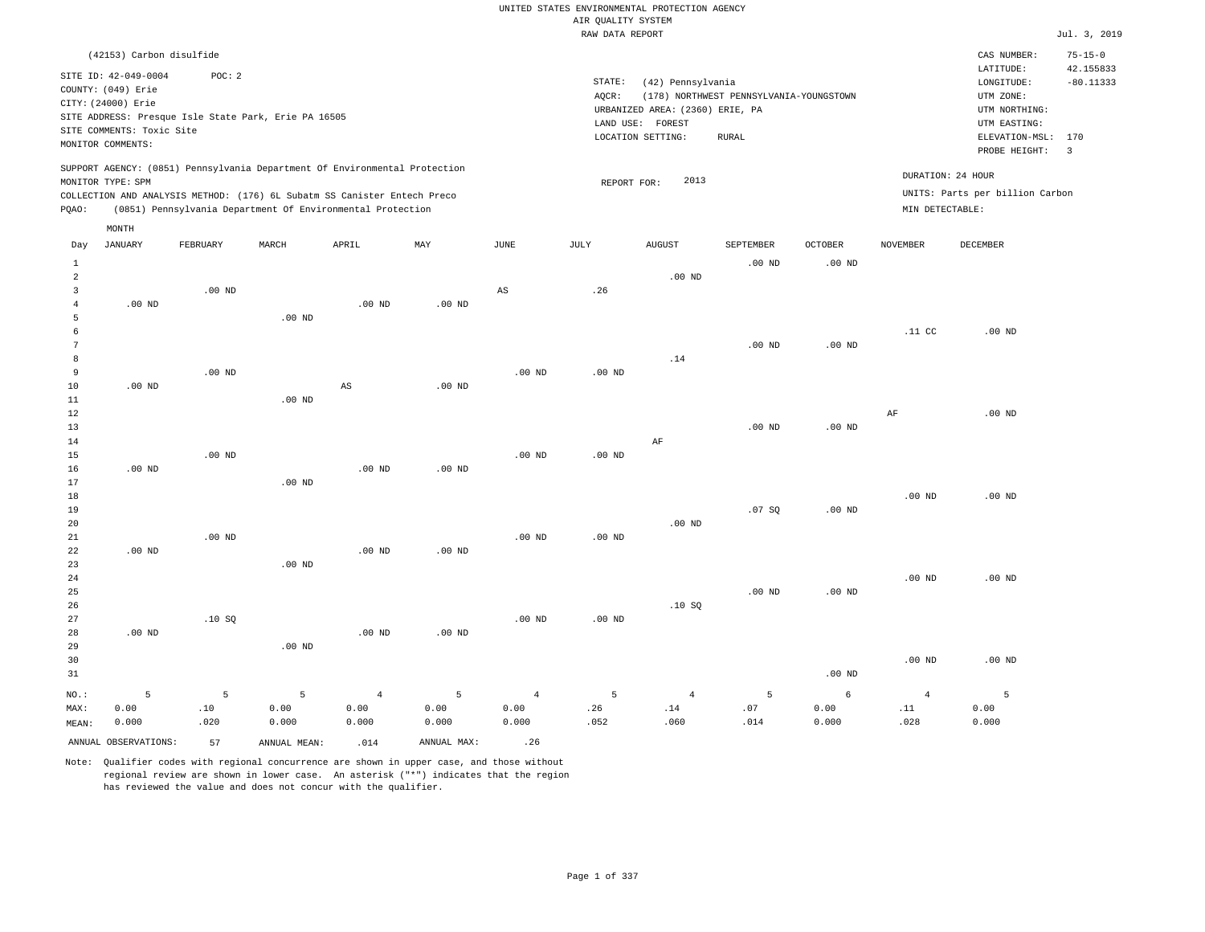UNITED STATES ENVIRONMENTAL PROTECTION AGENCY
AIR QUALITY SYSTEM
RAW DATA REPORT

Jul. 3, 2019

(42153) Carbon disulfide

SITE ID: 42-049-0004 POC: 2
COUNTY: (049) Erie
CITY: (24000) Erie
SITE ADDRESS: Presque Isle State Park, Erie PA 16505
SITE COMMENTS: Toxic Site
MONITOR COMMENTS:

STATE: (42) Pennsylvania
AQCR: (178) NORTHWEST PENNSYLVANIA-YOUNGSTOWN
URBANIZED AREA: (2360) ERIE, PA
LAND USE: FOREST
LOCATION SETTING: RURAL

CAS NUMBER: 75-15-0
LATITUDE: 42.155833
LONGITUDE: -80.11333
UTM ZONE:
UTM NORTHING:
UTM EASTING:
ELEVATION-MSL: 170
PROBE HEIGHT: 3

SUPPORT AGENCY: (0851) Pennsylvania Department Of Environmental Protection
MONITOR TYPE: SPM
COLLECTION AND ANALYSIS METHOD: (176) 6L Subatm SS Canister Entech Preco
PQAO: (0851) Pennsylvania Department Of Environmental Protection

REPORT FOR: 2013

DURATION: 24 HOUR
UNITS: Parts per billion Carbon
MIN DETECTABLE:

| Day | JANUARY | FEBRUARY | MARCH | APRIL | MAY | JUNE | JULY | AUGUST | SEPTEMBER | OCTOBER | NOVEMBER | DECEMBER |
|---|---|---|---|---|---|---|---|---|---|---|---|---|
| 1 | | | | | | | | | .00 ND | .00 ND | | |
| 2 | | | | | | | | .00 ND | | | | |
| 3 | | .00 ND | | | | AS | .26 | | | | | |
| 4 | .00 ND | | | .00 ND | .00 ND | | | | | | | |
| 5 | | | .00 ND | | | | | | | | | |
| 6 | | | | | | | | | | | .11 CC | .00 ND |
| 7 | | | | | | | | | .00 ND | .00 ND | | |
| 8 | | | | | | | | .14 | | | | |
| 9 | | .00 ND | | | | .00 ND | .00 ND | | | | | |
| 10 | .00 ND | | | AS | .00 ND | | | | | | | |
| 11 | | | .00 ND | | | | | | | | | |
| 12 | | | | | | | | | | | AF | .00 ND |
| 13 | | | | | | | | | .00 ND | .00 ND | | |
| 14 | | | | | | | | AF | | | | |
| 15 | | .00 ND | | | | .00 ND | .00 ND | | | | | |
| 16 | .00 ND | | | .00 ND | .00 ND | | | | | | | |
| 17 | | | .00 ND | | | | | | | | | |
| 18 | | | | | | | | | | | .00 ND | .00 ND |
| 19 | | | | | | | | | .07 SQ | .00 ND | | |
| 20 | | | | | | | | .00 ND | | | | |
| 21 | | .00 ND | | | | .00 ND | .00 ND | | | | | |
| 22 | .00 ND | | | .00 ND | .00 ND | | | | | | | |
| 23 | | | .00 ND | | | | | | | | | |
| 24 | | | | | | | | | | | .00 ND | .00 ND |
| 25 | | | | | | | | | .00 ND | .00 ND | | |
| 26 | | | | | | | | .10 SQ | | | | |
| 27 | | .10 SQ | | | | .00 ND | .00 ND | | | | | |
| 28 | .00 ND | | | .00 ND | .00 ND | | | | | | | |
| 29 | | | .00 ND | | | | | | | | | |
| 30 | | | | | | | | | | | .00 ND | .00 ND |
| 31 | | | | | | | | | | .00 ND | | |
| NO.: | 5 | 5 | 5 | 4 | 5 | 4 | 5 | 4 | 5 | 6 | 4 | 5 |
| MAX: | 0.00 | .10 | 0.00 | 0.00 | 0.00 | 0.00 | .26 | .14 | .07 | 0.00 | .11 | 0.00 |
| MEAN: | 0.000 | .020 | 0.000 | 0.000 | 0.000 | 0.000 | .052 | .060 | .014 | 0.000 | .028 | 0.000 |

ANNUAL OBSERVATIONS: 57 ANNUAL MEAN: .014 ANNUAL MAX: .26

Note: Qualifier codes with regional concurrence are shown in upper case, and those without regional review are shown in lower case. An asterisk ("*") indicates that the region has reviewed the value and does not concur with the qualifier.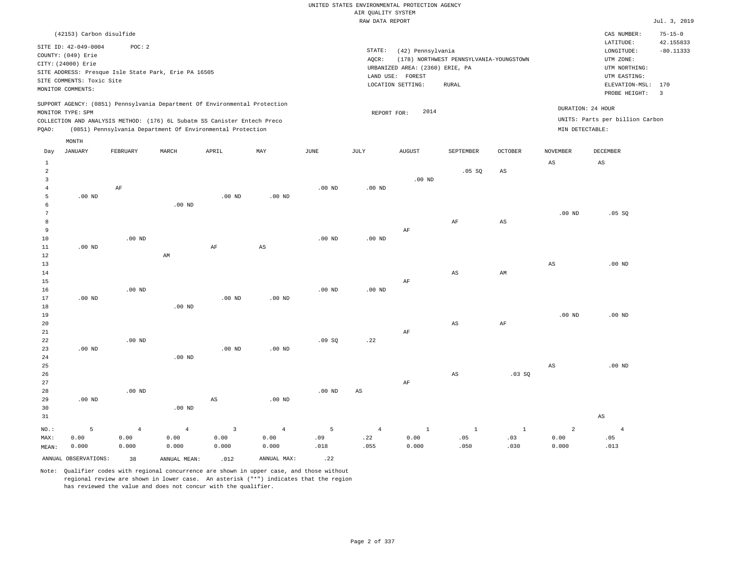UNITED STATES ENVIRONMENTAL PROTECTION AGENCY
AIR QUALITY SYSTEM
RAW DATA REPORT

Jul. 3, 2019

(42153) Carbon disulfide

SITE ID: 42-049-0004 POC: 2
COUNTY: (049) Erie
CITY: (24000) Erie
SITE ADDRESS: Presque Isle State Park, Erie PA 16505
SITE COMMENTS: Toxic Site
MONITOR COMMENTS:

STATE: (42) Pennsylvania
AQCR: (178) NORTHWEST PENNSYLVANIA-YOUNGSTOWN
URBANIZED AREA: (2360) ERIE, PA
LAND USE: FOREST
LOCATION SETTING: RURAL

CAS NUMBER: 75-15-0
LATITUDE: 42.155833
LONGITUDE: -80.11333
UTM ZONE:
UTM NORTHING:
UTM EASTING:
ELEVATION-MSL: 170
PROBE HEIGHT: 3

SUPPORT AGENCY: (0851) Pennsylvania Department Of Environmental Protection
MONITOR TYPE: SPM
COLLECTION AND ANALYSIS METHOD: (176) 6L Subatm SS Canister Entech Preco
PQAO: (0851) Pennsylvania Department Of Environmental Protection

REPORT FOR: 2014

DURATION: 24 HOUR
UNITS: Parts per billion Carbon
MIN DETECTABLE:

| Day | JANUARY | FEBRUARY | MARCH | APRIL | MAY | JUNE | JULY | AUGUST | SEPTEMBER | OCTOBER | NOVEMBER | DECEMBER |
|---|---|---|---|---|---|---|---|---|---|---|---|---|
| 1 | | | | | | | | | | | AS | AS |
| 2 | | | | | | | | | .05 SQ | AS | | |
| 3 | | | | | | | | .00 ND | | | | |
| 4 | | AF | | | | .00 ND | .00 ND | | | | | |
| 5 | .00 ND | | | .00 ND | .00 ND | | | | | | | |
| 6 | | | .00 ND | | | | | | | | | |
| 7 | | | | | | | | | | | .00 ND | .05 SQ |
| 8 | | | | | | | | | AF | AS | | |
| 9 | | | | | | | | AF | | | | |
| 10 | | .00 ND | | | | .00 ND | .00 ND | | | | | |
| 11 | .00 ND | | | AF | AS | | | | | | | |
| 12 | | | AM | | | | | | | | | |
| 13 | | | | | | | | | | | AS | .00 ND |
| 14 | | | | | | | | | AS | AM | | |
| 15 | | | | | | | | AF | | | | |
| 16 | | .00 ND | | | | .00 ND | .00 ND | | | | | |
| 17 | .00 ND | | | .00 ND | .00 ND | | | | | | | |
| 18 | | | .00 ND | | | | | | | | | |
| 19 | | | | | | | | | | | .00 ND | .00 ND |
| 20 | | | | | | | | | AS | AF | | |
| 21 | | | | | | | | AF | | | | |
| 22 | | .00 ND | | | | .09 SQ | .22 | | | | | |
| 23 | .00 ND | | | .00 ND | .00 ND | | | | | | | |
| 24 | | | .00 ND | | | | | | | | | |
| 25 | | | | | | | | | | | AS | .00 ND |
| 26 | | | | | | | | | AS | .03 SQ | | |
| 27 | | | | | | | | AF | | | | |
| 28 | | .00 ND | | | | .00 ND | AS | | | | | |
| 29 | .00 ND | | | AS | .00 ND | | | | | | | |
| 30 | | | .00 ND | | | | | | | | | |
| 31 | | | | | | | | | | | | AS |
| NO.: | 5 | 4 | 4 | 3 | 4 | 5 | 4 | 1 | 1 | 1 | 2 | 4 |
| MAX: | 0.00 | 0.00 | 0.00 | 0.00 | 0.00 | .09 | .22 | 0.00 | .05 | .03 | 0.00 | .05 |
| MEAN: | 0.000 | 0.000 | 0.000 | 0.000 | 0.000 | .018 | .055 | 0.000 | .050 | .030 | 0.000 | .013 |

ANNUAL OBSERVATIONS: 38 ANNUAL MEAN: .012 ANNUAL MAX: .22

Note: Qualifier codes with regional concurrence are shown in upper case, and those without regional review are shown in lower case. An asterisk ("*") indicates that the region has reviewed the value and does not concur with the qualifier.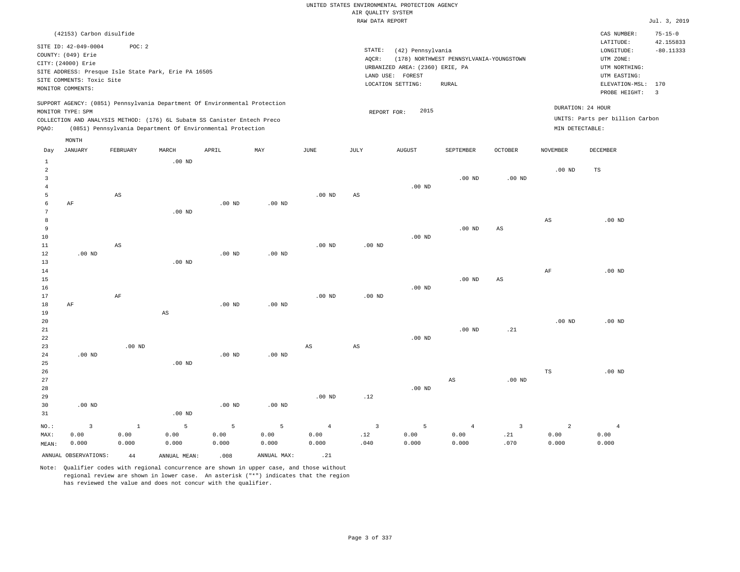UNITED STATES ENVIRONMENTAL PROTECTION AGENCY
AIR QUALITY SYSTEM
RAW DATA REPORT

Jul. 3, 2019

(42153) Carbon disulfide

SITE ID: 42-049-0004 POC: 2
COUNTY: (049) Erie
CITY: (24000) Erie
SITE ADDRESS: Presque Isle State Park, Erie PA 16505
SITE COMMENTS: Toxic Site
MONITOR COMMENTS:

STATE: (42) Pennsylvania
AQCR: (178) NORTHWEST PENNSYLVANIA-YOUNGSTOWN
URBANIZED AREA: (2360) ERIE, PA
LAND USE: FOREST
LOCATION SETTING: RURAL

CAS NUMBER: 75-15-0
LATITUDE: 42.155833
LONGITUDE: -80.11333
UTM ZONE:
UTM NORTHING:
UTM EASTING:
ELEVATION-MSL: 170
PROBE HEIGHT: 3

SUPPORT AGENCY: (0851) Pennsylvania Department Of Environmental Protection
MONITOR TYPE: SPM
COLLECTION AND ANALYSIS METHOD: (176) 6L Subatm SS Canister Entech Preco
PQAO: (0851) Pennsylvania Department Of Environmental Protection

REPORT FOR: 2015

DURATION: 24 HOUR
UNITS: Parts per billion Carbon
MIN DETECTABLE:

| Day | JANUARY | FEBRUARY | MARCH | APRIL | MAY | JUNE | JULY | AUGUST | SEPTEMBER | OCTOBER | NOVEMBER | DECEMBER |
|---|---|---|---|---|---|---|---|---|---|---|---|---|
| 1 | | | .00 ND | | | | | | | | | |
| 2 | | | | | | | | | | | .00 ND | TS |
| 3 | | | | | | | | | .00 ND | .00 ND | | |
| 4 | | | | | | | | .00 ND | | | | |
| 5 | | AS | | | | .00 ND | AS | | | | | |
| 6 | AF | | | .00 ND | .00 ND | | | | | | | |
| 7 | | | .00 ND | | | | | | | | | |
| 8 | | | | | | | | | | | AS | .00 ND |
| 9 | | | | | | | | | .00 ND | AS | | |
| 10 | | | | | | | | .00 ND | | | | |
| 11 | | AS | | | | .00 ND | .00 ND | | | | | |
| 12 | .00 ND | | | .00 ND | .00 ND | | | | | | | |
| 13 | | | .00 ND | | | | | | | | | |
| 14 | | | | | | | | | | | AF | .00 ND |
| 15 | | | | | | | | | .00 ND | AS | | |
| 16 | | | | | | | | .00 ND | | | | |
| 17 | | AF | | | | .00 ND | .00 ND | | | | | |
| 18 | AF | | | .00 ND | .00 ND | | | | | | | |
| 19 | | | AS | | | | | | | | | |
| 20 | | | | | | | | | | | .00 ND | .00 ND |
| 21 | | | | | | | | | .00 ND | .21 | | |
| 22 | | | | | | | | .00 ND | | | | |
| 23 | | .00 ND | | | | AS | AS | | | | | |
| 24 | .00 ND | | | .00 ND | .00 ND | | | | | | | |
| 25 | | | .00 ND | | | | | | | | | |
| 26 | | | | | | | | | | | TS | .00 ND |
| 27 | | | | | | | | | AS | .00 ND | | |
| 28 | | | | | | | | .00 ND | | | | |
| 29 | | | | | | .00 ND | .12 | | | | | |
| 30 | .00 ND | | | .00 ND | .00 ND | | | | | | | |
| 31 | | | .00 ND | | | | | | | | | |
| NO.: | 3 | 1 | 5 | 5 | 5 | 4 | 3 | 5 | 4 | 3 | 2 | 4 |
| MAX: | 0.00 | 0.00 | 0.00 | 0.00 | 0.00 | 0.00 | .12 | 0.00 | 0.00 | .21 | 0.00 | 0.00 |
| MEAN: | 0.000 | 0.000 | 0.000 | 0.000 | 0.000 | 0.000 | .040 | 0.000 | 0.000 | .070 | 0.000 | 0.000 |

ANNUAL OBSERVATIONS: 44 ANNUAL MEAN: .008 ANNUAL MAX: .21

Note: Qualifier codes with regional concurrence are shown in upper case, and those without regional review are shown in lower case. An asterisk ("*") indicates that the region has reviewed the value and does not concur with the qualifier.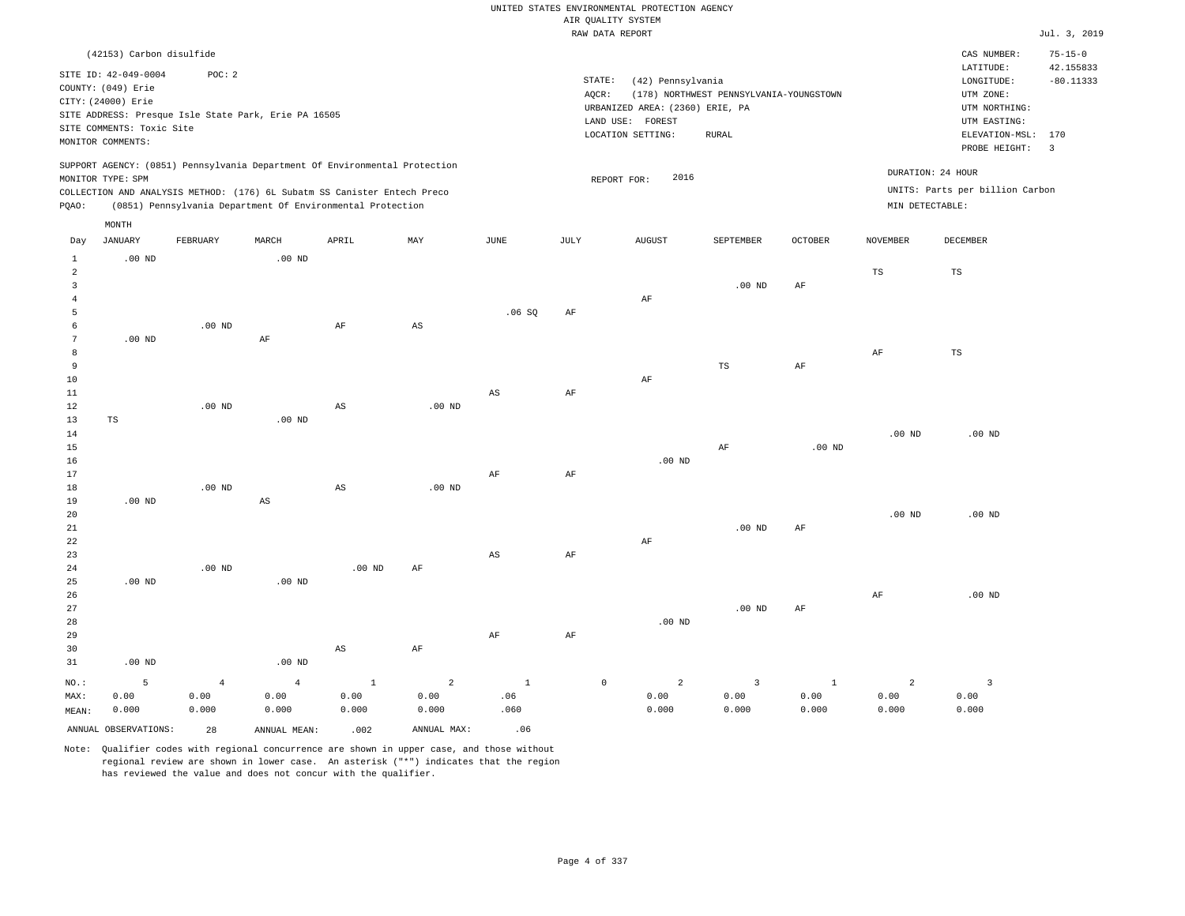UNITED STATES ENVIRONMENTAL PROTECTION AGENCY
AIR QUALITY SYSTEM
RAW DATA REPORT

Jul. 3, 2019

(42153) Carbon disulfide

SITE ID: 42-049-0004 POC: 2
COUNTY: (049) Erie
CITY: (24000) Erie
SITE ADDRESS: Presque Isle State Park, Erie PA 16505
SITE COMMENTS: Toxic Site
MONITOR COMMENTS:

STATE: (42) Pennsylvania
AQCR: (178) NORTHWEST PENNSYLVANIA-YOUNGSTOWN
URBANIZED AREA: (2360) ERIE, PA
LAND USE: FOREST
LOCATION SETTING: RURAL

CAS NUMBER: 75-15-0
LATITUDE: 42.155833
LONGITUDE: -80.11333
UTM ZONE:
UTM NORTHING:
UTM EASTING:
ELEVATION-MSL: 170
PROBE HEIGHT: 3

SUPPORT AGENCY: (0851) Pennsylvania Department Of Environmental Protection
MONITOR TYPE: SPM
COLLECTION AND ANALYSIS METHOD: (176) 6L Subatm SS Canister Entech Preco
PQAO: (0851) Pennsylvania Department Of Environmental Protection

REPORT FOR: 2016

DURATION: 24 HOUR
UNITS: Parts per billion Carbon
MIN DETECTABLE:

| Day | JANUARY | FEBRUARY | MARCH | APRIL | MAY | JUNE | JULY | AUGUST | SEPTEMBER | OCTOBER | NOVEMBER | DECEMBER |
|---|---|---|---|---|---|---|---|---|---|---|---|---|
| 1 | .00 ND | | .00 ND | | | | | | | | | |
| 2 | | | | | | | | | | | TS | TS |
| 3 | | | | | | | | | .00 ND | AF | | |
| 4 | | | | | | | | AF | | | | |
| 5 | | | | | | .06 SQ | AF | | | | | |
| 6 | | .00 ND | | AF | AS | | | | | | | |
| 7 | .00 ND | | AF | | | | | | | | | |
| 8 | | | | | | | | | | | AF | TS |
| 9 | | | | | | | | | TS | AF | | |
| 10 | | | | | | | | AF | | | | |
| 11 | | | | | | AS | AF | | | | | |
| 12 | | .00 ND | | AS | .00 ND | | | | | | | |
| 13 | TS | | .00 ND | | | | | | | | | |
| 14 | | | | | | | | | | | .00 ND | .00 ND |
| 15 | | | | | | | | | AF | .00 ND | | |
| 16 | | | | | | | | .00 ND | | | | |
| 17 | | | | | | AF | AF | | | | | |
| 18 | | .00 ND | | AS | .00 ND | | | | | | | |
| 19 | .00 ND | | AS | | | | | | | | | |
| 20 | | | | | | | | | | | .00 ND | .00 ND |
| 21 | | | | | | | | | .00 ND | AF | | |
| 22 | | | | | | | | AF | | | | |
| 23 | | | | | | AS | AF | | | | | |
| 24 | | .00 ND | | .00 ND | AF | | | | | | | |
| 25 | .00 ND | | .00 ND | | | | | | | | | |
| 26 | | | | | | | | | | | AF | .00 ND |
| 27 | | | | | | | | | .00 ND | AF | | |
| 28 | | | | | | | | .00 ND | | | | |
| 29 | | | | | | AF | AF | | | | | |
| 30 | | | | AS | AF | | | | | | | |
| 31 | .00 ND | | .00 ND | | | | | | | | | |
| NO.: | 5 | 4 | 4 | 1 | 2 | 1 | 0 | 2 | 3 | 1 | 2 | 3 |
| MAX: | 0.00 | 0.00 | 0.00 | 0.00 | 0.00 | .06 | | 0.00 | 0.00 | 0.00 | 0.00 | 0.00 |
| MEAN: | 0.000 | 0.000 | 0.000 | 0.000 | 0.000 | .060 | | 0.000 | 0.000 | 0.000 | 0.000 | 0.000 |

ANNUAL OBSERVATIONS: 28 ANNUAL MEAN: .002 ANNUAL MAX: .06

Note: Qualifier codes with regional concurrence are shown in upper case, and those without regional review are shown in lower case. An asterisk ("*") indicates that the region has reviewed the value and does not concur with the qualifier.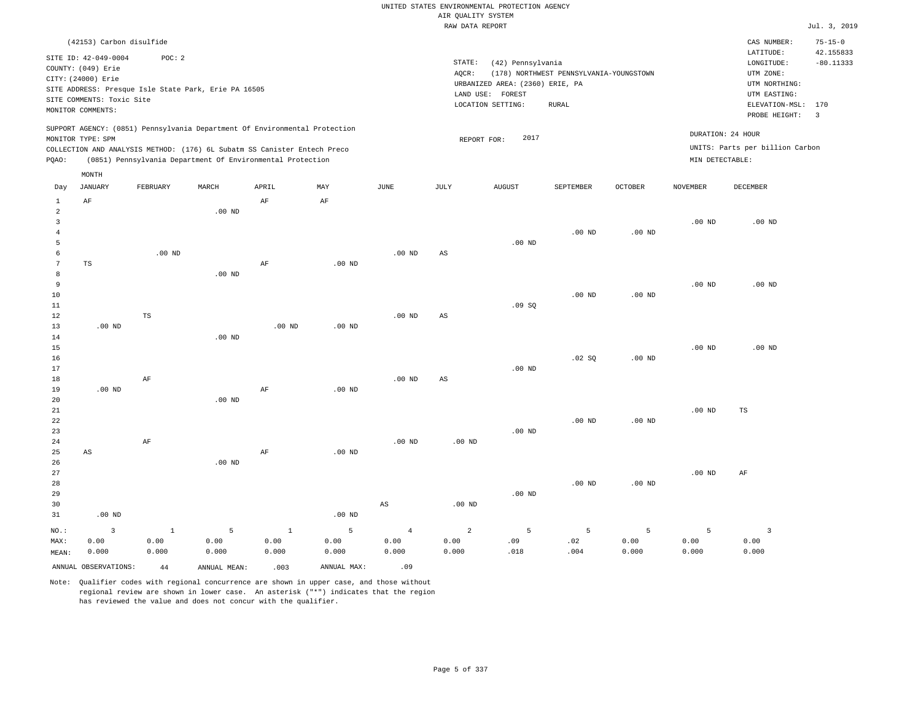UNITED STATES ENVIRONMENTAL PROTECTION AGENCY
AIR QUALITY SYSTEM
RAW DATA REPORT

Jul. 3, 2019

(42153) Carbon disulfide

SITE ID: 42-049-0004 POC: 2
COUNTY: (049) Erie
CITY: (24000) Erie
SITE ADDRESS: Presque Isle State Park, Erie PA 16505
SITE COMMENTS: Toxic Site
MONITOR COMMENTS:

STATE: (42) Pennsylvania
AQCR: (178) NORTHWEST PENNSYLVANIA-YOUNGSTOWN
URBANIZED AREA: (2360) ERIE, PA
LAND USE: FOREST
LOCATION SETTING: RURAL

CAS NUMBER: 75-15-0
LATITUDE: 42.155833
LONGITUDE: -80.11333
UTM ZONE:
UTM NORTHING:
UTM EASTING:
ELEVATION-MSL: 170
PROBE HEIGHT: 3

SUPPORT AGENCY: (0851) Pennsylvania Department Of Environmental Protection
MONITOR TYPE: SPM
COLLECTION AND ANALYSIS METHOD: (176) 6L Subatm SS Canister Entech Preco
PQAO: (0851) Pennsylvania Department Of Environmental Protection

REPORT FOR: 2017

DURATION: 24 HOUR
UNITS: Parts per billion Carbon
MIN DETECTABLE:

| Day | JANUARY | FEBRUARY | MARCH | APRIL | MAY | JUNE | JULY | AUGUST | SEPTEMBER | OCTOBER | NOVEMBER | DECEMBER |
|---|---|---|---|---|---|---|---|---|---|---|---|---|
| 1 | AF | | | AF | AF | | | | | | | |
| 2 | | | .00 ND | | | | | | | | | |
| 3 | | | | | | | | | | | .00 ND | .00 ND |
| 4 | | | | | | | | | .00 ND | .00 ND | | |
| 5 | | | | | | | | .00 ND | | | | |
| 6 | | .00 ND | | | | .00 ND | AS | | | | | |
| 7 | TS | | | AF | .00 ND | | | | | | | |
| 8 | | | .00 ND | | | | | | | | | |
| 9 | | | | | | | | | | | .00 ND | .00 ND |
| 10 | | | | | | | | | .00 ND | .00 ND | | |
| 11 | | | | | | | | .09 SQ | | | | |
| 12 | | TS | | | | .00 ND | AS | | | | | |
| 13 | .00 ND | | | .00 ND | .00 ND | | | | | | | |
| 14 | | | .00 ND | | | | | | | | | |
| 15 | | | | | | | | | | | .00 ND | .00 ND |
| 16 | | | | | | | | | .02 SQ | .00 ND | | |
| 17 | | | | | | | | .00 ND | | | | |
| 18 | | AF | | | | .00 ND | AS | | | | | |
| 19 | .00 ND | | | AF | .00 ND | | | | | | | |
| 20 | | | .00 ND | | | | | | | | | |
| 21 | | | | | | | | | | | .00 ND | TS |
| 22 | | | | | | | | | .00 ND | .00 ND | | |
| 23 | | | | | | | | .00 ND | | | | |
| 24 | | AF | | | | .00 ND | .00 ND | | | | | |
| 25 | AS | | | AF | .00 ND | | | | | | | |
| 26 | | | .00 ND | | | | | | | | | |
| 27 | | | | | | | | | | | .00 ND | AF |
| 28 | | | | | | | | | .00 ND | .00 ND | | |
| 29 | | | | | | | | .00 ND | | | | |
| 30 | | | | | | AS | .00 ND | | | | | |
| 31 | .00 ND | | | | .00 ND | | | | | | | |
| NO.: | 3 | 1 | 5 | 1 | 5 | 4 | 2 | 5 | 5 | 5 | 5 | 3 |
| MAX: | 0.00 | 0.00 | 0.00 | 0.00 | 0.00 | 0.00 | 0.00 | .09 | .02 | 0.00 | 0.00 | 0.00 |
| MEAN: | 0.000 | 0.000 | 0.000 | 0.000 | 0.000 | 0.000 | 0.000 | .018 | .004 | 0.000 | 0.000 | 0.000 |

ANNUAL OBSERVATIONS: 44 ANNUAL MEAN: .003 ANNUAL MAX: .09

Note: Qualifier codes with regional concurrence are shown in upper case, and those without regional review are shown in lower case. An asterisk ("*") indicates that the region has reviewed the value and does not concur with the qualifier.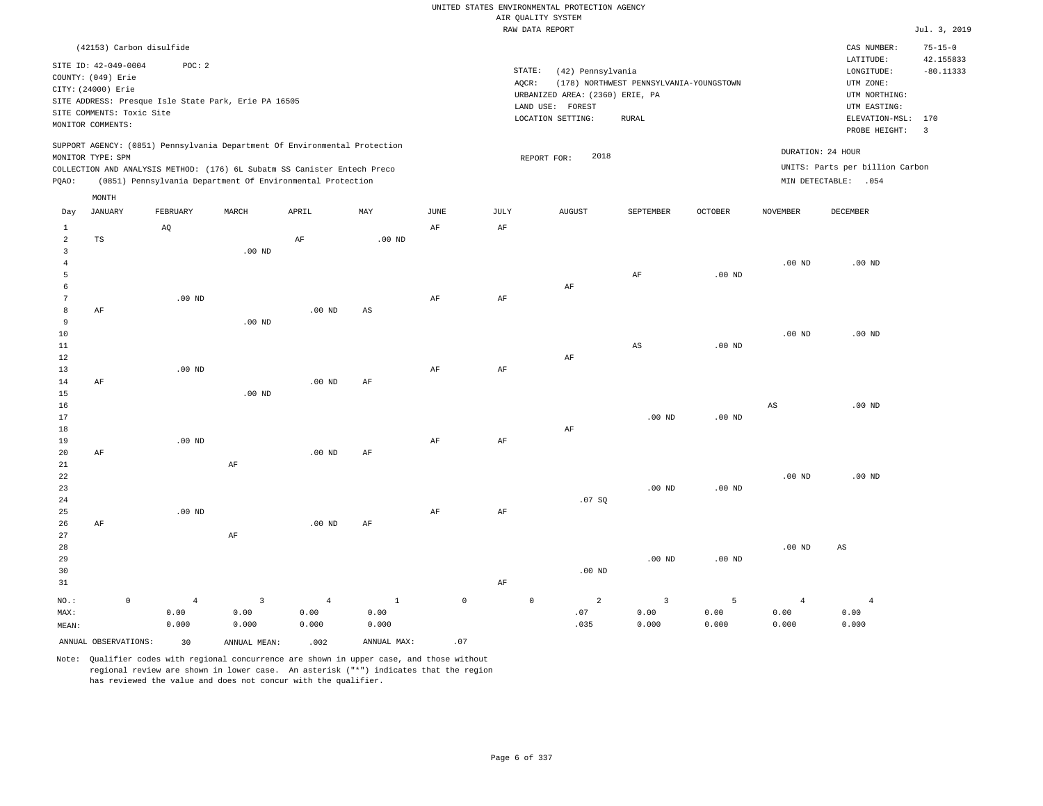UNITED STATES ENVIRONMENTAL PROTECTION AGENCY
AIR QUALITY SYSTEM
RAW DATA REPORT

Jul. 3, 2019

(42153) Carbon disulfide

SITE ID: 42-049-0004 POC: 2
COUNTY: (049) Erie
CITY: (24000) Erie
SITE ADDRESS: Presque Isle State Park, Erie PA 16505
SITE COMMENTS: Toxic Site
MONITOR COMMENTS:

STATE: (42) Pennsylvania
AQCR: (178) NORTHWEST PENNSYLVANIA-YOUNGSTOWN
URBANIZED AREA: (2360) ERIE, PA
LAND USE: FOREST
LOCATION SETTING: RURAL

CAS NUMBER: 75-15-0
LATITUDE: 42.155833
LONGITUDE: -80.11333
UTM ZONE:
UTM NORTHING:
UTM EASTING:
ELEVATION-MSL: 170
PROBE HEIGHT: 3

SUPPORT AGENCY: (0851) Pennsylvania Department Of Environmental Protection
MONITOR TYPE: SPM
COLLECTION AND ANALYSIS METHOD: (176) 6L Subatm SS Canister Entech Preco
PQAO: (0851) Pennsylvania Department Of Environmental Protection

REPORT FOR: 2018

DURATION: 24 HOUR
UNITS: Parts per billion Carbon
MIN DETECTABLE: .054

| Day | JANUARY | FEBRUARY | MARCH | APRIL | MAY | JUNE | JULY | AUGUST | SEPTEMBER | OCTOBER | NOVEMBER | DECEMBER |
|---|---|---|---|---|---|---|---|---|---|---|---|---|
| 1 | | AQ | | | | AF | AF | | | | | |
| 2 | TS | | | AF | .00 ND | | | | | | | |
| 3 | | | .00 ND | | | | | | | | | |
| 4 | | | | | | | | | | | .00 ND | .00 ND |
| 5 | | | | | | | | | AF | .00 ND | | |
| 6 | | | | | | | | AF | | | | |
| 7 | | .00 ND | | | | AF | AF | | | | | |
| 8 | AF | | | .00 ND | AS | | | | | | | |
| 9 | | | .00 ND | | | | | | | | | |
| 10 | | | | | | | | | | | .00 ND | .00 ND |
| 11 | | | | | | | | | AS | .00 ND | | |
| 12 | | | | | | | | AF | | | | |
| 13 | | .00 ND | | | | AF | AF | | | | | |
| 14 | AF | | | .00 ND | AF | | | | | | | |
| 15 | | | .00 ND | | | | | | | | | |
| 16 | | | | | | | | | | | AS | .00 ND |
| 17 | | | | | | | | | .00 ND | .00 ND | | |
| 18 | | | | | | | | AF | | | | |
| 19 | | .00 ND | | | | AF | AF | | | | | |
| 20 | AF | | | .00 ND | AF | | | | | | | |
| 21 | | | AF | | | | | | | | | |
| 22 | | | | | | | | | | | .00 ND | .00 ND |
| 23 | | | | | | | | | .00 ND | .00 ND | | |
| 24 | | | | | | | | .07 SQ | | | | |
| 25 | | .00 ND | | | | AF | AF | | | | | |
| 26 | AF | | | .00 ND | AF | | | | | | | |
| 27 | | | AF | | | | | | | | | |
| 28 | | | | | | | | | | | .00 ND | AS |
| 29 | | | | | | | | | .00 ND | .00 ND | | |
| 30 | | | | | | | | .00 ND | | | | |
| 31 | | | | | | | AF | | | | | |
| NO.: | 0 | 4 | 3 | 4 | 1 | 0 | 0 | 2 | 3 | 5 | 4 | 4 |
| MAX: | | 0.00 | 0.00 | 0.00 | 0.00 | | | .07 | 0.00 | 0.00 | 0.00 | 0.00 |
| MEAN: | | 0.000 | 0.000 | 0.000 | 0.000 | | | .035 | 0.000 | 0.000 | 0.000 | 0.000 |

ANNUAL OBSERVATIONS: 30 ANNUAL MEAN: .002 ANNUAL MAX: .07

Note: Qualifier codes with regional concurrence are shown in upper case, and those without regional review are shown in lower case. An asterisk ("*") indicates that the region has reviewed the value and does not concur with the qualifier.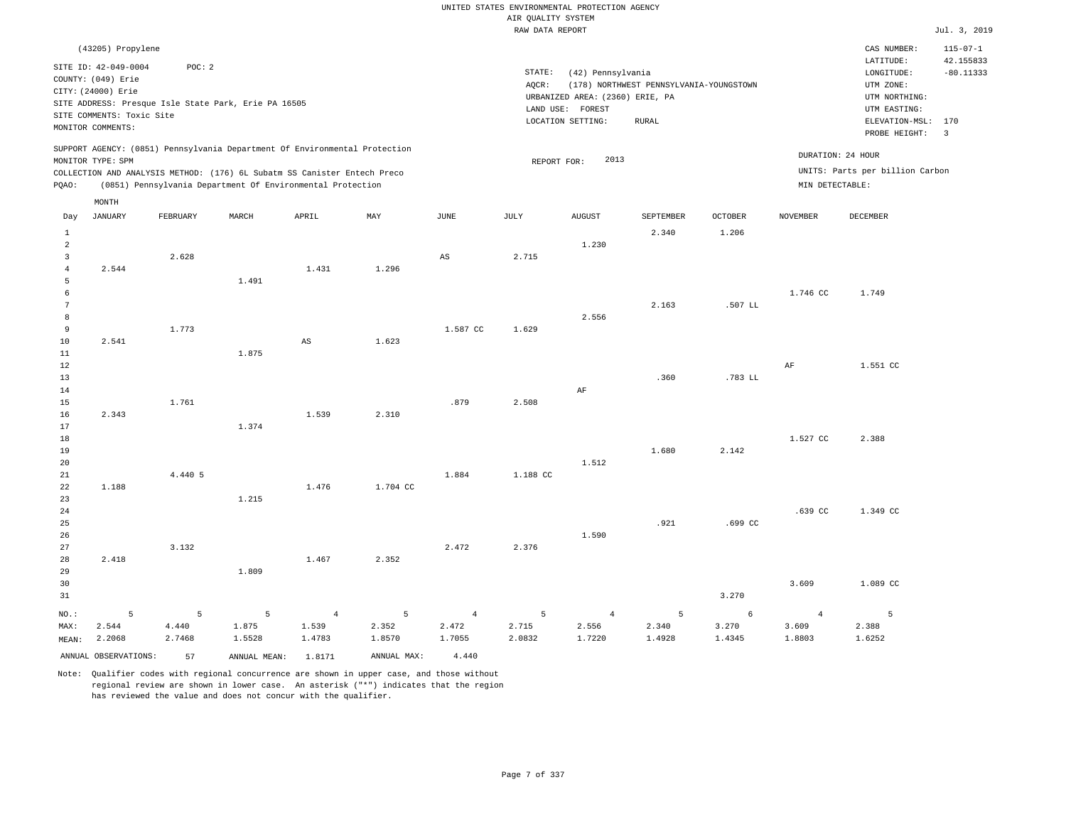UNITED STATES ENVIRONMENTAL PROTECTION AGENCY
AIR QUALITY SYSTEM
RAW DATA REPORT

Jul. 3, 2019

(43205) Propylene

SITE ID: 42-049-0004 POC: 2
COUNTY: (049) Erie
CITY: (24000) Erie
SITE ADDRESS: Presque Isle State Park, Erie PA 16505
SITE COMMENTS: Toxic Site
MONITOR COMMENTS:

STATE: (42) Pennsylvania
AQCR: (178) NORTHWEST PENNSYLVANIA-YOUNGSTOWN
URBANIZED AREA: (2360) ERIE, PA
LAND USE: FOREST
LOCATION SETTING: RURAL

CAS NUMBER: 115-07-1
LATITUDE: 42.155833
LONGITUDE: -80.11333
UTM ZONE:
UTM NORTHING:
UTM EASTING:
ELEVATION-MSL: 170
PROBE HEIGHT: 3

SUPPORT AGENCY: (0851) Pennsylvania Department Of Environmental Protection
MONITOR TYPE: SPM
COLLECTION AND ANALYSIS METHOD: (176) 6L Subatm SS Canister Entech Preco
PQAO: (0851) Pennsylvania Department Of Environmental Protection

REPORT FOR: 2013

DURATION: 24 HOUR
UNITS: Parts per billion Carbon
MIN DETECTABLE:

| Day | JANUARY | FEBRUARY | MARCH | APRIL | MAY | JUNE | JULY | AUGUST | SEPTEMBER | OCTOBER | NOVEMBER | DECEMBER |
|---|---|---|---|---|---|---|---|---|---|---|---|---|
| 1 | | | | | | | | | 2.340 | 1.206 | | |
| 2 | | | | | | | | 1.230 | | | | |
| 3 | | 2.628 | | | | AS | 2.715 | | | | | |
| 4 | 2.544 | | | 1.431 | 1.296 | | | | | | | |
| 5 | | | 1.491 | | | | | | | | | |
| 6 | | | | | | | | | | | 1.746 CC | 1.749 |
| 7 | | | | | | | | | 2.163 | .507 LL | | |
| 8 | | | | | | | | 2.556 | | | | |
| 9 | | 1.773 | | | | 1.587 CC | 1.629 | | | | | |
| 10 | 2.541 | | | AS | 1.623 | | | | | | | |
| 11 | | | 1.875 | | | | | | | | | |
| 12 | | | | | | | | | | | AF | 1.551 CC |
| 13 | | | | | | | | | .360 | .783 LL | | |
| 14 | | | | | | | | AF | | | | |
| 15 | | 1.761 | | | | .879 | 2.508 | | | | | |
| 16 | 2.343 | | | 1.539 | 2.310 | | | | | | | |
| 17 | | | 1.374 | | | | | | | | | |
| 18 | | | | | | | | | | | 1.527 CC | 2.388 |
| 19 | | | | | | | | | 1.680 | 2.142 | | |
| 20 | | | | | | | | 1.512 | | | | |
| 21 | | 4.440 5 | | | | 1.884 | 1.188 CC | | | | | |
| 22 | 1.188 | | | 1.476 | 1.704 CC | | | | | | | |
| 23 | | | 1.215 | | | | | | | | | |
| 24 | | | | | | | | | | | .639 CC | 1.349 CC |
| 25 | | | | | | | | | .921 | .699 CC | | |
| 26 | | | | | | | | 1.590 | | | | |
| 27 | | 3.132 | | | | 2.472 | 2.376 | | | | | |
| 28 | 2.418 | | | 1.467 | 2.352 | | | | | | | |
| 29 | | | 1.809 | | | | | | | | | |
| 30 | | | | | | | | | | | 3.609 | 1.089 CC |
| 31 | | | | | | | | | | 3.270 | | |
| NO.: | 5 | 5 | 5 | 4 | 5 | 4 | 5 | 4 | 5 | 6 | 4 | 5 |
| MAX: | 2.544 | 4.440 | 1.875 | 1.539 | 2.352 | 2.472 | 2.715 | 2.556 | 2.340 | 3.270 | 3.609 | 2.388 |
| MEAN: | 2.2068 | 2.7468 | 1.5528 | 1.4783 | 1.8570 | 1.7055 | 2.0832 | 1.7220 | 1.4928 | 1.4345 | 1.8803 | 1.6252 |

ANNUAL OBSERVATIONS: 57 ANNUAL MEAN: 1.8171 ANNUAL MAX: 4.440

Note: Qualifier codes with regional concurrence are shown in upper case, and those without regional review are shown in lower case. An asterisk ("*") indicates that the region has reviewed the value and does not concur with the qualifier.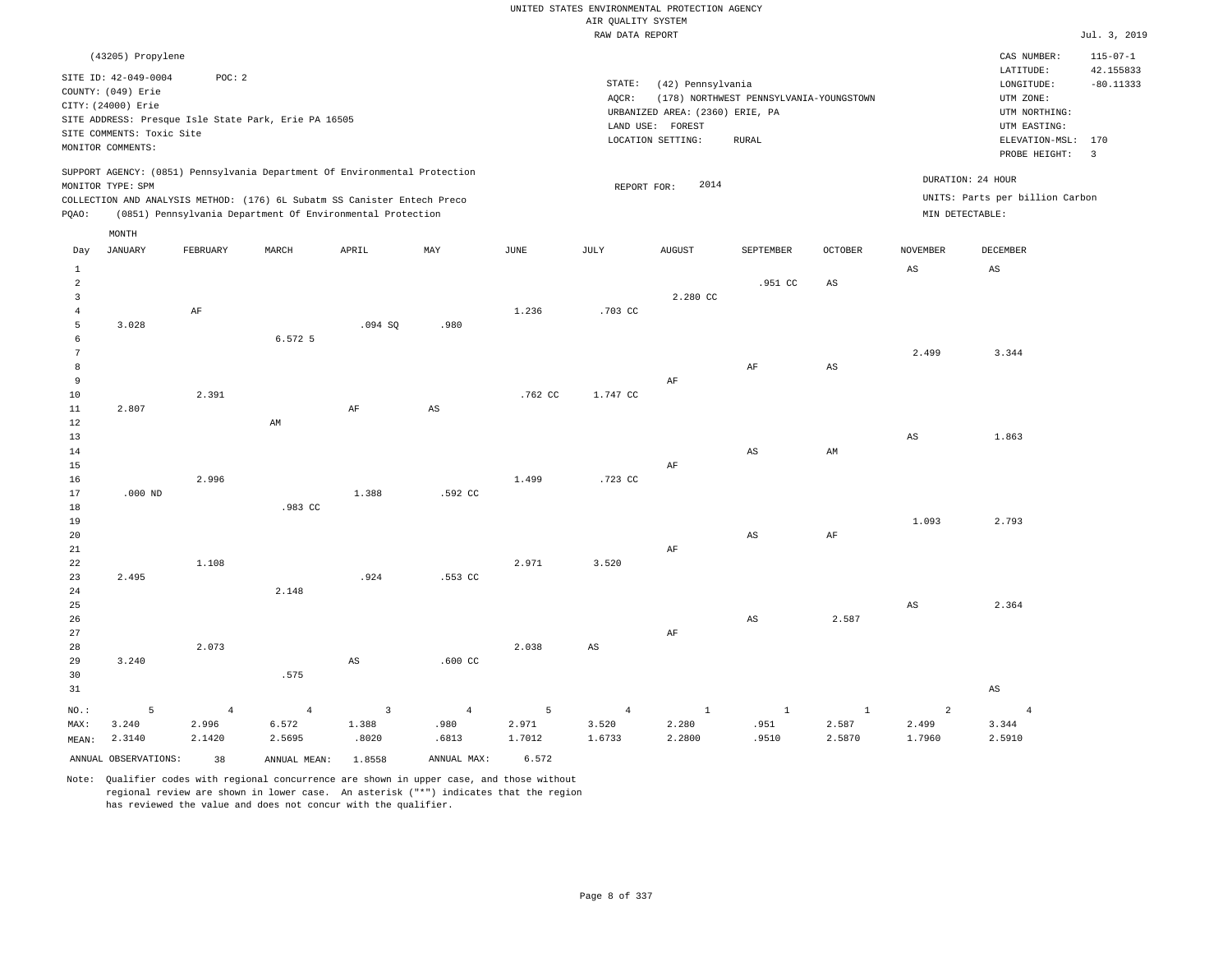UNITED STATES ENVIRONMENTAL PROTECTION AGENCY
AIR QUALITY SYSTEM
RAW DATA REPORT

Jul. 3, 2019

(43205) Propylene

SITE ID: 42-049-0004 POC: 2
COUNTY: (049) Erie
CITY: (24000) Erie
SITE ADDRESS: Presque Isle State Park, Erie PA 16505
SITE COMMENTS: Toxic Site
MONITOR COMMENTS:

STATE: (42) Pennsylvania
AQCR: (178) NORTHWEST PENNSYLVANIA-YOUNGSTOWN
URBANIZED AREA: (2360) ERIE, PA
LAND USE: FOREST
LOCATION SETTING: RURAL

CAS NUMBER: 115-07-1
LATITUDE: 42.155833
LONGITUDE: -80.11333
UTM ZONE:
UTM NORTHING:
UTM EASTING:
ELEVATION-MSL: 170
PROBE HEIGHT: 3

SUPPORT AGENCY: (0851) Pennsylvania Department Of Environmental Protection
MONITOR TYPE: SPM
COLLECTION AND ANALYSIS METHOD: (176) 6L Subatm SS Canister Entech Preco
PQAO: (0851) Pennsylvania Department Of Environmental Protection

REPORT FOR: 2014

DURATION: 24 HOUR
UNITS: Parts per billion Carbon
MIN DETECTABLE:

| Day | JANUARY | FEBRUARY | MARCH | APRIL | MAY | JUNE | JULY | AUGUST | SEPTEMBER | OCTOBER | NOVEMBER | DECEMBER |
|---|---|---|---|---|---|---|---|---|---|---|---|---|
| 1 | | | | | | | | | | | AS | AS |
| 2 | | | | | | | | | .951 CC | AS | | |
| 3 | | | | | | | | 2.280 CC | | | | |
| 4 | | AF | | | | 1.236 | .703 CC | | | | | |
| 5 | 3.028 | | | .094 SQ | .980 | | | | | | | |
| 6 | | | 6.572 5 | | | | | | | | | |
| 7 | | | | | | | | | | | 2.499 | 3.344 |
| 8 | | | | | | | | | AF | AS | | |
| 9 | | | | | | | | AF | | | | |
| 10 | | 2.391 | | | | .762 CC | 1.747 CC | | | | | |
| 11 | 2.807 | | | AF | AS | | | | | | | |
| 12 | | | AM | | | | | | | | | |
| 13 | | | | | | | | | | | AS | 1.863 |
| 14 | | | | | | | | | AS | AM | | |
| 15 | | | | | | | | AF | | | | |
| 16 | | 2.996 | | | | 1.499 | .723 CC | | | | | |
| 17 | .000 ND | | | 1.388 | .592 CC | | | | | | | |
| 18 | | | .983 CC | | | | | | | | | |
| 19 | | | | | | | | | | | 1.093 | 2.793 |
| 20 | | | | | | | | | AS | AF | | |
| 21 | | | | | | | | AF | | | | |
| 22 | | 1.108 | | | | 2.971 | 3.520 | | | | | |
| 23 | 2.495 | | | .924 | .553 CC | | | | | | | |
| 24 | | | 2.148 | | | | | | | | | |
| 25 | | | | | | | | | | | AS | 2.364 |
| 26 | | | | | | | | | AS | 2.587 | | |
| 27 | | | | | | | | AF | | | | |
| 28 | | 2.073 | | | | 2.038 | AS | | | | | |
| 29 | 3.240 | | | AS | .600 CC | | | | | | | |
| 30 | | | .575 | | | | | | | | | |
| 31 | | | | | | | | | | | | AS |
| NO.: | 5 | 4 | 4 | 3 | 4 | 5 | 4 | 1 | 1 | 1 | 2 | 4 |
| MAX: | 3.240 | 2.996 | 6.572 | 1.388 | .980 | 2.971 | 3.520 | 2.280 | .951 | 2.587 | 2.499 | 3.344 |
| MEAN: | 2.3140 | 2.1420 | 2.5695 | .8020 | .6813 | 1.7012 | 1.6733 | 2.2800 | .9510 | 2.5870 | 1.7960 | 2.5910 |

ANNUAL OBSERVATIONS: 38 ANNUAL MEAN: 1.8558 ANNUAL MAX: 6.572

Note: Qualifier codes with regional concurrence are shown in upper case, and those without regional review are shown in lower case. An asterisk ("*") indicates that the region has reviewed the value and does not concur with the qualifier.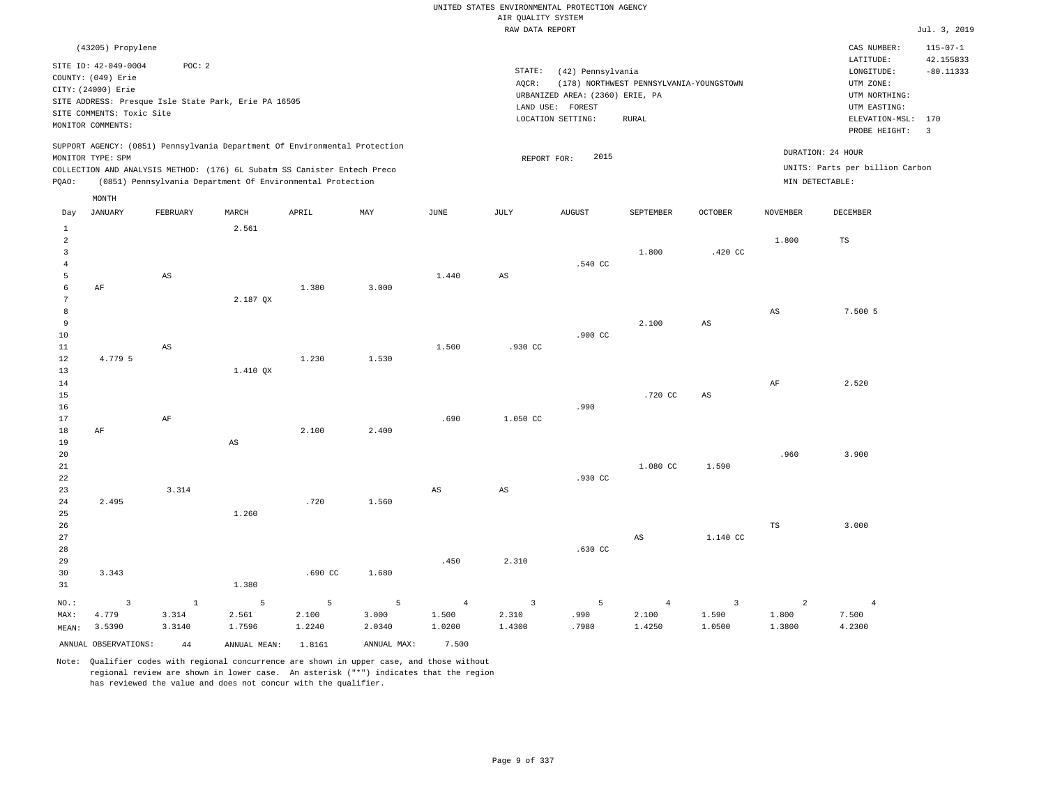UNITED STATES ENVIRONMENTAL PROTECTION AGENCY
AIR QUALITY SYSTEM
RAW DATA REPORT

Jul. 3, 2019

(43205) Propylene

SITE ID: 42-049-0004 POC: 2
COUNTY: (049) Erie
CITY: (24000) Erie
SITE ADDRESS: Presque Isle State Park, Erie PA 16505
SITE COMMENTS: Toxic Site
MONITOR COMMENTS:

STATE: (42) Pennsylvania
AQCR: (178) NORTHWEST PENNSYLVANIA-YOUNGSTOWN
URBANIZED AREA: (2360) ERIE, PA
LAND USE: FOREST
LOCATION SETTING: RURAL

CAS NUMBER: 115-07-1
LATITUDE: 42.155833
LONGITUDE: -80.11333
UTM ZONE:
UTM NORTHING:
UTM EASTING:
ELEVATION-MSL: 170
PROBE HEIGHT: 3

SUPPORT AGENCY: (0851) Pennsylvania Department Of Environmental Protection
MONITOR TYPE: SPM
COLLECTION AND ANALYSIS METHOD: (176) 6L Subatm SS Canister Entech Preco
PQAO: (0851) Pennsylvania Department Of Environmental Protection

REPORT FOR: 2015

DURATION: 24 HOUR
UNITS: Parts per billion Carbon
MIN DETECTABLE:

| Day | JANUARY | FEBRUARY | MARCH | APRIL | MAY | JUNE | JULY | AUGUST | SEPTEMBER | OCTOBER | NOVEMBER | DECEMBER |
|---|---|---|---|---|---|---|---|---|---|---|---|---|
| 1 | | | 2.561 | | | | | | | | | |
| 2 | | | | | | | | | | | 1.800 | TS |
| 3 | | | | | | | | | 1.800 | .420 CC | | |
| 4 | | | | | | | | .540 CC | | | | |
| 5 | | AS | | | | 1.440 | AS | | | | | |
| 6 | AF | | | 1.380 | 3.000 | | | | | | | |
| 7 | | | 2.187 QX | | | | | | | | | |
| 8 | | | | | | | | | | | AS | 7.500 5 |
| 9 | | | | | | | | | 2.100 | AS | | |
| 10 | | | | | | | | .900 CC | | | | |
| 11 | | AS | | | | 1.500 | .930 CC | | | | | |
| 12 | 4.779 5 | | | 1.230 | 1.530 | | | | | | | |
| 13 | | | 1.410 QX | | | | | | | | | |
| 14 | | | | | | | | | | | AF | 2.520 |
| 15 | | | | | | | | | .720 CC | AS | | |
| 16 | | | | | | | | .990 | | | | |
| 17 | | AF | | | | .690 | 1.050 CC | | | | | |
| 18 | AF | | | 2.100 | 2.400 | | | | | | | |
| 19 | | | AS | | | | | | | | | |
| 20 | | | | | | | | | | | .960 | 3.900 |
| 21 | | | | | | | | | 1.080 CC | 1.590 | | |
| 22 | | | | | | | | .930 CC | | | | |
| 23 | | 3.314 | | | | AS | AS | | | | | |
| 24 | 2.495 | | | .720 | 1.560 | | | | | | | |
| 25 | | | 1.260 | | | | | | | | | |
| 26 | | | | | | | | | | | TS | 3.000 |
| 27 | | | | | | | | | AS | 1.140 CC | | |
| 28 | | | | | | | | .630 CC | | | | |
| 29 | | | | | | .450 | 2.310 | | | | | |
| 30 | 3.343 | | | .690 CC | 1.680 | | | | | | | |
| 31 | | | 1.380 | | | | | | | | | |
| NO.: | 3 | 1 | 5 | 5 | 5 | 4 | 3 | 5 | 4 | 3 | 2 | 4 |
| MAX: | 4.779 | 3.314 | 2.561 | 2.100 | 3.000 | 1.500 | 2.310 | .990 | 2.100 | 1.590 | 1.800 | 7.500 |
| MEAN: | 3.5390 | 3.3140 | 1.7596 | 1.2240 | 2.0340 | 1.0200 | 1.4300 | .7980 | 1.4250 | 1.0500 | 1.3800 | 4.2300 |

ANNUAL OBSERVATIONS: 44 ANNUAL MEAN: 1.8161 ANNUAL MAX: 7.500

Note: Qualifier codes with regional concurrence are shown in upper case, and those without regional review are shown in lower case. An asterisk ("*") indicates that the region has reviewed the value and does not concur with the qualifier.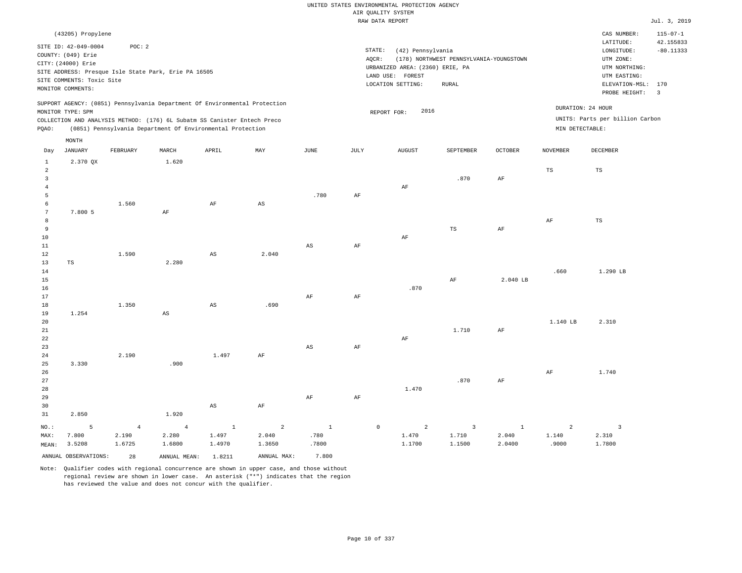UNITED STATES ENVIRONMENTAL PROTECTION AGENCY
AIR QUALITY SYSTEM
RAW DATA REPORT

Jul. 3, 2019

(43205) Propylene

SITE ID: 42-049-0004 POC: 2
COUNTY: (049) Erie
CITY: (24000) Erie
SITE ADDRESS: Presque Isle State Park, Erie PA 16505
SITE COMMENTS: Toxic Site
MONITOR COMMENTS:

STATE: (42) Pennsylvania
AQCR: (178) NORTHWEST PENNSYLVANIA-YOUNGSTOWN
URBANIZED AREA: (2360) ERIE, PA
LAND USE: FOREST
LOCATION SETTING: RURAL

CAS NUMBER: 115-07-1
LATITUDE: 42.155833
LONGITUDE: -80.11333
UTM ZONE:
UTM NORTHING:
UTM EASTING:
ELEVATION-MSL: 170
PROBE HEIGHT: 3

SUPPORT AGENCY: (0851) Pennsylvania Department Of Environmental Protection
MONITOR TYPE: SPM
COLLECTION AND ANALYSIS METHOD: (176) 6L Subatm SS Canister Entech Preco
PQAO: (0851) Pennsylvania Department Of Environmental Protection

REPORT FOR: 2016

DURATION: 24 HOUR
UNITS: Parts per billion Carbon
MIN DETECTABLE:

| Day | JANUARY | FEBRUARY | MARCH | APRIL | MAY | JUNE | JULY | AUGUST | SEPTEMBER | OCTOBER | NOVEMBER | DECEMBER |
|---|---|---|---|---|---|---|---|---|---|---|---|---|
| 1 | 2.370 QX | | 1.620 | | | | | | | | | |
| 2 | | | | | | | | | | | TS | TS |
| 3 | | | | | | | | | .870 | AF | | |
| 4 | | | | | | | | AF | | | | |
| 5 | | | | | | .780 | AF | | | | | |
| 6 | | 1.560 | | AF | AS | | | | | | | |
| 7 | 7.800 5 | | AF | | | | | | | | | |
| 8 | | | | | | | | | | | AF | TS |
| 9 | | | | | | | | | TS | AF | | |
| 10 | | | | | | | | AF | | | | |
| 11 | | | | | | AS | AF | | | | | |
| 12 | | 1.590 | | AS | 2.040 | | | | | | | |
| 13 | TS | | 2.280 | | | | | | | | | |
| 14 | | | | | | | | | | | .660 | 1.290 LB |
| 15 | | | | | | | | | AF | 2.040 LB | | |
| 16 | | | | | | | | .870 | | | | |
| 17 | | | | | | AF | AF | | | | | |
| 18 | | 1.350 | | AS | .690 | | | | | | | |
| 19 | 1.254 | | AS | | | | | | | | | |
| 20 | | | | | | | | | | | 1.140 LB | 2.310 |
| 21 | | | | | | | | | 1.710 | AF | | |
| 22 | | | | | | | | AF | | | | |
| 23 | | | | | | AS | AF | | | | | |
| 24 | | 2.190 | | 1.497 | AF | | | | | | | |
| 25 | 3.330 | | .900 | | | | | | | | | |
| 26 | | | | | | | | | | | AF | 1.740 |
| 27 | | | | | | | | | .870 | AF | | |
| 28 | | | | | | | | 1.470 | | | | |
| 29 | | | | | | AF | AF | | | | | |
| 30 | | | | AS | AF | | | | | | | |
| 31 | 2.850 | | 1.920 | | | | | | | | | |
| NO.: | 5 | 4 | 4 | 1 | 2 | 1 | 0 | 2 | 3 | 1 | 2 | 3 |
| MAX: | 7.800 | 2.190 | 2.280 | 1.497 | 2.040 | .780 | | 1.470 | 1.710 | 2.040 | 1.140 | 2.310 |
| MEAN: | 3.5208 | 1.6725 | 1.6800 | 1.4970 | 1.3650 | .7800 | | 1.1700 | 1.1500 | 2.0400 | .9000 | 1.7800 |

ANNUAL OBSERVATIONS: 28 ANNUAL MEAN: 1.8211 ANNUAL MAX: 7.800

Note: Qualifier codes with regional concurrence are shown in upper case, and those without regional review are shown in lower case. An asterisk ("*") indicates that the region has reviewed the value and does not concur with the qualifier.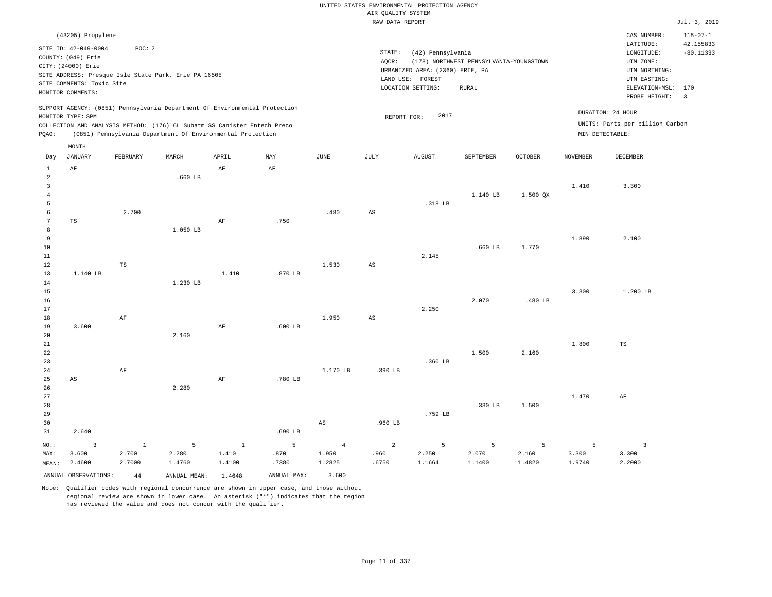UNITED STATES ENVIRONMENTAL PROTECTION AGENCY
AIR QUALITY SYSTEM
RAW DATA REPORT

Jul. 3, 2019

(43205) Propylene

SITE ID: 42-049-0004 POC: 2
COUNTY: (049) Erie
CITY: (24000) Erie
SITE ADDRESS: Presque Isle State Park, Erie PA 16505
SITE COMMENTS: Toxic Site
MONITOR COMMENTS:

STATE: (42) Pennsylvania
AQCR: (178) NORTHWEST PENNSYLVANIA-YOUNGSTOWN
URBANIZED AREA: (2360) ERIE, PA
LAND USE: FOREST
LOCATION SETTING: RURAL

CAS NUMBER: 115-07-1
LATITUDE: 42.155833
LONGITUDE: -80.11333
UTM ZONE:
UTM NORTHING:
UTM EASTING:
ELEVATION-MSL: 170
PROBE HEIGHT: 3

SUPPORT AGENCY: (0851) Pennsylvania Department Of Environmental Protection
MONITOR TYPE: SPM
COLLECTION AND ANALYSIS METHOD: (176) 6L Subatm SS Canister Entech Preco
PQAO: (0851) Pennsylvania Department Of Environmental Protection

REPORT FOR: 2017

DURATION: 24 HOUR
UNITS: Parts per billion Carbon
MIN DETECTABLE:

| Day | JANUARY | FEBRUARY | MARCH | APRIL | MAY | JUNE | JULY | AUGUST | SEPTEMBER | OCTOBER | NOVEMBER | DECEMBER |
|---|---|---|---|---|---|---|---|---|---|---|---|---|
| 1 | AF | | | AF | AF | | | | | | | |
| 2 | | | .660 LB | | | | | | | | | |
| 3 | | | | | | | | | | | 1.410 | 3.300 |
| 4 | | | | | | | | | 1.140 LB | 1.500 QX | | |
| 5 | | | | | | | | .318 LB | | | | |
| 6 | | 2.700 | | | | .480 | AS | | | | | |
| 7 | TS | | | AF | .750 | | | | | | | |
| 8 | | | 1.050 LB | | | | | | | | | |
| 9 | | | | | | | | | | | 1.890 | 2.100 |
| 10 | | | | | | | | | .660 LB | 1.770 | | |
| 11 | | | | | | | | 2.145 | | | | |
| 12 | | TS | | | | 1.530 | AS | | | | | |
| 13 | 1.140 LB | | | 1.410 | .870 LB | | | | | | | |
| 14 | | | 1.230 LB | | | | | | | | | |
| 15 | | | | | | | | | | | 3.300 | 1.200 LB |
| 16 | | | | | | | | | 2.070 | .480 LB | | |
| 17 | | | | | | | | 2.250 | | | | |
| 18 | | AF | | | | 1.950 | AS | | | | | |
| 19 | 3.600 | | | AF | .600 LB | | | | | | | |
| 20 | | | 2.160 | | | | | | | | | |
| 21 | | | | | | | | | | | 1.800 | TS |
| 22 | | | | | | | | | 1.500 | 2.160 | | |
| 23 | | | | | | | | .360 LB | | | | |
| 24 | | AF | | | | 1.170 LB | .390 LB | | | | | |
| 25 | AS | | | AF | .780 LB | | | | | | | |
| 26 | | | 2.280 | | | | | | | | | |
| 27 | | | | | | | | | | | 1.470 | AF |
| 28 | | | | | | | | | .330 LB | 1.500 | | |
| 29 | | | | | | | | .759 LB | | | | |
| 30 | | | | | | AS | .960 LB | | | | | |
| 31 | 2.640 | | | | .690 LB | | | | | | | |
| NO.: | 3 | 1 | 5 | 1 | 5 | 4 | 2 | 5 | 5 | 5 | 5 | 3 |
| MAX: | 3.600 | 2.700 | 2.280 | 1.410 | .870 | 1.950 | .960 | 2.250 | 2.070 | 2.160 | 3.300 | 3.300 |
| MEAN: | 2.4600 | 2.7000 | 1.4760 | 1.4100 | .7380 | 1.2825 | .6750 | 1.1664 | 1.1400 | 1.4820 | 1.9740 | 2.2000 |

ANNUAL OBSERVATIONS: 44 ANNUAL MEAN: 1.4648 ANNUAL MAX: 3.600

Note: Qualifier codes with regional concurrence are shown in upper case, and those without regional review are shown in lower case. An asterisk ("*") indicates that the region has reviewed the value and does not concur with the qualifier.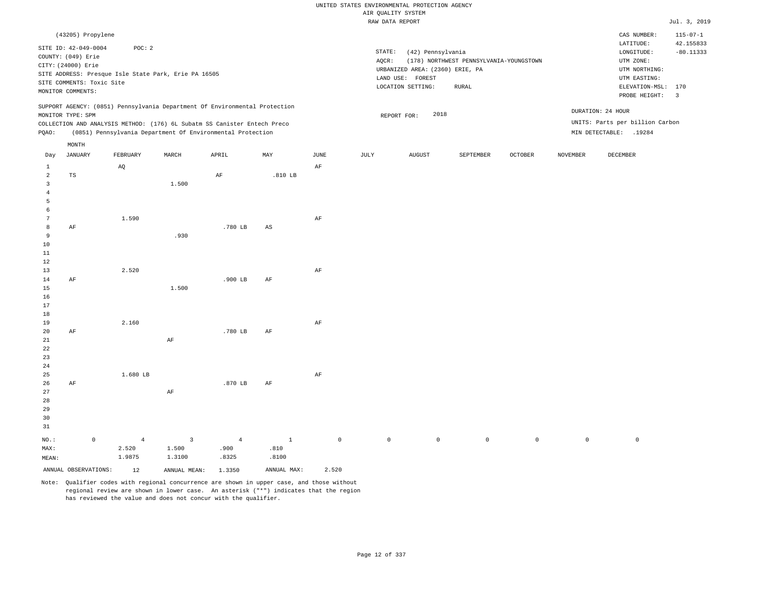UNITED STATES ENVIRONMENTAL PROTECTION AGENCY
AIR QUALITY SYSTEM
RAW DATA REPORT

Jul. 3, 2019

(43205) Propylene

SITE ID: 42-049-0004 POC: 2
COUNTY: (049) Erie
CITY: (24000) Erie
SITE ADDRESS: Presque Isle State Park, Erie PA 16505
SITE COMMENTS: Toxic Site
MONITOR COMMENTS:

STATE: (42) Pennsylvania
AQCR: (178) NORTHWEST PENNSYLVANIA-YOUNGSTOWN
URBANIZED AREA: (2360) ERIE, PA
LAND USE: FOREST
LOCATION SETTING: RURAL

CAS NUMBER: 115-07-1
LATITUDE: 42.155833
LONGITUDE: -80.11333
UTM ZONE:
UTM NORTHING:
UTM EASTING:
ELEVATION-MSL: 170
PROBE HEIGHT: 3

SUPPORT AGENCY: (0851) Pennsylvania Department Of Environmental Protection
MONITOR TYPE: SPM
COLLECTION AND ANALYSIS METHOD: (176) 6L Subatm SS Canister Entech Preco
PQAO: (0851) Pennsylvania Department Of Environmental Protection

REPORT FOR: 2018

DURATION: 24 HOUR
UNITS: Parts per billion Carbon
MIN DETECTABLE: .19284

| Day | JANUARY | FEBRUARY | MARCH | APRIL | MAY | JUNE | JULY | AUGUST | SEPTEMBER | OCTOBER | NOVEMBER | DECEMBER |
|---|---|---|---|---|---|---|---|---|---|---|---|---|
| 1 | | AQ | | | | AF | | | | | | |
| 2 | TS | | | AF | .810 LB | | | | | | | |
| 3 | | | 1.500 | | | | | | | | | |
| 4 | | | | | | | | | | | | |
| 5 | | | | | | | | | | | | |
| 6 | | | | | | | | | | | | |
| 7 | | 1.590 | | | | AF | | | | | | |
| 8 | AF | | | .780 LB | AS | | | | | | | |
| 9 | | | .930 | | | | | | | | | |
| 10 | | | | | | | | | | | | |
| 11 | | | | | | | | | | | | |
| 12 | | | | | | | | | | | | |
| 13 | | 2.520 | | | | AF | | | | | | |
| 14 | AF | | | .900 LB | AF | | | | | | | |
| 15 | | | 1.500 | | | | | | | | | |
| 16 | | | | | | | | | | | | |
| 17 | | | | | | | | | | | | |
| 18 | | | | | | | | | | | | |
| 19 | | 2.160 | | | | AF | | | | | | |
| 20 | AF | | | .780 LB | AF | | | | | | | |
| 21 | | | AF | | | | | | | | | |
| 22 | | | | | | | | | | | | |
| 23 | | | | | | | | | | | | |
| 24 | | | | | | | | | | | | |
| 25 | | 1.680 LB | | | | AF | | | | | | |
| 26 | AF | | | .870 LB | AF | | | | | | | |
| 27 | | | AF | | | | | | | | | |
| 28 | | | | | | | | | | | | |
| 29 | | | | | | | | | | | | |
| 30 | | | | | | | | | | | | |
| 31 | | | | | | | | | | | | |
| NO.: | 0 | 4 | 3 | 4 | 1 | 0 | 0 | 0 | 0 | 0 | 0 | 0 |
| MAX: | | 2.520 | 1.500 | .900 | .810 | | | | | | | |
| MEAN: | | 1.9875 | 1.3100 | .8325 | .8100 | | | | | | | |

ANNUAL OBSERVATIONS: 12 ANNUAL MEAN: 1.3350 ANNUAL MAX: 2.520

Note: Qualifier codes with regional concurrence are shown in upper case, and those without regional review are shown in lower case. An asterisk ("*") indicates that the region has reviewed the value and does not concur with the qualifier.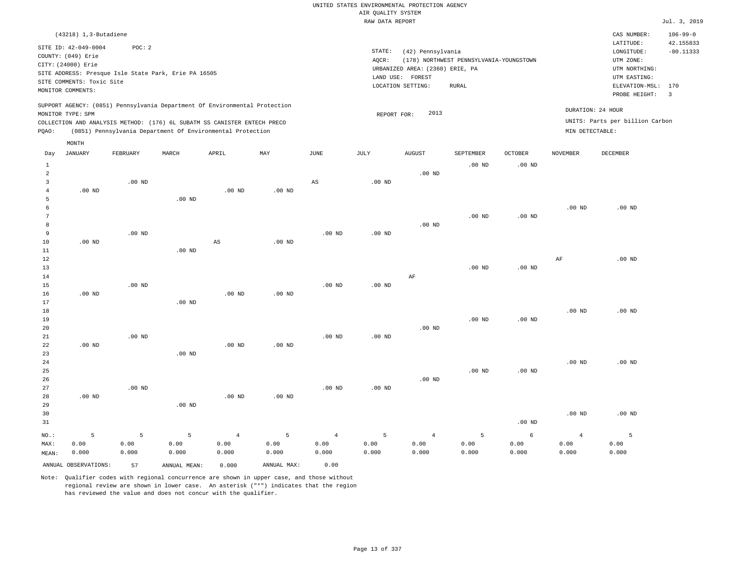UNITED STATES ENVIRONMENTAL PROTECTION AGENCY
AIR QUALITY SYSTEM
RAW DATA REPORT

Jul. 3, 2019

(43218) 1,3-Butadiene

SITE ID: 42-049-0004 POC: 2
COUNTY: (049) Erie
CITY: (24000) Erie
SITE ADDRESS: Presque Isle State Park, Erie PA 16505
SITE COMMENTS: Toxic Site
MONITOR COMMENTS:

STATE: (42) Pennsylvania
AQCR: (178) NORTHWEST PENNSYLVANIA-YOUNGSTOWN
URBANIZED AREA: (2360) ERIE, PA
LAND USE: FOREST
LOCATION SETTING: RURAL

CAS NUMBER: 106-99-0
LATITUDE: 42.155833
LONGITUDE: -80.11333
UTM ZONE:
UTM NORTHING:
UTM EASTING:
ELEVATION-MSL: 170
PROBE HEIGHT: 3

SUPPORT AGENCY: (0851) Pennsylvania Department Of Environmental Protection
MONITOR TYPE: SPM
COLLECTION AND ANALYSIS METHOD: (176) 6L SUBATM SS CANISTER ENTECH PRECO
PQAO: (0851) Pennsylvania Department Of Environmental Protection

REPORT FOR: 2013

DURATION: 24 HOUR
UNITS: Parts per billion Carbon
MIN DETECTABLE:

| Day | JANUARY | FEBRUARY | MARCH | APRIL | MAY | JUNE | JULY | AUGUST | SEPTEMBER | OCTOBER | NOVEMBER | DECEMBER |
|---|---|---|---|---|---|---|---|---|---|---|---|---|
| 1 | | | | | | | | | .00 ND | .00 ND | | |
| 2 | | | | | | | | .00 ND | | | | |
| 3 | | .00 ND | | | | AS | .00 ND | | | | | |
| 4 | .00 ND | | | .00 ND | .00 ND | | | | | | | |
| 5 | | | .00 ND | | | | | | | | | |
| 6 | | | | | | | | | | | .00 ND | .00 ND |
| 7 | | | | | | | | | .00 ND | .00 ND | | |
| 8 | | | | | | | | .00 ND | | | | |
| 9 | | .00 ND | | | | .00 ND | .00 ND | | | | | |
| 10 | .00 ND | | | AS | .00 ND | | | | | | | |
| 11 | | | .00 ND | | | | | | | | | |
| 12 | | | | | | | | | | | AF | .00 ND |
| 13 | | | | | | | | | .00 ND | .00 ND | | |
| 14 | | | | | | | | AF | | | | |
| 15 | | .00 ND | | | | .00 ND | .00 ND | | | | | |
| 16 | .00 ND | | | .00 ND | .00 ND | | | | | | | |
| 17 | | | .00 ND | | | | | | | | | |
| 18 | | | | | | | | | | | .00 ND | .00 ND |
| 19 | | | | | | | | | .00 ND | .00 ND | | |
| 20 | | | | | | | | .00 ND | | | | |
| 21 | | .00 ND | | | | .00 ND | .00 ND | | | | | |
| 22 | .00 ND | | | .00 ND | .00 ND | | | | | | | |
| 23 | | | .00 ND | | | | | | | | | |
| 24 | | | | | | | | | | | .00 ND | .00 ND |
| 25 | | | | | | | | | .00 ND | .00 ND | | |
| 26 | | | | | | | | .00 ND | | | | |
| 27 | | .00 ND | | | | .00 ND | .00 ND | | | | | |
| 28 | .00 ND | | | .00 ND | .00 ND | | | | | | | |
| 29 | | | .00 ND | | | | | | | | | |
| 30 | | | | | | | | | | | .00 ND | .00 ND |
| 31 | | | | | | | | | | .00 ND | | |
| NO.: | 5 | 5 | 5 | 4 | 5 | 4 | 5 | 4 | 5 | 6 | 4 | 5 |
| MAX: | 0.00 | 0.00 | 0.00 | 0.00 | 0.00 | 0.00 | 0.00 | 0.00 | 0.00 | 0.00 | 0.00 | 0.00 |
| MEAN: | 0.000 | 0.000 | 0.000 | 0.000 | 0.000 | 0.000 | 0.000 | 0.000 | 0.000 | 0.000 | 0.000 | 0.000 |

ANNUAL OBSERVATIONS: 57 ANNUAL MEAN: 0.000 ANNUAL MAX: 0.00

Note: Qualifier codes with regional concurrence are shown in upper case, and those without regional review are shown in lower case. An asterisk ("*") indicates that the region has reviewed the value and does not concur with the qualifier.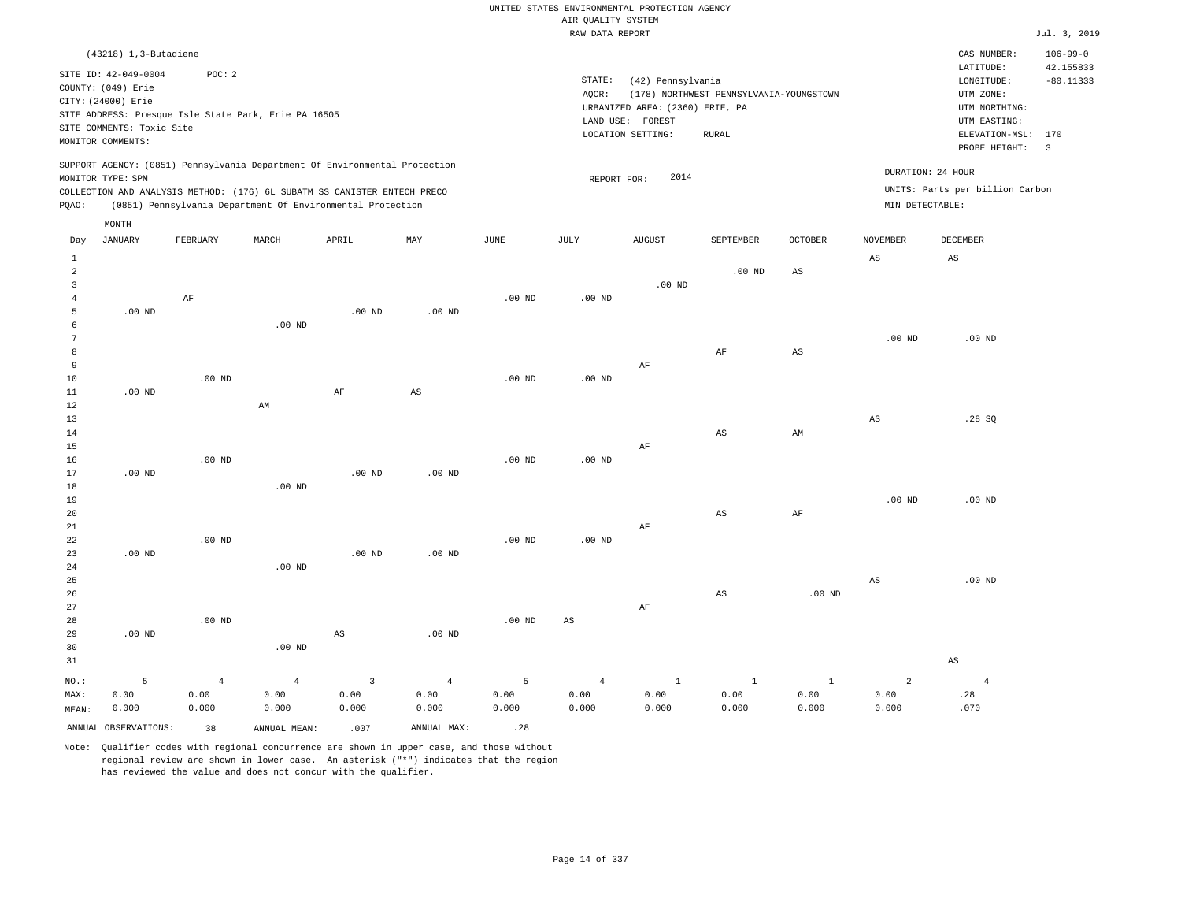UNITED STATES ENVIRONMENTAL PROTECTION AGENCY
AIR QUALITY SYSTEM
RAW DATA REPORT

Jul. 3, 2019

(43218) 1,3-Butadiene

SITE ID: 42-049-0004 POC: 2
COUNTY: (049) Erie
CITY: (24000) Erie
SITE ADDRESS: Presque Isle State Park, Erie PA 16505
SITE COMMENTS: Toxic Site
MONITOR COMMENTS:

STATE: (42) Pennsylvania
AQCR: (178) NORTHWEST PENNSYLVANIA-YOUNGSTOWN
URBANIZED AREA: (2360) ERIE, PA
LAND USE: FOREST
LOCATION SETTING: RURAL

CAS NUMBER: 106-99-0
LATITUDE: 42.155833
LONGITUDE: -80.11333
UTM ZONE:
UTM NORTHING:
UTM EASTING:
ELEVATION-MSL: 170
PROBE HEIGHT: 3

SUPPORT AGENCY: (0851) Pennsylvania Department Of Environmental Protection
MONITOR TYPE: SPM
COLLECTION AND ANALYSIS METHOD: (176) 6L SUBATM SS CANISTER ENTECH PRECO
PQAO: (0851) Pennsylvania Department Of Environmental Protection

REPORT FOR: 2014

DURATION: 24 HOUR
UNITS: Parts per billion Carbon
MIN DETECTABLE:

| Day | JANUARY | FEBRUARY | MARCH | APRIL | MAY | JUNE | JULY | AUGUST | SEPTEMBER | OCTOBER | NOVEMBER | DECEMBER |
|---|---|---|---|---|---|---|---|---|---|---|---|---|
| 1 | | | | | | | | | | | AS | AS |
| 2 | | | | | | | | | .00 ND | AS | | |
| 3 | | | | | | | | .00 ND | | | | |
| 4 | | AF | | | | .00 ND | .00 ND | | | | | |
| 5 | .00 ND | | | .00 ND | .00 ND | | | | | | | |
| 6 | | | .00 ND | | | | | | | | | |
| 7 | | | | | | | | | | | .00 ND | .00 ND |
| 8 | | | | | | | | | AF | AS | | |
| 9 | | | | | | | | AF | | | | |
| 10 | | .00 ND | | | | .00 ND | .00 ND | | | | | |
| 11 | .00 ND | | | AF | AS | | | | | | | |
| 12 | | | AM | | | | | | | | | |
| 13 | | | | | | | | | | | AS | .28 SQ |
| 14 | | | | | | | | | AS | AM | | |
| 15 | | | | | | | | AF | | | | |
| 16 | | .00 ND | | | | .00 ND | .00 ND | | | | | |
| 17 | .00 ND | | | .00 ND | .00 ND | | | | | | | |
| 18 | | | .00 ND | | | | | | | | | |
| 19 | | | | | | | | | | | .00 ND | .00 ND |
| 20 | | | | | | | | | AS | AF | | |
| 21 | | | | | | | | AF | | | | |
| 22 | | .00 ND | | | | .00 ND | .00 ND | | | | | |
| 23 | .00 ND | | | .00 ND | .00 ND | | | | | | | |
| 24 | | | .00 ND | | | | | | | | | |
| 25 | | | | | | | | | | | AS | .00 ND |
| 26 | | | | | | | | | AS | .00 ND | | |
| 27 | | | | | | | | AF | | | | |
| 28 | | .00 ND | | | | .00 ND | AS | | | | | |
| 29 | .00 ND | | | AS | .00 ND | | | | | | | |
| 30 | | | .00 ND | | | | | | | | | |
| 31 | | | | | | | | | | | | AS |
| NO.: | 5 | 4 | 4 | 3 | 4 | 5 | 4 | 1 | 1 | 1 | 2 | 4 |
| MAX: | 0.00 | 0.00 | 0.00 | 0.00 | 0.00 | 0.00 | 0.00 | 0.00 | 0.00 | 0.00 | 0.00 | .28 |
| MEAN: | 0.000 | 0.000 | 0.000 | 0.000 | 0.000 | 0.000 | 0.000 | 0.000 | 0.000 | 0.000 | 0.000 | .070 |

ANNUAL OBSERVATIONS: 38 ANNUAL MEAN: .007 ANNUAL MAX: .28

Note: Qualifier codes with regional concurrence are shown in upper case, and those without regional review are shown in lower case. An asterisk ("*") indicates that the region has reviewed the value and does not concur with the qualifier.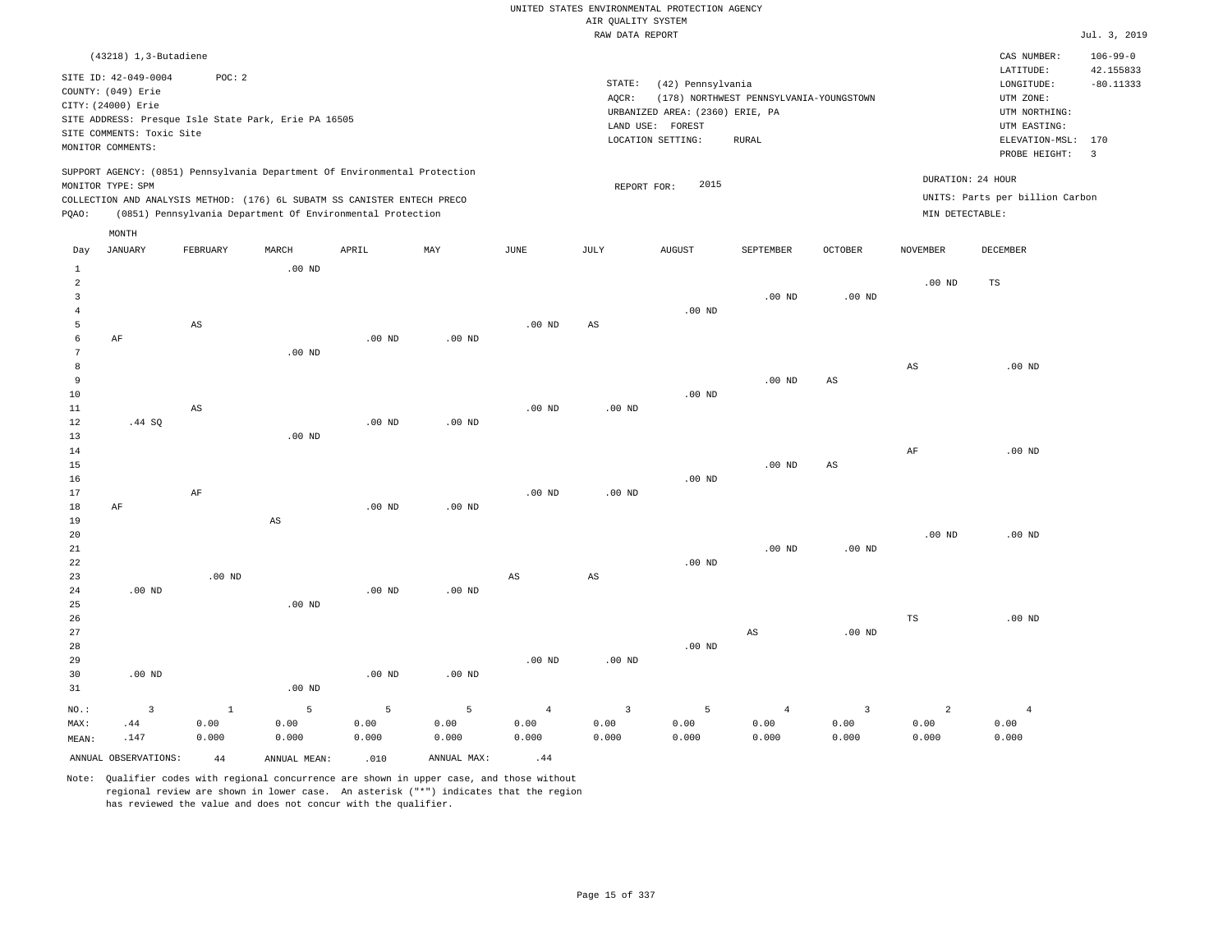UNITED STATES ENVIRONMENTAL PROTECTION AGENCY
AIR QUALITY SYSTEM
RAW DATA REPORT

Jul. 3, 2019

(43218) 1,3-Butadiene

SITE ID: 42-049-0004 POC: 2
COUNTY: (049) Erie
CITY: (24000) Erie
SITE ADDRESS: Presque Isle State Park, Erie PA 16505
SITE COMMENTS: Toxic Site
MONITOR COMMENTS:

STATE: (42) Pennsylvania
AQCR: (178) NORTHWEST PENNSYLVANIA-YOUNGSTOWN
URBANIZED AREA: (2360) ERIE, PA
LAND USE: FOREST
LOCATION SETTING: RURAL

CAS NUMBER: 106-99-0
LATITUDE: 42.155833
LONGITUDE: -80.11333
UTM ZONE:
UTM NORTHING:
UTM EASTING:
ELEVATION-MSL: 170
PROBE HEIGHT: 3

SUPPORT AGENCY: (0851) Pennsylvania Department Of Environmental Protection
MONITOR TYPE: SPM
COLLECTION AND ANALYSIS METHOD: (176) 6L SUBATM SS CANISTER ENTECH PRECO
PQAO: (0851) Pennsylvania Department Of Environmental Protection

REPORT FOR: 2015

DURATION: 24 HOUR
UNITS: Parts per billion Carbon
MIN DETECTABLE:

| Day | JANUARY | FEBRUARY | MARCH | APRIL | MAY | JUNE | JULY | AUGUST | SEPTEMBER | OCTOBER | NOVEMBER | DECEMBER |
|---|---|---|---|---|---|---|---|---|---|---|---|---|
| 1 | | | .00 ND | | | | | | | | | |
| 2 | | | | | | | | | | | .00 ND | TS |
| 3 | | | | | | | | | .00 ND | .00 ND | | |
| 4 | | | | | | | | .00 ND | | | | |
| 5 | | AS | | | | .00 ND | AS | | | | | |
| 6 | AF | | | .00 ND | .00 ND | | | | | | | |
| 7 | | | .00 ND | | | | | | | | | |
| 8 | | | | | | | | | | | AS | .00 ND |
| 9 | | | | | | | | | .00 ND | AS | | |
| 10 | | | | | | | | .00 ND | | | | |
| 11 | | AS | | | | .00 ND | .00 ND | | | | | |
| 12 | .44 SQ | | | .00 ND | .00 ND | | | | | | | |
| 13 | | | .00 ND | | | | | | | | | |
| 14 | | | | | | | | | | | AF | .00 ND |
| 15 | | | | | | | | | .00 ND | AS | | |
| 16 | | | | | | | | .00 ND | | | | |
| 17 | | AF | | | | .00 ND | .00 ND | | | | | |
| 18 | AF | | | .00 ND | .00 ND | | | | | | | |
| 19 | | | AS | | | | | | | | | |
| 20 | | | | | | | | | | | .00 ND | .00 ND |
| 21 | | | | | | | | | .00 ND | .00 ND | | |
| 22 | | | | | | | | .00 ND | | | | |
| 23 | | .00 ND | | | | AS | AS | | | | | |
| 24 | .00 ND | | | .00 ND | .00 ND | | | | | | | |
| 25 | | | .00 ND | | | | | | | | | |
| 26 | | | | | | | | | | | TS | .00 ND |
| 27 | | | | | | | | | AS | .00 ND | | |
| 28 | | | | | | | | .00 ND | | | | |
| 29 | | | | | | .00 ND | .00 ND | | | | | |
| 30 | .00 ND | | | .00 ND | .00 ND | | | | | | | |
| 31 | | | .00 ND | | | | | | | | | |
| NO.: | 3 | 1 | 5 | 5 | 5 | 4 | 3 | 5 | 4 | 3 | 2 | 4 |
| MAX: | .44 | 0.00 | 0.00 | 0.00 | 0.00 | 0.00 | 0.00 | 0.00 | 0.00 | 0.00 | 0.00 | 0.00 |
| MEAN: | .147 | 0.000 | 0.000 | 0.000 | 0.000 | 0.000 | 0.000 | 0.000 | 0.000 | 0.000 | 0.000 | 0.000 |

ANNUAL OBSERVATIONS: 44 ANNUAL MEAN: .010 ANNUAL MAX: .44

Note: Qualifier codes with regional concurrence are shown in upper case, and those without regional review are shown in lower case. An asterisk ("*") indicates that the region has reviewed the value and does not concur with the qualifier.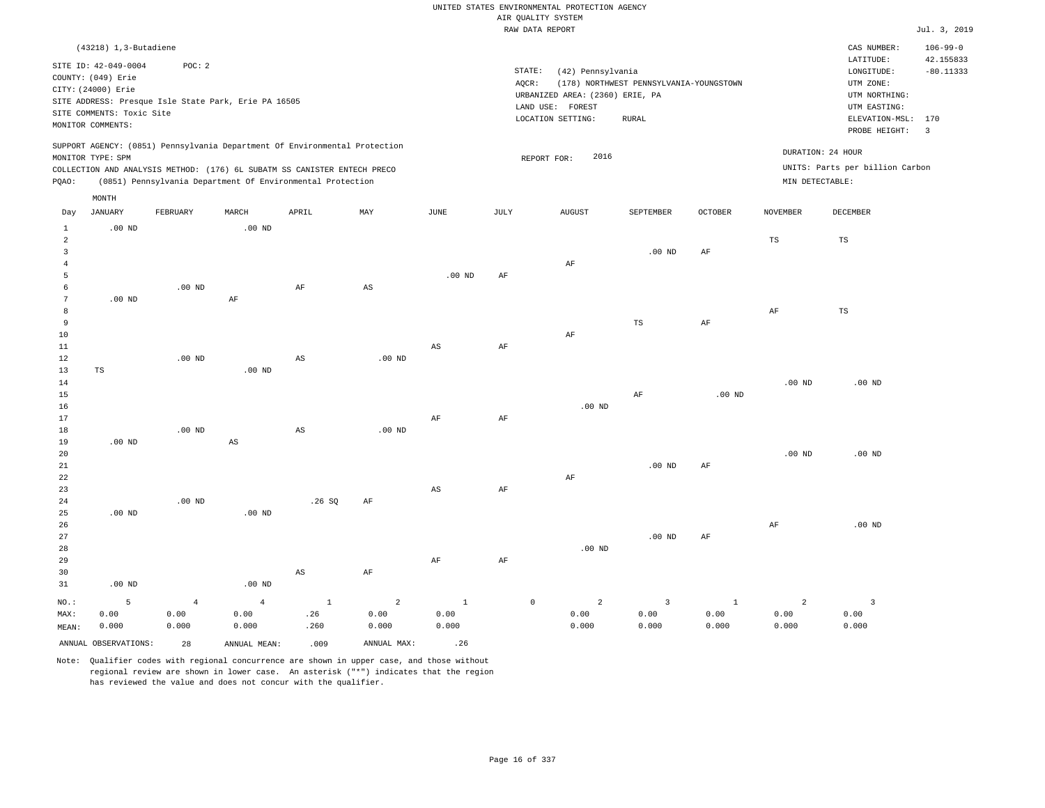UNITED STATES ENVIRONMENTAL PROTECTION AGENCY
AIR QUALITY SYSTEM
RAW DATA REPORT

Jul. 3, 2019

(43218) 1,3-Butadiene

SITE ID: 42-049-0004 POC: 2
COUNTY: (049) Erie
CITY: (24000) Erie
SITE ADDRESS: Presque Isle State Park, Erie PA 16505
SITE COMMENTS: Toxic Site
MONITOR COMMENTS:

STATE: (42) Pennsylvania
AQCR: (178) NORTHWEST PENNSYLVANIA-YOUNGSTOWN
URBANIZED AREA: (2360) ERIE, PA
LAND USE: FOREST
LOCATION SETTING: RURAL

CAS NUMBER: 106-99-0
LATITUDE: 42.155833
LONGITUDE: -80.11333
UTM ZONE:
UTM NORTHING:
UTM EASTING:
ELEVATION-MSL: 170
PROBE HEIGHT: 3

SUPPORT AGENCY: (0851) Pennsylvania Department Of Environmental Protection
MONITOR TYPE: SPM
COLLECTION AND ANALYSIS METHOD: (176) 6L SUBATM SS CANISTER ENTECH PRECO
PQAO: (0851) Pennsylvania Department Of Environmental Protection

REPORT FOR: 2016

DURATION: 24 HOUR
UNITS: Parts per billion Carbon
MIN DETECTABLE:

| Day | JANUARY | FEBRUARY | MARCH | APRIL | MAY | JUNE | JULY | AUGUST | SEPTEMBER | OCTOBER | NOVEMBER | DECEMBER |
|---|---|---|---|---|---|---|---|---|---|---|---|---|
| 1 | .00 ND | | .00 ND | | | | | | | | | |
| 2 | | | | | | | | | | | TS | TS |
| 3 | | | | | | | | | .00 ND | AF | | |
| 4 | | | | | | | | AF | | | | |
| 5 | | | | | | .00 ND | AF | | | | | |
| 6 | | .00 ND | | AF | AS | | | | | | | |
| 7 | .00 ND | | AF | | | | | | | | | |
| 8 | | | | | | | | | | | AF | TS |
| 9 | | | | | | | | | TS | AF | | |
| 10 | | | | | | | | AF | | | | |
| 11 | | | | | | AS | AF | | | | | |
| 12 | | .00 ND | | AS | .00 ND | | | | | | | |
| 13 | TS | | .00 ND | | | | | | | | | |
| 14 | | | | | | | | | | | .00 ND | .00 ND |
| 15 | | | | | | | | | AF | .00 ND | | |
| 16 | | | | | | | | .00 ND | | | | |
| 17 | | | | | | AF | AF | | | | | |
| 18 | | .00 ND | | AS | .00 ND | | | | | | | |
| 19 | .00 ND | | AS | | | | | | | | | |
| 20 | | | | | | | | | | | .00 ND | .00 ND |
| 21 | | | | | | | | | .00 ND | AF | | |
| 22 | | | | | | | | AF | | | | |
| 23 | | | | | | AS | AF | | | | | |
| 24 | | .00 ND | | .26 SQ | AF | | | | | | | |
| 25 | .00 ND | | .00 ND | | | | | | | | | |
| 26 | | | | | | | | | | | AF | .00 ND |
| 27 | | | | | | | | | .00 ND | AF | | |
| 28 | | | | | | | | .00 ND | | | | |
| 29 | | | | | | AF | AF | | | | | |
| 30 | | | | AS | AF | | | | | | | |
| 31 | .00 ND | | .00 ND | | | | | | | | | |
| NO.: | 5 | 4 | 4 | 1 | 2 | 1 | 0 | 2 | 3 | 1 | 2 | 3 |
| MAX: | 0.00 | 0.00 | 0.00 | .26 | 0.00 | 0.00 | | 0.00 | 0.00 | 0.00 | 0.00 | 0.00 |
| MEAN: | 0.000 | 0.000 | 0.000 | .260 | 0.000 | 0.000 | | 0.000 | 0.000 | 0.000 | 0.000 | 0.000 |

ANNUAL OBSERVATIONS: 28 ANNUAL MEAN: .009 ANNUAL MAX: .26

Note: Qualifier codes with regional concurrence are shown in upper case, and those without regional review are shown in lower case. An asterisk ("*") indicates that the region has reviewed the value and does not concur with the qualifier.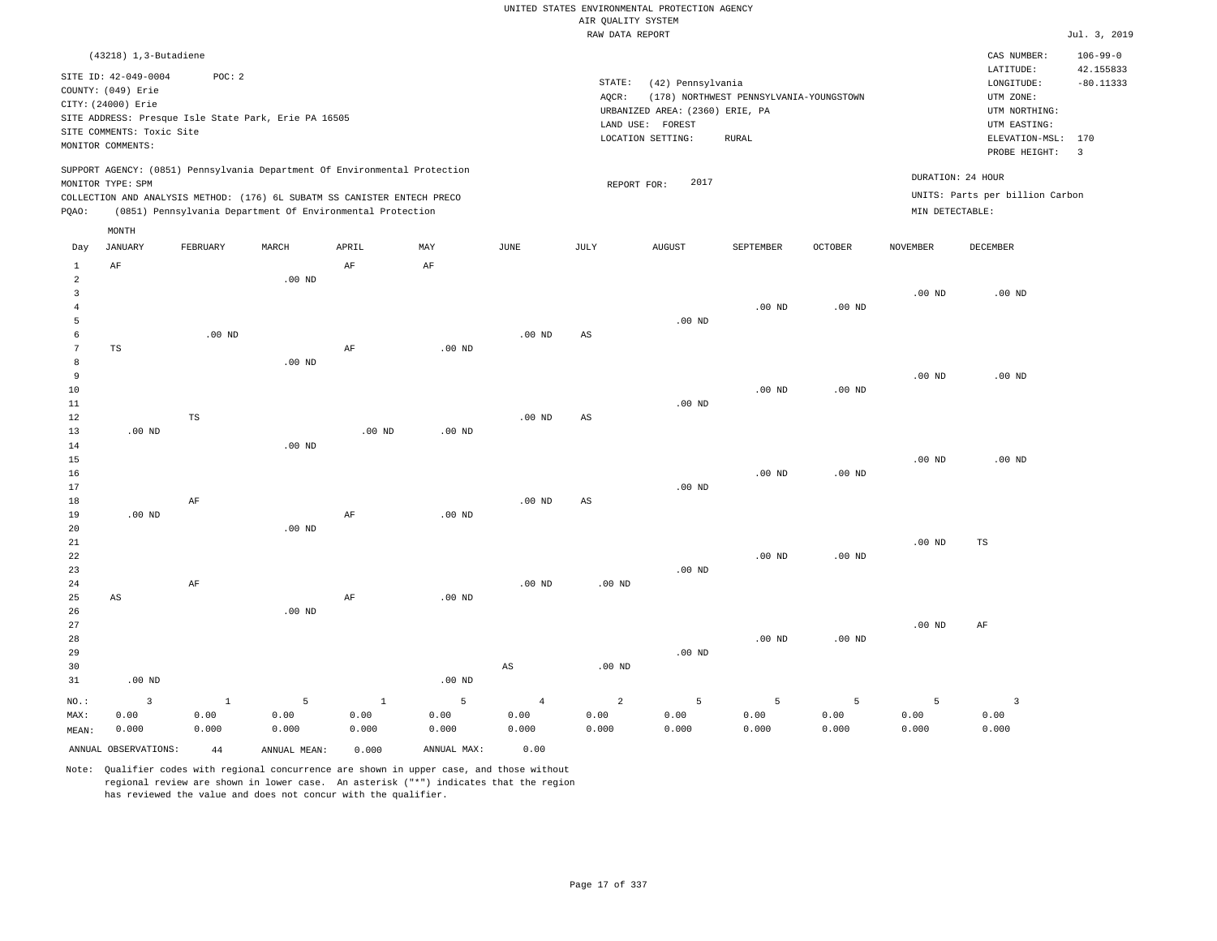UNITED STATES ENVIRONMENTAL PROTECTION AGENCY
AIR QUALITY SYSTEM
RAW DATA REPORT

Jul. 3, 2019

(43218) 1,3-Butadiene

SITE ID: 42-049-0004 POC: 2
COUNTY: (049) Erie
CITY: (24000) Erie
SITE ADDRESS: Presque Isle State Park, Erie PA 16505
SITE COMMENTS: Toxic Site
MONITOR COMMENTS:

STATE: (42) Pennsylvania
AQCR: (178) NORTHWEST PENNSYLVANIA-YOUNGSTOWN
URBANIZED AREA: (2360) ERIE, PA
LAND USE: FOREST
LOCATION SETTING: RURAL

CAS NUMBER: 106-99-0
LATITUDE: 42.155833
LONGITUDE: -80.11333
UTM ZONE:
UTM NORTHING:
UTM EASTING:
ELEVATION-MSL: 170
PROBE HEIGHT: 3

SUPPORT AGENCY: (0851) Pennsylvania Department Of Environmental Protection
MONITOR TYPE: SPM
COLLECTION AND ANALYSIS METHOD: (176) 6L SUBATM SS CANISTER ENTECH PRECO
PQAO: (0851) Pennsylvania Department Of Environmental Protection

REPORT FOR: 2017

DURATION: 24 HOUR
UNITS: Parts per billion Carbon
MIN DETECTABLE:

| Day | JANUARY | FEBRUARY | MARCH | APRIL | MAY | JUNE | JULY | AUGUST | SEPTEMBER | OCTOBER | NOVEMBER | DECEMBER |
|---|---|---|---|---|---|---|---|---|---|---|---|---|
| 1 | AF | | | AF | AF | | | | | | | |
| 2 | | | .00 ND | | | | | | | | | |
| 3 | | | | | | | | | | | .00 ND | .00 ND |
| 4 | | | | | | | | | .00 ND | .00 ND | | |
| 5 | | | | | | | | .00 ND | | | | |
| 6 | | .00 ND | | | | .00 ND | AS | | | | | |
| 7 | TS | | | AF | .00 ND | | | | | | | |
| 8 | | | .00 ND | | | | | | | | | |
| 9 | | | | | | | | | | | .00 ND | .00 ND |
| 10 | | | | | | | | | .00 ND | .00 ND | | |
| 11 | | | | | | | | .00 ND | | | | |
| 12 | | TS | | | | .00 ND | AS | | | | | |
| 13 | .00 ND | | | .00 ND | .00 ND | | | | | | | |
| 14 | | | .00 ND | | | | | | | | | |
| 15 | | | | | | | | | | | .00 ND | .00 ND |
| 16 | | | | | | | | | .00 ND | .00 ND | | |
| 17 | | | | | | | | .00 ND | | | | |
| 18 | | AF | | | | .00 ND | AS | | | | | |
| 19 | .00 ND | | | AF | .00 ND | | | | | | | |
| 20 | | | .00 ND | | | | | | | | | |
| 21 | | | | | | | | | | | .00 ND | TS |
| 22 | | | | | | | | | .00 ND | .00 ND | | |
| 23 | | | | | | | | .00 ND | | | | |
| 24 | | AF | | | | .00 ND | .00 ND | | | | | |
| 25 | AS | | | AF | .00 ND | | | | | | | |
| 26 | | | .00 ND | | | | | | | | | |
| 27 | | | | | | | | | | | .00 ND | AF |
| 28 | | | | | | | | | .00 ND | .00 ND | | |
| 29 | | | | | | | | .00 ND | | | | |
| 30 | | | | | | AS | .00 ND | | | | | |
| 31 | .00 ND | | | | .00 ND | | | | | | | |
| NO.: | 3 | 1 | 5 | 1 | 5 | 4 | 2 | 5 | 5 | 5 | 5 | 3 |
| MAX: | 0.00 | 0.00 | 0.00 | 0.00 | 0.00 | 0.00 | 0.00 | 0.00 | 0.00 | 0.00 | 0.00 | 0.00 |
| MEAN: | 0.000 | 0.000 | 0.000 | 0.000 | 0.000 | 0.000 | 0.000 | 0.000 | 0.000 | 0.000 | 0.000 | 0.000 |

ANNUAL OBSERVATIONS: 44 ANNUAL MEAN: 0.000 ANNUAL MAX: 0.00

Note: Qualifier codes with regional concurrence are shown in upper case, and those without regional review are shown in lower case. An asterisk ("*") indicates that the region has reviewed the value and does not concur with the qualifier.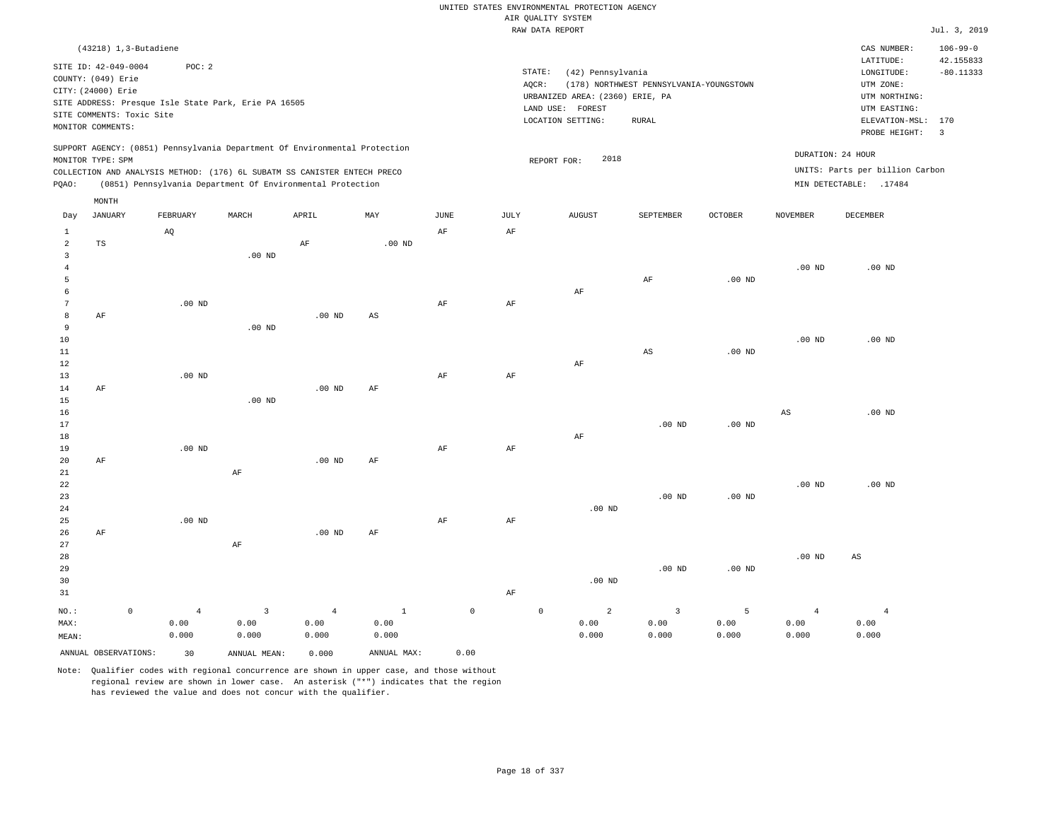UNITED STATES ENVIRONMENTAL PROTECTION AGENCY
AIR QUALITY SYSTEM
RAW DATA REPORT

Jul. 3, 2019

(43218) 1,3-Butadiene

SITE ID: 42-049-0004 POC: 2
COUNTY: (049) Erie
CITY: (24000) Erie
SITE ADDRESS: Presque Isle State Park, Erie PA 16505
SITE COMMENTS: Toxic Site
MONITOR COMMENTS:

STATE: (42) Pennsylvania
AQCR: (178) NORTHWEST PENNSYLVANIA-YOUNGSTOWN
URBANIZED AREA: (2360) ERIE, PA
LAND USE: FOREST
LOCATION SETTING: RURAL

CAS NUMBER: 106-99-0
LATITUDE: 42.155833
LONGITUDE: -80.11333
UTM ZONE:
UTM NORTHING:
UTM EASTING:
ELEVATION-MSL: 170
PROBE HEIGHT: 3

SUPPORT AGENCY: (0851) Pennsylvania Department Of Environmental Protection
MONITOR TYPE: SPM
COLLECTION AND ANALYSIS METHOD: (176) 6L SUBATM SS CANISTER ENTECH PRECO
PQAO: (0851) Pennsylvania Department Of Environmental Protection

REPORT FOR: 2018

DURATION: 24 HOUR
UNITS: Parts per billion Carbon
MIN DETECTABLE: .17484

| Day | JANUARY | FEBRUARY | MARCH | APRIL | MAY | JUNE | JULY | AUGUST | SEPTEMBER | OCTOBER | NOVEMBER | DECEMBER |
|---|---|---|---|---|---|---|---|---|---|---|---|---|
| 1 | | AQ | | | | AF | AF | | | | | |
| 2 | TS | | | AF | .00 ND | | | | | | | |
| 3 | | | .00 ND | | | | | | | | | |
| 4 | | | | | | | | | | | .00 ND | .00 ND |
| 5 | | | | | | | | | AF | .00 ND | | |
| 6 | | | | | | | | AF | | | | |
| 7 | | .00 ND | | | | AF | AF | | | | | |
| 8 | AF | | | .00 ND | AS | | | | | | | |
| 9 | | | .00 ND | | | | | | | | | |
| 10 | | | | | | | | | | | .00 ND | .00 ND |
| 11 | | | | | | | | | AS | .00 ND | | |
| 12 | | | | | | | | AF | | | | |
| 13 | | .00 ND | | | | AF | AF | | | | | |
| 14 | AF | | | .00 ND | AF | | | | | | | |
| 15 | | | .00 ND | | | | | | | | | |
| 16 | | | | | | | | | | | AS | .00 ND |
| 17 | | | | | | | | | .00 ND | .00 ND | | |
| 18 | | | | | | | | AF | | | | |
| 19 | | .00 ND | | | | AF | AF | | | | | |
| 20 | AF | | | .00 ND | AF | | | | | | | |
| 21 | | | AF | | | | | | | | | |
| 22 | | | | | | | | | | | .00 ND | .00 ND |
| 23 | | | | | | | | | .00 ND | .00 ND | | |
| 24 | | | | | | | | .00 ND | | | | |
| 25 | | .00 ND | | | | AF | AF | | | | | |
| 26 | AF | | | .00 ND | AF | | | | | | | |
| 27 | | | AF | | | | | | | | | |
| 28 | | | | | | | | | | | .00 ND | AS |
| 29 | | | | | | | | | .00 ND | .00 ND | | |
| 30 | | | | | | | | .00 ND | | | | |
| 31 | | | | | | | AF | | | | | |
| NO.: | 0 | 4 | 3 | 4 | 1 | 0 | 0 | 2 | 3 | 5 | 4 | 4 |
| MAX: | | 0.00 | 0.00 | 0.00 | 0.00 | | | 0.00 | 0.00 | 0.00 | 0.00 | 0.00 |
| MEAN: | | 0.000 | 0.000 | 0.000 | 0.000 | | | 0.000 | 0.000 | 0.000 | 0.000 | 0.000 |

ANNUAL OBSERVATIONS: 30 ANNUAL MEAN: 0.000 ANNUAL MAX: 0.00

Note: Qualifier codes with regional concurrence are shown in upper case, and those without regional review are shown in lower case. An asterisk ("*") indicates that the region has reviewed the value and does not concur with the qualifier.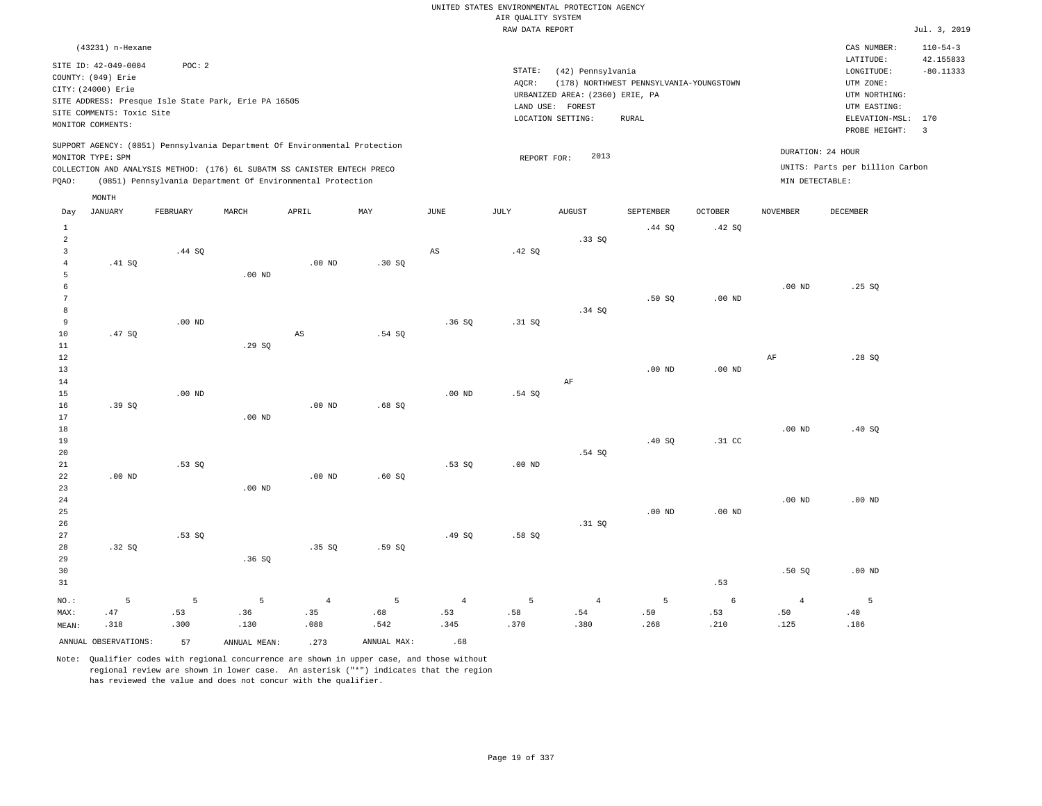UNITED STATES ENVIRONMENTAL PROTECTION AGENCY
AIR QUALITY SYSTEM
RAW DATA REPORT

Jul. 3, 2019

(43231) n-Hexane

SITE ID: 42-049-0004 POC: 2
COUNTY: (049) Erie
CITY: (24000) Erie
SITE ADDRESS: Presque Isle State Park, Erie PA 16505
SITE COMMENTS: Toxic Site
MONITOR COMMENTS:

STATE: (42) Pennsylvania
AQCR: (178) NORTHWEST PENNSYLVANIA-YOUNGSTOWN
URBANIZED AREA: (2360) ERIE, PA
LAND USE: FOREST
LOCATION SETTING: RURAL

CAS NUMBER: 110-54-3
LATITUDE: 42.155833
LONGITUDE: -80.11333
UTM ZONE:
UTM NORTHING:
UTM EASTING:
ELEVATION-MSL: 170
PROBE HEIGHT: 3

SUPPORT AGENCY: (0851) Pennsylvania Department Of Environmental Protection
MONITOR TYPE: SPM
COLLECTION AND ANALYSIS METHOD: (176) 6L SUBATM SS CANISTER ENTECH PRECO
PQAO: (0851) Pennsylvania Department Of Environmental Protection

REPORT FOR: 2013

DURATION: 24 HOUR
UNITS: Parts per billion Carbon
MIN DETECTABLE:

| Day | JANUARY | FEBRUARY | MARCH | APRIL | MAY | JUNE | JULY | AUGUST | SEPTEMBER | OCTOBER | NOVEMBER | DECEMBER |
|---|---|---|---|---|---|---|---|---|---|---|---|---|
| 1 | | | | | | | | | .44 SQ | .42 SQ | | |
| 2 | | | | | | | | .33 SQ | | | | |
| 3 | | .44 SQ | | | | AS | .42 SQ | | | | | |
| 4 | .41 SQ | | | .00 ND | .30 SQ | | | | | | | |
| 5 | | | .00 ND | | | | | | | | | |
| 6 | | | | | | | | | | | .00 ND | .25 SQ |
| 7 | | | | | | | | | .50 SQ | .00 ND | | |
| 8 | | | | | | | | .34 SQ | | | | |
| 9 | | .00 ND | | | | .36 SQ | .31 SQ | | | | | |
| 10 | .47 SQ | | | AS | .54 SQ | | | | | | | |
| 11 | | | .29 SQ | | | | | | | | | |
| 12 | | | | | | | | | | | AF | .28 SQ |
| 13 | | | | | | | | | .00 ND | .00 ND | | |
| 14 | | | | | | | | AF | | | | |
| 15 | | .00 ND | | | | .00 ND | .54 SQ | | | | | |
| 16 | .39 SQ | | | .00 ND | .68 SQ | | | | | | | |
| 17 | | | .00 ND | | | | | | | | | |
| 18 | | | | | | | | | | | .00 ND | .40 SQ |
| 19 | | | | | | | | | .40 SQ | .31 CC | | |
| 20 | | | | | | | | .54 SQ | | | | |
| 21 | | .53 SQ | | | | .53 SQ | .00 ND | | | | | |
| 22 | .00 ND | | | .00 ND | .60 SQ | | | | | | | |
| 23 | | | .00 ND | | | | | | | | | |
| 24 | | | | | | | | | | | .00 ND | .00 ND |
| 25 | | | | | | | | | .00 ND | .00 ND | | |
| 26 | | | | | | | | .31 SQ | | | | |
| 27 | | .53 SQ | | | | .49 SQ | .58 SQ | | | | | |
| 28 | .32 SQ | | | .35 SQ | .59 SQ | | | | | | | |
| 29 | | | .36 SQ | | | | | | | | | |
| 30 | | | | | | | | | | | .50 SQ | .00 ND |
| 31 | | | | | | | | | | .53 | | |
| NO.: | 5 | 5 | 5 | 4 | 5 | 4 | 5 | 4 | 5 | 6 | 4 | 5 |
| MAX: | .47 | .53 | .36 | .35 | .68 | .53 | .58 | .54 | .50 | .53 | .50 | .40 |
| MEAN: | .318 | .300 | .130 | .088 | .542 | .345 | .370 | .380 | .268 | .210 | .125 | .186 |

ANNUAL OBSERVATIONS: 57 ANNUAL MEAN: .273 ANNUAL MAX: .68

Note: Qualifier codes with regional concurrence are shown in upper case, and those without regional review are shown in lower case. An asterisk ("*") indicates that the region has reviewed the value and does not concur with the qualifier.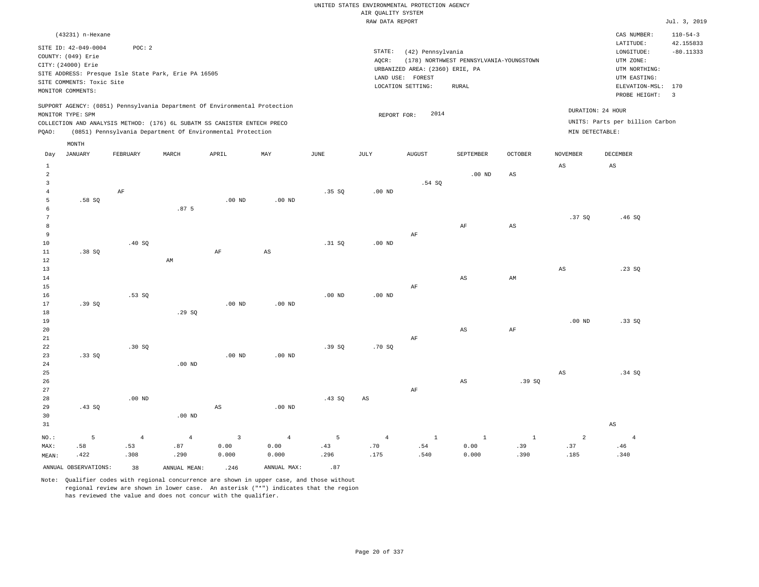UNITED STATES ENVIRONMENTAL PROTECTION AGENCY
AIR QUALITY SYSTEM
RAW DATA REPORT

Jul. 3, 2019

(43231) n-Hexane

SITE ID: 42-049-0004  POC: 2
COUNTY: (049) Erie
CITY: (24000) Erie
SITE ADDRESS: Presque Isle State Park, Erie PA 16505
SITE COMMENTS: Toxic Site
MONITOR COMMENTS:

STATE: (42) Pennsylvania
AQCR: (178) NORTHWEST PENNSYLVANIA-YOUNGSTOWN
URBANIZED AREA: (2360) ERIE, PA
LAND USE: FOREST
LOCATION SETTING: RURAL

CAS NUMBER: 110-54-3
LATITUDE: 42.155833
LONGITUDE: -80.11333
UTM ZONE:
UTM NORTHING:
UTM EASTING:
ELEVATION-MSL: 170
PROBE HEIGHT: 3

SUPPORT AGENCY: (0851) Pennsylvania Department Of Environmental Protection
MONITOR TYPE: SPM
COLLECTION AND ANALYSIS METHOD: (176) 6L SUBATM SS CANISTER ENTECH PRECO
PQAO: (0851) Pennsylvania Department Of Environmental Protection

REPORT FOR: 2014

DURATION: 24 HOUR
UNITS: Parts per billion Carbon
MIN DETECTABLE:

| Day | JANUARY | FEBRUARY | MARCH | APRIL | MAY | JUNE | JULY | AUGUST | SEPTEMBER | OCTOBER | NOVEMBER | DECEMBER |
|---|---|---|---|---|---|---|---|---|---|---|---|---|
| 1 | | | | | | | | | | | AS | AS |
| 2 | | | | | | | | | .00 ND | AS | | |
| 3 | | | | | | | | .54 SQ | | | | |
| 4 | | AF | | | | .35 SQ | .00 ND | | | | | |
| 5 | .58 SQ | | | .00 ND | .00 ND | | | | | | | |
| 6 | | | .87 5 | | | | | | | | | |
| 7 | | | | | | | | | | | .37 SQ | .46 SQ |
| 8 | | | | | | | | | AF | AS | | |
| 9 | | | | | | | | AF | | | | |
| 10 | | .40 SQ | | | | .31 SQ | .00 ND | | | | | |
| 11 | .38 SQ | | | AF | AS | | | | | | | |
| 12 | | | AM | | | | | | | | | |
| 13 | | | | | | | | | | | AS | .23 SQ |
| 14 | | | | | | | | | AS | AM | | |
| 15 | | | | | | | | AF | | | | |
| 16 | | .53 SQ | | | | .00 ND | .00 ND | | | | | |
| 17 | .39 SQ | | | .00 ND | .00 ND | | | | | | | |
| 18 | | | .29 SQ | | | | | | | | | |
| 19 | | | | | | | | | | | .00 ND | .33 SQ |
| 20 | | | | | | | | | AS | AF | | |
| 21 | | | | | | | | AF | | | | |
| 22 | | .30 SQ | | | | .39 SQ | .70 SQ | | | | | |
| 23 | .33 SQ | | | .00 ND | .00 ND | | | | | | | |
| 24 | | | .00 ND | | | | | | | | | |
| 25 | | | | | | | | | | | AS | .34 SQ |
| 26 | | | | | | | | | AS | .39 SQ | | |
| 27 | | | | | | | | AF | | | | |
| 28 | | .00 ND | | | | .43 SQ | AS | | | | | |
| 29 | .43 SQ | | | AS | .00 ND | | | | | | | |
| 30 | | | .00 ND | | | | | | | | | |
| 31 | | | | | | | | | | | | AS |
| NO.: | 5 | 4 | 4 | 3 | 4 | 5 | 4 | 1 | 1 | 1 | 2 | 4 |
| MAX: | .58 | .53 | .87 | 0.00 | 0.00 | .43 | .70 | .54 | 0.00 | .39 | .37 | .46 |
| MEAN: | .422 | .308 | .290 | 0.000 | 0.000 | .296 | .175 | .540 | 0.000 | .390 | .185 | .340 |

ANNUAL OBSERVATIONS: 38  ANNUAL MEAN: .246  ANNUAL MAX: .87

Note: Qualifier codes with regional concurrence are shown in upper case, and those without regional review are shown in lower case. An asterisk ("*") indicates that the region has reviewed the value and does not concur with the qualifier.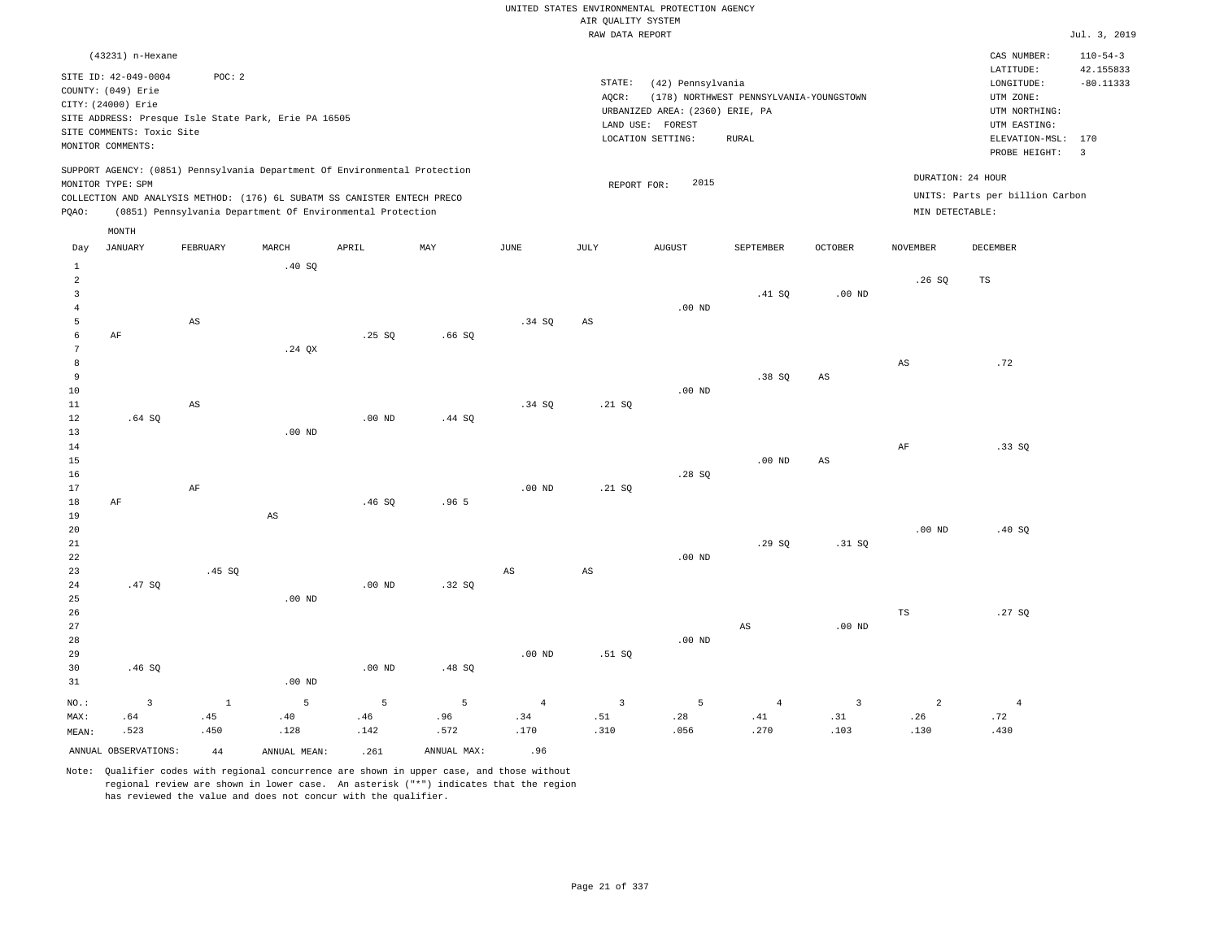UNITED STATES ENVIRONMENTAL PROTECTION AGENCY
AIR QUALITY SYSTEM
RAW DATA REPORT

Jul. 3, 2019

(43231) n-Hexane

SITE ID: 42-049-0004 POC: 2
COUNTY: (049) Erie
CITY: (24000) Erie
SITE ADDRESS: Presque Isle State Park, Erie PA 16505
SITE COMMENTS: Toxic Site
MONITOR COMMENTS:

STATE: (42) Pennsylvania
AQCR: (178) NORTHWEST PENNSYLVANIA-YOUNGSTOWN
URBANIZED AREA: (2360) ERIE, PA
LAND USE: FOREST
LOCATION SETTING: RURAL

CAS NUMBER: 110-54-3
LATITUDE: 42.155833
LONGITUDE: -80.11333
UTM ZONE:
UTM NORTHING:
UTM EASTING:
ELEVATION-MSL: 170
PROBE HEIGHT: 3

SUPPORT AGENCY: (0851) Pennsylvania Department Of Environmental Protection
MONITOR TYPE: SPM
COLLECTION AND ANALYSIS METHOD: (176) 6L SUBATM SS CANISTER ENTECH PRECO
PQAO: (0851) Pennsylvania Department Of Environmental Protection

REPORT FOR: 2015

DURATION: 24 HOUR
UNITS: Parts per billion Carbon
MIN DETECTABLE:

| Day | JANUARY | FEBRUARY | MARCH | APRIL | MAY | JUNE | JULY | AUGUST | SEPTEMBER | OCTOBER | NOVEMBER | DECEMBER |
|---|---|---|---|---|---|---|---|---|---|---|---|---|
| 1 | | | .40 SQ | | | | | | | | | |
| 2 | | | | | | | | | | | .26 SQ | TS |
| 3 | | | | | | | | | .41 SQ | .00 ND | | |
| 4 | | | | | | | | .00 ND | | | | |
| 5 | | AS | | | | .34 SQ | AS | | | | | |
| 6 | AF | | | .25 SQ | .66 SQ | | | | | | | |
| 7 | | | .24 QX | | | | | | | | | |
| 8 | | | | | | | | | | | AS | .72 |
| 9 | | | | | | | | | .38 SQ | AS | | |
| 10 | | | | | | | | .00 ND | | | | |
| 11 | | AS | | | | .34 SQ | .21 SQ | | | | | |
| 12 | .64 SQ | | | .00 ND | .44 SQ | | | | | | | |
| 13 | | | .00 ND | | | | | | | | | |
| 14 | | | | | | | | | | | AF | .33 SQ |
| 15 | | | | | | | | | .00 ND | AS | | |
| 16 | | | | | | | | .28 SQ | | | | |
| 17 | | AF | | | | .00 ND | .21 SQ | | | | | |
| 18 | AF | | | .46 SQ | .96 5 | | | | | | | |
| 19 | | | AS | | | | | | | | | |
| 20 | | | | | | | | | | | .00 ND | .40 SQ |
| 21 | | | | | | | | | .29 SQ | .31 SQ | | |
| 22 | | | | | | | | .00 ND | | | | |
| 23 | | .45 SQ | | | | AS | AS | | | | | |
| 24 | .47 SQ | | | .00 ND | .32 SQ | | | | | | | |
| 25 | | | .00 ND | | | | | | | | | |
| 26 | | | | | | | | | | | TS | .27 SQ |
| 27 | | | | | | | | | AS | .00 ND | | |
| 28 | | | | | | | | .00 ND | | | | |
| 29 | | | | | | .00 ND | .51 SQ | | | | | |
| 30 | .46 SQ | | | .00 ND | .48 SQ | | | | | | | |
| 31 | | | .00 ND | | | | | | | | | |
| NO.: | 3 | 1 | 5 | 5 | 5 | 4 | 3 | 5 | 4 | 3 | 2 | 4 |
| MAX: | .64 | .45 | .40 | .46 | .96 | .34 | .51 | .28 | .41 | .31 | .26 | .72 |
| MEAN: | .523 | .450 | .128 | .142 | .572 | .170 | .310 | .056 | .270 | .103 | .130 | .430 |

ANNUAL OBSERVATIONS: 44 ANNUAL MEAN: .261 ANNUAL MAX: .96

Note: Qualifier codes with regional concurrence are shown in upper case, and those without regional review are shown in lower case. An asterisk ("*") indicates that the region has reviewed the value and does not concur with the qualifier.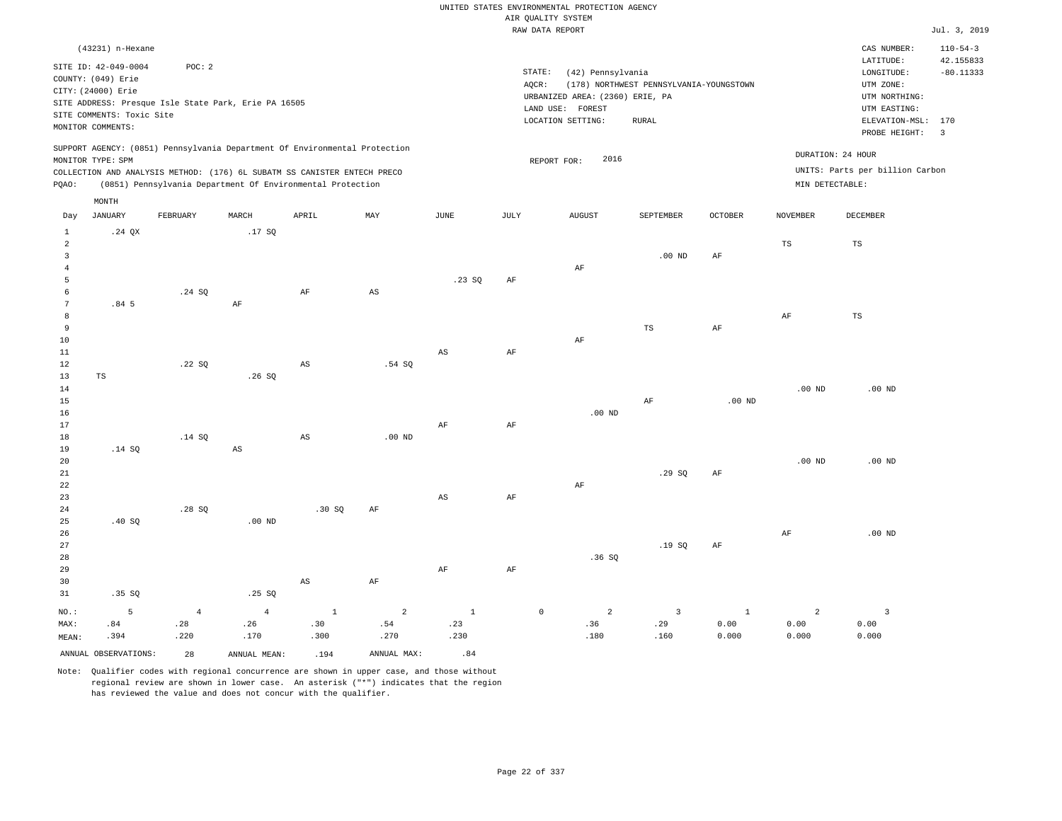UNITED STATES ENVIRONMENTAL PROTECTION AGENCY
AIR QUALITY SYSTEM
RAW DATA REPORT

Jul. 3, 2019

(43231) n-Hexane

SITE ID: 42-049-0004   POC: 2
COUNTY: (049) Erie
CITY: (24000) Erie
SITE ADDRESS: Presque Isle State Park, Erie PA 16505
SITE COMMENTS: Toxic Site
MONITOR COMMENTS:

STATE: (42) Pennsylvania
AQCR: (178) NORTHWEST PENNSYLVANIA-YOUNGSTOWN
URBANIZED AREA: (2360) ERIE, PA
LAND USE: FOREST
LOCATION SETTING: RURAL

CAS NUMBER: 110-54-3
LATITUDE: 42.155833
LONGITUDE: -80.11333
UTM ZONE:
UTM NORTHING:
UTM EASTING:
ELEVATION-MSL: 170
PROBE HEIGHT: 3

SUPPORT AGENCY: (0851) Pennsylvania Department Of Environmental Protection
MONITOR TYPE: SPM
COLLECTION AND ANALYSIS METHOD: (176) 6L SUBATM SS CANISTER ENTECH PRECO
PQAO: (0851) Pennsylvania Department Of Environmental Protection

REPORT FOR: 2016

DURATION: 24 HOUR
UNITS: Parts per billion Carbon
MIN DETECTABLE:

| Day | JANUARY | FEBRUARY | MARCH | APRIL | MAY | JUNE | JULY | AUGUST | SEPTEMBER | OCTOBER | NOVEMBER | DECEMBER |
|---|---|---|---|---|---|---|---|---|---|---|---|---|
| 1 | .24 QX | | .17 SQ | | | | | | | | | |
| 2 | | | | | | | | | | | TS | TS |
| 3 | | | | | | | | | .00 ND | AF | | |
| 4 | | | | | | | | AF | | | | |
| 5 | | | | | | .23 SQ | AF | | | | | |
| 6 | | .24 SQ | | AF | AS | | | | | | | |
| 7 | .84 5 | | AF | | | | | | | | | |
| 8 | | | | | | | | | | | AF | TS |
| 9 | | | | | | | | | TS | AF | | |
| 10 | | | | | | | | AF | | | | |
| 11 | | | | | | AS | AF | | | | | |
| 12 | | .22 SQ | | AS | .54 SQ | | | | | | | |
| 13 | TS | | .26 SQ | | | | | | | | | |
| 14 | | | | | | | | | | | .00 ND | .00 ND |
| 15 | | | | | | | | | AF | .00 ND | | |
| 16 | | | | | | | | .00 ND | | | | |
| 17 | | | | | | AF | AF | | | | | |
| 18 | | .14 SQ | | AS | .00 ND | | | | | | | |
| 19 | .14 SQ | | AS | | | | | | | | | |
| 20 | | | | | | | | | | | .00 ND | .00 ND |
| 21 | | | | | | | | | .29 SQ | AF | | |
| 22 | | | | | | | | AF | | | | |
| 23 | | | | | | AS | AF | | | | | |
| 24 | | .28 SQ | | .30 SQ | AF | | | | | | | |
| 25 | .40 SQ | | .00 ND | | | | | | | | | |
| 26 | | | | | | | | | | | AF | .00 ND |
| 27 | | | | | | | | | .19 SQ | AF | | |
| 28 | | | | | | | | .36 SQ | | | | |
| 29 | | | | | | AF | AF | | | | | |
| 30 | | | | AS | AF | | | | | | | |
| 31 | .35 SQ | | .25 SQ | | | | | | | | | |
| NO.: | 5 | 4 | 4 | 1 | 2 | 1 | 0 | 2 | 3 | 1 | 2 | 3 |
| MAX: | .84 | .28 | .26 | .30 | .54 | .23 | | .36 | .29 | 0.00 | 0.00 | 0.00 |
| MEAN: | .394 | .220 | .170 | .300 | .270 | .230 | | .180 | .160 | 0.000 | 0.000 | 0.000 |

ANNUAL OBSERVATIONS: 28   ANNUAL MEAN: .194   ANNUAL MAX: .84

Note: Qualifier codes with regional concurrence are shown in upper case, and those without regional review are shown in lower case. An asterisk ("*") indicates that the region has reviewed the value and does not concur with the qualifier.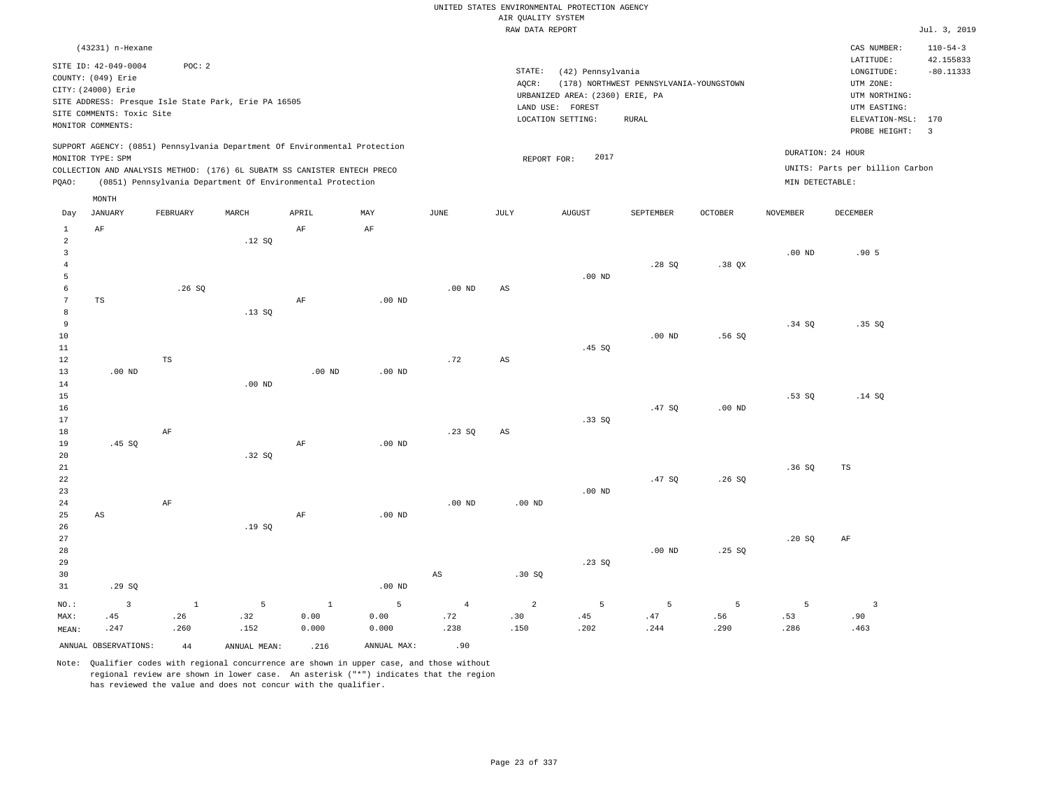UNITED STATES ENVIRONMENTAL PROTECTION AGENCY
AIR QUALITY SYSTEM
RAW DATA REPORT

Jul. 3, 2019

(43231) n-Hexane

SITE ID: 42-049-0004 POC: 2
COUNTY: (049) Erie
CITY: (24000) Erie
SITE ADDRESS: Presque Isle State Park, Erie PA 16505
SITE COMMENTS: Toxic Site
MONITOR COMMENTS:

STATE: (42) Pennsylvania
AQCR: (178) NORTHWEST PENNSYLVANIA-YOUNGSTOWN
URBANIZED AREA: (2360) ERIE, PA
LAND USE: FOREST
LOCATION SETTING: RURAL

CAS NUMBER: 110-54-3
LATITUDE: 42.155833
LONGITUDE: -80.11333
UTM ZONE:
UTM NORTHING:
UTM EASTING:
ELEVATION-MSL: 170
PROBE HEIGHT: 3

SUPPORT AGENCY: (0851) Pennsylvania Department Of Environmental Protection
MONITOR TYPE: SPM
COLLECTION AND ANALYSIS METHOD: (176) 6L SUBATM SS CANISTER ENTECH PRECO
PQAO: (0851) Pennsylvania Department Of Environmental Protection

REPORT FOR: 2017

DURATION: 24 HOUR
UNITS: Parts per billion Carbon
MIN DETECTABLE:

| Day | JANUARY | FEBRUARY | MARCH | APRIL | MAY | JUNE | JULY | AUGUST | SEPTEMBER | OCTOBER | NOVEMBER | DECEMBER |
|---|---|---|---|---|---|---|---|---|---|---|---|---|
| 1 | AF | | | AF | AF | | | | | | | |
| 2 | | | .12 SQ | | | | | | | | | |
| 3 | | | | | | | | | | | .00 ND | .90 5 |
| 4 | | | | | | | | | .28 SQ | .38 QX | | |
| 5 | | | | | | | | .00 ND | | | | |
| 6 | | .26 SQ | | | | .00 ND | AS | | | | | |
| 7 | TS | | | AF | .00 ND | | | | | | | |
| 8 | | | .13 SQ | | | | | | | | | |
| 9 | | | | | | | | | | | .34 SQ | .35 SQ |
| 10 | | | | | | | | | .00 ND | .56 SQ | | |
| 11 | | | | | | | | .45 SQ | | | | |
| 12 | | TS | | | | .72 | AS | | | | | |
| 13 | .00 ND | | | .00 ND | .00 ND | | | | | | | |
| 14 | | | .00 ND | | | | | | | | | |
| 15 | | | | | | | | | | | .53 SQ | .14 SQ |
| 16 | | | | | | | | | .47 SQ | .00 ND | | |
| 17 | | | | | | | | .33 SQ | | | | |
| 18 | | AF | | | | .23 SQ | AS | | | | | |
| 19 | .45 SQ | | | AF | .00 ND | | | | | | | |
| 20 | | | .32 SQ | | | | | | | | | |
| 21 | | | | | | | | | | | .36 SQ | TS |
| 22 | | | | | | | | | .47 SQ | .26 SQ | | |
| 23 | | | | | | | | .00 ND | | | | |
| 24 | | AF | | | | .00 ND | .00 ND | | | | | |
| 25 | AS | | | AF | .00 ND | | | | | | | |
| 26 | | | .19 SQ | | | | | | | | | |
| 27 | | | | | | | | | | | .20 SQ | AF |
| 28 | | | | | | | | | .00 ND | .25 SQ | | |
| 29 | | | | | | | | .23 SQ | | | | |
| 30 | | | | | | AS | .30 SQ | | | | | |
| 31 | .29 SQ | | | | .00 ND | | | | | | | |
| NO.: | 3 | 1 | 5 | 1 | 5 | 4 | 2 | 5 | 5 | 5 | 5 | 3 |
| MAX: | .45 | .26 | .32 | 0.00 | 0.00 | .72 | .30 | .45 | .47 | .56 | .53 | .90 |
| MEAN: | .247 | .260 | .152 | 0.000 | 0.000 | .238 | .150 | .202 | .244 | .290 | .286 | .463 |

ANNUAL OBSERVATIONS: 44 ANNUAL MEAN: .216 ANNUAL MAX: .90

Note: Qualifier codes with regional concurrence are shown in upper case, and those without regional review are shown in lower case. An asterisk ("*") indicates that the region has reviewed the value and does not concur with the qualifier.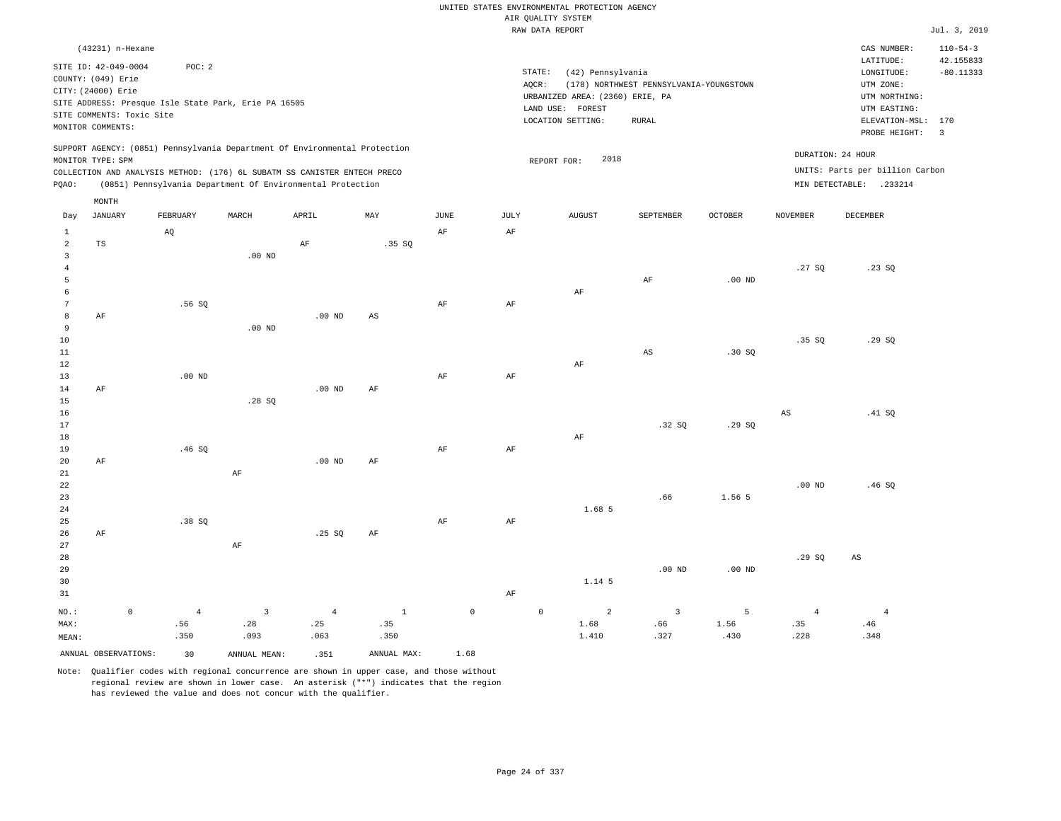UNITED STATES ENVIRONMENTAL PROTECTION AGENCY
AIR QUALITY SYSTEM
RAW DATA REPORT

Jul. 3, 2019

(43231) n-Hexane

SITE ID: 42-049-0004 POC: 2
COUNTY: (049) Erie
CITY: (24000) Erie
SITE ADDRESS: Presque Isle State Park, Erie PA 16505
SITE COMMENTS: Toxic Site
MONITOR COMMENTS:

STATE: (42) Pennsylvania
AQCR: (178) NORTHWEST PENNSYLVANIA-YOUNGSTOWN
URBANIZED AREA: (2360) ERIE, PA
LAND USE: FOREST
LOCATION SETTING: RURAL

CAS NUMBER: 110-54-3
LATITUDE: 42.155833
LONGITUDE: -80.11333
UTM ZONE:
UTM NORTHING:
UTM EASTING:
ELEVATION-MSL: 170
PROBE HEIGHT: 3

SUPPORT AGENCY: (0851) Pennsylvania Department Of Environmental Protection
MONITOR TYPE: SPM
COLLECTION AND ANALYSIS METHOD: (176) 6L SUBATM SS CANISTER ENTECH PRECO
PQAO: (0851) Pennsylvania Department Of Environmental Protection

REPORT FOR: 2018

DURATION: 24 HOUR
UNITS: Parts per billion Carbon
MIN DETECTABLE: .233214

| Day | JANUARY | FEBRUARY | MARCH | APRIL | MAY | JUNE | JULY | AUGUST | SEPTEMBER | OCTOBER | NOVEMBER | DECEMBER |
|---|---|---|---|---|---|---|---|---|---|---|---|---|
| 1 | | AQ | | | | AF | AF | | | | | |
| 2 | TS | | | AF | .35 SQ | | | | | | | |
| 3 | | | .00 ND | | | | | | | | | |
| 4 | | | | | | | | | | | .27 SQ | .23 SQ |
| 5 | | | | | | | | | AF | .00 ND | | |
| 6 | | | | | | | | AF | | | | |
| 7 | | .56 SQ | | | | AF | AF | | | | | |
| 8 | AF | | | .00 ND | AS | | | | | | | |
| 9 | | | .00 ND | | | | | | | | | |
| 10 | | | | | | | | | | | .35 SQ | .29 SQ |
| 11 | | | | | | | | | AS | .30 SQ | | |
| 12 | | | | | | | | AF | | | | |
| 13 | | .00 ND | | | | AF | AF | | | | | |
| 14 | AF | | | .00 ND | AF | | | | | | | |
| 15 | | | .28 SQ | | | | | | | | | |
| 16 | | | | | | | | | | | AS | .41 SQ |
| 17 | | | | | | | | | .32 SQ | .29 SQ | | |
| 18 | | | | | | | | AF | | | | |
| 19 | | .46 SQ | | | | AF | AF | | | | | |
| 20 | AF | | | .00 ND | AF | | | | | | | |
| 21 | | | AF | | | | | | | | | |
| 22 | | | | | | | | | | | .00 ND | .46 SQ |
| 23 | | | | | | | | | .66 | 1.56 5 | | |
| 24 | | | | | | | | 1.68 5 | | | | |
| 25 | | .38 SQ | | | | AF | AF | | | | | |
| 26 | AF | | | .25 SQ | AF | | | | | | | |
| 27 | | | AF | | | | | | | | | |
| 28 | | | | | | | | | | | .29 SQ | AS |
| 29 | | | | | | | | | .00 ND | .00 ND | | |
| 30 | | | | | | | | 1.14 5 | | | | |
| 31 | | | | | | | AF | | | | | |
| NO.: | 0 | 4 | 3 | 4 | 1 | 0 | 0 | 2 | 3 | 5 | 4 | 4 |
| MAX: | | .56 | .28 | .25 | .35 | | | 1.68 | .66 | 1.56 | .35 | .46 |
| MEAN: | | .350 | .093 | .063 | .350 | | | 1.410 | .327 | .430 | .228 | .348 |

ANNUAL OBSERVATIONS: 30 ANNUAL MEAN: .351 ANNUAL MAX: 1.68

Note: Qualifier codes with regional concurrence are shown in upper case, and those without regional review are shown in lower case. An asterisk ("*") indicates that the region has reviewed the value and does not concur with the qualifier.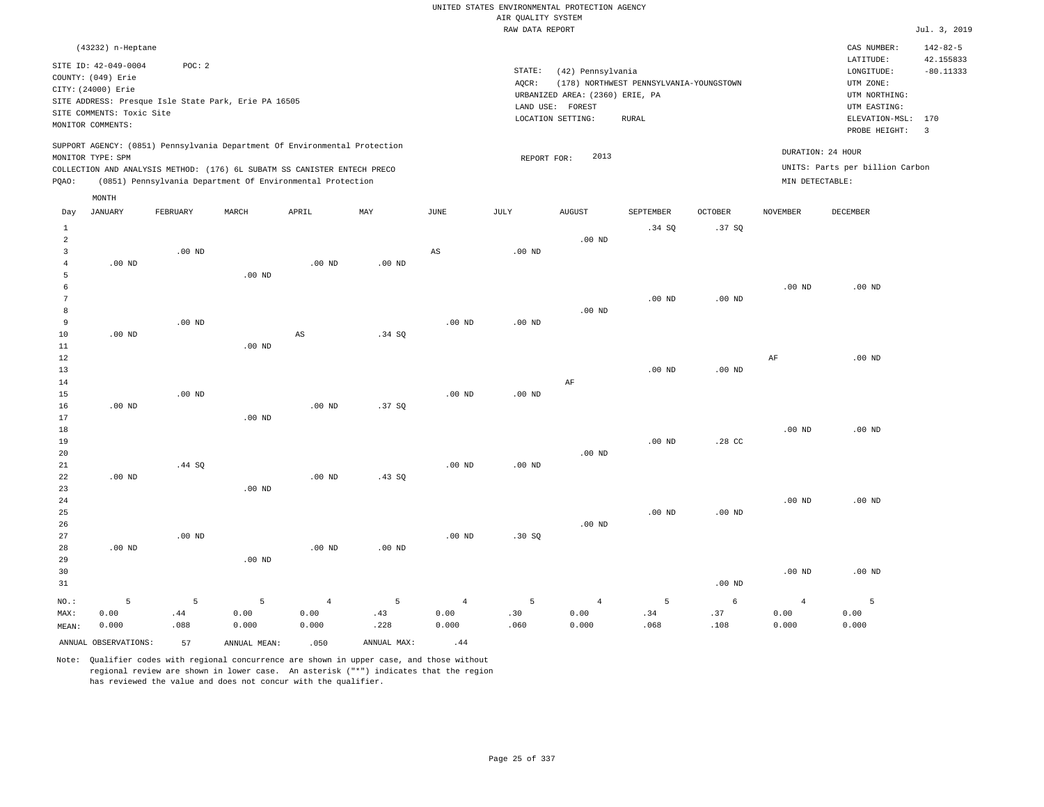UNITED STATES ENVIRONMENTAL PROTECTION AGENCY
AIR QUALITY SYSTEM
RAW DATA REPORT

Jul. 3, 2019

(43232) n-Heptane

SITE ID: 42-049-0004 POC: 2
COUNTY: (049) Erie
CITY: (24000) Erie
SITE ADDRESS: Presque Isle State Park, Erie PA 16505
SITE COMMENTS: Toxic Site
MONITOR COMMENTS:

STATE: (42) Pennsylvania
AQCR: (178) NORTHWEST PENNSYLVANIA-YOUNGSTOWN
URBANIZED AREA: (2360) ERIE, PA
LAND USE: FOREST
LOCATION SETTING: RURAL

CAS NUMBER: 142-82-5
LATITUDE: 42.155833
LONGITUDE: -80.11333
UTM ZONE:
UTM NORTHING:
UTM EASTING:
ELEVATION-MSL: 170
PROBE HEIGHT: 3

SUPPORT AGENCY: (0851) Pennsylvania Department Of Environmental Protection
MONITOR TYPE: SPM
COLLECTION AND ANALYSIS METHOD: (176) 6L SUBATM SS CANISTER ENTECH PRECO
PQAO: (0851) Pennsylvania Department Of Environmental Protection

REPORT FOR: 2013

DURATION: 24 HOUR
UNITS: Parts per billion Carbon
MIN DETECTABLE:

| Day | JANUARY | FEBRUARY | MARCH | APRIL | MAY | JUNE | JULY | AUGUST | SEPTEMBER | OCTOBER | NOVEMBER | DECEMBER |
|---|---|---|---|---|---|---|---|---|---|---|---|---|
| 1 | | | | | | | | | .34 SQ | .37 SQ | | |
| 2 | | | | | | | | .00 ND | | | | |
| 3 | | .00 ND | | | | AS | .00 ND | | | | | |
| 4 | .00 ND | | | .00 ND | .00 ND | | | | | | | |
| 5 | | | .00 ND | | | | | | | | | |
| 6 | | | | | | | | | | | .00 ND | .00 ND |
| 7 | | | | | | | | | .00 ND | .00 ND | | |
| 8 | | | | | | | | .00 ND | | | | |
| 9 | | .00 ND | | | | .00 ND | .00 ND | | | | | |
| 10 | .00 ND | | | AS | .34 SQ | | | | | | | |
| 11 | | | .00 ND | | | | | | | | | |
| 12 | | | | | | | | | | | AF | .00 ND |
| 13 | | | | | | | | | .00 ND | .00 ND | | |
| 14 | | | | | | | | AF | | | | |
| 15 | | .00 ND | | | | .00 ND | .00 ND | | | | | |
| 16 | .00 ND | | | .00 ND | .37 SQ | | | | | | | |
| 17 | | | .00 ND | | | | | | | | | |
| 18 | | | | | | | | | | | .00 ND | .00 ND |
| 19 | | | | | | | | | .00 ND | .28 CC | | |
| 20 | | | | | | | | .00 ND | | | | |
| 21 | | .44 SQ | | | | .00 ND | .00 ND | | | | | |
| 22 | .00 ND | | | .00 ND | .43 SQ | | | | | | | |
| 23 | | | .00 ND | | | | | | | | | |
| 24 | | | | | | | | | | | .00 ND | .00 ND |
| 25 | | | | | | | | | .00 ND | .00 ND | | |
| 26 | | | | | | | | .00 ND | | | | |
| 27 | | .00 ND | | | | .00 ND | .30 SQ | | | | | |
| 28 | .00 ND | | | .00 ND | .00 ND | | | | | | | |
| 29 | | | .00 ND | | | | | | | | | |
| 30 | | | | | | | | | | | .00 ND | .00 ND |
| 31 | | | | | | | | | | .00 ND | | |
| NO.: | 5 | 5 | 5 | 4 | 5 | 4 | 5 | 4 | 5 | 6 | 4 | 5 |
| MAX: | 0.00 | .44 | 0.00 | 0.00 | .43 | 0.00 | .30 | 0.00 | .34 | .37 | 0.00 | 0.00 |
| MEAN: | 0.000 | .088 | 0.000 | 0.000 | .228 | 0.000 | .060 | 0.000 | .068 | .108 | 0.000 | 0.000 |

ANNUAL OBSERVATIONS: 57 ANNUAL MEAN: .050 ANNUAL MAX: .44

Note: Qualifier codes with regional concurrence are shown in upper case, and those without regional review are shown in lower case. An asterisk ("*") indicates that the region has reviewed the value and does not concur with the qualifier.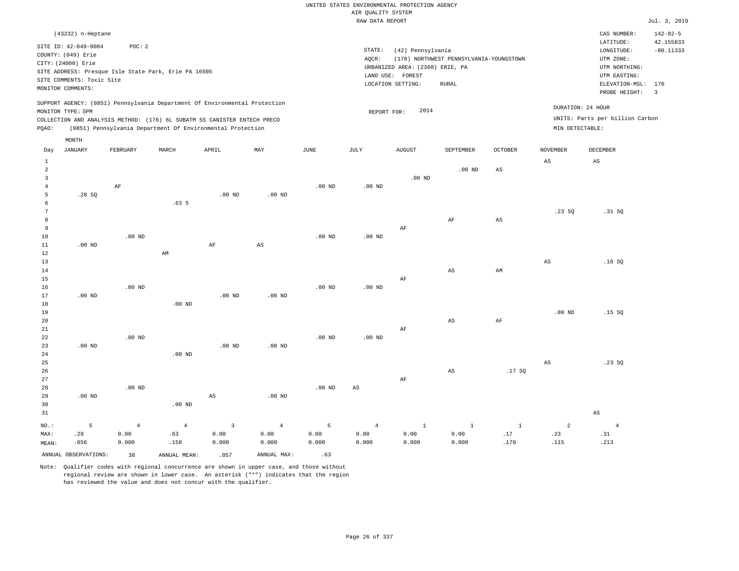UNITED STATES ENVIRONMENTAL PROTECTION AGENCY
AIR QUALITY SYSTEM
RAW DATA REPORT

Jul. 3, 2019

(43232) n-Heptane

SITE ID: 42-049-0004 POC: 2
COUNTY: (049) Erie
CITY: (24000) Erie
SITE ADDRESS: Presque Isle State Park, Erie PA 16505
SITE COMMENTS: Toxic Site
MONITOR COMMENTS:

STATE: (42) Pennsylvania
AQCR: (178) NORTHWEST PENNSYLVANIA-YOUNGSTOWN
URBANIZED AREA: (2360) ERIE, PA
LAND USE: FOREST
LOCATION SETTING: RURAL

CAS NUMBER: 142-82-5
LATITUDE: 42.155833
LONGITUDE: -80.11333
UTM ZONE:
UTM NORTHING:
UTM EASTING:
ELEVATION-MSL: 170
PROBE HEIGHT: 3

SUPPORT AGENCY: (0851) Pennsylvania Department Of Environmental Protection
MONITOR TYPE: SPM
COLLECTION AND ANALYSIS METHOD: (176) 6L SUBATM SS CANISTER ENTECH PRECO
PQAO: (0851) Pennsylvania Department Of Environmental Protection

REPORT FOR: 2014

DURATION: 24 HOUR
UNITS: Parts per billion Carbon
MIN DETECTABLE:

| Day | JANUARY | FEBRUARY | MARCH | APRIL | MAY | JUNE | JULY | AUGUST | SEPTEMBER | OCTOBER | NOVEMBER | DECEMBER |
|---|---|---|---|---|---|---|---|---|---|---|---|---|
| 1 | | | | | | | | | | | AS | AS |
| 2 | | | | | | | | | .00 ND | AS | | |
| 3 | | | | | | | | .00 ND | | | | |
| 4 | | AF | | | | .00 ND | .00 ND | | | | | |
| 5 | .28 SQ | | | .00 ND | .00 ND | | | | | | | |
| 6 | | | .63 5 | | | | | | | | | |
| 7 | | | | | | | | | | | .23 SQ | .31 SQ |
| 8 | | | | | | | | | AF | AS | | |
| 9 | | | | | | | | AF | | | | |
| 10 | | .00 ND | | | | .00 ND | .00 ND | | | | | |
| 11 | .00 ND | | | AF | AS | | | | | | | |
| 12 | | | AM | | | | | | | | | |
| 13 | | | | | | | | | | | AS | .16 SQ |
| 14 | | | | | | | | | AS | AM | | |
| 15 | | | | | | | | AF | | | | |
| 16 | | .00 ND | | | | .00 ND | .00 ND | | | | | |
| 17 | .00 ND | | | .00 ND | .00 ND | | | | | | | |
| 18 | | | .00 ND | | | | | | | | | |
| 19 | | | | | | | | | | | .00 ND | .15 SQ |
| 20 | | | | | | | | | AS | AF | | |
| 21 | | | | | | | | AF | | | | |
| 22 | | .00 ND | | | | .00 ND | .00 ND | | | | | |
| 23 | .00 ND | | | .00 ND | .00 ND | | | | | | | |
| 24 | | | .00 ND | | | | | | | | | |
| 25 | | | | | | | | | | | AS | .23 SQ |
| 26 | | | | | | | | | AS | .17 SQ | | |
| 27 | | | | | | | | AF | | | | |
| 28 | | .00 ND | | | | .00 ND | AS | | | | | |
| 29 | .00 ND | | | AS | .00 ND | | | | | | | |
| 30 | | | .00 ND | | | | | | | | | |
| 31 | | | | | | | | | | | | AS |
| NO.: | 5 | 4 | 4 | 3 | 4 | 5 | 4 | 1 | 1 | 1 | 2 | 4 |
| MAX: | .28 | 0.00 | .63 | 0.00 | 0.00 | 0.00 | 0.00 | 0.00 | 0.00 | .17 | .23 | .31 |
| MEAN: | .056 | 0.000 | .158 | 0.000 | 0.000 | 0.000 | 0.000 | 0.000 | 0.000 | .170 | .115 | .213 |

ANNUAL OBSERVATIONS: 38 ANNUAL MEAN: .057 ANNUAL MAX: .63

Note: Qualifier codes with regional concurrence are shown in upper case, and those without regional review are shown in lower case. An asterisk ("*") indicates that the region has reviewed the value and does not concur with the qualifier.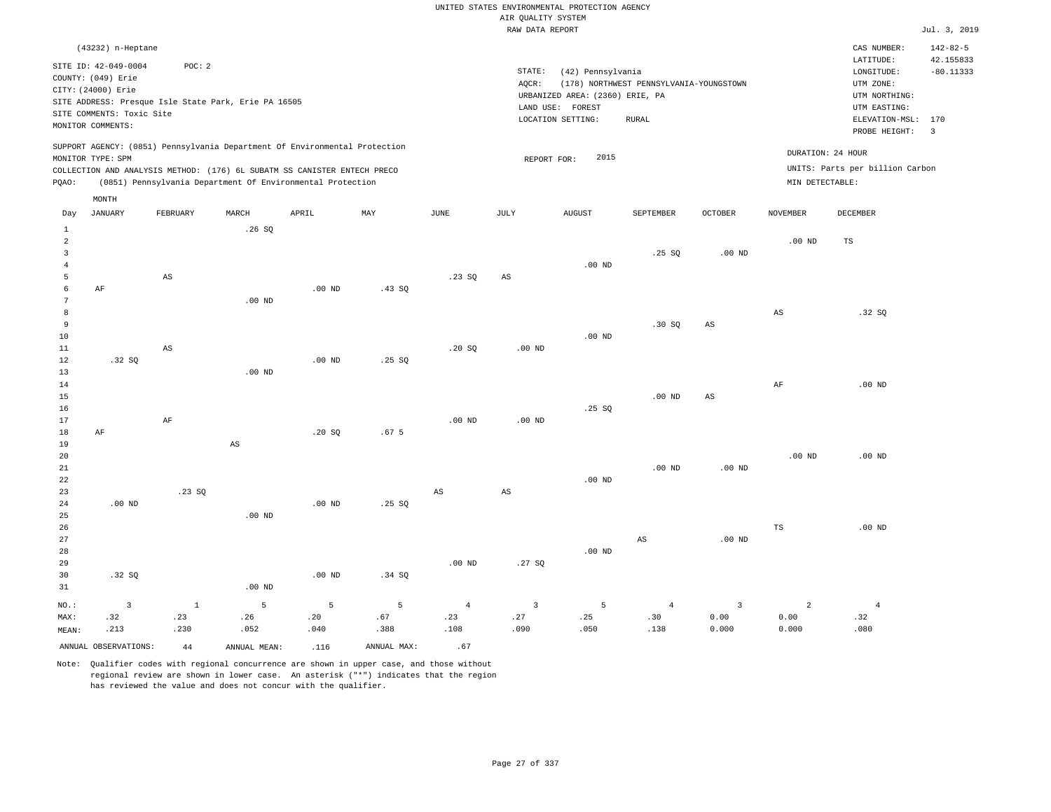UNITED STATES ENVIRONMENTAL PROTECTION AGENCY
AIR QUALITY SYSTEM
RAW DATA REPORT

Jul. 3, 2019

(43232) n-Heptane

SITE ID: 42-049-0004 POC: 2
COUNTY: (049) Erie
CITY: (24000) Erie
SITE ADDRESS: Presque Isle State Park, Erie PA 16505
SITE COMMENTS: Toxic Site
MONITOR COMMENTS:

STATE: (42) Pennsylvania
AQCR: (178) NORTHWEST PENNSYLVANIA-YOUNGSTOWN
URBANIZED AREA: (2360) ERIE, PA
LAND USE: FOREST
LOCATION SETTING: RURAL

CAS NUMBER: 142-82-5
LATITUDE: 42.155833
LONGITUDE: -80.11333
UTM ZONE:
UTM NORTHING:
UTM EASTING:
ELEVATION-MSL: 170
PROBE HEIGHT: 3

SUPPORT AGENCY: (0851) Pennsylvania Department Of Environmental Protection
MONITOR TYPE: SPM
COLLECTION AND ANALYSIS METHOD: (176) 6L SUBATM SS CANISTER ENTECH PRECO
PQAO: (0851) Pennsylvania Department Of Environmental Protection

REPORT FOR: 2015

DURATION: 24 HOUR
UNITS: Parts per billion Carbon
MIN DETECTABLE:

| Day | JANUARY | FEBRUARY | MARCH | APRIL | MAY | JUNE | JULY | AUGUST | SEPTEMBER | OCTOBER | NOVEMBER | DECEMBER |
|---|---|---|---|---|---|---|---|---|---|---|---|---|
| 1 | | | .26 SQ | | | | | | | | | |
| 2 | | | | | | | | | | | .00 ND | TS |
| 3 | | | | | | | | | .25 SQ | .00 ND | | |
| 4 | | | | | | | | .00 ND | | | | |
| 5 | | AS | | | | .23 SQ | AS | | | | | |
| 6 | AF | | | .00 ND | .43 SQ | | | | | | | |
| 7 | | | .00 ND | | | | | | | | | |
| 8 | | | | | | | | | | | AS | .32 SQ |
| 9 | | | | | | | | | .30 SQ | AS | | |
| 10 | | | | | | | | .00 ND | | | | |
| 11 | | AS | | | | .20 SQ | .00 ND | | | | | |
| 12 | .32 SQ | | | .00 ND | .25 SQ | | | | | | | |
| 13 | | | .00 ND | | | | | | | | | |
| 14 | | | | | | | | | | | AF | .00 ND |
| 15 | | | | | | | | | .00 ND | AS | | |
| 16 | | | | | | | | .25 SQ | | | | |
| 17 | | AF | | | | .00 ND | .00 ND | | | | | |
| 18 | AF | | | .20 SQ | .67 5 | | | | | | | |
| 19 | | | AS | | | | | | | | | |
| 20 | | | | | | | | | | | .00 ND | .00 ND |
| 21 | | | | | | | | | .00 ND | .00 ND | | |
| 22 | | | | | | | | .00 ND | | | | |
| 23 | | .23 SQ | | | | AS | AS | | | | | |
| 24 | .00 ND | | | .00 ND | .25 SQ | | | | | | | |
| 25 | | | .00 ND | | | | | | | | | |
| 26 | | | | | | | | | | | TS | .00 ND |
| 27 | | | | | | | | | AS | .00 ND | | |
| 28 | | | | | | | | .00 ND | | | | |
| 29 | | | | | | .00 ND | .27 SQ | | | | | |
| 30 | .32 SQ | | | .00 ND | .34 SQ | | | | | | | |
| 31 | | | .00 ND | | | | | | | | | |
| NO.: | 3 | 1 | 5 | 5 | 5 | 4 | 3 | 5 | 4 | 3 | 2 | 4 |
| MAX: | .32 | .23 | .26 | .20 | .67 | .23 | .27 | .25 | .30 | 0.00 | 0.00 | .32 |
| MEAN: | .213 | .230 | .052 | .040 | .388 | .108 | .090 | .050 | .138 | 0.000 | 0.000 | .080 |

ANNUAL OBSERVATIONS: 44 ANNUAL MEAN: .116 ANNUAL MAX: .67

Note: Qualifier codes with regional concurrence are shown in upper case, and those without regional review are shown in lower case. An asterisk ("*") indicates that the region has reviewed the value and does not concur with the qualifier.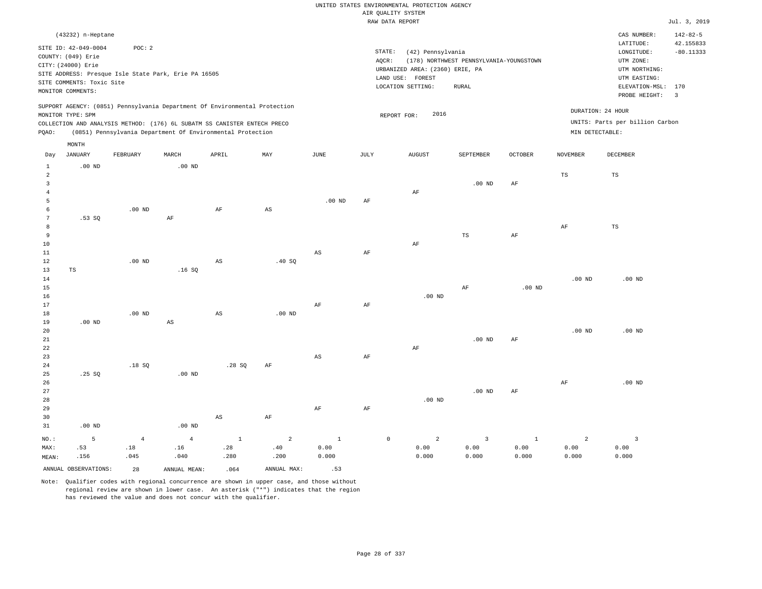UNITED STATES ENVIRONMENTAL PROTECTION AGENCY
AIR QUALITY SYSTEM
RAW DATA REPORT

Jul. 3, 2019

(43232) n-Heptane

SITE ID: 42-049-0004 POC: 2
COUNTY: (049) Erie
CITY: (24000) Erie
SITE ADDRESS: Presque Isle State Park, Erie PA 16505
SITE COMMENTS: Toxic Site
MONITOR COMMENTS:

STATE: (42) Pennsylvania
AQCR: (178) NORTHWEST PENNSYLVANIA-YOUNGSTOWN
URBANIZED AREA: (2360) ERIE, PA
LAND USE: FOREST
LOCATION SETTING: RURAL

CAS NUMBER: 142-82-5
LATITUDE: 42.155833
LONGITUDE: -80.11333
UTM ZONE:
UTM NORTHING:
UTM EASTING:
ELEVATION-MSL: 170
PROBE HEIGHT: 3

SUPPORT AGENCY: (0851) Pennsylvania Department Of Environmental Protection
MONITOR TYPE: SPM
COLLECTION AND ANALYSIS METHOD: (176) 6L SUBATM SS CANISTER ENTECH PRECO
PQAO: (0851) Pennsylvania Department Of Environmental Protection

REPORT FOR: 2016

DURATION: 24 HOUR
UNITS: Parts per billion Carbon
MIN DETECTABLE:

| Day | JANUARY | FEBRUARY | MARCH | APRIL | MAY | JUNE | JULY | AUGUST | SEPTEMBER | OCTOBER | NOVEMBER | DECEMBER |
|---|---|---|---|---|---|---|---|---|---|---|---|---|
| 1 | .00 ND | | .00 ND | | | | | | | | | |
| 2 | | | | | | | | | | | TS | TS |
| 3 | | | | | | | | | .00 ND | AF | | |
| 4 | | | | | | | | AF | | | | |
| 5 | | | | | | .00 ND | AF | | | | | |
| 6 | | .00 ND | | AF | AS | | | | | | | |
| 7 | .53 SQ | | AF | | | | | | | | | |
| 8 | | | | | | | | | | | AF | TS |
| 9 | | | | | | | | | TS | AF | | |
| 10 | | | | | | | | AF | | | | |
| 11 | | | | | | AS | AF | | | | | |
| 12 | | .00 ND | | AS | .40 SQ | | | | | | | |
| 13 | TS | | .16 SQ | | | | | | | | | |
| 14 | | | | | | | | | | | .00 ND | .00 ND |
| 15 | | | | | | | | | AF | .00 ND | | |
| 16 | | | | | | | | .00 ND | | | | |
| 17 | | | | | | AF | AF | | | | | |
| 18 | | .00 ND | | AS | .00 ND | | | | | | | |
| 19 | .00 ND | | AS | | | | | | | | | |
| 20 | | | | | | | | | | | .00 ND | .00 ND |
| 21 | | | | | | | | | .00 ND | AF | | |
| 22 | | | | | | | | AF | | | | |
| 23 | | | | | | AS | AF | | | | | |
| 24 | | .18 SQ | | .28 SQ | AF | | | | | | | |
| 25 | .25 SQ | | .00 ND | | | | | | | | | |
| 26 | | | | | | | | | | | AF | .00 ND |
| 27 | | | | | | | | | .00 ND | AF | | |
| 28 | | | | | | | | .00 ND | | | | |
| 29 | | | | | | AF | AF | | | | | |
| 30 | | | | AS | AF | | | | | | | |
| 31 | .00 ND | | .00 ND | | | | | | | | | |
| NO.: | 5 | 4 | 4 | 1 | 2 | 1 | 0 | 2 | 3 | 1 | 2 | 3 |
| MAX: | .53 | .18 | .16 | .28 | .40 | 0.00 | | 0.00 | 0.00 | 0.00 | 0.00 | 0.00 |
| MEAN: | .156 | .045 | .040 | .280 | .200 | 0.000 | | 0.000 | 0.000 | 0.000 | 0.000 | 0.000 |

ANNUAL OBSERVATIONS: 28 ANNUAL MEAN: .064 ANNUAL MAX: .53

Note: Qualifier codes with regional concurrence are shown in upper case, and those without regional review are shown in lower case. An asterisk ("*") indicates that the region has reviewed the value and does not concur with the qualifier.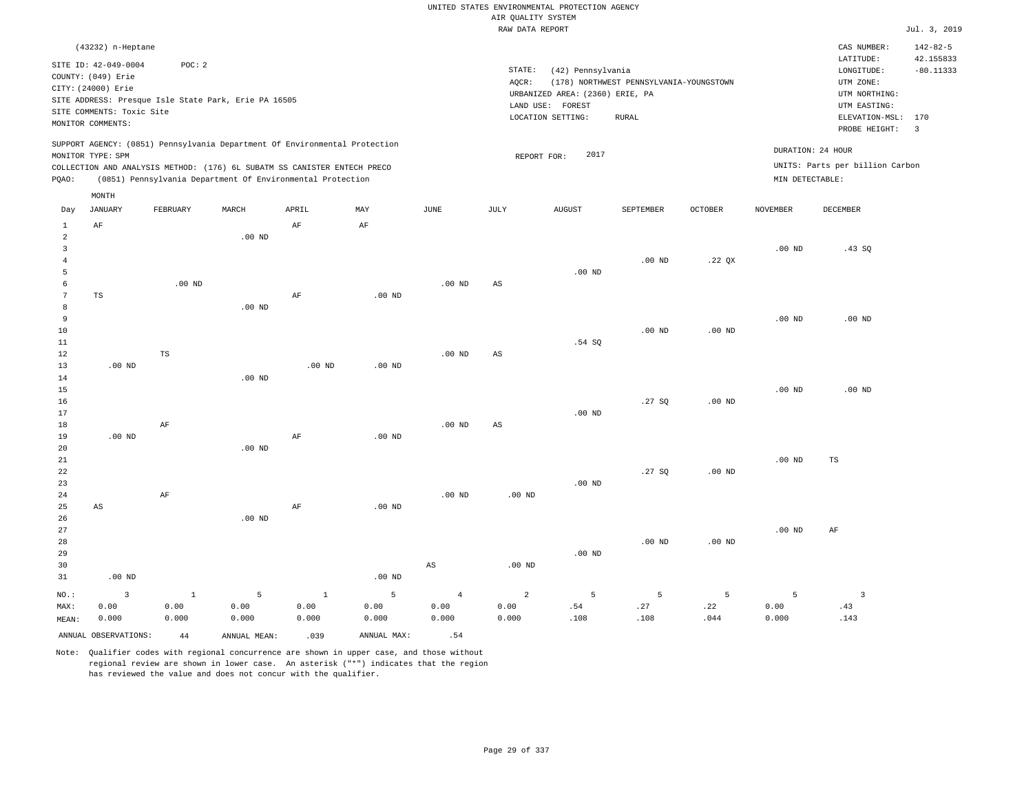UNITED STATES ENVIRONMENTAL PROTECTION AGENCY
AIR QUALITY SYSTEM
RAW DATA REPORT

Jul. 3, 2019

(43232) n-Heptane

SITE ID: 42-049-0004 POC: 2
COUNTY: (049) Erie
CITY: (24000) Erie
SITE ADDRESS: Presque Isle State Park, Erie PA 16505
SITE COMMENTS: Toxic Site
MONITOR COMMENTS:

STATE: (42) Pennsylvania
AQCR: (178) NORTHWEST PENNSYLVANIA-YOUNGSTOWN
URBANIZED AREA: (2360) ERIE, PA
LAND USE: FOREST
LOCATION SETTING: RURAL

CAS NUMBER: 142-82-5
LATITUDE: 42.155833
LONGITUDE: -80.11333
UTM ZONE:
UTM NORTHING:
UTM EASTING:
ELEVATION-MSL: 170
PROBE HEIGHT: 3

SUPPORT AGENCY: (0851) Pennsylvania Department Of Environmental Protection
MONITOR TYPE: SPM
COLLECTION AND ANALYSIS METHOD: (176) 6L SUBATM SS CANISTER ENTECH PRECO
PQAO: (0851) Pennsylvania Department Of Environmental Protection

REPORT FOR: 2017

DURATION: 24 HOUR
UNITS: Parts per billion Carbon
MIN DETECTABLE:

| Day | JANUARY | FEBRUARY | MARCH | APRIL | MAY | JUNE | JULY | AUGUST | SEPTEMBER | OCTOBER | NOVEMBER | DECEMBER |
|---|---|---|---|---|---|---|---|---|---|---|---|---|
| 1 | AF | | | AF | AF | | | | | | | |
| 2 | | | .00 ND | | | | | | | | | |
| 3 | | | | | | | | | | | .00 ND | .43 SQ |
| 4 | | | | | | | | | .00 ND | .22 QX | | |
| 5 | | | | | | | | .00 ND | | | | |
| 6 | | .00 ND | | | | .00 ND | AS | | | | | |
| 7 | TS | | | AF | .00 ND | | | | | | | |
| 8 | | | .00 ND | | | | | | | | | |
| 9 | | | | | | | | | | | .00 ND | .00 ND |
| 10 | | | | | | | | | .00 ND | .00 ND | | |
| 11 | | | | | | | | .54 SQ | | | | |
| 12 | | TS | | | | .00 ND | AS | | | | | |
| 13 | .00 ND | | | .00 ND | .00 ND | | | | | | | |
| 14 | | | .00 ND | | | | | | | | | |
| 15 | | | | | | | | | | | .00 ND | .00 ND |
| 16 | | | | | | | | | .27 SQ | .00 ND | | |
| 17 | | | | | | | | .00 ND | | | | |
| 18 | | AF | | | | .00 ND | AS | | | | | |
| 19 | .00 ND | | | AF | .00 ND | | | | | | | |
| 20 | | | .00 ND | | | | | | | | | |
| 21 | | | | | | | | | | | .00 ND | TS |
| 22 | | | | | | | | | .27 SQ | .00 ND | | |
| 23 | | | | | | | | .00 ND | | | | |
| 24 | | AF | | | | .00 ND | .00 ND | | | | | |
| 25 | AS | | | AF | .00 ND | | | | | | | |
| 26 | | | .00 ND | | | | | | | | | |
| 27 | | | | | | | | | | | .00 ND | AF |
| 28 | | | | | | | | | .00 ND | .00 ND | | |
| 29 | | | | | | | | .00 ND | | | | |
| 30 | | | | | | AS | .00 ND | | | | | |
| 31 | .00 ND | | | | .00 ND | | | | | | | |
| NO.: | 3 | 1 | 5 | 1 | 5 | 4 | 2 | 5 | 5 | 5 | 5 | 3 |
| MAX: | 0.00 | 0.00 | 0.00 | 0.00 | 0.00 | 0.00 | 0.00 | .54 | .27 | .22 | 0.00 | .43 |
| MEAN: | 0.000 | 0.000 | 0.000 | 0.000 | 0.000 | 0.000 | 0.000 | .108 | .108 | .044 | 0.000 | .143 |

ANNUAL OBSERVATIONS: 44 ANNUAL MEAN: .039 ANNUAL MAX: .54

Note: Qualifier codes with regional concurrence are shown in upper case, and those without regional review are shown in lower case. An asterisk ("*") indicates that the region has reviewed the value and does not concur with the qualifier.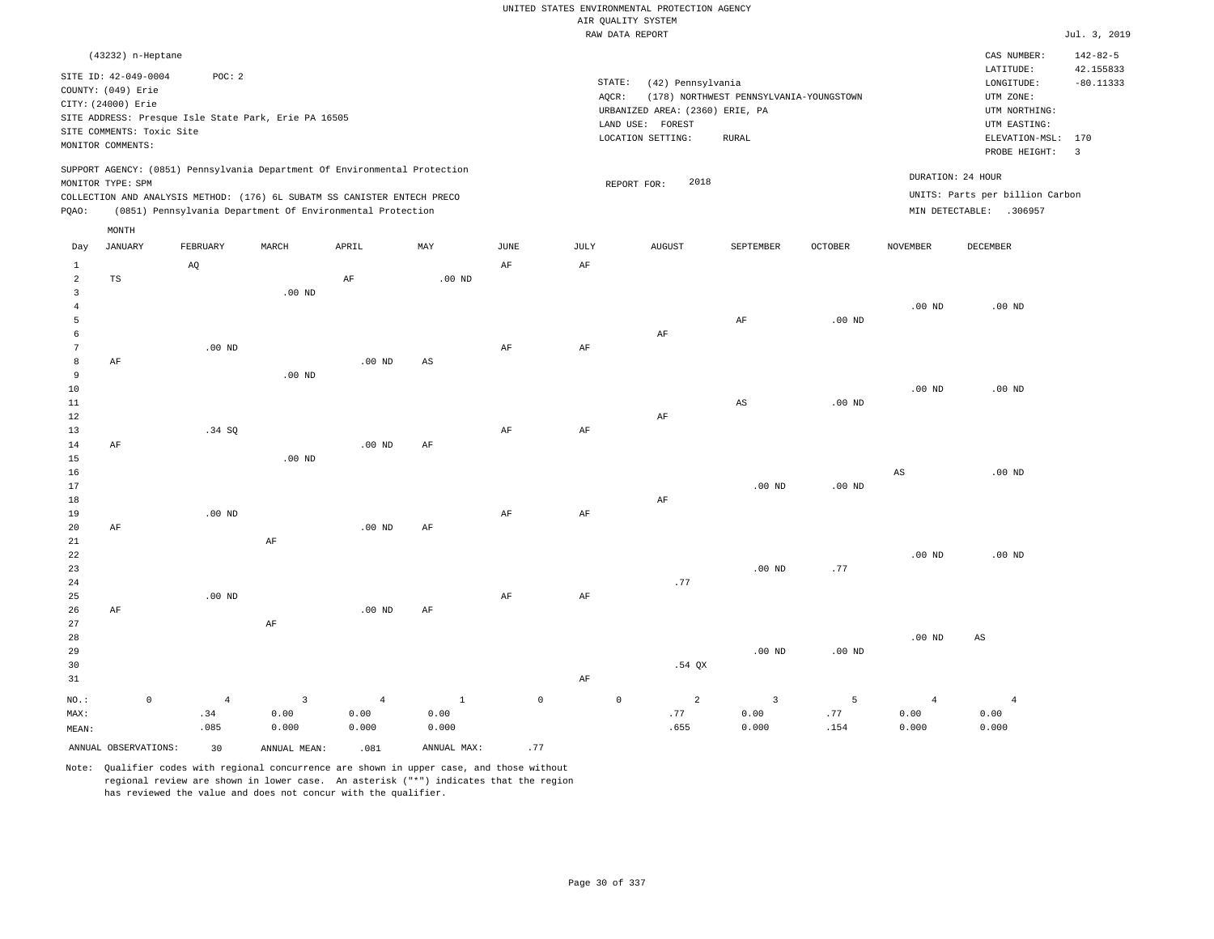UNITED STATES ENVIRONMENTAL PROTECTION AGENCY
AIR QUALITY SYSTEM
RAW DATA REPORT

Jul. 3, 2019

(43232) n-Heptane

SITE ID: 42-049-0004 POC: 2
COUNTY: (049) Erie
CITY: (24000) Erie
SITE ADDRESS: Presque Isle State Park, Erie PA 16505
SITE COMMENTS: Toxic Site
MONITOR COMMENTS:

STATE: (42) Pennsylvania
AQCR: (178) NORTHWEST PENNSYLVANIA-YOUNGSTOWN
URBANIZED AREA: (2360) ERIE, PA
LAND USE: FOREST
LOCATION SETTING: RURAL

CAS NUMBER: 142-82-5
LATITUDE: 42.155833
LONGITUDE: -80.11333
UTM ZONE:
UTM NORTHING:
UTM EASTING:
ELEVATION-MSL: 170
PROBE HEIGHT: 3

SUPPORT AGENCY: (0851) Pennsylvania Department Of Environmental Protection
MONITOR TYPE: SPM
COLLECTION AND ANALYSIS METHOD: (176) 6L SUBATM SS CANISTER ENTECH PRECO
PQAO: (0851) Pennsylvania Department Of Environmental Protection

REPORT FOR: 2018

DURATION: 24 HOUR
UNITS: Parts per billion Carbon
MIN DETECTABLE: .306957

| Day | JANUARY | FEBRUARY | MARCH | APRIL | MAY | JUNE | JULY | AUGUST | SEPTEMBER | OCTOBER | NOVEMBER | DECEMBER |
|---|---|---|---|---|---|---|---|---|---|---|---|---|
| 1 | | AQ | | | | AF | AF | | | | | |
| 2 | TS | | | AF | .00 ND | | | | | | | |
| 3 | | | .00 ND | | | | | | | | | |
| 4 | | | | | | | | | | | .00 ND | .00 ND |
| 5 | | | | | | | | | AF | .00 ND | | |
| 6 | | | | | | | | AF | | | | |
| 7 | | .00 ND | | | | AF | AF | | | | | |
| 8 | AF | | | .00 ND | AS | | | | | | | |
| 9 | | | .00 ND | | | | | | | | | |
| 10 | | | | | | | | | | | .00 ND | .00 ND |
| 11 | | | | | | | | | AS | .00 ND | | |
| 12 | | | | | | | | AF | | | | |
| 13 | | .34 SQ | | | | AF | AF | | | | | |
| 14 | AF | | | .00 ND | AF | | | | | | | |
| 15 | | | .00 ND | | | | | | | | | |
| 16 | | | | | | | | | | | AS | .00 ND |
| 17 | | | | | | | | | .00 ND | .00 ND | | |
| 18 | | | | | | | | AF | | | | |
| 19 | | .00 ND | | | | AF | AF | | | | | |
| 20 | AF | | | .00 ND | AF | | | | | | | |
| 21 | | | AF | | | | | | | | | |
| 22 | | | | | | | | | | | .00 ND | .00 ND |
| 23 | | | | | | | | | .00 ND | .77 | | |
| 24 | | | | | | | | .77 | | | | |
| 25 | | .00 ND | | | | AF | AF | | | | | |
| 26 | AF | | | .00 ND | AF | | | | | | | |
| 27 | | | AF | | | | | | | | | |
| 28 | | | | | | | | | | | .00 ND | AS |
| 29 | | | | | | | | | .00 ND | .00 ND | | |
| 30 | | | | | | | | .54 QX | | | | |
| 31 | | | | | | | AF | | | | | |
| NO.: | 0 | 4 | 3 | 4 | 1 | 0 | 0 | 2 | 3 | 5 | 4 | 4 |
| MAX: | | .34 | 0.00 | 0.00 | 0.00 | | | .77 | 0.00 | .77 | 0.00 | 0.00 |
| MEAN: | | .085 | 0.000 | 0.000 | 0.000 | | | .655 | 0.000 | .154 | 0.000 | 0.000 |

ANNUAL OBSERVATIONS: 30 ANNUAL MEAN: .081 ANNUAL MAX: .77

Note: Qualifier codes with regional concurrence are shown in upper case, and those without regional review are shown in lower case. An asterisk ("*") indicates that the region has reviewed the value and does not concur with the qualifier.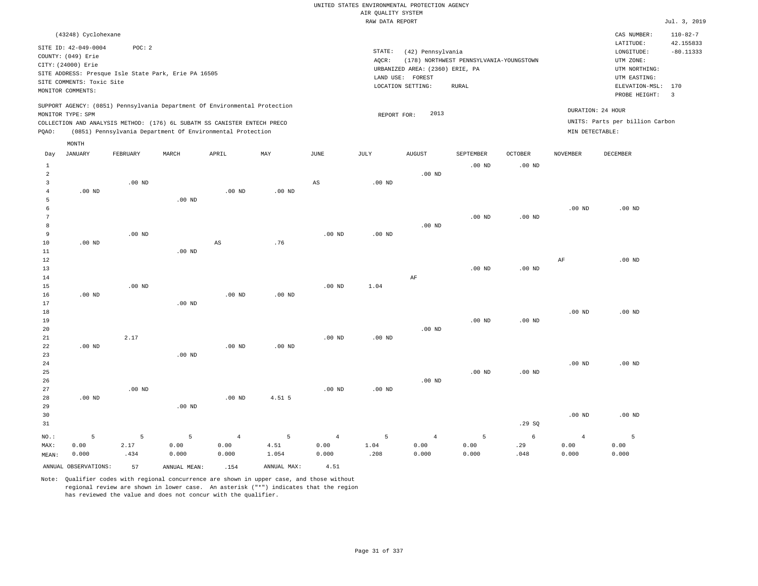UNITED STATES ENVIRONMENTAL PROTECTION AGENCY
AIR QUALITY SYSTEM
RAW DATA REPORT

Jul. 3, 2019

(43248) Cyclohexane

SITE ID: 42-049-0004 POC: 2
COUNTY: (049) Erie
CITY: (24000) Erie
SITE ADDRESS: Presque Isle State Park, Erie PA 16505
SITE COMMENTS: Toxic Site
MONITOR COMMENTS:

STATE: (42) Pennsylvania
AQCR: (178) NORTHWEST PENNSYLVANIA-YOUNGSTOWN
URBANIZED AREA: (2360) ERIE, PA
LAND USE: FOREST
LOCATION SETTING: RURAL

CAS NUMBER: 110-82-7
LATITUDE: 42.155833
LONGITUDE: -80.11333
UTM ZONE:
UTM NORTHING:
UTM EASTING:
ELEVATION-MSL: 170
PROBE HEIGHT: 3

SUPPORT AGENCY: (0851) Pennsylvania Department Of Environmental Protection
MONITOR TYPE: SPM
COLLECTION AND ANALYSIS METHOD: (176) 6L SUBATM SS CANISTER ENTECH PRECO
PQAO: (0851) Pennsylvania Department Of Environmental Protection

REPORT FOR: 2013

DURATION: 24 HOUR
UNITS: Parts per billion Carbon
MIN DETECTABLE:

| Day | JANUARY | FEBRUARY | MARCH | APRIL | MAY | JUNE | JULY | AUGUST | SEPTEMBER | OCTOBER | NOVEMBER | DECEMBER |
|---|---|---|---|---|---|---|---|---|---|---|---|---|
| 1 | | | | | | | | | .00 ND | .00 ND | | |
| 2 | | | | | | | | .00 ND | | | | |
| 3 | | .00 ND | | | | AS | .00 ND | | | | | |
| 4 | .00 ND | | | .00 ND | .00 ND | | | | | | | |
| 5 | | | .00 ND | | | | | | | | | |
| 6 | | | | | | | | | | | .00 ND | .00 ND |
| 7 | | | | | | | | | .00 ND | .00 ND | | |
| 8 | | | | | | | | .00 ND | | | | |
| 9 | | .00 ND | | | | .00 ND | .00 ND | | | | | |
| 10 | .00 ND | | | AS | .76 | | | | | | | |
| 11 | | | .00 ND | | | | | | | | | |
| 12 | | | | | | | | | | | AF | .00 ND |
| 13 | | | | | | | | | .00 ND | .00 ND | | |
| 14 | | | | | | | | AF | | | | |
| 15 | | .00 ND | | | | .00 ND | 1.04 | | | | | |
| 16 | .00 ND | | | .00 ND | .00 ND | | | | | | | |
| 17 | | | .00 ND | | | | | | | | | |
| 18 | | | | | | | | | | | .00 ND | .00 ND |
| 19 | | | | | | | | | .00 ND | .00 ND | | |
| 20 | | | | | | | | .00 ND | | | | |
| 21 | | 2.17 | | | | .00 ND | .00 ND | | | | | |
| 22 | .00 ND | | | .00 ND | .00 ND | | | | | | | |
| 23 | | | .00 ND | | | | | | | | | |
| 24 | | | | | | | | | | | .00 ND | .00 ND |
| 25 | | | | | | | | | .00 ND | .00 ND | | |
| 26 | | | | | | | | .00 ND | | | | |
| 27 | | .00 ND | | | | .00 ND | .00 ND | | | | | |
| 28 | .00 ND | | | .00 ND | 4.51 5 | | | | | | | |
| 29 | | | .00 ND | | | | | | | | | |
| 30 | | | | | | | | | | | .00 ND | .00 ND |
| 31 | | | | | | | | | | .29 SQ | | |
| NO.: | 5 | 5 | 5 | 4 | 5 | 4 | 5 | 4 | 5 | 6 | 4 | 5 |
| MAX: | 0.00 | 2.17 | 0.00 | 0.00 | 4.51 | 0.00 | 1.04 | 0.00 | 0.00 | .29 | 0.00 | 0.00 |
| MEAN: | 0.000 | .434 | 0.000 | 0.000 | 1.054 | 0.000 | .208 | 0.000 | 0.000 | .048 | 0.000 | 0.000 |

ANNUAL OBSERVATIONS: 57 ANNUAL MEAN: .154 ANNUAL MAX: 4.51

Note: Qualifier codes with regional concurrence are shown in upper case, and those without regional review are shown in lower case. An asterisk ("*") indicates that the region has reviewed the value and does not concur with the qualifier.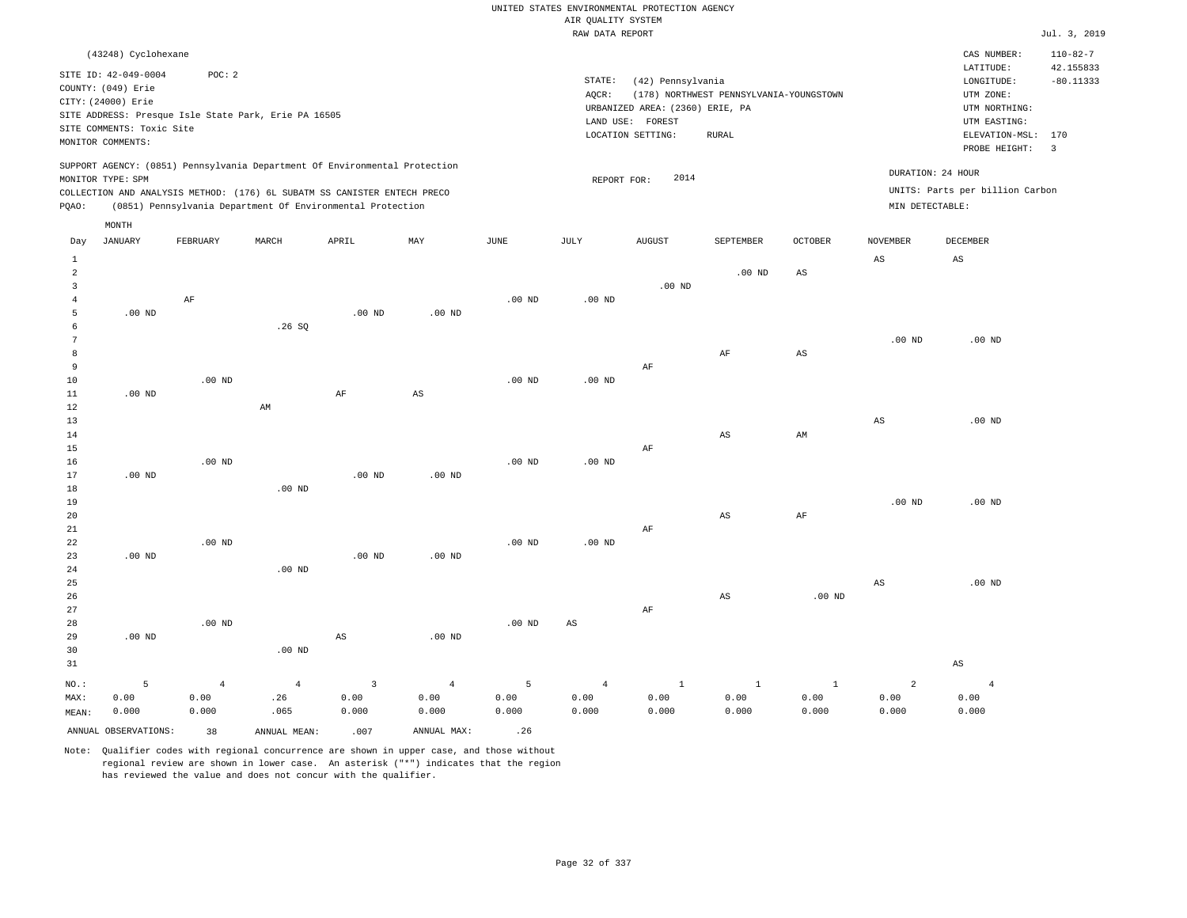UNITED STATES ENVIRONMENTAL PROTECTION AGENCY
AIR QUALITY SYSTEM
RAW DATA REPORT

Jul. 3, 2019

(43248) Cyclohexane

SITE ID: 42-049-0004 POC: 2
COUNTY: (049) Erie
CITY: (24000) Erie
SITE ADDRESS: Presque Isle State Park, Erie PA 16505
SITE COMMENTS: Toxic Site
MONITOR COMMENTS:

STATE: (42) Pennsylvania
AQCR: (178) NORTHWEST PENNSYLVANIA-YOUNGSTOWN
URBANIZED AREA: (2360) ERIE, PA
LAND USE: FOREST
LOCATION SETTING: RURAL

CAS NUMBER: 110-82-7
LATITUDE: 42.155833
LONGITUDE: -80.11333
UTM ZONE:
UTM NORTHING:
UTM EASTING:
ELEVATION-MSL: 170
PROBE HEIGHT: 3

SUPPORT AGENCY: (0851) Pennsylvania Department Of Environmental Protection
MONITOR TYPE: SPM
COLLECTION AND ANALYSIS METHOD: (176) 6L SUBATM SS CANISTER ENTECH PRECO
PQAO: (0851) Pennsylvania Department Of Environmental Protection

REPORT FOR: 2014

DURATION: 24 HOUR
UNITS: Parts per billion Carbon
MIN DETECTABLE:

| Day | JANUARY | FEBRUARY | MARCH | APRIL | MAY | JUNE | JULY | AUGUST | SEPTEMBER | OCTOBER | NOVEMBER | DECEMBER |
|---|---|---|---|---|---|---|---|---|---|---|---|---|
| 1 | | | | | | | | | | | AS | AS |
| 2 | | | | | | | | | .00 ND | AS | | |
| 3 | | | | | | | | .00 ND | | | | |
| 4 | | AF | | | | .00 ND | .00 ND | | | | | |
| 5 | .00 ND | | | .00 ND | .00 ND | | | | | | | |
| 6 | | | .26 SQ | | | | | | | | | |
| 7 | | | | | | | | | | | .00 ND | .00 ND |
| 8 | | | | | | | | | AF | AS | | |
| 9 | | | | | | | | AF | | | | |
| 10 | | .00 ND | | | | .00 ND | .00 ND | | | | | |
| 11 | .00 ND | | | AF | AS | | | | | | | |
| 12 | | | AM | | | | | | | | | |
| 13 | | | | | | | | | | | AS | .00 ND |
| 14 | | | | | | | | | AS | AM | | |
| 15 | | | | | | | | AF | | | | |
| 16 | | .00 ND | | | | .00 ND | .00 ND | | | | | |
| 17 | .00 ND | | | .00 ND | .00 ND | | | | | | | |
| 18 | | | .00 ND | | | | | | | | | |
| 19 | | | | | | | | | | | .00 ND | .00 ND |
| 20 | | | | | | | | | AS | AF | | |
| 21 | | | | | | | | AF | | | | |
| 22 | | .00 ND | | | | .00 ND | .00 ND | | | | | |
| 23 | .00 ND | | | .00 ND | .00 ND | | | | | | | |
| 24 | | | .00 ND | | | | | | | | | |
| 25 | | | | | | | | | | | AS | .00 ND |
| 26 | | | | | | | | | AS | .00 ND | | |
| 27 | | | | | | | | AF | | | | |
| 28 | | .00 ND | | | | .00 ND | AS | | | | | |
| 29 | .00 ND | | | AS | .00 ND | | | | | | | |
| 30 | | | .00 ND | | | | | | | | | |
| 31 | | | | | | | | | | | | AS |
| NO.: | 5 | 4 | 4 | 3 | 4 | 5 | 4 | 1 | 1 | 1 | 2 | 4 |
| MAX: | 0.00 | 0.00 | .26 | 0.00 | 0.00 | 0.00 | 0.00 | 0.00 | 0.00 | 0.00 | 0.00 | 0.00 |
| MEAN: | 0.000 | 0.000 | .065 | 0.000 | 0.000 | 0.000 | 0.000 | 0.000 | 0.000 | 0.000 | 0.000 | 0.000 |

ANNUAL OBSERVATIONS: 38 ANNUAL MEAN: .007 ANNUAL MAX: .26

Note: Qualifier codes with regional concurrence are shown in upper case, and those without regional review are shown in lower case. An asterisk ("*") indicates that the region has reviewed the value and does not concur with the qualifier.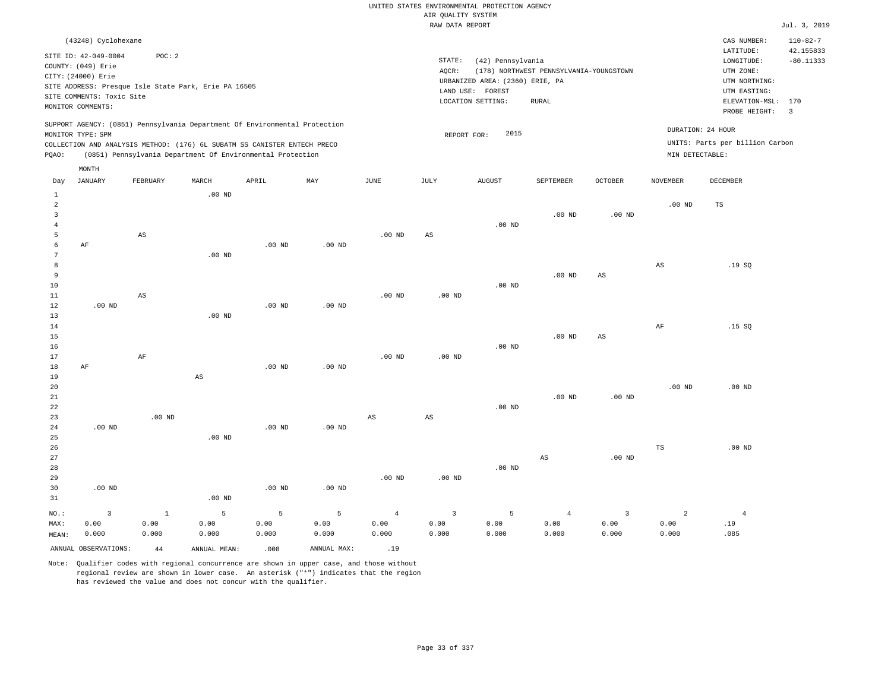UNITED STATES ENVIRONMENTAL PROTECTION AGENCY
AIR QUALITY SYSTEM
RAW DATA REPORT

Jul. 3, 2019

(43248) Cyclohexane

SITE ID: 42-049-0004 POC: 2
COUNTY: (049) Erie
CITY: (24000) Erie
SITE ADDRESS: Presque Isle State Park, Erie PA 16505
SITE COMMENTS: Toxic Site
MONITOR COMMENTS:

STATE: (42) Pennsylvania
AQCR: (178) NORTHWEST PENNSYLVANIA-YOUNGSTOWN
URBANIZED AREA: (2360) ERIE, PA
LAND USE: FOREST
LOCATION SETTING: RURAL

CAS NUMBER: 110-82-7
LATITUDE: 42.155833
LONGITUDE: -80.11333
UTM ZONE:
UTM NORTHING:
UTM EASTING:
ELEVATION-MSL: 170
PROBE HEIGHT: 3

SUPPORT AGENCY: (0851) Pennsylvania Department Of Environmental Protection
MONITOR TYPE: SPM
COLLECTION AND ANALYSIS METHOD: (176) 6L SUBATM SS CANISTER ENTECH PRECO
PQAO: (0851) Pennsylvania Department Of Environmental Protection

REPORT FOR: 2015

DURATION: 24 HOUR
UNITS: Parts per billion Carbon
MIN DETECTABLE:

| Day | JANUARY | FEBRUARY | MARCH | APRIL | MAY | JUNE | JULY | AUGUST | SEPTEMBER | OCTOBER | NOVEMBER | DECEMBER |
|---|---|---|---|---|---|---|---|---|---|---|---|---|
| 1 | | | .00 ND | | | | | | | | | |
| 2 | | | | | | | | | | | .00 ND | TS |
| 3 | | | | | | | | | .00 ND | .00 ND | | |
| 4 | | | | | | | | .00 ND | | | | |
| 5 | | AS | | | | .00 ND | AS | | | | | |
| 6 | AF | | | .00 ND | .00 ND | | | | | | | |
| 7 | | | .00 ND | | | | | | | | | |
| 8 | | | | | | | | | | | AS | .19 SQ |
| 9 | | | | | | | | | .00 ND | AS | | |
| 10 | | | | | | | | .00 ND | | | | |
| 11 | | AS | | | | .00 ND | .00 ND | | | | | |
| 12 | .00 ND | | | .00 ND | .00 ND | | | | | | | |
| 13 | | | .00 ND | | | | | | | | | |
| 14 | | | | | | | | | | | AF | .15 SQ |
| 15 | | | | | | | | | .00 ND | AS | | |
| 16 | | | | | | | | .00 ND | | | | |
| 17 | | AF | | | | .00 ND | .00 ND | | | | | |
| 18 | AF | | | .00 ND | .00 ND | | | | | | | |
| 19 | | | AS | | | | | | | | | |
| 20 | | | | | | | | | | | .00 ND | .00 ND |
| 21 | | | | | | | | | .00 ND | .00 ND | | |
| 22 | | | | | | | | .00 ND | | | | |
| 23 | | .00 ND | | | | AS | AS | | | | | |
| 24 | .00 ND | | | .00 ND | .00 ND | | | | | | | |
| 25 | | | .00 ND | | | | | | | | | |
| 26 | | | | | | | | | | | TS | .00 ND |
| 27 | | | | | | | | | AS | .00 ND | | |
| 28 | | | | | | | | .00 ND | | | | |
| 29 | | | | | | .00 ND | .00 ND | | | | | |
| 30 | .00 ND | | | .00 ND | .00 ND | | | | | | | |
| 31 | | | .00 ND | | | | | | | | | |
| NO.: | 3 | 1 | 5 | 5 | 5 | 4 | 3 | 5 | 4 | 3 | 2 | 4 |
| MAX: | 0.00 | 0.00 | 0.00 | 0.00 | 0.00 | 0.00 | 0.00 | 0.00 | 0.00 | 0.00 | 0.00 | .19 |
| MEAN: | 0.000 | 0.000 | 0.000 | 0.000 | 0.000 | 0.000 | 0.000 | 0.000 | 0.000 | 0.000 | 0.000 | .085 |

ANNUAL OBSERVATIONS: 44 ANNUAL MEAN: .008 ANNUAL MAX: .19

Note: Qualifier codes with regional concurrence are shown in upper case, and those without regional review are shown in lower case. An asterisk ("*") indicates that the region has reviewed the value and does not concur with the qualifier.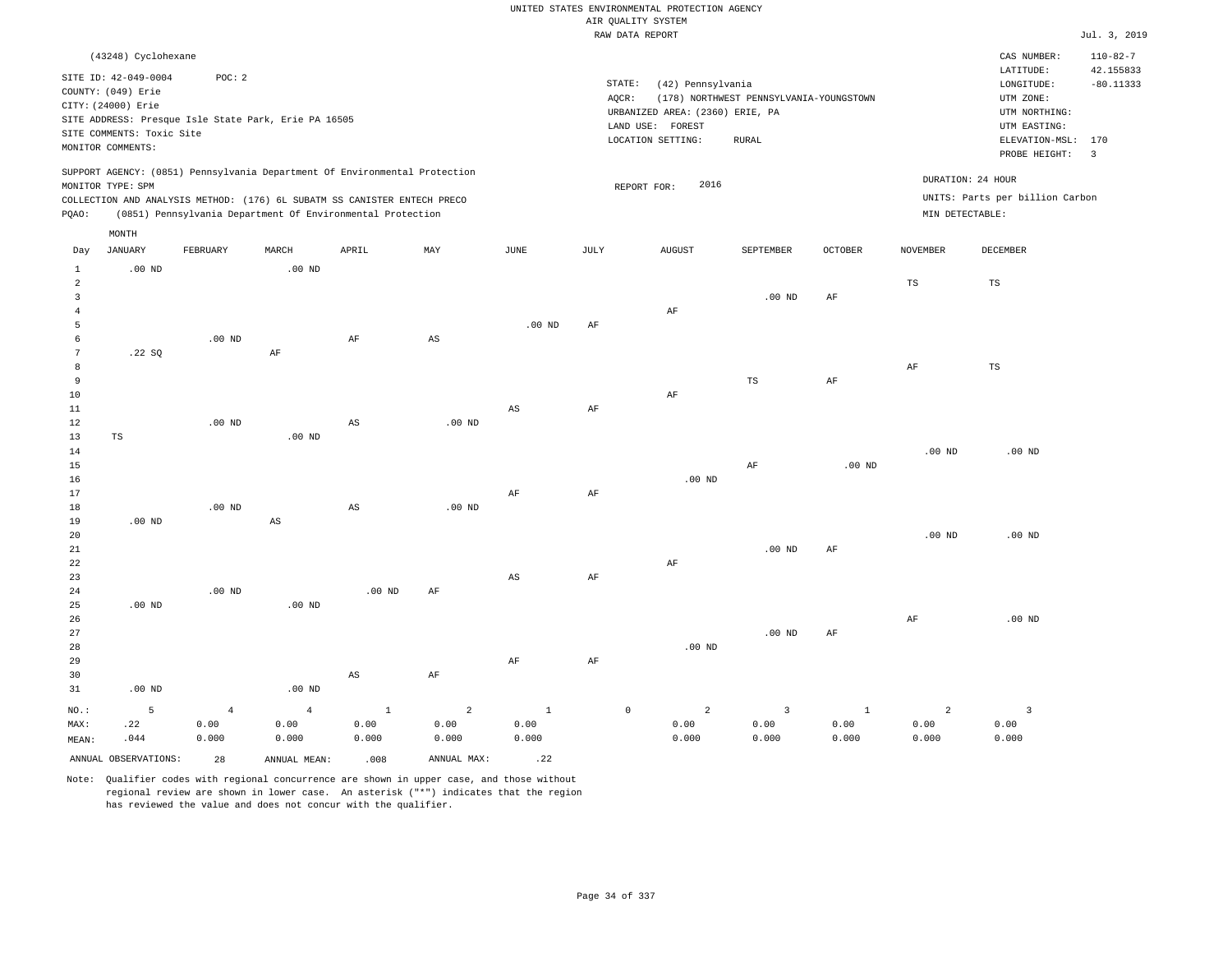UNITED STATES ENVIRONMENTAL PROTECTION AGENCY
AIR QUALITY SYSTEM
RAW DATA REPORT

Jul. 3, 2019

(43248) Cyclohexane

SITE ID: 42-049-0004 POC: 2
COUNTY: (049) Erie
CITY: (24000) Erie
SITE ADDRESS: Presque Isle State Park, Erie PA 16505
SITE COMMENTS: Toxic Site
MONITOR COMMENTS:

STATE: (42) Pennsylvania
AQCR: (178) NORTHWEST PENNSYLVANIA-YOUNGSTOWN
URBANIZED AREA: (2360) ERIE, PA
LAND USE: FOREST
LOCATION SETTING: RURAL

CAS NUMBER: 110-82-7
LATITUDE: 42.155833
LONGITUDE: -80.11333
UTM ZONE:
UTM NORTHING:
UTM EASTING:
ELEVATION-MSL: 170
PROBE HEIGHT: 3

SUPPORT AGENCY: (0851) Pennsylvania Department Of Environmental Protection
MONITOR TYPE: SPM
COLLECTION AND ANALYSIS METHOD: (176) 6L SUBATM SS CANISTER ENTECH PRECO
PQAO: (0851) Pennsylvania Department Of Environmental Protection

REPORT FOR: 2016

DURATION: 24 HOUR
UNITS: Parts per billion Carbon
MIN DETECTABLE:

| Day | JANUARY | FEBRUARY | MARCH | APRIL | MAY | JUNE | JULY | AUGUST | SEPTEMBER | OCTOBER | NOVEMBER | DECEMBER |
|---|---|---|---|---|---|---|---|---|---|---|---|---|
| 1 | .00 ND | | .00 ND | | | | | | | | | |
| 2 | | | | | | | | | | | TS | TS |
| 3 | | | | | | | | | .00 ND | AF | | |
| 4 | | | | | | | | AF | | | | |
| 5 | | | | | | .00 ND | AF | | | | | |
| 6 | | .00 ND | | AF | AS | | | | | | | |
| 7 | .22 SQ | | AF | | | | | | | | | |
| 8 | | | | | | | | | | | AF | TS |
| 9 | | | | | | | | | TS | AF | | |
| 10 | | | | | | | | AF | | | | |
| 11 | | | | | | AS | AF | | | | | |
| 12 | | .00 ND | | AS | .00 ND | | | | | | | |
| 13 | TS | | .00 ND | | | | | | | | | |
| 14 | | | | | | | | | | | .00 ND | .00 ND |
| 15 | | | | | | | | | AF | .00 ND | | |
| 16 | | | | | | | | .00 ND | | | | |
| 17 | | | | | | AF | AF | | | | | |
| 18 | | .00 ND | | AS | .00 ND | | | | | | | |
| 19 | .00 ND | | AS | | | | | | | | | |
| 20 | | | | | | | | | | | .00 ND | .00 ND |
| 21 | | | | | | | | | .00 ND | AF | | |
| 22 | | | | | | | | AF | | | | |
| 23 | | | | | | AS | AF | | | | | |
| 24 | | .00 ND | | .00 ND | AF | | | | | | | |
| 25 | .00 ND | | .00 ND | | | | | | | | | |
| 26 | | | | | | | | | | | AF | .00 ND |
| 27 | | | | | | | | | .00 ND | AF | | |
| 28 | | | | | | | | .00 ND | | | | |
| 29 | | | | | | AF | AF | | | | | |
| 30 | | | | AS | AF | | | | | | | |
| 31 | .00 ND | | .00 ND | | | | | | | | | |
| NO.: | 5 | 4 | 4 | 1 | 2 | 1 | 0 | 2 | 3 | 1 | 2 | 3 |
| MAX: | .22 | 0.00 | 0.00 | 0.00 | 0.00 | 0.00 | | 0.00 | 0.00 | 0.00 | 0.00 | 0.00 |
| MEAN: | .044 | 0.000 | 0.000 | 0.000 | 0.000 | 0.000 | | 0.000 | 0.000 | 0.000 | 0.000 | 0.000 |

ANNUAL OBSERVATIONS: 28 ANNUAL MEAN: .008 ANNUAL MAX: .22

Note: Qualifier codes with regional concurrence are shown in upper case, and those without regional review are shown in lower case. An asterisk ("*") indicates that the region has reviewed the value and does not concur with the qualifier.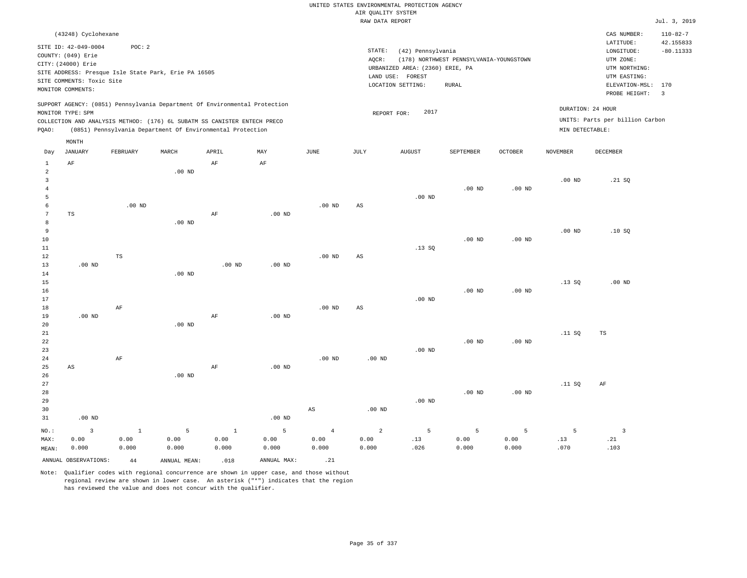UNITED STATES ENVIRONMENTAL PROTECTION AGENCY
AIR QUALITY SYSTEM
RAW DATA REPORT

Jul. 3, 2019

(43248) Cyclohexane

SITE ID: 42-049-0004 POC: 2
COUNTY: (049) Erie
CITY: (24000) Erie
SITE ADDRESS: Presque Isle State Park, Erie PA 16505
SITE COMMENTS: Toxic Site
MONITOR COMMENTS:

STATE: (42) Pennsylvania
AQCR: (178) NORTHWEST PENNSYLVANIA-YOUNGSTOWN
URBANIZED AREA: (2360) ERIE, PA
LAND USE: FOREST
LOCATION SETTING: RURAL

CAS NUMBER: 110-82-7
LATITUDE: 42.155833
LONGITUDE: -80.11333
UTM ZONE:
UTM NORTHING:
UTM EASTING:
ELEVATION-MSL: 170
PROBE HEIGHT: 3

SUPPORT AGENCY: (0851) Pennsylvania Department Of Environmental Protection
MONITOR TYPE: SPM
COLLECTION AND ANALYSIS METHOD: (176) 6L SUBATM SS CANISTER ENTECH PRECO
PQAO: (0851) Pennsylvania Department Of Environmental Protection

REPORT FOR: 2017

DURATION: 24 HOUR
UNITS: Parts per billion Carbon
MIN DETECTABLE:

| Day | JANUARY | FEBRUARY | MARCH | APRIL | MAY | JUNE | JULY | AUGUST | SEPTEMBER | OCTOBER | NOVEMBER | DECEMBER |
|---|---|---|---|---|---|---|---|---|---|---|---|---|
| 1 | AF | | | AF | AF | | | | | | | |
| 2 | | | .00 ND | | | | | | | | | |
| 3 | | | | | | | | | | | .00 ND | .21 SQ |
| 4 | | | | | | | | | .00 ND | .00 ND | | |
| 5 | | | | | | | | .00 ND | | | | |
| 6 | | .00 ND | | | | .00 ND | AS | | | | | |
| 7 | TS | | | AF | .00 ND | | | | | | | |
| 8 | | | .00 ND | | | | | | | | | |
| 9 | | | | | | | | | | | .00 ND | .10 SQ |
| 10 | | | | | | | | | .00 ND | .00 ND | | |
| 11 | | | | | | | | .13 SQ | | | | |
| 12 | | TS | | | | .00 ND | AS | | | | | |
| 13 | .00 ND | | | .00 ND | .00 ND | | | | | | | |
| 14 | | | .00 ND | | | | | | | | | |
| 15 | | | | | | | | | | | .13 SQ | .00 ND |
| 16 | | | | | | | | | .00 ND | .00 ND | | |
| 17 | | | | | | | | .00 ND | | | | |
| 18 | | AF | | | | .00 ND | AS | | | | | |
| 19 | .00 ND | | | AF | .00 ND | | | | | | | |
| 20 | | | .00 ND | | | | | | | | | |
| 21 | | | | | | | | | | | .11 SQ | TS |
| 22 | | | | | | | | | .00 ND | .00 ND | | |
| 23 | | | | | | | | .00 ND | | | | |
| 24 | | AF | | | | .00 ND | .00 ND | | | | | |
| 25 | AS | | | AF | .00 ND | | | | | | | |
| 26 | | | .00 ND | | | | | | | | | |
| 27 | | | | | | | | | | | .11 SQ | AF |
| 28 | | | | | | | | | .00 ND | .00 ND | | |
| 29 | | | | | | | | .00 ND | | | | |
| 30 | | | | | | AS | .00 ND | | | | | |
| 31 | .00 ND | | | | .00 ND | | | | | | | |
| NO.: | 3 | 1 | 5 | 1 | 5 | 4 | 2 | 5 | 5 | 5 | 5 | 3 |
| MAX: | 0.00 | 0.00 | 0.00 | 0.00 | 0.00 | 0.00 | 0.00 | .13 | 0.00 | 0.00 | .13 | .21 |
| MEAN: | 0.000 | 0.000 | 0.000 | 0.000 | 0.000 | 0.000 | 0.000 | .026 | 0.000 | 0.000 | .070 | .103 |

ANNUAL OBSERVATIONS: 44 ANNUAL MEAN: .018 ANNUAL MAX: .21

Note: Qualifier codes with regional concurrence are shown in upper case, and those without regional review are shown in lower case. An asterisk ("*") indicates that the region has reviewed the value and does not concur with the qualifier.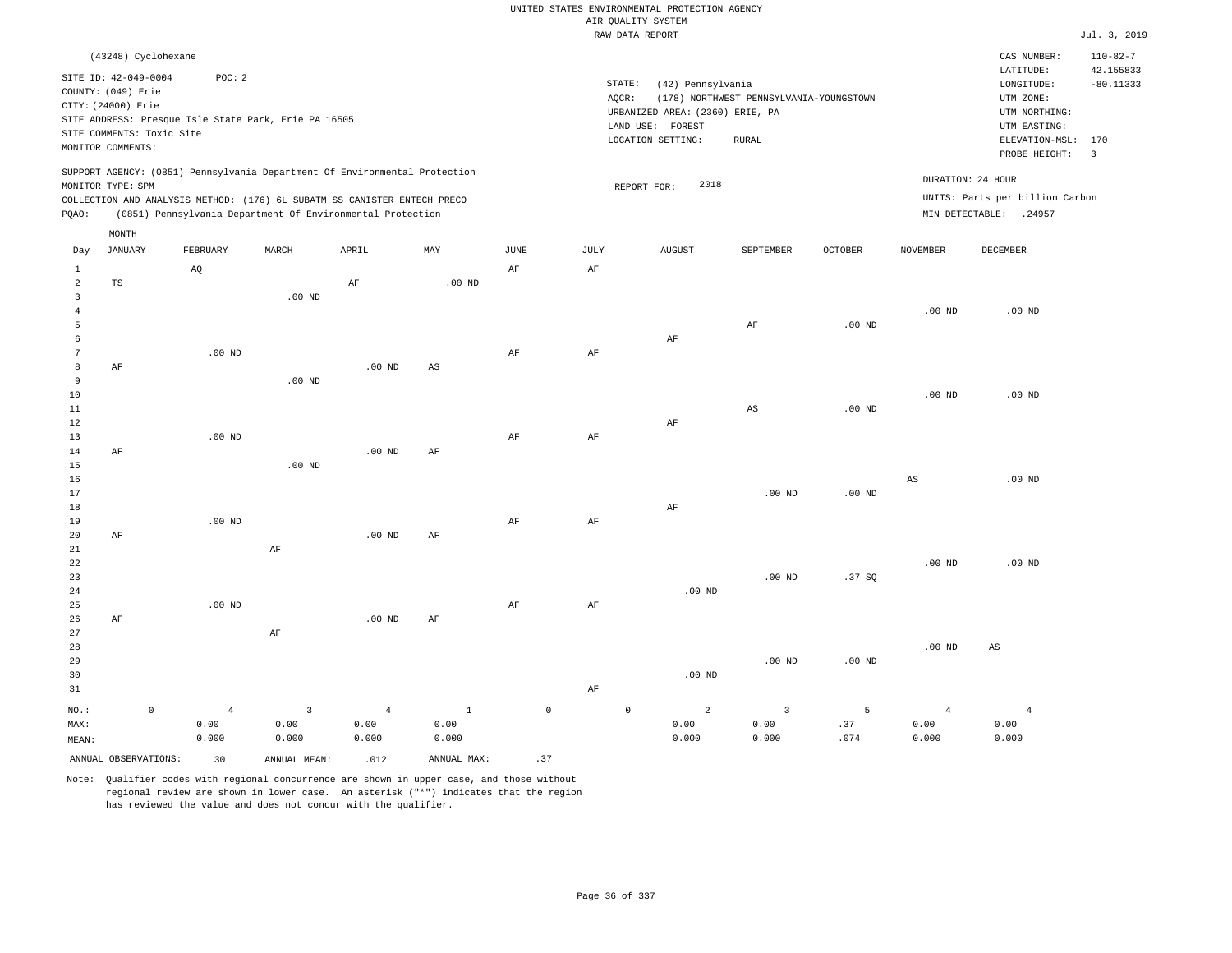UNITED STATES ENVIRONMENTAL PROTECTION AGENCY
AIR QUALITY SYSTEM
RAW DATA REPORT

Jul. 3, 2019

(43248) Cyclohexane

SITE ID: 42-049-0004 POC: 2
COUNTY: (049) Erie
CITY: (24000) Erie
SITE ADDRESS: Presque Isle State Park, Erie PA 16505
SITE COMMENTS: Toxic Site
MONITOR COMMENTS:

STATE: (42) Pennsylvania
AQCR: (178) NORTHWEST PENNSYLVANIA-YOUNGSTOWN
URBANIZED AREA: (2360) ERIE, PA
LAND USE: FOREST
LOCATION SETTING: RURAL

CAS NUMBER: 110-82-7
LATITUDE: 42.155833
LONGITUDE: -80.11333
UTM ZONE:
UTM NORTHING:
UTM EASTING:
ELEVATION-MSL: 170
PROBE HEIGHT: 3

SUPPORT AGENCY: (0851) Pennsylvania Department Of Environmental Protection
MONITOR TYPE: SPM
COLLECTION AND ANALYSIS METHOD: (176) 6L SUBATM SS CANISTER ENTECH PRECO
PQAO: (0851) Pennsylvania Department Of Environmental Protection

REPORT FOR: 2018

DURATION: 24 HOUR
UNITS: Parts per billion Carbon
MIN DETECTABLE: .24957

| Day | JANUARY | FEBRUARY | MARCH | APRIL | MAY | JUNE | JULY | AUGUST | SEPTEMBER | OCTOBER | NOVEMBER | DECEMBER |
|---|---|---|---|---|---|---|---|---|---|---|---|---|
| 1 | | AQ | | | | AF | AF | | | | | |
| 2 | TS | | | AF | .00 ND | | | | | | | |
| 3 | | | .00 ND | | | | | | | | | |
| 4 | | | | | | | | | | | .00 ND | .00 ND |
| 5 | | | | | | | | | AF | .00 ND | | |
| 6 | | | | | | | | AF | | | | |
| 7 | | .00 ND | | | | AF | AF | | | | | |
| 8 | AF | | | .00 ND | AS | | | | | | | |
| 9 | | | .00 ND | | | | | | | | | |
| 10 | | | | | | | | | | | .00 ND | .00 ND |
| 11 | | | | | | | | | AS | .00 ND | | |
| 12 | | | | | | | | AF | | | | |
| 13 | | .00 ND | | | | AF | AF | | | | | |
| 14 | AF | | | .00 ND | AF | | | | | | | |
| 15 | | | .00 ND | | | | | | | | | |
| 16 | | | | | | | | | | | AS | .00 ND |
| 17 | | | | | | | | | .00 ND | .00 ND | | |
| 18 | | | | | | | | AF | | | | |
| 19 | | .00 ND | | | | AF | AF | | | | | |
| 20 | AF | | | .00 ND | AF | | | | | | | |
| 21 | | | AF | | | | | | | | | |
| 22 | | | | | | | | | | | .00 ND | .00 ND |
| 23 | | | | | | | | | .00 ND | .37 SQ | | |
| 24 | | | | | | | | .00 ND | | | | |
| 25 | | .00 ND | | | | AF | AF | | | | | |
| 26 | AF | | | .00 ND | AF | | | | | | | |
| 27 | | | AF | | | | | | | | | |
| 28 | | | | | | | | | | | .00 ND | AS |
| 29 | | | | | | | | | .00 ND | .00 ND | | |
| 30 | | | | | | | | .00 ND | | | | |
| 31 | | | | | | | AF | | | | | |
| NO.: | 0 | 4 | 3 | 4 | 1 | 0 | 0 | 2 | 3 | 5 | 4 | 4 |
| MAX: | | 0.00 | 0.00 | 0.00 | 0.00 | | | 0.00 | 0.00 | .37 | 0.00 | 0.00 |
| MEAN: | | 0.000 | 0.000 | 0.000 | 0.000 | | | 0.000 | 0.000 | .074 | 0.000 | 0.000 |

ANNUAL OBSERVATIONS: 30 ANNUAL MEAN: .012 ANNUAL MAX: .37

Note: Qualifier codes with regional concurrence are shown in upper case, and those without regional review are shown in lower case. An asterisk ("*") indicates that the region has reviewed the value and does not concur with the qualifier.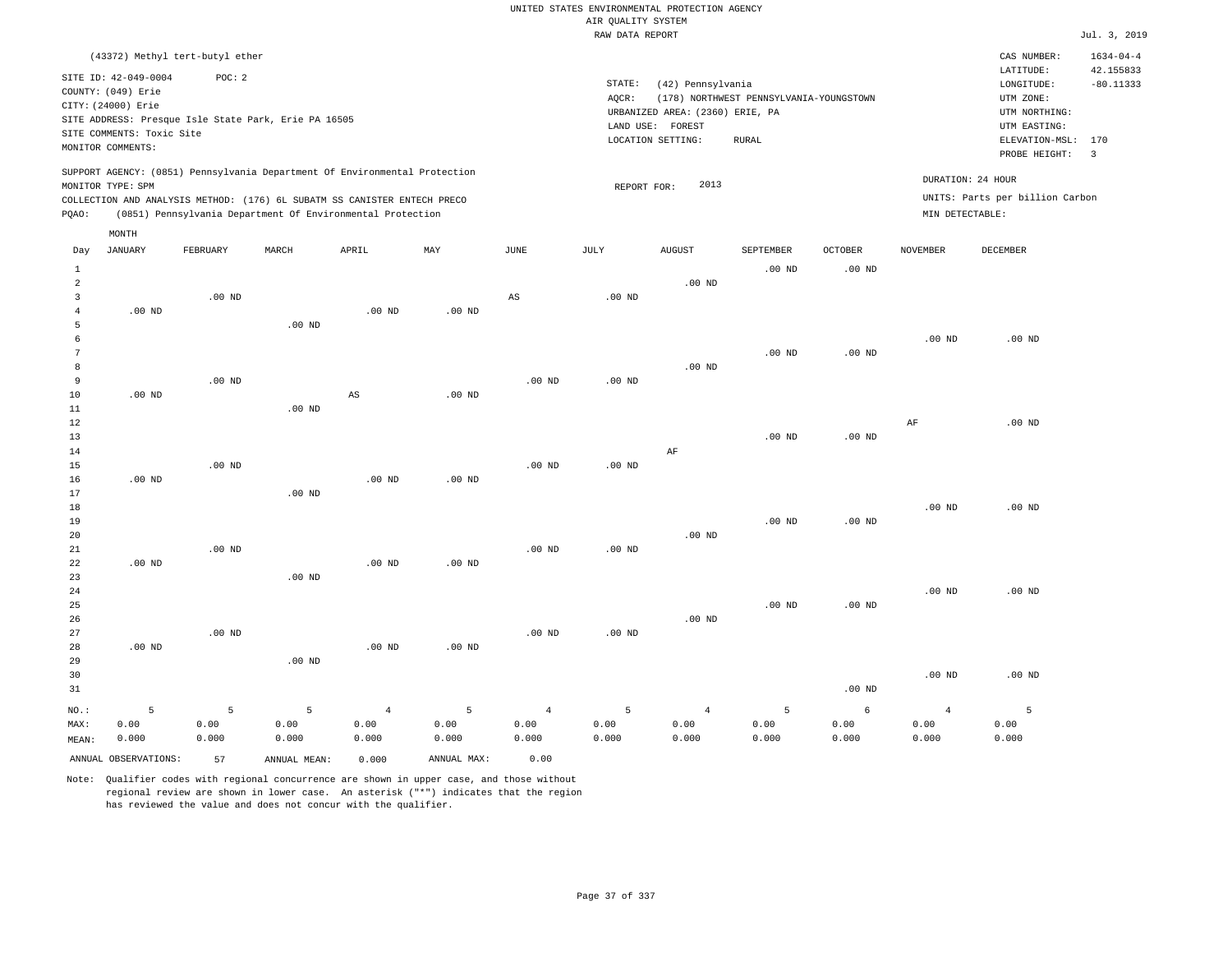UNITED STATES ENVIRONMENTAL PROTECTION AGENCY
AIR QUALITY SYSTEM
RAW DATA REPORT

Jul. 3, 2019

(43372) Methyl tert-butyl ether

SITE ID: 42-049-0004 POC: 2
COUNTY: (049) Erie
CITY: (24000) Erie
SITE ADDRESS: Presque Isle State Park, Erie PA 16505
SITE COMMENTS: Toxic Site
MONITOR COMMENTS:

STATE: (42) Pennsylvania
AQCR: (178) NORTHWEST PENNSYLVANIA-YOUNGSTOWN
URBANIZED AREA: (2360) ERIE, PA
LAND USE: FOREST
LOCATION SETTING: RURAL

CAS NUMBER: 1634-04-4
LATITUDE: 42.155833
LONGITUDE: -80.11333
UTM ZONE:
UTM NORTHING:
UTM EASTING:
ELEVATION-MSL: 170
PROBE HEIGHT: 3

SUPPORT AGENCY: (0851) Pennsylvania Department Of Environmental Protection
MONITOR TYPE: SPM
COLLECTION AND ANALYSIS METHOD: (176) 6L SUBATM SS CANISTER ENTECH PRECO
PQAO: (0851) Pennsylvania Department Of Environmental Protection

REPORT FOR: 2013

DURATION: 24 HOUR
UNITS: Parts per billion Carbon
MIN DETECTABLE:

| Day | JANUARY | FEBRUARY | MARCH | APRIL | MAY | JUNE | JULY | AUGUST | SEPTEMBER | OCTOBER | NOVEMBER | DECEMBER |
|---|---|---|---|---|---|---|---|---|---|---|---|---|
| 1 | | | | | | | | | .00 ND | .00 ND | | |
| 2 | | | | | | | | .00 ND | | | | |
| 3 | | .00 ND | | | | AS | .00 ND | | | | | |
| 4 | .00 ND | | | .00 ND | .00 ND | | | | | | | |
| 5 | | | .00 ND | | | | | | | | | |
| 6 | | | | | | | | | | | .00 ND | .00 ND |
| 7 | | | | | | | | | .00 ND | .00 ND | | |
| 8 | | | | | | | | .00 ND | | | | |
| 9 | | .00 ND | | | | .00 ND | .00 ND | | | | | |
| 10 | .00 ND | | | AS | .00 ND | | | | | | | |
| 11 | | | .00 ND | | | | | | | | | |
| 12 | | | | | | | | | | | AF | .00 ND |
| 13 | | | | | | | | | .00 ND | .00 ND | | |
| 14 | | | | | | | | AF | | | | |
| 15 | | .00 ND | | | | .00 ND | .00 ND | | | | | |
| 16 | .00 ND | | | .00 ND | .00 ND | | | | | | | |
| 17 | | | .00 ND | | | | | | | | | |
| 18 | | | | | | | | | | | .00 ND | .00 ND |
| 19 | | | | | | | | | .00 ND | .00 ND | | |
| 20 | | | | | | | | .00 ND | | | | |
| 21 | | .00 ND | | | | .00 ND | .00 ND | | | | | |
| 22 | .00 ND | | | .00 ND | .00 ND | | | | | | | |
| 23 | | | .00 ND | | | | | | | | | |
| 24 | | | | | | | | | | | .00 ND | .00 ND |
| 25 | | | | | | | | | .00 ND | .00 ND | | |
| 26 | | | | | | | | .00 ND | | | | |
| 27 | | .00 ND | | | | .00 ND | .00 ND | | | | | |
| 28 | .00 ND | | | .00 ND | .00 ND | | | | | | | |
| 29 | | | .00 ND | | | | | | | | | |
| 30 | | | | | | | | | | | .00 ND | .00 ND |
| 31 | | | | | | | | | | .00 ND | | |
| NO.: | 5 | 5 | 5 | 4 | 5 | 4 | 5 | 4 | 5 | 6 | 4 | 5 |
| MAX: | 0.00 | 0.00 | 0.00 | 0.00 | 0.00 | 0.00 | 0.00 | 0.00 | 0.00 | 0.00 | 0.00 | 0.00 |
| MEAN: | 0.000 | 0.000 | 0.000 | 0.000 | 0.000 | 0.000 | 0.000 | 0.000 | 0.000 | 0.000 | 0.000 | 0.000 |

ANNUAL OBSERVATIONS: 57 ANNUAL MEAN: 0.000 ANNUAL MAX: 0.00

Note: Qualifier codes with regional concurrence are shown in upper case, and those without regional review are shown in lower case. An asterisk ("*") indicates that the region has reviewed the value and does not concur with the qualifier.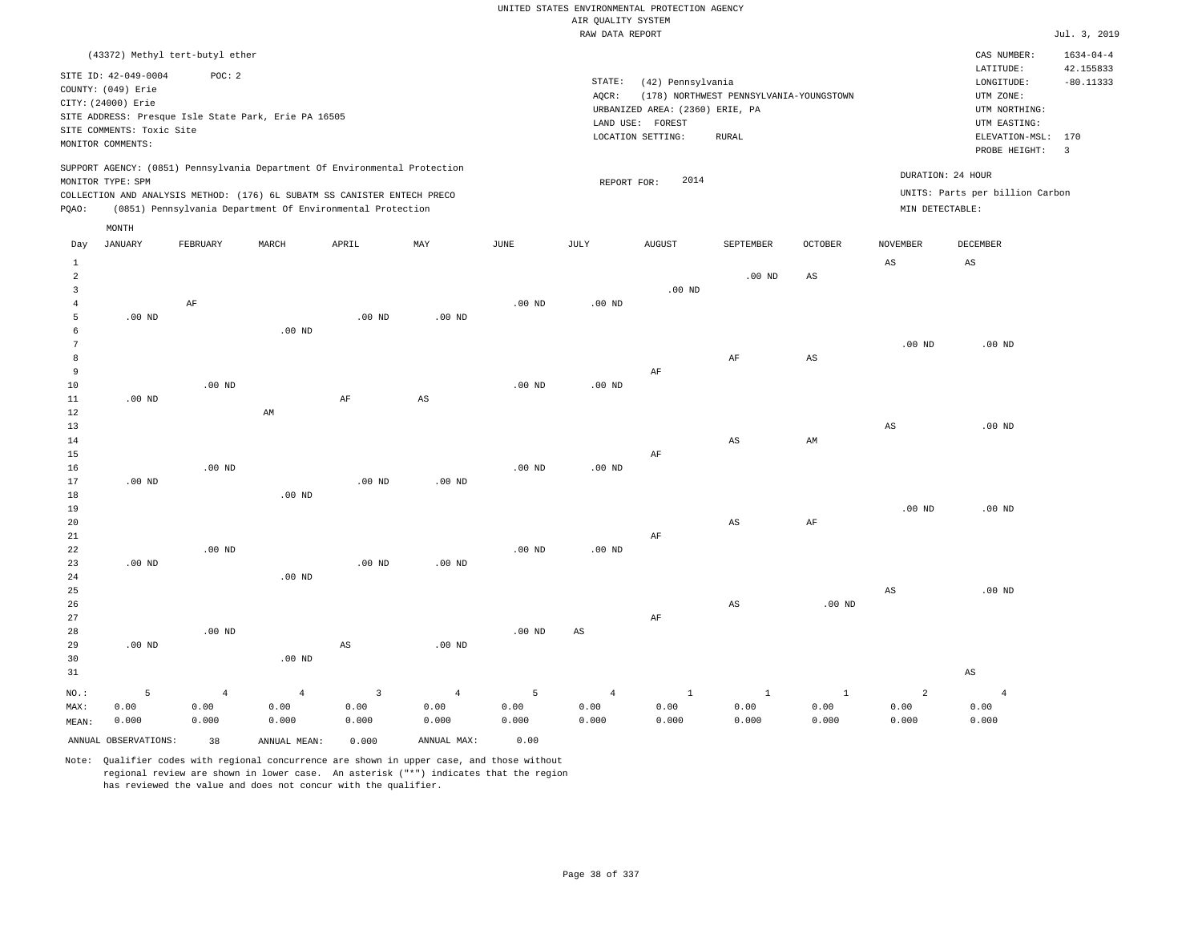UNITED STATES ENVIRONMENTAL PROTECTION AGENCY
AIR QUALITY SYSTEM
RAW DATA REPORT

Jul. 3, 2019

(43372) Methyl tert-butyl ether

SITE ID: 42-049-0004 POC: 2
COUNTY: (049) Erie
CITY: (24000) Erie
SITE ADDRESS: Presque Isle State Park, Erie PA 16505
SITE COMMENTS: Toxic Site
MONITOR COMMENTS:

STATE: (42) Pennsylvania
AQCR: (178) NORTHWEST PENNSYLVANIA-YOUNGSTOWN
URBANIZED AREA: (2360) ERIE, PA
LAND USE: FOREST
LOCATION SETTING: RURAL

CAS NUMBER: 1634-04-4
LATITUDE: 42.155833
LONGITUDE: -80.11333
UTM ZONE:
UTM NORTHING:
UTM EASTING:
ELEVATION-MSL: 170
PROBE HEIGHT: 3

SUPPORT AGENCY: (0851) Pennsylvania Department Of Environmental Protection
MONITOR TYPE: SPM
COLLECTION AND ANALYSIS METHOD: (176) 6L SUBATM SS CANISTER ENTECH PRECO
PQAO: (0851) Pennsylvania Department Of Environmental Protection

REPORT FOR: 2014

DURATION: 24 HOUR
UNITS: Parts per billion Carbon
MIN DETECTABLE:

| Day | JANUARY | FEBRUARY | MARCH | APRIL | MAY | JUNE | JULY | AUGUST | SEPTEMBER | OCTOBER | NOVEMBER | DECEMBER |
|---|---|---|---|---|---|---|---|---|---|---|---|---|
| 1 | | | | | | | | | | | AS | AS |
| 2 | | | | | | | | | .00 ND | AS | | |
| 3 | | | | | | | | .00 ND | | | | |
| 4 | | AF | | | | .00 ND | .00 ND | | | | | |
| 5 | .00 ND | | | .00 ND | .00 ND | | | | | | | |
| 6 | | | .00 ND | | | | | | | | | |
| 7 | | | | | | | | | | | .00 ND | .00 ND |
| 8 | | | | | | | | | AF | AS | | |
| 9 | | | | | | | | AF | | | | |
| 10 | | .00 ND | | | | .00 ND | .00 ND | | | | | |
| 11 | .00 ND | | | AF | AS | | | | | | | |
| 12 | | | AM | | | | | | | | | |
| 13 | | | | | | | | | | | AS | .00 ND |
| 14 | | | | | | | | | AS | AM | | |
| 15 | | | | | | | | AF | | | | |
| 16 | | .00 ND | | | | .00 ND | .00 ND | | | | | |
| 17 | .00 ND | | | .00 ND | .00 ND | | | | | | | |
| 18 | | | .00 ND | | | | | | | | | |
| 19 | | | | | | | | | | | .00 ND | .00 ND |
| 20 | | | | | | | | | AS | AF | | |
| 21 | | | | | | | | AF | | | | |
| 22 | | .00 ND | | | | .00 ND | .00 ND | | | | | |
| 23 | .00 ND | | | .00 ND | .00 ND | | | | | | | |
| 24 | | | .00 ND | | | | | | | | | |
| 25 | | | | | | | | | | | AS | .00 ND |
| 26 | | | | | | | | | AS | .00 ND | | |
| 27 | | | | | | | | AF | | | | |
| 28 | | .00 ND | | | | .00 ND | AS | | | | | |
| 29 | .00 ND | | | AS | .00 ND | | | | | | | |
| 30 | | | .00 ND | | | | | | | | | |
| 31 | | | | | | | | | | | | AS |
| NO.: | 5 | 4 | 4 | 3 | 4 | 5 | 4 | 1 | 1 | 1 | 2 | 4 |
| MAX: | 0.00 | 0.00 | 0.00 | 0.00 | 0.00 | 0.00 | 0.00 | 0.00 | 0.00 | 0.00 | 0.00 | 0.00 |
| MEAN: | 0.000 | 0.000 | 0.000 | 0.000 | 0.000 | 0.000 | 0.000 | 0.000 | 0.000 | 0.000 | 0.000 | 0.000 |

ANNUAL OBSERVATIONS: 38 ANNUAL MEAN: 0.000 ANNUAL MAX: 0.00

Note: Qualifier codes with regional concurrence are shown in upper case, and those without regional review are shown in lower case. An asterisk ("*") indicates that the region has reviewed the value and does not concur with the qualifier.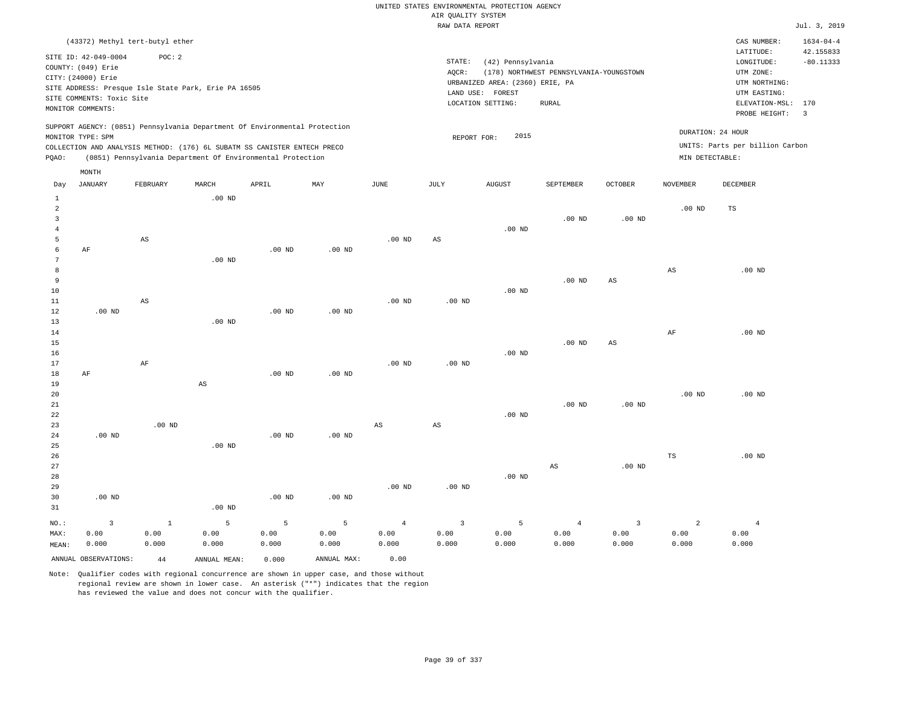UNITED STATES ENVIRONMENTAL PROTECTION AGENCY
AIR QUALITY SYSTEM
RAW DATA REPORT

Jul. 3, 2019

(43372) Methyl tert-butyl ether

SITE ID: 42-049-0004 POC: 2
COUNTY: (049) Erie
CITY: (24000) Erie
SITE ADDRESS: Presque Isle State Park, Erie PA 16505
SITE COMMENTS: Toxic Site
MONITOR COMMENTS:

STATE: (42) Pennsylvania
AQCR: (178) NORTHWEST PENNSYLVANIA-YOUNGSTOWN
URBANIZED AREA: (2360) ERIE, PA
LAND USE: FOREST
LOCATION SETTING: RURAL

CAS NUMBER: 1634-04-4
LATITUDE: 42.155833
LONGITUDE: -80.11333
UTM ZONE:
UTM NORTHING:
UTM EASTING:
ELEVATION-MSL: 170
PROBE HEIGHT: 3

SUPPORT AGENCY: (0851) Pennsylvania Department Of Environmental Protection
MONITOR TYPE: SPM
COLLECTION AND ANALYSIS METHOD: (176) 6L SUBATM SS CANISTER ENTECH PRECO
PQAO: (0851) Pennsylvania Department Of Environmental Protection

REPORT FOR: 2015

DURATION: 24 HOUR
UNITS: Parts per billion Carbon
MIN DETECTABLE:

| Day | JANUARY | FEBRUARY | MARCH | APRIL | MAY | JUNE | JULY | AUGUST | SEPTEMBER | OCTOBER | NOVEMBER | DECEMBER |
|---|---|---|---|---|---|---|---|---|---|---|---|---|
| 1 | | | .00 ND | | | | | | | | | |
| 2 | | | | | | | | | | | .00 ND | TS |
| 3 | | | | | | | | | .00 ND | .00 ND | | |
| 4 | | | | | | | | .00 ND | | | | |
| 5 | | AS | | | | .00 ND | AS | | | | | |
| 6 | AF | | | .00 ND | .00 ND | | | | | | | |
| 7 | | | .00 ND | | | | | | | | | |
| 8 | | | | | | | | | | | AS | .00 ND |
| 9 | | | | | | | | | .00 ND | AS | | |
| 10 | | | | | | | | .00 ND | | | | |
| 11 | | AS | | | | .00 ND | .00 ND | | | | | |
| 12 | .00 ND | | | .00 ND | .00 ND | | | | | | | |
| 13 | | | .00 ND | | | | | | | | | |
| 14 | | | | | | | | | | | AF | .00 ND |
| 15 | | | | | | | | | .00 ND | AS | | |
| 16 | | | | | | | | .00 ND | | | | |
| 17 | | AF | | | | .00 ND | .00 ND | | | | | |
| 18 | AF | | | .00 ND | .00 ND | | | | | | | |
| 19 | | | AS | | | | | | | | | |
| 20 | | | | | | | | | | | .00 ND | .00 ND |
| 21 | | | | | | | | | .00 ND | .00 ND | | |
| 22 | | | | | | | | .00 ND | | | | |
| 23 | | .00 ND | | | | AS | AS | | | | | |
| 24 | .00 ND | | | .00 ND | .00 ND | | | | | | | |
| 25 | | | .00 ND | | | | | | | | | |
| 26 | | | | | | | | | | | TS | .00 ND |
| 27 | | | | | | | | | AS | .00 ND | | |
| 28 | | | | | | | | .00 ND | | | | |
| 29 | | | | | | .00 ND | .00 ND | | | | | |
| 30 | .00 ND | | | .00 ND | .00 ND | | | | | | | |
| 31 | | | .00 ND | | | | | | | | | |
| NO.: | 3 | 1 | 5 | 5 | 5 | 4 | 3 | 5 | 4 | 3 | 2 | 4 |
| MAX: | 0.00 | 0.00 | 0.00 | 0.00 | 0.00 | 0.00 | 0.00 | 0.00 | 0.00 | 0.00 | 0.00 | 0.00 |
| MEAN: | 0.000 | 0.000 | 0.000 | 0.000 | 0.000 | 0.000 | 0.000 | 0.000 | 0.000 | 0.000 | 0.000 | 0.000 |

ANNUAL OBSERVATIONS: 44 ANNUAL MEAN: 0.000 ANNUAL MAX: 0.00

Note: Qualifier codes with regional concurrence are shown in upper case, and those without regional review are shown in lower case. An asterisk ("*") indicates that the region has reviewed the value and does not concur with the qualifier.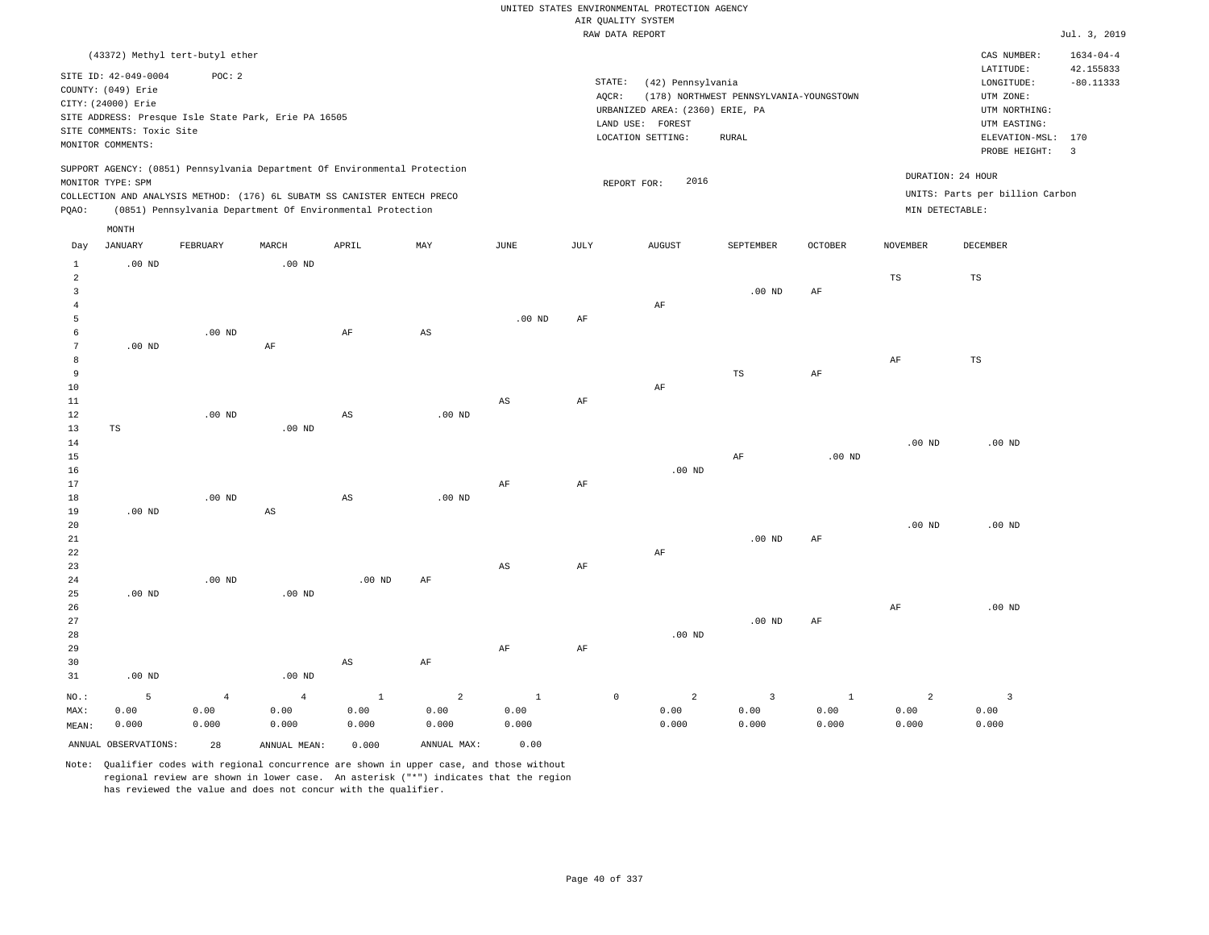UNITED STATES ENVIRONMENTAL PROTECTION AGENCY
AIR QUALITY SYSTEM
RAW DATA REPORT

Jul. 3, 2019

(43372) Methyl tert-butyl ether

SITE ID: 42-049-0004 POC: 2
COUNTY: (049) Erie
CITY: (24000) Erie
SITE ADDRESS: Presque Isle State Park, Erie PA 16505
SITE COMMENTS: Toxic Site
MONITOR COMMENTS:

STATE: (42) Pennsylvania
AQCR: (178) NORTHWEST PENNSYLVANIA-YOUNGSTOWN
URBANIZED AREA: (2360) ERIE, PA
LAND USE: FOREST
LOCATION SETTING: RURAL

CAS NUMBER: 1634-04-4
LATITUDE: 42.155833
LONGITUDE: -80.11333
UTM ZONE:
UTM NORTHING:
UTM EASTING:
ELEVATION-MSL: 170
PROBE HEIGHT: 3

SUPPORT AGENCY: (0851) Pennsylvania Department Of Environmental Protection
MONITOR TYPE: SPM
COLLECTION AND ANALYSIS METHOD: (176) 6L SUBATM SS CANISTER ENTECH PRECO
PQAO: (0851) Pennsylvania Department Of Environmental Protection

REPORT FOR: 2016

DURATION: 24 HOUR
UNITS: Parts per billion Carbon
MIN DETECTABLE:

| Day | JANUARY | FEBRUARY | MARCH | APRIL | MAY | JUNE | JULY | AUGUST | SEPTEMBER | OCTOBER | NOVEMBER | DECEMBER |
|---|---|---|---|---|---|---|---|---|---|---|---|---|
| 1 | .00 ND | | .00 ND | | | | | | | | | |
| 2 | | | | | | | | | | | TS | TS |
| 3 | | | | | | | | | .00 ND | AF | | |
| 4 | | | | | | | | AF | | | | |
| 5 | | | | | | .00 ND | AF | | | | | |
| 6 | | .00 ND | | AF | AS | | | | | | | |
| 7 | .00 ND | | AF | | | | | | | | | |
| 8 | | | | | | | | | | | AF | TS |
| 9 | | | | | | | | | TS | AF | | |
| 10 | | | | | | | | AF | | | | |
| 11 | | | | | | AS | AF | | | | | |
| 12 | | .00 ND | | AS | .00 ND | | | | | | | |
| 13 | TS | | .00 ND | | | | | | | | | |
| 14 | | | | | | | | | | | .00 ND | .00 ND |
| 15 | | | | | | | | | AF | .00 ND | | |
| 16 | | | | | | | | .00 ND | | | | |
| 17 | | | | | | AF | AF | | | | | |
| 18 | | .00 ND | | AS | .00 ND | | | | | | | |
| 19 | .00 ND | | AS | | | | | | | | | |
| 20 | | | | | | | | | | | .00 ND | .00 ND |
| 21 | | | | | | | | | .00 ND | AF | | |
| 22 | | | | | | | | AF | | | | |
| 23 | | | | | | AS | AF | | | | | |
| 24 | | .00 ND | | .00 ND | AF | | | | | | | |
| 25 | .00 ND | | .00 ND | | | | | | | | | |
| 26 | | | | | | | | | | | AF | .00 ND |
| 27 | | | | | | | | | .00 ND | AF | | |
| 28 | | | | | | | | .00 ND | | | | |
| 29 | | | | | | AF | AF | | | | | |
| 30 | | | | AS | AF | | | | | | | |
| 31 | .00 ND | | .00 ND | | | | | | | | | |
| NO.: | 5 | 4 | 4 | 1 | 2 | 1 | 0 | 2 | 3 | 1 | 2 | 3 |
| MAX: | 0.00 | 0.00 | 0.00 | 0.00 | 0.00 | 0.00 | | 0.00 | 0.00 | 0.00 | 0.00 | 0.00 |
| MEAN: | 0.000 | 0.000 | 0.000 | 0.000 | 0.000 | 0.000 | | 0.000 | 0.000 | 0.000 | 0.000 | 0.000 |

ANNUAL OBSERVATIONS: 28 ANNUAL MEAN: 0.000 ANNUAL MAX: 0.00

Note: Qualifier codes with regional concurrence are shown in upper case, and those without regional review are shown in lower case. An asterisk ("*") indicates that the region has reviewed the value and does not concur with the qualifier.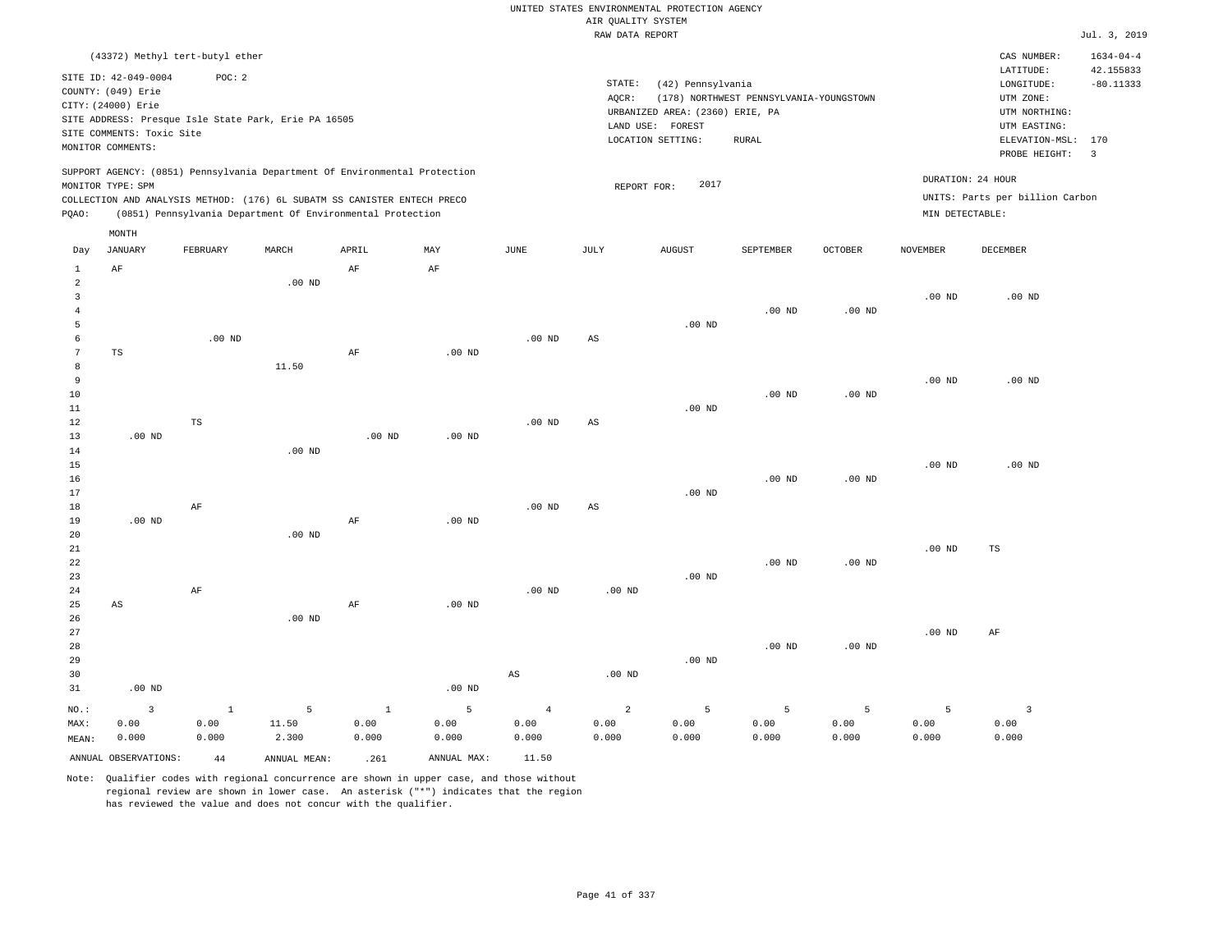UNITED STATES ENVIRONMENTAL PROTECTION AGENCY
AIR QUALITY SYSTEM
RAW DATA REPORT

Jul. 3, 2019

(43372) Methyl tert-butyl ether

SITE ID: 42-049-0004 POC: 2
COUNTY: (049) Erie
CITY: (24000) Erie
SITE ADDRESS: Presque Isle State Park, Erie PA 16505
SITE COMMENTS: Toxic Site
MONITOR COMMENTS:

STATE: (42) Pennsylvania
AQCR: (178) NORTHWEST PENNSYLVANIA-YOUNGSTOWN
URBANIZED AREA: (2360) ERIE, PA
LAND USE: FOREST
LOCATION SETTING: RURAL

CAS NUMBER: 1634-04-4
LATITUDE: 42.155833
LONGITUDE: -80.11333
UTM ZONE:
UTM NORTHING:
UTM EASTING:
ELEVATION-MSL: 170
PROBE HEIGHT: 3

SUPPORT AGENCY: (0851) Pennsylvania Department Of Environmental Protection
MONITOR TYPE: SPM
COLLECTION AND ANALYSIS METHOD: (176) 6L SUBATM SS CANISTER ENTECH PRECO
PQAO: (0851) Pennsylvania Department Of Environmental Protection

REPORT FOR: 2017

DURATION: 24 HOUR
UNITS: Parts per billion Carbon
MIN DETECTABLE:

| Day | JANUARY | FEBRUARY | MARCH | APRIL | MAY | JUNE | JULY | AUGUST | SEPTEMBER | OCTOBER | NOVEMBER | DECEMBER |
|---|---|---|---|---|---|---|---|---|---|---|---|---|
| 1 | AF | | | AF | AF | | | | | | | |
| 2 | | | .00 ND | | | | | | | | | |
| 3 | | | | | | | | | | | .00 ND | .00 ND |
| 4 | | | | | | | | | .00 ND | .00 ND | | |
| 5 | | | | | | | | .00 ND | | | | |
| 6 | | .00 ND | | | | .00 ND | AS | | | | | |
| 7 | TS | | | AF | .00 ND | | | | | | | |
| 8 | | | 11.50 | | | | | | | | | |
| 9 | | | | | | | | | | | .00 ND | .00 ND |
| 10 | | | | | | | | | .00 ND | .00 ND | | |
| 11 | | | | | | | | .00 ND | | | | |
| 12 | | TS | | | | .00 ND | AS | | | | | |
| 13 | .00 ND | | | .00 ND | .00 ND | | | | | | | |
| 14 | | | .00 ND | | | | | | | | | |
| 15 | | | | | | | | | | | .00 ND | .00 ND |
| 16 | | | | | | | | | .00 ND | .00 ND | | |
| 17 | | | | | | | | .00 ND | | | | |
| 18 | | AF | | | | .00 ND | AS | | | | | |
| 19 | .00 ND | | | AF | .00 ND | | | | | | | |
| 20 | | | .00 ND | | | | | | | | | |
| 21 | | | | | | | | | | | .00 ND | TS |
| 22 | | | | | | | | | .00 ND | .00 ND | | |
| 23 | | | | | | | | .00 ND | | | | |
| 24 | | AF | | | | .00 ND | .00 ND | | | | | |
| 25 | AS | | | AF | .00 ND | | | | | | | |
| 26 | | | .00 ND | | | | | | | | | |
| 27 | | | | | | | | | | | .00 ND | AF |
| 28 | | | | | | | | | .00 ND | .00 ND | | |
| 29 | | | | | | | | .00 ND | | | | |
| 30 | | | | | | AS | .00 ND | | | | | |
| 31 | .00 ND | | | | .00 ND | | | | | | | |
| NO.: | 3 | 1 | 5 | 1 | 5 | 4 | 2 | 5 | 5 | 5 | 5 | 3 |
| MAX: | 0.00 | 0.00 | 11.50 | 0.00 | 0.00 | 0.00 | 0.00 | 0.00 | 0.00 | 0.00 | 0.00 | 0.00 |
| MEAN: | 0.000 | 0.000 | 2.300 | 0.000 | 0.000 | 0.000 | 0.000 | 0.000 | 0.000 | 0.000 | 0.000 | 0.000 |

ANNUAL OBSERVATIONS: 44 ANNUAL MEAN: .261 ANNUAL MAX: 11.50

Note: Qualifier codes with regional concurrence are shown in upper case, and those without regional review are shown in lower case. An asterisk ("*") indicates that the region has reviewed the value and does not concur with the qualifier.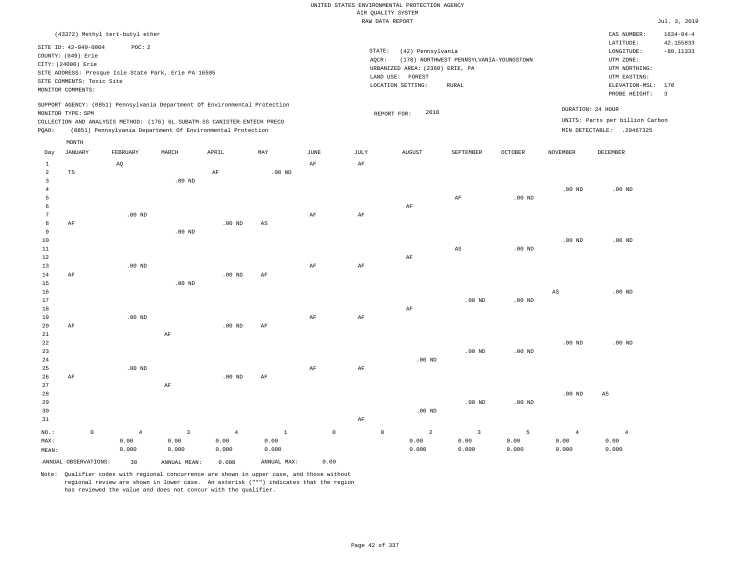UNITED STATES ENVIRONMENTAL PROTECTION AGENCY
AIR QUALITY SYSTEM
RAW DATA REPORT

Jul. 3, 2019

(43372) Methyl tert-butyl ether

SITE ID: 42-049-0004 POC: 2
COUNTY: (049) Erie
CITY: (24000) Erie
SITE ADDRESS: Presque Isle State Park, Erie PA 16505
SITE COMMENTS: Toxic Site
MONITOR COMMENTS:

STATE: (42) Pennsylvania
AQCR: (178) NORTHWEST PENNSYLVANIA-YOUNGSTOWN
URBANIZED AREA: (2360) ERIE, PA
LAND USE: FOREST
LOCATION SETTING: RURAL

CAS NUMBER: 1634-04-4
LATITUDE: 42.155833
LONGITUDE: -80.11333
UTM ZONE:
UTM NORTHING:
UTM EASTING:
ELEVATION-MSL: 170
PROBE HEIGHT: 3

SUPPORT AGENCY: (0851) Pennsylvania Department Of Environmental Protection
MONITOR TYPE: SPM
COLLECTION AND ANALYSIS METHOD: (176) 6L SUBATM SS CANISTER ENTECH PRECO
PQAO: (0851) Pennsylvania Department Of Environmental Protection

REPORT FOR: 2018

DURATION: 24 HOUR
UNITS: Parts per billion Carbon
MIN DETECTABLE: .20467325

| Day | JANUARY | FEBRUARY | MARCH | APRIL | MAY | JUNE | JULY | AUGUST | SEPTEMBER | OCTOBER | NOVEMBER | DECEMBER |
|---|---|---|---|---|---|---|---|---|---|---|---|---|
| 1 | | AQ | | | | AF | AF | | | | | |
| 2 | TS | | | AF | .00 ND | | | | | | | |
| 3 | | | .00 ND | | | | | | | | | |
| 4 | | | | | | | | | | | .00 ND | .00 ND |
| 5 | | | | | | | | | AF | .00 ND | | |
| 6 | | | | | | | | AF | | | | |
| 7 | | .00 ND | | | | AF | AF | | | | | |
| 8 | AF | | | .00 ND | AS | | | | | | | |
| 9 | | | .00 ND | | | | | | | | | |
| 10 | | | | | | | | | | | .00 ND | .00 ND |
| 11 | | | | | | | | | AS | .00 ND | | |
| 12 | | | | | | | | AF | | | | |
| 13 | | .00 ND | | | | AF | AF | | | | | |
| 14 | AF | | | .00 ND | AF | | | | | | | |
| 15 | | | .00 ND | | | | | | | | | |
| 16 | | | | | | | | | | | AS | .00 ND |
| 17 | | | | | | | | | .00 ND | .00 ND | | |
| 18 | | | | | | | | AF | | | | |
| 19 | | .00 ND | | | | AF | AF | | | | | |
| 20 | AF | | | .00 ND | AF | | | | | | | |
| 21 | | | AF | | | | | | | | | |
| 22 | | | | | | | | | | | .00 ND | .00 ND |
| 23 | | | | | | | | | .00 ND | .00 ND | | |
| 24 | | | | | | | | .00 ND | | | | |
| 25 | | .00 ND | | | | AF | AF | | | | | |
| 26 | AF | | | .00 ND | AF | | | | | | | |
| 27 | | | AF | | | | | | | | | |
| 28 | | | | | | | | | | | .00 ND | AS |
| 29 | | | | | | | | | .00 ND | .00 ND | | |
| 30 | | | | | | | | .00 ND | | | | |
| 31 | | | | | | | AF | | | | | |
| NO.: | 0 | 4 | 3 | 4 | 1 | 0 | 0 | 2 | 3 | 5 | 4 | 4 |
| MAX: | | 0.00 | 0.00 | 0.00 | 0.00 | | | 0.00 | 0.00 | 0.00 | 0.00 | 0.00 |
| MEAN: | | 0.000 | 0.000 | 0.000 | 0.000 | | | 0.000 | 0.000 | 0.000 | 0.000 | 0.000 |

ANNUAL OBSERVATIONS: 30 ANNUAL MEAN: 0.000 ANNUAL MAX: 0.00

Note: Qualifier codes with regional concurrence are shown in upper case, and those without regional review are shown in lower case. An asterisk ("*") indicates that the region has reviewed the value and does not concur with the qualifier.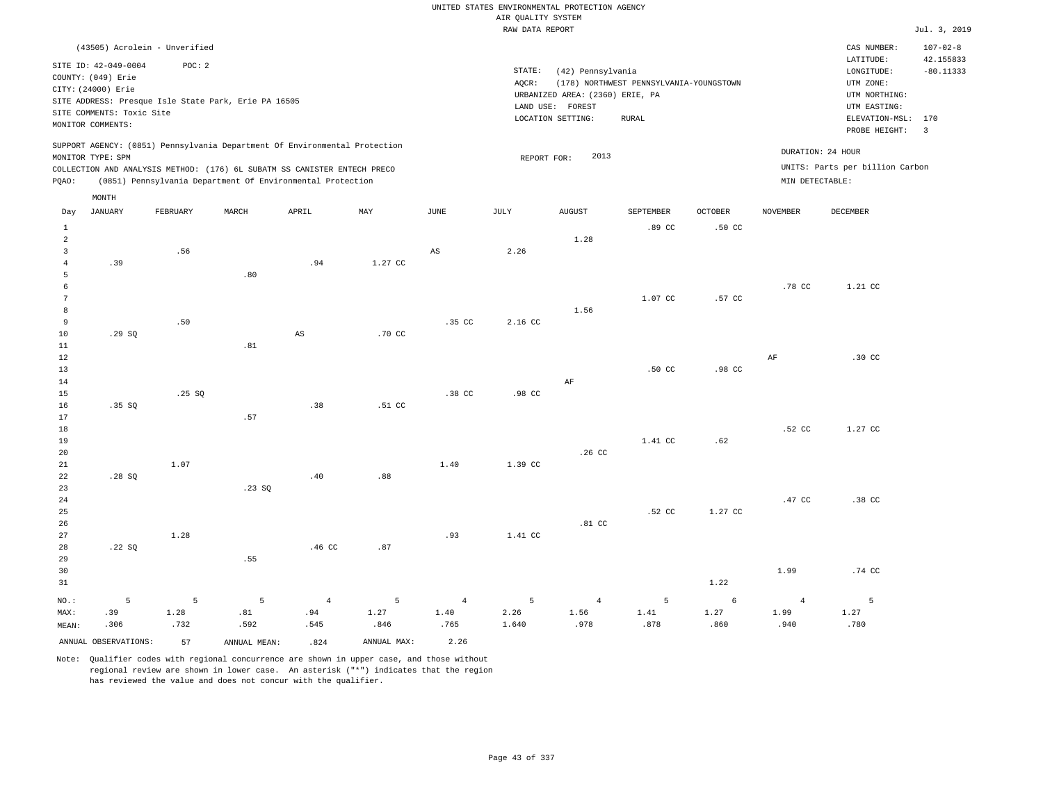UNITED STATES ENVIRONMENTAL PROTECTION AGENCY
AIR QUALITY SYSTEM
RAW DATA REPORT

Jul. 3, 2019

(43505) Acrolein - Unverified

SITE ID: 42-049-0004 POC: 2
COUNTY: (049) Erie
CITY: (24000) Erie
SITE ADDRESS: Presque Isle State Park, Erie PA 16505
SITE COMMENTS: Toxic Site
MONITOR COMMENTS:

STATE: (42) Pennsylvania
AQCR: (178) NORTHWEST PENNSYLVANIA-YOUNGSTOWN
URBANIZED AREA: (2360) ERIE, PA
LAND USE: FOREST
LOCATION SETTING: RURAL

CAS NUMBER: 107-02-8
LATITUDE: 42.155833
LONGITUDE: -80.11333
UTM ZONE:
UTM NORTHING:
UTM EASTING:
ELEVATION-MSL: 170
PROBE HEIGHT: 3

SUPPORT AGENCY: (0851) Pennsylvania Department Of Environmental Protection
MONITOR TYPE: SPM
COLLECTION AND ANALYSIS METHOD: (176) 6L SUBATM SS CANISTER ENTECH PRECO
PQAO: (0851) Pennsylvania Department Of Environmental Protection

REPORT FOR: 2013

DURATION: 24 HOUR
UNITS: Parts per billion Carbon
MIN DETECTABLE:

| Day | JANUARY | FEBRUARY | MARCH | APRIL | MAY | JUNE | JULY | AUGUST | SEPTEMBER | OCTOBER | NOVEMBER | DECEMBER |
|---|---|---|---|---|---|---|---|---|---|---|---|---|
| 1 | | | | | | | | | .89 CC | .50 CC | | |
| 2 | | | | | | | | 1.28 | | | | |
| 3 | | .56 | | | | AS | 2.26 | | | | | |
| 4 | .39 | | | .94 | 1.27 CC | | | | | | | |
| 5 | | | .80 | | | | | | | | | |
| 6 | | | | | | | | | | | .78 CC | 1.21 CC |
| 7 | | | | | | | | | 1.07 CC | .57 CC | | |
| 8 | | | | | | | | 1.56 | | | | |
| 9 | | .50 | | | | .35 CC | 2.16 CC | | | | | |
| 10 | .29 SQ | | | AS | .70 CC | | | | | | | |
| 11 | | | .81 | | | | | | | | | |
| 12 | | | | | | | | | | | AF | .30 CC |
| 13 | | | | | | | | | .50 CC | .98 CC | | |
| 14 | | | | | | | | AF | | | | |
| 15 | | .25 SQ | | | | .38 CC | .98 CC | | | | | |
| 16 | .35 SQ | | | .38 | .51 CC | | | | | | | |
| 17 | | | .57 | | | | | | | | | |
| 18 | | | | | | | | | | | .52 CC | 1.27 CC |
| 19 | | | | | | | | | 1.41 CC | .62 | | |
| 20 | | | | | | | | .26 CC | | | | |
| 21 | | 1.07 | | | | 1.40 | 1.39 CC | | | | | |
| 22 | .28 SQ | | | .40 | .88 | | | | | | | |
| 23 | | | .23 SQ | | | | | | | | | |
| 24 | | | | | | | | | | | .47 CC | .38 CC |
| 25 | | | | | | | | | .52 CC | 1.27 CC | | |
| 26 | | | | | | | | .81 CC | | | | |
| 27 | | 1.28 | | | | .93 | 1.41 CC | | | | | |
| 28 | .22 SQ | | | .46 CC | .87 | | | | | | | |
| 29 | | | .55 | | | | | | | | | |
| 30 | | | | | | | | | | | 1.99 | .74 CC |
| 31 | | | | | | | | | | 1.22 | | |
| NO.: | 5 | 5 | 5 | 4 | 5 | 4 | 5 | 4 | 5 | 6 | 4 | 5 |
| MAX: | .39 | 1.28 | .81 | .94 | 1.27 | 1.40 | 2.26 | 1.56 | 1.41 | 1.27 | 1.99 | 1.27 |
| MEAN: | .306 | .732 | .592 | .545 | .846 | .765 | 1.640 | .978 | .878 | .860 | .940 | .780 |

ANNUAL OBSERVATIONS: 57 ANNUAL MEAN: .824 ANNUAL MAX: 2.26

Note: Qualifier codes with regional concurrence are shown in upper case, and those without regional review are shown in lower case. An asterisk ("*") indicates that the region has reviewed the value and does not concur with the qualifier.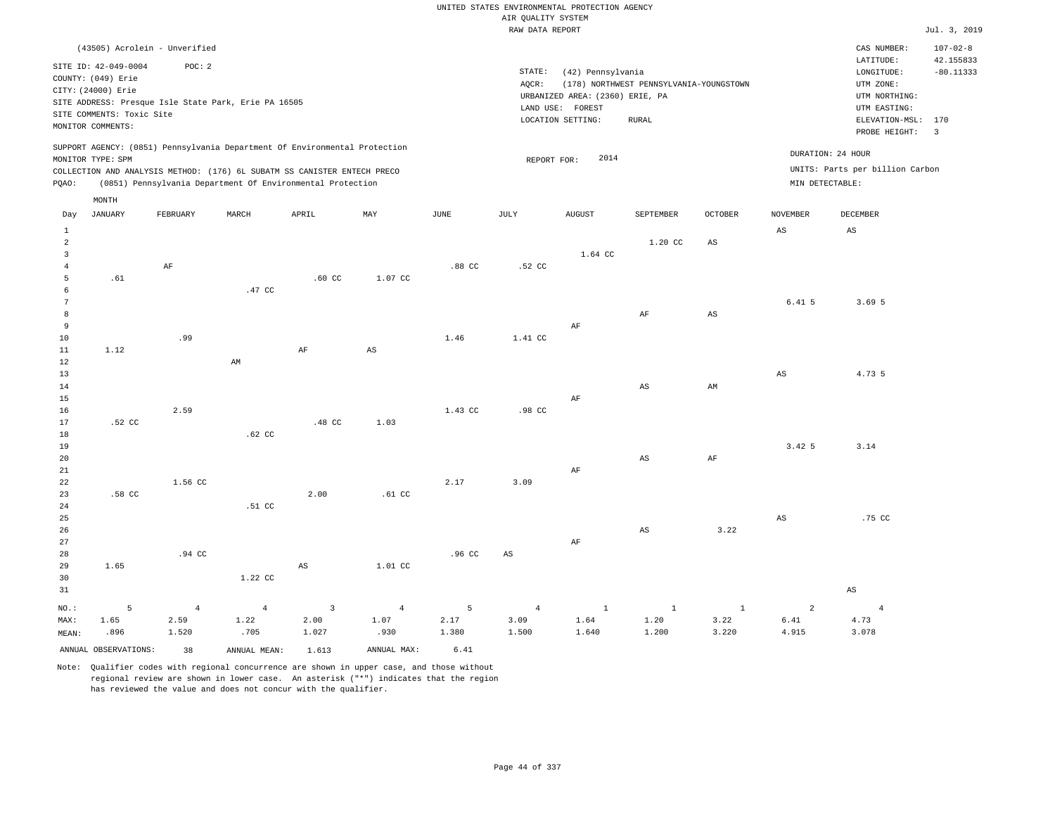UNITED STATES ENVIRONMENTAL PROTECTION AGENCY
AIR QUALITY SYSTEM
RAW DATA REPORT

Jul. 3, 2019

(43505) Acrolein - Unverified

SITE ID: 42-049-0004 POC: 2
COUNTY: (049) Erie
CITY: (24000) Erie
SITE ADDRESS: Presque Isle State Park, Erie PA 16505
SITE COMMENTS: Toxic Site
MONITOR COMMENTS:

STATE: (42) Pennsylvania
AQCR: (178) NORTHWEST PENNSYLVANIA-YOUNGSTOWN
URBANIZED AREA: (2360) ERIE, PA
LAND USE: FOREST
LOCATION SETTING: RURAL

CAS NUMBER: 107-02-8
LATITUDE: 42.155833
LONGITUDE: -80.11333
UTM ZONE:
UTM NORTHING:
UTM EASTING:
ELEVATION-MSL: 170
PROBE HEIGHT: 3

SUPPORT AGENCY: (0851) Pennsylvania Department Of Environmental Protection
MONITOR TYPE: SPM
COLLECTION AND ANALYSIS METHOD: (176) 6L SUBATM SS CANISTER ENTECH PRECO
PQAO: (0851) Pennsylvania Department Of Environmental Protection

REPORT FOR: 2014

DURATION: 24 HOUR
UNITS: Parts per billion Carbon
MIN DETECTABLE:

| Day | JANUARY | FEBRUARY | MARCH | APRIL | MAY | JUNE | JULY | AUGUST | SEPTEMBER | OCTOBER | NOVEMBER | DECEMBER |
|---|---|---|---|---|---|---|---|---|---|---|---|---|
| 1 | | | | | | | | | | | AS | AS |
| 2 | | | | | | | | | 1.20 CC | AS | | |
| 3 | | | | | | | | 1.64 CC | | | | |
| 4 | | AF | | | | .88 CC | .52 CC | | | | | |
| 5 | .61 | | | .60 CC | 1.07 CC | | | | | | | |
| 6 | | | .47 CC | | | | | | | | | |
| 7 | | | | | | | | | | | 6.41 5 | 3.69 5 |
| 8 | | | | | | | | | AF | AS | | |
| 9 | | | | | | | | AF | | | | |
| 10 | | .99 | | | | 1.46 | 1.41 CC | | | | | |
| 11 | 1.12 | | | AF | AS | | | | | | | |
| 12 | | | AM | | | | | | | | | |
| 13 | | | | | | | | | | | AS | 4.73 5 |
| 14 | | | | | | | | | AS | AM | | |
| 15 | | | | | | | | AF | | | | |
| 16 | | 2.59 | | | | 1.43 CC | .98 CC | | | | | |
| 17 | .52 CC | | | .48 CC | 1.03 | | | | | | | |
| 18 | | | .62 CC | | | | | | | | | |
| 19 | | | | | | | | | | | 3.42 5 | 3.14 |
| 20 | | | | | | | | | AS | AF | | |
| 21 | | | | | | | | AF | | | | |
| 22 | | 1.56 CC | | | | 2.17 | 3.09 | | | | | |
| 23 | .58 CC | | | 2.00 | .61 CC | | | | | | | |
| 24 | | | .51 CC | | | | | | | | | |
| 25 | | | | | | | | | | | AS | .75 CC |
| 26 | | | | | | | | | AS | 3.22 | | |
| 27 | | | | | | | | AF | | | | |
| 28 | | .94 CC | | | | .96 CC | AS | | | | | |
| 29 | 1.65 | | | AS | 1.01 CC | | | | | | | |
| 30 | | | 1.22 CC | | | | | | | | | |
| 31 | | | | | | | | | | | | AS |
| NO.: | 5 | 4 | 4 | 3 | 4 | 5 | 4 | 1 | 1 | 1 | 2 | 4 |
| MAX: | 1.65 | 2.59 | 1.22 | 2.00 | 1.07 | 2.17 | 3.09 | 1.64 | 1.20 | 3.22 | 6.41 | 4.73 |
| MEAN: | .896 | 1.520 | .705 | 1.027 | .930 | 1.380 | 1.500 | 1.640 | 1.200 | 3.220 | 4.915 | 3.078 |

ANNUAL OBSERVATIONS: 38 ANNUAL MEAN: 1.613 ANNUAL MAX: 6.41

Note: Qualifier codes with regional concurrence are shown in upper case, and those without regional review are shown in lower case. An asterisk ("*") indicates that the region has reviewed the value and does not concur with the qualifier.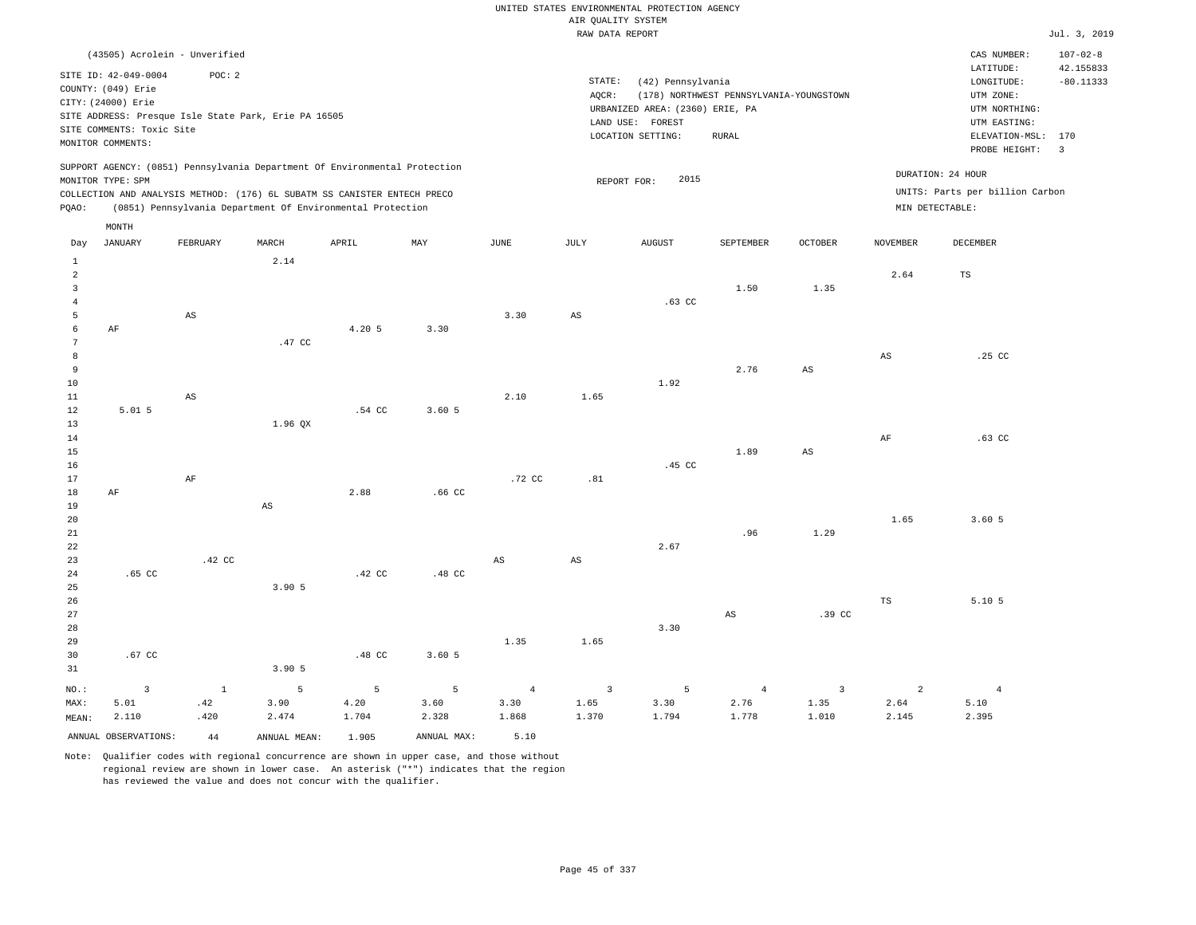UNITED STATES ENVIRONMENTAL PROTECTION AGENCY
AIR QUALITY SYSTEM
RAW DATA REPORT

Jul. 3, 2019

(43505) Acrolein - Unverified

SITE ID: 42-049-0004 POC: 2
COUNTY: (049) Erie
CITY: (24000) Erie
SITE ADDRESS: Presque Isle State Park, Erie PA 16505
SITE COMMENTS: Toxic Site
MONITOR COMMENTS:

STATE: (42) Pennsylvania
AQCR: (178) NORTHWEST PENNSYLVANIA-YOUNGSTOWN
URBANIZED AREA: (2360) ERIE, PA
LAND USE: FOREST
LOCATION SETTING: RURAL

CAS NUMBER: 107-02-8
LATITUDE: 42.155833
LONGITUDE: -80.11333
UTM ZONE:
UTM NORTHING:
UTM EASTING:
ELEVATION-MSL: 170
PROBE HEIGHT: 3

SUPPORT AGENCY: (0851) Pennsylvania Department Of Environmental Protection
MONITOR TYPE: SPM
COLLECTION AND ANALYSIS METHOD: (176) 6L SUBATM SS CANISTER ENTECH PRECO
PQAO: (0851) Pennsylvania Department Of Environmental Protection

REPORT FOR: 2015

DURATION: 24 HOUR
UNITS: Parts per billion Carbon
MIN DETECTABLE:

| Day | JANUARY | FEBRUARY | MARCH | APRIL | MAY | JUNE | JULY | AUGUST | SEPTEMBER | OCTOBER | NOVEMBER | DECEMBER |
|---|---|---|---|---|---|---|---|---|---|---|---|---|
| 1 | | | 2.14 | | | | | | | | | |
| 2 | | | | | | | | | | | 2.64 | TS |
| 3 | | | | | | | | | 1.50 | 1.35 | | |
| 4 | | | | | | | | .63 CC | | | | |
| 5 | | AS | | | | 3.30 | AS | | | | | |
| 6 | AF | | | 4.20 5 | 3.30 | | | | | | | |
| 7 | | | .47 CC | | | | | | | | | |
| 8 | | | | | | | | | | | AS | .25 CC |
| 9 | | | | | | | | | 2.76 | AS | | |
| 10 | | | | | | | | 1.92 | | | | |
| 11 | | AS | | | | 2.10 | 1.65 | | | | | |
| 12 | 5.01 5 | | | .54 CC | 3.60 5 | | | | | | | |
| 13 | | | 1.96 QX | | | | | | | | | |
| 14 | | | | | | | | | | | AF | .63 CC |
| 15 | | | | | | | | | 1.89 | AS | | |
| 16 | | | | | | | | .45 CC | | | | |
| 17 | | AF | | | | .72 CC | .81 | | | | | |
| 18 | AF | | | 2.88 | .66 CC | | | | | | | |
| 19 | | | AS | | | | | | | | | |
| 20 | | | | | | | | | | | 1.65 | 3.60 5 |
| 21 | | | | | | | | | .96 | 1.29 | | |
| 22 | | | | | | | | 2.67 | | | | |
| 23 | | .42 CC | | | | AS | AS | | | | | |
| 24 | .65 CC | | | .42 CC | .48 CC | | | | | | | |
| 25 | | | 3.90 5 | | | | | | | | | |
| 26 | | | | | | | | | | | TS | 5.10 5 |
| 27 | | | | | | | | | AS | .39 CC | | |
| 28 | | | | | | | | 3.30 | | | | |
| 29 | | | | | | 1.35 | 1.65 | | | | | |
| 30 | .67 CC | | | .48 CC | 3.60 5 | | | | | | | |
| 31 | | | 3.90 5 | | | | | | | | | |
| NO.: | 3 | 1 | 5 | 5 | 5 | 4 | 3 | 5 | 4 | 3 | 2 | 4 |
| MAX: | 5.01 | .42 | 3.90 | 4.20 | 3.60 | 3.30 | 1.65 | 3.30 | 2.76 | 1.35 | 2.64 | 5.10 |
| MEAN: | 2.110 | .420 | 2.474 | 1.704 | 2.328 | 1.868 | 1.370 | 1.794 | 1.778 | 1.010 | 2.145 | 2.395 |

ANNUAL OBSERVATIONS: 44 ANNUAL MEAN: 1.905 ANNUAL MAX: 5.10

Note: Qualifier codes with regional concurrence are shown in upper case, and those without regional review are shown in lower case. An asterisk ("*") indicates that the region has reviewed the value and does not concur with the qualifier.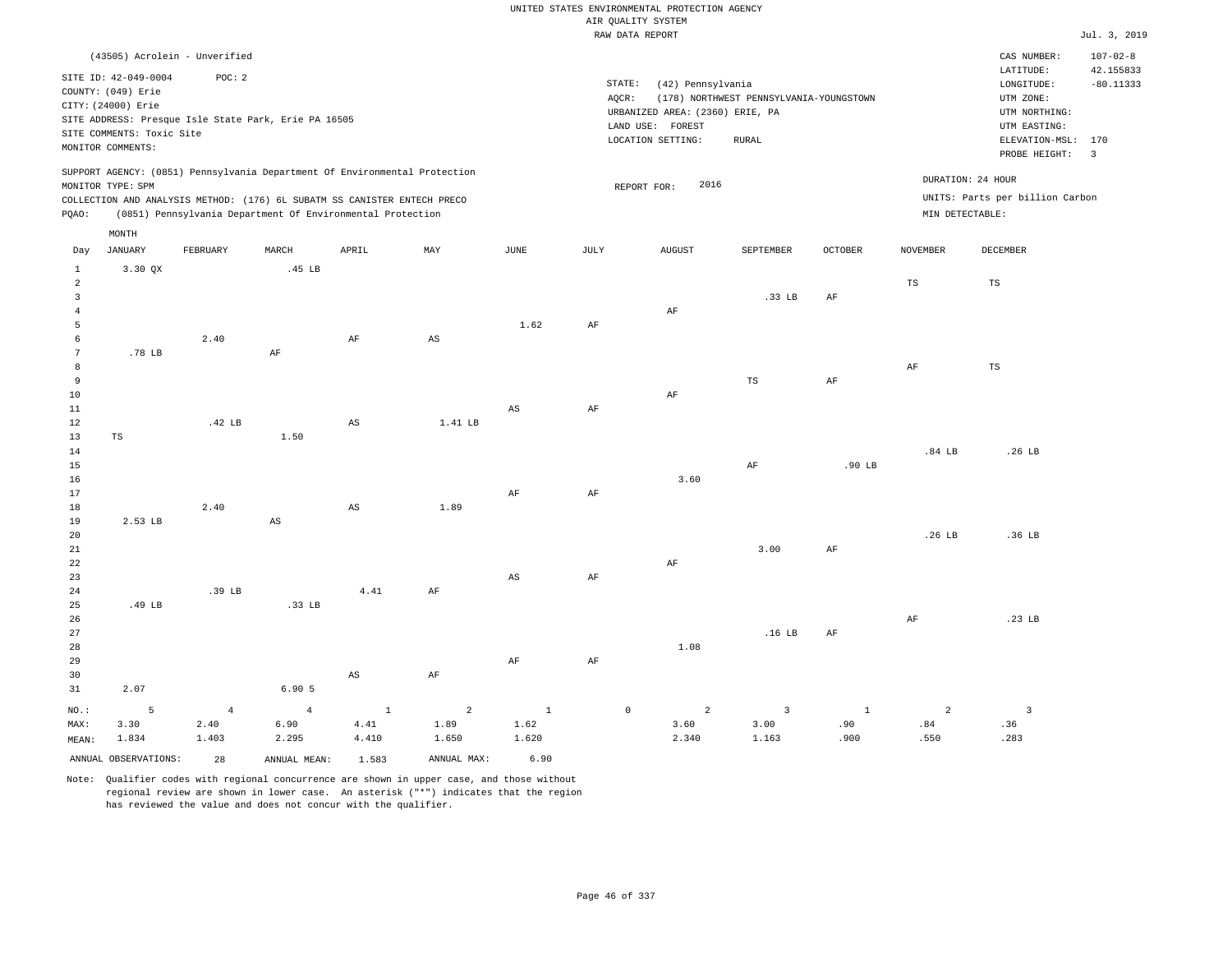UNITED STATES ENVIRONMENTAL PROTECTION AGENCY
AIR QUALITY SYSTEM
RAW DATA REPORT

Jul. 3, 2019

(43505) Acrolein - Unverified

SITE ID: 42-049-0004 POC: 2
COUNTY: (049) Erie
CITY: (24000) Erie
SITE ADDRESS: Presque Isle State Park, Erie PA 16505
SITE COMMENTS: Toxic Site
MONITOR COMMENTS:

STATE: (42) Pennsylvania
AQCR: (178) NORTHWEST PENNSYLVANIA-YOUNGSTOWN
URBANIZED AREA: (2360) ERIE, PA
LAND USE: FOREST
LOCATION SETTING: RURAL

CAS NUMBER: 107-02-8
LATITUDE: 42.155833
LONGITUDE: -80.11333
UTM ZONE:
UTM NORTHING:
UTM EASTING:
ELEVATION-MSL: 170
PROBE HEIGHT: 3

SUPPORT AGENCY: (0851) Pennsylvania Department Of Environmental Protection
MONITOR TYPE: SPM
COLLECTION AND ANALYSIS METHOD: (176) 6L SUBATM SS CANISTER ENTECH PRECO
PQAO: (0851) Pennsylvania Department Of Environmental Protection

REPORT FOR: 2016

DURATION: 24 HOUR
UNITS: Parts per billion Carbon
MIN DETECTABLE:

| Day | JANUARY | FEBRUARY | MARCH | APRIL | MAY | JUNE | JULY | AUGUST | SEPTEMBER | OCTOBER | NOVEMBER | DECEMBER |
|---|---|---|---|---|---|---|---|---|---|---|---|---|
| 1 | 3.30 QX | | .45 LB | | | | | | | | | |
| 2 | | | | | | | | | | | TS | TS |
| 3 | | | | | | | | | .33 LB | AF | | |
| 4 | | | | | | | | AF | | | | |
| 5 | | | | | | 1.62 | AF | | | | | |
| 6 | | 2.40 | | AF | AS | | | | | | | |
| 7 | .78 LB | | AF | | | | | | | | | |
| 8 | | | | | | | | | | | AF | TS |
| 9 | | | | | | | | | TS | AF | | |
| 10 | | | | | | | | AF | | | | |
| 11 | | | | | | AS | AF | | | | | |
| 12 | | .42 LB | | AS | 1.41 LB | | | | | | | |
| 13 | TS | | 1.50 | | | | | | | | | |
| 14 | | | | | | | | | | | .84 LB | .26 LB |
| 15 | | | | | | | | | AF | .90 LB | | |
| 16 | | | | | | | | 3.60 | | | | |
| 17 | | | | | | AF | AF | | | | | |
| 18 | | 2.40 | | AS | 1.89 | | | | | | | |
| 19 | 2.53 LB | | AS | | | | | | | | | |
| 20 | | | | | | | | | | | .26 LB | .36 LB |
| 21 | | | | | | | | | 3.00 | AF | | |
| 22 | | | | | | | | AF | | | | |
| 23 | | | | | | AS | AF | | | | | |
| 24 | | .39 LB | | 4.41 | AF | | | | | | | |
| 25 | .49 LB | | .33 LB | | | | | | | | | |
| 26 | | | | | | | | | | | AF | .23 LB |
| 27 | | | | | | | | | .16 LB | AF | | |
| 28 | | | | | | | | 1.08 | | | | |
| 29 | | | | | | AF | AF | | | | | |
| 30 | | | | AS | AF | | | | | | | |
| 31 | 2.07 | | 6.90 5 | | | | | | | | | |
| NO.: | 5 | 4 | 4 | 1 | 2 | 1 | 0 | 2 | 3 | 1 | 2 | 3 |
| MAX: | 3.30 | 2.40 | 6.90 | 4.41 | 1.89 | 1.62 | | 3.60 | 3.00 | .90 | .84 | .36 |
| MEAN: | 1.834 | 1.403 | 2.295 | 4.410 | 1.650 | 1.620 | | 2.340 | 1.163 | .900 | .550 | .283 |

ANNUAL OBSERVATIONS: 28 ANNUAL MEAN: 1.583 ANNUAL MAX: 6.90

Note: Qualifier codes with regional concurrence are shown in upper case, and those without regional review are shown in lower case. An asterisk ("*") indicates that the region has reviewed the value and does not concur with the qualifier.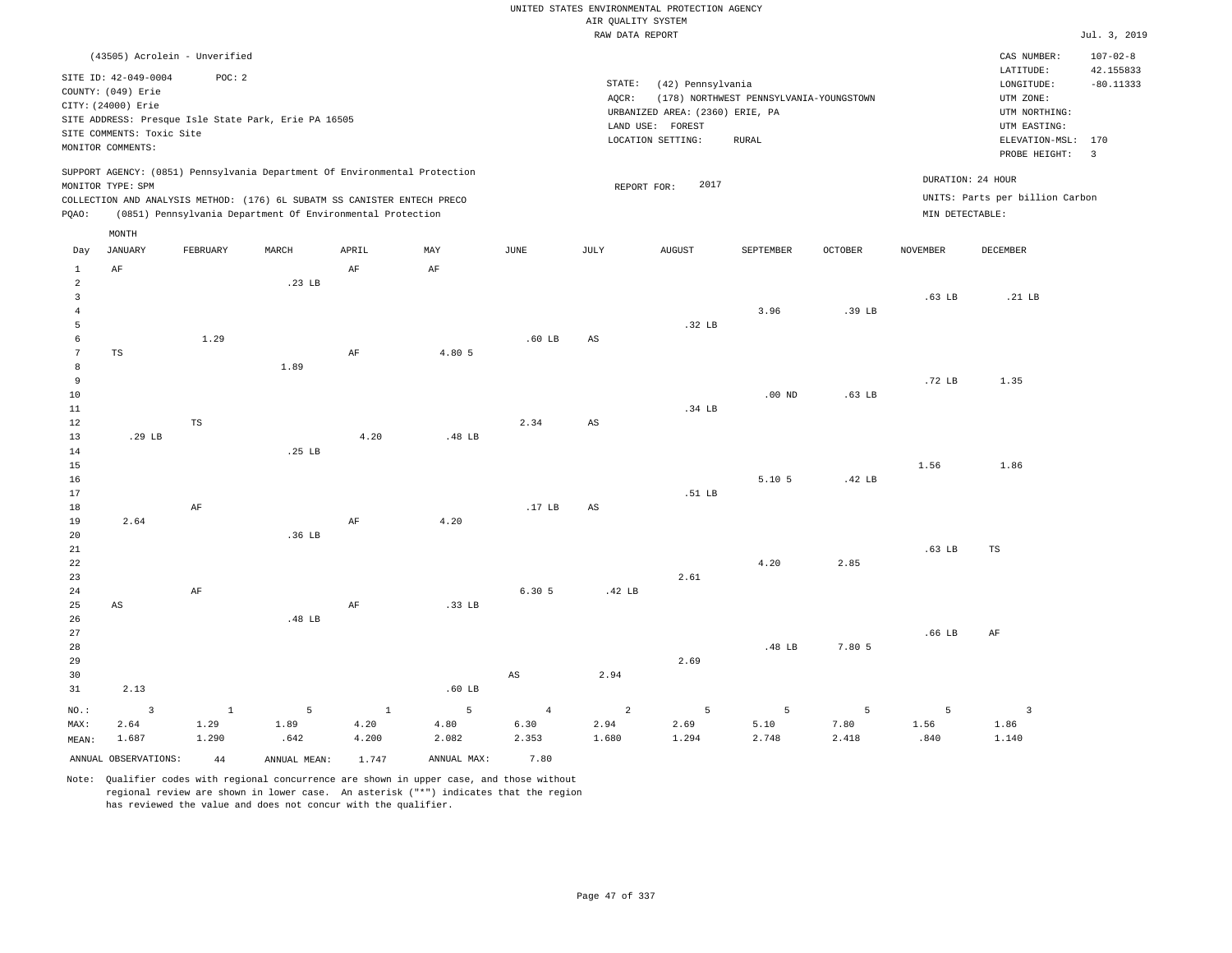UNITED STATES ENVIRONMENTAL PROTECTION AGENCY
AIR QUALITY SYSTEM
RAW DATA REPORT

Jul. 3, 2019

(43505) Acrolein - Unverified

SITE ID: 42-049-0004 POC: 2
COUNTY: (049) Erie
CITY: (24000) Erie
SITE ADDRESS: Presque Isle State Park, Erie PA 16505
SITE COMMENTS: Toxic Site
MONITOR COMMENTS:

STATE: (42) Pennsylvania
AQCR: (178) NORTHWEST PENNSYLVANIA-YOUNGSTOWN
URBANIZED AREA: (2360) ERIE, PA
LAND USE: FOREST
LOCATION SETTING: RURAL

CAS NUMBER: 107-02-8
LATITUDE: 42.155833
LONGITUDE: -80.11333
UTM ZONE:
UTM NORTHING:
UTM EASTING:
ELEVATION-MSL: 170
PROBE HEIGHT: 3

SUPPORT AGENCY: (0851) Pennsylvania Department Of Environmental Protection
MONITOR TYPE: SPM
COLLECTION AND ANALYSIS METHOD: (176) 6L SUBATM SS CANISTER ENTECH PRECO
PQAO: (0851) Pennsylvania Department Of Environmental Protection

REPORT FOR: 2017

DURATION: 24 HOUR
UNITS: Parts per billion Carbon
MIN DETECTABLE:

| Day | JANUARY | FEBRUARY | MARCH | APRIL | MAY | JUNE | JULY | AUGUST | SEPTEMBER | OCTOBER | NOVEMBER | DECEMBER |
|---|---|---|---|---|---|---|---|---|---|---|---|---|
| 1 | AF | | | AF | AF | | | | | | | |
| 2 | | | .23 LB | | | | | | | | | |
| 3 | | | | | | | | | | | .63 LB | .21 LB |
| 4 | | | | | | | | | 3.96 | .39 LB | | |
| 5 | | | | | | | | .32 LB | | | | |
| 6 | | 1.29 | | | | .60 LB | AS | | | | | |
| 7 | TS | | | AF | 4.80 5 | | | | | | | |
| 8 | | | 1.89 | | | | | | | | | |
| 9 | | | | | | | | | | | .72 LB | 1.35 |
| 10 | | | | | | | | | .00 ND | .63 LB | | |
| 11 | | | | | | | | .34 LB | | | | |
| 12 | | TS | | | | 2.34 | AS | | | | | |
| 13 | .29 LB | | | 4.20 | .48 LB | | | | | | | |
| 14 | | | .25 LB | | | | | | | | | |
| 15 | | | | | | | | | | | 1.56 | 1.86 |
| 16 | | | | | | | | | 5.10 5 | .42 LB | | |
| 17 | | | | | | | | .51 LB | | | | |
| 18 | | AF | | | | .17 LB | AS | | | | | |
| 19 | 2.64 | | | AF | 4.20 | | | | | | | |
| 20 | | | .36 LB | | | | | | | | | |
| 21 | | | | | | | | | | | .63 LB | TS |
| 22 | | | | | | | | | 4.20 | 2.85 | | |
| 23 | | | | | | | | 2.61 | | | | |
| 24 | | AF | | | | 6.30 5 | .42 LB | | | | | |
| 25 | AS | | | AF | .33 LB | | | | | | | |
| 26 | | | .48 LB | | | | | | | | | |
| 27 | | | | | | | | | | | .66 LB | AF |
| 28 | | | | | | | | | .48 LB | 7.80 5 | | |
| 29 | | | | | | | | 2.69 | | | | |
| 30 | | | | | | AS | 2.94 | | | | | |
| 31 | 2.13 | | | | .60 LB | | | | | | | |
| NO.: | 3 | 1 | 5 | 1 | 5 | 4 | 2 | 5 | 5 | 5 | 5 | 3 |
| MAX: | 2.64 | 1.29 | 1.89 | 4.20 | 4.80 | 6.30 | 2.94 | 2.69 | 5.10 | 7.80 | 1.56 | 1.86 |
| MEAN: | 1.687 | 1.290 | .642 | 4.200 | 2.082 | 2.353 | 1.680 | 1.294 | 2.748 | 2.418 | .840 | 1.140 |

ANNUAL OBSERVATIONS: 44 ANNUAL MEAN: 1.747 ANNUAL MAX: 7.80

Note: Qualifier codes with regional concurrence are shown in upper case, and those without regional review are shown in lower case. An asterisk ("*") indicates that the region has reviewed the value and does not concur with the qualifier.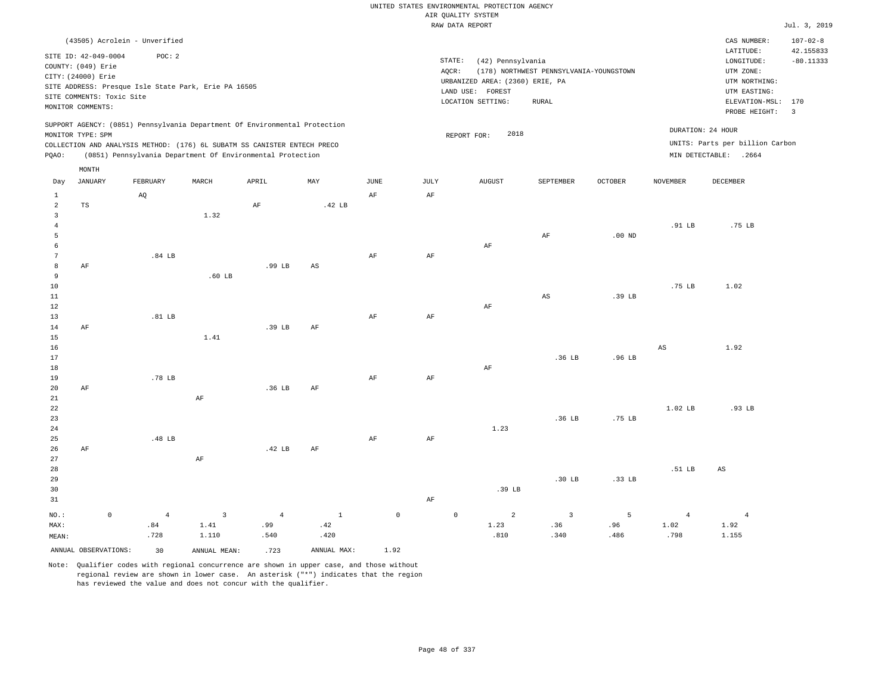UNITED STATES ENVIRONMENTAL PROTECTION AGENCY
AIR QUALITY SYSTEM
RAW DATA REPORT

Jul. 3, 2019

(43505) Acrolein - Unverified

SITE ID: 42-049-0004 POC: 2
COUNTY: (049) Erie
CITY: (24000) Erie
SITE ADDRESS: Presque Isle State Park, Erie PA 16505
SITE COMMENTS: Toxic Site
MONITOR COMMENTS:

STATE: (42) Pennsylvania
AQCR: (178) NORTHWEST PENNSYLVANIA-YOUNGSTOWN
URBANIZED AREA: (2360) ERIE, PA
LAND USE: FOREST
LOCATION SETTING: RURAL

CAS NUMBER: 107-02-8
LATITUDE: 42.155833
LONGITUDE: -80.11333
UTM ZONE:
UTM NORTHING:
UTM EASTING:
ELEVATION-MSL: 170
PROBE HEIGHT: 3

SUPPORT AGENCY: (0851) Pennsylvania Department Of Environmental Protection
MONITOR TYPE: SPM
COLLECTION AND ANALYSIS METHOD: (176) 6L SUBATM SS CANISTER ENTECH PRECO
PQAO: (0851) Pennsylvania Department Of Environmental Protection

REPORT FOR: 2018

DURATION: 24 HOUR
UNITS: Parts per billion Carbon
MIN DETECTABLE: .2664

| Day | JANUARY | FEBRUARY | MARCH | APRIL | MAY | JUNE | JULY | AUGUST | SEPTEMBER | OCTOBER | NOVEMBER | DECEMBER |
|---|---|---|---|---|---|---|---|---|---|---|---|---|
| 1 | | AQ | | | | AF | AF | | | | | |
| 2 | TS | | | AF | .42 LB | | | | | | | |
| 3 | | | 1.32 | | | | | | | | | |
| 4 | | | | | | | | | | | .91 LB | .75 LB |
| 5 | | | | | | | | | AF | .00 ND | | |
| 6 | | | | | | | | AF | | | | |
| 7 | | .84 LB | | | | AF | AF | | | | | |
| 8 | AF | | | .99 LB | AS | | | | | | | |
| 9 | | | .60 LB | | | | | | | | | |
| 10 | | | | | | | | | | | .75 LB | 1.02 |
| 11 | | | | | | | | | AS | .39 LB | | |
| 12 | | | | | | | | AF | | | | |
| 13 | | .81 LB | | | | AF | AF | | | | | |
| 14 | AF | | | .39 LB | AF | | | | | | | |
| 15 | | | 1.41 | | | | | | | | | |
| 16 | | | | | | | | | | | AS | 1.92 |
| 17 | | | | | | | | | .36 LB | .96 LB | | |
| 18 | | | | | | | | AF | | | | |
| 19 | | .78 LB | | | | AF | AF | | | | | |
| 20 | AF | | | .36 LB | AF | | | | | | | |
| 21 | | | AF | | | | | | | | | |
| 22 | | | | | | | | | | | 1.02 LB | .93 LB |
| 23 | | | | | | | | | .36 LB | .75 LB | | |
| 24 | | | | | | | | 1.23 | | | | |
| 25 | | .48 LB | | | | AF | AF | | | | | |
| 26 | AF | | | .42 LB | AF | | | | | | | |
| 27 | | | AF | | | | | | | | | |
| 28 | | | | | | | | | | | .51 LB | AS |
| 29 | | | | | | | | | .30 LB | .33 LB | | |
| 30 | | | | | | | | .39 LB | | | | |
| 31 | | | | | | | AF | | | | | |
| NO.: | 0 | 4 | 3 | 4 | 1 | 0 | 0 | 2 | 3 | 5 | 4 | 4 |
| MAX: | | .84 | 1.41 | .99 | .42 | | | 1.23 | .36 | .96 | 1.02 | 1.92 |
| MEAN: | | .728 | 1.110 | .540 | .420 | | | .810 | .340 | .486 | .798 | 1.155 |

ANNUAL OBSERVATIONS: 30 ANNUAL MEAN: .723 ANNUAL MAX: 1.92

Note: Qualifier codes with regional concurrence are shown in upper case, and those without regional review are shown in lower case. An asterisk ("*") indicates that the region has reviewed the value and does not concur with the qualifier.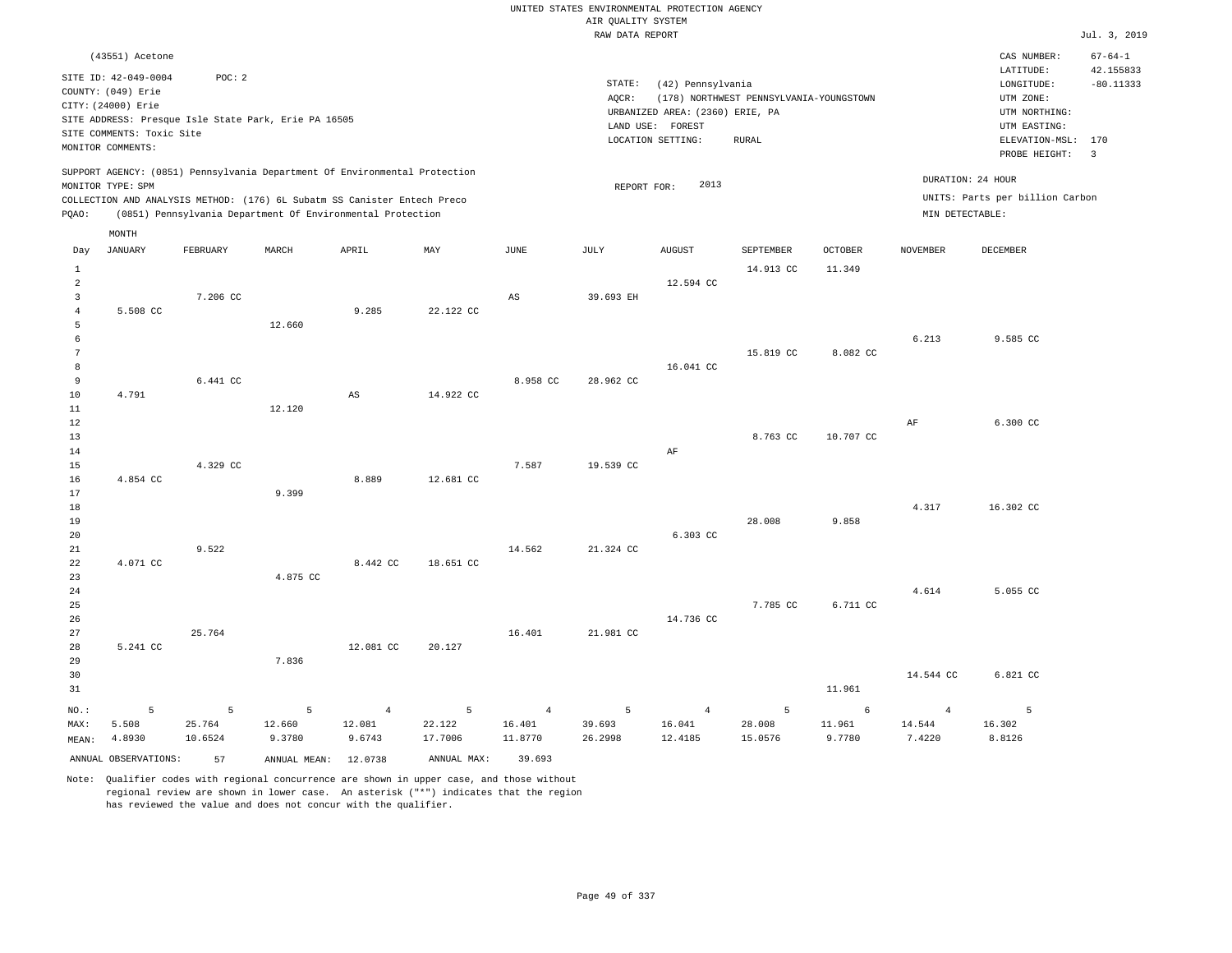UNITED STATES ENVIRONMENTAL PROTECTION AGENCY
AIR QUALITY SYSTEM
RAW DATA REPORT

Jul. 3, 2019

(43551) Acetone

SITE ID: 42-049-0004 POC: 2
COUNTY: (049) Erie
CITY: (24000) Erie
SITE ADDRESS: Presque Isle State Park, Erie PA 16505
SITE COMMENTS: Toxic Site
MONITOR COMMENTS:

STATE: (42) Pennsylvania
AQCR: (178) NORTHWEST PENNSYLVANIA-YOUNGSTOWN
URBANIZED AREA: (2360) ERIE, PA
LAND USE: FOREST
LOCATION SETTING: RURAL

CAS NUMBER: 67-64-1
LATITUDE: 42.155833
LONGITUDE: -80.11333
UTM ZONE:
UTM NORTHING:
UTM EASTING:
ELEVATION-MSL: 170
PROBE HEIGHT: 3

SUPPORT AGENCY: (0851) Pennsylvania Department Of Environmental Protection
MONITOR TYPE: SPM
COLLECTION AND ANALYSIS METHOD: (176) 6L Subatm SS Canister Entech Preco
PQAO: (0851) Pennsylvania Department Of Environmental Protection

REPORT FOR: 2013

DURATION: 24 HOUR
UNITS: Parts per billion Carbon
MIN DETECTABLE:

| Day | JANUARY | FEBRUARY | MARCH | APRIL | MAY | JUNE | JULY | AUGUST | SEPTEMBER | OCTOBER | NOVEMBER | DECEMBER |
|---|---|---|---|---|---|---|---|---|---|---|---|---|
| 1 | | | | | | | | | 14.913 CC | 11.349 | | |
| 2 | | | | | | | | 12.594 CC | | | | |
| 3 | | 7.206 CC | | | | AS | 39.693 EH | | | | | |
| 4 | 5.508 CC | | | 9.285 | 22.122 CC | | | | | | | |
| 5 | | | 12.660 | | | | | | | | | |
| 6 | | | | | | | | | | | 6.213 | 9.585 CC |
| 7 | | | | | | | | | 15.819 CC | 8.082 CC | | |
| 8 | | | | | | | | 16.041 CC | | | | |
| 9 | | 6.441 CC | | | | 8.958 CC | 28.962 CC | | | | | |
| 10 | 4.791 | | | AS | 14.922 CC | | | | | | | |
| 11 | | | 12.120 | | | | | | | | | |
| 12 | | | | | | | | | | | AF | 6.300 CC |
| 13 | | | | | | | | | 8.763 CC | 10.707 CC | | |
| 14 | | | | | | | | AF | | | | |
| 15 | | 4.329 CC | | | | 7.587 | 19.539 CC | | | | | |
| 16 | 4.854 CC | | | 8.889 | 12.681 CC | | | | | | | |
| 17 | | | 9.399 | | | | | | | | | |
| 18 | | | | | | | | | | | 4.317 | 16.302 CC |
| 19 | | | | | | | | | 28.008 | 9.858 | | |
| 20 | | | | | | | | 6.303 CC | | | | |
| 21 | | 9.522 | | | | 14.562 | 21.324 CC | | | | | |
| 22 | 4.071 CC | | | 8.442 CC | 18.651 CC | | | | | | | |
| 23 | | | 4.875 CC | | | | | | | | | |
| 24 | | | | | | | | | | | 4.614 | 5.055 CC |
| 25 | | | | | | | | | 7.785 CC | 6.711 CC | | |
| 26 | | | | | | | | 14.736 CC | | | | |
| 27 | | 25.764 | | | | 16.401 | 21.981 CC | | | | | |
| 28 | 5.241 CC | | | 12.081 CC | 20.127 | | | | | | | |
| 29 | | | 7.836 | | | | | | | | | |
| 30 | | | | | | | | | | | 14.544 CC | 6.821 CC |
| 31 | | | | | | | | | | 11.961 | | |
| NO.: | 5 | 5 | 5 | 4 | 5 | 4 | 5 | 4 | 5 | 6 | 4 | 5 |
| MAX: | 5.508 | 25.764 | 12.660 | 12.081 | 22.122 | 16.401 | 39.693 | 16.041 | 28.008 | 11.961 | 14.544 | 16.302 |
| MEAN: | 4.8930 | 10.6524 | 9.3780 | 9.6743 | 17.7006 | 11.8770 | 26.2998 | 12.4185 | 15.0576 | 9.7780 | 7.4220 | 8.8126 |

ANNUAL OBSERVATIONS: 57 ANNUAL MEAN: 12.0738 ANNUAL MAX: 39.693

Note: Qualifier codes with regional concurrence are shown in upper case, and those without regional review are shown in lower case. An asterisk ("*") indicates that the region has reviewed the value and does not concur with the qualifier.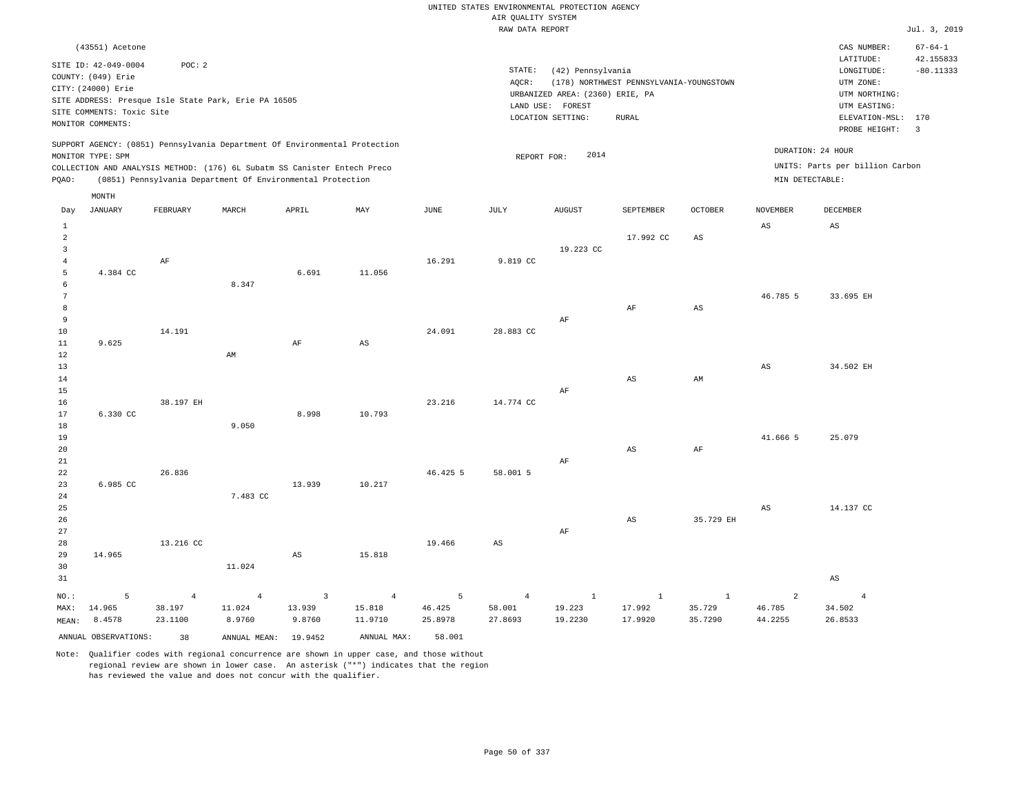UNITED STATES ENVIRONMENTAL PROTECTION AGENCY
AIR QUALITY SYSTEM
RAW DATA REPORT

Jul. 3, 2019

(43551) Acetone

SITE ID: 42-049-0004 POC: 2
COUNTY: (049) Erie
CITY: (24000) Erie
SITE ADDRESS: Presque Isle State Park, Erie PA 16505
SITE COMMENTS: Toxic Site
MONITOR COMMENTS:

STATE: (42) Pennsylvania
AQCR: (178) NORTHWEST PENNSYLVANIA-YOUNGSTOWN
URBANIZED AREA: (2360) ERIE, PA
LAND USE: FOREST
LOCATION SETTING: RURAL

CAS NUMBER: 67-64-1
LATITUDE: 42.155833
LONGITUDE: -80.11333
UTM ZONE:
UTM NORTHING:
UTM EASTING:
ELEVATION-MSL: 170
PROBE HEIGHT: 3

SUPPORT AGENCY: (0851) Pennsylvania Department Of Environmental Protection
MONITOR TYPE: SPM
COLLECTION AND ANALYSIS METHOD: (176) 6L Subatm SS Canister Entech Preco
PQAO: (0851) Pennsylvania Department Of Environmental Protection

REPORT FOR: 2014

DURATION: 24 HOUR
UNITS: Parts per billion Carbon
MIN DETECTABLE:

| Day | JANUARY | FEBRUARY | MARCH | APRIL | MAY | JUNE | JULY | AUGUST | SEPTEMBER | OCTOBER | NOVEMBER | DECEMBER |
|---|---|---|---|---|---|---|---|---|---|---|---|---|
| 1 | | | | | | | | | | | AS | AS |
| 2 | | | | | | | | | 17.992 CC | AS | | |
| 3 | | | | | | | | 19.223 CC | | | | |
| 4 | | AF | | | | 16.291 | 9.819 CC | | | | | |
| 5 | 4.384 CC | | | 6.691 | 11.056 | | | | | | | |
| 6 | | | 8.347 | | | | | | | | | |
| 7 | | | | | | | | | | | 46.785 5 | 33.695 EH |
| 8 | | | | | | | | | AF | AS | | |
| 9 | | | | | | | | AF | | | | |
| 10 | | 14.191 | | | | 24.091 | 28.883 CC | | | | | |
| 11 | 9.625 | | | AF | AS | | | | | | | |
| 12 | | | AM | | | | | | | | | |
| 13 | | | | | | | | | | | AS | 34.502 EH |
| 14 | | | | | | | | | AS | AM | | |
| 15 | | | | | | | | AF | | | | |
| 16 | | 38.197 EH | | | | 23.216 | 14.774 CC | | | | | |
| 17 | 6.330 CC | | | 8.998 | 10.793 | | | | | | | |
| 18 | | | 9.050 | | | | | | | | | |
| 19 | | | | | | | | | | | 41.666 5 | 25.079 |
| 20 | | | | | | | | | AS | AF | | |
| 21 | | | | | | | | AF | | | | |
| 22 | | 26.836 | | | | 46.425 5 | 58.001 5 | | | | | |
| 23 | 6.985 CC | | | 13.939 | 10.217 | | | | | | | |
| 24 | | | 7.483 CC | | | | | | | | | |
| 25 | | | | | | | | | | | AS | 14.137 CC |
| 26 | | | | | | | | | AS | 35.729 EH | | |
| 27 | | | | | | | | AF | | | | |
| 28 | | 13.216 CC | | | | 19.466 | AS | | | | | |
| 29 | 14.965 | | | AS | 15.818 | | | | | | | |
| 30 | | | 11.024 | | | | | | | | | |
| 31 | | | | | | | | | | | | AS |
| NO.: | 5 | 4 | 4 | 3 | 4 | 5 | 4 | 1 | 1 | 1 | 2 | 4 |
| MAX: | 14.965 | 38.197 | 11.024 | 13.939 | 15.818 | 46.425 | 58.001 | 19.223 | 17.992 | 35.729 | 46.785 | 34.502 |
| MEAN: | 8.4578 | 23.1100 | 8.9760 | 9.8760 | 11.9710 | 25.8978 | 27.8693 | 19.2230 | 17.9920 | 35.7290 | 44.2255 | 26.8533 |

ANNUAL OBSERVATIONS: 38 ANNUAL MEAN: 19.9452 ANNUAL MAX: 58.001

Note: Qualifier codes with regional concurrence are shown in upper case, and those without regional review are shown in lower case. An asterisk ("*") indicates that the region has reviewed the value and does not concur with the qualifier.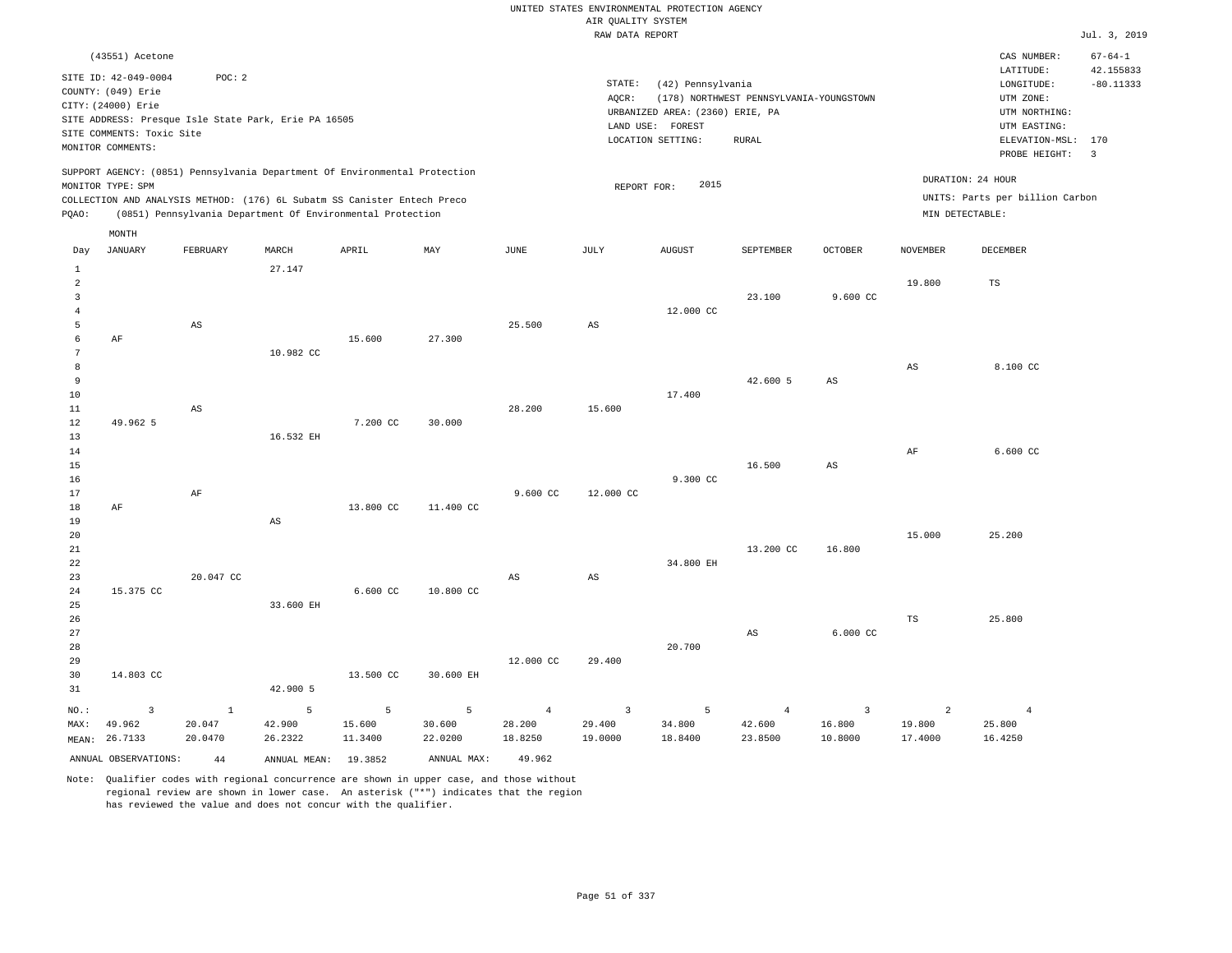UNITED STATES ENVIRONMENTAL PROTECTION AGENCY
AIR QUALITY SYSTEM
RAW DATA REPORT

Jul. 3, 2019

(43551) Acetone

SITE ID: 42-049-0004 POC: 2
COUNTY: (049) Erie
CITY: (24000) Erie
SITE ADDRESS: Presque Isle State Park, Erie PA 16505
SITE COMMENTS: Toxic Site
MONITOR COMMENTS:

STATE: (42) Pennsylvania
AQCR: (178) NORTHWEST PENNSYLVANIA-YOUNGSTOWN
URBANIZED AREA: (2360) ERIE, PA
LAND USE: FOREST
LOCATION SETTING: RURAL

CAS NUMBER: 67-64-1
LATITUDE: 42.155833
LONGITUDE: -80.11333
UTM ZONE:
UTM NORTHING:
UTM EASTING:
ELEVATION-MSL: 170
PROBE HEIGHT: 3

SUPPORT AGENCY: (0851) Pennsylvania Department Of Environmental Protection
MONITOR TYPE: SPM
COLLECTION AND ANALYSIS METHOD: (176) 6L Subatm SS Canister Entech Preco
PQAO: (0851) Pennsylvania Department Of Environmental Protection

REPORT FOR: 2015

DURATION: 24 HOUR
UNITS: Parts per billion Carbon
MIN DETECTABLE:

| Day | JANUARY | FEBRUARY | MARCH | APRIL | MAY | JUNE | JULY | AUGUST | SEPTEMBER | OCTOBER | NOVEMBER | DECEMBER |
|---|---|---|---|---|---|---|---|---|---|---|---|---|
| 1 | | | 27.147 | | | | | | | | | |
| 2 | | | | | | | | | | | 19.800 | TS |
| 3 | | | | | | | | | 23.100 | 9.600 CC | | |
| 4 | | | | | | | | 12.000 CC | | | | |
| 5 | | AS | | | | 25.500 | AS | | | | | |
| 6 | AF | | | 15.600 | 27.300 | | | | | | | |
| 7 | | | 10.982 CC | | | | | | | | | |
| 8 | | | | | | | | | | | AS | 8.100 CC |
| 9 | | | | | | | | | 42.600 5 | AS | | |
| 10 | | | | | | | | 17.400 | | | | |
| 11 | | AS | | | | 28.200 | 15.600 | | | | | |
| 12 | 49.962 5 | | | 7.200 CC | 30.000 | | | | | | | |
| 13 | | | 16.532 EH | | | | | | | | | |
| 14 | | | | | | | | | | | AF | 6.600 CC |
| 15 | | | | | | | | | 16.500 | AS | | |
| 16 | | | | | | | | 9.300 CC | | | | |
| 17 | | AF | | | | 9.600 CC | 12.000 CC | | | | | |
| 18 | AF | | | 13.800 CC | 11.400 CC | | | | | | | |
| 19 | | | AS | | | | | | | | | |
| 20 | | | | | | | | | | | 15.000 | 25.200 |
| 21 | | | | | | | | | 13.200 CC | 16.800 | | |
| 22 | | | | | | | | 34.800 EH | | | | |
| 23 | | 20.047 CC | | | | AS | AS | | | | | |
| 24 | 15.375 CC | | | 6.600 CC | 10.800 CC | | | | | | | |
| 25 | | | 33.600 EH | | | | | | | | | |
| 26 | | | | | | | | | | | TS | 25.800 |
| 27 | | | | | | | | | AS | 6.000 CC | | |
| 28 | | | | | | | | 20.700 | | | | |
| 29 | | | | | | 12.000 CC | 29.400 | | | | | |
| 30 | 14.803 CC | | | 13.500 CC | 30.600 EH | | | | | | | |
| 31 | | | 42.900 5 | | | | | | | | | |
| NO.: | 3 | 1 | 5 | 5 | 5 | 4 | 3 | 5 | 4 | 3 | 2 | 4 |
| MAX: | 49.962 | 20.047 | 42.900 | 15.600 | 30.600 | 28.200 | 29.400 | 34.800 | 42.600 | 16.800 | 19.800 | 25.800 |
| MEAN: | 26.7133 | 20.0470 | 26.2322 | 11.3400 | 22.0200 | 18.8250 | 19.0000 | 18.8400 | 23.8500 | 10.8000 | 17.4000 | 16.4250 |

ANNUAL OBSERVATIONS: 44 ANNUAL MEAN: 19.3852 ANNUAL MAX: 49.962

Note: Qualifier codes with regional concurrence are shown in upper case, and those without regional review are shown in lower case. An asterisk ("*") indicates that the region has reviewed the value and does not concur with the qualifier.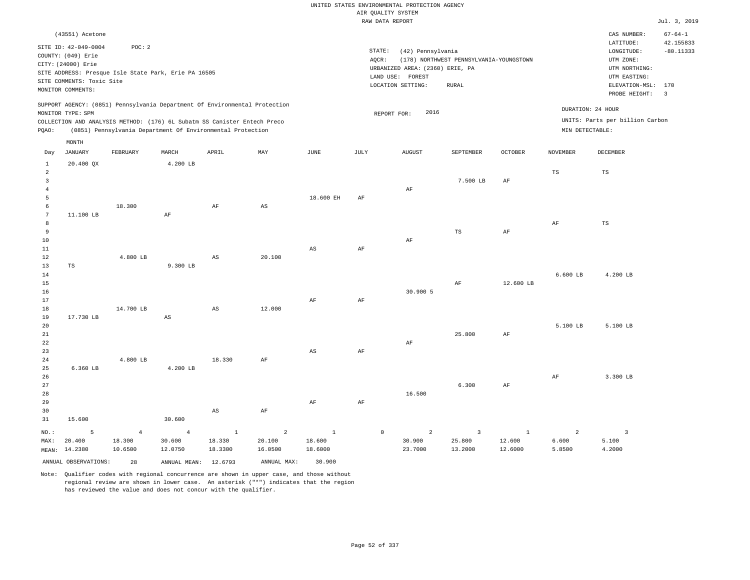UNITED STATES ENVIRONMENTAL PROTECTION AGENCY
AIR QUALITY SYSTEM
RAW DATA REPORT

Jul. 3, 2019

(43551) Acetone

SITE ID: 42-049-0004    POC: 2
COUNTY: (049) Erie
CITY: (24000) Erie
SITE ADDRESS: Presque Isle State Park, Erie PA 16505
SITE COMMENTS: Toxic Site
MONITOR COMMENTS:

STATE: (42) Pennsylvania
AQCR: (178) NORTHWEST PENNSYLVANIA-YOUNGSTOWN
URBANIZED AREA: (2360) ERIE, PA
LAND USE: FOREST
LOCATION SETTING: RURAL

CAS NUMBER: 67-64-1
LATITUDE: 42.155833
LONGITUDE: -80.11333
UTM ZONE:
UTM NORTHING:
UTM EASTING:
ELEVATION-MSL: 170
PROBE HEIGHT: 3

SUPPORT AGENCY: (0851) Pennsylvania Department Of Environmental Protection
MONITOR TYPE: SPM
COLLECTION AND ANALYSIS METHOD: (176) 6L Subatm SS Canister Entech Preco
PQAO: (0851) Pennsylvania Department Of Environmental Protection

REPORT FOR: 2016

DURATION: 24 HOUR
UNITS: Parts per billion Carbon
MIN DETECTABLE:

| Day | JANUARY | FEBRUARY | MARCH | APRIL | MAY | JUNE | JULY | AUGUST | SEPTEMBER | OCTOBER | NOVEMBER | DECEMBER |
|---|---|---|---|---|---|---|---|---|---|---|---|---|
| 1 | 20.400 QX | | 4.200 LB | | | | | | | | | |
| 2 | | | | | | | | | | | TS | TS |
| 3 | | | | | | | | | 7.500 LB | AF | | |
| 4 | | | | | | | | AF | | | | |
| 5 | | | | | | 18.600 EH | AF | | | | | |
| 6 | | 18.300 | | AF | AS | | | | | | | |
| 7 | 11.100 LB | | AF | | | | | | | | | |
| 8 | | | | | | | | | | | AF | TS |
| 9 | | | | | | | | | TS | AF | | |
| 10 | | | | | | | | AF | | | | |
| 11 | | | | | | AS | AF | | | | | |
| 12 | | 4.800 LB | | AS | 20.100 | | | | | | | |
| 13 | TS | | 9.300 LB | | | | | | | | | |
| 14 | | | | | | | | | | | 6.600 LB | 4.200 LB |
| 15 | | | | | | | | | AF | 12.600 LB | | |
| 16 | | | | | | | | 30.900 5 | | | | |
| 17 | | | | | | AF | AF | | | | | |
| 18 | | 14.700 LB | | AS | 12.000 | | | | | | | |
| 19 | 17.730 LB | | AS | | | | | | | | | |
| 20 | | | | | | | | | | | 5.100 LB | 5.100 LB |
| 21 | | | | | | | | | 25.800 | AF | | |
| 22 | | | | | | | | AF | | | | |
| 23 | | | | | | AS | AF | | | | | |
| 24 | | 4.800 LB | | 18.330 | AF | | | | | | | |
| 25 | 6.360 LB | | 4.200 LB | | | | | | | | | |
| 26 | | | | | | | | | | | AF | 3.300 LB |
| 27 | | | | | | | | | 6.300 | AF | | |
| 28 | | | | | | | | 16.500 | | | | |
| 29 | | | | | | AF | AF | | | | | |
| 30 | | | | AS | AF | | | | | | | |
| 31 | 15.600 | | 30.600 | | | | | | | | | |
| NO.: | 5 | 4 | 4 | 1 | 2 | 1 | 0 | 2 | 3 | 1 | 2 | 3 |
| MAX: | 20.400 | 18.300 | 30.600 | 18.330 | 20.100 | 18.600 | | 30.900 | 25.800 | 12.600 | 6.600 | 5.100 |
| MEAN: | 14.2380 | 10.6500 | 12.0750 | 18.3300 | 16.0500 | 18.6000 | | 23.7000 | 13.2000 | 12.6000 | 5.8500 | 4.2000 |

ANNUAL OBSERVATIONS: 28    ANNUAL MEAN: 12.6793    ANNUAL MAX: 30.900

Note: Qualifier codes with regional concurrence are shown in upper case, and those without regional review are shown in lower case. An asterisk ("*") indicates that the region has reviewed the value and does not concur with the qualifier.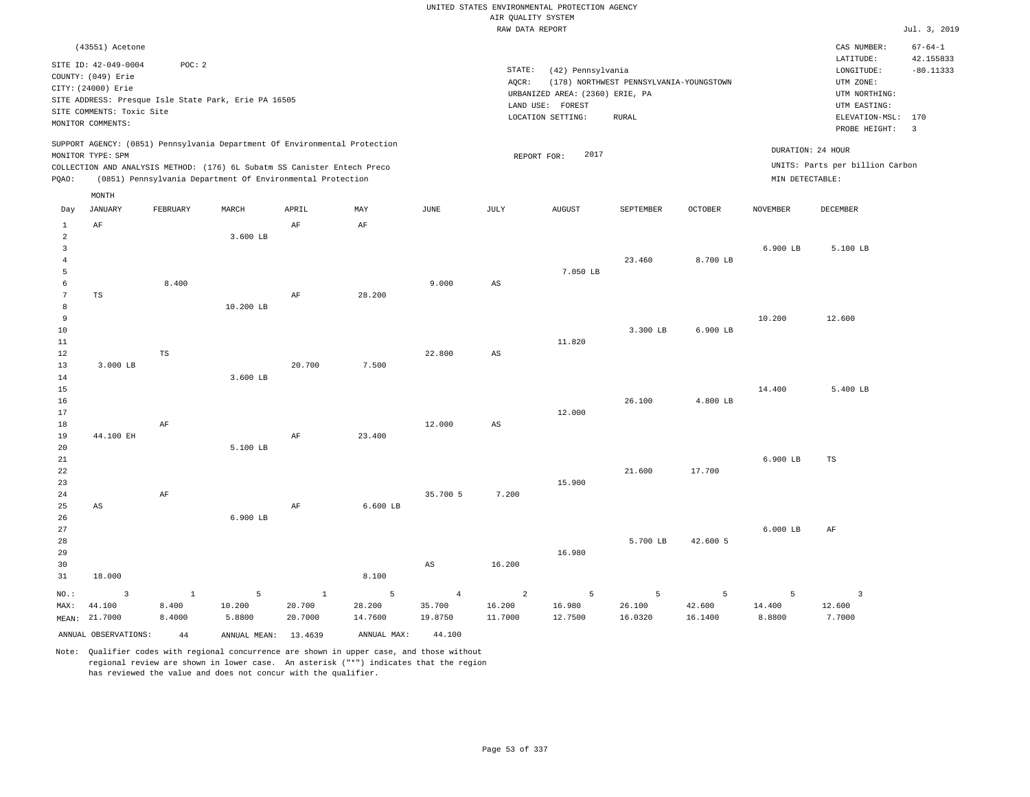UNITED STATES ENVIRONMENTAL PROTECTION AGENCY
AIR QUALITY SYSTEM
RAW DATA REPORT

Jul. 3, 2019

(43551) Acetone

SITE ID: 42-049-0004  POC: 2
COUNTY: (049) Erie
CITY: (24000) Erie
SITE ADDRESS: Presque Isle State Park, Erie PA 16505
SITE COMMENTS: Toxic Site
MONITOR COMMENTS:

STATE: (42) Pennsylvania
AQCR: (178) NORTHWEST PENNSYLVANIA-YOUNGSTOWN
URBANIZED AREA: (2360) ERIE, PA
LAND USE: FOREST
LOCATION SETTING: RURAL

CAS NUMBER: 67-64-1
LATITUDE: 42.155833
LONGITUDE: -80.11333
UTM ZONE:
UTM NORTHING:
UTM EASTING:
ELEVATION-MSL: 170
PROBE HEIGHT: 3

SUPPORT AGENCY: (0851) Pennsylvania Department Of Environmental Protection
MONITOR TYPE: SPM
COLLECTION AND ANALYSIS METHOD: (176) 6L Subatm SS Canister Entech Preco
PQAO: (0851) Pennsylvania Department Of Environmental Protection

REPORT FOR: 2017

DURATION: 24 HOUR
UNITS: Parts per billion Carbon
MIN DETECTABLE:

| Day | JANUARY | FEBRUARY | MARCH | APRIL | MAY | JUNE | JULY | AUGUST | SEPTEMBER | OCTOBER | NOVEMBER | DECEMBER |
|---|---|---|---|---|---|---|---|---|---|---|---|---|
| 1 | AF | | | AF | AF | | | | | | | |
| 2 | | | 3.600 LB | | | | | | | | | |
| 3 | | | | | | | | | | | 6.900 LB | 5.100 LB |
| 4 | | | | | | | | | 23.460 | 8.700 LB | | |
| 5 | | | | | | | | 7.050 LB | | | | |
| 6 | | 8.400 | | | | 9.000 | AS | | | | | |
| 7 | TS | | | AF | 28.200 | | | | | | | |
| 8 | | | 10.200 LB | | | | | | | | | |
| 9 | | | | | | | | | | | 10.200 | 12.600 |
| 10 | | | | | | | | | 3.300 LB | 6.900 LB | | |
| 11 | | | | | | | | 11.820 | | | | |
| 12 | | TS | | | | 22.800 | AS | | | | | |
| 13 | 3.000 LB | | | 20.700 | 7.500 | | | | | | | |
| 14 | | | 3.600 LB | | | | | | | | | |
| 15 | | | | | | | | | | | 14.400 | 5.400 LB |
| 16 | | | | | | | | | 26.100 | 4.800 LB | | |
| 17 | | | | | | | | 12.000 | | | | |
| 18 | | AF | | | | 12.000 | AS | | | | | |
| 19 | 44.100 EH | | | AF | 23.400 | | | | | | | |
| 20 | | | 5.100 LB | | | | | | | | | |
| 21 | | | | | | | | | | | 6.900 LB | TS |
| 22 | | | | | | | | | 21.600 | 17.700 | | |
| 23 | | | | | | | | 15.900 | | | | |
| 24 | | AF | | | | 35.700 5 | 7.200 | | | | | |
| 25 | AS | | | AF | 6.600 LB | | | | | | | |
| 26 | | | 6.900 LB | | | | | | | | | |
| 27 | | | | | | | | | | | 6.000 LB | AF |
| 28 | | | | | | | | | 5.700 LB | 42.600 5 | | |
| 29 | | | | | | | | 16.980 | | | | |
| 30 | | | | | | AS | 16.200 | | | | | |
| 31 | 18.000 | | | | 8.100 | | | | | | | |
| NO.: | 3 | 1 | 5 | 1 | 5 | 4 | 2 | 5 | 5 | 5 | 5 | 3 |
| MAX: | 44.100 | 8.400 | 10.200 | 20.700 | 28.200 | 35.700 | 16.200 | 16.980 | 26.100 | 42.600 | 14.400 | 12.600 |
| MEAN: | 21.7000 | 8.4000 | 5.8800 | 20.7000 | 14.7600 | 19.8750 | 11.7000 | 12.7500 | 16.0320 | 16.1400 | 8.8800 | 7.7000 |

ANNUAL OBSERVATIONS: 44  ANNUAL MEAN: 13.4639  ANNUAL MAX: 44.100

Note: Qualifier codes with regional concurrence are shown in upper case, and those without regional review are shown in lower case. An asterisk ("*") indicates that the region has reviewed the value and does not concur with the qualifier.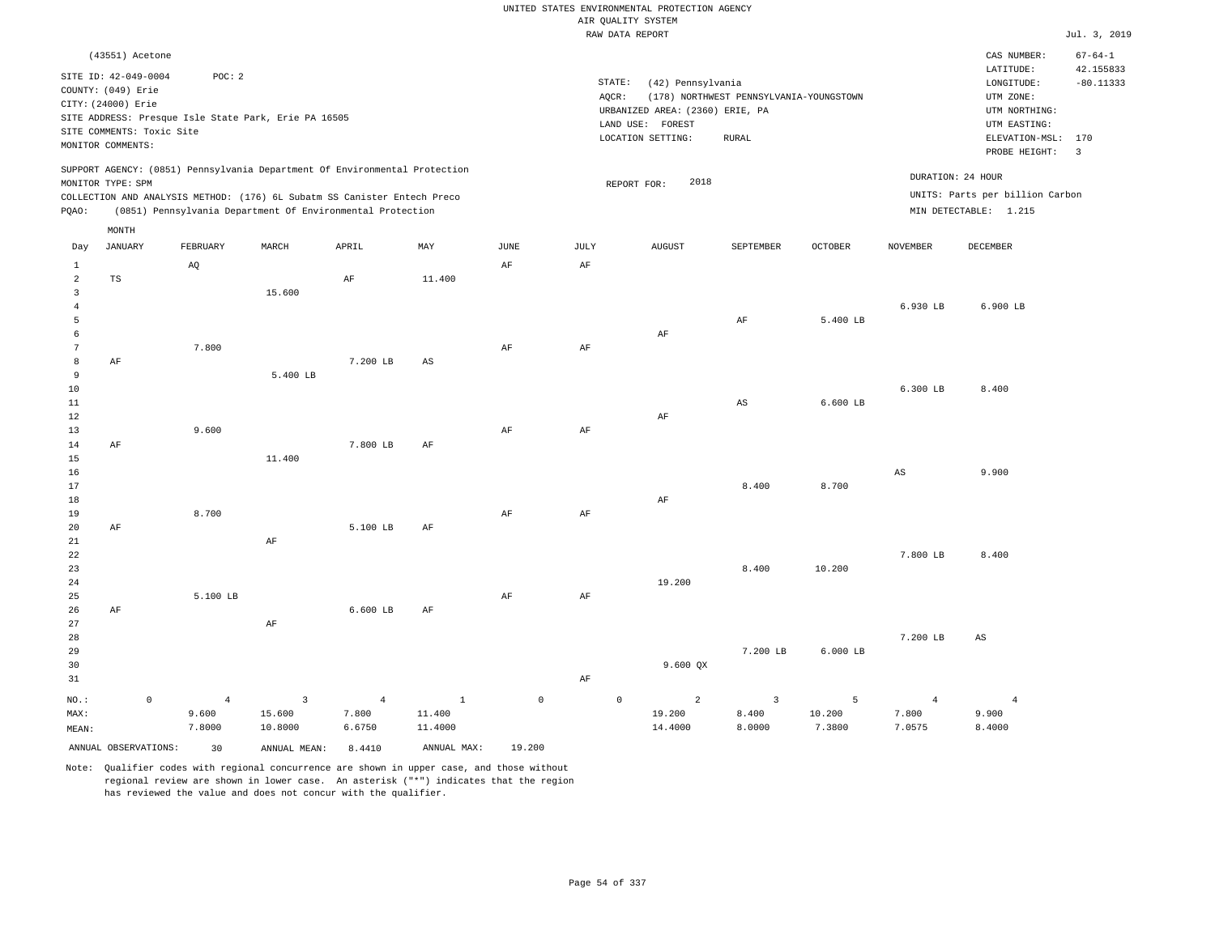UNITED STATES ENVIRONMENTAL PROTECTION AGENCY
AIR QUALITY SYSTEM
RAW DATA REPORT

Jul. 3, 2019

(43551) Acetone

SITE ID: 42-049-0004 POC: 2
COUNTY: (049) Erie
CITY: (24000) Erie
SITE ADDRESS: Presque Isle State Park, Erie PA 16505
SITE COMMENTS: Toxic Site
MONITOR COMMENTS:

STATE: (42) Pennsylvania
AQCR: (178) NORTHWEST PENNSYLVANIA-YOUNGSTOWN
URBANIZED AREA: (2360) ERIE, PA
LAND USE: FOREST
LOCATION SETTING: RURAL

CAS NUMBER: 67-64-1
LATITUDE: 42.155833
LONGITUDE: -80.11333
UTM ZONE:
UTM NORTHING:
UTM EASTING:
ELEVATION-MSL: 170
PROBE HEIGHT: 3

SUPPORT AGENCY: (0851) Pennsylvania Department Of Environmental Protection
MONITOR TYPE: SPM
COLLECTION AND ANALYSIS METHOD: (176) 6L Subatm SS Canister Entech Preco
PQAO: (0851) Pennsylvania Department Of Environmental Protection

REPORT FOR: 2018

DURATION: 24 HOUR
UNITS: Parts per billion Carbon
MIN DETECTABLE: 1.215

| Day | JANUARY | FEBRUARY | MARCH | APRIL | MAY | JUNE | JULY | AUGUST | SEPTEMBER | OCTOBER | NOVEMBER | DECEMBER |
|---|---|---|---|---|---|---|---|---|---|---|---|---|
| 1 | | AQ | | | | AF | AF | | | | | |
| 2 | TS | | | AF | 11.400 | | | | | | | |
| 3 | | | 15.600 | | | | | | | | | |
| 4 | | | | | | | | | | | 6.930 LB | 6.900 LB |
| 5 | | | | | | | | | AF | 5.400 LB | | |
| 6 | | | | | | | | AF | | | | |
| 7 | | 7.800 | | | | AF | AF | | | | | |
| 8 | AF | | | 7.200 LB | AS | | | | | | | |
| 9 | | | 5.400 LB | | | | | | | | | |
| 10 | | | | | | | | | | | 6.300 LB | 8.400 |
| 11 | | | | | | | | | AS | 6.600 LB | | |
| 12 | | | | | | | | AF | | | | |
| 13 | | 9.600 | | | | AF | AF | | | | | |
| 14 | AF | | | 7.800 LB | AF | | | | | | | |
| 15 | | | 11.400 | | | | | | | | | |
| 16 | | | | | | | | | | | AS | 9.900 |
| 17 | | | | | | | | | 8.400 | 8.700 | | |
| 18 | | | | | | | | AF | | | | |
| 19 | | 8.700 | | | | AF | AF | | | | | |
| 20 | AF | | | 5.100 LB | AF | | | | | | | |
| 21 | | | AF | | | | | | | | | |
| 22 | | | | | | | | | | | 7.800 LB | 8.400 |
| 23 | | | | | | | | | 8.400 | 10.200 | | |
| 24 | | | | | | | | 19.200 | | | | |
| 25 | | 5.100 LB | | | | AF | AF | | | | | |
| 26 | AF | | | 6.600 LB | AF | | | | | | | |
| 27 | | | AF | | | | | | | | | |
| 28 | | | | | | | | | | | 7.200 LB | AS |
| 29 | | | | | | | | | 7.200 LB | 6.000 LB | | |
| 30 | | | | | | | | 9.600 QX | | | | |
| 31 | | | | | | | AF | | | | | |
| NO.: | 0 | 4 | 3 | 4 | 1 | 0 | 0 | 2 | 3 | 5 | 4 | 4 |
| MAX: | | 9.600 | 15.600 | 7.800 | 11.400 | | | 19.200 | 8.400 | 10.200 | 7.800 | 9.900 |
| MEAN: | | 7.8000 | 10.8000 | 6.6750 | 11.4000 | | | 14.4000 | 8.0000 | 7.3800 | 7.0575 | 8.4000 |

ANNUAL OBSERVATIONS: 30 ANNUAL MEAN: 8.4410 ANNUAL MAX: 19.200

Note: Qualifier codes with regional concurrence are shown in upper case, and those without regional review are shown in lower case. An asterisk ("*") indicates that the region has reviewed the value and does not concur with the qualifier.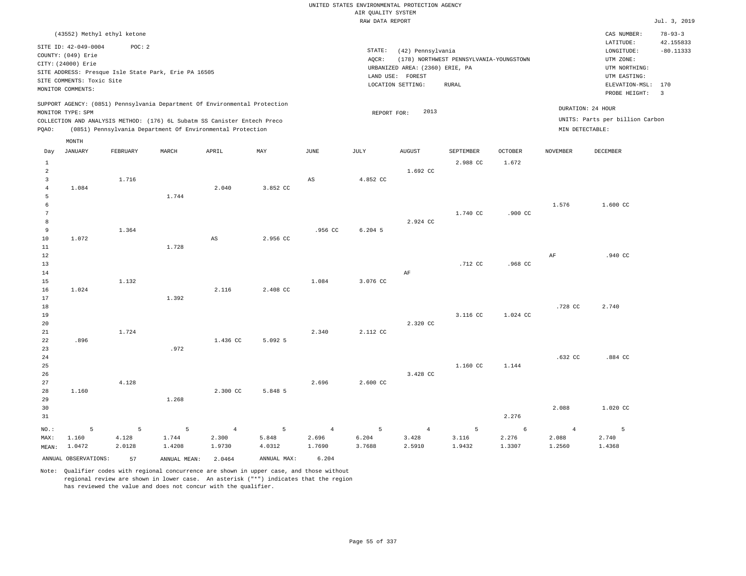UNITED STATES ENVIRONMENTAL PROTECTION AGENCY
AIR QUALITY SYSTEM
RAW DATA REPORT

Jul. 3, 2019

(43552) Methyl ethyl ketone

SITE ID: 42-049-0004 POC: 2
COUNTY: (049) Erie
CITY: (24000) Erie
SITE ADDRESS: Presque Isle State Park, Erie PA 16505
SITE COMMENTS: Toxic Site
MONITOR COMMENTS:

STATE: (42) Pennsylvania
AQCR: (178) NORTHWEST PENNSYLVANIA-YOUNGSTOWN
URBANIZED AREA: (2360) ERIE, PA
LAND USE: FOREST
LOCATION SETTING: RURAL

CAS NUMBER: 78-93-3
LATITUDE: 42.155833
LONGITUDE: -80.11333
UTM ZONE:
UTM NORTHING:
UTM EASTING:
ELEVATION-MSL: 170
PROBE HEIGHT: 3

SUPPORT AGENCY: (0851) Pennsylvania Department Of Environmental Protection
MONITOR TYPE: SPM
COLLECTION AND ANALYSIS METHOD: (176) 6L Subatm SS Canister Entech Preco
PQAO: (0851) Pennsylvania Department Of Environmental Protection

REPORT FOR: 2013

DURATION: 24 HOUR
UNITS: Parts per billion Carbon
MIN DETECTABLE:

| Day | JANUARY | FEBRUARY | MARCH | APRIL | MAY | JUNE | JULY | AUGUST | SEPTEMBER | OCTOBER | NOVEMBER | DECEMBER |
|---|---|---|---|---|---|---|---|---|---|---|---|---|
| 1 | | | | | | | | | 2.988 CC | 1.672 | | |
| 2 | | | | | | | | 1.692 CC | | | | |
| 3 | | 1.716 | | | | AS | 4.852 CC | | | | | |
| 4 | 1.084 | | | 2.040 | 3.852 CC | | | | | | | |
| 5 | | | 1.744 | | | | | | | | | |
| 6 | | | | | | | | | | | 1.576 | 1.600 CC |
| 7 | | | | | | | | | 1.740 CC | .900 CC | | |
| 8 | | | | | | | | 2.924 CC | | | | |
| 9 | | 1.364 | | | | .956 CC | 6.204 5 | | | | | |
| 10 | 1.072 | | | AS | 2.956 CC | | | | | | | |
| 11 | | | 1.728 | | | | | | | | | |
| 12 | | | | | | | | | | | AF | .940 CC |
| 13 | | | | | | | | | .712 CC | .968 CC | | |
| 14 | | | | | | | | AF | | | | |
| 15 | | 1.132 | | | | 1.084 | 3.076 CC | | | | | |
| 16 | 1.024 | | | 2.116 | 2.408 CC | | | | | | | |
| 17 | | | 1.392 | | | | | | | | | |
| 18 | | | | | | | | | | | .728 CC | 2.740 |
| 19 | | | | | | | | | 3.116 CC | 1.024 CC | | |
| 20 | | | | | | | | 2.320 CC | | | | |
| 21 | | 1.724 | | | | 2.340 | 2.112 CC | | | | | |
| 22 | .896 | | | 1.436 CC | 5.092 5 | | | | | | | |
| 23 | | | .972 | | | | | | | | | |
| 24 | | | | | | | | | | | .632 CC | .884 CC |
| 25 | | | | | | | | | 1.160 CC | 1.144 | | |
| 26 | | | | | | | | 3.428 CC | | | | |
| 27 | | 4.128 | | | | 2.696 | 2.600 CC | | | | | |
| 28 | 1.160 | | | 2.300 CC | 5.848 5 | | | | | | | |
| 29 | | | 1.268 | | | | | | | | | |
| 30 | | | | | | | | | | | 2.088 | 1.020 CC |
| 31 | | | | | | | | | | 2.276 | | |
| NO.: | 5 | 5 | 5 | 4 | 5 | 4 | 5 | 4 | 5 | 6 | 4 | 5 |
| MAX: | 1.160 | 4.128 | 1.744 | 2.300 | 5.848 | 2.696 | 6.204 | 3.428 | 3.116 | 2.276 | 2.088 | 2.740 |
| MEAN: | 1.0472 | 2.0128 | 1.4208 | 1.9730 | 4.0312 | 1.7690 | 3.7688 | 2.5910 | 1.9432 | 1.3307 | 1.2560 | 1.4368 |

ANNUAL OBSERVATIONS: 57 ANNUAL MEAN: 2.0464 ANNUAL MAX: 6.204

Note: Qualifier codes with regional concurrence are shown in upper case, and those without regional review are shown in lower case. An asterisk ("*") indicates that the region has reviewed the value and does not concur with the qualifier.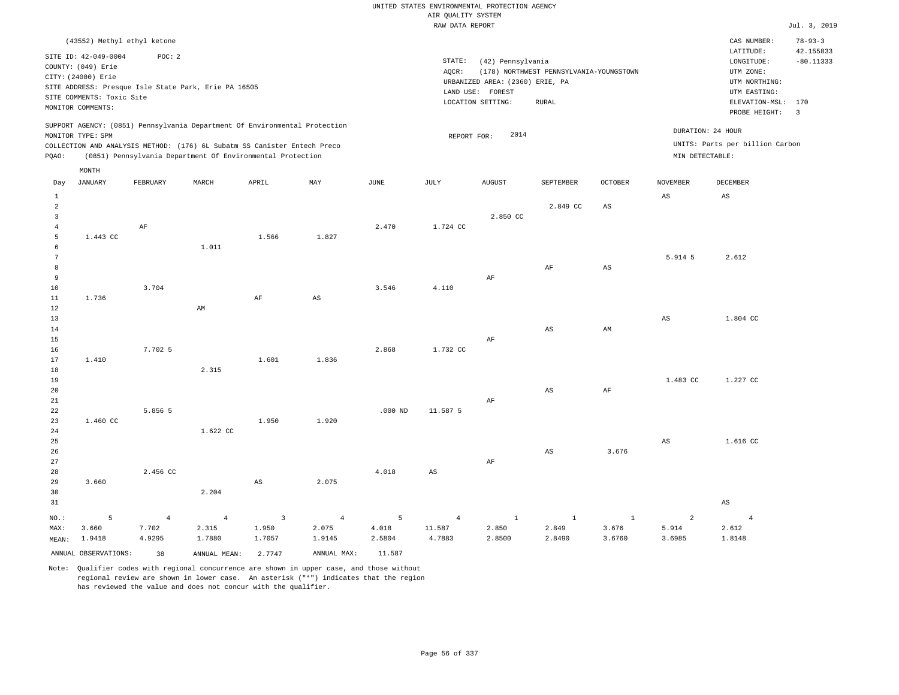UNITED STATES ENVIRONMENTAL PROTECTION AGENCY
AIR QUALITY SYSTEM
RAW DATA REPORT

Jul. 3, 2019

(43552) Methyl ethyl ketone

SITE ID: 42-049-0004 POC: 2
COUNTY: (049) Erie
CITY: (24000) Erie
SITE ADDRESS: Presque Isle State Park, Erie PA 16505
SITE COMMENTS: Toxic Site
MONITOR COMMENTS:

STATE: (42) Pennsylvania
AQCR: (178) NORTHWEST PENNSYLVANIA-YOUNGSTOWN
URBANIZED AREA: (2360) ERIE, PA
LAND USE: FOREST
LOCATION SETTING: RURAL

CAS NUMBER: 78-93-3
LATITUDE: 42.155833
LONGITUDE: -80.11333
UTM ZONE:
UTM NORTHING:
UTM EASTING:
ELEVATION-MSL: 170
PROBE HEIGHT: 3

SUPPORT AGENCY: (0851) Pennsylvania Department Of Environmental Protection
MONITOR TYPE: SPM
COLLECTION AND ANALYSIS METHOD: (176) 6L Subatm SS Canister Entech Preco
PQAO: (0851) Pennsylvania Department Of Environmental Protection

REPORT FOR: 2014

DURATION: 24 HOUR
UNITS: Parts per billion Carbon
MIN DETECTABLE:

| Day | JANUARY | FEBRUARY | MARCH | APRIL | MAY | JUNE | JULY | AUGUST | SEPTEMBER | OCTOBER | NOVEMBER | DECEMBER |
|---|---|---|---|---|---|---|---|---|---|---|---|---|
| 1 | | | | | | | | | | | AS | AS |
| 2 | | | | | | | | | 2.849 CC | AS | | |
| 3 | | | | | | | | 2.850 CC | | | | |
| 4 | | AF | | | | 2.470 | 1.724 CC | | | | | |
| 5 | 1.443 CC | | | 1.566 | 1.827 | | | | | | | |
| 6 | | | 1.011 | | | | | | | | | |
| 7 | | | | | | | | | | | 5.914 5 | 2.612 |
| 8 | | | | | | | | | AF | AS | | |
| 9 | | | | | | | | AF | | | | |
| 10 | | 3.704 | | | | 3.546 | 4.110 | | | | | |
| 11 | 1.736 | | | AF | AS | | | | | | | |
| 12 | | | AM | | | | | | | | | |
| 13 | | | | | | | | | | | AS | 1.804 CC |
| 14 | | | | | | | | | AS | AM | | |
| 15 | | | | | | | | AF | | | | |
| 16 | | 7.702 5 | | | | 2.868 | 1.732 CC | | | | | |
| 17 | 1.410 | | | 1.601 | 1.836 | | | | | | | |
| 18 | | | 2.315 | | | | | | | | | |
| 19 | | | | | | | | | | | 1.483 CC | 1.227 CC |
| 20 | | | | | | | | | AS | AF | | |
| 21 | | | | | | | | AF | | | | |
| 22 | | 5.856 5 | | | | .000 ND | 11.587 5 | | | | | |
| 23 | 1.460 CC | | | 1.950 | 1.920 | | | | | | | |
| 24 | | | 1.622 CC | | | | | | | | | |
| 25 | | | | | | | | | | | AS | 1.616 CC |
| 26 | | | | | | | | | AS | 3.676 | | |
| 27 | | | | | | | | AF | | | | |
| 28 | | 2.456 CC | | | | 4.018 | AS | | | | | |
| 29 | 3.660 | | | AS | 2.075 | | | | | | | |
| 30 | | | 2.204 | | | | | | | | | |
| 31 | | | | | | | | | | | | AS |
| NO.: | 5 | 4 | 4 | 3 | 4 | 5 | 4 | 1 | 1 | 1 | 2 | 4 |
| MAX: | 3.660 | 7.702 | 2.315 | 1.950 | 2.075 | 4.018 | 11.587 | 2.850 | 2.849 | 3.676 | 5.914 | 2.612 |
| MEAN: | 1.9418 | 4.9295 | 1.7880 | 1.7057 | 1.9145 | 2.5804 | 4.7883 | 2.8500 | 2.8490 | 3.6760 | 3.6985 | 1.8148 |

ANNUAL OBSERVATIONS: 38 ANNUAL MEAN: 2.7747 ANNUAL MAX: 11.587

Note: Qualifier codes with regional concurrence are shown in upper case, and those without regional review are shown in lower case. An asterisk ("*") indicates that the region has reviewed the value and does not concur with the qualifier.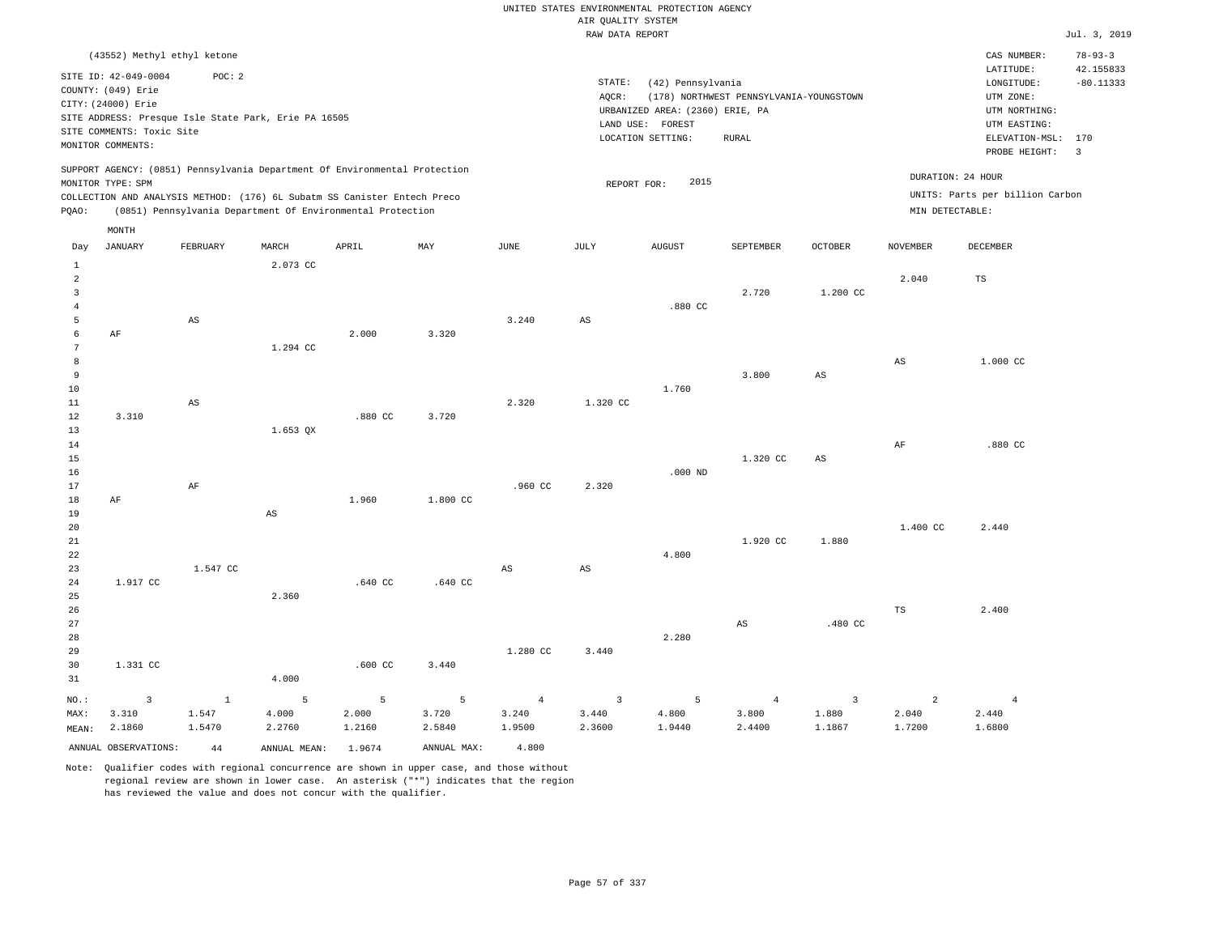UNITED STATES ENVIRONMENTAL PROTECTION AGENCY
AIR QUALITY SYSTEM
RAW DATA REPORT

Jul. 3, 2019

(43552) Methyl ethyl ketone

SITE ID: 42-049-0004 POC: 2
COUNTY: (049) Erie
CITY: (24000) Erie
SITE ADDRESS: Presque Isle State Park, Erie PA 16505
SITE COMMENTS: Toxic Site
MONITOR COMMENTS:

STATE: (42) Pennsylvania
AQCR: (178) NORTHWEST PENNSYLVANIA-YOUNGSTOWN
URBANIZED AREA: (2360) ERIE, PA
LAND USE: FOREST
LOCATION SETTING: RURAL

CAS NUMBER: 78-93-3
LATITUDE: 42.155833
LONGITUDE: -80.11333
UTM ZONE:
UTM NORTHING:
UTM EASTING:
ELEVATION-MSL: 170
PROBE HEIGHT: 3

SUPPORT AGENCY: (0851) Pennsylvania Department Of Environmental Protection
MONITOR TYPE: SPM
COLLECTION AND ANALYSIS METHOD: (176) 6L Subatm SS Canister Entech Preco
PQAO: (0851) Pennsylvania Department Of Environmental Protection

REPORT FOR: 2015

DURATION: 24 HOUR
UNITS: Parts per billion Carbon
MIN DETECTABLE:

| Day | JANUARY | FEBRUARY | MARCH | APRIL | MAY | JUNE | JULY | AUGUST | SEPTEMBER | OCTOBER | NOVEMBER | DECEMBER |
|---|---|---|---|---|---|---|---|---|---|---|---|---|
| 1 | | | 2.073 CC | | | | | | | | | |
| 2 | | | | | | | | | | | 2.040 | TS |
| 3 | | | | | | | | | 2.720 | 1.200 CC | | |
| 4 | | | | | | | | .880 CC | | | | |
| 5 | | AS | | | | 3.240 | AS | | | | | |
| 6 | AF | | | 2.000 | 3.320 | | | | | | | |
| 7 | | | 1.294 CC | | | | | | | | | |
| 8 | | | | | | | | | | | AS | 1.000 CC |
| 9 | | | | | | | | | 3.800 | AS | | |
| 10 | | | | | | | | 1.760 | | | | |
| 11 | | AS | | | | 2.320 | 1.320 CC | | | | | |
| 12 | 3.310 | | | .880 CC | 3.720 | | | | | | | |
| 13 | | | 1.653 QX | | | | | | | | | |
| 14 | | | | | | | | | | | AF | .880 CC |
| 15 | | | | | | | | | 1.320 CC | AS | | |
| 16 | | | | | | | | .000 ND | | | | |
| 17 | | AF | | | | .960 CC | 2.320 | | | | | |
| 18 | AF | | | 1.960 | 1.800 CC | | | | | | | |
| 19 | | | AS | | | | | | | | | |
| 20 | | | | | | | | | | | 1.400 CC | 2.440 |
| 21 | | | | | | | | | 1.920 CC | 1.880 | | |
| 22 | | | | | | | | 4.800 | | | | |
| 23 | | 1.547 CC | | | | AS | AS | | | | | |
| 24 | 1.917 CC | | | .640 CC | .640 CC | | | | | | | |
| 25 | | | 2.360 | | | | | | | | | |
| 26 | | | | | | | | | | | TS | 2.400 |
| 27 | | | | | | | | | AS | .480 CC | | |
| 28 | | | | | | | | 2.280 | | | | |
| 29 | | | | | | 1.280 CC | 3.440 | | | | | |
| 30 | 1.331 CC | | | .600 CC | 3.440 | | | | | | | |
| 31 | | | 4.000 | | | | | | | | | |
| NO.: | 3 | 1 | 5 | 5 | 5 | 4 | 3 | 5 | 4 | 3 | 2 | 4 |
| MAX: | 3.310 | 1.547 | 4.000 | 2.000 | 3.720 | 3.240 | 3.440 | 4.800 | 3.800 | 1.880 | 2.040 | 2.440 |
| MEAN: | 2.1860 | 1.5470 | 2.2760 | 1.2160 | 2.5840 | 1.9500 | 2.3600 | 1.9440 | 2.4400 | 1.1867 | 1.7200 | 1.6800 |

ANNUAL OBSERVATIONS: 44 ANNUAL MEAN: 1.9674 ANNUAL MAX: 4.800

Note: Qualifier codes with regional concurrence are shown in upper case, and those without regional review are shown in lower case. An asterisk ("*") indicates that the region has reviewed the value and does not concur with the qualifier.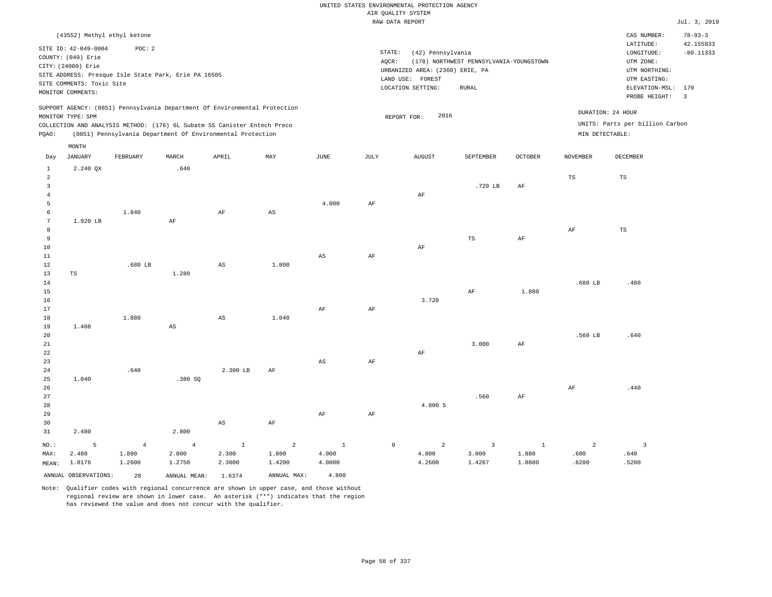UNITED STATES ENVIRONMENTAL PROTECTION AGENCY
AIR QUALITY SYSTEM
RAW DATA REPORT

Jul. 3, 2019

(43552) Methyl ethyl ketone

SITE ID: 42-049-0004 POC: 2
COUNTY: (049) Erie
CITY: (24000) Erie
SITE ADDRESS: Presque Isle State Park, Erie PA 16505
SITE COMMENTS: Toxic Site
MONITOR COMMENTS:

STATE: (42) Pennsylvania
AQCR: (178) NORTHWEST PENNSYLVANIA-YOUNGSTOWN
URBANIZED AREA: (2360) ERIE, PA
LAND USE: FOREST
LOCATION SETTING: RURAL

CAS NUMBER: 78-93-3
LATITUDE: 42.155833
LONGITUDE: -80.11333
UTM ZONE:
UTM NORTHING:
UTM EASTING:
ELEVATION-MSL: 170
PROBE HEIGHT: 3

SUPPORT AGENCY: (0851) Pennsylvania Department Of Environmental Protection
MONITOR TYPE: SPM
COLLECTION AND ANALYSIS METHOD: (176) 6L Subatm SS Canister Entech Preco
PQAO: (0851) Pennsylvania Department Of Environmental Protection

REPORT FOR: 2016

DURATION: 24 HOUR
UNITS: Parts per billion Carbon
MIN DETECTABLE:

| Day | JANUARY | FEBRUARY | MARCH | APRIL | MAY | JUNE | JULY | AUGUST | SEPTEMBER | OCTOBER | NOVEMBER | DECEMBER |
|---|---|---|---|---|---|---|---|---|---|---|---|---|
| 1 | 2.240 QX | | .640 | | | | | | | | | |
| 2 | | | | | | | | | | | TS | TS |
| 3 | | | | | | | | | .720 LB | AF | | |
| 4 | | | | | | | | AF | | | | |
| 5 | | | | | | 4.000 | AF | | | | | |
| 6 | | 1.840 | | AF | AS | | | | | | | |
| 7 | 1.920 LB | | AF | | | | | | | | | |
| 8 | | | | | | | | | | | AF | TS |
| 9 | | | | | | | | | TS | AF | | |
| 10 | | | | | | | | AF | | | | |
| 11 | | | | | | AS | AF | | | | | |
| 12 | | .680 LB | | AS | 1.800 | | | | | | | |
| 13 | TS | | 1.280 | | | | | | | | | |
| 14 | | | | | | | | | | | .680 LB | .480 |
| 15 | | | | | | | | | AF | 1.880 | | |
| 16 | | | | | | | | 3.720 | | | | |
| 17 | | | | | | AF | AF | | | | | |
| 18 | | 1.880 | | AS | 1.040 | | | | | | | |
| 19 | 1.408 | | AS | | | | | | | | | |
| 20 | | | | | | | | | | | .560 LB | .640 |
| 21 | | | | | | | | | 3.000 | AF | | |
| 22 | | | | | | | | AF | | | | |
| 23 | | | | | | AS | AF | | | | | |
| 24 | | .640 | | 2.300 LB | AF | | | | | | | |
| 25 | 1.040 | | .380 SQ | | | | | | | | | |
| 26 | | | | | | | | | | | AF | .440 |
| 27 | | | | | | | | | .560 | AF | | |
| 28 | | | | | | | | 4.800 5 | | | | |
| 29 | | | | | | AF | AF | | | | | |
| 30 | | | | AS | AF | | | | | | | |
| 31 | 2.480 | | 2.800 | | | | | | | | | |
| NO.: | 5 | 4 | 4 | 1 | 2 | 1 | 0 | 2 | 3 | 1 | 2 | 3 |
| MAX: | 2.480 | 1.880 | 2.800 | 2.300 | 1.800 | 4.000 | | 4.800 | 3.000 | 1.880 | .680 | .640 |
| MEAN: | 1.8176 | 1.2600 | 1.2750 | 2.3000 | 1.4200 | 4.0000 | | 4.2600 | 1.4267 | 1.8800 | .6200 | .5200 |

ANNUAL OBSERVATIONS: 28 ANNUAL MEAN: 1.6374 ANNUAL MAX: 4.800

Note: Qualifier codes with regional concurrence are shown in upper case, and those without regional review are shown in lower case. An asterisk ("*") indicates that the region has reviewed the value and does not concur with the qualifier.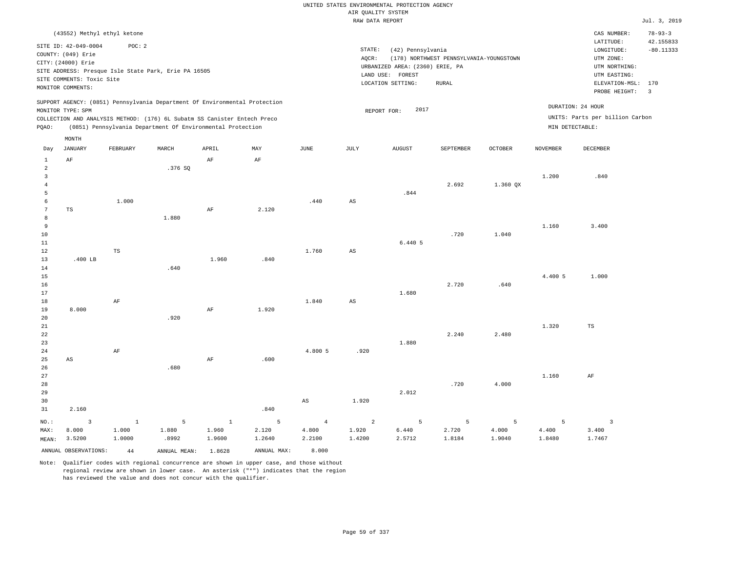UNITED STATES ENVIRONMENTAL PROTECTION AGENCY
AIR QUALITY SYSTEM
RAW DATA REPORT

Jul. 3, 2019

(43552) Methyl ethyl ketone

SITE ID: 42-049-0004 POC: 2
COUNTY: (049) Erie
CITY: (24000) Erie
SITE ADDRESS: Presque Isle State Park, Erie PA 16505
SITE COMMENTS: Toxic Site
MONITOR COMMENTS:

STATE: (42) Pennsylvania
AQCR: (178) NORTHWEST PENNSYLVANIA-YOUNGSTOWN
URBANIZED AREA: (2360) ERIE, PA
LAND USE: FOREST
LOCATION SETTING: RURAL

CAS NUMBER: 78-93-3
LATITUDE: 42.155833
LONGITUDE: -80.11333
UTM ZONE:
UTM NORTHING:
UTM EASTING:
ELEVATION-MSL: 170
PROBE HEIGHT: 3

SUPPORT AGENCY: (0851) Pennsylvania Department Of Environmental Protection
MONITOR TYPE: SPM
COLLECTION AND ANALYSIS METHOD: (176) 6L Subatm SS Canister Entech Preco
PQAO: (0851) Pennsylvania Department Of Environmental Protection

REPORT FOR: 2017

DURATION: 24 HOUR
UNITS: Parts per billion Carbon
MIN DETECTABLE:

| Day | JANUARY | FEBRUARY | MARCH | APRIL | MAY | JUNE | JULY | AUGUST | SEPTEMBER | OCTOBER | NOVEMBER | DECEMBER |
|---|---|---|---|---|---|---|---|---|---|---|---|---|
| 1 | AF | | | AF | AF | | | | | | | |
| 2 | | | .376 SQ | | | | | | | | | |
| 3 | | | | | | | | | | | 1.200 | .840 |
| 4 | | | | | | | | | 2.692 | 1.360 QX | | |
| 5 | | | | | | | | .844 | | | | |
| 6 | | 1.000 | | | | .440 | AS | | | | | |
| 7 | TS | | | AF | 2.120 | | | | | | | |
| 8 | | | 1.880 | | | | | | | | | |
| 9 | | | | | | | | | | | 1.160 | 3.400 |
| 10 | | | | | | | | | .720 | 1.040 | | |
| 11 | | | | | | | | 6.440 5 | | | | |
| 12 | | TS | | | | 1.760 | AS | | | | | |
| 13 | .400 LB | | | 1.960 | .840 | | | | | | | |
| 14 | | | .640 | | | | | | | | | |
| 15 | | | | | | | | | | | 4.400 5 | 1.000 |
| 16 | | | | | | | | | 2.720 | .640 | | |
| 17 | | | | | | | | 1.680 | | | | |
| 18 | | AF | | | | 1.840 | AS | | | | | |
| 19 | 8.000 | | | AF | 1.920 | | | | | | | |
| 20 | | | .920 | | | | | | | | | |
| 21 | | | | | | | | | | | 1.320 | TS |
| 22 | | | | | | | | | 2.240 | 2.480 | | |
| 23 | | | | | | | | 1.880 | | | | |
| 24 | | AF | | | | 4.800 5 | .920 | | | | | |
| 25 | AS | | | AF | .600 | | | | | | | |
| 26 | | | .680 | | | | | | | | | |
| 27 | | | | | | | | | | | 1.160 | AF |
| 28 | | | | | | | | | .720 | 4.000 | | |
| 29 | | | | | | | | 2.012 | | | | |
| 30 | | | | | | AS | 1.920 | | | | | |
| 31 | 2.160 | | | | .840 | | | | | | | |
| NO.: | 3 | 1 | 5 | 1 | 5 | 4 | 2 | 5 | 5 | 5 | 5 | 3 |
| MAX: | 8.000 | 1.000 | 1.880 | 1.960 | 2.120 | 4.800 | 1.920 | 6.440 | 2.720 | 4.000 | 4.400 | 3.400 |
| MEAN: | 3.5200 | 1.0000 | .8992 | 1.9600 | 1.2640 | 2.2100 | 1.4200 | 2.5712 | 1.8184 | 1.9040 | 1.8480 | 1.7467 |

ANNUAL OBSERVATIONS: 44 ANNUAL MEAN: 1.8628 ANNUAL MAX: 8.000

Note: Qualifier codes with regional concurrence are shown in upper case, and those without regional review are shown in lower case. An asterisk ("*") indicates that the region has reviewed the value and does not concur with the qualifier.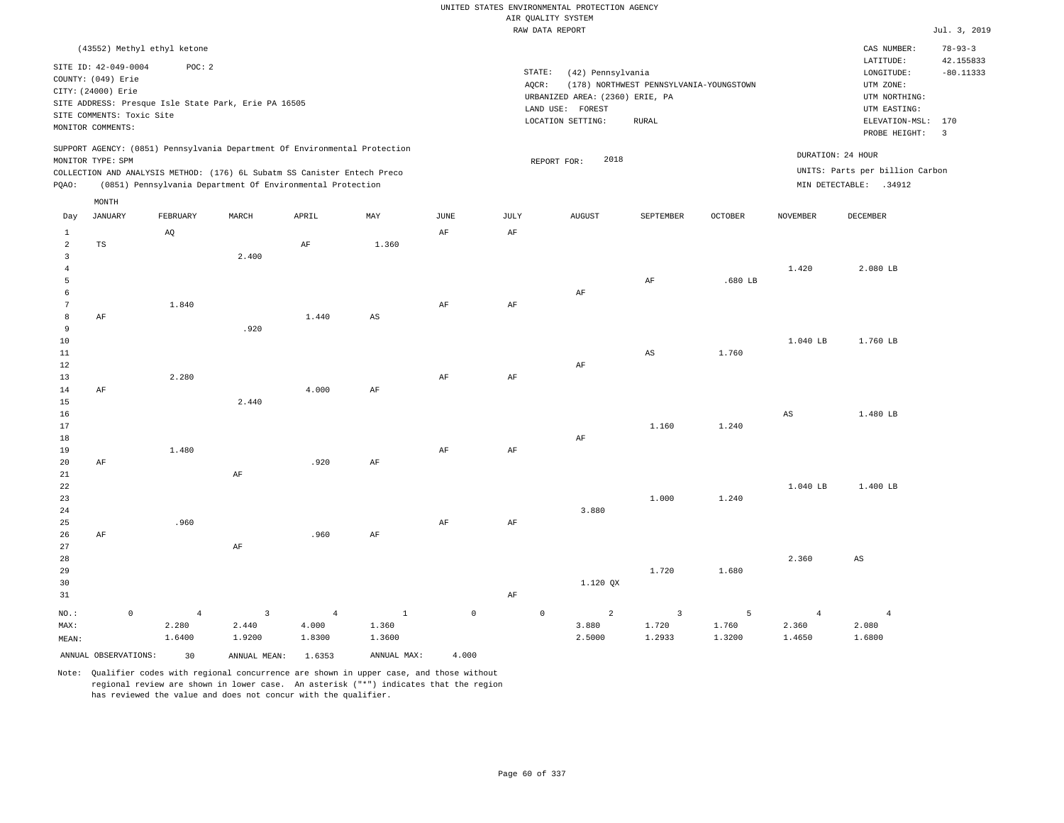UNITED STATES ENVIRONMENTAL PROTECTION AGENCY
AIR QUALITY SYSTEM
RAW DATA REPORT

Jul. 3, 2019

(43552) Methyl ethyl ketone

SITE ID: 42-049-0004 POC: 2
COUNTY: (049) Erie
CITY: (24000) Erie
SITE ADDRESS: Presque Isle State Park, Erie PA 16505
SITE COMMENTS: Toxic Site
MONITOR COMMENTS:

STATE: (42) Pennsylvania
AQCR: (178) NORTHWEST PENNSYLVANIA-YOUNGSTOWN
URBANIZED AREA: (2360) ERIE, PA
LAND USE: FOREST
LOCATION SETTING: RURAL

CAS NUMBER: 78-93-3
LATITUDE: 42.155833
LONGITUDE: -80.11333
UTM ZONE:
UTM NORTHING:
UTM EASTING:
ELEVATION-MSL: 170
PROBE HEIGHT: 3

SUPPORT AGENCY: (0851) Pennsylvania Department Of Environmental Protection
MONITOR TYPE: SPM
COLLECTION AND ANALYSIS METHOD: (176) 6L Subatm SS Canister Entech Preco
PQAO: (0851) Pennsylvania Department Of Environmental Protection

REPORT FOR: 2018

DURATION: 24 HOUR
UNITS: Parts per billion Carbon
MIN DETECTABLE: .34912

| Day | JANUARY | FEBRUARY | MARCH | APRIL | MAY | JUNE | JULY | AUGUST | SEPTEMBER | OCTOBER | NOVEMBER | DECEMBER |
|---|---|---|---|---|---|---|---|---|---|---|---|---|
| 1 | | AQ | | | | AF | AF | | | | | |
| 2 | TS | | | AF | 1.360 | | | | | | | |
| 3 | | | 2.400 | | | | | | | | | |
| 4 | | | | | | | | | | | 1.420 | 2.080 LB |
| 5 | | | | | | | | | AF | .680 LB | | |
| 6 | | | | | | | | AF | | | | |
| 7 | | 1.840 | | | | AF | AF | | | | | |
| 8 | AF | | | 1.440 | AS | | | | | | | |
| 9 | | | .920 | | | | | | | | | |
| 10 | | | | | | | | | | | 1.040 LB | 1.760 LB |
| 11 | | | | | | | | | AS | 1.760 | | |
| 12 | | | | | | | | AF | | | | |
| 13 | | 2.280 | | | | AF | AF | | | | | |
| 14 | AF | | | 4.000 | AF | | | | | | | |
| 15 | | | 2.440 | | | | | | | | | |
| 16 | | | | | | | | | | | AS | 1.480 LB |
| 17 | | | | | | | | | 1.160 | 1.240 | | |
| 18 | | | | | | | | AF | | | | |
| 19 | | 1.480 | | | | AF | AF | | | | | |
| 20 | AF | | | .920 | AF | | | | | | | |
| 21 | | | AF | | | | | | | | | |
| 22 | | | | | | | | | | | 1.040 LB | 1.400 LB |
| 23 | | | | | | | | | 1.000 | 1.240 | | |
| 24 | | | | | | | | 3.880 | | | | |
| 25 | | .960 | | | | AF | AF | | | | | |
| 26 | AF | | | .960 | AF | | | | | | | |
| 27 | | | AF | | | | | | | | | |
| 28 | | | | | | | | | | | 2.360 | AS |
| 29 | | | | | | | | | 1.720 | 1.680 | | |
| 30 | | | | | | | | 1.120 QX | | | | |
| 31 | | | | | | | AF | | | | | |
| NO.: | 0 | 4 | 3 | 4 | 1 | 0 | 0 | 2 | 3 | 5 | 4 | 4 |
| MAX: | | 2.280 | 2.440 | 4.000 | 1.360 | | | 3.880 | 1.720 | 1.760 | 2.360 | 2.080 |
| MEAN: | | 1.6400 | 1.9200 | 1.8300 | 1.3600 | | | 2.5000 | 1.2933 | 1.3200 | 1.4650 | 1.6800 |

ANNUAL OBSERVATIONS: 30 ANNUAL MEAN: 1.6353 ANNUAL MAX: 4.000

Note: Qualifier codes with regional concurrence are shown in upper case, and those without regional review are shown in lower case. An asterisk ("*") indicates that the region has reviewed the value and does not concur with the qualifier.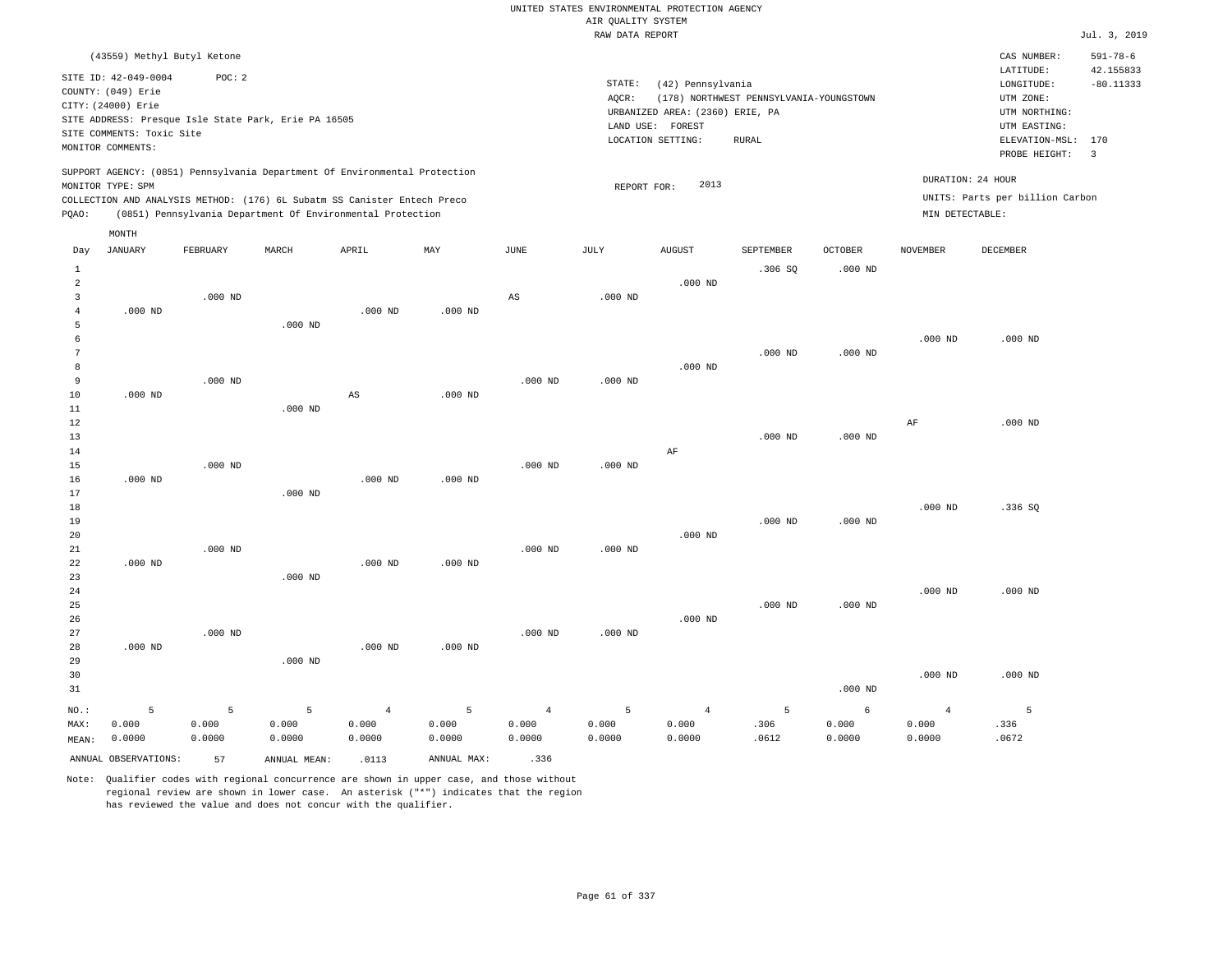UNITED STATES ENVIRONMENTAL PROTECTION AGENCY
AIR QUALITY SYSTEM
RAW DATA REPORT

Jul. 3, 2019

(43559) Methyl Butyl Ketone

SITE ID: 42-049-0004 POC: 2
COUNTY: (049) Erie
CITY: (24000) Erie
SITE ADDRESS: Presque Isle State Park, Erie PA 16505
SITE COMMENTS: Toxic Site
MONITOR COMMENTS:

STATE: (42) Pennsylvania
AQCR: (178) NORTHWEST PENNSYLVANIA-YOUNGSTOWN
URBANIZED AREA: (2360) ERIE, PA
LAND USE: FOREST
LOCATION SETTING: RURAL

CAS NUMBER: 591-78-6
LATITUDE: 42.155833
LONGITUDE: -80.11333
UTM ZONE:
UTM NORTHING:
UTM EASTING:
ELEVATION-MSL: 170
PROBE HEIGHT: 3

SUPPORT AGENCY: (0851) Pennsylvania Department Of Environmental Protection
MONITOR TYPE: SPM
COLLECTION AND ANALYSIS METHOD: (176) 6L Subatm SS Canister Entech Preco
PQAO: (0851) Pennsylvania Department Of Environmental Protection

REPORT FOR: 2013

DURATION: 24 HOUR
UNITS: Parts per billion Carbon
MIN DETECTABLE:

| Day | JANUARY | FEBRUARY | MARCH | APRIL | MAY | JUNE | JULY | AUGUST | SEPTEMBER | OCTOBER | NOVEMBER | DECEMBER |
|---|---|---|---|---|---|---|---|---|---|---|---|---|
| 1 | | | | | | | | | .306 SQ | .000 ND | | |
| 2 | | | | | | | | .000 ND | | | | |
| 3 | | .000 ND | | | | AS | .000 ND | | | | | |
| 4 | .000 ND | | | .000 ND | .000 ND | | | | | | | |
| 5 | | | .000 ND | | | | | | | | | |
| 6 | | | | | | | | | | | .000 ND | .000 ND |
| 7 | | | | | | | | | .000 ND | .000 ND | | |
| 8 | | | | | | | | .000 ND | | | | |
| 9 | | .000 ND | | | | .000 ND | .000 ND | | | | | |
| 10 | .000 ND | | | AS | .000 ND | | | | | | | |
| 11 | | | .000 ND | | | | | | | | | |
| 12 | | | | | | | | | | | AF | .000 ND |
| 13 | | | | | | | | | .000 ND | .000 ND | | |
| 14 | | | | | | | | AF | | | | |
| 15 | | .000 ND | | | | .000 ND | .000 ND | | | | | |
| 16 | .000 ND | | | .000 ND | .000 ND | | | | | | | |
| 17 | | | .000 ND | | | | | | | | | |
| 18 | | | | | | | | | | | .000 ND | .336 SQ |
| 19 | | | | | | | | | .000 ND | .000 ND | | |
| 20 | | | | | | | | .000 ND | | | | |
| 21 | | .000 ND | | | | .000 ND | .000 ND | | | | | |
| 22 | .000 ND | | | .000 ND | .000 ND | | | | | | | |
| 23 | | | .000 ND | | | | | | | | | |
| 24 | | | | | | | | | | | .000 ND | .000 ND |
| 25 | | | | | | | | | .000 ND | .000 ND | | |
| 26 | | | | | | | | .000 ND | | | | |
| 27 | | .000 ND | | | | .000 ND | .000 ND | | | | | |
| 28 | .000 ND | | | .000 ND | .000 ND | | | | | | | |
| 29 | | | .000 ND | | | | | | | | | |
| 30 | | | | | | | | | | | .000 ND | .000 ND |
| 31 | | | | | | | | | | .000 ND | | |
| NO.: | 5 | 5 | 5 | 4 | 5 | 4 | 5 | 4 | 5 | 6 | 4 | 5 |
| MAX: | 0.000 | 0.000 | 0.000 | 0.000 | 0.000 | 0.000 | 0.000 | 0.000 | .306 | 0.000 | 0.000 | .336 |
| MEAN: | 0.0000 | 0.0000 | 0.0000 | 0.0000 | 0.0000 | 0.0000 | 0.0000 | 0.0000 | .0612 | 0.0000 | 0.0000 | .0672 |

ANNUAL OBSERVATIONS: 57 ANNUAL MEAN: .0113 ANNUAL MAX: .336

Note: Qualifier codes with regional concurrence are shown in upper case, and those without regional review are shown in lower case. An asterisk ("*") indicates that the region has reviewed the value and does not concur with the qualifier.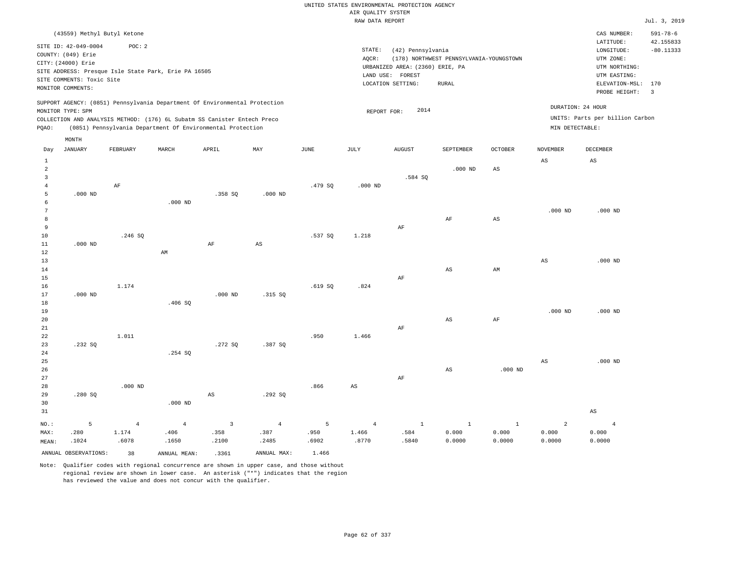UNITED STATES ENVIRONMENTAL PROTECTION AGENCY
AIR QUALITY SYSTEM
RAW DATA REPORT

Jul. 3, 2019

(43559) Methyl Butyl Ketone

SITE ID: 42-049-0004    POC: 2
COUNTY: (049) Erie
CITY: (24000) Erie
SITE ADDRESS: Presque Isle State Park, Erie PA 16505
SITE COMMENTS: Toxic Site
MONITOR COMMENTS:

STATE: (42) Pennsylvania
AQCR: (178) NORTHWEST PENNSYLVANIA-YOUNGSTOWN
URBANIZED AREA: (2360) ERIE, PA
LAND USE: FOREST
LOCATION SETTING: RURAL

CAS NUMBER: 591-78-6
LATITUDE: 42.155833
LONGITUDE: -80.11333
UTM ZONE:
UTM NORTHING:
UTM EASTING:
ELEVATION-MSL: 170
PROBE HEIGHT: 3

SUPPORT AGENCY: (0851) Pennsylvania Department Of Environmental Protection
MONITOR TYPE: SPM
COLLECTION AND ANALYSIS METHOD: (176) 6L Subatm SS Canister Entech Preco
PQAO: (0851) Pennsylvania Department Of Environmental Protection

REPORT FOR: 2014

DURATION: 24 HOUR
UNITS: Parts per billion Carbon
MIN DETECTABLE:

| Day | JANUARY | FEBRUARY | MARCH | APRIL | MAY | JUNE | JULY | AUGUST | SEPTEMBER | OCTOBER | NOVEMBER | DECEMBER |
|---|---|---|---|---|---|---|---|---|---|---|---|---|
| 1 | | | | | | | | | | | AS | AS |
| 2 | | | | | | | | | .000 ND | AS | | |
| 3 | | | | | | | | .584 SQ | | | | |
| 4 | | AF | | | | .479 SQ | .000 ND | | | | | |
| 5 | .000 ND | | | .358 SQ | .000 ND | | | | | | | |
| 6 | | | .000 ND | | | | | | | | | |
| 7 | | | | | | | | | | | .000 ND | .000 ND |
| 8 | | | | | | | | | AF | AS | | |
| 9 | | | | | | | | AF | | | | |
| 10 | | .246 SQ | | | | .537 SQ | 1.218 | | | | | |
| 11 | .000 ND | | | AF | AS | | | | | | | |
| 12 | | | AM | | | | | | | | | |
| 13 | | | | | | | | | | | AS | .000 ND |
| 14 | | | | | | | | | AS | AM | | |
| 15 | | | | | | | | AF | | | | |
| 16 | | 1.174 | | | | .619 SQ | .824 | | | | | |
| 17 | .000 ND | | | .000 ND | .315 SQ | | | | | | | |
| 18 | | | .406 SQ | | | | | | | | | |
| 19 | | | | | | | | | | | .000 ND | .000 ND |
| 20 | | | | | | | | | AS | AF | | |
| 21 | | | | | | | | AF | | | | |
| 22 | | 1.011 | | | | .950 | 1.466 | | | | | |
| 23 | .232 SQ | | | .272 SQ | .387 SQ | | | | | | | |
| 24 | | | .254 SQ | | | | | | | | | |
| 25 | | | | | | | | | | | AS | .000 ND |
| 26 | | | | | | | | | AS | .000 ND | | |
| 27 | | | | | | | | AF | | | | |
| 28 | | .000 ND | | | | .866 | AS | | | | | |
| 29 | .280 SQ | | | AS | .292 SQ | | | | | | | |
| 30 | | | .000 ND | | | | | | | | | |
| 31 | | | | | | | | | | | | AS |
| NO.: | 5 | 4 | 4 | 3 | 4 | 5 | 4 | 1 | 1 | 1 | 2 | 4 |
| MAX: | .280 | 1.174 | .406 | .358 | .387 | .950 | 1.466 | .584 | 0.000 | 0.000 | 0.000 | 0.000 |
| MEAN: | .1024 | .6078 | .1650 | .2100 | .2485 | .6902 | .8770 | .5840 | 0.0000 | 0.0000 | 0.0000 | 0.0000 |

ANNUAL OBSERVATIONS: 38    ANNUAL MEAN: .3361    ANNUAL MAX: 1.466

Note: Qualifier codes with regional concurrence are shown in upper case, and those without regional review are shown in lower case. An asterisk ("*") indicates that the region has reviewed the value and does not concur with the qualifier.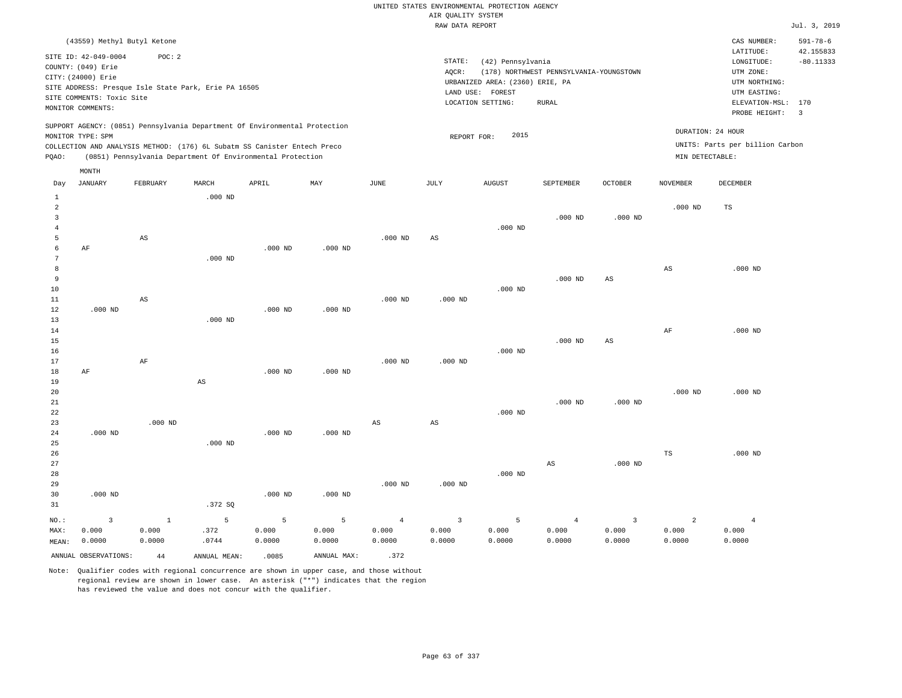UNITED STATES ENVIRONMENTAL PROTECTION AGENCY
AIR QUALITY SYSTEM
RAW DATA REPORT

Jul. 3, 2019

(43559) Methyl Butyl Ketone

SITE ID: 42-049-0004 POC: 2
COUNTY: (049) Erie
CITY: (24000) Erie
SITE ADDRESS: Presque Isle State Park, Erie PA 16505
SITE COMMENTS: Toxic Site
MONITOR COMMENTS:

STATE: (42) Pennsylvania
AQCR: (178) NORTHWEST PENNSYLVANIA-YOUNGSTOWN
URBANIZED AREA: (2360) ERIE, PA
LAND USE: FOREST
LOCATION SETTING: RURAL

CAS NUMBER: 591-78-6
LATITUDE: 42.155833
LONGITUDE: -80.11333
UTM ZONE:
UTM NORTHING:
UTM EASTING:
ELEVATION-MSL: 170
PROBE HEIGHT: 3

SUPPORT AGENCY: (0851) Pennsylvania Department Of Environmental Protection
MONITOR TYPE: SPM
COLLECTION AND ANALYSIS METHOD: (176) 6L Subatm SS Canister Entech Preco
PQAO: (0851) Pennsylvania Department Of Environmental Protection

REPORT FOR: 2015

DURATION: 24 HOUR
UNITS: Parts per billion Carbon
MIN DETECTABLE:

| Day | JANUARY | FEBRUARY | MARCH | APRIL | MAY | JUNE | JULY | AUGUST | SEPTEMBER | OCTOBER | NOVEMBER | DECEMBER |
|---|---|---|---|---|---|---|---|---|---|---|---|---|
| 1 | | | .000 ND | | | | | | | | | |
| 2 | | | | | | | | | | | .000 ND | TS |
| 3 | | | | | | | | | .000 ND | .000 ND | | |
| 4 | | | | | | | | .000 ND | | | | |
| 5 | | AS | | | | .000 ND | AS | | | | | |
| 6 | AF | | | .000 ND | .000 ND | | | | | | | |
| 7 | | | .000 ND | | | | | | | | | |
| 8 | | | | | | | | | | | AS | .000 ND |
| 9 | | | | | | | | | .000 ND | AS | | |
| 10 | | | | | | | | .000 ND | | | | |
| 11 | | AS | | | | .000 ND | .000 ND | | | | | |
| 12 | .000 ND | | | .000 ND | .000 ND | | | | | | | |
| 13 | | | .000 ND | | | | | | | | | |
| 14 | | | | | | | | | | | AF | .000 ND |
| 15 | | | | | | | | | .000 ND | AS | | |
| 16 | | | | | | | | .000 ND | | | | |
| 17 | | AF | | | | .000 ND | .000 ND | | | | | |
| 18 | AF | | | .000 ND | .000 ND | | | | | | | |
| 19 | | | AS | | | | | | | | | |
| 20 | | | | | | | | | | | .000 ND | .000 ND |
| 21 | | | | | | | | | .000 ND | .000 ND | | |
| 22 | | | | | | | | .000 ND | | | | |
| 23 | | .000 ND | | | | AS | AS | | | | | |
| 24 | .000 ND | | | .000 ND | .000 ND | | | | | | | |
| 25 | | | .000 ND | | | | | | | | | |
| 26 | | | | | | | | | | | TS | .000 ND |
| 27 | | | | | | | | | AS | .000 ND | | |
| 28 | | | | | | | | .000 ND | | | | |
| 29 | | | | | | .000 ND | .000 ND | | | | | |
| 30 | .000 ND | | | .000 ND | .000 ND | | | | | | | |
| 31 | | | .372 SQ | | | | | | | | | |
| NO.: | 3 | 1 | 5 | 5 | 5 | 4 | 3 | 5 | 4 | 3 | 2 | 4 |
| MAX: | 0.000 | 0.000 | .372 | 0.000 | 0.000 | 0.000 | 0.000 | 0.000 | 0.000 | 0.000 | 0.000 | 0.000 |
| MEAN: | 0.0000 | 0.0000 | .0744 | 0.0000 | 0.0000 | 0.0000 | 0.0000 | 0.0000 | 0.0000 | 0.0000 | 0.0000 | 0.0000 |

ANNUAL OBSERVATIONS: 44 ANNUAL MEAN: .0085 ANNUAL MAX: .372

Note: Qualifier codes with regional concurrence are shown in upper case, and those without regional review are shown in lower case. An asterisk ("*") indicates that the region has reviewed the value and does not concur with the qualifier.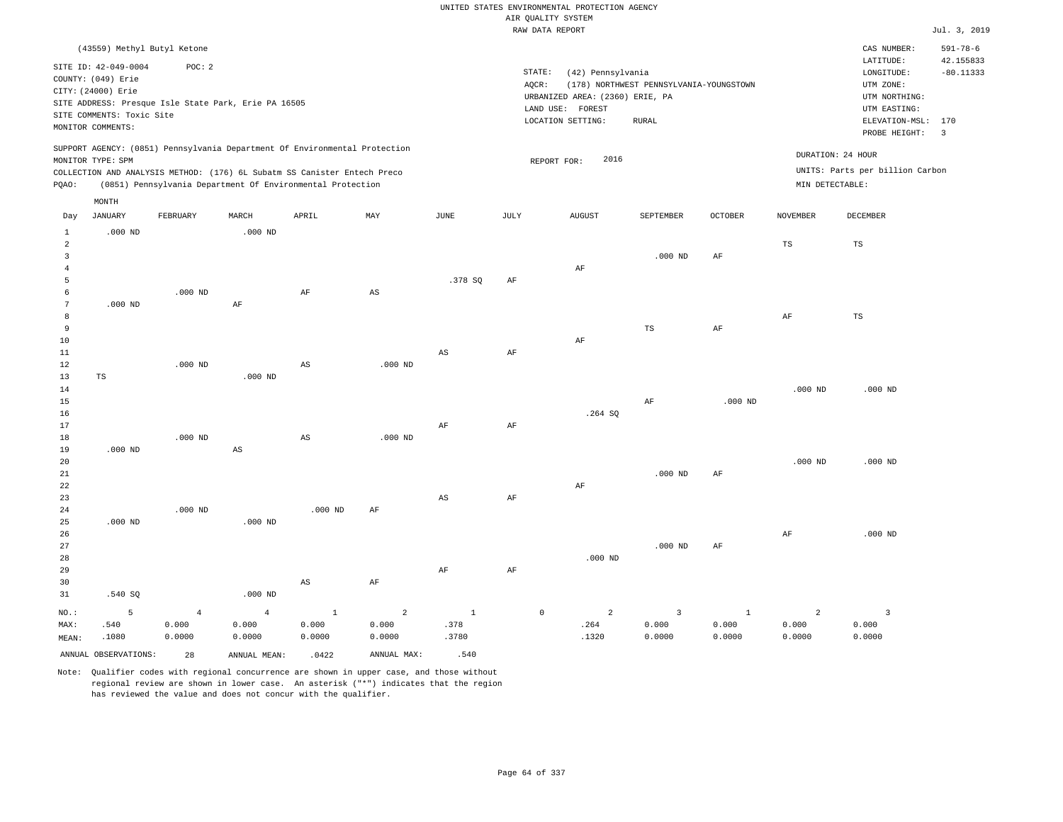UNITED STATES ENVIRONMENTAL PROTECTION AGENCY
AIR QUALITY SYSTEM
RAW DATA REPORT

Jul. 3, 2019

(43559) Methyl Butyl Ketone

SITE ID: 42-049-0004 POC: 2
COUNTY: (049) Erie
CITY: (24000) Erie
SITE ADDRESS: Presque Isle State Park, Erie PA 16505
SITE COMMENTS: Toxic Site
MONITOR COMMENTS:

STATE: (42) Pennsylvania
AQCR: (178) NORTHWEST PENNSYLVANIA-YOUNGSTOWN
URBANIZED AREA: (2360) ERIE, PA
LAND USE: FOREST
LOCATION SETTING: RURAL

CAS NUMBER: 591-78-6
LATITUDE: 42.155833
LONGITUDE: -80.11333
UTM ZONE:
UTM NORTHING:
UTM EASTING:
ELEVATION-MSL: 170
PROBE HEIGHT: 3

SUPPORT AGENCY: (0851) Pennsylvania Department Of Environmental Protection
MONITOR TYPE: SPM
COLLECTION AND ANALYSIS METHOD: (176) 6L Subatm SS Canister Entech Preco
PQAO: (0851) Pennsylvania Department Of Environmental Protection

REPORT FOR: 2016

DURATION: 24 HOUR
UNITS: Parts per billion Carbon
MIN DETECTABLE:

| Day | JANUARY | FEBRUARY | MARCH | APRIL | MAY | JUNE | JULY | AUGUST | SEPTEMBER | OCTOBER | NOVEMBER | DECEMBER |
|---|---|---|---|---|---|---|---|---|---|---|---|---|
| 1 | .000 ND | | .000 ND | | | | | | | | | |
| 2 | | | | | | | | | | | TS | TS |
| 3 | | | | | | | | | .000 ND | AF | | |
| 4 | | | | | | | | AF | | | | |
| 5 | | | | | | .378 SQ | AF | | | | | |
| 6 | | .000 ND | | AF | AS | | | | | | | |
| 7 | .000 ND | | AF | | | | | | | | | |
| 8 | | | | | | | | | | | AF | TS |
| 9 | | | | | | | | | TS | AF | | |
| 10 | | | | | | | | AF | | | | |
| 11 | | | | | | AS | AF | | | | | |
| 12 | | .000 ND | | AS | .000 ND | | | | | | | |
| 13 | TS | | .000 ND | | | | | | | | | |
| 14 | | | | | | | | | | | .000 ND | .000 ND |
| 15 | | | | | | | | | AF | .000 ND | | |
| 16 | | | | | | | | .264 SQ | | | | |
| 17 | | | | | | AF | AF | | | | | |
| 18 | | .000 ND | | AS | .000 ND | | | | | | | |
| 19 | .000 ND | | AS | | | | | | | | | |
| 20 | | | | | | | | | | | .000 ND | .000 ND |
| 21 | | | | | | | | | .000 ND | AF | | |
| 22 | | | | | | | | AF | | | | |
| 23 | | | | | | AS | AF | | | | | |
| 24 | | .000 ND | | .000 ND | AF | | | | | | | |
| 25 | .000 ND | | .000 ND | | | | | | | | | |
| 26 | | | | | | | | | | | AF | .000 ND |
| 27 | | | | | | | | | .000 ND | AF | | |
| 28 | | | | | | | | .000 ND | | | | |
| 29 | | | | | | AF | AF | | | | | |
| 30 | | | | AS | AF | | | | | | | |
| 31 | .540 SQ | | .000 ND | | | | | | | | | |
| NO.: | 5 | 4 | 4 | 1 | 2 | 1 | 0 | 2 | 3 | 1 | 2 | 3 |
| MAX: | .540 | 0.000 | 0.000 | 0.000 | 0.000 | .378 | | .264 | 0.000 | 0.000 | 0.000 | 0.000 |
| MEAN: | .1080 | 0.0000 | 0.0000 | 0.0000 | 0.0000 | .3780 | | .1320 | 0.0000 | 0.0000 | 0.0000 | 0.0000 |

ANNUAL OBSERVATIONS: 28 ANNUAL MEAN: .0422 ANNUAL MAX: .540

Note: Qualifier codes with regional concurrence are shown in upper case, and those without regional review are shown in lower case. An asterisk ("*") indicates that the region has reviewed the value and does not concur with the qualifier.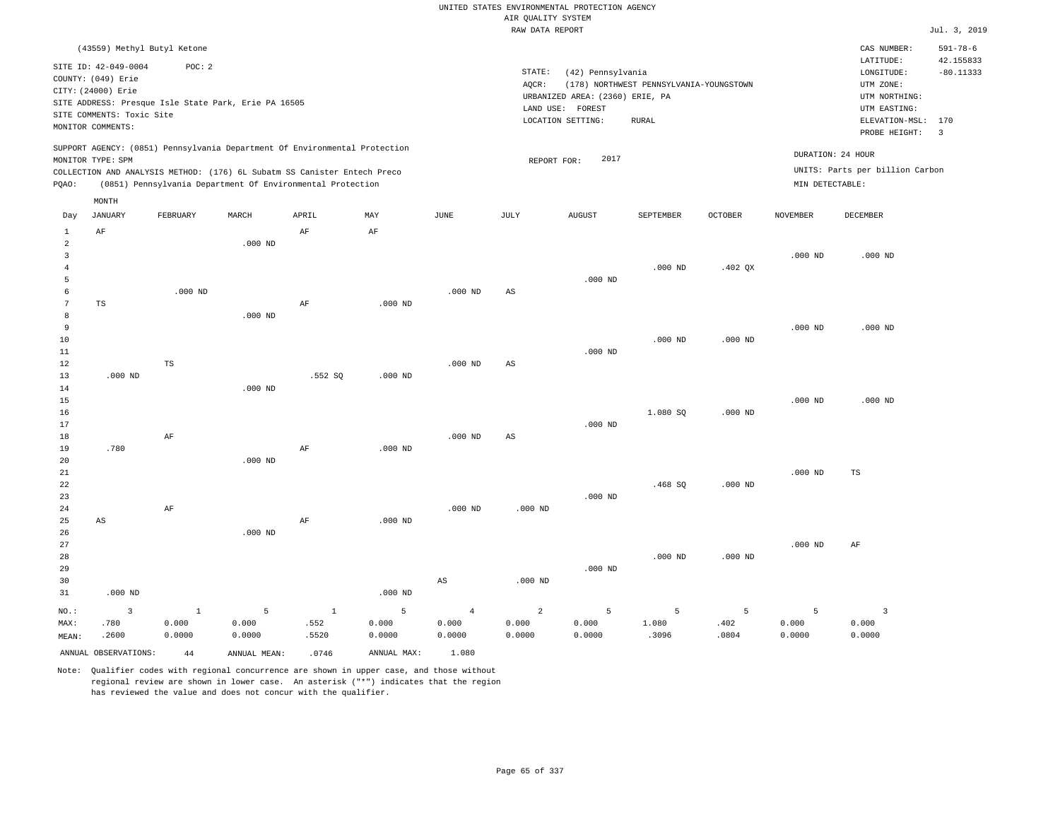UNITED STATES ENVIRONMENTAL PROTECTION AGENCY
AIR QUALITY SYSTEM
RAW DATA REPORT

Jul. 3, 2019

(43559) Methyl Butyl Ketone

SITE ID: 42-049-0004 POC: 2
COUNTY: (049) Erie
CITY: (24000) Erie
SITE ADDRESS: Presque Isle State Park, Erie PA 16505
SITE COMMENTS: Toxic Site
MONITOR COMMENTS:

STATE: (42) Pennsylvania
AQCR: (178) NORTHWEST PENNSYLVANIA-YOUNGSTOWN
URBANIZED AREA: (2360) ERIE, PA
LAND USE: FOREST
LOCATION SETTING: RURAL

CAS NUMBER: 591-78-6
LATITUDE: 42.155833
LONGITUDE: -80.11333
UTM ZONE:
UTM NORTHING:
UTM EASTING:
ELEVATION-MSL: 170
PROBE HEIGHT: 3

SUPPORT AGENCY: (0851) Pennsylvania Department Of Environmental Protection
MONITOR TYPE: SPM
COLLECTION AND ANALYSIS METHOD: (176) 6L Subatm SS Canister Entech Preco
PQAO: (0851) Pennsylvania Department Of Environmental Protection

REPORT FOR: 2017

DURATION: 24 HOUR
UNITS: Parts per billion Carbon
MIN DETECTABLE:

| Day | JANUARY | FEBRUARY | MARCH | APRIL | MAY | JUNE | JULY | AUGUST | SEPTEMBER | OCTOBER | NOVEMBER | DECEMBER |
|---|---|---|---|---|---|---|---|---|---|---|---|---|
| 1 | AF | | | AF | AF | | | | | | | |
| 2 | | | .000 ND | | | | | | | | | |
| 3 | | | | | | | | | | | .000 ND | .000 ND |
| 4 | | | | | | | | | .000 ND | .402 QX | | |
| 5 | | | | | | | | .000 ND | | | | |
| 6 | | .000 ND | | | | .000 ND | AS | | | | | |
| 7 | TS | | | AF | .000 ND | | | | | | | |
| 8 | | | .000 ND | | | | | | | | | |
| 9 | | | | | | | | | | | .000 ND | .000 ND |
| 10 | | | | | | | | | .000 ND | .000 ND | | |
| 11 | | | | | | | | .000 ND | | | | |
| 12 | | TS | | | | .000 ND | AS | | | | | |
| 13 | .000 ND | | | .552 SQ | .000 ND | | | | | | | |
| 14 | | | .000 ND | | | | | | | | | |
| 15 | | | | | | | | | | | .000 ND | .000 ND |
| 16 | | | | | | | | | 1.080 SQ | .000 ND | | |
| 17 | | | | | | | | .000 ND | | | | |
| 18 | | AF | | | | .000 ND | AS | | | | | |
| 19 | .780 | | | AF | .000 ND | | | | | | | |
| 20 | | | .000 ND | | | | | | | | | |
| 21 | | | | | | | | | | | .000 ND | TS |
| 22 | | | | | | | | | .468 SQ | .000 ND | | |
| 23 | | | | | | | | .000 ND | | | | |
| 24 | | AF | | | | .000 ND | .000 ND | | | | | |
| 25 | AS | | | AF | .000 ND | | | | | | | |
| 26 | | | .000 ND | | | | | | | | | |
| 27 | | | | | | | | | | | .000 ND | AF |
| 28 | | | | | | | | | .000 ND | .000 ND | | |
| 29 | | | | | | | | .000 ND | | | | |
| 30 | | | | | | AS | .000 ND | | | | | |
| 31 | .000 ND | | | | .000 ND | | | | | | | |
| NO.: | 3 | 1 | 5 | 1 | 5 | 4 | 2 | 5 | 5 | 5 | 5 | 3 |
| MAX: | .780 | 0.000 | 0.000 | .552 | 0.000 | 0.000 | 0.000 | 0.000 | 1.080 | .402 | 0.000 | 0.000 |
| MEAN: | .2600 | 0.0000 | 0.0000 | .5520 | 0.0000 | 0.0000 | 0.0000 | 0.0000 | .3096 | .0804 | 0.0000 | 0.0000 |

ANNUAL OBSERVATIONS: 44 ANNUAL MEAN: .0746 ANNUAL MAX: 1.080

Note: Qualifier codes with regional concurrence are shown in upper case, and those without regional review are shown in lower case. An asterisk ("*") indicates that the region has reviewed the value and does not concur with the qualifier.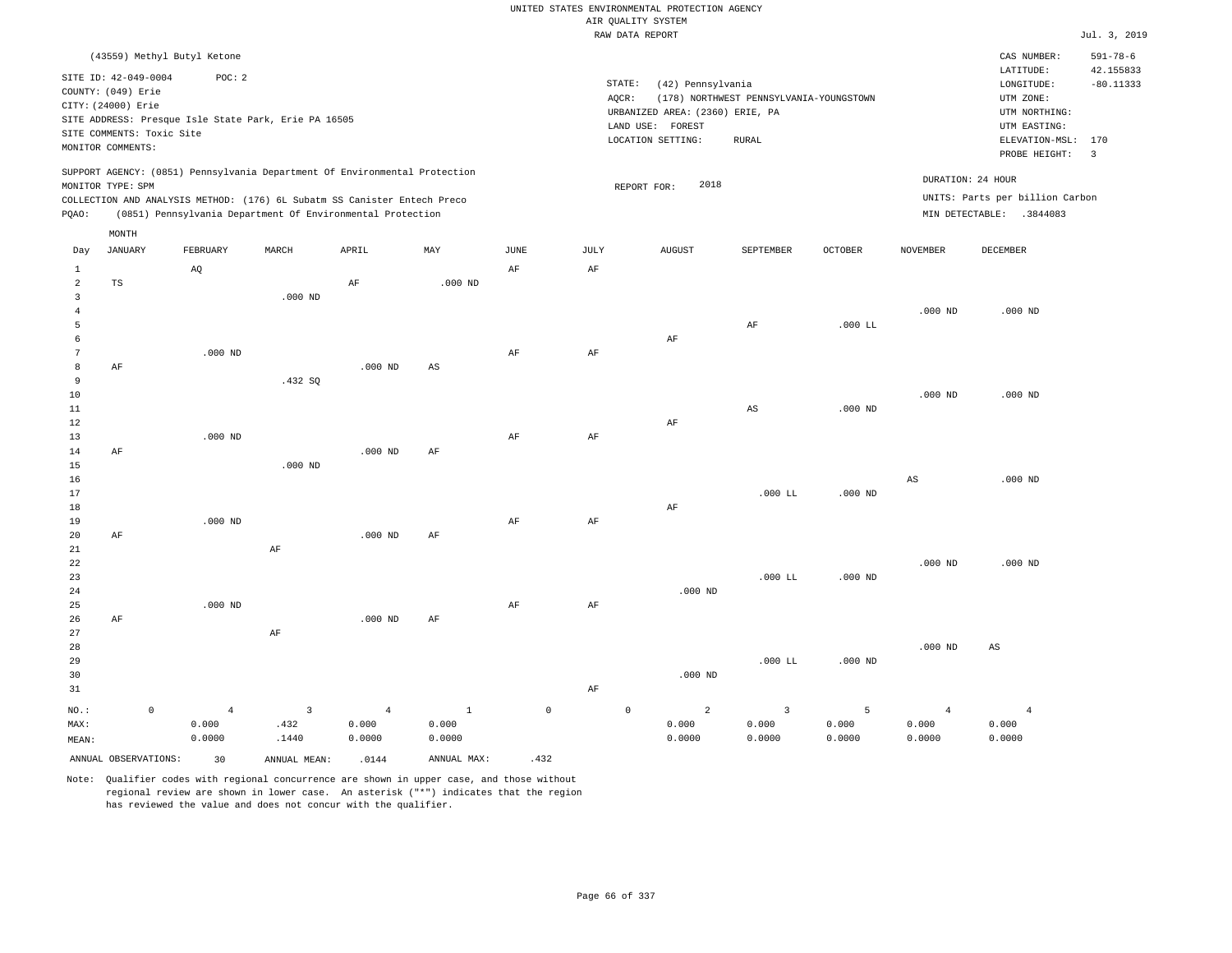UNITED STATES ENVIRONMENTAL PROTECTION AGENCY
AIR QUALITY SYSTEM
RAW DATA REPORT

Jul. 3, 2019

(43559) Methyl Butyl Ketone

SITE ID: 42-049-0004 POC: 2
COUNTY: (049) Erie
CITY: (24000) Erie
SITE ADDRESS: Presque Isle State Park, Erie PA 16505
SITE COMMENTS: Toxic Site
MONITOR COMMENTS:

STATE: (42) Pennsylvania
AQCR: (178) NORTHWEST PENNSYLVANIA-YOUNGSTOWN
URBANIZED AREA: (2360) ERIE, PA
LAND USE: FOREST
LOCATION SETTING: RURAL

CAS NUMBER: 591-78-6
LATITUDE: 42.155833
LONGITUDE: -80.11333
UTM ZONE:
UTM NORTHING:
UTM EASTING:
ELEVATION-MSL: 170
PROBE HEIGHT: 3

SUPPORT AGENCY: (0851) Pennsylvania Department Of Environmental Protection
MONITOR TYPE: SPM
COLLECTION AND ANALYSIS METHOD: (176) 6L Subatm SS Canister Entech Preco
PQAO: (0851) Pennsylvania Department Of Environmental Protection

REPORT FOR: 2018

DURATION: 24 HOUR
UNITS: Parts per billion Carbon
MIN DETECTABLE: .3844083

| Day | JANUARY | FEBRUARY | MARCH | APRIL | MAY | JUNE | JULY | AUGUST | SEPTEMBER | OCTOBER | NOVEMBER | DECEMBER |
|---|---|---|---|---|---|---|---|---|---|---|---|---|
| 1 | | AQ | | | | AF | AF | | | | | |
| 2 | TS | | | AF | .000 ND | | | | | | | |
| 3 | | | .000 ND | | | | | | | | | |
| 4 | | | | | | | | | | | .000 ND | .000 ND |
| 5 | | | | | | | | | AF | .000 LL | | |
| 6 | | | | | | | | AF | | | | |
| 7 | | .000 ND | | | | AF | AF | | | | | |
| 8 | AF | | | .000 ND | AS | | | | | | | |
| 9 | | | .432 SQ | | | | | | | | | |
| 10 | | | | | | | | | | | .000 ND | .000 ND |
| 11 | | | | | | | | | AS | .000 ND | | |
| 12 | | | | | | | | AF | | | | |
| 13 | | .000 ND | | | | AF | AF | | | | | |
| 14 | AF | | | .000 ND | AF | | | | | | | |
| 15 | | | .000 ND | | | | | | | | | |
| 16 | | | | | | | | | | | AS | .000 ND |
| 17 | | | | | | | | | .000 LL | .000 ND | | |
| 18 | | | | | | | | AF | | | | |
| 19 | | .000 ND | | | | AF | AF | | | | | |
| 20 | AF | | | .000 ND | AF | | | | | | | |
| 21 | | | AF | | | | | | | | | |
| 22 | | | | | | | | | | | .000 ND | .000 ND |
| 23 | | | | | | | | | .000 LL | .000 ND | | |
| 24 | | | | | | | | .000 ND | | | | |
| 25 | | .000 ND | | | | AF | AF | | | | | |
| 26 | AF | | | .000 ND | AF | | | | | | | |
| 27 | | | AF | | | | | | | | | |
| 28 | | | | | | | | | | | .000 ND | AS |
| 29 | | | | | | | | | .000 LL | .000 ND | | |
| 30 | | | | | | | | .000 ND | | | | |
| 31 | | | | | | | AF | | | | | |
| NO.: | 0 | 4 | 3 | 4 | 1 | 0 | 0 | 2 | 3 | 5 | 4 | 4 |
| MAX: | | 0.000 | .432 | 0.000 | 0.000 | | | 0.000 | 0.000 | 0.000 | 0.000 | 0.000 |
| MEAN: | | 0.0000 | .1440 | 0.0000 | 0.0000 | | | 0.0000 | 0.0000 | 0.0000 | 0.0000 | 0.0000 |

ANNUAL OBSERVATIONS: 30 ANNUAL MEAN: .0144 ANNUAL MAX: .432

Note: Qualifier codes with regional concurrence are shown in upper case, and those without regional review are shown in lower case. An asterisk ("*") indicates that the region has reviewed the value and does not concur with the qualifier.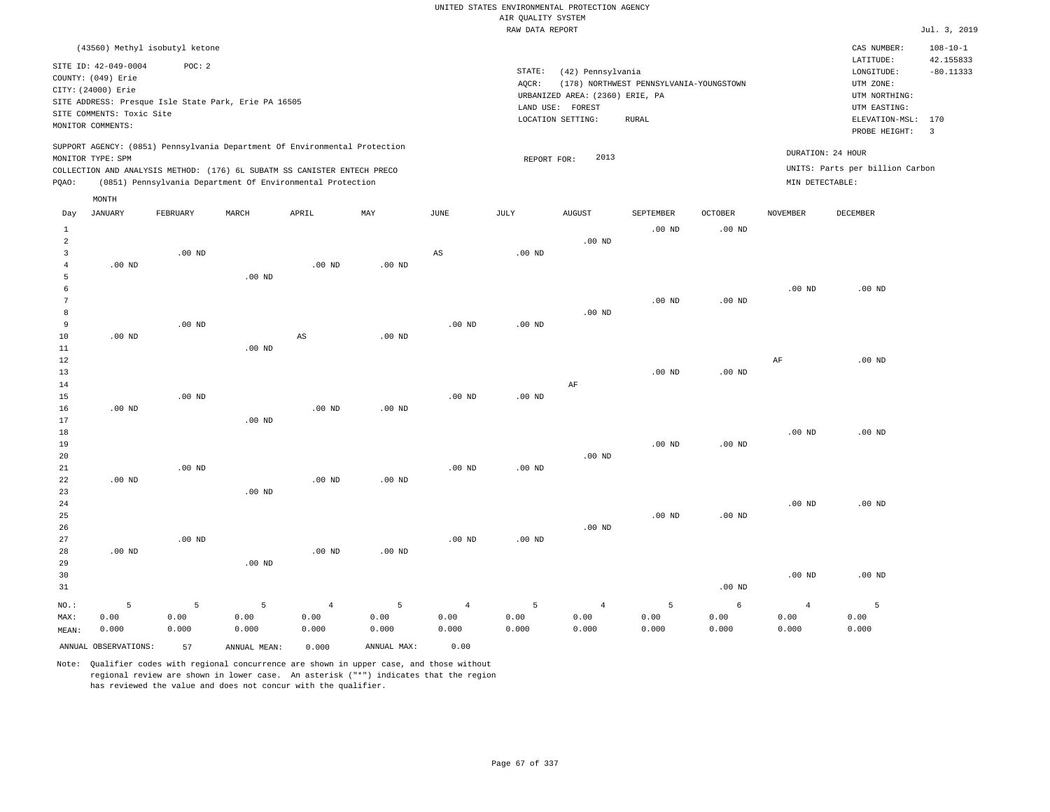UNITED STATES ENVIRONMENTAL PROTECTION AGENCY
AIR QUALITY SYSTEM
RAW DATA REPORT

Jul. 3, 2019

(43560) Methyl isobutyl ketone

SITE ID: 42-049-0004 POC: 2
COUNTY: (049) Erie
CITY: (24000) Erie
SITE ADDRESS: Presque Isle State Park, Erie PA 16505
SITE COMMENTS: Toxic Site
MONITOR COMMENTS:

STATE: (42) Pennsylvania
AQCR: (178) NORTHWEST PENNSYLVANIA-YOUNGSTOWN
URBANIZED AREA: (2360) ERIE, PA
LAND USE: FOREST
LOCATION SETTING: RURAL

CAS NUMBER: 108-10-1
LATITUDE: 42.155833
LONGITUDE: -80.11333
UTM ZONE:
UTM NORTHING:
UTM EASTING:
ELEVATION-MSL: 170
PROBE HEIGHT: 3

SUPPORT AGENCY: (0851) Pennsylvania Department Of Environmental Protection
MONITOR TYPE: SPM
COLLECTION AND ANALYSIS METHOD: (176) 6L SUBATM SS CANISTER ENTECH PRECO
PQAO: (0851) Pennsylvania Department Of Environmental Protection

REPORT FOR: 2013

DURATION: 24 HOUR
UNITS: Parts per billion Carbon
MIN DETECTABLE:

| Day | JANUARY | FEBRUARY | MARCH | APRIL | MAY | JUNE | JULY | AUGUST | SEPTEMBER | OCTOBER | NOVEMBER | DECEMBER |
|---|---|---|---|---|---|---|---|---|---|---|---|---|
| 1 | | | | | | | | | .00 ND | .00 ND | | |
| 2 | | | | | | | | .00 ND | | | | |
| 3 | | .00 ND | | | | AS | .00 ND | | | | | |
| 4 | .00 ND | | | .00 ND | .00 ND | | | | | | | |
| 5 | | | .00 ND | | | | | | | | | |
| 6 | | | | | | | | | | | .00 ND | .00 ND |
| 7 | | | | | | | | | .00 ND | .00 ND | | |
| 8 | | | | | | | | .00 ND | | | | |
| 9 | | .00 ND | | | | .00 ND | .00 ND | | | | | |
| 10 | .00 ND | | | AS | .00 ND | | | | | | | |
| 11 | | | .00 ND | | | | | | | | | |
| 12 | | | | | | | | | | | AF | .00 ND |
| 13 | | | | | | | | | .00 ND | .00 ND | | |
| 14 | | | | | | | | AF | | | | |
| 15 | | .00 ND | | | | .00 ND | .00 ND | | | | | |
| 16 | .00 ND | | | .00 ND | .00 ND | | | | | | | |
| 17 | | | .00 ND | | | | | | | | | |
| 18 | | | | | | | | | | | .00 ND | .00 ND |
| 19 | | | | | | | | | .00 ND | .00 ND | | |
| 20 | | | | | | | | .00 ND | | | | |
| 21 | | .00 ND | | | | .00 ND | .00 ND | | | | | |
| 22 | .00 ND | | | .00 ND | .00 ND | | | | | | | |
| 23 | | | .00 ND | | | | | | | | | |
| 24 | | | | | | | | | | | .00 ND | .00 ND |
| 25 | | | | | | | | | .00 ND | .00 ND | | |
| 26 | | | | | | | | .00 ND | | | | |
| 27 | | .00 ND | | | | .00 ND | .00 ND | | | | | |
| 28 | .00 ND | | | .00 ND | .00 ND | | | | | | | |
| 29 | | | .00 ND | | | | | | | | | |
| 30 | | | | | | | | | | | .00 ND | .00 ND |
| 31 | | | | | | | | | | .00 ND | | |
| NO.: | 5 | 5 | 5 | 4 | 5 | 4 | 5 | 4 | 5 | 6 | 4 | 5 |
| MAX: | 0.00 | 0.00 | 0.00 | 0.00 | 0.00 | 0.00 | 0.00 | 0.00 | 0.00 | 0.00 | 0.00 | 0.00 |
| MEAN: | 0.000 | 0.000 | 0.000 | 0.000 | 0.000 | 0.000 | 0.000 | 0.000 | 0.000 | 0.000 | 0.000 | 0.000 |

ANNUAL OBSERVATIONS: 57 ANNUAL MEAN: 0.000 ANNUAL MAX: 0.00

Note: Qualifier codes with regional concurrence are shown in upper case, and those without regional review are shown in lower case. An asterisk ("*") indicates that the region has reviewed the value and does not concur with the qualifier.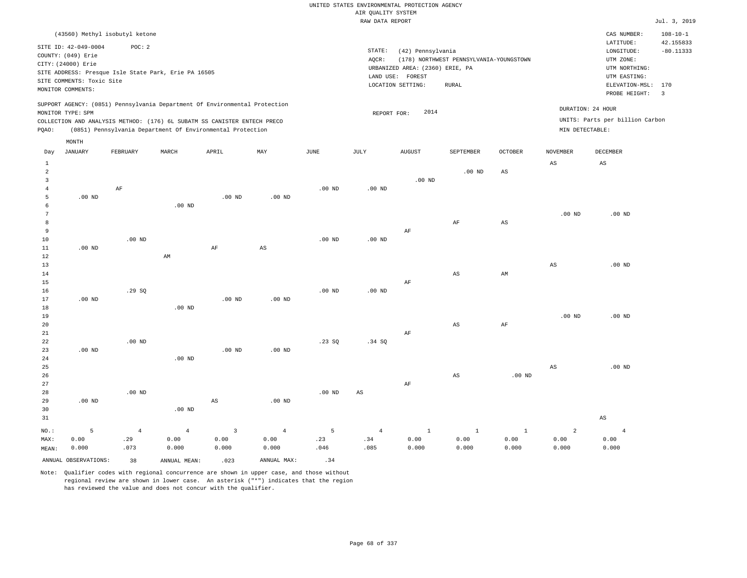UNITED STATES ENVIRONMENTAL PROTECTION AGENCY
AIR QUALITY SYSTEM
RAW DATA REPORT

Jul. 3, 2019

(43560) Methyl isobutyl ketone

SITE ID: 42-049-0004   POC: 2
COUNTY: (049) Erie
CITY: (24000) Erie
SITE ADDRESS: Presque Isle State Park, Erie PA 16505
SITE COMMENTS: Toxic Site
MONITOR COMMENTS:

STATE: (42) Pennsylvania
AQCR: (178) NORTHWEST PENNSYLVANIA-YOUNGSTOWN
URBANIZED AREA: (2360) ERIE, PA
LAND USE: FOREST
LOCATION SETTING: RURAL

CAS NUMBER: 108-10-1
LATITUDE: 42.155833
LONGITUDE: -80.11333
UTM ZONE:
UTM NORTHING:
UTM EASTING:
ELEVATION-MSL: 170
PROBE HEIGHT: 3

SUPPORT AGENCY: (0851) Pennsylvania Department Of Environmental Protection
MONITOR TYPE: SPM
COLLECTION AND ANALYSIS METHOD: (176) 6L SUBATM SS CANISTER ENTECH PRECO
PQAO: (0851) Pennsylvania Department Of Environmental Protection

REPORT FOR: 2014

DURATION: 24 HOUR
UNITS: Parts per billion Carbon
MIN DETECTABLE:

| Day | JANUARY | FEBRUARY | MARCH | APRIL | MAY | JUNE | JULY | AUGUST | SEPTEMBER | OCTOBER | NOVEMBER | DECEMBER |
|---|---|---|---|---|---|---|---|---|---|---|---|---|
| 1 | | | | | | | | | | | AS | AS |
| 2 | | | | | | | | | .00 ND | AS | | |
| 3 | | | | | | | | .00 ND | | | | |
| 4 | | AF | | | | .00 ND | .00 ND | | | | | |
| 5 | .00 ND | | | .00 ND | .00 ND | | | | | | | |
| 6 | | | .00 ND | | | | | | | | | |
| 7 | | | | | | | | | | | .00 ND | .00 ND |
| 8 | | | | | | | | | AF | AS | | |
| 9 | | | | | | | | AF | | | | |
| 10 | | .00 ND | | | | .00 ND | .00 ND | | | | | |
| 11 | .00 ND | | | AF | AS | | | | | | | |
| 12 | | | AM | | | | | | | | | |
| 13 | | | | | | | | | | | AS | .00 ND |
| 14 | | | | | | | | | AS | AM | | |
| 15 | | | | | | | | AF | | | | |
| 16 | | .29 SQ | | | | .00 ND | .00 ND | | | | | |
| 17 | .00 ND | | | .00 ND | .00 ND | | | | | | | |
| 18 | | | .00 ND | | | | | | | | | |
| 19 | | | | | | | | | | | .00 ND | .00 ND |
| 20 | | | | | | | | | AS | AF | | |
| 21 | | | | | | | | AF | | | | |
| 22 | | .00 ND | | | | .23 SQ | .34 SQ | | | | | |
| 23 | .00 ND | | | .00 ND | .00 ND | | | | | | | |
| 24 | | | .00 ND | | | | | | | | | |
| 25 | | | | | | | | | | | AS | .00 ND |
| 26 | | | | | | | | | AS | .00 ND | | |
| 27 | | | | | | | | AF | | | | |
| 28 | | .00 ND | | | | .00 ND | AS | | | | | |
| 29 | .00 ND | | | AS | .00 ND | | | | | | | |
| 30 | | | .00 ND | | | | | | | | | |
| 31 | | | | | | | | | | | | AS |
| NO.: | 5 | 4 | 4 | 3 | 4 | 5 | 4 | 1 | 1 | 1 | 2 | 4 |
| MAX: | 0.00 | .29 | 0.00 | 0.00 | 0.00 | .23 | .34 | 0.00 | 0.00 | 0.00 | 0.00 | 0.00 |
| MEAN: | 0.000 | .073 | 0.000 | 0.000 | 0.000 | .046 | .085 | 0.000 | 0.000 | 0.000 | 0.000 | 0.000 |

ANNUAL OBSERVATIONS: 38   ANNUAL MEAN: .023   ANNUAL MAX: .34

Note: Qualifier codes with regional concurrence are shown in upper case, and those without regional review are shown in lower case. An asterisk ("*") indicates that the region has reviewed the value and does not concur with the qualifier.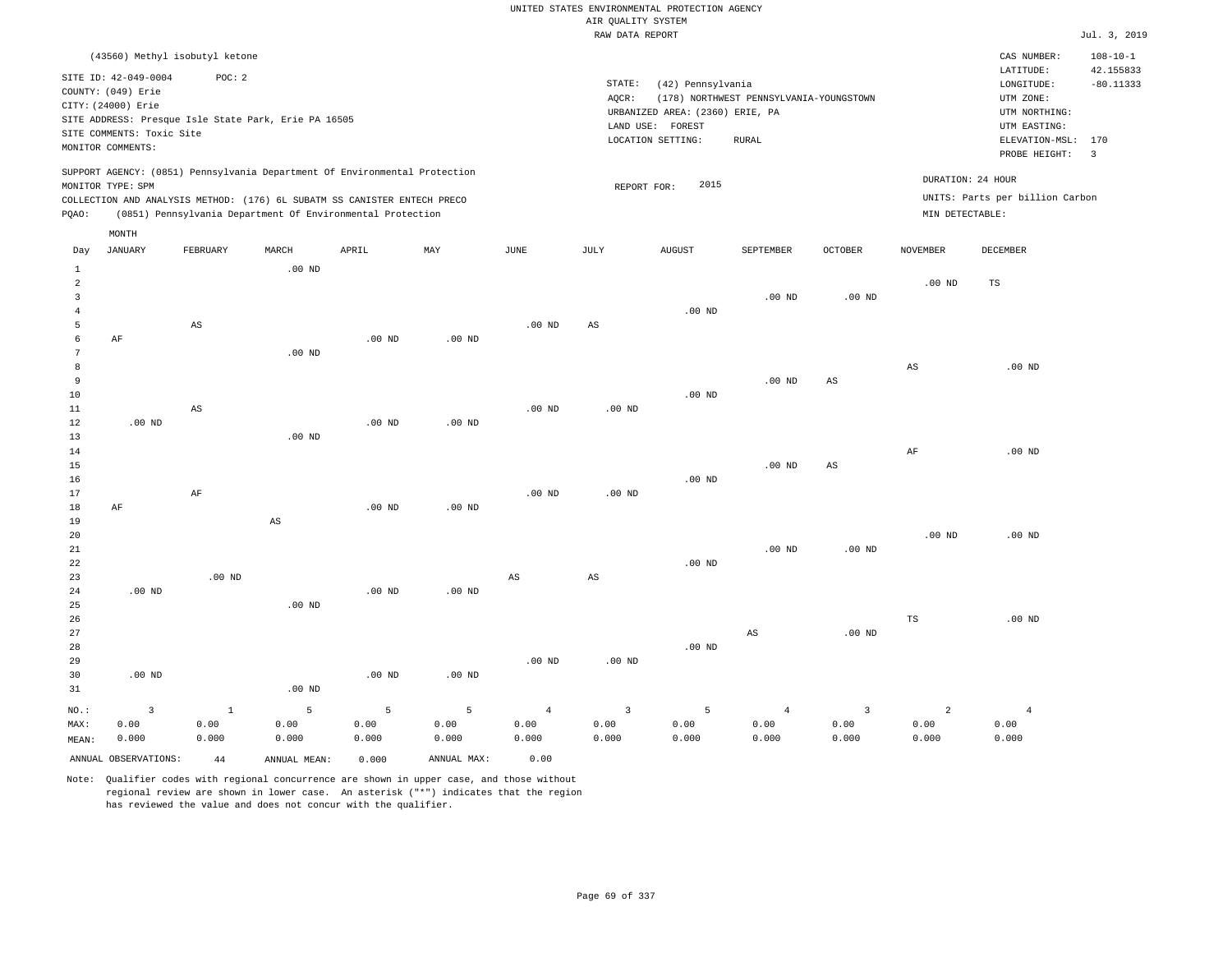UNITED STATES ENVIRONMENTAL PROTECTION AGENCY
AIR QUALITY SYSTEM
RAW DATA REPORT

Jul. 3, 2019

(43560) Methyl isobutyl ketone

SITE ID: 42-049-0004    POC: 2
COUNTY: (049) Erie
CITY: (24000) Erie
SITE ADDRESS: Presque Isle State Park, Erie PA 16505
SITE COMMENTS: Toxic Site
MONITOR COMMENTS:

STATE: (42) Pennsylvania
AQCR: (178) NORTHWEST PENNSYLVANIA-YOUNGSTOWN
URBANIZED AREA: (2360) ERIE, PA
LAND USE: FOREST
LOCATION SETTING: RURAL

CAS NUMBER: 108-10-1
LATITUDE: 42.155833
LONGITUDE: -80.11333
UTM ZONE:
UTM NORTHING:
UTM EASTING:
ELEVATION-MSL: 170
PROBE HEIGHT: 3

SUPPORT AGENCY: (0851) Pennsylvania Department Of Environmental Protection
MONITOR TYPE: SPM
COLLECTION AND ANALYSIS METHOD: (176) 6L SUBATM SS CANISTER ENTECH PRECO
PQAO: (0851) Pennsylvania Department Of Environmental Protection

REPORT FOR: 2015

DURATION: 24 HOUR
UNITS: Parts per billion Carbon
MIN DETECTABLE:

| Day | JANUARY | FEBRUARY | MARCH | APRIL | MAY | JUNE | JULY | AUGUST | SEPTEMBER | OCTOBER | NOVEMBER | DECEMBER |
|---|---|---|---|---|---|---|---|---|---|---|---|---|
| 1 | | | .00 ND | | | | | | | | | |
| 2 | | | | | | | | | | | .00 ND | TS |
| 3 | | | | | | | | | .00 ND | .00 ND | | |
| 4 | | | | | | | | .00 ND | | | | |
| 5 | | AS | | | | .00 ND | AS | | | | | |
| 6 | AF | | | .00 ND | .00 ND | | | | | | | |
| 7 | | | .00 ND | | | | | | | | | |
| 8 | | | | | | | | | | | AS | .00 ND |
| 9 | | | | | | | | | .00 ND | AS | | |
| 10 | | | | | | | | .00 ND | | | | |
| 11 | | AS | | | | .00 ND | .00 ND | | | | | |
| 12 | .00 ND | | | .00 ND | .00 ND | | | | | | | |
| 13 | | | .00 ND | | | | | | | | | |
| 14 | | | | | | | | | | | AF | .00 ND |
| 15 | | | | | | | | | .00 ND | AS | | |
| 16 | | | | | | | | .00 ND | | | | |
| 17 | | AF | | | | .00 ND | .00 ND | | | | | |
| 18 | AF | | | .00 ND | .00 ND | | | | | | | |
| 19 | | | AS | | | | | | | | | |
| 20 | | | | | | | | | | | .00 ND | .00 ND |
| 21 | | | | | | | | | .00 ND | .00 ND | | |
| 22 | | | | | | | | .00 ND | | | | |
| 23 | | .00 ND | | | | AS | AS | | | | | |
| 24 | .00 ND | | | .00 ND | .00 ND | | | | | | | |
| 25 | | | .00 ND | | | | | | | | | |
| 26 | | | | | | | | | | | TS | .00 ND |
| 27 | | | | | | | | | AS | .00 ND | | |
| 28 | | | | | | | | .00 ND | | | | |
| 29 | | | | | | .00 ND | .00 ND | | | | | |
| 30 | .00 ND | | | .00 ND | .00 ND | | | | | | | |
| 31 | | | .00 ND | | | | | | | | | |
| NO.: | 3 | 1 | 5 | 5 | 5 | 4 | 3 | 5 | 4 | 3 | 2 | 4 |
| MAX: | 0.00 | 0.00 | 0.00 | 0.00 | 0.00 | 0.00 | 0.00 | 0.00 | 0.00 | 0.00 | 0.00 | 0.00 |
| MEAN: | 0.000 | 0.000 | 0.000 | 0.000 | 0.000 | 0.000 | 0.000 | 0.000 | 0.000 | 0.000 | 0.000 | 0.000 |

ANNUAL OBSERVATIONS: 44    ANNUAL MEAN: 0.000    ANNUAL MAX: 0.00

Note: Qualifier codes with regional concurrence are shown in upper case, and those without regional review are shown in lower case. An asterisk ("*") indicates that the region has reviewed the value and does not concur with the qualifier.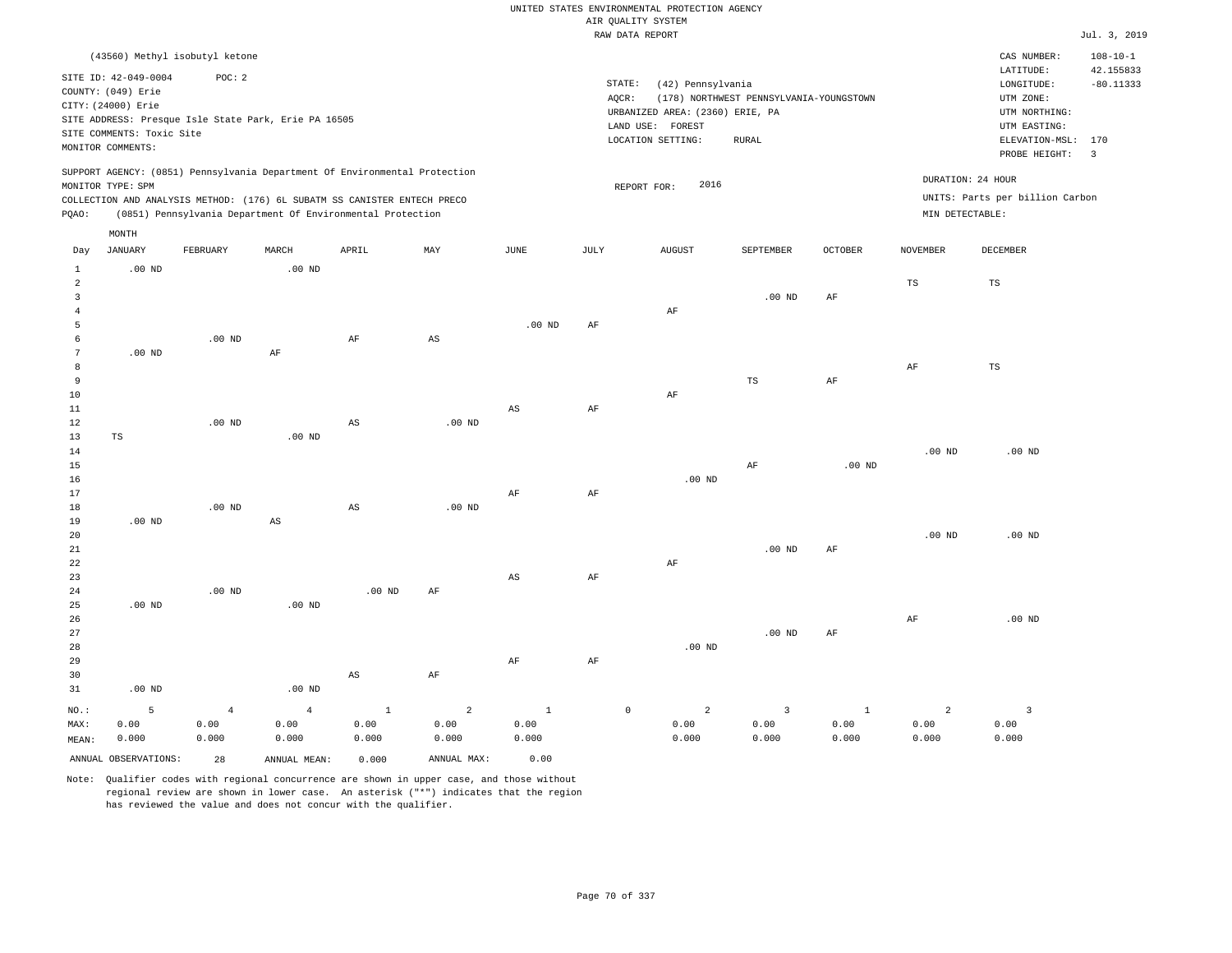UNITED STATES ENVIRONMENTAL PROTECTION AGENCY
AIR QUALITY SYSTEM
RAW DATA REPORT

Jul. 3, 2019

(43560) Methyl isobutyl ketone

SITE ID: 42-049-0004 POC: 2
COUNTY: (049) Erie
CITY: (24000) Erie
SITE ADDRESS: Presque Isle State Park, Erie PA 16505
SITE COMMENTS: Toxic Site
MONITOR COMMENTS:

STATE: (42) Pennsylvania
AQCR: (178) NORTHWEST PENNSYLVANIA-YOUNGSTOWN
URBANIZED AREA: (2360) ERIE, PA
LAND USE: FOREST
LOCATION SETTING: RURAL

CAS NUMBER: 108-10-1
LATITUDE: 42.155833
LONGITUDE: -80.11333
UTM ZONE:
UTM NORTHING:
UTM EASTING:
ELEVATION-MSL: 170
PROBE HEIGHT: 3

SUPPORT AGENCY: (0851) Pennsylvania Department Of Environmental Protection
MONITOR TYPE: SPM
COLLECTION AND ANALYSIS METHOD: (176) 6L SUBATM SS CANISTER ENTECH PRECO
PQAO: (0851) Pennsylvania Department Of Environmental Protection

REPORT FOR: 2016

DURATION: 24 HOUR
UNITS: Parts per billion Carbon
MIN DETECTABLE:

| Day | JANUARY | FEBRUARY | MARCH | APRIL | MAY | JUNE | JULY | AUGUST | SEPTEMBER | OCTOBER | NOVEMBER | DECEMBER |
|---|---|---|---|---|---|---|---|---|---|---|---|---|
| 1 | .00 ND | | .00 ND | | | | | | | | | |
| 2 | | | | | | | | | | | TS | TS |
| 3 | | | | | | | | | .00 ND | AF | | |
| 4 | | | | | | | | AF | | | | |
| 5 | | | | | | .00 ND | AF | | | | | |
| 6 | | .00 ND | | AF | AS | | | | | | | |
| 7 | .00 ND | | AF | | | | | | | | | |
| 8 | | | | | | | | | | | AF | TS |
| 9 | | | | | | | | | TS | AF | | |
| 10 | | | | | | | | AF | | | | |
| 11 | | | | | | AS | AF | | | | | |
| 12 | | .00 ND | | AS | .00 ND | | | | | | | |
| 13 | TS | | .00 ND | | | | | | | | | |
| 14 | | | | | | | | | | | .00 ND | .00 ND |
| 15 | | | | | | | | | AF | .00 ND | | |
| 16 | | | | | | | | .00 ND | | | | |
| 17 | | | | | | AF | AF | | | | | |
| 18 | | .00 ND | | AS | .00 ND | | | | | | | |
| 19 | .00 ND | | AS | | | | | | | | | |
| 20 | | | | | | | | | | | .00 ND | .00 ND |
| 21 | | | | | | | | | .00 ND | AF | | |
| 22 | | | | | | | | AF | | | | |
| 23 | | | | | | AS | AF | | | | | |
| 24 | | .00 ND | | .00 ND | AF | | | | | | | |
| 25 | .00 ND | | .00 ND | | | | | | | | | |
| 26 | | | | | | | | | | | AF | .00 ND |
| 27 | | | | | | | | | .00 ND | AF | | |
| 28 | | | | | | | | .00 ND | | | | |
| 29 | | | | | | AF | AF | | | | | |
| 30 | | | | AS | AF | | | | | | | |
| 31 | .00 ND | | .00 ND | | | | | | | | | |
| NO.: | 5 | 4 | 4 | 1 | 2 | 1 | 0 | 2 | 3 | 1 | 2 | 3 |
| MAX: | 0.00 | 0.00 | 0.00 | 0.00 | 0.00 | 0.00 | | 0.00 | 0.00 | 0.00 | 0.00 | 0.00 |
| MEAN: | 0.000 | 0.000 | 0.000 | 0.000 | 0.000 | 0.000 | | 0.000 | 0.000 | 0.000 | 0.000 | 0.000 |

ANNUAL OBSERVATIONS: 28 ANNUAL MEAN: 0.000 ANNUAL MAX: 0.00

Note: Qualifier codes with regional concurrence are shown in upper case, and those without regional review are shown in lower case. An asterisk ("*") indicates that the region has reviewed the value and does not concur with the qualifier.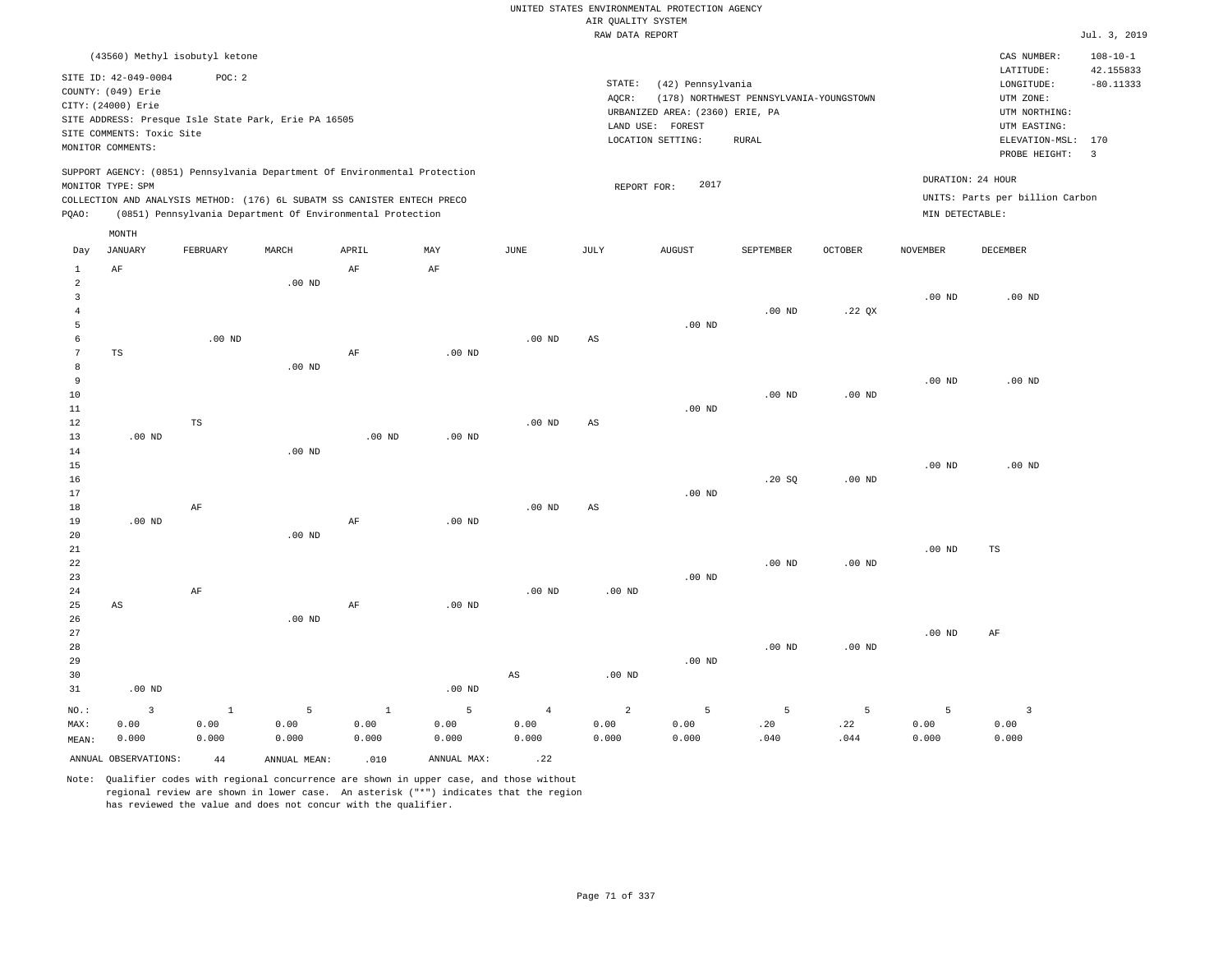UNITED STATES ENVIRONMENTAL PROTECTION AGENCY
AIR QUALITY SYSTEM
RAW DATA REPORT

Jul. 3, 2019

(43560) Methyl isobutyl ketone

SITE ID: 42-049-0004 POC: 2
COUNTY: (049) Erie
CITY: (24000) Erie
SITE ADDRESS: Presque Isle State Park, Erie PA 16505
SITE COMMENTS: Toxic Site
MONITOR COMMENTS:

STATE: (42) Pennsylvania
AQCR: (178) NORTHWEST PENNSYLVANIA-YOUNGSTOWN
URBANIZED AREA: (2360) ERIE, PA
LAND USE: FOREST
LOCATION SETTING: RURAL

CAS NUMBER: 108-10-1
LATITUDE: 42.155833
LONGITUDE: -80.11333
UTM ZONE:
UTM NORTHING:
UTM EASTING:
ELEVATION-MSL: 170
PROBE HEIGHT: 3

SUPPORT AGENCY: (0851) Pennsylvania Department Of Environmental Protection
MONITOR TYPE: SPM
COLLECTION AND ANALYSIS METHOD: (176) 6L SUBATM SS CANISTER ENTECH PRECO
PQAO: (0851) Pennsylvania Department Of Environmental Protection

REPORT FOR: 2017

DURATION: 24 HOUR
UNITS: Parts per billion Carbon
MIN DETECTABLE:

| Day | JANUARY | FEBRUARY | MARCH | APRIL | MAY | JUNE | JULY | AUGUST | SEPTEMBER | OCTOBER | NOVEMBER | DECEMBER |
|---|---|---|---|---|---|---|---|---|---|---|---|---|
| 1 | AF | | | AF | AF | | | | | | | |
| 2 | | | .00 ND | | | | | | | | | |
| 3 | | | | | | | | | | | .00 ND | .00 ND |
| 4 | | | | | | | | | .00 ND | .22 QX | | |
| 5 | | | | | | | | .00 ND | | | | |
| 6 | | .00 ND | | | | .00 ND | AS | | | | | |
| 7 | TS | | | AF | .00 ND | | | | | | | |
| 8 | | | .00 ND | | | | | | | | | |
| 9 | | | | | | | | | | | .00 ND | .00 ND |
| 10 | | | | | | | | | .00 ND | .00 ND | | |
| 11 | | | | | | | | .00 ND | | | | |
| 12 | | TS | | | | .00 ND | AS | | | | | |
| 13 | .00 ND | | | .00 ND | .00 ND | | | | | | | |
| 14 | | | .00 ND | | | | | | | | | |
| 15 | | | | | | | | | | | .00 ND | .00 ND |
| 16 | | | | | | | | | .20 SQ | .00 ND | | |
| 17 | | | | | | | | .00 ND | | | | |
| 18 | | AF | | | | .00 ND | AS | | | | | |
| 19 | .00 ND | | | AF | .00 ND | | | | | | | |
| 20 | | | .00 ND | | | | | | | | | |
| 21 | | | | | | | | | | | .00 ND | TS |
| 22 | | | | | | | | | .00 ND | .00 ND | | |
| 23 | | | | | | | | .00 ND | | | | |
| 24 | | AF | | | | .00 ND | .00 ND | | | | | |
| 25 | AS | | | AF | .00 ND | | | | | | | |
| 26 | | | .00 ND | | | | | | | | | |
| 27 | | | | | | | | | | | .00 ND | AF |
| 28 | | | | | | | | | .00 ND | .00 ND | | |
| 29 | | | | | | | | .00 ND | | | | |
| 30 | | | | | | AS | .00 ND | | | | | |
| 31 | .00 ND | | | | .00 ND | | | | | | | |
| NO.: | 3 | 1 | 5 | 1 | 5 | 4 | 2 | 5 | 5 | 5 | 5 | 3 |
| MAX: | 0.00 | 0.00 | 0.00 | 0.00 | 0.00 | 0.00 | 0.00 | 0.00 | .20 | .22 | 0.00 | 0.00 |
| MEAN: | 0.000 | 0.000 | 0.000 | 0.000 | 0.000 | 0.000 | 0.000 | 0.000 | .040 | .044 | 0.000 | 0.000 |

ANNUAL OBSERVATIONS: 44 ANNUAL MEAN: .010 ANNUAL MAX: .22

Note: Qualifier codes with regional concurrence are shown in upper case, and those without regional review are shown in lower case. An asterisk ("*") indicates that the region has reviewed the value and does not concur with the qualifier.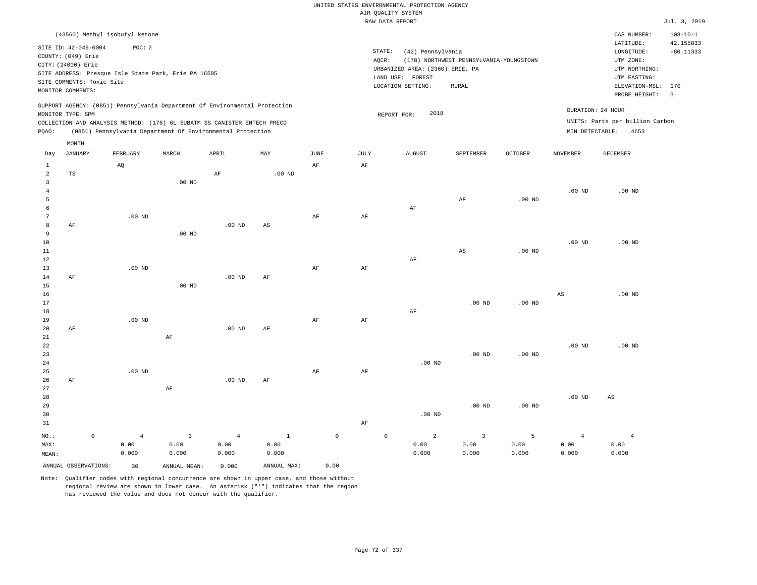UNITED STATES ENVIRONMENTAL PROTECTION AGENCY
AIR QUALITY SYSTEM
RAW DATA REPORT

Jul. 3, 2019

(43560) Methyl isobutyl ketone

SITE ID: 42-049-0004 POC: 2
COUNTY: (049) Erie
CITY: (24000) Erie
SITE ADDRESS: Presque Isle State Park, Erie PA 16505
SITE COMMENTS: Toxic Site
MONITOR COMMENTS:

STATE: (42) Pennsylvania
AQCR: (178) NORTHWEST PENNSYLVANIA-YOUNGSTOWN
URBANIZED AREA: (2360) ERIE, PA
LAND USE: FOREST
LOCATION SETTING: RURAL

CAS NUMBER: 108-10-1
LATITUDE: 42.155833
LONGITUDE: -80.11333
UTM ZONE:
UTM NORTHING:
UTM EASTING:
ELEVATION-MSL: 170
PROBE HEIGHT: 3

SUPPORT AGENCY: (0851) Pennsylvania Department Of Environmental Protection
MONITOR TYPE: SPM
COLLECTION AND ANALYSIS METHOD: (176) 6L SUBATM SS CANISTER ENTECH PRECO
PQAO: (0851) Pennsylvania Department Of Environmental Protection

REPORT FOR: 2018

DURATION: 24 HOUR
UNITS: Parts per billion Carbon
MIN DETECTABLE: .4653

| Day | JANUARY | FEBRUARY | MARCH | APRIL | MAY | JUNE | JULY | AUGUST | SEPTEMBER | OCTOBER | NOVEMBER | DECEMBER |
|---|---|---|---|---|---|---|---|---|---|---|---|---|
| 1 | | AQ | | | | AF | AF | | | | | |
| 2 | TS | | | AF | .00 ND | | | | | | | |
| 3 | | | .00 ND | | | | | | | | | |
| 4 | | | | | | | | | | | .00 ND | .00 ND |
| 5 | | | | | | | | | AF | .00 ND | | |
| 6 | | | | | | | | AF | | | | |
| 7 | | .00 ND | | | | AF | AF | | | | | |
| 8 | AF | | | .00 ND | AS | | | | | | | |
| 9 | | | .00 ND | | | | | | | | | |
| 10 | | | | | | | | | | | .00 ND | .00 ND |
| 11 | | | | | | | | | AS | .00 ND | | |
| 12 | | | | | | | | AF | | | | |
| 13 | | .00 ND | | | | AF | AF | | | | | |
| 14 | AF | | | .00 ND | AF | | | | | | | |
| 15 | | | .00 ND | | | | | | | | | |
| 16 | | | | | | | | | | | AS | .00 ND |
| 17 | | | | | | | | | .00 ND | .00 ND | | |
| 18 | | | | | | | | AF | | | | |
| 19 | | .00 ND | | | | AF | AF | | | | | |
| 20 | AF | | | .00 ND | AF | | | | | | | |
| 21 | | | AF | | | | | | | | | |
| 22 | | | | | | | | | | | .00 ND | .00 ND |
| 23 | | | | | | | | | .00 ND | .00 ND | | |
| 24 | | | | | | | | .00 ND | | | | |
| 25 | | .00 ND | | | | AF | AF | | | | | |
| 26 | AF | | | .00 ND | AF | | | | | | | |
| 27 | | | AF | | | | | | | | | |
| 28 | | | | | | | | | | | .00 ND | AS |
| 29 | | | | | | | | | .00 ND | .00 ND | | |
| 30 | | | | | | | | .00 ND | | | | |
| 31 | | | | | | | AF | | | | | |
| NO.: | 0 | 4 | 3 | 4 | 1 | 0 | 0 | 2 | 3 | 5 | 4 | 4 |
| MAX: | | 0.00 | 0.00 | 0.00 | 0.00 | | | 0.00 | 0.00 | 0.00 | 0.00 | 0.00 |
| MEAN: | | 0.000 | 0.000 | 0.000 | 0.000 | | | 0.000 | 0.000 | 0.000 | 0.000 | 0.000 |

ANNUAL OBSERVATIONS: 30 ANNUAL MEAN: 0.000 ANNUAL MAX: 0.00

Note: Qualifier codes with regional concurrence are shown in upper case, and those without regional review are shown in lower case. An asterisk ("*") indicates that the region has reviewed the value and does not concur with the qualifier.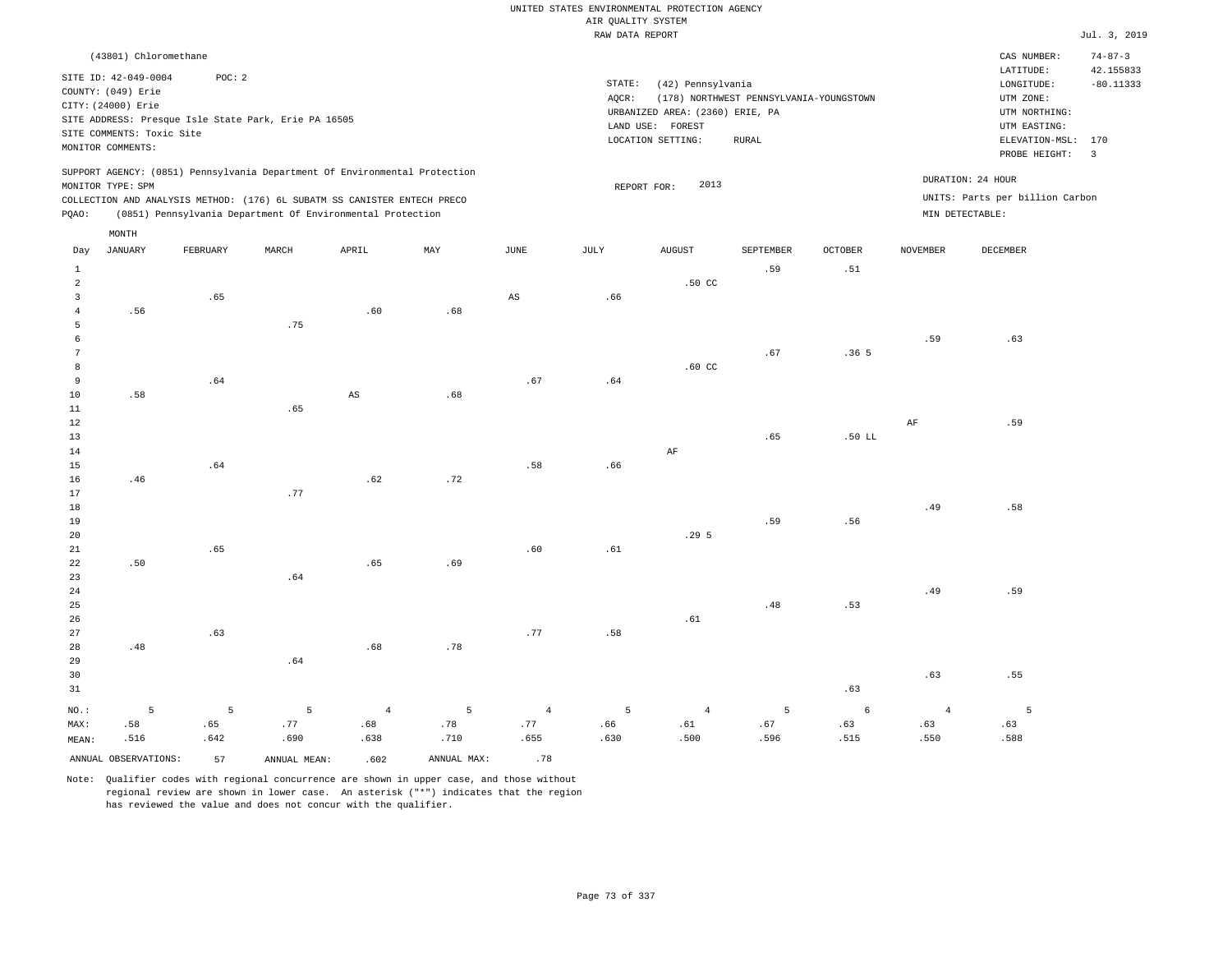UNITED STATES ENVIRONMENTAL PROTECTION AGENCY
AIR QUALITY SYSTEM
RAW DATA REPORT

Jul. 3, 2019

(43801) Chloromethane

SITE ID: 42-049-0004 POC: 2
COUNTY: (049) Erie
CITY: (24000) Erie
SITE ADDRESS: Presque Isle State Park, Erie PA 16505
SITE COMMENTS: Toxic Site
MONITOR COMMENTS:

STATE: (42) Pennsylvania
AQCR: (178) NORTHWEST PENNSYLVANIA-YOUNGSTOWN
URBANIZED AREA: (2360) ERIE, PA
LAND USE: FOREST
LOCATION SETTING: RURAL

CAS NUMBER: 74-87-3
LATITUDE: 42.155833
LONGITUDE: -80.11333
UTM ZONE:
UTM NORTHING:
UTM EASTING:
ELEVATION-MSL: 170
PROBE HEIGHT: 3

SUPPORT AGENCY: (0851) Pennsylvania Department Of Environmental Protection
MONITOR TYPE: SPM
COLLECTION AND ANALYSIS METHOD: (176) 6L SUBATM SS CANISTER ENTECH PRECO
PQAO: (0851) Pennsylvania Department Of Environmental Protection

REPORT FOR: 2013

DURATION: 24 HOUR
UNITS: Parts per billion Carbon
MIN DETECTABLE:

| Day | JANUARY | FEBRUARY | MARCH | APRIL | MAY | JUNE | JULY | AUGUST | SEPTEMBER | OCTOBER | NOVEMBER | DECEMBER |
|---|---|---|---|---|---|---|---|---|---|---|---|---|
| 1 | | | | | | | | | .59 | .51 | | |
| 2 | | | | | | | | .50 CC | | | | |
| 3 | | .65 | | | | AS | .66 | | | | | |
| 4 | .56 | | | .60 | .68 | | | | | | | |
| 5 | | | .75 | | | | | | | | | |
| 6 | | | | | | | | | | | .59 | .63 |
| 7 | | | | | | | | | .67 | .36 5 | | |
| 8 | | | | | | | | .60 CC | | | | |
| 9 | | .64 | | | | .67 | .64 | | | | | |
| 10 | .58 | | | AS | .68 | | | | | | | |
| 11 | | | .65 | | | | | | | | | |
| 12 | | | | | | | | | | | AF | .59 |
| 13 | | | | | | | | | .65 | .50 LL | | |
| 14 | | | | | | | | AF | | | | |
| 15 | | .64 | | | | .58 | .66 | | | | | |
| 16 | .46 | | | .62 | .72 | | | | | | | |
| 17 | | | .77 | | | | | | | | | |
| 18 | | | | | | | | | | | .49 | .58 |
| 19 | | | | | | | | | .59 | .56 | | |
| 20 | | | | | | | | .29 5 | | | | |
| 21 | | .65 | | | | .60 | .61 | | | | | |
| 22 | .50 | | | .65 | .69 | | | | | | | |
| 23 | | | .64 | | | | | | | | | |
| 24 | | | | | | | | | | | .49 | .59 |
| 25 | | | | | | | | | .48 | .53 | | |
| 26 | | | | | | | | .61 | | | | |
| 27 | | .63 | | | | .77 | .58 | | | | | |
| 28 | .48 | | | .68 | .78 | | | | | | | |
| 29 | | | .64 | | | | | | | | | |
| 30 | | | | | | | | | | | .63 | .55 |
| 31 | | | | | | | | | | .63 | | |
| NO.: | 5 | 5 | 5 | 4 | 5 | 4 | 5 | 4 | 5 | 6 | 4 | 5 |
| MAX: | .58 | .65 | .77 | .68 | .78 | .77 | .66 | .61 | .67 | .63 | .63 | .63 |
| MEAN: | .516 | .642 | .690 | .638 | .710 | .655 | .630 | .500 | .596 | .515 | .550 | .588 |

ANNUAL OBSERVATIONS: 57 ANNUAL MEAN: .602 ANNUAL MAX: .78

Note: Qualifier codes with regional concurrence are shown in upper case, and those without regional review are shown in lower case. An asterisk ("*") indicates that the region has reviewed the value and does not concur with the qualifier.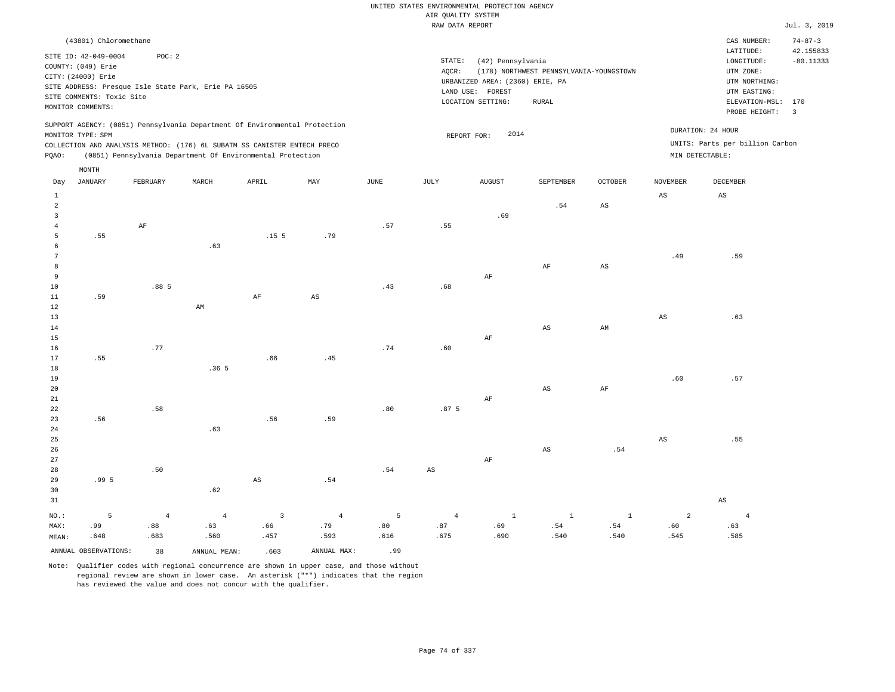UNITED STATES ENVIRONMENTAL PROTECTION AGENCY
AIR QUALITY SYSTEM
RAW DATA REPORT

Jul. 3, 2019

(43801) Chloromethane

SITE ID: 42-049-0004 POC: 2
COUNTY: (049) Erie
CITY: (24000) Erie
SITE ADDRESS: Presque Isle State Park, Erie PA 16505
SITE COMMENTS: Toxic Site
MONITOR COMMENTS:

STATE: (42) Pennsylvania
AQCR: (178) NORTHWEST PENNSYLVANIA-YOUNGSTOWN
URBANIZED AREA: (2360) ERIE, PA
LAND USE: FOREST
LOCATION SETTING: RURAL

CAS NUMBER: 74-87-3
LATITUDE: 42.155833
LONGITUDE: -80.11333
UTM ZONE:
UTM NORTHING:
UTM EASTING:
ELEVATION-MSL: 170
PROBE HEIGHT: 3

SUPPORT AGENCY: (0851) Pennsylvania Department Of Environmental Protection
MONITOR TYPE: SPM
COLLECTION AND ANALYSIS METHOD: (176) 6L SUBATM SS CANISTER ENTECH PRECO
PQAO: (0851) Pennsylvania Department Of Environmental Protection

REPORT FOR: 2014

DURATION: 24 HOUR
UNITS: Parts per billion Carbon
MIN DETECTABLE:

| Day | JANUARY | FEBRUARY | MARCH | APRIL | MAY | JUNE | JULY | AUGUST | SEPTEMBER | OCTOBER | NOVEMBER | DECEMBER |
|---|---|---|---|---|---|---|---|---|---|---|---|---|
| 1 | | | | | | | | | | | AS | AS |
| 2 | | | | | | | | | .54 | AS | | |
| 3 | | | | | | | | .69 | | | | |
| 4 | | AF | | | | .57 | .55 | | | | | |
| 5 | .55 | | | .15 5 | .79 | | | | | | | |
| 6 | | | .63 | | | | | | | | | |
| 7 | | | | | | | | | | | .49 | .59 |
| 8 | | | | | | | | | AF | AS | | |
| 9 | | | | | | | | AF | | | | |
| 10 | | .88 5 | | | | .43 | .68 | | | | | |
| 11 | .59 | | | AF | AS | | | | | | | |
| 12 | | | AM | | | | | | | | | |
| 13 | | | | | | | | | | | AS | .63 |
| 14 | | | | | | | | | AS | AM | | |
| 15 | | | | | | | | AF | | | | |
| 16 | | .77 | | | | .74 | .60 | | | | | |
| 17 | .55 | | | .66 | .45 | | | | | | | |
| 18 | | | .36 5 | | | | | | | | | |
| 19 | | | | | | | | | | | .60 | .57 |
| 20 | | | | | | | | | AS | AF | | |
| 21 | | | | | | | | AF | | | | |
| 22 | | .58 | | | | .80 | .87 5 | | | | | |
| 23 | .56 | | | .56 | .59 | | | | | | | |
| 24 | | | .63 | | | | | | | | | |
| 25 | | | | | | | | | | | AS | .55 |
| 26 | | | | | | | | | AS | .54 | | |
| 27 | | | | | | | | AF | | | | |
| 28 | | .50 | | | | .54 | AS | | | | | |
| 29 | .99 5 | | | AS | .54 | | | | | | | |
| 30 | | | .62 | | | | | | | | | |
| 31 | | | | | | | | | | | | AS |
| NO.: | 5 | 4 | 4 | 3 | 4 | 5 | 4 | 1 | 1 | 1 | 2 | 4 |
| MAX: | .99 | .88 | .63 | .66 | .79 | .80 | .87 | .69 | .54 | .54 | .60 | .63 |
| MEAN: | .648 | .683 | .560 | .457 | .593 | .616 | .675 | .690 | .540 | .540 | .545 | .585 |

ANNUAL OBSERVATIONS: 38 ANNUAL MEAN: .603 ANNUAL MAX: .99

Note: Qualifier codes with regional concurrence are shown in upper case, and those without regional review are shown in lower case. An asterisk ("*") indicates that the region has reviewed the value and does not concur with the qualifier.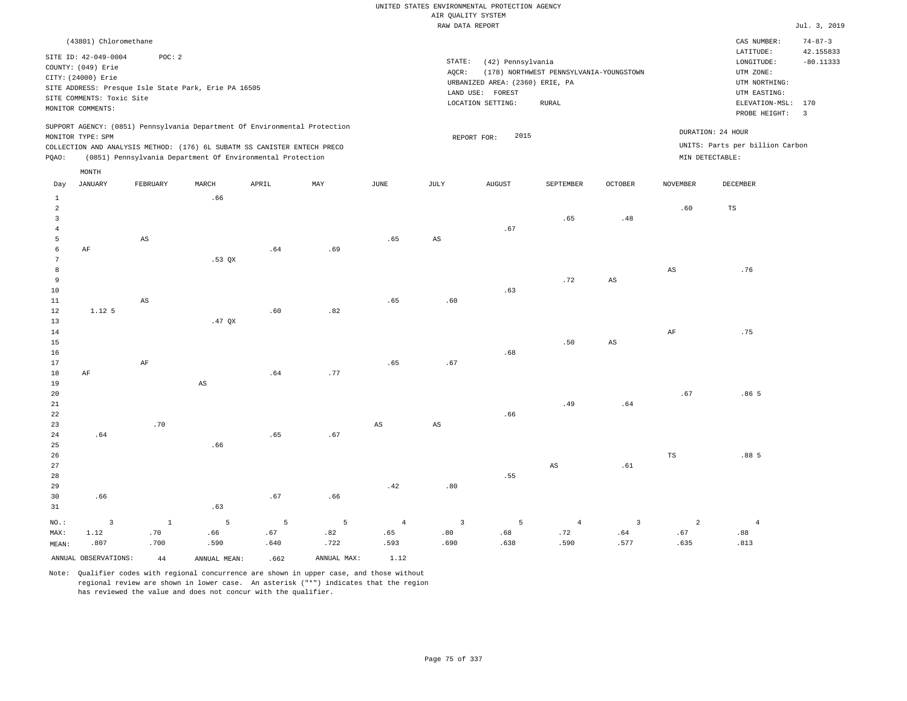UNITED STATES ENVIRONMENTAL PROTECTION AGENCY
AIR QUALITY SYSTEM
RAW DATA REPORT

Jul. 3, 2019

(43801) Chloromethane

SITE ID: 42-049-0004 POC: 2
COUNTY: (049) Erie
CITY: (24000) Erie
SITE ADDRESS: Presque Isle State Park, Erie PA 16505
SITE COMMENTS: Toxic Site
MONITOR COMMENTS:

STATE: (42) Pennsylvania
AQCR: (178) NORTHWEST PENNSYLVANIA-YOUNGSTOWN
URBANIZED AREA: (2360) ERIE, PA
LAND USE: FOREST
LOCATION SETTING: RURAL

CAS NUMBER: 74-87-3
LATITUDE: 42.155833
LONGITUDE: -80.11333
UTM ZONE:
UTM NORTHING:
UTM EASTING:
ELEVATION-MSL: 170
PROBE HEIGHT: 3

SUPPORT AGENCY: (0851) Pennsylvania Department Of Environmental Protection
MONITOR TYPE: SPM
COLLECTION AND ANALYSIS METHOD: (176) 6L SUBATM SS CANISTER ENTECH PRECO
PQAO: (0851) Pennsylvania Department Of Environmental Protection

REPORT FOR: 2015

DURATION: 24 HOUR
UNITS: Parts per billion Carbon
MIN DETECTABLE:

| Day | JANUARY | FEBRUARY | MARCH | APRIL | MAY | JUNE | JULY | AUGUST | SEPTEMBER | OCTOBER | NOVEMBER | DECEMBER |
|---|---|---|---|---|---|---|---|---|---|---|---|---|
| 1 | | | .66 | | | | | | | | | |
| 2 | | | | | | | | | | | .60 | TS |
| 3 | | | | | | | | | .65 | .48 | | |
| 4 | | | | | | | | .67 | | | | |
| 5 | | AS | | | | .65 | AS | | | | | |
| 6 | AF | | | .64 | .69 | | | | | | | |
| 7 | | | .53 QX | | | | | | | | | |
| 8 | | | | | | | | | | | AS | .76 |
| 9 | | | | | | | | | .72 | AS | | |
| 10 | | | | | | | | .63 | | | | |
| 11 | | AS | | | | .65 | .60 | | | | | |
| 12 | 1.12 5 | | | .60 | .82 | | | | | | | |
| 13 | | | .47 QX | | | | | | | | | |
| 14 | | | | | | | | | | | AF | .75 |
| 15 | | | | | | | | | .50 | AS | | |
| 16 | | | | | | | | .68 | | | | |
| 17 | | AF | | | | .65 | .67 | | | | | |
| 18 | AF | | | .64 | .77 | | | | | | | |
| 19 | | | AS | | | | | | | | | |
| 20 | | | | | | | | | | | .67 | .86 5 |
| 21 | | | | | | | | | .49 | .64 | | |
| 22 | | | | | | | | .66 | | | | |
| 23 | | .70 | | | | AS | AS | | | | | |
| 24 | .64 | | | .65 | .67 | | | | | | | |
| 25 | | | .66 | | | | | | | | | |
| 26 | | | | | | | | | | | TS | .88 5 |
| 27 | | | | | | | | | AS | .61 | | |
| 28 | | | | | | | | .55 | | | | |
| 29 | | | | | | .42 | .80 | | | | | |
| 30 | .66 | | | .67 | .66 | | | | | | | |
| 31 | | | .63 | | | | | | | | | |
| NO.: | 3 | 1 | 5 | 5 | 5 | 4 | 3 | 5 | 4 | 3 | 2 | 4 |
| MAX: | 1.12 | .70 | .66 | .67 | .82 | .65 | .80 | .68 | .72 | .64 | .67 | .88 |
| MEAN: | .807 | .700 | .590 | .640 | .722 | .593 | .690 | .638 | .590 | .577 | .635 | .813 |

ANNUAL OBSERVATIONS: 44 ANNUAL MEAN: .662 ANNUAL MAX: 1.12

Note: Qualifier codes with regional concurrence are shown in upper case, and those without regional review are shown in lower case. An asterisk ("*") indicates that the region has reviewed the value and does not concur with the qualifier.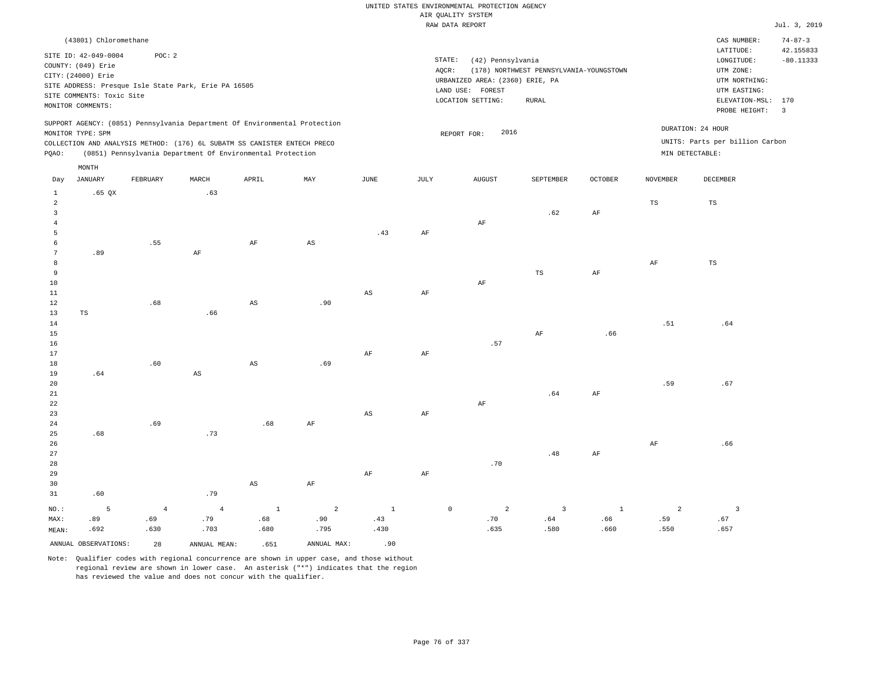UNITED STATES ENVIRONMENTAL PROTECTION AGENCY
AIR QUALITY SYSTEM
RAW DATA REPORT

Jul. 3, 2019

(43801) Chloromethane

SITE ID: 42-049-0004 POC: 2
COUNTY: (049) Erie
CITY: (24000) Erie
SITE ADDRESS: Presque Isle State Park, Erie PA 16505
SITE COMMENTS: Toxic Site
MONITOR COMMENTS:

STATE: (42) Pennsylvania
AQCR: (178) NORTHWEST PENNSYLVANIA-YOUNGSTOWN
URBANIZED AREA: (2360) ERIE, PA
LAND USE: FOREST
LOCATION SETTING: RURAL

CAS NUMBER: 74-87-3
LATITUDE: 42.155833
LONGITUDE: -80.11333
UTM ZONE:
UTM NORTHING:
UTM EASTING:
ELEVATION-MSL: 170
PROBE HEIGHT: 3

SUPPORT AGENCY: (0851) Pennsylvania Department Of Environmental Protection
MONITOR TYPE: SPM
COLLECTION AND ANALYSIS METHOD: (176) 6L SUBATM SS CANISTER ENTECH PRECO
PQAO: (0851) Pennsylvania Department Of Environmental Protection

REPORT FOR: 2016

DURATION: 24 HOUR
UNITS: Parts per billion Carbon
MIN DETECTABLE:

| Day | JANUARY | FEBRUARY | MARCH | APRIL | MAY | JUNE | JULY | AUGUST | SEPTEMBER | OCTOBER | NOVEMBER | DECEMBER |
|---|---|---|---|---|---|---|---|---|---|---|---|---|
| 1 | .65 QX | | .63 | | | | | | | | | |
| 2 | | | | | | | | | | | TS | TS |
| 3 | | | | | | | | | .62 | AF | | |
| 4 | | | | | | | | AF | | | | |
| 5 | | | | | | .43 | AF | | | | | |
| 6 | | .55 | | AF | AS | | | | | | | |
| 7 | .89 | | AF | | | | | | | | | |
| 8 | | | | | | | | | | | AF | TS |
| 9 | | | | | | | | | TS | AF | | |
| 10 | | | | | | | | AF | | | | |
| 11 | | | | | | AS | AF | | | | | |
| 12 | | .68 | | AS | .90 | | | | | | | |
| 13 | TS | | .66 | | | | | | | | | |
| 14 | | | | | | | | | | | .51 | .64 |
| 15 | | | | | | | | | AF | .66 | | |
| 16 | | | | | | | | .57 | | | | |
| 17 | | | | | | AF | AF | | | | | |
| 18 | | .60 | | AS | .69 | | | | | | | |
| 19 | .64 | | AS | | | | | | | | | |
| 20 | | | | | | | | | | | .59 | .67 |
| 21 | | | | | | | | | .64 | AF | | |
| 22 | | | | | | | | AF | | | | |
| 23 | | | | | | AS | AF | | | | | |
| 24 | | .69 | | .68 | AF | | | | | | | |
| 25 | .68 | | .73 | | | | | | | | | |
| 26 | | | | | | | | | | | AF | .66 |
| 27 | | | | | | | | | .48 | AF | | |
| 28 | | | | | | | | .70 | | | | |
| 29 | | | | | | AF | AF | | | | | |
| 30 | | | | AS | AF | | | | | | | |
| 31 | .60 | | .79 | | | | | | | | | |
| NO.: | 5 | 4 | 4 | 1 | 2 | 1 | 0 | 2 | 3 | 1 | 2 | 3 |
| MAX: | .89 | .69 | .79 | .68 | .90 | .43 | | .70 | .64 | .66 | .59 | .67 |
| MEAN: | .692 | .630 | .703 | .680 | .795 | .430 | | .635 | .580 | .660 | .550 | .657 |

ANNUAL OBSERVATIONS: 28 ANNUAL MEAN: .651 ANNUAL MAX: .90

Note: Qualifier codes with regional concurrence are shown in upper case, and those without regional review are shown in lower case. An asterisk ("*") indicates that the region has reviewed the value and does not concur with the qualifier.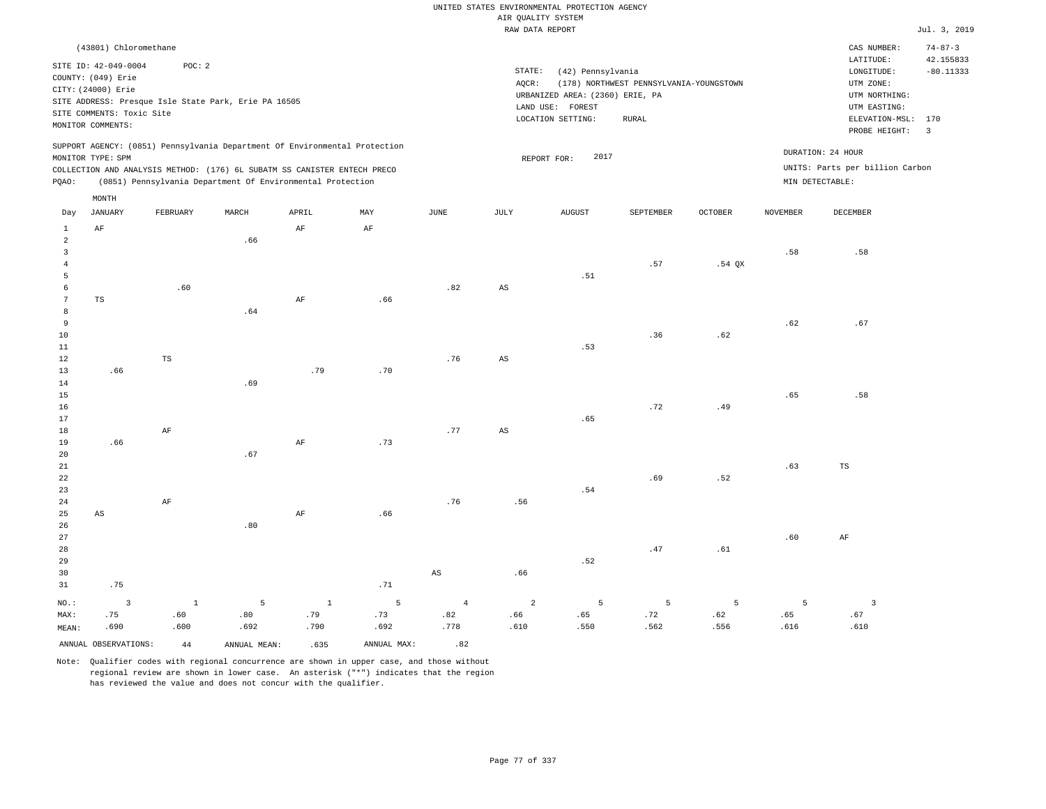UNITED STATES ENVIRONMENTAL PROTECTION AGENCY
AIR QUALITY SYSTEM
RAW DATA REPORT

Jul. 3, 2019

(43801) Chloromethane

SITE ID: 42-049-0004 POC: 2
COUNTY: (049) Erie
CITY: (24000) Erie
SITE ADDRESS: Presque Isle State Park, Erie PA 16505
SITE COMMENTS: Toxic Site
MONITOR COMMENTS:

STATE: (42) Pennsylvania
AQCR: (178) NORTHWEST PENNSYLVANIA-YOUNGSTOWN
URBANIZED AREA: (2360) ERIE, PA
LAND USE: FOREST
LOCATION SETTING: RURAL

CAS NUMBER: 74-87-3
LATITUDE: 42.155833
LONGITUDE: -80.11333
UTM ZONE:
UTM NORTHING:
UTM EASTING:
ELEVATION-MSL: 170
PROBE HEIGHT: 3

SUPPORT AGENCY: (0851) Pennsylvania Department Of Environmental Protection
MONITOR TYPE: SPM
COLLECTION AND ANALYSIS METHOD: (176) 6L SUBATM SS CANISTER ENTECH PRECO
PQAO: (0851) Pennsylvania Department Of Environmental Protection

REPORT FOR: 2017

DURATION: 24 HOUR
UNITS: Parts per billion Carbon
MIN DETECTABLE:

| Day | JANUARY | FEBRUARY | MARCH | APRIL | MAY | JUNE | JULY | AUGUST | SEPTEMBER | OCTOBER | NOVEMBER | DECEMBER |
|---|---|---|---|---|---|---|---|---|---|---|---|---|
| 1 | AF | | | AF | AF | | | | | | | |
| 2 | | | .66 | | | | | | | | | |
| 3 | | | | | | | | | | | .58 | .58 |
| 4 | | | | | | | | | .57 | .54 QX | | |
| 5 | | | | | | | | .51 | | | | |
| 6 | | .60 | | | | .82 | AS | | | | | |
| 7 | TS | | | AF | .66 | | | | | | | |
| 8 | | | .64 | | | | | | | | | |
| 9 | | | | | | | | | | | .62 | .67 |
| 10 | | | | | | | | | .36 | .62 | | |
| 11 | | | | | | | | .53 | | | | |
| 12 | | TS | | | | .76 | AS | | | | | |
| 13 | .66 | | | .79 | .70 | | | | | | | |
| 14 | | | .69 | | | | | | | | | |
| 15 | | | | | | | | | | | .65 | .58 |
| 16 | | | | | | | | | .72 | .49 | | |
| 17 | | | | | | | | .65 | | | | |
| 18 | | AF | | | | .77 | AS | | | | | |
| 19 | .66 | | | AF | .73 | | | | | | | |
| 20 | | | .67 | | | | | | | | | |
| 21 | | | | | | | | | | | .63 | TS |
| 22 | | | | | | | | | .69 | .52 | | |
| 23 | | | | | | | | .54 | | | | |
| 24 | | AF | | | | .76 | .56 | | | | | |
| 25 | AS | | | AF | .66 | | | | | | | |
| 26 | | | .80 | | | | | | | | | |
| 27 | | | | | | | | | | | .60 | AF |
| 28 | | | | | | | | | .47 | .61 | | |
| 29 | | | | | | | | .52 | | | | |
| 30 | | | | | | AS | .66 | | | | | |
| 31 | .75 | | | | .71 | | | | | | | |
| NO.: | 3 | 1 | 5 | 1 | 5 | 4 | 2 | 5 | 5 | 5 | 5 | 3 |
| MAX: | .75 | .60 | .80 | .79 | .73 | .82 | .66 | .65 | .72 | .62 | .65 | .67 |
| MEAN: | .690 | .600 | .692 | .790 | .692 | .778 | .610 | .550 | .562 | .556 | .616 | .610 |

ANNUAL OBSERVATIONS: 44 ANNUAL MEAN: .635 ANNUAL MAX: .82

Note: Qualifier codes with regional concurrence are shown in upper case, and those without regional review are shown in lower case. An asterisk ("*") indicates that the region has reviewed the value and does not concur with the qualifier.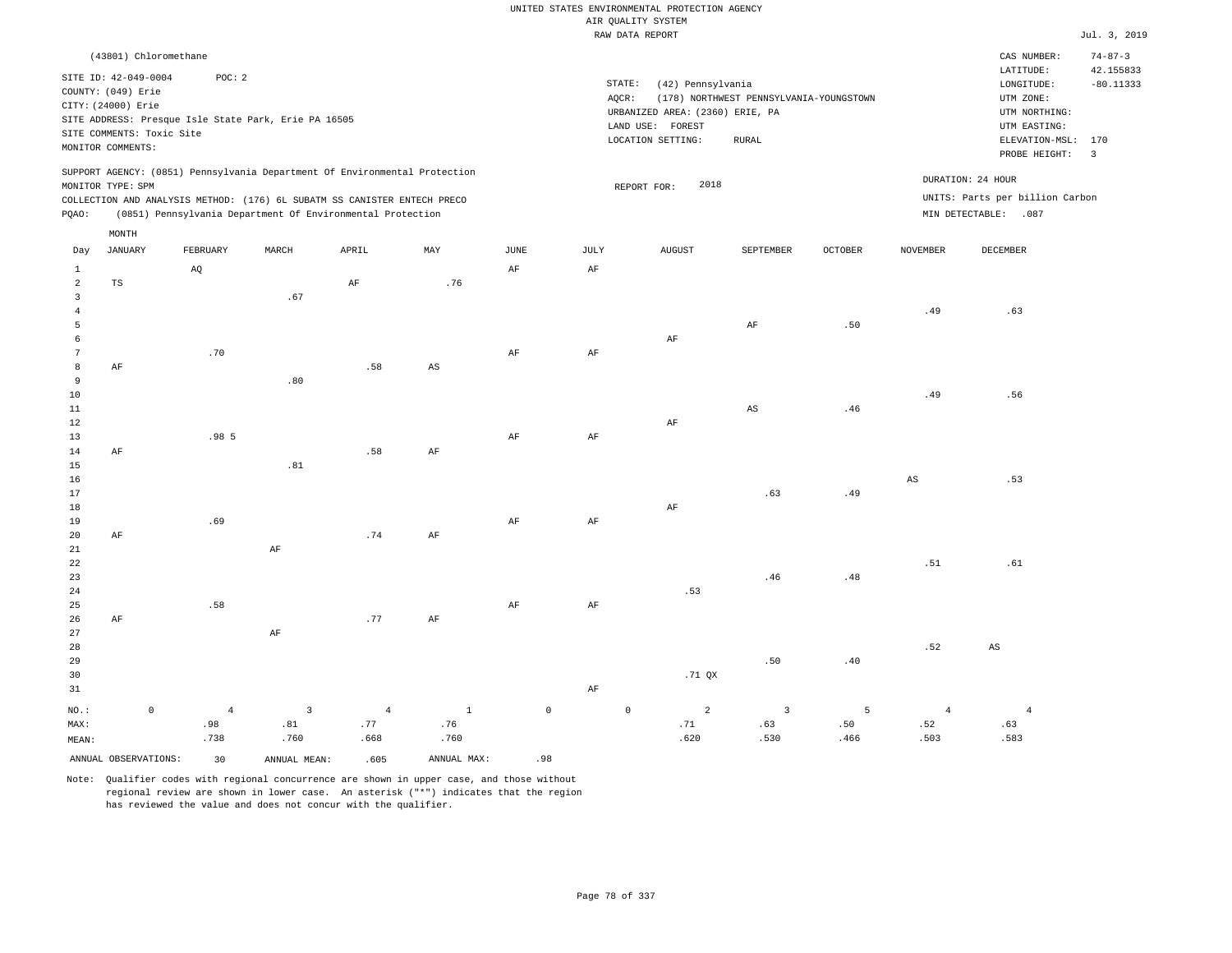UNITED STATES ENVIRONMENTAL PROTECTION AGENCY
AIR QUALITY SYSTEM
RAW DATA REPORT

Jul. 3, 2019

(43801) Chloromethane

SITE ID: 42-049-0004 POC: 2
COUNTY: (049) Erie
CITY: (24000) Erie
SITE ADDRESS: Presque Isle State Park, Erie PA 16505
SITE COMMENTS: Toxic Site
MONITOR COMMENTS:

STATE: (42) Pennsylvania
AQCR: (178) NORTHWEST PENNSYLVANIA-YOUNGSTOWN
URBANIZED AREA: (2360) ERIE, PA
LAND USE: FOREST
LOCATION SETTING: RURAL

CAS NUMBER: 74-87-3
LATITUDE: 42.155833
LONGITUDE: -80.11333
UTM ZONE:
UTM NORTHING:
UTM EASTING:
ELEVATION-MSL: 170
PROBE HEIGHT: 3

SUPPORT AGENCY: (0851) Pennsylvania Department Of Environmental Protection
MONITOR TYPE: SPM
COLLECTION AND ANALYSIS METHOD: (176) 6L SUBATM SS CANISTER ENTECH PRECO
PQAO: (0851) Pennsylvania Department Of Environmental Protection

REPORT FOR: 2018

DURATION: 24 HOUR
UNITS: Parts per billion Carbon
MIN DETECTABLE: .087

| Day | JANUARY | FEBRUARY | MARCH | APRIL | MAY | JUNE | JULY | AUGUST | SEPTEMBER | OCTOBER | NOVEMBER | DECEMBER |
|---|---|---|---|---|---|---|---|---|---|---|---|---|
| 1 | | AQ | | | | AF | AF | | | | | |
| 2 | TS | | | AF | .76 | | | | | | | |
| 3 | | | .67 | | | | | | | | | |
| 4 | | | | | | | | | | | .49 | .63 |
| 5 | | | | | | | | | AF | .50 | | |
| 6 | | | | | | | | AF | | | | |
| 7 | | .70 | | | | AF | AF | | | | | |
| 8 | AF | | | .58 | AS | | | | | | | |
| 9 | | | .80 | | | | | | | | | |
| 10 | | | | | | | | | | | .49 | .56 |
| 11 | | | | | | | | | AS | .46 | | |
| 12 | | | | | | | | AF | | | | |
| 13 | | .98 5 | | | | AF | AF | | | | | |
| 14 | AF | | | .58 | AF | | | | | | | |
| 15 | | | .81 | | | | | | | | | |
| 16 | | | | | | | | | | | AS | .53 |
| 17 | | | | | | | | | .63 | .49 | | |
| 18 | | | | | | | | AF | | | | |
| 19 | | .69 | | | | AF | AF | | | | | |
| 20 | AF | | | .74 | AF | | | | | | | |
| 21 | | | AF | | | | | | | | | |
| 22 | | | | | | | | | | | .51 | .61 |
| 23 | | | | | | | | | .46 | .48 | | |
| 24 | | | | | | | | .53 | | | | |
| 25 | | .58 | | | | AF | AF | | | | | |
| 26 | AF | | | .77 | AF | | | | | | | |
| 27 | | | AF | | | | | | | | | |
| 28 | | | | | | | | | | | .52 | AS |
| 29 | | | | | | | | | .50 | .40 | | |
| 30 | | | | | | | | .71 QX | | | | |
| 31 | | | | | | | AF | | | | | |
| NO.: | 0 | 4 | 3 | 4 | 1 | 0 | 0 | 2 | 3 | 5 | 4 | 4 |
| MAX: | | .98 | .81 | .77 | .76 | | | .71 | .63 | .50 | .52 | .63 |
| MEAN: | | .738 | .760 | .668 | .760 | | | .620 | .530 | .466 | .503 | .583 |

ANNUAL OBSERVATIONS: 30 ANNUAL MEAN: .605 ANNUAL MAX: .98

Note: Qualifier codes with regional concurrence are shown in upper case, and those without regional review are shown in lower case. An asterisk ("*") indicates that the region has reviewed the value and does not concur with the qualifier.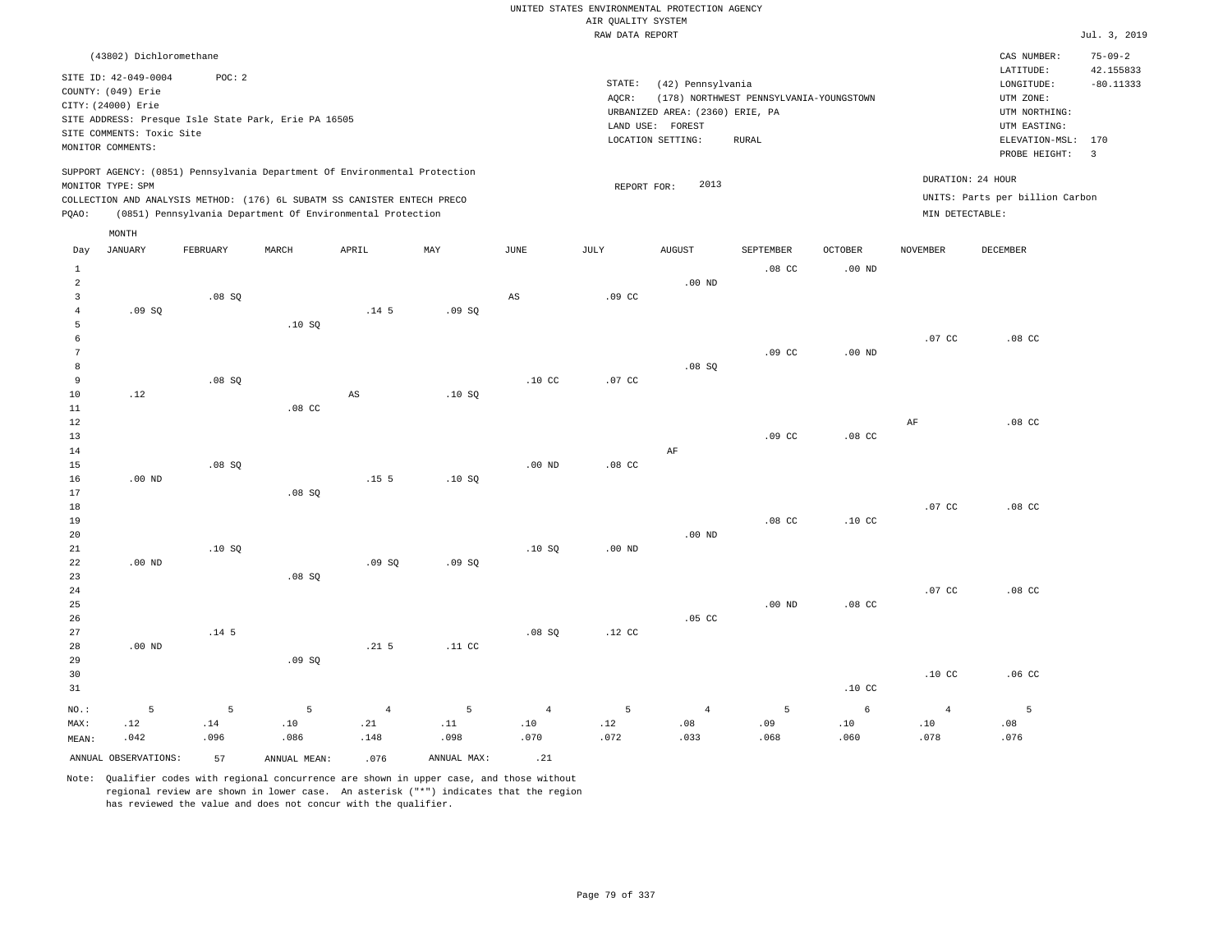UNITED STATES ENVIRONMENTAL PROTECTION AGENCY
AIR QUALITY SYSTEM
RAW DATA REPORT

Jul. 3, 2019

(43802) Dichloromethane

SITE ID: 42-049-0004    POC: 2
COUNTY: (049) Erie
CITY: (24000) Erie
SITE ADDRESS: Presque Isle State Park, Erie PA 16505
SITE COMMENTS: Toxic Site
MONITOR COMMENTS:

STATE: (42) Pennsylvania
AQCR: (178) NORTHWEST PENNSYLVANIA-YOUNGSTOWN
URBANIZED AREA: (2360) ERIE, PA
LAND USE: FOREST
LOCATION SETTING: RURAL

CAS NUMBER: 75-09-2
LATITUDE: 42.155833
LONGITUDE: -80.11333
UTM ZONE:
UTM NORTHING:
UTM EASTING:
ELEVATION-MSL: 170
PROBE HEIGHT: 3

SUPPORT AGENCY: (0851) Pennsylvania Department Of Environmental Protection
MONITOR TYPE: SPM
COLLECTION AND ANALYSIS METHOD: (176) 6L SUBATM SS CANISTER ENTECH PRECO
PQAO: (0851) Pennsylvania Department Of Environmental Protection

REPORT FOR: 2013

DURATION: 24 HOUR
UNITS: Parts per billion Carbon
MIN DETECTABLE:

| Day | JANUARY | FEBRUARY | MARCH | APRIL | MAY | JUNE | JULY | AUGUST | SEPTEMBER | OCTOBER | NOVEMBER | DECEMBER |
|---|---|---|---|---|---|---|---|---|---|---|---|---|
| 1 | | | | | | | | | .08 CC | .00 ND | | |
| 2 | | | | | | | | .00 ND | | | | |
| 3 | | .08 SQ | | | | AS | .09 CC | | | | | |
| 4 | .09 SQ | | | .14 5 | .09 SQ | | | | | | | |
| 5 | | | .10 SQ | | | | | | | | | |
| 6 | | | | | | | | | | | .07 CC | .08 CC |
| 7 | | | | | | | | | .09 CC | .00 ND | | |
| 8 | | | | | | | | .08 SQ | | | | |
| 9 | | .08 SQ | | | | .10 CC | .07 CC | | | | | |
| 10 | .12 | | | AS | .10 SQ | | | | | | | |
| 11 | | | .08 CC | | | | | | | | | |
| 12 | | | | | | | | | | | AF | .08 CC |
| 13 | | | | | | | | | .09 CC | .08 CC | | |
| 14 | | | | | | | | AF | | | | |
| 15 | | .08 SQ | | | | .00 ND | .08 CC | | | | | |
| 16 | .00 ND | | | .15 5 | .10 SQ | | | | | | | |
| 17 | | | .08 SQ | | | | | | | | | |
| 18 | | | | | | | | | | | .07 CC | .08 CC |
| 19 | | | | | | | | | .08 CC | .10 CC | | |
| 20 | | | | | | | | .00 ND | | | | |
| 21 | | .10 SQ | | | | .10 SQ | .00 ND | | | | | |
| 22 | .00 ND | | | .09 SQ | .09 SQ | | | | | | | |
| 23 | | | .08 SQ | | | | | | | | | |
| 24 | | | | | | | | | | | .07 CC | .08 CC |
| 25 | | | | | | | | | .00 ND | .08 CC | | |
| 26 | | | | | | | | .05 CC | | | | |
| 27 | | .14 5 | | | | .08 SQ | .12 CC | | | | | |
| 28 | .00 ND | | | .21 5 | .11 CC | | | | | | | |
| 29 | | | .09 SQ | | | | | | | | | |
| 30 | | | | | | | | | | | .10 CC | .06 CC |
| 31 | | | | | | | | | | .10 CC | | |
| NO.: | 5 | 5 | 5 | 4 | 5 | 4 | 5 | 4 | 5 | 6 | 4 | 5 |
| MAX: | .12 | .14 | .10 | .21 | .11 | .10 | .12 | .08 | .09 | .10 | .10 | .08 |
| MEAN: | .042 | .096 | .086 | .148 | .098 | .070 | .072 | .033 | .068 | .060 | .078 | .076 |

ANNUAL OBSERVATIONS: 57    ANNUAL MEAN: .076    ANNUAL MAX: .21

Note: Qualifier codes with regional concurrence are shown in upper case, and those without regional review are shown in lower case. An asterisk ("*") indicates that the region has reviewed the value and does not concur with the qualifier.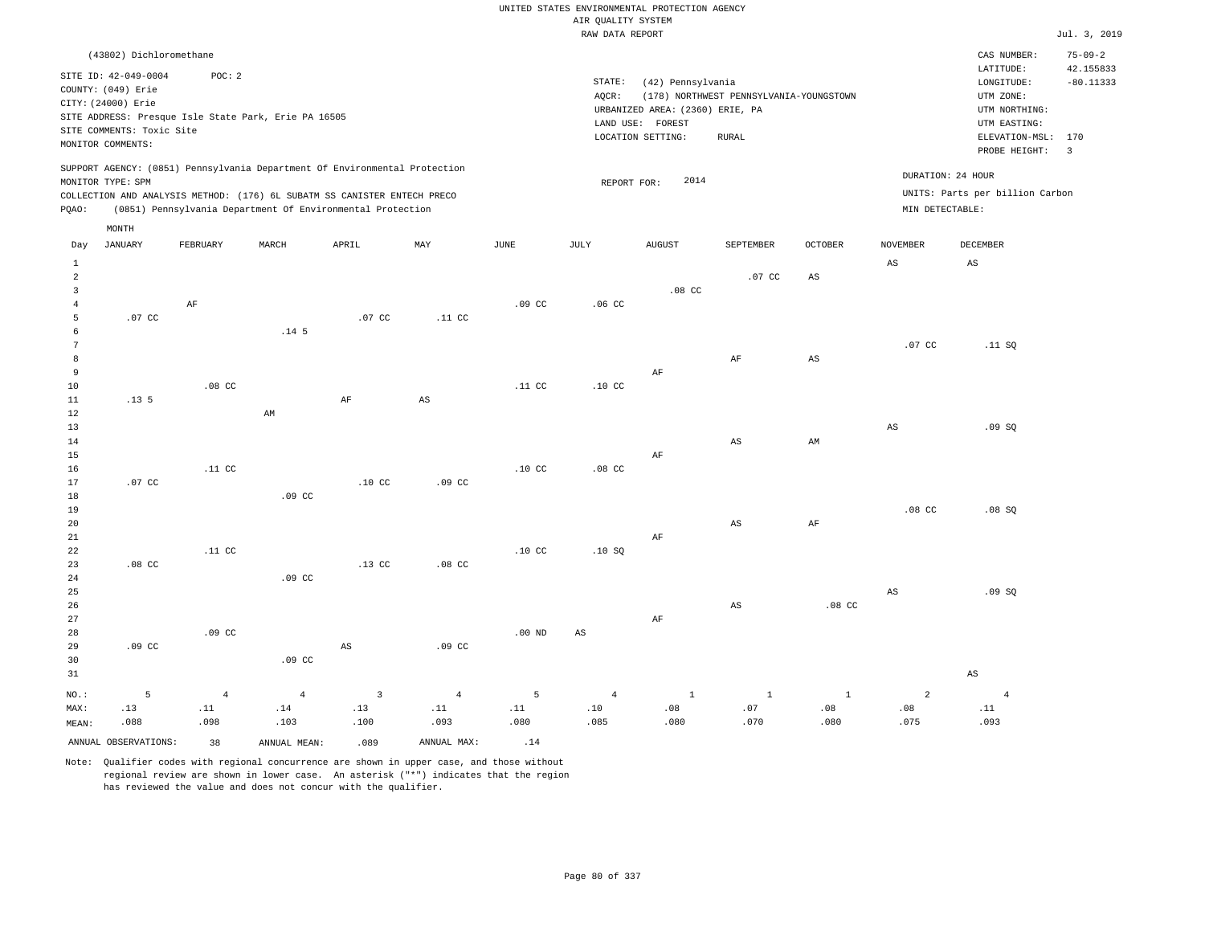UNITED STATES ENVIRONMENTAL PROTECTION AGENCY
AIR QUALITY SYSTEM
RAW DATA REPORT

Jul. 3, 2019

(43802) Dichloromethane

SITE ID: 42-049-0004 POC: 2
COUNTY: (049) Erie
CITY: (24000) Erie
SITE ADDRESS: Presque Isle State Park, Erie PA 16505
SITE COMMENTS: Toxic Site
MONITOR COMMENTS:

STATE: (42) Pennsylvania
AQCR: (178) NORTHWEST PENNSYLVANIA-YOUNGSTOWN
URBANIZED AREA: (2360) ERIE, PA
LAND USE: FOREST
LOCATION SETTING: RURAL

CAS NUMBER: 75-09-2
LATITUDE: 42.155833
LONGITUDE: -80.11333
UTM ZONE:
UTM NORTHING:
UTM EASTING:
ELEVATION-MSL: 170
PROBE HEIGHT: 3

SUPPORT AGENCY: (0851) Pennsylvania Department Of Environmental Protection
MONITOR TYPE: SPM
COLLECTION AND ANALYSIS METHOD: (176) 6L SUBATM SS CANISTER ENTECH PRECO
PQAO: (0851) Pennsylvania Department Of Environmental Protection

REPORT FOR: 2014

DURATION: 24 HOUR
UNITS: Parts per billion Carbon
MIN DETECTABLE:

| Day | JANUARY | FEBRUARY | MARCH | APRIL | MAY | JUNE | JULY | AUGUST | SEPTEMBER | OCTOBER | NOVEMBER | DECEMBER |
|---|---|---|---|---|---|---|---|---|---|---|---|---|
| 1 | | | | | | | | | | | AS | AS |
| 2 | | | | | | | | | .07 CC | AS | | |
| 3 | | | | | | | | .08 CC | | | | |
| 4 | | AF | | | | .09 CC | .06 CC | | | | | |
| 5 | .07 CC | | | .07 CC | .11 CC | | | | | | | |
| 6 | | | .14 5 | | | | | | | | | |
| 7 | | | | | | | | | | | .07 CC | .11 SQ |
| 8 | | | | | | | | | AF | AS | | |
| 9 | | | | | | | | AF | | | | |
| 10 | | .08 CC | | | | .11 CC | .10 CC | | | | | |
| 11 | .13 5 | | | AF | AS | | | | | | | |
| 12 | | | AM | | | | | | | | | |
| 13 | | | | | | | | | | | AS | .09 SQ |
| 14 | | | | | | | | | AS | AM | | |
| 15 | | | | | | | | AF | | | | |
| 16 | | .11 CC | | | | .10 CC | .08 CC | | | | | |
| 17 | .07 CC | | | .10 CC | .09 CC | | | | | | | |
| 18 | | | .09 CC | | | | | | | | | |
| 19 | | | | | | | | | | | .08 CC | .08 SQ |
| 20 | | | | | | | | | AS | AF | | |
| 21 | | | | | | | | AF | | | | |
| 22 | | .11 CC | | | | .10 CC | .10 SQ | | | | | |
| 23 | .08 CC | | | .13 CC | .08 CC | | | | | | | |
| 24 | | | .09 CC | | | | | | | | | |
| 25 | | | | | | | | | | | AS | .09 SQ |
| 26 | | | | | | | | | AS | .08 CC | | |
| 27 | | | | | | | | AF | | | | |
| 28 | | .09 CC | | | | .00 ND | AS | | | | | |
| 29 | .09 CC | | | AS | .09 CC | | | | | | | |
| 30 | | | .09 CC | | | | | | | | | |
| 31 | | | | | | | | | | | | AS |
| NO.: | 5 | 4 | 4 | 3 | 4 | 5 | 4 | 1 | 1 | 1 | 2 | 4 |
| MAX: | .13 | .11 | .14 | .13 | .11 | .11 | .10 | .08 | .07 | .08 | .08 | .11 |
| MEAN: | .088 | .098 | .103 | .100 | .093 | .080 | .085 | .080 | .070 | .080 | .075 | .093 |

ANNUAL OBSERVATIONS: 38 ANNUAL MEAN: .089 ANNUAL MAX: .14

Note: Qualifier codes with regional concurrence are shown in upper case, and those without regional review are shown in lower case. An asterisk ("*") indicates that the region has reviewed the value and does not concur with the qualifier.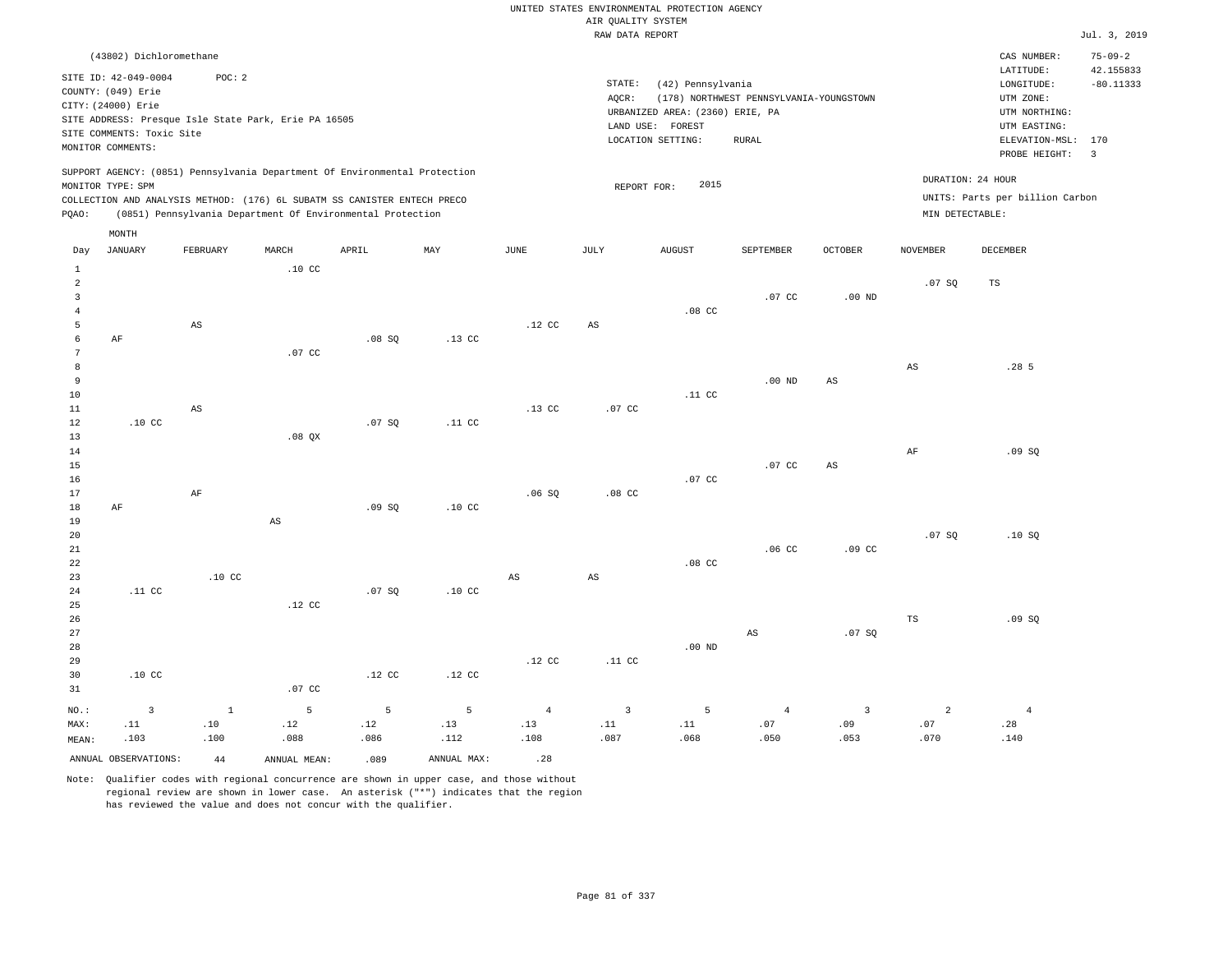UNITED STATES ENVIRONMENTAL PROTECTION AGENCY
AIR QUALITY SYSTEM
RAW DATA REPORT

Jul. 3, 2019

(43802) Dichloromethane

SITE ID: 42-049-0004 POC: 2
COUNTY: (049) Erie
CITY: (24000) Erie
SITE ADDRESS: Presque Isle State Park, Erie PA 16505
SITE COMMENTS: Toxic Site
MONITOR COMMENTS:

STATE: (42) Pennsylvania
AQCR: (178) NORTHWEST PENNSYLVANIA-YOUNGSTOWN
URBANIZED AREA: (2360) ERIE, PA
LAND USE: FOREST
LOCATION SETTING: RURAL

CAS NUMBER: 75-09-2
LATITUDE: 42.155833
LONGITUDE: -80.11333
UTM ZONE:
UTM NORTHING:
UTM EASTING:
ELEVATION-MSL: 170
PROBE HEIGHT: 3

SUPPORT AGENCY: (0851) Pennsylvania Department Of Environmental Protection
MONITOR TYPE: SPM
COLLECTION AND ANALYSIS METHOD: (176) 6L SUBATM SS CANISTER ENTECH PRECO
PQAO: (0851) Pennsylvania Department Of Environmental Protection

REPORT FOR: 2015

DURATION: 24 HOUR
UNITS: Parts per billion Carbon
MIN DETECTABLE:

| Day | JANUARY | FEBRUARY | MARCH | APRIL | MAY | JUNE | JULY | AUGUST | SEPTEMBER | OCTOBER | NOVEMBER | DECEMBER |
|---|---|---|---|---|---|---|---|---|---|---|---|---|
| 1 | | | .10 CC | | | | | | | | | |
| 2 | | | | | | | | | | | .07 SQ | TS |
| 3 | | | | | | | | | .07 CC | .00 ND | | |
| 4 | | | | | | | | .08 CC | | | | |
| 5 | | AS | | | | .12 CC | AS | | | | | |
| 6 | AF | | | .08 SQ | .13 CC | | | | | | | |
| 7 | | | .07 CC | | | | | | | | | |
| 8 | | | | | | | | | | | AS | .28 5 |
| 9 | | | | | | | | | .00 ND | AS | | |
| 10 | | | | | | | | .11 CC | | | | |
| 11 | | AS | | | | .13 CC | .07 CC | | | | | |
| 12 | .10 CC | | | .07 SQ | .11 CC | | | | | | | |
| 13 | | | .08 QX | | | | | | | | | |
| 14 | | | | | | | | | | | AF | .09 SQ |
| 15 | | | | | | | | | .07 CC | AS | | |
| 16 | | | | | | | | .07 CC | | | | |
| 17 | | AF | | | | .06 SQ | .08 CC | | | | | |
| 18 | AF | | | .09 SQ | .10 CC | | | | | | | |
| 19 | | | AS | | | | | | | | | |
| 20 | | | | | | | | | | | .07 SQ | .10 SQ |
| 21 | | | | | | | | | .06 CC | .09 CC | | |
| 22 | | | | | | | | .08 CC | | | | |
| 23 | | .10 CC | | | | AS | AS | | | | | |
| 24 | .11 CC | | | .07 SQ | .10 CC | | | | | | | |
| 25 | | | .12 CC | | | | | | | | | |
| 26 | | | | | | | | | | | TS | .09 SQ |
| 27 | | | | | | | | | AS | .07 SQ | | |
| 28 | | | | | | | | .00 ND | | | | |
| 29 | | | | | | .12 CC | .11 CC | | | | | |
| 30 | .10 CC | | | .12 CC | .12 CC | | | | | | | |
| 31 | | | .07 CC | | | | | | | | | |
| NO.: | 3 | 1 | 5 | 5 | 5 | 4 | 3 | 5 | 4 | 3 | 2 | 4 |
| MAX: | .11 | .10 | .12 | .12 | .13 | .13 | .11 | .11 | .07 | .09 | .07 | .28 |
| MEAN: | .103 | .100 | .088 | .086 | .112 | .108 | .087 | .068 | .050 | .053 | .070 | .140 |

ANNUAL OBSERVATIONS: 44 ANNUAL MEAN: .089 ANNUAL MAX: .28

Note: Qualifier codes with regional concurrence are shown in upper case, and those without regional review are shown in lower case. An asterisk ("*") indicates that the region has reviewed the value and does not concur with the qualifier.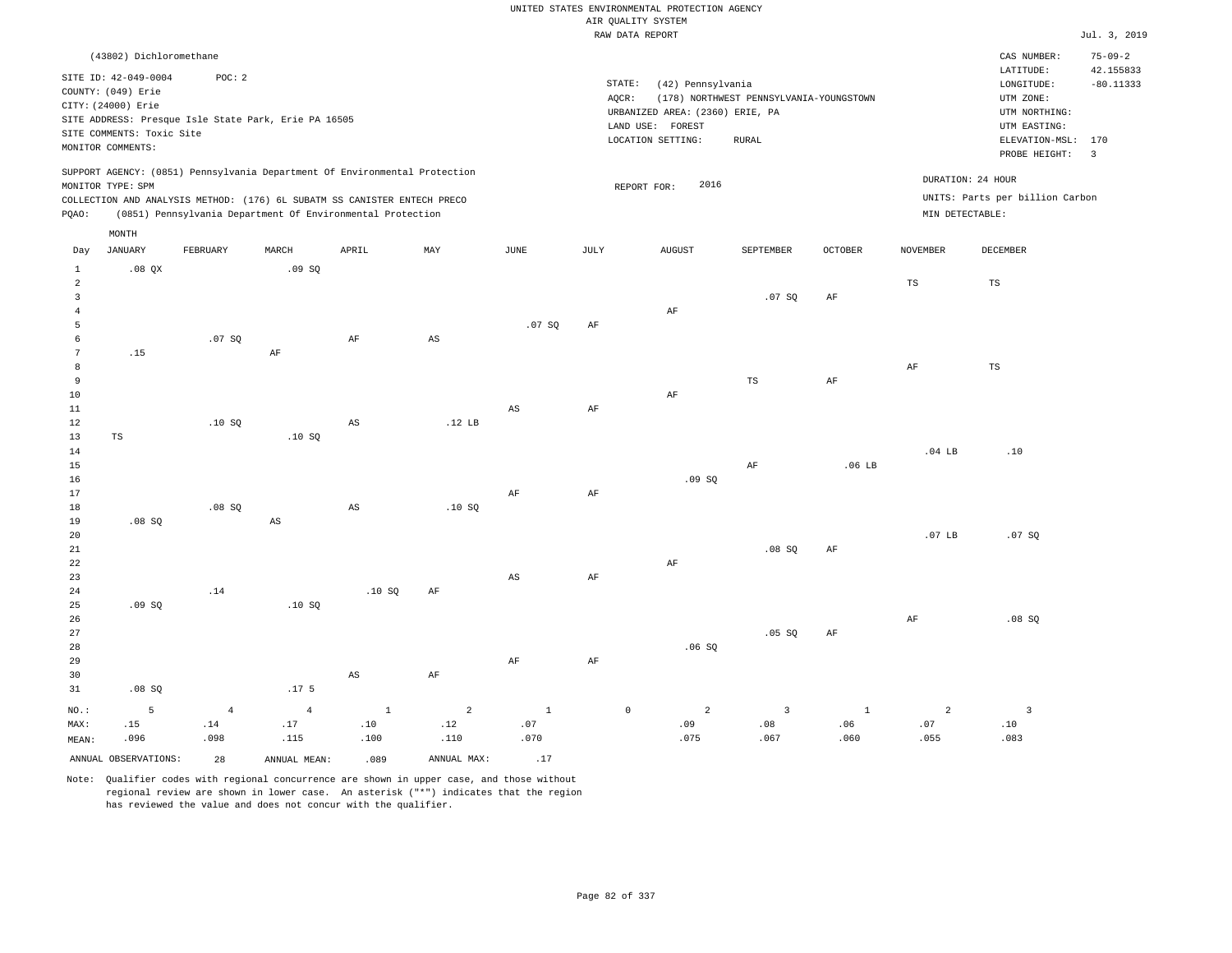UNITED STATES ENVIRONMENTAL PROTECTION AGENCY
AIR QUALITY SYSTEM
RAW DATA REPORT

Jul. 3, 2019

(43802) Dichloromethane

SITE ID: 42-049-0004 POC: 2
COUNTY: (049) Erie
CITY: (24000) Erie
SITE ADDRESS: Presque Isle State Park, Erie PA 16505
SITE COMMENTS: Toxic Site
MONITOR COMMENTS:

STATE: (42) Pennsylvania
AQCR: (178) NORTHWEST PENNSYLVANIA-YOUNGSTOWN
URBANIZED AREA: (2360) ERIE, PA
LAND USE: FOREST
LOCATION SETTING: RURAL

CAS NUMBER: 75-09-2
LATITUDE: 42.155833
LONGITUDE: -80.11333
UTM ZONE:
UTM NORTHING:
UTM EASTING:
ELEVATION-MSL: 170
PROBE HEIGHT: 3

SUPPORT AGENCY: (0851) Pennsylvania Department Of Environmental Protection
MONITOR TYPE: SPM
COLLECTION AND ANALYSIS METHOD: (176) 6L SUBATM SS CANISTER ENTECH PRECO
PQAO: (0851) Pennsylvania Department Of Environmental Protection

REPORT FOR: 2016

DURATION: 24 HOUR
UNITS: Parts per billion Carbon
MIN DETECTABLE:

| Day | JANUARY | FEBRUARY | MARCH | APRIL | MAY | JUNE | JULY | AUGUST | SEPTEMBER | OCTOBER | NOVEMBER | DECEMBER |
|---|---|---|---|---|---|---|---|---|---|---|---|---|
| 1 | .08 QX | | .09 SQ | | | | | | | | | |
| 2 | | | | | | | | | | | TS | TS |
| 3 | | | | | | | | | .07 SQ | AF | | |
| 4 | | | | | | | | AF | | | | |
| 5 | | | | | | .07 SQ | AF | | | | | |
| 6 | | .07 SQ | | AF | AS | | | | | | | |
| 7 | .15 | | AF | | | | | | | | | |
| 8 | | | | | | | | | | | AF | TS |
| 9 | | | | | | | | | TS | AF | | |
| 10 | | | | | | | | AF | | | | |
| 11 | | | | | | AS | AF | | | | | |
| 12 | | .10 SQ | | AS | .12 LB | | | | | | | |
| 13 | TS | | .10 SQ | | | | | | | | | |
| 14 | | | | | | | | | | | .04 LB | .10 |
| 15 | | | | | | | | | AF | .06 LB | | |
| 16 | | | | | | | | .09 SQ | | | | |
| 17 | | | | | | AF | AF | | | | | |
| 18 | | .08 SQ | | AS | .10 SQ | | | | | | | |
| 19 | .08 SQ | | AS | | | | | | | | | |
| 20 | | | | | | | | | | | .07 LB | .07 SQ |
| 21 | | | | | | | | | .08 SQ | AF | | |
| 22 | | | | | | | | AF | | | | |
| 23 | | | | | | AS | AF | | | | | |
| 24 | | .14 | | .10 SQ | AF | | | | | | | |
| 25 | .09 SQ | | .10 SQ | | | | | | | | | |
| 26 | | | | | | | | | | | AF | .08 SQ |
| 27 | | | | | | | | | .05 SQ | AF | | |
| 28 | | | | | | | | .06 SQ | | | | |
| 29 | | | | | | AF | AF | | | | | |
| 30 | | | | AS | AF | | | | | | | |
| 31 | .08 SQ | | .17 5 | | | | | | | | | |
| NO.: | 5 | 4 | 4 | 1 | 2 | 1 | 0 | 2 | 3 | 1 | 2 | 3 |
| MAX: | .15 | .14 | .17 | .10 | .12 | .07 | | .09 | .08 | .06 | .07 | .10 |
| MEAN: | .096 | .098 | .115 | .100 | .110 | .070 | | .075 | .067 | .060 | .055 | .083 |

ANNUAL OBSERVATIONS: 28 ANNUAL MEAN: .089 ANNUAL MAX: .17

Note: Qualifier codes with regional concurrence are shown in upper case, and those without regional review are shown in lower case. An asterisk ("*") indicates that the region has reviewed the value and does not concur with the qualifier.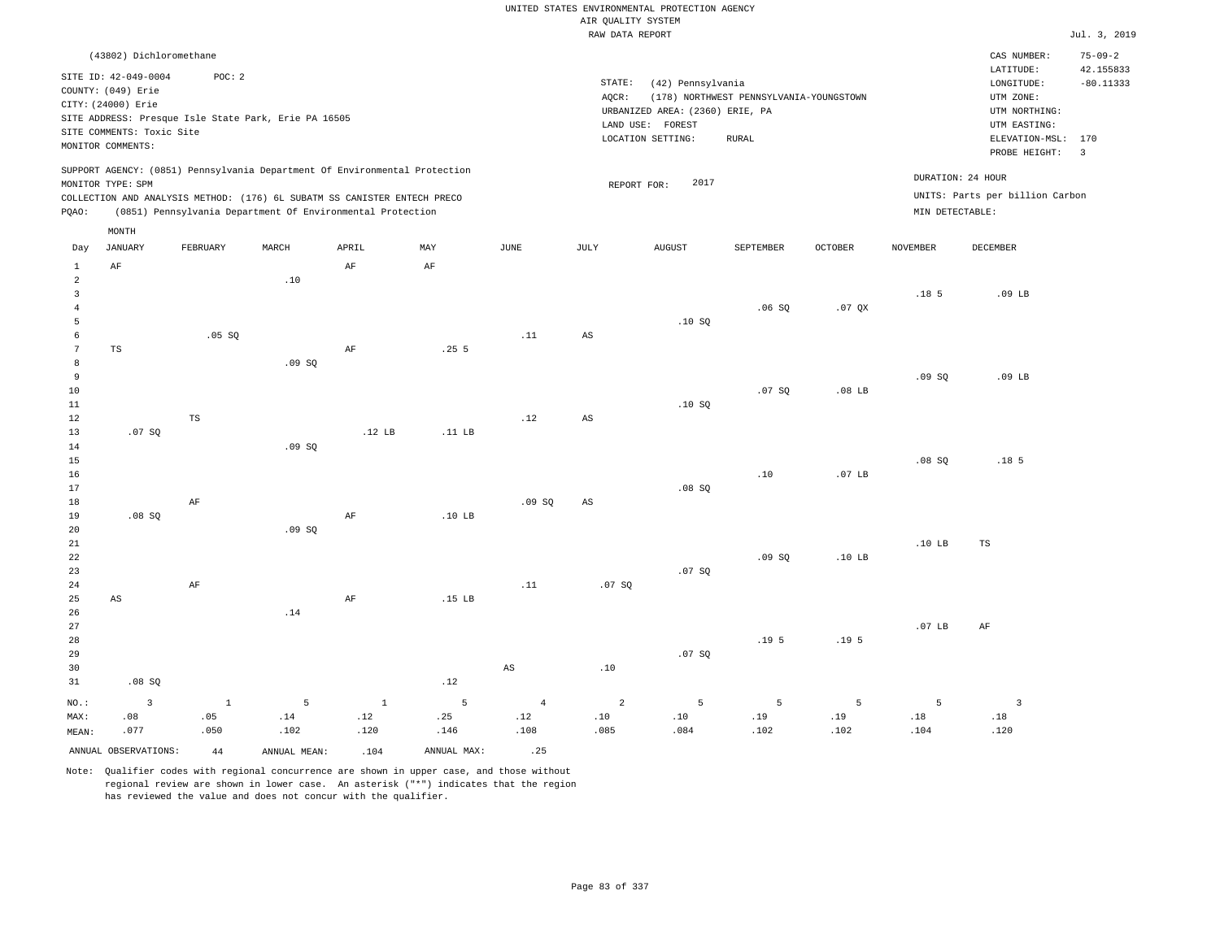UNITED STATES ENVIRONMENTAL PROTECTION AGENCY
AIR QUALITY SYSTEM
RAW DATA REPORT

Jul. 3, 2019

(43802) Dichloromethane

SITE ID: 42-049-0004 POC: 2
COUNTY: (049) Erie
CITY: (24000) Erie
SITE ADDRESS: Presque Isle State Park, Erie PA 16505
SITE COMMENTS: Toxic Site
MONITOR COMMENTS:

STATE: (42) Pennsylvania
AQCR: (178) NORTHWEST PENNSYLVANIA-YOUNGSTOWN
URBANIZED AREA: (2360) ERIE, PA
LAND USE: FOREST
LOCATION SETTING: RURAL

CAS NUMBER: 75-09-2
LATITUDE: 42.155833
LONGITUDE: -80.11333
UTM ZONE:
UTM NORTHING:
UTM EASTING:
ELEVATION-MSL: 170
PROBE HEIGHT: 3

SUPPORT AGENCY: (0851) Pennsylvania Department Of Environmental Protection
MONITOR TYPE: SPM
COLLECTION AND ANALYSIS METHOD: (176) 6L SUBATM SS CANISTER ENTECH PRECO
PQAO: (0851) Pennsylvania Department Of Environmental Protection

REPORT FOR: 2017

DURATION: 24 HOUR
UNITS: Parts per billion Carbon
MIN DETECTABLE:

| Day | JANUARY | FEBRUARY | MARCH | APRIL | MAY | JUNE | JULY | AUGUST | SEPTEMBER | OCTOBER | NOVEMBER | DECEMBER |
|---|---|---|---|---|---|---|---|---|---|---|---|---|
| 1 | AF | | | AF | AF | | | | | | | |
| 2 | | | .10 | | | | | | | | | |
| 3 | | | | | | | | | | | .18 5 | .09 LB |
| 4 | | | | | | | | | .06 SQ | .07 QX | | |
| 5 | | | | | | | | .10 SQ | | | | |
| 6 | | .05 SQ | | | | .11 | AS | | | | | |
| 7 | TS | | | AF | .25 5 | | | | | | | |
| 8 | | | .09 SQ | | | | | | | | | |
| 9 | | | | | | | | | | | .09 SQ | .09 LB |
| 10 | | | | | | | | | .07 SQ | .08 LB | | |
| 11 | | | | | | | | .10 SQ | | | | |
| 12 | | TS | | | | .12 | AS | | | | | |
| 13 | .07 SQ | | | .12 LB | .11 LB | | | | | | | |
| 14 | | | .09 SQ | | | | | | | | | |
| 15 | | | | | | | | | | | .08 SQ | .18 5 |
| 16 | | | | | | | | | .10 | .07 LB | | |
| 17 | | | | | | | | .08 SQ | | | | |
| 18 | | AF | | | | .09 SQ | AS | | | | | |
| 19 | .08 SQ | | | AF | .10 LB | | | | | | | |
| 20 | | | .09 SQ | | | | | | | | | |
| 21 | | | | | | | | | | | .10 LB | TS |
| 22 | | | | | | | | | .09 SQ | .10 LB | | |
| 23 | | | | | | | | .07 SQ | | | | |
| 24 | | AF | | | | .11 | .07 SQ | | | | | |
| 25 | AS | | | AF | .15 LB | | | | | | | |
| 26 | | | .14 | | | | | | | | | |
| 27 | | | | | | | | | | | .07 LB | AF |
| 28 | | | | | | | | | .19 5 | .19 5 | | |
| 29 | | | | | | | | .07 SQ | | | | |
| 30 | | | | | | AS | .10 | | | | | |
| 31 | .08 SQ | | | | .12 | | | | | | | |
| NO.: | 3 | 1 | 5 | 1 | 5 | 4 | 2 | 5 | 5 | 5 | 5 | 3 |
| MAX: | .08 | .05 | .14 | .12 | .25 | .12 | .10 | .10 | .19 | .19 | .18 | .18 |
| MEAN: | .077 | .050 | .102 | .120 | .146 | .108 | .085 | .084 | .102 | .102 | .104 | .120 |

ANNUAL OBSERVATIONS: 44 ANNUAL MEAN: .104 ANNUAL MAX: .25

Note: Qualifier codes with regional concurrence are shown in upper case, and those without regional review are shown in lower case. An asterisk ("*") indicates that the region has reviewed the value and does not concur with the qualifier.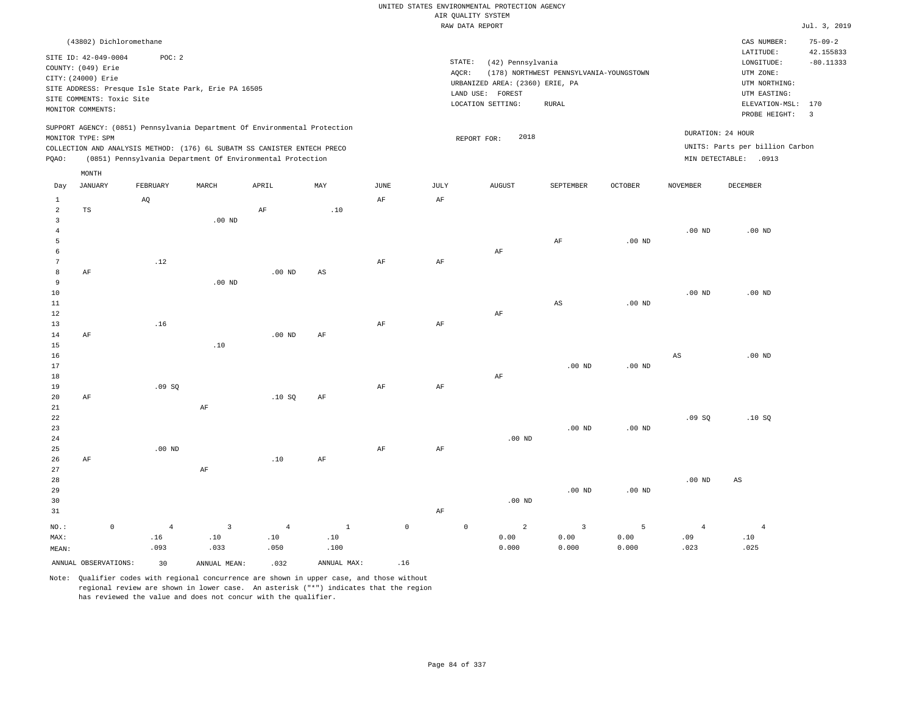UNITED STATES ENVIRONMENTAL PROTECTION AGENCY
AIR QUALITY SYSTEM
RAW DATA REPORT

Jul. 3, 2019

(43802) Dichloromethane

SITE ID: 42-049-0004 POC: 2
COUNTY: (049) Erie
CITY: (24000) Erie
SITE ADDRESS: Presque Isle State Park, Erie PA 16505
SITE COMMENTS: Toxic Site
MONITOR COMMENTS:

STATE: (42) Pennsylvania
AQCR: (178) NORTHWEST PENNSYLVANIA-YOUNGSTOWN
URBANIZED AREA: (2360) ERIE, PA
LAND USE: FOREST
LOCATION SETTING: RURAL

CAS NUMBER: 75-09-2
LATITUDE: 42.155833
LONGITUDE: -80.11333
UTM ZONE:
UTM NORTHING:
UTM EASTING:
ELEVATION-MSL: 170
PROBE HEIGHT: 3

SUPPORT AGENCY: (0851) Pennsylvania Department Of Environmental Protection
MONITOR TYPE: SPM
COLLECTION AND ANALYSIS METHOD: (176) 6L SUBATM SS CANISTER ENTECH PRECO
PQAO: (0851) Pennsylvania Department Of Environmental Protection

REPORT FOR: 2018

DURATION: 24 HOUR
UNITS: Parts per billion Carbon
MIN DETECTABLE: .0913

| Day | JANUARY | FEBRUARY | MARCH | APRIL | MAY | JUNE | JULY | AUGUST | SEPTEMBER | OCTOBER | NOVEMBER | DECEMBER |
|---|---|---|---|---|---|---|---|---|---|---|---|---|
| 1 | | AQ | | | | AF | AF | | | | | |
| 2 | TS | | | AF | .10 | | | | | | | |
| 3 | | | .00 ND | | | | | | | | | |
| 4 | | | | | | | | | | | .00 ND | .00 ND |
| 5 | | | | | | | | | AF | .00 ND | | |
| 6 | | | | | | | | AF | | | | |
| 7 | | .12 | | | | AF | AF | | | | | |
| 8 | AF | | | .00 ND | AS | | | | | | | |
| 9 | | | .00 ND | | | | | | | | | |
| 10 | | | | | | | | | | | .00 ND | .00 ND |
| 11 | | | | | | | | | AS | .00 ND | | |
| 12 | | | | | | | | AF | | | | |
| 13 | | .16 | | | | AF | AF | | | | | |
| 14 | AF | | | .00 ND | AF | | | | | | | |
| 15 | | | .10 | | | | | | | | | |
| 16 | | | | | | | | | | | AS | .00 ND |
| 17 | | | | | | | | | .00 ND | .00 ND | | |
| 18 | | | | | | | | AF | | | | |
| 19 | | .09 SQ | | | | AF | AF | | | | | |
| 20 | AF | | | .10 SQ | AF | | | | | | | |
| 21 | | | AF | | | | | | | | | |
| 22 | | | | | | | | | | | .09 SQ | .10 SQ |
| 23 | | | | | | | | | .00 ND | .00 ND | | |
| 24 | | | | | | | | .00 ND | | | | |
| 25 | | .00 ND | | | | AF | AF | | | | | |
| 26 | AF | | | .10 | AF | | | | | | | |
| 27 | | | AF | | | | | | | | | |
| 28 | | | | | | | | | | | .00 ND | AS |
| 29 | | | | | | | | | .00 ND | .00 ND | | |
| 30 | | | | | | | | .00 ND | | | | |
| 31 | | | | | | | AF | | | | | |
| NO.: | 0 | 4 | 3 | 4 | 1 | 0 | 0 | 2 | 3 | 5 | 4 | 4 |
| MAX: | | .16 | .10 | .10 | .10 | | | 0.00 | 0.00 | 0.00 | .09 | .10 |
| MEAN: | | .093 | .033 | .050 | .100 | | | 0.000 | 0.000 | 0.000 | .023 | .025 |

ANNUAL OBSERVATIONS: 30 ANNUAL MEAN: .032 ANNUAL MAX: .16

Note: Qualifier codes with regional concurrence are shown in upper case, and those without regional review are shown in lower case. An asterisk ("*") indicates that the region has reviewed the value and does not concur with the qualifier.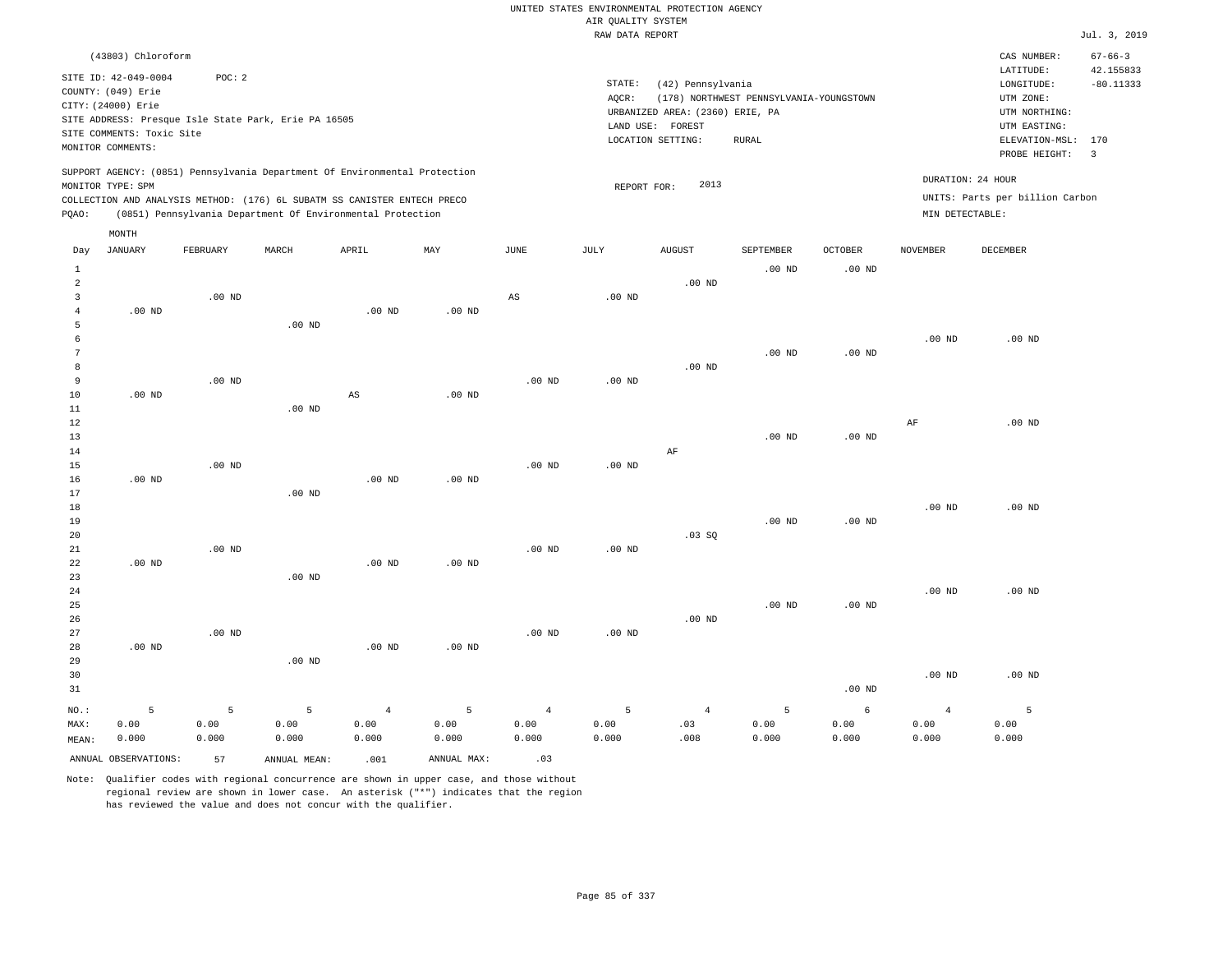UNITED STATES ENVIRONMENTAL PROTECTION AGENCY
AIR QUALITY SYSTEM
RAW DATA REPORT

Jul. 3, 2019

(43803) Chloroform

SITE ID: 42-049-0004 POC: 2
COUNTY: (049) Erie
CITY: (24000) Erie
SITE ADDRESS: Presque Isle State Park, Erie PA 16505
SITE COMMENTS: Toxic Site
MONITOR COMMENTS:

STATE: (42) Pennsylvania
AQCR: (178) NORTHWEST PENNSYLVANIA-YOUNGSTOWN
URBANIZED AREA: (2360) ERIE, PA
LAND USE: FOREST
LOCATION SETTING: RURAL

CAS NUMBER: 67-66-3
LATITUDE: 42.155833
LONGITUDE: -80.11333
UTM ZONE:
UTM NORTHING:
UTM EASTING:
ELEVATION-MSL: 170
PROBE HEIGHT: 3

SUPPORT AGENCY: (0851) Pennsylvania Department Of Environmental Protection
MONITOR TYPE: SPM
COLLECTION AND ANALYSIS METHOD: (176) 6L SUBATM SS CANISTER ENTECH PRECO
PQAO: (0851) Pennsylvania Department Of Environmental Protection

REPORT FOR: 2013

DURATION: 24 HOUR
UNITS: Parts per billion Carbon
MIN DETECTABLE:

| Day | JANUARY | FEBRUARY | MARCH | APRIL | MAY | JUNE | JULY | AUGUST | SEPTEMBER | OCTOBER | NOVEMBER | DECEMBER |
|---|---|---|---|---|---|---|---|---|---|---|---|---|
| 1 | | | | | | | | | .00 ND | .00 ND | | |
| 2 | | | | | | | | .00 ND | | | | |
| 3 | | .00 ND | | | | AS | .00 ND | | | | | |
| 4 | .00 ND | | | .00 ND | .00 ND | | | | | | | |
| 5 | | | .00 ND | | | | | | | | | |
| 6 | | | | | | | | | | | .00 ND | .00 ND |
| 7 | | | | | | | | | .00 ND | .00 ND | | |
| 8 | | | | | | | | .00 ND | | | | |
| 9 | | .00 ND | | | | .00 ND | .00 ND | | | | | |
| 10 | .00 ND | | | AS | .00 ND | | | | | | | |
| 11 | | | .00 ND | | | | | | | | | |
| 12 | | | | | | | | | | | AF | .00 ND |
| 13 | | | | | | | | | .00 ND | .00 ND | | |
| 14 | | | | | | | | AF | | | | |
| 15 | | .00 ND | | | | .00 ND | .00 ND | | | | | |
| 16 | .00 ND | | | .00 ND | .00 ND | | | | | | | |
| 17 | | | .00 ND | | | | | | | | | |
| 18 | | | | | | | | | | | .00 ND | .00 ND |
| 19 | | | | | | | | | .00 ND | .00 ND | | |
| 20 | | | | | | | | .03 SQ | | | | |
| 21 | | .00 ND | | | | .00 ND | .00 ND | | | | | |
| 22 | .00 ND | | | .00 ND | .00 ND | | | | | | | |
| 23 | | | .00 ND | | | | | | | | | |
| 24 | | | | | | | | | | | .00 ND | .00 ND |
| 25 | | | | | | | | | .00 ND | .00 ND | | |
| 26 | | | | | | | | .00 ND | | | | |
| 27 | | .00 ND | | | | .00 ND | .00 ND | | | | | |
| 28 | .00 ND | | | .00 ND | .00 ND | | | | | | | |
| 29 | | | .00 ND | | | | | | | | | |
| 30 | | | | | | | | | | | .00 ND | .00 ND |
| 31 | | | | | | | | | | .00 ND | | |
| NO.: | 5 | 5 | 5 | 4 | 5 | 4 | 5 | 4 | 5 | 6 | 4 | 5 |
| MAX: | 0.00 | 0.00 | 0.00 | 0.00 | 0.00 | 0.00 | 0.00 | .03 | 0.00 | 0.00 | 0.00 | 0.00 |
| MEAN: | 0.000 | 0.000 | 0.000 | 0.000 | 0.000 | 0.000 | 0.000 | .008 | 0.000 | 0.000 | 0.000 | 0.000 |

ANNUAL OBSERVATIONS: 57 ANNUAL MEAN: .001 ANNUAL MAX: .03

Note: Qualifier codes with regional concurrence are shown in upper case, and those without regional review are shown in lower case. An asterisk ("*") indicates that the region has reviewed the value and does not concur with the qualifier.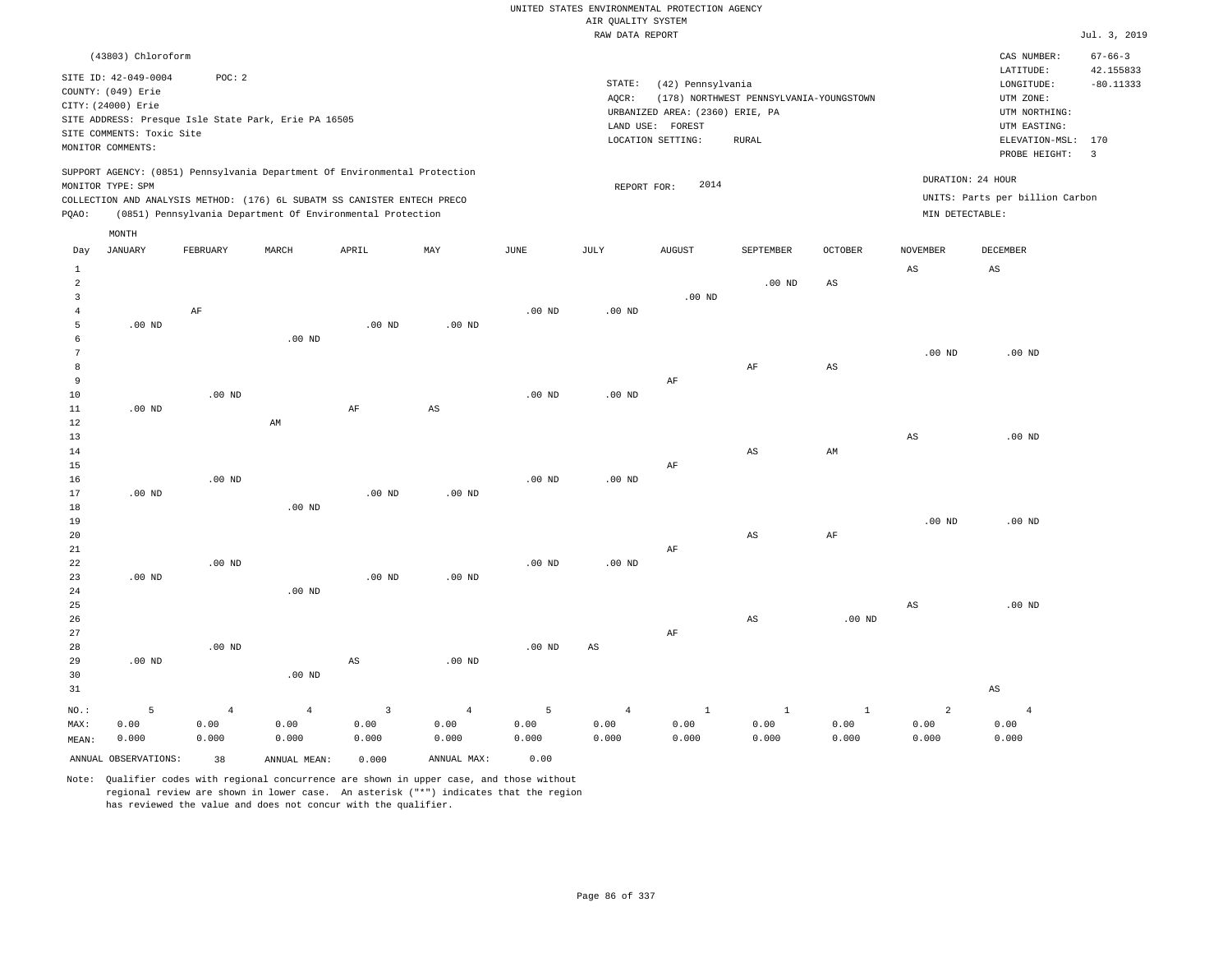UNITED STATES ENVIRONMENTAL PROTECTION AGENCY
AIR QUALITY SYSTEM
RAW DATA REPORT

Jul. 3, 2019

(43803) Chloroform

SITE ID: 42-049-0004 POC: 2
COUNTY: (049) Erie
CITY: (24000) Erie
SITE ADDRESS: Presque Isle State Park, Erie PA 16505
SITE COMMENTS: Toxic Site
MONITOR COMMENTS:

STATE: (42) Pennsylvania
AQCR: (178) NORTHWEST PENNSYLVANIA-YOUNGSTOWN
URBANIZED AREA: (2360) ERIE, PA
LAND USE: FOREST
LOCATION SETTING: RURAL

CAS NUMBER: 67-66-3
LATITUDE: 42.155833
LONGITUDE: -80.11333
UTM ZONE:
UTM NORTHING:
UTM EASTING:
ELEVATION-MSL: 170
PROBE HEIGHT: 3

SUPPORT AGENCY: (0851) Pennsylvania Department Of Environmental Protection
MONITOR TYPE: SPM
COLLECTION AND ANALYSIS METHOD: (176) 6L SUBATM SS CANISTER ENTECH PRECO
PQAO: (0851) Pennsylvania Department Of Environmental Protection

REPORT FOR: 2014

DURATION: 24 HOUR
UNITS: Parts per billion Carbon
MIN DETECTABLE:

| Day | JANUARY | FEBRUARY | MARCH | APRIL | MAY | JUNE | JULY | AUGUST | SEPTEMBER | OCTOBER | NOVEMBER | DECEMBER |
|---|---|---|---|---|---|---|---|---|---|---|---|---|
| 1 | | | | | | | | | | | AS | AS |
| 2 | | | | | | | | | .00 ND | AS | | |
| 3 | | | | | | | | .00 ND | | | | |
| 4 | | AF | | | | .00 ND | .00 ND | | | | | |
| 5 | .00 ND | | | .00 ND | .00 ND | | | | | | | |
| 6 | | | .00 ND | | | | | | | | | |
| 7 | | | | | | | | | | | .00 ND | .00 ND |
| 8 | | | | | | | | | AF | AS | | |
| 9 | | | | | | | | AF | | | | |
| 10 | | .00 ND | | | | .00 ND | .00 ND | | | | | |
| 11 | .00 ND | | | AF | AS | | | | | | | |
| 12 | | | AM | | | | | | | | | |
| 13 | | | | | | | | | | | AS | .00 ND |
| 14 | | | | | | | | | AS | AM | | |
| 15 | | | | | | | | AF | | | | |
| 16 | | .00 ND | | | | .00 ND | .00 ND | | | | | |
| 17 | .00 ND | | | .00 ND | .00 ND | | | | | | | |
| 18 | | | .00 ND | | | | | | | | | |
| 19 | | | | | | | | | | | .00 ND | .00 ND |
| 20 | | | | | | | | | AS | AF | | |
| 21 | | | | | | | | AF | | | | |
| 22 | | .00 ND | | | | .00 ND | .00 ND | | | | | |
| 23 | .00 ND | | | .00 ND | .00 ND | | | | | | | |
| 24 | | | .00 ND | | | | | | | | | |
| 25 | | | | | | | | | | | AS | .00 ND |
| 26 | | | | | | | | | AS | .00 ND | | |
| 27 | | | | | | | | AF | | | | |
| 28 | | .00 ND | | | | .00 ND | AS | | | | | |
| 29 | .00 ND | | | AS | .00 ND | | | | | | | |
| 30 | | | .00 ND | | | | | | | | | |
| 31 | | | | | | | | | | | | AS |
| NO.: | 5 | 4 | 4 | 3 | 4 | 5 | 4 | 1 | 1 | 1 | 2 | 4 |
| MAX: | 0.00 | 0.00 | 0.00 | 0.00 | 0.00 | 0.00 | 0.00 | 0.00 | 0.00 | 0.00 | 0.00 | 0.00 |
| MEAN: | 0.000 | 0.000 | 0.000 | 0.000 | 0.000 | 0.000 | 0.000 | 0.000 | 0.000 | 0.000 | 0.000 | 0.000 |

ANNUAL OBSERVATIONS: 38 ANNUAL MEAN: 0.000 ANNUAL MAX: 0.00

Note: Qualifier codes with regional concurrence are shown in upper case, and those without regional review are shown in lower case. An asterisk ("*") indicates that the region has reviewed the value and does not concur with the qualifier.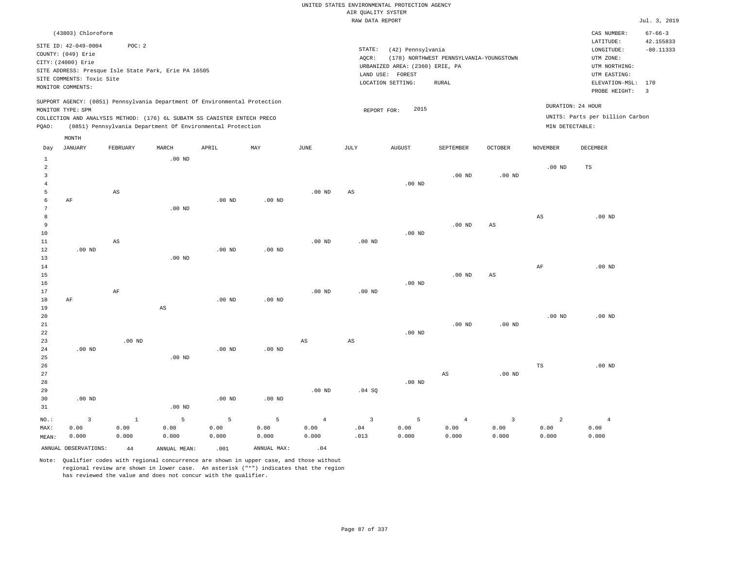UNITED STATES ENVIRONMENTAL PROTECTION AGENCY
AIR QUALITY SYSTEM
RAW DATA REPORT

Jul. 3, 2019

(43803) Chloroform

SITE ID: 42-049-0004 POC: 2
COUNTY: (049) Erie
CITY: (24000) Erie
SITE ADDRESS: Presque Isle State Park, Erie PA 16505
SITE COMMENTS: Toxic Site
MONITOR COMMENTS:

STATE: (42) Pennsylvania
AQCR: (178) NORTHWEST PENNSYLVANIA-YOUNGSTOWN
URBANIZED AREA: (2360) ERIE, PA
LAND USE: FOREST
LOCATION SETTING: RURAL

CAS NUMBER: 67-66-3
LATITUDE: 42.155833
LONGITUDE: -80.11333
UTM ZONE:
UTM NORTHING:
UTM EASTING:
ELEVATION-MSL: 170
PROBE HEIGHT: 3

SUPPORT AGENCY: (0851) Pennsylvania Department Of Environmental Protection
MONITOR TYPE: SPM
COLLECTION AND ANALYSIS METHOD: (176) 6L SUBATM SS CANISTER ENTECH PRECO
PQAO: (0851) Pennsylvania Department Of Environmental Protection

REPORT FOR: 2015

DURATION: 24 HOUR
UNITS: Parts per billion Carbon
MIN DETECTABLE:

| Day | JANUARY | FEBRUARY | MARCH | APRIL | MAY | JUNE | JULY | AUGUST | SEPTEMBER | OCTOBER | NOVEMBER | DECEMBER |
|---|---|---|---|---|---|---|---|---|---|---|---|---|
| 1 | | | .00 ND | | | | | | | | | |
| 2 | | | | | | | | | | | .00 ND | TS |
| 3 | | | | | | | | | .00 ND | .00 ND | | |
| 4 | | | | | | | | .00 ND | | | | |
| 5 | | AS | | | | .00 ND | AS | | | | | |
| 6 | AF | | | .00 ND | .00 ND | | | | | | | |
| 7 | | | .00 ND | | | | | | | | | |
| 8 | | | | | | | | | | | AS | .00 ND |
| 9 | | | | | | | | | .00 ND | AS | | |
| 10 | | | | | | | | .00 ND | | | | |
| 11 | | AS | | | | .00 ND | .00 ND | | | | | |
| 12 | .00 ND | | | .00 ND | .00 ND | | | | | | | |
| 13 | | | .00 ND | | | | | | | | | |
| 14 | | | | | | | | | | | AF | .00 ND |
| 15 | | | | | | | | | .00 ND | AS | | |
| 16 | | | | | | | | .00 ND | | | | |
| 17 | | AF | | | | .00 ND | .00 ND | | | | | |
| 18 | AF | | | .00 ND | .00 ND | | | | | | | |
| 19 | | | AS | | | | | | | | | |
| 20 | | | | | | | | | | | .00 ND | .00 ND |
| 21 | | | | | | | | | .00 ND | .00 ND | | |
| 22 | | | | | | | | .00 ND | | | | |
| 23 | | .00 ND | | | | AS | AS | | | | | |
| 24 | .00 ND | | | .00 ND | .00 ND | | | | | | | |
| 25 | | | .00 ND | | | | | | | | | |
| 26 | | | | | | | | | | | TS | .00 ND |
| 27 | | | | | | | | | AS | .00 ND | | |
| 28 | | | | | | | | .00 ND | | | | |
| 29 | | | | | | .00 ND | .04 SQ | | | | | |
| 30 | .00 ND | | | .00 ND | .00 ND | | | | | | | |
| 31 | | | .00 ND | | | | | | | | | |
| NO.: | 3 | 1 | 5 | 5 | 5 | 4 | 3 | 5 | 4 | 3 | 2 | 4 |
| MAX: | 0.00 | 0.00 | 0.00 | 0.00 | 0.00 | 0.00 | .04 | 0.00 | 0.00 | 0.00 | 0.00 | 0.00 |
| MEAN: | 0.000 | 0.000 | 0.000 | 0.000 | 0.000 | 0.000 | .013 | 0.000 | 0.000 | 0.000 | 0.000 | 0.000 |

ANNUAL OBSERVATIONS: 44 ANNUAL MEAN: .001 ANNUAL MAX: .04

Note: Qualifier codes with regional concurrence are shown in upper case, and those without regional review are shown in lower case. An asterisk ("*") indicates that the region has reviewed the value and does not concur with the qualifier.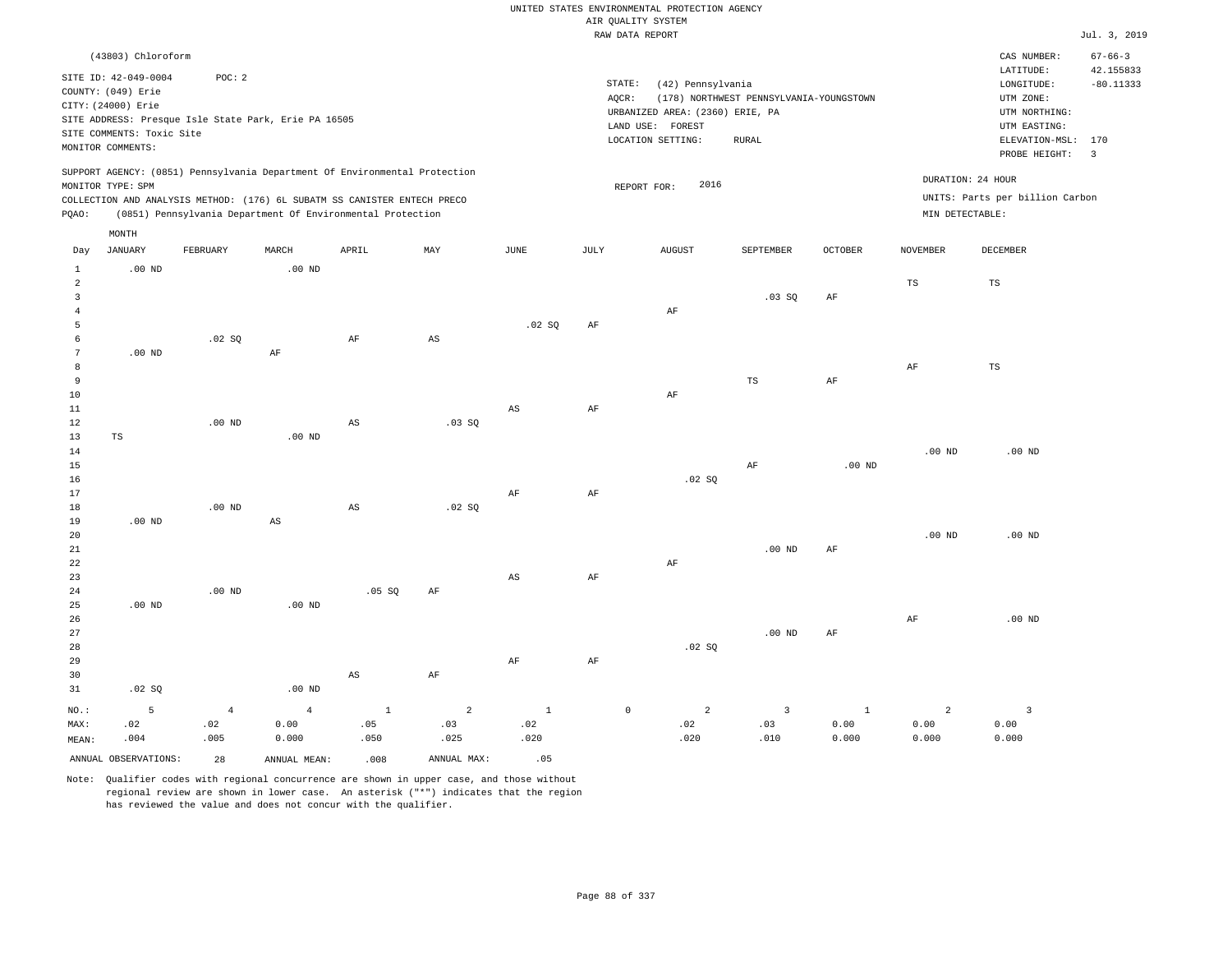UNITED STATES ENVIRONMENTAL PROTECTION AGENCY
AIR QUALITY SYSTEM
RAW DATA REPORT

Jul. 3, 2019

(43803) Chloroform

SITE ID: 42-049-0004 POC: 2
COUNTY: (049) Erie
CITY: (24000) Erie
SITE ADDRESS: Presque Isle State Park, Erie PA 16505
SITE COMMENTS: Toxic Site
MONITOR COMMENTS:

STATE: (42) Pennsylvania
AQCR: (178) NORTHWEST PENNSYLVANIA-YOUNGSTOWN
URBANIZED AREA: (2360) ERIE, PA
LAND USE: FOREST
LOCATION SETTING: RURAL

CAS NUMBER: 67-66-3
LATITUDE: 42.155833
LONGITUDE: -80.11333
UTM ZONE:
UTM NORTHING:
UTM EASTING:
ELEVATION-MSL: 170
PROBE HEIGHT: 3

SUPPORT AGENCY: (0851) Pennsylvania Department Of Environmental Protection
MONITOR TYPE: SPM
COLLECTION AND ANALYSIS METHOD: (176) 6L SUBATM SS CANISTER ENTECH PRECO
PQAO: (0851) Pennsylvania Department Of Environmental Protection

REPORT FOR: 2016

DURATION: 24 HOUR
UNITS: Parts per billion Carbon
MIN DETECTABLE:

| Day | JANUARY | FEBRUARY | MARCH | APRIL | MAY | JUNE | JULY | AUGUST | SEPTEMBER | OCTOBER | NOVEMBER | DECEMBER |
|---|---|---|---|---|---|---|---|---|---|---|---|---|
| 1 | .00 ND | | .00 ND | | | | | | | | | |
| 2 | | | | | | | | | | | TS | TS |
| 3 | | | | | | | | | .03 SQ | AF | | |
| 4 | | | | | | | | AF | | | | |
| 5 | | | | | | .02 SQ | AF | | | | | |
| 6 | | .02 SQ | | AF | AS | | | | | | | |
| 7 | .00 ND | | AF | | | | | | | | | |
| 8 | | | | | | | | | | | AF | TS |
| 9 | | | | | | | | | TS | AF | | |
| 10 | | | | | | | | AF | | | | |
| 11 | | | | | | AS | AF | | | | | |
| 12 | | .00 ND | | AS | .03 SQ | | | | | | | |
| 13 | TS | | .00 ND | | | | | | | | | |
| 14 | | | | | | | | | | | .00 ND | .00 ND |
| 15 | | | | | | | | | AF | .00 ND | | |
| 16 | | | | | | | | .02 SQ | | | | |
| 17 | | | | | | AF | AF | | | | | |
| 18 | | .00 ND | | AS | .02 SQ | | | | | | | |
| 19 | .00 ND | | AS | | | | | | | | | |
| 20 | | | | | | | | | | | .00 ND | .00 ND |
| 21 | | | | | | | | | .00 ND | AF | | |
| 22 | | | | | | | | AF | | | | |
| 23 | | | | | | AS | AF | | | | | |
| 24 | | .00 ND | | .05 SQ | AF | | | | | | | |
| 25 | .00 ND | | .00 ND | | | | | | | | | |
| 26 | | | | | | | | | | | AF | .00 ND |
| 27 | | | | | | | | | .00 ND | AF | | |
| 28 | | | | | | | | .02 SQ | | | | |
| 29 | | | | | | AF | AF | | | | | |
| 30 | | | | AS | AF | | | | | | | |
| 31 | .02 SQ | | .00 ND | | | | | | | | | |
| NO.: | 5 | 4 | 4 | 1 | 2 | 1 | 0 | 2 | 3 | 1 | 2 | 3 |
| MAX: | .02 | .02 | 0.00 | .05 | .03 | .02 | | .02 | .03 | 0.00 | 0.00 | 0.00 |
| MEAN: | .004 | .005 | 0.000 | .050 | .025 | .020 | | .020 | .010 | 0.000 | 0.000 | 0.000 |

ANNUAL OBSERVATIONS: 28 ANNUAL MEAN: .008 ANNUAL MAX: .05

Note: Qualifier codes with regional concurrence are shown in upper case, and those without regional review are shown in lower case. An asterisk ("*") indicates that the region has reviewed the value and does not concur with the qualifier.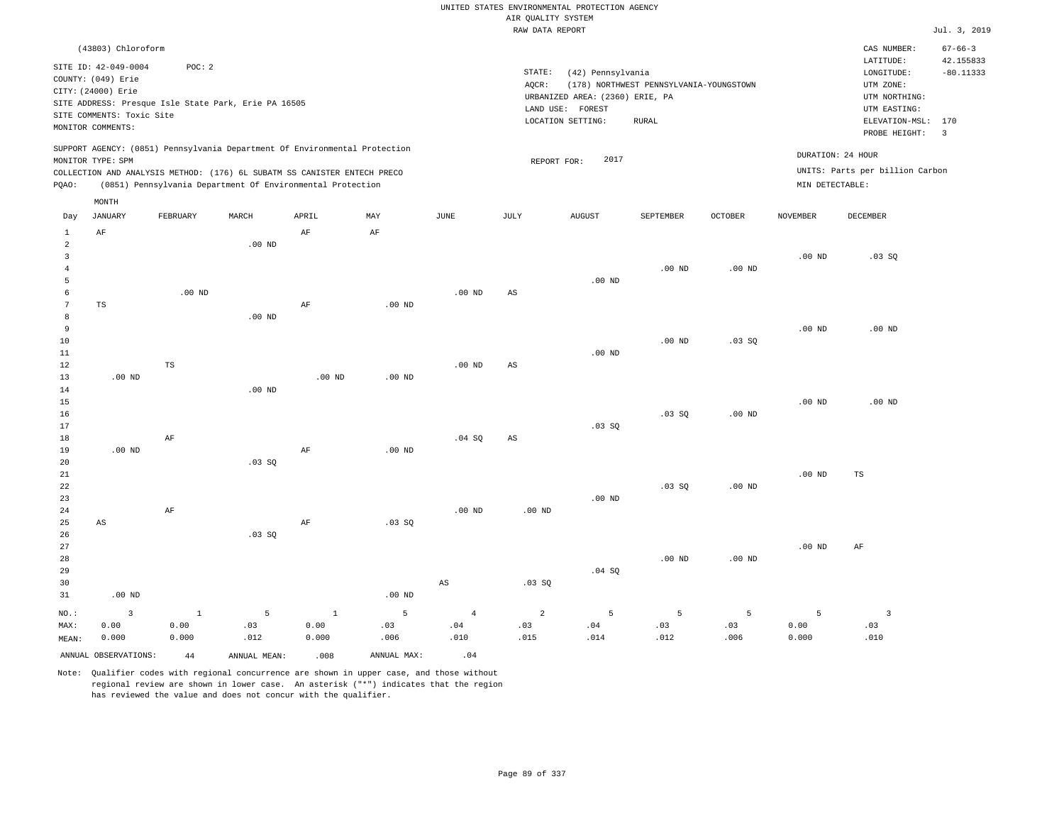UNITED STATES ENVIRONMENTAL PROTECTION AGENCY
AIR QUALITY SYSTEM
RAW DATA REPORT

Jul. 3, 2019

(43803) Chloroform

SITE ID: 42-049-0004 POC: 2
COUNTY: (049) Erie
CITY: (24000) Erie
SITE ADDRESS: Presque Isle State Park, Erie PA 16505
SITE COMMENTS: Toxic Site
MONITOR COMMENTS:

STATE: (42) Pennsylvania
AQCR: (178) NORTHWEST PENNSYLVANIA-YOUNGSTOWN
URBANIZED AREA: (2360) ERIE, PA
LAND USE: FOREST
LOCATION SETTING: RURAL

CAS NUMBER: 67-66-3
LATITUDE: 42.155833
LONGITUDE: -80.11333
UTM ZONE:
UTM NORTHING:
UTM EASTING:
ELEVATION-MSL: 170
PROBE HEIGHT: 3

SUPPORT AGENCY: (0851) Pennsylvania Department Of Environmental Protection
MONITOR TYPE: SPM
COLLECTION AND ANALYSIS METHOD: (176) 6L SUBATM SS CANISTER ENTECH PRECO
PQAO: (0851) Pennsylvania Department Of Environmental Protection

REPORT FOR: 2017

DURATION: 24 HOUR
UNITS: Parts per billion Carbon
MIN DETECTABLE:

| Day | JANUARY | FEBRUARY | MARCH | APRIL | MAY | JUNE | JULY | AUGUST | SEPTEMBER | OCTOBER | NOVEMBER | DECEMBER |
|---|---|---|---|---|---|---|---|---|---|---|---|---|
| 1 | AF | | | AF | AF | | | | | | | |
| 2 | | | .00 ND | | | | | | | | | |
| 3 | | | | | | | | | | | .00 ND | .03 SQ |
| 4 | | | | | | | | | .00 ND | .00 ND | | |
| 5 | | | | | | | | .00 ND | | | | |
| 6 | | .00 ND | | | | .00 ND | AS | | | | | |
| 7 | TS | | | AF | .00 ND | | | | | | | |
| 8 | | | .00 ND | | | | | | | | | |
| 9 | | | | | | | | | | | .00 ND | .00 ND |
| 10 | | | | | | | | | .00 ND | .03 SQ | | |
| 11 | | | | | | | | .00 ND | | | | |
| 12 | | TS | | | | .00 ND | AS | | | | | |
| 13 | .00 ND | | | .00 ND | .00 ND | | | | | | | |
| 14 | | | .00 ND | | | | | | | | | |
| 15 | | | | | | | | | | | .00 ND | .00 ND |
| 16 | | | | | | | | | .03 SQ | .00 ND | | |
| 17 | | | | | | | | .03 SQ | | | | |
| 18 | | AF | | | | .04 SQ | AS | | | | | |
| 19 | .00 ND | | | AF | .00 ND | | | | | | | |
| 20 | | | .03 SQ | | | | | | | | | |
| 21 | | | | | | | | | | | .00 ND | TS |
| 22 | | | | | | | | | .03 SQ | .00 ND | | |
| 23 | | | | | | | | .00 ND | | | | |
| 24 | | AF | | | | .00 ND | .00 ND | | | | | |
| 25 | AS | | | AF | .03 SQ | | | | | | | |
| 26 | | | .03 SQ | | | | | | | | | |
| 27 | | | | | | | | | | | .00 ND | AF |
| 28 | | | | | | | | | .00 ND | .00 ND | | |
| 29 | | | | | | | | .04 SQ | | | | |
| 30 | | | | | | AS | .03 SQ | | | | | |
| 31 | .00 ND | | | | .00 ND | | | | | | | |
| NO.: | 3 | 1 | 5 | 1 | 5 | 4 | 2 | 5 | 5 | 5 | 5 | 3 |
| MAX: | 0.00 | 0.00 | .03 | 0.00 | .03 | .04 | .03 | .04 | .03 | .03 | 0.00 | .03 |
| MEAN: | 0.000 | 0.000 | .012 | 0.000 | .006 | .010 | .015 | .014 | .012 | .006 | 0.000 | .010 |

ANNUAL OBSERVATIONS: 44 ANNUAL MEAN: .008 ANNUAL MAX: .04

Note: Qualifier codes with regional concurrence are shown in upper case, and those without regional review are shown in lower case. An asterisk ("*") indicates that the region has reviewed the value and does not concur with the qualifier.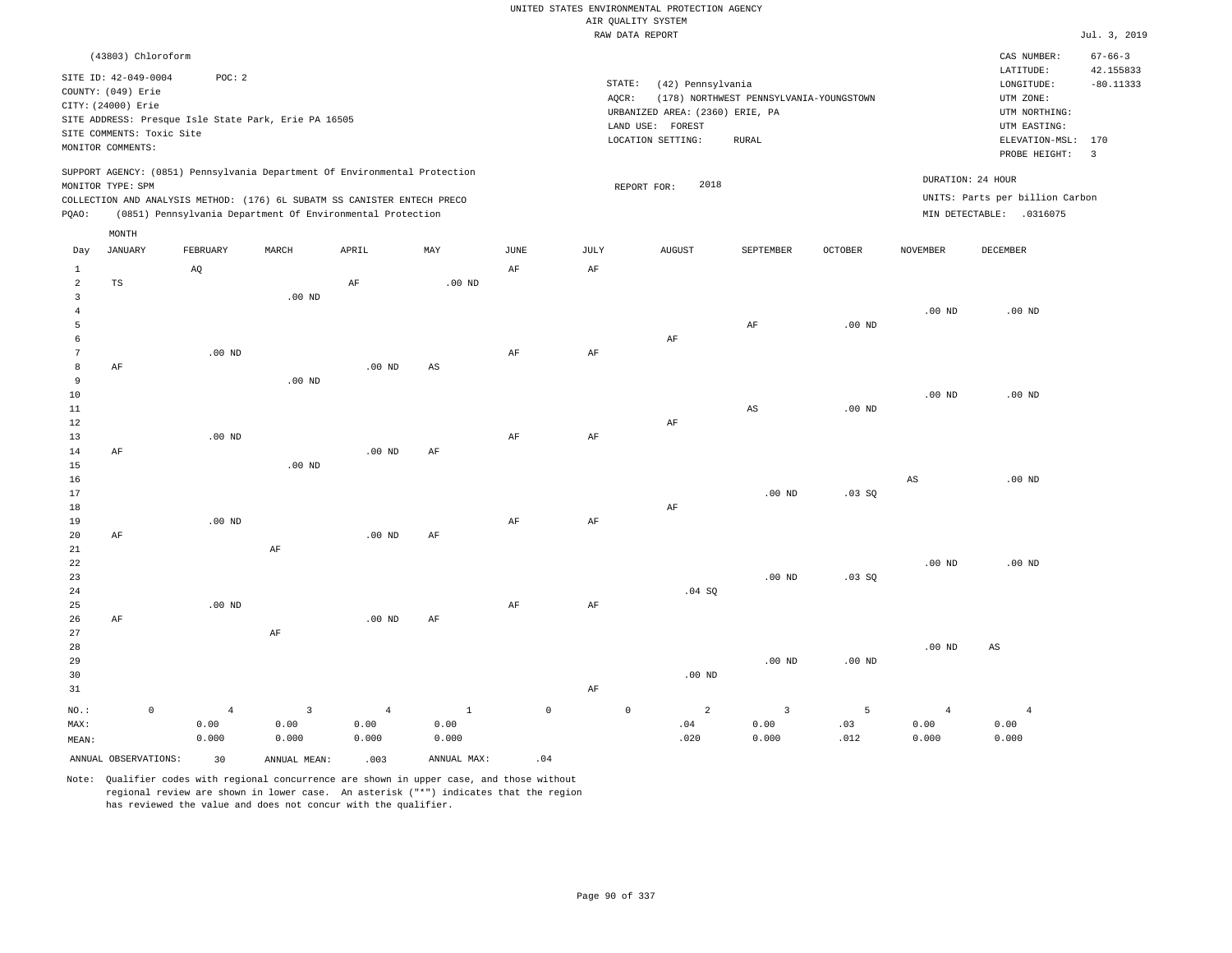UNITED STATES ENVIRONMENTAL PROTECTION AGENCY
AIR QUALITY SYSTEM
RAW DATA REPORT

Jul. 3, 2019

(43803) Chloroform

SITE ID: 42-049-0004 POC: 2
COUNTY: (049) Erie
CITY: (24000) Erie
SITE ADDRESS: Presque Isle State Park, Erie PA 16505
SITE COMMENTS: Toxic Site
MONITOR COMMENTS:

STATE: (42) Pennsylvania
AQCR: (178) NORTHWEST PENNSYLVANIA-YOUNGSTOWN
URBANIZED AREA: (2360) ERIE, PA
LAND USE: FOREST
LOCATION SETTING: RURAL

CAS NUMBER: 67-66-3
LATITUDE: 42.155833
LONGITUDE: -80.11333
UTM ZONE:
UTM NORTHING:
UTM EASTING:
ELEVATION-MSL: 170
PROBE HEIGHT: 3

SUPPORT AGENCY: (0851) Pennsylvania Department Of Environmental Protection
MONITOR TYPE: SPM
COLLECTION AND ANALYSIS METHOD: (176) 6L SUBATM SS CANISTER ENTECH PRECO
PQAO: (0851) Pennsylvania Department Of Environmental Protection

REPORT FOR: 2018

DURATION: 24 HOUR
UNITS: Parts per billion Carbon
MIN DETECTABLE: .0316075

| Day | JANUARY | FEBRUARY | MARCH | APRIL | MAY | JUNE | JULY | AUGUST | SEPTEMBER | OCTOBER | NOVEMBER | DECEMBER |
|---|---|---|---|---|---|---|---|---|---|---|---|---|
| 1 | | AQ | | | | AF | AF | | | | | |
| 2 | TS | | | AF | .00 ND | | | | | | | |
| 3 | | | .00 ND | | | | | | | | | |
| 4 | | | | | | | | | | | .00 ND | .00 ND |
| 5 | | | | | | | | | AF | .00 ND | | |
| 6 | | | | | | | | AF | | | | |
| 7 | | .00 ND | | | | AF | AF | | | | | |
| 8 | AF | | | .00 ND | AS | | | | | | | |
| 9 | | | .00 ND | | | | | | | | | |
| 10 | | | | | | | | | | | .00 ND | .00 ND |
| 11 | | | | | | | | | AS | .00 ND | | |
| 12 | | | | | | | | AF | | | | |
| 13 | | .00 ND | | | | AF | AF | | | | | |
| 14 | AF | | | .00 ND | AF | | | | | | | |
| 15 | | | .00 ND | | | | | | | | | |
| 16 | | | | | | | | | | | AS | .00 ND |
| 17 | | | | | | | | | .00 ND | .03 SQ | | |
| 18 | | | | | | | | AF | | | | |
| 19 | | .00 ND | | | | AF | AF | | | | | |
| 20 | AF | | | .00 ND | AF | | | | | | | |
| 21 | | | AF | | | | | | | | | |
| 22 | | | | | | | | | | | .00 ND | .00 ND |
| 23 | | | | | | | | | .00 ND | .03 SQ | | |
| 24 | | | | | | | | .04 SQ | | | | |
| 25 | | .00 ND | | | | AF | AF | | | | | |
| 26 | AF | | | .00 ND | AF | | | | | | | |
| 27 | | | AF | | | | | | | | | |
| 28 | | | | | | | | | | | .00 ND | AS |
| 29 | | | | | | | | | .00 ND | .00 ND | | |
| 30 | | | | | | | | .00 ND | | | | |
| 31 | | | | | | | AF | | | | | |
| NO.: | 0 | 4 | 3 | 4 | 1 | 0 | 0 | 2 | 3 | 5 | 4 | 4 |
| MAX: | | 0.00 | 0.00 | 0.00 | 0.00 | | | .04 | 0.00 | .03 | 0.00 | 0.00 |
| MEAN: | | 0.000 | 0.000 | 0.000 | 0.000 | | | .020 | 0.000 | .012 | 0.000 | 0.000 |

ANNUAL OBSERVATIONS: 30 ANNUAL MEAN: .003 ANNUAL MAX: .04

Note: Qualifier codes with regional concurrence are shown in upper case, and those without regional review are shown in lower case. An asterisk ("*") indicates that the region has reviewed the value and does not concur with the qualifier.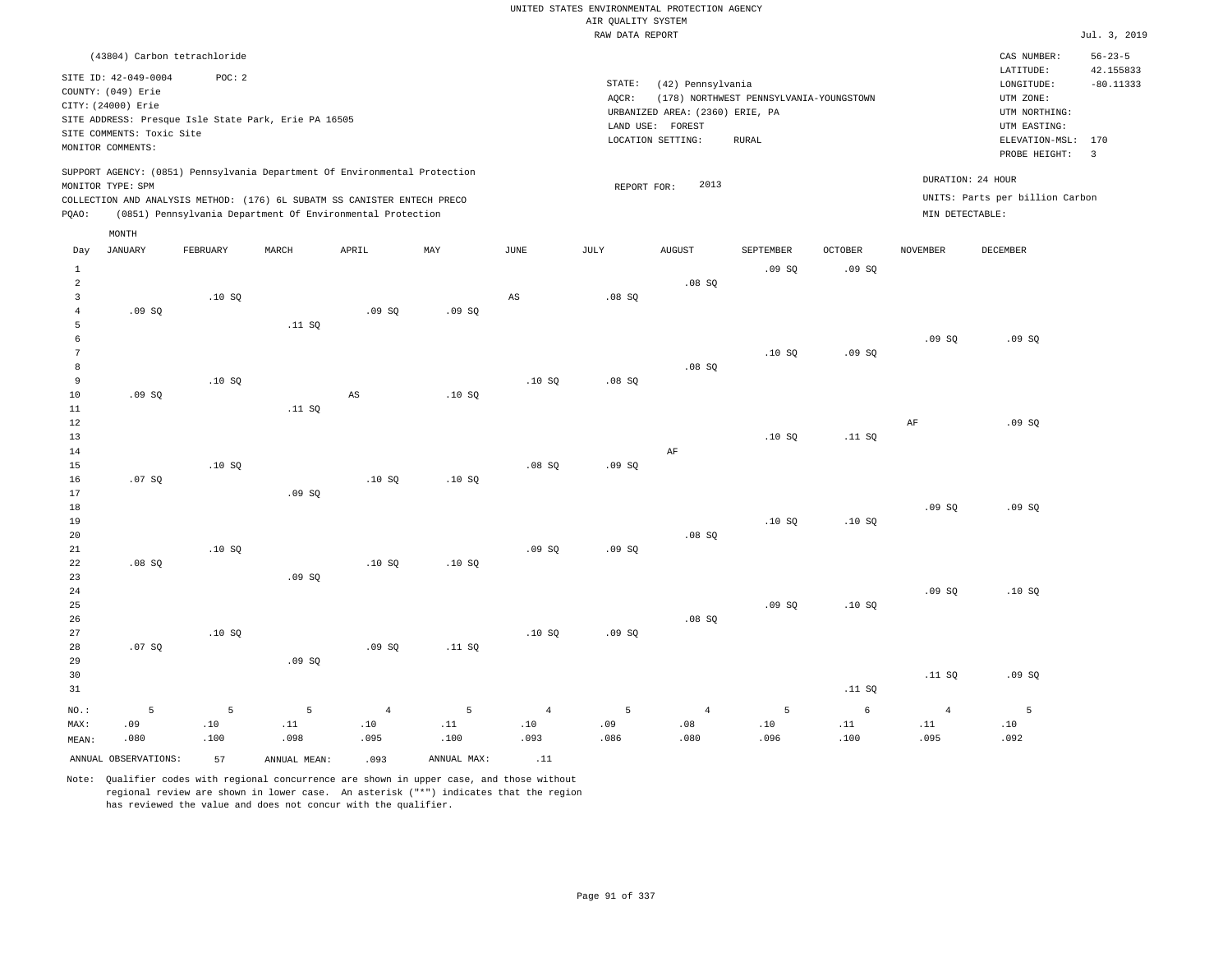UNITED STATES ENVIRONMENTAL PROTECTION AGENCY
AIR QUALITY SYSTEM
RAW DATA REPORT

Jul. 3, 2019

(43804) Carbon tetrachloride

SITE ID: 42-049-0004 POC: 2
COUNTY: (049) Erie
CITY: (24000) Erie
SITE ADDRESS: Presque Isle State Park, Erie PA 16505
SITE COMMENTS: Toxic Site
MONITOR COMMENTS:

STATE: (42) Pennsylvania
AQCR: (178) NORTHWEST PENNSYLVANIA-YOUNGSTOWN
URBANIZED AREA: (2360) ERIE, PA
LAND USE: FOREST
LOCATION SETTING: RURAL

CAS NUMBER: 56-23-5
LATITUDE: 42.155833
LONGITUDE: -80.11333
UTM ZONE:
UTM NORTHING:
UTM EASTING:
ELEVATION-MSL: 170
PROBE HEIGHT: 3

SUPPORT AGENCY: (0851) Pennsylvania Department Of Environmental Protection
MONITOR TYPE: SPM
COLLECTION AND ANALYSIS METHOD: (176) 6L SUBATM SS CANISTER ENTECH PRECO
PQAO: (0851) Pennsylvania Department Of Environmental Protection

REPORT FOR: 2013

DURATION: 24 HOUR
UNITS: Parts per billion Carbon
MIN DETECTABLE:

| Day | JANUARY | FEBRUARY | MARCH | APRIL | MAY | JUNE | JULY | AUGUST | SEPTEMBER | OCTOBER | NOVEMBER | DECEMBER |
|---|---|---|---|---|---|---|---|---|---|---|---|---|
| 1 | | | | | | | | | .09 SQ | .09 SQ | | |
| 2 | | | | | | | | .08 SQ | | | | |
| 3 | | .10 SQ | | | | AS | .08 SQ | | | | | |
| 4 | .09 SQ | | | .09 SQ | .09 SQ | | | | | | | |
| 5 | | | .11 SQ | | | | | | | | | |
| 6 | | | | | | | | | | | .09 SQ | .09 SQ |
| 7 | | | | | | | | | .10 SQ | .09 SQ | | |
| 8 | | | | | | | | .08 SQ | | | | |
| 9 | | .10 SQ | | | | .10 SQ | .08 SQ | | | | | |
| 10 | .09 SQ | | | AS | .10 SQ | | | | | | | |
| 11 | | | .11 SQ | | | | | | | | | |
| 12 | | | | | | | | | | | AF | .09 SQ |
| 13 | | | | | | | | | .10 SQ | .11 SQ | | |
| 14 | | | | | | | | AF | | | | |
| 15 | | .10 SQ | | | | .08 SQ | .09 SQ | | | | | |
| 16 | .07 SQ | | | .10 SQ | .10 SQ | | | | | | | |
| 17 | | | .09 SQ | | | | | | | | | |
| 18 | | | | | | | | | | | .09 SQ | .09 SQ |
| 19 | | | | | | | | | .10 SQ | .10 SQ | | |
| 20 | | | | | | | | .08 SQ | | | | |
| 21 | | .10 SQ | | | | .09 SQ | .09 SQ | | | | | |
| 22 | .08 SQ | | | .10 SQ | .10 SQ | | | | | | | |
| 23 | | | .09 SQ | | | | | | | | | |
| 24 | | | | | | | | | | | .09 SQ | .10 SQ |
| 25 | | | | | | | | | .09 SQ | .10 SQ | | |
| 26 | | | | | | | | .08 SQ | | | | |
| 27 | | .10 SQ | | | | .10 SQ | .09 SQ | | | | | |
| 28 | .07 SQ | | | .09 SQ | .11 SQ | | | | | | | |
| 29 | | | .09 SQ | | | | | | | | | |
| 30 | | | | | | | | | | | .11 SQ | .09 SQ |
| 31 | | | | | | | | | | .11 SQ | | |
| NO.: | 5 | 5 | 5 | 4 | 5 | 4 | 5 | 4 | 5 | 6 | 4 | 5 |
| MAX: | .09 | .10 | .11 | .10 | .11 | .10 | .09 | .08 | .10 | .11 | .11 | .10 |
| MEAN: | .080 | .100 | .098 | .095 | .100 | .093 | .086 | .080 | .096 | .100 | .095 | .092 |

ANNUAL OBSERVATIONS: 57 ANNUAL MEAN: .093 ANNUAL MAX: .11

Note: Qualifier codes with regional concurrence are shown in upper case, and those without regional review are shown in lower case. An asterisk ("*") indicates that the region has reviewed the value and does not concur with the qualifier.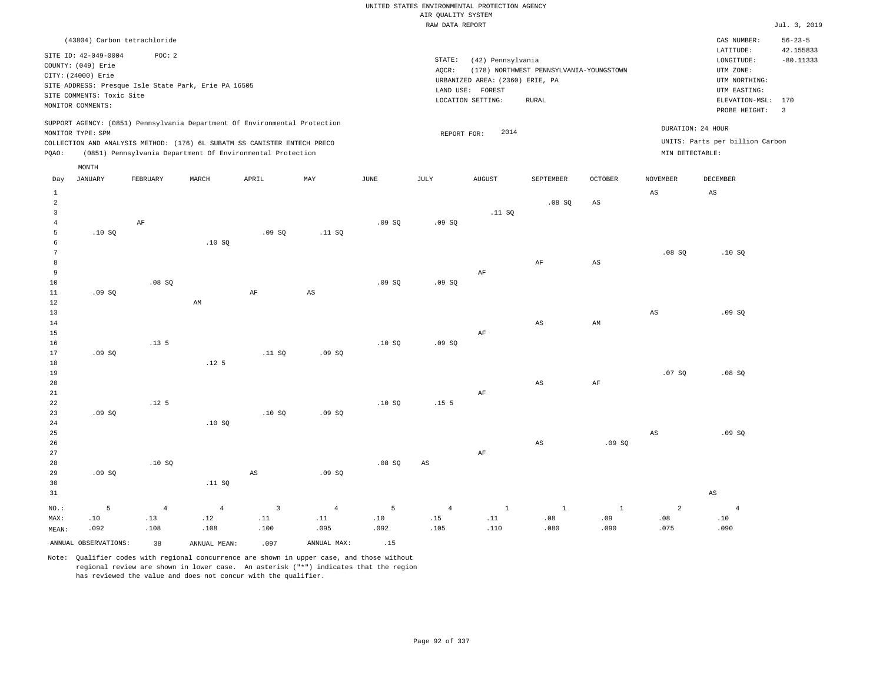UNITED STATES ENVIRONMENTAL PROTECTION AGENCY
AIR QUALITY SYSTEM
RAW DATA REPORT

Jul. 3, 2019

(43804) Carbon tetrachloride

SITE ID: 42-049-0004 POC: 2
COUNTY: (049) Erie
CITY: (24000) Erie
SITE ADDRESS: Presque Isle State Park, Erie PA 16505
SITE COMMENTS: Toxic Site
MONITOR COMMENTS:

STATE: (42) Pennsylvania
AQCR: (178) NORTHWEST PENNSYLVANIA-YOUNGSTOWN
URBANIZED AREA: (2360) ERIE, PA
LAND USE: FOREST
LOCATION SETTING: RURAL

CAS NUMBER: 56-23-5
LATITUDE: 42.155833
LONGITUDE: -80.11333
UTM ZONE:
UTM NORTHING:
UTM EASTING:
ELEVATION-MSL: 170
PROBE HEIGHT: 3

SUPPORT AGENCY: (0851) Pennsylvania Department Of Environmental Protection
MONITOR TYPE: SPM
COLLECTION AND ANALYSIS METHOD: (176) 6L SUBATM SS CANISTER ENTECH PRECO
PQAO: (0851) Pennsylvania Department Of Environmental Protection

REPORT FOR: 2014

DURATION: 24 HOUR
UNITS: Parts per billion Carbon
MIN DETECTABLE:

| Day | JANUARY | FEBRUARY | MARCH | APRIL | MAY | JUNE | JULY | AUGUST | SEPTEMBER | OCTOBER | NOVEMBER | DECEMBER |
|---|---|---|---|---|---|---|---|---|---|---|---|---|
| 1 | | | | | | | | | | | AS | AS |
| 2 | | | | | | | | | .08 SQ | AS | | |
| 3 | | | | | | | | .11 SQ | | | | |
| 4 | | AF | | | | .09 SQ | .09 SQ | | | | | |
| 5 | .10 SQ | | | .09 SQ | .11 SQ | | | | | | | |
| 6 | | | .10 SQ | | | | | | | | | |
| 7 | | | | | | | | | | | .08 SQ | .10 SQ |
| 8 | | | | | | | | | AF | AS | | |
| 9 | | | | | | | | AF | | | | |
| 10 | | .08 SQ | | | | .09 SQ | .09 SQ | | | | | |
| 11 | .09 SQ | | | AF | AS | | | | | | | |
| 12 | | | AM | | | | | | | | | |
| 13 | | | | | | | | | | | AS | .09 SQ |
| 14 | | | | | | | | | AS | AM | | |
| 15 | | | | | | | | AF | | | | |
| 16 | | .13 5 | | | | .10 SQ | .09 SQ | | | | | |
| 17 | .09 SQ | | | .11 SQ | .09 SQ | | | | | | | |
| 18 | | | .12 5 | | | | | | | | | |
| 19 | | | | | | | | | | | .07 SQ | .08 SQ |
| 20 | | | | | | | | | AS | AF | | |
| 21 | | | | | | | | AF | | | | |
| 22 | | .12 5 | | | | .10 SQ | .15 5 | | | | | |
| 23 | .09 SQ | | | .10 SQ | .09 SQ | | | | | | | |
| 24 | | | .10 SQ | | | | | | | | | |
| 25 | | | | | | | | | | | AS | .09 SQ |
| 26 | | | | | | | | | AS | .09 SQ | | |
| 27 | | | | | | | | AF | | | | |
| 28 | | .10 SQ | | | | .08 SQ | AS | | | | | |
| 29 | .09 SQ | | | AS | .09 SQ | | | | | | | |
| 30 | | | .11 SQ | | | | | | | | | |
| 31 | | | | | | | | | | | | AS |
| NO.: | 5 | 4 | 4 | 3 | 4 | 5 | 4 | 1 | 1 | 1 | 2 | 4 |
| MAX: | .10 | .13 | .12 | .11 | .11 | .10 | .15 | .11 | .08 | .09 | .08 | .10 |
| MEAN: | .092 | .108 | .108 | .100 | .095 | .092 | .105 | .110 | .080 | .090 | .075 | .090 |

ANNUAL OBSERVATIONS: 38 ANNUAL MEAN: .097 ANNUAL MAX: .15

Note: Qualifier codes with regional concurrence are shown in upper case, and those without regional review are shown in lower case. An asterisk ("*") indicates that the region has reviewed the value and does not concur with the qualifier.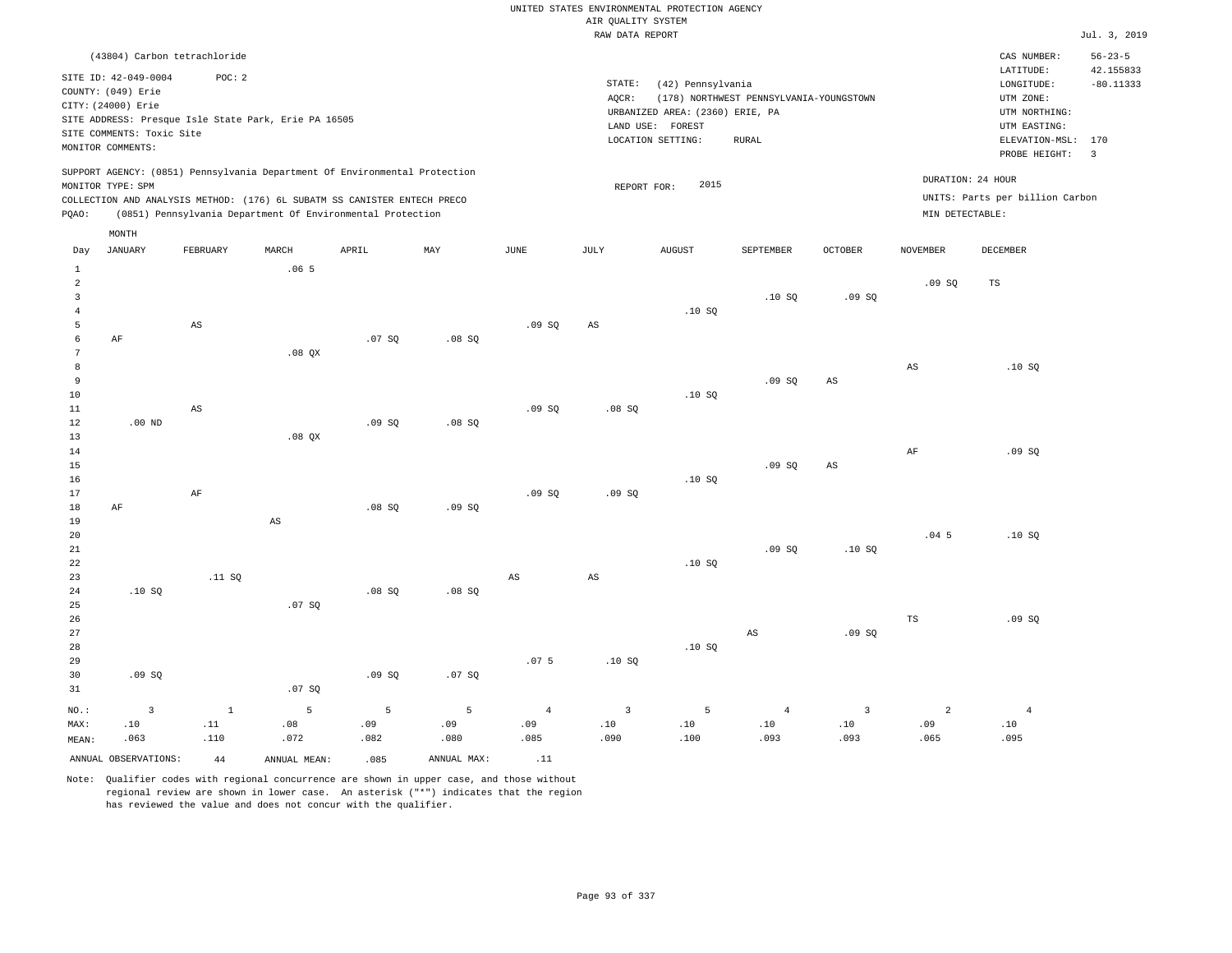UNITED STATES ENVIRONMENTAL PROTECTION AGENCY
AIR QUALITY SYSTEM
RAW DATA REPORT

Jul. 3, 2019

(43804) Carbon tetrachloride

SITE ID: 42-049-0004 POC: 2
COUNTY: (049) Erie
CITY: (24000) Erie
SITE ADDRESS: Presque Isle State Park, Erie PA 16505
SITE COMMENTS: Toxic Site
MONITOR COMMENTS:

STATE: (42) Pennsylvania
AQCR: (178) NORTHWEST PENNSYLVANIA-YOUNGSTOWN
URBANIZED AREA: (2360) ERIE, PA
LAND USE: FOREST
LOCATION SETTING: RURAL

CAS NUMBER: 56-23-5
LATITUDE: 42.155833
LONGITUDE: -80.11333
UTM ZONE:
UTM NORTHING:
UTM EASTING:
ELEVATION-MSL: 170
PROBE HEIGHT: 3

SUPPORT AGENCY: (0851) Pennsylvania Department Of Environmental Protection
MONITOR TYPE: SPM
COLLECTION AND ANALYSIS METHOD: (176) 6L SUBATM SS CANISTER ENTECH PRECO
PQAO: (0851) Pennsylvania Department Of Environmental Protection

REPORT FOR: 2015

DURATION: 24 HOUR
UNITS: Parts per billion Carbon
MIN DETECTABLE:

| Day | JANUARY | FEBRUARY | MARCH | APRIL | MAY | JUNE | JULY | AUGUST | SEPTEMBER | OCTOBER | NOVEMBER | DECEMBER |
|---|---|---|---|---|---|---|---|---|---|---|---|---|
| 1 | | | .06 5 | | | | | | | | | |
| 2 | | | | | | | | | | | .09 SQ | TS |
| 3 | | | | | | | | | .10 SQ | .09 SQ | | |
| 4 | | | | | | | | .10 SQ | | | | |
| 5 | | AS | | | | .09 SQ | AS | | | | | |
| 6 | AF | | | .07 SQ | .08 SQ | | | | | | | |
| 7 | | | .08 QX | | | | | | | | | |
| 8 | | | | | | | | | | | AS | .10 SQ |
| 9 | | | | | | | | | .09 SQ | AS | | |
| 10 | | | | | | | | .10 SQ | | | | |
| 11 | | AS | | | | .09 SQ | .08 SQ | | | | | |
| 12 | .00 ND | | | .09 SQ | .08 SQ | | | | | | | |
| 13 | | | .08 QX | | | | | | | | | |
| 14 | | | | | | | | | | | AF | .09 SQ |
| 15 | | | | | | | | | .09 SQ | AS | | |
| 16 | | | | | | | | .10 SQ | | | | |
| 17 | | AF | | | | .09 SQ | .09 SQ | | | | | |
| 18 | AF | | | .08 SQ | .09 SQ | | | | | | | |
| 19 | | | AS | | | | | | | | | |
| 20 | | | | | | | | | | | .04 5 | .10 SQ |
| 21 | | | | | | | | | .09 SQ | .10 SQ | | |
| 22 | | | | | | | | .10 SQ | | | | |
| 23 | | .11 SQ | | | | AS | AS | | | | | |
| 24 | .10 SQ | | | .08 SQ | .08 SQ | | | | | | | |
| 25 | | | .07 SQ | | | | | | | | | |
| 26 | | | | | | | | | | | TS | .09 SQ |
| 27 | | | | | | | | | AS | .09 SQ | | |
| 28 | | | | | | | | .10 SQ | | | | |
| 29 | | | | | | .07 5 | .10 SQ | | | | | |
| 30 | .09 SQ | | | .09 SQ | .07 SQ | | | | | | | |
| 31 | | | .07 SQ | | | | | | | | | |
| NO.: | 3 | 1 | 5 | 5 | 5 | 4 | 3 | 5 | 4 | 3 | 2 | 4 |
| MAX: | .10 | .11 | .08 | .09 | .09 | .09 | .10 | .10 | .10 | .10 | .09 | .10 |
| MEAN: | .063 | .110 | .072 | .082 | .080 | .085 | .090 | .100 | .093 | .093 | .065 | .095 |

ANNUAL OBSERVATIONS: 44 ANNUAL MEAN: .085 ANNUAL MAX: .11

Note: Qualifier codes with regional concurrence are shown in upper case, and those without regional review are shown in lower case. An asterisk ("*") indicates that the region has reviewed the value and does not concur with the qualifier.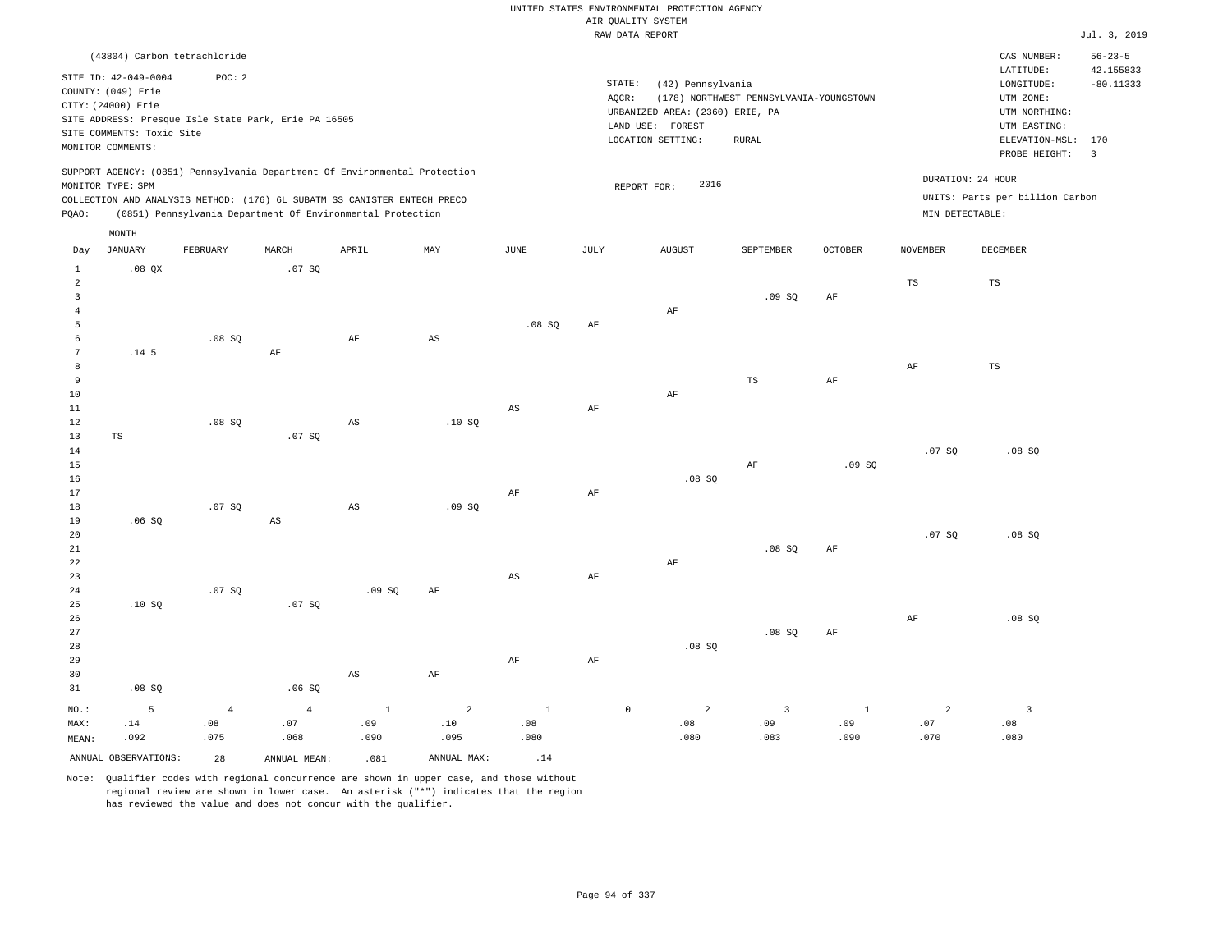UNITED STATES ENVIRONMENTAL PROTECTION AGENCY
AIR QUALITY SYSTEM
RAW DATA REPORT

Jul. 3, 2019

(43804) Carbon tetrachloride

SITE ID: 42-049-0004 POC: 2
COUNTY: (049) Erie
CITY: (24000) Erie
SITE ADDRESS: Presque Isle State Park, Erie PA 16505
SITE COMMENTS: Toxic Site
MONITOR COMMENTS:

STATE: (42) Pennsylvania
AQCR: (178) NORTHWEST PENNSYLVANIA-YOUNGSTOWN
URBANIZED AREA: (2360) ERIE, PA
LAND USE: FOREST
LOCATION SETTING: RURAL

CAS NUMBER: 56-23-5
LATITUDE: 42.155833
LONGITUDE: -80.11333
UTM ZONE:
UTM NORTHING:
UTM EASTING:
ELEVATION-MSL: 170
PROBE HEIGHT: 3

SUPPORT AGENCY: (0851) Pennsylvania Department Of Environmental Protection
MONITOR TYPE: SPM
COLLECTION AND ANALYSIS METHOD: (176) 6L SUBATM SS CANISTER ENTECH PRECO
PQAO: (0851) Pennsylvania Department Of Environmental Protection

REPORT FOR: 2016

DURATION: 24 HOUR
UNITS: Parts per billion Carbon
MIN DETECTABLE:

| Day | JANUARY | FEBRUARY | MARCH | APRIL | MAY | JUNE | JULY | AUGUST | SEPTEMBER | OCTOBER | NOVEMBER | DECEMBER |
|---|---|---|---|---|---|---|---|---|---|---|---|---|
| 1 | .08 QX | | .07 SQ | | | | | | | | | |
| 2 | | | | | | | | | | | TS | TS |
| 3 | | | | | | | | | .09 SQ | AF | | |
| 4 | | | | | | | | AF | | | | |
| 5 | | | | | | .08 SQ | AF | | | | | |
| 6 | | .08 SQ | | AF | AS | | | | | | | |
| 7 | .14 5 | | AF | | | | | | | | | |
| 8 | | | | | | | | | | | AF | TS |
| 9 | | | | | | | | | TS | AF | | |
| 10 | | | | | | | | AF | | | | |
| 11 | | | | | | AS | AF | | | | | |
| 12 | | .08 SQ | | AS | .10 SQ | | | | | | | |
| 13 | TS | | .07 SQ | | | | | | | | | |
| 14 | | | | | | | | | | | .07 SQ | .08 SQ |
| 15 | | | | | | | | | AF | .09 SQ | | |
| 16 | | | | | | | | .08 SQ | | | | |
| 17 | | | | | | AF | AF | | | | | |
| 18 | | .07 SQ | | AS | .09 SQ | | | | | | | |
| 19 | .06 SQ | | AS | | | | | | | | | |
| 20 | | | | | | | | | | | .07 SQ | .08 SQ |
| 21 | | | | | | | | | .08 SQ | AF | | |
| 22 | | | | | | | | AF | | | | |
| 23 | | | | | | AS | AF | | | | | |
| 24 | | .07 SQ | | .09 SQ | AF | | | | | | | |
| 25 | .10 SQ | | .07 SQ | | | | | | | | | |
| 26 | | | | | | | | | | | AF | .08 SQ |
| 27 | | | | | | | | | .08 SQ | AF | | |
| 28 | | | | | | | | .08 SQ | | | | |
| 29 | | | | | | AF | AF | | | | | |
| 30 | | | | AS | AF | | | | | | | |
| 31 | .08 SQ | | .06 SQ | | | | | | | | | |
| NO.: | 5 | 4 | 4 | 1 | 2 | 1 | 0 | 2 | 3 | 1 | 2 | 3 |
| MAX: | .14 | .08 | .07 | .09 | .10 | .08 | | .08 | .09 | .09 | .07 | .08 |
| MEAN: | .092 | .075 | .068 | .090 | .095 | .080 | | .080 | .083 | .090 | .070 | .080 |

ANNUAL OBSERVATIONS: 28 ANNUAL MEAN: .081 ANNUAL MAX: .14

Note: Qualifier codes with regional concurrence are shown in upper case, and those without regional review are shown in lower case. An asterisk ("*") indicates that the region has reviewed the value and does not concur with the qualifier.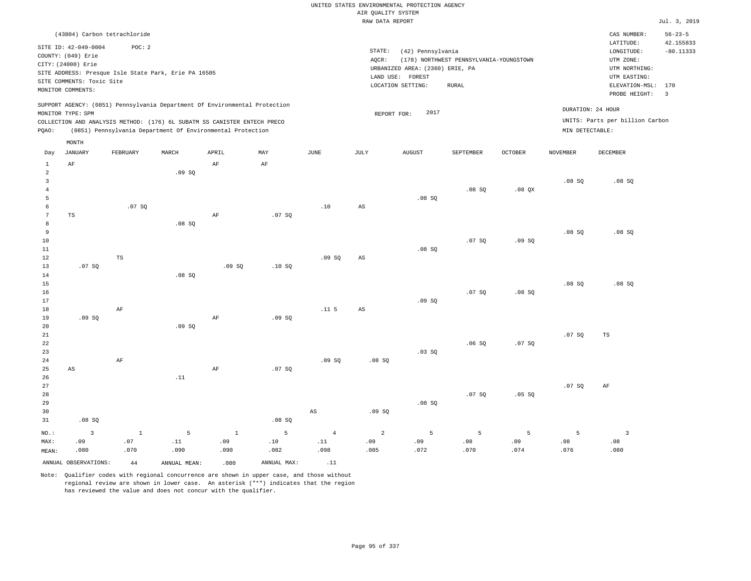UNITED STATES ENVIRONMENTAL PROTECTION AGENCY
AIR QUALITY SYSTEM
RAW DATA REPORT

Jul. 3, 2019

(43804) Carbon tetrachloride

SITE ID: 42-049-0004  POC: 2
COUNTY: (049) Erie
CITY: (24000) Erie
SITE ADDRESS: Presque Isle State Park, Erie PA 16505
SITE COMMENTS: Toxic Site
MONITOR COMMENTS:

STATE: (42) Pennsylvania
AQCR: (178) NORTHWEST PENNSYLVANIA-YOUNGSTOWN
URBANIZED AREA: (2360) ERIE, PA
LAND USE: FOREST
LOCATION SETTING: RURAL

CAS NUMBER: 56-23-5
LATITUDE: 42.155833
LONGITUDE: -80.11333
UTM ZONE:
UTM NORTHING:
UTM EASTING:
ELEVATION-MSL: 170
PROBE HEIGHT: 3

SUPPORT AGENCY: (0851) Pennsylvania Department Of Environmental Protection
MONITOR TYPE: SPM
COLLECTION AND ANALYSIS METHOD: (176) 6L SUBATM SS CANISTER ENTECH PRECO
PQAO: (0851) Pennsylvania Department Of Environmental Protection

REPORT FOR: 2017

DURATION: 24 HOUR
UNITS: Parts per billion Carbon
MIN DETECTABLE:

| Day | JANUARY | FEBRUARY | MARCH | APRIL | MAY | JUNE | JULY | AUGUST | SEPTEMBER | OCTOBER | NOVEMBER | DECEMBER |
|---|---|---|---|---|---|---|---|---|---|---|---|---|
| 1 | AF | | | AF | AF | | | | | | | |
| 2 | | | .09 SQ | | | | | | | | | |
| 3 | | | | | | | | | | | .08 SQ | .08 SQ |
| 4 | | | | | | | | | .08 SQ | .08 QX | | |
| 5 | | | | | | | | .08 SQ | | | | |
| 6 | | .07 SQ | | | | .10 | AS | | | | | |
| 7 | TS | | | AF | .07 SQ | | | | | | | |
| 8 | | | .08 SQ | | | | | | | | | |
| 9 | | | | | | | | | | | .08 SQ | .08 SQ |
| 10 | | | | | | | | | .07 SQ | .09 SQ | | |
| 11 | | | | | | | | .08 SQ | | | | |
| 12 | | TS | | | | .09 SQ | AS | | | | | |
| 13 | .07 SQ | | | .09 SQ | .10 SQ | | | | | | | |
| 14 | | | .08 SQ | | | | | | | | | |
| 15 | | | | | | | | | | | .08 SQ | .08 SQ |
| 16 | | | | | | | | | .07 SQ | .08 SQ | | |
| 17 | | | | | | | | .09 SQ | | | | |
| 18 | | AF | | | | .11 5 | AS | | | | | |
| 19 | .09 SQ | | | AF | .09 SQ | | | | | | | |
| 20 | | | .09 SQ | | | | | | | | | |
| 21 | | | | | | | | | | | .07 SQ | TS |
| 22 | | | | | | | | | .06 SQ | .07 SQ | | |
| 23 | | | | | | | | .03 SQ | | | | |
| 24 | | AF | | | | .09 SQ | .08 SQ | | | | | |
| 25 | AS | | | AF | .07 SQ | | | | | | | |
| 26 | | | .11 | | | | | | | | | |
| 27 | | | | | | | | | | | .07 SQ | AF |
| 28 | | | | | | | | | .07 SQ | .05 SQ | | |
| 29 | | | | | | | | .08 SQ | | | | |
| 30 | | | | | | AS | .09 SQ | | | | | |
| 31 | .08 SQ | | | | .08 SQ | | | | | | | |
| NO.: | 3 | 1 | 5 | 1 | 5 | 4 | 2 | 5 | 5 | 5 | 5 | 3 |
| MAX: | .09 | .07 | .11 | .09 | .10 | .11 | .09 | .09 | .08 | .09 | .08 | .08 |
| MEAN: | .080 | .070 | .090 | .090 | .082 | .098 | .085 | .072 | .070 | .074 | .076 | .080 |

ANNUAL OBSERVATIONS: 44  ANNUAL MEAN: .080  ANNUAL MAX: .11

Note: Qualifier codes with regional concurrence are shown in upper case, and those without regional review are shown in lower case. An asterisk ("*") indicates that the region has reviewed the value and does not concur with the qualifier.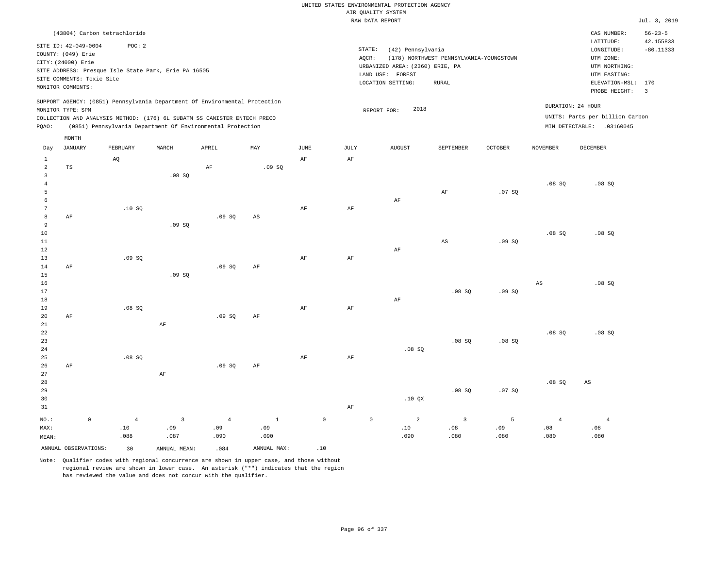UNITED STATES ENVIRONMENTAL PROTECTION AGENCY
AIR QUALITY SYSTEM
RAW DATA REPORT

Jul. 3, 2019

(43804) Carbon tetrachloride

SITE ID: 42-049-0004 POC: 2
COUNTY: (049) Erie
CITY: (24000) Erie
SITE ADDRESS: Presque Isle State Park, Erie PA 16505
SITE COMMENTS: Toxic Site
MONITOR COMMENTS:

STATE: (42) Pennsylvania
AQCR: (178) NORTHWEST PENNSYLVANIA-YOUNGSTOWN
URBANIZED AREA: (2360) ERIE, PA
LAND USE: FOREST
LOCATION SETTING: RURAL

CAS NUMBER: 56-23-5
LATITUDE: 42.155833
LONGITUDE: -80.11333
UTM ZONE:
UTM NORTHING:
UTM EASTING:
ELEVATION-MSL: 170
PROBE HEIGHT: 3

SUPPORT AGENCY: (0851) Pennsylvania Department Of Environmental Protection
MONITOR TYPE: SPM
COLLECTION AND ANALYSIS METHOD: (176) 6L SUBATM SS CANISTER ENTECH PRECO
PQAO: (0851) Pennsylvania Department Of Environmental Protection

REPORT FOR: 2018

DURATION: 24 HOUR
UNITS: Parts per billion Carbon
MIN DETECTABLE: .03160045

| Day | JANUARY | FEBRUARY | MARCH | APRIL | MAY | JUNE | JULY | AUGUST | SEPTEMBER | OCTOBER | NOVEMBER | DECEMBER |
|---|---|---|---|---|---|---|---|---|---|---|---|---|
| 1 | | AQ | | | | AF | AF | | | | | |
| 2 | TS | | | AF | .09 SQ | | | | | | | |
| 3 | | | .08 SQ | | | | | | | | | |
| 4 | | | | | | | | | | | .08 SQ | .08 SQ |
| 5 | | | | | | | | | AF | .07 SQ | | |
| 6 | | | | | | | | AF | | | | |
| 7 | | .10 SQ | | | | AF | AF | | | | | |
| 8 | AF | | | .09 SQ | AS | | | | | | | |
| 9 | | | .09 SQ | | | | | | | | | |
| 10 | | | | | | | | | | | .08 SQ | .08 SQ |
| 11 | | | | | | | | | AS | .09 SQ | | |
| 12 | | | | | | | | AF | | | | |
| 13 | | .09 SQ | | | | AF | AF | | | | | |
| 14 | AF | | | .09 SQ | AF | | | | | | | |
| 15 | | | .09 SQ | | | | | | | | | |
| 16 | | | | | | | | | | | AS | .08 SQ |
| 17 | | | | | | | | | .08 SQ | .09 SQ | | |
| 18 | | | | | | | | AF | | | | |
| 19 | | .08 SQ | | | | AF | AF | | | | | |
| 20 | AF | | | .09 SQ | AF | | | | | | | |
| 21 | | | AF | | | | | | | | | |
| 22 | | | | | | | | | | | .08 SQ | .08 SQ |
| 23 | | | | | | | | | .08 SQ | .08 SQ | | |
| 24 | | | | | | | | .08 SQ | | | | |
| 25 | | .08 SQ | | | | AF | AF | | | | | |
| 26 | AF | | | .09 SQ | AF | | | | | | | |
| 27 | | | AF | | | | | | | | | |
| 28 | | | | | | | | | | | .08 SQ | AS |
| 29 | | | | | | | | | .08 SQ | .07 SQ | | |
| 30 | | | | | | | | .10 QX | | | | |
| 31 | | | | | | | AF | | | | | |
| NO.: | 0 | 4 | 3 | 4 | 1 | 0 | 0 | 2 | 3 | 5 | 4 | 4 |
| MAX: | | .10 | .09 | .09 | .09 | | | .10 | .08 | .09 | .08 | .08 |
| MEAN: | | .088 | .087 | .090 | .090 | | | .090 | .080 | .080 | .080 | .080 |

ANNUAL OBSERVATIONS: 30 ANNUAL MEAN: .084 ANNUAL MAX: .10

Note: Qualifier codes with regional concurrence are shown in upper case, and those without regional review are shown in lower case. An asterisk ("*") indicates that the region has reviewed the value and does not concur with the qualifier.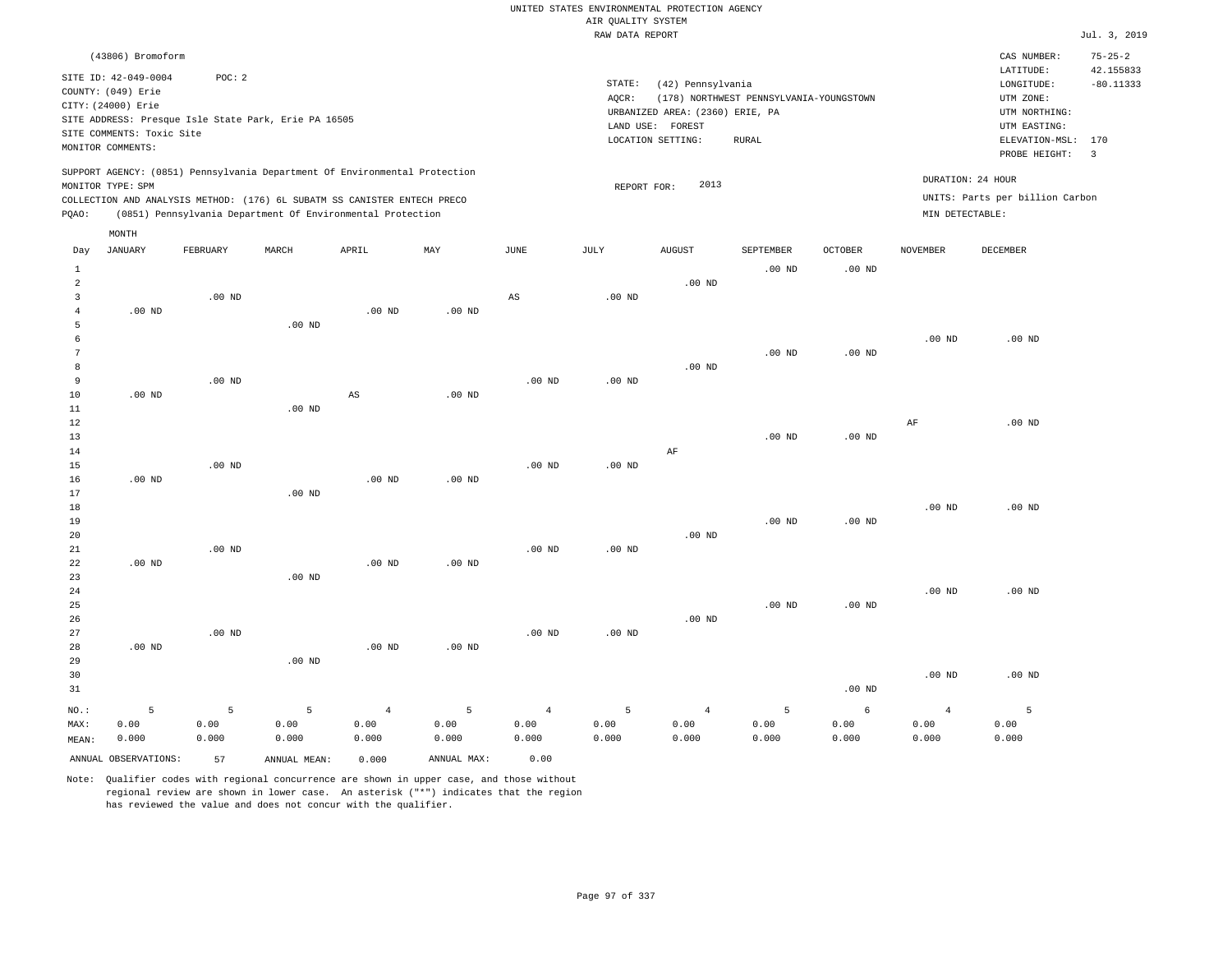UNITED STATES ENVIRONMENTAL PROTECTION AGENCY
AIR QUALITY SYSTEM
RAW DATA REPORT

Jul. 3, 2019

(43806) Bromoform

SITE ID: 42-049-0004 POC: 2
COUNTY: (049) Erie
CITY: (24000) Erie
SITE ADDRESS: Presque Isle State Park, Erie PA 16505
SITE COMMENTS: Toxic Site
MONITOR COMMENTS:

STATE: (42) Pennsylvania
AQCR: (178) NORTHWEST PENNSYLVANIA-YOUNGSTOWN
URBANIZED AREA: (2360) ERIE, PA
LAND USE: FOREST
LOCATION SETTING: RURAL

CAS NUMBER: 75-25-2
LATITUDE: 42.155833
LONGITUDE: -80.11333
UTM ZONE:
UTM NORTHING:
UTM EASTING:
ELEVATION-MSL: 170
PROBE HEIGHT: 3

SUPPORT AGENCY: (0851) Pennsylvania Department Of Environmental Protection
MONITOR TYPE: SPM
COLLECTION AND ANALYSIS METHOD: (176) 6L SUBATM SS CANISTER ENTECH PRECO
PQAO: (0851) Pennsylvania Department Of Environmental Protection

REPORT FOR: 2013

DURATION: 24 HOUR
UNITS: Parts per billion Carbon
MIN DETECTABLE:

| Day | JANUARY | FEBRUARY | MARCH | APRIL | MAY | JUNE | JULY | AUGUST | SEPTEMBER | OCTOBER | NOVEMBER | DECEMBER |
|---|---|---|---|---|---|---|---|---|---|---|---|---|
| 1 | | | | | | | | | .00 ND | .00 ND | | |
| 2 | | | | | | | | .00 ND | | | | |
| 3 | | .00 ND | | | | AS | .00 ND | | | | | |
| 4 | .00 ND | | | .00 ND | .00 ND | | | | | | | |
| 5 | | | .00 ND | | | | | | | | | |
| 6 | | | | | | | | | | | .00 ND | .00 ND |
| 7 | | | | | | | | | .00 ND | .00 ND | | |
| 8 | | | | | | | | .00 ND | | | | |
| 9 | | .00 ND | | | | .00 ND | .00 ND | | | | | |
| 10 | .00 ND | | | AS | .00 ND | | | | | | | |
| 11 | | | .00 ND | | | | | | | | | |
| 12 | | | | | | | | | | | AF | .00 ND |
| 13 | | | | | | | | | .00 ND | .00 ND | | |
| 14 | | | | | | | | AF | | | | |
| 15 | | .00 ND | | | | .00 ND | .00 ND | | | | | |
| 16 | .00 ND | | | .00 ND | .00 ND | | | | | | | |
| 17 | | | .00 ND | | | | | | | | | |
| 18 | | | | | | | | | | | .00 ND | .00 ND |
| 19 | | | | | | | | | .00 ND | .00 ND | | |
| 20 | | | | | | | | .00 ND | | | | |
| 21 | | .00 ND | | | | .00 ND | .00 ND | | | | | |
| 22 | .00 ND | | | .00 ND | .00 ND | | | | | | | |
| 23 | | | .00 ND | | | | | | | | | |
| 24 | | | | | | | | | | | .00 ND | .00 ND |
| 25 | | | | | | | | | .00 ND | .00 ND | | |
| 26 | | | | | | | | .00 ND | | | | |
| 27 | | .00 ND | | | | .00 ND | .00 ND | | | | | |
| 28 | .00 ND | | | .00 ND | .00 ND | | | | | | | |
| 29 | | | .00 ND | | | | | | | | | |
| 30 | | | | | | | | | | | .00 ND | .00 ND |
| 31 | | | | | | | | | | .00 ND | | |
| NO.: | 5 | 5 | 5 | 4 | 5 | 4 | 5 | 4 | 5 | 6 | 4 | 5 |
| MAX: | 0.00 | 0.00 | 0.00 | 0.00 | 0.00 | 0.00 | 0.00 | 0.00 | 0.00 | 0.00 | 0.00 | 0.00 |
| MEAN: | 0.000 | 0.000 | 0.000 | 0.000 | 0.000 | 0.000 | 0.000 | 0.000 | 0.000 | 0.000 | 0.000 | 0.000 |

ANNUAL OBSERVATIONS: 57 ANNUAL MEAN: 0.000 ANNUAL MAX: 0.00

Note: Qualifier codes with regional concurrence are shown in upper case, and those without regional review are shown in lower case. An asterisk ("*") indicates that the region has reviewed the value and does not concur with the qualifier.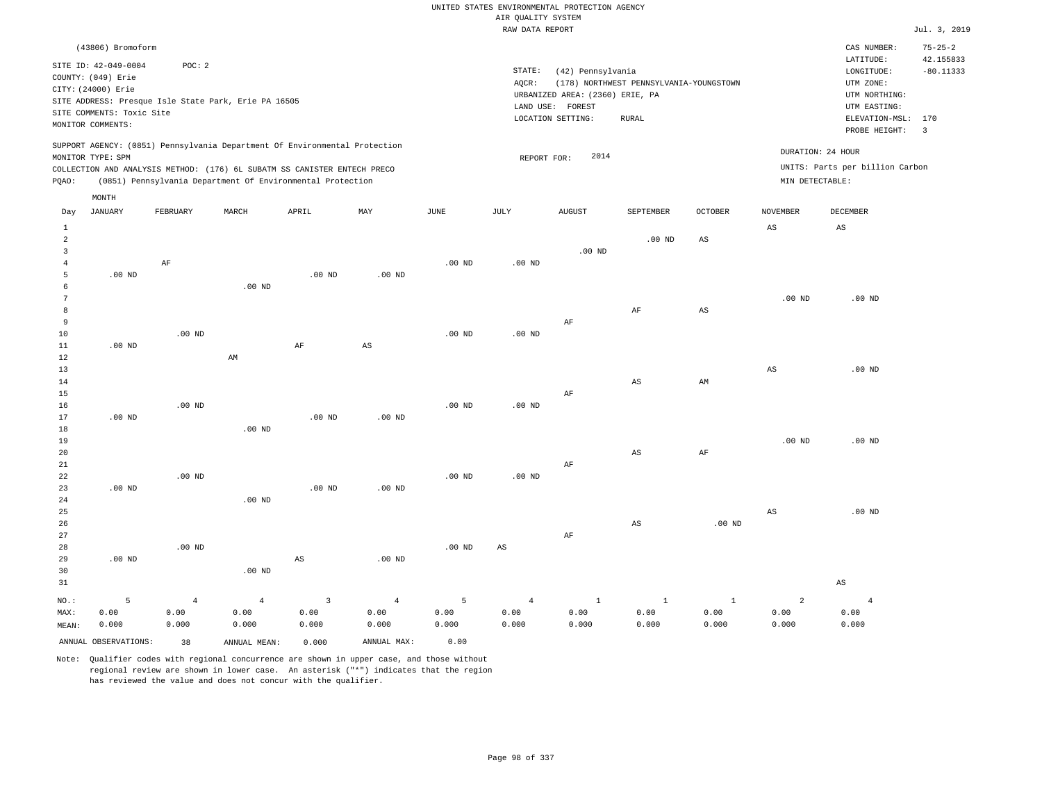UNITED STATES ENVIRONMENTAL PROTECTION AGENCY
AIR QUALITY SYSTEM
RAW DATA REPORT

Jul. 3, 2019

(43806) Bromoform

SITE ID: 42-049-0004 POC: 2
COUNTY: (049) Erie
CITY: (24000) Erie
SITE ADDRESS: Presque Isle State Park, Erie PA 16505
SITE COMMENTS: Toxic Site
MONITOR COMMENTS:

STATE: (42) Pennsylvania
AQCR: (178) NORTHWEST PENNSYLVANIA-YOUNGSTOWN
URBANIZED AREA: (2360) ERIE, PA
LAND USE: FOREST
LOCATION SETTING: RURAL

CAS NUMBER: 75-25-2
LATITUDE: 42.155833
LONGITUDE: -80.11333
UTM ZONE:
UTM NORTHING:
UTM EASTING:
ELEVATION-MSL: 170
PROBE HEIGHT: 3

SUPPORT AGENCY: (0851) Pennsylvania Department Of Environmental Protection
MONITOR TYPE: SPM
COLLECTION AND ANALYSIS METHOD: (176) 6L SUBATM SS CANISTER ENTECH PRECO
PQAO: (0851) Pennsylvania Department Of Environmental Protection

REPORT FOR: 2014

DURATION: 24 HOUR
UNITS: Parts per billion Carbon
MIN DETECTABLE:

| Day | JANUARY | FEBRUARY | MARCH | APRIL | MAY | JUNE | JULY | AUGUST | SEPTEMBER | OCTOBER | NOVEMBER | DECEMBER |
|---|---|---|---|---|---|---|---|---|---|---|---|---|
| 1 | | | | | | | | | | | AS | AS |
| 2 | | | | | | | | | .00 ND | AS | | |
| 3 | | | | | | | | .00 ND | | | | |
| 4 | | AF | | | | .00 ND | .00 ND | | | | | |
| 5 | .00 ND | | | .00 ND | .00 ND | | | | | | | |
| 6 | | | .00 ND | | | | | | | | | |
| 7 | | | | | | | | | | | .00 ND | .00 ND |
| 8 | | | | | | | | | AF | AS | | |
| 9 | | | | | | | | AF | | | | |
| 10 | | .00 ND | | | | .00 ND | .00 ND | | | | | |
| 11 | .00 ND | | | AF | AS | | | | | | | |
| 12 | | | AM | | | | | | | | | |
| 13 | | | | | | | | | | | AS | .00 ND |
| 14 | | | | | | | | | AS | AM | | |
| 15 | | | | | | | | AF | | | | |
| 16 | | .00 ND | | | | .00 ND | .00 ND | | | | | |
| 17 | .00 ND | | | .00 ND | .00 ND | | | | | | | |
| 18 | | | .00 ND | | | | | | | | | |
| 19 | | | | | | | | | | | .00 ND | .00 ND |
| 20 | | | | | | | | | AS | AF | | |
| 21 | | | | | | | | AF | | | | |
| 22 | | .00 ND | | | | .00 ND | .00 ND | | | | | |
| 23 | .00 ND | | | .00 ND | .00 ND | | | | | | | |
| 24 | | | .00 ND | | | | | | | | | |
| 25 | | | | | | | | | | | AS | .00 ND |
| 26 | | | | | | | | | AS | .00 ND | | |
| 27 | | | | | | | | AF | | | | |
| 28 | | .00 ND | | | | .00 ND | AS | | | | | |
| 29 | .00 ND | | | AS | .00 ND | | | | | | | |
| 30 | | | .00 ND | | | | | | | | | |
| 31 | | | | | | | | | | | | AS |
| NO.: | 5 | 4 | 4 | 3 | 4 | 5 | 4 | 1 | 1 | 1 | 2 | 4 |
| MAX: | 0.00 | 0.00 | 0.00 | 0.00 | 0.00 | 0.00 | 0.00 | 0.00 | 0.00 | 0.00 | 0.00 | 0.00 |
| MEAN: | 0.000 | 0.000 | 0.000 | 0.000 | 0.000 | 0.000 | 0.000 | 0.000 | 0.000 | 0.000 | 0.000 | 0.000 |

ANNUAL OBSERVATIONS: 38 ANNUAL MEAN: 0.000 ANNUAL MAX: 0.00

Note: Qualifier codes with regional concurrence are shown in upper case, and those without regional review are shown in lower case. An asterisk ("*") indicates that the region has reviewed the value and does not concur with the qualifier.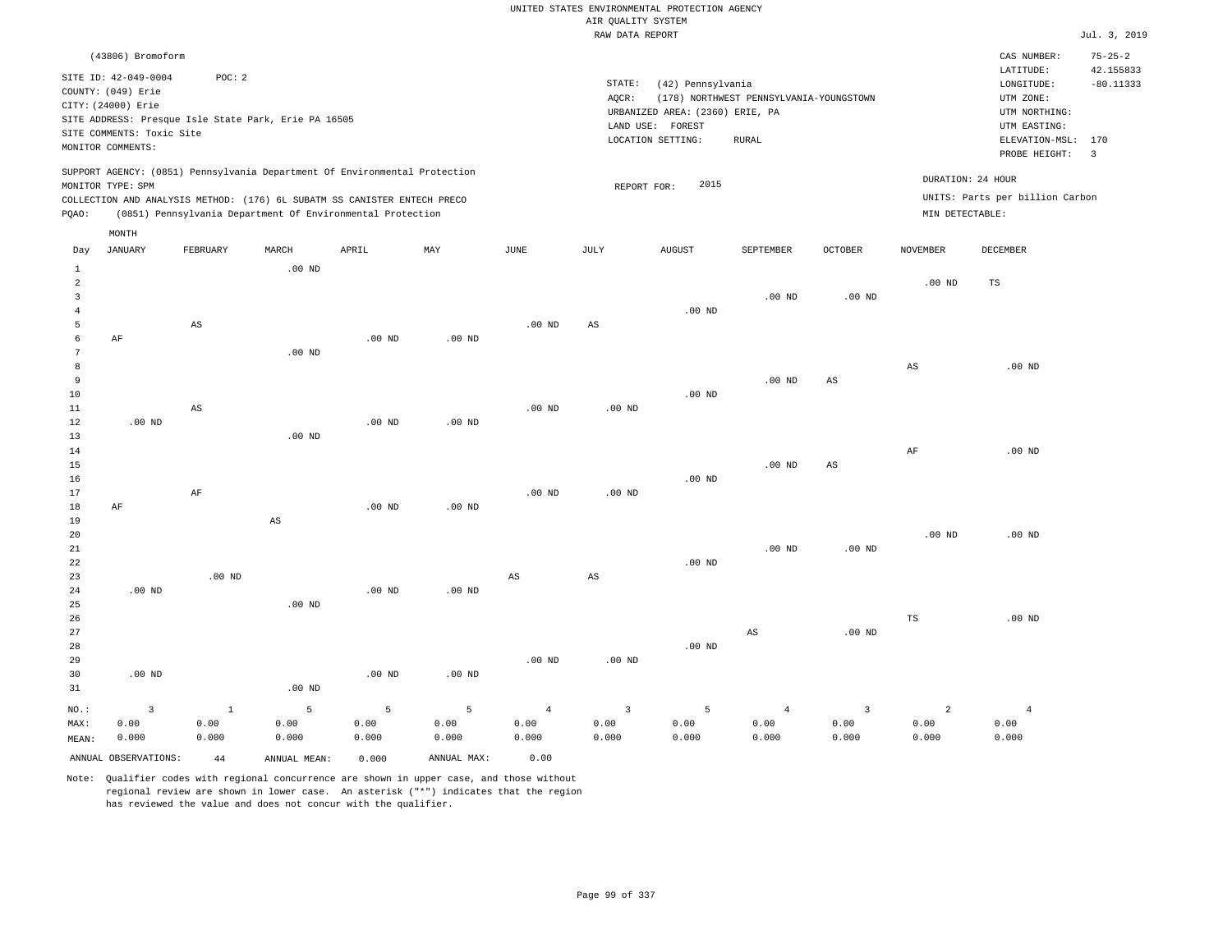UNITED STATES ENVIRONMENTAL PROTECTION AGENCY
AIR QUALITY SYSTEM
RAW DATA REPORT

Jul. 3, 2019

(43806) Bromoform

SITE ID: 42-049-0004 POC: 2
COUNTY: (049) Erie
CITY: (24000) Erie
SITE ADDRESS: Presque Isle State Park, Erie PA 16505
SITE COMMENTS: Toxic Site
MONITOR COMMENTS:

STATE: (42) Pennsylvania
AQCR: (178) NORTHWEST PENNSYLVANIA-YOUNGSTOWN
URBANIZED AREA: (2360) ERIE, PA
LAND USE: FOREST
LOCATION SETTING: RURAL

CAS NUMBER: 75-25-2
LATITUDE: 42.155833
LONGITUDE: -80.11333
UTM ZONE:
UTM NORTHING:
UTM EASTING:
ELEVATION-MSL: 170
PROBE HEIGHT: 3

SUPPORT AGENCY: (0851) Pennsylvania Department Of Environmental Protection
MONITOR TYPE: SPM
COLLECTION AND ANALYSIS METHOD: (176) 6L SUBATM SS CANISTER ENTECH PRECO
PQAO: (0851) Pennsylvania Department Of Environmental Protection

REPORT FOR: 2015

DURATION: 24 HOUR
UNITS: Parts per billion Carbon
MIN DETECTABLE:

| Day | JANUARY | FEBRUARY | MARCH | APRIL | MAY | JUNE | JULY | AUGUST | SEPTEMBER | OCTOBER | NOVEMBER | DECEMBER |
|---|---|---|---|---|---|---|---|---|---|---|---|---|
| 1 | | | .00 ND | | | | | | | | | |
| 2 | | | | | | | | | | | .00 ND | TS |
| 3 | | | | | | | | | .00 ND | .00 ND | | |
| 4 | | | | | | | | .00 ND | | | | |
| 5 | | AS | | | | .00 ND | AS | | | | | |
| 6 | AF | | | .00 ND | .00 ND | | | | | | | |
| 7 | | | .00 ND | | | | | | | | | |
| 8 | | | | | | | | | | | AS | .00 ND |
| 9 | | | | | | | | | .00 ND | AS | | |
| 10 | | | | | | | | .00 ND | | | | |
| 11 | | AS | | | | .00 ND | .00 ND | | | | | |
| 12 | .00 ND | | | .00 ND | .00 ND | | | | | | | |
| 13 | | | .00 ND | | | | | | | | | |
| 14 | | | | | | | | | | | AF | .00 ND |
| 15 | | | | | | | | | .00 ND | AS | | |
| 16 | | | | | | | | .00 ND | | | | |
| 17 | | AF | | | | .00 ND | .00 ND | | | | | |
| 18 | AF | | | .00 ND | .00 ND | | | | | | | |
| 19 | | | AS | | | | | | | | | |
| 20 | | | | | | | | | | | .00 ND | .00 ND |
| 21 | | | | | | | | | .00 ND | .00 ND | | |
| 22 | | | | | | | | .00 ND | | | | |
| 23 | | .00 ND | | | | AS | AS | | | | | |
| 24 | .00 ND | | | .00 ND | .00 ND | | | | | | | |
| 25 | | | .00 ND | | | | | | | | | |
| 26 | | | | | | | | | | | TS | .00 ND |
| 27 | | | | | | | | | AS | .00 ND | | |
| 28 | | | | | | | | .00 ND | | | | |
| 29 | | | | | | .00 ND | .00 ND | | | | | |
| 30 | .00 ND | | | .00 ND | .00 ND | | | | | | | |
| 31 | | | .00 ND | | | | | | | | | |
| NO.: | 3 | 1 | 5 | 5 | 5 | 4 | 3 | 5 | 4 | 3 | 2 | 4 |
| MAX: | 0.00 | 0.00 | 0.00 | 0.00 | 0.00 | 0.00 | 0.00 | 0.00 | 0.00 | 0.00 | 0.00 | 0.00 |
| MEAN: | 0.000 | 0.000 | 0.000 | 0.000 | 0.000 | 0.000 | 0.000 | 0.000 | 0.000 | 0.000 | 0.000 | 0.000 |

ANNUAL OBSERVATIONS: 44 ANNUAL MEAN: 0.000 ANNUAL MAX: 0.00

Note: Qualifier codes with regional concurrence are shown in upper case, and those without regional review are shown in lower case. An asterisk ("*") indicates that the region has reviewed the value and does not concur with the qualifier.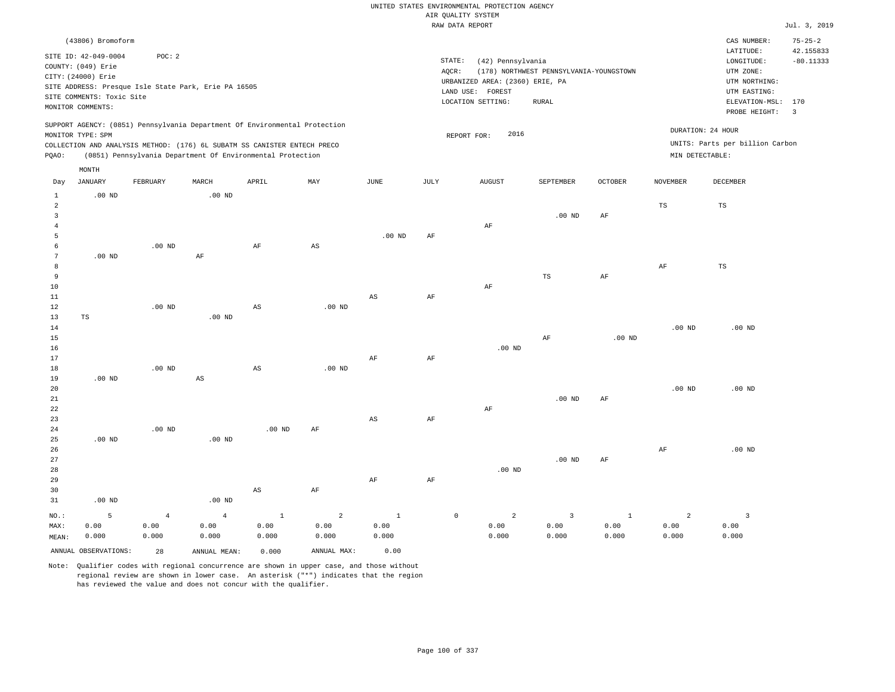UNITED STATES ENVIRONMENTAL PROTECTION AGENCY
AIR QUALITY SYSTEM
RAW DATA REPORT

Jul. 3, 2019

(43806) Bromoform

SITE ID: 42-049-0004 POC: 2
COUNTY: (049) Erie
CITY: (24000) Erie
SITE ADDRESS: Presque Isle State Park, Erie PA 16505
SITE COMMENTS: Toxic Site
MONITOR COMMENTS:

STATE: (42) Pennsylvania
AQCR: (178) NORTHWEST PENNSYLVANIA-YOUNGSTOWN
URBANIZED AREA: (2360) ERIE, PA
LAND USE: FOREST
LOCATION SETTING: RURAL

CAS NUMBER: 75-25-2
LATITUDE: 42.155833
LONGITUDE: -80.11333
UTM ZONE:
UTM NORTHING:
UTM EASTING:
ELEVATION-MSL: 170
PROBE HEIGHT: 3

SUPPORT AGENCY: (0851) Pennsylvania Department Of Environmental Protection
MONITOR TYPE: SPM
COLLECTION AND ANALYSIS METHOD: (176) 6L SUBATM SS CANISTER ENTECH PRECO
PQAO: (0851) Pennsylvania Department Of Environmental Protection

REPORT FOR: 2016

DURATION: 24 HOUR
UNITS: Parts per billion Carbon
MIN DETECTABLE:

| Day | JANUARY | FEBRUARY | MARCH | APRIL | MAY | JUNE | JULY | AUGUST | SEPTEMBER | OCTOBER | NOVEMBER | DECEMBER |
|---|---|---|---|---|---|---|---|---|---|---|---|---|
| 1 | .00 ND | | .00 ND | | | | | | | | | |
| 2 | | | | | | | | | | | TS | TS |
| 3 | | | | | | | | | .00 ND | AF | | |
| 4 | | | | | | | | AF | | | | |
| 5 | | | | | | .00 ND | AF | | | | | |
| 6 | | .00 ND | | AF | AS | | | | | | | |
| 7 | .00 ND | | AF | | | | | | | | | |
| 8 | | | | | | | | | | | AF | TS |
| 9 | | | | | | | | | TS | AF | | |
| 10 | | | | | | | | AF | | | | |
| 11 | | | | | | AS | AF | | | | | |
| 12 | | .00 ND | | AS | .00 ND | | | | | | | |
| 13 | TS | | .00 ND | | | | | | | | | |
| 14 | | | | | | | | | | | .00 ND | .00 ND |
| 15 | | | | | | | | | AF | .00 ND | | |
| 16 | | | | | | | | .00 ND | | | | |
| 17 | | | | | | AF | AF | | | | | |
| 18 | | .00 ND | | AS | .00 ND | | | | | | | |
| 19 | .00 ND | | AS | | | | | | | | | |
| 20 | | | | | | | | | | | .00 ND | .00 ND |
| 21 | | | | | | | | | .00 ND | AF | | |
| 22 | | | | | | | | AF | | | | |
| 23 | | | | | | AS | AF | | | | | |
| 24 | | .00 ND | | .00 ND | AF | | | | | | | |
| 25 | .00 ND | | .00 ND | | | | | | | | | |
| 26 | | | | | | | | | | | AF | .00 ND |
| 27 | | | | | | | | | .00 ND | AF | | |
| 28 | | | | | | | | .00 ND | | | | |
| 29 | | | | | | AF | AF | | | | | |
| 30 | | | | AS | AF | | | | | | | |
| 31 | .00 ND | | .00 ND | | | | | | | | | |
| NO.: | 5 | 4 | 4 | 1 | 2 | 1 | 0 | 2 | 3 | 1 | 2 | 3 |
| MAX: | 0.00 | 0.00 | 0.00 | 0.00 | 0.00 | 0.00 | | 0.00 | 0.00 | 0.00 | 0.00 | 0.00 |
| MEAN: | 0.000 | 0.000 | 0.000 | 0.000 | 0.000 | 0.000 | | 0.000 | 0.000 | 0.000 | 0.000 | 0.000 |

ANNUAL OBSERVATIONS: 28 ANNUAL MEAN: 0.000 ANNUAL MAX: 0.00

Note: Qualifier codes with regional concurrence are shown in upper case, and those without regional review are shown in lower case. An asterisk ("*") indicates that the region has reviewed the value and does not concur with the qualifier.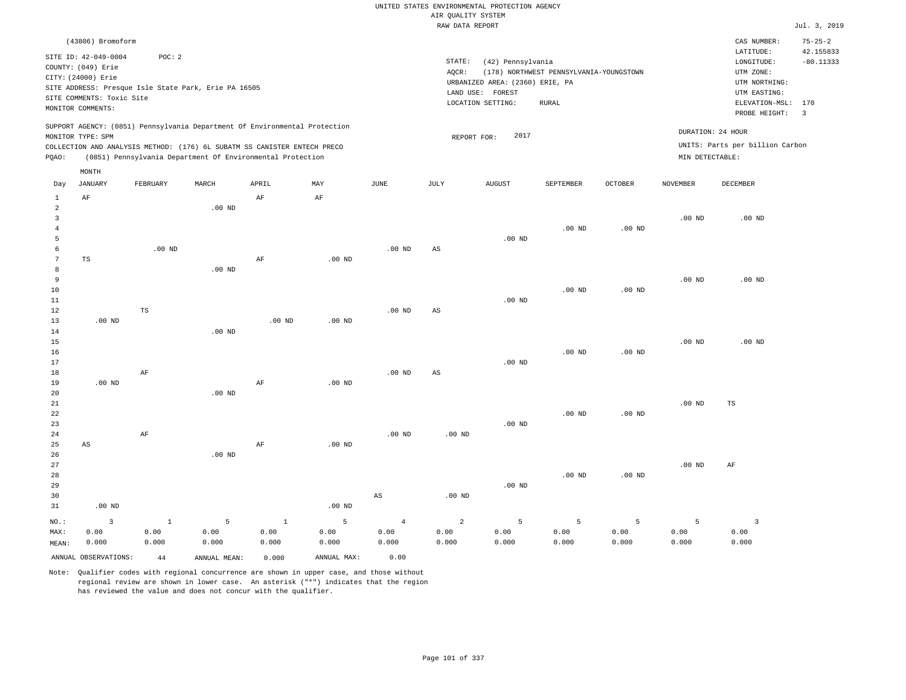UNITED STATES ENVIRONMENTAL PROTECTION AGENCY
AIR QUALITY SYSTEM
RAW DATA REPORT

Jul. 3, 2019

(43806) Bromoform

SITE ID: 42-049-0004 POC: 2
COUNTY: (049) Erie
CITY: (24000) Erie
SITE ADDRESS: Presque Isle State Park, Erie PA 16505
SITE COMMENTS: Toxic Site
MONITOR COMMENTS:

STATE: (42) Pennsylvania
AQCR: (178) NORTHWEST PENNSYLVANIA-YOUNGSTOWN
URBANIZED AREA: (2360) ERIE, PA
LAND USE: FOREST
LOCATION SETTING: RURAL

CAS NUMBER: 75-25-2
LATITUDE: 42.155833
LONGITUDE: -80.11333
UTM ZONE:
UTM NORTHING:
UTM EASTING:
ELEVATION-MSL: 170
PROBE HEIGHT: 3

SUPPORT AGENCY: (0851) Pennsylvania Department Of Environmental Protection
MONITOR TYPE: SPM
COLLECTION AND ANALYSIS METHOD: (176) 6L SUBATM SS CANISTER ENTECH PRECO
PQAO: (0851) Pennsylvania Department Of Environmental Protection

REPORT FOR: 2017

DURATION: 24 HOUR
UNITS: Parts per billion Carbon
MIN DETECTABLE:

| Day | JANUARY | FEBRUARY | MARCH | APRIL | MAY | JUNE | JULY | AUGUST | SEPTEMBER | OCTOBER | NOVEMBER | DECEMBER |
|---|---|---|---|---|---|---|---|---|---|---|---|---|
| 1 | AF | | | AF | AF | | | | | | | |
| 2 | | | .00 ND | | | | | | | | | |
| 3 | | | | | | | | | | | .00 ND | .00 ND |
| 4 | | | | | | | | | .00 ND | .00 ND | | |
| 5 | | | | | | | | .00 ND | | | | |
| 6 | | .00 ND | | | | .00 ND | AS | | | | | |
| 7 | TS | | | AF | .00 ND | | | | | | | |
| 8 | | | .00 ND | | | | | | | | | |
| 9 | | | | | | | | | | | .00 ND | .00 ND |
| 10 | | | | | | | | | .00 ND | .00 ND | | |
| 11 | | | | | | | | .00 ND | | | | |
| 12 | | TS | | | | .00 ND | AS | | | | | |
| 13 | .00 ND | | | .00 ND | .00 ND | | | | | | | |
| 14 | | | .00 ND | | | | | | | | | |
| 15 | | | | | | | | | | | .00 ND | .00 ND |
| 16 | | | | | | | | | .00 ND | .00 ND | | |
| 17 | | | | | | | | .00 ND | | | | |
| 18 | | AF | | | | .00 ND | AS | | | | | |
| 19 | .00 ND | | | AF | .00 ND | | | | | | | |
| 20 | | | .00 ND | | | | | | | | | |
| 21 | | | | | | | | | | | .00 ND | TS |
| 22 | | | | | | | | | .00 ND | .00 ND | | |
| 23 | | | | | | | | .00 ND | | | | |
| 24 | | AF | | | | .00 ND | .00 ND | | | | | |
| 25 | AS | | | AF | .00 ND | | | | | | | |
| 26 | | | .00 ND | | | | | | | | | |
| 27 | | | | | | | | | | | .00 ND | AF |
| 28 | | | | | | | | | .00 ND | .00 ND | | |
| 29 | | | | | | | | .00 ND | | | | |
| 30 | | | | | | AS | .00 ND | | | | | |
| 31 | .00 ND | | | | .00 ND | | | | | | | |
| NO.: | 3 | 1 | 5 | 1 | 5 | 4 | 2 | 5 | 5 | 5 | 5 | 3 |
| MAX: | 0.00 | 0.00 | 0.00 | 0.00 | 0.00 | 0.00 | 0.00 | 0.00 | 0.00 | 0.00 | 0.00 | 0.00 |
| MEAN: | 0.000 | 0.000 | 0.000 | 0.000 | 0.000 | 0.000 | 0.000 | 0.000 | 0.000 | 0.000 | 0.000 | 0.000 |

ANNUAL OBSERVATIONS: 44 ANNUAL MEAN: 0.000 ANNUAL MAX: 0.00

Note: Qualifier codes with regional concurrence are shown in upper case, and those without regional review are shown in lower case. An asterisk ("*") indicates that the region has reviewed the value and does not concur with the qualifier.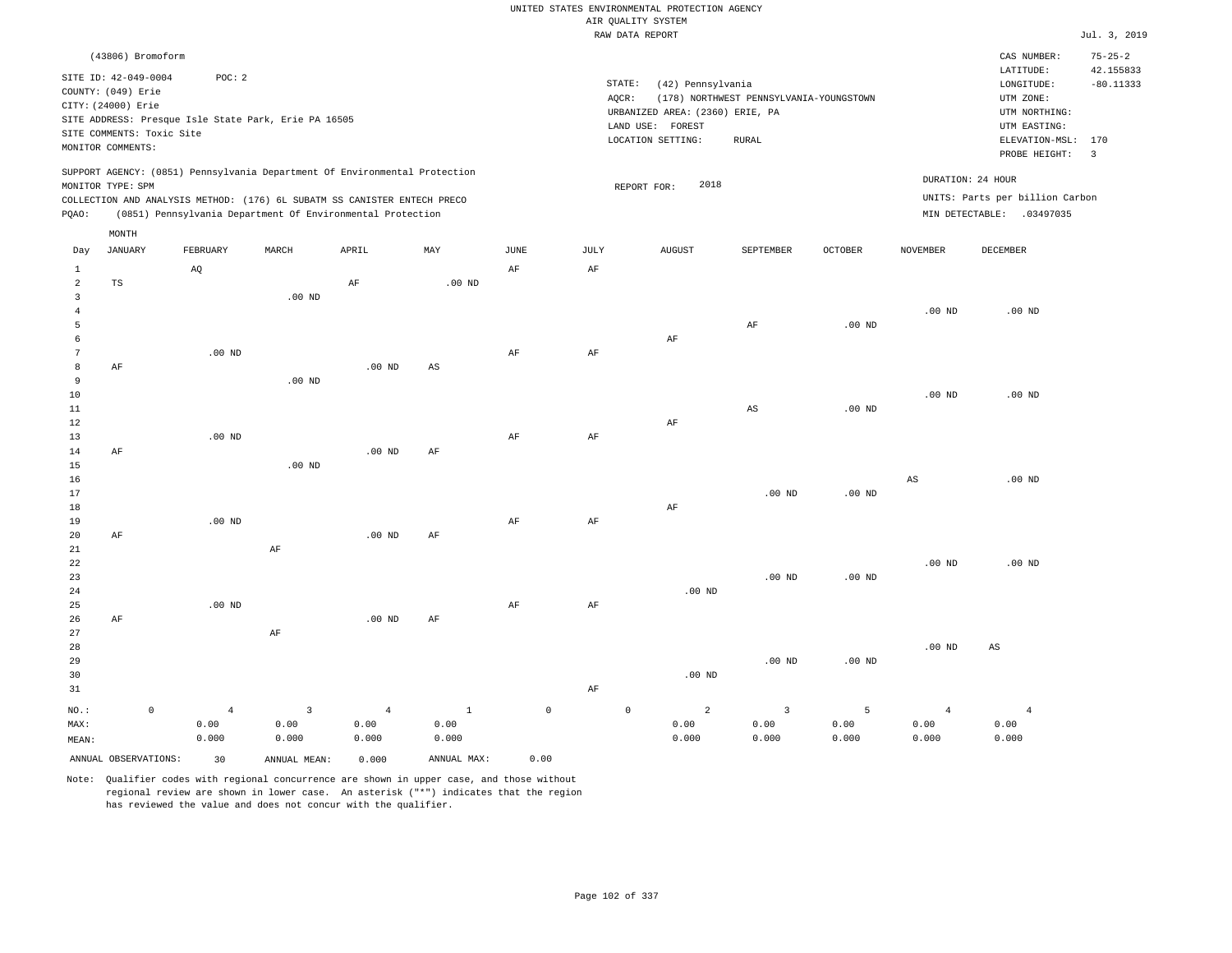UNITED STATES ENVIRONMENTAL PROTECTION AGENCY
AIR QUALITY SYSTEM
RAW DATA REPORT

Jul. 3, 2019

(43806) Bromoform

SITE ID: 42-049-0004 POC: 2
COUNTY: (049) Erie
CITY: (24000) Erie
SITE ADDRESS: Presque Isle State Park, Erie PA 16505
SITE COMMENTS: Toxic Site
MONITOR COMMENTS:

STATE: (42) Pennsylvania
AQCR: (178) NORTHWEST PENNSYLVANIA-YOUNGSTOWN
URBANIZED AREA: (2360) ERIE, PA
LAND USE: FOREST
LOCATION SETTING: RURAL

CAS NUMBER: 75-25-2
LATITUDE: 42.155833
LONGITUDE: -80.11333
UTM ZONE:
UTM NORTHING:
UTM EASTING:
ELEVATION-MSL: 170
PROBE HEIGHT: 3

SUPPORT AGENCY: (0851) Pennsylvania Department Of Environmental Protection
MONITOR TYPE: SPM
COLLECTION AND ANALYSIS METHOD: (176) 6L SUBATM SS CANISTER ENTECH PRECO
PQAO: (0851) Pennsylvania Department Of Environmental Protection

REPORT FOR: 2018

DURATION: 24 HOUR
UNITS: Parts per billion Carbon
MIN DETECTABLE: .03497035

| Day | JANUARY | FEBRUARY | MARCH | APRIL | MAY | JUNE | JULY | AUGUST | SEPTEMBER | OCTOBER | NOVEMBER | DECEMBER |
|---|---|---|---|---|---|---|---|---|---|---|---|---|
| 1 | | AQ | | | | AF | AF | | | | | |
| 2 | TS | | | AF | .00 ND | | | | | | | |
| 3 | | | .00 ND | | | | | | | | | |
| 4 | | | | | | | | | | | .00 ND | .00 ND |
| 5 | | | | | | | | | AF | .00 ND | | |
| 6 | | | | | | | | AF | | | | |
| 7 | | .00 ND | | | | AF | AF | | | | | |
| 8 | AF | | | .00 ND | AS | | | | | | | |
| 9 | | | .00 ND | | | | | | | | | |
| 10 | | | | | | | | | | | .00 ND | .00 ND |
| 11 | | | | | | | | | AS | .00 ND | | |
| 12 | | | | | | | | AF | | | | |
| 13 | | .00 ND | | | | AF | AF | | | | | |
| 14 | AF | | | .00 ND | AF | | | | | | | |
| 15 | | | .00 ND | | | | | | | | | |
| 16 | | | | | | | | | | | AS | .00 ND |
| 17 | | | | | | | | | .00 ND | .00 ND | | |
| 18 | | | | | | | | AF | | | | |
| 19 | | .00 ND | | | | AF | AF | | | | | |
| 20 | AF | | | .00 ND | AF | | | | | | | |
| 21 | | | AF | | | | | | | | | |
| 22 | | | | | | | | | | | .00 ND | .00 ND |
| 23 | | | | | | | | | .00 ND | .00 ND | | |
| 24 | | | | | | | | .00 ND | | | | |
| 25 | | .00 ND | | | | AF | AF | | | | | |
| 26 | AF | | | .00 ND | AF | | | | | | | |
| 27 | | | AF | | | | | | | | | |
| 28 | | | | | | | | | | | .00 ND | AS |
| 29 | | | | | | | | | .00 ND | .00 ND | | |
| 30 | | | | | | | | .00 ND | | | | |
| 31 | | | | | | | AF | | | | | |
| NO.: | 0 | 4 | 3 | 4 | 1 | 0 | 0 | 2 | 3 | 5 | 4 | 4 |
| MAX: | | 0.00 | 0.00 | 0.00 | 0.00 | | | 0.00 | 0.00 | 0.00 | 0.00 | 0.00 |
| MEAN: | | 0.000 | 0.000 | 0.000 | 0.000 | | | 0.000 | 0.000 | 0.000 | 0.000 | 0.000 |

ANNUAL OBSERVATIONS: 30 ANNUAL MEAN: 0.000 ANNUAL MAX: 0.00

Note: Qualifier codes with regional concurrence are shown in upper case, and those without regional review are shown in lower case. An asterisk ("*") indicates that the region has reviewed the value and does not concur with the qualifier.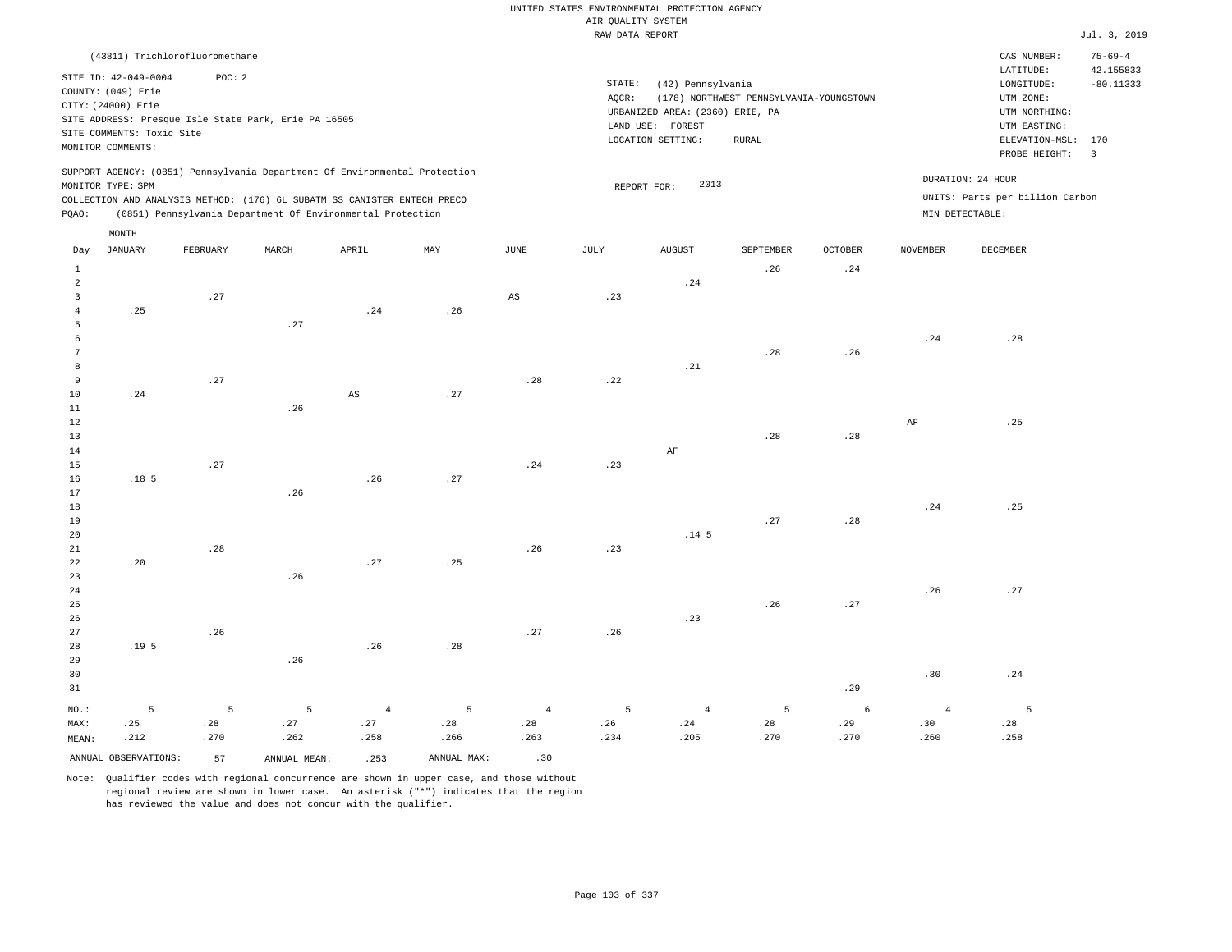UNITED STATES ENVIRONMENTAL PROTECTION AGENCY
AIR QUALITY SYSTEM
RAW DATA REPORT

Jul. 3, 2019

(43811) Trichlorofluoromethane

SITE ID: 42-049-0004 POC: 2
COUNTY: (049) Erie
CITY: (24000) Erie
SITE ADDRESS: Presque Isle State Park, Erie PA 16505
SITE COMMENTS: Toxic Site
MONITOR COMMENTS:

STATE: (42) Pennsylvania
AQCR: (178) NORTHWEST PENNSYLVANIA-YOUNGSTOWN
URBANIZED AREA: (2360) ERIE, PA
LAND USE: FOREST
LOCATION SETTING: RURAL

CAS NUMBER: 75-69-4
LATITUDE: 42.155833
LONGITUDE: -80.11333
UTM ZONE:
UTM NORTHING:
UTM EASTING:
ELEVATION-MSL: 170
PROBE HEIGHT: 3

SUPPORT AGENCY: (0851) Pennsylvania Department Of Environmental Protection
MONITOR TYPE: SPM
COLLECTION AND ANALYSIS METHOD: (176) 6L SUBATM SS CANISTER ENTECH PRECO
PQAO: (0851) Pennsylvania Department Of Environmental Protection

REPORT FOR: 2013

DURATION: 24 HOUR
UNITS: Parts per billion Carbon
MIN DETECTABLE:

| Day | JANUARY | FEBRUARY | MARCH | APRIL | MAY | JUNE | JULY | AUGUST | SEPTEMBER | OCTOBER | NOVEMBER | DECEMBER |
|---|---|---|---|---|---|---|---|---|---|---|---|---|
| 1 | | | | | | | | | .26 | .24 | | |
| 2 | | | | | | | | .24 | | | | |
| 3 | | .27 | | | | AS | .23 | | | | | |
| 4 | .25 | | | .24 | .26 | | | | | | | |
| 5 | | | .27 | | | | | | | | | |
| 6 | | | | | | | | | | | .24 | .28 |
| 7 | | | | | | | | | .28 | .26 | | |
| 8 | | | | | | | | .21 | | | | |
| 9 | | .27 | | | | .28 | .22 | | | | | |
| 10 | .24 | | | AS | .27 | | | | | | | |
| 11 | | | .26 | | | | | | | | | |
| 12 | | | | | | | | | | | AF | .25 |
| 13 | | | | | | | | | .28 | .28 | | |
| 14 | | | | | | | | AF | | | | |
| 15 | | .27 | | | | .24 | .23 | | | | | |
| 16 | .18 5 | | | .26 | .27 | | | | | | | |
| 17 | | | .26 | | | | | | | | | |
| 18 | | | | | | | | | | | .24 | .25 |
| 19 | | | | | | | | | .27 | .28 | | |
| 20 | | | | | | | | .14 5 | | | | |
| 21 | | .28 | | | | .26 | .23 | | | | | |
| 22 | .20 | | | .27 | .25 | | | | | | | |
| 23 | | | .26 | | | | | | | | | |
| 24 | | | | | | | | | | | .26 | .27 |
| 25 | | | | | | | | | .26 | .27 | | |
| 26 | | | | | | | | .23 | | | | |
| 27 | | .26 | | | | .27 | .26 | | | | | |
| 28 | .19 5 | | | .26 | .28 | | | | | | | |
| 29 | | | .26 | | | | | | | | | |
| 30 | | | | | | | | | | | .30 | .24 |
| 31 | | | | | | | | | | .29 | | |
| NO.: | 5 | 5 | 5 | 4 | 5 | 4 | 5 | 4 | 5 | 6 | 4 | 5 |
| MAX: | .25 | .28 | .27 | .27 | .28 | .28 | .26 | .24 | .28 | .29 | .30 | .28 |
| MEAN: | .212 | .270 | .262 | .258 | .266 | .263 | .234 | .205 | .270 | .270 | .260 | .258 |

ANNUAL OBSERVATIONS: 57 ANNUAL MEAN: .253 ANNUAL MAX: .30

Note: Qualifier codes with regional concurrence are shown in upper case, and those without regional review are shown in lower case. An asterisk ("*") indicates that the region has reviewed the value and does not concur with the qualifier.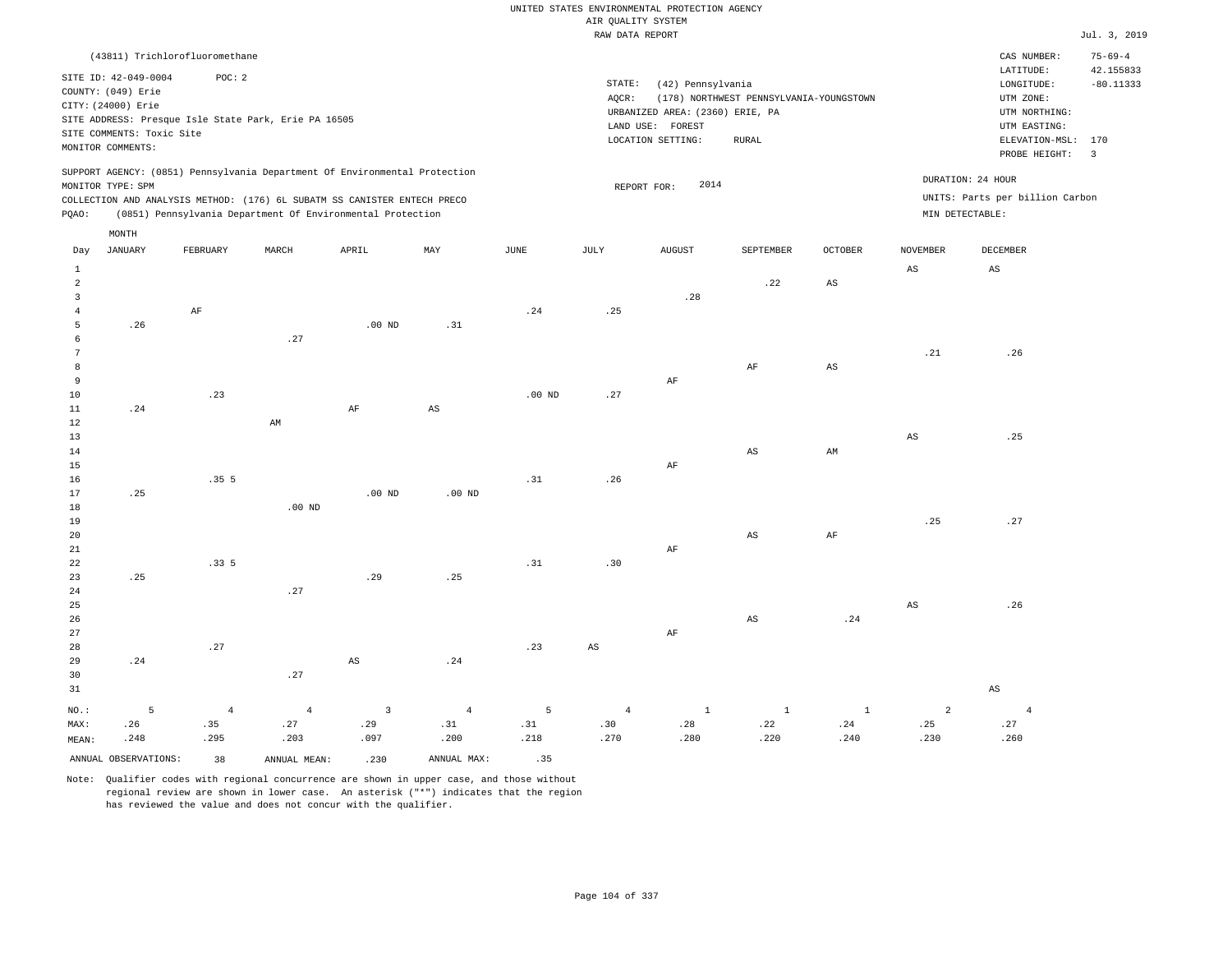UNITED STATES ENVIRONMENTAL PROTECTION AGENCY
AIR QUALITY SYSTEM
RAW DATA REPORT

Jul. 3, 2019

(43811) Trichlorofluoromethane

SITE ID: 42-049-0004 POC: 2
COUNTY: (049) Erie
CITY: (24000) Erie
SITE ADDRESS: Presque Isle State Park, Erie PA 16505
SITE COMMENTS: Toxic Site
MONITOR COMMENTS:

STATE: (42) Pennsylvania
AQCR: (178) NORTHWEST PENNSYLVANIA-YOUNGSTOWN
URBANIZED AREA: (2360) ERIE, PA
LAND USE: FOREST
LOCATION SETTING: RURAL

CAS NUMBER: 75-69-4
LATITUDE: 42.155833
LONGITUDE: -80.11333
UTM ZONE:
UTM NORTHING:
UTM EASTING:
ELEVATION-MSL: 170
PROBE HEIGHT: 3

SUPPORT AGENCY: (0851) Pennsylvania Department Of Environmental Protection
MONITOR TYPE: SPM
COLLECTION AND ANALYSIS METHOD: (176) 6L SUBATM SS CANISTER ENTECH PRECO
PQAO: (0851) Pennsylvania Department Of Environmental Protection

REPORT FOR: 2014

DURATION: 24 HOUR
UNITS: Parts per billion Carbon
MIN DETECTABLE:

| Day | JANUARY | FEBRUARY | MARCH | APRIL | MAY | JUNE | JULY | AUGUST | SEPTEMBER | OCTOBER | NOVEMBER | DECEMBER |
|---|---|---|---|---|---|---|---|---|---|---|---|---|
| 1 | | | | | | | | | | | AS | AS |
| 2 | | | | | | | | | .22 | AS | | |
| 3 | | | | | | | | .28 | | | | |
| 4 | | AF | | | | .24 | .25 | | | | | |
| 5 | .26 | | | .00 ND | .31 | | | | | | | |
| 6 | | | .27 | | | | | | | | | |
| 7 | | | | | | | | | | | .21 | .26 |
| 8 | | | | | | | | | AF | AS | | |
| 9 | | | | | | | | AF | | | | |
| 10 | | .23 | | | | .00 ND | .27 | | | | | |
| 11 | .24 | | | AF | AS | | | | | | | |
| 12 | | | AM | | | | | | | | | |
| 13 | | | | | | | | | | | AS | .25 |
| 14 | | | | | | | | | AS | AM | | |
| 15 | | | | | | | | AF | | | | |
| 16 | | .35 5 | | | | .31 | .26 | | | | | |
| 17 | .25 | | | .00 ND | .00 ND | | | | | | | |
| 18 | | | .00 ND | | | | | | | | | |
| 19 | | | | | | | | | | | .25 | .27 |
| 20 | | | | | | | | | AS | AF | | |
| 21 | | | | | | | | AF | | | | |
| 22 | | .33 5 | | | | .31 | .30 | | | | | |
| 23 | .25 | | | .29 | .25 | | | | | | | |
| 24 | | | .27 | | | | | | | | | |
| 25 | | | | | | | | | | | AS | .26 |
| 26 | | | | | | | | | AS | .24 | | |
| 27 | | | | | | | | AF | | | | |
| 28 | | .27 | | | | .23 | AS | | | | | |
| 29 | .24 | | | AS | .24 | | | | | | | |
| 30 | | | .27 | | | | | | | | | |
| 31 | | | | | | | | | | | | AS |
| NO.: | 5 | 4 | 4 | 3 | 4 | 5 | 4 | 1 | 1 | 1 | 2 | 4 |
| MAX: | .26 | .35 | .27 | .29 | .31 | .31 | .30 | .28 | .22 | .24 | .25 | .27 |
| MEAN: | .248 | .295 | .203 | .097 | .200 | .218 | .270 | .280 | .220 | .240 | .230 | .260 |

ANNUAL OBSERVATIONS: 38 ANNUAL MEAN: .230 ANNUAL MAX: .35

Note: Qualifier codes with regional concurrence are shown in upper case, and those without regional review are shown in lower case. An asterisk ("*") indicates that the region has reviewed the value and does not concur with the qualifier.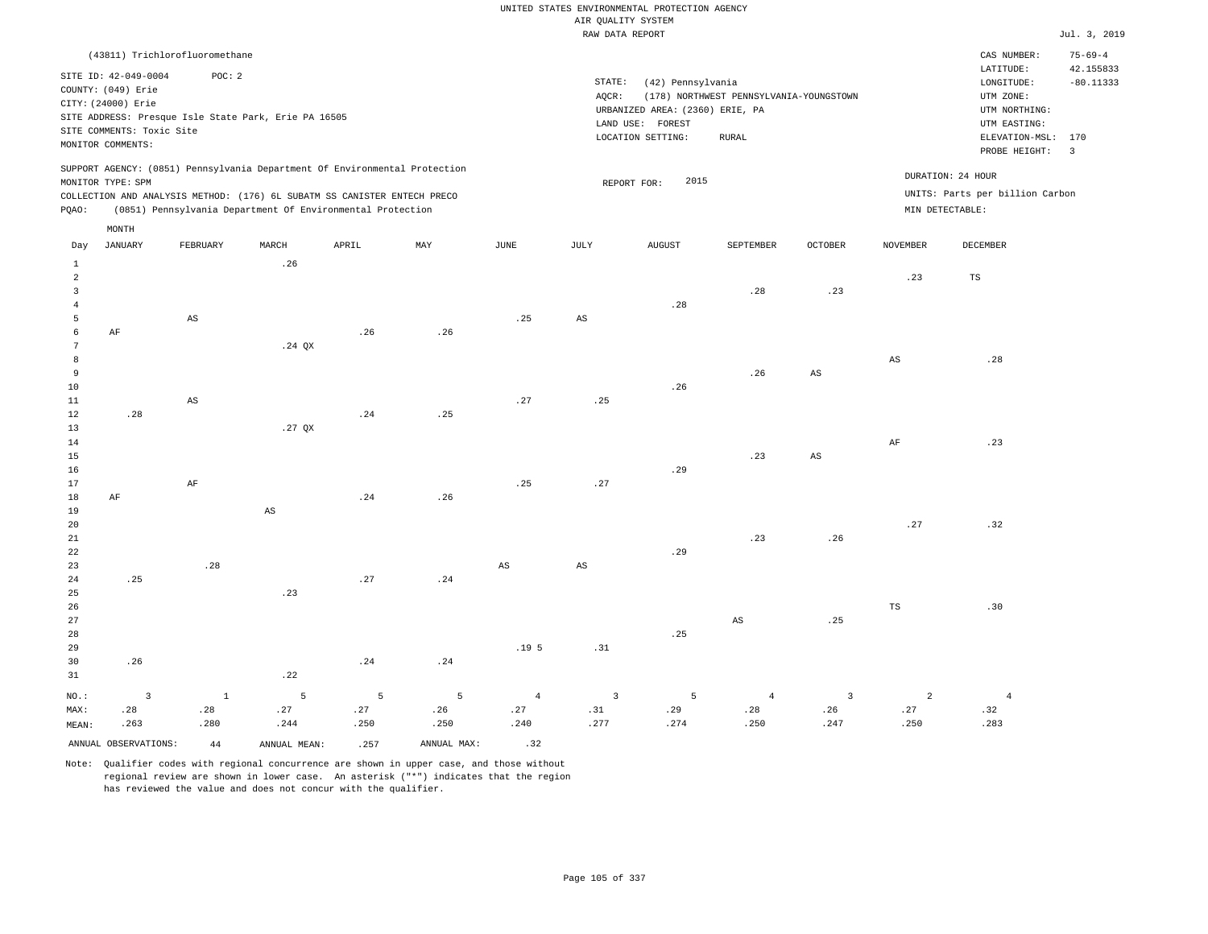UNITED STATES ENVIRONMENTAL PROTECTION AGENCY
AIR QUALITY SYSTEM
RAW DATA REPORT

Jul. 3, 2019

(43811) Trichlorofluoromethane

SITE ID: 42-049-0004 POC: 2
COUNTY: (049) Erie
CITY: (24000) Erie
SITE ADDRESS: Presque Isle State Park, Erie PA 16505
SITE COMMENTS: Toxic Site
MONITOR COMMENTS:

STATE: (42) Pennsylvania
AQCR: (178) NORTHWEST PENNSYLVANIA-YOUNGSTOWN
URBANIZED AREA: (2360) ERIE, PA
LAND USE: FOREST
LOCATION SETTING: RURAL

CAS NUMBER: 75-69-4
LATITUDE: 42.155833
LONGITUDE: -80.11333
UTM ZONE:
UTM NORTHING:
UTM EASTING:
ELEVATION-MSL: 170
PROBE HEIGHT: 3

SUPPORT AGENCY: (0851) Pennsylvania Department Of Environmental Protection
MONITOR TYPE: SPM
COLLECTION AND ANALYSIS METHOD: (176) 6L SUBATM SS CANISTER ENTECH PRECO
PQAO: (0851) Pennsylvania Department Of Environmental Protection

REPORT FOR: 2015

DURATION: 24 HOUR
UNITS: Parts per billion Carbon
MIN DETECTABLE:

| Day | JANUARY | FEBRUARY | MARCH | APRIL | MAY | JUNE | JULY | AUGUST | SEPTEMBER | OCTOBER | NOVEMBER | DECEMBER |
|---|---|---|---|---|---|---|---|---|---|---|---|---|
| 1 | | | .26 | | | | | | | | | |
| 2 | | | | | | | | | | | .23 | TS |
| 3 | | | | | | | | | .28 | .23 | | |
| 4 | | | | | | | | .28 | | | | |
| 5 | | AS | | | | .25 | AS | | | | | |
| 6 | AF | | | .26 | .26 | | | | | | | |
| 7 | | | .24 QX | | | | | | | | | |
| 8 | | | | | | | | | | | AS | .28 |
| 9 | | | | | | | | | .26 | AS | | |
| 10 | | | | | | | | .26 | | | | |
| 11 | | AS | | | | .27 | .25 | | | | | |
| 12 | .28 | | | .24 | .25 | | | | | | | |
| 13 | | | .27 QX | | | | | | | | | |
| 14 | | | | | | | | | | | AF | .23 |
| 15 | | | | | | | | | .23 | AS | | |
| 16 | | | | | | | | .29 | | | | |
| 17 | | AF | | | | .25 | .27 | | | | | |
| 18 | AF | | | .24 | .26 | | | | | | | |
| 19 | | | AS | | | | | | | | | |
| 20 | | | | | | | | | | | .27 | .32 |
| 21 | | | | | | | | | .23 | .26 | | |
| 22 | | | | | | | | .29 | | | | |
| 23 | | .28 | | | | AS | AS | | | | | |
| 24 | .25 | | | .27 | .24 | | | | | | | |
| 25 | | | .23 | | | | | | | | | |
| 26 | | | | | | | | | | | TS | .30 |
| 27 | | | | | | | | | AS | .25 | | |
| 28 | | | | | | | | .25 | | | | |
| 29 | | | | | | .19 5 | .31 | | | | | |
| 30 | .26 | | | .24 | .24 | | | | | | | |
| 31 | | | .22 | | | | | | | | | |
| NO.: | 3 | 1 | 5 | 5 | 5 | 4 | 3 | 5 | 4 | 3 | 2 | 4 |
| MAX: | .28 | .28 | .27 | .27 | .26 | .27 | .31 | .29 | .28 | .26 | .27 | .32 |
| MEAN: | .263 | .280 | .244 | .250 | .250 | .240 | .277 | .274 | .250 | .247 | .250 | .283 |

ANNUAL OBSERVATIONS: 44 ANNUAL MEAN: .257 ANNUAL MAX: .32

Note: Qualifier codes with regional concurrence are shown in upper case, and those without regional review are shown in lower case. An asterisk ("*") indicates that the region has reviewed the value and does not concur with the qualifier.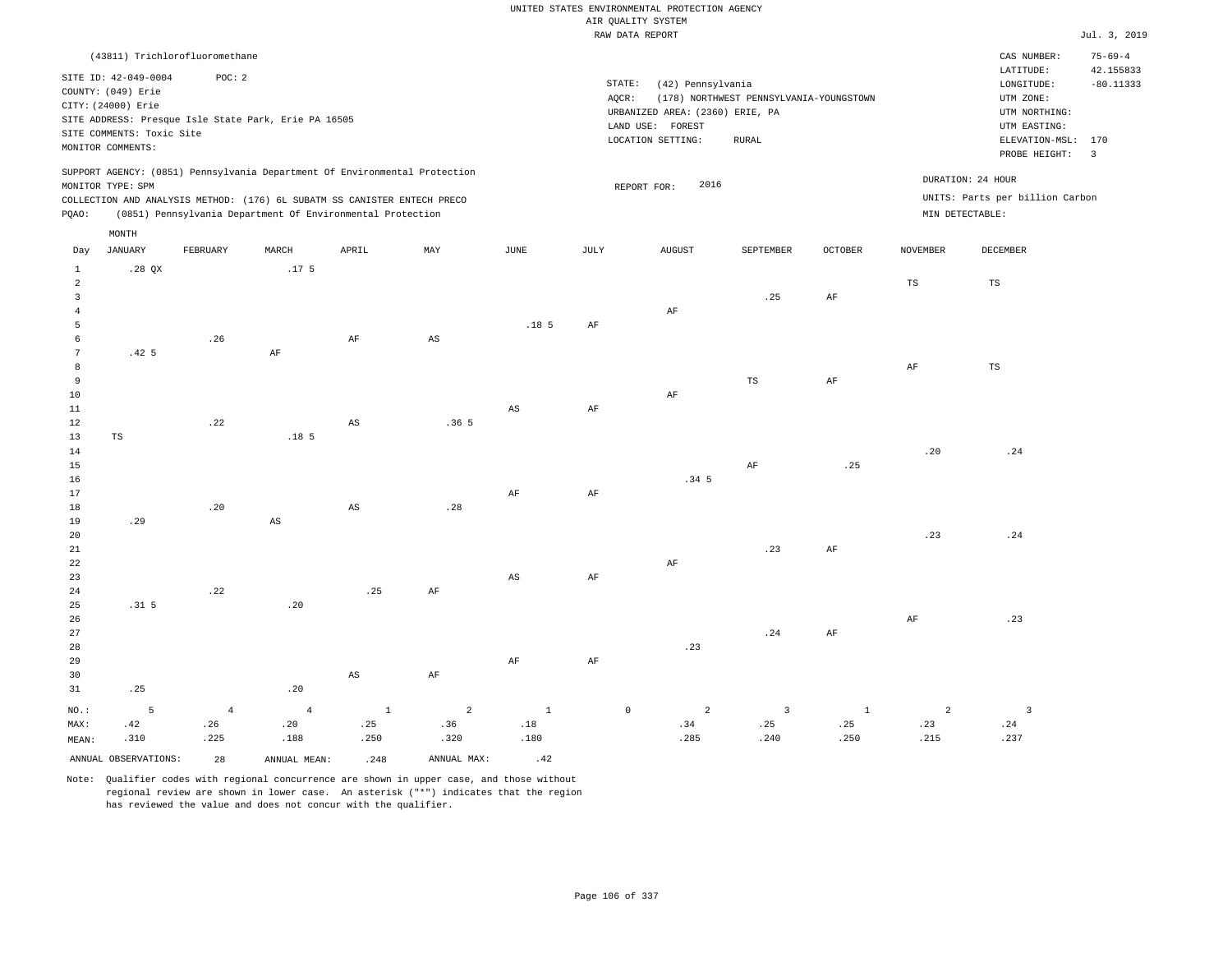UNITED STATES ENVIRONMENTAL PROTECTION AGENCY
AIR QUALITY SYSTEM
RAW DATA REPORT

Jul. 3, 2019

(43811) Trichlorofluoromethane

SITE ID: 42-049-0004 POC: 2
COUNTY: (049) Erie
CITY: (24000) Erie
SITE ADDRESS: Presque Isle State Park, Erie PA 16505
SITE COMMENTS: Toxic Site
MONITOR COMMENTS:

STATE: (42) Pennsylvania
AQCR: (178) NORTHWEST PENNSYLVANIA-YOUNGSTOWN
URBANIZED AREA: (2360) ERIE, PA
LAND USE: FOREST
LOCATION SETTING: RURAL

CAS NUMBER: 75-69-4
LATITUDE: 42.155833
LONGITUDE: -80.11333
UTM ZONE:
UTM NORTHING:
UTM EASTING:
ELEVATION-MSL: 170
PROBE HEIGHT: 3

SUPPORT AGENCY: (0851) Pennsylvania Department Of Environmental Protection
MONITOR TYPE: SPM
COLLECTION AND ANALYSIS METHOD: (176) 6L SUBATM SS CANISTER ENTECH PRECO
PQAO: (0851) Pennsylvania Department Of Environmental Protection

REPORT FOR: 2016

DURATION: 24 HOUR
UNITS: Parts per billion Carbon
MIN DETECTABLE:

| Day | JANUARY | FEBRUARY | MARCH | APRIL | MAY | JUNE | JULY | AUGUST | SEPTEMBER | OCTOBER | NOVEMBER | DECEMBER |
|---|---|---|---|---|---|---|---|---|---|---|---|---|
| 1 | .28 QX | | .17 5 | | | | | | | | | |
| 2 | | | | | | | | | | | TS | TS |
| 3 | | | | | | | | | .25 | AF | | |
| 4 | | | | | | | | AF | | | | |
| 5 | | | | | | .18 5 | AF | | | | | |
| 6 | | .26 | | AF | AS | | | | | | | |
| 7 | .42 5 | | AF | | | | | | | | | |
| 8 | | | | | | | | | | | AF | TS |
| 9 | | | | | | | | | TS | AF | | |
| 10 | | | | | | | | AF | | | | |
| 11 | | | | | | AS | AF | | | | | |
| 12 | | .22 | | AS | .36 5 | | | | | | | |
| 13 | TS | | .18 5 | | | | | | | | | |
| 14 | | | | | | | | | | | .20 | .24 |
| 15 | | | | | | | | | AF | .25 | | |
| 16 | | | | | | | | .34 5 | | | | |
| 17 | | | | | | AF | AF | | | | | |
| 18 | | .20 | | AS | .28 | | | | | | | |
| 19 | .29 | | AS | | | | | | | | | |
| 20 | | | | | | | | | | | .23 | .24 |
| 21 | | | | | | | | | .23 | AF | | |
| 22 | | | | | | | | AF | | | | |
| 23 | | | | | | AS | AF | | | | | |
| 24 | | .22 | | .25 | AF | | | | | | | |
| 25 | .31 5 | | .20 | | | | | | | | | |
| 26 | | | | | | | | | | | AF | .23 |
| 27 | | | | | | | | | .24 | AF | | |
| 28 | | | | | | | | .23 | | | | |
| 29 | | | | | | AF | AF | | | | | |
| 30 | | | | AS | AF | | | | | | | |
| 31 | .25 | | .20 | | | | | | | | | |
| NO.: | 5 | 4 | 4 | 1 | 2 | 1 | 0 | 2 | 3 | 1 | 2 | 3 |
| MAX: | .42 | .26 | .20 | .25 | .36 | .18 | | .34 | .25 | .25 | .23 | .24 |
| MEAN: | .310 | .225 | .188 | .250 | .320 | .180 | | .285 | .240 | .250 | .215 | .237 |

ANNUAL OBSERVATIONS: 28 ANNUAL MEAN: .248 ANNUAL MAX: .42

Note: Qualifier codes with regional concurrence are shown in upper case, and those without regional review are shown in lower case. An asterisk ("*") indicates that the region has reviewed the value and does not concur with the qualifier.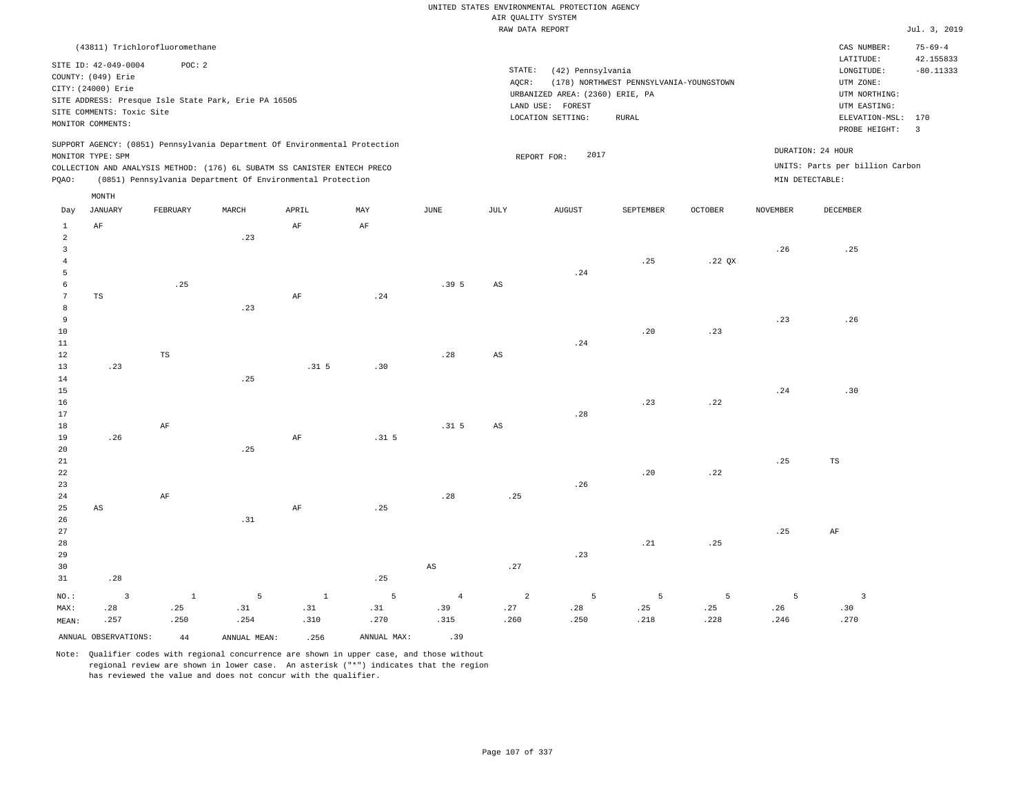UNITED STATES ENVIRONMENTAL PROTECTION AGENCY
AIR QUALITY SYSTEM
RAW DATA REPORT

Jul. 3, 2019

(43811) Trichlorofluoromethane

SITE ID: 42-049-0004 POC: 2
COUNTY: (049) Erie
CITY: (24000) Erie
SITE ADDRESS: Presque Isle State Park, Erie PA 16505
SITE COMMENTS: Toxic Site
MONITOR COMMENTS:

STATE: (42) Pennsylvania
AQCR: (178) NORTHWEST PENNSYLVANIA-YOUNGSTOWN
URBANIZED AREA: (2360) ERIE, PA
LAND USE: FOREST
LOCATION SETTING: RURAL

CAS NUMBER: 75-69-4
LATITUDE: 42.155833
LONGITUDE: -80.11333
UTM ZONE:
UTM NORTHING:
UTM EASTING:
ELEVATION-MSL: 170
PROBE HEIGHT: 3

SUPPORT AGENCY: (0851) Pennsylvania Department Of Environmental Protection
MONITOR TYPE: SPM
COLLECTION AND ANALYSIS METHOD: (176) 6L SUBATM SS CANISTER ENTECH PRECO
PQAO: (0851) Pennsylvania Department Of Environmental Protection

REPORT FOR: 2017

DURATION: 24 HOUR
UNITS: Parts per billion Carbon
MIN DETECTABLE:

| Day | JANUARY | FEBRUARY | MARCH | APRIL | MAY | JUNE | JULY | AUGUST | SEPTEMBER | OCTOBER | NOVEMBER | DECEMBER |
|---|---|---|---|---|---|---|---|---|---|---|---|---|
| 1 | AF | | | AF | AF | | | | | | | |
| 2 | | | .23 | | | | | | | | | |
| 3 | | | | | | | | | | | .26 | .25 |
| 4 | | | | | | | | | .25 | .22 QX | | |
| 5 | | | | | | | | .24 | | | | |
| 6 | | .25 | | | | .39 5 | AS | | | | | |
| 7 | TS | | | AF | .24 | | | | | | | |
| 8 | | | .23 | | | | | | | | | |
| 9 | | | | | | | | | | | .23 | .26 |
| 10 | | | | | | | | | .20 | .23 | | |
| 11 | | | | | | | | .24 | | | | |
| 12 | | TS | | | | .28 | AS | | | | | |
| 13 | .23 | | | .31 5 | .30 | | | | | | | |
| 14 | | | .25 | | | | | | | | | |
| 15 | | | | | | | | | | | .24 | .30 |
| 16 | | | | | | | | | .23 | .22 | | |
| 17 | | | | | | | | .28 | | | | |
| 18 | | AF | | | | .31 5 | AS | | | | | |
| 19 | .26 | | | AF | .31 5 | | | | | | | |
| 20 | | | .25 | | | | | | | | | |
| 21 | | | | | | | | | | | .25 | TS |
| 22 | | | | | | | | | .20 | .22 | | |
| 23 | | | | | | | | .26 | | | | |
| 24 | | AF | | | | .28 | .25 | | | | | |
| 25 | AS | | | AF | .25 | | | | | | | |
| 26 | | | .31 | | | | | | | | | |
| 27 | | | | | | | | | | | .25 | AF |
| 28 | | | | | | | | | .21 | .25 | | |
| 29 | | | | | | | | .23 | | | | |
| 30 | | | | | | AS | .27 | | | | | |
| 31 | .28 | | | | .25 | | | | | | | |
| NO.: | 3 | 1 | 5 | 1 | 5 | 4 | 2 | 5 | 5 | 5 | 5 | 3 |
| MAX: | .28 | .25 | .31 | .31 | .31 | .39 | .27 | .28 | .25 | .25 | .26 | .30 |
| MEAN: | .257 | .250 | .254 | .310 | .270 | .315 | .260 | .250 | .218 | .228 | .246 | .270 |

ANNUAL OBSERVATIONS: 44 ANNUAL MEAN: .256 ANNUAL MAX: .39

Note: Qualifier codes with regional concurrence are shown in upper case, and those without regional review are shown in lower case. An asterisk ("*") indicates that the region has reviewed the value and does not concur with the qualifier.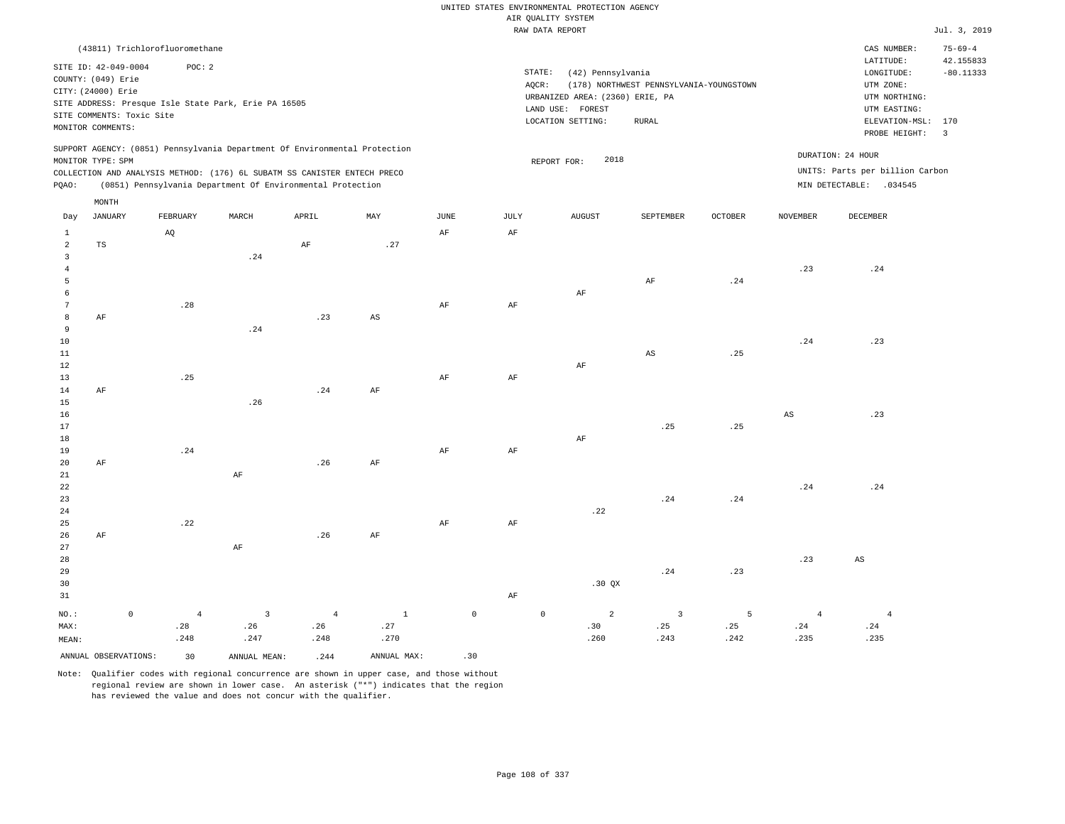UNITED STATES ENVIRONMENTAL PROTECTION AGENCY
AIR QUALITY SYSTEM
RAW DATA REPORT

Jul. 3, 2019

(43811) Trichlorofluoromethane

SITE ID: 42-049-0004 POC: 2
COUNTY: (049) Erie
CITY: (24000) Erie
SITE ADDRESS: Presque Isle State Park, Erie PA 16505
SITE COMMENTS: Toxic Site
MONITOR COMMENTS:

STATE: (42) Pennsylvania
AQCR: (178) NORTHWEST PENNSYLVANIA-YOUNGSTOWN
URBANIZED AREA: (2360) ERIE, PA
LAND USE: FOREST
LOCATION SETTING: RURAL

CAS NUMBER: 75-69-4
LATITUDE: 42.155833
LONGITUDE: -80.11333
UTM ZONE:
UTM NORTHING:
UTM EASTING:
ELEVATION-MSL: 170
PROBE HEIGHT: 3

SUPPORT AGENCY: (0851) Pennsylvania Department Of Environmental Protection
MONITOR TYPE: SPM
COLLECTION AND ANALYSIS METHOD: (176) 6L SUBATM SS CANISTER ENTECH PRECO
PQAO: (0851) Pennsylvania Department Of Environmental Protection

REPORT FOR: 2018

DURATION: 24 HOUR
UNITS: Parts per billion Carbon
MIN DETECTABLE: .034545

| Day | JANUARY | FEBRUARY | MARCH | APRIL | MAY | JUNE | JULY | AUGUST | SEPTEMBER | OCTOBER | NOVEMBER | DECEMBER |
|---|---|---|---|---|---|---|---|---|---|---|---|---|
| 1 | | AQ | | | | AF | AF | | | | | |
| 2 | TS | | | AF | .27 | | | | | | | |
| 3 | | | .24 | | | | | | | | | |
| 4 | | | | | | | | | | | .23 | .24 |
| 5 | | | | | | | | | AF | .24 | | |
| 6 | | | | | | | | AF | | | | |
| 7 | | .28 | | | | AF | AF | | | | | |
| 8 | AF | | | .23 | AS | | | | | | | |
| 9 | | | .24 | | | | | | | | | |
| 10 | | | | | | | | | | | .24 | .23 |
| 11 | | | | | | | | | AS | .25 | | |
| 12 | | | | | | | | AF | | | | |
| 13 | | .25 | | | | AF | AF | | | | | |
| 14 | AF | | | .24 | AF | | | | | | | |
| 15 | | | .26 | | | | | | | | | |
| 16 | | | | | | | | | | | AS | .23 |
| 17 | | | | | | | | | .25 | .25 | | |
| 18 | | | | | | | | AF | | | | |
| 19 | | .24 | | | | AF | AF | | | | | |
| 20 | AF | | | .26 | AF | | | | | | | |
| 21 | | | AF | | | | | | | | | |
| 22 | | | | | | | | | | | .24 | .24 |
| 23 | | | | | | | | | .24 | .24 | | |
| 24 | | | | | | | | .22 | | | | |
| 25 | | .22 | | | | AF | AF | | | | | |
| 26 | AF | | | .26 | AF | | | | | | | |
| 27 | | | AF | | | | | | | | | |
| 28 | | | | | | | | | | | .23 | AS |
| 29 | | | | | | | | | .24 | .23 | | |
| 30 | | | | | | | | .30 QX | | | | |
| 31 | | | | | | | AF | | | | | |
| NO.: | 0 | 4 | 3 | 4 | 1 | 0 | 0 | 2 | 3 | 5 | 4 | 4 |
| MAX: | | .28 | .26 | .26 | .27 | | | .30 | .25 | .25 | .24 | .24 |
| MEAN: | | .248 | .247 | .248 | .270 | | | .260 | .243 | .242 | .235 | .235 |

ANNUAL OBSERVATIONS: 30 ANNUAL MEAN: .244 ANNUAL MAX: .30

Note: Qualifier codes with regional concurrence are shown in upper case, and those without regional review are shown in lower case. An asterisk ("*") indicates that the region has reviewed the value and does not concur with the qualifier.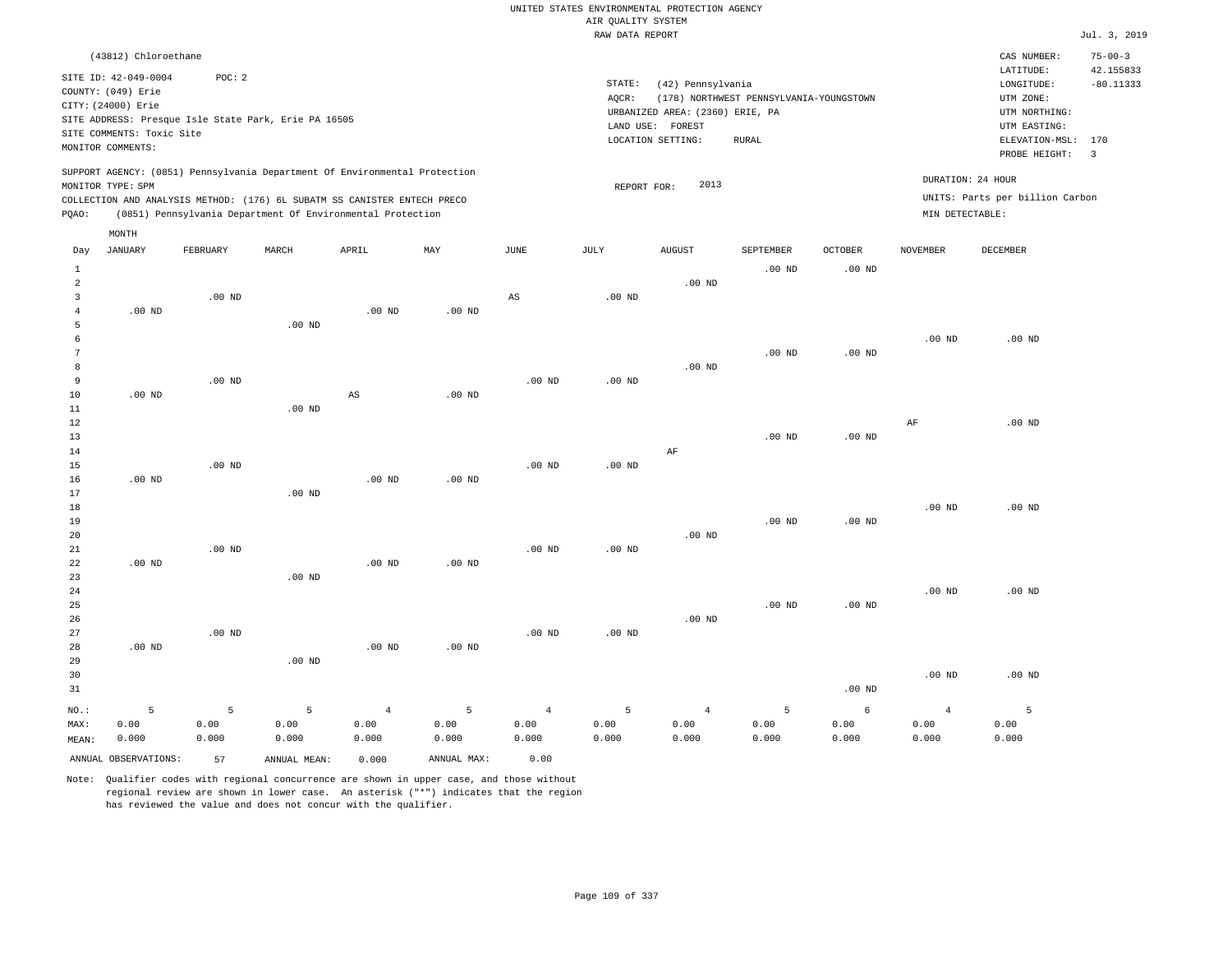UNITED STATES ENVIRONMENTAL PROTECTION AGENCY
AIR QUALITY SYSTEM
RAW DATA REPORT

Jul. 3, 2019

(43812) Chloroethane

SITE ID: 42-049-0004 POC: 2
COUNTY: (049) Erie
CITY: (24000) Erie
SITE ADDRESS: Presque Isle State Park, Erie PA 16505
SITE COMMENTS: Toxic Site
MONITOR COMMENTS:

STATE: (42) Pennsylvania
AQCR: (178) NORTHWEST PENNSYLVANIA-YOUNGSTOWN
URBANIZED AREA: (2360) ERIE, PA
LAND USE: FOREST
LOCATION SETTING: RURAL

CAS NUMBER: 75-00-3
LATITUDE: 42.155833
LONGITUDE: -80.11333
UTM ZONE:
UTM NORTHING:
UTM EASTING:
ELEVATION-MSL: 170
PROBE HEIGHT: 3

SUPPORT AGENCY: (0851) Pennsylvania Department Of Environmental Protection
MONITOR TYPE: SPM
COLLECTION AND ANALYSIS METHOD: (176) 6L SUBATM SS CANISTER ENTECH PRECO
PQAO: (0851) Pennsylvania Department Of Environmental Protection

REPORT FOR: 2013

DURATION: 24 HOUR
UNITS: Parts per billion Carbon
MIN DETECTABLE:

| Day | JANUARY | FEBRUARY | MARCH | APRIL | MAY | JUNE | JULY | AUGUST | SEPTEMBER | OCTOBER | NOVEMBER | DECEMBER |
|---|---|---|---|---|---|---|---|---|---|---|---|---|
| 1 | | | | | | | | | .00 ND | .00 ND | | |
| 2 | | | | | | | | .00 ND | | | | |
| 3 | | .00 ND | | | | AS | .00 ND | | | | | |
| 4 | .00 ND | | | .00 ND | .00 ND | | | | | | | |
| 5 | | | .00 ND | | | | | | | | | |
| 6 | | | | | | | | | | | .00 ND | .00 ND |
| 7 | | | | | | | | | .00 ND | .00 ND | | |
| 8 | | | | | | | | .00 ND | | | | |
| 9 | | .00 ND | | | | .00 ND | .00 ND | | | | | |
| 10 | .00 ND | | | AS | .00 ND | | | | | | | |
| 11 | | | .00 ND | | | | | | | | | |
| 12 | | | | | | | | | | | AF | .00 ND |
| 13 | | | | | | | | | .00 ND | .00 ND | | |
| 14 | | | | | | | | AF | | | | |
| 15 | | .00 ND | | | | .00 ND | .00 ND | | | | | |
| 16 | .00 ND | | | .00 ND | .00 ND | | | | | | | |
| 17 | | | .00 ND | | | | | | | | | |
| 18 | | | | | | | | | | | .00 ND | .00 ND |
| 19 | | | | | | | | | .00 ND | .00 ND | | |
| 20 | | | | | | | | .00 ND | | | | |
| 21 | | .00 ND | | | | .00 ND | .00 ND | | | | | |
| 22 | .00 ND | | | .00 ND | .00 ND | | | | | | | |
| 23 | | | .00 ND | | | | | | | | | |
| 24 | | | | | | | | | | | .00 ND | .00 ND |
| 25 | | | | | | | | | .00 ND | .00 ND | | |
| 26 | | | | | | | | .00 ND | | | | |
| 27 | | .00 ND | | | | .00 ND | .00 ND | | | | | |
| 28 | .00 ND | | | .00 ND | .00 ND | | | | | | | |
| 29 | | | .00 ND | | | | | | | | | |
| 30 | | | | | | | | | | | .00 ND | .00 ND |
| 31 | | | | | | | | | | .00 ND | | |
| NO.: | 5 | 5 | 5 | 4 | 5 | 4 | 5 | 4 | 5 | 6 | 4 | 5 |
| MAX: | 0.00 | 0.00 | 0.00 | 0.00 | 0.00 | 0.00 | 0.00 | 0.00 | 0.00 | 0.00 | 0.00 | 0.00 |
| MEAN: | 0.000 | 0.000 | 0.000 | 0.000 | 0.000 | 0.000 | 0.000 | 0.000 | 0.000 | 0.000 | 0.000 | 0.000 |

ANNUAL OBSERVATIONS: 57 ANNUAL MEAN: 0.000 ANNUAL MAX: 0.00

Note: Qualifier codes with regional concurrence are shown in upper case, and those without regional review are shown in lower case. An asterisk ("*") indicates that the region has reviewed the value and does not concur with the qualifier.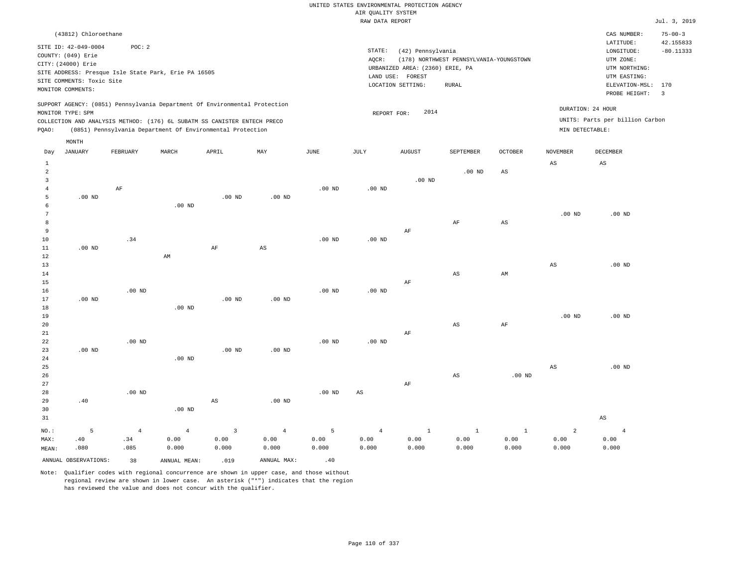UNITED STATES ENVIRONMENTAL PROTECTION AGENCY
AIR QUALITY SYSTEM
RAW DATA REPORT

Jul. 3, 2019

(43812) Chloroethane

SITE ID: 42-049-0004 POC: 2
COUNTY: (049) Erie
CITY: (24000) Erie
SITE ADDRESS: Presque Isle State Park, Erie PA 16505
SITE COMMENTS: Toxic Site
MONITOR COMMENTS:

STATE: (42) Pennsylvania
AQCR: (178) NORTHWEST PENNSYLVANIA-YOUNGSTOWN
URBANIZED AREA: (2360) ERIE, PA
LAND USE: FOREST
LOCATION SETTING: RURAL

CAS NUMBER: 75-00-3
LATITUDE: 42.155833
LONGITUDE: -80.11333
UTM ZONE:
UTM NORTHING:
UTM EASTING:
ELEVATION-MSL: 170
PROBE HEIGHT: 3

SUPPORT AGENCY: (0851) Pennsylvania Department Of Environmental Protection
MONITOR TYPE: SPM
COLLECTION AND ANALYSIS METHOD: (176) 6L SUBATM SS CANISTER ENTECH PRECO
PQAO: (0851) Pennsylvania Department Of Environmental Protection

REPORT FOR: 2014

DURATION: 24 HOUR
UNITS: Parts per billion Carbon
MIN DETECTABLE:

| Day | JANUARY | FEBRUARY | MARCH | APRIL | MAY | JUNE | JULY | AUGUST | SEPTEMBER | OCTOBER | NOVEMBER | DECEMBER |
|---|---|---|---|---|---|---|---|---|---|---|---|---|
| 1 | | | | | | | | | | | AS | AS |
| 2 | | | | | | | | | .00 ND | AS | | |
| 3 | | | | | | | | .00 ND | | | | |
| 4 | | AF | | | | .00 ND | .00 ND | | | | | |
| 5 | .00 ND | | | .00 ND | .00 ND | | | | | | | |
| 6 | | | .00 ND | | | | | | | | | |
| 7 | | | | | | | | | | | .00 ND | .00 ND |
| 8 | | | | | | | | | AF | AS | | |
| 9 | | | | | | | | AF | | | | |
| 10 | | .34 | | | | .00 ND | .00 ND | | | | | |
| 11 | .00 ND | | | AF | AS | | | | | | | |
| 12 | | | AM | | | | | | | | | |
| 13 | | | | | | | | | | | AS | .00 ND |
| 14 | | | | | | | | | AS | AM | | |
| 15 | | | | | | | | AF | | | | |
| 16 | | .00 ND | | | | .00 ND | .00 ND | | | | | |
| 17 | .00 ND | | | .00 ND | .00 ND | | | | | | | |
| 18 | | | .00 ND | | | | | | | | | |
| 19 | | | | | | | | | | | .00 ND | .00 ND |
| 20 | | | | | | | | | AS | AF | | |
| 21 | | | | | | | | AF | | | | |
| 22 | | .00 ND | | | | .00 ND | .00 ND | | | | | |
| 23 | .00 ND | | | .00 ND | .00 ND | | | | | | | |
| 24 | | | .00 ND | | | | | | | | | |
| 25 | | | | | | | | | | | AS | .00 ND |
| 26 | | | | | | | | | AS | .00 ND | | |
| 27 | | | | | | | | AF | | | | |
| 28 | | .00 ND | | | | .00 ND | AS | | | | | |
| 29 | .40 | | | AS | .00 ND | | | | | | | |
| 30 | | | .00 ND | | | | | | | | | |
| 31 | | | | | | | | | | | | AS |
| NO.: | 5 | 4 | 4 | 3 | 4 | 5 | 4 | 1 | 1 | 1 | 2 | 4 |
| MAX: | .40 | .34 | 0.00 | 0.00 | 0.00 | 0.00 | 0.00 | 0.00 | 0.00 | 0.00 | 0.00 | 0.00 |
| MEAN: | .080 | .085 | 0.000 | 0.000 | 0.000 | 0.000 | 0.000 | 0.000 | 0.000 | 0.000 | 0.000 | 0.000 |

ANNUAL OBSERVATIONS: 38 ANNUAL MEAN: .019 ANNUAL MAX: .40

Note: Qualifier codes with regional concurrence are shown in upper case, and those without regional review are shown in lower case. An asterisk ("*") indicates that the region has reviewed the value and does not concur with the qualifier.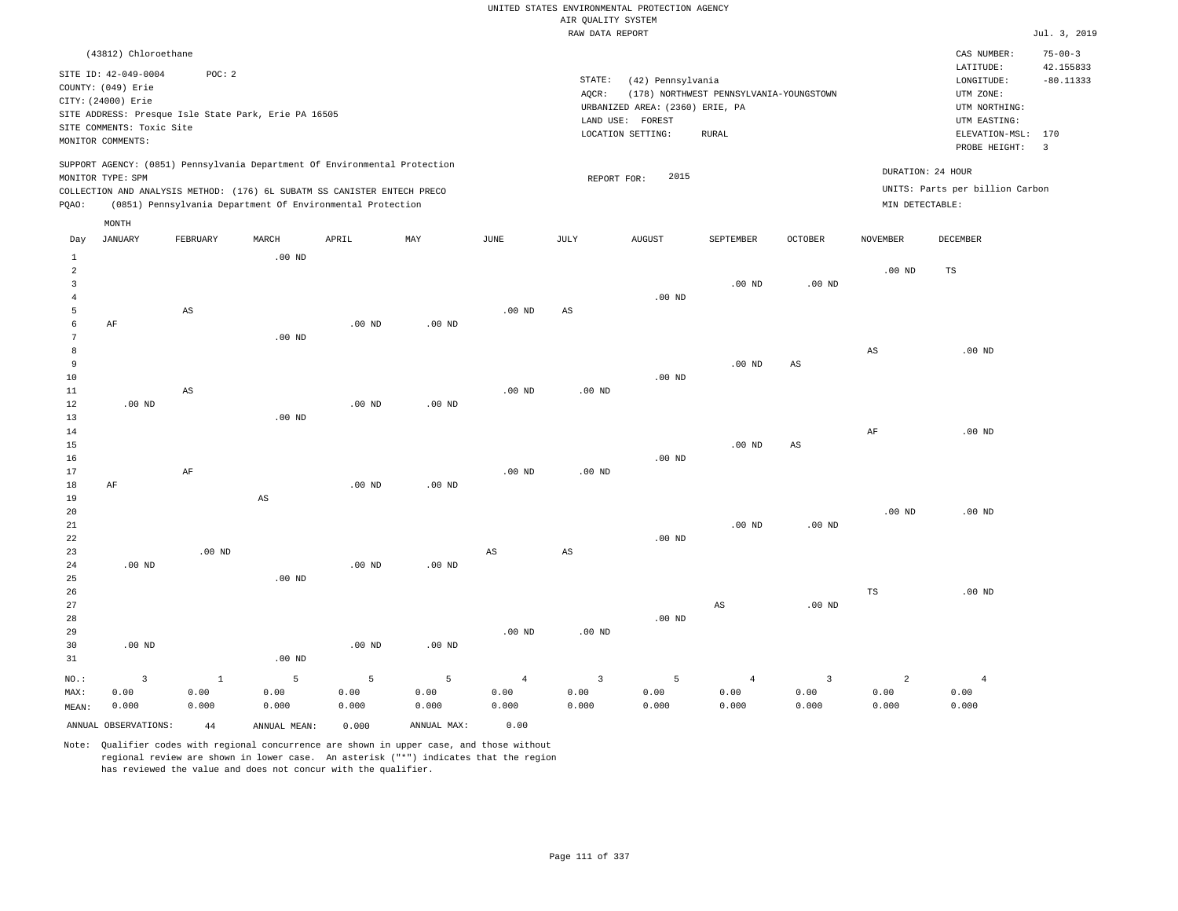UNITED STATES ENVIRONMENTAL PROTECTION AGENCY
AIR QUALITY SYSTEM
RAW DATA REPORT

Jul. 3, 2019

(43812) Chloroethane

SITE ID: 42-049-0004 POC: 2
COUNTY: (049) Erie
CITY: (24000) Erie
SITE ADDRESS: Presque Isle State Park, Erie PA 16505
SITE COMMENTS: Toxic Site
MONITOR COMMENTS:

STATE: (42) Pennsylvania
AQCR: (178) NORTHWEST PENNSYLVANIA-YOUNGSTOWN
URBANIZED AREA: (2360) ERIE, PA
LAND USE: FOREST
LOCATION SETTING: RURAL

CAS NUMBER: 75-00-3
LATITUDE: 42.155833
LONGITUDE: -80.11333
UTM ZONE:
UTM NORTHING:
UTM EASTING:
ELEVATION-MSL: 170
PROBE HEIGHT: 3

SUPPORT AGENCY: (0851) Pennsylvania Department Of Environmental Protection
MONITOR TYPE: SPM
COLLECTION AND ANALYSIS METHOD: (176) 6L SUBATM SS CANISTER ENTECH PRECO
PQAO: (0851) Pennsylvania Department Of Environmental Protection

REPORT FOR: 2015

DURATION: 24 HOUR
UNITS: Parts per billion Carbon
MIN DETECTABLE:

| Day | JANUARY | FEBRUARY | MARCH | APRIL | MAY | JUNE | JULY | AUGUST | SEPTEMBER | OCTOBER | NOVEMBER | DECEMBER |
|---|---|---|---|---|---|---|---|---|---|---|---|---|
| 1 | | | .00 ND | | | | | | | | | |
| 2 | | | | | | | | | | | .00 ND | TS |
| 3 | | | | | | | | | .00 ND | .00 ND | | |
| 4 | | | | | | | | .00 ND | | | | |
| 5 | | AS | | | | .00 ND | AS | | | | | |
| 6 | AF | | | .00 ND | .00 ND | | | | | | | |
| 7 | | | .00 ND | | | | | | | | | |
| 8 | | | | | | | | | | | AS | .00 ND |
| 9 | | | | | | | | | .00 ND | AS | | |
| 10 | | | | | | | | .00 ND | | | | |
| 11 | | AS | | | | .00 ND | .00 ND | | | | | |
| 12 | .00 ND | | | .00 ND | .00 ND | | | | | | | |
| 13 | | | .00 ND | | | | | | | | | |
| 14 | | | | | | | | | | | AF | .00 ND |
| 15 | | | | | | | | | .00 ND | AS | | |
| 16 | | | | | | | | .00 ND | | | | |
| 17 | | AF | | | | .00 ND | .00 ND | | | | | |
| 18 | AF | | | .00 ND | .00 ND | | | | | | | |
| 19 | | | AS | | | | | | | | | |
| 20 | | | | | | | | | | | .00 ND | .00 ND |
| 21 | | | | | | | | | .00 ND | .00 ND | | |
| 22 | | | | | | | | .00 ND | | | | |
| 23 | | .00 ND | | | | AS | AS | | | | | |
| 24 | .00 ND | | | .00 ND | .00 ND | | | | | | | |
| 25 | | | .00 ND | | | | | | | | | |
| 26 | | | | | | | | | | | TS | .00 ND |
| 27 | | | | | | | | | AS | .00 ND | | |
| 28 | | | | | | | | .00 ND | | | | |
| 29 | | | | | | .00 ND | .00 ND | | | | | |
| 30 | .00 ND | | | .00 ND | .00 ND | | | | | | | |
| 31 | | | .00 ND | | | | | | | | | |
| NO.: | 3 | 1 | 5 | 5 | 5 | 4 | 3 | 5 | 4 | 3 | 2 | 4 |
| MAX: | 0.00 | 0.00 | 0.00 | 0.00 | 0.00 | 0.00 | 0.00 | 0.00 | 0.00 | 0.00 | 0.00 | 0.00 |
| MEAN: | 0.000 | 0.000 | 0.000 | 0.000 | 0.000 | 0.000 | 0.000 | 0.000 | 0.000 | 0.000 | 0.000 | 0.000 |

ANNUAL OBSERVATIONS: 44 ANNUAL MEAN: 0.000 ANNUAL MAX: 0.00

Note: Qualifier codes with regional concurrence are shown in upper case, and those without regional review are shown in lower case. An asterisk ("*") indicates that the region has reviewed the value and does not concur with the qualifier.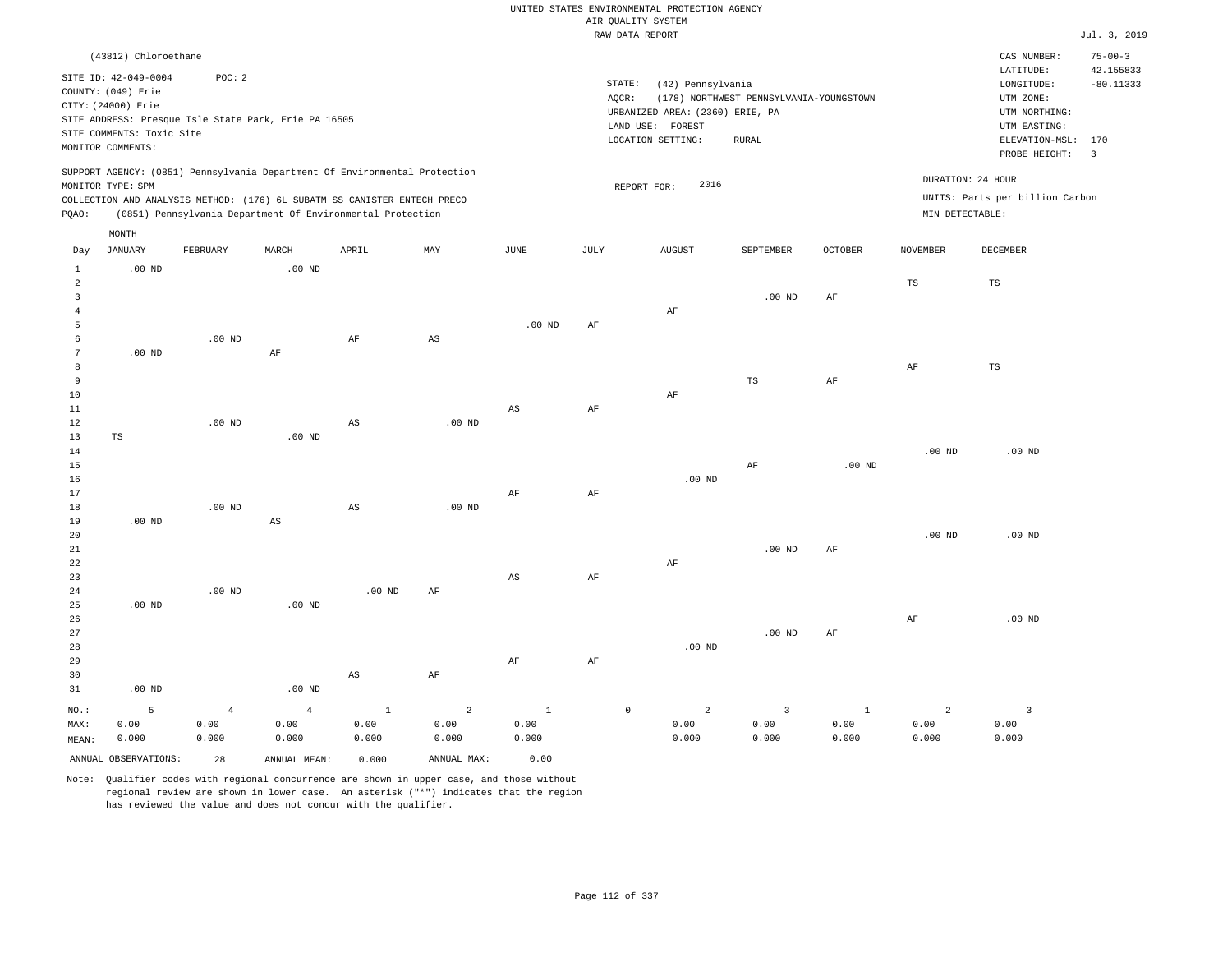UNITED STATES ENVIRONMENTAL PROTECTION AGENCY
AIR QUALITY SYSTEM
RAW DATA REPORT

Jul. 3, 2019

(43812) Chloroethane

SITE ID: 42-049-0004 POC: 2
COUNTY: (049) Erie
CITY: (24000) Erie
SITE ADDRESS: Presque Isle State Park, Erie PA 16505
SITE COMMENTS: Toxic Site
MONITOR COMMENTS:

STATE: (42) Pennsylvania
AQCR: (178) NORTHWEST PENNSYLVANIA-YOUNGSTOWN
URBANIZED AREA: (2360) ERIE, PA
LAND USE: FOREST
LOCATION SETTING: RURAL

CAS NUMBER: 75-00-3
LATITUDE: 42.155833
LONGITUDE: -80.11333
UTM ZONE:
UTM NORTHING:
UTM EASTING:
ELEVATION-MSL: 170
PROBE HEIGHT: 3

SUPPORT AGENCY: (0851) Pennsylvania Department Of Environmental Protection
MONITOR TYPE: SPM
COLLECTION AND ANALYSIS METHOD: (176) 6L SUBATM SS CANISTER ENTECH PRECO
PQAO: (0851) Pennsylvania Department Of Environmental Protection

REPORT FOR: 2016

DURATION: 24 HOUR
UNITS: Parts per billion Carbon
MIN DETECTABLE:

| Day | JANUARY | FEBRUARY | MARCH | APRIL | MAY | JUNE | JULY | AUGUST | SEPTEMBER | OCTOBER | NOVEMBER | DECEMBER |
|---|---|---|---|---|---|---|---|---|---|---|---|---|
| 1 | .00 ND | | .00 ND | | | | | | | | | |
| 2 | | | | | | | | | | | TS | TS |
| 3 | | | | | | | | | .00 ND | AF | | |
| 4 | | | | | | | | AF | | | | |
| 5 | | | | | | .00 ND | AF | | | | | |
| 6 | | .00 ND | | AF | AS | | | | | | | |
| 7 | .00 ND | | AF | | | | | | | | | |
| 8 | | | | | | | | | | | AF | TS |
| 9 | | | | | | | | | TS | AF | | |
| 10 | | | | | | | | AF | | | | |
| 11 | | | | | | AS | AF | | | | | |
| 12 | | .00 ND | | AS | .00 ND | | | | | | | |
| 13 | TS | | .00 ND | | | | | | | | | |
| 14 | | | | | | | | | | | .00 ND | .00 ND |
| 15 | | | | | | | | | AF | .00 ND | | |
| 16 | | | | | | | | .00 ND | | | | |
| 17 | | | | | | AF | AF | | | | | |
| 18 | | .00 ND | | AS | .00 ND | | | | | | | |
| 19 | .00 ND | | AS | | | | | | | | | |
| 20 | | | | | | | | | | | .00 ND | .00 ND |
| 21 | | | | | | | | | .00 ND | AF | | |
| 22 | | | | | | | | AF | | | | |
| 23 | | | | | | AS | AF | | | | | |
| 24 | | .00 ND | | .00 ND | AF | | | | | | | |
| 25 | .00 ND | | .00 ND | | | | | | | | | |
| 26 | | | | | | | | | | | AF | .00 ND |
| 27 | | | | | | | | | .00 ND | AF | | |
| 28 | | | | | | | | .00 ND | | | | |
| 29 | | | | | | AF | AF | | | | | |
| 30 | | | | AS | AF | | | | | | | |
| 31 | .00 ND | | .00 ND | | | | | | | | | |
| NO.: | 5 | 4 | 4 | 1 | 2 | 1 | 0 | 2 | 3 | 1 | 2 | 3 |
| MAX: | 0.00 | 0.00 | 0.00 | 0.00 | 0.00 | 0.00 | | 0.00 | 0.00 | 0.00 | 0.00 | 0.00 |
| MEAN: | 0.000 | 0.000 | 0.000 | 0.000 | 0.000 | 0.000 | | 0.000 | 0.000 | 0.000 | 0.000 | 0.000 |

ANNUAL OBSERVATIONS: 28 ANNUAL MEAN: 0.000 ANNUAL MAX: 0.00

Note: Qualifier codes with regional concurrence are shown in upper case, and those without regional review are shown in lower case. An asterisk ("*") indicates that the region has reviewed the value and does not concur with the qualifier.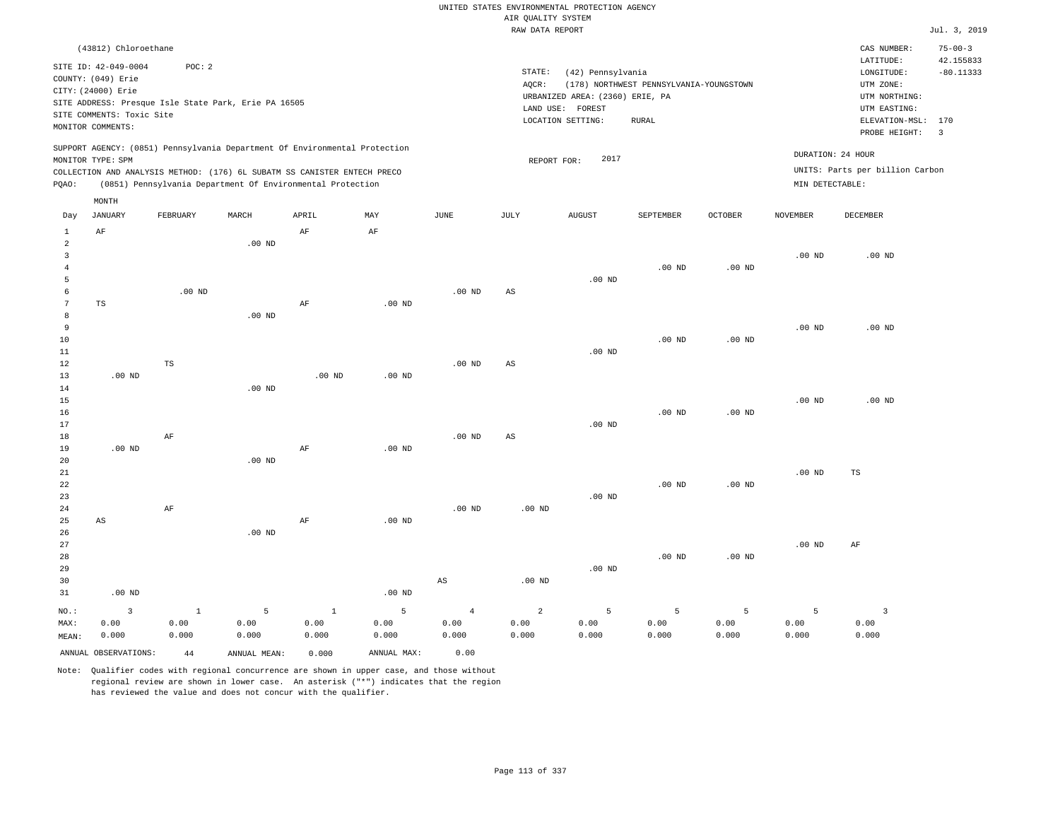UNITED STATES ENVIRONMENTAL PROTECTION AGENCY
AIR QUALITY SYSTEM
RAW DATA REPORT

Jul. 3, 2019

(43812) Chloroethane

SITE ID: 42-049-0004 POC: 2
COUNTY: (049) Erie
CITY: (24000) Erie
SITE ADDRESS: Presque Isle State Park, Erie PA 16505
SITE COMMENTS: Toxic Site
MONITOR COMMENTS:

STATE: (42) Pennsylvania
AQCR: (178) NORTHWEST PENNSYLVANIA-YOUNGSTOWN
URBANIZED AREA: (2360) ERIE, PA
LAND USE: FOREST
LOCATION SETTING: RURAL

CAS NUMBER: 75-00-3
LATITUDE: 42.155833
LONGITUDE: -80.11333
UTM ZONE:
UTM NORTHING:
UTM EASTING:
ELEVATION-MSL: 170
PROBE HEIGHT: 3

SUPPORT AGENCY: (0851) Pennsylvania Department Of Environmental Protection
MONITOR TYPE: SPM
COLLECTION AND ANALYSIS METHOD: (176) 6L SUBATM SS CANISTER ENTECH PRECO
PQAO: (0851) Pennsylvania Department Of Environmental Protection

REPORT FOR: 2017

DURATION: 24 HOUR
UNITS: Parts per billion Carbon
MIN DETECTABLE:

| Day | JANUARY | FEBRUARY | MARCH | APRIL | MAY | JUNE | JULY | AUGUST | SEPTEMBER | OCTOBER | NOVEMBER | DECEMBER |
|---|---|---|---|---|---|---|---|---|---|---|---|---|
| 1 | AF | | | AF | AF | | | | | | | |
| 2 | | | .00 ND | | | | | | | | | |
| 3 | | | | | | | | | | | .00 ND | .00 ND |
| 4 | | | | | | | | | .00 ND | .00 ND | | |
| 5 | | | | | | | | .00 ND | | | | |
| 6 | | .00 ND | | | | .00 ND | AS | | | | | |
| 7 | TS | | | AF | .00 ND | | | | | | | |
| 8 | | | .00 ND | | | | | | | | | |
| 9 | | | | | | | | | | | .00 ND | .00 ND |
| 10 | | | | | | | | | .00 ND | .00 ND | | |
| 11 | | | | | | | | .00 ND | | | | |
| 12 | | TS | | | | .00 ND | AS | | | | | |
| 13 | .00 ND | | | .00 ND | .00 ND | | | | | | | |
| 14 | | | .00 ND | | | | | | | | | |
| 15 | | | | | | | | | | | .00 ND | .00 ND |
| 16 | | | | | | | | | .00 ND | .00 ND | | |
| 17 | | | | | | | | .00 ND | | | | |
| 18 | | AF | | | | .00 ND | AS | | | | | |
| 19 | .00 ND | | | AF | .00 ND | | | | | | | |
| 20 | | | .00 ND | | | | | | | | | |
| 21 | | | | | | | | | | | .00 ND | TS |
| 22 | | | | | | | | | .00 ND | .00 ND | | |
| 23 | | | | | | | | .00 ND | | | | |
| 24 | | AF | | | | .00 ND | .00 ND | | | | | |
| 25 | AS | | | AF | .00 ND | | | | | | | |
| 26 | | | .00 ND | | | | | | | | | |
| 27 | | | | | | | | | | | .00 ND | AF |
| 28 | | | | | | | | | .00 ND | .00 ND | | |
| 29 | | | | | | | | .00 ND | | | | |
| 30 | | | | | | AS | .00 ND | | | | | |
| 31 | .00 ND | | | | .00 ND | | | | | | | |
| NO.: | 3 | 1 | 5 | 1 | 5 | 4 | 2 | 5 | 5 | 5 | 5 | 3 |
| MAX: | 0.00 | 0.00 | 0.00 | 0.00 | 0.00 | 0.00 | 0.00 | 0.00 | 0.00 | 0.00 | 0.00 | 0.00 |
| MEAN: | 0.000 | 0.000 | 0.000 | 0.000 | 0.000 | 0.000 | 0.000 | 0.000 | 0.000 | 0.000 | 0.000 | 0.000 |

ANNUAL OBSERVATIONS: 44 ANNUAL MEAN: 0.000 ANNUAL MAX: 0.00

Note: Qualifier codes with regional concurrence are shown in upper case, and those without regional review are shown in lower case. An asterisk ("*") indicates that the region has reviewed the value and does not concur with the qualifier.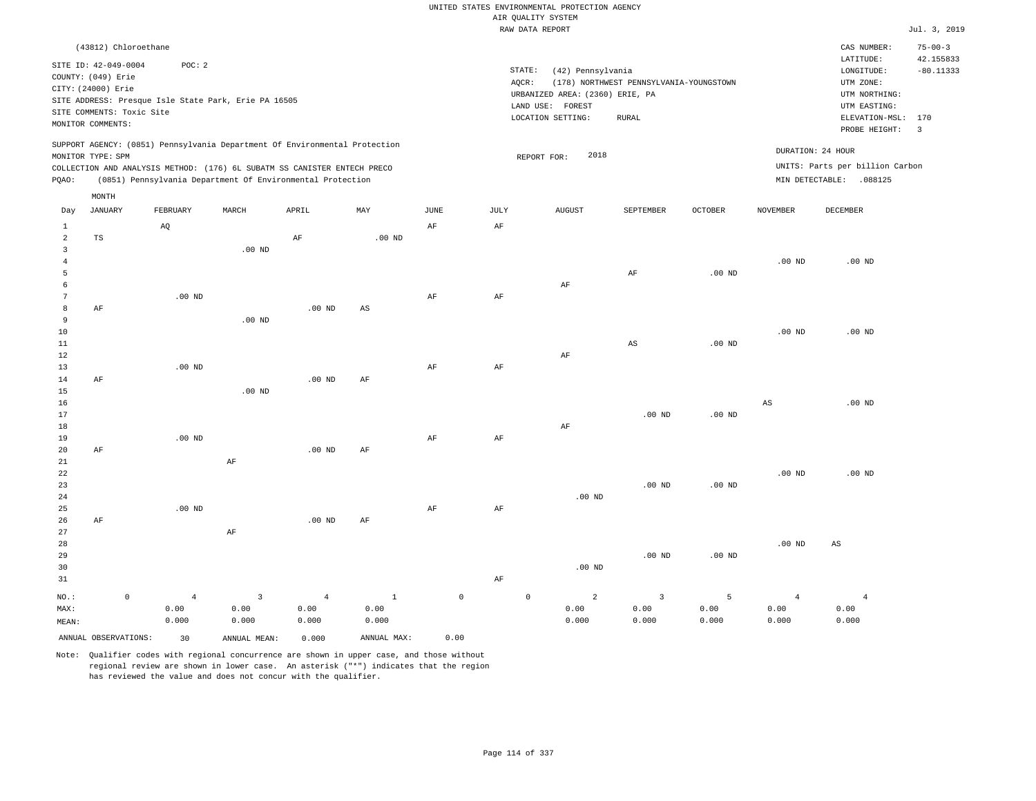UNITED STATES ENVIRONMENTAL PROTECTION AGENCY
AIR QUALITY SYSTEM
RAW DATA REPORT

Jul. 3, 2019

(43812) Chloroethane

SITE ID: 42-049-0004   POC: 2
COUNTY: (049) Erie
CITY: (24000) Erie
SITE ADDRESS: Presque Isle State Park, Erie PA 16505
SITE COMMENTS: Toxic Site
MONITOR COMMENTS:

STATE: (42) Pennsylvania
AQCR: (178) NORTHWEST PENNSYLVANIA-YOUNGSTOWN
URBANIZED AREA: (2360) ERIE, PA
LAND USE: FOREST
LOCATION SETTING: RURAL

CAS NUMBER: 75-00-3
LATITUDE: 42.155833
LONGITUDE: -80.11333
UTM ZONE:
UTM NORTHING:
UTM EASTING:
ELEVATION-MSL: 170
PROBE HEIGHT: 3

SUPPORT AGENCY: (0851) Pennsylvania Department Of Environmental Protection
MONITOR TYPE: SPM
COLLECTION AND ANALYSIS METHOD: (176) 6L SUBATM SS CANISTER ENTECH PRECO
PQAO: (0851) Pennsylvania Department Of Environmental Protection

REPORT FOR: 2018

DURATION: 24 HOUR
UNITS: Parts per billion Carbon
MIN DETECTABLE: .088125

| Day | JANUARY | FEBRUARY | MARCH | APRIL | MAY | JUNE | JULY | AUGUST | SEPTEMBER | OCTOBER | NOVEMBER | DECEMBER |
|---|---|---|---|---|---|---|---|---|---|---|---|---|
| 1 | | AQ | | | | AF | AF | | | | | |
| 2 | TS | | | AF | .00 ND | | | | | | | |
| 3 | | | .00 ND | | | | | | | | | |
| 4 | | | | | | | | | | | .00 ND | .00 ND |
| 5 | | | | | | | | | AF | .00 ND | | |
| 6 | | | | | | | | AF | | | | |
| 7 | | .00 ND | | | | AF | AF | | | | | |
| 8 | AF | | | .00 ND | AS | | | | | | | |
| 9 | | | .00 ND | | | | | | | | | |
| 10 | | | | | | | | | | | .00 ND | .00 ND |
| 11 | | | | | | | | | AS | .00 ND | | |
| 12 | | | | | | | | AF | | | | |
| 13 | | .00 ND | | | | AF | AF | | | | | |
| 14 | AF | | | .00 ND | AF | | | | | | | |
| 15 | | | .00 ND | | | | | | | | | |
| 16 | | | | | | | | | | | AS | .00 ND |
| 17 | | | | | | | | | .00 ND | .00 ND | | |
| 18 | | | | | | | | AF | | | | |
| 19 | | .00 ND | | | | AF | AF | | | | | |
| 20 | AF | | | .00 ND | AF | | | | | | | |
| 21 | | | AF | | | | | | | | | |
| 22 | | | | | | | | | | | .00 ND | .00 ND |
| 23 | | | | | | | | | .00 ND | .00 ND | | |
| 24 | | | | | | | | .00 ND | | | | |
| 25 | | .00 ND | | | | AF | AF | | | | | |
| 26 | AF | | | .00 ND | AF | | | | | | | |
| 27 | | | AF | | | | | | | | | |
| 28 | | | | | | | | | | | .00 ND | AS |
| 29 | | | | | | | | | .00 ND | .00 ND | | |
| 30 | | | | | | | | .00 ND | | | | |
| 31 | | | | | | | AF | | | | | |
| NO.: | 0 | 4 | 3 | 4 | 1 | 0 | 0 | 2 | 3 | 5 | 4 | 4 |
| MAX: | | 0.00 | 0.00 | 0.00 | 0.00 | | | 0.00 | 0.00 | 0.00 | 0.00 | 0.00 |
| MEAN: | | 0.000 | 0.000 | 0.000 | 0.000 | | | 0.000 | 0.000 | 0.000 | 0.000 | 0.000 |

ANNUAL OBSERVATIONS: 30   ANNUAL MEAN: 0.000   ANNUAL MAX: 0.00

Note: Qualifier codes with regional concurrence are shown in upper case, and those without regional review are shown in lower case. An asterisk ("*") indicates that the region has reviewed the value and does not concur with the qualifier.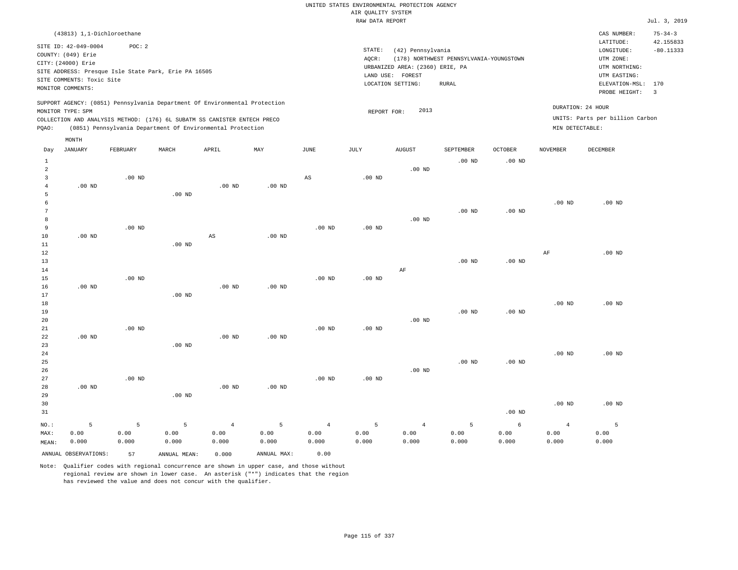UNITED STATES ENVIRONMENTAL PROTECTION AGENCY
AIR QUALITY SYSTEM
RAW DATA REPORT

Jul. 3, 2019

(43813) 1,1-Dichloroethane

SITE ID: 42-049-0004 POC: 2
COUNTY: (049) Erie
CITY: (24000) Erie
SITE ADDRESS: Presque Isle State Park, Erie PA 16505
SITE COMMENTS: Toxic Site
MONITOR COMMENTS:

STATE: (42) Pennsylvania
AQCR: (178) NORTHWEST PENNSYLVANIA-YOUNGSTOWN
URBANIZED AREA: (2360) ERIE, PA
LAND USE: FOREST
LOCATION SETTING: RURAL

CAS NUMBER: 75-34-3
LATITUDE: 42.155833
LONGITUDE: -80.11333
UTM ZONE:
UTM NORTHING:
UTM EASTING:
ELEVATION-MSL: 170
PROBE HEIGHT: 3

SUPPORT AGENCY: (0851) Pennsylvania Department Of Environmental Protection
MONITOR TYPE: SPM
COLLECTION AND ANALYSIS METHOD: (176) 6L SUBATM SS CANISTER ENTECH PRECO
PQAO: (0851) Pennsylvania Department Of Environmental Protection

REPORT FOR: 2013

DURATION: 24 HOUR
UNITS: Parts per billion Carbon
MIN DETECTABLE:

| Day | JANUARY | FEBRUARY | MARCH | APRIL | MAY | JUNE | JULY | AUGUST | SEPTEMBER | OCTOBER | NOVEMBER | DECEMBER |
|---|---|---|---|---|---|---|---|---|---|---|---|---|
| 1 | | | | | | | | | .00 ND | .00 ND | | |
| 2 | | | | | | | | .00 ND | | | | |
| 3 | | .00 ND | | | | AS | .00 ND | | | | | |
| 4 | .00 ND | | | .00 ND | .00 ND | | | | | | | |
| 5 | | | .00 ND | | | | | | | | | |
| 6 | | | | | | | | | | | .00 ND | .00 ND |
| 7 | | | | | | | | | .00 ND | .00 ND | | |
| 8 | | | | | | | | .00 ND | | | | |
| 9 | | .00 ND | | | | .00 ND | .00 ND | | | | | |
| 10 | .00 ND | | | AS | .00 ND | | | | | | | |
| 11 | | | .00 ND | | | | | | | | | |
| 12 | | | | | | | | | | | AF | .00 ND |
| 13 | | | | | | | | | .00 ND | .00 ND | | |
| 14 | | | | | | | | AF | | | | |
| 15 | | .00 ND | | | | .00 ND | .00 ND | | | | | |
| 16 | .00 ND | | | .00 ND | .00 ND | | | | | | | |
| 17 | | | .00 ND | | | | | | | | | |
| 18 | | | | | | | | | | | .00 ND | .00 ND |
| 19 | | | | | | | | | .00 ND | .00 ND | | |
| 20 | | | | | | | | .00 ND | | | | |
| 21 | | .00 ND | | | | .00 ND | .00 ND | | | | | |
| 22 | .00 ND | | | .00 ND | .00 ND | | | | | | | |
| 23 | | | .00 ND | | | | | | | | | |
| 24 | | | | | | | | | | | .00 ND | .00 ND |
| 25 | | | | | | | | | .00 ND | .00 ND | | |
| 26 | | | | | | | | .00 ND | | | | |
| 27 | | .00 ND | | | | .00 ND | .00 ND | | | | | |
| 28 | .00 ND | | | .00 ND | .00 ND | | | | | | | |
| 29 | | | .00 ND | | | | | | | | | |
| 30 | | | | | | | | | | | .00 ND | .00 ND |
| 31 | | | | | | | | | | .00 ND | | |
| NO.: | 5 | 5 | 5 | 4 | 5 | 4 | 5 | 4 | 5 | 6 | 4 | 5 |
| MAX: | 0.00 | 0.00 | 0.00 | 0.00 | 0.00 | 0.00 | 0.00 | 0.00 | 0.00 | 0.00 | 0.00 | 0.00 |
| MEAN: | 0.000 | 0.000 | 0.000 | 0.000 | 0.000 | 0.000 | 0.000 | 0.000 | 0.000 | 0.000 | 0.000 | 0.000 |

ANNUAL OBSERVATIONS: 57 ANNUAL MEAN: 0.000 ANNUAL MAX: 0.00

Note: Qualifier codes with regional concurrence are shown in upper case, and those without regional review are shown in lower case. An asterisk ("*") indicates that the region has reviewed the value and does not concur with the qualifier.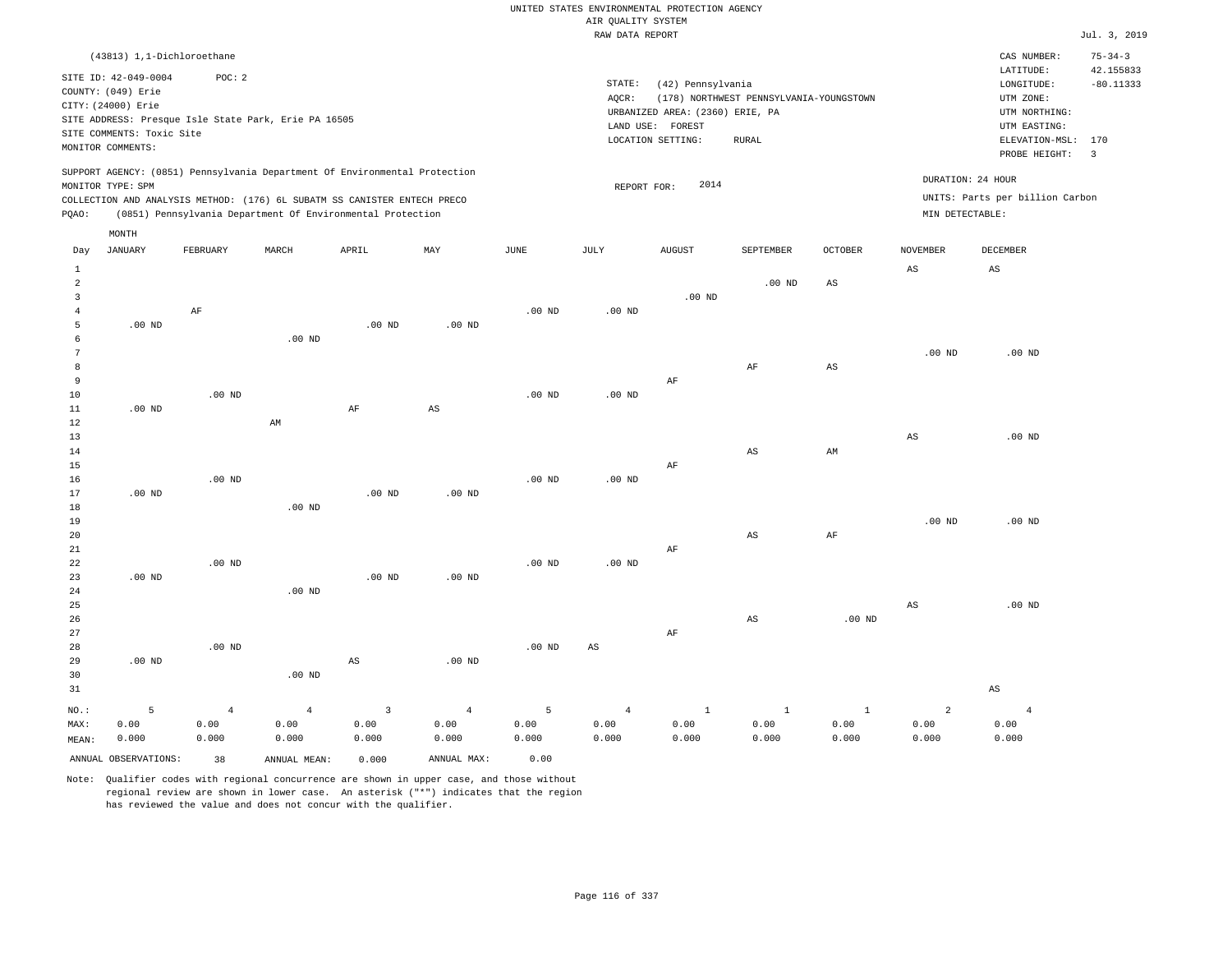UNITED STATES ENVIRONMENTAL PROTECTION AGENCY
AIR QUALITY SYSTEM
RAW DATA REPORT

Jul. 3, 2019

(43813) 1,1-Dichloroethane

SITE ID: 42-049-0004 POC: 2
COUNTY: (049) Erie
CITY: (24000) Erie
SITE ADDRESS: Presque Isle State Park, Erie PA 16505
SITE COMMENTS: Toxic Site
MONITOR COMMENTS:

STATE: (42) Pennsylvania
AQCR: (178) NORTHWEST PENNSYLVANIA-YOUNGSTOWN
URBANIZED AREA: (2360) ERIE, PA
LAND USE: FOREST
LOCATION SETTING: RURAL

CAS NUMBER: 75-34-3
LATITUDE: 42.155833
LONGITUDE: -80.11333
UTM ZONE:
UTM NORTHING:
UTM EASTING:
ELEVATION-MSL: 170
PROBE HEIGHT: 3

SUPPORT AGENCY: (0851) Pennsylvania Department Of Environmental Protection
MONITOR TYPE: SPM
COLLECTION AND ANALYSIS METHOD: (176) 6L SUBATM SS CANISTER ENTECH PRECO
PQAO: (0851) Pennsylvania Department Of Environmental Protection

REPORT FOR: 2014

DURATION: 24 HOUR
UNITS: Parts per billion Carbon
MIN DETECTABLE:

| Day | JANUARY | FEBRUARY | MARCH | APRIL | MAY | JUNE | JULY | AUGUST | SEPTEMBER | OCTOBER | NOVEMBER | DECEMBER |
|---|---|---|---|---|---|---|---|---|---|---|---|---|
| 1 | | | | | | | | | | | AS | AS |
| 2 | | | | | | | | | .00 ND | AS | | |
| 3 | | | | | | | | .00 ND | | | | |
| 4 | | AF | | | | .00 ND | .00 ND | | | | | |
| 5 | .00 ND | | | .00 ND | .00 ND | | | | | | | |
| 6 | | | .00 ND | | | | | | | | | |
| 7 | | | | | | | | | | | .00 ND | .00 ND |
| 8 | | | | | | | | | AF | AS | | |
| 9 | | | | | | | | AF | | | | |
| 10 | | .00 ND | | | | .00 ND | .00 ND | | | | | |
| 11 | .00 ND | | | AF | AS | | | | | | | |
| 12 | | | AM | | | | | | | | | |
| 13 | | | | | | | | | | | AS | .00 ND |
| 14 | | | | | | | | | AS | AM | | |
| 15 | | | | | | | | AF | | | | |
| 16 | | .00 ND | | | | .00 ND | .00 ND | | | | | |
| 17 | .00 ND | | | .00 ND | .00 ND | | | | | | | |
| 18 | | | .00 ND | | | | | | | | | |
| 19 | | | | | | | | | | | .00 ND | .00 ND |
| 20 | | | | | | | | | AS | AF | | |
| 21 | | | | | | | | AF | | | | |
| 22 | | .00 ND | | | | .00 ND | .00 ND | | | | | |
| 23 | .00 ND | | | .00 ND | .00 ND | | | | | | | |
| 24 | | | .00 ND | | | | | | | | | |
| 25 | | | | | | | | | | | AS | .00 ND |
| 26 | | | | | | | | | AS | .00 ND | | |
| 27 | | | | | | | | AF | | | | |
| 28 | | .00 ND | | | | .00 ND | AS | | | | | |
| 29 | .00 ND | | | AS | .00 ND | | | | | | | |
| 30 | | | .00 ND | | | | | | | | | |
| 31 | | | | | | | | | | | | AS |
| NO.: | 5 | 4 | 4 | 3 | 4 | 5 | 4 | 1 | 1 | 1 | 2 | 4 |
| MAX: | 0.00 | 0.00 | 0.00 | 0.00 | 0.00 | 0.00 | 0.00 | 0.00 | 0.00 | 0.00 | 0.00 | 0.00 |
| MEAN: | 0.000 | 0.000 | 0.000 | 0.000 | 0.000 | 0.000 | 0.000 | 0.000 | 0.000 | 0.000 | 0.000 | 0.000 |

ANNUAL OBSERVATIONS: 38 ANNUAL MEAN: 0.000 ANNUAL MAX: 0.00

Note: Qualifier codes with regional concurrence are shown in upper case, and those without regional review are shown in lower case. An asterisk ("*") indicates that the region has reviewed the value and does not concur with the qualifier.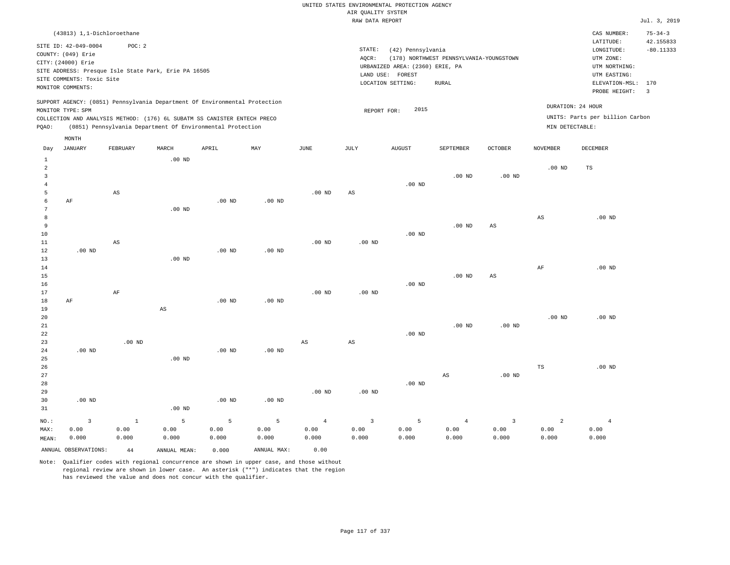UNITED STATES ENVIRONMENTAL PROTECTION AGENCY
AIR QUALITY SYSTEM
RAW DATA REPORT

Jul. 3, 2019

(43813) 1,1-Dichloroethane

SITE ID: 42-049-0004 POC: 2
COUNTY: (049) Erie
CITY: (24000) Erie
SITE ADDRESS: Presque Isle State Park, Erie PA 16505
SITE COMMENTS: Toxic Site
MONITOR COMMENTS:

STATE: (42) Pennsylvania
AQCR: (178) NORTHWEST PENNSYLVANIA-YOUNGSTOWN
URBANIZED AREA: (2360) ERIE, PA
LAND USE: FOREST
LOCATION SETTING: RURAL

CAS NUMBER: 75-34-3
LATITUDE: 42.155833
LONGITUDE: -80.11333
UTM ZONE:
UTM NORTHING:
UTM EASTING:
ELEVATION-MSL: 170
PROBE HEIGHT: 3

SUPPORT AGENCY: (0851) Pennsylvania Department Of Environmental Protection
MONITOR TYPE: SPM
COLLECTION AND ANALYSIS METHOD: (176) 6L SUBATM SS CANISTER ENTECH PRECO
PQAO: (0851) Pennsylvania Department Of Environmental Protection

REPORT FOR: 2015

DURATION: 24 HOUR
UNITS: Parts per billion Carbon
MIN DETECTABLE:

| Day | JANUARY | FEBRUARY | MARCH | APRIL | MAY | JUNE | JULY | AUGUST | SEPTEMBER | OCTOBER | NOVEMBER | DECEMBER |
|---|---|---|---|---|---|---|---|---|---|---|---|---|
| 1 | | | .00 ND | | | | | | | | | |
| 2 | | | | | | | | | | | .00 ND | TS |
| 3 | | | | | | | | | .00 ND | .00 ND | | |
| 4 | | | | | | | | .00 ND | | | | |
| 5 | | AS | | | | .00 ND | AS | | | | | |
| 6 | AF | | | .00 ND | .00 ND | | | | | | | |
| 7 | | | .00 ND | | | | | | | | | |
| 8 | | | | | | | | | | | AS | .00 ND |
| 9 | | | | | | | | | .00 ND | AS | | |
| 10 | | | | | | | | .00 ND | | | | |
| 11 | | AS | | | | .00 ND | .00 ND | | | | | |
| 12 | .00 ND | | | .00 ND | .00 ND | | | | | | | |
| 13 | | | .00 ND | | | | | | | | | |
| 14 | | | | | | | | | | | AF | .00 ND |
| 15 | | | | | | | | | .00 ND | AS | | |
| 16 | | | | | | | | .00 ND | | | | |
| 17 | | AF | | | | .00 ND | .00 ND | | | | | |
| 18 | AF | | | .00 ND | .00 ND | | | | | | | |
| 19 | | | AS | | | | | | | | | |
| 20 | | | | | | | | | | | .00 ND | .00 ND |
| 21 | | | | | | | | | .00 ND | .00 ND | | |
| 22 | | | | | | | | .00 ND | | | | |
| 23 | | .00 ND | | | | AS | AS | | | | | |
| 24 | .00 ND | | | .00 ND | .00 ND | | | | | | | |
| 25 | | | .00 ND | | | | | | | | | |
| 26 | | | | | | | | | | | TS | .00 ND |
| 27 | | | | | | | | | AS | .00 ND | | |
| 28 | | | | | | | | .00 ND | | | | |
| 29 | | | | | | .00 ND | .00 ND | | | | | |
| 30 | .00 ND | | | .00 ND | .00 ND | | | | | | | |
| 31 | | | .00 ND | | | | | | | | | |
| NO.: | 3 | 1 | 5 | 5 | 5 | 4 | 3 | 5 | 4 | 3 | 2 | 4 |
| MAX: | 0.00 | 0.00 | 0.00 | 0.00 | 0.00 | 0.00 | 0.00 | 0.00 | 0.00 | 0.00 | 0.00 | 0.00 |
| MEAN: | 0.000 | 0.000 | 0.000 | 0.000 | 0.000 | 0.000 | 0.000 | 0.000 | 0.000 | 0.000 | 0.000 | 0.000 |

ANNUAL OBSERVATIONS: 44 ANNUAL MEAN: 0.000 ANNUAL MAX: 0.00

Note: Qualifier codes with regional concurrence are shown in upper case, and those without regional review are shown in lower case. An asterisk ("*") indicates that the region has reviewed the value and does not concur with the qualifier.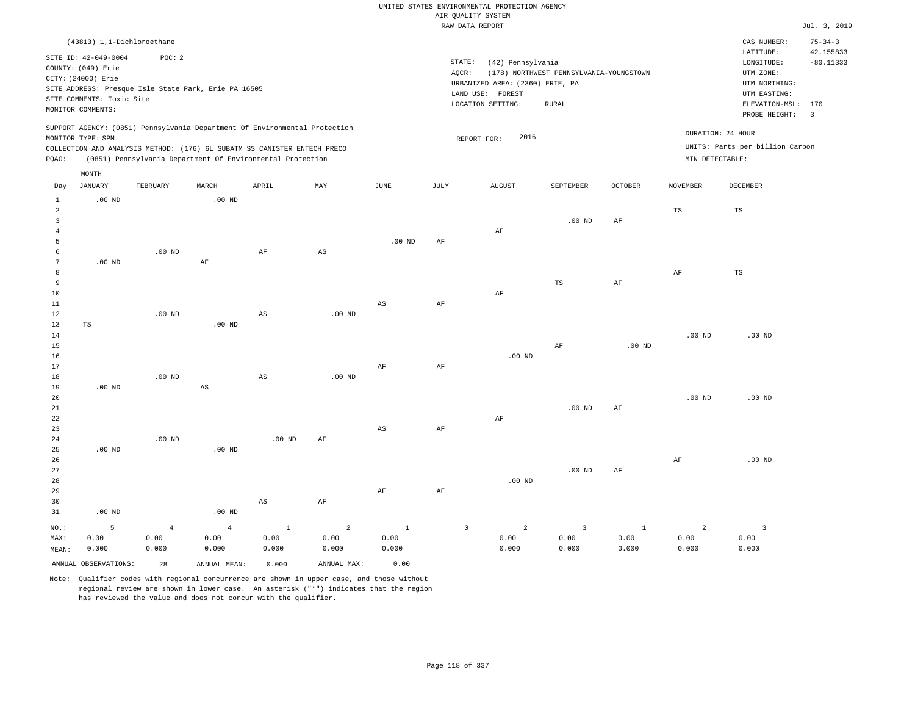UNITED STATES ENVIRONMENTAL PROTECTION AGENCY
AIR QUALITY SYSTEM
RAW DATA REPORT

Jul. 3, 2019

(43813) 1,1-Dichloroethane

SITE ID: 42-049-0004 POC: 2
COUNTY: (049) Erie
CITY: (24000) Erie
SITE ADDRESS: Presque Isle State Park, Erie PA 16505
SITE COMMENTS: Toxic Site
MONITOR COMMENTS:

STATE: (42) Pennsylvania
AQCR: (178) NORTHWEST PENNSYLVANIA-YOUNGSTOWN
URBANIZED AREA: (2360) ERIE, PA
LAND USE: FOREST
LOCATION SETTING: RURAL

CAS NUMBER: 75-34-3
LATITUDE: 42.155833
LONGITUDE: -80.11333
UTM ZONE:
UTM NORTHING:
UTM EASTING:
ELEVATION-MSL: 170
PROBE HEIGHT: 3

SUPPORT AGENCY: (0851) Pennsylvania Department Of Environmental Protection
MONITOR TYPE: SPM
COLLECTION AND ANALYSIS METHOD: (176) 6L SUBATM SS CANISTER ENTECH PRECO
PQAO: (0851) Pennsylvania Department Of Environmental Protection

REPORT FOR: 2016

DURATION: 24 HOUR
UNITS: Parts per billion Carbon
MIN DETECTABLE:

| Day | JANUARY | FEBRUARY | MARCH | APRIL | MAY | JUNE | JULY | AUGUST | SEPTEMBER | OCTOBER | NOVEMBER | DECEMBER |
|---|---|---|---|---|---|---|---|---|---|---|---|---|
| 1 | .00 ND | | .00 ND | | | | | | | | | |
| 2 | | | | | | | | | | | TS | TS |
| 3 | | | | | | | | | .00 ND | AF | | |
| 4 | | | | | | | | AF | | | | |
| 5 | | | | | | .00 ND | AF | | | | | |
| 6 | | .00 ND | | AF | AS | | | | | | | |
| 7 | .00 ND | | AF | | | | | | | | | |
| 8 | | | | | | | | | | | AF | TS |
| 9 | | | | | | | | | TS | AF | | |
| 10 | | | | | | | | AF | | | | |
| 11 | | | | | | AS | AF | | | | | |
| 12 | | .00 ND | | AS | .00 ND | | | | | | | |
| 13 | TS | | .00 ND | | | | | | | | | |
| 14 | | | | | | | | | | | .00 ND | .00 ND |
| 15 | | | | | | | | | AF | .00 ND | | |
| 16 | | | | | | | | .00 ND | | | | |
| 17 | | | | | | AF | AF | | | | | |
| 18 | | .00 ND | | AS | .00 ND | | | | | | | |
| 19 | .00 ND | | AS | | | | | | | | | |
| 20 | | | | | | | | | | | .00 ND | .00 ND |
| 21 | | | | | | | | | .00 ND | AF | | |
| 22 | | | | | | | | AF | | | | |
| 23 | | | | | | AS | AF | | | | | |
| 24 | | .00 ND | | .00 ND | AF | | | | | | | |
| 25 | .00 ND | | .00 ND | | | | | | | | | |
| 26 | | | | | | | | | | | AF | .00 ND |
| 27 | | | | | | | | | .00 ND | AF | | |
| 28 | | | | | | | | .00 ND | | | | |
| 29 | | | | | | AF | AF | | | | | |
| 30 | | | | AS | AF | | | | | | | |
| 31 | .00 ND | | .00 ND | | | | | | | | | |
| NO.: | 5 | 4 | 4 | 1 | 2 | 1 | 0 | 2 | 3 | 1 | 2 | 3 |
| MAX: | 0.00 | 0.00 | 0.00 | 0.00 | 0.00 | 0.00 | | 0.00 | 0.00 | 0.00 | 0.00 | 0.00 |
| MEAN: | 0.000 | 0.000 | 0.000 | 0.000 | 0.000 | 0.000 | | 0.000 | 0.000 | 0.000 | 0.000 | 0.000 |

ANNUAL OBSERVATIONS: 28 ANNUAL MEAN: 0.000 ANNUAL MAX: 0.00

Note: Qualifier codes with regional concurrence are shown in upper case, and those without regional review are shown in lower case. An asterisk ("*") indicates that the region has reviewed the value and does not concur with the qualifier.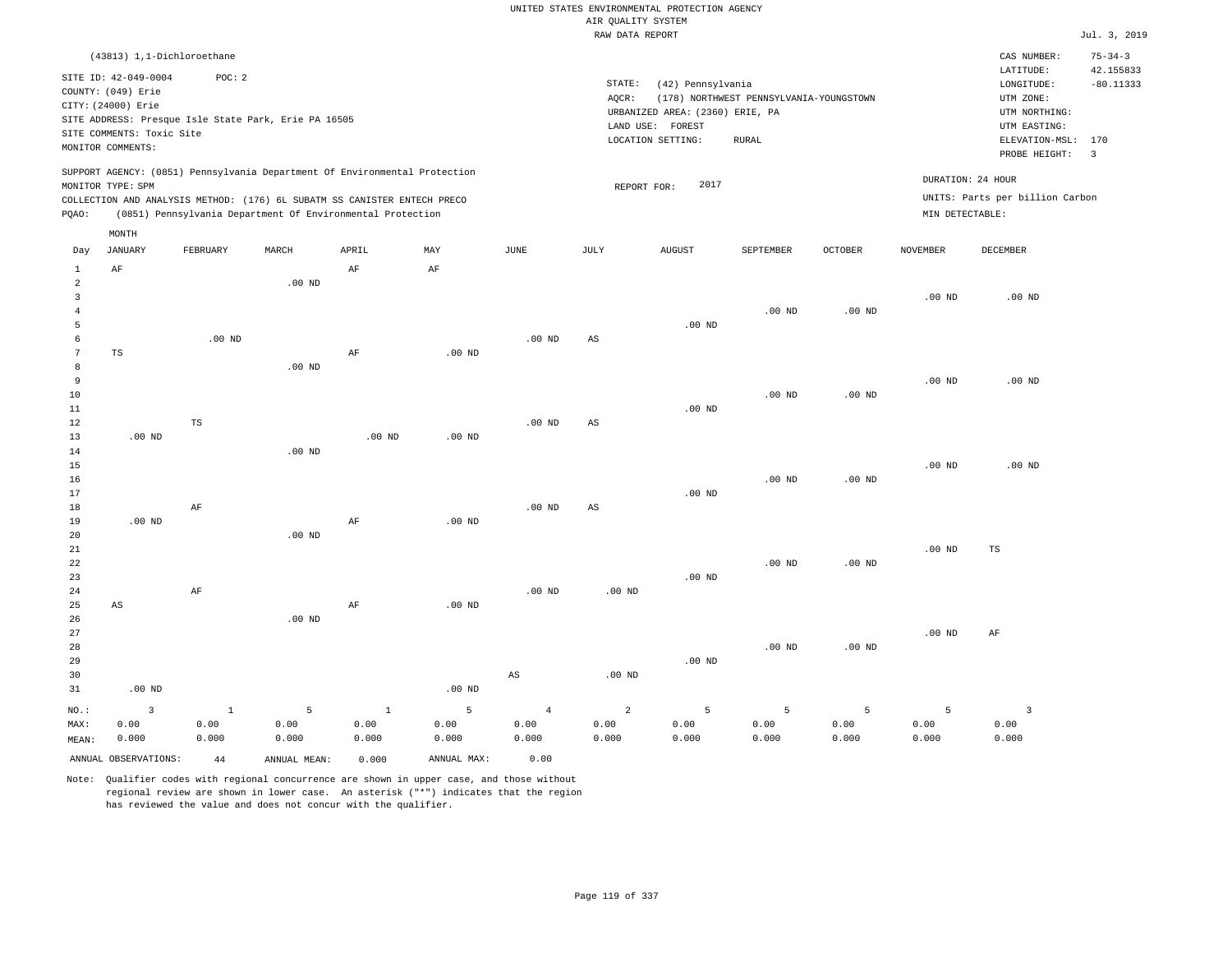UNITED STATES ENVIRONMENTAL PROTECTION AGENCY
AIR QUALITY SYSTEM
RAW DATA REPORT

Jul. 3, 2019

(43813) 1,1-Dichloroethane

SITE ID: 42-049-0004 POC: 2
COUNTY: (049) Erie
CITY: (24000) Erie
SITE ADDRESS: Presque Isle State Park, Erie PA 16505
SITE COMMENTS: Toxic Site
MONITOR COMMENTS:

STATE: (42) Pennsylvania
AQCR: (178) NORTHWEST PENNSYLVANIA-YOUNGSTOWN
URBANIZED AREA: (2360) ERIE, PA
LAND USE: FOREST
LOCATION SETTING: RURAL

CAS NUMBER: 75-34-3
LATITUDE: 42.155833
LONGITUDE: -80.11333
UTM ZONE:
UTM NORTHING:
UTM EASTING:
ELEVATION-MSL: 170
PROBE HEIGHT: 3

SUPPORT AGENCY: (0851) Pennsylvania Department Of Environmental Protection
MONITOR TYPE: SPM
COLLECTION AND ANALYSIS METHOD: (176) 6L SUBATM SS CANISTER ENTECH PRECO
PQAO: (0851) Pennsylvania Department Of Environmental Protection

REPORT FOR: 2017

DURATION: 24 HOUR
UNITS: Parts per billion Carbon
MIN DETECTABLE:

| Day | JANUARY | FEBRUARY | MARCH | APRIL | MAY | JUNE | JULY | AUGUST | SEPTEMBER | OCTOBER | NOVEMBER | DECEMBER |
|---|---|---|---|---|---|---|---|---|---|---|---|---|
| 1 | AF | | | AF | AF | | | | | | | |
| 2 | | | .00 ND | | | | | | | | | |
| 3 | | | | | | | | | | | .00 ND | .00 ND |
| 4 | | | | | | | | | .00 ND | .00 ND | | |
| 5 | | | | | | | | .00 ND | | | | |
| 6 | | .00 ND | | | | .00 ND | AS | | | | | |
| 7 | TS | | | AF | .00 ND | | | | | | | |
| 8 | | | .00 ND | | | | | | | | | |
| 9 | | | | | | | | | | | .00 ND | .00 ND |
| 10 | | | | | | | | | .00 ND | .00 ND | | |
| 11 | | | | | | | | .00 ND | | | | |
| 12 | | TS | | | | .00 ND | AS | | | | | |
| 13 | .00 ND | | | .00 ND | .00 ND | | | | | | | |
| 14 | | | .00 ND | | | | | | | | | |
| 15 | | | | | | | | | | | .00 ND | .00 ND |
| 16 | | | | | | | | | .00 ND | .00 ND | | |
| 17 | | | | | | | | .00 ND | | | | |
| 18 | | AF | | | | .00 ND | AS | | | | | |
| 19 | .00 ND | | | AF | .00 ND | | | | | | | |
| 20 | | | .00 ND | | | | | | | | | |
| 21 | | | | | | | | | | | .00 ND | TS |
| 22 | | | | | | | | | .00 ND | .00 ND | | |
| 23 | | | | | | | | .00 ND | | | | |
| 24 | | AF | | | | .00 ND | .00 ND | | | | | |
| 25 | AS | | | AF | .00 ND | | | | | | | |
| 26 | | | .00 ND | | | | | | | | | |
| 27 | | | | | | | | | | | .00 ND | AF |
| 28 | | | | | | | | | .00 ND | .00 ND | | |
| 29 | | | | | | | | .00 ND | | | | |
| 30 | | | | | | AS | .00 ND | | | | | |
| 31 | .00 ND | | | | .00 ND | | | | | | | |
| NO.: | 3 | 1 | 5 | 1 | 5 | 4 | 2 | 5 | 5 | 5 | 5 | 3 |
| MAX: | 0.00 | 0.00 | 0.00 | 0.00 | 0.00 | 0.00 | 0.00 | 0.00 | 0.00 | 0.00 | 0.00 | 0.00 |
| MEAN: | 0.000 | 0.000 | 0.000 | 0.000 | 0.000 | 0.000 | 0.000 | 0.000 | 0.000 | 0.000 | 0.000 | 0.000 |

ANNUAL OBSERVATIONS: 44 ANNUAL MEAN: 0.000 ANNUAL MAX: 0.00

Note: Qualifier codes with regional concurrence are shown in upper case, and those without regional review are shown in lower case. An asterisk ("*") indicates that the region has reviewed the value and does not concur with the qualifier.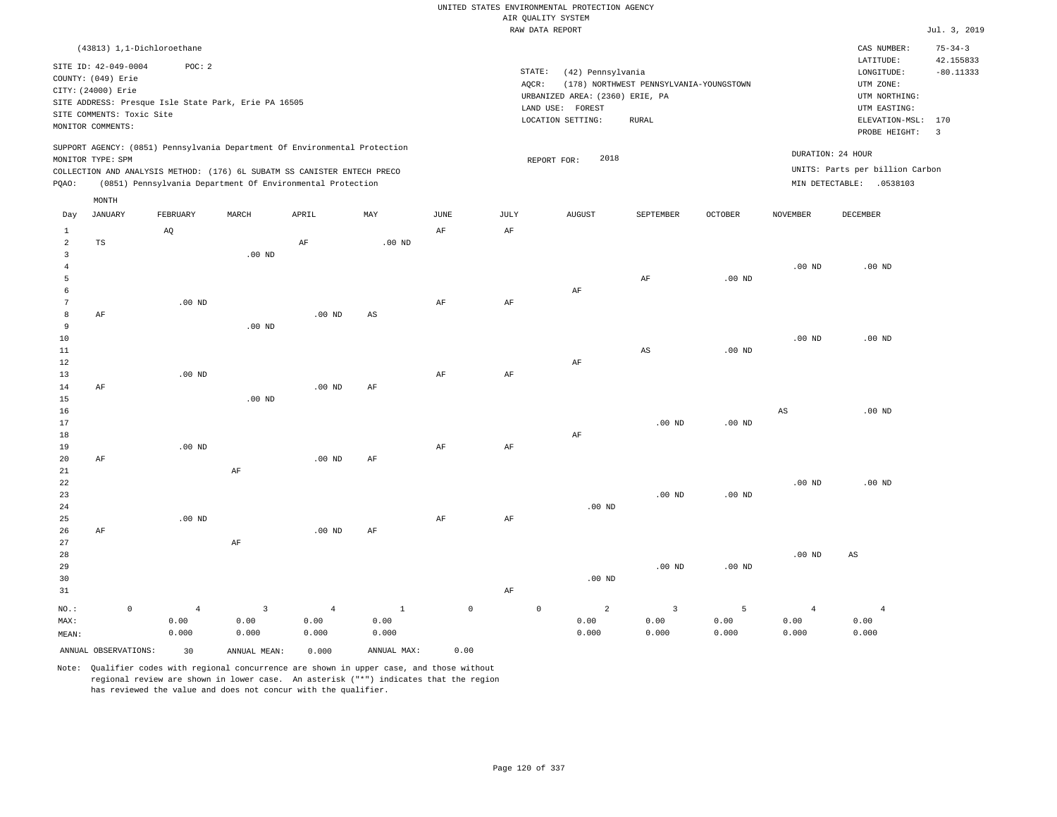UNITED STATES ENVIRONMENTAL PROTECTION AGENCY
AIR QUALITY SYSTEM
RAW DATA REPORT

Jul. 3, 2019

(43813) 1,1-Dichloroethane

SITE ID: 42-049-0004 POC: 2
COUNTY: (049) Erie
CITY: (24000) Erie
SITE ADDRESS: Presque Isle State Park, Erie PA 16505
SITE COMMENTS: Toxic Site
MONITOR COMMENTS:

STATE: (42) Pennsylvania
AQCR: (178) NORTHWEST PENNSYLVANIA-YOUNGSTOWN
URBANIZED AREA: (2360) ERIE, PA
LAND USE: FOREST
LOCATION SETTING: RURAL

CAS NUMBER: 75-34-3
LATITUDE: 42.155833
LONGITUDE: -80.11333
UTM ZONE:
UTM NORTHING:
UTM EASTING:
ELEVATION-MSL: 170
PROBE HEIGHT: 3

SUPPORT AGENCY: (0851) Pennsylvania Department Of Environmental Protection
MONITOR TYPE: SPM
COLLECTION AND ANALYSIS METHOD: (176) 6L SUBATM SS CANISTER ENTECH PRECO
PQAO: (0851) Pennsylvania Department Of Environmental Protection

REPORT FOR: 2018

DURATION: 24 HOUR
UNITS: Parts per billion Carbon
MIN DETECTABLE: .0538103

| Day | JANUARY | FEBRUARY | MARCH | APRIL | MAY | JUNE | JULY | AUGUST | SEPTEMBER | OCTOBER | NOVEMBER | DECEMBER |
|---|---|---|---|---|---|---|---|---|---|---|---|---|
| 1 | | AQ | | | | AF | AF | | | | | |
| 2 | TS | | | AF | .00 ND | | | | | | | |
| 3 | | | .00 ND | | | | | | | | | |
| 4 | | | | | | | | | | | .00 ND | .00 ND |
| 5 | | | | | | | | | AF | .00 ND | | |
| 6 | | | | | | | | AF | | | | |
| 7 | | .00 ND | | | | AF | AF | | | | | |
| 8 | AF | | | .00 ND | AS | | | | | | | |
| 9 | | | .00 ND | | | | | | | | | |
| 10 | | | | | | | | | | | .00 ND | .00 ND |
| 11 | | | | | | | | | AS | .00 ND | | |
| 12 | | | | | | | | AF | | | | |
| 13 | | .00 ND | | | | AF | AF | | | | | |
| 14 | AF | | | .00 ND | AF | | | | | | | |
| 15 | | | .00 ND | | | | | | | | | |
| 16 | | | | | | | | | | | AS | .00 ND |
| 17 | | | | | | | | | .00 ND | .00 ND | | |
| 18 | | | | | | | | AF | | | | |
| 19 | | .00 ND | | | | AF | AF | | | | | |
| 20 | AF | | | .00 ND | AF | | | | | | | |
| 21 | | | AF | | | | | | | | | |
| 22 | | | | | | | | | | | .00 ND | .00 ND |
| 23 | | | | | | | | | .00 ND | .00 ND | | |
| 24 | | | | | | | | .00 ND | | | | |
| 25 | | .00 ND | | | | AF | AF | | | | | |
| 26 | AF | | | .00 ND | AF | | | | | | | |
| 27 | | | AF | | | | | | | | | |
| 28 | | | | | | | | | | | .00 ND | AS |
| 29 | | | | | | | | | .00 ND | .00 ND | | |
| 30 | | | | | | | | .00 ND | | | | |
| 31 | | | | | | | AF | | | | | |
| NO.: | 0 | 4 | 3 | 4 | 1 | 0 | 0 | 2 | 3 | 5 | 4 | 4 |
| MAX: | | 0.00 | 0.00 | 0.00 | 0.00 | | | 0.00 | 0.00 | 0.00 | 0.00 | 0.00 |
| MEAN: | | 0.000 | 0.000 | 0.000 | 0.000 | | | 0.000 | 0.000 | 0.000 | 0.000 | 0.000 |

ANNUAL OBSERVATIONS: 30 ANNUAL MEAN: 0.000 ANNUAL MAX: 0.00

Note: Qualifier codes with regional concurrence are shown in upper case, and those without regional review are shown in lower case. An asterisk ("*") indicates that the region has reviewed the value and does not concur with the qualifier.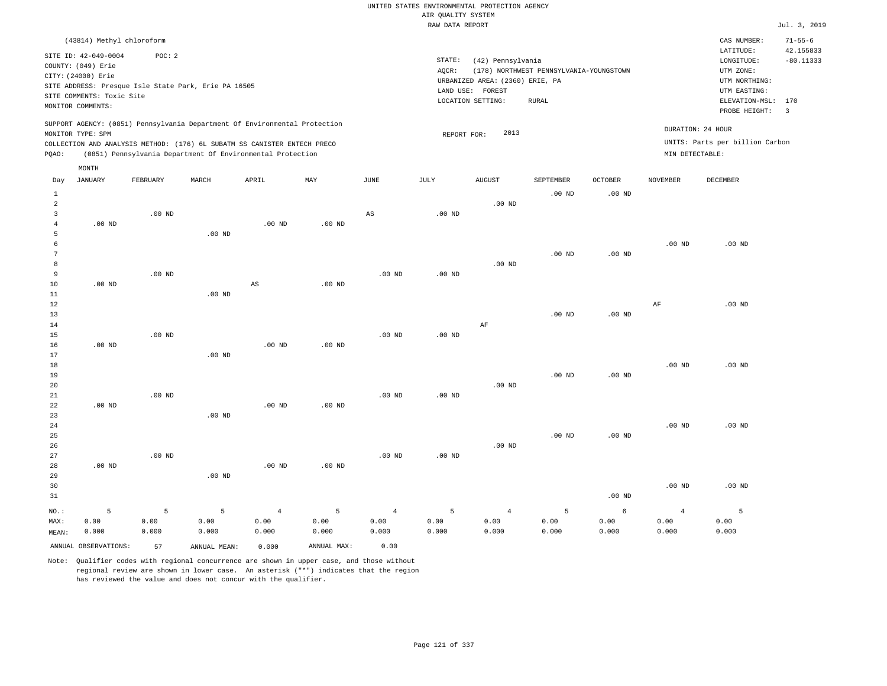UNITED STATES ENVIRONMENTAL PROTECTION AGENCY
AIR QUALITY SYSTEM
RAW DATA REPORT

Jul. 3, 2019

(43814) Methyl chloroform

SITE ID: 42-049-0004 POC: 2
COUNTY: (049) Erie
CITY: (24000) Erie
SITE ADDRESS: Presque Isle State Park, Erie PA 16505
SITE COMMENTS: Toxic Site
MONITOR COMMENTS:

STATE: (42) Pennsylvania
AQCR: (178) NORTHWEST PENNSYLVANIA-YOUNGSTOWN
URBANIZED AREA: (2360) ERIE, PA
LAND USE: FOREST
LOCATION SETTING: RURAL

CAS NUMBER: 71-55-6
LATITUDE: 42.155833
LONGITUDE: -80.11333
UTM ZONE:
UTM NORTHING:
UTM EASTING:
ELEVATION-MSL: 170
PROBE HEIGHT: 3

SUPPORT AGENCY: (0851) Pennsylvania Department Of Environmental Protection
MONITOR TYPE: SPM
COLLECTION AND ANALYSIS METHOD: (176) 6L SUBATM SS CANISTER ENTECH PRECO
PQAO: (0851) Pennsylvania Department Of Environmental Protection

REPORT FOR: 2013

DURATION: 24 HOUR
UNITS: Parts per billion Carbon
MIN DETECTABLE:

| Day | JANUARY | FEBRUARY | MARCH | APRIL | MAY | JUNE | JULY | AUGUST | SEPTEMBER | OCTOBER | NOVEMBER | DECEMBER |
|---|---|---|---|---|---|---|---|---|---|---|---|---|
| 1 | | | | | | | | | .00 ND | .00 ND | | |
| 2 | | | | | | | | .00 ND | | | | |
| 3 | | .00 ND | | | | AS | .00 ND | | | | | |
| 4 | .00 ND | | | .00 ND | .00 ND | | | | | | | |
| 5 | | | .00 ND | | | | | | | | | |
| 6 | | | | | | | | | | | .00 ND | .00 ND |
| 7 | | | | | | | | | .00 ND | .00 ND | | |
| 8 | | | | | | | | .00 ND | | | | |
| 9 | | .00 ND | | | | .00 ND | .00 ND | | | | | |
| 10 | .00 ND | | | AS | .00 ND | | | | | | | |
| 11 | | | .00 ND | | | | | | | | | |
| 12 | | | | | | | | | | | AF | .00 ND |
| 13 | | | | | | | | | .00 ND | .00 ND | | |
| 14 | | | | | | | | AF | | | | |
| 15 | | .00 ND | | | | .00 ND | .00 ND | | | | | |
| 16 | .00 ND | | | .00 ND | .00 ND | | | | | | | |
| 17 | | | .00 ND | | | | | | | | | |
| 18 | | | | | | | | | | | .00 ND | .00 ND |
| 19 | | | | | | | | | .00 ND | .00 ND | | |
| 20 | | | | | | | | .00 ND | | | | |
| 21 | | .00 ND | | | | .00 ND | .00 ND | | | | | |
| 22 | .00 ND | | | .00 ND | .00 ND | | | | | | | |
| 23 | | | .00 ND | | | | | | | | | |
| 24 | | | | | | | | | | | .00 ND | .00 ND |
| 25 | | | | | | | | | .00 ND | .00 ND | | |
| 26 | | | | | | | | .00 ND | | | | |
| 27 | | .00 ND | | | | .00 ND | .00 ND | | | | | |
| 28 | .00 ND | | | .00 ND | .00 ND | | | | | | | |
| 29 | | | .00 ND | | | | | | | | | |
| 30 | | | | | | | | | | | .00 ND | .00 ND |
| 31 | | | | | | | | | | .00 ND | | |
| NO.: | 5 | 5 | 5 | 4 | 5 | 4 | 5 | 4 | 5 | 6 | 4 | 5 |
| MAX: | 0.00 | 0.00 | 0.00 | 0.00 | 0.00 | 0.00 | 0.00 | 0.00 | 0.00 | 0.00 | 0.00 | 0.00 |
| MEAN: | 0.000 | 0.000 | 0.000 | 0.000 | 0.000 | 0.000 | 0.000 | 0.000 | 0.000 | 0.000 | 0.000 | 0.000 |

ANNUAL OBSERVATIONS: 57 ANNUAL MEAN: 0.000 ANNUAL MAX: 0.00

Note: Qualifier codes with regional concurrence are shown in upper case, and those without regional review are shown in lower case. An asterisk ("*") indicates that the region has reviewed the value and does not concur with the qualifier.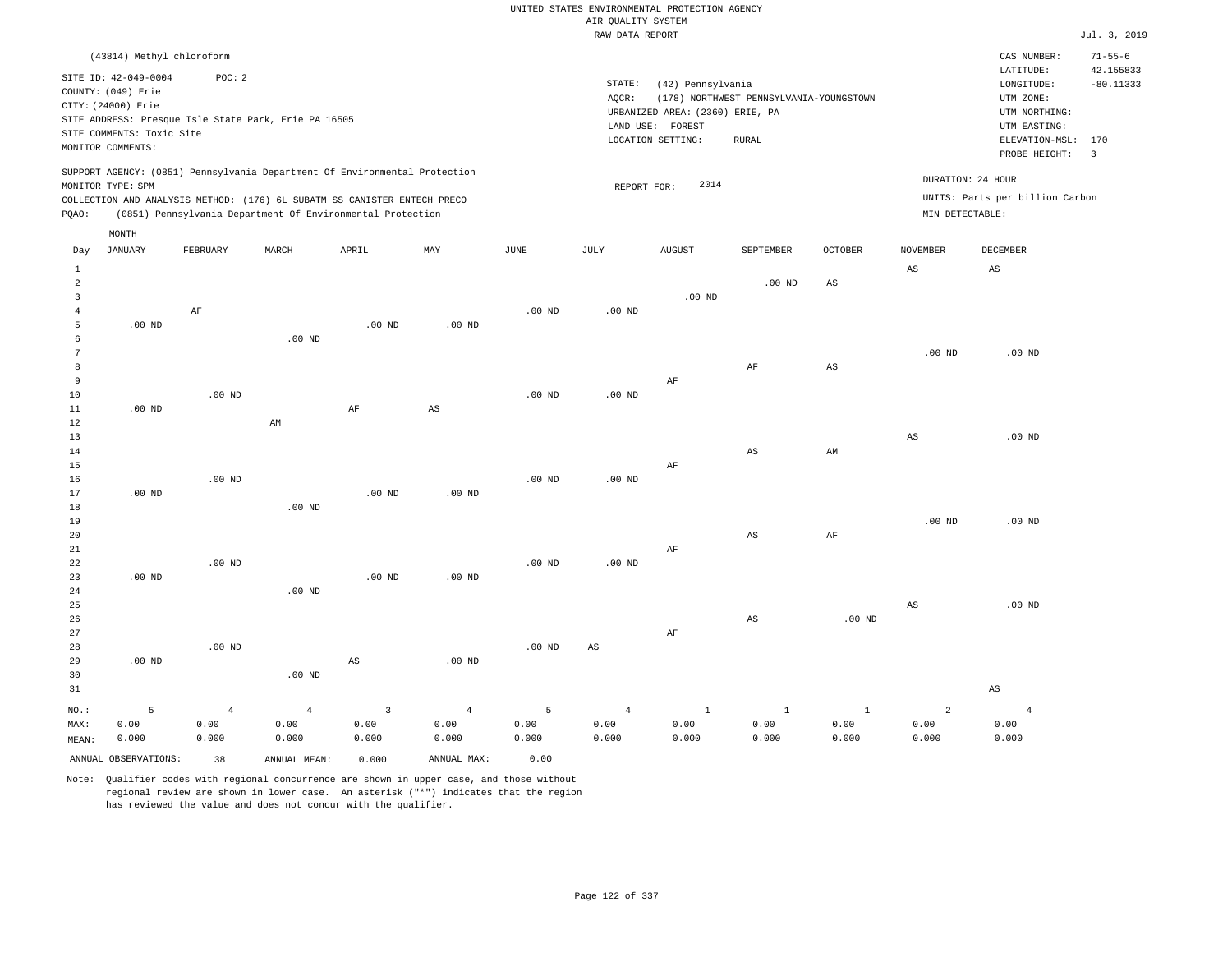UNITED STATES ENVIRONMENTAL PROTECTION AGENCY
AIR QUALITY SYSTEM
RAW DATA REPORT

Jul. 3, 2019

(43814) Methyl chloroform

SITE ID: 42-049-0004  POC: 2
COUNTY: (049) Erie
CITY: (24000) Erie
SITE ADDRESS: Presque Isle State Park, Erie PA 16505
SITE COMMENTS: Toxic Site
MONITOR COMMENTS:

STATE: (42) Pennsylvania
AQCR: (178) NORTHWEST PENNSYLVANIA-YOUNGSTOWN
URBANIZED AREA: (2360) ERIE, PA
LAND USE: FOREST
LOCATION SETTING: RURAL

CAS NUMBER: 71-55-6
LATITUDE: 42.155833
LONGITUDE: -80.11333
UTM ZONE:
UTM NORTHING:
UTM EASTING:
ELEVATION-MSL: 170
PROBE HEIGHT: 3

SUPPORT AGENCY: (0851) Pennsylvania Department Of Environmental Protection
MONITOR TYPE: SPM
COLLECTION AND ANALYSIS METHOD: (176) 6L SUBATM SS CANISTER ENTECH PRECO
PQAO: (0851) Pennsylvania Department Of Environmental Protection

REPORT FOR: 2014

DURATION: 24 HOUR
UNITS: Parts per billion Carbon
MIN DETECTABLE:

| Day | JANUARY | FEBRUARY | MARCH | APRIL | MAY | JUNE | JULY | AUGUST | SEPTEMBER | OCTOBER | NOVEMBER | DECEMBER |
|---|---|---|---|---|---|---|---|---|---|---|---|---|
| 1 | | | | | | | | | | | AS | AS |
| 2 | | | | | | | | | .00 ND | AS | | |
| 3 | | | | | | | | .00 ND | | | | |
| 4 | | AF | | | | .00 ND | .00 ND | | | | | |
| 5 | .00 ND | | | .00 ND | .00 ND | | | | | | | |
| 6 | | | .00 ND | | | | | | | | | |
| 7 | | | | | | | | | | | .00 ND | .00 ND |
| 8 | | | | | | | | | AF | AS | | |
| 9 | | | | | | | | AF | | | | |
| 10 | | .00 ND | | | | .00 ND | .00 ND | | | | | |
| 11 | .00 ND | | | AF | AS | | | | | | | |
| 12 | | | AM | | | | | | | | | |
| 13 | | | | | | | | | | | AS | .00 ND |
| 14 | | | | | | | | | AS | AM | | |
| 15 | | | | | | | | AF | | | | |
| 16 | | .00 ND | | | | .00 ND | .00 ND | | | | | |
| 17 | .00 ND | | | .00 ND | .00 ND | | | | | | | |
| 18 | | | .00 ND | | | | | | | | | |
| 19 | | | | | | | | | | | .00 ND | .00 ND |
| 20 | | | | | | | | | AS | AF | | |
| 21 | | | | | | | | AF | | | | |
| 22 | | .00 ND | | | | .00 ND | .00 ND | | | | | |
| 23 | .00 ND | | | .00 ND | .00 ND | | | | | | | |
| 24 | | | .00 ND | | | | | | | | | |
| 25 | | | | | | | | | | | AS | .00 ND |
| 26 | | | | | | | | | AS | .00 ND | | |
| 27 | | | | | | | | AF | | | | |
| 28 | | .00 ND | | | | .00 ND | AS | | | | | |
| 29 | .00 ND | | | AS | .00 ND | | | | | | | |
| 30 | | | .00 ND | | | | | | | | | |
| 31 | | | | | | | | | | | | AS |
| NO.: | 5 | 4 | 4 | 3 | 4 | 5 | 4 | 1 | 1 | 1 | 2 | 4 |
| MAX: | 0.00 | 0.00 | 0.00 | 0.00 | 0.00 | 0.00 | 0.00 | 0.00 | 0.00 | 0.00 | 0.00 | 0.00 |
| MEAN: | 0.000 | 0.000 | 0.000 | 0.000 | 0.000 | 0.000 | 0.000 | 0.000 | 0.000 | 0.000 | 0.000 | 0.000 |

ANNUAL OBSERVATIONS: 38  ANNUAL MEAN: 0.000  ANNUAL MAX: 0.00

Note: Qualifier codes with regional concurrence are shown in upper case, and those without regional review are shown in lower case. An asterisk ("*") indicates that the region has reviewed the value and does not concur with the qualifier.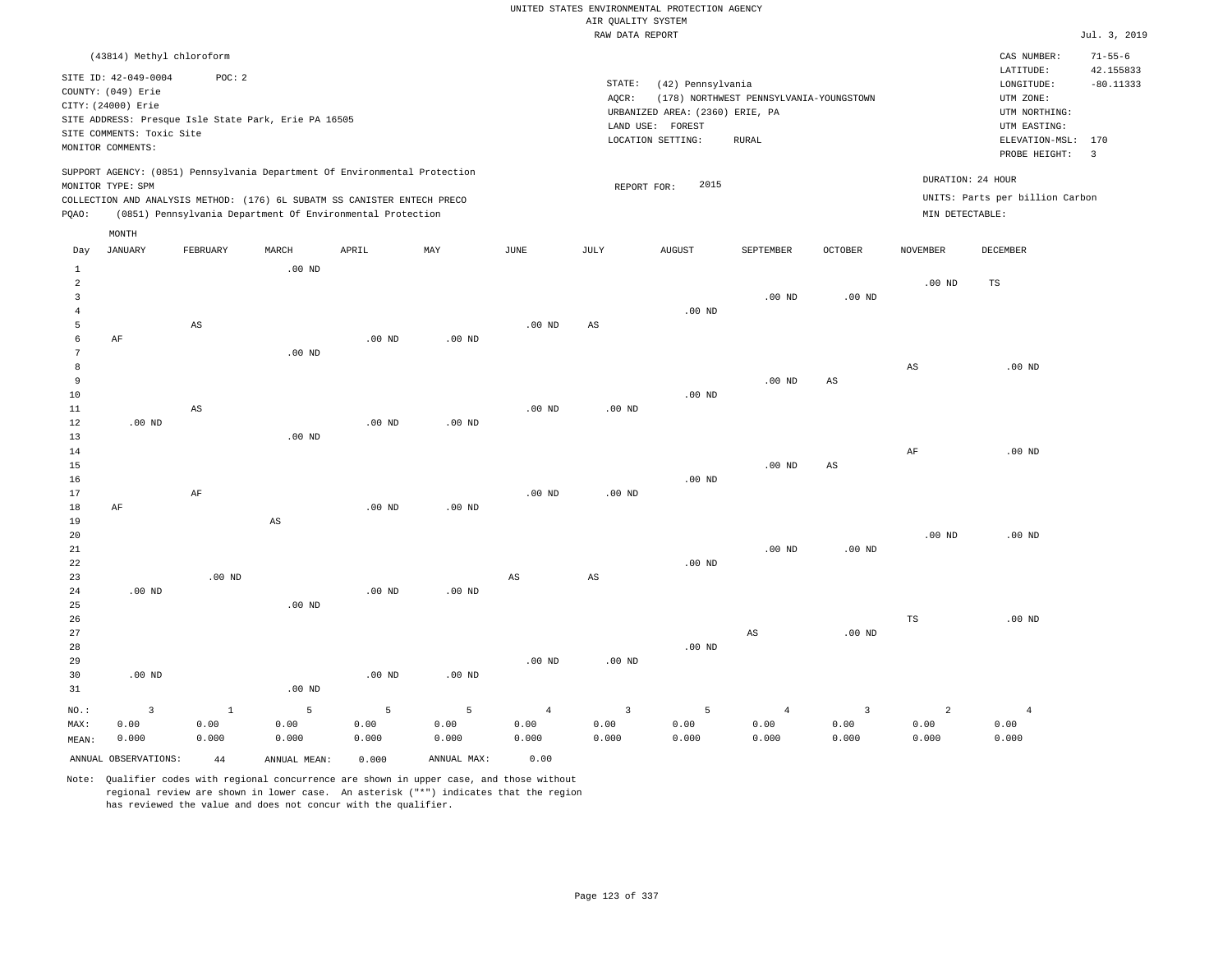UNITED STATES ENVIRONMENTAL PROTECTION AGENCY
AIR QUALITY SYSTEM
RAW DATA REPORT

Jul. 3, 2019

(43814) Methyl chloroform

SITE ID: 42-049-0004 POC: 2
COUNTY: (049) Erie
CITY: (24000) Erie
SITE ADDRESS: Presque Isle State Park, Erie PA 16505
SITE COMMENTS: Toxic Site
MONITOR COMMENTS:

STATE: (42) Pennsylvania
AQCR: (178) NORTHWEST PENNSYLVANIA-YOUNGSTOWN
URBANIZED AREA: (2360) ERIE, PA
LAND USE: FOREST
LOCATION SETTING: RURAL

CAS NUMBER: 71-55-6
LATITUDE: 42.155833
LONGITUDE: -80.11333
UTM ZONE:
UTM NORTHING:
UTM EASTING:
ELEVATION-MSL: 170
PROBE HEIGHT: 3

SUPPORT AGENCY: (0851) Pennsylvania Department Of Environmental Protection
MONITOR TYPE: SPM
COLLECTION AND ANALYSIS METHOD: (176) 6L SUBATM SS CANISTER ENTECH PRECO
PQAO: (0851) Pennsylvania Department Of Environmental Protection

REPORT FOR: 2015

DURATION: 24 HOUR
UNITS: Parts per billion Carbon
MIN DETECTABLE:

| Day | JANUARY | FEBRUARY | MARCH | APRIL | MAY | JUNE | JULY | AUGUST | SEPTEMBER | OCTOBER | NOVEMBER | DECEMBER |
|---|---|---|---|---|---|---|---|---|---|---|---|---|
| 1 | | | .00 ND | | | | | | | | | |
| 2 | | | | | | | | | | | .00 ND | TS |
| 3 | | | | | | | | | .00 ND | .00 ND | | |
| 4 | | | | | | | | .00 ND | | | | |
| 5 | | AS | | | | .00 ND | AS | | | | | |
| 6 | AF | | | .00 ND | .00 ND | | | | | | | |
| 7 | | | .00 ND | | | | | | | | | |
| 8 | | | | | | | | | | | AS | .00 ND |
| 9 | | | | | | | | | .00 ND | AS | | |
| 10 | | | | | | | | .00 ND | | | | |
| 11 | | AS | | | | .00 ND | .00 ND | | | | | |
| 12 | .00 ND | | | .00 ND | .00 ND | | | | | | | |
| 13 | | | .00 ND | | | | | | | | | |
| 14 | | | | | | | | | | | AF | .00 ND |
| 15 | | | | | | | | | .00 ND | AS | | |
| 16 | | | | | | | | .00 ND | | | | |
| 17 | | AF | | | | .00 ND | .00 ND | | | | | |
| 18 | AF | | | .00 ND | .00 ND | | | | | | | |
| 19 | | | AS | | | | | | | | | |
| 20 | | | | | | | | | | | .00 ND | .00 ND |
| 21 | | | | | | | | | .00 ND | .00 ND | | |
| 22 | | | | | | | | .00 ND | | | | |
| 23 | | .00 ND | | | | AS | AS | | | | | |
| 24 | .00 ND | | | .00 ND | .00 ND | | | | | | | |
| 25 | | | .00 ND | | | | | | | | | |
| 26 | | | | | | | | | | | TS | .00 ND |
| 27 | | | | | | | | | AS | .00 ND | | |
| 28 | | | | | | | | .00 ND | | | | |
| 29 | | | | | | .00 ND | .00 ND | | | | | |
| 30 | .00 ND | | | .00 ND | .00 ND | | | | | | | |
| 31 | | | .00 ND | | | | | | | | | |
| NO.: | 3 | 1 | 5 | 5 | 5 | 4 | 3 | 5 | 4 | 3 | 2 | 4 |
| MAX: | 0.00 | 0.00 | 0.00 | 0.00 | 0.00 | 0.00 | 0.00 | 0.00 | 0.00 | 0.00 | 0.00 | 0.00 |
| MEAN: | 0.000 | 0.000 | 0.000 | 0.000 | 0.000 | 0.000 | 0.000 | 0.000 | 0.000 | 0.000 | 0.000 | 0.000 |

ANNUAL OBSERVATIONS: 44 ANNUAL MEAN: 0.000 ANNUAL MAX: 0.00

Note: Qualifier codes with regional concurrence are shown in upper case, and those without regional review are shown in lower case. An asterisk ("*") indicates that the region has reviewed the value and does not concur with the qualifier.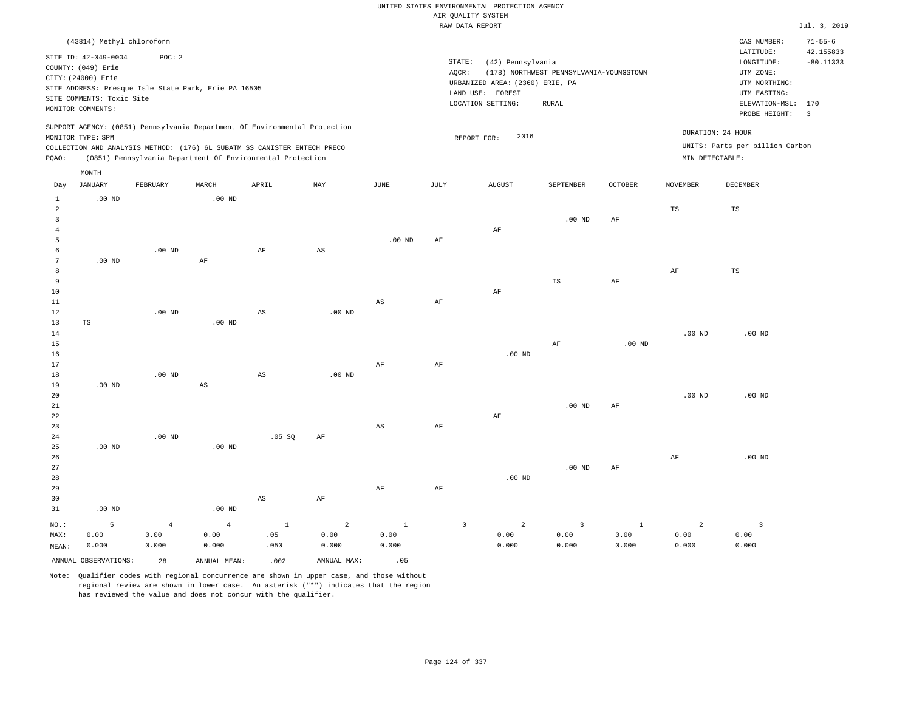UNITED STATES ENVIRONMENTAL PROTECTION AGENCY
AIR QUALITY SYSTEM
RAW DATA REPORT

Jul. 3, 2019

(43814) Methyl chloroform

SITE ID: 42-049-0004 POC: 2
COUNTY: (049) Erie
CITY: (24000) Erie
SITE ADDRESS: Presque Isle State Park, Erie PA 16505
SITE COMMENTS: Toxic Site
MONITOR COMMENTS:

STATE: (42) Pennsylvania
AQCR: (178) NORTHWEST PENNSYLVANIA-YOUNGSTOWN
URBANIZED AREA: (2360) ERIE, PA
LAND USE: FOREST
LOCATION SETTING: RURAL

CAS NUMBER: 71-55-6
LATITUDE: 42.155833
LONGITUDE: -80.11333
UTM ZONE:
UTM NORTHING:
UTM EASTING:
ELEVATION-MSL: 170
PROBE HEIGHT: 3

SUPPORT AGENCY: (0851) Pennsylvania Department Of Environmental Protection
MONITOR TYPE: SPM
COLLECTION AND ANALYSIS METHOD: (176) 6L SUBATM SS CANISTER ENTECH PRECO
PQAO: (0851) Pennsylvania Department Of Environmental Protection

REPORT FOR: 2016

DURATION: 24 HOUR
UNITS: Parts per billion Carbon
MIN DETECTABLE:

| Day | JANUARY | FEBRUARY | MARCH | APRIL | MAY | JUNE | JULY | AUGUST | SEPTEMBER | OCTOBER | NOVEMBER | DECEMBER |
|---|---|---|---|---|---|---|---|---|---|---|---|---|
| 1 | .00 ND | | .00 ND | | | | | | | | | |
| 2 | | | | | | | | | | | TS | TS |
| 3 | | | | | | | | | .00 ND | AF | | |
| 4 | | | | | | | | AF | | | | |
| 5 | | | | | | .00 ND | AF | | | | | |
| 6 | | .00 ND | | AF | AS | | | | | | | |
| 7 | .00 ND | | AF | | | | | | | | | |
| 8 | | | | | | | | | | | AF | TS |
| 9 | | | | | | | | | TS | AF | | |
| 10 | | | | | | | | AF | | | | |
| 11 | | | | | | AS | AF | | | | | |
| 12 | | .00 ND | | AS | .00 ND | | | | | | | |
| 13 | TS | | .00 ND | | | | | | | | | |
| 14 | | | | | | | | | | | .00 ND | .00 ND |
| 15 | | | | | | | | | AF | .00 ND | | |
| 16 | | | | | | | | .00 ND | | | | |
| 17 | | | | | | AF | AF | | | | | |
| 18 | | .00 ND | | AS | .00 ND | | | | | | | |
| 19 | .00 ND | | AS | | | | | | | | | |
| 20 | | | | | | | | | | | .00 ND | .00 ND |
| 21 | | | | | | | | | .00 ND | AF | | |
| 22 | | | | | | | | AF | | | | |
| 23 | | | | | | AS | AF | | | | | |
| 24 | | .00 ND | | .05 SQ | AF | | | | | | | |
| 25 | .00 ND | | .00 ND | | | | | | | | | |
| 26 | | | | | | | | | | | AF | .00 ND |
| 27 | | | | | | | | | .00 ND | AF | | |
| 28 | | | | | | | | .00 ND | | | | |
| 29 | | | | | | AF | AF | | | | | |
| 30 | | | | AS | AF | | | | | | | |
| 31 | .00 ND | | .00 ND | | | | | | | | | |
| NO.: | 5 | 4 | 4 | 1 | 2 | 1 | 0 | 2 | 3 | 1 | 2 | 3 |
| MAX: | 0.00 | 0.00 | 0.00 | .05 | 0.00 | 0.00 | | 0.00 | 0.00 | 0.00 | 0.00 | 0.00 |
| MEAN: | 0.000 | 0.000 | 0.000 | .050 | 0.000 | 0.000 | | 0.000 | 0.000 | 0.000 | 0.000 | 0.000 |

ANNUAL OBSERVATIONS: 28 ANNUAL MEAN: .002 ANNUAL MAX: .05

Note: Qualifier codes with regional concurrence are shown in upper case, and those without regional review are shown in lower case. An asterisk ("*") indicates that the region has reviewed the value and does not concur with the qualifier.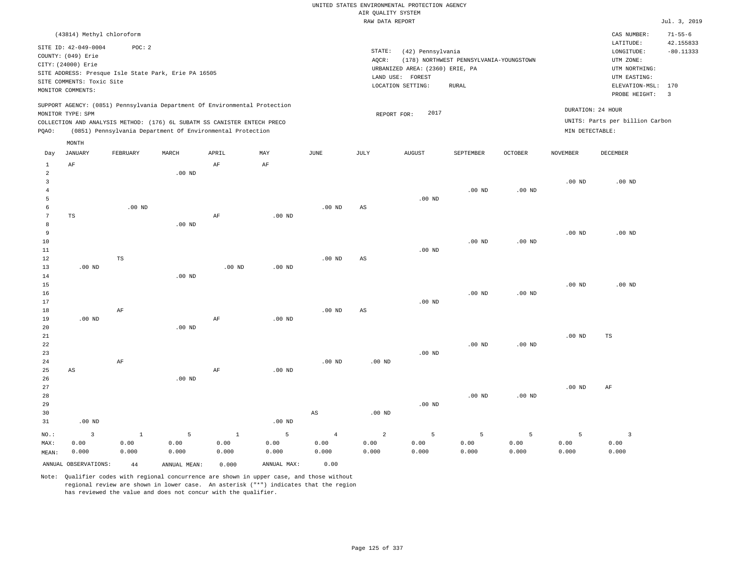UNITED STATES ENVIRONMENTAL PROTECTION AGENCY
AIR QUALITY SYSTEM
RAW DATA REPORT

Jul. 3, 2019

(43814) Methyl chloroform

SITE ID: 42-049-0004 POC: 2
COUNTY: (049) Erie
CITY: (24000) Erie
SITE ADDRESS: Presque Isle State Park, Erie PA 16505
SITE COMMENTS: Toxic Site
MONITOR COMMENTS:

STATE: (42) Pennsylvania
AQCR: (178) NORTHWEST PENNSYLVANIA-YOUNGSTOWN
URBANIZED AREA: (2360) ERIE, PA
LAND USE: FOREST
LOCATION SETTING: RURAL

CAS NUMBER: 71-55-6
LATITUDE: 42.155833
LONGITUDE: -80.11333
UTM ZONE:
UTM NORTHING:
UTM EASTING:
ELEVATION-MSL: 170
PROBE HEIGHT: 3

SUPPORT AGENCY: (0851) Pennsylvania Department Of Environmental Protection
MONITOR TYPE: SPM
COLLECTION AND ANALYSIS METHOD: (176) 6L SUBATM SS CANISTER ENTECH PRECO
PQAO: (0851) Pennsylvania Department Of Environmental Protection

REPORT FOR: 2017

DURATION: 24 HOUR
UNITS: Parts per billion Carbon
MIN DETECTABLE:

| Day | JANUARY | FEBRUARY | MARCH | APRIL | MAY | JUNE | JULY | AUGUST | SEPTEMBER | OCTOBER | NOVEMBER | DECEMBER |
|---|---|---|---|---|---|---|---|---|---|---|---|---|
| 1 | AF | | | AF | AF | | | | | | | |
| 2 | | | .00 ND | | | | | | | | | |
| 3 | | | | | | | | | | | .00 ND | .00 ND |
| 4 | | | | | | | | | .00 ND | .00 ND | | |
| 5 | | | | | | | | .00 ND | | | | |
| 6 | | .00 ND | | | | .00 ND | AS | | | | | |
| 7 | TS | | | AF | .00 ND | | | | | | | |
| 8 | | | .00 ND | | | | | | | | | |
| 9 | | | | | | | | | | | .00 ND | .00 ND |
| 10 | | | | | | | | | .00 ND | .00 ND | | |
| 11 | | | | | | | | .00 ND | | | | |
| 12 | | TS | | | | .00 ND | AS | | | | | |
| 13 | .00 ND | | | .00 ND | .00 ND | | | | | | | |
| 14 | | | .00 ND | | | | | | | | | |
| 15 | | | | | | | | | | | .00 ND | .00 ND |
| 16 | | | | | | | | | .00 ND | .00 ND | | |
| 17 | | | | | | | | .00 ND | | | | |
| 18 | | AF | | | | .00 ND | AS | | | | | |
| 19 | .00 ND | | | AF | .00 ND | | | | | | | |
| 20 | | | .00 ND | | | | | | | | | |
| 21 | | | | | | | | | | | .00 ND | TS |
| 22 | | | | | | | | | .00 ND | .00 ND | | |
| 23 | | | | | | | | .00 ND | | | | |
| 24 | | AF | | | | .00 ND | .00 ND | | | | | |
| 25 | AS | | | AF | .00 ND | | | | | | | |
| 26 | | | .00 ND | | | | | | | | | |
| 27 | | | | | | | | | | | .00 ND | AF |
| 28 | | | | | | | | | .00 ND | .00 ND | | |
| 29 | | | | | | | | .00 ND | | | | |
| 30 | | | | | | AS | .00 ND | | | | | |
| 31 | .00 ND | | | | .00 ND | | | | | | | |
| NO.: | 3 | 1 | 5 | 1 | 5 | 4 | 2 | 5 | 5 | 5 | 5 | 3 |
| MAX: | 0.00 | 0.00 | 0.00 | 0.00 | 0.00 | 0.00 | 0.00 | 0.00 | 0.00 | 0.00 | 0.00 | 0.00 |
| MEAN: | 0.000 | 0.000 | 0.000 | 0.000 | 0.000 | 0.000 | 0.000 | 0.000 | 0.000 | 0.000 | 0.000 | 0.000 |

ANNUAL OBSERVATIONS: 44   ANNUAL MEAN: 0.000   ANNUAL MAX: 0.00

Note: Qualifier codes with regional concurrence are shown in upper case, and those without regional review are shown in lower case. An asterisk ("*") indicates that the region has reviewed the value and does not concur with the qualifier.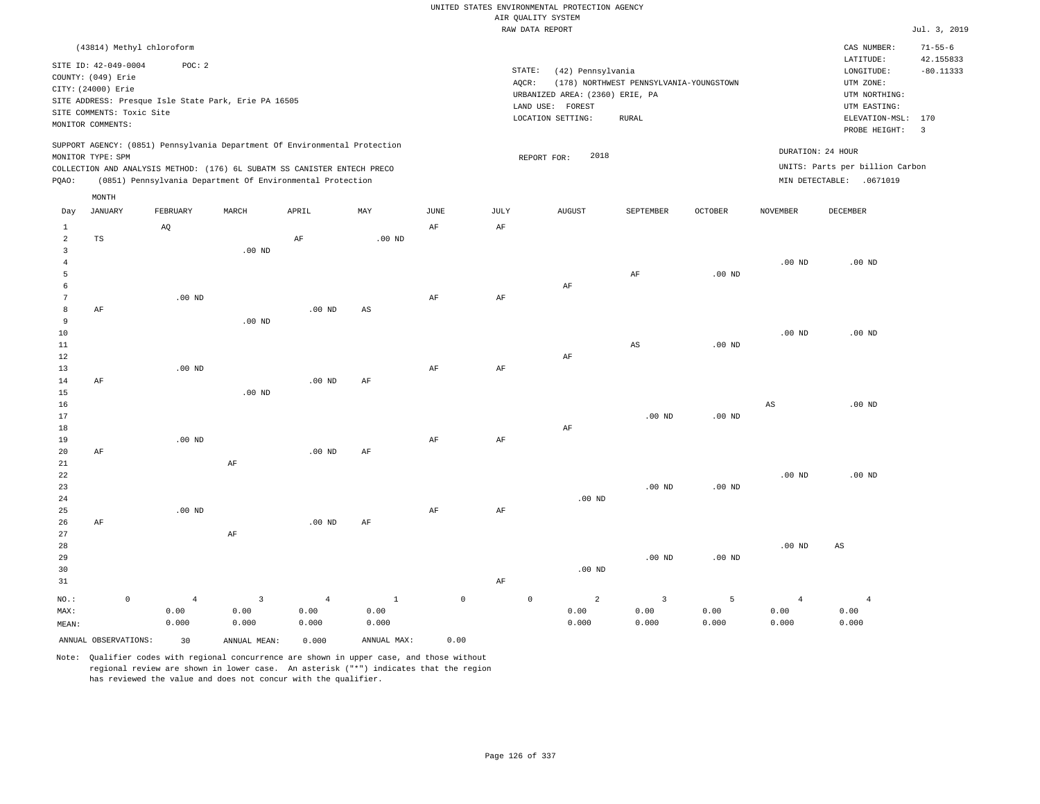UNITED STATES ENVIRONMENTAL PROTECTION AGENCY
AIR QUALITY SYSTEM
RAW DATA REPORT

Jul. 3, 2019

(43814) Methyl chloroform

SITE ID: 42-049-0004 POC: 2
COUNTY: (049) Erie
CITY: (24000) Erie
SITE ADDRESS: Presque Isle State Park, Erie PA 16505
SITE COMMENTS: Toxic Site
MONITOR COMMENTS:

STATE: (42) Pennsylvania
AQCR: (178) NORTHWEST PENNSYLVANIA-YOUNGSTOWN
URBANIZED AREA: (2360) ERIE, PA
LAND USE: FOREST
LOCATION SETTING: RURAL

CAS NUMBER: 71-55-6
LATITUDE: 42.155833
LONGITUDE: -80.11333
UTM ZONE:
UTM NORTHING:
UTM EASTING:
ELEVATION-MSL: 170
PROBE HEIGHT: 3

SUPPORT AGENCY: (0851) Pennsylvania Department Of Environmental Protection
MONITOR TYPE: SPM
COLLECTION AND ANALYSIS METHOD: (176) 6L SUBATM SS CANISTER ENTECH PRECO
PQAO: (0851) Pennsylvania Department Of Environmental Protection

REPORT FOR: 2018

DURATION: 24 HOUR
UNITS: Parts per billion Carbon
MIN DETECTABLE: .0671019

| Day | JANUARY | FEBRUARY | MARCH | APRIL | MAY | JUNE | JULY | AUGUST | SEPTEMBER | OCTOBER | NOVEMBER | DECEMBER |
|---|---|---|---|---|---|---|---|---|---|---|---|---|
| 1 | | AQ | | | | AF | AF | | | | | |
| 2 | TS | | | AF | .00 ND | | | | | | | |
| 3 | | | .00 ND | | | | | | | | | |
| 4 | | | | | | | | | | | .00 ND | .00 ND |
| 5 | | | | | | | | | AF | .00 ND | | |
| 6 | | | | | | | | AF | | | | |
| 7 | | .00 ND | | | | AF | AF | | | | | |
| 8 | AF | | | .00 ND | AS | | | | | | | |
| 9 | | | .00 ND | | | | | | | | | |
| 10 | | | | | | | | | | | .00 ND | .00 ND |
| 11 | | | | | | | | | AS | .00 ND | | |
| 12 | | | | | | | | AF | | | | |
| 13 | | .00 ND | | | | AF | AF | | | | | |
| 14 | AF | | | .00 ND | AF | | | | | | | |
| 15 | | | .00 ND | | | | | | | | | |
| 16 | | | | | | | | | | | AS | .00 ND |
| 17 | | | | | | | | | .00 ND | .00 ND | | |
| 18 | | | | | | | | AF | | | | |
| 19 | | .00 ND | | | | AF | AF | | | | | |
| 20 | AF | | | .00 ND | AF | | | | | | | |
| 21 | | | AF | | | | | | | | | |
| 22 | | | | | | | | | | | .00 ND | .00 ND |
| 23 | | | | | | | | | .00 ND | .00 ND | | |
| 24 | | | | | | | | .00 ND | | | | |
| 25 | | .00 ND | | | | AF | AF | | | | | |
| 26 | AF | | | .00 ND | AF | | | | | | | |
| 27 | | | AF | | | | | | | | | |
| 28 | | | | | | | | | | | .00 ND | AS |
| 29 | | | | | | | | | .00 ND | .00 ND | | |
| 30 | | | | | | | | .00 ND | | | | |
| 31 | | | | | | | AF | | | | | |
| NO.: | 0 | 4 | 3 | 4 | 1 | 0 | 0 | 2 | 3 | 5 | 4 | 4 |
| MAX: | | 0.00 | 0.00 | 0.00 | 0.00 | | | 0.00 | 0.00 | 0.00 | 0.00 | 0.00 |
| MEAN: | | 0.000 | 0.000 | 0.000 | 0.000 | | | 0.000 | 0.000 | 0.000 | 0.000 | 0.000 |

ANNUAL OBSERVATIONS: 30 ANNUAL MEAN: 0.000 ANNUAL MAX: 0.00

Note: Qualifier codes with regional concurrence are shown in upper case, and those without regional review are shown in lower case. An asterisk ("*") indicates that the region has reviewed the value and does not concur with the qualifier.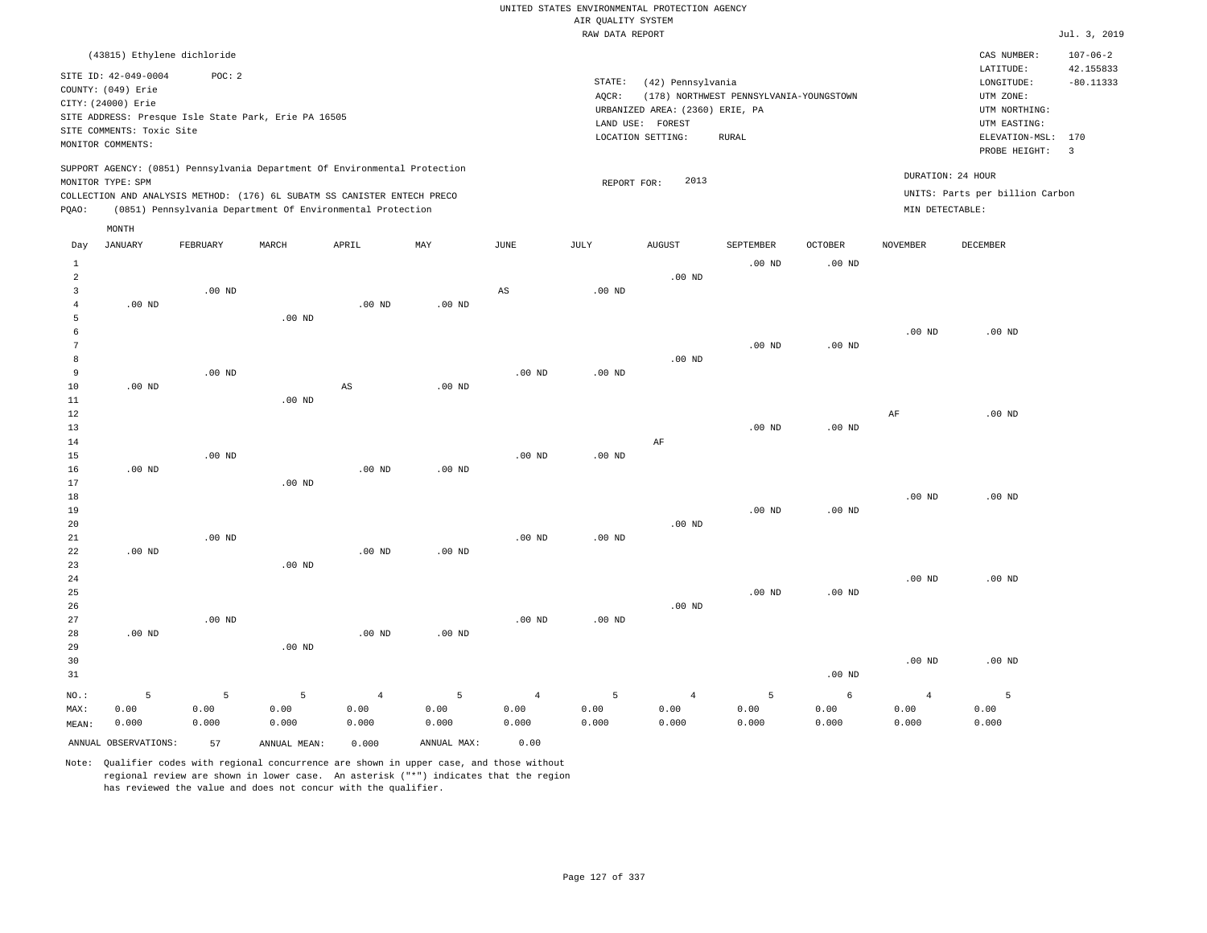UNITED STATES ENVIRONMENTAL PROTECTION AGENCY
AIR QUALITY SYSTEM
RAW DATA REPORT

Jul. 3, 2019

(43815) Ethylene dichloride

SITE ID: 42-049-0004 POC: 2
COUNTY: (049) Erie
CITY: (24000) Erie
SITE ADDRESS: Presque Isle State Park, Erie PA 16505
SITE COMMENTS: Toxic Site
MONITOR COMMENTS:

STATE: (42) Pennsylvania
AQCR: (178) NORTHWEST PENNSYLVANIA-YOUNGSTOWN
URBANIZED AREA: (2360) ERIE, PA
LAND USE: FOREST
LOCATION SETTING: RURAL

CAS NUMBER: 107-06-2
LATITUDE: 42.155833
LONGITUDE: -80.11333
UTM ZONE:
UTM NORTHING:
UTM EASTING:
ELEVATION-MSL: 170
PROBE HEIGHT: 3

SUPPORT AGENCY: (0851) Pennsylvania Department Of Environmental Protection
MONITOR TYPE: SPM
COLLECTION AND ANALYSIS METHOD: (176) 6L SUBATM SS CANISTER ENTECH PRECO
PQAO: (0851) Pennsylvania Department Of Environmental Protection

REPORT FOR: 2013

DURATION: 24 HOUR
UNITS: Parts per billion Carbon
MIN DETECTABLE:

| Day | JANUARY | FEBRUARY | MARCH | APRIL | MAY | JUNE | JULY | AUGUST | SEPTEMBER | OCTOBER | NOVEMBER | DECEMBER |
|---|---|---|---|---|---|---|---|---|---|---|---|---|
| 1 | | | | | | | | | .00 ND | .00 ND | | |
| 2 | | | | | | | | .00 ND | | | | |
| 3 | | .00 ND | | | | AS | .00 ND | | | | | |
| 4 | .00 ND | | | .00 ND | .00 ND | | | | | | | |
| 5 | | | .00 ND | | | | | | | | | |
| 6 | | | | | | | | | | | .00 ND | .00 ND |
| 7 | | | | | | | | | .00 ND | .00 ND | | |
| 8 | | | | | | | | .00 ND | | | | |
| 9 | | .00 ND | | | | .00 ND | .00 ND | | | | | |
| 10 | .00 ND | | | AS | .00 ND | | | | | | | |
| 11 | | | .00 ND | | | | | | | | | |
| 12 | | | | | | | | | | | AF | .00 ND |
| 13 | | | | | | | | | .00 ND | .00 ND | | |
| 14 | | | | | | | | AF | | | | |
| 15 | | .00 ND | | | | .00 ND | .00 ND | | | | | |
| 16 | .00 ND | | | .00 ND | .00 ND | | | | | | | |
| 17 | | | .00 ND | | | | | | | | | |
| 18 | | | | | | | | | | | .00 ND | .00 ND |
| 19 | | | | | | | | | .00 ND | .00 ND | | |
| 20 | | | | | | | | .00 ND | | | | |
| 21 | | .00 ND | | | | .00 ND | .00 ND | | | | | |
| 22 | .00 ND | | | .00 ND | .00 ND | | | | | | | |
| 23 | | | .00 ND | | | | | | | | | |
| 24 | | | | | | | | | | | .00 ND | .00 ND |
| 25 | | | | | | | | | .00 ND | .00 ND | | |
| 26 | | | | | | | | .00 ND | | | | |
| 27 | | .00 ND | | | | .00 ND | .00 ND | | | | | |
| 28 | .00 ND | | | .00 ND | .00 ND | | | | | | | |
| 29 | | | .00 ND | | | | | | | | | |
| 30 | | | | | | | | | | | .00 ND | .00 ND |
| 31 | | | | | | | | | | .00 ND | | |
| NO.: | 5 | 5 | 5 | 4 | 5 | 4 | 5 | 4 | 5 | 6 | 4 | 5 |
| MAX: | 0.00 | 0.00 | 0.00 | 0.00 | 0.00 | 0.00 | 0.00 | 0.00 | 0.00 | 0.00 | 0.00 | 0.00 |
| MEAN: | 0.000 | 0.000 | 0.000 | 0.000 | 0.000 | 0.000 | 0.000 | 0.000 | 0.000 | 0.000 | 0.000 | 0.000 |

ANNUAL OBSERVATIONS: 57 ANNUAL MEAN: 0.000 ANNUAL MAX: 0.00

Note: Qualifier codes with regional concurrence are shown in upper case, and those without regional review are shown in lower case. An asterisk ("*") indicates that the region has reviewed the value and does not concur with the qualifier.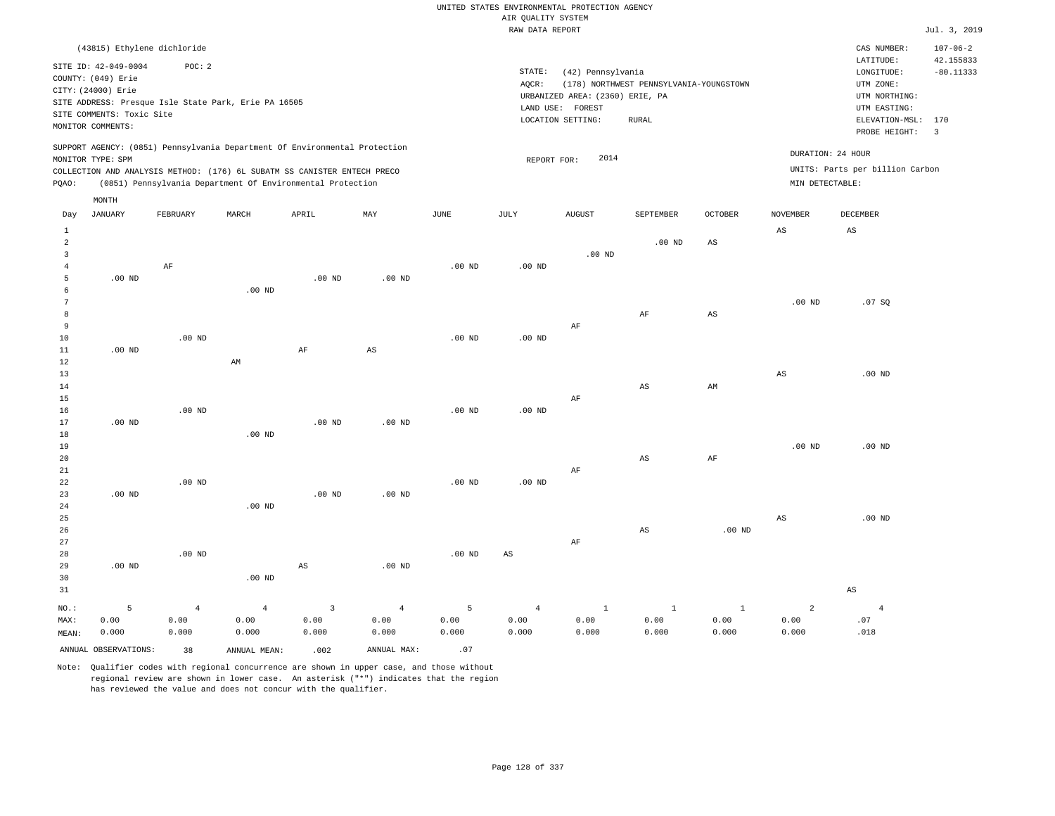UNITED STATES ENVIRONMENTAL PROTECTION AGENCY
AIR QUALITY SYSTEM
RAW DATA REPORT

Jul. 3, 2019

(43815) Ethylene dichloride

SITE ID: 42-049-0004 POC: 2
COUNTY: (049) Erie
CITY: (24000) Erie
SITE ADDRESS: Presque Isle State Park, Erie PA 16505
SITE COMMENTS: Toxic Site
MONITOR COMMENTS:

STATE: (42) Pennsylvania
AQCR: (178) NORTHWEST PENNSYLVANIA-YOUNGSTOWN
URBANIZED AREA: (2360) ERIE, PA
LAND USE: FOREST
LOCATION SETTING: RURAL

CAS NUMBER: 107-06-2
LATITUDE: 42.155833
LONGITUDE: -80.11333
UTM ZONE:
UTM NORTHING:
UTM EASTING:
ELEVATION-MSL: 170
PROBE HEIGHT: 3

SUPPORT AGENCY: (0851) Pennsylvania Department Of Environmental Protection
MONITOR TYPE: SPM
COLLECTION AND ANALYSIS METHOD: (176) 6L SUBATM SS CANISTER ENTECH PRECO
PQAO: (0851) Pennsylvania Department Of Environmental Protection

REPORT FOR: 2014

DURATION: 24 HOUR
UNITS: Parts per billion Carbon
MIN DETECTABLE:

| Day | JANUARY | FEBRUARY | MARCH | APRIL | MAY | JUNE | JULY | AUGUST | SEPTEMBER | OCTOBER | NOVEMBER | DECEMBER |
|---|---|---|---|---|---|---|---|---|---|---|---|---|
| 1 | | | | | | | | | | | AS | AS |
| 2 | | | | | | | | | .00 ND | AS | | |
| 3 | | | | | | | | .00 ND | | | | |
| 4 | | AF | | | | .00 ND | .00 ND | | | | | |
| 5 | .00 ND | | | .00 ND | .00 ND | | | | | | | |
| 6 | | | .00 ND | | | | | | | | | |
| 7 | | | | | | | | | | | .00 ND | .07 SQ |
| 8 | | | | | | | | | AF | AS | | |
| 9 | | | | | | | | AF | | | | |
| 10 | | .00 ND | | | | .00 ND | .00 ND | | | | | |
| 11 | .00 ND | | | AF | AS | | | | | | | |
| 12 | | | AM | | | | | | | | | |
| 13 | | | | | | | | | | | AS | .00 ND |
| 14 | | | | | | | | | AS | AM | | |
| 15 | | | | | | | | AF | | | | |
| 16 | | .00 ND | | | | .00 ND | .00 ND | | | | | |
| 17 | .00 ND | | | .00 ND | .00 ND | | | | | | | |
| 18 | | | .00 ND | | | | | | | | | |
| 19 | | | | | | | | | | | .00 ND | .00 ND |
| 20 | | | | | | | | | AS | AF | | |
| 21 | | | | | | | | AF | | | | |
| 22 | | .00 ND | | | | .00 ND | .00 ND | | | | | |
| 23 | .00 ND | | | .00 ND | .00 ND | | | | | | | |
| 24 | | | .00 ND | | | | | | | | | |
| 25 | | | | | | | | | | | AS | .00 ND |
| 26 | | | | | | | | | AS | .00 ND | | |
| 27 | | | | | | | | AF | | | | |
| 28 | | .00 ND | | | | .00 ND | AS | | | | | |
| 29 | .00 ND | | | AS | .00 ND | | | | | | | |
| 30 | | | .00 ND | | | | | | | | | |
| 31 | | | | | | | | | | | | AS |
| NO.: | 5 | 4 | 4 | 3 | 4 | 5 | 4 | 1 | 1 | 1 | 2 | 4 |
| MAX: | 0.00 | 0.00 | 0.00 | 0.00 | 0.00 | 0.00 | 0.00 | 0.00 | 0.00 | 0.00 | 0.00 | .07 |
| MEAN: | 0.000 | 0.000 | 0.000 | 0.000 | 0.000 | 0.000 | 0.000 | 0.000 | 0.000 | 0.000 | 0.000 | .018 |

ANNUAL OBSERVATIONS: 38 ANNUAL MEAN: .002 ANNUAL MAX: .07

Note: Qualifier codes with regional concurrence are shown in upper case, and those without regional review are shown in lower case. An asterisk ("*") indicates that the region has reviewed the value and does not concur with the qualifier.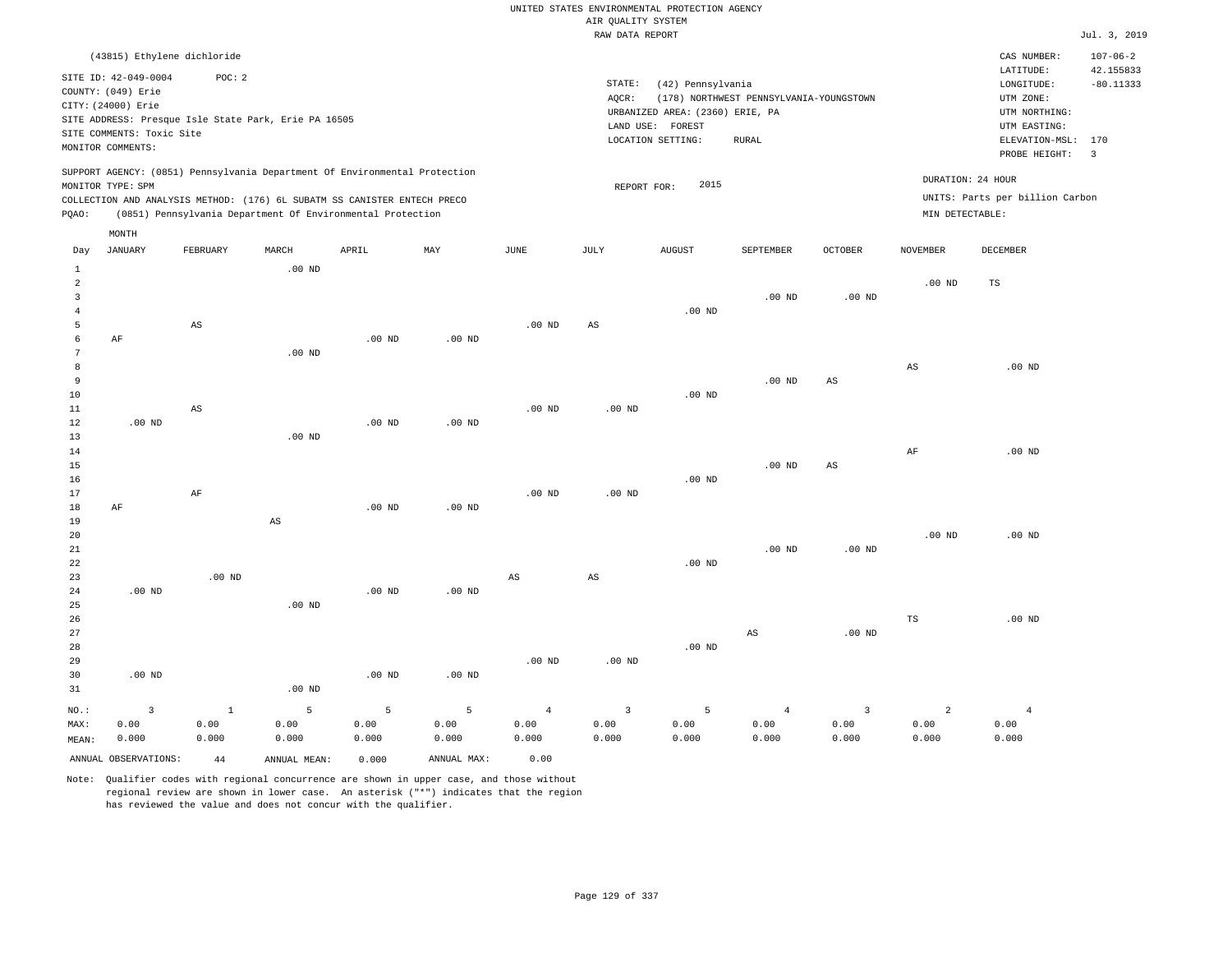UNITED STATES ENVIRONMENTAL PROTECTION AGENCY
AIR QUALITY SYSTEM
RAW DATA REPORT

Jul. 3, 2019

(43815) Ethylene dichloride

SITE ID: 42-049-0004   POC: 2
COUNTY: (049) Erie
CITY: (24000) Erie
SITE ADDRESS: Presque Isle State Park, Erie PA 16505
SITE COMMENTS: Toxic Site
MONITOR COMMENTS:

STATE: (42) Pennsylvania
AQCR: (178) NORTHWEST PENNSYLVANIA-YOUNGSTOWN
URBANIZED AREA: (2360) ERIE, PA
LAND USE: FOREST
LOCATION SETTING: RURAL

CAS NUMBER: 107-06-2
LATITUDE: 42.155833
LONGITUDE: -80.11333
UTM ZONE:
UTM NORTHING:
UTM EASTING:
ELEVATION-MSL: 170
PROBE HEIGHT: 3

SUPPORT AGENCY: (0851) Pennsylvania Department Of Environmental Protection
MONITOR TYPE: SPM
COLLECTION AND ANALYSIS METHOD: (176) 6L SUBATM SS CANISTER ENTECH PRECO
PQAO: (0851) Pennsylvania Department Of Environmental Protection

REPORT FOR: 2015

DURATION: 24 HOUR
UNITS: Parts per billion Carbon
MIN DETECTABLE:

| Day | JANUARY | FEBRUARY | MARCH | APRIL | MAY | JUNE | JULY | AUGUST | SEPTEMBER | OCTOBER | NOVEMBER | DECEMBER |
|---|---|---|---|---|---|---|---|---|---|---|---|---|
| 1 | | | .00 ND | | | | | | | | | |
| 2 | | | | | | | | | | | .00 ND | TS |
| 3 | | | | | | | | | .00 ND | .00 ND | | |
| 4 | | | | | | | | .00 ND | | | | |
| 5 | | AS | | | | .00 ND | AS | | | | | |
| 6 | AF | | | .00 ND | .00 ND | | | | | | | |
| 7 | | | .00 ND | | | | | | | | | |
| 8 | | | | | | | | | | | AS | .00 ND |
| 9 | | | | | | | | | .00 ND | AS | | |
| 10 | | | | | | | | .00 ND | | | | |
| 11 | | AS | | | | .00 ND | .00 ND | | | | | |
| 12 | .00 ND | | | .00 ND | .00 ND | | | | | | | |
| 13 | | | .00 ND | | | | | | | | | |
| 14 | | | | | | | | | | | AF | .00 ND |
| 15 | | | | | | | | | .00 ND | AS | | |
| 16 | | | | | | | | .00 ND | | | | |
| 17 | | AF | | | | .00 ND | .00 ND | | | | | |
| 18 | AF | | | .00 ND | .00 ND | | | | | | | |
| 19 | | | AS | | | | | | | | | |
| 20 | | | | | | | | | | | .00 ND | .00 ND |
| 21 | | | | | | | | | .00 ND | .00 ND | | |
| 22 | | | | | | | | .00 ND | | | | |
| 23 | | .00 ND | | | | AS | AS | | | | | |
| 24 | .00 ND | | | .00 ND | .00 ND | | | | | | | |
| 25 | | | .00 ND | | | | | | | | | |
| 26 | | | | | | | | | | | TS | .00 ND |
| 27 | | | | | | | | | AS | .00 ND | | |
| 28 | | | | | | | | .00 ND | | | | |
| 29 | | | | | | .00 ND | .00 ND | | | | | |
| 30 | .00 ND | | | .00 ND | .00 ND | | | | | | | |
| 31 | | | .00 ND | | | | | | | | | |
| NO.: | 3 | 1 | 5 | 5 | 5 | 4 | 3 | 5 | 4 | 3 | 2 | 4 |
| MAX: | 0.00 | 0.00 | 0.00 | 0.00 | 0.00 | 0.00 | 0.00 | 0.00 | 0.00 | 0.00 | 0.00 | 0.00 |
| MEAN: | 0.000 | 0.000 | 0.000 | 0.000 | 0.000 | 0.000 | 0.000 | 0.000 | 0.000 | 0.000 | 0.000 | 0.000 |

ANNUAL OBSERVATIONS: 44   ANNUAL MEAN: 0.000   ANNUAL MAX: 0.00

Note: Qualifier codes with regional concurrence are shown in upper case, and those without regional review are shown in lower case. An asterisk ("*") indicates that the region has reviewed the value and does not concur with the qualifier.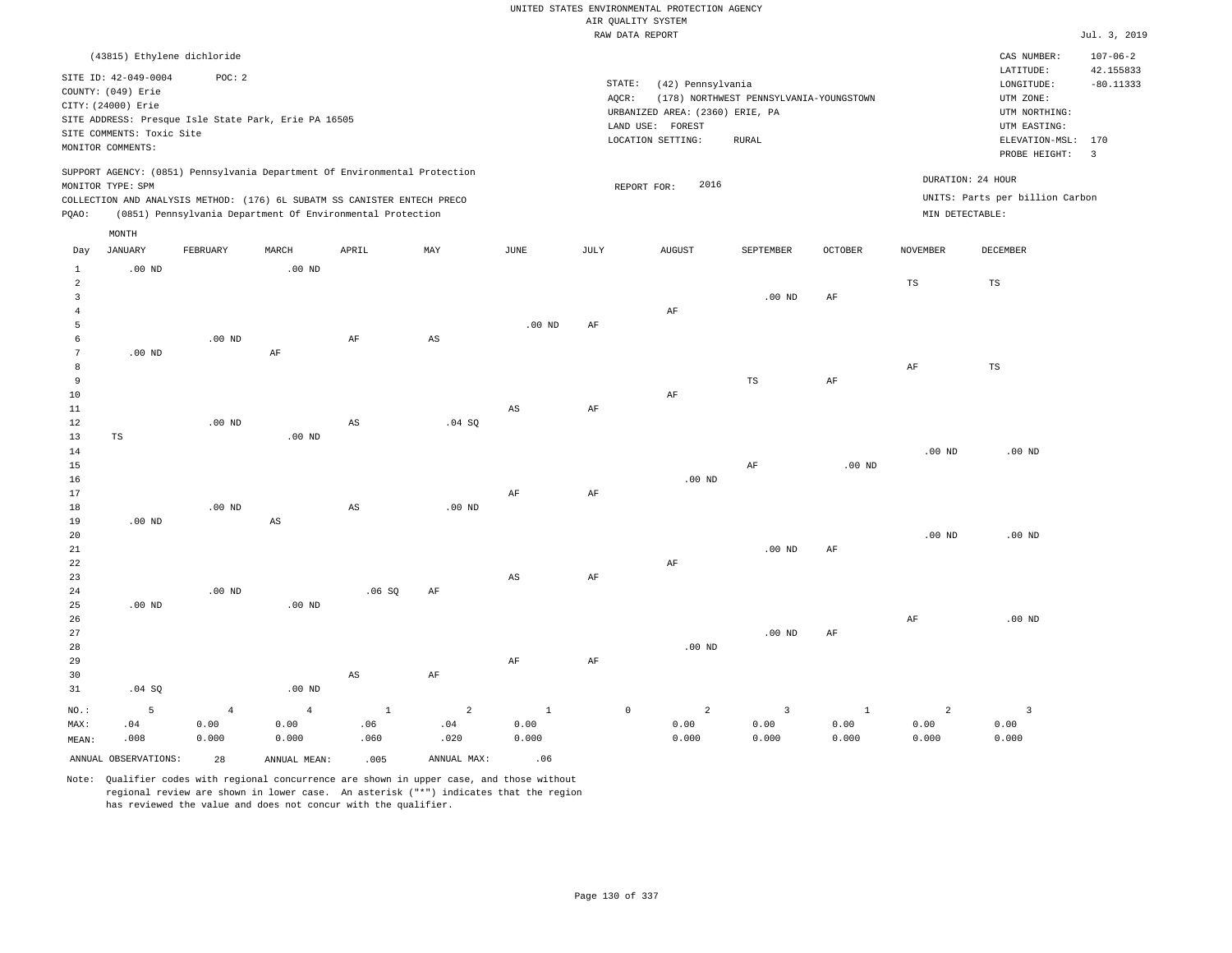UNITED STATES ENVIRONMENTAL PROTECTION AGENCY
AIR QUALITY SYSTEM
RAW DATA REPORT

Jul. 3, 2019

(43815) Ethylene dichloride

SITE ID: 42-049-0004 POC: 2
COUNTY: (049) Erie
CITY: (24000) Erie
SITE ADDRESS: Presque Isle State Park, Erie PA 16505
SITE COMMENTS: Toxic Site
MONITOR COMMENTS:

STATE: (42) Pennsylvania
AQCR: (178) NORTHWEST PENNSYLVANIA-YOUNGSTOWN
URBANIZED AREA: (2360) ERIE, PA
LAND USE: FOREST
LOCATION SETTING: RURAL

CAS NUMBER: 107-06-2
LATITUDE: 42.155833
LONGITUDE: -80.11333
UTM ZONE:
UTM NORTHING:
UTM EASTING:
ELEVATION-MSL: 170
PROBE HEIGHT: 3

SUPPORT AGENCY: (0851) Pennsylvania Department Of Environmental Protection
MONITOR TYPE: SPM
COLLECTION AND ANALYSIS METHOD: (176) 6L SUBATM SS CANISTER ENTECH PRECO
PQAO: (0851) Pennsylvania Department Of Environmental Protection

REPORT FOR: 2016

DURATION: 24 HOUR
UNITS: Parts per billion Carbon
MIN DETECTABLE:

| Day | JANUARY | FEBRUARY | MARCH | APRIL | MAY | JUNE | JULY | AUGUST | SEPTEMBER | OCTOBER | NOVEMBER | DECEMBER |
|---|---|---|---|---|---|---|---|---|---|---|---|---|
| 1 | .00 ND | | .00 ND | | | | | | | | | |
| 2 | | | | | | | | | | | TS | TS |
| 3 | | | | | | | | | .00 ND | AF | | |
| 4 | | | | | | | | AF | | | | |
| 5 | | | | | | .00 ND | AF | | | | | |
| 6 | | .00 ND | | AF | AS | | | | | | | |
| 7 | .00 ND | | AF | | | | | | | | | |
| 8 | | | | | | | | | | | AF | TS |
| 9 | | | | | | | | | TS | AF | | |
| 10 | | | | | | | | AF | | | | |
| 11 | | | | | | AS | AF | | | | | |
| 12 | | .00 ND | | AS | .04 SQ | | | | | | | |
| 13 | TS | | .00 ND | | | | | | | | | |
| 14 | | | | | | | | | | | .00 ND | .00 ND |
| 15 | | | | | | | | | AF | .00 ND | | |
| 16 | | | | | | | | .00 ND | | | | |
| 17 | | | | | | AF | AF | | | | | |
| 18 | | .00 ND | | AS | .00 ND | | | | | | | |
| 19 | .00 ND | | AS | | | | | | | | | |
| 20 | | | | | | | | | | | .00 ND | .00 ND |
| 21 | | | | | | | | | .00 ND | AF | | |
| 22 | | | | | | | | AF | | | | |
| 23 | | | | | | AS | AF | | | | | |
| 24 | | .00 ND | | .06 SQ | AF | | | | | | | |
| 25 | .00 ND | | .00 ND | | | | | | | | | |
| 26 | | | | | | | | | | | AF | .00 ND |
| 27 | | | | | | | | | .00 ND | AF | | |
| 28 | | | | | | | | .00 ND | | | | |
| 29 | | | | | | AF | AF | | | | | |
| 30 | | | | AS | AF | | | | | | | |
| 31 | .04 SQ | | .00 ND | | | | | | | | | |
| NO.: | 5 | 4 | 4 | 1 | 2 | 1 | 0 | 2 | 3 | 1 | 2 | 3 |
| MAX: | .04 | 0.00 | 0.00 | .06 | .04 | 0.00 | | 0.00 | 0.00 | 0.00 | 0.00 | 0.00 |
| MEAN: | .008 | 0.000 | 0.000 | .060 | .020 | 0.000 | | 0.000 | 0.000 | 0.000 | 0.000 | 0.000 |

ANNUAL OBSERVATIONS: 28 ANNUAL MEAN: .005 ANNUAL MAX: .06

Note: Qualifier codes with regional concurrence are shown in upper case, and those without regional review are shown in lower case. An asterisk ("*") indicates that the region has reviewed the value and does not concur with the qualifier.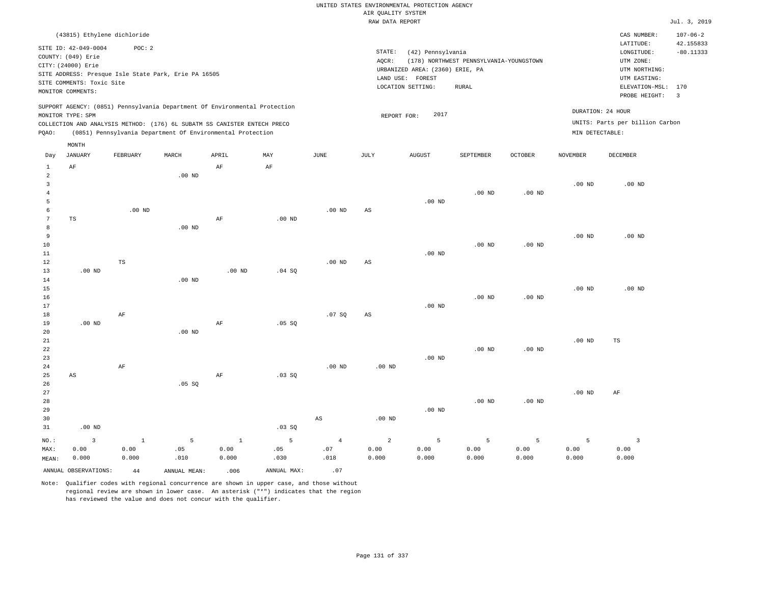UNITED STATES ENVIRONMENTAL PROTECTION AGENCY
AIR QUALITY SYSTEM
RAW DATA REPORT

Jul. 3, 2019

(43815) Ethylene dichloride

SITE ID: 42-049-0004 POC: 2
COUNTY: (049) Erie
CITY: (24000) Erie
SITE ADDRESS: Presque Isle State Park, Erie PA 16505
SITE COMMENTS: Toxic Site
MONITOR COMMENTS:

STATE: (42) Pennsylvania
AQCR: (178) NORTHWEST PENNSYLVANIA-YOUNGSTOWN
URBANIZED AREA: (2360) ERIE, PA
LAND USE: FOREST
LOCATION SETTING: RURAL

CAS NUMBER: 107-06-2
LATITUDE: 42.155833
LONGITUDE: -80.11333
UTM ZONE:
UTM NORTHING:
UTM EASTING:
ELEVATION-MSL: 170
PROBE HEIGHT: 3

SUPPORT AGENCY: (0851) Pennsylvania Department Of Environmental Protection
MONITOR TYPE: SPM
COLLECTION AND ANALYSIS METHOD: (176) 6L SUBATM SS CANISTER ENTECH PRECO
PQAO: (0851) Pennsylvania Department Of Environmental Protection

REPORT FOR: 2017

DURATION: 24 HOUR
UNITS: Parts per billion Carbon
MIN DETECTABLE:

| Day | JANUARY | FEBRUARY | MARCH | APRIL | MAY | JUNE | JULY | AUGUST | SEPTEMBER | OCTOBER | NOVEMBER | DECEMBER |
|---|---|---|---|---|---|---|---|---|---|---|---|---|
| 1 | AF | | | AF | AF | | | | | | | |
| 2 | | | .00 ND | | | | | | | | | |
| 3 | | | | | | | | | | | .00 ND | .00 ND |
| 4 | | | | | | | | | .00 ND | .00 ND | | |
| 5 | | | | | | | | .00 ND | | | | |
| 6 | | .00 ND | | | | .00 ND | AS | | | | | |
| 7 | TS | | | AF | .00 ND | | | | | | | |
| 8 | | | .00 ND | | | | | | | | | |
| 9 | | | | | | | | | | | .00 ND | .00 ND |
| 10 | | | | | | | | | .00 ND | .00 ND | | |
| 11 | | | | | | | | .00 ND | | | | |
| 12 | | TS | | | | .00 ND | AS | | | | | |
| 13 | .00 ND | | | .00 ND | .04 SQ | | | | | | | |
| 14 | | | .00 ND | | | | | | | | | |
| 15 | | | | | | | | | | | .00 ND | .00 ND |
| 16 | | | | | | | | | .00 ND | .00 ND | | |
| 17 | | | | | | | | .00 ND | | | | |
| 18 | | AF | | | | .07 SQ | AS | | | | | |
| 19 | .00 ND | | | AF | .05 SQ | | | | | | | |
| 20 | | | .00 ND | | | | | | | | | |
| 21 | | | | | | | | | | | .00 ND | TS |
| 22 | | | | | | | | | .00 ND | .00 ND | | |
| 23 | | | | | | | | .00 ND | | | | |
| 24 | | AF | | | | .00 ND | .00 ND | | | | | |
| 25 | AS | | | AF | .03 SQ | | | | | | | |
| 26 | | | .05 SQ | | | | | | | | | |
| 27 | | | | | | | | | | | .00 ND | AF |
| 28 | | | | | | | | | .00 ND | .00 ND | | |
| 29 | | | | | | | | .00 ND | | | | |
| 30 | | | | | | AS | .00 ND | | | | | |
| 31 | .00 ND | | | | .03 SQ | | | | | | | |
| NO.: | 3 | 1 | 5 | 1 | 5 | 4 | 2 | 5 | 5 | 5 | 5 | 3 |
| MAX: | 0.00 | 0.00 | .05 | 0.00 | .05 | .07 | 0.00 | 0.00 | 0.00 | 0.00 | 0.00 | 0.00 |
| MEAN: | 0.000 | 0.000 | .010 | 0.000 | .030 | .018 | 0.000 | 0.000 | 0.000 | 0.000 | 0.000 | 0.000 |

ANNUAL OBSERVATIONS: 44 ANNUAL MEAN: .006 ANNUAL MAX: .07

Note: Qualifier codes with regional concurrence are shown in upper case, and those without regional review are shown in lower case. An asterisk ("*") indicates that the region has reviewed the value and does not concur with the qualifier.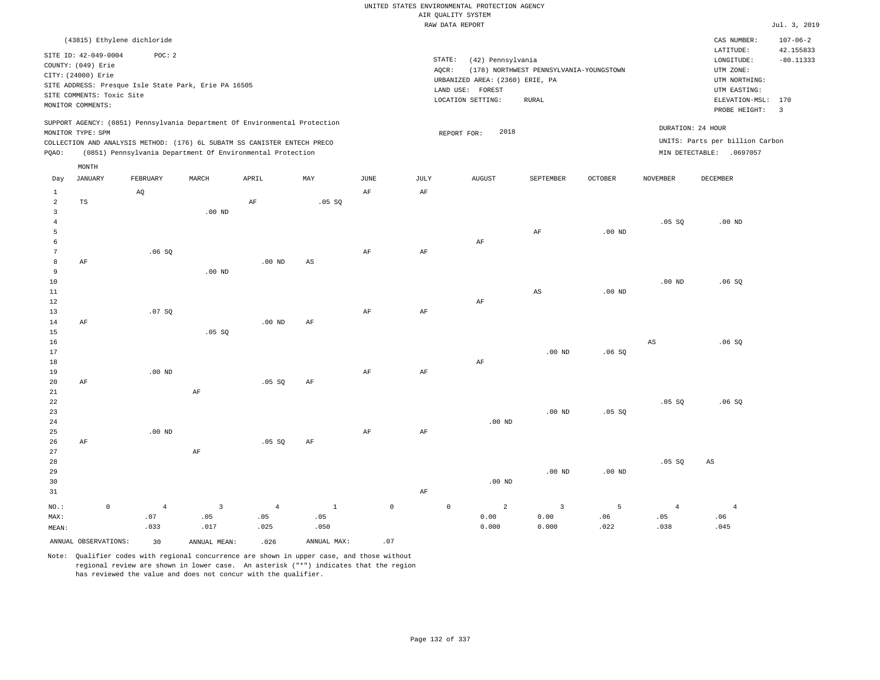UNITED STATES ENVIRONMENTAL PROTECTION AGENCY
AIR QUALITY SYSTEM
RAW DATA REPORT

Jul. 3, 2019

(43815) Ethylene dichloride

SITE ID: 42-049-0004 POC: 2
COUNTY: (049) Erie
CITY: (24000) Erie
SITE ADDRESS: Presque Isle State Park, Erie PA 16505
SITE COMMENTS: Toxic Site
MONITOR COMMENTS:

STATE: (42) Pennsylvania
AQCR: (178) NORTHWEST PENNSYLVANIA-YOUNGSTOWN
URBANIZED AREA: (2360) ERIE, PA
LAND USE: FOREST
LOCATION SETTING: RURAL

CAS NUMBER: 107-06-2
LATITUDE: 42.155833
LONGITUDE: -80.11333
UTM ZONE:
UTM NORTHING:
UTM EASTING:
ELEVATION-MSL: 170
PROBE HEIGHT: 3

SUPPORT AGENCY: (0851) Pennsylvania Department Of Environmental Protection
MONITOR TYPE: SPM
COLLECTION AND ANALYSIS METHOD: (176) 6L SUBATM SS CANISTER ENTECH PRECO
PQAO: (0851) Pennsylvania Department Of Environmental Protection

REPORT FOR: 2018

DURATION: 24 HOUR
UNITS: Parts per billion Carbon
MIN DETECTABLE: .0697057

| Day | JANUARY | FEBRUARY | MARCH | APRIL | MAY | JUNE | JULY | AUGUST | SEPTEMBER | OCTOBER | NOVEMBER | DECEMBER |
|---|---|---|---|---|---|---|---|---|---|---|---|---|
| 1 | | AQ | | | | AF | AF | | | | | |
| 2 | TS | | | AF | .05 SQ | | | | | | | |
| 3 | | | .00 ND | | | | | | | | | |
| 4 | | | | | | | | | | | .05 SQ | .00 ND |
| 5 | | | | | | | | | AF | .00 ND | | |
| 6 | | | | | | | | AF | | | | |
| 7 | | .06 SQ | | | | AF | AF | | | | | |
| 8 | AF | | | .00 ND | AS | | | | | | | |
| 9 | | | .00 ND | | | | | | | | | |
| 10 | | | | | | | | | | | .00 ND | .06 SQ |
| 11 | | | | | | | | | AS | .00 ND | | |
| 12 | | | | | | | | AF | | | | |
| 13 | | .07 SQ | | | | AF | AF | | | | | |
| 14 | AF | | | .00 ND | AF | | | | | | | |
| 15 | | | .05 SQ | | | | | | | | | |
| 16 | | | | | | | | | | | AS | .06 SQ |
| 17 | | | | | | | | | .00 ND | .06 SQ | | |
| 18 | | | | | | | | AF | | | | |
| 19 | | .00 ND | | | | AF | AF | | | | | |
| 20 | AF | | | .05 SQ | AF | | | | | | | |
| 21 | | | AF | | | | | | | | | |
| 22 | | | | | | | | | | | .05 SQ | .06 SQ |
| 23 | | | | | | | | | .00 ND | .05 SQ | | |
| 24 | | | | | | | | .00 ND | | | | |
| 25 | | .00 ND | | | | AF | AF | | | | | |
| 26 | AF | | | .05 SQ | AF | | | | | | | |
| 27 | | | AF | | | | | | | | | |
| 28 | | | | | | | | | | | .05 SQ | AS |
| 29 | | | | | | | | | .00 ND | .00 ND | | |
| 30 | | | | | | | | .00 ND | | | | |
| 31 | | | | | | | AF | | | | | |
| NO.: | 0 | 4 | 3 | 4 | 1 | 0 | 0 | 2 | 3 | 5 | 4 | 4 |
| MAX: | | .07 | .05 | .05 | .05 | | | 0.00 | 0.00 | .06 | .05 | .06 |
| MEAN: | | .033 | .017 | .025 | .050 | | | 0.000 | 0.000 | .022 | .038 | .045 |

ANNUAL OBSERVATIONS: 30 ANNUAL MEAN: .026 ANNUAL MAX: .07

Note: Qualifier codes with regional concurrence are shown in upper case, and those without regional review are shown in lower case. An asterisk ("*") indicates that the region has reviewed the value and does not concur with the qualifier.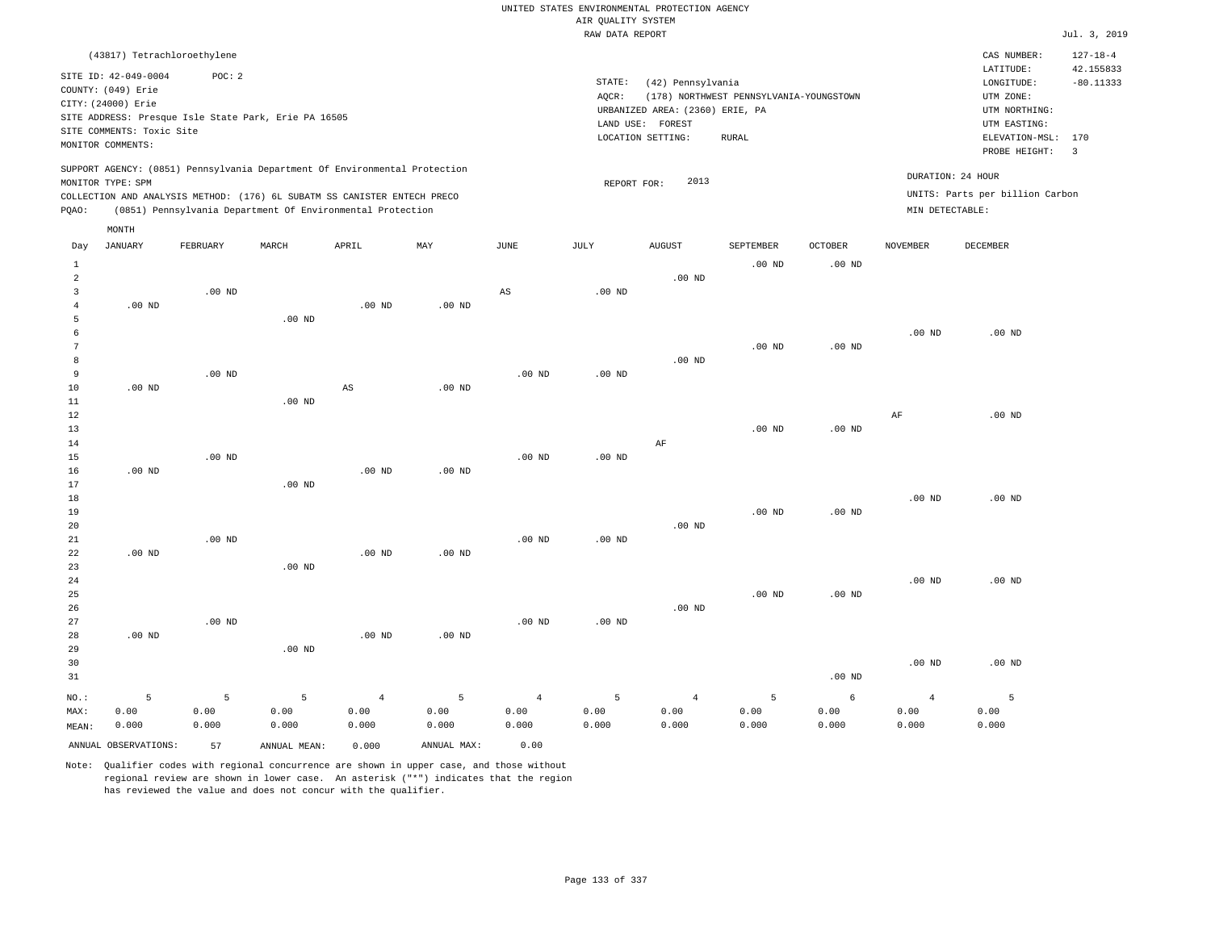UNITED STATES ENVIRONMENTAL PROTECTION AGENCY
AIR QUALITY SYSTEM
RAW DATA REPORT

Jul. 3, 2019

(43817) Tetrachloroethylene

SITE ID: 42-049-0004 POC: 2
COUNTY: (049) Erie
CITY: (24000) Erie
SITE ADDRESS: Presque Isle State Park, Erie PA 16505
SITE COMMENTS: Toxic Site
MONITOR COMMENTS:

STATE: (42) Pennsylvania
AQCR: (178) NORTHWEST PENNSYLVANIA-YOUNGSTOWN
URBANIZED AREA: (2360) ERIE, PA
LAND USE: FOREST
LOCATION SETTING: RURAL

CAS NUMBER: 127-18-4
LATITUDE: 42.155833
LONGITUDE: -80.11333
UTM ZONE:
UTM NORTHING:
UTM EASTING:
ELEVATION-MSL: 170
PROBE HEIGHT: 3

SUPPORT AGENCY: (0851) Pennsylvania Department Of Environmental Protection
MONITOR TYPE: SPM
COLLECTION AND ANALYSIS METHOD: (176) 6L SUBATM SS CANISTER ENTECH PRECO
PQAO: (0851) Pennsylvania Department Of Environmental Protection

REPORT FOR: 2013

DURATION: 24 HOUR
UNITS: Parts per billion Carbon
MIN DETECTABLE:

| Day | JANUARY | FEBRUARY | MARCH | APRIL | MAY | JUNE | JULY | AUGUST | SEPTEMBER | OCTOBER | NOVEMBER | DECEMBER |
|---|---|---|---|---|---|---|---|---|---|---|---|---|
| 1 | | | | | | | | | .00 ND | .00 ND | | |
| 2 | | | | | | | | .00 ND | | | | |
| 3 | | .00 ND | | | | AS | .00 ND | | | | | |
| 4 | .00 ND | | | .00 ND | .00 ND | | | | | | | |
| 5 | | | .00 ND | | | | | | | | | |
| 6 | | | | | | | | | | | .00 ND | .00 ND |
| 7 | | | | | | | | | .00 ND | .00 ND | | |
| 8 | | | | | | | | .00 ND | | | | |
| 9 | | .00 ND | | | | .00 ND | .00 ND | | | | | |
| 10 | .00 ND | | | AS | .00 ND | | | | | | | |
| 11 | | | .00 ND | | | | | | | | | |
| 12 | | | | | | | | | | | AF | .00 ND |
| 13 | | | | | | | | | .00 ND | .00 ND | | |
| 14 | | | | | | | | AF | | | | |
| 15 | | .00 ND | | | | .00 ND | .00 ND | | | | | |
| 16 | .00 ND | | | .00 ND | .00 ND | | | | | | | |
| 17 | | | .00 ND | | | | | | | | | |
| 18 | | | | | | | | | | | .00 ND | .00 ND |
| 19 | | | | | | | | | .00 ND | .00 ND | | |
| 20 | | | | | | | | .00 ND | | | | |
| 21 | | .00 ND | | | | .00 ND | .00 ND | | | | | |
| 22 | .00 ND | | | .00 ND | .00 ND | | | | | | | |
| 23 | | | .00 ND | | | | | | | | | |
| 24 | | | | | | | | | | | .00 ND | .00 ND |
| 25 | | | | | | | | | .00 ND | .00 ND | | |
| 26 | | | | | | | | .00 ND | | | | |
| 27 | | .00 ND | | | | .00 ND | .00 ND | | | | | |
| 28 | .00 ND | | | .00 ND | .00 ND | | | | | | | |
| 29 | | | .00 ND | | | | | | | | | |
| 30 | | | | | | | | | | | .00 ND | .00 ND |
| 31 | | | | | | | | | | .00 ND | | |
| NO.: | 5 | 5 | 5 | 4 | 5 | 4 | 5 | 4 | 5 | 6 | 4 | 5 |
| MAX: | 0.00 | 0.00 | 0.00 | 0.00 | 0.00 | 0.00 | 0.00 | 0.00 | 0.00 | 0.00 | 0.00 | 0.00 |
| MEAN: | 0.000 | 0.000 | 0.000 | 0.000 | 0.000 | 0.000 | 0.000 | 0.000 | 0.000 | 0.000 | 0.000 | 0.000 |

ANNUAL OBSERVATIONS: 57 ANNUAL MEAN: 0.000 ANNUAL MAX: 0.00

Note: Qualifier codes with regional concurrence are shown in upper case, and those without regional review are shown in lower case. An asterisk ("*") indicates that the region has reviewed the value and does not concur with the qualifier.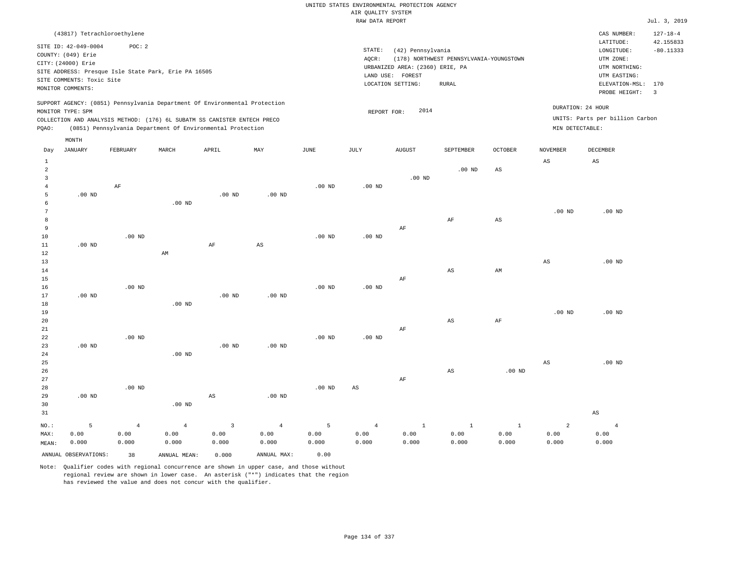UNITED STATES ENVIRONMENTAL PROTECTION AGENCY
AIR QUALITY SYSTEM
RAW DATA REPORT

Jul. 3, 2019

(43817) Tetrachloroethylene

SITE ID: 42-049-0004 POC: 2
COUNTY: (049) Erie
CITY: (24000) Erie
SITE ADDRESS: Presque Isle State Park, Erie PA 16505
SITE COMMENTS: Toxic Site
MONITOR COMMENTS:

STATE: (42) Pennsylvania
AQCR: (178) NORTHWEST PENNSYLVANIA-YOUNGSTOWN
URBANIZED AREA: (2360) ERIE, PA
LAND USE: FOREST
LOCATION SETTING: RURAL

CAS NUMBER: 127-18-4
LATITUDE: 42.155833
LONGITUDE: -80.11333
UTM ZONE:
UTM NORTHING:
UTM EASTING:
ELEVATION-MSL: 170
PROBE HEIGHT: 3

SUPPORT AGENCY: (0851) Pennsylvania Department Of Environmental Protection
MONITOR TYPE: SPM
COLLECTION AND ANALYSIS METHOD: (176) 6L SUBATM SS CANISTER ENTECH PRECO
PQAO: (0851) Pennsylvania Department Of Environmental Protection

REPORT FOR: 2014

DURATION: 24 HOUR
UNITS: Parts per billion Carbon
MIN DETECTABLE:

| Day | JANUARY | FEBRUARY | MARCH | APRIL | MAY | JUNE | JULY | AUGUST | SEPTEMBER | OCTOBER | NOVEMBER | DECEMBER |
|---|---|---|---|---|---|---|---|---|---|---|---|---|
| 1 | | | | | | | | | | | AS | AS |
| 2 | | | | | | | | | .00 ND | AS | | |
| 3 | | | | | | | | .00 ND | | | | |
| 4 | | AF | | | | .00 ND | .00 ND | | | | | |
| 5 | .00 ND | | | .00 ND | .00 ND | | | | | | | |
| 6 | | | .00 ND | | | | | | | | | |
| 7 | | | | | | | | | | | .00 ND | .00 ND |
| 8 | | | | | | | | | AF | AS | | |
| 9 | | | | | | | | AF | | | | |
| 10 | | .00 ND | | | | .00 ND | .00 ND | | | | | |
| 11 | .00 ND | | | AF | AS | | | | | | | |
| 12 | | | AM | | | | | | | | | |
| 13 | | | | | | | | | | | AS | .00 ND |
| 14 | | | | | | | | | AS | AM | | |
| 15 | | | | | | | | AF | | | | |
| 16 | | .00 ND | | | | .00 ND | .00 ND | | | | | |
| 17 | .00 ND | | | .00 ND | .00 ND | | | | | | | |
| 18 | | | .00 ND | | | | | | | | | |
| 19 | | | | | | | | | | | .00 ND | .00 ND |
| 20 | | | | | | | | | AS | AF | | |
| 21 | | | | | | | | AF | | | | |
| 22 | | .00 ND | | | | .00 ND | .00 ND | | | | | |
| 23 | .00 ND | | | .00 ND | .00 ND | | | | | | | |
| 24 | | | .00 ND | | | | | | | | | |
| 25 | | | | | | | | | | | AS | .00 ND |
| 26 | | | | | | | | | AS | .00 ND | | |
| 27 | | | | | | | | AF | | | | |
| 28 | | .00 ND | | | | .00 ND | AS | | | | | |
| 29 | .00 ND | | | AS | .00 ND | | | | | | | |
| 30 | | | .00 ND | | | | | | | | | |
| 31 | | | | | | | | | | | | AS |
| NO.: | 5 | 4 | 4 | 3 | 4 | 5 | 4 | 1 | 1 | 1 | 2 | 4 |
| MAX: | 0.00 | 0.00 | 0.00 | 0.00 | 0.00 | 0.00 | 0.00 | 0.00 | 0.00 | 0.00 | 0.00 | 0.00 |
| MEAN: | 0.000 | 0.000 | 0.000 | 0.000 | 0.000 | 0.000 | 0.000 | 0.000 | 0.000 | 0.000 | 0.000 | 0.000 |

ANNUAL OBSERVATIONS: 38 ANNUAL MEAN: 0.000 ANNUAL MAX: 0.00

Note: Qualifier codes with regional concurrence are shown in upper case, and those without regional review are shown in lower case. An asterisk ("*") indicates that the region has reviewed the value and does not concur with the qualifier.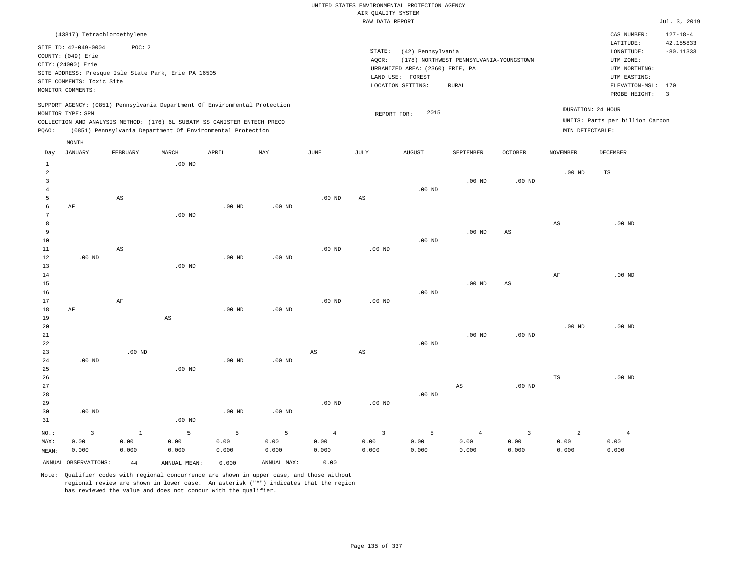UNITED STATES ENVIRONMENTAL PROTECTION AGENCY
AIR QUALITY SYSTEM
RAW DATA REPORT

Jul. 3, 2019

(43817) Tetrachloroethylene

SITE ID: 42-049-0004 POC: 2
COUNTY: (049) Erie
CITY: (24000) Erie
SITE ADDRESS: Presque Isle State Park, Erie PA 16505
SITE COMMENTS: Toxic Site
MONITOR COMMENTS:

STATE: (42) Pennsylvania
AQCR: (178) NORTHWEST PENNSYLVANIA-YOUNGSTOWN
URBANIZED AREA: (2360) ERIE, PA
LAND USE: FOREST
LOCATION SETTING: RURAL

CAS NUMBER: 127-18-4
LATITUDE: 42.155833
LONGITUDE: -80.11333
UTM ZONE:
UTM NORTHING:
UTM EASTING:
ELEVATION-MSL: 170
PROBE HEIGHT: 3

SUPPORT AGENCY: (0851) Pennsylvania Department Of Environmental Protection
MONITOR TYPE: SPM
COLLECTION AND ANALYSIS METHOD: (176) 6L SUBATM SS CANISTER ENTECH PRECO
PQAO: (0851) Pennsylvania Department Of Environmental Protection

REPORT FOR: 2015

DURATION: 24 HOUR
UNITS: Parts per billion Carbon
MIN DETECTABLE:

| Day | JANUARY | FEBRUARY | MARCH | APRIL | MAY | JUNE | JULY | AUGUST | SEPTEMBER | OCTOBER | NOVEMBER | DECEMBER |
|---|---|---|---|---|---|---|---|---|---|---|---|---|
| 1 | | | .00 ND | | | | | | | | | |
| 2 | | | | | | | | | | | .00 ND | TS |
| 3 | | | | | | | | | .00 ND | .00 ND | | |
| 4 | | | | | | | | .00 ND | | | | |
| 5 | | AS | | | | .00 ND | AS | | | | | |
| 6 | AF | | | .00 ND | .00 ND | | | | | | | |
| 7 | | | .00 ND | | | | | | | | | |
| 8 | | | | | | | | | | | AS | .00 ND |
| 9 | | | | | | | | | .00 ND | AS | | |
| 10 | | | | | | | | .00 ND | | | | |
| 11 | | AS | | | | .00 ND | .00 ND | | | | | |
| 12 | .00 ND | | | .00 ND | .00 ND | | | | | | | |
| 13 | | | .00 ND | | | | | | | | | |
| 14 | | | | | | | | | | | AF | .00 ND |
| 15 | | | | | | | | | .00 ND | AS | | |
| 16 | | | | | | | | .00 ND | | | | |
| 17 | | AF | | | | .00 ND | .00 ND | | | | | |
| 18 | AF | | | .00 ND | .00 ND | | | | | | | |
| 19 | | | AS | | | | | | | | | |
| 20 | | | | | | | | | | | .00 ND | .00 ND |
| 21 | | | | | | | | | .00 ND | .00 ND | | |
| 22 | | | | | | | | .00 ND | | | | |
| 23 | | .00 ND | | | | AS | AS | | | | | |
| 24 | .00 ND | | | .00 ND | .00 ND | | | | | | | |
| 25 | | | .00 ND | | | | | | | | | |
| 26 | | | | | | | | | | | TS | .00 ND |
| 27 | | | | | | | | | AS | .00 ND | | |
| 28 | | | | | | | | .00 ND | | | | |
| 29 | | | | | | .00 ND | .00 ND | | | | | |
| 30 | .00 ND | | | .00 ND | .00 ND | | | | | | | |
| 31 | | | .00 ND | | | | | | | | | |
| NO.: | 3 | 1 | 5 | 5 | 5 | 4 | 3 | 5 | 4 | 3 | 2 | 4 |
| MAX: | 0.00 | 0.00 | 0.00 | 0.00 | 0.00 | 0.00 | 0.00 | 0.00 | 0.00 | 0.00 | 0.00 | 0.00 |
| MEAN: | 0.000 | 0.000 | 0.000 | 0.000 | 0.000 | 0.000 | 0.000 | 0.000 | 0.000 | 0.000 | 0.000 | 0.000 |

ANNUAL OBSERVATIONS: 44 ANNUAL MEAN: 0.000 ANNUAL MAX: 0.00

Note: Qualifier codes with regional concurrence are shown in upper case, and those without regional review are shown in lower case. An asterisk ("*") indicates that the region has reviewed the value and does not concur with the qualifier.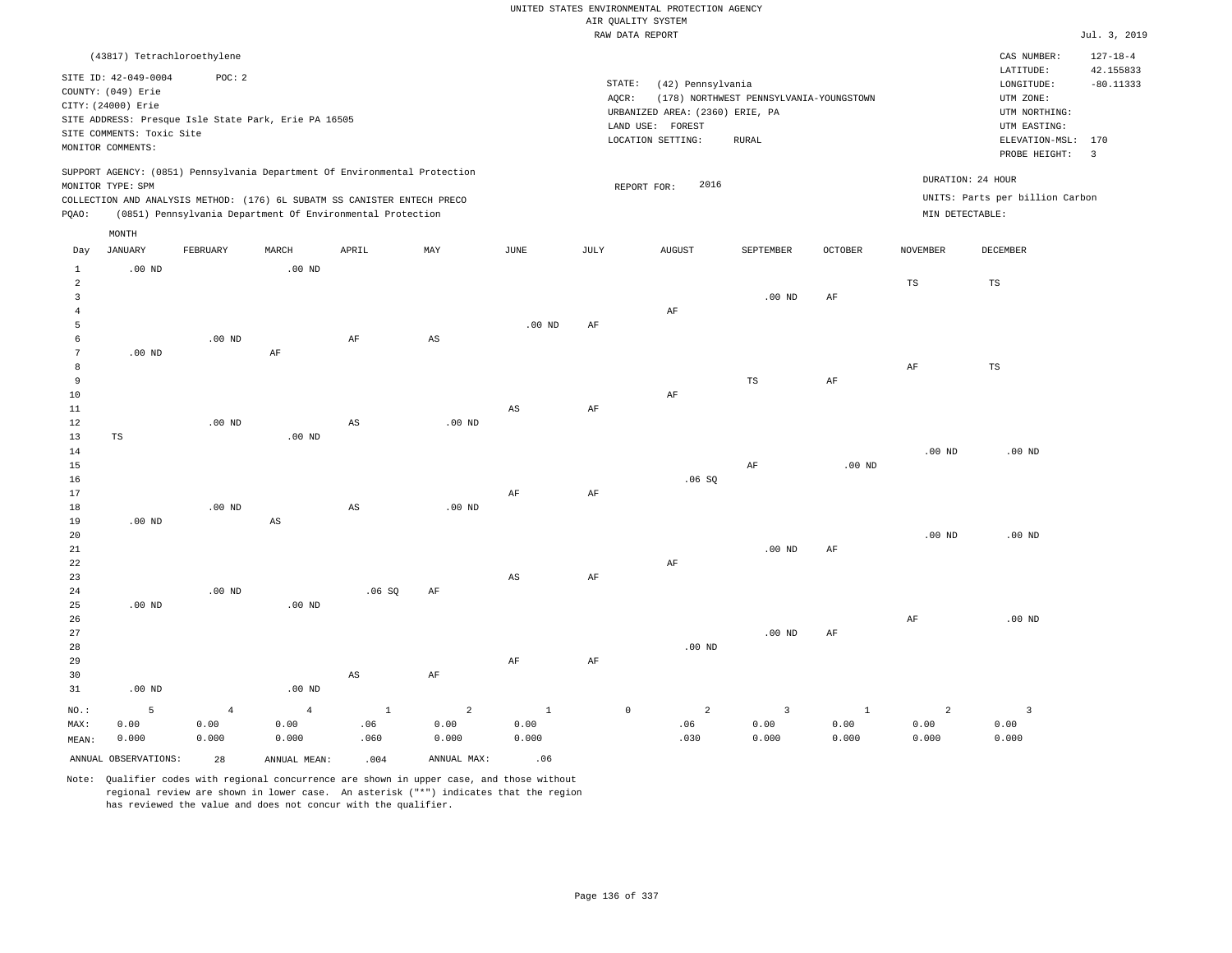UNITED STATES ENVIRONMENTAL PROTECTION AGENCY
AIR QUALITY SYSTEM
RAW DATA REPORT

Jul. 3, 2019

(43817) Tetrachloroethylene

SITE ID: 42-049-0004 POC: 2
COUNTY: (049) Erie
CITY: (24000) Erie
SITE ADDRESS: Presque Isle State Park, Erie PA 16505
SITE COMMENTS: Toxic Site
MONITOR COMMENTS:

STATE: (42) Pennsylvania
AQCR: (178) NORTHWEST PENNSYLVANIA-YOUNGSTOWN
URBANIZED AREA: (2360) ERIE, PA
LAND USE: FOREST
LOCATION SETTING: RURAL

CAS NUMBER: 127-18-4
LATITUDE: 42.155833
LONGITUDE: -80.11333
UTM ZONE:
UTM NORTHING:
UTM EASTING:
ELEVATION-MSL: 170
PROBE HEIGHT: 3

SUPPORT AGENCY: (0851) Pennsylvania Department Of Environmental Protection
MONITOR TYPE: SPM
COLLECTION AND ANALYSIS METHOD: (176) 6L SUBATM SS CANISTER ENTECH PRECO
PQAO: (0851) Pennsylvania Department Of Environmental Protection

REPORT FOR: 2016

DURATION: 24 HOUR
UNITS: Parts per billion Carbon
MIN DETECTABLE:

| Day | JANUARY | FEBRUARY | MARCH | APRIL | MAY | JUNE | JULY | AUGUST | SEPTEMBER | OCTOBER | NOVEMBER | DECEMBER |
|---|---|---|---|---|---|---|---|---|---|---|---|---|
| 1 | .00 ND | | .00 ND | | | | | | | | | |
| 2 | | | | | | | | | | | TS | TS |
| 3 | | | | | | | | | .00 ND | AF | | |
| 4 | | | | | | | | AF | | | | |
| 5 | | | | | | .00 ND | AF | | | | | |
| 6 | | .00 ND | | AF | AS | | | | | | | |
| 7 | .00 ND | | AF | | | | | | | | | |
| 8 | | | | | | | | | | | AF | TS |
| 9 | | | | | | | | | TS | AF | | |
| 10 | | | | | | | | AF | | | | |
| 11 | | | | | | AS | AF | | | | | |
| 12 | | .00 ND | | AS | .00 ND | | | | | | | |
| 13 | TS | | .00 ND | | | | | | | | | |
| 14 | | | | | | | | | | | .00 ND | .00 ND |
| 15 | | | | | | | | | AF | .00 ND | | |
| 16 | | | | | | | | .06 SQ | | | | |
| 17 | | | | | | AF | AF | | | | | |
| 18 | | .00 ND | | AS | .00 ND | | | | | | | |
| 19 | .00 ND | | AS | | | | | | | | | |
| 20 | | | | | | | | | | | .00 ND | .00 ND |
| 21 | | | | | | | | | .00 ND | AF | | |
| 22 | | | | | | | | AF | | | | |
| 23 | | | | | | AS | AF | | | | | |
| 24 | | .00 ND | | .06 SQ | AF | | | | | | | |
| 25 | .00 ND | | .00 ND | | | | | | | | | |
| 26 | | | | | | | | | | | AF | .00 ND |
| 27 | | | | | | | | | .00 ND | AF | | |
| 28 | | | | | | | | .00 ND | | | | |
| 29 | | | | | | AF | AF | | | | | |
| 30 | | | | AS | AF | | | | | | | |
| 31 | .00 ND | | .00 ND | | | | | | | | | |
| NO.: | 5 | 4 | 4 | 1 | 2 | 1 | 0 | 2 | 3 | 1 | 2 | 3 |
| MAX: | 0.00 | 0.00 | 0.00 | .06 | 0.00 | 0.00 | | .06 | 0.00 | 0.00 | 0.00 | 0.00 |
| MEAN: | 0.000 | 0.000 | 0.000 | .060 | 0.000 | 0.000 | | .030 | 0.000 | 0.000 | 0.000 | 0.000 |

ANNUAL OBSERVATIONS: 28 ANNUAL MEAN: .004 ANNUAL MAX: .06

Note: Qualifier codes with regional concurrence are shown in upper case, and those without regional review are shown in lower case. An asterisk ("*") indicates that the region has reviewed the value and does not concur with the qualifier.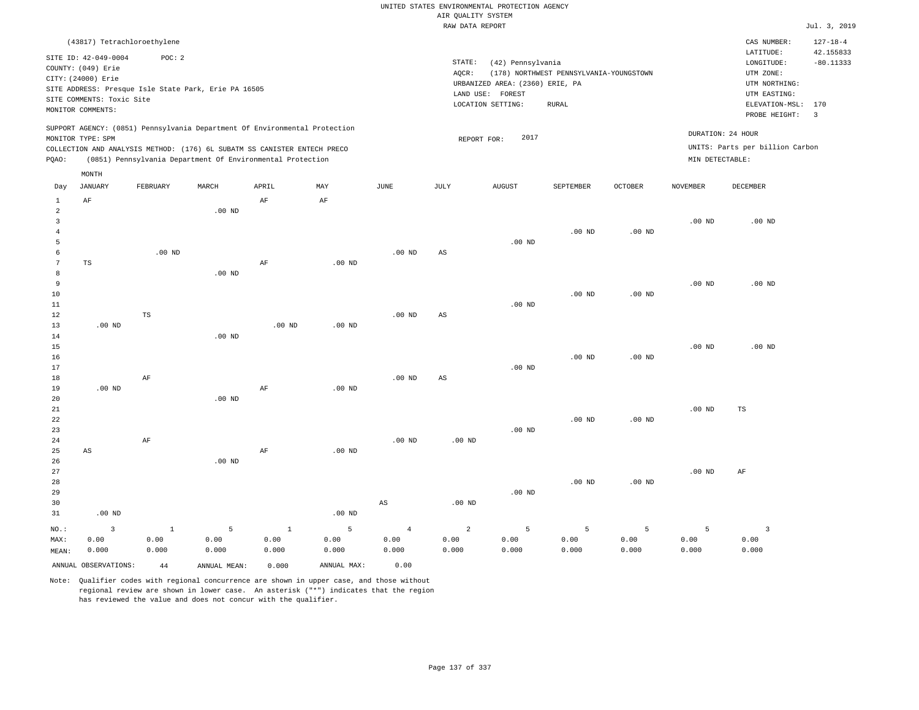UNITED STATES ENVIRONMENTAL PROTECTION AGENCY
AIR QUALITY SYSTEM
RAW DATA REPORT

Jul. 3, 2019

(43817) Tetrachloroethylene

SITE ID: 42-049-0004 POC: 2
COUNTY: (049) Erie
CITY: (24000) Erie
SITE ADDRESS: Presque Isle State Park, Erie PA 16505
SITE COMMENTS: Toxic Site
MONITOR COMMENTS:

STATE: (42) Pennsylvania
AQCR: (178) NORTHWEST PENNSYLVANIA-YOUNGSTOWN
URBANIZED AREA: (2360) ERIE, PA
LAND USE: FOREST
LOCATION SETTING: RURAL

CAS NUMBER: 127-18-4
LATITUDE: 42.155833
LONGITUDE: -80.11333
UTM ZONE:
UTM NORTHING:
UTM EASTING:
ELEVATION-MSL: 170
PROBE HEIGHT: 3

SUPPORT AGENCY: (0851) Pennsylvania Department Of Environmental Protection
MONITOR TYPE: SPM
COLLECTION AND ANALYSIS METHOD: (176) 6L SUBATM SS CANISTER ENTECH PRECO
PQAO: (0851) Pennsylvania Department Of Environmental Protection

REPORT FOR: 2017

DURATION: 24 HOUR
UNITS: Parts per billion Carbon
MIN DETECTABLE:

| Day | JANUARY | FEBRUARY | MARCH | APRIL | MAY | JUNE | JULY | AUGUST | SEPTEMBER | OCTOBER | NOVEMBER | DECEMBER |
|---|---|---|---|---|---|---|---|---|---|---|---|---|
| 1 | AF | | | AF | AF | | | | | | | |
| 2 | | | .00 ND | | | | | | | | | |
| 3 | | | | | | | | | | | .00 ND | .00 ND |
| 4 | | | | | | | | | .00 ND | .00 ND | | |
| 5 | | | | | | | | .00 ND | | | | |
| 6 | | .00 ND | | | | .00 ND | AS | | | | | |
| 7 | TS | | | AF | .00 ND | | | | | | | |
| 8 | | | .00 ND | | | | | | | | | |
| 9 | | | | | | | | | | | .00 ND | .00 ND |
| 10 | | | | | | | | | .00 ND | .00 ND | | |
| 11 | | | | | | | | .00 ND | | | | |
| 12 | | TS | | | | .00 ND | AS | | | | | |
| 13 | .00 ND | | | .00 ND | .00 ND | | | | | | | |
| 14 | | | .00 ND | | | | | | | | | |
| 15 | | | | | | | | | | | .00 ND | .00 ND |
| 16 | | | | | | | | | .00 ND | .00 ND | | |
| 17 | | | | | | | | .00 ND | | | | |
| 18 | | AF | | | | .00 ND | AS | | | | | |
| 19 | .00 ND | | | AF | .00 ND | | | | | | | |
| 20 | | | .00 ND | | | | | | | | | |
| 21 | | | | | | | | | | | .00 ND | TS |
| 22 | | | | | | | | | .00 ND | .00 ND | | |
| 23 | | | | | | | | .00 ND | | | | |
| 24 | | AF | | | | .00 ND | .00 ND | | | | | |
| 25 | AS | | | AF | .00 ND | | | | | | | |
| 26 | | | .00 ND | | | | | | | | | |
| 27 | | | | | | | | | | | .00 ND | AF |
| 28 | | | | | | | | | .00 ND | .00 ND | | |
| 29 | | | | | | | | .00 ND | | | | |
| 30 | | | | | | AS | .00 ND | | | | | |
| 31 | .00 ND | | | | .00 ND | | | | | | | |
| NO.: | 3 | 1 | 5 | 1 | 5 | 4 | 2 | 5 | 5 | 5 | 5 | 3 |
| MAX: | 0.00 | 0.00 | 0.00 | 0.00 | 0.00 | 0.00 | 0.00 | 0.00 | 0.00 | 0.00 | 0.00 | 0.00 |
| MEAN: | 0.000 | 0.000 | 0.000 | 0.000 | 0.000 | 0.000 | 0.000 | 0.000 | 0.000 | 0.000 | 0.000 | 0.000 |

ANNUAL OBSERVATIONS: 44 ANNUAL MEAN: 0.000 ANNUAL MAX: 0.00

Note: Qualifier codes with regional concurrence are shown in upper case, and those without regional review are shown in lower case. An asterisk ("*") indicates that the region has reviewed the value and does not concur with the qualifier.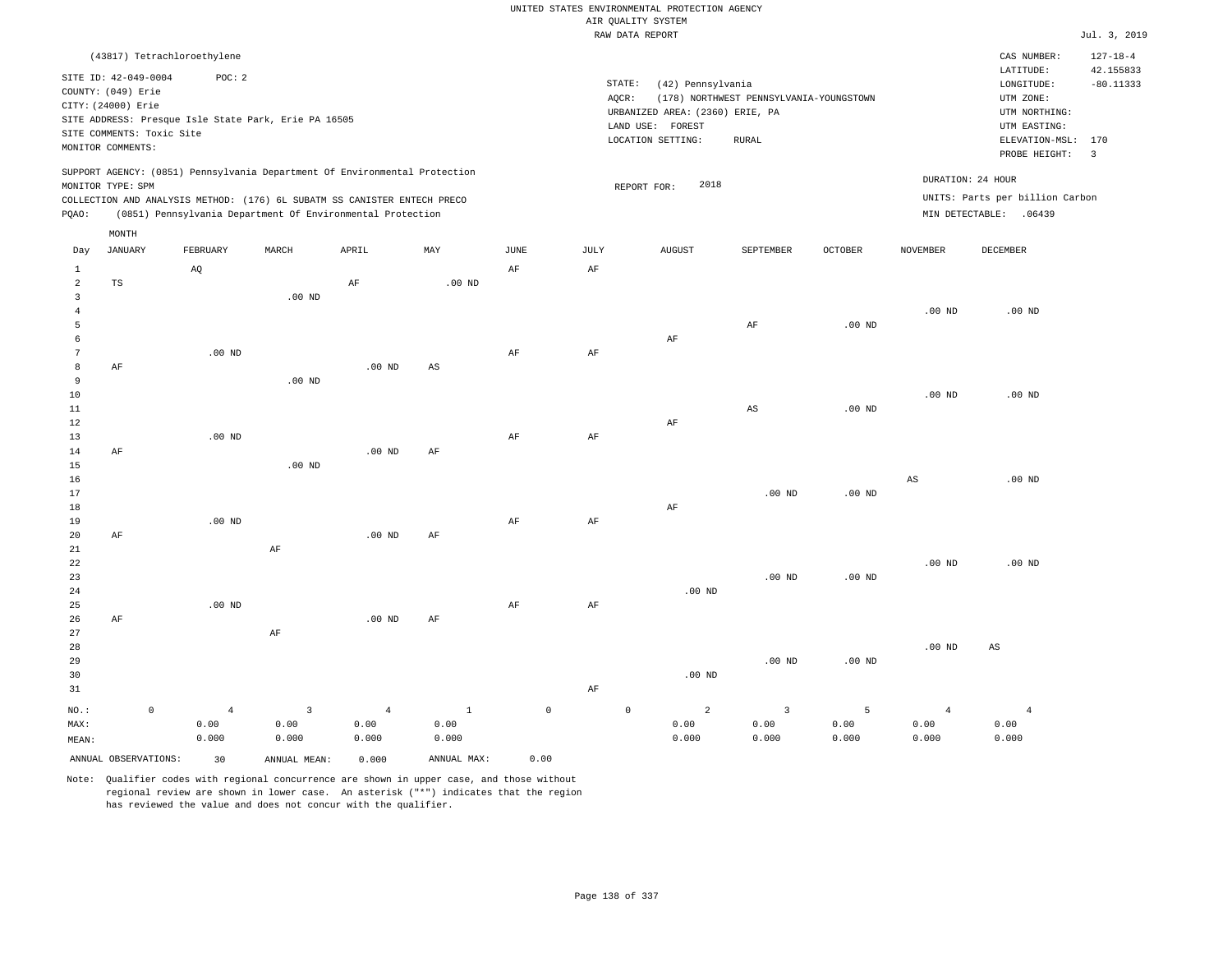UNITED STATES ENVIRONMENTAL PROTECTION AGENCY
AIR QUALITY SYSTEM
RAW DATA REPORT

Jul. 3, 2019

(43817) Tetrachloroethylene

SITE ID: 42-049-0004 POC: 2
COUNTY: (049) Erie
CITY: (24000) Erie
SITE ADDRESS: Presque Isle State Park, Erie PA 16505
SITE COMMENTS: Toxic Site
MONITOR COMMENTS:

STATE: (42) Pennsylvania
AQCR: (178) NORTHWEST PENNSYLVANIA-YOUNGSTOWN
URBANIZED AREA: (2360) ERIE, PA
LAND USE: FOREST
LOCATION SETTING: RURAL

CAS NUMBER: 127-18-4
LATITUDE: 42.155833
LONGITUDE: -80.11333
UTM ZONE:
UTM NORTHING:
UTM EASTING:
ELEVATION-MSL: 170
PROBE HEIGHT: 3

SUPPORT AGENCY: (0851) Pennsylvania Department Of Environmental Protection
MONITOR TYPE: SPM
COLLECTION AND ANALYSIS METHOD: (176) 6L SUBATM SS CANISTER ENTECH PRECO
PQAO: (0851) Pennsylvania Department Of Environmental Protection

REPORT FOR: 2018

DURATION: 24 HOUR
UNITS: Parts per billion Carbon
MIN DETECTABLE: .06439

| Day | JANUARY | FEBRUARY | MARCH | APRIL | MAY | JUNE | JULY | AUGUST | SEPTEMBER | OCTOBER | NOVEMBER | DECEMBER |
|---|---|---|---|---|---|---|---|---|---|---|---|---|
| 1 | | AQ | | | | AF | AF | | | | | |
| 2 | TS | | | AF | .00 ND | | | | | | | |
| 3 | | | .00 ND | | | | | | | | | |
| 4 | | | | | | | | | | | .00 ND | .00 ND |
| 5 | | | | | | | | | AF | .00 ND | | |
| 6 | | | | | | | | AF | | | | |
| 7 | | .00 ND | | | | AF | AF | | | | | |
| 8 | AF | | | .00 ND | AS | | | | | | | |
| 9 | | | .00 ND | | | | | | | | | |
| 10 | | | | | | | | | | | .00 ND | .00 ND |
| 11 | | | | | | | | | AS | .00 ND | | |
| 12 | | | | | | | | AF | | | | |
| 13 | | .00 ND | | | | AF | AF | | | | | |
| 14 | AF | | | .00 ND | AF | | | | | | | |
| 15 | | | .00 ND | | | | | | | | | |
| 16 | | | | | | | | | | | AS | .00 ND |
| 17 | | | | | | | | | .00 ND | .00 ND | | |
| 18 | | | | | | | | AF | | | | |
| 19 | | .00 ND | | | | AF | AF | | | | | |
| 20 | AF | | | .00 ND | AF | | | | | | | |
| 21 | | | AF | | | | | | | | | |
| 22 | | | | | | | | | | | .00 ND | .00 ND |
| 23 | | | | | | | | | .00 ND | .00 ND | | |
| 24 | | | | | | | | .00 ND | | | | |
| 25 | | .00 ND | | | | AF | AF | | | | | |
| 26 | AF | | | .00 ND | AF | | | | | | | |
| 27 | | | AF | | | | | | | | | |
| 28 | | | | | | | | | | | .00 ND | AS |
| 29 | | | | | | | | | .00 ND | .00 ND | | |
| 30 | | | | | | | | .00 ND | | | | |
| 31 | | | | | | | AF | | | | | |
| NO.: | 0 | 4 | 3 | 4 | 1 | 0 | 0 | 2 | 3 | 5 | 4 | 4 |
| MAX: | | 0.00 | 0.00 | 0.00 | 0.00 | | | 0.00 | 0.00 | 0.00 | 0.00 | 0.00 |
| MEAN: | | 0.000 | 0.000 | 0.000 | 0.000 | | | 0.000 | 0.000 | 0.000 | 0.000 | 0.000 |

ANNUAL OBSERVATIONS: 30 ANNUAL MEAN: 0.000 ANNUAL MAX: 0.00

Note: Qualifier codes with regional concurrence are shown in upper case, and those without regional review are shown in lower case. An asterisk ("*") indicates that the region has reviewed the value and does not concur with the qualifier.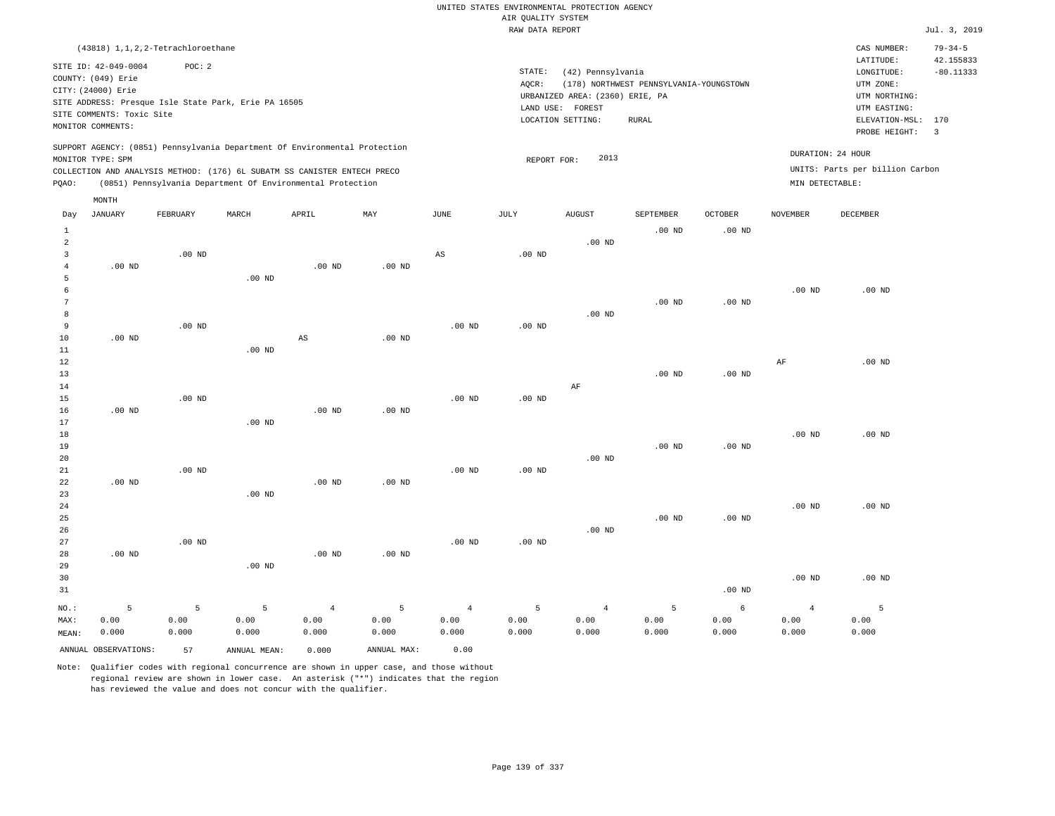UNITED STATES ENVIRONMENTAL PROTECTION AGENCY
AIR QUALITY SYSTEM
RAW DATA REPORT

Jul. 3, 2019

(43818) 1,1,2,2-Tetrachloroethane

SITE ID: 42-049-0004 POC: 2
COUNTY: (049) Erie
CITY: (24000) Erie
SITE ADDRESS: Presque Isle State Park, Erie PA 16505
SITE COMMENTS: Toxic Site
MONITOR COMMENTS:

STATE: (42) Pennsylvania
AQCR: (178) NORTHWEST PENNSYLVANIA-YOUNGSTOWN
URBANIZED AREA: (2360) ERIE, PA
LAND USE: FOREST
LOCATION SETTING: RURAL

CAS NUMBER: 79-34-5
LATITUDE: 42.155833
LONGITUDE: -80.11333
UTM ZONE:
UTM NORTHING:
UTM EASTING:
ELEVATION-MSL: 170
PROBE HEIGHT: 3

SUPPORT AGENCY: (0851) Pennsylvania Department Of Environmental Protection
MONITOR TYPE: SPM
COLLECTION AND ANALYSIS METHOD: (176) 6L SUBATM SS CANISTER ENTECH PRECO
PQAO: (0851) Pennsylvania Department Of Environmental Protection

REPORT FOR: 2013

DURATION: 24 HOUR
UNITS: Parts per billion Carbon
MIN DETECTABLE:

| Day | JANUARY | FEBRUARY | MARCH | APRIL | MAY | JUNE | JULY | AUGUST | SEPTEMBER | OCTOBER | NOVEMBER | DECEMBER |
|---|---|---|---|---|---|---|---|---|---|---|---|---|
| 1 | | | | | | | | | .00 ND | .00 ND | | |
| 2 | | | | | | | | .00 ND | | | | |
| 3 | | .00 ND | | | | AS | .00 ND | | | | | |
| 4 | .00 ND | | | .00 ND | .00 ND | | | | | | | |
| 5 | | | .00 ND | | | | | | | | | |
| 6 | | | | | | | | | | | .00 ND | .00 ND |
| 7 | | | | | | | | | .00 ND | .00 ND | | |
| 8 | | | | | | | | .00 ND | | | | |
| 9 | | .00 ND | | | | .00 ND | .00 ND | | | | | |
| 10 | .00 ND | | | AS | .00 ND | | | | | | | |
| 11 | | | .00 ND | | | | | | | | | |
| 12 | | | | | | | | | | | AF | .00 ND |
| 13 | | | | | | | | | .00 ND | .00 ND | | |
| 14 | | | | | | | | AF | | | | |
| 15 | | .00 ND | | | | .00 ND | .00 ND | | | | | |
| 16 | .00 ND | | | .00 ND | .00 ND | | | | | | | |
| 17 | | | .00 ND | | | | | | | | | |
| 18 | | | | | | | | | | | .00 ND | .00 ND |
| 19 | | | | | | | | | .00 ND | .00 ND | | |
| 20 | | | | | | | | .00 ND | | | | |
| 21 | | .00 ND | | | | .00 ND | .00 ND | | | | | |
| 22 | .00 ND | | | .00 ND | .00 ND | | | | | | | |
| 23 | | | .00 ND | | | | | | | | | |
| 24 | | | | | | | | | | | .00 ND | .00 ND |
| 25 | | | | | | | | | .00 ND | .00 ND | | |
| 26 | | | | | | | | .00 ND | | | | |
| 27 | | .00 ND | | | | .00 ND | .00 ND | | | | | |
| 28 | .00 ND | | | .00 ND | .00 ND | | | | | | | |
| 29 | | | .00 ND | | | | | | | | | |
| 30 | | | | | | | | | | | .00 ND | .00 ND |
| 31 | | | | | | | | | | .00 ND | | |
| NO.: | 5 | 5 | 5 | 4 | 5 | 4 | 5 | 4 | 5 | 6 | 4 | 5 |
| MAX: | 0.00 | 0.00 | 0.00 | 0.00 | 0.00 | 0.00 | 0.00 | 0.00 | 0.00 | 0.00 | 0.00 | 0.00 |
| MEAN: | 0.000 | 0.000 | 0.000 | 0.000 | 0.000 | 0.000 | 0.000 | 0.000 | 0.000 | 0.000 | 0.000 | 0.000 |

ANNUAL OBSERVATIONS: 57 ANNUAL MEAN: 0.000 ANNUAL MAX: 0.00

Note: Qualifier codes with regional concurrence are shown in upper case, and those without regional review are shown in lower case. An asterisk ("*") indicates that the region has reviewed the value and does not concur with the qualifier.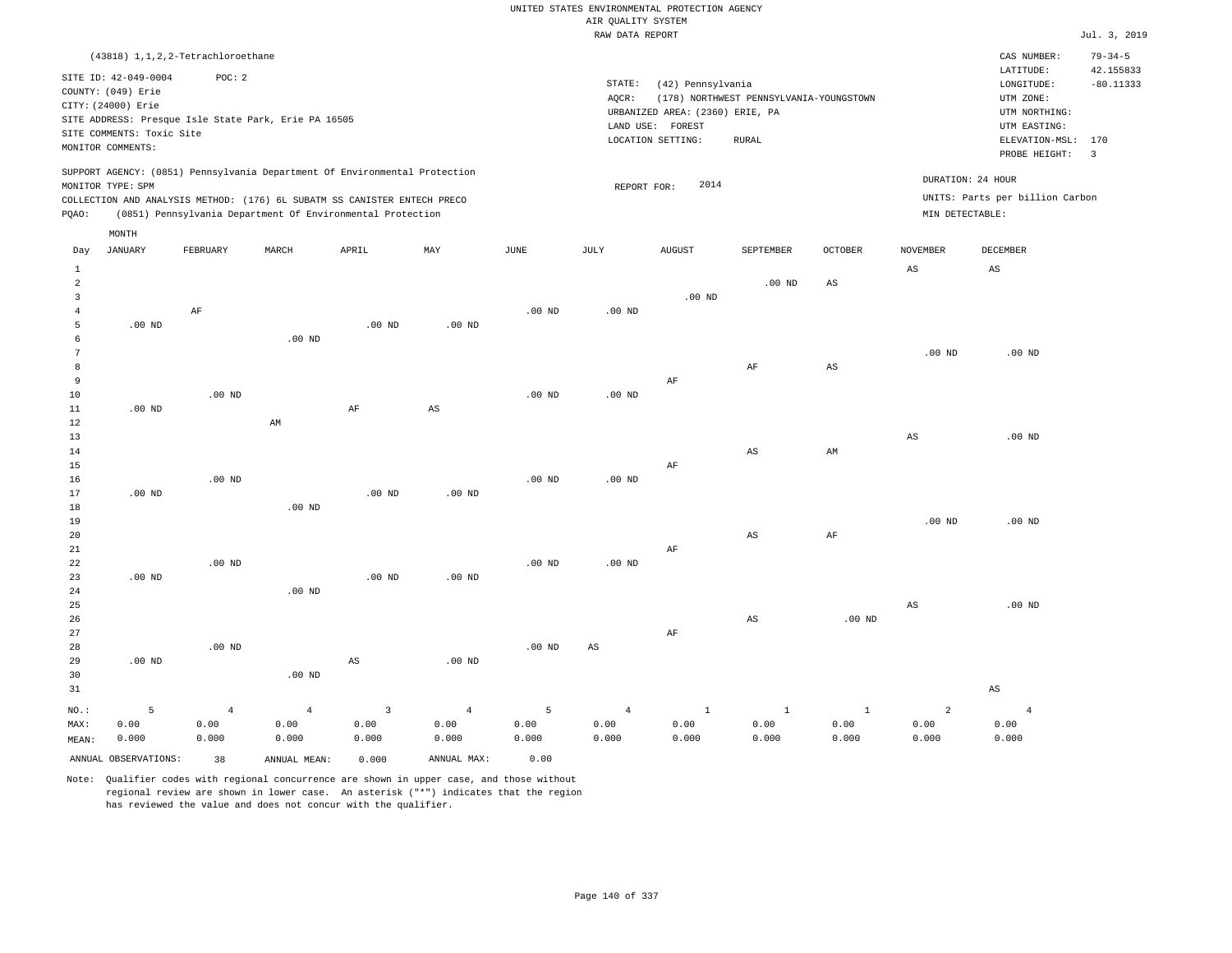UNITED STATES ENVIRONMENTAL PROTECTION AGENCY
AIR QUALITY SYSTEM
RAW DATA REPORT

Jul. 3, 2019

(43818) 1,1,2,2-Tetrachloroethane

SITE ID: 42-049-0004 POC: 2
COUNTY: (049) Erie
CITY: (24000) Erie
SITE ADDRESS: Presque Isle State Park, Erie PA 16505
SITE COMMENTS: Toxic Site
MONITOR COMMENTS:

STATE: (42) Pennsylvania
AQCR: (178) NORTHWEST PENNSYLVANIA-YOUNGSTOWN
URBANIZED AREA: (2360) ERIE, PA
LAND USE: FOREST
LOCATION SETTING: RURAL

CAS NUMBER: 79-34-5
LATITUDE: 42.155833
LONGITUDE: -80.11333
UTM ZONE:
UTM NORTHING:
UTM EASTING:
ELEVATION-MSL: 170
PROBE HEIGHT: 3

SUPPORT AGENCY: (0851) Pennsylvania Department Of Environmental Protection
MONITOR TYPE: SPM
COLLECTION AND ANALYSIS METHOD: (176) 6L SUBATM SS CANISTER ENTECH PRECO
PQAO: (0851) Pennsylvania Department Of Environmental Protection

REPORT FOR: 2014

DURATION: 24 HOUR
UNITS: Parts per billion Carbon
MIN DETECTABLE:

| Day | JANUARY | FEBRUARY | MARCH | APRIL | MAY | JUNE | JULY | AUGUST | SEPTEMBER | OCTOBER | NOVEMBER | DECEMBER |
|---|---|---|---|---|---|---|---|---|---|---|---|---|
| 1 | | | | | | | | | | | AS | AS |
| 2 | | | | | | | | | .00 ND | AS | | |
| 3 | | | | | | | | .00 ND | | | | |
| 4 | | AF | | | | .00 ND | .00 ND | | | | | |
| 5 | .00 ND | | | .00 ND | .00 ND | | | | | | | |
| 6 | | | .00 ND | | | | | | | | | |
| 7 | | | | | | | | | | | .00 ND | .00 ND |
| 8 | | | | | | | | | AF | AS | | |
| 9 | | | | | | | | AF | | | | |
| 10 | | .00 ND | | | | .00 ND | .00 ND | | | | | |
| 11 | .00 ND | | | AF | AS | | | | | | | |
| 12 | | | AM | | | | | | | | | |
| 13 | | | | | | | | | | | AS | .00 ND |
| 14 | | | | | | | | | AS | AM | | |
| 15 | | | | | | | | AF | | | | |
| 16 | | .00 ND | | | | .00 ND | .00 ND | | | | | |
| 17 | .00 ND | | | .00 ND | .00 ND | | | | | | | |
| 18 | | | .00 ND | | | | | | | | | |
| 19 | | | | | | | | | | | .00 ND | .00 ND |
| 20 | | | | | | | | | AS | AF | | |
| 21 | | | | | | | | AF | | | | |
| 22 | | .00 ND | | | | .00 ND | .00 ND | | | | | |
| 23 | .00 ND | | | .00 ND | .00 ND | | | | | | | |
| 24 | | | .00 ND | | | | | | | | | |
| 25 | | | | | | | | | | | AS | .00 ND |
| 26 | | | | | | | | | AS | .00 ND | | |
| 27 | | | | | | | | AF | | | | |
| 28 | | .00 ND | | | | .00 ND | AS | | | | | |
| 29 | .00 ND | | | AS | .00 ND | | | | | | | |
| 30 | | | .00 ND | | | | | | | | | |
| 31 | | | | | | | | | | | | AS |
| NO.: | 5 | 4 | 4 | 3 | 4 | 5 | 4 | 1 | 1 | 1 | 2 | 4 |
| MAX: | 0.00 | 0.00 | 0.00 | 0.00 | 0.00 | 0.00 | 0.00 | 0.00 | 0.00 | 0.00 | 0.00 | 0.00 |
| MEAN: | 0.000 | 0.000 | 0.000 | 0.000 | 0.000 | 0.000 | 0.000 | 0.000 | 0.000 | 0.000 | 0.000 | 0.000 |

ANNUAL OBSERVATIONS: 38 ANNUAL MEAN: 0.000 ANNUAL MAX: 0.00

Note: Qualifier codes with regional concurrence are shown in upper case, and those without regional review are shown in lower case. An asterisk ("*") indicates that the region has reviewed the value and does not concur with the qualifier.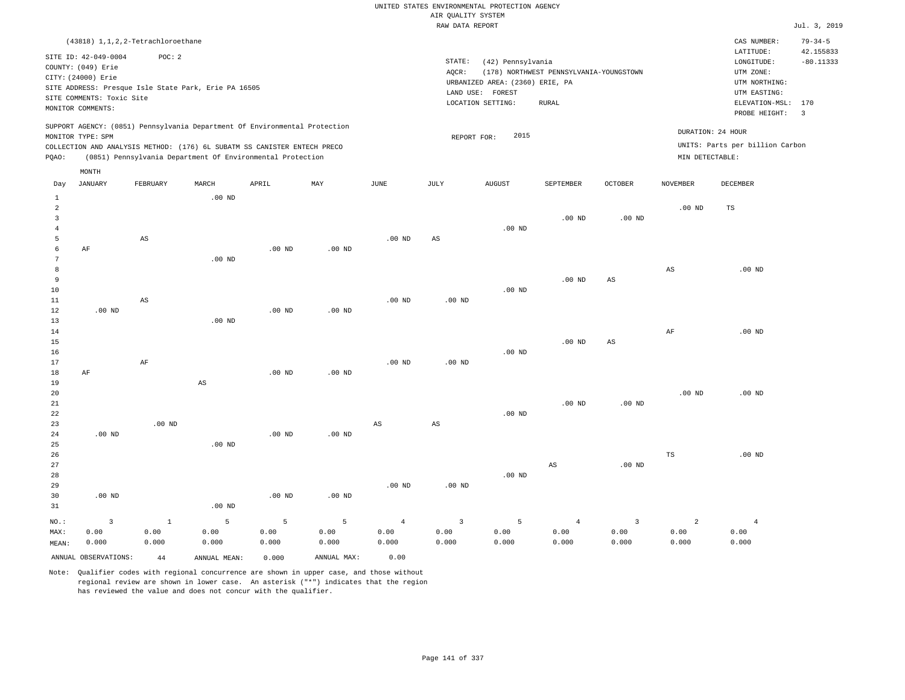UNITED STATES ENVIRONMENTAL PROTECTION AGENCY
AIR QUALITY SYSTEM
RAW DATA REPORT

Jul. 3, 2019

(43818) 1,1,2,2-Tetrachloroethane

SITE ID: 42-049-0004 POC: 2
COUNTY: (049) Erie
CITY: (24000) Erie
SITE ADDRESS: Presque Isle State Park, Erie PA 16505
SITE COMMENTS: Toxic Site
MONITOR COMMENTS:

STATE: (42) Pennsylvania
AQCR: (178) NORTHWEST PENNSYLVANIA-YOUNGSTOWN
URBANIZED AREA: (2360) ERIE, PA
LAND USE: FOREST
LOCATION SETTING: RURAL

CAS NUMBER: 79-34-5
LATITUDE: 42.155833
LONGITUDE: -80.11333
UTM ZONE:
UTM NORTHING:
UTM EASTING:
ELEVATION-MSL: 170
PROBE HEIGHT: 3

SUPPORT AGENCY: (0851) Pennsylvania Department Of Environmental Protection
MONITOR TYPE: SPM
COLLECTION AND ANALYSIS METHOD: (176) 6L SUBATM SS CANISTER ENTECH PRECO
PQAO: (0851) Pennsylvania Department Of Environmental Protection

REPORT FOR: 2015

DURATION: 24 HOUR
UNITS: Parts per billion Carbon
MIN DETECTABLE:

| Day | JANUARY | FEBRUARY | MARCH | APRIL | MAY | JUNE | JULY | AUGUST | SEPTEMBER | OCTOBER | NOVEMBER | DECEMBER |
|---|---|---|---|---|---|---|---|---|---|---|---|---|
| 1 | | | .00 ND | | | | | | | | | |
| 2 | | | | | | | | | | | .00 ND | TS |
| 3 | | | | | | | | | .00 ND | .00 ND | | |
| 4 | | | | | | | | .00 ND | | | | |
| 5 | | AS | | | | .00 ND | AS | | | | | |
| 6 | AF | | | .00 ND | .00 ND | | | | | | | |
| 7 | | | .00 ND | | | | | | | | | |
| 8 | | | | | | | | | | | AS | .00 ND |
| 9 | | | | | | | | | .00 ND | AS | | |
| 10 | | | | | | | | .00 ND | | | | |
| 11 | | AS | | | | .00 ND | .00 ND | | | | | |
| 12 | .00 ND | | | .00 ND | .00 ND | | | | | | | |
| 13 | | | .00 ND | | | | | | | | | |
| 14 | | | | | | | | | | | AF | .00 ND |
| 15 | | | | | | | | | .00 ND | AS | | |
| 16 | | | | | | | | .00 ND | | | | |
| 17 | | AF | | | | .00 ND | .00 ND | | | | | |
| 18 | AF | | | .00 ND | .00 ND | | | | | | | |
| 19 | | | AS | | | | | | | | | |
| 20 | | | | | | | | | | | .00 ND | .00 ND |
| 21 | | | | | | | | | .00 ND | .00 ND | | |
| 22 | | | | | | | | .00 ND | | | | |
| 23 | | .00 ND | | | | AS | AS | | | | | |
| 24 | .00 ND | | | .00 ND | .00 ND | | | | | | | |
| 25 | | | .00 ND | | | | | | | | | |
| 26 | | | | | | | | | | | TS | .00 ND |
| 27 | | | | | | | | | AS | .00 ND | | |
| 28 | | | | | | | | .00 ND | | | | |
| 29 | | | | | | .00 ND | .00 ND | | | | | |
| 30 | .00 ND | | | .00 ND | .00 ND | | | | | | | |
| 31 | | | .00 ND | | | | | | | | | |
| NO.: | 3 | 1 | 5 | 5 | 5 | 4 | 3 | 5 | 4 | 3 | 2 | 4 |
| MAX: | 0.00 | 0.00 | 0.00 | 0.00 | 0.00 | 0.00 | 0.00 | 0.00 | 0.00 | 0.00 | 0.00 | 0.00 |
| MEAN: | 0.000 | 0.000 | 0.000 | 0.000 | 0.000 | 0.000 | 0.000 | 0.000 | 0.000 | 0.000 | 0.000 | 0.000 |

ANNUAL OBSERVATIONS: 44 ANNUAL MEAN: 0.000 ANNUAL MAX: 0.00

Note: Qualifier codes with regional concurrence are shown in upper case, and those without regional review are shown in lower case. An asterisk ("*") indicates that the region has reviewed the value and does not concur with the qualifier.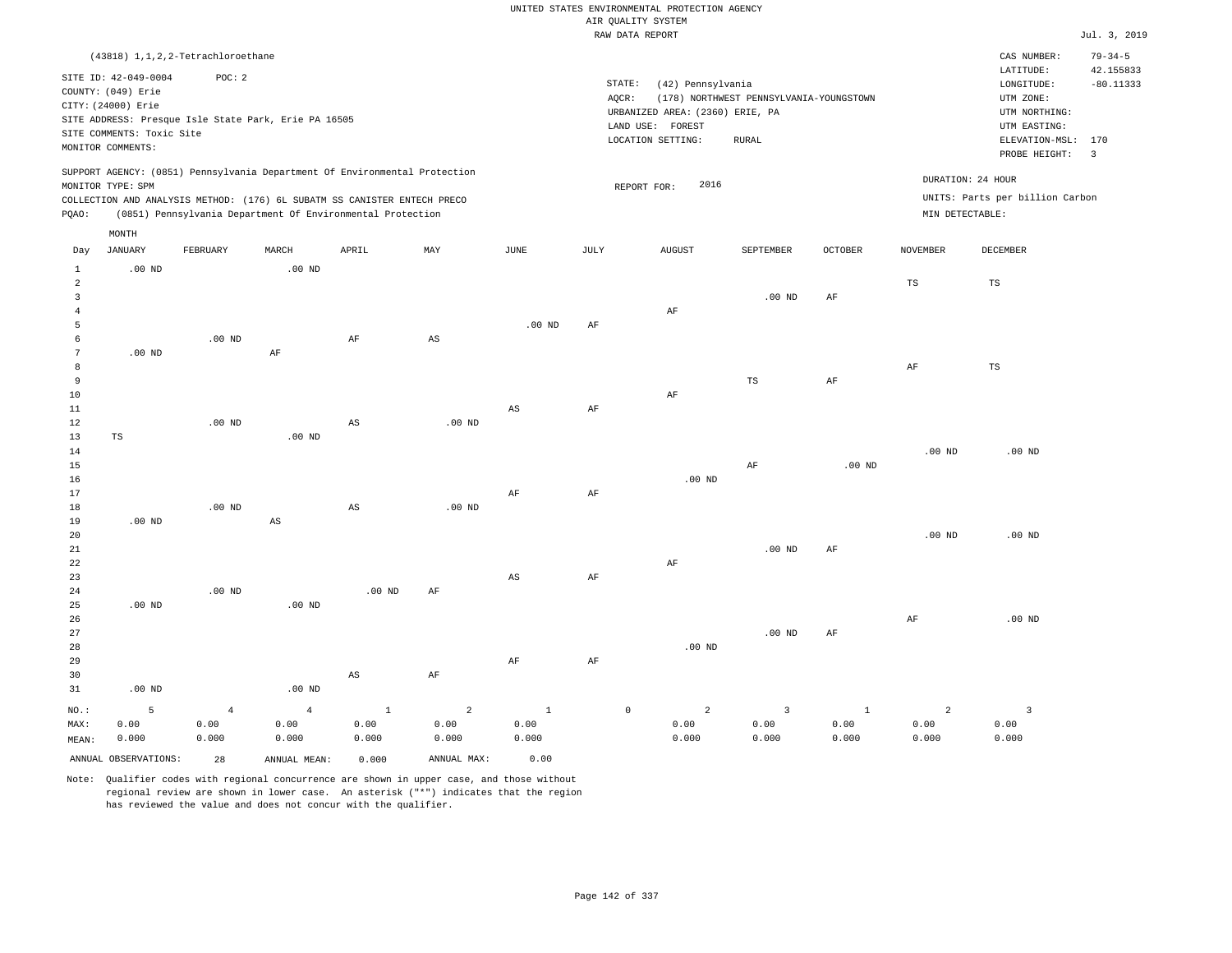UNITED STATES ENVIRONMENTAL PROTECTION AGENCY
AIR QUALITY SYSTEM
RAW DATA REPORT

Jul. 3, 2019

(43818) 1,1,2,2-Tetrachloroethane

SITE ID: 42-049-0004 POC: 2
COUNTY: (049) Erie
CITY: (24000) Erie
SITE ADDRESS: Presque Isle State Park, Erie PA 16505
SITE COMMENTS: Toxic Site
MONITOR COMMENTS:

STATE: (42) Pennsylvania
AQCR: (178) NORTHWEST PENNSYLVANIA-YOUNGSTOWN
URBANIZED AREA: (2360) ERIE, PA
LAND USE: FOREST
LOCATION SETTING: RURAL

CAS NUMBER: 79-34-5
LATITUDE: 42.155833
LONGITUDE: -80.11333
UTM ZONE:
UTM NORTHING:
UTM EASTING:
ELEVATION-MSL: 170
PROBE HEIGHT: 3

SUPPORT AGENCY: (0851) Pennsylvania Department Of Environmental Protection
MONITOR TYPE: SPM
COLLECTION AND ANALYSIS METHOD: (176) 6L SUBATM SS CANISTER ENTECH PRECO
PQAO: (0851) Pennsylvania Department Of Environmental Protection

REPORT FOR: 2016

DURATION: 24 HOUR
UNITS: Parts per billion Carbon
MIN DETECTABLE:

| Day | JANUARY | FEBRUARY | MARCH | APRIL | MAY | JUNE | JULY | AUGUST | SEPTEMBER | OCTOBER | NOVEMBER | DECEMBER |
|---|---|---|---|---|---|---|---|---|---|---|---|---|
| 1 | .00 ND | | .00 ND | | | | | | | | | |
| 2 | | | | | | | | | | | TS | TS |
| 3 | | | | | | | | | .00 ND | AF | | |
| 4 | | | | | | | | AF | | | | |
| 5 | | | | | | .00 ND | AF | | | | | |
| 6 | | .00 ND | | AF | AS | | | | | | | |
| 7 | .00 ND | | AF | | | | | | | | | |
| 8 | | | | | | | | | | | AF | TS |
| 9 | | | | | | | | | TS | AF | | |
| 10 | | | | | | | | AF | | | | |
| 11 | | | | | | AS | AF | | | | | |
| 12 | | .00 ND | | AS | .00 ND | | | | | | | |
| 13 | TS | | .00 ND | | | | | | | | | |
| 14 | | | | | | | | | | | .00 ND | .00 ND |
| 15 | | | | | | | | | AF | .00 ND | | |
| 16 | | | | | | | | .00 ND | | | | |
| 17 | | | | | | AF | AF | | | | | |
| 18 | | .00 ND | | AS | .00 ND | | | | | | | |
| 19 | .00 ND | | AS | | | | | | | | | |
| 20 | | | | | | | | | | | .00 ND | .00 ND |
| 21 | | | | | | | | | .00 ND | AF | | |
| 22 | | | | | | | | AF | | | | |
| 23 | | | | | | AS | AF | | | | | |
| 24 | | .00 ND | | .00 ND | AF | | | | | | | |
| 25 | .00 ND | | .00 ND | | | | | | | | | |
| 26 | | | | | | | | | | | AF | .00 ND |
| 27 | | | | | | | | | .00 ND | AF | | |
| 28 | | | | | | | | .00 ND | | | | |
| 29 | | | | | | AF | AF | | | | | |
| 30 | | | | AS | AF | | | | | | | |
| 31 | .00 ND | | .00 ND | | | | | | | | | |
| NO.: | 5 | 4 | 4 | 1 | 2 | 1 | 0 | 2 | 3 | 1 | 2 | 3 |
| MAX: | 0.00 | 0.00 | 0.00 | 0.00 | 0.00 | 0.00 | | 0.00 | 0.00 | 0.00 | 0.00 | 0.00 |
| MEAN: | 0.000 | 0.000 | 0.000 | 0.000 | 0.000 | 0.000 | | 0.000 | 0.000 | 0.000 | 0.000 | 0.000 |

ANNUAL OBSERVATIONS: 28 ANNUAL MEAN: 0.000 ANNUAL MAX: 0.00

Note: Qualifier codes with regional concurrence are shown in upper case, and those without regional review are shown in lower case. An asterisk ("*") indicates that the region has reviewed the value and does not concur with the qualifier.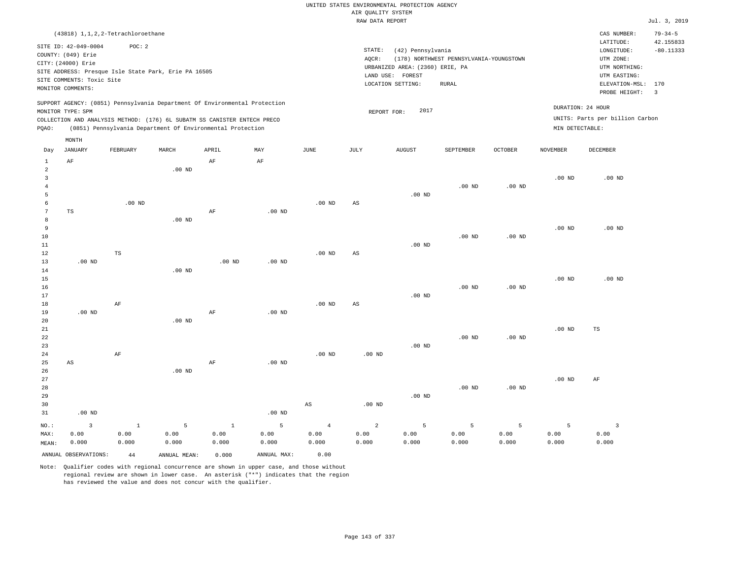UNITED STATES ENVIRONMENTAL PROTECTION AGENCY
AIR QUALITY SYSTEM
RAW DATA REPORT

Jul. 3, 2019

(43818) 1,1,2,2-Tetrachloroethane

SITE ID: 42-049-0004 POC: 2
COUNTY: (049) Erie
CITY: (24000) Erie
SITE ADDRESS: Presque Isle State Park, Erie PA 16505
SITE COMMENTS: Toxic Site
MONITOR COMMENTS:

STATE: (42) Pennsylvania
AQCR: (178) NORTHWEST PENNSYLVANIA-YOUNGSTOWN
URBANIZED AREA: (2360) ERIE, PA
LAND USE: FOREST
LOCATION SETTING: RURAL

CAS NUMBER: 79-34-5
LATITUDE: 42.155833
LONGITUDE: -80.11333
UTM ZONE:
UTM NORTHING:
UTM EASTING:
ELEVATION-MSL: 170
PROBE HEIGHT: 3

SUPPORT AGENCY: (0851) Pennsylvania Department Of Environmental Protection
MONITOR TYPE: SPM
COLLECTION AND ANALYSIS METHOD: (176) 6L SUBATM SS CANISTER ENTECH PRECO
PQAO: (0851) Pennsylvania Department Of Environmental Protection

REPORT FOR: 2017

DURATION: 24 HOUR
UNITS: Parts per billion Carbon
MIN DETECTABLE:

| Day | JANUARY | FEBRUARY | MARCH | APRIL | MAY | JUNE | JULY | AUGUST | SEPTEMBER | OCTOBER | NOVEMBER | DECEMBER |
|---|---|---|---|---|---|---|---|---|---|---|---|---|
| 1 | AF | | | AF | AF | | | | | | | |
| 2 | | | .00 ND | | | | | | | | | |
| 3 | | | | | | | | | | | .00 ND | .00 ND |
| 4 | | | | | | | | | .00 ND | .00 ND | | |
| 5 | | | | | | | | .00 ND | | | | |
| 6 | | .00 ND | | | | .00 ND | AS | | | | | |
| 7 | TS | | | AF | .00 ND | | | | | | | |
| 8 | | | .00 ND | | | | | | | | | |
| 9 | | | | | | | | | | | .00 ND | .00 ND |
| 10 | | | | | | | | | .00 ND | .00 ND | | |
| 11 | | | | | | | | .00 ND | | | | |
| 12 | | TS | | | | .00 ND | AS | | | | | |
| 13 | .00 ND | | | .00 ND | .00 ND | | | | | | | |
| 14 | | | .00 ND | | | | | | | | | |
| 15 | | | | | | | | | | | .00 ND | .00 ND |
| 16 | | | | | | | | | .00 ND | .00 ND | | |
| 17 | | | | | | | | .00 ND | | | | |
| 18 | | AF | | | | .00 ND | AS | | | | | |
| 19 | .00 ND | | | AF | .00 ND | | | | | | | |
| 20 | | | .00 ND | | | | | | | | | |
| 21 | | | | | | | | | | | .00 ND | TS |
| 22 | | | | | | | | | .00 ND | .00 ND | | |
| 23 | | | | | | | | .00 ND | | | | |
| 24 | | AF | | | | .00 ND | .00 ND | | | | | |
| 25 | AS | | | AF | .00 ND | | | | | | | |
| 26 | | | .00 ND | | | | | | | | | |
| 27 | | | | | | | | | | | .00 ND | AF |
| 28 | | | | | | | | | .00 ND | .00 ND | | |
| 29 | | | | | | | | .00 ND | | | | |
| 30 | | | | | | AS | .00 ND | | | | | |
| 31 | .00 ND | | | | .00 ND | | | | | | | |
| NO.: | 3 | 1 | 5 | 1 | 5 | 4 | 2 | 5 | 5 | 5 | 5 | 3 |
| MAX: | 0.00 | 0.00 | 0.00 | 0.00 | 0.00 | 0.00 | 0.00 | 0.00 | 0.00 | 0.00 | 0.00 | 0.00 |
| MEAN: | 0.000 | 0.000 | 0.000 | 0.000 | 0.000 | 0.000 | 0.000 | 0.000 | 0.000 | 0.000 | 0.000 | 0.000 |

ANNUAL OBSERVATIONS: 44 ANNUAL MEAN: 0.000 ANNUAL MAX: 0.00

Note: Qualifier codes with regional concurrence are shown in upper case, and those without regional review are shown in lower case. An asterisk ("*") indicates that the region has reviewed the value and does not concur with the qualifier.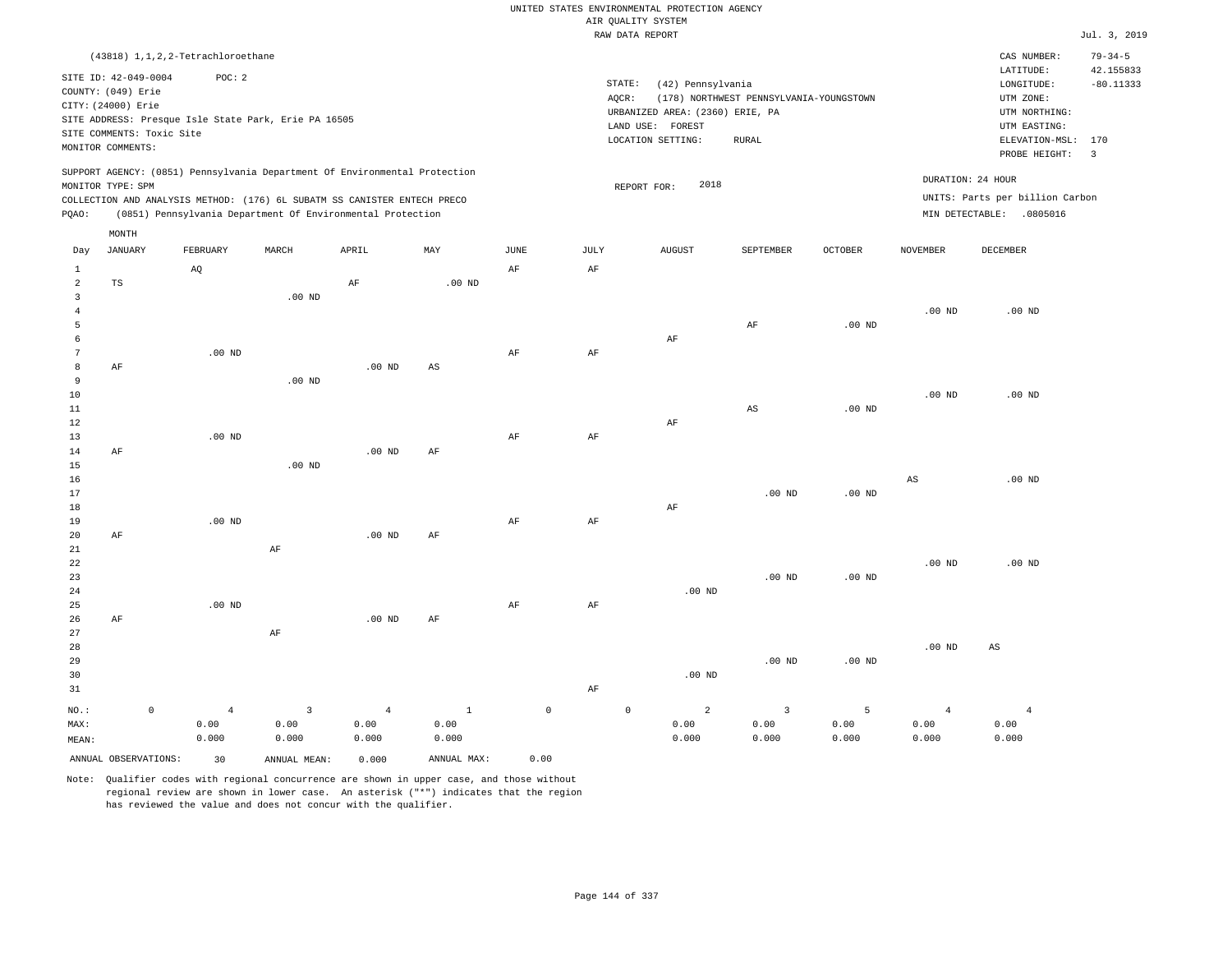UNITED STATES ENVIRONMENTAL PROTECTION AGENCY
AIR QUALITY SYSTEM
RAW DATA REPORT

Jul. 3, 2019

(43818) 1,1,2,2-Tetrachloroethane

SITE ID: 42-049-0004 POC: 2
COUNTY: (049) Erie
CITY: (24000) Erie
SITE ADDRESS: Presque Isle State Park, Erie PA 16505
SITE COMMENTS: Toxic Site
MONITOR COMMENTS:

STATE: (42) Pennsylvania
AQCR: (178) NORTHWEST PENNSYLVANIA-YOUNGSTOWN
URBANIZED AREA: (2360) ERIE, PA
LAND USE: FOREST
LOCATION SETTING: RURAL

CAS NUMBER: 79-34-5
LATITUDE: 42.155833
LONGITUDE: -80.11333
UTM ZONE:
UTM NORTHING:
UTM EASTING:
ELEVATION-MSL: 170
PROBE HEIGHT: 3

SUPPORT AGENCY: (0851) Pennsylvania Department Of Environmental Protection
MONITOR TYPE: SPM
COLLECTION AND ANALYSIS METHOD: (176) 6L SUBATM SS CANISTER ENTECH PRECO
PQAO: (0851) Pennsylvania Department Of Environmental Protection

REPORT FOR: 2018

DURATION: 24 HOUR
UNITS: Parts per billion Carbon
MIN DETECTABLE: .0805016

| Day | JANUARY | FEBRUARY | MARCH | APRIL | MAY | JUNE | JULY | AUGUST | SEPTEMBER | OCTOBER | NOVEMBER | DECEMBER |
|---|---|---|---|---|---|---|---|---|---|---|---|---|
| 1 | | AQ | | | | AF | AF | | | | | |
| 2 | TS | | | AF | .00 ND | | | | | | | |
| 3 | | | .00 ND | | | | | | | | | |
| 4 | | | | | | | | | | | .00 ND | .00 ND |
| 5 | | | | | | | | | AF | .00 ND | | |
| 6 | | | | | | | | AF | | | | |
| 7 | | .00 ND | | | | AF | AF | | | | | |
| 8 | AF | | | .00 ND | AS | | | | | | | |
| 9 | | | .00 ND | | | | | | | | | |
| 10 | | | | | | | | | | | .00 ND | .00 ND |
| 11 | | | | | | | | | AS | .00 ND | | |
| 12 | | | | | | | | AF | | | | |
| 13 | | .00 ND | | | | AF | AF | | | | | |
| 14 | AF | | | .00 ND | AF | | | | | | | |
| 15 | | | .00 ND | | | | | | | | | |
| 16 | | | | | | | | | | | AS | .00 ND |
| 17 | | | | | | | | | .00 ND | .00 ND | | |
| 18 | | | | | | | | AF | | | | |
| 19 | | .00 ND | | | | AF | AF | | | | | |
| 20 | AF | | | .00 ND | AF | | | | | | | |
| 21 | | | AF | | | | | | | | | |
| 22 | | | | | | | | | | | .00 ND | .00 ND |
| 23 | | | | | | | | | .00 ND | .00 ND | | |
| 24 | | | | | | | | .00 ND | | | | |
| 25 | | .00 ND | | | | AF | AF | | | | | |
| 26 | AF | | | .00 ND | AF | | | | | | | |
| 27 | | | AF | | | | | | | | | |
| 28 | | | | | | | | | | | .00 ND | AS |
| 29 | | | | | | | | | .00 ND | .00 ND | | |
| 30 | | | | | | | | .00 ND | | | | |
| 31 | | | | | | | AF | | | | | |
| NO.: | 0 | 4 | 3 | 4 | 1 | 0 | 0 | 2 | 3 | 5 | 4 | 4 |
| MAX: | | 0.00 | 0.00 | 0.00 | 0.00 | | | 0.00 | 0.00 | 0.00 | 0.00 | 0.00 |
| MEAN: | | 0.000 | 0.000 | 0.000 | 0.000 | | | 0.000 | 0.000 | 0.000 | 0.000 | 0.000 |

ANNUAL OBSERVATIONS: 30 ANNUAL MEAN: 0.000 ANNUAL MAX: 0.00

Note: Qualifier codes with regional concurrence are shown in upper case, and those without regional review are shown in lower case. An asterisk ("*") indicates that the region has reviewed the value and does not concur with the qualifier.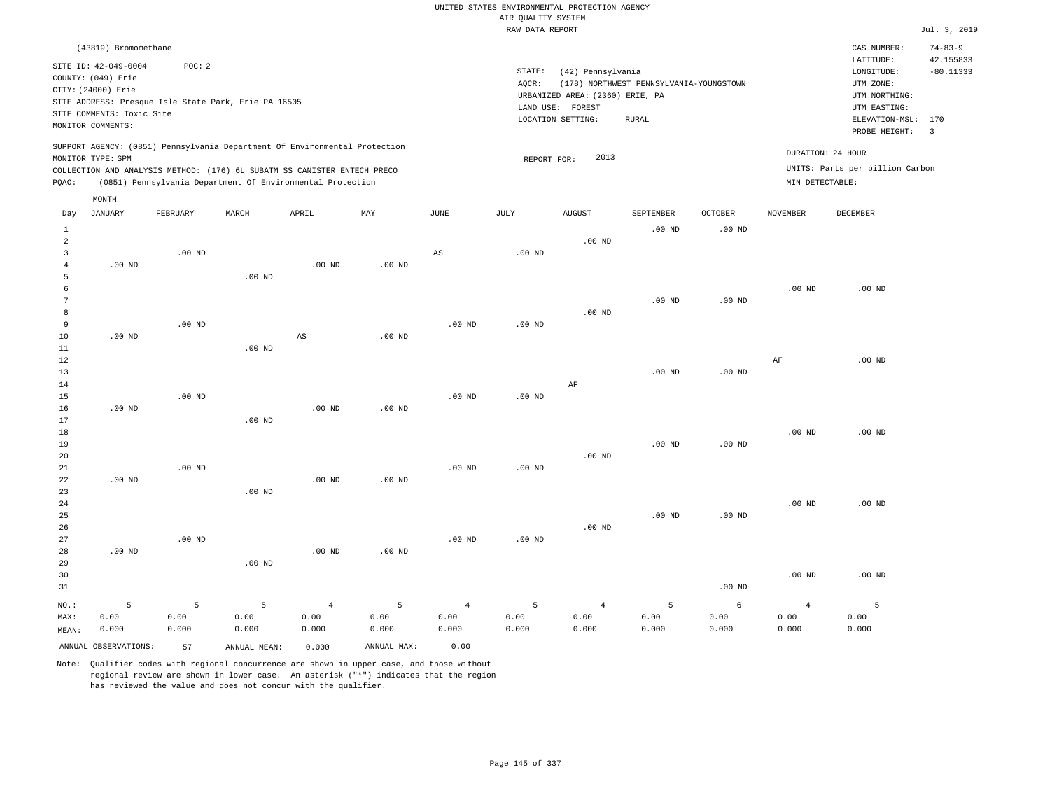UNITED STATES ENVIRONMENTAL PROTECTION AGENCY
AIR QUALITY SYSTEM
RAW DATA REPORT

Jul. 3, 2019

(43819) Bromomethane

SITE ID: 42-049-0004 POC: 2
COUNTY: (049) Erie
CITY: (24000) Erie
SITE ADDRESS: Presque Isle State Park, Erie PA 16505
SITE COMMENTS: Toxic Site
MONITOR COMMENTS:

STATE: (42) Pennsylvania
AQCR: (178) NORTHWEST PENNSYLVANIA-YOUNGSTOWN
URBANIZED AREA: (2360) ERIE, PA
LAND USE: FOREST
LOCATION SETTING: RURAL

CAS NUMBER: 74-83-9
LATITUDE: 42.155833
LONGITUDE: -80.11333
UTM ZONE:
UTM NORTHING:
UTM EASTING:
ELEVATION-MSL: 170
PROBE HEIGHT: 3

SUPPORT AGENCY: (0851) Pennsylvania Department Of Environmental Protection
MONITOR TYPE: SPM
COLLECTION AND ANALYSIS METHOD: (176) 6L SUBATM SS CANISTER ENTECH PRECO
PQAO: (0851) Pennsylvania Department Of Environmental Protection

REPORT FOR: 2013

DURATION: 24 HOUR
UNITS: Parts per billion Carbon
MIN DETECTABLE:

| Day | JANUARY | FEBRUARY | MARCH | APRIL | MAY | JUNE | JULY | AUGUST | SEPTEMBER | OCTOBER | NOVEMBER | DECEMBER |
|---|---|---|---|---|---|---|---|---|---|---|---|---|
| 1 | | | | | | | | | .00 ND | .00 ND | | |
| 2 | | | | | | | | .00 ND | | | | |
| 3 | | .00 ND | | | | AS | .00 ND | | | | | |
| 4 | .00 ND | | | .00 ND | .00 ND | | | | | | | |
| 5 | | | .00 ND | | | | | | | | | |
| 6 | | | | | | | | | | | .00 ND | .00 ND |
| 7 | | | | | | | | | .00 ND | .00 ND | | |
| 8 | | | | | | | | .00 ND | | | | |
| 9 | | .00 ND | | | | .00 ND | .00 ND | | | | | |
| 10 | .00 ND | | | AS | .00 ND | | | | | | | |
| 11 | | | .00 ND | | | | | | | | | |
| 12 | | | | | | | | | | | AF | .00 ND |
| 13 | | | | | | | | | .00 ND | .00 ND | | |
| 14 | | | | | | | | AF | | | | |
| 15 | | .00 ND | | | | .00 ND | .00 ND | | | | | |
| 16 | .00 ND | | | .00 ND | .00 ND | | | | | | | |
| 17 | | | .00 ND | | | | | | | | | |
| 18 | | | | | | | | | | | .00 ND | .00 ND |
| 19 | | | | | | | | | .00 ND | .00 ND | | |
| 20 | | | | | | | | .00 ND | | | | |
| 21 | | .00 ND | | | | .00 ND | .00 ND | | | | | |
| 22 | .00 ND | | | .00 ND | .00 ND | | | | | | | |
| 23 | | | .00 ND | | | | | | | | | |
| 24 | | | | | | | | | | | .00 ND | .00 ND |
| 25 | | | | | | | | | .00 ND | .00 ND | | |
| 26 | | | | | | | | .00 ND | | | | |
| 27 | | .00 ND | | | | .00 ND | .00 ND | | | | | |
| 28 | .00 ND | | | .00 ND | .00 ND | | | | | | | |
| 29 | | | .00 ND | | | | | | | | | |
| 30 | | | | | | | | | | | .00 ND | .00 ND |
| 31 | | | | | | | | | | .00 ND | | |
| NO.: | 5 | 5 | 5 | 4 | 5 | 4 | 5 | 4 | 5 | 6 | 4 | 5 |
| MAX: | 0.00 | 0.00 | 0.00 | 0.00 | 0.00 | 0.00 | 0.00 | 0.00 | 0.00 | 0.00 | 0.00 | 0.00 |
| MEAN: | 0.000 | 0.000 | 0.000 | 0.000 | 0.000 | 0.000 | 0.000 | 0.000 | 0.000 | 0.000 | 0.000 | 0.000 |

ANNUAL OBSERVATIONS: 57 ANNUAL MEAN: 0.000 ANNUAL MAX: 0.00

Note: Qualifier codes with regional concurrence are shown in upper case, and those without regional review are shown in lower case. An asterisk ("*") indicates that the region has reviewed the value and does not concur with the qualifier.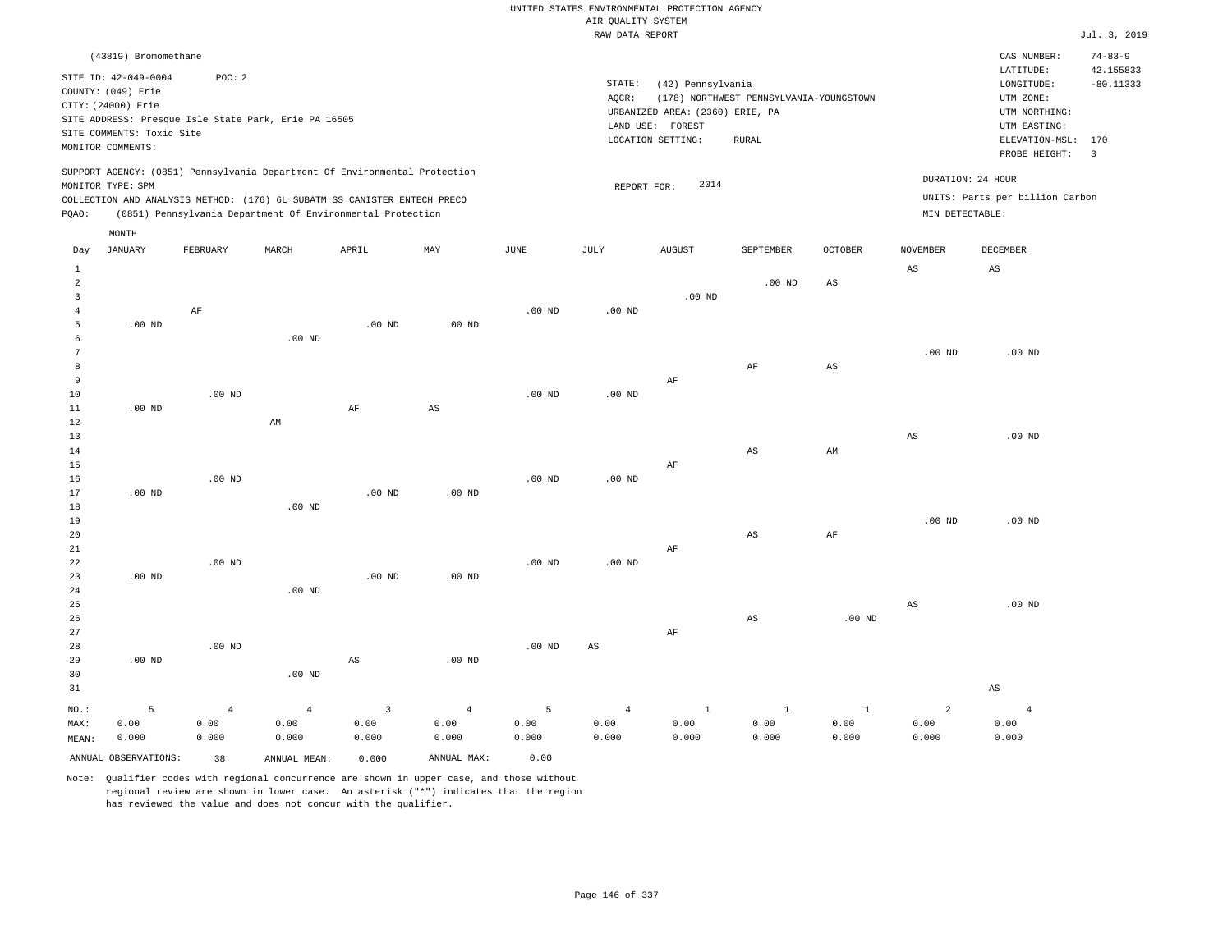UNITED STATES ENVIRONMENTAL PROTECTION AGENCY
AIR QUALITY SYSTEM
RAW DATA REPORT

Jul. 3, 2019

(43819) Bromomethane

SITE ID: 42-049-0004 POC: 2
COUNTY: (049) Erie
CITY: (24000) Erie
SITE ADDRESS: Presque Isle State Park, Erie PA 16505
SITE COMMENTS: Toxic Site
MONITOR COMMENTS:

STATE: (42) Pennsylvania
AQCR: (178) NORTHWEST PENNSYLVANIA-YOUNGSTOWN
URBANIZED AREA: (2360) ERIE, PA
LAND USE: FOREST
LOCATION SETTING: RURAL

CAS NUMBER: 74-83-9
LATITUDE: 42.155833
LONGITUDE: -80.11333
UTM ZONE:
UTM NORTHING:
UTM EASTING:
ELEVATION-MSL: 170
PROBE HEIGHT: 3

SUPPORT AGENCY: (0851) Pennsylvania Department Of Environmental Protection
MONITOR TYPE: SPM
COLLECTION AND ANALYSIS METHOD: (176) 6L SUBATM SS CANISTER ENTECH PRECO
PQAO: (0851) Pennsylvania Department Of Environmental Protection

REPORT FOR: 2014

DURATION: 24 HOUR
UNITS: Parts per billion Carbon
MIN DETECTABLE:

| Day | JANUARY | FEBRUARY | MARCH | APRIL | MAY | JUNE | JULY | AUGUST | SEPTEMBER | OCTOBER | NOVEMBER | DECEMBER |
|---|---|---|---|---|---|---|---|---|---|---|---|---|
| 1 | | | | | | | | | | | AS | AS |
| 2 | | | | | | | | | .00 ND | AS | | |
| 3 | | | | | | | | .00 ND | | | | |
| 4 | | AF | | | | .00 ND | .00 ND | | | | | |
| 5 | .00 ND | | | .00 ND | .00 ND | | | | | | | |
| 6 | | | .00 ND | | | | | | | | | |
| 7 | | | | | | | | | | | .00 ND | .00 ND |
| 8 | | | | | | | | | AF | AS | | |
| 9 | | | | | | | | AF | | | | |
| 10 | | .00 ND | | | | .00 ND | .00 ND | | | | | |
| 11 | .00 ND | | | AF | AS | | | | | | | |
| 12 | | | AM | | | | | | | | | |
| 13 | | | | | | | | | | | AS | .00 ND |
| 14 | | | | | | | | | AS | AM | | |
| 15 | | | | | | | | AF | | | | |
| 16 | | .00 ND | | | | .00 ND | .00 ND | | | | | |
| 17 | .00 ND | | | .00 ND | .00 ND | | | | | | | |
| 18 | | | .00 ND | | | | | | | | | |
| 19 | | | | | | | | | | | .00 ND | .00 ND |
| 20 | | | | | | | | | AS | AF | | |
| 21 | | | | | | | | AF | | | | |
| 22 | | .00 ND | | | | .00 ND | .00 ND | | | | | |
| 23 | .00 ND | | | .00 ND | .00 ND | | | | | | | |
| 24 | | | .00 ND | | | | | | | | | |
| 25 | | | | | | | | | | | AS | .00 ND |
| 26 | | | | | | | | | AS | .00 ND | | |
| 27 | | | | | | | | AF | | | | |
| 28 | | .00 ND | | | | .00 ND | AS | | | | | |
| 29 | .00 ND | | | AS | .00 ND | | | | | | | |
| 30 | | | .00 ND | | | | | | | | | |
| 31 | | | | | | | | | | | | AS |
| NO.: | 5 | 4 | 4 | 3 | 4 | 5 | 4 | 1 | 1 | 1 | 2 | 4 |
| MAX: | 0.00 | 0.00 | 0.00 | 0.00 | 0.00 | 0.00 | 0.00 | 0.00 | 0.00 | 0.00 | 0.00 | 0.00 |
| MEAN: | 0.000 | 0.000 | 0.000 | 0.000 | 0.000 | 0.000 | 0.000 | 0.000 | 0.000 | 0.000 | 0.000 | 0.000 |

ANNUAL OBSERVATIONS: 38 ANNUAL MEAN: 0.000 ANNUAL MAX: 0.00

Note: Qualifier codes with regional concurrence are shown in upper case, and those without regional review are shown in lower case. An asterisk ("*") indicates that the region has reviewed the value and does not concur with the qualifier.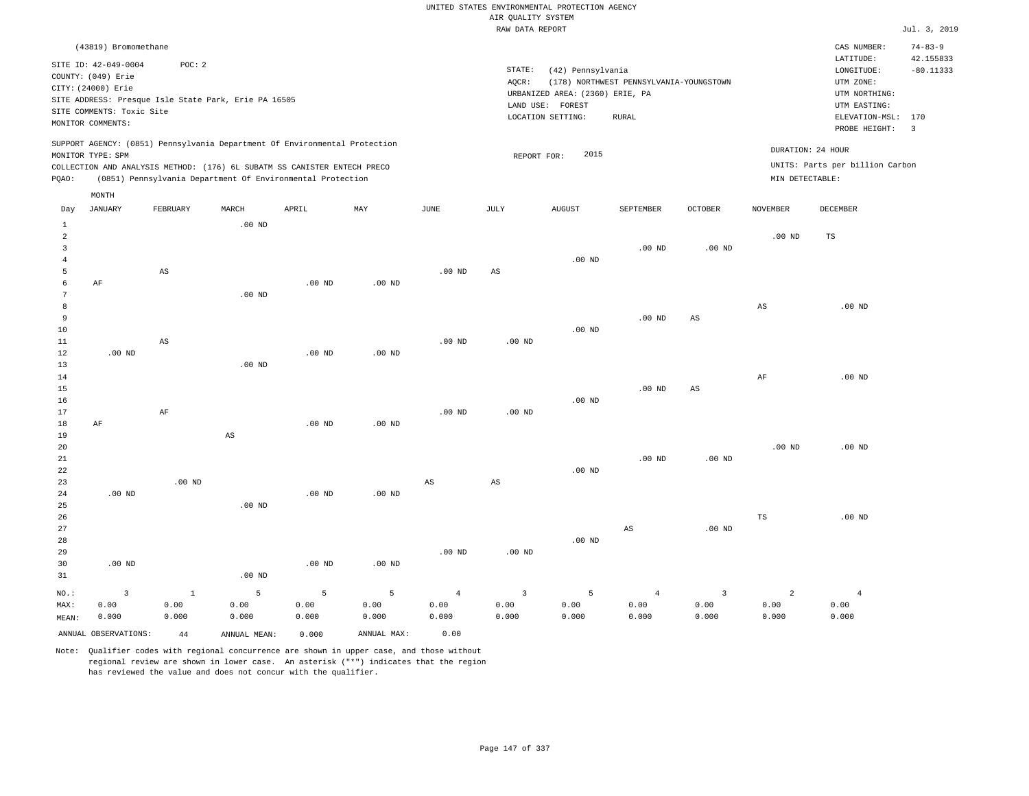UNITED STATES ENVIRONMENTAL PROTECTION AGENCY
AIR QUALITY SYSTEM
RAW DATA REPORT

Jul. 3, 2019

(43819) Bromomethane

SITE ID: 42-049-0004 POC: 2
COUNTY: (049) Erie
CITY: (24000) Erie
SITE ADDRESS: Presque Isle State Park, Erie PA 16505
SITE COMMENTS: Toxic Site
MONITOR COMMENTS:

STATE: (42) Pennsylvania
AQCR: (178) NORTHWEST PENNSYLVANIA-YOUNGSTOWN
URBANIZED AREA: (2360) ERIE, PA
LAND USE: FOREST
LOCATION SETTING: RURAL

CAS NUMBER: 74-83-9
LATITUDE: 42.155833
LONGITUDE: -80.11333
UTM ZONE:
UTM NORTHING:
UTM EASTING:
ELEVATION-MSL: 170
PROBE HEIGHT: 3

SUPPORT AGENCY: (0851) Pennsylvania Department Of Environmental Protection
MONITOR TYPE: SPM
COLLECTION AND ANALYSIS METHOD: (176) 6L SUBATM SS CANISTER ENTECH PRECO
PQAO: (0851) Pennsylvania Department Of Environmental Protection

REPORT FOR: 2015

DURATION: 24 HOUR
UNITS: Parts per billion Carbon
MIN DETECTABLE:

| Day | JANUARY | FEBRUARY | MARCH | APRIL | MAY | JUNE | JULY | AUGUST | SEPTEMBER | OCTOBER | NOVEMBER | DECEMBER |
|---|---|---|---|---|---|---|---|---|---|---|---|---|
| 1 | | | .00 ND | | | | | | | | | |
| 2 | | | | | | | | | | | .00 ND | TS |
| 3 | | | | | | | | | .00 ND | .00 ND | | |
| 4 | | | | | | | | .00 ND | | | | |
| 5 | | AS | | | | .00 ND | AS | | | | | |
| 6 | AF | | | .00 ND | .00 ND | | | | | | | |
| 7 | | | .00 ND | | | | | | | | | |
| 8 | | | | | | | | | | | AS | .00 ND |
| 9 | | | | | | | | | .00 ND | AS | | |
| 10 | | | | | | | | .00 ND | | | | |
| 11 | | AS | | | | .00 ND | .00 ND | | | | | |
| 12 | .00 ND | | | .00 ND | .00 ND | | | | | | | |
| 13 | | | .00 ND | | | | | | | | | |
| 14 | | | | | | | | | | | AF | .00 ND |
| 15 | | | | | | | | | .00 ND | AS | | |
| 16 | | | | | | | | .00 ND | | | | |
| 17 | | AF | | | | .00 ND | .00 ND | | | | | |
| 18 | AF | | | .00 ND | .00 ND | | | | | | | |
| 19 | | | AS | | | | | | | | | |
| 20 | | | | | | | | | | | .00 ND | .00 ND |
| 21 | | | | | | | | | .00 ND | .00 ND | | |
| 22 | | | | | | | | .00 ND | | | | |
| 23 | | .00 ND | | | | AS | AS | | | | | |
| 24 | .00 ND | | | .00 ND | .00 ND | | | | | | | |
| 25 | | | .00 ND | | | | | | | | | |
| 26 | | | | | | | | | | | TS | .00 ND |
| 27 | | | | | | | | | AS | .00 ND | | |
| 28 | | | | | | | | .00 ND | | | | |
| 29 | | | | | | .00 ND | .00 ND | | | | | |
| 30 | .00 ND | | | .00 ND | .00 ND | | | | | | | |
| 31 | | | .00 ND | | | | | | | | | |
| NO.: | 3 | 1 | 5 | 5 | 5 | 4 | 3 | 5 | 4 | 3 | 2 | 4 |
| MAX: | 0.00 | 0.00 | 0.00 | 0.00 | 0.00 | 0.00 | 0.00 | 0.00 | 0.00 | 0.00 | 0.00 | 0.00 |
| MEAN: | 0.000 | 0.000 | 0.000 | 0.000 | 0.000 | 0.000 | 0.000 | 0.000 | 0.000 | 0.000 | 0.000 | 0.000 |

ANNUAL OBSERVATIONS: 44 ANNUAL MEAN: 0.000 ANNUAL MAX: 0.00

Note: Qualifier codes with regional concurrence are shown in upper case, and those without regional review are shown in lower case. An asterisk ("*") indicates that the region has reviewed the value and does not concur with the qualifier.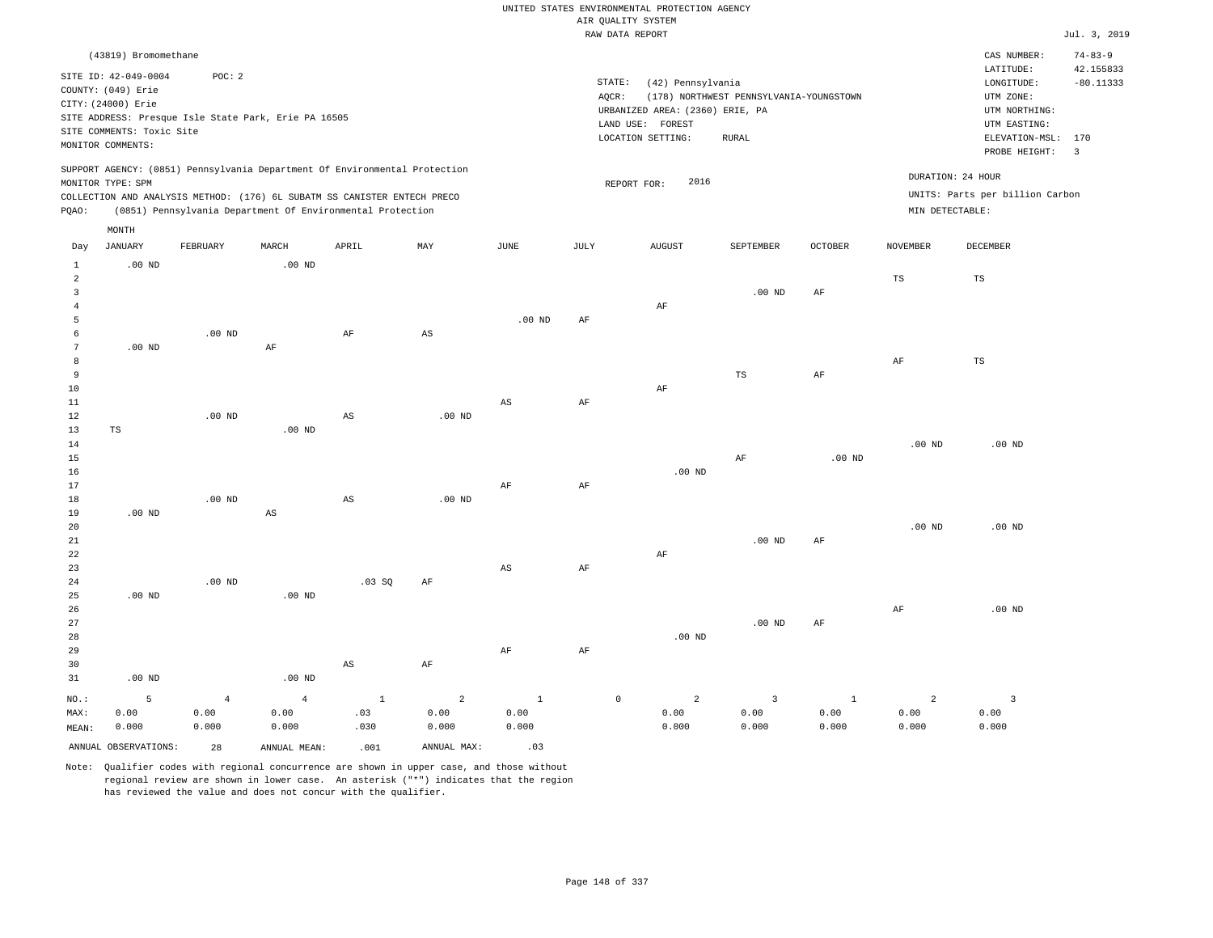UNITED STATES ENVIRONMENTAL PROTECTION AGENCY
AIR QUALITY SYSTEM
RAW DATA REPORT

Jul. 3, 2019

(43819) Bromomethane

SITE ID: 42-049-0004 POC: 2
COUNTY: (049) Erie
CITY: (24000) Erie
SITE ADDRESS: Presque Isle State Park, Erie PA 16505
SITE COMMENTS: Toxic Site
MONITOR COMMENTS:

STATE: (42) Pennsylvania
AQCR: (178) NORTHWEST PENNSYLVANIA-YOUNGSTOWN
URBANIZED AREA: (2360) ERIE, PA
LAND USE: FOREST
LOCATION SETTING: RURAL

CAS NUMBER: 74-83-9
LATITUDE: 42.155833
LONGITUDE: -80.11333
UTM ZONE:
UTM NORTHING:
UTM EASTING:
ELEVATION-MSL: 170
PROBE HEIGHT: 3

SUPPORT AGENCY: (0851) Pennsylvania Department Of Environmental Protection
MONITOR TYPE: SPM
COLLECTION AND ANALYSIS METHOD: (176) 6L SUBATM SS CANISTER ENTECH PRECO
PQAO: (0851) Pennsylvania Department Of Environmental Protection

REPORT FOR: 2016

DURATION: 24 HOUR
UNITS: Parts per billion Carbon
MIN DETECTABLE:

| Day | JANUARY | FEBRUARY | MARCH | APRIL | MAY | JUNE | JULY | AUGUST | SEPTEMBER | OCTOBER | NOVEMBER | DECEMBER |
|---|---|---|---|---|---|---|---|---|---|---|---|---|
| 1 | .00 ND | | .00 ND | | | | | | | | | |
| 2 | | | | | | | | | | | TS | TS |
| 3 | | | | | | | | | .00 ND | AF | | |
| 4 | | | | | | | | AF | | | | |
| 5 | | | | | | .00 ND | AF | | | | | |
| 6 | | .00 ND | | AF | AS | | | | | | | |
| 7 | .00 ND | | AF | | | | | | | | | |
| 8 | | | | | | | | | | | AF | TS |
| 9 | | | | | | | | | TS | AF | | |
| 10 | | | | | | | | AF | | | | |
| 11 | | | | | | AS | AF | | | | | |
| 12 | | .00 ND | | AS | .00 ND | | | | | | | |
| 13 | TS | | .00 ND | | | | | | | | | |
| 14 | | | | | | | | | | | .00 ND | .00 ND |
| 15 | | | | | | | | | AF | .00 ND | | |
| 16 | | | | | | | | .00 ND | | | | |
| 17 | | | | | | AF | AF | | | | | |
| 18 | | .00 ND | | AS | .00 ND | | | | | | | |
| 19 | .00 ND | | AS | | | | | | | | | |
| 20 | | | | | | | | | | | .00 ND | .00 ND |
| 21 | | | | | | | | | .00 ND | AF | | |
| 22 | | | | | | | | AF | | | | |
| 23 | | | | | | AS | AF | | | | | |
| 24 | | .00 ND | | .03 SQ | AF | | | | | | | |
| 25 | .00 ND | | .00 ND | | | | | | | | | |
| 26 | | | | | | | | | | | AF | .00 ND |
| 27 | | | | | | | | | .00 ND | AF | | |
| 28 | | | | | | | | .00 ND | | | | |
| 29 | | | | | | AF | AF | | | | | |
| 30 | | | | AS | AF | | | | | | | |
| 31 | .00 ND | | .00 ND | | | | | | | | | |
| NO.: | 5 | 4 | 4 | 1 | 2 | 1 | 0 | 2 | 3 | 1 | 2 | 3 |
| MAX: | 0.00 | 0.00 | 0.00 | .03 | 0.00 | 0.00 | | 0.00 | 0.00 | 0.00 | 0.00 | 0.00 |
| MEAN: | 0.000 | 0.000 | 0.000 | .030 | 0.000 | 0.000 | | 0.000 | 0.000 | 0.000 | 0.000 | 0.000 |

ANNUAL OBSERVATIONS: 28 ANNUAL MEAN: .001 ANNUAL MAX: .03

Note: Qualifier codes with regional concurrence are shown in upper case, and those without regional review are shown in lower case. An asterisk ("*") indicates that the region has reviewed the value and does not concur with the qualifier.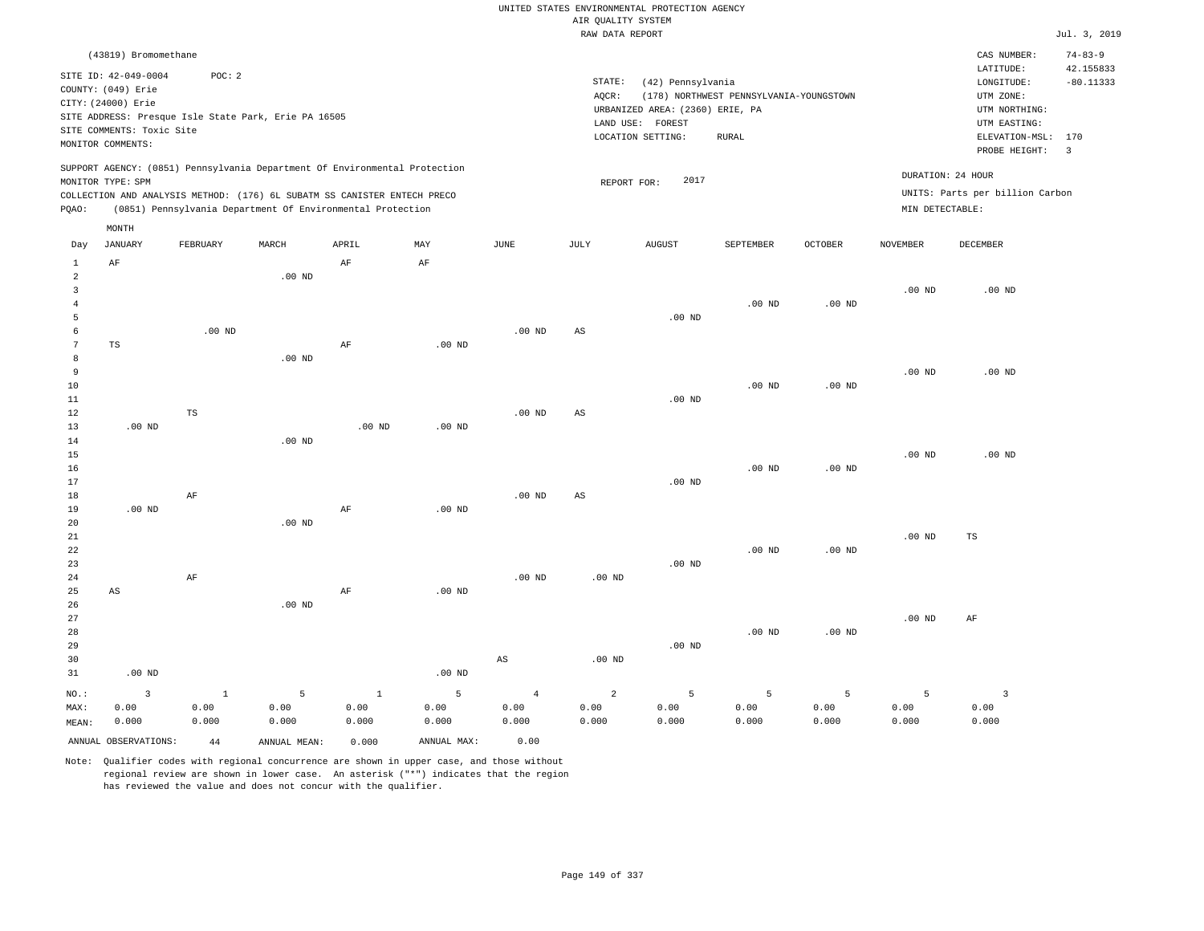UNITED STATES ENVIRONMENTAL PROTECTION AGENCY
AIR QUALITY SYSTEM
RAW DATA REPORT

Jul. 3, 2019

(43819) Bromomethane

SITE ID: 42-049-0004 POC: 2
COUNTY: (049) Erie
CITY: (24000) Erie
SITE ADDRESS: Presque Isle State Park, Erie PA 16505
SITE COMMENTS: Toxic Site
MONITOR COMMENTS:

STATE: (42) Pennsylvania
AQCR: (178) NORTHWEST PENNSYLVANIA-YOUNGSTOWN
URBANIZED AREA: (2360) ERIE, PA
LAND USE: FOREST
LOCATION SETTING: RURAL

CAS NUMBER: 74-83-9
LATITUDE: 42.155833
LONGITUDE: -80.11333
UTM ZONE:
UTM NORTHING:
UTM EASTING:
ELEVATION-MSL: 170
PROBE HEIGHT: 3

SUPPORT AGENCY: (0851) Pennsylvania Department Of Environmental Protection
MONITOR TYPE: SPM
COLLECTION AND ANALYSIS METHOD: (176) 6L SUBATM SS CANISTER ENTECH PRECO
PQAO: (0851) Pennsylvania Department Of Environmental Protection

REPORT FOR: 2017

DURATION: 24 HOUR
UNITS: Parts per billion Carbon
MIN DETECTABLE:

| Day | JANUARY | FEBRUARY | MARCH | APRIL | MAY | JUNE | JULY | AUGUST | SEPTEMBER | OCTOBER | NOVEMBER | DECEMBER |
|---|---|---|---|---|---|---|---|---|---|---|---|---|
| 1 | AF | | | AF | AF | | | | | | | |
| 2 | | | .00 ND | | | | | | | | | |
| 3 | | | | | | | | | | | .00 ND | .00 ND |
| 4 | | | | | | | | | .00 ND | .00 ND | | |
| 5 | | | | | | | | .00 ND | | | | |
| 6 | | .00 ND | | | | .00 ND | AS | | | | | |
| 7 | TS | | | AF | .00 ND | | | | | | | |
| 8 | | | .00 ND | | | | | | | | | |
| 9 | | | | | | | | | | | .00 ND | .00 ND |
| 10 | | | | | | | | | .00 ND | .00 ND | | |
| 11 | | | | | | | | .00 ND | | | | |
| 12 | | TS | | | | .00 ND | AS | | | | | |
| 13 | .00 ND | | | .00 ND | .00 ND | | | | | | | |
| 14 | | | .00 ND | | | | | | | | | |
| 15 | | | | | | | | | | | .00 ND | .00 ND |
| 16 | | | | | | | | | .00 ND | .00 ND | | |
| 17 | | | | | | | | .00 ND | | | | |
| 18 | | AF | | | | .00 ND | AS | | | | | |
| 19 | .00 ND | | | AF | .00 ND | | | | | | | |
| 20 | | | .00 ND | | | | | | | | | |
| 21 | | | | | | | | | | | .00 ND | TS |
| 22 | | | | | | | | | .00 ND | .00 ND | | |
| 23 | | | | | | | | .00 ND | | | | |
| 24 | | AF | | | | .00 ND | .00 ND | | | | | |
| 25 | AS | | | AF | .00 ND | | | | | | | |
| 26 | | | .00 ND | | | | | | | | | |
| 27 | | | | | | | | | | | .00 ND | AF |
| 28 | | | | | | | | | .00 ND | .00 ND | | |
| 29 | | | | | | | | .00 ND | | | | |
| 30 | | | | | | AS | .00 ND | | | | | |
| 31 | .00 ND | | | | .00 ND | | | | | | | |
| NO.: | 3 | 1 | 5 | 1 | 5 | 4 | 2 | 5 | 5 | 5 | 5 | 3 |
| MAX: | 0.00 | 0.00 | 0.00 | 0.00 | 0.00 | 0.00 | 0.00 | 0.00 | 0.00 | 0.00 | 0.00 | 0.00 |
| MEAN: | 0.000 | 0.000 | 0.000 | 0.000 | 0.000 | 0.000 | 0.000 | 0.000 | 0.000 | 0.000 | 0.000 | 0.000 |

ANNUAL OBSERVATIONS: 44 ANNUAL MEAN: 0.000 ANNUAL MAX: 0.00

Note: Qualifier codes with regional concurrence are shown in upper case, and those without regional review are shown in lower case. An asterisk ("*") indicates that the region has reviewed the value and does not concur with the qualifier.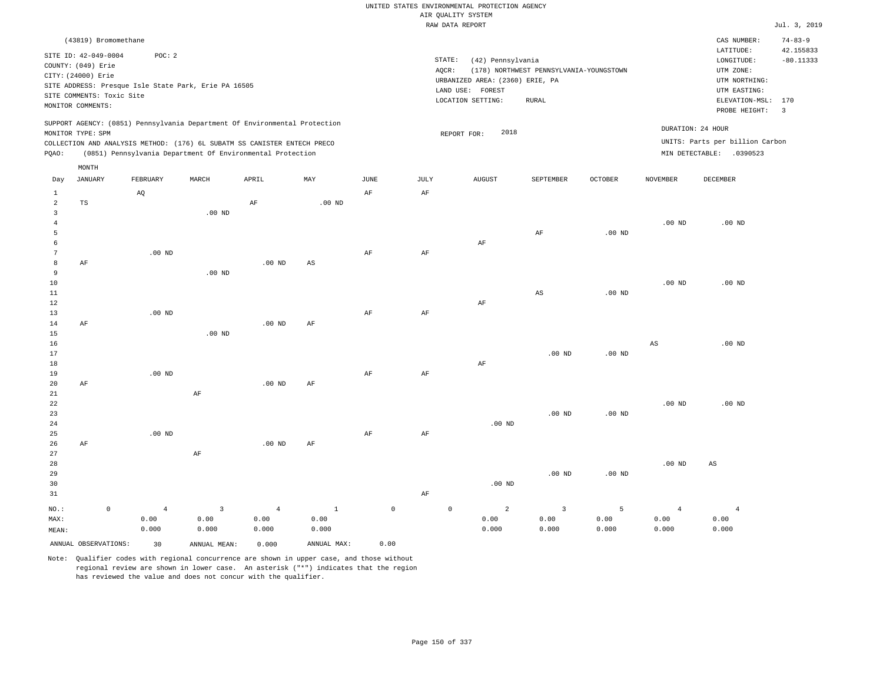UNITED STATES ENVIRONMENTAL PROTECTION AGENCY
AIR QUALITY SYSTEM
RAW DATA REPORT

Jul. 3, 2019

(43819) Bromomethane

SITE ID: 42-049-0004 POC: 2
COUNTY: (049) Erie
CITY: (24000) Erie
SITE ADDRESS: Presque Isle State Park, Erie PA 16505
SITE COMMENTS: Toxic Site
MONITOR COMMENTS:

STATE: (42) Pennsylvania
AQCR: (178) NORTHWEST PENNSYLVANIA-YOUNGSTOWN
URBANIZED AREA: (2360) ERIE, PA
LAND USE: FOREST
LOCATION SETTING: RURAL

CAS NUMBER: 74-83-9
LATITUDE: 42.155833
LONGITUDE: -80.11333
UTM ZONE:
UTM NORTHING:
UTM EASTING:
ELEVATION-MSL: 170
PROBE HEIGHT: 3

SUPPORT AGENCY: (0851) Pennsylvania Department Of Environmental Protection
MONITOR TYPE: SPM
COLLECTION AND ANALYSIS METHOD: (176) 6L SUBATM SS CANISTER ENTECH PRECO
PQAO: (0851) Pennsylvania Department Of Environmental Protection

REPORT FOR: 2018

DURATION: 24 HOUR
UNITS: Parts per billion Carbon
MIN DETECTABLE: .0390523

| Day | JANUARY | FEBRUARY | MARCH | APRIL | MAY | JUNE | JULY | AUGUST | SEPTEMBER | OCTOBER | NOVEMBER | DECEMBER |
|---|---|---|---|---|---|---|---|---|---|---|---|---|
| 1 | | AQ | | | | AF | AF | | | | | |
| 2 | TS | | | AF | .00 ND | | | | | | | |
| 3 | | | .00 ND | | | | | | | | | |
| 4 | | | | | | | | | | | .00 ND | .00 ND |
| 5 | | | | | | | | | AF | .00 ND | | |
| 6 | | | | | | | | AF | | | | |
| 7 | | .00 ND | | | | AF | AF | | | | | |
| 8 | AF | | | .00 ND | AS | | | | | | | |
| 9 | | | .00 ND | | | | | | | | | |
| 10 | | | | | | | | | | | .00 ND | .00 ND |
| 11 | | | | | | | | | AS | .00 ND | | |
| 12 | | | | | | | | AF | | | | |
| 13 | | .00 ND | | | | AF | AF | | | | | |
| 14 | AF | | | .00 ND | AF | | | | | | | |
| 15 | | | .00 ND | | | | | | | | | |
| 16 | | | | | | | | | | | AS | .00 ND |
| 17 | | | | | | | | | .00 ND | .00 ND | | |
| 18 | | | | | | | | AF | | | | |
| 19 | | .00 ND | | | | AF | AF | | | | | |
| 20 | AF | | | .00 ND | AF | | | | | | | |
| 21 | | | AF | | | | | | | | | |
| 22 | | | | | | | | | | | .00 ND | .00 ND |
| 23 | | | | | | | | | .00 ND | .00 ND | | |
| 24 | | | | | | | | .00 ND | | | | |
| 25 | | .00 ND | | | | AF | AF | | | | | |
| 26 | AF | | | .00 ND | AF | | | | | | | |
| 27 | | | AF | | | | | | | | | |
| 28 | | | | | | | | | | | .00 ND | AS |
| 29 | | | | | | | | | .00 ND | .00 ND | | |
| 30 | | | | | | | | .00 ND | | | | |
| 31 | | | | | | | AF | | | | | |
| NO.: | 0 | 4 | 3 | 4 | 1 | 0 | 0 | 2 | 3 | 5 | 4 | 4 |
| MAX: | | 0.00 | 0.00 | 0.00 | 0.00 | | | 0.00 | 0.00 | 0.00 | 0.00 | 0.00 |
| MEAN: | | 0.000 | 0.000 | 0.000 | 0.000 | | | 0.000 | 0.000 | 0.000 | 0.000 | 0.000 |

ANNUAL OBSERVATIONS: 30 ANNUAL MEAN: 0.000 ANNUAL MAX: 0.00

Note: Qualifier codes with regional concurrence are shown in upper case, and those without regional review are shown in lower case. An asterisk ("*") indicates that the region has reviewed the value and does not concur with the qualifier.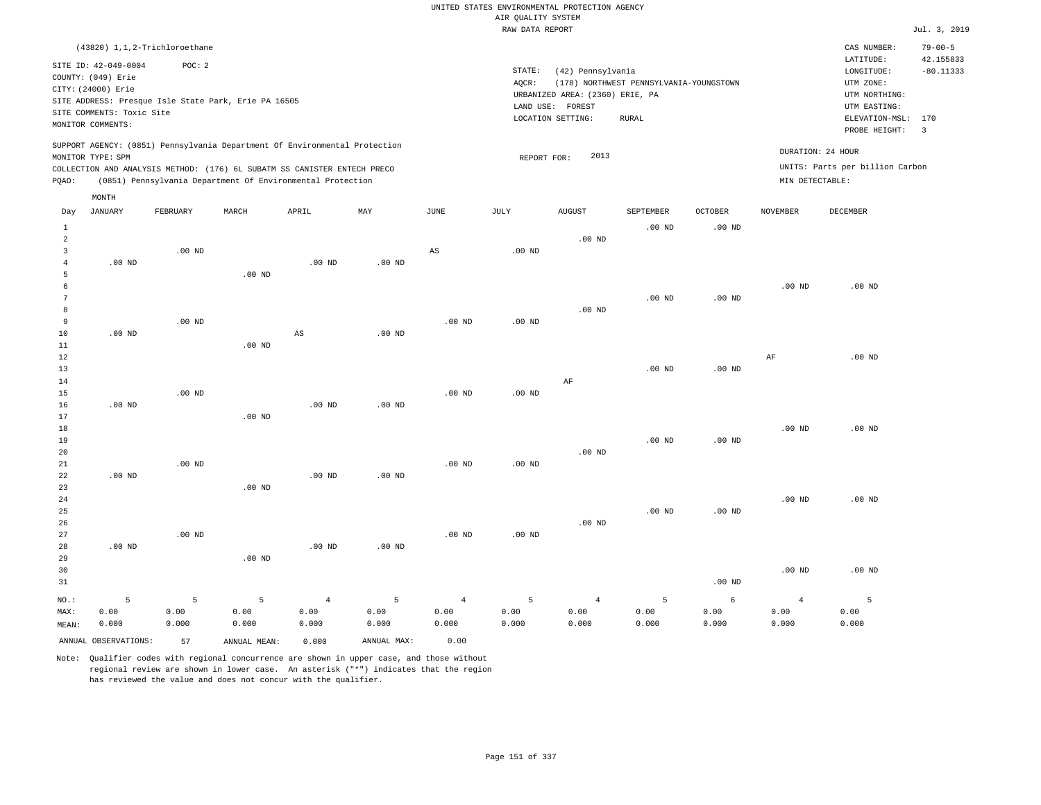UNITED STATES ENVIRONMENTAL PROTECTION AGENCY
AIR QUALITY SYSTEM
RAW DATA REPORT

Jul. 3, 2019

(43820) 1,1,2-Trichloroethane

SITE ID: 42-049-0004 POC: 2
COUNTY: (049) Erie
CITY: (24000) Erie
SITE ADDRESS: Presque Isle State Park, Erie PA 16505
SITE COMMENTS: Toxic Site
MONITOR COMMENTS:

STATE: (42) Pennsylvania
AQCR: (178) NORTHWEST PENNSYLVANIA-YOUNGSTOWN
URBANIZED AREA: (2360) ERIE, PA
LAND USE: FOREST
LOCATION SETTING: RURAL

CAS NUMBER: 79-00-5
LATITUDE: 42.155833
LONGITUDE: -80.11333
UTM ZONE:
UTM NORTHING:
UTM EASTING:
ELEVATION-MSL: 170
PROBE HEIGHT: 3

SUPPORT AGENCY: (0851) Pennsylvania Department Of Environmental Protection
MONITOR TYPE: SPM
COLLECTION AND ANALYSIS METHOD: (176) 6L SUBATM SS CANISTER ENTECH PRECO
PQAO: (0851) Pennsylvania Department Of Environmental Protection

REPORT FOR: 2013

DURATION: 24 HOUR
UNITS: Parts per billion Carbon
MIN DETECTABLE:

| Day | JANUARY | FEBRUARY | MARCH | APRIL | MAY | JUNE | JULY | AUGUST | SEPTEMBER | OCTOBER | NOVEMBER | DECEMBER |
|---|---|---|---|---|---|---|---|---|---|---|---|---|
| 1 | | | | | | | | | .00 ND | .00 ND | | |
| 2 | | | | | | | | .00 ND | | | | |
| 3 | | .00 ND | | | | AS | .00 ND | | | | | |
| 4 | .00 ND | | | .00 ND | .00 ND | | | | | | | |
| 5 | | | .00 ND | | | | | | | | | |
| 6 | | | | | | | | | | | .00 ND | .00 ND |
| 7 | | | | | | | | | .00 ND | .00 ND | | |
| 8 | | | | | | | | .00 ND | | | | |
| 9 | | .00 ND | | | | .00 ND | .00 ND | | | | | |
| 10 | .00 ND | | | AS | .00 ND | | | | | | | |
| 11 | | | .00 ND | | | | | | | | | |
| 12 | | | | | | | | | | | AF | .00 ND |
| 13 | | | | | | | | | .00 ND | .00 ND | | |
| 14 | | | | | | | | AF | | | | |
| 15 | | .00 ND | | | | .00 ND | .00 ND | | | | | |
| 16 | .00 ND | | | .00 ND | .00 ND | | | | | | | |
| 17 | | | .00 ND | | | | | | | | | |
| 18 | | | | | | | | | | | .00 ND | .00 ND |
| 19 | | | | | | | | | .00 ND | .00 ND | | |
| 20 | | | | | | | | .00 ND | | | | |
| 21 | | .00 ND | | | | .00 ND | .00 ND | | | | | |
| 22 | .00 ND | | | .00 ND | .00 ND | | | | | | | |
| 23 | | | .00 ND | | | | | | | | | |
| 24 | | | | | | | | | | | .00 ND | .00 ND |
| 25 | | | | | | | | | .00 ND | .00 ND | | |
| 26 | | | | | | | | .00 ND | | | | |
| 27 | | .00 ND | | | | .00 ND | .00 ND | | | | | |
| 28 | .00 ND | | | .00 ND | .00 ND | | | | | | | |
| 29 | | | .00 ND | | | | | | | | | |
| 30 | | | | | | | | | | | .00 ND | .00 ND |
| 31 | | | | | | | | | | .00 ND | | |
| NO.: | 5 | 5 | 5 | 4 | 5 | 4 | 5 | 4 | 5 | 6 | 4 | 5 |
| MAX: | 0.00 | 0.00 | 0.00 | 0.00 | 0.00 | 0.00 | 0.00 | 0.00 | 0.00 | 0.00 | 0.00 | 0.00 |
| MEAN: | 0.000 | 0.000 | 0.000 | 0.000 | 0.000 | 0.000 | 0.000 | 0.000 | 0.000 | 0.000 | 0.000 | 0.000 |

ANNUAL OBSERVATIONS: 57 ANNUAL MEAN: 0.000 ANNUAL MAX: 0.00

Note: Qualifier codes with regional concurrence are shown in upper case, and those without regional review are shown in lower case. An asterisk ("*") indicates that the region has reviewed the value and does not concur with the qualifier.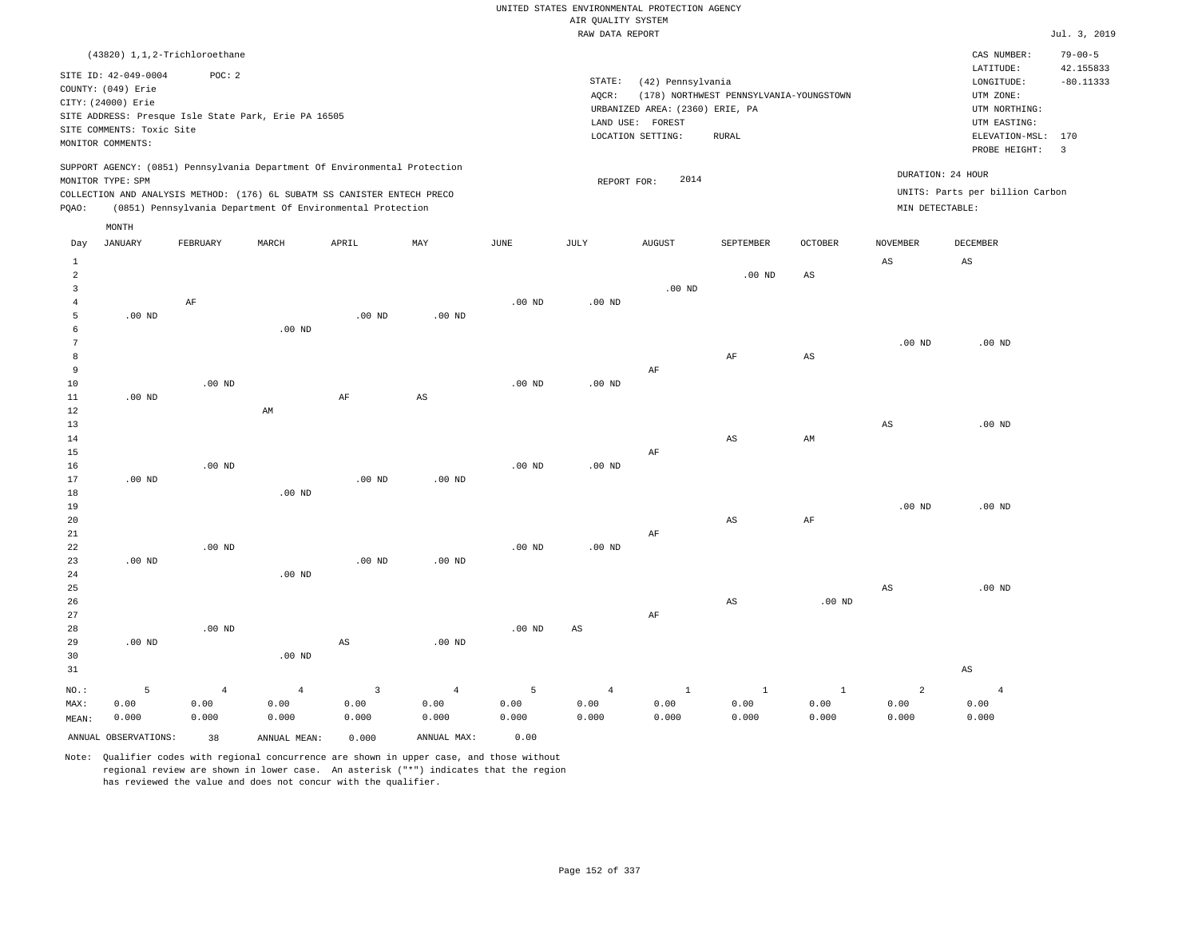UNITED STATES ENVIRONMENTAL PROTECTION AGENCY
AIR QUALITY SYSTEM
RAW DATA REPORT

Jul. 3, 2019

(43820) 1,1,2-Trichloroethane

SITE ID: 42-049-0004 POC: 2
COUNTY: (049) Erie
CITY: (24000) Erie
SITE ADDRESS: Presque Isle State Park, Erie PA 16505
SITE COMMENTS: Toxic Site
MONITOR COMMENTS:

STATE: (42) Pennsylvania
AQCR: (178) NORTHWEST PENNSYLVANIA-YOUNGSTOWN
URBANIZED AREA: (2360) ERIE, PA
LAND USE: FOREST
LOCATION SETTING: RURAL

CAS NUMBER: 79-00-5
LATITUDE: 42.155833
LONGITUDE: -80.11333
UTM ZONE:
UTM NORTHING:
UTM EASTING:
ELEVATION-MSL: 170
PROBE HEIGHT: 3

SUPPORT AGENCY: (0851) Pennsylvania Department Of Environmental Protection
MONITOR TYPE: SPM
COLLECTION AND ANALYSIS METHOD: (176) 6L SUBATM SS CANISTER ENTECH PRECO
PQAO: (0851) Pennsylvania Department Of Environmental Protection

REPORT FOR: 2014

DURATION: 24 HOUR
UNITS: Parts per billion Carbon
MIN DETECTABLE:

| Day | JANUARY | FEBRUARY | MARCH | APRIL | MAY | JUNE | JULY | AUGUST | SEPTEMBER | OCTOBER | NOVEMBER | DECEMBER |
|---|---|---|---|---|---|---|---|---|---|---|---|---|
| 1 | | | | | | | | | | | AS | AS |
| 2 | | | | | | | | | .00 ND | AS | | |
| 3 | | | | | | | | .00 ND | | | | |
| 4 | | AF | | | | .00 ND | .00 ND | | | | | |
| 5 | .00 ND | | | .00 ND | .00 ND | | | | | | | |
| 6 | | | .00 ND | | | | | | | | | |
| 7 | | | | | | | | | | | .00 ND | .00 ND |
| 8 | | | | | | | | | AF | AS | | |
| 9 | | | | | | | | AF | | | | |
| 10 | | .00 ND | | | | .00 ND | .00 ND | | | | | |
| 11 | .00 ND | | | AF | AS | | | | | | | |
| 12 | | | AM | | | | | | | | | |
| 13 | | | | | | | | | | | AS | .00 ND |
| 14 | | | | | | | | | AS | AM | | |
| 15 | | | | | | | | AF | | | | |
| 16 | | .00 ND | | | | .00 ND | .00 ND | | | | | |
| 17 | .00 ND | | | .00 ND | .00 ND | | | | | | | |
| 18 | | | .00 ND | | | | | | | | | |
| 19 | | | | | | | | | | | .00 ND | .00 ND |
| 20 | | | | | | | | | AS | AF | | |
| 21 | | | | | | | | AF | | | | |
| 22 | | .00 ND | | | | .00 ND | .00 ND | | | | | |
| 23 | .00 ND | | | .00 ND | .00 ND | | | | | | | |
| 24 | | | .00 ND | | | | | | | | | |
| 25 | | | | | | | | | | | AS | .00 ND |
| 26 | | | | | | | | | AS | .00 ND | | |
| 27 | | | | | | | | AF | | | | |
| 28 | | .00 ND | | | | .00 ND | AS | | | | | |
| 29 | .00 ND | | | AS | .00 ND | | | | | | | |
| 30 | | | .00 ND | | | | | | | | | |
| 31 | | | | | | | | | | | | AS |
| NO.: | 5 | 4 | 4 | 3 | 4 | 5 | 4 | 1 | 1 | 1 | 2 | 4 |
| MAX: | 0.00 | 0.00 | 0.00 | 0.00 | 0.00 | 0.00 | 0.00 | 0.00 | 0.00 | 0.00 | 0.00 | 0.00 |
| MEAN: | 0.000 | 0.000 | 0.000 | 0.000 | 0.000 | 0.000 | 0.000 | 0.000 | 0.000 | 0.000 | 0.000 | 0.000 |

ANNUAL OBSERVATIONS: 38 ANNUAL MEAN: 0.000 ANNUAL MAX: 0.00

Note: Qualifier codes with regional concurrence are shown in upper case, and those without regional review are shown in lower case. An asterisk ("*") indicates that the region has reviewed the value and does not concur with the qualifier.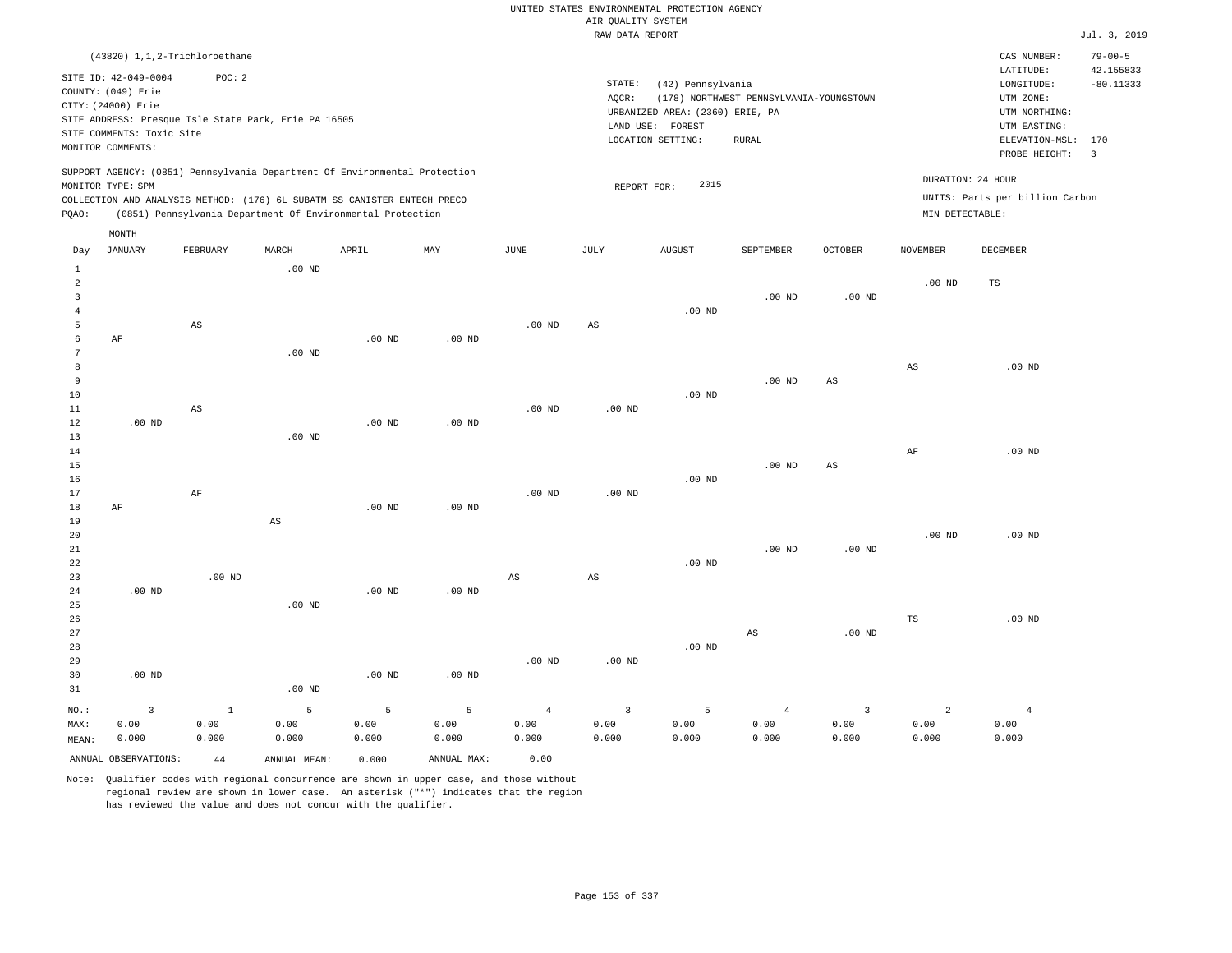UNITED STATES ENVIRONMENTAL PROTECTION AGENCY
AIR QUALITY SYSTEM
RAW DATA REPORT

Jul. 3, 2019

(43820) 1,1,2-Trichloroethane

SITE ID: 42-049-0004 POC: 2
COUNTY: (049) Erie
CITY: (24000) Erie
SITE ADDRESS: Presque Isle State Park, Erie PA 16505
SITE COMMENTS: Toxic Site
MONITOR COMMENTS:

STATE: (42) Pennsylvania
AQCR: (178) NORTHWEST PENNSYLVANIA-YOUNGSTOWN
URBANIZED AREA: (2360) ERIE, PA
LAND USE: FOREST
LOCATION SETTING: RURAL

CAS NUMBER: 79-00-5
LATITUDE: 42.155833
LONGITUDE: -80.11333
UTM ZONE:
UTM NORTHING:
UTM EASTING:
ELEVATION-MSL: 170
PROBE HEIGHT: 3

SUPPORT AGENCY: (0851) Pennsylvania Department Of Environmental Protection
MONITOR TYPE: SPM
COLLECTION AND ANALYSIS METHOD: (176) 6L SUBATM SS CANISTER ENTECH PRECO
PQAO: (0851) Pennsylvania Department Of Environmental Protection

REPORT FOR: 2015

DURATION: 24 HOUR
UNITS: Parts per billion Carbon
MIN DETECTABLE:

| Day | JANUARY | FEBRUARY | MARCH | APRIL | MAY | JUNE | JULY | AUGUST | SEPTEMBER | OCTOBER | NOVEMBER | DECEMBER |
|---|---|---|---|---|---|---|---|---|---|---|---|---|
| 1 | | | .00 ND | | | | | | | | | |
| 2 | | | | | | | | | | | .00 ND | TS |
| 3 | | | | | | | | | .00 ND | .00 ND | | |
| 4 | | | | | | | | .00 ND | | | | |
| 5 | | AS | | | | .00 ND | AS | | | | | |
| 6 | AF | | | .00 ND | .00 ND | | | | | | | |
| 7 | | | .00 ND | | | | | | | | | |
| 8 | | | | | | | | | | | AS | .00 ND |
| 9 | | | | | | | | | .00 ND | AS | | |
| 10 | | | | | | | | .00 ND | | | | |
| 11 | | AS | | | | .00 ND | .00 ND | | | | | |
| 12 | .00 ND | | | .00 ND | .00 ND | | | | | | | |
| 13 | | | .00 ND | | | | | | | | | |
| 14 | | | | | | | | | | | AF | .00 ND |
| 15 | | | | | | | | | .00 ND | AS | | |
| 16 | | | | | | | | .00 ND | | | | |
| 17 | | AF | | | | .00 ND | .00 ND | | | | | |
| 18 | AF | | | .00 ND | .00 ND | | | | | | | |
| 19 | | | AS | | | | | | | | | |
| 20 | | | | | | | | | | | .00 ND | .00 ND |
| 21 | | | | | | | | | .00 ND | .00 ND | | |
| 22 | | | | | | | | .00 ND | | | | |
| 23 | | .00 ND | | | | AS | AS | | | | | |
| 24 | .00 ND | | | .00 ND | .00 ND | | | | | | | |
| 25 | | | .00 ND | | | | | | | | | |
| 26 | | | | | | | | | | | TS | .00 ND |
| 27 | | | | | | | | | AS | .00 ND | | |
| 28 | | | | | | | | .00 ND | | | | |
| 29 | | | | | | .00 ND | .00 ND | | | | | |
| 30 | .00 ND | | | .00 ND | .00 ND | | | | | | | |
| 31 | | | .00 ND | | | | | | | | | |
| NO.: | 3 | 1 | 5 | 5 | 5 | 4 | 3 | 5 | 4 | 3 | 2 | 4 |
| MAX: | 0.00 | 0.00 | 0.00 | 0.00 | 0.00 | 0.00 | 0.00 | 0.00 | 0.00 | 0.00 | 0.00 | 0.00 |
| MEAN: | 0.000 | 0.000 | 0.000 | 0.000 | 0.000 | 0.000 | 0.000 | 0.000 | 0.000 | 0.000 | 0.000 | 0.000 |

ANNUAL OBSERVATIONS: 44   ANNUAL MEAN: 0.000   ANNUAL MAX: 0.00

Note: Qualifier codes with regional concurrence are shown in upper case, and those without regional review are shown in lower case. An asterisk ("*") indicates that the region has reviewed the value and does not concur with the qualifier.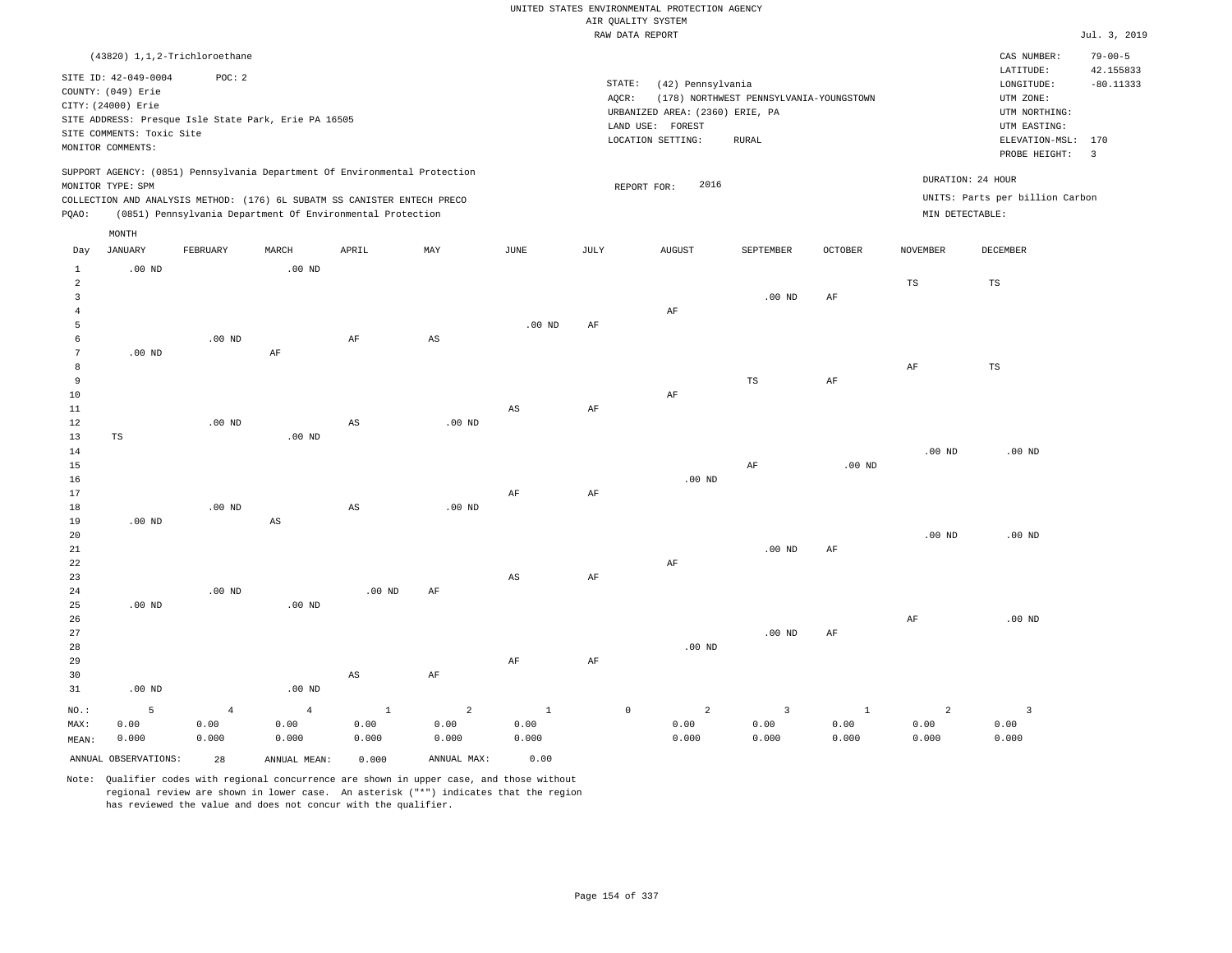UNITED STATES ENVIRONMENTAL PROTECTION AGENCY
AIR QUALITY SYSTEM
RAW DATA REPORT

Jul. 3, 2019

(43820) 1,1,2-Trichloroethane

SITE ID: 42-049-0004 POC: 2
COUNTY: (049) Erie
CITY: (24000) Erie
SITE ADDRESS: Presque Isle State Park, Erie PA 16505
SITE COMMENTS: Toxic Site
MONITOR COMMENTS:

STATE: (42) Pennsylvania
AQCR: (178) NORTHWEST PENNSYLVANIA-YOUNGSTOWN
URBANIZED AREA: (2360) ERIE, PA
LAND USE: FOREST
LOCATION SETTING: RURAL

CAS NUMBER: 79-00-5
LATITUDE: 42.155833
LONGITUDE: -80.11333
UTM ZONE:
UTM NORTHING:
UTM EASTING:
ELEVATION-MSL: 170
PROBE HEIGHT: 3

SUPPORT AGENCY: (0851) Pennsylvania Department Of Environmental Protection
MONITOR TYPE: SPM
COLLECTION AND ANALYSIS METHOD: (176) 6L SUBATM SS CANISTER ENTECH PRECO
PQAO: (0851) Pennsylvania Department Of Environmental Protection

REPORT FOR: 2016

DURATION: 24 HOUR
UNITS: Parts per billion Carbon
MIN DETECTABLE:

| Day | JANUARY | FEBRUARY | MARCH | APRIL | MAY | JUNE | JULY | AUGUST | SEPTEMBER | OCTOBER | NOVEMBER | DECEMBER |
|---|---|---|---|---|---|---|---|---|---|---|---|---|
| 1 | .00 ND | | .00 ND | | | | | | | | | |
| 2 | | | | | | | | | | | TS | TS |
| 3 | | | | | | | | | .00 ND | AF | | |
| 4 | | | | | | | | AF | | | | |
| 5 | | | | | | .00 ND | AF | | | | | |
| 6 | | .00 ND | | AF | AS | | | | | | | |
| 7 | .00 ND | | AF | | | | | | | | | |
| 8 | | | | | | | | | | | AF | TS |
| 9 | | | | | | | | | TS | AF | | |
| 10 | | | | | | | | AF | | | | |
| 11 | | | | | | AS | AF | | | | | |
| 12 | | .00 ND | | AS | .00 ND | | | | | | | |
| 13 | TS | | .00 ND | | | | | | | | | |
| 14 | | | | | | | | | | | .00 ND | .00 ND |
| 15 | | | | | | | | | AF | .00 ND | | |
| 16 | | | | | | | | .00 ND | | | | |
| 17 | | | | | | AF | AF | | | | | |
| 18 | | .00 ND | | AS | .00 ND | | | | | | | |
| 19 | .00 ND | | AS | | | | | | | | | |
| 20 | | | | | | | | | | | .00 ND | .00 ND |
| 21 | | | | | | | | | .00 ND | AF | | |
| 22 | | | | | | | | AF | | | | |
| 23 | | | | | | AS | AF | | | | | |
| 24 | | .00 ND | | .00 ND | AF | | | | | | | |
| 25 | .00 ND | | .00 ND | | | | | | | | | |
| 26 | | | | | | | | | | | AF | .00 ND |
| 27 | | | | | | | | | .00 ND | AF | | |
| 28 | | | | | | | | .00 ND | | | | |
| 29 | | | | | | AF | AF | | | | | |
| 30 | | | | AS | AF | | | | | | | |
| 31 | .00 ND | | .00 ND | | | | | | | | | |
| NO.: | 5 | 4 | 4 | 1 | 2 | 1 | 0 | 2 | 3 | 1 | 2 | 3 |
| MAX: | 0.00 | 0.00 | 0.00 | 0.00 | 0.00 | 0.00 | | 0.00 | 0.00 | 0.00 | 0.00 | 0.00 |
| MEAN: | 0.000 | 0.000 | 0.000 | 0.000 | 0.000 | 0.000 | | 0.000 | 0.000 | 0.000 | 0.000 | 0.000 |

ANNUAL OBSERVATIONS: 28 ANNUAL MEAN: 0.000 ANNUAL MAX: 0.00

Note: Qualifier codes with regional concurrence are shown in upper case, and those without regional review are shown in lower case. An asterisk ("*") indicates that the region has reviewed the value and does not concur with the qualifier.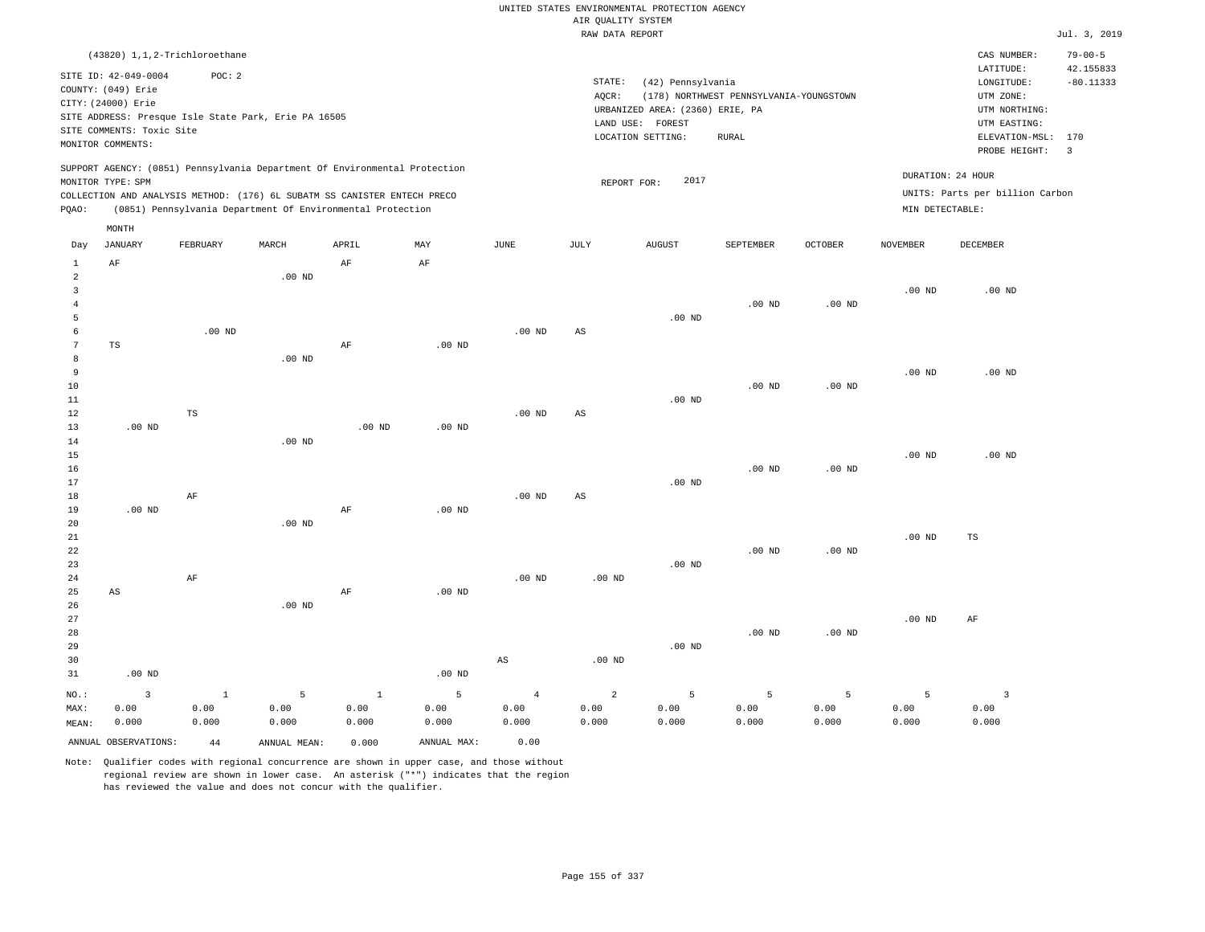UNITED STATES ENVIRONMENTAL PROTECTION AGENCY
AIR QUALITY SYSTEM
RAW DATA REPORT

Jul. 3, 2019

(43820) 1,1,2-Trichloroethane

SITE ID: 42-049-0004 POC: 2
COUNTY: (049) Erie
CITY: (24000) Erie
SITE ADDRESS: Presque Isle State Park, Erie PA 16505
SITE COMMENTS: Toxic Site
MONITOR COMMENTS:

STATE: (42) Pennsylvania
AQCR: (178) NORTHWEST PENNSYLVANIA-YOUNGSTOWN
URBANIZED AREA: (2360) ERIE, PA
LAND USE: FOREST
LOCATION SETTING: RURAL

CAS NUMBER: 79-00-5
LATITUDE: 42.155833
LONGITUDE: -80.11333
UTM ZONE:
UTM NORTHING:
UTM EASTING:
ELEVATION-MSL: 170
PROBE HEIGHT: 3

SUPPORT AGENCY: (0851) Pennsylvania Department Of Environmental Protection
MONITOR TYPE: SPM
COLLECTION AND ANALYSIS METHOD: (176) 6L SUBATM SS CANISTER ENTECH PRECO
PQAO: (0851) Pennsylvania Department Of Environmental Protection

REPORT FOR: 2017

DURATION: 24 HOUR
UNITS: Parts per billion Carbon
MIN DETECTABLE:

| Day | JANUARY | FEBRUARY | MARCH | APRIL | MAY | JUNE | JULY | AUGUST | SEPTEMBER | OCTOBER | NOVEMBER | DECEMBER |
|---|---|---|---|---|---|---|---|---|---|---|---|---|
| 1 | AF | | | AF | AF | | | | | | | |
| 2 | | | .00 ND | | | | | | | | | |
| 3 | | | | | | | | | | | .00 ND | .00 ND |
| 4 | | | | | | | | | .00 ND | .00 ND | | |
| 5 | | | | | | | | .00 ND | | | | |
| 6 | | .00 ND | | | | .00 ND | AS | | | | | |
| 7 | TS | | | AF | .00 ND | | | | | | | |
| 8 | | | .00 ND | | | | | | | | | |
| 9 | | | | | | | | | | | .00 ND | .00 ND |
| 10 | | | | | | | | | .00 ND | .00 ND | | |
| 11 | | | | | | | | .00 ND | | | | |
| 12 | | TS | | | | .00 ND | AS | | | | | |
| 13 | .00 ND | | | .00 ND | .00 ND | | | | | | | |
| 14 | | | .00 ND | | | | | | | | | |
| 15 | | | | | | | | | | | .00 ND | .00 ND |
| 16 | | | | | | | | | .00 ND | .00 ND | | |
| 17 | | | | | | | | .00 ND | | | | |
| 18 | | AF | | | | .00 ND | AS | | | | | |
| 19 | .00 ND | | | AF | .00 ND | | | | | | | |
| 20 | | | .00 ND | | | | | | | | | |
| 21 | | | | | | | | | | | .00 ND | TS |
| 22 | | | | | | | | | .00 ND | .00 ND | | |
| 23 | | | | | | | | .00 ND | | | | |
| 24 | | AF | | | | .00 ND | .00 ND | | | | | |
| 25 | AS | | | AF | .00 ND | | | | | | | |
| 26 | | | .00 ND | | | | | | | | | |
| 27 | | | | | | | | | | | .00 ND | AF |
| 28 | | | | | | | | | .00 ND | .00 ND | | |
| 29 | | | | | | | | .00 ND | | | | |
| 30 | | | | | | AS | .00 ND | | | | | |
| 31 | .00 ND | | | | .00 ND | | | | | | | |
| NO.: | 3 | 1 | 5 | 1 | 5 | 4 | 2 | 5 | 5 | 5 | 5 | 3 |
| MAX: | 0.00 | 0.00 | 0.00 | 0.00 | 0.00 | 0.00 | 0.00 | 0.00 | 0.00 | 0.00 | 0.00 | 0.00 |
| MEAN: | 0.000 | 0.000 | 0.000 | 0.000 | 0.000 | 0.000 | 0.000 | 0.000 | 0.000 | 0.000 | 0.000 | 0.000 |

ANNUAL OBSERVATIONS: 44 ANNUAL MEAN: 0.000 ANNUAL MAX: 0.00

Note: Qualifier codes with regional concurrence are shown in upper case, and those without regional review are shown in lower case. An asterisk ("*") indicates that the region has reviewed the value and does not concur with the qualifier.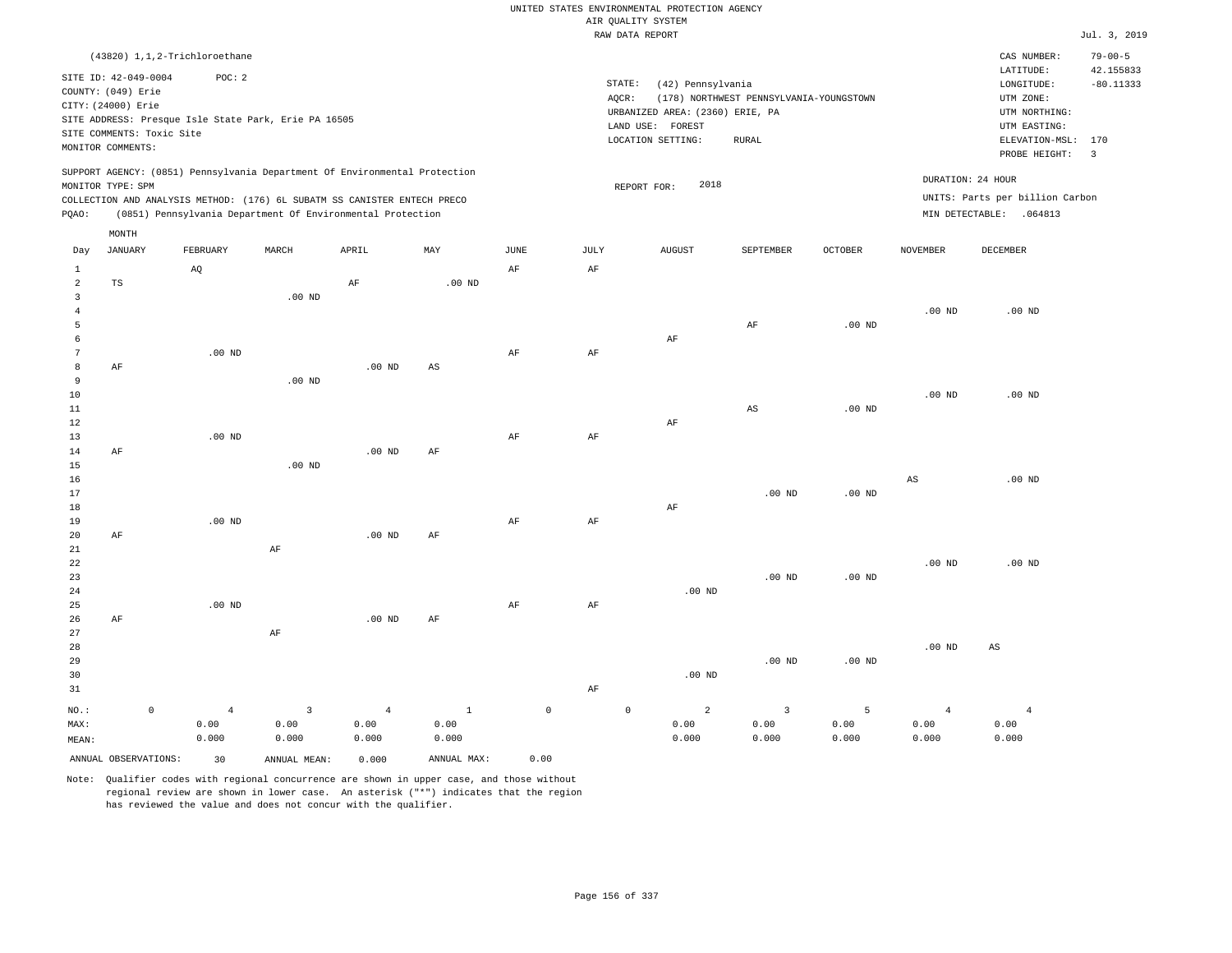UNITED STATES ENVIRONMENTAL PROTECTION AGENCY
AIR QUALITY SYSTEM
RAW DATA REPORT

Jul. 3, 2019

(43820) 1,1,2-Trichloroethane

SITE ID: 42-049-0004 POC: 2
COUNTY: (049) Erie
CITY: (24000) Erie
SITE ADDRESS: Presque Isle State Park, Erie PA 16505
SITE COMMENTS: Toxic Site
MONITOR COMMENTS:

STATE: (42) Pennsylvania
AQCR: (178) NORTHWEST PENNSYLVANIA-YOUNGSTOWN
URBANIZED AREA: (2360) ERIE, PA
LAND USE: FOREST
LOCATION SETTING: RURAL

CAS NUMBER: 79-00-5
LATITUDE: 42.155833
LONGITUDE: -80.11333
UTM ZONE:
UTM NORTHING:
UTM EASTING:
ELEVATION-MSL: 170
PROBE HEIGHT: 3

SUPPORT AGENCY: (0851) Pennsylvania Department Of Environmental Protection
MONITOR TYPE: SPM
COLLECTION AND ANALYSIS METHOD: (176) 6L SUBATM SS CANISTER ENTECH PRECO
PQAO: (0851) Pennsylvania Department Of Environmental Protection

REPORT FOR: 2018

DURATION: 24 HOUR
UNITS: Parts per billion Carbon
MIN DETECTABLE: .064813

| Day | JANUARY | FEBRUARY | MARCH | APRIL | MAY | JUNE | JULY | AUGUST | SEPTEMBER | OCTOBER | NOVEMBER | DECEMBER |
|---|---|---|---|---|---|---|---|---|---|---|---|---|
| 1 | | AQ | | | | AF | AF | | | | | |
| 2 | TS | | | AF | .00 ND | | | | | | | |
| 3 | | | .00 ND | | | | | | | | | |
| 4 | | | | | | | | | | | .00 ND | .00 ND |
| 5 | | | | | | | | | AF | .00 ND | | |
| 6 | | | | | | | | AF | | | | |
| 7 | | .00 ND | | | | AF | AF | | | | | |
| 8 | AF | | | .00 ND | AS | | | | | | | |
| 9 | | | .00 ND | | | | | | | | | |
| 10 | | | | | | | | | | | .00 ND | .00 ND |
| 11 | | | | | | | | | AS | .00 ND | | |
| 12 | | | | | | | | AF | | | | |
| 13 | | .00 ND | | | | AF | AF | | | | | |
| 14 | AF | | | .00 ND | AF | | | | | | | |
| 15 | | | .00 ND | | | | | | | | | |
| 16 | | | | | | | | | | | AS | .00 ND |
| 17 | | | | | | | | | .00 ND | .00 ND | | |
| 18 | | | | | | | | AF | | | | |
| 19 | | .00 ND | | | | AF | AF | | | | | |
| 20 | AF | | | .00 ND | AF | | | | | | | |
| 21 | | | AF | | | | | | | | | |
| 22 | | | | | | | | | | | .00 ND | .00 ND |
| 23 | | | | | | | | | .00 ND | .00 ND | | |
| 24 | | | | | | | | .00 ND | | | | |
| 25 | | .00 ND | | | | AF | AF | | | | | |
| 26 | AF | | | .00 ND | AF | | | | | | | |
| 27 | | | AF | | | | | | | | | |
| 28 | | | | | | | | | | | .00 ND | AS |
| 29 | | | | | | | | | .00 ND | .00 ND | | |
| 30 | | | | | | | | .00 ND | | | | |
| 31 | | | | | | | AF | | | | | |
| NO.: | 0 | 4 | 3 | 4 | 1 | 0 | 0 | 2 | 3 | 5 | 4 | 4 |
| MAX: | | 0.00 | 0.00 | 0.00 | 0.00 | | | 0.00 | 0.00 | 0.00 | 0.00 | 0.00 |
| MEAN: | | 0.000 | 0.000 | 0.000 | 0.000 | | | 0.000 | 0.000 | 0.000 | 0.000 | 0.000 |

ANNUAL OBSERVATIONS: 30 ANNUAL MEAN: 0.000 ANNUAL MAX: 0.00

Note: Qualifier codes with regional concurrence are shown in upper case, and those without regional review are shown in lower case. An asterisk ("*") indicates that the region has reviewed the value and does not concur with the qualifier.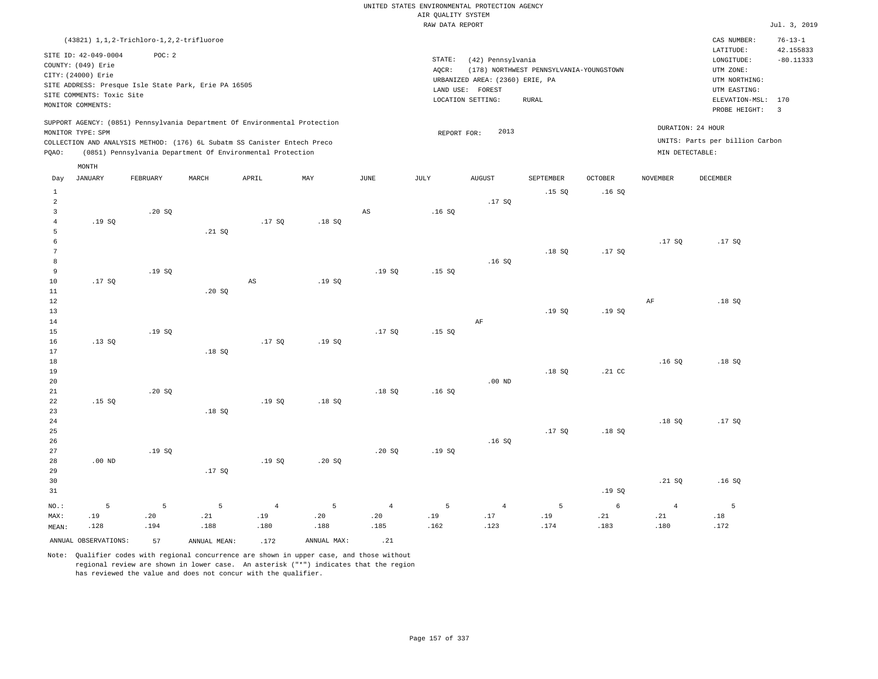UNITED STATES ENVIRONMENTAL PROTECTION AGENCY
AIR QUALITY SYSTEM
RAW DATA REPORT

Jul. 3, 2019

(43821) 1,1,2-Trichloro-1,2,2-trifluoroe

CAS NUMBER: 76-13-1
LATITUDE: 42.155833
LONGITUDE: -80.11333
UTM ZONE:
UTM NORTHING:
UTM EASTING:
ELEVATION-MSL: 170
PROBE HEIGHT: 3

SITE ID: 42-049-0004 POC: 2
COUNTY: (049) Erie
CITY: (24000) Erie
SITE ADDRESS: Presque Isle State Park, Erie PA 16505
SITE COMMENTS: Toxic Site
MONITOR COMMENTS:

STATE: (42) Pennsylvania
AQCR: (178) NORTHWEST PENNSYLVANIA-YOUNGSTOWN
URBANIZED AREA: (2360) ERIE, PA
LAND USE: FOREST
LOCATION SETTING: RURAL

SUPPORT AGENCY: (0851) Pennsylvania Department Of Environmental Protection
MONITOR TYPE: SPM
COLLECTION AND ANALYSIS METHOD: (176) 6L Subatm SS Canister Entech Preco
PQAO: (0851) Pennsylvania Department Of Environmental Protection

REPORT FOR: 2013

DURATION: 24 HOUR
UNITS: Parts per billion Carbon
MIN DETECTABLE:

| Day | JANUARY | FEBRUARY | MARCH | APRIL | MAY | JUNE | JULY | AUGUST | SEPTEMBER | OCTOBER | NOVEMBER | DECEMBER |
|---|---|---|---|---|---|---|---|---|---|---|---|---|
| 1 | | | | | | | | | .15 SQ | .16 SQ | | |
| 2 | | | | | | | | .17 SQ | | | | |
| 3 | | .20 SQ | | | | AS | .16 SQ | | | | | |
| 4 | .19 SQ | | | .17 SQ | .18 SQ | | | | | | | |
| 5 | | | .21 SQ | | | | | | | | | |
| 6 | | | | | | | | | | | .17 SQ | .17 SQ |
| 7 | | | | | | | | | .18 SQ | .17 SQ | | |
| 8 | | | | | | | | .16 SQ | | | | |
| 9 | | .19 SQ | | | | .19 SQ | .15 SQ | | | | | |
| 10 | .17 SQ | | | AS | .19 SQ | | | | | | | |
| 11 | | | .20 SQ | | | | | | | | | |
| 12 | | | | | | | | | | | AF | .18 SQ |
| 13 | | | | | | | | | .19 SQ | .19 SQ | | |
| 14 | | | | | | | | AF | | | | |
| 15 | | .19 SQ | | | | .17 SQ | .15 SQ | | | | | |
| 16 | .13 SQ | | | .17 SQ | .19 SQ | | | | | | | |
| 17 | | | .18 SQ | | | | | | | | | |
| 18 | | | | | | | | | | | .16 SQ | .18 SQ |
| 19 | | | | | | | | | .18 SQ | .21 CC | | |
| 20 | | | | | | | | .00 ND | | | | |
| 21 | | .20 SQ | | | | .18 SQ | .16 SQ | | | | | |
| 22 | .15 SQ | | | .19 SQ | .18 SQ | | | | | | | |
| 23 | | | .18 SQ | | | | | | | | | |
| 24 | | | | | | | | | | | .18 SQ | .17 SQ |
| 25 | | | | | | | | | .17 SQ | .18 SQ | | |
| 26 | | | | | | | | .16 SQ | | | | |
| 27 | | .19 SQ | | | | .20 SQ | .19 SQ | | | | | |
| 28 | .00 ND | | | .19 SQ | .20 SQ | | | | | | | |
| 29 | | | .17 SQ | | | | | | | | | |
| 30 | | | | | | | | | | | .21 SQ | .16 SQ |
| 31 | | | | | | | | | | .19 SQ | | |
| NO.: | 5 | 5 | 5 | 4 | 5 | 4 | 5 | 4 | 5 | 6 | 4 | 5 |
| MAX: | .19 | .20 | .21 | .19 | .20 | .20 | .19 | .17 | .19 | .21 | .21 | .18 |
| MEAN: | .128 | .194 | .188 | .180 | .188 | .185 | .162 | .123 | .174 | .183 | .180 | .172 |

ANNUAL OBSERVATIONS: 57 ANNUAL MEAN: .172 ANNUAL MAX: .21

Note: Qualifier codes with regional concurrence are shown in upper case, and those without regional review are shown in lower case. An asterisk ("*") indicates that the region has reviewed the value and does not concur with the qualifier.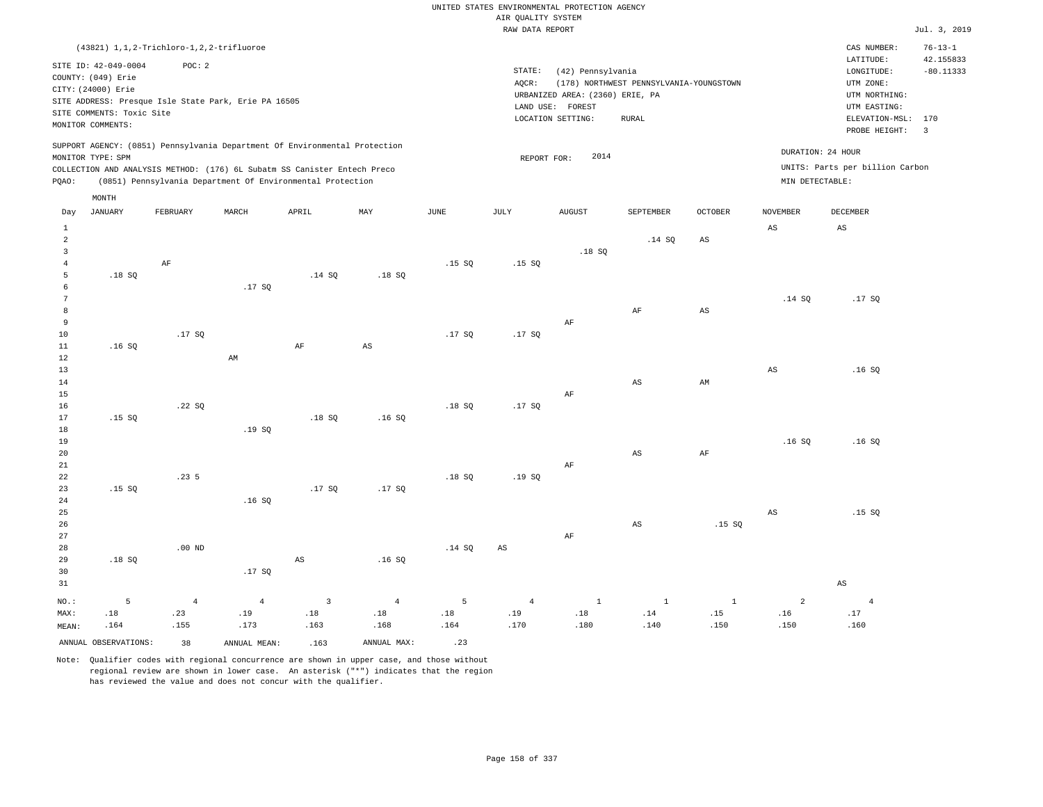UNITED STATES ENVIRONMENTAL PROTECTION AGENCY
AIR QUALITY SYSTEM
RAW DATA REPORT

Jul. 3, 2019

(43821) 1,1,2-Trichloro-1,2,2-trifluoroe

SITE ID: 42-049-0004 POC: 2
COUNTY: (049) Erie
CITY: (24000) Erie
SITE ADDRESS: Presque Isle State Park, Erie PA 16505
SITE COMMENTS: Toxic Site
MONITOR COMMENTS:

STATE: (42) Pennsylvania
AQCR: (178) NORTHWEST PENNSYLVANIA-YOUNGSTOWN
URBANIZED AREA: (2360) ERIE, PA
LAND USE: FOREST
LOCATION SETTING: RURAL

CAS NUMBER: 76-13-1
LATITUDE: 42.155833
LONGITUDE: -80.11333
UTM ZONE:
UTM NORTHING:
UTM EASTING:
ELEVATION-MSL: 170
PROBE HEIGHT: 3

SUPPORT AGENCY: (0851) Pennsylvania Department Of Environmental Protection
MONITOR TYPE: SPM
COLLECTION AND ANALYSIS METHOD: (176) 6L Subatm SS Canister Entech Preco
PQAO: (0851) Pennsylvania Department Of Environmental Protection

REPORT FOR: 2014

DURATION: 24 HOUR
UNITS: Parts per billion Carbon
MIN DETECTABLE:

| Day | JANUARY | FEBRUARY | MARCH | APRIL | MAY | JUNE | JULY | AUGUST | SEPTEMBER | OCTOBER | NOVEMBER | DECEMBER |
|---|---|---|---|---|---|---|---|---|---|---|---|---|
| 1 | | | | | | | | | | | AS | AS |
| 2 | | | | | | | | | .14 SQ | AS | | |
| 3 | | | | | | | | .18 SQ | | | | |
| 4 | | AF | | | | .15 SQ | .15 SQ | | | | | |
| 5 | .18 SQ | | | .14 SQ | .18 SQ | | | | | | | |
| 6 | | | .17 SQ | | | | | | | | | |
| 7 | | | | | | | | | | | .14 SQ | .17 SQ |
| 8 | | | | | | | | | AF | AS | | |
| 9 | | | | | | | | AF | | | | |
| 10 | | .17 SQ | | | | .17 SQ | .17 SQ | | | | | |
| 11 | .16 SQ | | | AF | AS | | | | | | | |
| 12 | | | AM | | | | | | | | | |
| 13 | | | | | | | | | | | AS | .16 SQ |
| 14 | | | | | | | | | AS | AM | | |
| 15 | | | | | | | | AF | | | | |
| 16 | | .22 SQ | | | | .18 SQ | .17 SQ | | | | | |
| 17 | .15 SQ | | | .18 SQ | .16 SQ | | | | | | | |
| 18 | | | .19 SQ | | | | | | | | | |
| 19 | | | | | | | | | | | .16 SQ | .16 SQ |
| 20 | | | | | | | | | AS | AF | | |
| 21 | | | | | | | | AF | | | | |
| 22 | | .23 5 | | | | .18 SQ | .19 SQ | | | | | |
| 23 | .15 SQ | | | .17 SQ | .17 SQ | | | | | | | |
| 24 | | | .16 SQ | | | | | | | | | |
| 25 | | | | | | | | | | | AS | .15 SQ |
| 26 | | | | | | | | | AS | .15 SQ | | |
| 27 | | | | | | | | AF | | | | |
| 28 | | .00 ND | | | | .14 SQ | AS | | | | | |
| 29 | .18 SQ | | | AS | .16 SQ | | | | | | | |
| 30 | | | .17 SQ | | | | | | | | | |
| 31 | | | | | | | | | | | | AS |
| NO.: | 5 | 4 | 4 | 3 | 4 | 5 | 4 | 1 | 1 | 1 | 2 | 4 |
| MAX: | .18 | .23 | .19 | .18 | .18 | .18 | .19 | .18 | .14 | .15 | .16 | .17 |
| MEAN: | .164 | .155 | .173 | .163 | .168 | .164 | .170 | .180 | .140 | .150 | .150 | .160 |

ANNUAL OBSERVATIONS: 38 ANNUAL MEAN: .163 ANNUAL MAX: .23

Note: Qualifier codes with regional concurrence are shown in upper case, and those without regional review are shown in lower case. An asterisk ("*") indicates that the region has reviewed the value and does not concur with the qualifier.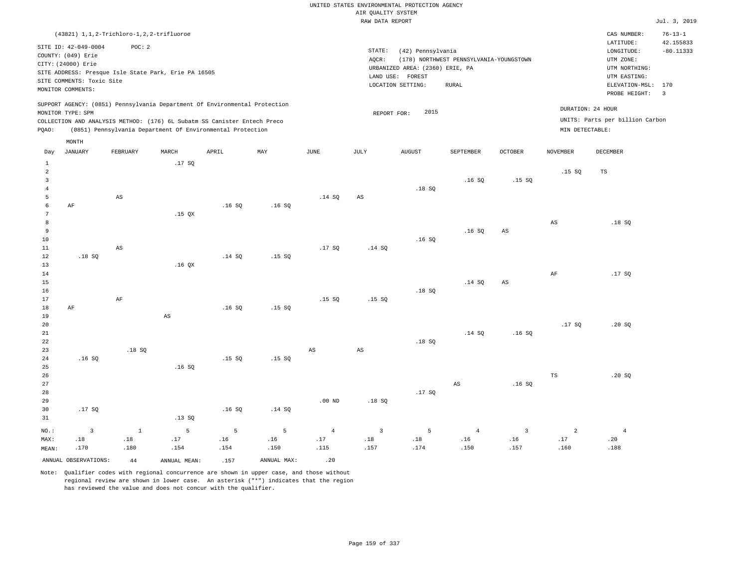UNITED STATES ENVIRONMENTAL PROTECTION AGENCY
AIR QUALITY SYSTEM
RAW DATA REPORT

Jul. 3, 2019

(43821) 1,1,2-Trichloro-1,2,2-trifluoroe

SITE ID: 42-049-0004  POC: 2
COUNTY: (049) Erie
CITY: (24000) Erie
SITE ADDRESS: Presque Isle State Park, Erie PA 16505
SITE COMMENTS: Toxic Site
MONITOR COMMENTS:

STATE: (42) Pennsylvania
AQCR: (178) NORTHWEST PENNSYLVANIA-YOUNGSTOWN
URBANIZED AREA: (2360) ERIE, PA
LAND USE: FOREST
LOCATION SETTING: RURAL

CAS NUMBER: 76-13-1
LATITUDE: 42.155833
LONGITUDE: -80.11333
UTM ZONE:
UTM NORTHING:
UTM EASTING:
ELEVATION-MSL: 170
PROBE HEIGHT: 3

SUPPORT AGENCY: (0851) Pennsylvania Department Of Environmental Protection
MONITOR TYPE: SPM
COLLECTION AND ANALYSIS METHOD: (176) 6L Subatm SS Canister Entech Preco
PQAO: (0851) Pennsylvania Department Of Environmental Protection

REPORT FOR: 2015

DURATION: 24 HOUR
UNITS: Parts per billion Carbon
MIN DETECTABLE:

| Day | JANUARY | FEBRUARY | MARCH | APRIL | MAY | JUNE | JULY | AUGUST | SEPTEMBER | OCTOBER | NOVEMBER | DECEMBER |
|---|---|---|---|---|---|---|---|---|---|---|---|---|
| 1 | | | .17 SQ | | | | | | | | | |
| 2 | | | | | | | | | | | .15 SQ | TS |
| 3 | | | | | | | | | .16 SQ | .15 SQ | | |
| 4 | | | | | | | | .18 SQ | | | | |
| 5 | | AS | | | | .14 SQ | AS | | | | | |
| 6 | AF | | | .16 SQ | .16 SQ | | | | | | | |
| 7 | | | .15 QX | | | | | | | | | |
| 8 | | | | | | | | | | | AS | .18 SQ |
| 9 | | | | | | | | | .16 SQ | AS | | |
| 10 | | | | | | | | .16 SQ | | | | |
| 11 | | AS | | | | .17 SQ | .14 SQ | | | | | |
| 12 | .18 SQ | | | .14 SQ | .15 SQ | | | | | | | |
| 13 | | | .16 QX | | | | | | | | | |
| 14 | | | | | | | | | | | AF | .17 SQ |
| 15 | | | | | | | | | .14 SQ | AS | | |
| 16 | | | | | | | | .18 SQ | | | | |
| 17 | | AF | | | | .15 SQ | .15 SQ | | | | | |
| 18 | AF | | | .16 SQ | .15 SQ | | | | | | | |
| 19 | | | AS | | | | | | | | | |
| 20 | | | | | | | | | | | .17 SQ | .20 SQ |
| 21 | | | | | | | | | .14 SQ | .16 SQ | | |
| 22 | | | | | | | | .18 SQ | | | | |
| 23 | | .18 SQ | | | | AS | AS | | | | | |
| 24 | .16 SQ | | | .15 SQ | .15 SQ | | | | | | | |
| 25 | | | .16 SQ | | | | | | | | | |
| 26 | | | | | | | | | | | TS | .20 SQ |
| 27 | | | | | | | | | AS | .16 SQ | | |
| 28 | | | | | | | | .17 SQ | | | | |
| 29 | | | | | | .00 ND | .18 SQ | | | | | |
| 30 | .17 SQ | | | .16 SQ | .14 SQ | | | | | | | |
| 31 | | | .13 SQ | | | | | | | | | |
| NO.: | 3 | 1 | 5 | 5 | 5 | 4 | 3 | 5 | 4 | 3 | 2 | 4 |
| MAX: | .18 | .18 | .17 | .16 | .16 | .17 | .18 | .18 | .16 | .16 | .17 | .20 |
| MEAN: | .170 | .180 | .154 | .154 | .150 | .115 | .157 | .174 | .150 | .157 | .160 | .188 |

ANNUAL OBSERVATIONS: 44   ANNUAL MEAN: .157   ANNUAL MAX: .20

Note: Qualifier codes with regional concurrence are shown in upper case, and those without regional review are shown in lower case. An asterisk ("*") indicates that the region has reviewed the value and does not concur with the qualifier.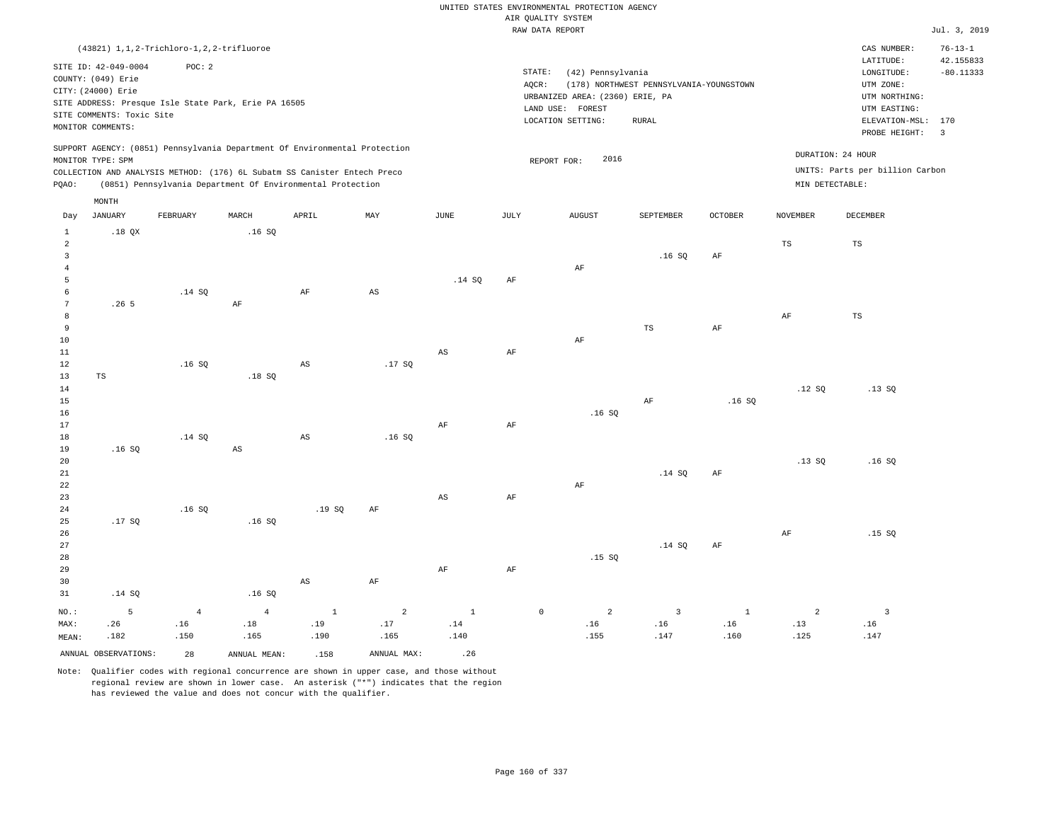UNITED STATES ENVIRONMENTAL PROTECTION AGENCY
AIR QUALITY SYSTEM
RAW DATA REPORT

Jul. 3, 2019

(43821) 1,1,2-Trichloro-1,2,2-trifluoroe

SITE ID: 42-049-0004 POC: 2
COUNTY: (049) Erie
CITY: (24000) Erie
SITE ADDRESS: Presque Isle State Park, Erie PA 16505
SITE COMMENTS: Toxic Site
MONITOR COMMENTS:

STATE: (42) Pennsylvania
AQCR: (178) NORTHWEST PENNSYLVANIA-YOUNGSTOWN
URBANIZED AREA: (2360) ERIE, PA
LAND USE: FOREST
LOCATION SETTING: RURAL

CAS NUMBER: 76-13-1
LATITUDE: 42.155833
LONGITUDE: -80.11333
UTM ZONE:
UTM NORTHING:
UTM EASTING:
ELEVATION-MSL: 170
PROBE HEIGHT: 3

SUPPORT AGENCY: (0851) Pennsylvania Department Of Environmental Protection
MONITOR TYPE: SPM
COLLECTION AND ANALYSIS METHOD: (176) 6L Subatm SS Canister Entech Preco
PQAO: (0851) Pennsylvania Department Of Environmental Protection

REPORT FOR: 2016

DURATION: 24 HOUR
UNITS: Parts per billion Carbon
MIN DETECTABLE:

| Day | JANUARY | FEBRUARY | MARCH | APRIL | MAY | JUNE | JULY | AUGUST | SEPTEMBER | OCTOBER | NOVEMBER | DECEMBER |
|---|---|---|---|---|---|---|---|---|---|---|---|---|
| 1 | .18 QX | | .16 SQ | | | | | | | | | |
| 2 | | | | | | | | | | | TS | TS |
| 3 | | | | | | | | | .16 SQ | AF | | |
| 4 | | | | | | | | AF | | | | |
| 5 | | | | | | .14 SQ | AF | | | | | |
| 6 | | .14 SQ | | AF | AS | | | | | | | |
| 7 | .26 5 | | AF | | | | | | | | | |
| 8 | | | | | | | | | | | AF | TS |
| 9 | | | | | | | | | TS | AF | | |
| 10 | | | | | | | | AF | | | | |
| 11 | | | | | | AS | AF | | | | | |
| 12 | | .16 SQ | | AS | .17 SQ | | | | | | | |
| 13 | TS | | .18 SQ | | | | | | | | | |
| 14 | | | | | | | | | | | .12 SQ | .13 SQ |
| 15 | | | | | | | | | AF | .16 SQ | | |
| 16 | | | | | | | | .16 SQ | | | | |
| 17 | | | | | | AF | AF | | | | | |
| 18 | | .14 SQ | | AS | .16 SQ | | | | | | | |
| 19 | .16 SQ | | AS | | | | | | | | | |
| 20 | | | | | | | | | | | .13 SQ | .16 SQ |
| 21 | | | | | | | | | .14 SQ | AF | | |
| 22 | | | | | | | | AF | | | | |
| 23 | | | | | | AS | AF | | | | | |
| 24 | | .16 SQ | | .19 SQ | AF | | | | | | | |
| 25 | .17 SQ | | .16 SQ | | | | | | | | | |
| 26 | | | | | | | | | | | AF | .15 SQ |
| 27 | | | | | | | | | .14 SQ | AF | | |
| 28 | | | | | | | | .15 SQ | | | | |
| 29 | | | | | | AF | AF | | | | | |
| 30 | | | | AS | AF | | | | | | | |
| 31 | .14 SQ | | .16 SQ | | | | | | | | | |
| NO.: | 5 | 4 | 4 | 1 | 2 | 1 | 0 | 2 | 3 | 1 | 2 | 3 |
| MAX: | .26 | .16 | .18 | .19 | .17 | .14 | | .16 | .16 | .16 | .13 | .16 |
| MEAN: | .182 | .150 | .165 | .190 | .165 | .140 | | .155 | .147 | .160 | .125 | .147 |

ANNUAL OBSERVATIONS: 28 ANNUAL MEAN: .158 ANNUAL MAX: .26

Note: Qualifier codes with regional concurrence are shown in upper case, and those without regional review are shown in lower case. An asterisk ("*") indicates that the region has reviewed the value and does not concur with the qualifier.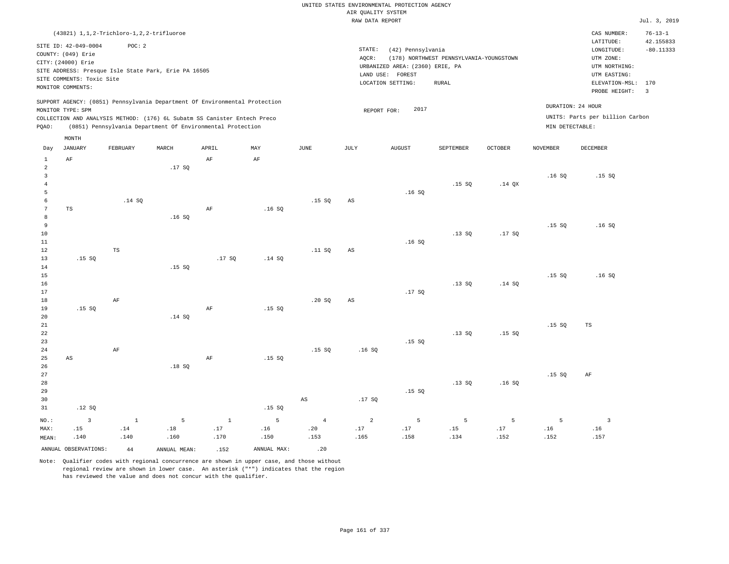UNITED STATES ENVIRONMENTAL PROTECTION AGENCY
AIR QUALITY SYSTEM
RAW DATA REPORT

Jul. 3, 2019

(43821) 1,1,2-Trichloro-1,2,2-trifluoroe

SITE ID: 42-049-0004 POC: 2
COUNTY: (049) Erie
CITY: (24000) Erie
SITE ADDRESS: Presque Isle State Park, Erie PA 16505
SITE COMMENTS: Toxic Site
MONITOR COMMENTS:

STATE: (42) Pennsylvania
AQCR: (178) NORTHWEST PENNSYLVANIA-YOUNGSTOWN
URBANIZED AREA: (2360) ERIE, PA
LAND USE: FOREST
LOCATION SETTING: RURAL

CAS NUMBER: 76-13-1
LATITUDE: 42.155833
LONGITUDE: -80.11333
UTM ZONE:
UTM NORTHING:
UTM EASTING:
ELEVATION-MSL: 170
PROBE HEIGHT: 3

SUPPORT AGENCY: (0851) Pennsylvania Department Of Environmental Protection
MONITOR TYPE: SPM
COLLECTION AND ANALYSIS METHOD: (176) 6L Subatm SS Canister Entech Preco
PQAO: (0851) Pennsylvania Department Of Environmental Protection

REPORT FOR: 2017

DURATION: 24 HOUR
UNITS: Parts per billion Carbon
MIN DETECTABLE:

| Day | JANUARY | FEBRUARY | MARCH | APRIL | MAY | JUNE | JULY | AUGUST | SEPTEMBER | OCTOBER | NOVEMBER | DECEMBER |
|---|---|---|---|---|---|---|---|---|---|---|---|---|
| 1 | AF | | | AF | AF | | | | | | | |
| 2 | | | .17 SQ | | | | | | | | | |
| 3 | | | | | | | | | | | .16 SQ | .15 SQ |
| 4 | | | | | | | | | .15 SQ | .14 QX | | |
| 5 | | | | | | | | .16 SQ | | | | |
| 6 | | .14 SQ | | | | .15 SQ | AS | | | | | |
| 7 | TS | | | AF | .16 SQ | | | | | | | |
| 8 | | | .16 SQ | | | | | | | | | |
| 9 | | | | | | | | | | | .15 SQ | .16 SQ |
| 10 | | | | | | | | | .13 SQ | .17 SQ | | |
| 11 | | | | | | | | .16 SQ | | | | |
| 12 | | TS | | | | .11 SQ | AS | | | | | |
| 13 | .15 SQ | | | .17 SQ | .14 SQ | | | | | | | |
| 14 | | | .15 SQ | | | | | | | | | |
| 15 | | | | | | | | | | | .15 SQ | .16 SQ |
| 16 | | | | | | | | | .13 SQ | .14 SQ | | |
| 17 | | | | | | | | .17 SQ | | | | |
| 18 | | AF | | | | .20 SQ | AS | | | | | |
| 19 | .15 SQ | | | AF | .15 SQ | | | | | | | |
| 20 | | | .14 SQ | | | | | | | | | |
| 21 | | | | | | | | | | | .15 SQ | TS |
| 22 | | | | | | | | | .13 SQ | .15 SQ | | |
| 23 | | | | | | | | .15 SQ | | | | |
| 24 | | AF | | | | .15 SQ | .16 SQ | | | | | |
| 25 | AS | | | AF | .15 SQ | | | | | | | |
| 26 | | | .18 SQ | | | | | | | | | |
| 27 | | | | | | | | | | | .15 SQ | AF |
| 28 | | | | | | | | | .13 SQ | .16 SQ | | |
| 29 | | | | | | | | .15 SQ | | | | |
| 30 | | | | | | AS | .17 SQ | | | | | |
| 31 | .12 SQ | | | | .15 SQ | | | | | | | |
| NO.: | 3 | 1 | 5 | 1 | 5 | 4 | 2 | 5 | 5 | 5 | 5 | 3 |
| MAX: | .15 | .14 | .18 | .17 | .16 | .20 | .17 | .17 | .15 | .17 | .16 | .16 |
| MEAN: | .140 | .140 | .160 | .170 | .150 | .153 | .165 | .158 | .134 | .152 | .152 | .157 |

ANNUAL OBSERVATIONS: 44 ANNUAL MEAN: .152 ANNUAL MAX: .20

Note: Qualifier codes with regional concurrence are shown in upper case, and those without regional review are shown in lower case. An asterisk ("*") indicates that the region has reviewed the value and does not concur with the qualifier.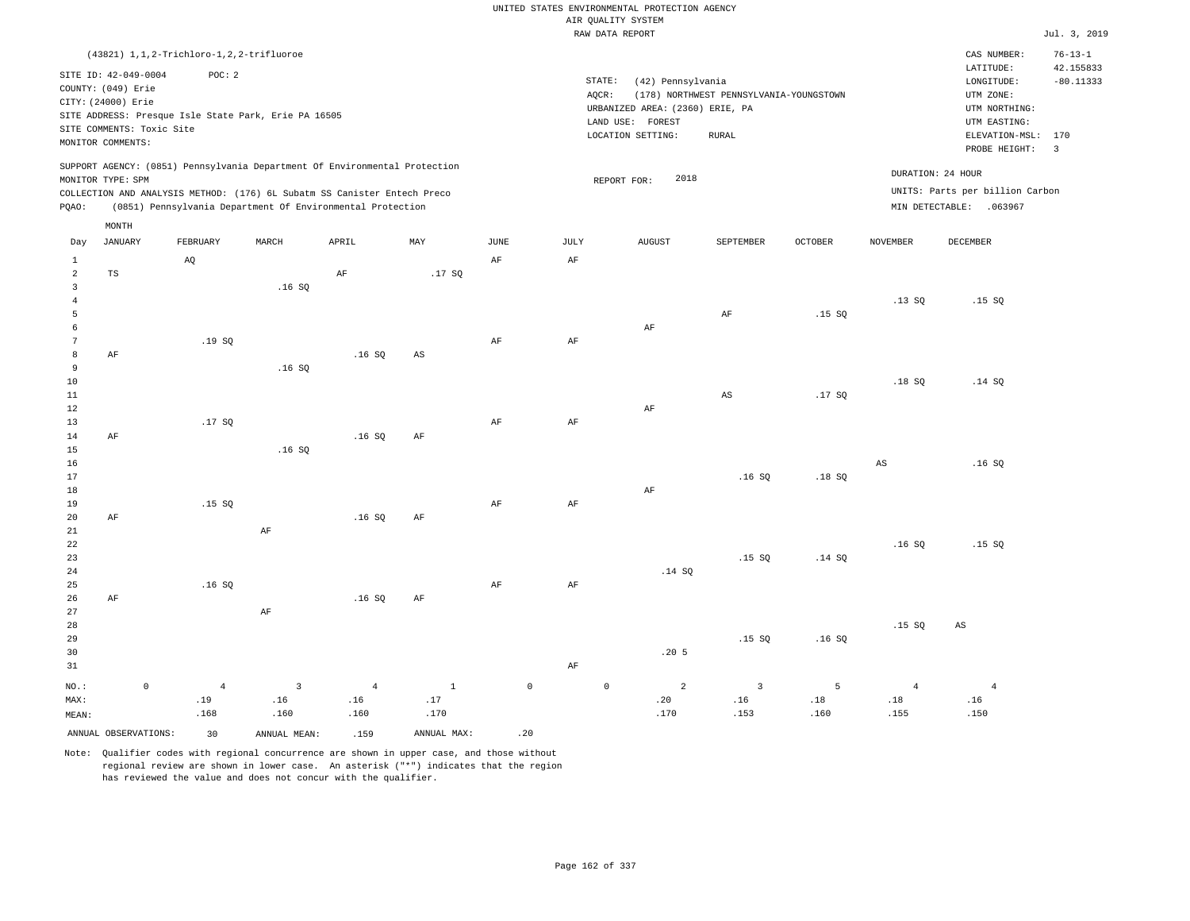UNITED STATES ENVIRONMENTAL PROTECTION AGENCY
AIR QUALITY SYSTEM
RAW DATA REPORT

Jul. 3, 2019

(43821) 1,1,2-Trichloro-1,2,2-trifluoroe

SITE ID: 42-049-0004 POC: 2
COUNTY: (049) Erie
CITY: (24000) Erie
SITE ADDRESS: Presque Isle State Park, Erie PA 16505
SITE COMMENTS: Toxic Site
MONITOR COMMENTS:

STATE: (42) Pennsylvania
AQCR: (178) NORTHWEST PENNSYLVANIA-YOUNGSTOWN
URBANIZED AREA: (2360) ERIE, PA
LAND USE: FOREST
LOCATION SETTING: RURAL

CAS NUMBER: 76-13-1
LATITUDE: 42.155833
LONGITUDE: -80.11333
UTM ZONE:
UTM NORTHING:
UTM EASTING:
ELEVATION-MSL: 170
PROBE HEIGHT: 3

SUPPORT AGENCY: (0851) Pennsylvania Department Of Environmental Protection
MONITOR TYPE: SPM
COLLECTION AND ANALYSIS METHOD: (176) 6L Subatm SS Canister Entech Preco
PQAO: (0851) Pennsylvania Department Of Environmental Protection

REPORT FOR: 2018

DURATION: 24 HOUR
UNITS: Parts per billion Carbon
MIN DETECTABLE: .063967

| Day | JANUARY | FEBRUARY | MARCH | APRIL | MAY | JUNE | JULY | AUGUST | SEPTEMBER | OCTOBER | NOVEMBER | DECEMBER |
|---|---|---|---|---|---|---|---|---|---|---|---|---|
| 1 | | AQ | | | | AF | AF | | | | | |
| 2 | TS | | | AF | .17 SQ | | | | | | | |
| 3 | | | .16 SQ | | | | | | | | | |
| 4 | | | | | | | | | | | .13 SQ | .15 SQ |
| 5 | | | | | | | | | AF | .15 SQ | | |
| 6 | | | | | | | | AF | | | | |
| 7 | | .19 SQ | | | | AF | AF | | | | | |
| 8 | AF | | | .16 SQ | AS | | | | | | | |
| 9 | | | .16 SQ | | | | | | | | | |
| 10 | | | | | | | | | | | .18 SQ | .14 SQ |
| 11 | | | | | | | | | AS | .17 SQ | | |
| 12 | | | | | | | | AF | | | | |
| 13 | | .17 SQ | | | | AF | AF | | | | | |
| 14 | AF | | | .16 SQ | AF | | | | | | | |
| 15 | | | .16 SQ | | | | | | | | | |
| 16 | | | | | | | | | | | AS | .16 SQ |
| 17 | | | | | | | | | .16 SQ | .18 SQ | | |
| 18 | | | | | | | | AF | | | | |
| 19 | | .15 SQ | | | | AF | AF | | | | | |
| 20 | AF | | | .16 SQ | AF | | | | | | | |
| 21 | | | AF | | | | | | | | | |
| 22 | | | | | | | | | | | .16 SQ | .15 SQ |
| 23 | | | | | | | | | .15 SQ | .14 SQ | | |
| 24 | | | | | | | | .14 SQ | | | | |
| 25 | | .16 SQ | | | | AF | AF | | | | | |
| 26 | AF | | | .16 SQ | AF | | | | | | | |
| 27 | | | AF | | | | | | | | | |
| 28 | | | | | | | | | | | .15 SQ | AS |
| 29 | | | | | | | | | .15 SQ | .16 SQ | | |
| 30 | | | | | | | | .20 5 | | | | |
| 31 | | | | | | | AF | | | | | |
| NO.: | 0 | 4 | 3 | 4 | 1 | 0 | 0 | 2 | 3 | 5 | 4 | 4 |
| MAX: | | .19 | .16 | .16 | .17 | | | .20 | .16 | .18 | .18 | .16 |
| MEAN: | | .168 | .160 | .160 | .170 | | | .170 | .153 | .160 | .155 | .150 |

ANNUAL OBSERVATIONS: 30 ANNUAL MEAN: .159 ANNUAL MAX: .20

Note: Qualifier codes with regional concurrence are shown in upper case, and those without regional review are shown in lower case. An asterisk ("*") indicates that the region has reviewed the value and does not concur with the qualifier.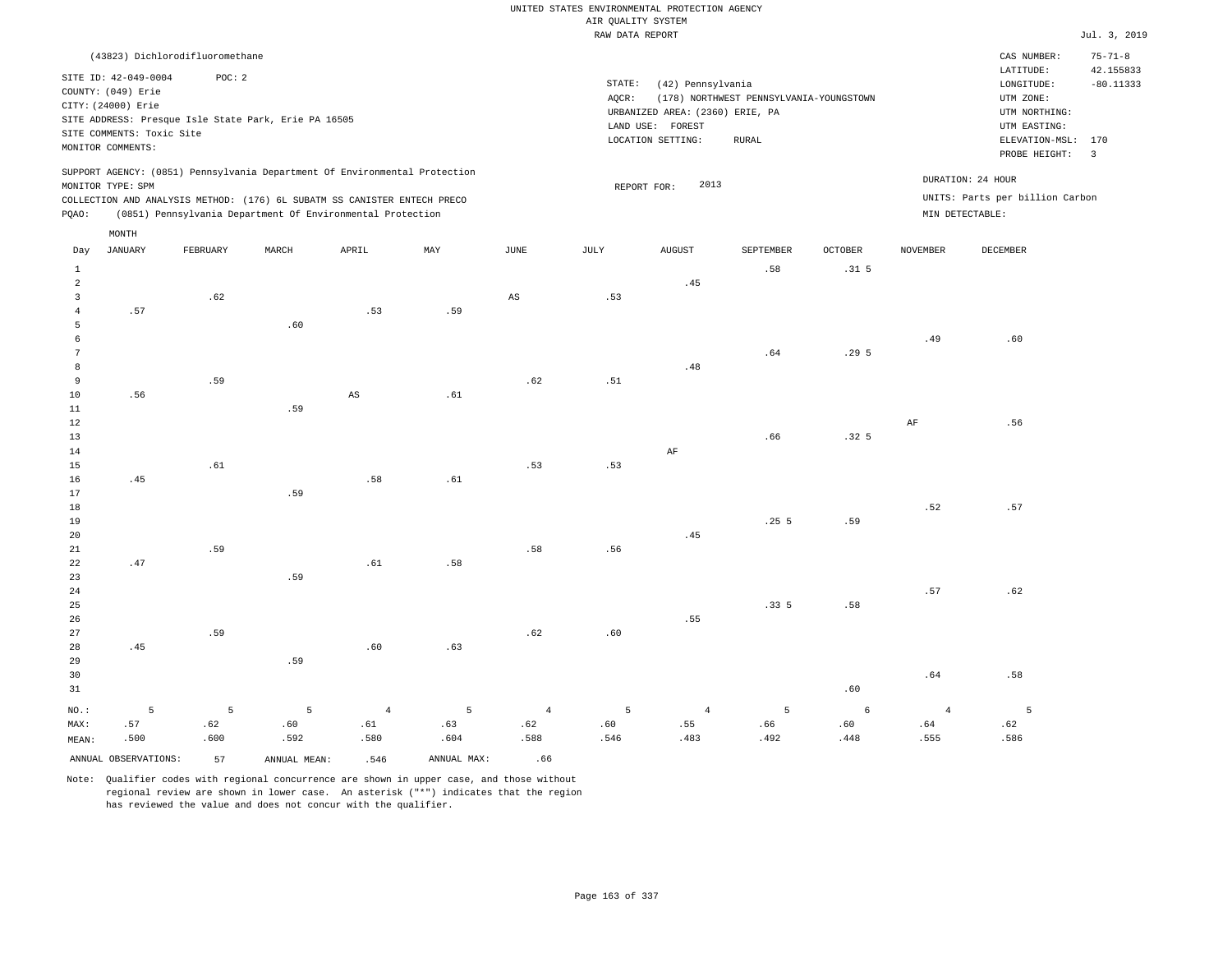UNITED STATES ENVIRONMENTAL PROTECTION AGENCY
AIR QUALITY SYSTEM
RAW DATA REPORT

Jul. 3, 2019

(43823) Dichlorodifluoromethane

SITE ID: 42-049-0004 POC: 2
COUNTY: (049) Erie
CITY: (24000) Erie
SITE ADDRESS: Presque Isle State Park, Erie PA 16505
SITE COMMENTS: Toxic Site
MONITOR COMMENTS:

STATE: (42) Pennsylvania
AQCR: (178) NORTHWEST PENNSYLVANIA-YOUNGSTOWN
URBANIZED AREA: (2360) ERIE, PA
LAND USE: FOREST
LOCATION SETTING: RURAL

CAS NUMBER: 75-71-8
LATITUDE: 42.155833
LONGITUDE: -80.11333
UTM ZONE:
UTM NORTHING:
UTM EASTING:
ELEVATION-MSL: 170
PROBE HEIGHT: 3

SUPPORT AGENCY: (0851) Pennsylvania Department Of Environmental Protection
MONITOR TYPE: SPM
COLLECTION AND ANALYSIS METHOD: (176) 6L SUBATM SS CANISTER ENTECH PRECO
PQAO: (0851) Pennsylvania Department Of Environmental Protection

REPORT FOR: 2013

DURATION: 24 HOUR
UNITS: Parts per billion Carbon
MIN DETECTABLE:

| Day | JANUARY | FEBRUARY | MARCH | APRIL | MAY | JUNE | JULY | AUGUST | SEPTEMBER | OCTOBER | NOVEMBER | DECEMBER |
|---|---|---|---|---|---|---|---|---|---|---|---|---|
| 1 | | | | | | | | | .58 | .31 5 | | |
| 2 | | | | | | | | .45 | | | | |
| 3 | | .62 | | | | AS | .53 | | | | | |
| 4 | .57 | | | .53 | .59 | | | | | | | |
| 5 | | | .60 | | | | | | | | | |
| 6 | | | | | | | | | | | .49 | .60 |
| 7 | | | | | | | | | .64 | .29 5 | | |
| 8 | | | | | | | | .48 | | | | |
| 9 | | .59 | | | | .62 | .51 | | | | | |
| 10 | .56 | | | AS | .61 | | | | | | | |
| 11 | | | .59 | | | | | | | | | |
| 12 | | | | | | | | | | | AF | .56 |
| 13 | | | | | | | | | .66 | .32 5 | | |
| 14 | | | | | | | | AF | | | | |
| 15 | | .61 | | | | .53 | .53 | | | | | |
| 16 | .45 | | | .58 | .61 | | | | | | | |
| 17 | | | .59 | | | | | | | | | |
| 18 | | | | | | | | | | | .52 | .57 |
| 19 | | | | | | | | | .25 5 | .59 | | |
| 20 | | | | | | | | .45 | | | | |
| 21 | | .59 | | | | .58 | .56 | | | | | |
| 22 | .47 | | | .61 | .58 | | | | | | | |
| 23 | | | .59 | | | | | | | | | |
| 24 | | | | | | | | | | | .57 | .62 |
| 25 | | | | | | | | | .33 5 | .58 | | |
| 26 | | | | | | | | .55 | | | | |
| 27 | | .59 | | | | .62 | .60 | | | | | |
| 28 | .45 | | | .60 | .63 | | | | | | | |
| 29 | | | .59 | | | | | | | | | |
| 30 | | | | | | | | | | | .64 | .58 |
| 31 | | | | | | | | | | .60 | | |
| NO.: | 5 | 5 | 5 | 4 | 5 | 4 | 5 | 4 | 5 | 6 | 4 | 5 |
| MAX: | .57 | .62 | .60 | .61 | .63 | .62 | .60 | .55 | .66 | .60 | .64 | .62 |
| MEAN: | .500 | .600 | .592 | .580 | .604 | .588 | .546 | .483 | .492 | .448 | .555 | .586 |

ANNUAL OBSERVATIONS: 57 ANNUAL MEAN: .546 ANNUAL MAX: .66

Note: Qualifier codes with regional concurrence are shown in upper case, and those without regional review are shown in lower case. An asterisk ("*") indicates that the region has reviewed the value and does not concur with the qualifier.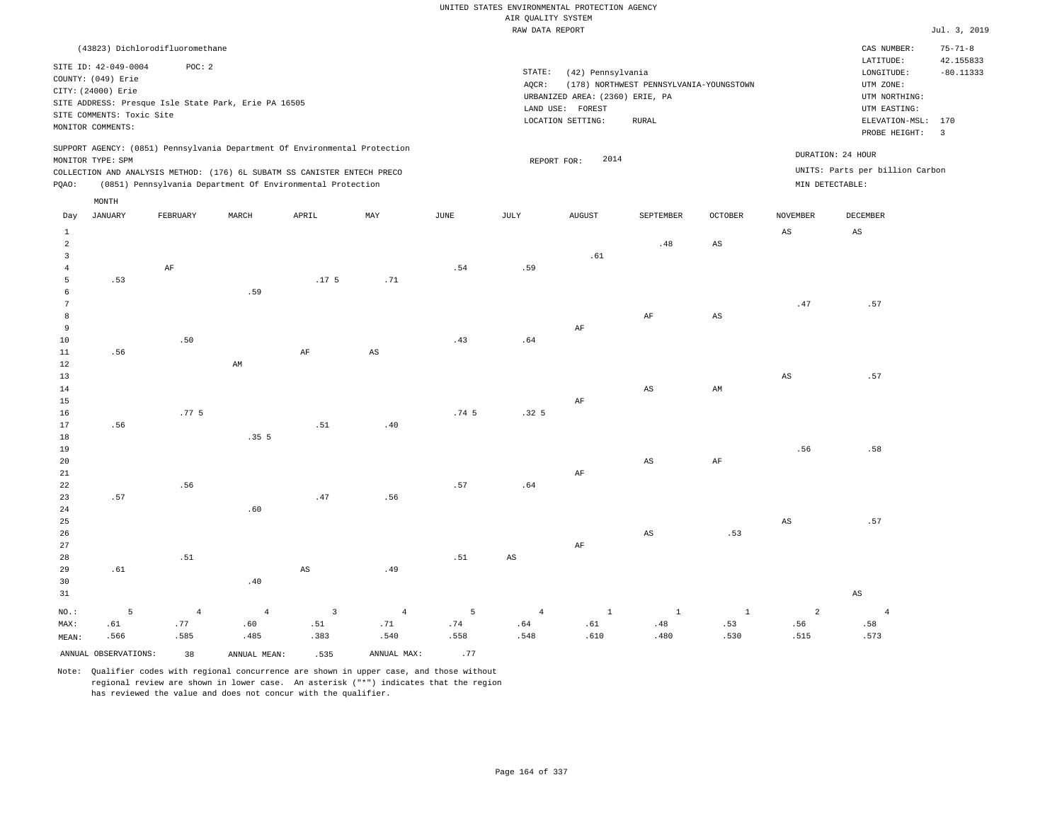UNITED STATES ENVIRONMENTAL PROTECTION AGENCY
AIR QUALITY SYSTEM
RAW DATA REPORT

Jul. 3, 2019

(43823) Dichlorodifluoromethane

SITE ID: 42-049-0004 POC: 2
COUNTY: (049) Erie
CITY: (24000) Erie
SITE ADDRESS: Presque Isle State Park, Erie PA 16505
SITE COMMENTS: Toxic Site
MONITOR COMMENTS:

STATE: (42) Pennsylvania
AQCR: (178) NORTHWEST PENNSYLVANIA-YOUNGSTOWN
URBANIZED AREA: (2360) ERIE, PA
LAND USE: FOREST
LOCATION SETTING: RURAL

CAS NUMBER: 75-71-8
LATITUDE: 42.155833
LONGITUDE: -80.11333
UTM ZONE:
UTM NORTHING:
UTM EASTING:
ELEVATION-MSL: 170
PROBE HEIGHT: 3

SUPPORT AGENCY: (0851) Pennsylvania Department Of Environmental Protection
MONITOR TYPE: SPM
COLLECTION AND ANALYSIS METHOD: (176) 6L SUBATM SS CANISTER ENTECH PRECO
PQAO: (0851) Pennsylvania Department Of Environmental Protection

REPORT FOR: 2014

DURATION: 24 HOUR
UNITS: Parts per billion Carbon
MIN DETECTABLE:

| Day | JANUARY | FEBRUARY | MARCH | APRIL | MAY | JUNE | JULY | AUGUST | SEPTEMBER | OCTOBER | NOVEMBER | DECEMBER |
|---|---|---|---|---|---|---|---|---|---|---|---|---|
| 1 | | | | | | | | | | | AS | AS |
| 2 | | | | | | | | | .48 | AS | | |
| 3 | | | | | | | | .61 | | | | |
| 4 | | AF | | | | .54 | .59 | | | | | |
| 5 | .53 | | | .17 5 | .71 | | | | | | | |
| 6 | | | .59 | | | | | | | | | |
| 7 | | | | | | | | | | | .47 | .57 |
| 8 | | | | | | | | | AF | AS | | |
| 9 | | | | | | | | AF | | | | |
| 10 | | .50 | | | | .43 | .64 | | | | | |
| 11 | .56 | | | AF | AS | | | | | | | |
| 12 | | | AM | | | | | | | | | |
| 13 | | | | | | | | | | | AS | .57 |
| 14 | | | | | | | | | AS | AM | | |
| 15 | | | | | | | | AF | | | | |
| 16 | | .77 5 | | | | .74 5 | .32 5 | | | | | |
| 17 | .56 | | | .51 | .40 | | | | | | | |
| 18 | | | .35 5 | | | | | | | | | |
| 19 | | | | | | | | | | | .56 | .58 |
| 20 | | | | | | | | | AS | AF | | |
| 21 | | | | | | | | AF | | | | |
| 22 | | .56 | | | | .57 | .64 | | | | | |
| 23 | .57 | | | .47 | .56 | | | | | | | |
| 24 | | | .60 | | | | | | | | | |
| 25 | | | | | | | | | | | AS | .57 |
| 26 | | | | | | | | | AS | .53 | | |
| 27 | | | | | | | | AF | | | | |
| 28 | | .51 | | | | .51 | AS | | | | | |
| 29 | .61 | | | AS | .49 | | | | | | | |
| 30 | | | .40 | | | | | | | | | |
| 31 | | | | | | | | | | | | AS |
| NO.: | 5 | 4 | 4 | 3 | 4 | 5 | 4 | 1 | 1 | 1 | 2 | 4 |
| MAX: | .61 | .77 | .60 | .51 | .71 | .74 | .64 | .61 | .48 | .53 | .56 | .58 |
| MEAN: | .566 | .585 | .485 | .383 | .540 | .558 | .548 | .610 | .480 | .530 | .515 | .573 |

ANNUAL OBSERVATIONS: 38 ANNUAL MEAN: .535 ANNUAL MAX: .77

Note: Qualifier codes with regional concurrence are shown in upper case, and those without regional review are shown in lower case. An asterisk ("*") indicates that the region has reviewed the value and does not concur with the qualifier.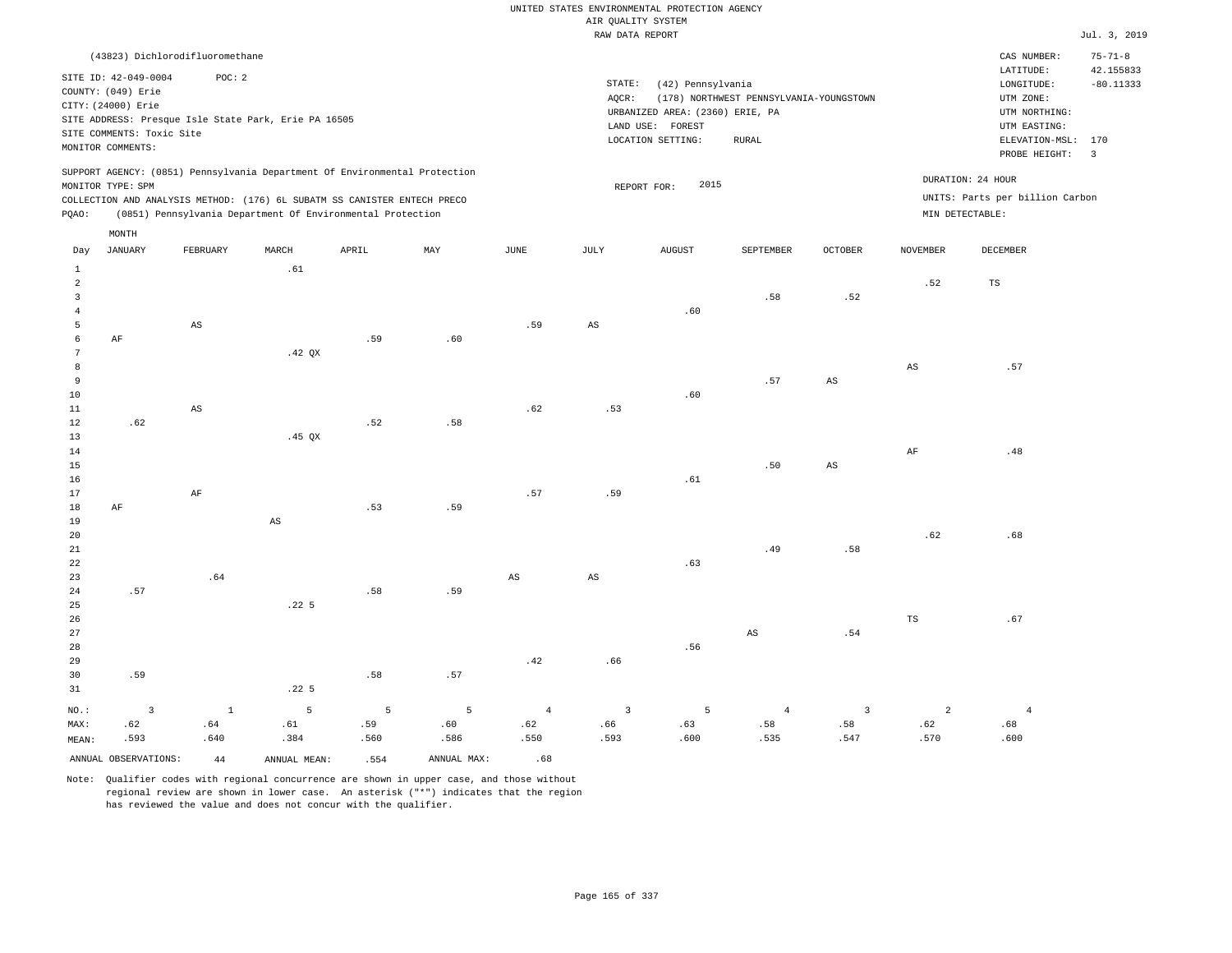UNITED STATES ENVIRONMENTAL PROTECTION AGENCY
AIR QUALITY SYSTEM
RAW DATA REPORT

Jul. 3, 2019

(43823) Dichlorodifluoromethane

SITE ID: 42-049-0004 POC: 2
COUNTY: (049) Erie
CITY: (24000) Erie
SITE ADDRESS: Presque Isle State Park, Erie PA 16505
SITE COMMENTS: Toxic Site
MONITOR COMMENTS:

STATE: (42) Pennsylvania
AQCR: (178) NORTHWEST PENNSYLVANIA-YOUNGSTOWN
URBANIZED AREA: (2360) ERIE, PA
LAND USE: FOREST
LOCATION SETTING: RURAL

CAS NUMBER: 75-71-8
LATITUDE: 42.155833
LONGITUDE: -80.11333
UTM ZONE:
UTM NORTHING:
UTM EASTING:
ELEVATION-MSL: 170
PROBE HEIGHT: 3

SUPPORT AGENCY: (0851) Pennsylvania Department Of Environmental Protection
MONITOR TYPE: SPM
COLLECTION AND ANALYSIS METHOD: (176) 6L SUBATM SS CANISTER ENTECH PRECO
PQAO: (0851) Pennsylvania Department Of Environmental Protection

REPORT FOR: 2015

DURATION: 24 HOUR
UNITS: Parts per billion Carbon
MIN DETECTABLE:

| Day | JANUARY | FEBRUARY | MARCH | APRIL | MAY | JUNE | JULY | AUGUST | SEPTEMBER | OCTOBER | NOVEMBER | DECEMBER |
|---|---|---|---|---|---|---|---|---|---|---|---|---|
| 1 | | | .61 | | | | | | | | | |
| 2 | | | | | | | | | | | .52 | TS |
| 3 | | | | | | | | | .58 | .52 | | |
| 4 | | | | | | | | .60 | | | | |
| 5 | | AS | | | | .59 | AS | | | | | |
| 6 | AF | | | .59 | .60 | | | | | | | |
| 7 | | | .42 QX | | | | | | | | | |
| 8 | | | | | | | | | | | AS | .57 |
| 9 | | | | | | | | | .57 | AS | | |
| 10 | | | | | | | | .60 | | | | |
| 11 | | AS | | | | .62 | .53 | | | | | |
| 12 | .62 | | | .52 | .58 | | | | | | | |
| 13 | | | .45 QX | | | | | | | | | |
| 14 | | | | | | | | | | | AF | .48 |
| 15 | | | | | | | | | .50 | AS | | |
| 16 | | | | | | | | .61 | | | | |
| 17 | | AF | | | | .57 | .59 | | | | | |
| 18 | AF | | | .53 | .59 | | | | | | | |
| 19 | | | AS | | | | | | | | | |
| 20 | | | | | | | | | | | .62 | .68 |
| 21 | | | | | | | | | .49 | .58 | | |
| 22 | | | | | | | | .63 | | | | |
| 23 | | .64 | | | | AS | AS | | | | | |
| 24 | .57 | | | .58 | .59 | | | | | | | |
| 25 | | | .22 5 | | | | | | | | | |
| 26 | | | | | | | | | | | TS | .67 |
| 27 | | | | | | | | | AS | .54 | | |
| 28 | | | | | | | | .56 | | | | |
| 29 | | | | | | .42 | .66 | | | | | |
| 30 | .59 | | | .58 | .57 | | | | | | | |
| 31 | | | .22 5 | | | | | | | | | |
| NO.: | 3 | 1 | 5 | 5 | 5 | 4 | 3 | 5 | 4 | 3 | 2 | 4 |
| MAX: | .62 | .64 | .61 | .59 | .60 | .62 | .66 | .63 | .58 | .58 | .62 | .68 |
| MEAN: | .593 | .640 | .384 | .560 | .586 | .550 | .593 | .600 | .535 | .547 | .570 | .600 |

ANNUAL OBSERVATIONS: 44 ANNUAL MEAN: .554 ANNUAL MAX: .68

Note: Qualifier codes with regional concurrence are shown in upper case, and those without regional review are shown in lower case. An asterisk ("*") indicates that the region has reviewed the value and does not concur with the qualifier.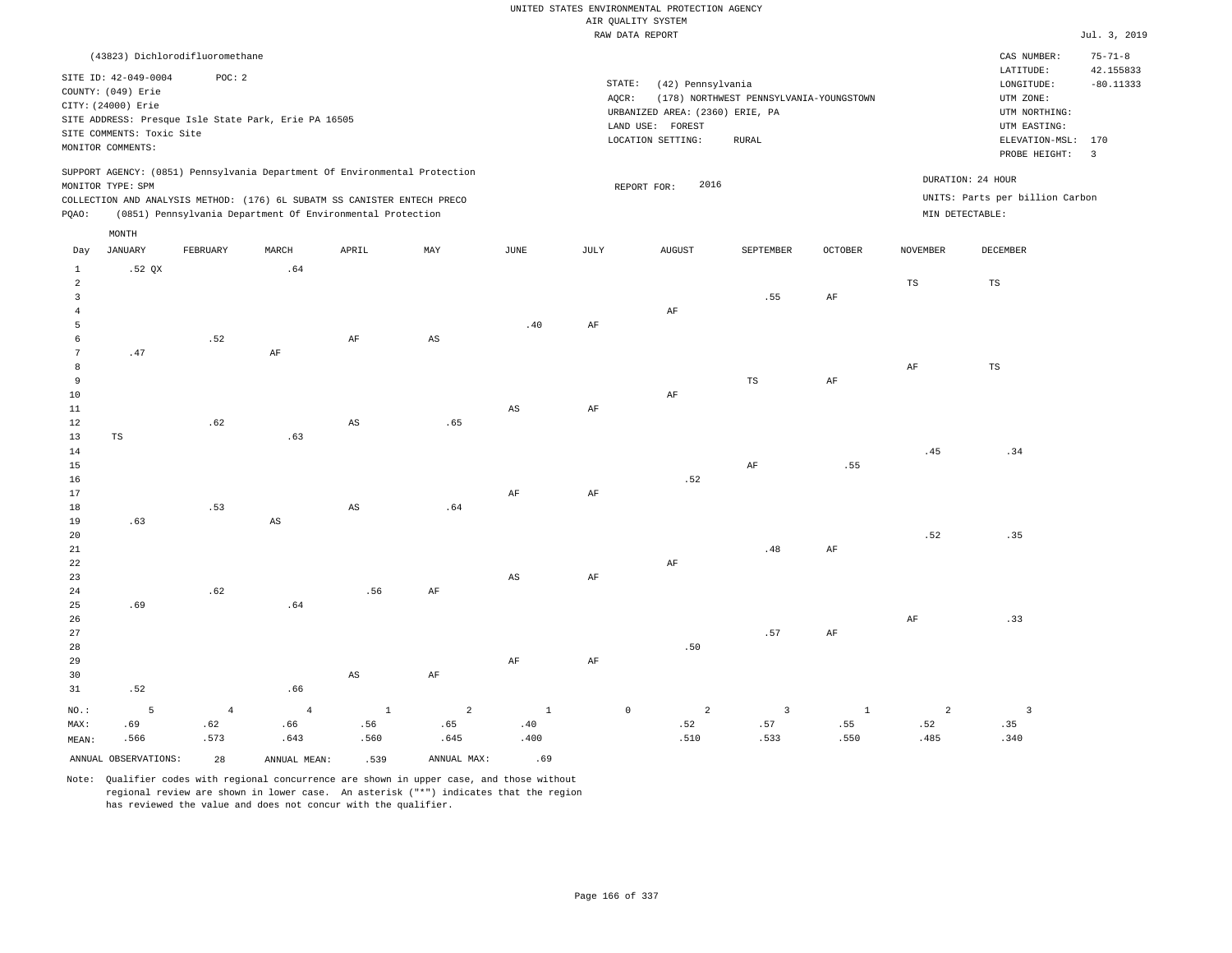UNITED STATES ENVIRONMENTAL PROTECTION AGENCY
AIR QUALITY SYSTEM
RAW DATA REPORT

Jul. 3, 2019

(43823) Dichlorodifluoromethane

SITE ID: 42-049-0004 POC: 2
COUNTY: (049) Erie
CITY: (24000) Erie
SITE ADDRESS: Presque Isle State Park, Erie PA 16505
SITE COMMENTS: Toxic Site
MONITOR COMMENTS:

STATE: (42) Pennsylvania
AQCR: (178) NORTHWEST PENNSYLVANIA-YOUNGSTOWN
URBANIZED AREA: (2360) ERIE, PA
LAND USE: FOREST
LOCATION SETTING: RURAL

CAS NUMBER: 75-71-8
LATITUDE: 42.155833
LONGITUDE: -80.11333
UTM ZONE:
UTM NORTHING:
UTM EASTING:
ELEVATION-MSL: 170
PROBE HEIGHT: 3

SUPPORT AGENCY: (0851) Pennsylvania Department Of Environmental Protection
MONITOR TYPE: SPM
COLLECTION AND ANALYSIS METHOD: (176) 6L SUBATM SS CANISTER ENTECH PRECO
PQAO: (0851) Pennsylvania Department Of Environmental Protection

REPORT FOR: 2016

DURATION: 24 HOUR
UNITS: Parts per billion Carbon
MIN DETECTABLE:

| Day | JANUARY | FEBRUARY | MARCH | APRIL | MAY | JUNE | JULY | AUGUST | SEPTEMBER | OCTOBER | NOVEMBER | DECEMBER |
|---|---|---|---|---|---|---|---|---|---|---|---|---|
| 1 | .52 QX | | .64 | | | | | | | | | |
| 2 | | | | | | | | | | | TS | TS |
| 3 | | | | | | | | | .55 | AF | | |
| 4 | | | | | | | | AF | | | | |
| 5 | | | | | | .40 | AF | | | | | |
| 6 | | .52 | | AF | AS | | | | | | | |
| 7 | .47 | | AF | | | | | | | | | |
| 8 | | | | | | | | | | | AF | TS |
| 9 | | | | | | | | | TS | AF | | |
| 10 | | | | | | | | AF | | | | |
| 11 | | | | | | AS | AF | | | | | |
| 12 | | .62 | | AS | .65 | | | | | | | |
| 13 | TS | | .63 | | | | | | | | | |
| 14 | | | | | | | | | | | .45 | .34 |
| 15 | | | | | | | | | AF | .55 | | |
| 16 | | | | | | | | .52 | | | | |
| 17 | | | | | | AF | AF | | | | | |
| 18 | | .53 | | AS | .64 | | | | | | | |
| 19 | .63 | | AS | | | | | | | | | |
| 20 | | | | | | | | | | | .52 | .35 |
| 21 | | | | | | | | | .48 | AF | | |
| 22 | | | | | | | | AF | | | | |
| 23 | | | | | | AS | AF | | | | | |
| 24 | | .62 | | .56 | AF | | | | | | | |
| 25 | .69 | | .64 | | | | | | | | | |
| 26 | | | | | | | | | | | AF | .33 |
| 27 | | | | | | | | | .57 | AF | | |
| 28 | | | | | | | | .50 | | | | |
| 29 | | | | | | AF | AF | | | | | |
| 30 | | | | AS | AF | | | | | | | |
| 31 | .52 | | .66 | | | | | | | | | |
| NO.: | 5 | 4 | 4 | 1 | 2 | 1 | 0 | 2 | 3 | 1 | 2 | 3 |
| MAX: | .69 | .62 | .66 | .56 | .65 | .40 | | .52 | .57 | .55 | .52 | .35 |
| MEAN: | .566 | .573 | .643 | .560 | .645 | .400 | | .510 | .533 | .550 | .485 | .340 |

ANNUAL OBSERVATIONS: 28 ANNUAL MEAN: .539 ANNUAL MAX: .69

Note: Qualifier codes with regional concurrence are shown in upper case, and those without regional review are shown in lower case. An asterisk ("*") indicates that the region has reviewed the value and does not concur with the qualifier.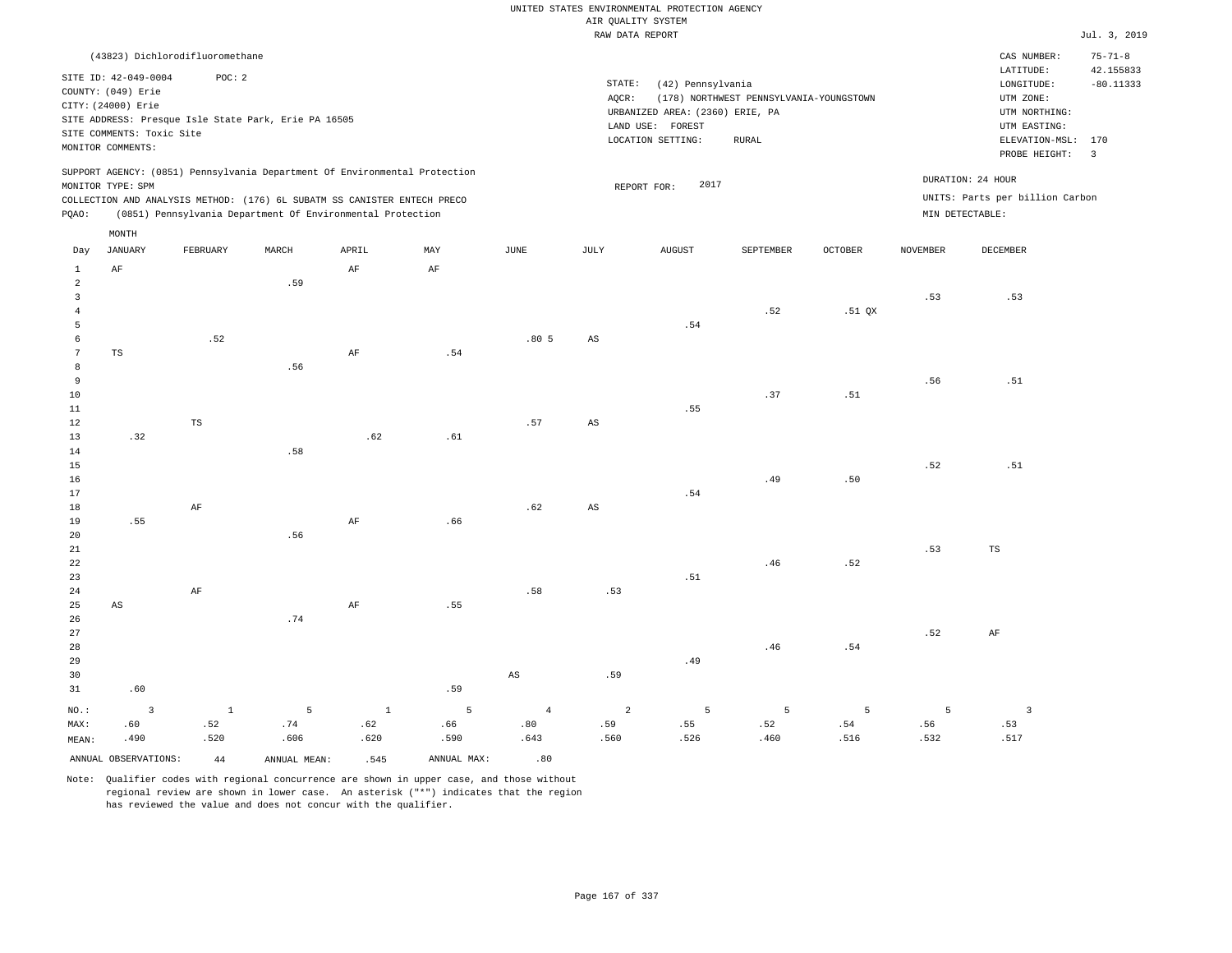UNITED STATES ENVIRONMENTAL PROTECTION AGENCY
AIR QUALITY SYSTEM
RAW DATA REPORT

Jul. 3, 2019

(43823) Dichlorodifluoromethane

SITE ID: 42-049-0004 POC: 2
COUNTY: (049) Erie
CITY: (24000) Erie
SITE ADDRESS: Presque Isle State Park, Erie PA 16505
SITE COMMENTS: Toxic Site
MONITOR COMMENTS:

STATE: (42) Pennsylvania
AQCR: (178) NORTHWEST PENNSYLVANIA-YOUNGSTOWN
URBANIZED AREA: (2360) ERIE, PA
LAND USE: FOREST
LOCATION SETTING: RURAL

CAS NUMBER: 75-71-8
LATITUDE: 42.155833
LONGITUDE: -80.11333
UTM ZONE:
UTM NORTHING:
UTM EASTING:
ELEVATION-MSL: 170
PROBE HEIGHT: 3

SUPPORT AGENCY: (0851) Pennsylvania Department Of Environmental Protection
MONITOR TYPE: SPM
COLLECTION AND ANALYSIS METHOD: (176) 6L SUBATM SS CANISTER ENTECH PRECO
PQAO: (0851) Pennsylvania Department Of Environmental Protection

REPORT FOR: 2017

DURATION: 24 HOUR
UNITS: Parts per billion Carbon
MIN DETECTABLE:

| Day | JANUARY | FEBRUARY | MARCH | APRIL | MAY | JUNE | JULY | AUGUST | SEPTEMBER | OCTOBER | NOVEMBER | DECEMBER |
|---|---|---|---|---|---|---|---|---|---|---|---|---|
| 1 | AF | | | AF | AF | | | | | | | |
| 2 | | | .59 | | | | | | | | | |
| 3 | | | | | | | | | | | .53 | .53 |
| 4 | | | | | | | | | .52 | .51 QX | | |
| 5 | | | | | | | | .54 | | | | |
| 6 | | .52 | | | | .80 5 | AS | | | | | |
| 7 | TS | | | AF | .54 | | | | | | | |
| 8 | | | .56 | | | | | | | | | |
| 9 | | | | | | | | | | | .56 | .51 |
| 10 | | | | | | | | | .37 | .51 | | |
| 11 | | | | | | | | .55 | | | | |
| 12 | | TS | | | | .57 | AS | | | | | |
| 13 | .32 | | | .62 | .61 | | | | | | | |
| 14 | | | .58 | | | | | | | | | |
| 15 | | | | | | | | | | | .52 | .51 |
| 16 | | | | | | | | | .49 | .50 | | |
| 17 | | | | | | | | .54 | | | | |
| 18 | | AF | | | | .62 | AS | | | | | |
| 19 | .55 | | | AF | .66 | | | | | | | |
| 20 | | | .56 | | | | | | | | | |
| 21 | | | | | | | | | | | .53 | TS |
| 22 | | | | | | | | | .46 | .52 | | |
| 23 | | | | | | | | .51 | | | | |
| 24 | | AF | | | | .58 | .53 | | | | | |
| 25 | AS | | | AF | .55 | | | | | | | |
| 26 | | | .74 | | | | | | | | | |
| 27 | | | | | | | | | | | .52 | AF |
| 28 | | | | | | | | | .46 | .54 | | |
| 29 | | | | | | | | .49 | | | | |
| 30 | | | | | | AS | .59 | | | | | |
| 31 | .60 | | | | .59 | | | | | | | |
| NO.: | 3 | 1 | 5 | 1 | 5 | 4 | 2 | 5 | 5 | 5 | 5 | 3 |
| MAX: | .60 | .52 | .74 | .62 | .66 | .80 | .59 | .55 | .52 | .54 | .56 | .53 |
| MEAN: | .490 | .520 | .606 | .620 | .590 | .643 | .560 | .526 | .460 | .516 | .532 | .517 |

ANNUAL OBSERVATIONS: 44 ANNUAL MEAN: .545 ANNUAL MAX: .80

Note: Qualifier codes with regional concurrence are shown in upper case, and those without regional review are shown in lower case. An asterisk ("*") indicates that the region has reviewed the value and does not concur with the qualifier.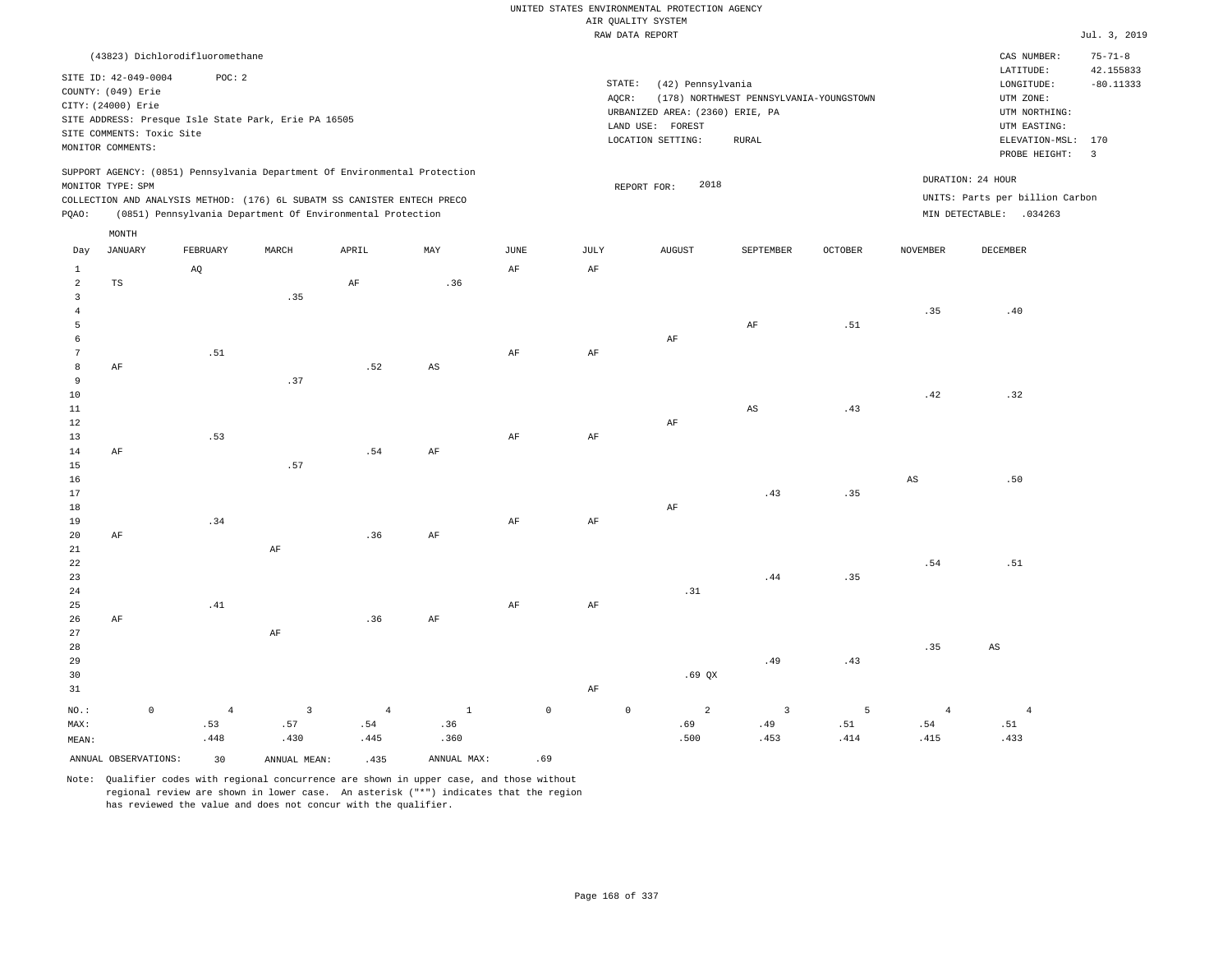UNITED STATES ENVIRONMENTAL PROTECTION AGENCY
AIR QUALITY SYSTEM
RAW DATA REPORT

Jul. 3, 2019

(43823) Dichlorodifluoromethane

SITE ID: 42-049-0004 POC: 2
COUNTY: (049) Erie
CITY: (24000) Erie
SITE ADDRESS: Presque Isle State Park, Erie PA 16505
SITE COMMENTS: Toxic Site
MONITOR COMMENTS:

STATE: (42) Pennsylvania
AQCR: (178) NORTHWEST PENNSYLVANIA-YOUNGSTOWN
URBANIZED AREA: (2360) ERIE, PA
LAND USE: FOREST
LOCATION SETTING: RURAL

CAS NUMBER: 75-71-8
LATITUDE: 42.155833
LONGITUDE: -80.11333
UTM ZONE:
UTM NORTHING:
UTM EASTING:
ELEVATION-MSL: 170
PROBE HEIGHT: 3

SUPPORT AGENCY: (0851) Pennsylvania Department Of Environmental Protection
MONITOR TYPE: SPM
COLLECTION AND ANALYSIS METHOD: (176) 6L SUBATM SS CANISTER ENTECH PRECO
PQAO: (0851) Pennsylvania Department Of Environmental Protection

REPORT FOR: 2018

DURATION: 24 HOUR
UNITS: Parts per billion Carbon
MIN DETECTABLE: .034263

| Day | JANUARY | FEBRUARY | MARCH | APRIL | MAY | JUNE | JULY | AUGUST | SEPTEMBER | OCTOBER | NOVEMBER | DECEMBER |
|---|---|---|---|---|---|---|---|---|---|---|---|---|
| 1 | | AQ | | | | AF | AF | | | | | |
| 2 | TS | | | AF | .36 | | | | | | | |
| 3 | | | .35 | | | | | | | | | |
| 4 | | | | | | | | | | | .35 | .40 |
| 5 | | | | | | | | | AF | .51 | | |
| 6 | | | | | | | | AF | | | | |
| 7 | | .51 | | | | AF | AF | | | | | |
| 8 | AF | | | .52 | AS | | | | | | | |
| 9 | | | .37 | | | | | | | | | |
| 10 | | | | | | | | | | | .42 | .32 |
| 11 | | | | | | | | | AS | .43 | | |
| 12 | | | | | | | | AF | | | | |
| 13 | | .53 | | | | AF | AF | | | | | |
| 14 | AF | | | .54 | AF | | | | | | | |
| 15 | | | .57 | | | | | | | | | |
| 16 | | | | | | | | | | | AS | .50 |
| 17 | | | | | | | | | .43 | .35 | | |
| 18 | | | | | | | | AF | | | | |
| 19 | | .34 | | | | AF | AF | | | | | |
| 20 | AF | | | .36 | AF | | | | | | | |
| 21 | | | AF | | | | | | | | | |
| 22 | | | | | | | | | | | .54 | .51 |
| 23 | | | | | | | | | .44 | .35 | | |
| 24 | | | | | | | | .31 | | | | |
| 25 | | .41 | | | | AF | AF | | | | | |
| 26 | AF | | | .36 | AF | | | | | | | |
| 27 | | | AF | | | | | | | | | |
| 28 | | | | | | | | | | | .35 | AS |
| 29 | | | | | | | | | .49 | .43 | | |
| 30 | | | | | | | | .69 QX | | | | |
| 31 | | | | | | | AF | | | | | |
| NO.: | 0 | 4 | 3 | 4 | 1 | 0 | 0 | 2 | 3 | 5 | 4 | 4 |
| MAX: | | .53 | .57 | .54 | .36 | | | .69 | .49 | .51 | .54 | .51 |
| MEAN: | | .448 | .430 | .445 | .360 | | | .500 | .453 | .414 | .415 | .433 |

ANNUAL OBSERVATIONS: 30 ANNUAL MEAN: .435 ANNUAL MAX: .69

Note: Qualifier codes with regional concurrence are shown in upper case, and those without regional review are shown in lower case. An asterisk ("*") indicates that the region has reviewed the value and does not concur with the qualifier.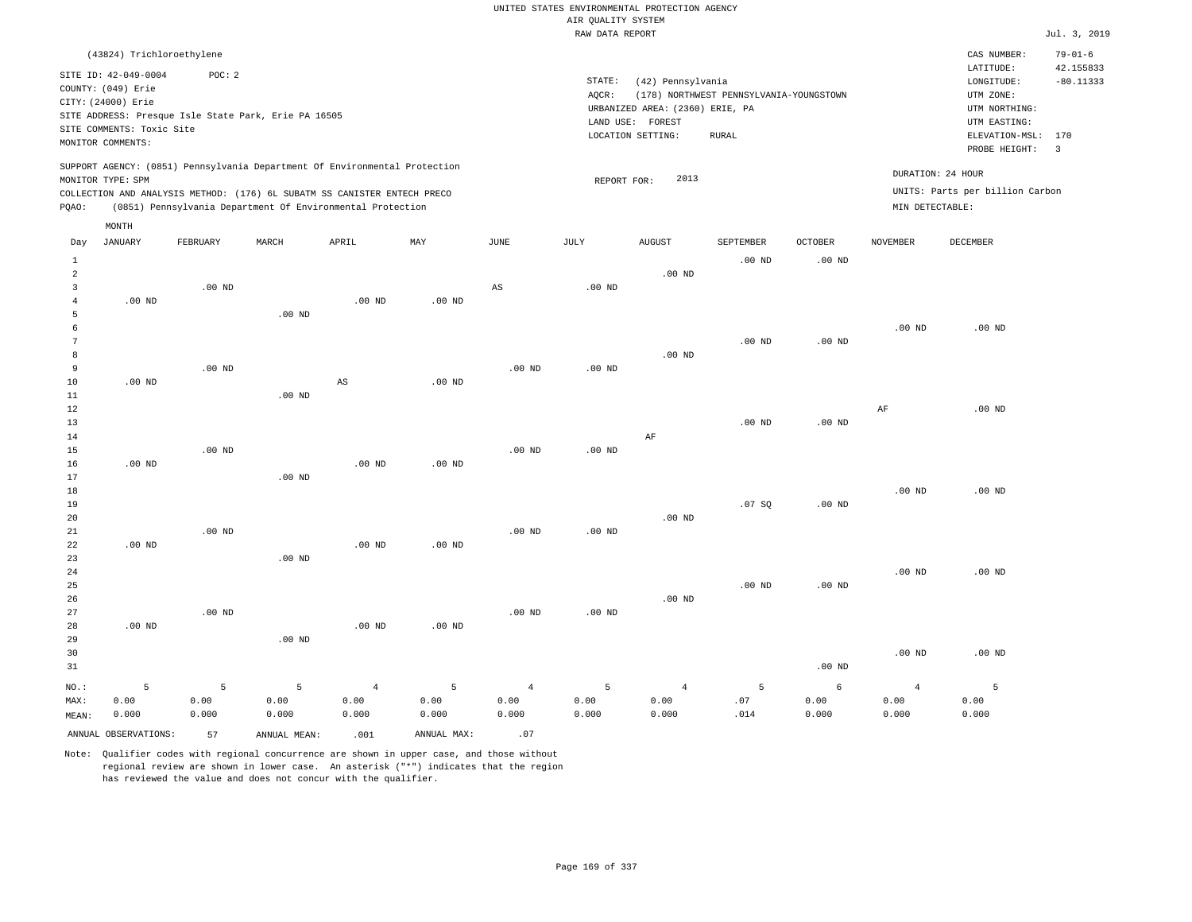UNITED STATES ENVIRONMENTAL PROTECTION AGENCY
AIR QUALITY SYSTEM
RAW DATA REPORT

Jul. 3, 2019

(43824) Trichloroethylene

SITE ID: 42-049-0004 POC: 2
COUNTY: (049) Erie
CITY: (24000) Erie
SITE ADDRESS: Presque Isle State Park, Erie PA 16505
SITE COMMENTS: Toxic Site
MONITOR COMMENTS:

STATE: (42) Pennsylvania
AQCR: (178) NORTHWEST PENNSYLVANIA-YOUNGSTOWN
URBANIZED AREA: (2360) ERIE, PA
LAND USE: FOREST
LOCATION SETTING: RURAL

CAS NUMBER: 79-01-6
LATITUDE: 42.155833
LONGITUDE: -80.11333
UTM ZONE:
UTM NORTHING:
UTM EASTING:
ELEVATION-MSL: 170
PROBE HEIGHT: 3

SUPPORT AGENCY: (0851) Pennsylvania Department Of Environmental Protection
MONITOR TYPE: SPM
COLLECTION AND ANALYSIS METHOD: (176) 6L SUBATM SS CANISTER ENTECH PRECO
PQAO: (0851) Pennsylvania Department Of Environmental Protection

REPORT FOR: 2013

DURATION: 24 HOUR
UNITS: Parts per billion Carbon
MIN DETECTABLE:

| Day | JANUARY | FEBRUARY | MARCH | APRIL | MAY | JUNE | JULY | AUGUST | SEPTEMBER | OCTOBER | NOVEMBER | DECEMBER |
|---|---|---|---|---|---|---|---|---|---|---|---|---|
| 1 | | | | | | | | | .00 ND | .00 ND | | |
| 2 | | | | | | | | .00 ND | | | | |
| 3 | | .00 ND | | | | AS | .00 ND | | | | | |
| 4 | .00 ND | | | .00 ND | .00 ND | | | | | | | |
| 5 | | | .00 ND | | | | | | | | | |
| 6 | | | | | | | | | | | .00 ND | .00 ND |
| 7 | | | | | | | | | .00 ND | .00 ND | | |
| 8 | | | | | | | | .00 ND | | | | |
| 9 | | .00 ND | | | | .00 ND | .00 ND | | | | | |
| 10 | .00 ND | | | AS | .00 ND | | | | | | | |
| 11 | | | .00 ND | | | | | | | | | |
| 12 | | | | | | | | | | | AF | .00 ND |
| 13 | | | | | | | | | .00 ND | .00 ND | | |
| 14 | | | | | | | | AF | | | | |
| 15 | | .00 ND | | | | .00 ND | .00 ND | | | | | |
| 16 | .00 ND | | | .00 ND | .00 ND | | | | | | | |
| 17 | | | .00 ND | | | | | | | | | |
| 18 | | | | | | | | | | | .00 ND | .00 ND |
| 19 | | | | | | | | | .07 SQ | .00 ND | | |
| 20 | | | | | | | | .00 ND | | | | |
| 21 | | .00 ND | | | | .00 ND | .00 ND | | | | | |
| 22 | .00 ND | | | .00 ND | .00 ND | | | | | | | |
| 23 | | | .00 ND | | | | | | | | | |
| 24 | | | | | | | | | | | .00 ND | .00 ND |
| 25 | | | | | | | | | .00 ND | .00 ND | | |
| 26 | | | | | | | | .00 ND | | | | |
| 27 | | .00 ND | | | | .00 ND | .00 ND | | | | | |
| 28 | .00 ND | | | .00 ND | .00 ND | | | | | | | |
| 29 | | | .00 ND | | | | | | | | | |
| 30 | | | | | | | | | | | .00 ND | .00 ND |
| 31 | | | | | | | | | | .00 ND | | |
| NO.: | 5 | 5 | 5 | 4 | 5 | 4 | 5 | 4 | 5 | 6 | 4 | 5 |
| MAX: | 0.00 | 0.00 | 0.00 | 0.00 | 0.00 | 0.00 | 0.00 | 0.00 | .07 | 0.00 | 0.00 | 0.00 |
| MEAN: | 0.000 | 0.000 | 0.000 | 0.000 | 0.000 | 0.000 | 0.000 | 0.000 | .014 | 0.000 | 0.000 | 0.000 |

ANNUAL OBSERVATIONS: 57 ANNUAL MEAN: .001 ANNUAL MAX: .07

Note: Qualifier codes with regional concurrence are shown in upper case, and those without regional review are shown in lower case. An asterisk ("*") indicates that the region has reviewed the value and does not concur with the qualifier.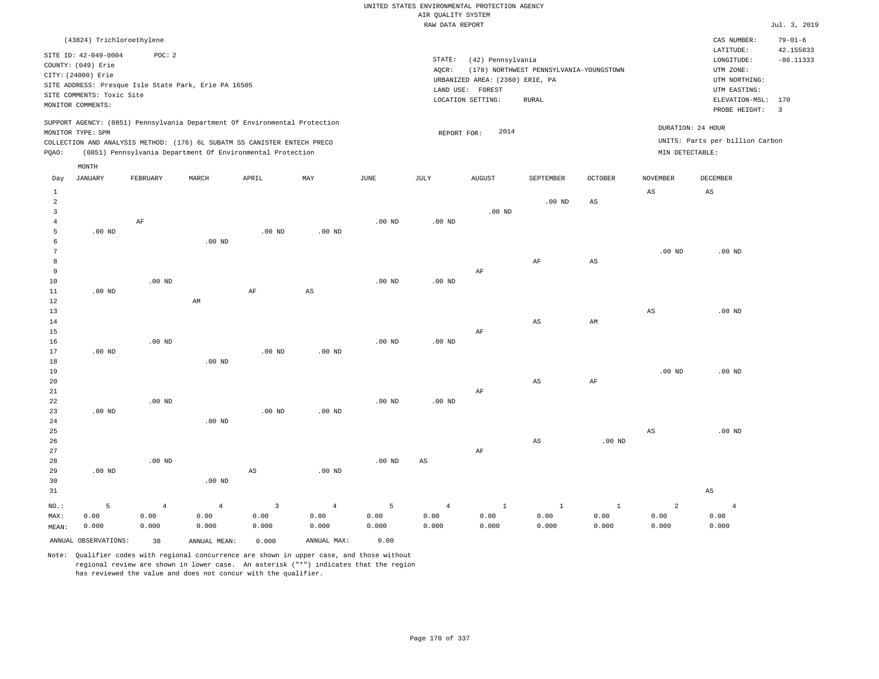UNITED STATES ENVIRONMENTAL PROTECTION AGENCY
AIR QUALITY SYSTEM
RAW DATA REPORT

Jul. 3, 2019

(43824) Trichloroethylene

SITE ID: 42-049-0004 POC: 2
COUNTY: (049) Erie
CITY: (24000) Erie
SITE ADDRESS: Presque Isle State Park, Erie PA 16505
SITE COMMENTS: Toxic Site
MONITOR COMMENTS:

STATE: (42) Pennsylvania
AQCR: (178) NORTHWEST PENNSYLVANIA-YOUNGSTOWN
URBANIZED AREA: (2360) ERIE, PA
LAND USE: FOREST
LOCATION SETTING: RURAL

CAS NUMBER: 79-01-6
LATITUDE: 42.155833
LONGITUDE: -80.11333
UTM ZONE:
UTM NORTHING:
UTM EASTING:
ELEVATION-MSL: 170
PROBE HEIGHT: 3

SUPPORT AGENCY: (0851) Pennsylvania Department Of Environmental Protection
MONITOR TYPE: SPM
COLLECTION AND ANALYSIS METHOD: (176) 6L SUBATM SS CANISTER ENTECH PRECO
PQAO: (0851) Pennsylvania Department Of Environmental Protection

REPORT FOR: 2014

DURATION: 24 HOUR
UNITS: Parts per billion Carbon
MIN DETECTABLE:

| Day | JANUARY | FEBRUARY | MARCH | APRIL | MAY | JUNE | JULY | AUGUST | SEPTEMBER | OCTOBER | NOVEMBER | DECEMBER |
|---|---|---|---|---|---|---|---|---|---|---|---|---|
| 1 | | | | | | | | | | | AS | AS |
| 2 | | | | | | | | | .00 ND | AS | | |
| 3 | | | | | | | | .00 ND | | | | |
| 4 | | AF | | | | .00 ND | .00 ND | | | | | |
| 5 | .00 ND | | | .00 ND | .00 ND | | | | | | | |
| 6 | | | .00 ND | | | | | | | | | |
| 7 | | | | | | | | | | | .00 ND | .00 ND |
| 8 | | | | | | | | | AF | AS | | |
| 9 | | | | | | | | AF | | | | |
| 10 | | .00 ND | | | | .00 ND | .00 ND | | | | | |
| 11 | .00 ND | | | AF | AS | | | | | | | |
| 12 | | | AM | | | | | | | | | |
| 13 | | | | | | | | | | | AS | .00 ND |
| 14 | | | | | | | | | AS | AM | | |
| 15 | | | | | | | | AF | | | | |
| 16 | | .00 ND | | | | .00 ND | .00 ND | | | | | |
| 17 | .00 ND | | | .00 ND | .00 ND | | | | | | | |
| 18 | | | .00 ND | | | | | | | | | |
| 19 | | | | | | | | | | | .00 ND | .00 ND |
| 20 | | | | | | | | | AS | AF | | |
| 21 | | | | | | | | AF | | | | |
| 22 | | .00 ND | | | | .00 ND | .00 ND | | | | | |
| 23 | .00 ND | | | .00 ND | .00 ND | | | | | | | |
| 24 | | | .00 ND | | | | | | | | | |
| 25 | | | | | | | | | | | AS | .00 ND |
| 26 | | | | | | | | | AS | .00 ND | | |
| 27 | | | | | | | | AF | | | | |
| 28 | | .00 ND | | | | .00 ND | AS | | | | | |
| 29 | .00 ND | | | AS | .00 ND | | | | | | | |
| 30 | | | .00 ND | | | | | | | | | |
| 31 | | | | | | | | | | | | AS |
| NO.: | 5 | 4 | 4 | 3 | 4 | 5 | 4 | 1 | 1 | 1 | 2 | 4 |
| MAX: | 0.00 | 0.00 | 0.00 | 0.00 | 0.00 | 0.00 | 0.00 | 0.00 | 0.00 | 0.00 | 0.00 | 0.00 |
| MEAN: | 0.000 | 0.000 | 0.000 | 0.000 | 0.000 | 0.000 | 0.000 | 0.000 | 0.000 | 0.000 | 0.000 | 0.000 |

ANNUAL OBSERVATIONS: 38 ANNUAL MEAN: 0.000 ANNUAL MAX: 0.00

Note: Qualifier codes with regional concurrence are shown in upper case, and those without regional review are shown in lower case. An asterisk ("*") indicates that the region has reviewed the value and does not concur with the qualifier.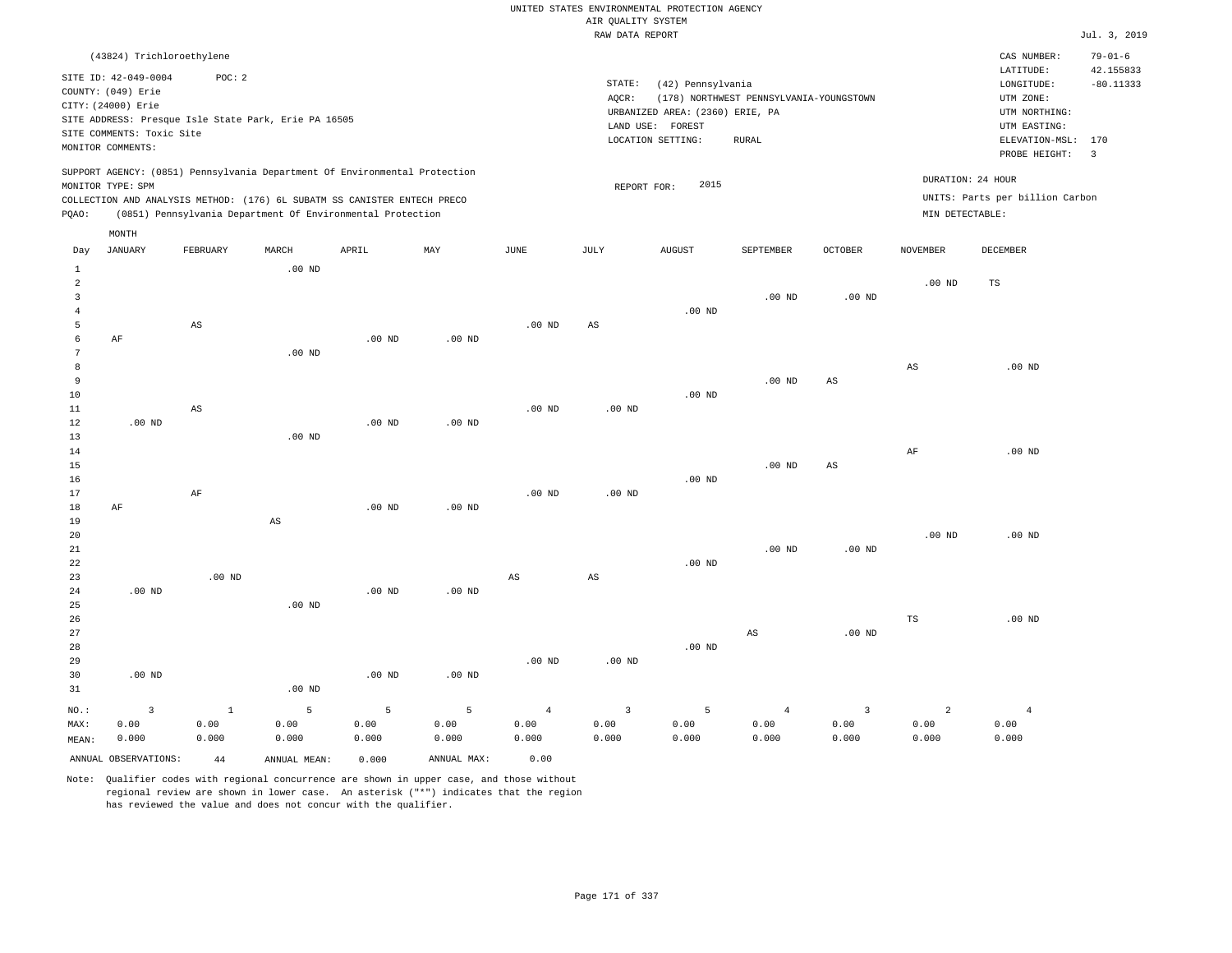UNITED STATES ENVIRONMENTAL PROTECTION AGENCY
AIR QUALITY SYSTEM
RAW DATA REPORT

Jul. 3, 2019

(43824) Trichloroethylene

SITE ID: 42-049-0004 POC: 2
COUNTY: (049) Erie
CITY: (24000) Erie
SITE ADDRESS: Presque Isle State Park, Erie PA 16505
SITE COMMENTS: Toxic Site
MONITOR COMMENTS:

STATE: (42) Pennsylvania
AQCR: (178) NORTHWEST PENNSYLVANIA-YOUNGSTOWN
URBANIZED AREA: (2360) ERIE, PA
LAND USE: FOREST
LOCATION SETTING: RURAL

CAS NUMBER: 79-01-6
LATITUDE: 42.155833
LONGITUDE: -80.11333
UTM ZONE:
UTM NORTHING:
UTM EASTING:
ELEVATION-MSL: 170
PROBE HEIGHT: 3

SUPPORT AGENCY: (0851) Pennsylvania Department Of Environmental Protection
MONITOR TYPE: SPM
COLLECTION AND ANALYSIS METHOD: (176) 6L SUBATM SS CANISTER ENTECH PRECO
PQAO: (0851) Pennsylvania Department Of Environmental Protection

REPORT FOR: 2015

DURATION: 24 HOUR
UNITS: Parts per billion Carbon
MIN DETECTABLE:

| Day | JANUARY | FEBRUARY | MARCH | APRIL | MAY | JUNE | JULY | AUGUST | SEPTEMBER | OCTOBER | NOVEMBER | DECEMBER |
|---|---|---|---|---|---|---|---|---|---|---|---|---|
| 1 | | | .00 ND | | | | | | | | | |
| 2 | | | | | | | | | | | .00 ND | TS |
| 3 | | | | | | | | | .00 ND | .00 ND | | |
| 4 | | | | | | | | .00 ND | | | | |
| 5 | | AS | | | | .00 ND | AS | | | | | |
| 6 | AF | | | .00 ND | .00 ND | | | | | | | |
| 7 | | | .00 ND | | | | | | | | | |
| 8 | | | | | | | | | | | AS | .00 ND |
| 9 | | | | | | | | | .00 ND | AS | | |
| 10 | | | | | | | | .00 ND | | | | |
| 11 | | AS | | | | .00 ND | .00 ND | | | | | |
| 12 | .00 ND | | | .00 ND | .00 ND | | | | | | | |
| 13 | | | .00 ND | | | | | | | | | |
| 14 | | | | | | | | | | | AF | .00 ND |
| 15 | | | | | | | | | .00 ND | AS | | |
| 16 | | | | | | | | .00 ND | | | | |
| 17 | | AF | | | | .00 ND | .00 ND | | | | | |
| 18 | AF | | | .00 ND | .00 ND | | | | | | | |
| 19 | | | AS | | | | | | | | | |
| 20 | | | | | | | | | | | .00 ND | .00 ND |
| 21 | | | | | | | | | .00 ND | .00 ND | | |
| 22 | | | | | | | | .00 ND | | | | |
| 23 | | .00 ND | | | | AS | AS | | | | | |
| 24 | .00 ND | | | .00 ND | .00 ND | | | | | | | |
| 25 | | | .00 ND | | | | | | | | | |
| 26 | | | | | | | | | | | TS | .00 ND |
| 27 | | | | | | | | | AS | .00 ND | | |
| 28 | | | | | | | | .00 ND | | | | |
| 29 | | | | | | .00 ND | .00 ND | | | | | |
| 30 | .00 ND | | | .00 ND | .00 ND | | | | | | | |
| 31 | | | .00 ND | | | | | | | | | |
| NO.: | 3 | 1 | 5 | 5 | 5 | 4 | 3 | 5 | 4 | 3 | 2 | 4 |
| MAX: | 0.00 | 0.00 | 0.00 | 0.00 | 0.00 | 0.00 | 0.00 | 0.00 | 0.00 | 0.00 | 0.00 | 0.00 |
| MEAN: | 0.000 | 0.000 | 0.000 | 0.000 | 0.000 | 0.000 | 0.000 | 0.000 | 0.000 | 0.000 | 0.000 | 0.000 |

ANNUAL OBSERVATIONS: 44 ANNUAL MEAN: 0.000 ANNUAL MAX: 0.00

Note: Qualifier codes with regional concurrence are shown in upper case, and those without regional review are shown in lower case. An asterisk ("*") indicates that the region has reviewed the value and does not concur with the qualifier.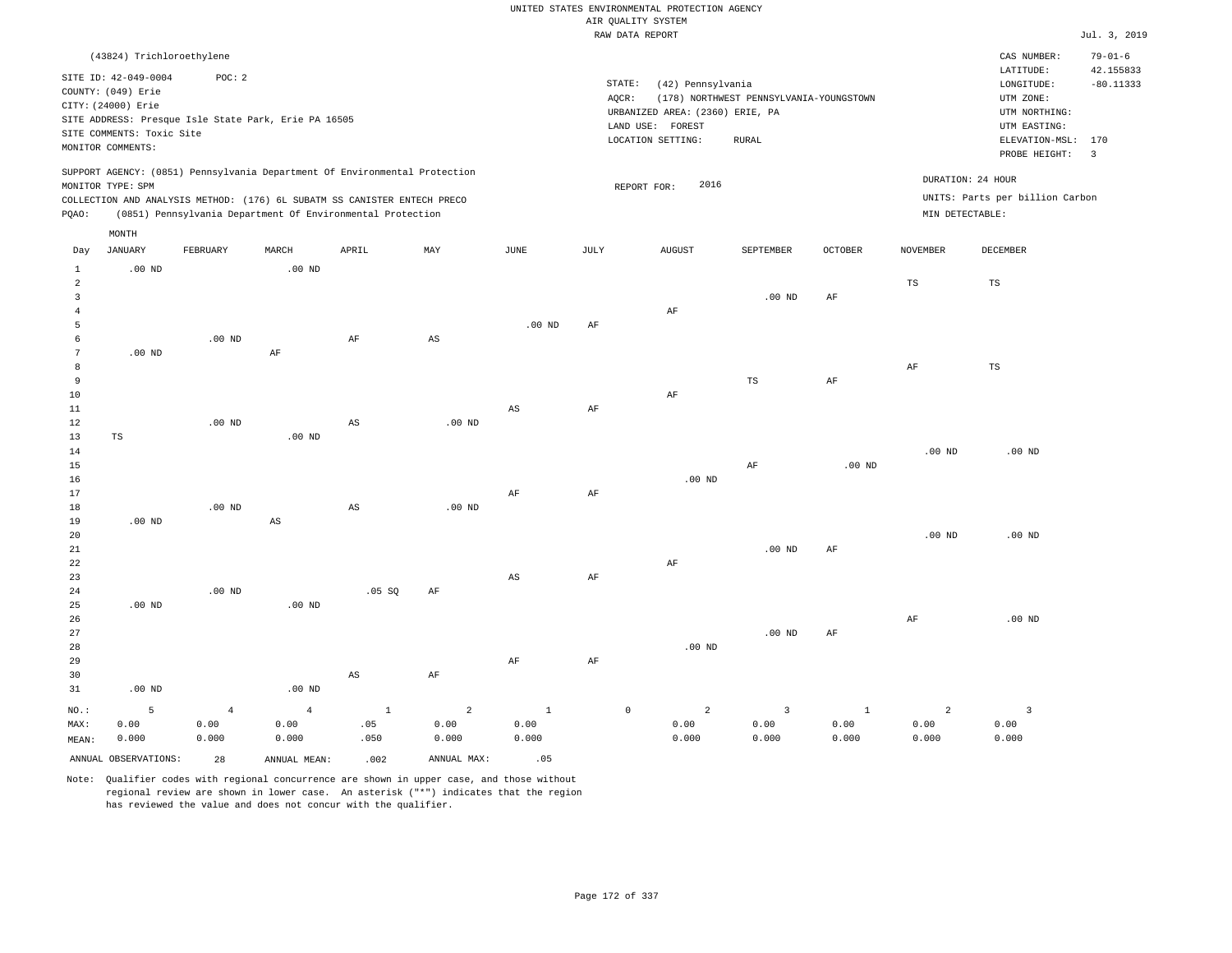UNITED STATES ENVIRONMENTAL PROTECTION AGENCY
AIR QUALITY SYSTEM
RAW DATA REPORT

Jul. 3, 2019

(43824) Trichloroethylene

SITE ID: 42-049-0004 POC: 2
COUNTY: (049) Erie
CITY: (24000) Erie
SITE ADDRESS: Presque Isle State Park, Erie PA 16505
SITE COMMENTS: Toxic Site
MONITOR COMMENTS:

STATE: (42) Pennsylvania
AQCR: (178) NORTHWEST PENNSYLVANIA-YOUNGSTOWN
URBANIZED AREA: (2360) ERIE, PA
LAND USE: FOREST
LOCATION SETTING: RURAL

CAS NUMBER: 79-01-6
LATITUDE: 42.155833
LONGITUDE: -80.11333
UTM ZONE:
UTM NORTHING:
UTM EASTING:
ELEVATION-MSL: 170
PROBE HEIGHT: 3

SUPPORT AGENCY: (0851) Pennsylvania Department Of Environmental Protection
MONITOR TYPE: SPM
COLLECTION AND ANALYSIS METHOD: (176) 6L SUBATM SS CANISTER ENTECH PRECO
PQAO: (0851) Pennsylvania Department Of Environmental Protection

REPORT FOR: 2016

DURATION: 24 HOUR
UNITS: Parts per billion Carbon
MIN DETECTABLE:

| Day | JANUARY | FEBRUARY | MARCH | APRIL | MAY | JUNE | JULY | AUGUST | SEPTEMBER | OCTOBER | NOVEMBER | DECEMBER |
|---|---|---|---|---|---|---|---|---|---|---|---|---|
| 1 | .00 ND | | .00 ND | | | | | | | | | |
| 2 | | | | | | | | | | | TS | TS |
| 3 | | | | | | | | | .00 ND | AF | | |
| 4 | | | | | | | | AF | | | | |
| 5 | | | | | | .00 ND | AF | | | | | |
| 6 | | .00 ND | | AF | AS | | | | | | | |
| 7 | .00 ND | | AF | | | | | | | | | |
| 8 | | | | | | | | | | | AF | TS |
| 9 | | | | | | | | | TS | AF | | |
| 10 | | | | | | | | AF | | | | |
| 11 | | | | | | AS | AF | | | | | |
| 12 | | .00 ND | | AS | .00 ND | | | | | | | |
| 13 | TS | | .00 ND | | | | | | | | | |
| 14 | | | | | | | | | | | .00 ND | .00 ND |
| 15 | | | | | | | | | AF | .00 ND | | |
| 16 | | | | | | | | .00 ND | | | | |
| 17 | | | | | | AF | AF | | | | | |
| 18 | | .00 ND | | AS | .00 ND | | | | | | | |
| 19 | .00 ND | | AS | | | | | | | | | |
| 20 | | | | | | | | | | | .00 ND | .00 ND |
| 21 | | | | | | | | | .00 ND | AF | | |
| 22 | | | | | | | | AF | | | | |
| 23 | | | | | | AS | AF | | | | | |
| 24 | | .00 ND | | .05 SQ | AF | | | | | | | |
| 25 | .00 ND | | .00 ND | | | | | | | | | |
| 26 | | | | | | | | | | | AF | .00 ND |
| 27 | | | | | | | | | .00 ND | AF | | |
| 28 | | | | | | | | .00 ND | | | | |
| 29 | | | | | | AF | AF | | | | | |
| 30 | | | | AS | AF | | | | | | | |
| 31 | .00 ND | | .00 ND | | | | | | | | | |
| NO.: | 5 | 4 | 4 | 1 | 2 | 1 | 0 | 2 | 3 | 1 | 2 | 3 |
| MAX: | 0.00 | 0.00 | 0.00 | .05 | 0.00 | 0.00 | | 0.00 | 0.00 | 0.00 | 0.00 | 0.00 |
| MEAN: | 0.000 | 0.000 | 0.000 | .050 | 0.000 | 0.000 | | 0.000 | 0.000 | 0.000 | 0.000 | 0.000 |

ANNUAL OBSERVATIONS: 28 ANNUAL MEAN: .002 ANNUAL MAX: .05

Note: Qualifier codes with regional concurrence are shown in upper case, and those without regional review are shown in lower case. An asterisk ("*") indicates that the region has reviewed the value and does not concur with the qualifier.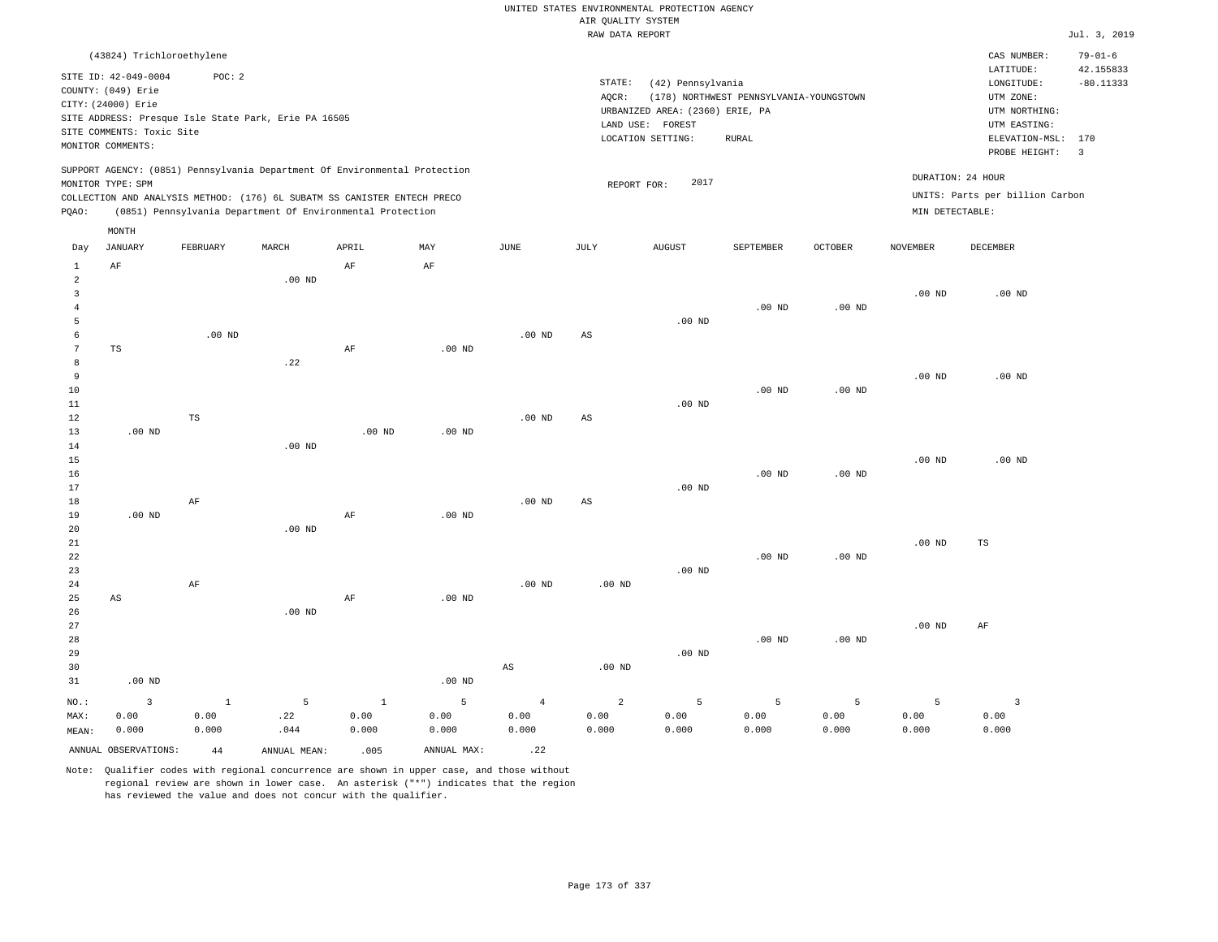UNITED STATES ENVIRONMENTAL PROTECTION AGENCY
AIR QUALITY SYSTEM
RAW DATA REPORT

Jul. 3, 2019

(43824) Trichloroethylene

SITE ID: 42-049-0004 POC: 2
COUNTY: (049) Erie
CITY: (24000) Erie
SITE ADDRESS: Presque Isle State Park, Erie PA 16505
SITE COMMENTS: Toxic Site
MONITOR COMMENTS:

STATE: (42) Pennsylvania
AQCR: (178) NORTHWEST PENNSYLVANIA-YOUNGSTOWN
URBANIZED AREA: (2360) ERIE, PA
LAND USE: FOREST
LOCATION SETTING: RURAL

CAS NUMBER: 79-01-6
LATITUDE: 42.155833
LONGITUDE: -80.11333
UTM ZONE:
UTM NORTHING:
UTM EASTING:
ELEVATION-MSL: 170
PROBE HEIGHT: 3

SUPPORT AGENCY: (0851) Pennsylvania Department Of Environmental Protection
MONITOR TYPE: SPM
COLLECTION AND ANALYSIS METHOD: (176) 6L SUBATM SS CANISTER ENTECH PRECO
PQAO: (0851) Pennsylvania Department Of Environmental Protection

REPORT FOR: 2017

DURATION: 24 HOUR
UNITS: Parts per billion Carbon
MIN DETECTABLE:

| Day | JANUARY | FEBRUARY | MARCH | APRIL | MAY | JUNE | JULY | AUGUST | SEPTEMBER | OCTOBER | NOVEMBER | DECEMBER |
|---|---|---|---|---|---|---|---|---|---|---|---|---|
| 1 | AF | | | AF | AF | | | | | | | |
| 2 | | | .00 ND | | | | | | | | | |
| 3 | | | | | | | | | | | .00 ND | .00 ND |
| 4 | | | | | | | | | .00 ND | .00 ND | | |
| 5 | | | | | | | | .00 ND | | | | |
| 6 | | .00 ND | | | | .00 ND | AS | | | | | |
| 7 | TS | | | AF | .00 ND | | | | | | | |
| 8 | | | .22 | | | | | | | | | |
| 9 | | | | | | | | | | | .00 ND | .00 ND |
| 10 | | | | | | | | | .00 ND | .00 ND | | |
| 11 | | | | | | | | .00 ND | | | | |
| 12 | | TS | | | | .00 ND | AS | | | | | |
| 13 | .00 ND | | | .00 ND | .00 ND | | | | | | | |
| 14 | | | .00 ND | | | | | | | | | |
| 15 | | | | | | | | | | | .00 ND | .00 ND |
| 16 | | | | | | | | | .00 ND | .00 ND | | |
| 17 | | | | | | | | .00 ND | | | | |
| 18 | | AF | | | | .00 ND | AS | | | | | |
| 19 | .00 ND | | | AF | .00 ND | | | | | | | |
| 20 | | | .00 ND | | | | | | | | | |
| 21 | | | | | | | | | | | .00 ND | TS |
| 22 | | | | | | | | | .00 ND | .00 ND | | |
| 23 | | | | | | | | .00 ND | | | | |
| 24 | | AF | | | | .00 ND | .00 ND | | | | | |
| 25 | AS | | | AF | .00 ND | | | | | | | |
| 26 | | | .00 ND | | | | | | | | | |
| 27 | | | | | | | | | | | .00 ND | AF |
| 28 | | | | | | | | | .00 ND | .00 ND | | |
| 29 | | | | | | | | .00 ND | | | | |
| 30 | | | | | | AS | .00 ND | | | | | |
| 31 | .00 ND | | | | .00 ND | | | | | | | |
| NO.: | 3 | 1 | 5 | 1 | 5 | 4 | 2 | 5 | 5 | 5 | 5 | 3 |
| MAX: | 0.00 | 0.00 | .22 | 0.00 | 0.00 | 0.00 | 0.00 | 0.00 | 0.00 | 0.00 | 0.00 | 0.00 |
| MEAN: | 0.000 | 0.000 | .044 | 0.000 | 0.000 | 0.000 | 0.000 | 0.000 | 0.000 | 0.000 | 0.000 | 0.000 |

ANNUAL OBSERVATIONS: 44 ANNUAL MEAN: .005 ANNUAL MAX: .22

Note: Qualifier codes with regional concurrence are shown in upper case, and those without regional review are shown in lower case. An asterisk ("*") indicates that the region has reviewed the value and does not concur with the qualifier.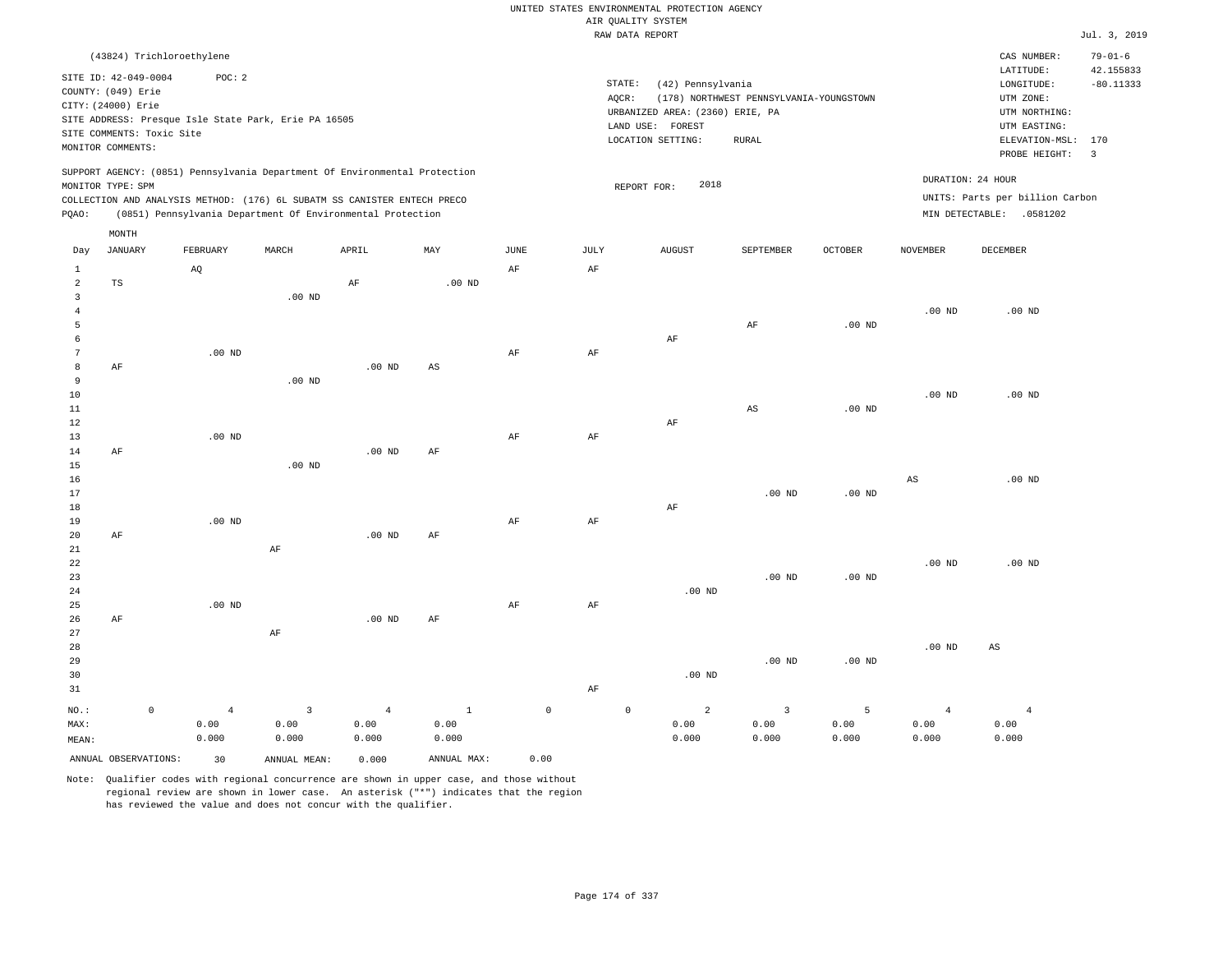UNITED STATES ENVIRONMENTAL PROTECTION AGENCY
AIR QUALITY SYSTEM
RAW DATA REPORT

Jul. 3, 2019

(43824) Trichloroethylene

SITE ID: 42-049-0004 POC: 2
COUNTY: (049) Erie
CITY: (24000) Erie
SITE ADDRESS: Presque Isle State Park, Erie PA 16505
SITE COMMENTS: Toxic Site
MONITOR COMMENTS:

STATE: (42) Pennsylvania
AQCR: (178) NORTHWEST PENNSYLVANIA-YOUNGSTOWN
URBANIZED AREA: (2360) ERIE, PA
LAND USE: FOREST
LOCATION SETTING: RURAL

CAS NUMBER: 79-01-6
LATITUDE: 42.155833
LONGITUDE: -80.11333
UTM ZONE:
UTM NORTHING:
UTM EASTING:
ELEVATION-MSL: 170
PROBE HEIGHT: 3

SUPPORT AGENCY: (0851) Pennsylvania Department Of Environmental Protection
MONITOR TYPE: SPM
COLLECTION AND ANALYSIS METHOD: (176) 6L SUBATM SS CANISTER ENTECH PRECO
PQAO: (0851) Pennsylvania Department Of Environmental Protection

REPORT FOR: 2018

DURATION: 24 HOUR
UNITS: Parts per billion Carbon
MIN DETECTABLE: .0581202

| Day | JANUARY | FEBRUARY | MARCH | APRIL | MAY | JUNE | JULY | AUGUST | SEPTEMBER | OCTOBER | NOVEMBER | DECEMBER |
|---|---|---|---|---|---|---|---|---|---|---|---|---|
| 1 | | AQ | | | | AF | AF | | | | | |
| 2 | TS | | | AF | .00 ND | | | | | | | |
| 3 | | | .00 ND | | | | | | | | | |
| 4 | | | | | | | | | | | .00 ND | .00 ND |
| 5 | | | | | | | | | AF | .00 ND | | |
| 6 | | | | | | | | AF | | | | |
| 7 | | .00 ND | | | | AF | AF | | | | | |
| 8 | AF | | | .00 ND | AS | | | | | | | |
| 9 | | | .00 ND | | | | | | | | | |
| 10 | | | | | | | | | | | .00 ND | .00 ND |
| 11 | | | | | | | | | AS | .00 ND | | |
| 12 | | | | | | | | AF | | | | |
| 13 | | .00 ND | | | | AF | AF | | | | | |
| 14 | AF | | | .00 ND | AF | | | | | | | |
| 15 | | | .00 ND | | | | | | | | | |
| 16 | | | | | | | | | | | AS | .00 ND |
| 17 | | | | | | | | | .00 ND | .00 ND | | |
| 18 | | | | | | | | AF | | | | |
| 19 | | .00 ND | | | | AF | AF | | | | | |
| 20 | AF | | | .00 ND | AF | | | | | | | |
| 21 | | | AF | | | | | | | | | |
| 22 | | | | | | | | | | | .00 ND | .00 ND |
| 23 | | | | | | | | | .00 ND | .00 ND | | |
| 24 | | | | | | | | .00 ND | | | | |
| 25 | | .00 ND | | | | AF | AF | | | | | |
| 26 | AF | | | .00 ND | AF | | | | | | | |
| 27 | | | AF | | | | | | | | | |
| 28 | | | | | | | | | | | .00 ND | AS |
| 29 | | | | | | | | | .00 ND | .00 ND | | |
| 30 | | | | | | | | .00 ND | | | | |
| 31 | | | | | | | AF | | | | | |
| NO.: | 0 | 4 | 3 | 4 | 1 | 0 | 0 | 2 | 3 | 5 | 4 | 4 |
| MAX: | | 0.00 | 0.00 | 0.00 | 0.00 | | | 0.00 | 0.00 | 0.00 | 0.00 | 0.00 |
| MEAN: | | 0.000 | 0.000 | 0.000 | 0.000 | | | 0.000 | 0.000 | 0.000 | 0.000 | 0.000 |

ANNUAL OBSERVATIONS: 30 ANNUAL MEAN: 0.000 ANNUAL MAX: 0.00

Note: Qualifier codes with regional concurrence are shown in upper case, and those without regional review are shown in lower case. An asterisk ("*") indicates that the region has reviewed the value and does not concur with the qualifier.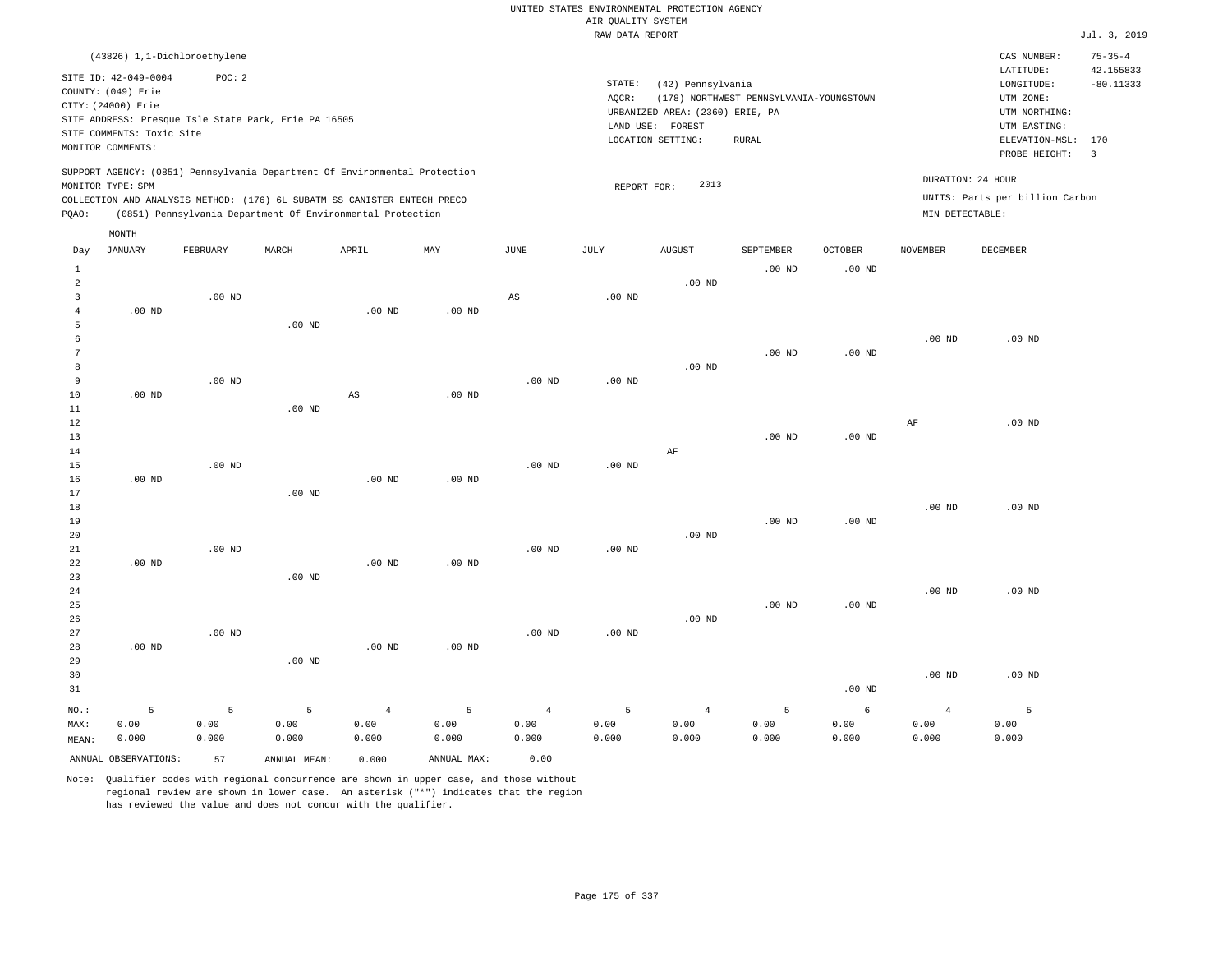UNITED STATES ENVIRONMENTAL PROTECTION AGENCY
AIR QUALITY SYSTEM
RAW DATA REPORT

Jul. 3, 2019

(43826) 1,1-Dichloroethylene

SITE ID: 42-049-0004 POC: 2
COUNTY: (049) Erie
CITY: (24000) Erie
SITE ADDRESS: Presque Isle State Park, Erie PA 16505
SITE COMMENTS: Toxic Site
MONITOR COMMENTS:

STATE: (42) Pennsylvania
AQCR: (178) NORTHWEST PENNSYLVANIA-YOUNGSTOWN
URBANIZED AREA: (2360) ERIE, PA
LAND USE: FOREST
LOCATION SETTING: RURAL

CAS NUMBER: 75-35-4
LATITUDE: 42.155833
LONGITUDE: -80.11333
UTM ZONE:
UTM NORTHING:
UTM EASTING:
ELEVATION-MSL: 170
PROBE HEIGHT: 3

SUPPORT AGENCY: (0851) Pennsylvania Department Of Environmental Protection
MONITOR TYPE: SPM
COLLECTION AND ANALYSIS METHOD: (176) 6L SUBATM SS CANISTER ENTECH PRECO
PQAO: (0851) Pennsylvania Department Of Environmental Protection

REPORT FOR: 2013

DURATION: 24 HOUR
UNITS: Parts per billion Carbon
MIN DETECTABLE:

| Day | JANUARY | FEBRUARY | MARCH | APRIL | MAY | JUNE | JULY | AUGUST | SEPTEMBER | OCTOBER | NOVEMBER | DECEMBER |
|---|---|---|---|---|---|---|---|---|---|---|---|---|
| 1 | | | | | | | | | .00 ND | .00 ND | | |
| 2 | | | | | | | | .00 ND | | | | |
| 3 | | .00 ND | | | | AS | .00 ND | | | | | |
| 4 | .00 ND | | | .00 ND | .00 ND | | | | | | | |
| 5 | | | .00 ND | | | | | | | | | |
| 6 | | | | | | | | | | | .00 ND | .00 ND |
| 7 | | | | | | | | | .00 ND | .00 ND | | |
| 8 | | | | | | | | .00 ND | | | | |
| 9 | | .00 ND | | | | .00 ND | .00 ND | | | | | |
| 10 | .00 ND | | | AS | .00 ND | | | | | | | |
| 11 | | | .00 ND | | | | | | | | | |
| 12 | | | | | | | | | | | AF | .00 ND |
| 13 | | | | | | | | | .00 ND | .00 ND | | |
| 14 | | | | | | | | AF | | | | |
| 15 | | .00 ND | | | | .00 ND | .00 ND | | | | | |
| 16 | .00 ND | | | .00 ND | .00 ND | | | | | | | |
| 17 | | | .00 ND | | | | | | | | | |
| 18 | | | | | | | | | | | .00 ND | .00 ND |
| 19 | | | | | | | | | .00 ND | .00 ND | | |
| 20 | | | | | | | | .00 ND | | | | |
| 21 | | .00 ND | | | | .00 ND | .00 ND | | | | | |
| 22 | .00 ND | | | .00 ND | .00 ND | | | | | | | |
| 23 | | | .00 ND | | | | | | | | | |
| 24 | | | | | | | | | | | .00 ND | .00 ND |
| 25 | | | | | | | | | .00 ND | .00 ND | | |
| 26 | | | | | | | | .00 ND | | | | |
| 27 | | .00 ND | | | | .00 ND | .00 ND | | | | | |
| 28 | .00 ND | | | .00 ND | .00 ND | | | | | | | |
| 29 | | | .00 ND | | | | | | | | | |
| 30 | | | | | | | | | | | .00 ND | .00 ND |
| 31 | | | | | | | | | | .00 ND | | |
| NO.: | 5 | 5 | 5 | 4 | 5 | 4 | 5 | 4 | 5 | 6 | 4 | 5 |
| MAX: | 0.00 | 0.00 | 0.00 | 0.00 | 0.00 | 0.00 | 0.00 | 0.00 | 0.00 | 0.00 | 0.00 | 0.00 |
| MEAN: | 0.000 | 0.000 | 0.000 | 0.000 | 0.000 | 0.000 | 0.000 | 0.000 | 0.000 | 0.000 | 0.000 | 0.000 |

ANNUAL OBSERVATIONS: 57 ANNUAL MEAN: 0.000 ANNUAL MAX: 0.00

Note: Qualifier codes with regional concurrence are shown in upper case, and those without regional review are shown in lower case. An asterisk ("*") indicates that the region has reviewed the value and does not concur with the qualifier.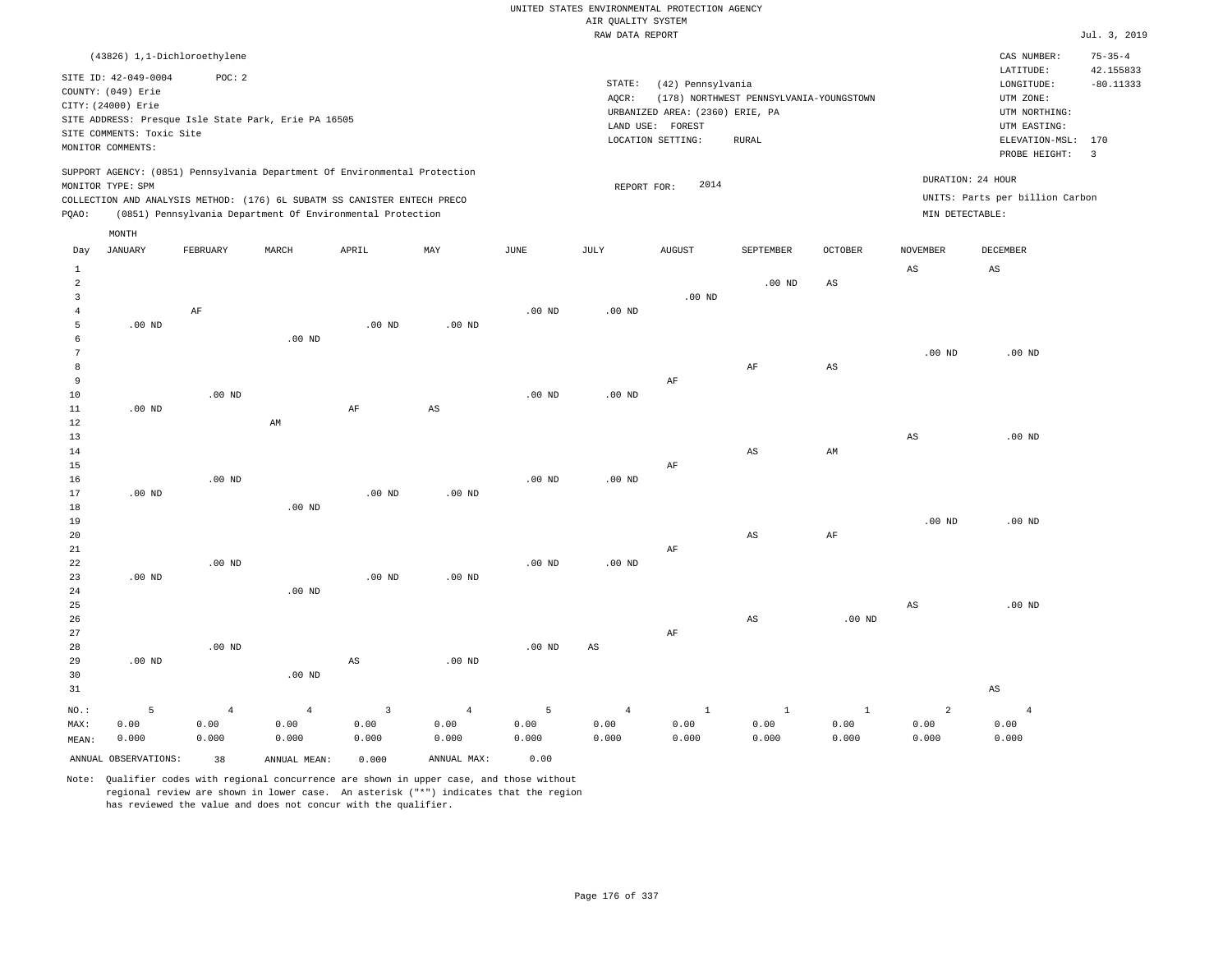UNITED STATES ENVIRONMENTAL PROTECTION AGENCY
AIR QUALITY SYSTEM
RAW DATA REPORT

Jul. 3, 2019

(43826) 1,1-Dichloroethylene

SITE ID: 42-049-0004 POC: 2
COUNTY: (049) Erie
CITY: (24000) Erie
SITE ADDRESS: Presque Isle State Park, Erie PA 16505
SITE COMMENTS: Toxic Site
MONITOR COMMENTS:

STATE: (42) Pennsylvania
AQCR: (178) NORTHWEST PENNSYLVANIA-YOUNGSTOWN
URBANIZED AREA: (2360) ERIE, PA
LAND USE: FOREST
LOCATION SETTING: RURAL

CAS NUMBER: 75-35-4
LATITUDE: 42.155833
LONGITUDE: -80.11333
UTM ZONE:
UTM NORTHING:
UTM EASTING:
ELEVATION-MSL: 170
PROBE HEIGHT: 3

SUPPORT AGENCY: (0851) Pennsylvania Department Of Environmental Protection
MONITOR TYPE: SPM
COLLECTION AND ANALYSIS METHOD: (176) 6L SUBATM SS CANISTER ENTECH PRECO
PQAO: (0851) Pennsylvania Department Of Environmental Protection

REPORT FOR: 2014

DURATION: 24 HOUR
UNITS: Parts per billion Carbon
MIN DETECTABLE:

| Day | JANUARY | FEBRUARY | MARCH | APRIL | MAY | JUNE | JULY | AUGUST | SEPTEMBER | OCTOBER | NOVEMBER | DECEMBER |
|---|---|---|---|---|---|---|---|---|---|---|---|---|
| 1 | | | | | | | | | | | AS | AS |
| 2 | | | | | | | | | .00 ND | AS | | |
| 3 | | | | | | | | .00 ND | | | | |
| 4 | | AF | | | | .00 ND | .00 ND | | | | | |
| 5 | .00 ND | | | .00 ND | .00 ND | | | | | | | |
| 6 | | | .00 ND | | | | | | | | | |
| 7 | | | | | | | | | | | .00 ND | .00 ND |
| 8 | | | | | | | | | AF | AS | | |
| 9 | | | | | | | | AF | | | | |
| 10 | | .00 ND | | | | .00 ND | .00 ND | | | | | |
| 11 | .00 ND | | | AF | AS | | | | | | | |
| 12 | | | AM | | | | | | | | | |
| 13 | | | | | | | | | | | AS | .00 ND |
| 14 | | | | | | | | | AS | AM | | |
| 15 | | | | | | | | AF | | | | |
| 16 | | .00 ND | | | | .00 ND | .00 ND | | | | | |
| 17 | .00 ND | | | .00 ND | .00 ND | | | | | | | |
| 18 | | | .00 ND | | | | | | | | | |
| 19 | | | | | | | | | | | .00 ND | .00 ND |
| 20 | | | | | | | | | AS | AF | | |
| 21 | | | | | | | | AF | | | | |
| 22 | | .00 ND | | | | .00 ND | .00 ND | | | | | |
| 23 | .00 ND | | | .00 ND | .00 ND | | | | | | | |
| 24 | | | .00 ND | | | | | | | | | |
| 25 | | | | | | | | | | | AS | .00 ND |
| 26 | | | | | | | | | AS | .00 ND | | |
| 27 | | | | | | | | AF | | | | |
| 28 | | .00 ND | | | | .00 ND | AS | | | | | |
| 29 | .00 ND | | | AS | .00 ND | | | | | | | |
| 30 | | | .00 ND | | | | | | | | | |
| 31 | | | | | | | | | | | | AS |
| NO.: | 5 | 4 | 4 | 3 | 4 | 5 | 4 | 1 | 1 | 1 | 2 | 4 |
| MAX: | 0.00 | 0.00 | 0.00 | 0.00 | 0.00 | 0.00 | 0.00 | 0.00 | 0.00 | 0.00 | 0.00 | 0.00 |
| MEAN: | 0.000 | 0.000 | 0.000 | 0.000 | 0.000 | 0.000 | 0.000 | 0.000 | 0.000 | 0.000 | 0.000 | 0.000 |

ANNUAL OBSERVATIONS: 38 ANNUAL MEAN: 0.000 ANNUAL MAX: 0.00

Note: Qualifier codes with regional concurrence are shown in upper case, and those without regional review are shown in lower case. An asterisk ("*") indicates that the region has reviewed the value and does not concur with the qualifier.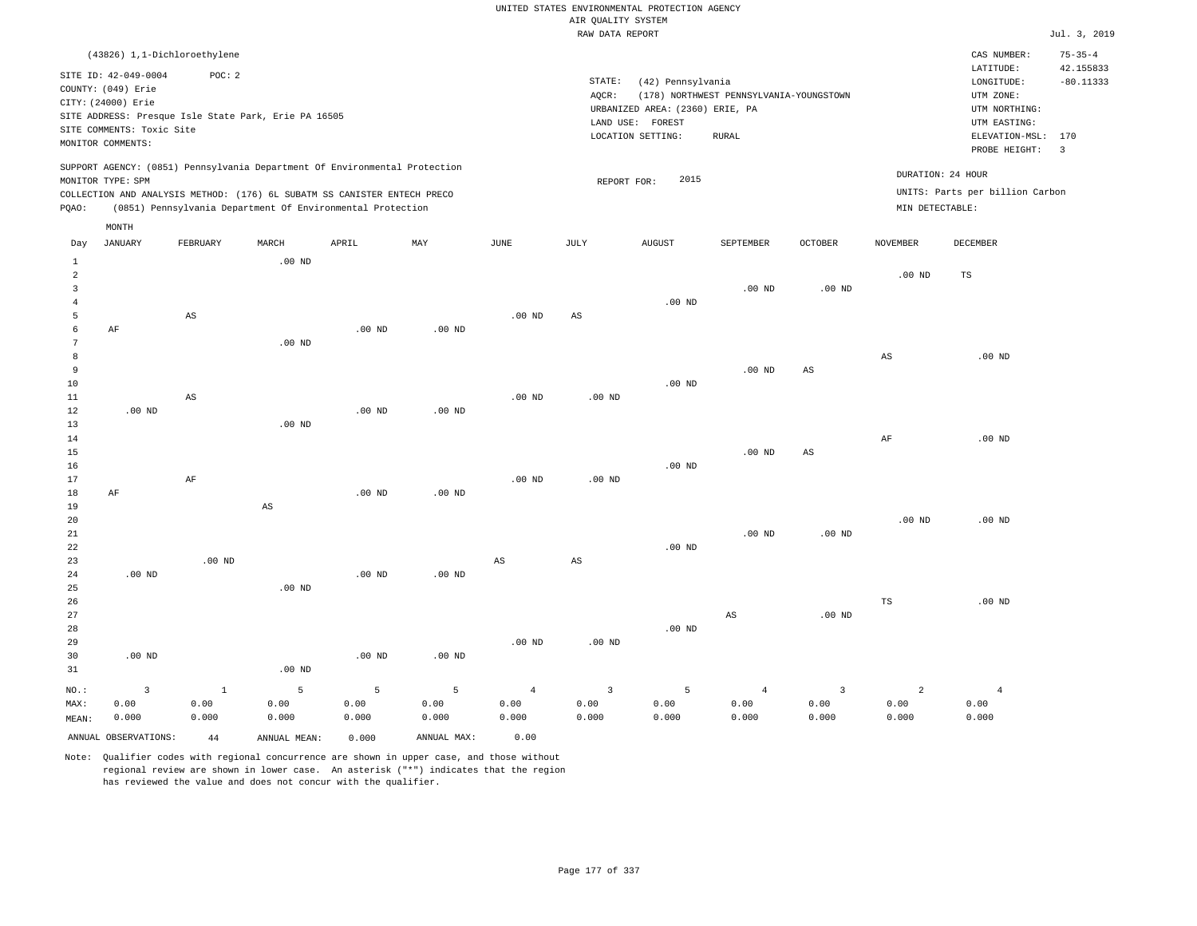UNITED STATES ENVIRONMENTAL PROTECTION AGENCY
AIR QUALITY SYSTEM
RAW DATA REPORT

Jul. 3, 2019

(43826) 1,1-Dichloroethylene

SITE ID: 42-049-0004 POC: 2
COUNTY: (049) Erie
CITY: (24000) Erie
SITE ADDRESS: Presque Isle State Park, Erie PA 16505
SITE COMMENTS: Toxic Site
MONITOR COMMENTS:

STATE: (42) Pennsylvania
AQCR: (178) NORTHWEST PENNSYLVANIA-YOUNGSTOWN
URBANIZED AREA: (2360) ERIE, PA
LAND USE: FOREST
LOCATION SETTING: RURAL

CAS NUMBER: 75-35-4
LATITUDE: 42.155833
LONGITUDE: -80.11333
UTM ZONE:
UTM NORTHING:
UTM EASTING:
ELEVATION-MSL: 170
PROBE HEIGHT: 3

SUPPORT AGENCY: (0851) Pennsylvania Department Of Environmental Protection
MONITOR TYPE: SPM
COLLECTION AND ANALYSIS METHOD: (176) 6L SUBATM SS CANISTER ENTECH PRECO
PQAO: (0851) Pennsylvania Department Of Environmental Protection

REPORT FOR: 2015

DURATION: 24 HOUR
UNITS: Parts per billion Carbon
MIN DETECTABLE:

| Day | JANUARY | FEBRUARY | MARCH | APRIL | MAY | JUNE | JULY | AUGUST | SEPTEMBER | OCTOBER | NOVEMBER | DECEMBER |
|---|---|---|---|---|---|---|---|---|---|---|---|---|
| 1 | | | .00 ND | | | | | | | | | |
| 2 | | | | | | | | | | | .00 ND | TS |
| 3 | | | | | | | | | .00 ND | .00 ND | | |
| 4 | | | | | | | | .00 ND | | | | |
| 5 | | AS | | | | .00 ND | AS | | | | | |
| 6 | AF | | | .00 ND | .00 ND | | | | | | | |
| 7 | | | .00 ND | | | | | | | | | |
| 8 | | | | | | | | | | | AS | .00 ND |
| 9 | | | | | | | | | .00 ND | AS | | |
| 10 | | | | | | | | .00 ND | | | | |
| 11 | | AS | | | | .00 ND | .00 ND | | | | | |
| 12 | .00 ND | | | .00 ND | .00 ND | | | | | | | |
| 13 | | | .00 ND | | | | | | | | | |
| 14 | | | | | | | | | | | AF | .00 ND |
| 15 | | | | | | | | | .00 ND | AS | | |
| 16 | | | | | | | | .00 ND | | | | |
| 17 | | AF | | | | .00 ND | .00 ND | | | | | |
| 18 | AF | | | .00 ND | .00 ND | | | | | | | |
| 19 | | | AS | | | | | | | | | |
| 20 | | | | | | | | | | | .00 ND | .00 ND |
| 21 | | | | | | | | | .00 ND | .00 ND | | |
| 22 | | | | | | | | .00 ND | | | | |
| 23 | | .00 ND | | | | AS | AS | | | | | |
| 24 | .00 ND | | | .00 ND | .00 ND | | | | | | | |
| 25 | | | .00 ND | | | | | | | | | |
| 26 | | | | | | | | | | | TS | .00 ND |
| 27 | | | | | | | | | AS | .00 ND | | |
| 28 | | | | | | | | .00 ND | | | | |
| 29 | | | | | | .00 ND | .00 ND | | | | | |
| 30 | .00 ND | | | .00 ND | .00 ND | | | | | | | |
| 31 | | | .00 ND | | | | | | | | | |
| NO.: | 3 | 1 | 5 | 5 | 5 | 4 | 3 | 5 | 4 | 3 | 2 | 4 |
| MAX: | 0.00 | 0.00 | 0.00 | 0.00 | 0.00 | 0.00 | 0.00 | 0.00 | 0.00 | 0.00 | 0.00 | 0.00 |
| MEAN: | 0.000 | 0.000 | 0.000 | 0.000 | 0.000 | 0.000 | 0.000 | 0.000 | 0.000 | 0.000 | 0.000 | 0.000 |

ANNUAL OBSERVATIONS: 44 ANNUAL MEAN: 0.000 ANNUAL MAX: 0.00

Note: Qualifier codes with regional concurrence are shown in upper case, and those without regional review are shown in lower case. An asterisk ("*") indicates that the region has reviewed the value and does not concur with the qualifier.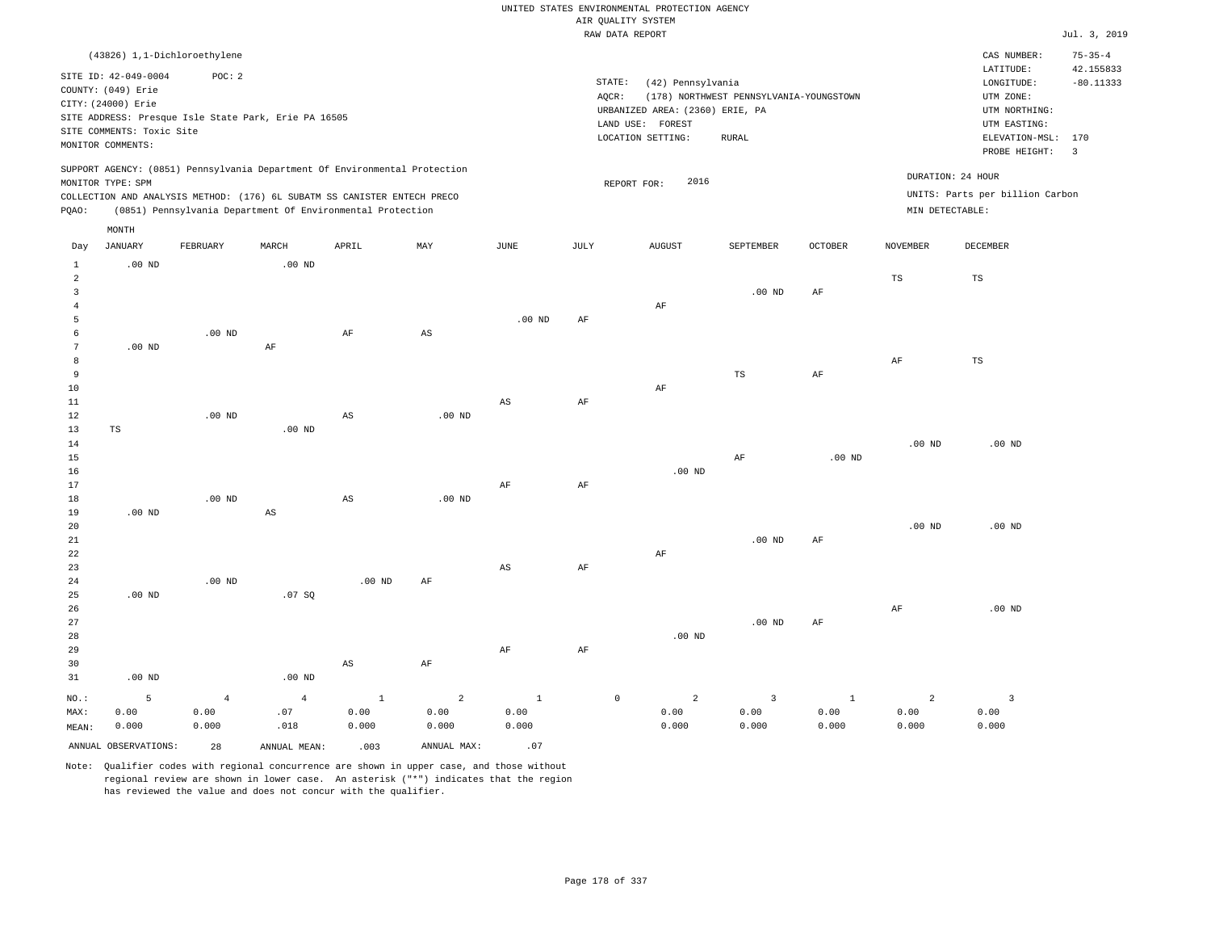UNITED STATES ENVIRONMENTAL PROTECTION AGENCY
AIR QUALITY SYSTEM
RAW DATA REPORT

Jul. 3, 2019

(43826) 1,1-Dichloroethylene

SITE ID: 42-049-0004 POC: 2
COUNTY: (049) Erie
CITY: (24000) Erie
SITE ADDRESS: Presque Isle State Park, Erie PA 16505
SITE COMMENTS: Toxic Site
MONITOR COMMENTS:

STATE: (42) Pennsylvania
AQCR: (178) NORTHWEST PENNSYLVANIA-YOUNGSTOWN
URBANIZED AREA: (2360) ERIE, PA
LAND USE: FOREST
LOCATION SETTING: RURAL

CAS NUMBER: 75-35-4
LATITUDE: 42.155833
LONGITUDE: -80.11333
UTM ZONE:
UTM NORTHING:
UTM EASTING:
ELEVATION-MSL: 170
PROBE HEIGHT: 3

SUPPORT AGENCY: (0851) Pennsylvania Department Of Environmental Protection
MONITOR TYPE: SPM
COLLECTION AND ANALYSIS METHOD: (176) 6L SUBATM SS CANISTER ENTECH PRECO
PQAO: (0851) Pennsylvania Department Of Environmental Protection

REPORT FOR: 2016

DURATION: 24 HOUR
UNITS: Parts per billion Carbon
MIN DETECTABLE:

| Day | JANUARY | FEBRUARY | MARCH | APRIL | MAY | JUNE | JULY | AUGUST | SEPTEMBER | OCTOBER | NOVEMBER | DECEMBER |
|---|---|---|---|---|---|---|---|---|---|---|---|---|
| 1 | .00 ND | | .00 ND | | | | | | | | | |
| 2 | | | | | | | | | | | TS | TS |
| 3 | | | | | | | | | .00 ND | AF | | |
| 4 | | | | | | | | AF | | | | |
| 5 | | | | | | .00 ND | AF | | | | | |
| 6 | | .00 ND | | AF | AS | | | | | | | |
| 7 | .00 ND | | AF | | | | | | | | | |
| 8 | | | | | | | | | | | AF | TS |
| 9 | | | | | | | | | TS | AF | | |
| 10 | | | | | | | | AF | | | | |
| 11 | | | | | | AS | AF | | | | | |
| 12 | | .00 ND | | AS | .00 ND | | | | | | | |
| 13 | TS | | .00 ND | | | | | | | | | |
| 14 | | | | | | | | | | | .00 ND | .00 ND |
| 15 | | | | | | | | | AF | .00 ND | | |
| 16 | | | | | | | | .00 ND | | | | |
| 17 | | | | | | AF | AF | | | | | |
| 18 | | .00 ND | | AS | .00 ND | | | | | | | |
| 19 | .00 ND | | AS | | | | | | | | | |
| 20 | | | | | | | | | | | .00 ND | .00 ND |
| 21 | | | | | | | | | .00 ND | AF | | |
| 22 | | | | | | | | AF | | | | |
| 23 | | | | | | AS | AF | | | | | |
| 24 | | .00 ND | | .00 ND | AF | | | | | | | |
| 25 | .00 ND | | .07 SQ | | | | | | | | | |
| 26 | | | | | | | | | | | AF | .00 ND |
| 27 | | | | | | | | | .00 ND | AF | | |
| 28 | | | | | | | | .00 ND | | | | |
| 29 | | | | | | AF | AF | | | | | |
| 30 | | | | AS | AF | | | | | | | |
| 31 | .00 ND | | .00 ND | | | | | | | | | |
| NO.: | 5 | 4 | 4 | 1 | 2 | 1 | 0 | 2 | 3 | 1 | 2 | 3 |
| MAX: | 0.00 | 0.00 | .07 | 0.00 | 0.00 | 0.00 | | 0.00 | 0.00 | 0.00 | 0.00 | 0.00 |
| MEAN: | 0.000 | 0.000 | .018 | 0.000 | 0.000 | 0.000 | | 0.000 | 0.000 | 0.000 | 0.000 | 0.000 |

ANNUAL OBSERVATIONS: 28 ANNUAL MEAN: .003 ANNUAL MAX: .07

Note: Qualifier codes with regional concurrence are shown in upper case, and those without regional review are shown in lower case. An asterisk ("*") indicates that the region has reviewed the value and does not concur with the qualifier.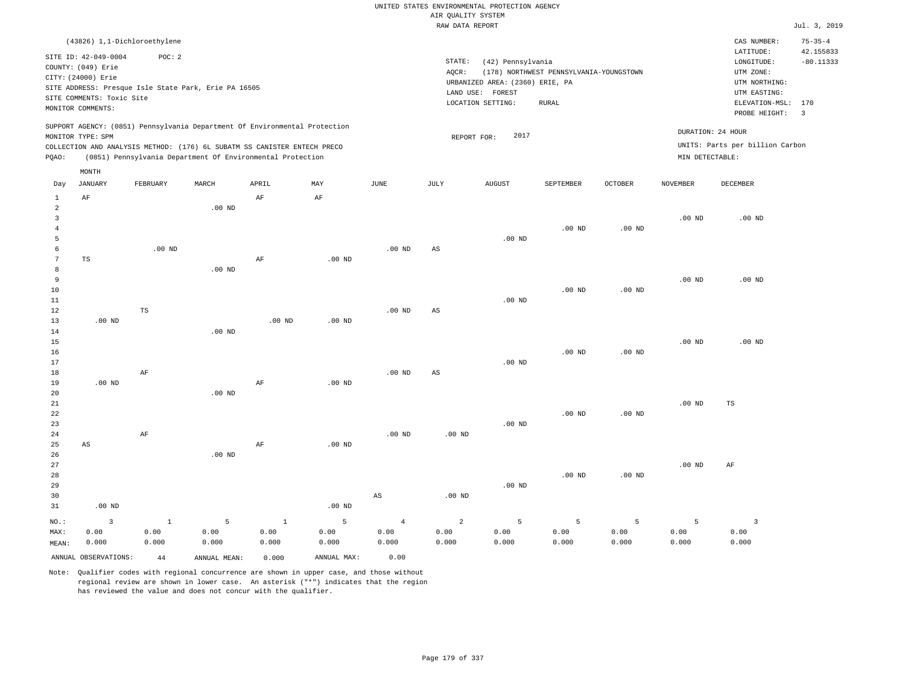UNITED STATES ENVIRONMENTAL PROTECTION AGENCY
AIR QUALITY SYSTEM
RAW DATA REPORT

Jul. 3, 2019

(43826) 1,1-Dichloroethylene

SITE ID: 42-049-0004 POC: 2
COUNTY: (049) Erie
CITY: (24000) Erie
SITE ADDRESS: Presque Isle State Park, Erie PA 16505
SITE COMMENTS: Toxic Site
MONITOR COMMENTS:

STATE: (42) Pennsylvania
AQCR: (178) NORTHWEST PENNSYLVANIA-YOUNGSTOWN
URBANIZED AREA: (2360) ERIE, PA
LAND USE: FOREST
LOCATION SETTING: RURAL

CAS NUMBER: 75-35-4
LATITUDE: 42.155833
LONGITUDE: -80.11333
UTM ZONE:
UTM NORTHING:
UTM EASTING:
ELEVATION-MSL: 170
PROBE HEIGHT: 3

SUPPORT AGENCY: (0851) Pennsylvania Department Of Environmental Protection
MONITOR TYPE: SPM
COLLECTION AND ANALYSIS METHOD: (176) 6L SUBATM SS CANISTER ENTECH PRECO
PQAO: (0851) Pennsylvania Department Of Environmental Protection

REPORT FOR: 2017

DURATION: 24 HOUR
UNITS: Parts per billion Carbon
MIN DETECTABLE:

| Day | JANUARY | FEBRUARY | MARCH | APRIL | MAY | JUNE | JULY | AUGUST | SEPTEMBER | OCTOBER | NOVEMBER | DECEMBER |
|---|---|---|---|---|---|---|---|---|---|---|---|---|
| 1 | AF | | | AF | AF | | | | | | | |
| 2 | | | .00 ND | | | | | | | | | |
| 3 | | | | | | | | | | | .00 ND | .00 ND |
| 4 | | | | | | | | | .00 ND | .00 ND | | |
| 5 | | | | | | | | .00 ND | | | | |
| 6 | | .00 ND | | | | .00 ND | AS | | | | | |
| 7 | TS | | | AF | .00 ND | | | | | | | |
| 8 | | | .00 ND | | | | | | | | | |
| 9 | | | | | | | | | | | .00 ND | .00 ND |
| 10 | | | | | | | | | .00 ND | .00 ND | | |
| 11 | | | | | | | | .00 ND | | | | |
| 12 | | TS | | | | .00 ND | AS | | | | | |
| 13 | .00 ND | | | .00 ND | .00 ND | | | | | | | |
| 14 | | | .00 ND | | | | | | | | | |
| 15 | | | | | | | | | | | .00 ND | .00 ND |
| 16 | | | | | | | | | .00 ND | .00 ND | | |
| 17 | | | | | | | | .00 ND | | | | |
| 18 | | AF | | | | .00 ND | AS | | | | | |
| 19 | .00 ND | | | AF | .00 ND | | | | | | | |
| 20 | | | .00 ND | | | | | | | | | |
| 21 | | | | | | | | | | | .00 ND | TS |
| 22 | | | | | | | | | .00 ND | .00 ND | | |
| 23 | | | | | | | | .00 ND | | | | |
| 24 | | AF | | | | .00 ND | .00 ND | | | | | |
| 25 | AS | | | AF | .00 ND | | | | | | | |
| 26 | | | .00 ND | | | | | | | | | |
| 27 | | | | | | | | | | | .00 ND | AF |
| 28 | | | | | | | | | .00 ND | .00 ND | | |
| 29 | | | | | | | | .00 ND | | | | |
| 30 | | | | | | AS | .00 ND | | | | | |
| 31 | .00 ND | | | | .00 ND | | | | | | | |
| NO.: | 3 | 1 | 5 | 1 | 5 | 4 | 2 | 5 | 5 | 5 | 5 | 3 |
| MAX: | 0.00 | 0.00 | 0.00 | 0.00 | 0.00 | 0.00 | 0.00 | 0.00 | 0.00 | 0.00 | 0.00 | 0.00 |
| MEAN: | 0.000 | 0.000 | 0.000 | 0.000 | 0.000 | 0.000 | 0.000 | 0.000 | 0.000 | 0.000 | 0.000 | 0.000 |

ANNUAL OBSERVATIONS: 44 ANNUAL MEAN: 0.000 ANNUAL MAX: 0.00

Note: Qualifier codes with regional concurrence are shown in upper case, and those without regional review are shown in lower case. An asterisk ("*") indicates that the region has reviewed the value and does not concur with the qualifier.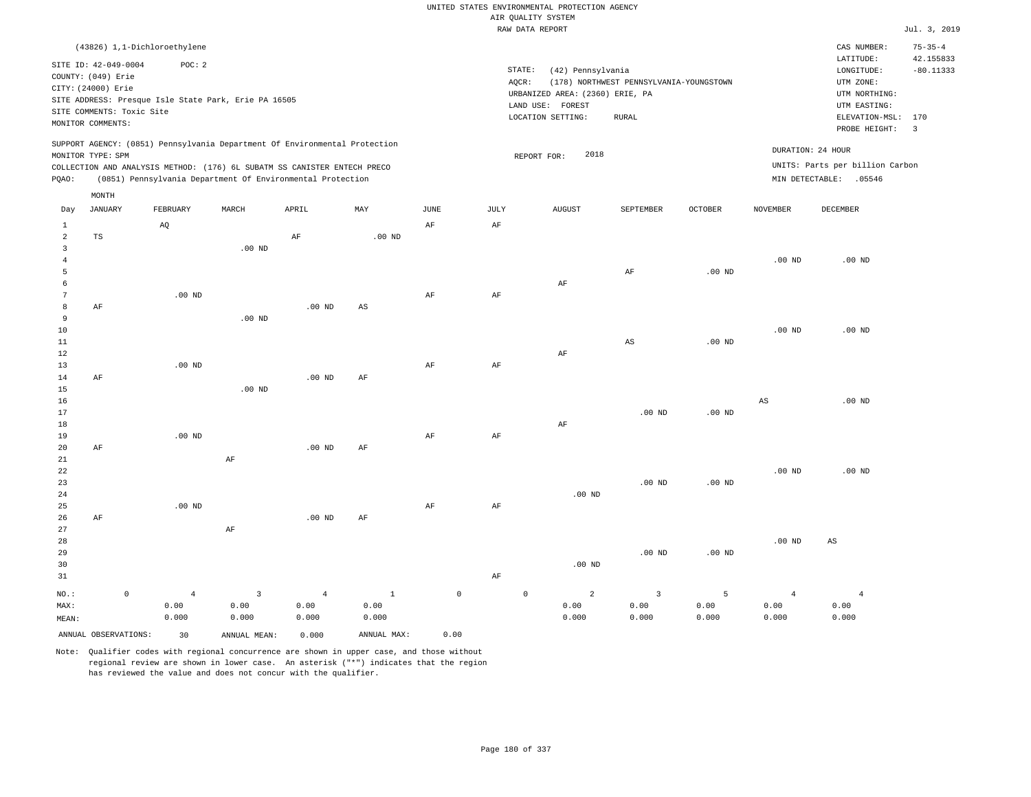UNITED STATES ENVIRONMENTAL PROTECTION AGENCY
AIR QUALITY SYSTEM
RAW DATA REPORT

Jul. 3, 2019

(43826) 1,1-Dichloroethylene

SITE ID: 42-049-0004  POC: 2
COUNTY: (049) Erie
CITY: (24000) Erie
SITE ADDRESS: Presque Isle State Park, Erie PA 16505
SITE COMMENTS: Toxic Site
MONITOR COMMENTS:

STATE: (42) Pennsylvania
AQCR: (178) NORTHWEST PENNSYLVANIA-YOUNGSTOWN
URBANIZED AREA: (2360) ERIE, PA
LAND USE: FOREST
LOCATION SETTING: RURAL

CAS NUMBER: 75-35-4
LATITUDE: 42.155833
LONGITUDE: -80.11333
UTM ZONE:
UTM NORTHING:
UTM EASTING:
ELEVATION-MSL: 170
PROBE HEIGHT: 3

SUPPORT AGENCY: (0851) Pennsylvania Department Of Environmental Protection
MONITOR TYPE: SPM
COLLECTION AND ANALYSIS METHOD: (176) 6L SUBATM SS CANISTER ENTECH PRECO
PQAO: (0851) Pennsylvania Department Of Environmental Protection

REPORT FOR: 2018

DURATION: 24 HOUR
UNITS: Parts per billion Carbon
MIN DETECTABLE: .05546

| Day | JANUARY | FEBRUARY | MARCH | APRIL | MAY | JUNE | JULY | AUGUST | SEPTEMBER | OCTOBER | NOVEMBER | DECEMBER |
|---|---|---|---|---|---|---|---|---|---|---|---|---|
| 1 | | AQ | | | | AF | AF | | | | | |
| 2 | TS | | | AF | .00 ND | | | | | | | |
| 3 | | | .00 ND | | | | | | | | | |
| 4 | | | | | | | | | | | .00 ND | .00 ND |
| 5 | | | | | | | | | AF | .00 ND | | |
| 6 | | | | | | | | AF | | | | |
| 7 | | .00 ND | | | | AF | AF | | | | | |
| 8 | AF | | | .00 ND | AS | | | | | | | |
| 9 | | | .00 ND | | | | | | | | | |
| 10 | | | | | | | | | | | .00 ND | .00 ND |
| 11 | | | | | | | | | AS | .00 ND | | |
| 12 | | | | | | | | AF | | | | |
| 13 | | .00 ND | | | | AF | AF | | | | | |
| 14 | AF | | | .00 ND | AF | | | | | | | |
| 15 | | | .00 ND | | | | | | | | | |
| 16 | | | | | | | | | | | AS | .00 ND |
| 17 | | | | | | | | | .00 ND | .00 ND | | |
| 18 | | | | | | | | AF | | | | |
| 19 | | .00 ND | | | | AF | AF | | | | | |
| 20 | AF | | | .00 ND | AF | | | | | | | |
| 21 | | | AF | | | | | | | | | |
| 22 | | | | | | | | | | | .00 ND | .00 ND |
| 23 | | | | | | | | | .00 ND | .00 ND | | |
| 24 | | | | | | | | .00 ND | | | | |
| 25 | | .00 ND | | | | AF | AF | | | | | |
| 26 | AF | | | .00 ND | AF | | | | | | | |
| 27 | | | AF | | | | | | | | | |
| 28 | | | | | | | | | | | .00 ND | AS |
| 29 | | | | | | | | | .00 ND | .00 ND | | |
| 30 | | | | | | | | .00 ND | | | | |
| 31 | | | | | | | AF | | | | | |
| NO.: | 0 | 4 | 3 | 4 | 1 | 0 | 0 | 2 | 3 | 5 | 4 | 4 |
| MAX: | | 0.00 | 0.00 | 0.00 | 0.00 | | | 0.00 | 0.00 | 0.00 | 0.00 | 0.00 |
| MEAN: | | 0.000 | 0.000 | 0.000 | 0.000 | | | 0.000 | 0.000 | 0.000 | 0.000 | 0.000 |

ANNUAL OBSERVATIONS: 30  ANNUAL MEAN: 0.000  ANNUAL MAX: 0.00

Note: Qualifier codes with regional concurrence are shown in upper case, and those without regional review are shown in lower case. An asterisk ("*") indicates that the region has reviewed the value and does not concur with the qualifier.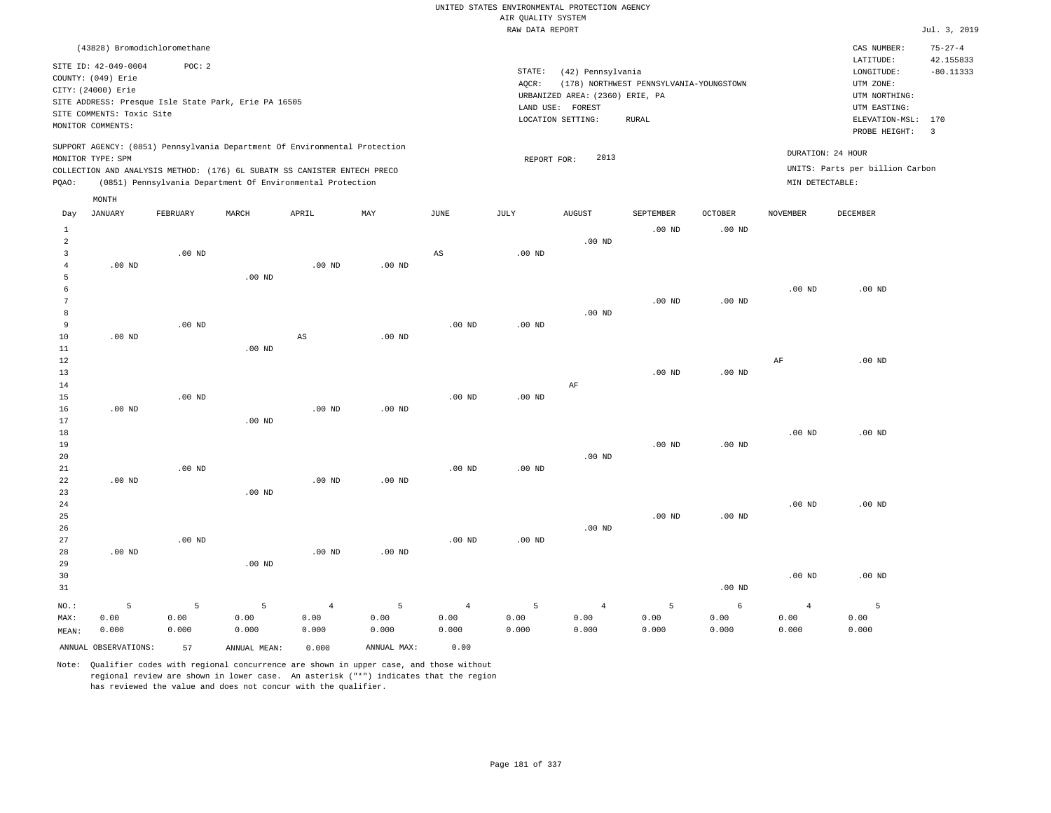UNITED STATES ENVIRONMENTAL PROTECTION AGENCY
AIR QUALITY SYSTEM
RAW DATA REPORT

Jul. 3, 2019

(43828) Bromodichloromethane

SITE ID: 42-049-0004 POC: 2
COUNTY: (049) Erie
CITY: (24000) Erie
SITE ADDRESS: Presque Isle State Park, Erie PA 16505
SITE COMMENTS: Toxic Site
MONITOR COMMENTS:

STATE: (42) Pennsylvania
AQCR: (178) NORTHWEST PENNSYLVANIA-YOUNGSTOWN
URBANIZED AREA: (2360) ERIE, PA
LAND USE: FOREST
LOCATION SETTING: RURAL

CAS NUMBER: 75-27-4
LATITUDE: 42.155833
LONGITUDE: -80.11333
UTM ZONE:
UTM NORTHING:
UTM EASTING:
ELEVATION-MSL: 170
PROBE HEIGHT: 3

SUPPORT AGENCY: (0851) Pennsylvania Department Of Environmental Protection
MONITOR TYPE: SPM
COLLECTION AND ANALYSIS METHOD: (176) 6L SUBATM SS CANISTER ENTECH PRECO
PQAO: (0851) Pennsylvania Department Of Environmental Protection

REPORT FOR: 2013

DURATION: 24 HOUR
UNITS: Parts per billion Carbon
MIN DETECTABLE:

| Day | JANUARY | FEBRUARY | MARCH | APRIL | MAY | JUNE | JULY | AUGUST | SEPTEMBER | OCTOBER | NOVEMBER | DECEMBER |
|---|---|---|---|---|---|---|---|---|---|---|---|---|
| 1 | | | | | | | | | .00 ND | .00 ND | | |
| 2 | | | | | | | | .00 ND | | | | |
| 3 | | .00 ND | | | | AS | .00 ND | | | | | |
| 4 | .00 ND | | | .00 ND | .00 ND | | | | | | | |
| 5 | | | .00 ND | | | | | | | | | |
| 6 | | | | | | | | | | | .00 ND | .00 ND |
| 7 | | | | | | | | | .00 ND | .00 ND | | |
| 8 | | | | | | | | .00 ND | | | | |
| 9 | | .00 ND | | | | .00 ND | .00 ND | | | | | |
| 10 | .00 ND | | | AS | .00 ND | | | | | | | |
| 11 | | | .00 ND | | | | | | | | | |
| 12 | | | | | | | | | | | AF | .00 ND |
| 13 | | | | | | | | | .00 ND | .00 ND | | |
| 14 | | | | | | | | AF | | | | |
| 15 | | .00 ND | | | | .00 ND | .00 ND | | | | | |
| 16 | .00 ND | | | .00 ND | .00 ND | | | | | | | |
| 17 | | | .00 ND | | | | | | | | | |
| 18 | | | | | | | | | | | .00 ND | .00 ND |
| 19 | | | | | | | | | .00 ND | .00 ND | | |
| 20 | | | | | | | | .00 ND | | | | |
| 21 | | .00 ND | | | | .00 ND | .00 ND | | | | | |
| 22 | .00 ND | | | .00 ND | .00 ND | | | | | | | |
| 23 | | | .00 ND | | | | | | | | | |
| 24 | | | | | | | | | | | .00 ND | .00 ND |
| 25 | | | | | | | | | .00 ND | .00 ND | | |
| 26 | | | | | | | | .00 ND | | | | |
| 27 | | .00 ND | | | | .00 ND | .00 ND | | | | | |
| 28 | .00 ND | | | .00 ND | .00 ND | | | | | | | |
| 29 | | | .00 ND | | | | | | | | | |
| 30 | | | | | | | | | | | .00 ND | .00 ND |
| 31 | | | | | | | | | | .00 ND | | |
| NO.: | 5 | 5 | 5 | 4 | 5 | 4 | 5 | 4 | 5 | 6 | 4 | 5 |
| MAX: | 0.00 | 0.00 | 0.00 | 0.00 | 0.00 | 0.00 | 0.00 | 0.00 | 0.00 | 0.00 | 0.00 | 0.00 |
| MEAN: | 0.000 | 0.000 | 0.000 | 0.000 | 0.000 | 0.000 | 0.000 | 0.000 | 0.000 | 0.000 | 0.000 | 0.000 |

ANNUAL OBSERVATIONS: 57 ANNUAL MEAN: 0.000 ANNUAL MAX: 0.00

Note: Qualifier codes with regional concurrence are shown in upper case, and those without regional review are shown in lower case. An asterisk ("*") indicates that the region has reviewed the value and does not concur with the qualifier.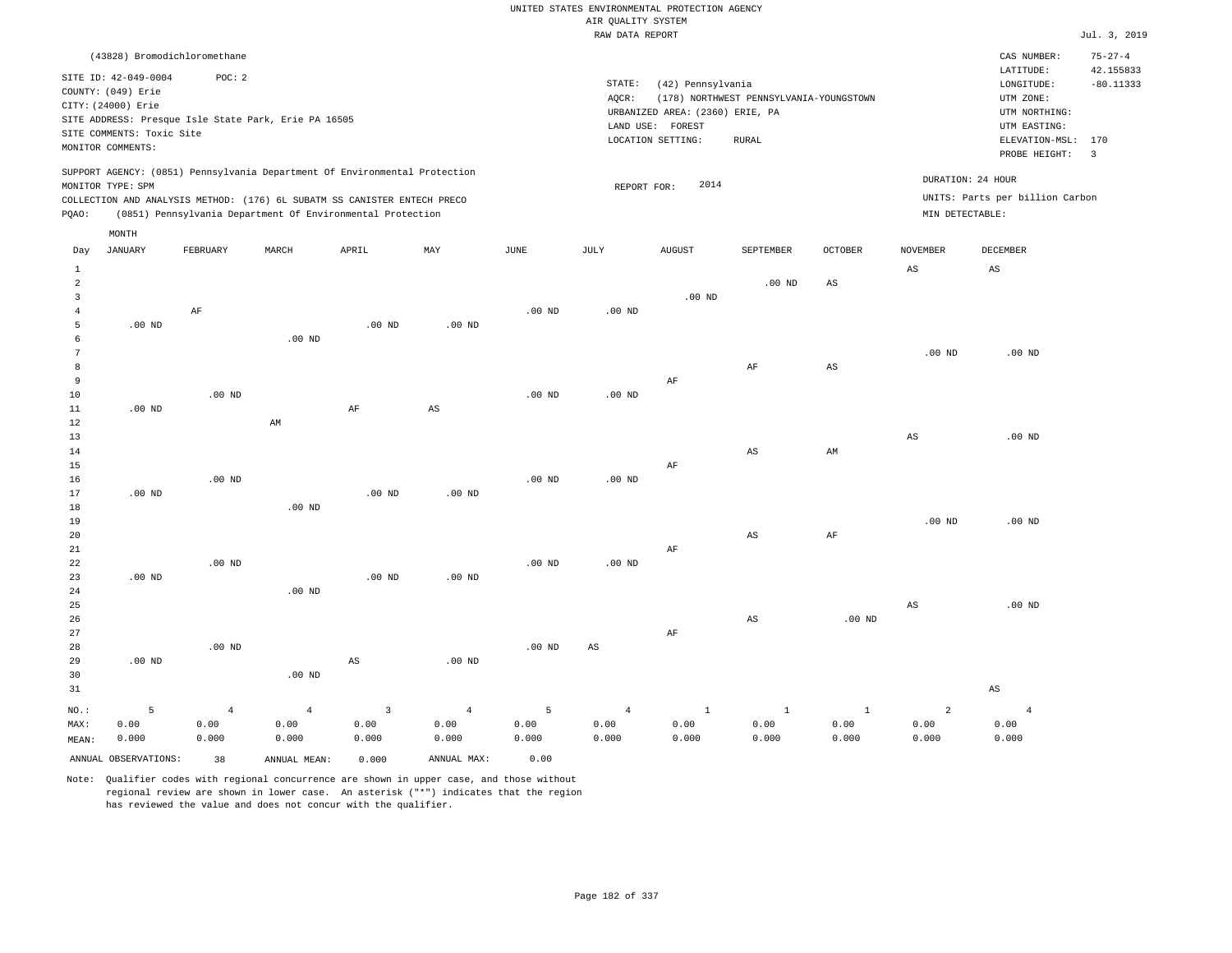UNITED STATES ENVIRONMENTAL PROTECTION AGENCY
AIR QUALITY SYSTEM
RAW DATA REPORT

Jul. 3, 2019

(43828) Bromodichloromethane

SITE ID: 42-049-0004 POC: 2
COUNTY: (049) Erie
CITY: (24000) Erie
SITE ADDRESS: Presque Isle State Park, Erie PA 16505
SITE COMMENTS: Toxic Site
MONITOR COMMENTS:

STATE: (42) Pennsylvania
AQCR: (178) NORTHWEST PENNSYLVANIA-YOUNGSTOWN
URBANIZED AREA: (2360) ERIE, PA
LAND USE: FOREST
LOCATION SETTING: RURAL

CAS NUMBER: 75-27-4
LATITUDE: 42.155833
LONGITUDE: -80.11333
UTM ZONE:
UTM NORTHING:
UTM EASTING:
ELEVATION-MSL: 170
PROBE HEIGHT: 3

SUPPORT AGENCY: (0851) Pennsylvania Department Of Environmental Protection
MONITOR TYPE: SPM
COLLECTION AND ANALYSIS METHOD: (176) 6L SUBATM SS CANISTER ENTECH PRECO
PQAO: (0851) Pennsylvania Department Of Environmental Protection

REPORT FOR: 2014

DURATION: 24 HOUR
UNITS: Parts per billion Carbon
MIN DETECTABLE:

| Day | JANUARY | FEBRUARY | MARCH | APRIL | MAY | JUNE | JULY | AUGUST | SEPTEMBER | OCTOBER | NOVEMBER | DECEMBER |
|---|---|---|---|---|---|---|---|---|---|---|---|---|
| 1 | | | | | | | | | | | AS | AS |
| 2 | | | | | | | | | .00 ND | AS | | |
| 3 | | | | | | | | .00 ND | | | | |
| 4 | | AF | | | | .00 ND | .00 ND | | | | | |
| 5 | .00 ND | | | .00 ND | .00 ND | | | | | | | |
| 6 | | | .00 ND | | | | | | | | | |
| 7 | | | | | | | | | | | .00 ND | .00 ND |
| 8 | | | | | | | | | AF | AS | | |
| 9 | | | | | | | | AF | | | | |
| 10 | | .00 ND | | | | .00 ND | .00 ND | | | | | |
| 11 | .00 ND | | | AF | AS | | | | | | | |
| 12 | | | AM | | | | | | | | | |
| 13 | | | | | | | | | | | AS | .00 ND |
| 14 | | | | | | | | | AS | AM | | |
| 15 | | | | | | | | AF | | | | |
| 16 | | .00 ND | | | | .00 ND | .00 ND | | | | | |
| 17 | .00 ND | | | .00 ND | .00 ND | | | | | | | |
| 18 | | | .00 ND | | | | | | | | | |
| 19 | | | | | | | | | | | .00 ND | .00 ND |
| 20 | | | | | | | | | AS | AF | | |
| 21 | | | | | | | | AF | | | | |
| 22 | | .00 ND | | | | .00 ND | .00 ND | | | | | |
| 23 | .00 ND | | | .00 ND | .00 ND | | | | | | | |
| 24 | | | .00 ND | | | | | | | | | |
| 25 | | | | | | | | | | | AS | .00 ND |
| 26 | | | | | | | | | AS | .00 ND | | |
| 27 | | | | | | | | AF | | | | |
| 28 | | .00 ND | | | | .00 ND | AS | | | | | |
| 29 | .00 ND | | | AS | .00 ND | | | | | | | |
| 30 | | | .00 ND | | | | | | | | | |
| 31 | | | | | | | | | | | | AS |
| NO.: | 5 | 4 | 4 | 3 | 4 | 5 | 4 | 1 | 1 | 1 | 2 | 4 |
| MAX: | 0.00 | 0.00 | 0.00 | 0.00 | 0.00 | 0.00 | 0.00 | 0.00 | 0.00 | 0.00 | 0.00 | 0.00 |
| MEAN: | 0.000 | 0.000 | 0.000 | 0.000 | 0.000 | 0.000 | 0.000 | 0.000 | 0.000 | 0.000 | 0.000 | 0.000 |

ANNUAL OBSERVATIONS: 38 ANNUAL MEAN: 0.000 ANNUAL MAX: 0.00

Note: Qualifier codes with regional concurrence are shown in upper case, and those without regional review are shown in lower case. An asterisk ("*") indicates that the region has reviewed the value and does not concur with the qualifier.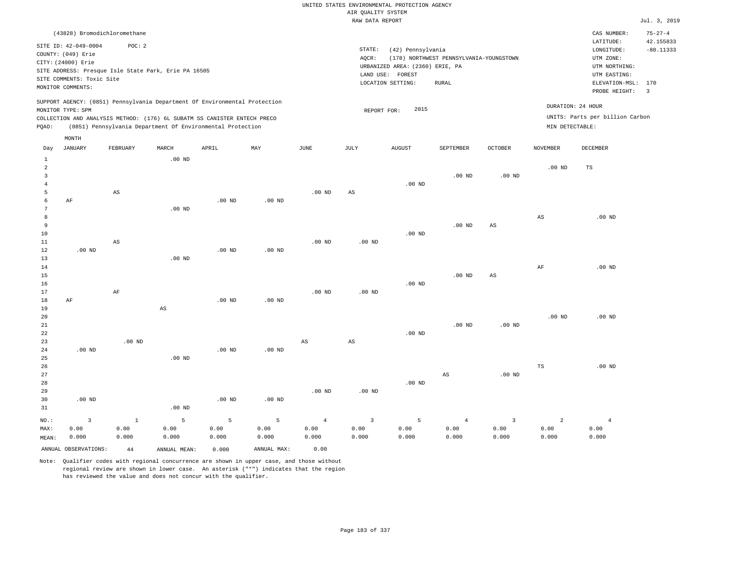UNITED STATES ENVIRONMENTAL PROTECTION AGENCY
AIR QUALITY SYSTEM
RAW DATA REPORT

Jul. 3, 2019

(43828) Bromodichloromethane

SITE ID: 42-049-0004 POC: 2
COUNTY: (049) Erie
CITY: (24000) Erie
SITE ADDRESS: Presque Isle State Park, Erie PA 16505
SITE COMMENTS: Toxic Site
MONITOR COMMENTS:

STATE: (42) Pennsylvania
AQCR: (178) NORTHWEST PENNSYLVANIA-YOUNGSTOWN
URBANIZED AREA: (2360) ERIE, PA
LAND USE: FOREST
LOCATION SETTING: RURAL

CAS NUMBER: 75-27-4
LATITUDE: 42.155833
LONGITUDE: -80.11333
UTM ZONE:
UTM NORTHING:
UTM EASTING:
ELEVATION-MSL: 170
PROBE HEIGHT: 3

SUPPORT AGENCY: (0851) Pennsylvania Department Of Environmental Protection
MONITOR TYPE: SPM
COLLECTION AND ANALYSIS METHOD: (176) 6L SUBATM SS CANISTER ENTECH PRECO
PQAO: (0851) Pennsylvania Department Of Environmental Protection

REPORT FOR: 2015

DURATION: 24 HOUR
UNITS: Parts per billion Carbon
MIN DETECTABLE:

| Day | JANUARY | FEBRUARY | MARCH | APRIL | MAY | JUNE | JULY | AUGUST | SEPTEMBER | OCTOBER | NOVEMBER | DECEMBER |
|---|---|---|---|---|---|---|---|---|---|---|---|---|
| 1 | | | .00 ND | | | | | | | | | |
| 2 | | | | | | | | | | | .00 ND | TS |
| 3 | | | | | | | | | .00 ND | .00 ND | | |
| 4 | | | | | | | | .00 ND | | | | |
| 5 | | AS | | | | .00 ND | AS | | | | | |
| 6 | AF | | | .00 ND | .00 ND | | | | | | | |
| 7 | | | .00 ND | | | | | | | | | |
| 8 | | | | | | | | | | | AS | .00 ND |
| 9 | | | | | | | | | .00 ND | AS | | |
| 10 | | | | | | | | .00 ND | | | | |
| 11 | | AS | | | | .00 ND | .00 ND | | | | | |
| 12 | .00 ND | | | .00 ND | .00 ND | | | | | | | |
| 13 | | | .00 ND | | | | | | | | | |
| 14 | | | | | | | | | | | AF | .00 ND |
| 15 | | | | | | | | | .00 ND | AS | | |
| 16 | | | | | | | | .00 ND | | | | |
| 17 | | AF | | | | .00 ND | .00 ND | | | | | |
| 18 | AF | | | .00 ND | .00 ND | | | | | | | |
| 19 | | | AS | | | | | | | | | |
| 20 | | | | | | | | | | | .00 ND | .00 ND |
| 21 | | | | | | | | | .00 ND | .00 ND | | |
| 22 | | | | | | | | .00 ND | | | | |
| 23 | | .00 ND | | | | AS | AS | | | | | |
| 24 | .00 ND | | | .00 ND | .00 ND | | | | | | | |
| 25 | | | .00 ND | | | | | | | | | |
| 26 | | | | | | | | | | | TS | .00 ND |
| 27 | | | | | | | | | AS | .00 ND | | |
| 28 | | | | | | | | .00 ND | | | | |
| 29 | | | | | | .00 ND | .00 ND | | | | | |
| 30 | .00 ND | | | .00 ND | .00 ND | | | | | | | |
| 31 | | | .00 ND | | | | | | | | | |
| NO.: | 3 | 1 | 5 | 5 | 5 | 4 | 3 | 5 | 4 | 3 | 2 | 4 |
| MAX: | 0.00 | 0.00 | 0.00 | 0.00 | 0.00 | 0.00 | 0.00 | 0.00 | 0.00 | 0.00 | 0.00 | 0.00 |
| MEAN: | 0.000 | 0.000 | 0.000 | 0.000 | 0.000 | 0.000 | 0.000 | 0.000 | 0.000 | 0.000 | 0.000 | 0.000 |

ANNUAL OBSERVATIONS: 44 ANNUAL MEAN: 0.000 ANNUAL MAX: 0.00

Note: Qualifier codes with regional concurrence are shown in upper case, and those without regional review are shown in lower case. An asterisk ("*") indicates that the region has reviewed the value and does not concur with the qualifier.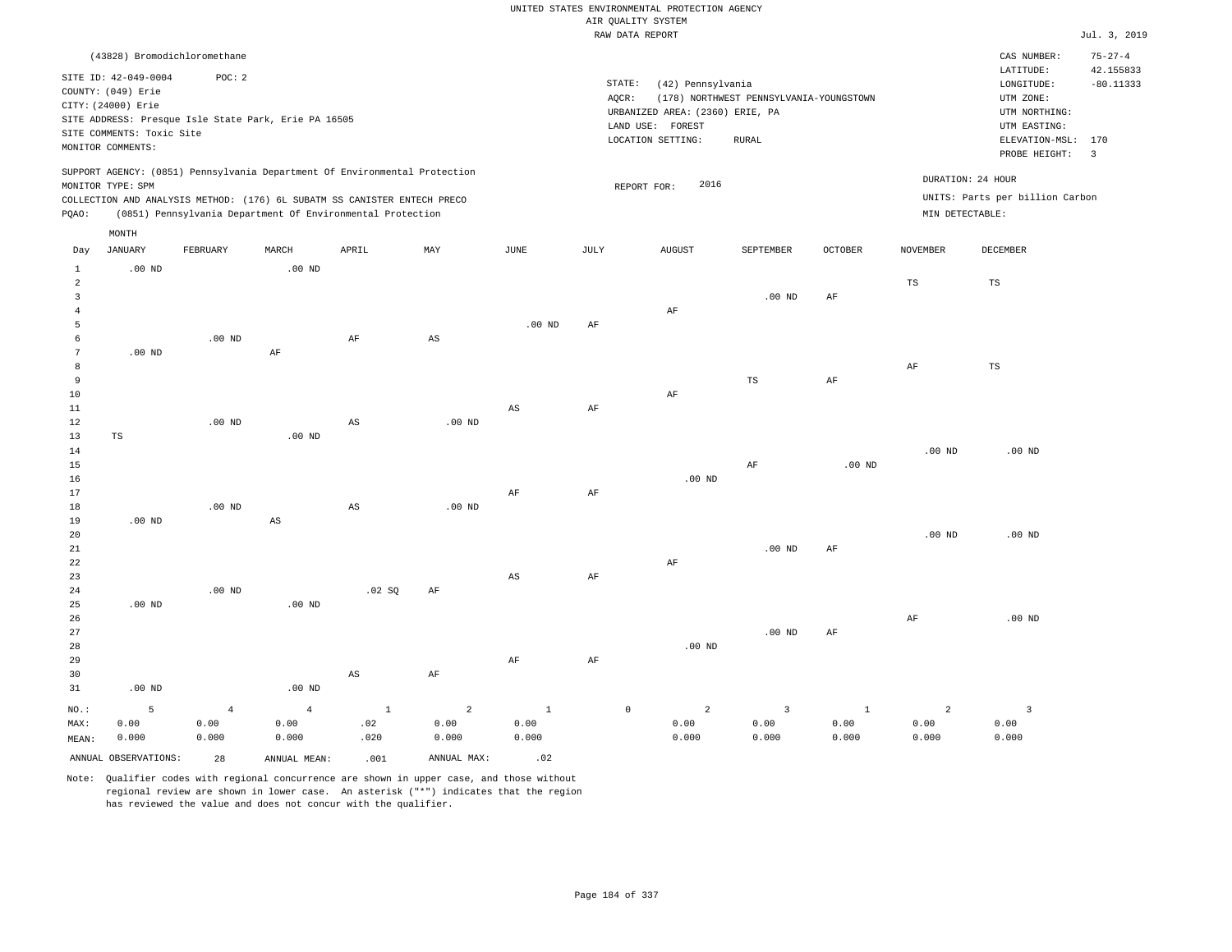UNITED STATES ENVIRONMENTAL PROTECTION AGENCY
AIR QUALITY SYSTEM
RAW DATA REPORT

Jul. 3, 2019

(43828) Bromodichloromethane

SITE ID: 42-049-0004 POC: 2
COUNTY: (049) Erie
CITY: (24000) Erie
SITE ADDRESS: Presque Isle State Park, Erie PA 16505
SITE COMMENTS: Toxic Site
MONITOR COMMENTS:

STATE: (42) Pennsylvania
AQCR: (178) NORTHWEST PENNSYLVANIA-YOUNGSTOWN
URBANIZED AREA: (2360) ERIE, PA
LAND USE: FOREST
LOCATION SETTING: RURAL

CAS NUMBER: 75-27-4
LATITUDE: 42.155833
LONGITUDE: -80.11333
UTM ZONE:
UTM NORTHING:
UTM EASTING:
ELEVATION-MSL: 170
PROBE HEIGHT: 3

SUPPORT AGENCY: (0851) Pennsylvania Department Of Environmental Protection
MONITOR TYPE: SPM
COLLECTION AND ANALYSIS METHOD: (176) 6L SUBATM SS CANISTER ENTECH PRECO
PQAO: (0851) Pennsylvania Department Of Environmental Protection

REPORT FOR: 2016

DURATION: 24 HOUR
UNITS: Parts per billion Carbon
MIN DETECTABLE:

| Day | JANUARY | FEBRUARY | MARCH | APRIL | MAY | JUNE | JULY | AUGUST | SEPTEMBER | OCTOBER | NOVEMBER | DECEMBER |
|---|---|---|---|---|---|---|---|---|---|---|---|---|
| 1 | .00 ND | | .00 ND | | | | | | | | | |
| 2 | | | | | | | | | | | TS | TS |
| 3 | | | | | | | | | .00 ND | AF | | |
| 4 | | | | | | | | AF | | | | |
| 5 | | | | | | .00 ND | AF | | | | | |
| 6 | | .00 ND | | AF | AS | | | | | | | |
| 7 | .00 ND | | AF | | | | | | | | | |
| 8 | | | | | | | | | | | AF | TS |
| 9 | | | | | | | | | TS | AF | | |
| 10 | | | | | | | | AF | | | | |
| 11 | | | | | | AS | AF | | | | | |
| 12 | | .00 ND | | AS | .00 ND | | | | | | | |
| 13 | TS | | .00 ND | | | | | | | | | |
| 14 | | | | | | | | | | | .00 ND | .00 ND |
| 15 | | | | | | | | | AF | .00 ND | | |
| 16 | | | | | | | | .00 ND | | | | |
| 17 | | | | | | AF | AF | | | | | |
| 18 | | .00 ND | | AS | .00 ND | | | | | | | |
| 19 | .00 ND | | AS | | | | | | | | | |
| 20 | | | | | | | | | | | .00 ND | .00 ND |
| 21 | | | | | | | | | .00 ND | AF | | |
| 22 | | | | | | | | AF | | | | |
| 23 | | | | | | AS | AF | | | | | |
| 24 | | .00 ND | | .02 SQ | AF | | | | | | | |
| 25 | .00 ND | | .00 ND | | | | | | | | | |
| 26 | | | | | | | | | | | AF | .00 ND |
| 27 | | | | | | | | | .00 ND | AF | | |
| 28 | | | | | | | | .00 ND | | | | |
| 29 | | | | | | AF | AF | | | | | |
| 30 | | | | AS | AF | | | | | | | |
| 31 | .00 ND | | .00 ND | | | | | | | | | |
| NO.: | 5 | 4 | 4 | 1 | 2 | 1 | 0 | 2 | 3 | 1 | 2 | 3 |
| MAX: | 0.00 | 0.00 | 0.00 | .02 | 0.00 | 0.00 | | 0.00 | 0.00 | 0.00 | 0.00 | 0.00 |
| MEAN: | 0.000 | 0.000 | 0.000 | .020 | 0.000 | 0.000 | | 0.000 | 0.000 | 0.000 | 0.000 | 0.000 |

ANNUAL OBSERVATIONS: 28 ANNUAL MEAN: .001 ANNUAL MAX: .02

Note: Qualifier codes with regional concurrence are shown in upper case, and those without regional review are shown in lower case. An asterisk ("*") indicates that the region has reviewed the value and does not concur with the qualifier.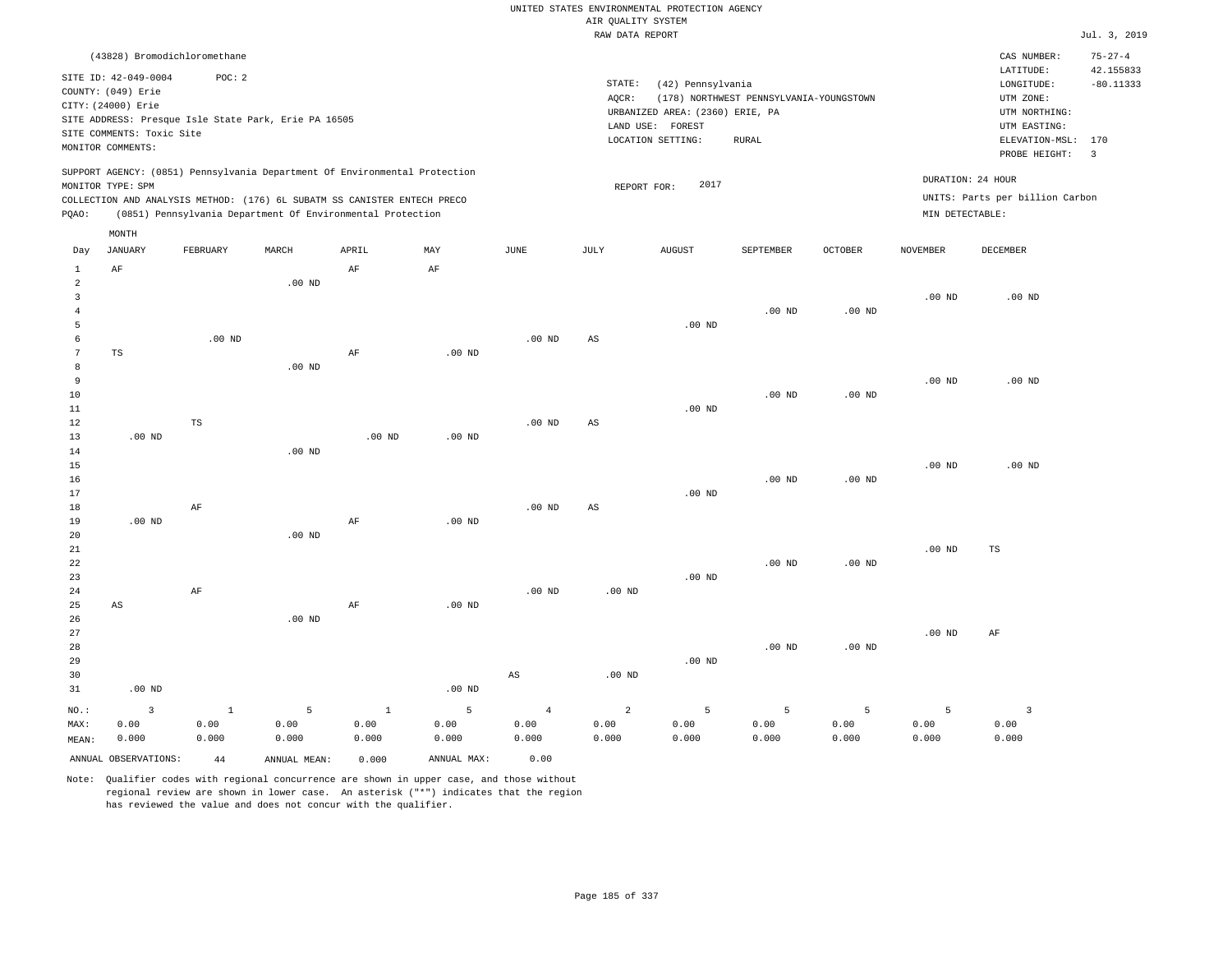UNITED STATES ENVIRONMENTAL PROTECTION AGENCY
AIR QUALITY SYSTEM
RAW DATA REPORT

Jul. 3, 2019

(43828) Bromodichloromethane

SITE ID: 42-049-0004 POC: 2
COUNTY: (049) Erie
CITY: (24000) Erie
SITE ADDRESS: Presque Isle State Park, Erie PA 16505
SITE COMMENTS: Toxic Site
MONITOR COMMENTS:

STATE: (42) Pennsylvania
AQCR: (178) NORTHWEST PENNSYLVANIA-YOUNGSTOWN
URBANIZED AREA: (2360) ERIE, PA
LAND USE: FOREST
LOCATION SETTING: RURAL

CAS NUMBER: 75-27-4
LATITUDE: 42.155833
LONGITUDE: -80.11333
UTM ZONE:
UTM NORTHING:
UTM EASTING:
ELEVATION-MSL: 170
PROBE HEIGHT: 3

SUPPORT AGENCY: (0851) Pennsylvania Department Of Environmental Protection
MONITOR TYPE: SPM
COLLECTION AND ANALYSIS METHOD: (176) 6L SUBATM SS CANISTER ENTECH PRECO
PQAO: (0851) Pennsylvania Department Of Environmental Protection

REPORT FOR: 2017

DURATION: 24 HOUR
UNITS: Parts per billion Carbon
MIN DETECTABLE:

| Day | JANUARY | FEBRUARY | MARCH | APRIL | MAY | JUNE | JULY | AUGUST | SEPTEMBER | OCTOBER | NOVEMBER | DECEMBER |
|---|---|---|---|---|---|---|---|---|---|---|---|---|
| 1 | AF | | | AF | AF | | | | | | | |
| 2 | | | .00 ND | | | | | | | | | |
| 3 | | | | | | | | | | | .00 ND | .00 ND |
| 4 | | | | | | | | | .00 ND | .00 ND | | |
| 5 | | | | | | | | .00 ND | | | | |
| 6 | | .00 ND | | | | .00 ND | AS | | | | | |
| 7 | TS | | | AF | .00 ND | | | | | | | |
| 8 | | | .00 ND | | | | | | | | | |
| 9 | | | | | | | | | | | .00 ND | .00 ND |
| 10 | | | | | | | | | .00 ND | .00 ND | | |
| 11 | | | | | | | | .00 ND | | | | |
| 12 | | TS | | | | .00 ND | AS | | | | | |
| 13 | .00 ND | | | .00 ND | .00 ND | | | | | | | |
| 14 | | | .00 ND | | | | | | | | | |
| 15 | | | | | | | | | | | .00 ND | .00 ND |
| 16 | | | | | | | | | .00 ND | .00 ND | | |
| 17 | | | | | | | | .00 ND | | | | |
| 18 | | AF | | | | .00 ND | AS | | | | | |
| 19 | .00 ND | | | AF | .00 ND | | | | | | | |
| 20 | | | .00 ND | | | | | | | | | |
| 21 | | | | | | | | | | | .00 ND | TS |
| 22 | | | | | | | | | .00 ND | .00 ND | | |
| 23 | | | | | | | | .00 ND | | | | |
| 24 | | AF | | | | .00 ND | .00 ND | | | | | |
| 25 | AS | | | AF | .00 ND | | | | | | | |
| 26 | | | .00 ND | | | | | | | | | |
| 27 | | | | | | | | | | | .00 ND | AF |
| 28 | | | | | | | | | .00 ND | .00 ND | | |
| 29 | | | | | | | | .00 ND | | | | |
| 30 | | | | | | AS | .00 ND | | | | | |
| 31 | .00 ND | | | | .00 ND | | | | | | | |
| NO.: | 3 | 1 | 5 | 1 | 5 | 4 | 2 | 5 | 5 | 5 | 5 | 3 |
| MAX: | 0.00 | 0.00 | 0.00 | 0.00 | 0.00 | 0.00 | 0.00 | 0.00 | 0.00 | 0.00 | 0.00 | 0.00 |
| MEAN: | 0.000 | 0.000 | 0.000 | 0.000 | 0.000 | 0.000 | 0.000 | 0.000 | 0.000 | 0.000 | 0.000 | 0.000 |

ANNUAL OBSERVATIONS: 44 ANNUAL MEAN: 0.000 ANNUAL MAX: 0.00

Note: Qualifier codes with regional concurrence are shown in upper case, and those without regional review are shown in lower case. An asterisk ("*") indicates that the region has reviewed the value and does not concur with the qualifier.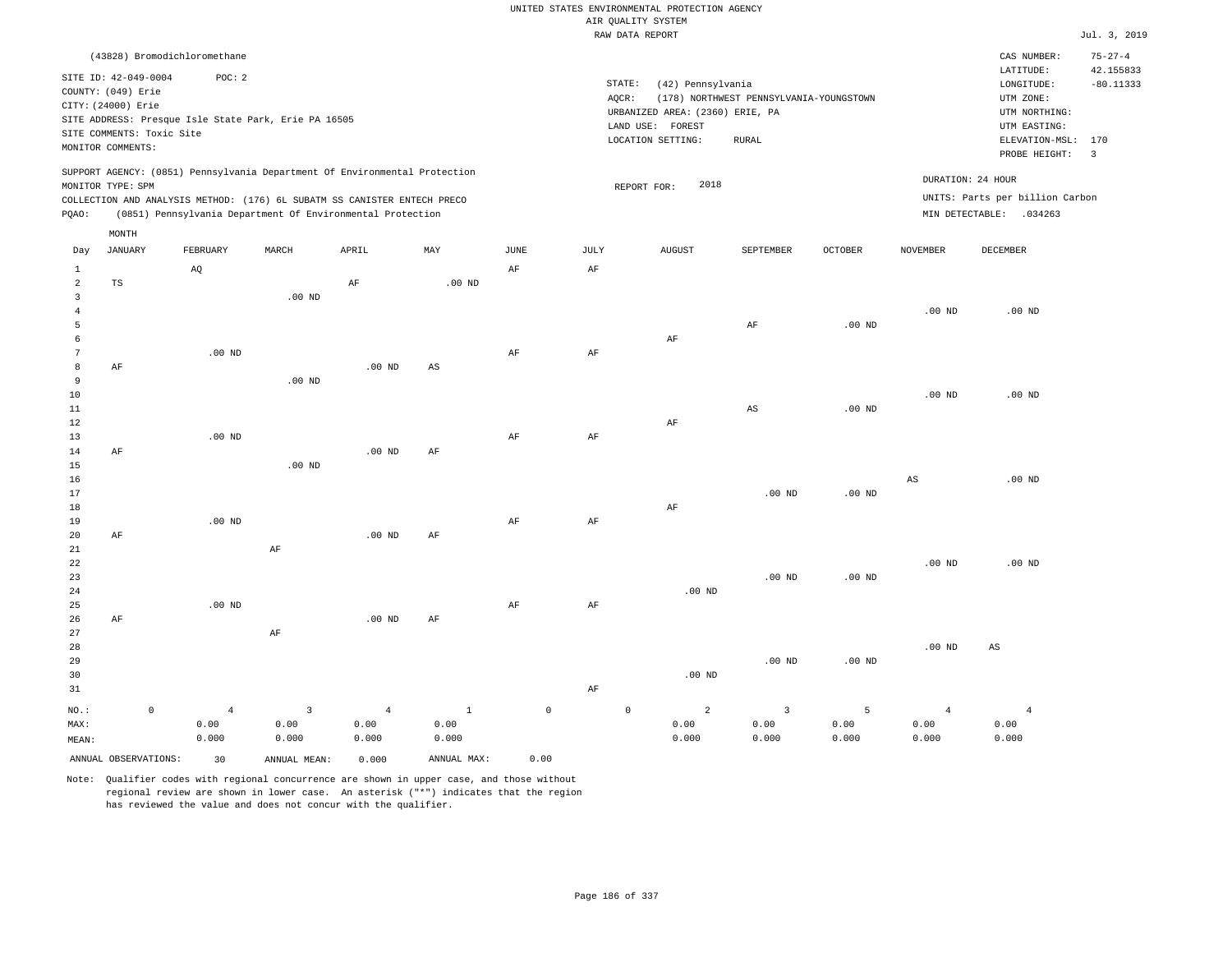UNITED STATES ENVIRONMENTAL PROTECTION AGENCY
AIR QUALITY SYSTEM
RAW DATA REPORT

Jul. 3, 2019

(43828) Bromodichloromethane

SITE ID: 42-049-0004 POC: 2
COUNTY: (049) Erie
CITY: (24000) Erie
SITE ADDRESS: Presque Isle State Park, Erie PA 16505
SITE COMMENTS: Toxic Site
MONITOR COMMENTS:

STATE: (42) Pennsylvania
AQCR: (178) NORTHWEST PENNSYLVANIA-YOUNGSTOWN
URBANIZED AREA: (2360) ERIE, PA
LAND USE: FOREST
LOCATION SETTING: RURAL

CAS NUMBER: 75-27-4
LATITUDE: 42.155833
LONGITUDE: -80.11333
UTM ZONE:
UTM NORTHING:
UTM EASTING:
ELEVATION-MSL: 170
PROBE HEIGHT: 3

SUPPORT AGENCY: (0851) Pennsylvania Department Of Environmental Protection
MONITOR TYPE: SPM
COLLECTION AND ANALYSIS METHOD: (176) 6L SUBATM SS CANISTER ENTECH PRECO
PQAO: (0851) Pennsylvania Department Of Environmental Protection

REPORT FOR: 2018

DURATION: 24 HOUR
UNITS: Parts per billion Carbon
MIN DETECTABLE: .034263

| Day | JANUARY | FEBRUARY | MARCH | APRIL | MAY | JUNE | JULY | AUGUST | SEPTEMBER | OCTOBER | NOVEMBER | DECEMBER |
|---|---|---|---|---|---|---|---|---|---|---|---|---|
| 1 | | AQ | | | | AF | AF | | | | | |
| 2 | TS | | | AF | .00 ND | | | | | | | |
| 3 | | | .00 ND | | | | | | | | | |
| 4 | | | | | | | | | | | .00 ND | .00 ND |
| 5 | | | | | | | | | AF | .00 ND | | |
| 6 | | | | | | | | AF | | | | |
| 7 | | .00 ND | | | | AF | AF | | | | | |
| 8 | AF | | | .00 ND | AS | | | | | | | |
| 9 | | | .00 ND | | | | | | | | | |
| 10 | | | | | | | | | | | .00 ND | .00 ND |
| 11 | | | | | | | | | AS | .00 ND | | |
| 12 | | | | | | | | AF | | | | |
| 13 | | .00 ND | | | | AF | AF | | | | | |
| 14 | AF | | | .00 ND | AF | | | | | | | |
| 15 | | | .00 ND | | | | | | | | | |
| 16 | | | | | | | | | | | AS | .00 ND |
| 17 | | | | | | | | | .00 ND | .00 ND | | |
| 18 | | | | | | | | AF | | | | |
| 19 | | .00 ND | | | | AF | AF | | | | | |
| 20 | AF | | | .00 ND | AF | | | | | | | |
| 21 | | | AF | | | | | | | | | |
| 22 | | | | | | | | | | | .00 ND | .00 ND |
| 23 | | | | | | | | | .00 ND | .00 ND | | |
| 24 | | | | | | | | .00 ND | | | | |
| 25 | | .00 ND | | | | AF | AF | | | | | |
| 26 | AF | | | .00 ND | AF | | | | | | | |
| 27 | | | AF | | | | | | | | | |
| 28 | | | | | | | | | | | .00 ND | AS |
| 29 | | | | | | | | | .00 ND | .00 ND | | |
| 30 | | | | | | | | .00 ND | | | | |
| 31 | | | | | | | AF | | | | | |
| NO.: | 0 | 4 | 3 | 4 | 1 | 0 | 0 | 2 | 3 | 5 | 4 | 4 |
| MAX: | | 0.00 | 0.00 | 0.00 | 0.00 | | | 0.00 | 0.00 | 0.00 | 0.00 | 0.00 |
| MEAN: | | 0.000 | 0.000 | 0.000 | 0.000 | | | 0.000 | 0.000 | 0.000 | 0.000 | 0.000 |

ANNUAL OBSERVATIONS: 30 ANNUAL MEAN: 0.000 ANNUAL MAX: 0.00

Note: Qualifier codes with regional concurrence are shown in upper case, and those without regional review are shown in lower case. An asterisk ("*") indicates that the region has reviewed the value and does not concur with the qualifier.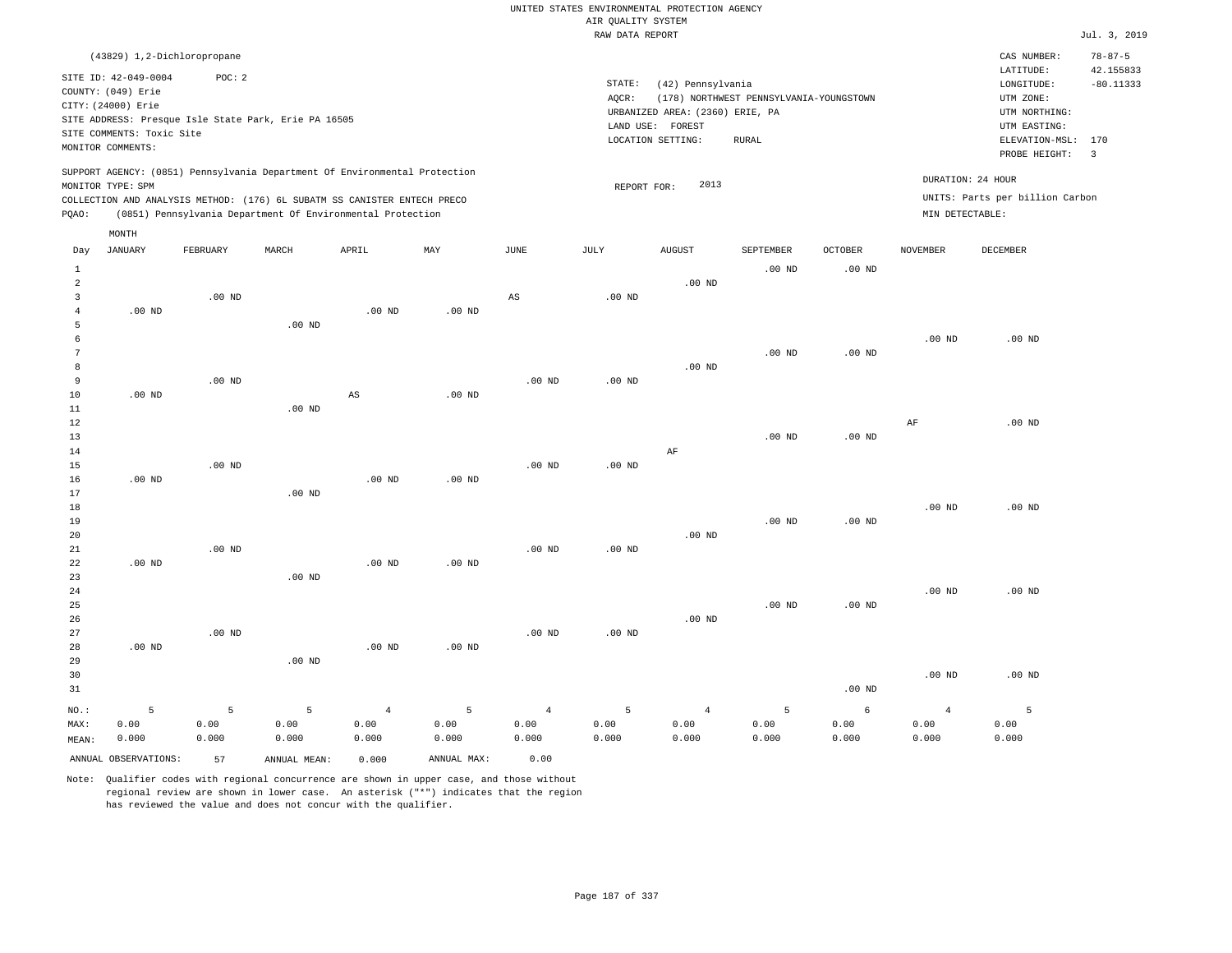UNITED STATES ENVIRONMENTAL PROTECTION AGENCY
AIR QUALITY SYSTEM
RAW DATA REPORT

Jul. 3, 2019

(43829) 1,2-Dichloropropane

SITE ID: 42-049-0004 POC: 2
COUNTY: (049) Erie
CITY: (24000) Erie
SITE ADDRESS: Presque Isle State Park, Erie PA 16505
SITE COMMENTS: Toxic Site
MONITOR COMMENTS:

STATE: (42) Pennsylvania
AQCR: (178) NORTHWEST PENNSYLVANIA-YOUNGSTOWN
URBANIZED AREA: (2360) ERIE, PA
LAND USE: FOREST
LOCATION SETTING: RURAL

CAS NUMBER: 78-87-5
LATITUDE: 42.155833
LONGITUDE: -80.11333
UTM ZONE:
UTM NORTHING:
UTM EASTING:
ELEVATION-MSL: 170
PROBE HEIGHT: 3

SUPPORT AGENCY: (0851) Pennsylvania Department Of Environmental Protection
MONITOR TYPE: SPM
COLLECTION AND ANALYSIS METHOD: (176) 6L SUBATM SS CANISTER ENTECH PRECO
PQAO: (0851) Pennsylvania Department Of Environmental Protection

REPORT FOR: 2013

DURATION: 24 HOUR
UNITS: Parts per billion Carbon
MIN DETECTABLE:

| Day | JANUARY | FEBRUARY | MARCH | APRIL | MAY | JUNE | JULY | AUGUST | SEPTEMBER | OCTOBER | NOVEMBER | DECEMBER |
|---|---|---|---|---|---|---|---|---|---|---|---|---|
| 1 | | | | | | | | | .00 ND | .00 ND | | |
| 2 | | | | | | | | .00 ND | | | | |
| 3 | | .00 ND | | | | AS | .00 ND | | | | | |
| 4 | .00 ND | | | .00 ND | .00 ND | | | | | | | |
| 5 | | | .00 ND | | | | | | | | | |
| 6 | | | | | | | | | | | .00 ND | .00 ND |
| 7 | | | | | | | | | .00 ND | .00 ND | | |
| 8 | | | | | | | | .00 ND | | | | |
| 9 | | .00 ND | | | | .00 ND | .00 ND | | | | | |
| 10 | .00 ND | | | AS | .00 ND | | | | | | | |
| 11 | | | .00 ND | | | | | | | | | |
| 12 | | | | | | | | | | | AF | .00 ND |
| 13 | | | | | | | | | .00 ND | .00 ND | | |
| 14 | | | | | | | | AF | | | | |
| 15 | | .00 ND | | | | .00 ND | .00 ND | | | | | |
| 16 | .00 ND | | | .00 ND | .00 ND | | | | | | | |
| 17 | | | .00 ND | | | | | | | | | |
| 18 | | | | | | | | | | | .00 ND | .00 ND |
| 19 | | | | | | | | | .00 ND | .00 ND | | |
| 20 | | | | | | | | .00 ND | | | | |
| 21 | | .00 ND | | | | .00 ND | .00 ND | | | | | |
| 22 | .00 ND | | | .00 ND | .00 ND | | | | | | | |
| 23 | | | .00 ND | | | | | | | | | |
| 24 | | | | | | | | | | | .00 ND | .00 ND |
| 25 | | | | | | | | | .00 ND | .00 ND | | |
| 26 | | | | | | | | .00 ND | | | | |
| 27 | | .00 ND | | | | .00 ND | .00 ND | | | | | |
| 28 | .00 ND | | | .00 ND | .00 ND | | | | | | | |
| 29 | | | .00 ND | | | | | | | | | |
| 30 | | | | | | | | | | | .00 ND | .00 ND |
| 31 | | | | | | | | | | .00 ND | | |
| NO.: | 5 | 5 | 5 | 4 | 5 | 4 | 5 | 4 | 5 | 6 | 4 | 5 |
| MAX: | 0.00 | 0.00 | 0.00 | 0.00 | 0.00 | 0.00 | 0.00 | 0.00 | 0.00 | 0.00 | 0.00 | 0.00 |
| MEAN: | 0.000 | 0.000 | 0.000 | 0.000 | 0.000 | 0.000 | 0.000 | 0.000 | 0.000 | 0.000 | 0.000 | 0.000 |

ANNUAL OBSERVATIONS: 57 ANNUAL MEAN: 0.000 ANNUAL MAX: 0.00

Note: Qualifier codes with regional concurrence are shown in upper case, and those without regional review are shown in lower case. An asterisk ("*") indicates that the region has reviewed the value and does not concur with the qualifier.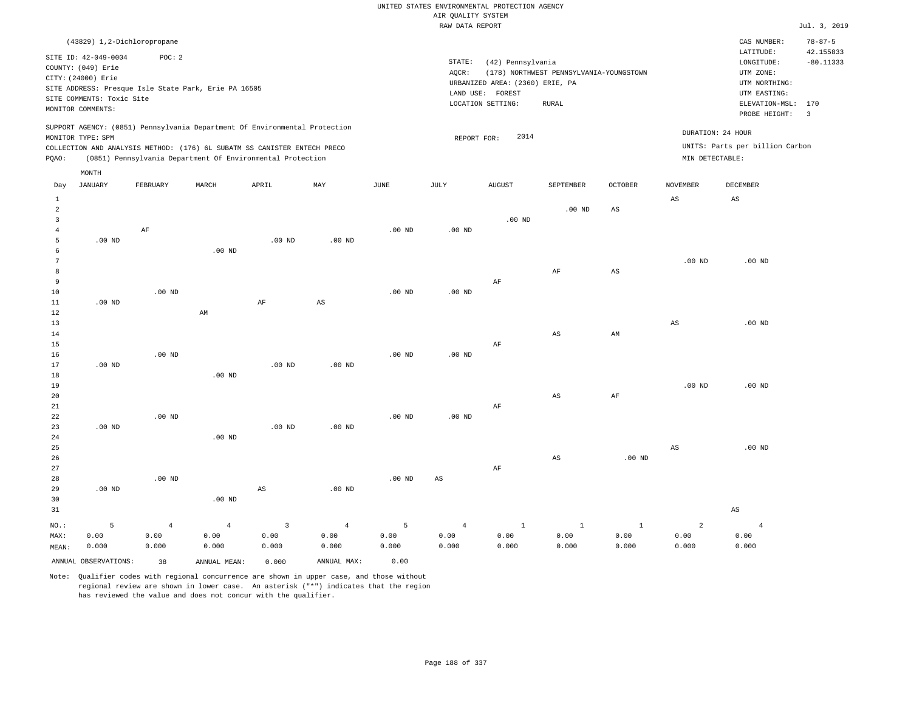UNITED STATES ENVIRONMENTAL PROTECTION AGENCY
AIR QUALITY SYSTEM
RAW DATA REPORT

Jul. 3, 2019

(43829) 1,2-Dichloropropane

SITE ID: 42-049-0004 POC: 2
COUNTY: (049) Erie
CITY: (24000) Erie
SITE ADDRESS: Presque Isle State Park, Erie PA 16505
SITE COMMENTS: Toxic Site
MONITOR COMMENTS:

STATE: (42) Pennsylvania
AQCR: (178) NORTHWEST PENNSYLVANIA-YOUNGSTOWN
URBANIZED AREA: (2360) ERIE, PA
LAND USE: FOREST
LOCATION SETTING: RURAL

CAS NUMBER: 78-87-5
LATITUDE: 42.155833
LONGITUDE: -80.11333
UTM ZONE:
UTM NORTHING:
UTM EASTING:
ELEVATION-MSL: 170
PROBE HEIGHT: 3

SUPPORT AGENCY: (0851) Pennsylvania Department Of Environmental Protection
MONITOR TYPE: SPM
COLLECTION AND ANALYSIS METHOD: (176) 6L SUBATM SS CANISTER ENTECH PRECO
PQAO: (0851) Pennsylvania Department Of Environmental Protection

REPORT FOR: 2014

DURATION: 24 HOUR
UNITS: Parts per billion Carbon
MIN DETECTABLE:

| Day | JANUARY | FEBRUARY | MARCH | APRIL | MAY | JUNE | JULY | AUGUST | SEPTEMBER | OCTOBER | NOVEMBER | DECEMBER |
|---|---|---|---|---|---|---|---|---|---|---|---|---|
| 1 | | | | | | | | | | | AS | AS |
| 2 | | | | | | | | | .00 ND | AS | | |
| 3 | | | | | | | | .00 ND | | | | |
| 4 | | AF | | | | .00 ND | .00 ND | | | | | |
| 5 | .00 ND | | | .00 ND | .00 ND | | | | | | | |
| 6 | | | .00 ND | | | | | | | | | |
| 7 | | | | | | | | | | | .00 ND | .00 ND |
| 8 | | | | | | | | | AF | AS | | |
| 9 | | | | | | | | AF | | | | |
| 10 | | .00 ND | | | | .00 ND | .00 ND | | | | | |
| 11 | .00 ND | | | AF | AS | | | | | | | |
| 12 | | | AM | | | | | | | | | |
| 13 | | | | | | | | | | | AS | .00 ND |
| 14 | | | | | | | | | AS | AM | | |
| 15 | | | | | | | | AF | | | | |
| 16 | | .00 ND | | | | .00 ND | .00 ND | | | | | |
| 17 | .00 ND | | | .00 ND | .00 ND | | | | | | | |
| 18 | | | .00 ND | | | | | | | | | |
| 19 | | | | | | | | | | | .00 ND | .00 ND |
| 20 | | | | | | | | | AS | AF | | |
| 21 | | | | | | | | AF | | | | |
| 22 | | .00 ND | | | | .00 ND | .00 ND | | | | | |
| 23 | .00 ND | | | .00 ND | .00 ND | | | | | | | |
| 24 | | | .00 ND | | | | | | | | | |
| 25 | | | | | | | | | | | AS | .00 ND |
| 26 | | | | | | | | | AS | .00 ND | | |
| 27 | | | | | | | | AF | | | | |
| 28 | | .00 ND | | | | .00 ND | AS | | | | | |
| 29 | .00 ND | | | AS | .00 ND | | | | | | | |
| 30 | | | .00 ND | | | | | | | | | |
| 31 | | | | | | | | | | | | AS |
| NO.: | 5 | 4 | 4 | 3 | 4 | 5 | 4 | 1 | 1 | 1 | 2 | 4 |
| MAX: | 0.00 | 0.00 | 0.00 | 0.00 | 0.00 | 0.00 | 0.00 | 0.00 | 0.00 | 0.00 | 0.00 | 0.00 |
| MEAN: | 0.000 | 0.000 | 0.000 | 0.000 | 0.000 | 0.000 | 0.000 | 0.000 | 0.000 | 0.000 | 0.000 | 0.000 |

ANNUAL OBSERVATIONS: 38 ANNUAL MEAN: 0.000 ANNUAL MAX: 0.00

Note: Qualifier codes with regional concurrence are shown in upper case, and those without regional review are shown in lower case. An asterisk ("*") indicates that the region has reviewed the value and does not concur with the qualifier.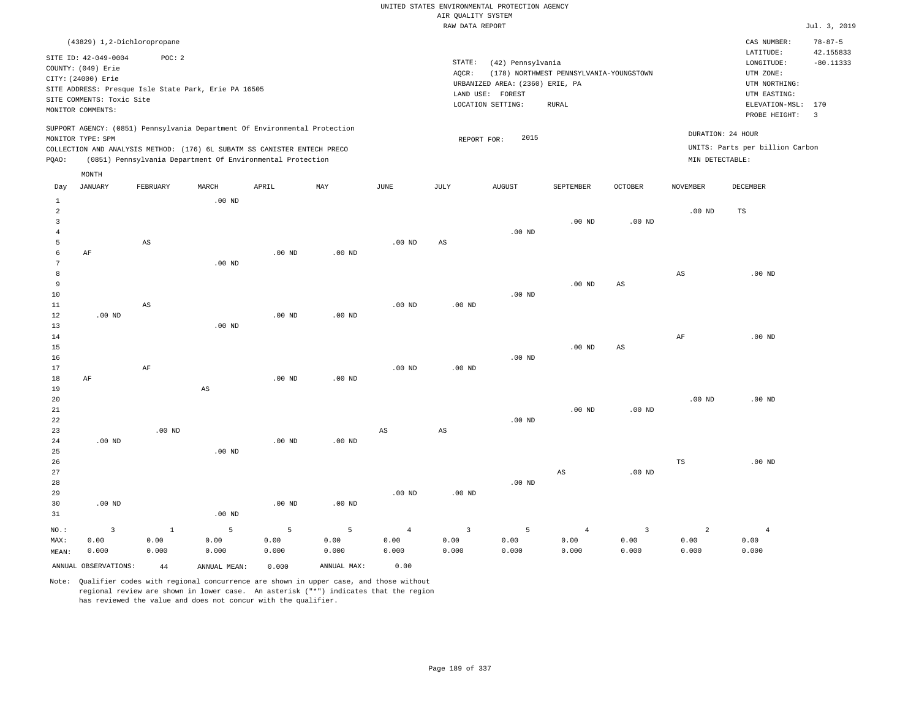UNITED STATES ENVIRONMENTAL PROTECTION AGENCY
AIR QUALITY SYSTEM
RAW DATA REPORT

Jul. 3, 2019

(43829) 1,2-Dichloropropane

SITE ID: 42-049-0004 POC: 2
COUNTY: (049) Erie
CITY: (24000) Erie
SITE ADDRESS: Presque Isle State Park, Erie PA 16505
SITE COMMENTS: Toxic Site
MONITOR COMMENTS:

STATE: (42) Pennsylvania
AQCR: (178) NORTHWEST PENNSYLVANIA-YOUNGSTOWN
URBANIZED AREA: (2360) ERIE, PA
LAND USE: FOREST
LOCATION SETTING: RURAL

CAS NUMBER: 78-87-5
LATITUDE: 42.155833
LONGITUDE: -80.11333
UTM ZONE:
UTM NORTHING:
UTM EASTING:
ELEVATION-MSL: 170
PROBE HEIGHT: 3

SUPPORT AGENCY: (0851) Pennsylvania Department Of Environmental Protection
MONITOR TYPE: SPM
COLLECTION AND ANALYSIS METHOD: (176) 6L SUBATM SS CANISTER ENTECH PRECO
PQAO: (0851) Pennsylvania Department Of Environmental Protection

REPORT FOR: 2015

DURATION: 24 HOUR
UNITS: Parts per billion Carbon
MIN DETECTABLE:

| Day | JANUARY | FEBRUARY | MARCH | APRIL | MAY | JUNE | JULY | AUGUST | SEPTEMBER | OCTOBER | NOVEMBER | DECEMBER |
|---|---|---|---|---|---|---|---|---|---|---|---|---|
| 1 | | | .00 ND | | | | | | | | | |
| 2 | | | | | | | | | | | .00 ND | TS |
| 3 | | | | | | | | | .00 ND | .00 ND | | |
| 4 | | | | | | | | .00 ND | | | | |
| 5 | | AS | | | | .00 ND | AS | | | | | |
| 6 | AF | | | .00 ND | .00 ND | | | | | | | |
| 7 | | | .00 ND | | | | | | | | | |
| 8 | | | | | | | | | | | AS | .00 ND |
| 9 | | | | | | | | | .00 ND | AS | | |
| 10 | | | | | | | | .00 ND | | | | |
| 11 | | AS | | | | .00 ND | .00 ND | | | | | |
| 12 | .00 ND | | | .00 ND | .00 ND | | | | | | | |
| 13 | | | .00 ND | | | | | | | | | |
| 14 | | | | | | | | | | | AF | .00 ND |
| 15 | | | | | | | | | .00 ND | AS | | |
| 16 | | | | | | | | .00 ND | | | | |
| 17 | | AF | | | | .00 ND | .00 ND | | | | | |
| 18 | AF | | | .00 ND | .00 ND | | | | | | | |
| 19 | | | AS | | | | | | | | | |
| 20 | | | | | | | | | | | .00 ND | .00 ND |
| 21 | | | | | | | | | .00 ND | .00 ND | | |
| 22 | | | | | | | | .00 ND | | | | |
| 23 | | .00 ND | | | | AS | AS | | | | | |
| 24 | .00 ND | | | .00 ND | .00 ND | | | | | | | |
| 25 | | | .00 ND | | | | | | | | | |
| 26 | | | | | | | | | | | TS | .00 ND |
| 27 | | | | | | | | | AS | .00 ND | | |
| 28 | | | | | | | | .00 ND | | | | |
| 29 | | | | | | .00 ND | .00 ND | | | | | |
| 30 | .00 ND | | | .00 ND | .00 ND | | | | | | | |
| 31 | | | .00 ND | | | | | | | | | |
| NO.: | 3 | 1 | 5 | 5 | 5 | 4 | 3 | 5 | 4 | 3 | 2 | 4 |
| MAX: | 0.00 | 0.00 | 0.00 | 0.00 | 0.00 | 0.00 | 0.00 | 0.00 | 0.00 | 0.00 | 0.00 | 0.00 |
| MEAN: | 0.000 | 0.000 | 0.000 | 0.000 | 0.000 | 0.000 | 0.000 | 0.000 | 0.000 | 0.000 | 0.000 | 0.000 |

ANNUAL OBSERVATIONS: 44 ANNUAL MEAN: 0.000 ANNUAL MAX: 0.00

Note: Qualifier codes with regional concurrence are shown in upper case, and those without regional review are shown in lower case. An asterisk ("*") indicates that the region has reviewed the value and does not concur with the qualifier.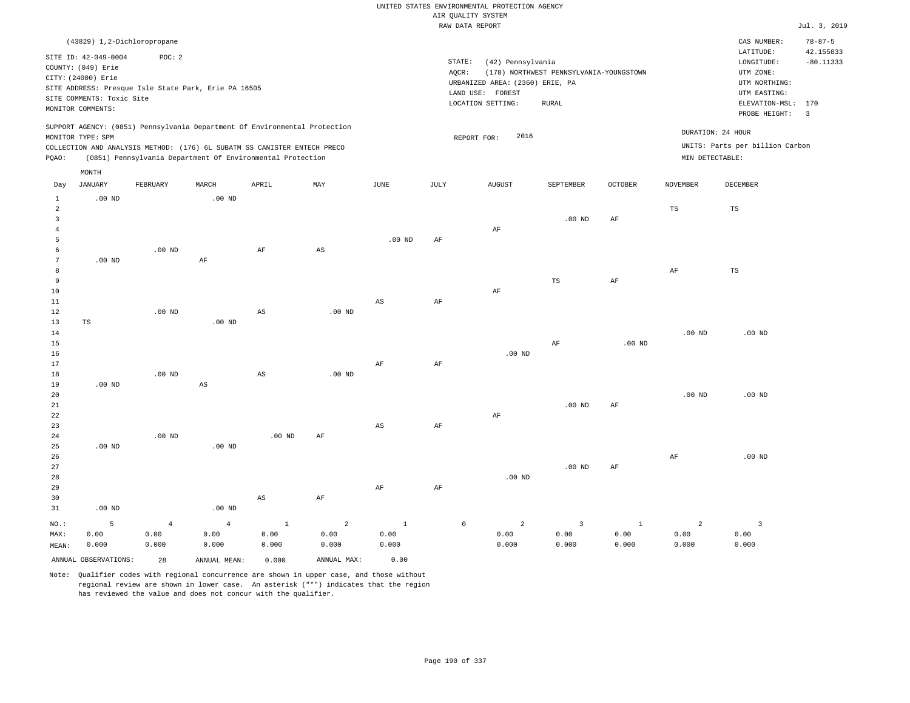UNITED STATES ENVIRONMENTAL PROTECTION AGENCY
AIR QUALITY SYSTEM
RAW DATA REPORT

Jul. 3, 2019

(43829) 1,2-Dichloropropane

SITE ID: 42-049-0004 POC: 2
COUNTY: (049) Erie
CITY: (24000) Erie
SITE ADDRESS: Presque Isle State Park, Erie PA 16505
SITE COMMENTS: Toxic Site
MONITOR COMMENTS:

STATE: (42) Pennsylvania
AQCR: (178) NORTHWEST PENNSYLVANIA-YOUNGSTOWN
URBANIZED AREA: (2360) ERIE, PA
LAND USE: FOREST
LOCATION SETTING: RURAL

CAS NUMBER: 78-87-5
LATITUDE: 42.155833
LONGITUDE: -80.11333
UTM ZONE:
UTM NORTHING:
UTM EASTING:
ELEVATION-MSL: 170
PROBE HEIGHT: 3

SUPPORT AGENCY: (0851) Pennsylvania Department Of Environmental Protection
MONITOR TYPE: SPM
COLLECTION AND ANALYSIS METHOD: (176) 6L SUBATM SS CANISTER ENTECH PRECO
PQAO: (0851) Pennsylvania Department Of Environmental Protection

REPORT FOR: 2016

DURATION: 24 HOUR
UNITS: Parts per billion Carbon
MIN DETECTABLE:

| Day | JANUARY | FEBRUARY | MARCH | APRIL | MAY | JUNE | JULY | AUGUST | SEPTEMBER | OCTOBER | NOVEMBER | DECEMBER |
|---|---|---|---|---|---|---|---|---|---|---|---|---|
| 1 | .00 ND | | .00 ND | | | | | | | | | |
| 2 | | | | | | | | | | | TS | TS |
| 3 | | | | | | | | | .00 ND | AF | | |
| 4 | | | | | | | | AF | | | | |
| 5 | | | | | | .00 ND | AF | | | | | |
| 6 | | .00 ND | | AF | AS | | | | | | | |
| 7 | .00 ND | | AF | | | | | | | | | |
| 8 | | | | | | | | | | | AF | TS |
| 9 | | | | | | | | | TS | AF | | |
| 10 | | | | | | | | AF | | | | |
| 11 | | | | | | AS | AF | | | | | |
| 12 | | .00 ND | | AS | .00 ND | | | | | | | |
| 13 | TS | | .00 ND | | | | | | | | | |
| 14 | | | | | | | | | | | .00 ND | .00 ND |
| 15 | | | | | | | | | AF | .00 ND | | |
| 16 | | | | | | | | .00 ND | | | | |
| 17 | | | | | | AF | AF | | | | | |
| 18 | | .00 ND | | AS | .00 ND | | | | | | | |
| 19 | .00 ND | | AS | | | | | | | | | |
| 20 | | | | | | | | | | | .00 ND | .00 ND |
| 21 | | | | | | | | | .00 ND | AF | | |
| 22 | | | | | | | | AF | | | | |
| 23 | | | | | | AS | AF | | | | | |
| 24 | | .00 ND | | .00 ND | AF | | | | | | | |
| 25 | .00 ND | | .00 ND | | | | | | | | | |
| 26 | | | | | | | | | | | AF | .00 ND |
| 27 | | | | | | | | | .00 ND | AF | | |
| 28 | | | | | | | | .00 ND | | | | |
| 29 | | | | | | AF | AF | | | | | |
| 30 | | | | AS | AF | | | | | | | |
| 31 | .00 ND | | .00 ND | | | | | | | | | |
| NO.: | 5 | 4 | 4 | 1 | 2 | 1 | 0 | 2 | 3 | 1 | 2 | 3 |
| MAX: | 0.00 | 0.00 | 0.00 | 0.00 | 0.00 | 0.00 | | 0.00 | 0.00 | 0.00 | 0.00 | 0.00 |
| MEAN: | 0.000 | 0.000 | 0.000 | 0.000 | 0.000 | 0.000 | | 0.000 | 0.000 | 0.000 | 0.000 | 0.000 |

ANNUAL OBSERVATIONS: 28 ANNUAL MEAN: 0.000 ANNUAL MAX: 0.00

Note: Qualifier codes with regional concurrence are shown in upper case, and those without regional review are shown in lower case. An asterisk ("*") indicates that the region has reviewed the value and does not concur with the qualifier.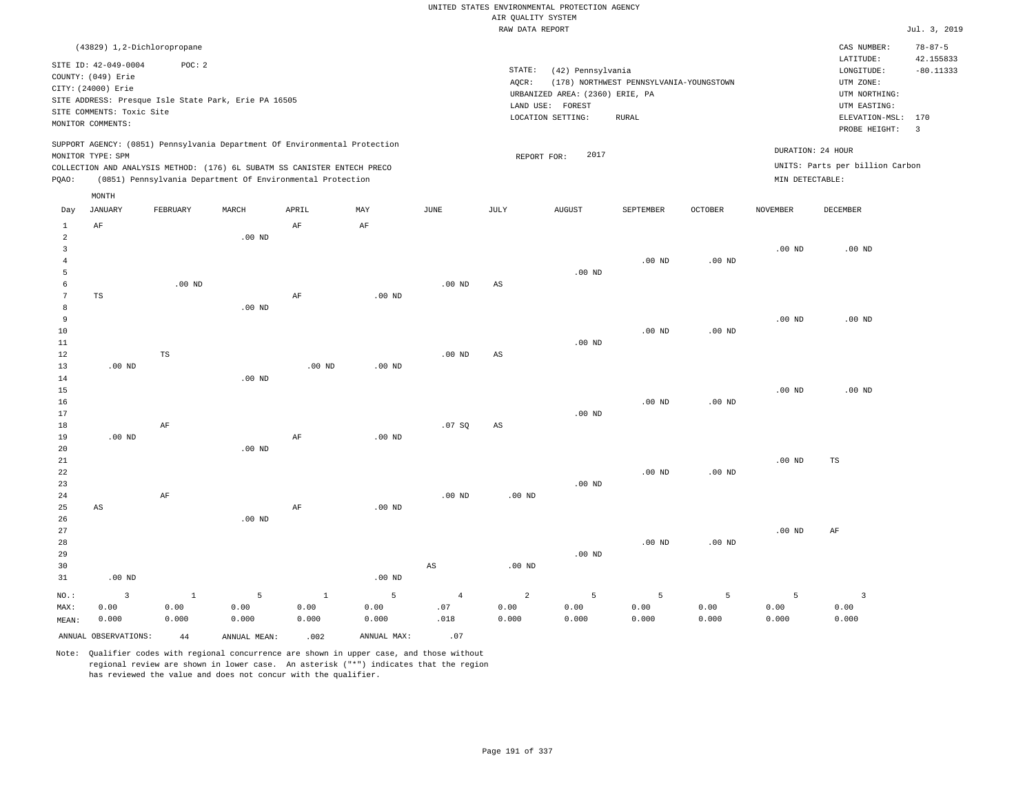UNITED STATES ENVIRONMENTAL PROTECTION AGENCY
AIR QUALITY SYSTEM
RAW DATA REPORT

Jul. 3, 2019

(43829) 1,2-Dichloropropane

SITE ID: 42-049-0004 POC: 2
COUNTY: (049) Erie
CITY: (24000) Erie
SITE ADDRESS: Presque Isle State Park, Erie PA 16505
SITE COMMENTS: Toxic Site
MONITOR COMMENTS:

STATE: (42) Pennsylvania
AQCR: (178) NORTHWEST PENNSYLVANIA-YOUNGSTOWN
URBANIZED AREA: (2360) ERIE, PA
LAND USE: FOREST
LOCATION SETTING: RURAL

CAS NUMBER: 78-87-5
LATITUDE: 42.155833
LONGITUDE: -80.11333
UTM ZONE:
UTM NORTHING:
UTM EASTING:
ELEVATION-MSL: 170
PROBE HEIGHT: 3

SUPPORT AGENCY: (0851) Pennsylvania Department Of Environmental Protection
MONITOR TYPE: SPM
COLLECTION AND ANALYSIS METHOD: (176) 6L SUBATM SS CANISTER ENTECH PRECO
PQAO: (0851) Pennsylvania Department Of Environmental Protection

REPORT FOR: 2017

DURATION: 24 HOUR
UNITS: Parts per billion Carbon
MIN DETECTABLE:

| Day | JANUARY | FEBRUARY | MARCH | APRIL | MAY | JUNE | JULY | AUGUST | SEPTEMBER | OCTOBER | NOVEMBER | DECEMBER |
|---|---|---|---|---|---|---|---|---|---|---|---|---|
| 1 | AF | | | AF | AF | | | | | | | |
| 2 | | | .00 ND | | | | | | | | | |
| 3 | | | | | | | | | | | .00 ND | .00 ND |
| 4 | | | | | | | | | .00 ND | .00 ND | | |
| 5 | | | | | | | | .00 ND | | | | |
| 6 | | .00 ND | | | | .00 ND | AS | | | | | |
| 7 | TS | | | AF | .00 ND | | | | | | | |
| 8 | | | .00 ND | | | | | | | | | |
| 9 | | | | | | | | | | | .00 ND | .00 ND |
| 10 | | | | | | | | | .00 ND | .00 ND | | |
| 11 | | | | | | | | .00 ND | | | | |
| 12 | | TS | | | | .00 ND | AS | | | | | |
| 13 | .00 ND | | | .00 ND | .00 ND | | | | | | | |
| 14 | | | .00 ND | | | | | | | | | |
| 15 | | | | | | | | | | | .00 ND | .00 ND |
| 16 | | | | | | | | | .00 ND | .00 ND | | |
| 17 | | | | | | | | .00 ND | | | | |
| 18 | | AF | | | | .07 SQ | AS | | | | | |
| 19 | .00 ND | | | AF | .00 ND | | | | | | | |
| 20 | | | .00 ND | | | | | | | | | |
| 21 | | | | | | | | | | | .00 ND | TS |
| 22 | | | | | | | | | .00 ND | .00 ND | | |
| 23 | | | | | | | | .00 ND | | | | |
| 24 | | AF | | | | .00 ND | .00 ND | | | | | |
| 25 | AS | | | AF | .00 ND | | | | | | | |
| 26 | | | .00 ND | | | | | | | | | |
| 27 | | | | | | | | | | | .00 ND | AF |
| 28 | | | | | | | | | .00 ND | .00 ND | | |
| 29 | | | | | | | | .00 ND | | | | |
| 30 | | | | | | AS | .00 ND | | | | | |
| 31 | .00 ND | | | | .00 ND | | | | | | | |
| NO.: | 3 | 1 | 5 | 1 | 5 | 4 | 2 | 5 | 5 | 5 | 5 | 3 |
| MAX: | 0.00 | 0.00 | 0.00 | 0.00 | 0.00 | .07 | 0.00 | 0.00 | 0.00 | 0.00 | 0.00 | 0.00 |
| MEAN: | 0.000 | 0.000 | 0.000 | 0.000 | 0.000 | .018 | 0.000 | 0.000 | 0.000 | 0.000 | 0.000 | 0.000 |

ANNUAL OBSERVATIONS: 44 ANNUAL MEAN: .002 ANNUAL MAX: .07

Note: Qualifier codes with regional concurrence are shown in upper case, and those without regional review are shown in lower case. An asterisk ("*") indicates that the region has reviewed the value and does not concur with the qualifier.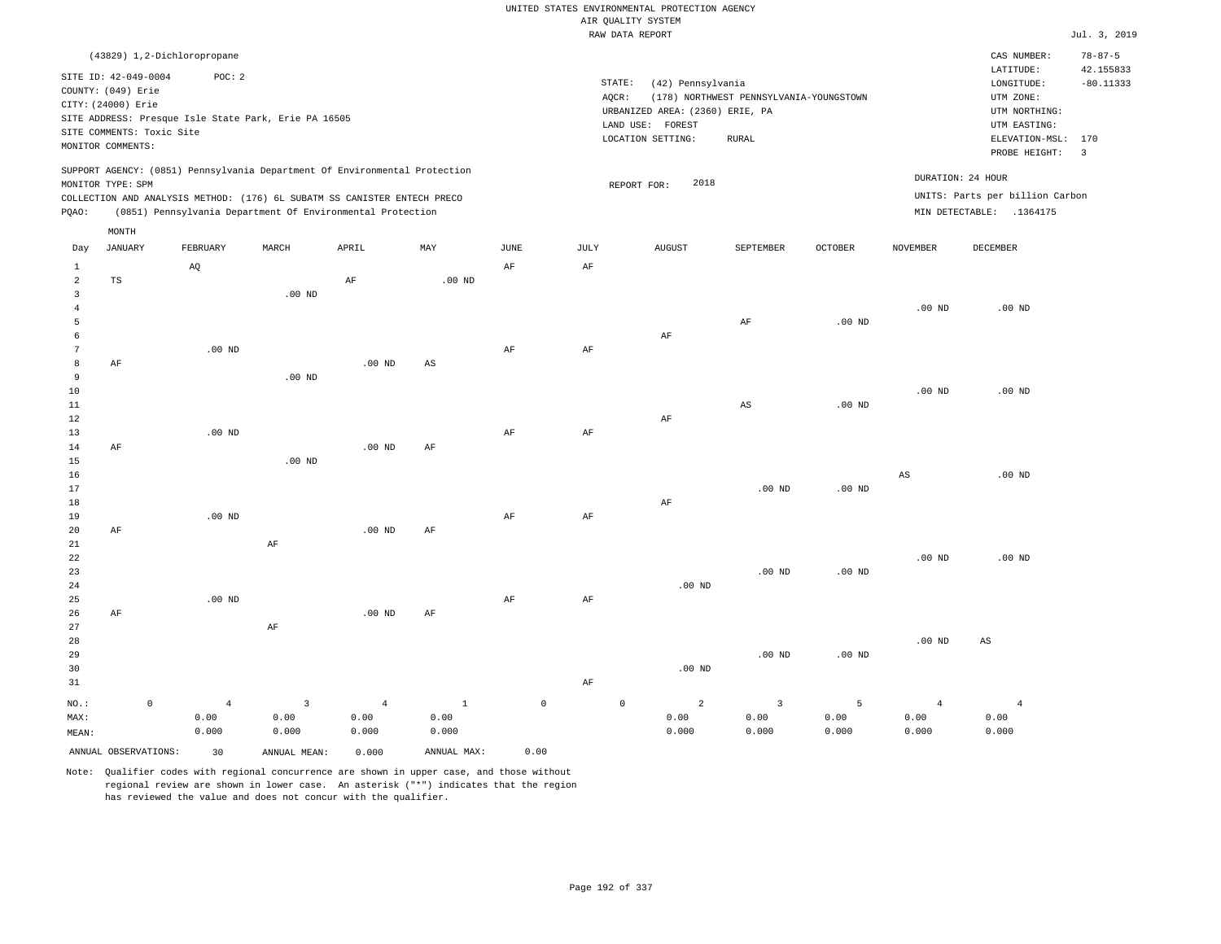UNITED STATES ENVIRONMENTAL PROTECTION AGENCY
AIR QUALITY SYSTEM
RAW DATA REPORT

Jul. 3, 2019

(43829) 1,2-Dichloropropane

SITE ID: 42-049-0004 POC: 2
COUNTY: (049) Erie
CITY: (24000) Erie
SITE ADDRESS: Presque Isle State Park, Erie PA 16505
SITE COMMENTS: Toxic Site
MONITOR COMMENTS:

STATE: (42) Pennsylvania
AQCR: (178) NORTHWEST PENNSYLVANIA-YOUNGSTOWN
URBANIZED AREA: (2360) ERIE, PA
LAND USE: FOREST
LOCATION SETTING: RURAL

CAS NUMBER: 78-87-5
LATITUDE: 42.155833
LONGITUDE: -80.11333
UTM ZONE:
UTM NORTHING:
UTM EASTING:
ELEVATION-MSL: 170
PROBE HEIGHT: 3

SUPPORT AGENCY: (0851) Pennsylvania Department Of Environmental Protection
MONITOR TYPE: SPM
COLLECTION AND ANALYSIS METHOD: (176) 6L SUBATM SS CANISTER ENTECH PRECO
PQAO: (0851) Pennsylvania Department Of Environmental Protection

REPORT FOR: 2018

DURATION: 24 HOUR
UNITS: Parts per billion Carbon
MIN DETECTABLE: .1364175

| Day | JANUARY | FEBRUARY | MARCH | APRIL | MAY | JUNE | JULY | AUGUST | SEPTEMBER | OCTOBER | NOVEMBER | DECEMBER |
|---|---|---|---|---|---|---|---|---|---|---|---|---|
| 1 | | AQ | | | | AF | AF | | | | | |
| 2 | TS | | | AF | .00 ND | | | | | | | |
| 3 | | | .00 ND | | | | | | | | | |
| 4 | | | | | | | | | | | .00 ND | .00 ND |
| 5 | | | | | | | | | AF | .00 ND | | |
| 6 | | | | | | | | AF | | | | |
| 7 | | .00 ND | | | | AF | AF | | | | | |
| 8 | AF | | | .00 ND | AS | | | | | | | |
| 9 | | | .00 ND | | | | | | | | | |
| 10 | | | | | | | | | | | .00 ND | .00 ND |
| 11 | | | | | | | | | AS | .00 ND | | |
| 12 | | | | | | | | AF | | | | |
| 13 | | .00 ND | | | | AF | AF | | | | | |
| 14 | AF | | | .00 ND | AF | | | | | | | |
| 15 | | | .00 ND | | | | | | | | | |
| 16 | | | | | | | | | | | AS | .00 ND |
| 17 | | | | | | | | | .00 ND | .00 ND | | |
| 18 | | | | | | | | AF | | | | |
| 19 | | .00 ND | | | | AF | AF | | | | | |
| 20 | AF | | | .00 ND | AF | | | | | | | |
| 21 | | | AF | | | | | | | | | |
| 22 | | | | | | | | | | | .00 ND | .00 ND |
| 23 | | | | | | | | | .00 ND | .00 ND | | |
| 24 | | | | | | | | .00 ND | | | | |
| 25 | | .00 ND | | | | AF | AF | | | | | |
| 26 | AF | | | .00 ND | AF | | | | | | | |
| 27 | | | AF | | | | | | | | | |
| 28 | | | | | | | | | | | .00 ND | AS |
| 29 | | | | | | | | | .00 ND | .00 ND | | |
| 30 | | | | | | | | .00 ND | | | | |
| 31 | | | | | | | AF | | | | | |
| NO.: | 0 | 4 | 3 | 4 | 1 | 0 | 0 | 2 | 3 | 5 | 4 | 4 |
| MAX: | | 0.00 | 0.00 | 0.00 | 0.00 | | | 0.00 | 0.00 | 0.00 | 0.00 | 0.00 |
| MEAN: | | 0.000 | 0.000 | 0.000 | 0.000 | | | 0.000 | 0.000 | 0.000 | 0.000 | 0.000 |

ANNUAL OBSERVATIONS: 30 ANNUAL MEAN: 0.000 ANNUAL MAX: 0.00

Note: Qualifier codes with regional concurrence are shown in upper case, and those without regional review are shown in lower case. An asterisk ("*") indicates that the region has reviewed the value and does not concur with the qualifier.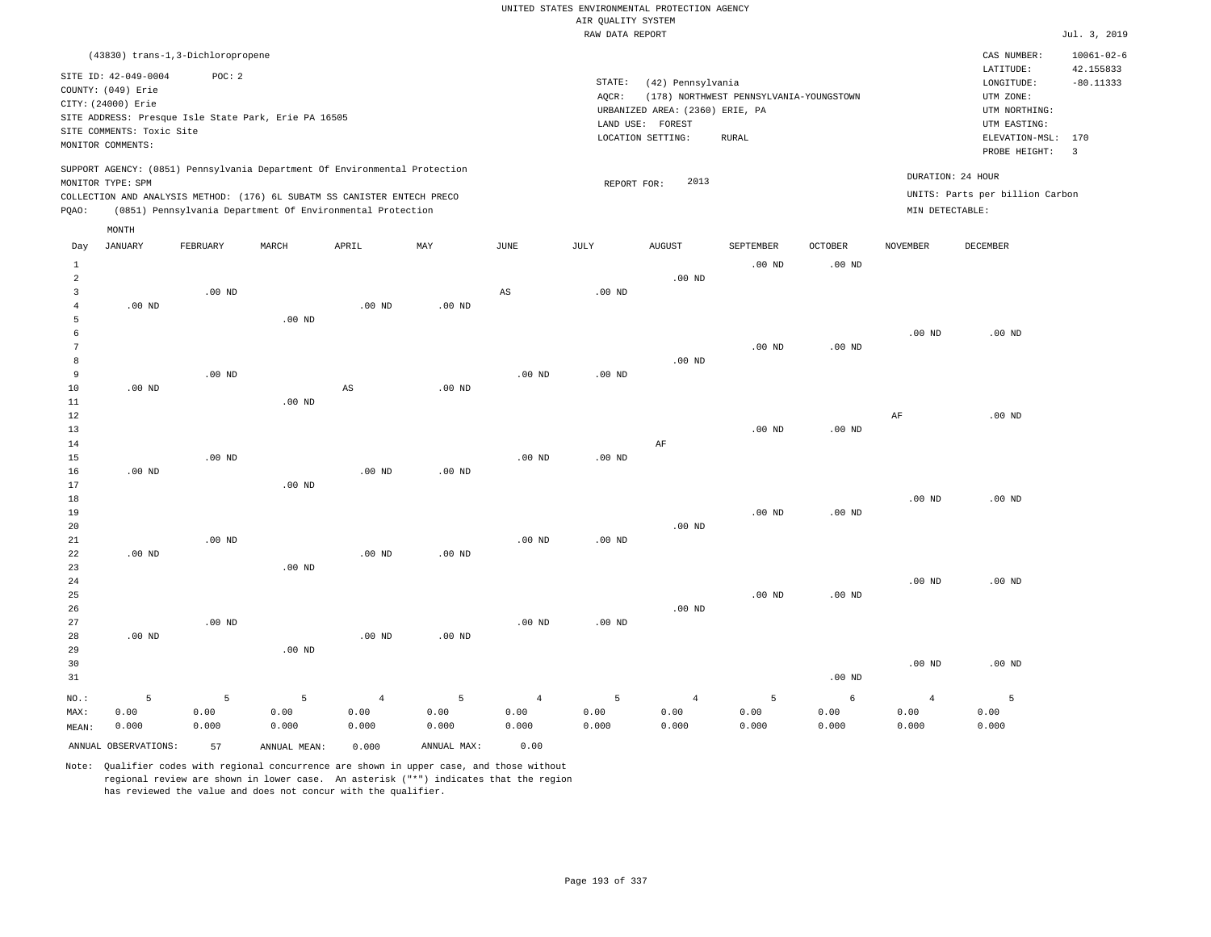UNITED STATES ENVIRONMENTAL PROTECTION AGENCY
AIR QUALITY SYSTEM
RAW DATA REPORT

Jul. 3, 2019

(43830) trans-1,3-Dichloropropene

SITE ID: 42-049-0004 POC: 2
COUNTY: (049) Erie
CITY: (24000) Erie
SITE ADDRESS: Presque Isle State Park, Erie PA 16505
SITE COMMENTS: Toxic Site
MONITOR COMMENTS:

STATE: (42) Pennsylvania
AQCR: (178) NORTHWEST PENNSYLVANIA-YOUNGSTOWN
URBANIZED AREA: (2360) ERIE, PA
LAND USE: FOREST
LOCATION SETTING: RURAL

CAS NUMBER: 10061-02-6
LATITUDE: 42.155833
LONGITUDE: -80.11333
UTM ZONE:
UTM NORTHING:
UTM EASTING:
ELEVATION-MSL: 170
PROBE HEIGHT: 3

SUPPORT AGENCY: (0851) Pennsylvania Department Of Environmental Protection
MONITOR TYPE: SPM
COLLECTION AND ANALYSIS METHOD: (176) 6L SUBATM SS CANISTER ENTECH PRECO
PQAO: (0851) Pennsylvania Department Of Environmental Protection

REPORT FOR: 2013

DURATION: 24 HOUR
UNITS: Parts per billion Carbon
MIN DETECTABLE:

| Day | JANUARY | FEBRUARY | MARCH | APRIL | MAY | JUNE | JULY | AUGUST | SEPTEMBER | OCTOBER | NOVEMBER | DECEMBER |
|---|---|---|---|---|---|---|---|---|---|---|---|---|
| 1 | | | | | | | | | .00 ND | .00 ND | | |
| 2 | | | | | | | | .00 ND | | | | |
| 3 | | .00 ND | | | | AS | .00 ND | | | | | |
| 4 | .00 ND | | | .00 ND | .00 ND | | | | | | | |
| 5 | | | .00 ND | | | | | | | | | |
| 6 | | | | | | | | | | | .00 ND | .00 ND |
| 7 | | | | | | | | | .00 ND | .00 ND | | |
| 8 | | | | | | | | .00 ND | | | | |
| 9 | | .00 ND | | | | .00 ND | .00 ND | | | | | |
| 10 | .00 ND | | | AS | .00 ND | | | | | | | |
| 11 | | | .00 ND | | | | | | | | | |
| 12 | | | | | | | | | | | AF | .00 ND |
| 13 | | | | | | | | | .00 ND | .00 ND | | |
| 14 | | | | | | | | AF | | | | |
| 15 | | .00 ND | | | | .00 ND | .00 ND | | | | | |
| 16 | .00 ND | | | .00 ND | .00 ND | | | | | | | |
| 17 | | | .00 ND | | | | | | | | | |
| 18 | | | | | | | | | | | .00 ND | .00 ND |
| 19 | | | | | | | | | .00 ND | .00 ND | | |
| 20 | | | | | | | | .00 ND | | | | |
| 21 | | .00 ND | | | | .00 ND | .00 ND | | | | | |
| 22 | .00 ND | | | .00 ND | .00 ND | | | | | | | |
| 23 | | | .00 ND | | | | | | | | | |
| 24 | | | | | | | | | | | .00 ND | .00 ND |
| 25 | | | | | | | | | .00 ND | .00 ND | | |
| 26 | | | | | | | | .00 ND | | | | |
| 27 | | .00 ND | | | | .00 ND | .00 ND | | | | | |
| 28 | .00 ND | | | .00 ND | .00 ND | | | | | | | |
| 29 | | | .00 ND | | | | | | | | | |
| 30 | | | | | | | | | | | .00 ND | .00 ND |
| 31 | | | | | | | | | | .00 ND | | |
| NO.: | 5 | 5 | 5 | 4 | 5 | 4 | 5 | 4 | 5 | 6 | 4 | 5 |
| MAX: | 0.00 | 0.00 | 0.00 | 0.00 | 0.00 | 0.00 | 0.00 | 0.00 | 0.00 | 0.00 | 0.00 | 0.00 |
| MEAN: | 0.000 | 0.000 | 0.000 | 0.000 | 0.000 | 0.000 | 0.000 | 0.000 | 0.000 | 0.000 | 0.000 | 0.000 |

ANNUAL OBSERVATIONS: 57 ANNUAL MEAN: 0.000 ANNUAL MAX: 0.00

Note: Qualifier codes with regional concurrence are shown in upper case, and those without regional review are shown in lower case. An asterisk ("*") indicates that the region has reviewed the value and does not concur with the qualifier.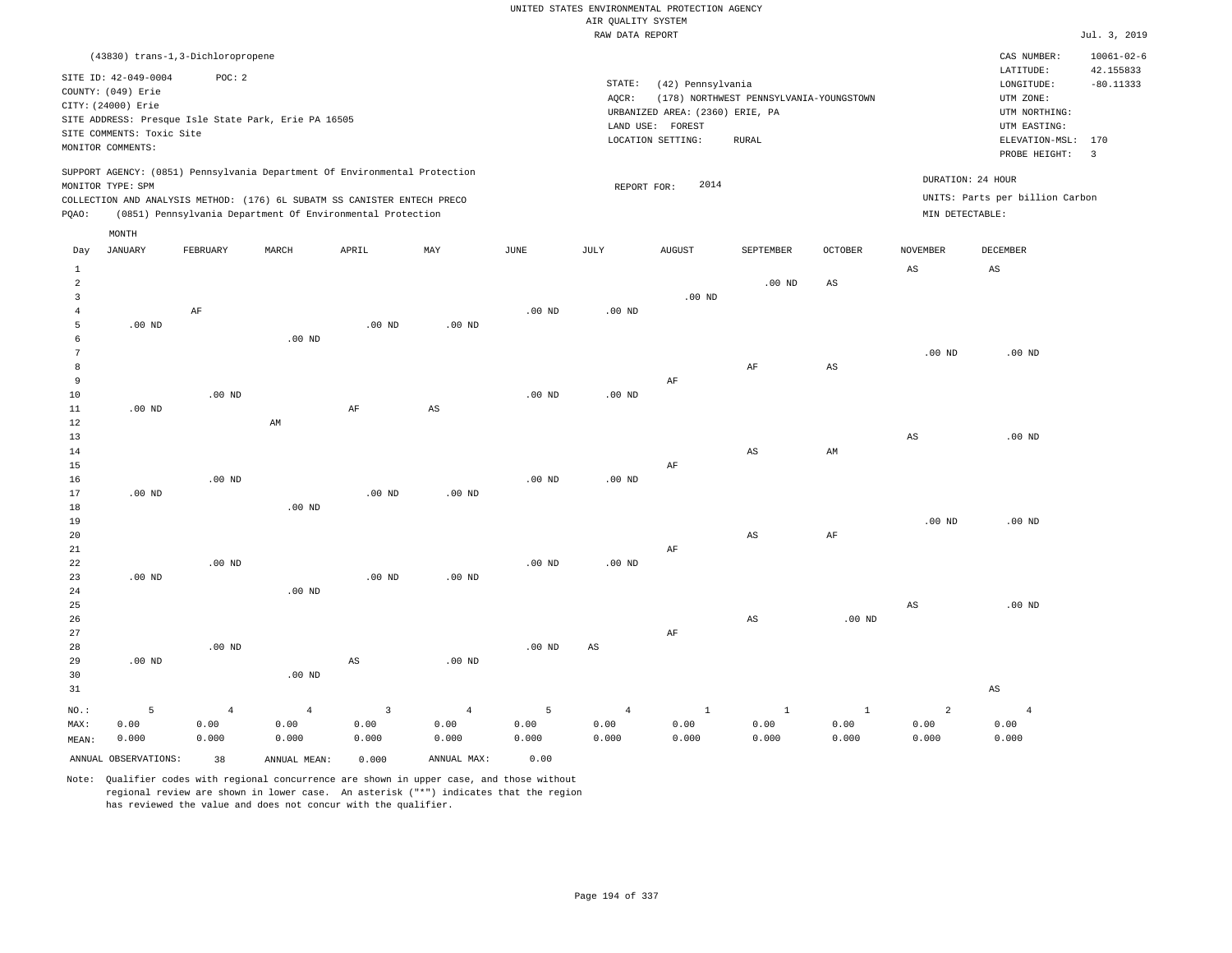UNITED STATES ENVIRONMENTAL PROTECTION AGENCY
AIR QUALITY SYSTEM
RAW DATA REPORT

Jul. 3, 2019

(43830) trans-1,3-Dichloropropene

SITE ID: 42-049-0004 POC: 2
COUNTY: (049) Erie
CITY: (24000) Erie
SITE ADDRESS: Presque Isle State Park, Erie PA 16505
SITE COMMENTS: Toxic Site
MONITOR COMMENTS:

STATE: (42) Pennsylvania
AQCR: (178) NORTHWEST PENNSYLVANIA-YOUNGSTOWN
URBANIZED AREA: (2360) ERIE, PA
LAND USE: FOREST
LOCATION SETTING: RURAL

CAS NUMBER: 10061-02-6
LATITUDE: 42.155833
LONGITUDE: -80.11333
UTM ZONE:
UTM NORTHING:
UTM EASTING:
ELEVATION-MSL: 170
PROBE HEIGHT: 3

SUPPORT AGENCY: (0851) Pennsylvania Department Of Environmental Protection
MONITOR TYPE: SPM
COLLECTION AND ANALYSIS METHOD: (176) 6L SUBATM SS CANISTER ENTECH PRECO
PQAO: (0851) Pennsylvania Department Of Environmental Protection

REPORT FOR: 2014

DURATION: 24 HOUR
UNITS: Parts per billion Carbon
MIN DETECTABLE:

| Day | JANUARY | FEBRUARY | MARCH | APRIL | MAY | JUNE | JULY | AUGUST | SEPTEMBER | OCTOBER | NOVEMBER | DECEMBER |
|---|---|---|---|---|---|---|---|---|---|---|---|---|
| 1 | | | | | | | | | | | AS | AS |
| 2 | | | | | | | | | .00 ND | AS | | |
| 3 | | | | | | | | .00 ND | | | | |
| 4 | | AF | | | | .00 ND | .00 ND | | | | | |
| 5 | .00 ND | | | .00 ND | .00 ND | | | | | | | |
| 6 | | | .00 ND | | | | | | | | | |
| 7 | | | | | | | | | | | .00 ND | .00 ND |
| 8 | | | | | | | | | AF | AS | | |
| 9 | | | | | | | | AF | | | | |
| 10 | | .00 ND | | | | .00 ND | .00 ND | | | | | |
| 11 | .00 ND | | | AF | AS | | | | | | | |
| 12 | | | AM | | | | | | | | | |
| 13 | | | | | | | | | | | AS | .00 ND |
| 14 | | | | | | | | | AS | AM | | |
| 15 | | | | | | | | AF | | | | |
| 16 | | .00 ND | | | | .00 ND | .00 ND | | | | | |
| 17 | .00 ND | | | .00 ND | .00 ND | | | | | | | |
| 18 | | | .00 ND | | | | | | | | | |
| 19 | | | | | | | | | | | .00 ND | .00 ND |
| 20 | | | | | | | | | AS | AF | | |
| 21 | | | | | | | | AF | | | | |
| 22 | | .00 ND | | | | .00 ND | .00 ND | | | | | |
| 23 | .00 ND | | | .00 ND | .00 ND | | | | | | | |
| 24 | | | .00 ND | | | | | | | | | |
| 25 | | | | | | | | | | | AS | .00 ND |
| 26 | | | | | | | | | AS | .00 ND | | |
| 27 | | | | | | | | AF | | | | |
| 28 | | .00 ND | | | | .00 ND | AS | | | | | |
| 29 | .00 ND | | | AS | .00 ND | | | | | | | |
| 30 | | | .00 ND | | | | | | | | | |
| 31 | | | | | | | | | | | | AS |
| NO.: | 5 | 4 | 4 | 3 | 4 | 5 | 4 | 1 | 1 | 1 | 2 | 4 |
| MAX: | 0.00 | 0.00 | 0.00 | 0.00 | 0.00 | 0.00 | 0.00 | 0.00 | 0.00 | 0.00 | 0.00 | 0.00 |
| MEAN: | 0.000 | 0.000 | 0.000 | 0.000 | 0.000 | 0.000 | 0.000 | 0.000 | 0.000 | 0.000 | 0.000 | 0.000 |

ANNUAL OBSERVATIONS: 38 ANNUAL MEAN: 0.000 ANNUAL MAX: 0.00

Note: Qualifier codes with regional concurrence are shown in upper case, and those without regional review are shown in lower case. An asterisk ("*") indicates that the region has reviewed the value and does not concur with the qualifier.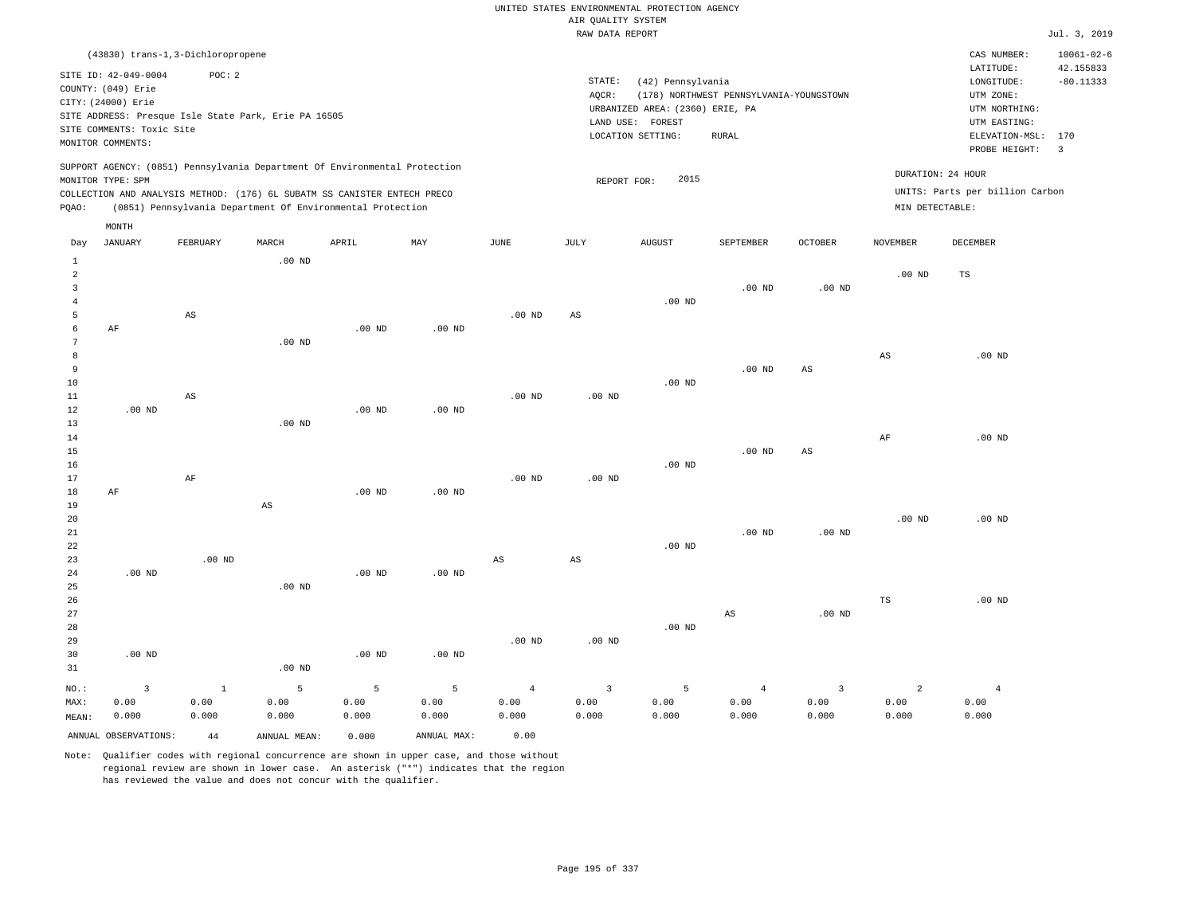UNITED STATES ENVIRONMENTAL PROTECTION AGENCY
AIR QUALITY SYSTEM
RAW DATA REPORT

Jul. 3, 2019

(43830) trans-1,3-Dichloropropene

SITE ID: 42-049-0004 POC: 2
COUNTY: (049) Erie
CITY: (24000) Erie
SITE ADDRESS: Presque Isle State Park, Erie PA 16505
SITE COMMENTS: Toxic Site
MONITOR COMMENTS:

STATE: (42) Pennsylvania
AQCR: (178) NORTHWEST PENNSYLVANIA-YOUNGSTOWN
URBANIZED AREA: (2360) ERIE, PA
LAND USE: FOREST
LOCATION SETTING: RURAL

CAS NUMBER: 10061-02-6
LATITUDE: 42.155833
LONGITUDE: -80.11333
UTM ZONE:
UTM NORTHING:
UTM EASTING:
ELEVATION-MSL: 170
PROBE HEIGHT: 3

SUPPORT AGENCY: (0851) Pennsylvania Department Of Environmental Protection
MONITOR TYPE: SPM
COLLECTION AND ANALYSIS METHOD: (176) 6L SUBATM SS CANISTER ENTECH PRECO
PQAO: (0851) Pennsylvania Department Of Environmental Protection

REPORT FOR: 2015

DURATION: 24 HOUR
UNITS: Parts per billion Carbon
MIN DETECTABLE:

| Day | JANUARY | FEBRUARY | MARCH | APRIL | MAY | JUNE | JULY | AUGUST | SEPTEMBER | OCTOBER | NOVEMBER | DECEMBER |
|---|---|---|---|---|---|---|---|---|---|---|---|---|
| 1 | | | .00 ND | | | | | | | | | |
| 2 | | | | | | | | | | | .00 ND | TS |
| 3 | | | | | | | | | .00 ND | .00 ND | | |
| 4 | | | | | | | | .00 ND | | | | |
| 5 | | AS | | | | .00 ND | AS | | | | | |
| 6 | AF | | | .00 ND | .00 ND | | | | | | | |
| 7 | | | .00 ND | | | | | | | | | |
| 8 | | | | | | | | | | | AS | .00 ND |
| 9 | | | | | | | | | .00 ND | AS | | |
| 10 | | | | | | | | .00 ND | | | | |
| 11 | | AS | | | | .00 ND | .00 ND | | | | | |
| 12 | .00 ND | | | .00 ND | .00 ND | | | | | | | |
| 13 | | | .00 ND | | | | | | | | | |
| 14 | | | | | | | | | | | AF | .00 ND |
| 15 | | | | | | | | | .00 ND | AS | | |
| 16 | | | | | | | | .00 ND | | | | |
| 17 | | AF | | | | .00 ND | .00 ND | | | | | |
| 18 | AF | | | .00 ND | .00 ND | | | | | | | |
| 19 | | | AS | | | | | | | | | |
| 20 | | | | | | | | | | | .00 ND | .00 ND |
| 21 | | | | | | | | | .00 ND | .00 ND | | |
| 22 | | | | | | | | .00 ND | | | | |
| 23 | | .00 ND | | | | AS | AS | | | | | |
| 24 | .00 ND | | | .00 ND | .00 ND | | | | | | | |
| 25 | | | .00 ND | | | | | | | | | |
| 26 | | | | | | | | | | | TS | .00 ND |
| 27 | | | | | | | | | AS | .00 ND | | |
| 28 | | | | | | | | .00 ND | | | | |
| 29 | | | | | | .00 ND | .00 ND | | | | | |
| 30 | .00 ND | | | .00 ND | .00 ND | | | | | | | |
| 31 | | | .00 ND | | | | | | | | | |
| NO.: | 3 | 1 | 5 | 5 | 5 | 4 | 3 | 5 | 4 | 3 | 2 | 4 |
| MAX: | 0.00 | 0.00 | 0.00 | 0.00 | 0.00 | 0.00 | 0.00 | 0.00 | 0.00 | 0.00 | 0.00 | 0.00 |
| MEAN: | 0.000 | 0.000 | 0.000 | 0.000 | 0.000 | 0.000 | 0.000 | 0.000 | 0.000 | 0.000 | 0.000 | 0.000 |

ANNUAL OBSERVATIONS: 44 ANNUAL MEAN: 0.000 ANNUAL MAX: 0.00

Note: Qualifier codes with regional concurrence are shown in upper case, and those without regional review are shown in lower case. An asterisk ("*") indicates that the region has reviewed the value and does not concur with the qualifier.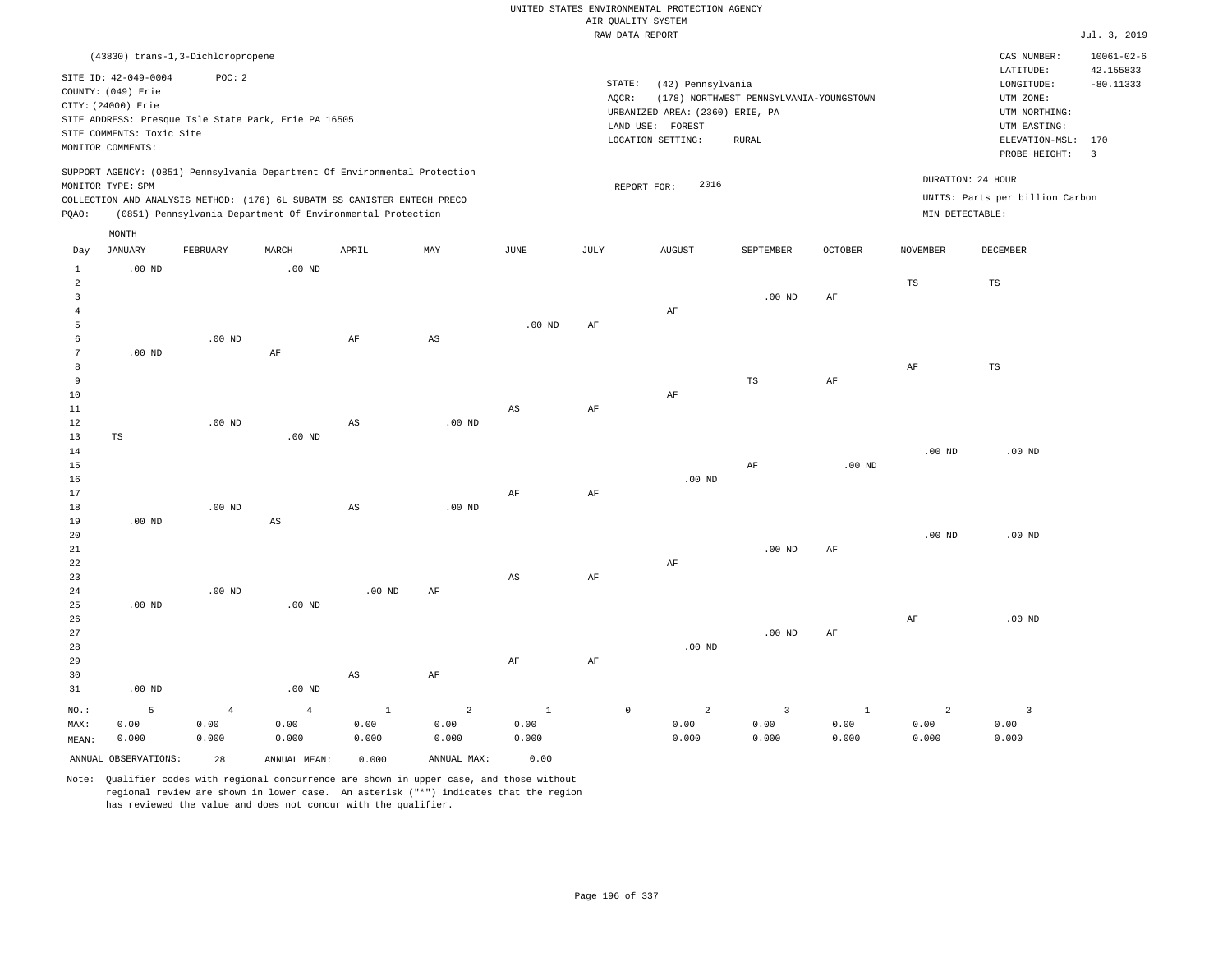UNITED STATES ENVIRONMENTAL PROTECTION AGENCY
AIR QUALITY SYSTEM
RAW DATA REPORT

Jul. 3, 2019

(43830) trans-1,3-Dichloropropene

SITE ID: 42-049-0004 POC: 2
COUNTY: (049) Erie
CITY: (24000) Erie
SITE ADDRESS: Presque Isle State Park, Erie PA 16505
SITE COMMENTS: Toxic Site
MONITOR COMMENTS:

STATE: (42) Pennsylvania
AQCR: (178) NORTHWEST PENNSYLVANIA-YOUNGSTOWN
URBANIZED AREA: (2360) ERIE, PA
LAND USE: FOREST
LOCATION SETTING: RURAL

CAS NUMBER: 10061-02-6
LATITUDE: 42.155833
LONGITUDE: -80.11333
UTM ZONE:
UTM NORTHING:
UTM EASTING:
ELEVATION-MSL: 170
PROBE HEIGHT: 3

SUPPORT AGENCY: (0851) Pennsylvania Department Of Environmental Protection
MONITOR TYPE: SPM
COLLECTION AND ANALYSIS METHOD: (176) 6L SUBATM SS CANISTER ENTECH PRECO
PQAO: (0851) Pennsylvania Department Of Environmental Protection

REPORT FOR: 2016

DURATION: 24 HOUR
UNITS: Parts per billion Carbon
MIN DETECTABLE:

| Day | JANUARY | FEBRUARY | MARCH | APRIL | MAY | JUNE | JULY | AUGUST | SEPTEMBER | OCTOBER | NOVEMBER | DECEMBER |
|---|---|---|---|---|---|---|---|---|---|---|---|---|
| 1 | .00 ND | | .00 ND | | | | | | | | | |
| 2 | | | | | | | | | | | TS | TS |
| 3 | | | | | | | | | .00 ND | AF | | |
| 4 | | | | | | | | AF | | | | |
| 5 | | | | | | .00 ND | AF | | | | | |
| 6 | | .00 ND | | AF | AS | | | | | | | |
| 7 | .00 ND | | AF | | | | | | | | | |
| 8 | | | | | | | | | | | AF | TS |
| 9 | | | | | | | | | TS | AF | | |
| 10 | | | | | | | | AF | | | | |
| 11 | | | | | | AS | AF | | | | | |
| 12 | | .00 ND | | AS | .00 ND | | | | | | | |
| 13 | TS | | .00 ND | | | | | | | | | |
| 14 | | | | | | | | | | | .00 ND | .00 ND |
| 15 | | | | | | | | | AF | .00 ND | | |
| 16 | | | | | | | | .00 ND | | | | |
| 17 | | | | | | AF | AF | | | | | |
| 18 | | .00 ND | | AS | .00 ND | | | | | | | |
| 19 | .00 ND | | AS | | | | | | | | | |
| 20 | | | | | | | | | | | .00 ND | .00 ND |
| 21 | | | | | | | | | .00 ND | AF | | |
| 22 | | | | | | | | AF | | | | |
| 23 | | | | | | AS | AF | | | | | |
| 24 | | .00 ND | | .00 ND | AF | | | | | | | |
| 25 | .00 ND | | .00 ND | | | | | | | | | |
| 26 | | | | | | | | | | | AF | .00 ND |
| 27 | | | | | | | | | .00 ND | AF | | |
| 28 | | | | | | | | .00 ND | | | | |
| 29 | | | | | | AF | AF | | | | | |
| 30 | | | | AS | AF | | | | | | | |
| 31 | .00 ND | | .00 ND | | | | | | | | | |
| NO.: | 5 | 4 | 4 | 1 | 2 | 1 | 0 | 2 | 3 | 1 | 2 | 3 |
| MAX: | 0.00 | 0.00 | 0.00 | 0.00 | 0.00 | 0.00 | | 0.00 | 0.00 | 0.00 | 0.00 | 0.00 |
| MEAN: | 0.000 | 0.000 | 0.000 | 0.000 | 0.000 | 0.000 | | 0.000 | 0.000 | 0.000 | 0.000 | 0.000 |

ANNUAL OBSERVATIONS: 28 ANNUAL MEAN: 0.000 ANNUAL MAX: 0.00

Note: Qualifier codes with regional concurrence are shown in upper case, and those without regional review are shown in lower case. An asterisk ("*") indicates that the region has reviewed the value and does not concur with the qualifier.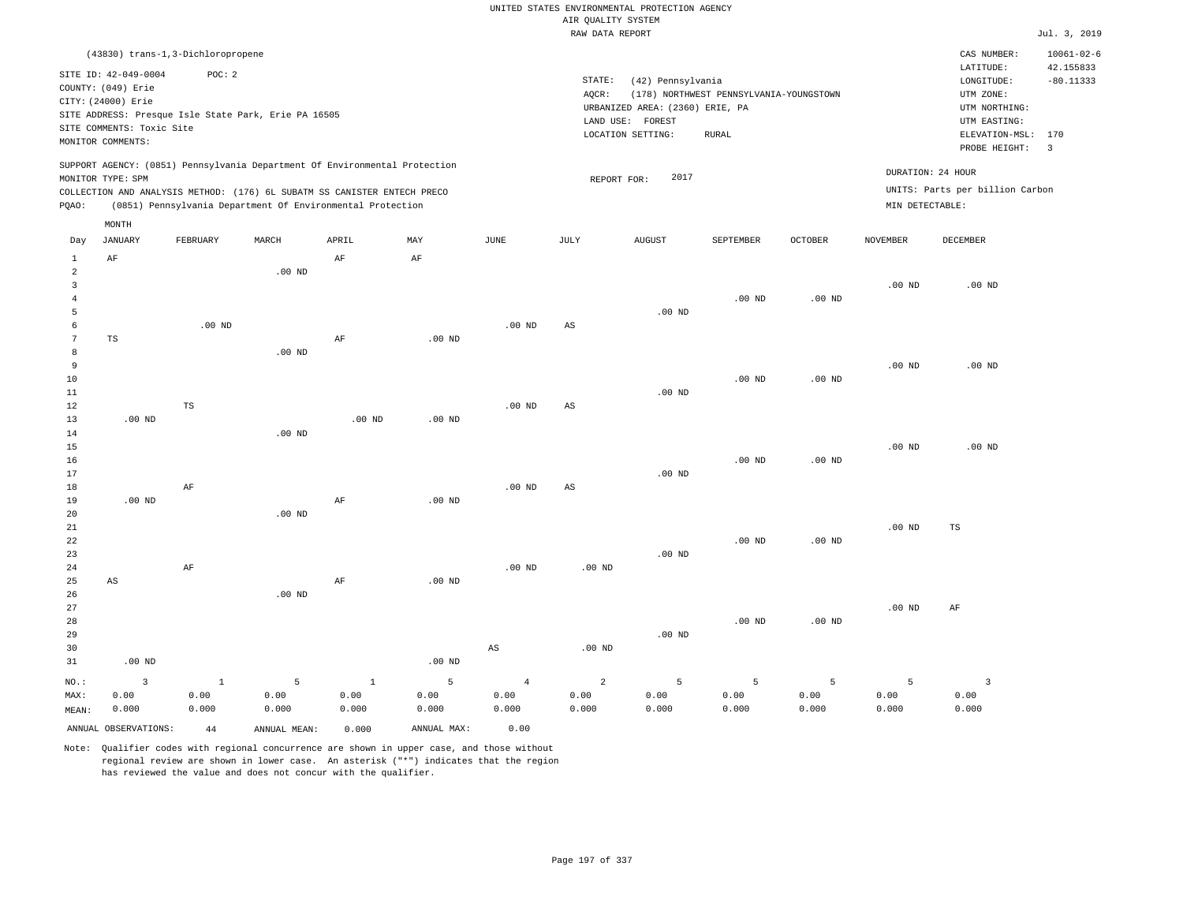UNITED STATES ENVIRONMENTAL PROTECTION AGENCY
AIR QUALITY SYSTEM
RAW DATA REPORT

Jul. 3, 2019

(43830) trans-1,3-Dichloropropene

SITE ID: 42-049-0004 POC: 2
COUNTY: (049) Erie
CITY: (24000) Erie
SITE ADDRESS: Presque Isle State Park, Erie PA 16505
SITE COMMENTS: Toxic Site
MONITOR COMMENTS:

STATE: (42) Pennsylvania
AQCR: (178) NORTHWEST PENNSYLVANIA-YOUNGSTOWN
URBANIZED AREA: (2360) ERIE, PA
LAND USE: FOREST
LOCATION SETTING: RURAL

CAS NUMBER: 10061-02-6
LATITUDE: 42.155833
LONGITUDE: -80.11333
UTM ZONE:
UTM NORTHING:
UTM EASTING:
ELEVATION-MSL: 170
PROBE HEIGHT: 3

SUPPORT AGENCY: (0851) Pennsylvania Department Of Environmental Protection
MONITOR TYPE: SPM
COLLECTION AND ANALYSIS METHOD: (176) 6L SUBATM SS CANISTER ENTECH PRECO
PQAO: (0851) Pennsylvania Department Of Environmental Protection

REPORT FOR: 2017

DURATION: 24 HOUR
UNITS: Parts per billion Carbon
MIN DETECTABLE:

| Day | JANUARY | FEBRUARY | MARCH | APRIL | MAY | JUNE | JULY | AUGUST | SEPTEMBER | OCTOBER | NOVEMBER | DECEMBER |
|---|---|---|---|---|---|---|---|---|---|---|---|---|
| 1 | AF | | | AF | AF | | | | | | | |
| 2 | | | .00 ND | | | | | | | | | |
| 3 | | | | | | | | | | | .00 ND | .00 ND |
| 4 | | | | | | | | | .00 ND | .00 ND | | |
| 5 | | | | | | | | .00 ND | | | | |
| 6 | | .00 ND | | | | .00 ND | AS | | | | | |
| 7 | TS | | | AF | .00 ND | | | | | | | |
| 8 | | | .00 ND | | | | | | | | | |
| 9 | | | | | | | | | | | .00 ND | .00 ND |
| 10 | | | | | | | | | .00 ND | .00 ND | | |
| 11 | | | | | | | | .00 ND | | | | |
| 12 | | TS | | | | .00 ND | AS | | | | | |
| 13 | .00 ND | | | .00 ND | .00 ND | | | | | | | |
| 14 | | | .00 ND | | | | | | | | | |
| 15 | | | | | | | | | | | .00 ND | .00 ND |
| 16 | | | | | | | | | .00 ND | .00 ND | | |
| 17 | | | | | | | | .00 ND | | | | |
| 18 | | AF | | | | .00 ND | AS | | | | | |
| 19 | .00 ND | | | AF | .00 ND | | | | | | | |
| 20 | | | .00 ND | | | | | | | | | |
| 21 | | | | | | | | | | | .00 ND | TS |
| 22 | | | | | | | | | .00 ND | .00 ND | | |
| 23 | | | | | | | | .00 ND | | | | |
| 24 | | AF | | | | .00 ND | .00 ND | | | | | |
| 25 | AS | | | AF | .00 ND | | | | | | | |
| 26 | | | .00 ND | | | | | | | | | |
| 27 | | | | | | | | | | | .00 ND | AF |
| 28 | | | | | | | | | .00 ND | .00 ND | | |
| 29 | | | | | | | | .00 ND | | | | |
| 30 | | | | | | AS | .00 ND | | | | | |
| 31 | .00 ND | | | | .00 ND | | | | | | | |
| NO.: | 3 | 1 | 5 | 1 | 5 | 4 | 2 | 5 | 5 | 5 | 5 | 3 |
| MAX: | 0.00 | 0.00 | 0.00 | 0.00 | 0.00 | 0.00 | 0.00 | 0.00 | 0.00 | 0.00 | 0.00 | 0.00 |
| MEAN: | 0.000 | 0.000 | 0.000 | 0.000 | 0.000 | 0.000 | 0.000 | 0.000 | 0.000 | 0.000 | 0.000 | 0.000 |

ANNUAL OBSERVATIONS: 44 ANNUAL MEAN: 0.000 ANNUAL MAX: 0.00

Note: Qualifier codes with regional concurrence are shown in upper case, and those without regional review are shown in lower case. An asterisk ("*") indicates that the region has reviewed the value and does not concur with the qualifier.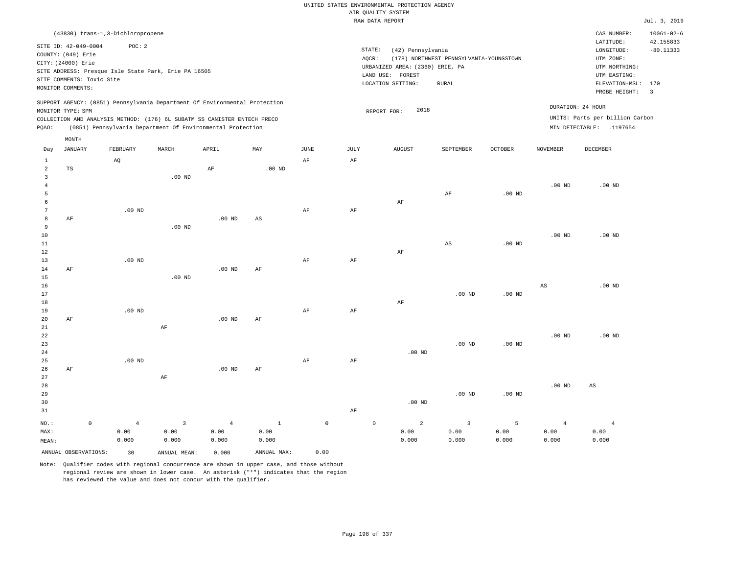UNITED STATES ENVIRONMENTAL PROTECTION AGENCY
AIR QUALITY SYSTEM
RAW DATA REPORT

Jul. 3, 2019

(43830) trans-1,3-Dichloropropene

SITE ID: 42-049-0004 POC: 2
COUNTY: (049) Erie
CITY: (24000) Erie
SITE ADDRESS: Presque Isle State Park, Erie PA 16505
SITE COMMENTS: Toxic Site
MONITOR COMMENTS:

STATE: (42) Pennsylvania
AQCR: (178) NORTHWEST PENNSYLVANIA-YOUNGSTOWN
URBANIZED AREA: (2360) ERIE, PA
LAND USE: FOREST
LOCATION SETTING: RURAL

CAS NUMBER: 10061-02-6
LATITUDE: 42.155833
LONGITUDE: -80.11333
UTM ZONE:
UTM NORTHING:
UTM EASTING:
ELEVATION-MSL: 170
PROBE HEIGHT: 3

SUPPORT AGENCY: (0851) Pennsylvania Department Of Environmental Protection
MONITOR TYPE: SPM
COLLECTION AND ANALYSIS METHOD: (176) 6L SUBATM SS CANISTER ENTECH PRECO
PQAO: (0851) Pennsylvania Department Of Environmental Protection

REPORT FOR: 2018

DURATION: 24 HOUR
UNITS: Parts per billion Carbon
MIN DETECTABLE: .1197654

| Day | JANUARY | FEBRUARY | MARCH | APRIL | MAY | JUNE | JULY | AUGUST | SEPTEMBER | OCTOBER | NOVEMBER | DECEMBER |
|---|---|---|---|---|---|---|---|---|---|---|---|---|
| 1 | | AQ | | | | AF | AF | | | | | |
| 2 | TS | | | AF | .00 ND | | | | | | | |
| 3 | | | .00 ND | | | | | | | | | |
| 4 | | | | | | | | | | | .00 ND | .00 ND |
| 5 | | | | | | | | | AF | .00 ND | | |
| 6 | | | | | | | | AF | | | | |
| 7 | | .00 ND | | | | AF | AF | | | | | |
| 8 | AF | | | .00 ND | AS | | | | | | | |
| 9 | | | .00 ND | | | | | | | | | |
| 10 | | | | | | | | | | | .00 ND | .00 ND |
| 11 | | | | | | | | | AS | .00 ND | | |
| 12 | | | | | | | | AF | | | | |
| 13 | | .00 ND | | | | AF | AF | | | | | |
| 14 | AF | | | .00 ND | AF | | | | | | | |
| 15 | | | .00 ND | | | | | | | | | |
| 16 | | | | | | | | | | | AS | .00 ND |
| 17 | | | | | | | | | .00 ND | .00 ND | | |
| 18 | | | | | | | | AF | | | | |
| 19 | | .00 ND | | | | AF | AF | | | | | |
| 20 | AF | | | .00 ND | AF | | | | | | | |
| 21 | | | AF | | | | | | | | | |
| 22 | | | | | | | | | | | .00 ND | .00 ND |
| 23 | | | | | | | | | .00 ND | .00 ND | | |
| 24 | | | | | | | | .00 ND | | | | |
| 25 | | .00 ND | | | | AF | AF | | | | | |
| 26 | AF | | | .00 ND | AF | | | | | | | |
| 27 | | | AF | | | | | | | | | |
| 28 | | | | | | | | | | | .00 ND | AS |
| 29 | | | | | | | | | .00 ND | .00 ND | | |
| 30 | | | | | | | | .00 ND | | | | |
| 31 | | | | | | | AF | | | | | |
| NO.: | 0 | 4 | 3 | 4 | 1 | 0 | 0 | 2 | 3 | 5 | 4 | 4 |
| MAX: | | 0.00 | 0.00 | 0.00 | 0.00 | | | 0.00 | 0.00 | 0.00 | 0.00 | 0.00 |
| MEAN: | | 0.000 | 0.000 | 0.000 | 0.000 | | | 0.000 | 0.000 | 0.000 | 0.000 | 0.000 |

ANNUAL OBSERVATIONS: 30 ANNUAL MEAN: 0.000 ANNUAL MAX: 0.00

Note: Qualifier codes with regional concurrence are shown in upper case, and those without regional review are shown in lower case. An asterisk ("*") indicates that the region has reviewed the value and does not concur with the qualifier.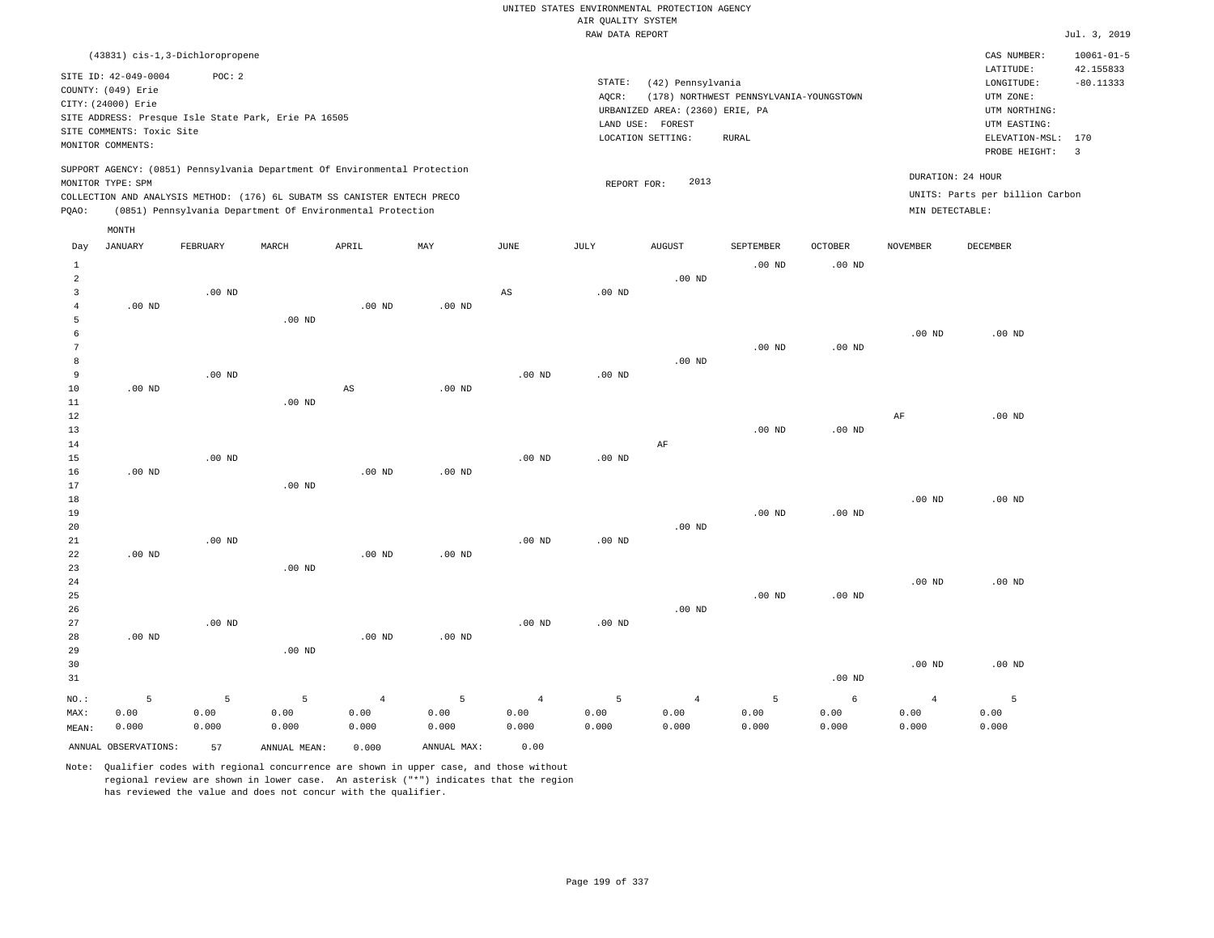UNITED STATES ENVIRONMENTAL PROTECTION AGENCY
AIR QUALITY SYSTEM
RAW DATA REPORT

Jul. 3, 2019

(43831) cis-1,3-Dichloropropene

SITE ID: 42-049-0004 POC: 2
COUNTY: (049) Erie
CITY: (24000) Erie
SITE ADDRESS: Presque Isle State Park, Erie PA 16505
SITE COMMENTS: Toxic Site
MONITOR COMMENTS:

STATE: (42) Pennsylvania
AQCR: (178) NORTHWEST PENNSYLVANIA-YOUNGSTOWN
URBANIZED AREA: (2360) ERIE, PA
LAND USE: FOREST
LOCATION SETTING: RURAL

CAS NUMBER: 10061-01-5
LATITUDE: 42.155833
LONGITUDE: -80.11333
UTM ZONE:
UTM NORTHING:
UTM EASTING:
ELEVATION-MSL: 170
PROBE HEIGHT: 3

SUPPORT AGENCY: (0851) Pennsylvania Department Of Environmental Protection
MONITOR TYPE: SPM
COLLECTION AND ANALYSIS METHOD: (176) 6L SUBATM SS CANISTER ENTECH PRECO
PQAO: (0851) Pennsylvania Department Of Environmental Protection

REPORT FOR: 2013

DURATION: 24 HOUR
UNITS: Parts per billion Carbon
MIN DETECTABLE:

| Day | JANUARY | FEBRUARY | MARCH | APRIL | MAY | JUNE | JULY | AUGUST | SEPTEMBER | OCTOBER | NOVEMBER | DECEMBER |
|---|---|---|---|---|---|---|---|---|---|---|---|---|
| 1 | | | | | | | | | .00 ND | .00 ND | | |
| 2 | | | | | | | | .00 ND | | | | |
| 3 | | .00 ND | | | | AS | .00 ND | | | | | |
| 4 | .00 ND | | | .00 ND | .00 ND | | | | | | | |
| 5 | | | .00 ND | | | | | | | | | |
| 6 | | | | | | | | | | | .00 ND | .00 ND |
| 7 | | | | | | | | | .00 ND | .00 ND | | |
| 8 | | | | | | | | .00 ND | | | | |
| 9 | | .00 ND | | | | .00 ND | .00 ND | | | | | |
| 10 | .00 ND | | | AS | .00 ND | | | | | | | |
| 11 | | | .00 ND | | | | | | | | | |
| 12 | | | | | | | | | | | AF | .00 ND |
| 13 | | | | | | | | | .00 ND | .00 ND | | |
| 14 | | | | | | | | AF | | | | |
| 15 | | .00 ND | | | | .00 ND | .00 ND | | | | | |
| 16 | .00 ND | | | .00 ND | .00 ND | | | | | | | |
| 17 | | | .00 ND | | | | | | | | | |
| 18 | | | | | | | | | | | .00 ND | .00 ND |
| 19 | | | | | | | | | .00 ND | .00 ND | | |
| 20 | | | | | | | | .00 ND | | | | |
| 21 | | .00 ND | | | | .00 ND | .00 ND | | | | | |
| 22 | .00 ND | | | .00 ND | .00 ND | | | | | | | |
| 23 | | | .00 ND | | | | | | | | | |
| 24 | | | | | | | | | | | .00 ND | .00 ND |
| 25 | | | | | | | | | .00 ND | .00 ND | | |
| 26 | | | | | | | | .00 ND | | | | |
| 27 | | .00 ND | | | | .00 ND | .00 ND | | | | | |
| 28 | .00 ND | | | .00 ND | .00 ND | | | | | | | |
| 29 | | | .00 ND | | | | | | | | | |
| 30 | | | | | | | | | | | .00 ND | .00 ND |
| 31 | | | | | | | | | | .00 ND | | |
| NO.: | 5 | 5 | 5 | 4 | 5 | 4 | 5 | 4 | 5 | 6 | 4 | 5 |
| MAX: | 0.00 | 0.00 | 0.00 | 0.00 | 0.00 | 0.00 | 0.00 | 0.00 | 0.00 | 0.00 | 0.00 | 0.00 |
| MEAN: | 0.000 | 0.000 | 0.000 | 0.000 | 0.000 | 0.000 | 0.000 | 0.000 | 0.000 | 0.000 | 0.000 | 0.000 |

ANNUAL OBSERVATIONS: 57 ANNUAL MEAN: 0.000 ANNUAL MAX: 0.00

Note: Qualifier codes with regional concurrence are shown in upper case, and those without regional review are shown in lower case. An asterisk ("*") indicates that the region has reviewed the value and does not concur with the qualifier.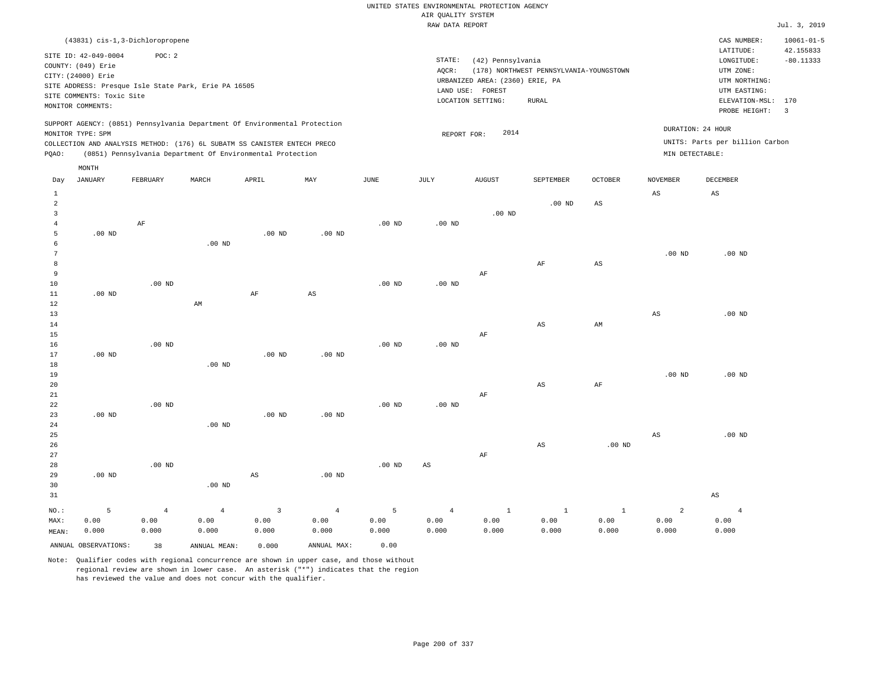UNITED STATES ENVIRONMENTAL PROTECTION AGENCY
AIR QUALITY SYSTEM
RAW DATA REPORT

Jul. 3, 2019

(43831) cis-1,3-Dichloropropene

SITE ID: 42-049-0004 POC: 2
COUNTY: (049) Erie
CITY: (24000) Erie
SITE ADDRESS: Presque Isle State Park, Erie PA 16505
SITE COMMENTS: Toxic Site
MONITOR COMMENTS:

STATE: (42) Pennsylvania
AQCR: (178) NORTHWEST PENNSYLVANIA-YOUNGSTOWN
URBANIZED AREA: (2360) ERIE, PA
LAND USE: FOREST
LOCATION SETTING: RURAL

CAS NUMBER: 10061-01-5
LATITUDE: 42.155833
LONGITUDE: -80.11333
UTM ZONE:
UTM NORTHING:
UTM EASTING:
ELEVATION-MSL: 170
PROBE HEIGHT: 3

SUPPORT AGENCY: (0851) Pennsylvania Department Of Environmental Protection
MONITOR TYPE: SPM
COLLECTION AND ANALYSIS METHOD: (176) 6L SUBATM SS CANISTER ENTECH PRECO
PQAO: (0851) Pennsylvania Department Of Environmental Protection

REPORT FOR: 2014

DURATION: 24 HOUR
UNITS: Parts per billion Carbon
MIN DETECTABLE:

| Day | JANUARY | FEBRUARY | MARCH | APRIL | MAY | JUNE | JULY | AUGUST | SEPTEMBER | OCTOBER | NOVEMBER | DECEMBER |
|---|---|---|---|---|---|---|---|---|---|---|---|---|
| 1 | | | | | | | | | | | AS | AS |
| 2 | | | | | | | | | .00 ND | AS | | |
| 3 | | | | | | | | .00 ND | | | | |
| 4 | | AF | | | | .00 ND | .00 ND | | | | | |
| 5 | .00 ND | | | .00 ND | .00 ND | | | | | | | |
| 6 | | | .00 ND | | | | | | | | | |
| 7 | | | | | | | | | | | .00 ND | .00 ND |
| 8 | | | | | | | | | AF | AS | | |
| 9 | | | | | | | | AF | | | | |
| 10 | | .00 ND | | | | .00 ND | .00 ND | | | | | |
| 11 | .00 ND | | | AF | AS | | | | | | | |
| 12 | | | AM | | | | | | | | | |
| 13 | | | | | | | | | | | AS | .00 ND |
| 14 | | | | | | | | | AS | AM | | |
| 15 | | | | | | | | AF | | | | |
| 16 | | .00 ND | | | | .00 ND | .00 ND | | | | | |
| 17 | .00 ND | | | .00 ND | .00 ND | | | | | | | |
| 18 | | | .00 ND | | | | | | | | | |
| 19 | | | | | | | | | | | .00 ND | .00 ND |
| 20 | | | | | | | | | AS | AF | | |
| 21 | | | | | | | | AF | | | | |
| 22 | | .00 ND | | | | .00 ND | .00 ND | | | | | |
| 23 | .00 ND | | | .00 ND | .00 ND | | | | | | | |
| 24 | | | .00 ND | | | | | | | | | |
| 25 | | | | | | | | | | | AS | .00 ND |
| 26 | | | | | | | | | AS | .00 ND | | |
| 27 | | | | | | | | AF | | | | |
| 28 | | .00 ND | | | | .00 ND | AS | | | | | |
| 29 | .00 ND | | | AS | .00 ND | | | | | | | |
| 30 | | | .00 ND | | | | | | | | | |
| 31 | | | | | | | | | | | | AS |
| NO.: | 5 | 4 | 4 | 3 | 4 | 5 | 4 | 1 | 1 | 1 | 2 | 4 |
| MAX: | 0.00 | 0.00 | 0.00 | 0.00 | 0.00 | 0.00 | 0.00 | 0.00 | 0.00 | 0.00 | 0.00 | 0.00 |
| MEAN: | 0.000 | 0.000 | 0.000 | 0.000 | 0.000 | 0.000 | 0.000 | 0.000 | 0.000 | 0.000 | 0.000 | 0.000 |

ANNUAL OBSERVATIONS: 38 ANNUAL MEAN: 0.000 ANNUAL MAX: 0.00

Note: Qualifier codes with regional concurrence are shown in upper case, and those without regional review are shown in lower case. An asterisk ("*") indicates that the region has reviewed the value and does not concur with the qualifier.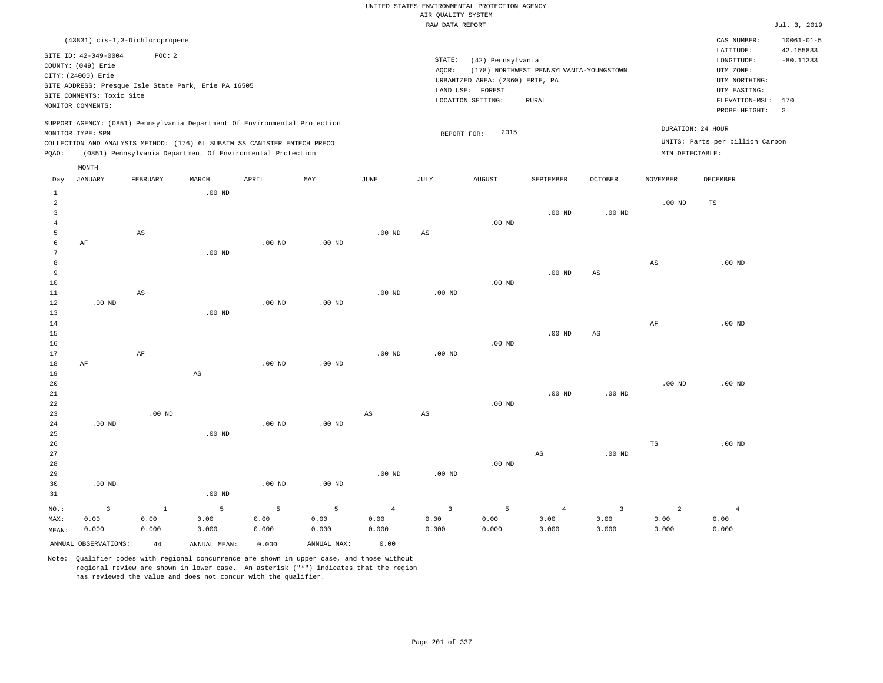UNITED STATES ENVIRONMENTAL PROTECTION AGENCY
AIR QUALITY SYSTEM
RAW DATA REPORT

Jul. 3, 2019

(43831) cis-1,3-Dichloropropene

SITE ID: 42-049-0004 POC: 2
COUNTY: (049) Erie
CITY: (24000) Erie
SITE ADDRESS: Presque Isle State Park, Erie PA 16505
SITE COMMENTS: Toxic Site
MONITOR COMMENTS:

STATE: (42) Pennsylvania
AQCR: (178) NORTHWEST PENNSYLVANIA-YOUNGSTOWN
URBANIZED AREA: (2360) ERIE, PA
LAND USE: FOREST
LOCATION SETTING: RURAL

CAS NUMBER: 10061-01-5
LATITUDE: 42.155833
LONGITUDE: -80.11333
UTM ZONE:
UTM NORTHING:
UTM EASTING:
ELEVATION-MSL: 170
PROBE HEIGHT: 3

SUPPORT AGENCY: (0851) Pennsylvania Department Of Environmental Protection
MONITOR TYPE: SPM
COLLECTION AND ANALYSIS METHOD: (176) 6L SUBATM SS CANISTER ENTECH PRECO
PQAO: (0851) Pennsylvania Department Of Environmental Protection

REPORT FOR: 2015

DURATION: 24 HOUR
UNITS: Parts per billion Carbon
MIN DETECTABLE:

| Day | JANUARY | FEBRUARY | MARCH | APRIL | MAY | JUNE | JULY | AUGUST | SEPTEMBER | OCTOBER | NOVEMBER | DECEMBER |
|---|---|---|---|---|---|---|---|---|---|---|---|---|
| 1 | | | .00 ND | | | | | | | | | |
| 2 | | | | | | | | | | | .00 ND | TS |
| 3 | | | | | | | | | .00 ND | .00 ND | | |
| 4 | | | | | | | | .00 ND | | | | |
| 5 | | AS | | | | .00 ND | AS | | | | | |
| 6 | AF | | | .00 ND | .00 ND | | | | | | | |
| 7 | | | .00 ND | | | | | | | | | |
| 8 | | | | | | | | | | | AS | .00 ND |
| 9 | | | | | | | | | .00 ND | AS | | |
| 10 | | | | | | | | .00 ND | | | | |
| 11 | | AS | | | | .00 ND | .00 ND | | | | | |
| 12 | .00 ND | | | .00 ND | .00 ND | | | | | | | |
| 13 | | | .00 ND | | | | | | | | | |
| 14 | | | | | | | | | | | AF | .00 ND |
| 15 | | | | | | | | | .00 ND | AS | | |
| 16 | | | | | | | | .00 ND | | | | |
| 17 | | AF | | | | .00 ND | .00 ND | | | | | |
| 18 | AF | | | .00 ND | .00 ND | | | | | | | |
| 19 | | | AS | | | | | | | | | |
| 20 | | | | | | | | | | | .00 ND | .00 ND |
| 21 | | | | | | | | | .00 ND | .00 ND | | |
| 22 | | | | | | | | .00 ND | | | | |
| 23 | | .00 ND | | | | AS | AS | | | | | |
| 24 | .00 ND | | | .00 ND | .00 ND | | | | | | | |
| 25 | | | .00 ND | | | | | | | | | |
| 26 | | | | | | | | | | | TS | .00 ND |
| 27 | | | | | | | | | AS | .00 ND | | |
| 28 | | | | | | | | .00 ND | | | | |
| 29 | | | | | | .00 ND | .00 ND | | | | | |
| 30 | .00 ND | | | .00 ND | .00 ND | | | | | | | |
| 31 | | | .00 ND | | | | | | | | | |
| NO.: | 3 | 1 | 5 | 5 | 5 | 4 | 3 | 5 | 4 | 3 | 2 | 4 |
| MAX: | 0.00 | 0.00 | 0.00 | 0.00 | 0.00 | 0.00 | 0.00 | 0.00 | 0.00 | 0.00 | 0.00 | 0.00 |
| MEAN: | 0.000 | 0.000 | 0.000 | 0.000 | 0.000 | 0.000 | 0.000 | 0.000 | 0.000 | 0.000 | 0.000 | 0.000 |

ANNUAL OBSERVATIONS: 44 ANNUAL MEAN: 0.000 ANNUAL MAX: 0.00

Note: Qualifier codes with regional concurrence are shown in upper case, and those without regional review are shown in lower case. An asterisk ("*") indicates that the region has reviewed the value and does not concur with the qualifier.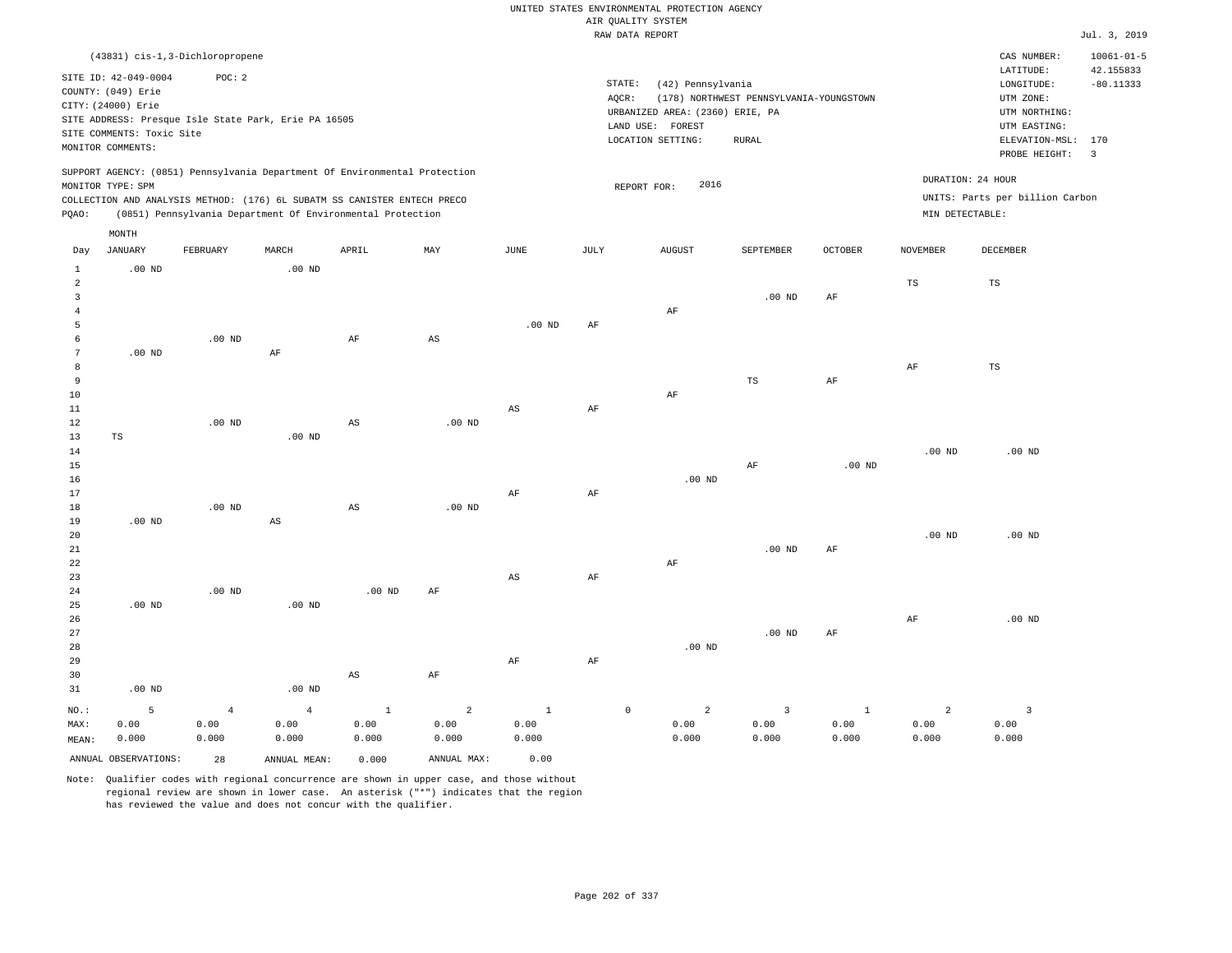UNITED STATES ENVIRONMENTAL PROTECTION AGENCY
AIR QUALITY SYSTEM
RAW DATA REPORT

Jul. 3, 2019

(43831) cis-1,3-Dichloropropene

SITE ID: 42-049-0004    POC: 2
COUNTY: (049) Erie
CITY: (24000) Erie
SITE ADDRESS: Presque Isle State Park, Erie PA 16505
SITE COMMENTS: Toxic Site
MONITOR COMMENTS:

STATE: (42) Pennsylvania
AQCR: (178) NORTHWEST PENNSYLVANIA-YOUNGSTOWN
URBANIZED AREA: (2360) ERIE, PA
LAND USE: FOREST
LOCATION SETTING: RURAL

CAS NUMBER: 10061-01-5
LATITUDE: 42.155833
LONGITUDE: -80.11333
UTM ZONE:
UTM NORTHING:
UTM EASTING:
ELEVATION-MSL: 170
PROBE HEIGHT: 3

SUPPORT AGENCY: (0851) Pennsylvania Department Of Environmental Protection
MONITOR TYPE: SPM
COLLECTION AND ANALYSIS METHOD: (176) 6L SUBATM SS CANISTER ENTECH PRECO
PQAO: (0851) Pennsylvania Department Of Environmental Protection

REPORT FOR: 2016

DURATION: 24 HOUR
UNITS: Parts per billion Carbon
MIN DETECTABLE:

| Day | JANUARY | FEBRUARY | MARCH | APRIL | MAY | JUNE | JULY | AUGUST | SEPTEMBER | OCTOBER | NOVEMBER | DECEMBER |
|---|---|---|---|---|---|---|---|---|---|---|---|---|
| 1 | .00 ND | | .00 ND | | | | | | | | | |
| 2 | | | | | | | | | | | TS | TS |
| 3 | | | | | | | | | .00 ND | AF | | |
| 4 | | | | | | | | AF | | | | |
| 5 | | | | | | .00 ND | AF | | | | | |
| 6 | | .00 ND | | AF | AS | | | | | | | |
| 7 | .00 ND | | AF | | | | | | | | | |
| 8 | | | | | | | | | | | AF | TS |
| 9 | | | | | | | | | TS | AF | | |
| 10 | | | | | | | | AF | | | | |
| 11 | | | | | | AS | AF | | | | | |
| 12 | | .00 ND | | AS | .00 ND | | | | | | | |
| 13 | TS | | .00 ND | | | | | | | | | |
| 14 | | | | | | | | | | | .00 ND | .00 ND |
| 15 | | | | | | | | | AF | .00 ND | | |
| 16 | | | | | | | | .00 ND | | | | |
| 17 | | | | | | AF | AF | | | | | |
| 18 | | .00 ND | | AS | .00 ND | | | | | | | |
| 19 | .00 ND | | AS | | | | | | | | | |
| 20 | | | | | | | | | | | .00 ND | .00 ND |
| 21 | | | | | | | | | .00 ND | AF | | |
| 22 | | | | | | | | AF | | | | |
| 23 | | | | | | AS | AF | | | | | |
| 24 | | .00 ND | | .00 ND | AF | | | | | | | |
| 25 | .00 ND | | .00 ND | | | | | | | | | |
| 26 | | | | | | | | | | | AF | .00 ND |
| 27 | | | | | | | | | .00 ND | AF | | |
| 28 | | | | | | | | .00 ND | | | | |
| 29 | | | | | | AF | AF | | | | | |
| 30 | | | | AS | AF | | | | | | | |
| 31 | .00 ND | | .00 ND | | | | | | | | | |
| NO.: | 5 | 4 | 4 | 1 | 2 | 1 | 0 | 2 | 3 | 1 | 2 | 3 |
| MAX: | 0.00 | 0.00 | 0.00 | 0.00 | 0.00 | 0.00 | | 0.00 | 0.00 | 0.00 | 0.00 | 0.00 |
| MEAN: | 0.000 | 0.000 | 0.000 | 0.000 | 0.000 | 0.000 | | 0.000 | 0.000 | 0.000 | 0.000 | 0.000 |

ANNUAL OBSERVATIONS: 28    ANNUAL MEAN: 0.000    ANNUAL MAX: 0.00

Note: Qualifier codes with regional concurrence are shown in upper case, and those without regional review are shown in lower case. An asterisk ("*") indicates that the region has reviewed the value and does not concur with the qualifier.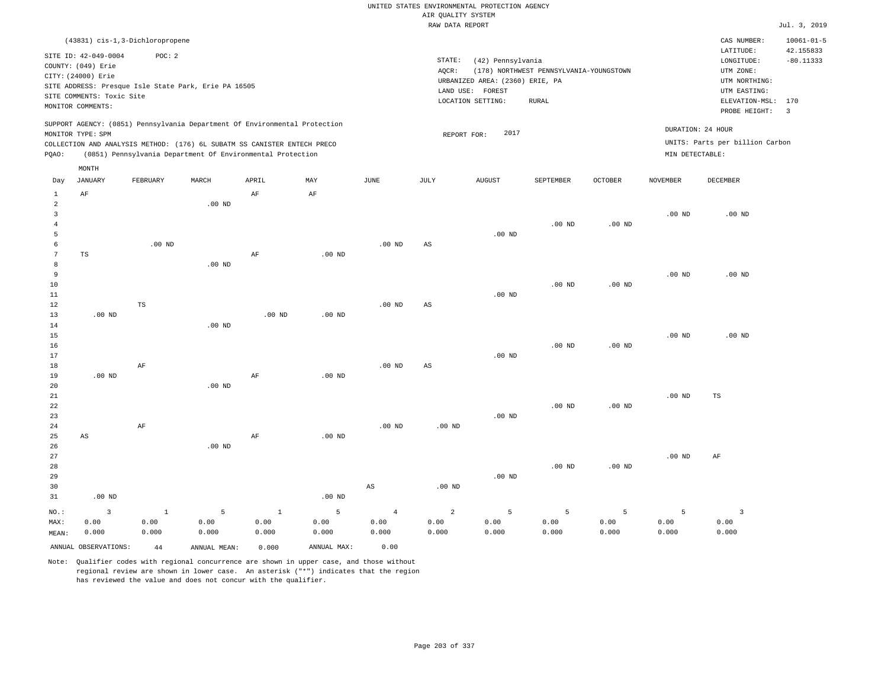UNITED STATES ENVIRONMENTAL PROTECTION AGENCY
AIR QUALITY SYSTEM
RAW DATA REPORT

Jul. 3, 2019

(43831) cis-1,3-Dichloropropene

SITE ID: 42-049-0004 POC: 2
COUNTY: (049) Erie
CITY: (24000) Erie
SITE ADDRESS: Presque Isle State Park, Erie PA 16505
SITE COMMENTS: Toxic Site
MONITOR COMMENTS:

STATE: (42) Pennsylvania
AQCR: (178) NORTHWEST PENNSYLVANIA-YOUNGSTOWN
URBANIZED AREA: (2360) ERIE, PA
LAND USE: FOREST
LOCATION SETTING: RURAL

CAS NUMBER: 10061-01-5
LATITUDE: 42.155833
LONGITUDE: -80.11333
UTM ZONE:
UTM NORTHING:
UTM EASTING:
ELEVATION-MSL: 170
PROBE HEIGHT: 3

SUPPORT AGENCY: (0851) Pennsylvania Department Of Environmental Protection
MONITOR TYPE: SPM
COLLECTION AND ANALYSIS METHOD: (176) 6L SUBATM SS CANISTER ENTECH PRECO
PQAO: (0851) Pennsylvania Department Of Environmental Protection

REPORT FOR: 2017

DURATION: 24 HOUR
UNITS: Parts per billion Carbon
MIN DETECTABLE:

| Day | JANUARY | FEBRUARY | MARCH | APRIL | MAY | JUNE | JULY | AUGUST | SEPTEMBER | OCTOBER | NOVEMBER | DECEMBER |
|---|---|---|---|---|---|---|---|---|---|---|---|---|
| 1 | AF | | | AF | AF | | | | | | | |
| 2 | | | .00 ND | | | | | | | | | |
| 3 | | | | | | | | | | | .00 ND | .00 ND |
| 4 | | | | | | | | | .00 ND | .00 ND | | |
| 5 | | | | | | | | .00 ND | | | | |
| 6 | | .00 ND | | | | .00 ND | AS | | | | | |
| 7 | TS | | | AF | .00 ND | | | | | | | |
| 8 | | | .00 ND | | | | | | | | | |
| 9 | | | | | | | | | | | .00 ND | .00 ND |
| 10 | | | | | | | | | .00 ND | .00 ND | | |
| 11 | | | | | | | | .00 ND | | | | |
| 12 | | TS | | | | .00 ND | AS | | | | | |
| 13 | .00 ND | | | .00 ND | .00 ND | | | | | | | |
| 14 | | | .00 ND | | | | | | | | | |
| 15 | | | | | | | | | | | .00 ND | .00 ND |
| 16 | | | | | | | | | .00 ND | .00 ND | | |
| 17 | | | | | | | | .00 ND | | | | |
| 18 | | AF | | | | .00 ND | AS | | | | | |
| 19 | .00 ND | | | AF | .00 ND | | | | | | | |
| 20 | | | .00 ND | | | | | | | | | |
| 21 | | | | | | | | | | | .00 ND | TS |
| 22 | | | | | | | | | .00 ND | .00 ND | | |
| 23 | | | | | | | | .00 ND | | | | |
| 24 | | AF | | | | .00 ND | .00 ND | | | | | |
| 25 | AS | | | AF | .00 ND | | | | | | | |
| 26 | | | .00 ND | | | | | | | | | |
| 27 | | | | | | | | | | | .00 ND | AF |
| 28 | | | | | | | | | .00 ND | .00 ND | | |
| 29 | | | | | | | | .00 ND | | | | |
| 30 | | | | | | AS | .00 ND | | | | | |
| 31 | .00 ND | | | | .00 ND | | | | | | | |
| NO.: | 3 | 1 | 5 | 1 | 5 | 4 | 2 | 5 | 5 | 5 | 5 | 3 |
| MAX: | 0.00 | 0.00 | 0.00 | 0.00 | 0.00 | 0.00 | 0.00 | 0.00 | 0.00 | 0.00 | 0.00 | 0.00 |
| MEAN: | 0.000 | 0.000 | 0.000 | 0.000 | 0.000 | 0.000 | 0.000 | 0.000 | 0.000 | 0.000 | 0.000 | 0.000 |

ANNUAL OBSERVATIONS: 44 ANNUAL MEAN: 0.000 ANNUAL MAX: 0.00

Note: Qualifier codes with regional concurrence are shown in upper case, and those without regional review are shown in lower case. An asterisk ("*") indicates that the region has reviewed the value and does not concur with the qualifier.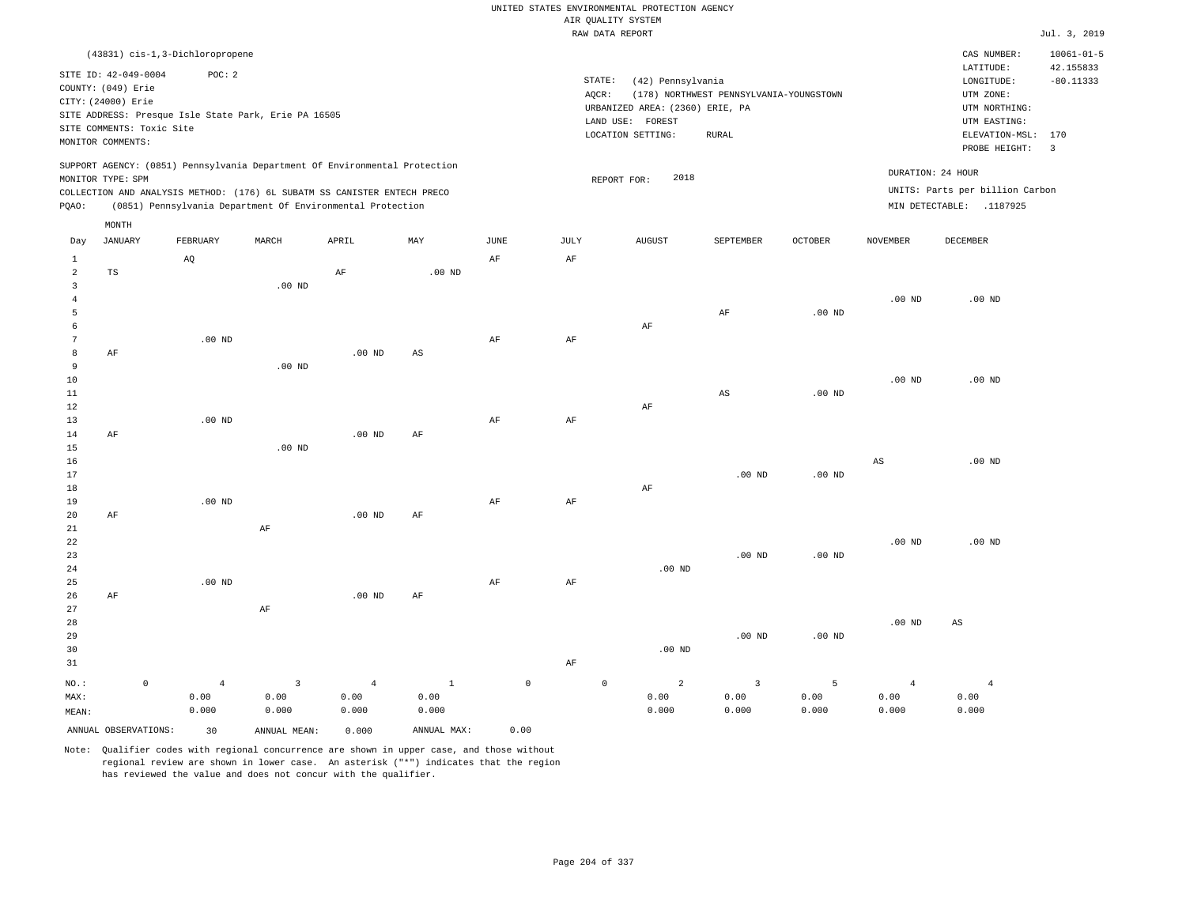UNITED STATES ENVIRONMENTAL PROTECTION AGENCY
AIR QUALITY SYSTEM
RAW DATA REPORT

Jul. 3, 2019

(43831) cis-1,3-Dichloropropene

SITE ID: 42-049-0004 POC: 2
COUNTY: (049) Erie
CITY: (24000) Erie
SITE ADDRESS: Presque Isle State Park, Erie PA 16505
SITE COMMENTS: Toxic Site
MONITOR COMMENTS:

STATE: (42) Pennsylvania
AQCR: (178) NORTHWEST PENNSYLVANIA-YOUNGSTOWN
URBANIZED AREA: (2360) ERIE, PA
LAND USE: FOREST
LOCATION SETTING: RURAL

CAS NUMBER: 10061-01-5
LATITUDE: 42.155833
LONGITUDE: -80.11333
UTM ZONE:
UTM NORTHING:
UTM EASTING:
ELEVATION-MSL: 170
PROBE HEIGHT: 3

SUPPORT AGENCY: (0851) Pennsylvania Department Of Environmental Protection
MONITOR TYPE: SPM
COLLECTION AND ANALYSIS METHOD: (176) 6L SUBATM SS CANISTER ENTECH PRECO
PQAO: (0851) Pennsylvania Department Of Environmental Protection

REPORT FOR: 2018

DURATION: 24 HOUR
UNITS: Parts per billion Carbon
MIN DETECTABLE: .1187925

| Day | JANUARY | FEBRUARY | MARCH | APRIL | MAY | JUNE | JULY | AUGUST | SEPTEMBER | OCTOBER | NOVEMBER | DECEMBER |
|---|---|---|---|---|---|---|---|---|---|---|---|---|
| 1 | | AQ | | | | AF | AF | | | | | |
| 2 | TS | | | AF | .00 ND | | | | | | | |
| 3 | | | .00 ND | | | | | | | | | |
| 4 | | | | | | | | | | | .00 ND | .00 ND |
| 5 | | | | | | | | | AF | .00 ND | | |
| 6 | | | | | | | | AF | | | | |
| 7 | | .00 ND | | | | AF | AF | | | | | |
| 8 | AF | | | .00 ND | AS | | | | | | | |
| 9 | | | .00 ND | | | | | | | | | |
| 10 | | | | | | | | | | | .00 ND | .00 ND |
| 11 | | | | | | | | | AS | .00 ND | | |
| 12 | | | | | | | | AF | | | | |
| 13 | | .00 ND | | | | AF | AF | | | | | |
| 14 | AF | | | .00 ND | AF | | | | | | | |
| 15 | | | .00 ND | | | | | | | | | |
| 16 | | | | | | | | | | | AS | .00 ND |
| 17 | | | | | | | | | .00 ND | .00 ND | | |
| 18 | | | | | | | | AF | | | | |
| 19 | | .00 ND | | | | AF | AF | | | | | |
| 20 | AF | | | .00 ND | AF | | | | | | | |
| 21 | | | AF | | | | | | | | | |
| 22 | | | | | | | | | | | .00 ND | .00 ND |
| 23 | | | | | | | | | .00 ND | .00 ND | | |
| 24 | | | | | | | | .00 ND | | | | |
| 25 | | .00 ND | | | | AF | AF | | | | | |
| 26 | AF | | | .00 ND | AF | | | | | | | |
| 27 | | | AF | | | | | | | | | |
| 28 | | | | | | | | | | | .00 ND | AS |
| 29 | | | | | | | | | .00 ND | .00 ND | | |
| 30 | | | | | | | | .00 ND | | | | |
| 31 | | | | | | | AF | | | | | |
| NO.: | 0 | 4 | 3 | 4 | 1 | 0 | 0 | 2 | 3 | 5 | 4 | 4 |
| MAX: | | 0.00 | 0.00 | 0.00 | 0.00 | | | 0.00 | 0.00 | 0.00 | 0.00 | 0.00 |
| MEAN: | | 0.000 | 0.000 | 0.000 | 0.000 | | | 0.000 | 0.000 | 0.000 | 0.000 | 0.000 |

ANNUAL OBSERVATIONS: 30 ANNUAL MEAN: 0.000 ANNUAL MAX: 0.00

Note: Qualifier codes with regional concurrence are shown in upper case, and those without regional review are shown in lower case. An asterisk ("*") indicates that the region has reviewed the value and does not concur with the qualifier.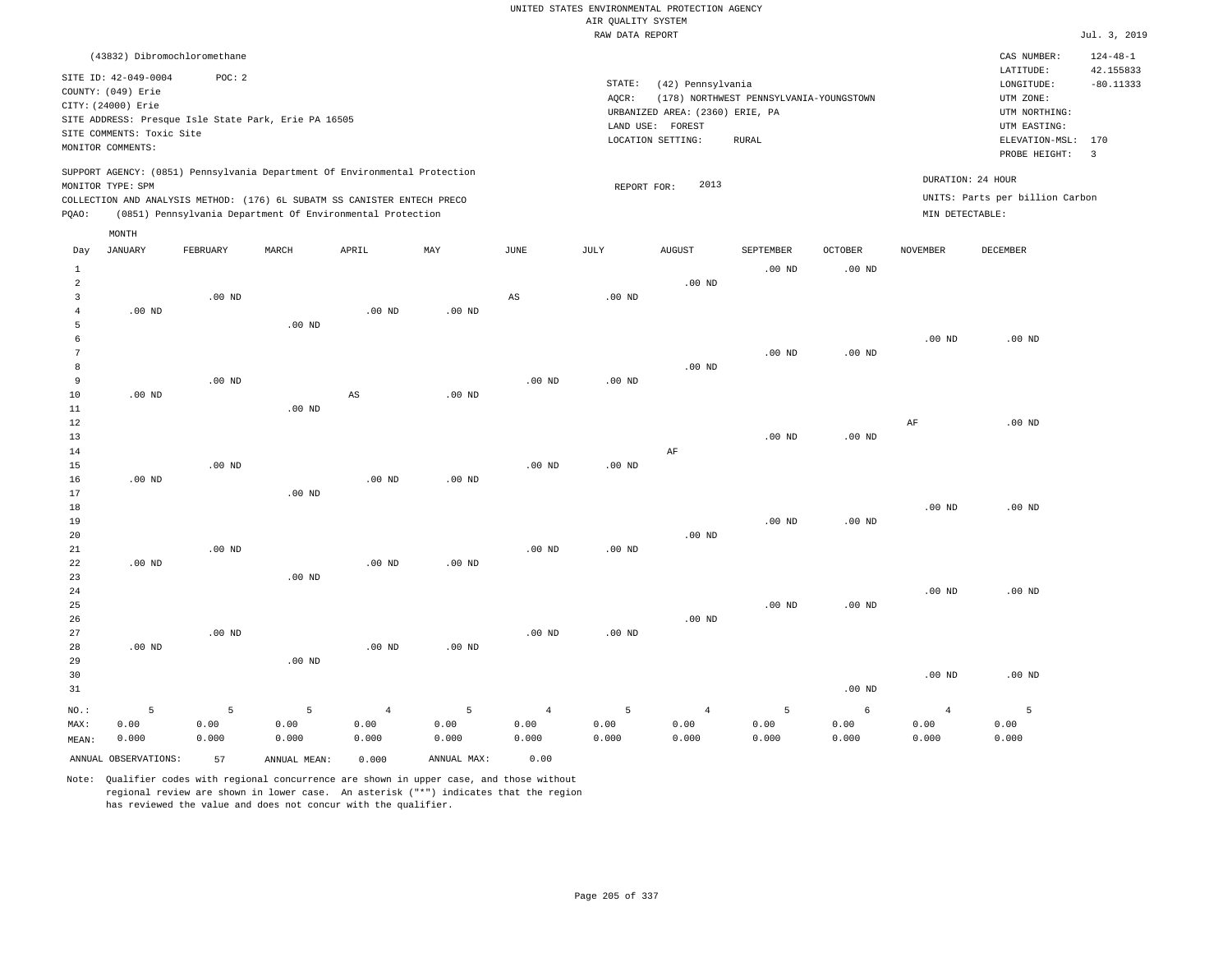UNITED STATES ENVIRONMENTAL PROTECTION AGENCY
AIR QUALITY SYSTEM
RAW DATA REPORT

Jul. 3, 2019

(43832) Dibromochloromethane

SITE ID: 42-049-0004 POC: 2
COUNTY: (049) Erie
CITY: (24000) Erie
SITE ADDRESS: Presque Isle State Park, Erie PA 16505
SITE COMMENTS: Toxic Site
MONITOR COMMENTS:

STATE: (42) Pennsylvania
AQCR: (178) NORTHWEST PENNSYLVANIA-YOUNGSTOWN
URBANIZED AREA: (2360) ERIE, PA
LAND USE: FOREST
LOCATION SETTING: RURAL

CAS NUMBER: 124-48-1
LATITUDE: 42.155833
LONGITUDE: -80.11333
UTM ZONE:
UTM NORTHING:
UTM EASTING:
ELEVATION-MSL: 170
PROBE HEIGHT: 3

SUPPORT AGENCY: (0851) Pennsylvania Department Of Environmental Protection
MONITOR TYPE: SPM
COLLECTION AND ANALYSIS METHOD: (176) 6L SUBATM SS CANISTER ENTECH PRECO
PQAO: (0851) Pennsylvania Department Of Environmental Protection

REPORT FOR: 2013

DURATION: 24 HOUR
UNITS: Parts per billion Carbon
MIN DETECTABLE:

| Day | JANUARY | FEBRUARY | MARCH | APRIL | MAY | JUNE | JULY | AUGUST | SEPTEMBER | OCTOBER | NOVEMBER | DECEMBER |
|---|---|---|---|---|---|---|---|---|---|---|---|---|
| 1 | | | | | | | | | .00 ND | .00 ND | | |
| 2 | | | | | | | | .00 ND | | | | |
| 3 | | .00 ND | | | | AS | .00 ND | | | | | |
| 4 | .00 ND | | | .00 ND | .00 ND | | | | | | | |
| 5 | | | .00 ND | | | | | | | | | |
| 6 | | | | | | | | | | | .00 ND | .00 ND |
| 7 | | | | | | | | | .00 ND | .00 ND | | |
| 8 | | | | | | | | .00 ND | | | | |
| 9 | | .00 ND | | | | .00 ND | .00 ND | | | | | |
| 10 | .00 ND | | | AS | .00 ND | | | | | | | |
| 11 | | | .00 ND | | | | | | | | | |
| 12 | | | | | | | | | | | AF | .00 ND |
| 13 | | | | | | | | | .00 ND | .00 ND | | |
| 14 | | | | | | | | AF | | | | |
| 15 | | .00 ND | | | | .00 ND | .00 ND | | | | | |
| 16 | .00 ND | | | .00 ND | .00 ND | | | | | | | |
| 17 | | | .00 ND | | | | | | | | | |
| 18 | | | | | | | | | | | .00 ND | .00 ND |
| 19 | | | | | | | | | .00 ND | .00 ND | | |
| 20 | | | | | | | | .00 ND | | | | |
| 21 | | .00 ND | | | | .00 ND | .00 ND | | | | | |
| 22 | .00 ND | | | .00 ND | .00 ND | | | | | | | |
| 23 | | | .00 ND | | | | | | | | | |
| 24 | | | | | | | | | | | .00 ND | .00 ND |
| 25 | | | | | | | | | .00 ND | .00 ND | | |
| 26 | | | | | | | | .00 ND | | | | |
| 27 | | .00 ND | | | | .00 ND | .00 ND | | | | | |
| 28 | .00 ND | | | .00 ND | .00 ND | | | | | | | |
| 29 | | | .00 ND | | | | | | | | | |
| 30 | | | | | | | | | | | .00 ND | .00 ND |
| 31 | | | | | | | | | | .00 ND | | |
| NO.: | 5 | 5 | 5 | 4 | 5 | 4 | 5 | 4 | 5 | 6 | 4 | 5 |
| MAX: | 0.00 | 0.00 | 0.00 | 0.00 | 0.00 | 0.00 | 0.00 | 0.00 | 0.00 | 0.00 | 0.00 | 0.00 |
| MEAN: | 0.000 | 0.000 | 0.000 | 0.000 | 0.000 | 0.000 | 0.000 | 0.000 | 0.000 | 0.000 | 0.000 | 0.000 |

ANNUAL OBSERVATIONS: 57 ANNUAL MEAN: 0.000 ANNUAL MAX: 0.00

Note: Qualifier codes with regional concurrence are shown in upper case, and those without regional review are shown in lower case. An asterisk ("*") indicates that the region has reviewed the value and does not concur with the qualifier.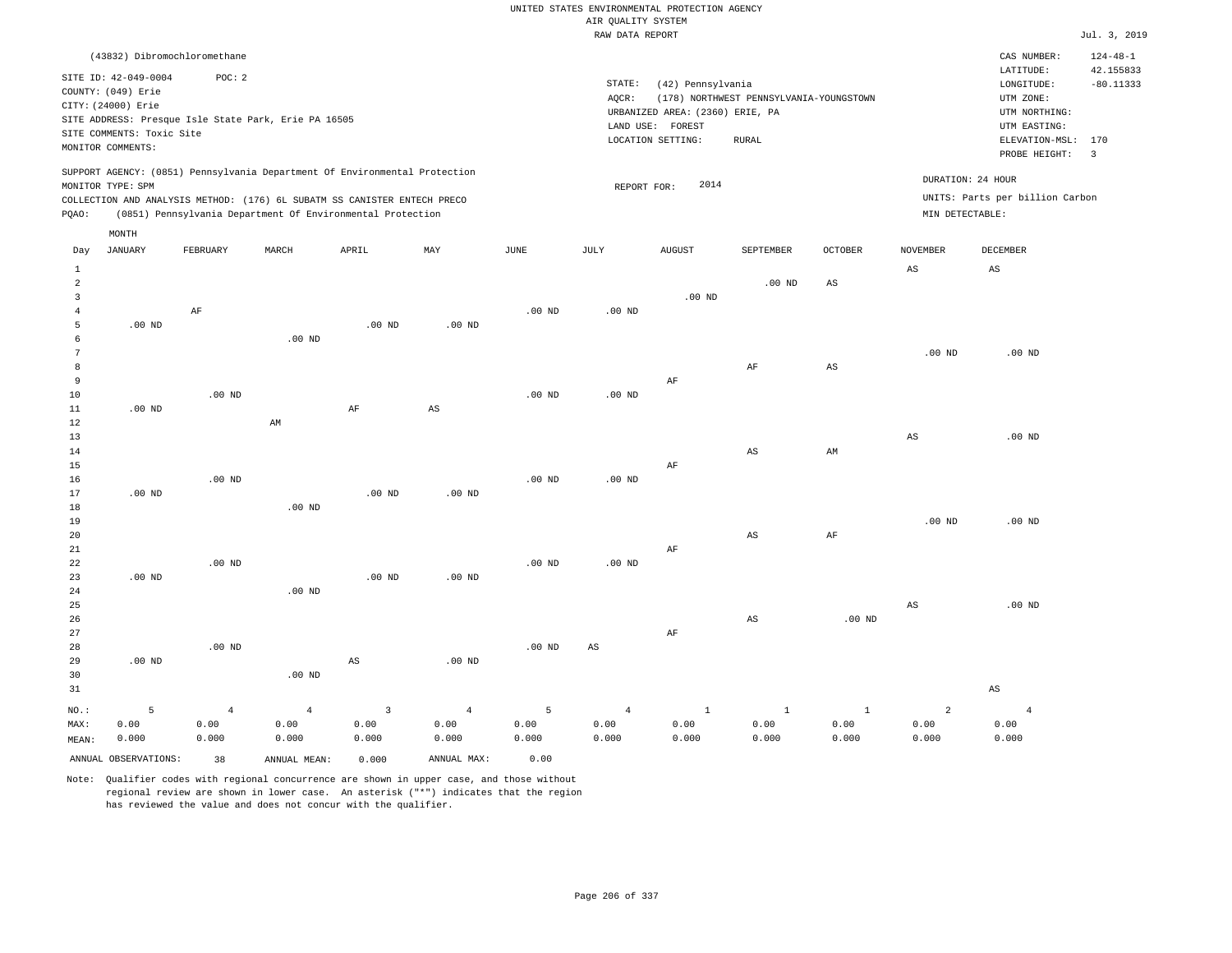UNITED STATES ENVIRONMENTAL PROTECTION AGENCY
AIR QUALITY SYSTEM
RAW DATA REPORT

Jul. 3, 2019

(43832) Dibromochloromethane

SITE ID: 42-049-0004  POC: 2
COUNTY: (049) Erie
CITY: (24000) Erie
SITE ADDRESS: Presque Isle State Park, Erie PA 16505
SITE COMMENTS: Toxic Site
MONITOR COMMENTS:

STATE: (42) Pennsylvania
AQCR: (178) NORTHWEST PENNSYLVANIA-YOUNGSTOWN
URBANIZED AREA: (2360) ERIE, PA
LAND USE: FOREST
LOCATION SETTING: RURAL

CAS NUMBER: 124-48-1
LATITUDE: 42.155833
LONGITUDE: -80.11333
UTM ZONE:
UTM NORTHING:
UTM EASTING:
ELEVATION-MSL: 170
PROBE HEIGHT: 3

SUPPORT AGENCY: (0851) Pennsylvania Department Of Environmental Protection
MONITOR TYPE: SPM
COLLECTION AND ANALYSIS METHOD: (176) 6L SUBATM SS CANISTER ENTECH PRECO
PQAO: (0851) Pennsylvania Department Of Environmental Protection

REPORT FOR: 2014

DURATION: 24 HOUR
UNITS: Parts per billion Carbon
MIN DETECTABLE:

| Day | JANUARY | FEBRUARY | MARCH | APRIL | MAY | JUNE | JULY | AUGUST | SEPTEMBER | OCTOBER | NOVEMBER | DECEMBER |
|---|---|---|---|---|---|---|---|---|---|---|---|---|
| 1 | | | | | | | | | | | AS | AS |
| 2 | | | | | | | | | .00 ND | AS | | |
| 3 | | | | | | | | .00 ND | | | | |
| 4 | | AF | | | | .00 ND | .00 ND | | | | | |
| 5 | .00 ND | | | .00 ND | .00 ND | | | | | | | |
| 6 | | | .00 ND | | | | | | | | | |
| 7 | | | | | | | | | | | .00 ND | .00 ND |
| 8 | | | | | | | | | AF | AS | | |
| 9 | | | | | | | | AF | | | | |
| 10 | | .00 ND | | | | .00 ND | .00 ND | | | | | |
| 11 | .00 ND | | | AF | AS | | | | | | | |
| 12 | | | AM | | | | | | | | | |
| 13 | | | | | | | | | | | AS | .00 ND |
| 14 | | | | | | | | | AS | AM | | |
| 15 | | | | | | | | AF | | | | |
| 16 | | .00 ND | | | | .00 ND | .00 ND | | | | | |
| 17 | .00 ND | | | .00 ND | .00 ND | | | | | | | |
| 18 | | | .00 ND | | | | | | | | | |
| 19 | | | | | | | | | | | .00 ND | .00 ND |
| 20 | | | | | | | | | AS | AF | | |
| 21 | | | | | | | | AF | | | | |
| 22 | | .00 ND | | | | .00 ND | .00 ND | | | | | |
| 23 | .00 ND | | | .00 ND | .00 ND | | | | | | | |
| 24 | | | .00 ND | | | | | | | | | |
| 25 | | | | | | | | | | | AS | .00 ND |
| 26 | | | | | | | | | AS | .00 ND | | |
| 27 | | | | | | | | AF | | | | |
| 28 | | .00 ND | | | | .00 ND | AS | | | | | |
| 29 | .00 ND | | | AS | .00 ND | | | | | | | |
| 30 | | | .00 ND | | | | | | | | | |
| 31 | | | | | | | | | | | | AS |
| NO.: | 5 | 4 | 4 | 3 | 4 | 5 | 4 | 1 | 1 | 1 | 2 | 4 |
| MAX: | 0.00 | 0.00 | 0.00 | 0.00 | 0.00 | 0.00 | 0.00 | 0.00 | 0.00 | 0.00 | 0.00 | 0.00 |
| MEAN: | 0.000 | 0.000 | 0.000 | 0.000 | 0.000 | 0.000 | 0.000 | 0.000 | 0.000 | 0.000 | 0.000 | 0.000 |

ANNUAL OBSERVATIONS: 38  ANNUAL MEAN: 0.000  ANNUAL MAX: 0.00

Note: Qualifier codes with regional concurrence are shown in upper case, and those without regional review are shown in lower case. An asterisk ("*") indicates that the region has reviewed the value and does not concur with the qualifier.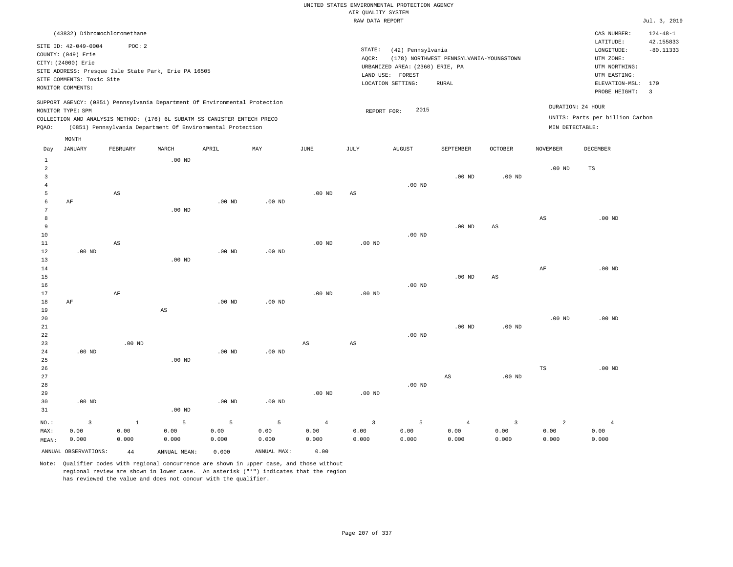UNITED STATES ENVIRONMENTAL PROTECTION AGENCY
AIR QUALITY SYSTEM
RAW DATA REPORT

Jul. 3, 2019

(43832) Dibromochloromethane

SITE ID: 42-049-0004 POC: 2
COUNTY: (049) Erie
CITY: (24000) Erie
SITE ADDRESS: Presque Isle State Park, Erie PA 16505
SITE COMMENTS: Toxic Site
MONITOR COMMENTS:

STATE: (42) Pennsylvania
AQCR: (178) NORTHWEST PENNSYLVANIA-YOUNGSTOWN
URBANIZED AREA: (2360) ERIE, PA
LAND USE: FOREST
LOCATION SETTING: RURAL

CAS NUMBER: 124-48-1
LATITUDE: 42.155833
LONGITUDE: -80.11333
UTM ZONE:
UTM NORTHING:
UTM EASTING:
ELEVATION-MSL: 170
PROBE HEIGHT: 3

SUPPORT AGENCY: (0851) Pennsylvania Department Of Environmental Protection
MONITOR TYPE: SPM
COLLECTION AND ANALYSIS METHOD: (176) 6L SUBATM SS CANISTER ENTECH PRECO
PQAO: (0851) Pennsylvania Department Of Environmental Protection

REPORT FOR: 2015

DURATION: 24 HOUR
UNITS: Parts per billion Carbon
MIN DETECTABLE:

| Day | JANUARY | FEBRUARY | MARCH | APRIL | MAY | JUNE | JULY | AUGUST | SEPTEMBER | OCTOBER | NOVEMBER | DECEMBER |
|---|---|---|---|---|---|---|---|---|---|---|---|---|
| 1 | | | .00 ND | | | | | | | | | |
| 2 | | | | | | | | | | | .00 ND | TS |
| 3 | | | | | | | | | .00 ND | .00 ND | | |
| 4 | | | | | | | | .00 ND | | | | |
| 5 | | AS | | | | .00 ND | AS | | | | | |
| 6 | AF | | | .00 ND | .00 ND | | | | | | | |
| 7 | | | .00 ND | | | | | | | | | |
| 8 | | | | | | | | | | | AS | .00 ND |
| 9 | | | | | | | | | .00 ND | AS | | |
| 10 | | | | | | | | .00 ND | | | | |
| 11 | | AS | | | | .00 ND | .00 ND | | | | | |
| 12 | .00 ND | | | .00 ND | .00 ND | | | | | | | |
| 13 | | | .00 ND | | | | | | | | | |
| 14 | | | | | | | | | | | AF | .00 ND |
| 15 | | | | | | | | | .00 ND | AS | | |
| 16 | | | | | | | | .00 ND | | | | |
| 17 | | AF | | | | .00 ND | .00 ND | | | | | |
| 18 | AF | | | .00 ND | .00 ND | | | | | | | |
| 19 | | | AS | | | | | | | | | |
| 20 | | | | | | | | | | | .00 ND | .00 ND |
| 21 | | | | | | | | | .00 ND | .00 ND | | |
| 22 | | | | | | | | .00 ND | | | | |
| 23 | | .00 ND | | | | AS | AS | | | | | |
| 24 | .00 ND | | | .00 ND | .00 ND | | | | | | | |
| 25 | | | .00 ND | | | | | | | | | |
| 26 | | | | | | | | | | | TS | .00 ND |
| 27 | | | | | | | | | AS | .00 ND | | |
| 28 | | | | | | | | .00 ND | | | | |
| 29 | | | | | | .00 ND | .00 ND | | | | | |
| 30 | .00 ND | | | .00 ND | .00 ND | | | | | | | |
| 31 | | | .00 ND | | | | | | | | | |
| NO.: | 3 | 1 | 5 | 5 | 5 | 4 | 3 | 5 | 4 | 3 | 2 | 4 |
| MAX: | 0.00 | 0.00 | 0.00 | 0.00 | 0.00 | 0.00 | 0.00 | 0.00 | 0.00 | 0.00 | 0.00 | 0.00 |
| MEAN: | 0.000 | 0.000 | 0.000 | 0.000 | 0.000 | 0.000 | 0.000 | 0.000 | 0.000 | 0.000 | 0.000 | 0.000 |

ANNUAL OBSERVATIONS: 44   ANNUAL MEAN: 0.000   ANNUAL MAX: 0.00

Note: Qualifier codes with regional concurrence are shown in upper case, and those without regional review are shown in lower case. An asterisk ("*") indicates that the region has reviewed the value and does not concur with the qualifier.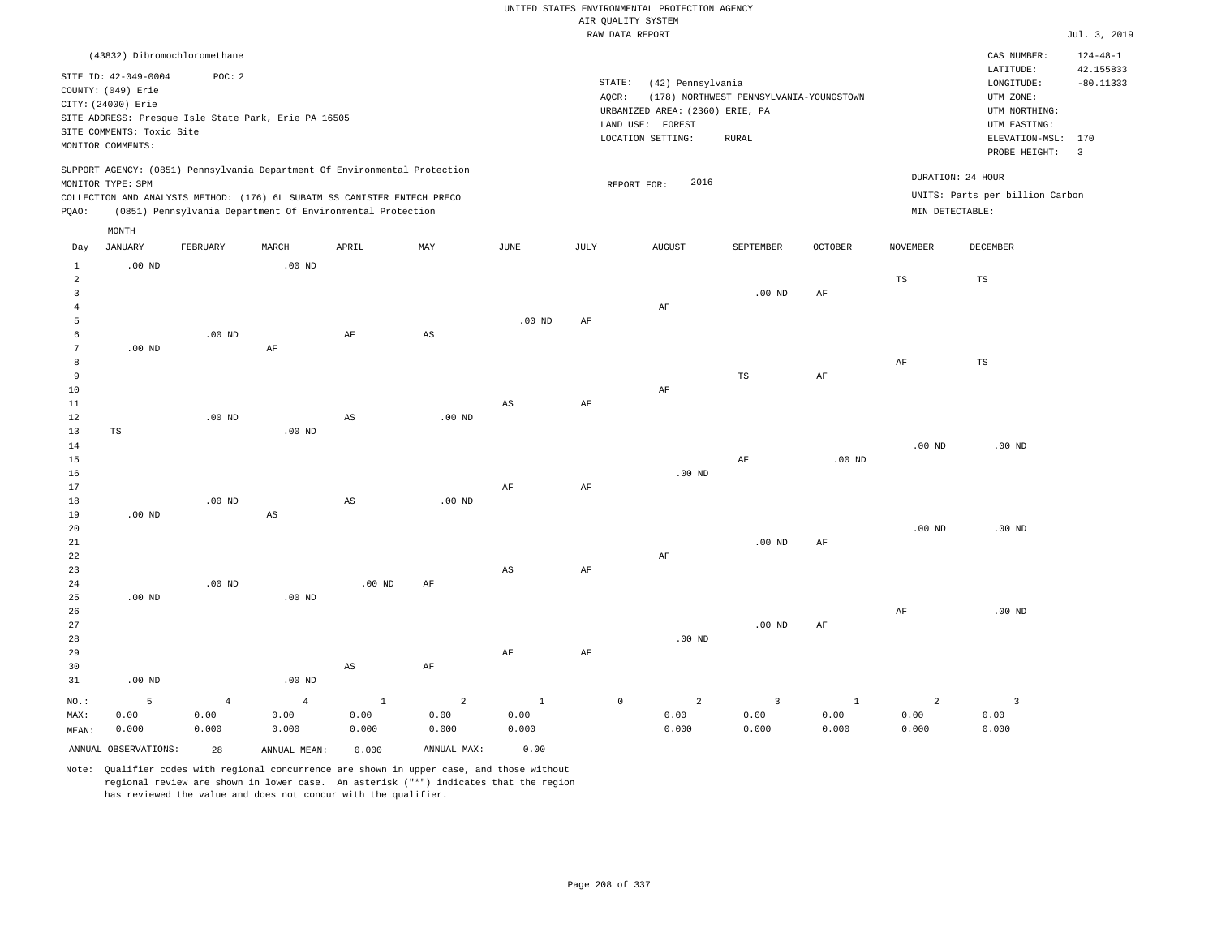UNITED STATES ENVIRONMENTAL PROTECTION AGENCY
AIR QUALITY SYSTEM
RAW DATA REPORT

Jul. 3, 2019

(43832) Dibromochloromethane

SITE ID: 42-049-0004 POC: 2
COUNTY: (049) Erie
CITY: (24000) Erie
SITE ADDRESS: Presque Isle State Park, Erie PA 16505
SITE COMMENTS: Toxic Site
MONITOR COMMENTS:

STATE: (42) Pennsylvania
AQCR: (178) NORTHWEST PENNSYLVANIA-YOUNGSTOWN
URBANIZED AREA: (2360) ERIE, PA
LAND USE: FOREST
LOCATION SETTING: RURAL

CAS NUMBER: 124-48-1
LATITUDE: 42.155833
LONGITUDE: -80.11333
UTM ZONE:
UTM NORTHING:
UTM EASTING:
ELEVATION-MSL: 170
PROBE HEIGHT: 3

SUPPORT AGENCY: (0851) Pennsylvania Department Of Environmental Protection
MONITOR TYPE: SPM
COLLECTION AND ANALYSIS METHOD: (176) 6L SUBATM SS CANISTER ENTECH PRECO
PQAO: (0851) Pennsylvania Department Of Environmental Protection

REPORT FOR: 2016

DURATION: 24 HOUR
UNITS: Parts per billion Carbon
MIN DETECTABLE:

| Day | JANUARY | FEBRUARY | MARCH | APRIL | MAY | JUNE | JULY | AUGUST | SEPTEMBER | OCTOBER | NOVEMBER | DECEMBER |
|---|---|---|---|---|---|---|---|---|---|---|---|---|
| 1 | .00 ND | | .00 ND | | | | | | | | | |
| 2 | | | | | | | | | | | TS | TS |
| 3 | | | | | | | | | .00 ND | AF | | |
| 4 | | | | | | | | AF | | | | |
| 5 | | | | | | .00 ND | AF | | | | | |
| 6 | | .00 ND | | AF | AS | | | | | | | |
| 7 | .00 ND | | AF | | | | | | | | | |
| 8 | | | | | | | | | | | AF | TS |
| 9 | | | | | | | | | TS | AF | | |
| 10 | | | | | | | | AF | | | | |
| 11 | | | | | | AS | AF | | | | | |
| 12 | | .00 ND | | AS | .00 ND | | | | | | | |
| 13 | TS | | .00 ND | | | | | | | | | |
| 14 | | | | | | | | | | | .00 ND | .00 ND |
| 15 | | | | | | | | | AF | .00 ND | | |
| 16 | | | | | | | | .00 ND | | | | |
| 17 | | | | | | AF | AF | | | | | |
| 18 | | .00 ND | | AS | .00 ND | | | | | | | |
| 19 | .00 ND | | AS | | | | | | | | | |
| 20 | | | | | | | | | | | .00 ND | .00 ND |
| 21 | | | | | | | | | .00 ND | AF | | |
| 22 | | | | | | | | AF | | | | |
| 23 | | | | | | AS | AF | | | | | |
| 24 | | .00 ND | | .00 ND | AF | | | | | | | |
| 25 | .00 ND | | .00 ND | | | | | | | | | |
| 26 | | | | | | | | | | | AF | .00 ND |
| 27 | | | | | | | | | .00 ND | AF | | |
| 28 | | | | | | | | .00 ND | | | | |
| 29 | | | | | | AF | AF | | | | | |
| 30 | | | | AS | AF | | | | | | | |
| 31 | .00 ND | | .00 ND | | | | | | | | | |
| NO.: | 5 | 4 | 4 | 1 | 2 | 1 | 0 | 2 | 3 | 1 | 2 | 3 |
| MAX: | 0.00 | 0.00 | 0.00 | 0.00 | 0.00 | 0.00 | | 0.00 | 0.00 | 0.00 | 0.00 | 0.00 |
| MEAN: | 0.000 | 0.000 | 0.000 | 0.000 | 0.000 | 0.000 | | 0.000 | 0.000 | 0.000 | 0.000 | 0.000 |

ANNUAL OBSERVATIONS: 28 ANNUAL MEAN: 0.000 ANNUAL MAX: 0.00

Note: Qualifier codes with regional concurrence are shown in upper case, and those without regional review are shown in lower case. An asterisk ("*") indicates that the region has reviewed the value and does not concur with the qualifier.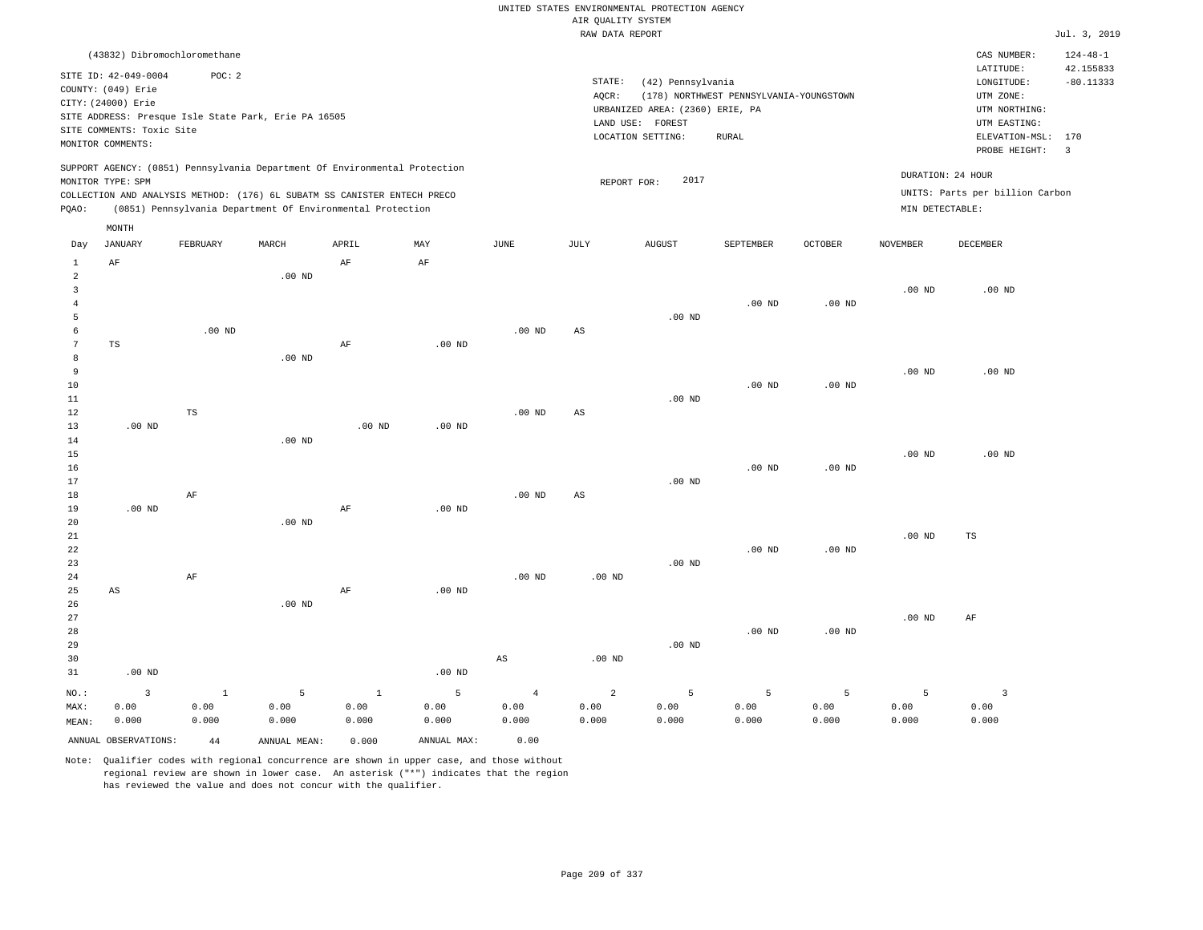UNITED STATES ENVIRONMENTAL PROTECTION AGENCY
AIR QUALITY SYSTEM
RAW DATA REPORT

Jul. 3, 2019

(43832) Dibromochloromethane

SITE ID: 42-049-0004 POC: 2
COUNTY: (049) Erie
CITY: (24000) Erie
SITE ADDRESS: Presque Isle State Park, Erie PA 16505
SITE COMMENTS: Toxic Site
MONITOR COMMENTS:

STATE: (42) Pennsylvania
AQCR: (178) NORTHWEST PENNSYLVANIA-YOUNGSTOWN
URBANIZED AREA: (2360) ERIE, PA
LAND USE: FOREST
LOCATION SETTING: RURAL

CAS NUMBER: 124-48-1
LATITUDE: 42.155833
LONGITUDE: -80.11333
UTM ZONE:
UTM NORTHING:
UTM EASTING:
ELEVATION-MSL: 170
PROBE HEIGHT: 3

SUPPORT AGENCY: (0851) Pennsylvania Department Of Environmental Protection
MONITOR TYPE: SPM
COLLECTION AND ANALYSIS METHOD: (176) 6L SUBATM SS CANISTER ENTECH PRECO
PQAO: (0851) Pennsylvania Department Of Environmental Protection

REPORT FOR: 2017

DURATION: 24 HOUR
UNITS: Parts per billion Carbon
MIN DETECTABLE:

| Day | JANUARY | FEBRUARY | MARCH | APRIL | MAY | JUNE | JULY | AUGUST | SEPTEMBER | OCTOBER | NOVEMBER | DECEMBER |
|---|---|---|---|---|---|---|---|---|---|---|---|---|
| 1 | AF | | | AF | AF | | | | | | | |
| 2 | | | .00 ND | | | | | | | | | |
| 3 | | | | | | | | | | | .00 ND | .00 ND |
| 4 | | | | | | | | | .00 ND | .00 ND | | |
| 5 | | | | | | | | .00 ND | | | | |
| 6 | | .00 ND | | | | .00 ND | AS | | | | | |
| 7 | TS | | | AF | .00 ND | | | | | | | |
| 8 | | | .00 ND | | | | | | | | | |
| 9 | | | | | | | | | | | .00 ND | .00 ND |
| 10 | | | | | | | | | .00 ND | .00 ND | | |
| 11 | | | | | | | | .00 ND | | | | |
| 12 | | TS | | | | .00 ND | AS | | | | | |
| 13 | .00 ND | | | .00 ND | .00 ND | | | | | | | |
| 14 | | | .00 ND | | | | | | | | | |
| 15 | | | | | | | | | | | .00 ND | .00 ND |
| 16 | | | | | | | | | .00 ND | .00 ND | | |
| 17 | | | | | | | | .00 ND | | | | |
| 18 | | AF | | | | .00 ND | AS | | | | | |
| 19 | .00 ND | | | AF | .00 ND | | | | | | | |
| 20 | | | .00 ND | | | | | | | | | |
| 21 | | | | | | | | | | | .00 ND | TS |
| 22 | | | | | | | | | .00 ND | .00 ND | | |
| 23 | | | | | | | | .00 ND | | | | |
| 24 | | AF | | | | .00 ND | .00 ND | | | | | |
| 25 | AS | | | AF | .00 ND | | | | | | | |
| 26 | | | .00 ND | | | | | | | | | |
| 27 | | | | | | | | | | | .00 ND | AF |
| 28 | | | | | | | | | .00 ND | .00 ND | | |
| 29 | | | | | | | | .00 ND | | | | |
| 30 | | | | | | AS | .00 ND | | | | | |
| 31 | .00 ND | | | | .00 ND | | | | | | | |
| NO.: | 3 | 1 | 5 | 1 | 5 | 4 | 2 | 5 | 5 | 5 | 5 | 3 |
| MAX: | 0.00 | 0.00 | 0.00 | 0.00 | 0.00 | 0.00 | 0.00 | 0.00 | 0.00 | 0.00 | 0.00 | 0.00 |
| MEAN: | 0.000 | 0.000 | 0.000 | 0.000 | 0.000 | 0.000 | 0.000 | 0.000 | 0.000 | 0.000 | 0.000 | 0.000 |

ANNUAL OBSERVATIONS: 44 ANNUAL MEAN: 0.000 ANNUAL MAX: 0.00

Note: Qualifier codes with regional concurrence are shown in upper case, and those without regional review are shown in lower case. An asterisk ("*") indicates that the region has reviewed the value and does not concur with the qualifier.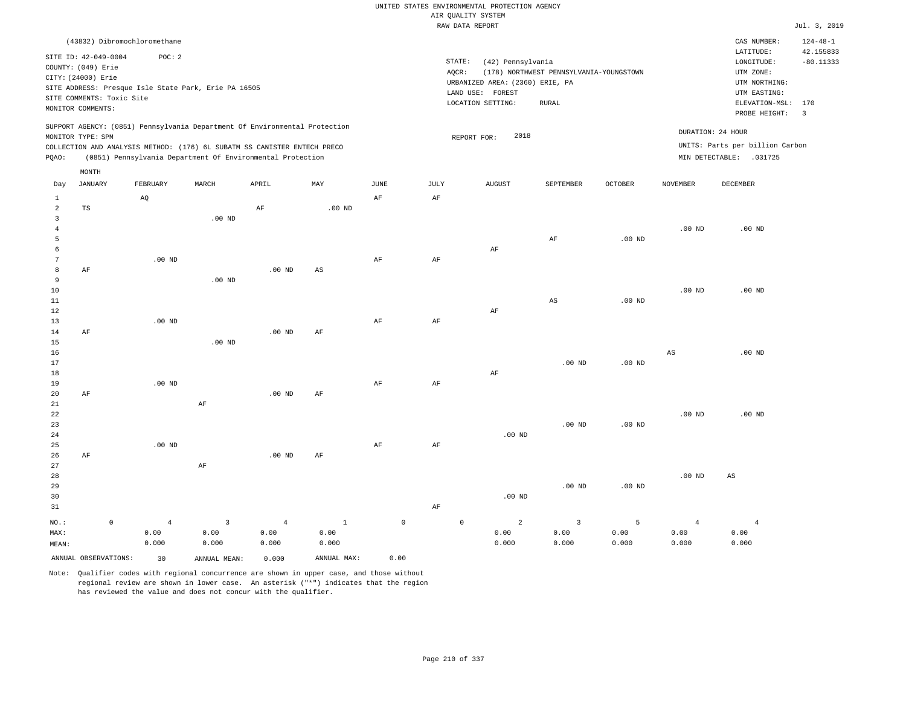UNITED STATES ENVIRONMENTAL PROTECTION AGENCY
AIR QUALITY SYSTEM
RAW DATA REPORT

Jul. 3, 2019

(43832) Dibromochloromethane

SITE ID: 42-049-0004 POC: 2
COUNTY: (049) Erie
CITY: (24000) Erie
SITE ADDRESS: Presque Isle State Park, Erie PA 16505
SITE COMMENTS: Toxic Site
MONITOR COMMENTS:

STATE: (42) Pennsylvania
AQCR: (178) NORTHWEST PENNSYLVANIA-YOUNGSTOWN
URBANIZED AREA: (2360) ERIE, PA
LAND USE: FOREST
LOCATION SETTING: RURAL

CAS NUMBER: 124-48-1
LATITUDE: 42.155833
LONGITUDE: -80.11333
UTM ZONE:
UTM NORTHING:
UTM EASTING:
ELEVATION-MSL: 170
PROBE HEIGHT: 3

SUPPORT AGENCY: (0851) Pennsylvania Department Of Environmental Protection
MONITOR TYPE: SPM
COLLECTION AND ANALYSIS METHOD: (176) 6L SUBATM SS CANISTER ENTECH PRECO
PQAO: (0851) Pennsylvania Department Of Environmental Protection

REPORT FOR: 2018

DURATION: 24 HOUR
UNITS: Parts per billion Carbon
MIN DETECTABLE: .031725

| Day | JANUARY | FEBRUARY | MARCH | APRIL | MAY | JUNE | JULY | AUGUST | SEPTEMBER | OCTOBER | NOVEMBER | DECEMBER |
|---|---|---|---|---|---|---|---|---|---|---|---|---|
| 1 | | AQ | | | | AF | AF | | | | | |
| 2 | TS | | | AF | .00 ND | | | | | | | |
| 3 | | | .00 ND | | | | | | | | | |
| 4 | | | | | | | | | | | .00 ND | .00 ND |
| 5 | | | | | | | | | AF | .00 ND | | |
| 6 | | | | | | | | AF | | | | |
| 7 | | .00 ND | | | | AF | AF | | | | | |
| 8 | AF | | | .00 ND | AS | | | | | | | |
| 9 | | | .00 ND | | | | | | | | | |
| 10 | | | | | | | | | | | .00 ND | .00 ND |
| 11 | | | | | | | | | AS | .00 ND | | |
| 12 | | | | | | | | AF | | | | |
| 13 | | .00 ND | | | | AF | AF | | | | | |
| 14 | AF | | | .00 ND | AF | | | | | | | |
| 15 | | | .00 ND | | | | | | | | | |
| 16 | | | | | | | | | | | AS | .00 ND |
| 17 | | | | | | | | | .00 ND | .00 ND | | |
| 18 | | | | | | | | AF | | | | |
| 19 | | .00 ND | | | | AF | AF | | | | | |
| 20 | AF | | | .00 ND | AF | | | | | | | |
| 21 | | | AF | | | | | | | | | |
| 22 | | | | | | | | | | | .00 ND | .00 ND |
| 23 | | | | | | | | | .00 ND | .00 ND | | |
| 24 | | | | | | | | .00 ND | | | | |
| 25 | | .00 ND | | | | AF | AF | | | | | |
| 26 | AF | | | .00 ND | AF | | | | | | | |
| 27 | | | AF | | | | | | | | | |
| 28 | | | | | | | | | | | .00 ND | AS |
| 29 | | | | | | | | | .00 ND | .00 ND | | |
| 30 | | | | | | | | .00 ND | | | | |
| 31 | | | | | | | AF | | | | | |
| NO.: | 0 | 4 | 3 | 4 | 1 | 0 | 0 | 2 | 3 | 5 | 4 | 4 |
| MAX: | | 0.00 | 0.00 | 0.00 | 0.00 | | | 0.00 | 0.00 | 0.00 | 0.00 | 0.00 |
| MEAN: | | 0.000 | 0.000 | 0.000 | 0.000 | | | 0.000 | 0.000 | 0.000 | 0.000 | 0.000 |

ANNUAL OBSERVATIONS: 30 ANNUAL MEAN: 0.000 ANNUAL MAX: 0.00

Note: Qualifier codes with regional concurrence are shown in upper case, and those without regional review are shown in lower case. An asterisk ("*") indicates that the region has reviewed the value and does not concur with the qualifier.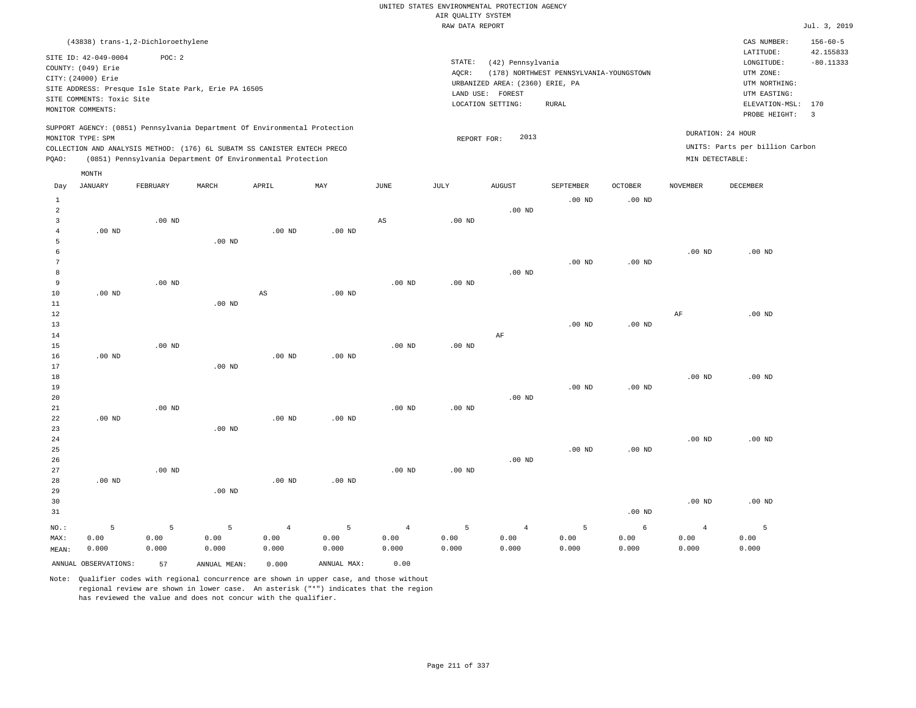UNITED STATES ENVIRONMENTAL PROTECTION AGENCY
AIR QUALITY SYSTEM
RAW DATA REPORT

Jul. 3, 2019

(43838) trans-1,2-Dichloroethylene

SITE ID: 42-049-0004 POC: 2
COUNTY: (049) Erie
CITY: (24000) Erie
SITE ADDRESS: Presque Isle State Park, Erie PA 16505
SITE COMMENTS: Toxic Site
MONITOR COMMENTS:

STATE: (42) Pennsylvania
AQCR: (178) NORTHWEST PENNSYLVANIA-YOUNGSTOWN
URBANIZED AREA: (2360) ERIE, PA
LAND USE: FOREST
LOCATION SETTING: RURAL

CAS NUMBER: 156-60-5
LATITUDE: 42.155833
LONGITUDE: -80.11333
UTM ZONE:
UTM NORTHING:
UTM EASTING:
ELEVATION-MSL: 170
PROBE HEIGHT: 3

SUPPORT AGENCY: (0851) Pennsylvania Department Of Environmental Protection
MONITOR TYPE: SPM
COLLECTION AND ANALYSIS METHOD: (176) 6L SUBATM SS CANISTER ENTECH PRECO
PQAO: (0851) Pennsylvania Department Of Environmental Protection

REPORT FOR: 2013

DURATION: 24 HOUR
UNITS: Parts per billion Carbon
MIN DETECTABLE:

| Day | JANUARY | FEBRUARY | MARCH | APRIL | MAY | JUNE | JULY | AUGUST | SEPTEMBER | OCTOBER | NOVEMBER | DECEMBER |
|---|---|---|---|---|---|---|---|---|---|---|---|---|
| 1 | | | | | | | | | .00 ND | .00 ND | | |
| 2 | | | | | | | | .00 ND | | | | |
| 3 | | .00 ND | | | | AS | .00 ND | | | | | |
| 4 | .00 ND | | | .00 ND | .00 ND | | | | | | | |
| 5 | | | .00 ND | | | | | | | | | |
| 6 | | | | | | | | | | | .00 ND | .00 ND |
| 7 | | | | | | | | | .00 ND | .00 ND | | |
| 8 | | | | | | | | .00 ND | | | | |
| 9 | | .00 ND | | | | .00 ND | .00 ND | | | | | |
| 10 | .00 ND | | | AS | .00 ND | | | | | | | |
| 11 | | | .00 ND | | | | | | | | | |
| 12 | | | | | | | | | | | AF | .00 ND |
| 13 | | | | | | | | | .00 ND | .00 ND | | |
| 14 | | | | | | | | AF | | | | |
| 15 | | .00 ND | | | | .00 ND | .00 ND | | | | | |
| 16 | .00 ND | | | .00 ND | .00 ND | | | | | | | |
| 17 | | | .00 ND | | | | | | | | | |
| 18 | | | | | | | | | | | .00 ND | .00 ND |
| 19 | | | | | | | | | .00 ND | .00 ND | | |
| 20 | | | | | | | | .00 ND | | | | |
| 21 | | .00 ND | | | | .00 ND | .00 ND | | | | | |
| 22 | .00 ND | | | .00 ND | .00 ND | | | | | | | |
| 23 | | | .00 ND | | | | | | | | | |
| 24 | | | | | | | | | | | .00 ND | .00 ND |
| 25 | | | | | | | | | .00 ND | .00 ND | | |
| 26 | | | | | | | | .00 ND | | | | |
| 27 | | .00 ND | | | | .00 ND | .00 ND | | | | | |
| 28 | .00 ND | | | .00 ND | .00 ND | | | | | | | |
| 29 | | | .00 ND | | | | | | | | | |
| 30 | | | | | | | | | | | .00 ND | .00 ND |
| 31 | | | | | | | | | | .00 ND | | |
| NO.: | 5 | 5 | 5 | 4 | 5 | 4 | 5 | 4 | 5 | 6 | 4 | 5 |
| MAX: | 0.00 | 0.00 | 0.00 | 0.00 | 0.00 | 0.00 | 0.00 | 0.00 | 0.00 | 0.00 | 0.00 | 0.00 |
| MEAN: | 0.000 | 0.000 | 0.000 | 0.000 | 0.000 | 0.000 | 0.000 | 0.000 | 0.000 | 0.000 | 0.000 | 0.000 |

ANNUAL OBSERVATIONS: 57 ANNUAL MEAN: 0.000 ANNUAL MAX: 0.00

Note: Qualifier codes with regional concurrence are shown in upper case, and those without regional review are shown in lower case. An asterisk ("*") indicates that the region has reviewed the value and does not concur with the qualifier.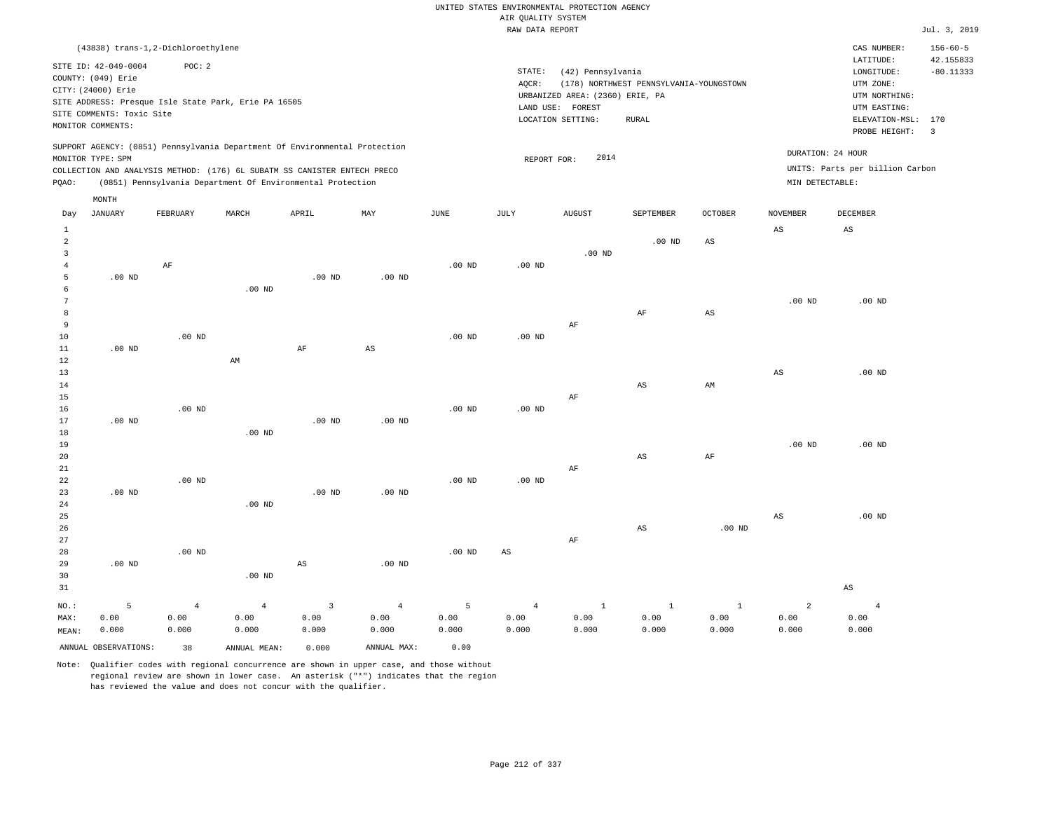UNITED STATES ENVIRONMENTAL PROTECTION AGENCY
AIR QUALITY SYSTEM
RAW DATA REPORT

Jul. 3, 2019

(43838) trans-1,2-Dichloroethylene

SITE ID: 42-049-0004 POC: 2
COUNTY: (049) Erie
CITY: (24000) Erie
SITE ADDRESS: Presque Isle State Park, Erie PA 16505
SITE COMMENTS: Toxic Site
MONITOR COMMENTS:

STATE: (42) Pennsylvania
AQCR: (178) NORTHWEST PENNSYLVANIA-YOUNGSTOWN
URBANIZED AREA: (2360) ERIE, PA
LAND USE: FOREST
LOCATION SETTING: RURAL

CAS NUMBER: 156-60-5
LATITUDE: 42.155833
LONGITUDE: -80.11333
UTM ZONE:
UTM NORTHING:
UTM EASTING:
ELEVATION-MSL: 170
PROBE HEIGHT: 3

SUPPORT AGENCY: (0851) Pennsylvania Department Of Environmental Protection
MONITOR TYPE: SPM
COLLECTION AND ANALYSIS METHOD: (176) 6L SUBATM SS CANISTER ENTECH PRECO
PQAO: (0851) Pennsylvania Department Of Environmental Protection

REPORT FOR: 2014

DURATION: 24 HOUR
UNITS: Parts per billion Carbon
MIN DETECTABLE:

| Day | JANUARY | FEBRUARY | MARCH | APRIL | MAY | JUNE | JULY | AUGUST | SEPTEMBER | OCTOBER | NOVEMBER | DECEMBER |
|---|---|---|---|---|---|---|---|---|---|---|---|---|
| 1 | | | | | | | | | | | AS | AS |
| 2 | | | | | | | | | .00 ND | AS | | |
| 3 | | | | | | | | .00 ND | | | | |
| 4 | | AF | | | | .00 ND | .00 ND | | | | | |
| 5 | .00 ND | | | .00 ND | .00 ND | | | | | | | |
| 6 | | | .00 ND | | | | | | | | | |
| 7 | | | | | | | | | | | .00 ND | .00 ND |
| 8 | | | | | | | | | AF | AS | | |
| 9 | | | | | | | | AF | | | | |
| 10 | | .00 ND | | | | .00 ND | .00 ND | | | | | |
| 11 | .00 ND | | | AF | AS | | | | | | | |
| 12 | | | AM | | | | | | | | | |
| 13 | | | | | | | | | | | AS | .00 ND |
| 14 | | | | | | | | | AS | AM | | |
| 15 | | | | | | | | AF | | | | |
| 16 | | .00 ND | | | | .00 ND | .00 ND | | | | | |
| 17 | .00 ND | | | .00 ND | .00 ND | | | | | | | |
| 18 | | | .00 ND | | | | | | | | | |
| 19 | | | | | | | | | | | .00 ND | .00 ND |
| 20 | | | | | | | | | AS | AF | | |
| 21 | | | | | | | | AF | | | | |
| 22 | | .00 ND | | | | .00 ND | .00 ND | | | | | |
| 23 | .00 ND | | | .00 ND | .00 ND | | | | | | | |
| 24 | | | .00 ND | | | | | | | | | |
| 25 | | | | | | | | | | | AS | .00 ND |
| 26 | | | | | | | | | AS | .00 ND | | |
| 27 | | | | | | | | AF | | | | |
| 28 | | .00 ND | | | | .00 ND | AS | | | | | |
| 29 | .00 ND | | | AS | .00 ND | | | | | | | |
| 30 | | | .00 ND | | | | | | | | | |
| 31 | | | | | | | | | | | | AS |
| NO.: | 5 | 4 | 4 | 3 | 4 | 5 | 4 | 1 | 1 | 1 | 2 | 4 |
| MAX: | 0.00 | 0.00 | 0.00 | 0.00 | 0.00 | 0.00 | 0.00 | 0.00 | 0.00 | 0.00 | 0.00 | 0.00 |
| MEAN: | 0.000 | 0.000 | 0.000 | 0.000 | 0.000 | 0.000 | 0.000 | 0.000 | 0.000 | 0.000 | 0.000 | 0.000 |

ANNUAL OBSERVATIONS: 38 ANNUAL MEAN: 0.000 ANNUAL MAX: 0.00

Note: Qualifier codes with regional concurrence are shown in upper case, and those without regional review are shown in lower case. An asterisk ("*") indicates that the region has reviewed the value and does not concur with the qualifier.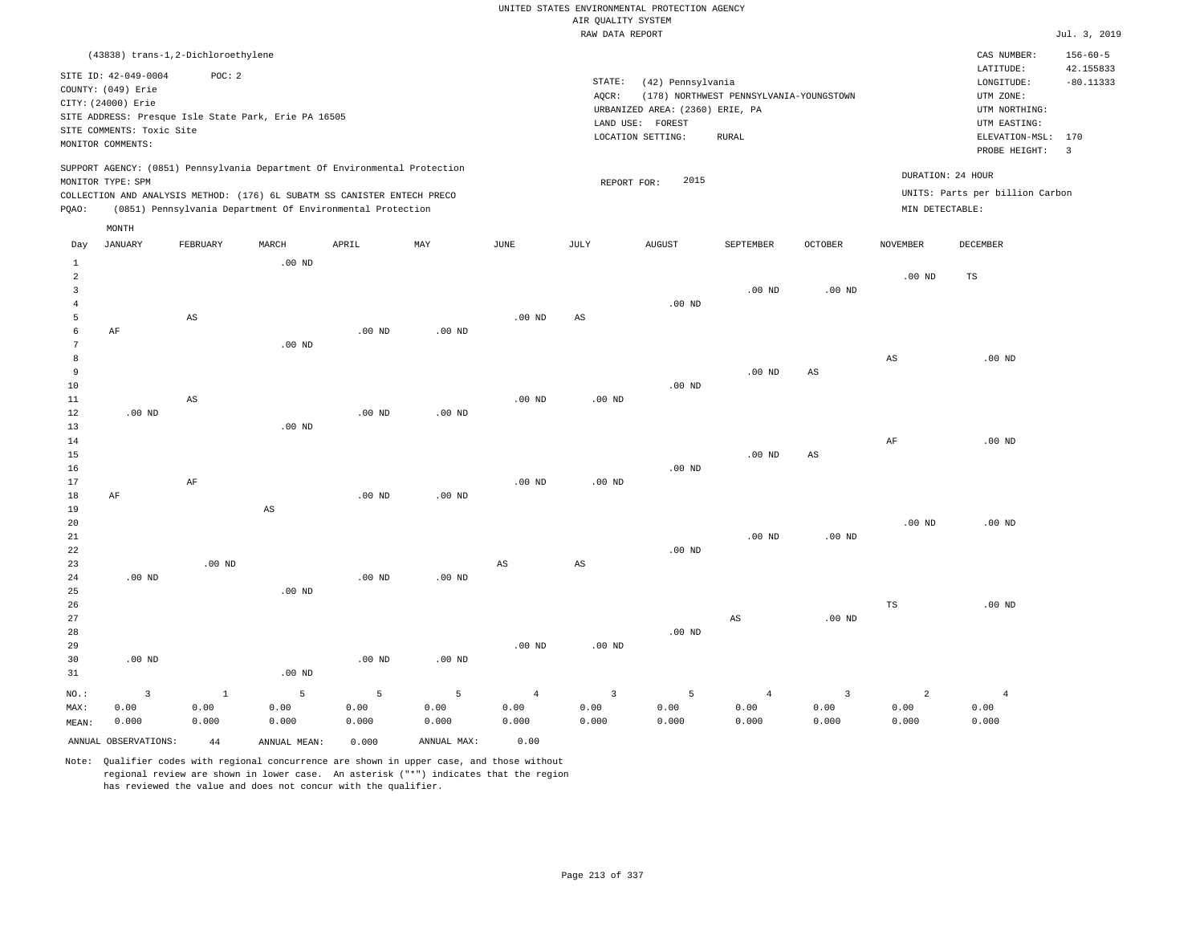UNITED STATES ENVIRONMENTAL PROTECTION AGENCY
AIR QUALITY SYSTEM
RAW DATA REPORT

Jul. 3, 2019

(43838) trans-1,2-Dichloroethylene

SITE ID: 42-049-0004 POC: 2
COUNTY: (049) Erie
CITY: (24000) Erie
SITE ADDRESS: Presque Isle State Park, Erie PA 16505
SITE COMMENTS: Toxic Site
MONITOR COMMENTS:

STATE: (42) Pennsylvania
AQCR: (178) NORTHWEST PENNSYLVANIA-YOUNGSTOWN
URBANIZED AREA: (2360) ERIE, PA
LAND USE: FOREST
LOCATION SETTING: RURAL

CAS NUMBER: 156-60-5
LATITUDE: 42.155833
LONGITUDE: -80.11333
UTM ZONE:
UTM NORTHING:
UTM EASTING:
ELEVATION-MSL: 170
PROBE HEIGHT: 3

SUPPORT AGENCY: (0851) Pennsylvania Department Of Environmental Protection
MONITOR TYPE: SPM
COLLECTION AND ANALYSIS METHOD: (176) 6L SUBATM SS CANISTER ENTECH PRECO
PQAO: (0851) Pennsylvania Department Of Environmental Protection

REPORT FOR: 2015

DURATION: 24 HOUR
UNITS: Parts per billion Carbon
MIN DETECTABLE:

| Day | JANUARY | FEBRUARY | MARCH | APRIL | MAY | JUNE | JULY | AUGUST | SEPTEMBER | OCTOBER | NOVEMBER | DECEMBER |
|---|---|---|---|---|---|---|---|---|---|---|---|---|
| 1 | | | .00 ND | | | | | | | | | |
| 2 | | | | | | | | | | | .00 ND | TS |
| 3 | | | | | | | | | .00 ND | .00 ND | | |
| 4 | | | | | | | | .00 ND | | | | |
| 5 | | AS | | | | .00 ND | AS | | | | | |
| 6 | AF | | | .00 ND | .00 ND | | | | | | | |
| 7 | | | .00 ND | | | | | | | | | |
| 8 | | | | | | | | | | | AS | .00 ND |
| 9 | | | | | | | | | .00 ND | AS | | |
| 10 | | | | | | | | .00 ND | | | | |
| 11 | | AS | | | | .00 ND | .00 ND | | | | | |
| 12 | .00 ND | | | .00 ND | .00 ND | | | | | | | |
| 13 | | | .00 ND | | | | | | | | | |
| 14 | | | | | | | | | | | AF | .00 ND |
| 15 | | | | | | | | | .00 ND | AS | | |
| 16 | | | | | | | | .00 ND | | | | |
| 17 | | AF | | | | .00 ND | .00 ND | | | | | |
| 18 | AF | | | .00 ND | .00 ND | | | | | | | |
| 19 | | | AS | | | | | | | | | |
| 20 | | | | | | | | | | | .00 ND | .00 ND |
| 21 | | | | | | | | | .00 ND | .00 ND | | |
| 22 | | | | | | | | .00 ND | | | | |
| 23 | | .00 ND | | | | AS | AS | | | | | |
| 24 | .00 ND | | | .00 ND | .00 ND | | | | | | | |
| 25 | | | .00 ND | | | | | | | | | |
| 26 | | | | | | | | | | | TS | .00 ND |
| 27 | | | | | | | | | AS | .00 ND | | |
| 28 | | | | | | | | .00 ND | | | | |
| 29 | | | | | | .00 ND | .00 ND | | | | | |
| 30 | .00 ND | | | .00 ND | .00 ND | | | | | | | |
| 31 | | | .00 ND | | | | | | | | | |
| NO.: | 3 | 1 | 5 | 5 | 5 | 4 | 3 | 5 | 4 | 3 | 2 | 4 |
| MAX: | 0.00 | 0.00 | 0.00 | 0.00 | 0.00 | 0.00 | 0.00 | 0.00 | 0.00 | 0.00 | 0.00 | 0.00 |
| MEAN: | 0.000 | 0.000 | 0.000 | 0.000 | 0.000 | 0.000 | 0.000 | 0.000 | 0.000 | 0.000 | 0.000 | 0.000 |

ANNUAL OBSERVATIONS: 44 ANNUAL MEAN: 0.000 ANNUAL MAX: 0.00

Note: Qualifier codes with regional concurrence are shown in upper case, and those without regional review are shown in lower case. An asterisk ("*") indicates that the region has reviewed the value and does not concur with the qualifier.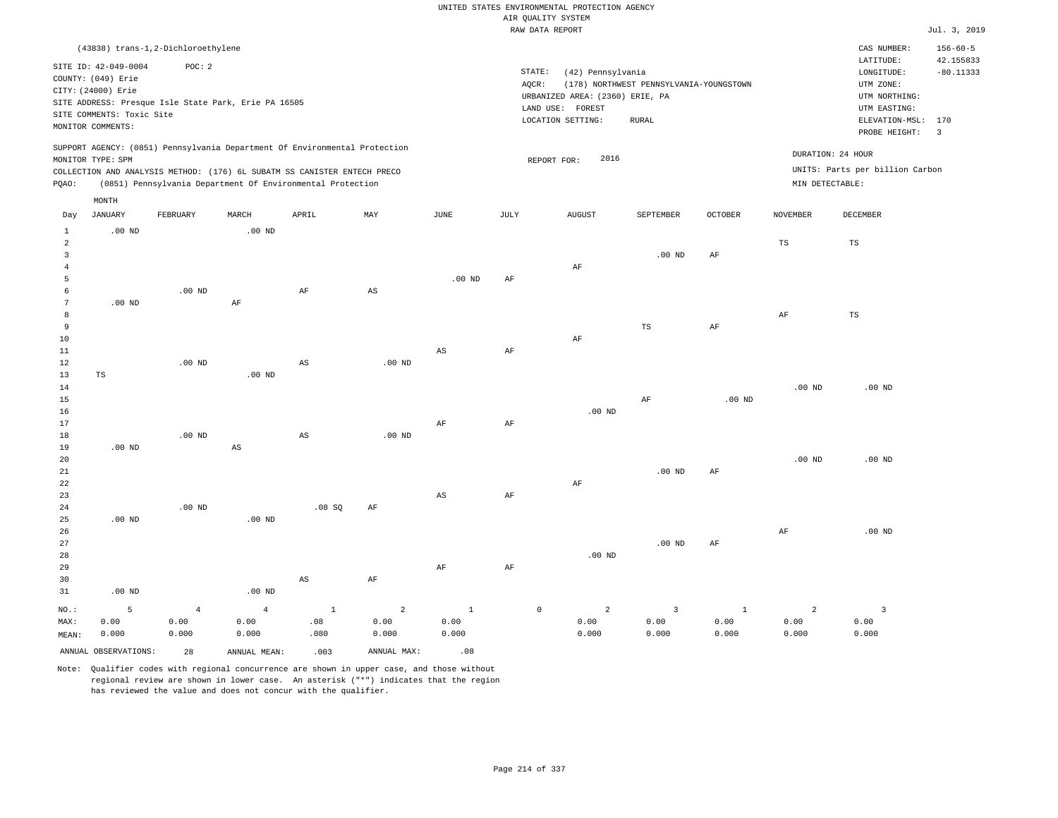UNITED STATES ENVIRONMENTAL PROTECTION AGENCY
AIR QUALITY SYSTEM
RAW DATA REPORT

Jul. 3, 2019

(43838) trans-1,2-Dichloroethylene

SITE ID: 42-049-0004 POC: 2
COUNTY: (049) Erie
CITY: (24000) Erie
SITE ADDRESS: Presque Isle State Park, Erie PA 16505
SITE COMMENTS: Toxic Site
MONITOR COMMENTS:

STATE: (42) Pennsylvania
AQCR: (178) NORTHWEST PENNSYLVANIA-YOUNGSTOWN
URBANIZED AREA: (2360) ERIE, PA
LAND USE: FOREST
LOCATION SETTING: RURAL

CAS NUMBER: 156-60-5
LATITUDE: 42.155833
LONGITUDE: -80.11333
UTM ZONE:
UTM NORTHING:
UTM EASTING:
ELEVATION-MSL: 170
PROBE HEIGHT: 3

SUPPORT AGENCY: (0851) Pennsylvania Department Of Environmental Protection
MONITOR TYPE: SPM
COLLECTION AND ANALYSIS METHOD: (176) 6L SUBATM SS CANISTER ENTECH PRECO
PQAO: (0851) Pennsylvania Department Of Environmental Protection

REPORT FOR: 2016

DURATION: 24 HOUR
UNITS: Parts per billion Carbon
MIN DETECTABLE:

| Day | JANUARY | FEBRUARY | MARCH | APRIL | MAY | JUNE | JULY | AUGUST | SEPTEMBER | OCTOBER | NOVEMBER | DECEMBER |
|---|---|---|---|---|---|---|---|---|---|---|---|---|
| 1 | .00 ND | | .00 ND | | | | | | | | | |
| 2 | | | | | | | | | | | TS | TS |
| 3 | | | | | | | | | .00 ND | AF | | |
| 4 | | | | | | | | AF | | | | |
| 5 | | | | | | .00 ND | AF | | | | | |
| 6 | | .00 ND | | AF | AS | | | | | | | |
| 7 | .00 ND | | AF | | | | | | | | | |
| 8 | | | | | | | | | | | AF | TS |
| 9 | | | | | | | | | TS | AF | | |
| 10 | | | | | | | | AF | | | | |
| 11 | | | | | | AS | AF | | | | | |
| 12 | | .00 ND | | AS | .00 ND | | | | | | | |
| 13 | TS | | .00 ND | | | | | | | | | |
| 14 | | | | | | | | | | | .00 ND | .00 ND |
| 15 | | | | | | | | | AF | .00 ND | | |
| 16 | | | | | | | | .00 ND | | | | |
| 17 | | | | | | AF | AF | | | | | |
| 18 | | .00 ND | | AS | .00 ND | | | | | | | |
| 19 | .00 ND | | AS | | | | | | | | | |
| 20 | | | | | | | | | | | .00 ND | .00 ND |
| 21 | | | | | | | | | .00 ND | AF | | |
| 22 | | | | | | | | AF | | | | |
| 23 | | | | | | AS | AF | | | | | |
| 24 | | .00 ND | | .08 SQ | AF | | | | | | | |
| 25 | .00 ND | | .00 ND | | | | | | | | | |
| 26 | | | | | | | | | | | AF | .00 ND |
| 27 | | | | | | | | | .00 ND | AF | | |
| 28 | | | | | | | | .00 ND | | | | |
| 29 | | | | | | AF | AF | | | | | |
| 30 | | | | AS | AF | | | | | | | |
| 31 | .00 ND | | .00 ND | | | | | | | | | |
| NO.: | 5 | 4 | 4 | 1 | 2 | 1 | 0 | 2 | 3 | 1 | 2 | 3 |
| MAX: | 0.00 | 0.00 | 0.00 | .08 | 0.00 | 0.00 | | 0.00 | 0.00 | 0.00 | 0.00 | 0.00 |
| MEAN: | 0.000 | 0.000 | 0.000 | .080 | 0.000 | 0.000 | | 0.000 | 0.000 | 0.000 | 0.000 | 0.000 |

ANNUAL OBSERVATIONS: 28 ANNUAL MEAN: .003 ANNUAL MAX: .08

Note: Qualifier codes with regional concurrence are shown in upper case, and those without regional review are shown in lower case. An asterisk ("*") indicates that the region has reviewed the value and does not concur with the qualifier.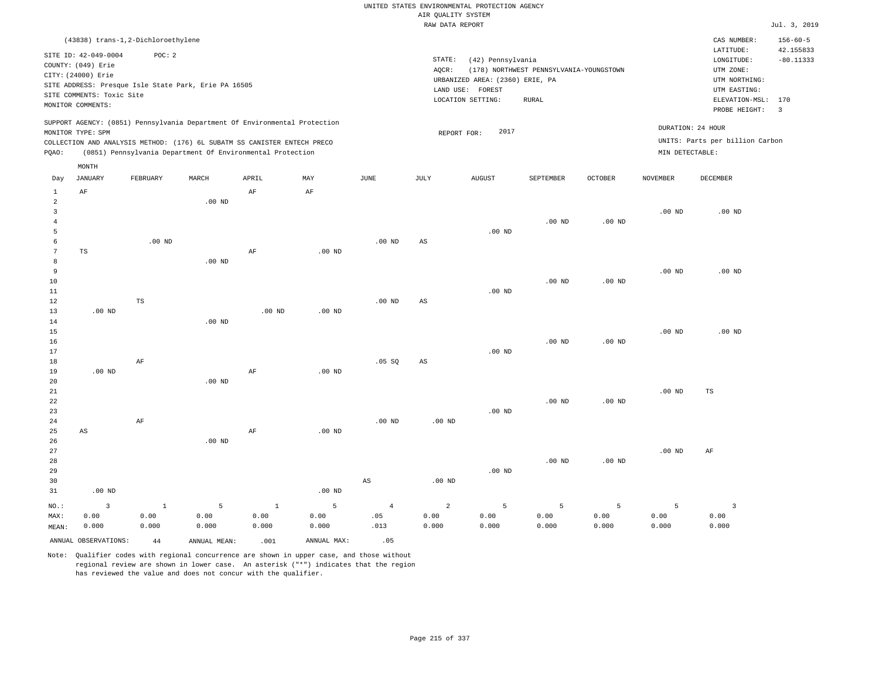UNITED STATES ENVIRONMENTAL PROTECTION AGENCY
AIR QUALITY SYSTEM
RAW DATA REPORT

Jul. 3, 2019

(43838) trans-1,2-Dichloroethylene

SITE ID: 42-049-0004 POC: 2
COUNTY: (049) Erie
CITY: (24000) Erie
SITE ADDRESS: Presque Isle State Park, Erie PA 16505
SITE COMMENTS: Toxic Site
MONITOR COMMENTS:

STATE: (42) Pennsylvania
AQCR: (178) NORTHWEST PENNSYLVANIA-YOUNGSTOWN
URBANIZED AREA: (2360) ERIE, PA
LAND USE: FOREST
LOCATION SETTING: RURAL

CAS NUMBER: 156-60-5
LATITUDE: 42.155833
LONGITUDE: -80.11333
UTM ZONE:
UTM NORTHING:
UTM EASTING:
ELEVATION-MSL: 170
PROBE HEIGHT: 3

SUPPORT AGENCY: (0851) Pennsylvania Department Of Environmental Protection
MONITOR TYPE: SPM
COLLECTION AND ANALYSIS METHOD: (176) 6L SUBATM SS CANISTER ENTECH PRECO
PQAO: (0851) Pennsylvania Department Of Environmental Protection

REPORT FOR: 2017

DURATION: 24 HOUR
UNITS: Parts per billion Carbon
MIN DETECTABLE:

| Day | JANUARY | FEBRUARY | MARCH | APRIL | MAY | JUNE | JULY | AUGUST | SEPTEMBER | OCTOBER | NOVEMBER | DECEMBER |
|---|---|---|---|---|---|---|---|---|---|---|---|---|
| 1 | AF | | | AF | AF | | | | | | | |
| 2 | | | .00 ND | | | | | | | | | |
| 3 | | | | | | | | | | | .00 ND | .00 ND |
| 4 | | | | | | | | | .00 ND | .00 ND | | |
| 5 | | | | | | | | .00 ND | | | | |
| 6 | | .00 ND | | | | .00 ND | AS | | | | | |
| 7 | TS | | | AF | .00 ND | | | | | | | |
| 8 | | | .00 ND | | | | | | | | | |
| 9 | | | | | | | | | | | .00 ND | .00 ND |
| 10 | | | | | | | | | .00 ND | .00 ND | | |
| 11 | | | | | | | | .00 ND | | | | |
| 12 | | TS | | | | .00 ND | AS | | | | | |
| 13 | .00 ND | | | .00 ND | .00 ND | | | | | | | |
| 14 | | | .00 ND | | | | | | | | | |
| 15 | | | | | | | | | | | .00 ND | .00 ND |
| 16 | | | | | | | | | .00 ND | .00 ND | | |
| 17 | | | | | | | | .00 ND | | | | |
| 18 | | AF | | | | .05 SQ | AS | | | | | |
| 19 | .00 ND | | | AF | .00 ND | | | | | | | |
| 20 | | | .00 ND | | | | | | | | | |
| 21 | | | | | | | | | | | .00 ND | TS |
| 22 | | | | | | | | | .00 ND | .00 ND | | |
| 23 | | | | | | | | .00 ND | | | | |
| 24 | | AF | | | | .00 ND | .00 ND | | | | | |
| 25 | AS | | | AF | .00 ND | | | | | | | |
| 26 | | | .00 ND | | | | | | | | | |
| 27 | | | | | | | | | | | .00 ND | AF |
| 28 | | | | | | | | | .00 ND | .00 ND | | |
| 29 | | | | | | | | .00 ND | | | | |
| 30 | | | | | | AS | .00 ND | | | | | |
| 31 | .00 ND | | | | .00 ND | | | | | | | |
| NO.: | 3 | 1 | 5 | 1 | 5 | 4 | 2 | 5 | 5 | 5 | 5 | 3 |
| MAX: | 0.00 | 0.00 | 0.00 | 0.00 | 0.00 | .05 | 0.00 | 0.00 | 0.00 | 0.00 | 0.00 | 0.00 |
| MEAN: | 0.000 | 0.000 | 0.000 | 0.000 | 0.000 | .013 | 0.000 | 0.000 | 0.000 | 0.000 | 0.000 | 0.000 |

ANNUAL OBSERVATIONS: 44 ANNUAL MEAN: .001 ANNUAL MAX: .05

Note: Qualifier codes with regional concurrence are shown in upper case, and those without regional review are shown in lower case. An asterisk ("*") indicates that the region has reviewed the value and does not concur with the qualifier.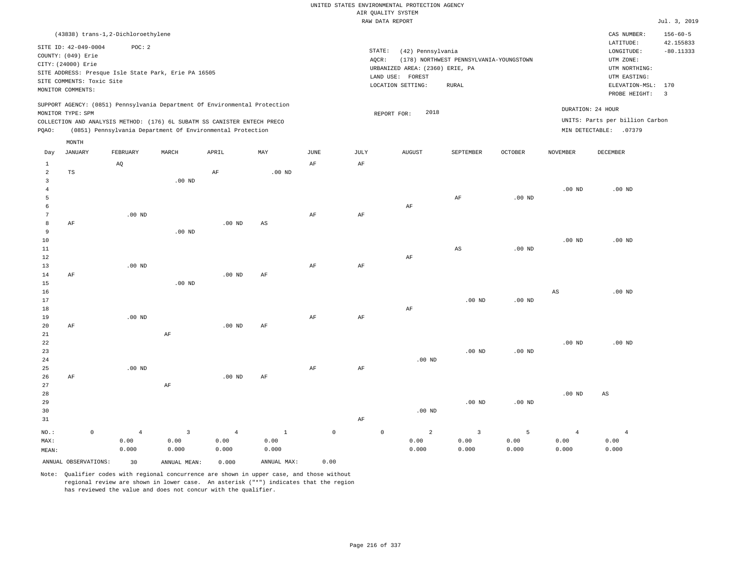UNITED STATES ENVIRONMENTAL PROTECTION AGENCY
AIR QUALITY SYSTEM
RAW DATA REPORT

Jul. 3, 2019

(43838) trans-1,2-Dichloroethylene

SITE ID: 42-049-0004 POC: 2
COUNTY: (049) Erie
CITY: (24000) Erie
SITE ADDRESS: Presque Isle State Park, Erie PA 16505
SITE COMMENTS: Toxic Site
MONITOR COMMENTS:

STATE: (42) Pennsylvania
AQCR: (178) NORTHWEST PENNSYLVANIA-YOUNGSTOWN
URBANIZED AREA: (2360) ERIE, PA
LAND USE: FOREST
LOCATION SETTING: RURAL

CAS NUMBER: 156-60-5
LATITUDE: 42.155833
LONGITUDE: -80.11333
UTM ZONE:
UTM NORTHING:
UTM EASTING:
ELEVATION-MSL: 170
PROBE HEIGHT: 3

SUPPORT AGENCY: (0851) Pennsylvania Department Of Environmental Protection
MONITOR TYPE: SPM
COLLECTION AND ANALYSIS METHOD: (176) 6L SUBATM SS CANISTER ENTECH PRECO
PQAO: (0851) Pennsylvania Department Of Environmental Protection

REPORT FOR: 2018

DURATION: 24 HOUR
UNITS: Parts per billion Carbon
MIN DETECTABLE: .07379

| Day | JANUARY | FEBRUARY | MARCH | APRIL | MAY | JUNE | JULY | AUGUST | SEPTEMBER | OCTOBER | NOVEMBER | DECEMBER |
|---|---|---|---|---|---|---|---|---|---|---|---|---|
| 1 | | AQ | | | | AF | AF | | | | | |
| 2 | TS | | | AF | .00 ND | | | | | | | |
| 3 | | | .00 ND | | | | | | | | | |
| 4 | | | | | | | | | | | .00 ND | .00 ND |
| 5 | | | | | | | | | AF | .00 ND | | |
| 6 | | | | | | | | AF | | | | |
| 7 | | .00 ND | | | | AF | AF | | | | | |
| 8 | AF | | | .00 ND | AS | | | | | | | |
| 9 | | | .00 ND | | | | | | | | | |
| 10 | | | | | | | | | | | .00 ND | .00 ND |
| 11 | | | | | | | | | AS | .00 ND | | |
| 12 | | | | | | | | AF | | | | |
| 13 | | .00 ND | | | | AF | AF | | | | | |
| 14 | AF | | | .00 ND | AF | | | | | | | |
| 15 | | | .00 ND | | | | | | | | | |
| 16 | | | | | | | | | | | AS | .00 ND |
| 17 | | | | | | | | | .00 ND | .00 ND | | |
| 18 | | | | | | | | AF | | | | |
| 19 | | .00 ND | | | | AF | AF | | | | | |
| 20 | AF | | | .00 ND | AF | | | | | | | |
| 21 | | | AF | | | | | | | | | |
| 22 | | | | | | | | | | | .00 ND | .00 ND |
| 23 | | | | | | | | | .00 ND | .00 ND | | |
| 24 | | | | | | | | .00 ND | | | | |
| 25 | | .00 ND | | | | AF | AF | | | | | |
| 26 | AF | | | .00 ND | AF | | | | | | | |
| 27 | | | AF | | | | | | | | | |
| 28 | | | | | | | | | | | .00 ND | AS |
| 29 | | | | | | | | | .00 ND | .00 ND | | |
| 30 | | | | | | | | .00 ND | | | | |
| 31 | | | | | | | AF | | | | | |
| NO.: | 0 | 4 | 3 | 4 | 1 | 0 | 0 | 2 | 3 | 5 | 4 | 4 |
| MAX: | | 0.00 | 0.00 | 0.00 | 0.00 | | | 0.00 | 0.00 | 0.00 | 0.00 | 0.00 |
| MEAN: | | 0.000 | 0.000 | 0.000 | 0.000 | | | 0.000 | 0.000 | 0.000 | 0.000 | 0.000 |

ANNUAL OBSERVATIONS: 30 ANNUAL MEAN: 0.000 ANNUAL MAX: 0.00

Note: Qualifier codes with regional concurrence are shown in upper case, and those without regional review are shown in lower case. An asterisk ("*") indicates that the region has reviewed the value and does not concur with the qualifier.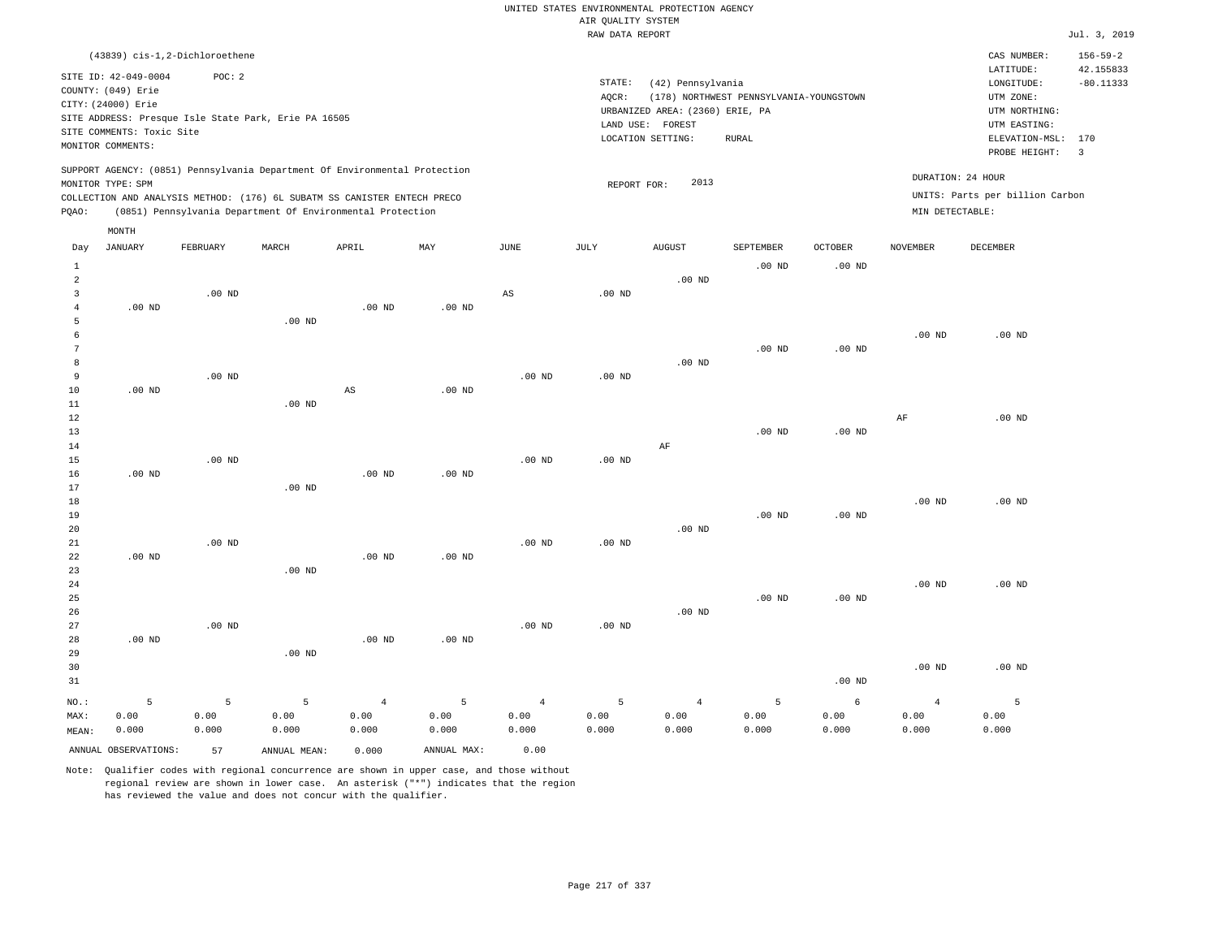UNITED STATES ENVIRONMENTAL PROTECTION AGENCY
AIR QUALITY SYSTEM
RAW DATA REPORT

Jul. 3, 2019

(43839) cis-1,2-Dichloroethene

SITE ID: 42-049-0004 POC: 2
COUNTY: (049) Erie
CITY: (24000) Erie
SITE ADDRESS: Presque Isle State Park, Erie PA 16505
SITE COMMENTS: Toxic Site
MONITOR COMMENTS:

STATE: (42) Pennsylvania
AQCR: (178) NORTHWEST PENNSYLVANIA-YOUNGSTOWN
URBANIZED AREA: (2360) ERIE, PA
LAND USE: FOREST
LOCATION SETTING: RURAL

CAS NUMBER: 156-59-2
LATITUDE: 42.155833
LONGITUDE: -80.11333
UTM ZONE:
UTM NORTHING:
UTM EASTING:
ELEVATION-MSL: 170
PROBE HEIGHT: 3

SUPPORT AGENCY: (0851) Pennsylvania Department Of Environmental Protection
MONITOR TYPE: SPM
COLLECTION AND ANALYSIS METHOD: (176) 6L SUBATM SS CANISTER ENTECH PRECO
PQAO: (0851) Pennsylvania Department Of Environmental Protection

REPORT FOR: 2013

DURATION: 24 HOUR
UNITS: Parts per billion Carbon
MIN DETECTABLE:

| Day | JANUARY | FEBRUARY | MARCH | APRIL | MAY | JUNE | JULY | AUGUST | SEPTEMBER | OCTOBER | NOVEMBER | DECEMBER |
|---|---|---|---|---|---|---|---|---|---|---|---|---|
| 1 | | | | | | | | | .00 ND | .00 ND | | |
| 2 | | | | | | | | .00 ND | | | | |
| 3 | | .00 ND | | | | AS | .00 ND | | | | | |
| 4 | .00 ND | | | .00 ND | .00 ND | | | | | | | |
| 5 | | | .00 ND | | | | | | | | | |
| 6 | | | | | | | | | | | .00 ND | .00 ND |
| 7 | | | | | | | | | .00 ND | .00 ND | | |
| 8 | | | | | | | | .00 ND | | | | |
| 9 | | .00 ND | | | | .00 ND | .00 ND | | | | | |
| 10 | .00 ND | | | AS | .00 ND | | | | | | | |
| 11 | | | .00 ND | | | | | | | | | |
| 12 | | | | | | | | | | | AF | .00 ND |
| 13 | | | | | | | | | .00 ND | .00 ND | | |
| 14 | | | | | | | | AF | | | | |
| 15 | | .00 ND | | | | .00 ND | .00 ND | | | | | |
| 16 | .00 ND | | | .00 ND | .00 ND | | | | | | | |
| 17 | | | .00 ND | | | | | | | | | |
| 18 | | | | | | | | | | | .00 ND | .00 ND |
| 19 | | | | | | | | | .00 ND | .00 ND | | |
| 20 | | | | | | | | .00 ND | | | | |
| 21 | | .00 ND | | | | .00 ND | .00 ND | | | | | |
| 22 | .00 ND | | | .00 ND | .00 ND | | | | | | | |
| 23 | | | .00 ND | | | | | | | | | |
| 24 | | | | | | | | | | | .00 ND | .00 ND |
| 25 | | | | | | | | | .00 ND | .00 ND | | |
| 26 | | | | | | | | .00 ND | | | | |
| 27 | | .00 ND | | | | .00 ND | .00 ND | | | | | |
| 28 | .00 ND | | | .00 ND | .00 ND | | | | | | | |
| 29 | | | .00 ND | | | | | | | | | |
| 30 | | | | | | | | | | | .00 ND | .00 ND |
| 31 | | | | | | | | | | .00 ND | | |
| NO.: | 5 | 5 | 5 | 4 | 5 | 4 | 5 | 4 | 5 | 6 | 4 | 5 |
| MAX: | 0.00 | 0.00 | 0.00 | 0.00 | 0.00 | 0.00 | 0.00 | 0.00 | 0.00 | 0.00 | 0.00 | 0.00 |
| MEAN: | 0.000 | 0.000 | 0.000 | 0.000 | 0.000 | 0.000 | 0.000 | 0.000 | 0.000 | 0.000 | 0.000 | 0.000 |

ANNUAL OBSERVATIONS: 57 ANNUAL MEAN: 0.000 ANNUAL MAX: 0.00

Note: Qualifier codes with regional concurrence are shown in upper case, and those without regional review are shown in lower case. An asterisk ("*") indicates that the region has reviewed the value and does not concur with the qualifier.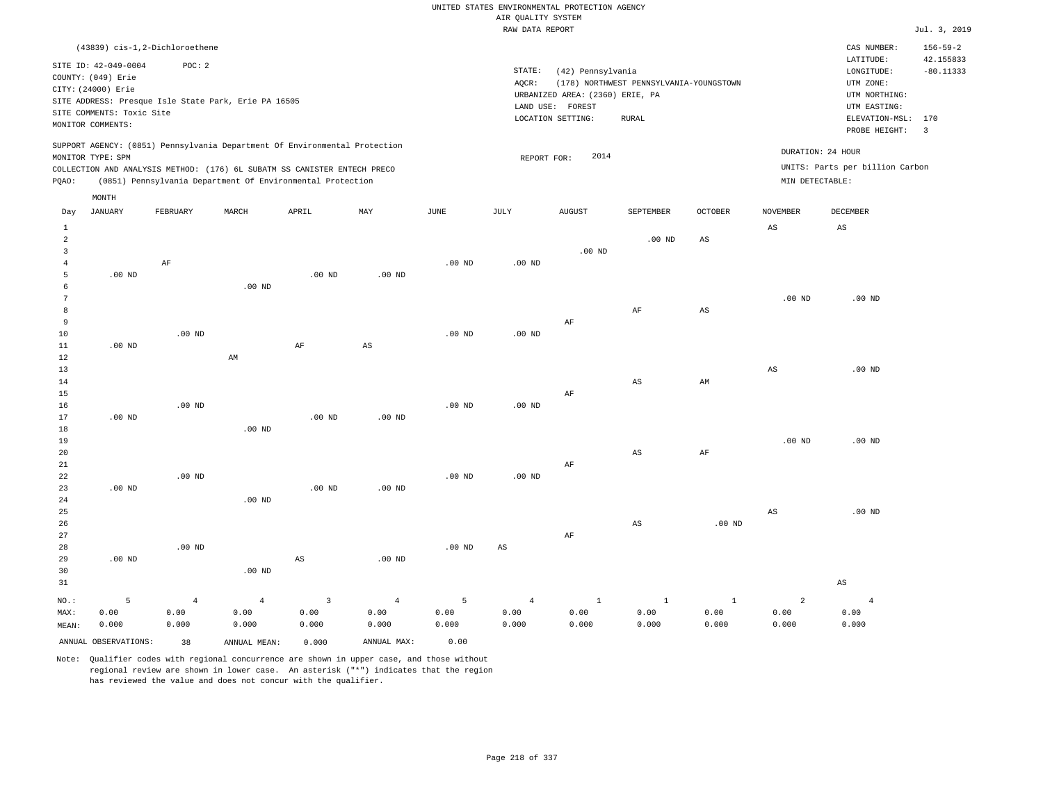UNITED STATES ENVIRONMENTAL PROTECTION AGENCY
AIR QUALITY SYSTEM
RAW DATA REPORT

Jul. 3, 2019

(43839) cis-1,2-Dichloroethene

SITE ID: 42-049-0004 POC: 2
COUNTY: (049) Erie
CITY: (24000) Erie
SITE ADDRESS: Presque Isle State Park, Erie PA 16505
SITE COMMENTS: Toxic Site
MONITOR COMMENTS:

STATE: (42) Pennsylvania
AQCR: (178) NORTHWEST PENNSYLVANIA-YOUNGSTOWN
URBANIZED AREA: (2360) ERIE, PA
LAND USE: FOREST
LOCATION SETTING: RURAL

CAS NUMBER: 156-59-2
LATITUDE: 42.155833
LONGITUDE: -80.11333
UTM ZONE:
UTM NORTHING:
UTM EASTING:
ELEVATION-MSL: 170
PROBE HEIGHT: 3

SUPPORT AGENCY: (0851) Pennsylvania Department Of Environmental Protection
MONITOR TYPE: SPM
COLLECTION AND ANALYSIS METHOD: (176) 6L SUBATM SS CANISTER ENTECH PRECO
PQAO: (0851) Pennsylvania Department Of Environmental Protection

REPORT FOR: 2014

DURATION: 24 HOUR
UNITS: Parts per billion Carbon
MIN DETECTABLE:

| Day | JANUARY | FEBRUARY | MARCH | APRIL | MAY | JUNE | JULY | AUGUST | SEPTEMBER | OCTOBER | NOVEMBER | DECEMBER |
|---|---|---|---|---|---|---|---|---|---|---|---|---|
| 1 | | | | | | | | | | | AS | AS |
| 2 | | | | | | | | | .00 ND | AS | | |
| 3 | | | | | | | | .00 ND | | | | |
| 4 | | AF | | | | .00 ND | .00 ND | | | | | |
| 5 | .00 ND | | | .00 ND | .00 ND | | | | | | | |
| 6 | | | .00 ND | | | | | | | | | |
| 7 | | | | | | | | | | | .00 ND | .00 ND |
| 8 | | | | | | | | | AF | AS | | |
| 9 | | | | | | | | AF | | | | |
| 10 | | .00 ND | | | | .00 ND | .00 ND | | | | | |
| 11 | .00 ND | | | AF | AS | | | | | | | |
| 12 | | | AM | | | | | | | | | |
| 13 | | | | | | | | | | | AS | .00 ND |
| 14 | | | | | | | | | AS | AM | | |
| 15 | | | | | | | | AF | | | | |
| 16 | | .00 ND | | | | .00 ND | .00 ND | | | | | |
| 17 | .00 ND | | | .00 ND | .00 ND | | | | | | | |
| 18 | | | .00 ND | | | | | | | | | |
| 19 | | | | | | | | | | | .00 ND | .00 ND |
| 20 | | | | | | | | | AS | AF | | |
| 21 | | | | | | | | AF | | | | |
| 22 | | .00 ND | | | | .00 ND | .00 ND | | | | | |
| 23 | .00 ND | | | .00 ND | .00 ND | | | | | | | |
| 24 | | | .00 ND | | | | | | | | | |
| 25 | | | | | | | | | | | AS | .00 ND |
| 26 | | | | | | | | | AS | .00 ND | | |
| 27 | | | | | | | | AF | | | | |
| 28 | | .00 ND | | | | .00 ND | AS | | | | | |
| 29 | .00 ND | | | AS | .00 ND | | | | | | | |
| 30 | | | .00 ND | | | | | | | | | |
| 31 | | | | | | | | | | | | AS |
| NO.: | 5 | 4 | 4 | 3 | 4 | 5 | 4 | 1 | 1 | 1 | 2 | 4 |
| MAX: | 0.00 | 0.00 | 0.00 | 0.00 | 0.00 | 0.00 | 0.00 | 0.00 | 0.00 | 0.00 | 0.00 | 0.00 |
| MEAN: | 0.000 | 0.000 | 0.000 | 0.000 | 0.000 | 0.000 | 0.000 | 0.000 | 0.000 | 0.000 | 0.000 | 0.000 |

ANNUAL OBSERVATIONS: 38 ANNUAL MEAN: 0.000 ANNUAL MAX: 0.00

Note: Qualifier codes with regional concurrence are shown in upper case, and those without regional review are shown in lower case. An asterisk ("*") indicates that the region has reviewed the value and does not concur with the qualifier.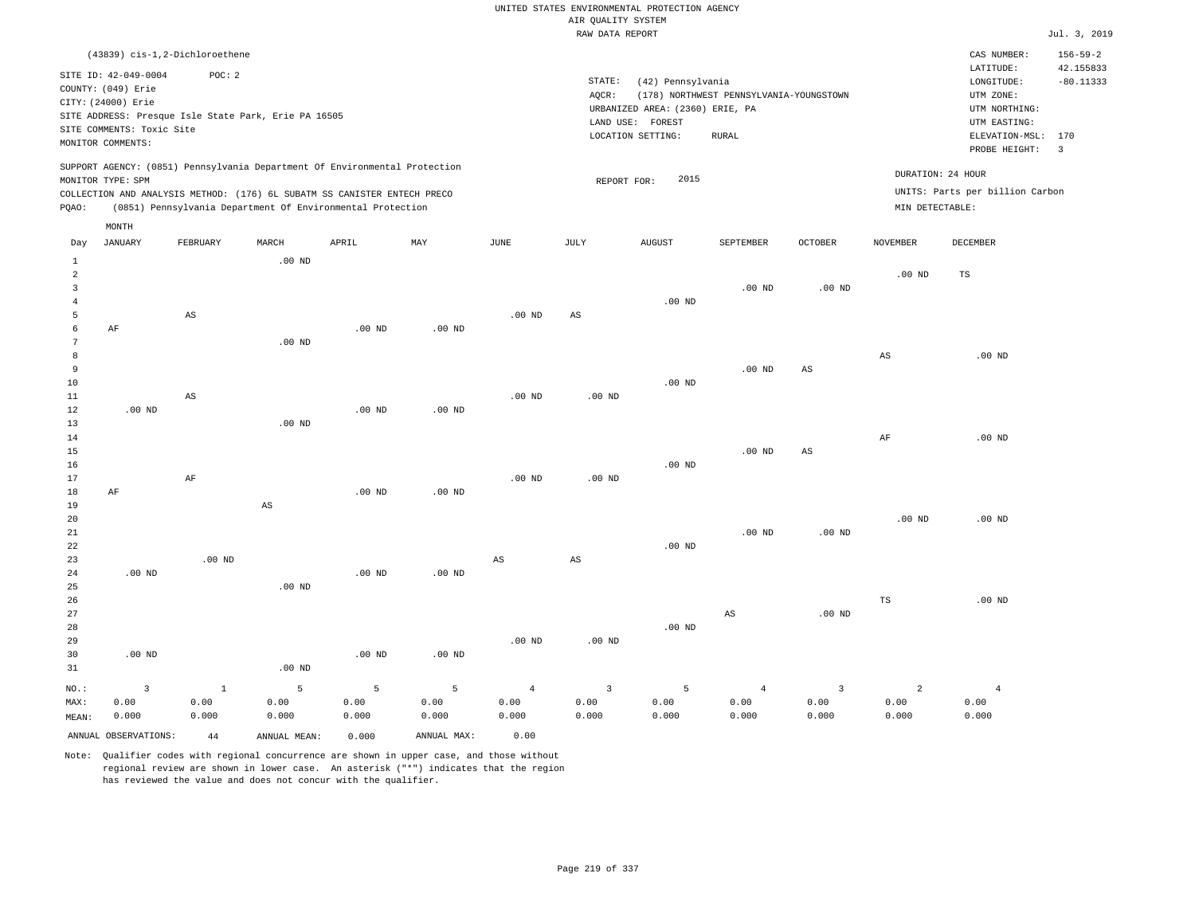UNITED STATES ENVIRONMENTAL PROTECTION AGENCY
AIR QUALITY SYSTEM
RAW DATA REPORT

Jul. 3, 2019

(43839) cis-1,2-Dichloroethene

SITE ID: 42-049-0004 POC: 2
COUNTY: (049) Erie
CITY: (24000) Erie
SITE ADDRESS: Presque Isle State Park, Erie PA 16505
SITE COMMENTS: Toxic Site
MONITOR COMMENTS:

STATE: (42) Pennsylvania
AQCR: (178) NORTHWEST PENNSYLVANIA-YOUNGSTOWN
URBANIZED AREA: (2360) ERIE, PA
LAND USE: FOREST
LOCATION SETTING: RURAL

CAS NUMBER: 156-59-2
LATITUDE: 42.155833
LONGITUDE: -80.11333
UTM ZONE:
UTM NORTHING:
UTM EASTING:
ELEVATION-MSL: 170
PROBE HEIGHT: 3

SUPPORT AGENCY: (0851) Pennsylvania Department Of Environmental Protection
MONITOR TYPE: SPM
COLLECTION AND ANALYSIS METHOD: (176) 6L SUBATM SS CANISTER ENTECH PRECO
PQAO: (0851) Pennsylvania Department Of Environmental Protection

REPORT FOR: 2015

DURATION: 24 HOUR
UNITS: Parts per billion Carbon
MIN DETECTABLE:

| Day | JANUARY | FEBRUARY | MARCH | APRIL | MAY | JUNE | JULY | AUGUST | SEPTEMBER | OCTOBER | NOVEMBER | DECEMBER |
|---|---|---|---|---|---|---|---|---|---|---|---|---|
| 1 | | | .00 ND | | | | | | | | | |
| 2 | | | | | | | | | | | .00 ND | TS |
| 3 | | | | | | | | | .00 ND | .00 ND | | |
| 4 | | | | | | | | .00 ND | | | | |
| 5 | | AS | | | | .00 ND | AS | | | | | |
| 6 | AF | | | .00 ND | .00 ND | | | | | | | |
| 7 | | | .00 ND | | | | | | | | | |
| 8 | | | | | | | | | | | AS | .00 ND |
| 9 | | | | | | | | | .00 ND | AS | | |
| 10 | | | | | | | | .00 ND | | | | |
| 11 | | AS | | | | .00 ND | .00 ND | | | | | |
| 12 | .00 ND | | | .00 ND | .00 ND | | | | | | | |
| 13 | | | .00 ND | | | | | | | | | |
| 14 | | | | | | | | | | | AF | .00 ND |
| 15 | | | | | | | | | .00 ND | AS | | |
| 16 | | | | | | | | .00 ND | | | | |
| 17 | | AF | | | | .00 ND | .00 ND | | | | | |
| 18 | AF | | | .00 ND | .00 ND | | | | | | | |
| 19 | | | AS | | | | | | | | | |
| 20 | | | | | | | | | | | .00 ND | .00 ND |
| 21 | | | | | | | | | .00 ND | .00 ND | | |
| 22 | | | | | | | | .00 ND | | | | |
| 23 | | .00 ND | | | | AS | AS | | | | | |
| 24 | .00 ND | | | .00 ND | .00 ND | | | | | | | |
| 25 | | | .00 ND | | | | | | | | | |
| 26 | | | | | | | | | | | TS | .00 ND |
| 27 | | | | | | | | | AS | .00 ND | | |
| 28 | | | | | | | | .00 ND | | | | |
| 29 | | | | | | .00 ND | .00 ND | | | | | |
| 30 | .00 ND | | | .00 ND | .00 ND | | | | | | | |
| 31 | | | .00 ND | | | | | | | | | |
| NO.: | 3 | 1 | 5 | 5 | 5 | 4 | 3 | 5 | 4 | 3 | 2 | 4 |
| MAX: | 0.00 | 0.00 | 0.00 | 0.00 | 0.00 | 0.00 | 0.00 | 0.00 | 0.00 | 0.00 | 0.00 | 0.00 |
| MEAN: | 0.000 | 0.000 | 0.000 | 0.000 | 0.000 | 0.000 | 0.000 | 0.000 | 0.000 | 0.000 | 0.000 | 0.000 |

ANNUAL OBSERVATIONS: 44  ANNUAL MEAN: 0.000  ANNUAL MAX: 0.00

Note: Qualifier codes with regional concurrence are shown in upper case, and those without regional review are shown in lower case. An asterisk ("*") indicates that the region has reviewed the value and does not concur with the qualifier.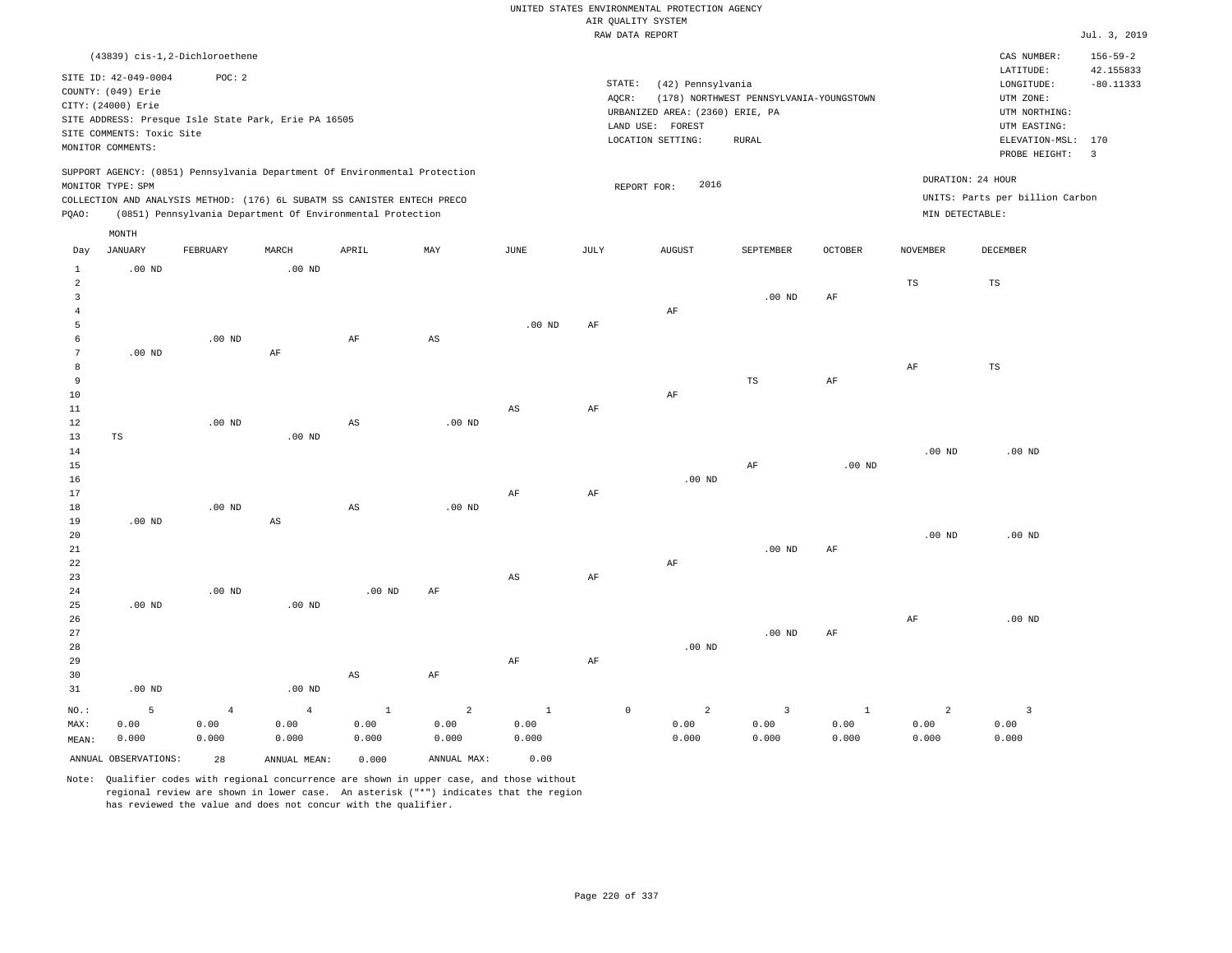UNITED STATES ENVIRONMENTAL PROTECTION AGENCY
AIR QUALITY SYSTEM
RAW DATA REPORT

Jul. 3, 2019

(43839) cis-1,2-Dichloroethene

| | | | |
|---|---|---|---|
| SITE ID: 42-049-0004 POC: 2 | STATE: (42) Pennsylvania | CAS NUMBER: | 156-59-2 |
| COUNTY: (049) Erie | AQCR: (178) NORTHWEST PENNSYLVANIA-YOUNGSTOWN | LATITUDE: | 42.155833 |
| CITY: (24000) Erie | URBANIZED AREA: (2360) ERIE, PA | LONGITUDE: | -80.11333 |
| SITE ADDRESS: Presque Isle State Park, Erie PA 16505 | LAND USE: FOREST | UTM ZONE: | |
| SITE COMMENTS: Toxic Site | LOCATION SETTING: RURAL | UTM NORTHING: | |
| MONITOR COMMENTS: | | UTM EASTING: | |
| | | ELEVATION-MSL: | 170 |
| | | PROBE HEIGHT: | 3 |

SUPPORT AGENCY: (0851) Pennsylvania Department Of Environmental Protection
MONITOR TYPE: SPM
COLLECTION AND ANALYSIS METHOD: (176) 6L SUBATM SS CANISTER ENTECH PRECO
PQAO: (0851) Pennsylvania Department Of Environmental Protection

REPORT FOR: 2016

DURATION: 24 HOUR
UNITS: Parts per billion Carbon
MIN DETECTABLE:

| Day | JANUARY | FEBRUARY | MARCH | APRIL | MAY | JUNE | JULY | AUGUST | SEPTEMBER | OCTOBER | NOVEMBER | DECEMBER |
|---|---|---|---|---|---|---|---|---|---|---|---|---|
| 1 | .00 ND | | .00 ND | | | | | | | | | |
| 2 | | | | | | | | | | | TS | TS |
| 3 | | | | | | | | | .00 ND | AF | | |
| 4 | | | | | | | | AF | | | | |
| 5 | | | | | | .00 ND | AF | | | | | |
| 6 | | .00 ND | | AF | AS | | | | | | | |
| 7 | .00 ND | | AF | | | | | | | | | |
| 8 | | | | | | | | | | | AF | TS |
| 9 | | | | | | | | | TS | AF | | |
| 10 | | | | | | | | AF | | | | |
| 11 | | | | | | AS | AF | | | | | |
| 12 | | .00 ND | | AS | .00 ND | | | | | | | |
| 13 | TS | | .00 ND | | | | | | | | | |
| 14 | | | | | | | | | | | .00 ND | .00 ND |
| 15 | | | | | | | | | AF | .00 ND | | |
| 16 | | | | | | | | .00 ND | | | | |
| 17 | | | | | | AF | AF | | | | | |
| 18 | | .00 ND | | AS | .00 ND | | | | | | | |
| 19 | .00 ND | | AS | | | | | | | | | |
| 20 | | | | | | | | | | | .00 ND | .00 ND |
| 21 | | | | | | | | | .00 ND | AF | | |
| 22 | | | | | | | | AF | | | | |
| 23 | | | | | | AS | AF | | | | | |
| 24 | | .00 ND | | .00 ND | AF | | | | | | | |
| 25 | .00 ND | | .00 ND | | | | | | | | | |
| 26 | | | | | | | | | | | AF | .00 ND |
| 27 | | | | | | | | | .00 ND | AF | | |
| 28 | | | | | | | | .00 ND | | | | |
| 29 | | | | | | AF | AF | | | | | |
| 30 | | | | AS | AF | | | | | | | |
| 31 | .00 ND | | .00 ND | | | | | | | | | |
| NO.: | 5 | 4 | 4 | 1 | 2 | 1 | 0 | 2 | 3 | 1 | 2 | 3 |
| MAX: | 0.00 | 0.00 | 0.00 | 0.00 | 0.00 | 0.00 | | 0.00 | 0.00 | 0.00 | 0.00 | 0.00 |
| MEAN: | 0.000 | 0.000 | 0.000 | 0.000 | 0.000 | 0.000 | | 0.000 | 0.000 | 0.000 | 0.000 | 0.000 |

ANNUAL OBSERVATIONS: 28 ANNUAL MEAN: 0.000 ANNUAL MAX: 0.00

Note: Qualifier codes with regional concurrence are shown in upper case, and those without regional review are shown in lower case. An asterisk ("*") indicates that the region has reviewed the value and does not concur with the qualifier.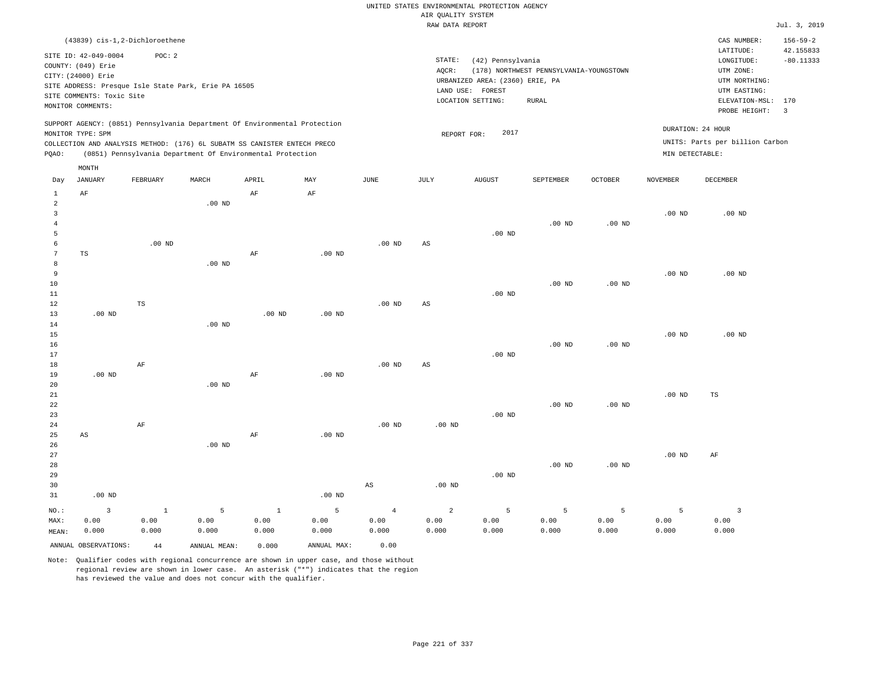UNITED STATES ENVIRONMENTAL PROTECTION AGENCY
AIR QUALITY SYSTEM
RAW DATA REPORT

Jul. 3, 2019

(43839) cis-1,2-Dichloroethene

SITE ID: 42-049-0004 POC: 2
COUNTY: (049) Erie
CITY: (24000) Erie
SITE ADDRESS: Presque Isle State Park, Erie PA 16505
SITE COMMENTS: Toxic Site
MONITOR COMMENTS:

STATE: (42) Pennsylvania
AQCR: (178) NORTHWEST PENNSYLVANIA-YOUNGSTOWN
URBANIZED AREA: (2360) ERIE, PA
LAND USE: FOREST
LOCATION SETTING: RURAL

CAS NUMBER: 156-59-2
LATITUDE: 42.155833
LONGITUDE: -80.11333
UTM ZONE:
UTM NORTHING:
UTM EASTING:
ELEVATION-MSL: 170
PROBE HEIGHT: 3

SUPPORT AGENCY: (0851) Pennsylvania Department Of Environmental Protection
MONITOR TYPE: SPM
COLLECTION AND ANALYSIS METHOD: (176) 6L SUBATM SS CANISTER ENTECH PRECO
PQAO: (0851) Pennsylvania Department Of Environmental Protection

REPORT FOR: 2017

DURATION: 24 HOUR
UNITS: Parts per billion Carbon
MIN DETECTABLE:

| Day | JANUARY | FEBRUARY | MARCH | APRIL | MAY | JUNE | JULY | AUGUST | SEPTEMBER | OCTOBER | NOVEMBER | DECEMBER |
|---|---|---|---|---|---|---|---|---|---|---|---|---|
| 1 | AF | | | AF | AF | | | | | | | |
| 2 | | | .00 ND | | | | | | | | | |
| 3 | | | | | | | | | | | .00 ND | .00 ND |
| 4 | | | | | | | | | .00 ND | .00 ND | | |
| 5 | | | | | | | | .00 ND | | | | |
| 6 | | .00 ND | | | | .00 ND | AS | | | | | |
| 7 | TS | | | AF | .00 ND | | | | | | | |
| 8 | | | .00 ND | | | | | | | | | |
| 9 | | | | | | | | | | | .00 ND | .00 ND |
| 10 | | | | | | | | | .00 ND | .00 ND | | |
| 11 | | | | | | | | .00 ND | | | | |
| 12 | | TS | | | | .00 ND | AS | | | | | |
| 13 | .00 ND | | | .00 ND | .00 ND | | | | | | | |
| 14 | | | .00 ND | | | | | | | | | |
| 15 | | | | | | | | | | | .00 ND | .00 ND |
| 16 | | | | | | | | | .00 ND | .00 ND | | |
| 17 | | | | | | | | .00 ND | | | | |
| 18 | | AF | | | | .00 ND | AS | | | | | |
| 19 | .00 ND | | | AF | .00 ND | | | | | | | |
| 20 | | | .00 ND | | | | | | | | | |
| 21 | | | | | | | | | | | .00 ND | TS |
| 22 | | | | | | | | | .00 ND | .00 ND | | |
| 23 | | | | | | | | .00 ND | | | | |
| 24 | | AF | | | | .00 ND | .00 ND | | | | | |
| 25 | AS | | | AF | .00 ND | | | | | | | |
| 26 | | | .00 ND | | | | | | | | | |
| 27 | | | | | | | | | | | .00 ND | AF |
| 28 | | | | | | | | | .00 ND | .00 ND | | |
| 29 | | | | | | | | .00 ND | | | | |
| 30 | | | | | | AS | .00 ND | | | | | |
| 31 | .00 ND | | | | .00 ND | | | | | | | |
| NO.: | 3 | 1 | 5 | 1 | 5 | 4 | 2 | 5 | 5 | 5 | 5 | 3 |
| MAX: | 0.00 | 0.00 | 0.00 | 0.00 | 0.00 | 0.00 | 0.00 | 0.00 | 0.00 | 0.00 | 0.00 | 0.00 |
| MEAN: | 0.000 | 0.000 | 0.000 | 0.000 | 0.000 | 0.000 | 0.000 | 0.000 | 0.000 | 0.000 | 0.000 | 0.000 |

ANNUAL OBSERVATIONS: 44 ANNUAL MEAN: 0.000 ANNUAL MAX: 0.00

Note: Qualifier codes with regional concurrence are shown in upper case, and those without regional review are shown in lower case. An asterisk ("*") indicates that the region has reviewed the value and does not concur with the qualifier.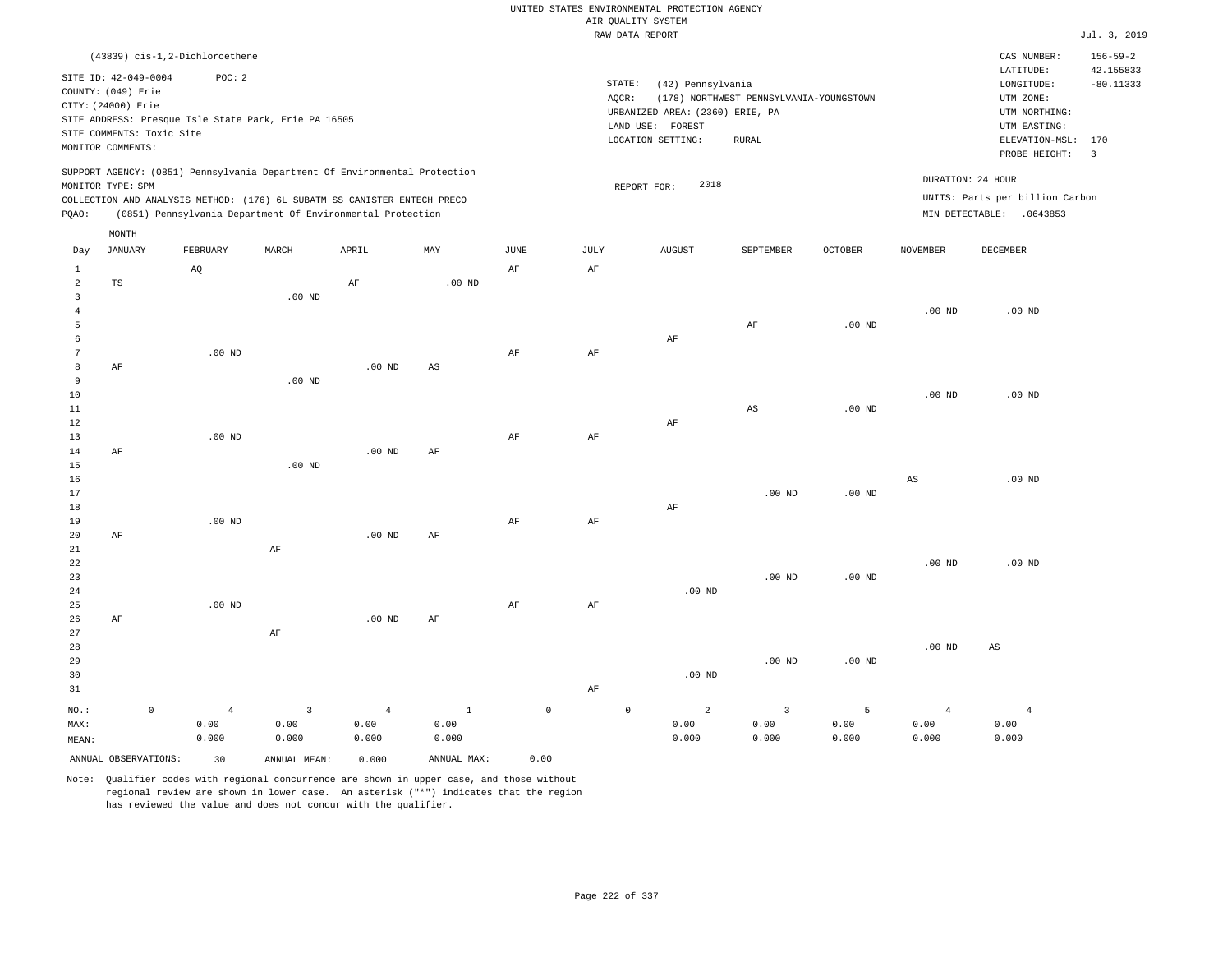UNITED STATES ENVIRONMENTAL PROTECTION AGENCY
AIR QUALITY SYSTEM
RAW DATA REPORT

Jul. 3, 2019

(43839) cis-1,2-Dichloroethene

SITE ID: 42-049-0004 POC: 2
COUNTY: (049) Erie
CITY: (24000) Erie
SITE ADDRESS: Presque Isle State Park, Erie PA 16505
SITE COMMENTS: Toxic Site
MONITOR COMMENTS:

STATE: (42) Pennsylvania
AQCR: (178) NORTHWEST PENNSYLVANIA-YOUNGSTOWN
URBANIZED AREA: (2360) ERIE, PA
LAND USE: FOREST
LOCATION SETTING: RURAL

CAS NUMBER: 156-59-2
LATITUDE: 42.155833
LONGITUDE: -80.11333
UTM ZONE:
UTM NORTHING:
UTM EASTING:
ELEVATION-MSL: 170
PROBE HEIGHT: 3

SUPPORT AGENCY: (0851) Pennsylvania Department Of Environmental Protection
MONITOR TYPE: SPM
COLLECTION AND ANALYSIS METHOD: (176) 6L SUBATM SS CANISTER ENTECH PRECO
PQAO: (0851) Pennsylvania Department Of Environmental Protection

REPORT FOR: 2018

DURATION: 24 HOUR
UNITS: Parts per billion Carbon
MIN DETECTABLE: .0643853

| Day | JANUARY | FEBRUARY | MARCH | APRIL | MAY | JUNE | JULY | AUGUST | SEPTEMBER | OCTOBER | NOVEMBER | DECEMBER |
|---|---|---|---|---|---|---|---|---|---|---|---|---|
| 1 | | AQ | | | | AF | AF | | | | | |
| 2 | TS | | | AF | .00 ND | | | | | | | |
| 3 | | | .00 ND | | | | | | | | | |
| 4 | | | | | | | | | | | .00 ND | .00 ND |
| 5 | | | | | | | | | AF | .00 ND | | |
| 6 | | | | | | | | AF | | | | |
| 7 | | .00 ND | | | | AF | AF | | | | | |
| 8 | AF | | | .00 ND | AS | | | | | | | |
| 9 | | | .00 ND | | | | | | | | | |
| 10 | | | | | | | | | | | .00 ND | .00 ND |
| 11 | | | | | | | | | AS | .00 ND | | |
| 12 | | | | | | | | AF | | | | |
| 13 | | .00 ND | | | | AF | AF | | | | | |
| 14 | AF | | | .00 ND | AF | | | | | | | |
| 15 | | | .00 ND | | | | | | | | | |
| 16 | | | | | | | | | | | AS | .00 ND |
| 17 | | | | | | | | | .00 ND | .00 ND | | |
| 18 | | | | | | | | AF | | | | |
| 19 | | .00 ND | | | | AF | AF | | | | | |
| 20 | AF | | | .00 ND | AF | | | | | | | |
| 21 | | | AF | | | | | | | | | |
| 22 | | | | | | | | | | | .00 ND | .00 ND |
| 23 | | | | | | | | | .00 ND | .00 ND | | |
| 24 | | | | | | | | .00 ND | | | | |
| 25 | | .00 ND | | | | AF | AF | | | | | |
| 26 | AF | | | .00 ND | AF | | | | | | | |
| 27 | | | AF | | | | | | | | | |
| 28 | | | | | | | | | | | .00 ND | AS |
| 29 | | | | | | | | | .00 ND | .00 ND | | |
| 30 | | | | | | | | .00 ND | | | | |
| 31 | | | | | | | AF | | | | | |
| NO.: | 0 | 4 | 3 | 4 | 1 | 0 | 0 | 2 | 3 | 5 | 4 | 4 |
| MAX: | | 0.00 | 0.00 | 0.00 | 0.00 | | | 0.00 | 0.00 | 0.00 | 0.00 | 0.00 |
| MEAN: | | 0.000 | 0.000 | 0.000 | 0.000 | | | 0.000 | 0.000 | 0.000 | 0.000 | 0.000 |

ANNUAL OBSERVATIONS: 30 ANNUAL MEAN: 0.000 ANNUAL MAX: 0.00

Note: Qualifier codes with regional concurrence are shown in upper case, and those without regional review are shown in lower case. An asterisk ("*") indicates that the region has reviewed the value and does not concur with the qualifier.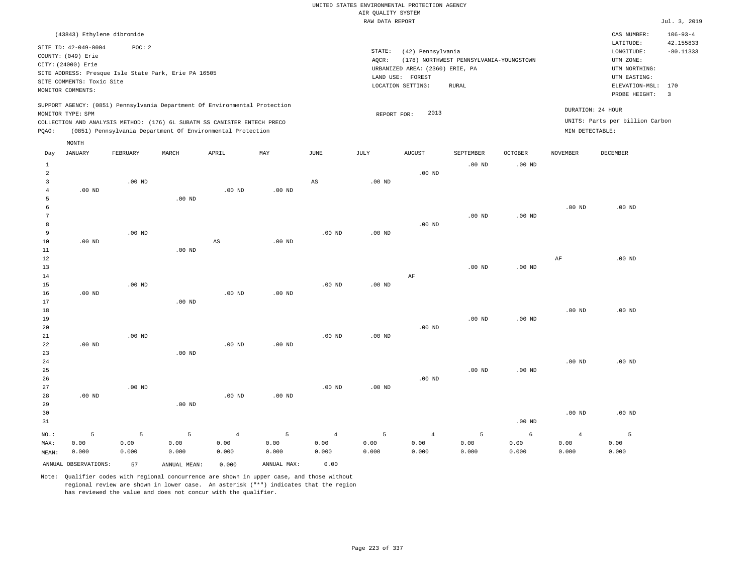UNITED STATES ENVIRONMENTAL PROTECTION AGENCY
AIR QUALITY SYSTEM
RAW DATA REPORT

Jul. 3, 2019

(43843) Ethylene dibromide

SITE ID: 42-049-0004 POC: 2
COUNTY: (049) Erie
CITY: (24000) Erie
SITE ADDRESS: Presque Isle State Park, Erie PA 16505
SITE COMMENTS: Toxic Site
MONITOR COMMENTS:

STATE: (42) Pennsylvania
AQCR: (178) NORTHWEST PENNSYLVANIA-YOUNGSTOWN
URBANIZED AREA: (2360) ERIE, PA
LAND USE: FOREST
LOCATION SETTING: RURAL

CAS NUMBER: 106-93-4
LATITUDE: 42.155833
LONGITUDE: -80.11333
UTM ZONE:
UTM NORTHING:
UTM EASTING:
ELEVATION-MSL: 170
PROBE HEIGHT: 3

SUPPORT AGENCY: (0851) Pennsylvania Department Of Environmental Protection
MONITOR TYPE: SPM
COLLECTION AND ANALYSIS METHOD: (176) 6L SUBATM SS CANISTER ENTECH PRECO
PQAO: (0851) Pennsylvania Department Of Environmental Protection

REPORT FOR: 2013

DURATION: 24 HOUR
UNITS: Parts per billion Carbon
MIN DETECTABLE:

| Day | JANUARY | FEBRUARY | MARCH | APRIL | MAY | JUNE | JULY | AUGUST | SEPTEMBER | OCTOBER | NOVEMBER | DECEMBER |
|---|---|---|---|---|---|---|---|---|---|---|---|---|
| 1 | | | | | | | | | .00 ND | .00 ND | | |
| 2 | | | | | | | | .00 ND | | | | |
| 3 | | .00 ND | | | | AS | .00 ND | | | | | |
| 4 | .00 ND | | | .00 ND | .00 ND | | | | | | | |
| 5 | | | .00 ND | | | | | | | | | |
| 6 | | | | | | | | | | | .00 ND | .00 ND |
| 7 | | | | | | | | | .00 ND | .00 ND | | |
| 8 | | | | | | | | .00 ND | | | | |
| 9 | | .00 ND | | | | .00 ND | .00 ND | | | | | |
| 10 | .00 ND | | | AS | .00 ND | | | | | | | |
| 11 | | | .00 ND | | | | | | | | | |
| 12 | | | | | | | | | | | AF | .00 ND |
| 13 | | | | | | | | | .00 ND | .00 ND | | |
| 14 | | | | | | | | AF | | | | |
| 15 | | .00 ND | | | | .00 ND | .00 ND | | | | | |
| 16 | .00 ND | | | .00 ND | .00 ND | | | | | | | |
| 17 | | | .00 ND | | | | | | | | | |
| 18 | | | | | | | | | | | .00 ND | .00 ND |
| 19 | | | | | | | | | .00 ND | .00 ND | | |
| 20 | | | | | | | | .00 ND | | | | |
| 21 | | .00 ND | | | | .00 ND | .00 ND | | | | | |
| 22 | .00 ND | | | .00 ND | .00 ND | | | | | | | |
| 23 | | | .00 ND | | | | | | | | | |
| 24 | | | | | | | | | | | .00 ND | .00 ND |
| 25 | | | | | | | | | .00 ND | .00 ND | | |
| 26 | | | | | | | | .00 ND | | | | |
| 27 | | .00 ND | | | | .00 ND | .00 ND | | | | | |
| 28 | .00 ND | | | .00 ND | .00 ND | | | | | | | |
| 29 | | | .00 ND | | | | | | | | | |
| 30 | | | | | | | | | | | .00 ND | .00 ND |
| 31 | | | | | | | | | | .00 ND | | |
| NO.: | 5 | 5 | 5 | 4 | 5 | 4 | 5 | 4 | 5 | 6 | 4 | 5 |
| MAX: | 0.00 | 0.00 | 0.00 | 0.00 | 0.00 | 0.00 | 0.00 | 0.00 | 0.00 | 0.00 | 0.00 | 0.00 |
| MEAN: | 0.000 | 0.000 | 0.000 | 0.000 | 0.000 | 0.000 | 0.000 | 0.000 | 0.000 | 0.000 | 0.000 | 0.000 |

ANNUAL OBSERVATIONS: 57 ANNUAL MEAN: 0.000 ANNUAL MAX: 0.00

Note: Qualifier codes with regional concurrence are shown in upper case, and those without regional review are shown in lower case. An asterisk ("*") indicates that the region has reviewed the value and does not concur with the qualifier.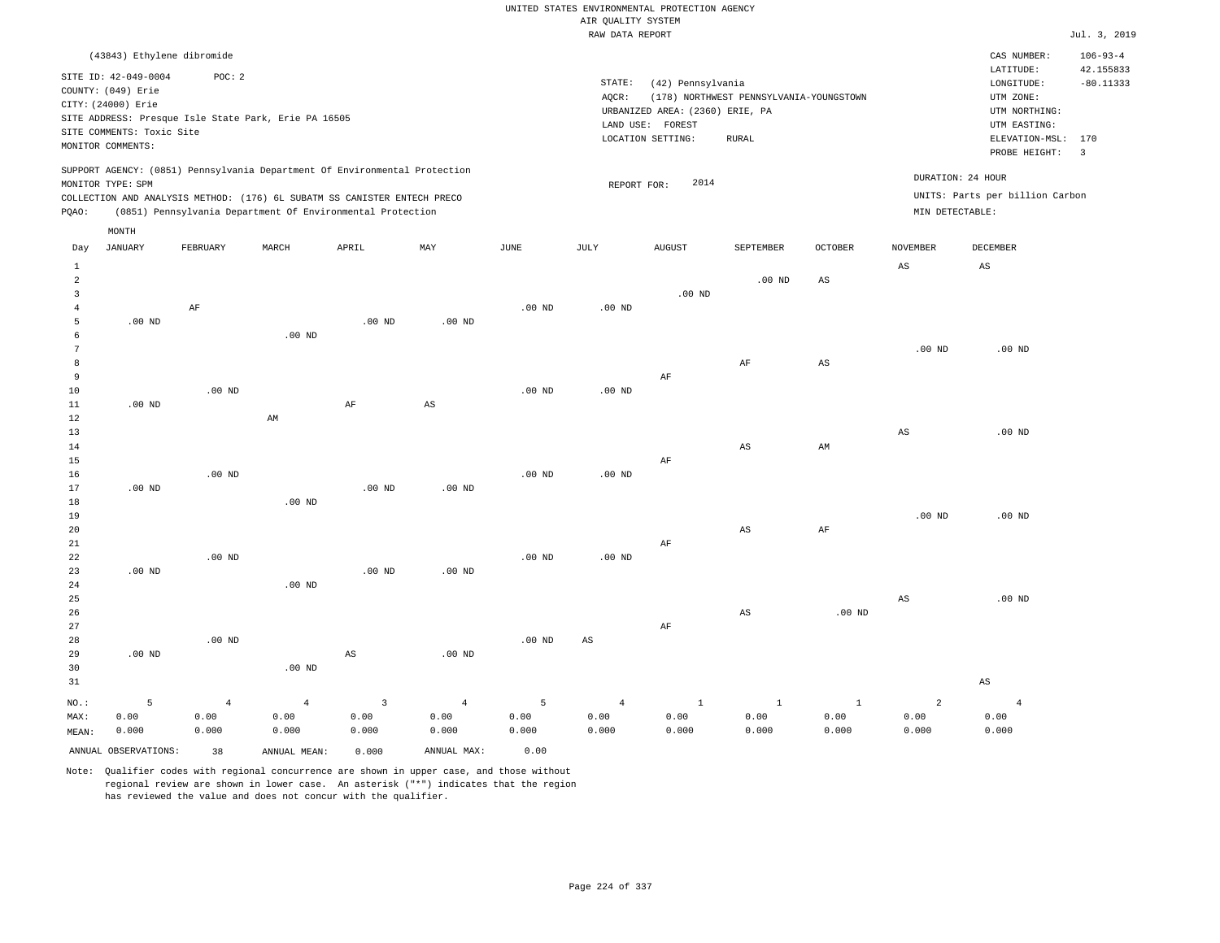UNITED STATES ENVIRONMENTAL PROTECTION AGENCY
AIR QUALITY SYSTEM
RAW DATA REPORT

Jul. 3, 2019

(43843) Ethylene dibromide

SITE ID: 42-049-0004 POC: 2
COUNTY: (049) Erie
CITY: (24000) Erie
SITE ADDRESS: Presque Isle State Park, Erie PA 16505
SITE COMMENTS: Toxic Site
MONITOR COMMENTS:

STATE: (42) Pennsylvania
AQCR: (178) NORTHWEST PENNSYLVANIA-YOUNGSTOWN
URBANIZED AREA: (2360) ERIE, PA
LAND USE: FOREST
LOCATION SETTING: RURAL

CAS NUMBER: 106-93-4
LATITUDE: 42.155833
LONGITUDE: -80.11333
UTM ZONE:
UTM NORTHING:
UTM EASTING:
ELEVATION-MSL: 170
PROBE HEIGHT: 3

SUPPORT AGENCY: (0851) Pennsylvania Department Of Environmental Protection
MONITOR TYPE: SPM
COLLECTION AND ANALYSIS METHOD: (176) 6L SUBATM SS CANISTER ENTECH PRECO
PQAO: (0851) Pennsylvania Department Of Environmental Protection

REPORT FOR: 2014

DURATION: 24 HOUR
UNITS: Parts per billion Carbon
MIN DETECTABLE:

| Day | JANUARY | FEBRUARY | MARCH | APRIL | MAY | JUNE | JULY | AUGUST | SEPTEMBER | OCTOBER | NOVEMBER | DECEMBER |
|---|---|---|---|---|---|---|---|---|---|---|---|---|
| 1 | | | | | | | | | | | AS | AS |
| 2 | | | | | | | | | .00 ND | AS | | |
| 3 | | | | | | | | .00 ND | | | | |
| 4 | | AF | | | | .00 ND | .00 ND | | | | | |
| 5 | .00 ND | | | .00 ND | .00 ND | | | | | | | |
| 6 | | | .00 ND | | | | | | | | | |
| 7 | | | | | | | | | | | .00 ND | .00 ND |
| 8 | | | | | | | | | AF | AS | | |
| 9 | | | | | | | | AF | | | | |
| 10 | | .00 ND | | | | .00 ND | .00 ND | | | | | |
| 11 | .00 ND | | | AF | AS | | | | | | | |
| 12 | | | AM | | | | | | | | | |
| 13 | | | | | | | | | | | AS | .00 ND |
| 14 | | | | | | | | | AS | AM | | |
| 15 | | | | | | | | AF | | | | |
| 16 | | .00 ND | | | | .00 ND | .00 ND | | | | | |
| 17 | .00 ND | | | .00 ND | .00 ND | | | | | | | |
| 18 | | | .00 ND | | | | | | | | | |
| 19 | | | | | | | | | | | .00 ND | .00 ND |
| 20 | | | | | | | | | AS | AF | | |
| 21 | | | | | | | | AF | | | | |
| 22 | | .00 ND | | | | .00 ND | .00 ND | | | | | |
| 23 | .00 ND | | | .00 ND | .00 ND | | | | | | | |
| 24 | | | .00 ND | | | | | | | | | |
| 25 | | | | | | | | | | | AS | .00 ND |
| 26 | | | | | | | | | AS | .00 ND | | |
| 27 | | | | | | | | AF | | | | |
| 28 | | .00 ND | | | | .00 ND | AS | | | | | |
| 29 | .00 ND | | | AS | .00 ND | | | | | | | |
| 30 | | | .00 ND | | | | | | | | | |
| 31 | | | | | | | | | | | | AS |
| NO.: | 5 | 4 | 4 | 3 | 4 | 5 | 4 | 1 | 1 | 1 | 2 | 4 |
| MAX: | 0.00 | 0.00 | 0.00 | 0.00 | 0.00 | 0.00 | 0.00 | 0.00 | 0.00 | 0.00 | 0.00 | 0.00 |
| MEAN: | 0.000 | 0.000 | 0.000 | 0.000 | 0.000 | 0.000 | 0.000 | 0.000 | 0.000 | 0.000 | 0.000 | 0.000 |

ANNUAL OBSERVATIONS: 38 ANNUAL MEAN: 0.000 ANNUAL MAX: 0.00

Note: Qualifier codes with regional concurrence are shown in upper case, and those without regional review are shown in lower case. An asterisk ("*") indicates that the region has reviewed the value and does not concur with the qualifier.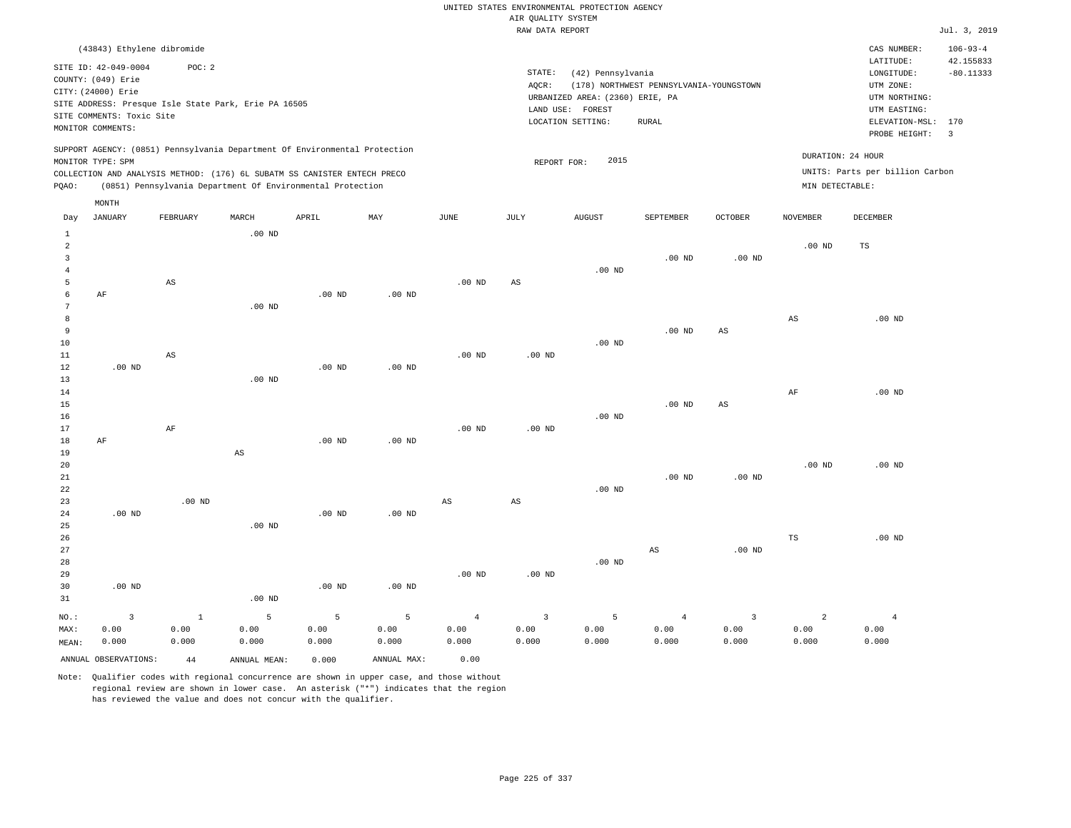UNITED STATES ENVIRONMENTAL PROTECTION AGENCY
AIR QUALITY SYSTEM
RAW DATA REPORT

Jul. 3, 2019

(43843) Ethylene dibromide

SITE ID: 42-049-0004 POC: 2
COUNTY: (049) Erie
CITY: (24000) Erie
SITE ADDRESS: Presque Isle State Park, Erie PA 16505
SITE COMMENTS: Toxic Site
MONITOR COMMENTS:

STATE: (42) Pennsylvania
AQCR: (178) NORTHWEST PENNSYLVANIA-YOUNGSTOWN
URBANIZED AREA: (2360) ERIE, PA
LAND USE: FOREST
LOCATION SETTING: RURAL

CAS NUMBER: 106-93-4
LATITUDE: 42.155833
LONGITUDE: -80.11333
UTM ZONE:
UTM NORTHING:
UTM EASTING:
ELEVATION-MSL: 170
PROBE HEIGHT: 3

SUPPORT AGENCY: (0851) Pennsylvania Department Of Environmental Protection
MONITOR TYPE: SPM
COLLECTION AND ANALYSIS METHOD: (176) 6L SUBATM SS CANISTER ENTECH PRECO
PQAO: (0851) Pennsylvania Department Of Environmental Protection

REPORT FOR: 2015

DURATION: 24 HOUR
UNITS: Parts per billion Carbon
MIN DETECTABLE:

| Day | JANUARY | FEBRUARY | MARCH | APRIL | MAY | JUNE | JULY | AUGUST | SEPTEMBER | OCTOBER | NOVEMBER | DECEMBER |
|---|---|---|---|---|---|---|---|---|---|---|---|---|
| 1 | | | .00 ND | | | | | | | | | |
| 2 | | | | | | | | | | | .00 ND | TS |
| 3 | | | | | | | | | .00 ND | .00 ND | | |
| 4 | | | | | | | | .00 ND | | | | |
| 5 | | AS | | | | .00 ND | AS | | | | | |
| 6 | AF | | | .00 ND | .00 ND | | | | | | | |
| 7 | | | .00 ND | | | | | | | | | |
| 8 | | | | | | | | | | | AS | .00 ND |
| 9 | | | | | | | | | .00 ND | AS | | |
| 10 | | | | | | | | .00 ND | | | | |
| 11 | | AS | | | | .00 ND | .00 ND | | | | | |
| 12 | .00 ND | | | .00 ND | .00 ND | | | | | | | |
| 13 | | | .00 ND | | | | | | | | | |
| 14 | | | | | | | | | | | AF | .00 ND |
| 15 | | | | | | | | | .00 ND | AS | | |
| 16 | | | | | | | | .00 ND | | | | |
| 17 | | AF | | | | .00 ND | .00 ND | | | | | |
| 18 | AF | | | .00 ND | .00 ND | | | | | | | |
| 19 | | | AS | | | | | | | | | |
| 20 | | | | | | | | | | | .00 ND | .00 ND |
| 21 | | | | | | | | | .00 ND | .00 ND | | |
| 22 | | | | | | | | .00 ND | | | | |
| 23 | | .00 ND | | | | AS | AS | | | | | |
| 24 | .00 ND | | | .00 ND | .00 ND | | | | | | | |
| 25 | | | .00 ND | | | | | | | | | |
| 26 | | | | | | | | | | | TS | .00 ND |
| 27 | | | | | | | | | AS | .00 ND | | |
| 28 | | | | | | | | .00 ND | | | | |
| 29 | | | | | | .00 ND | .00 ND | | | | | |
| 30 | .00 ND | | | .00 ND | .00 ND | | | | | | | |
| 31 | | | .00 ND | | | | | | | | | |
| NO.: | 3 | 1 | 5 | 5 | 5 | 4 | 3 | 5 | 4 | 3 | 2 | 4 |
| MAX: | 0.00 | 0.00 | 0.00 | 0.00 | 0.00 | 0.00 | 0.00 | 0.00 | 0.00 | 0.00 | 0.00 | 0.00 |
| MEAN: | 0.000 | 0.000 | 0.000 | 0.000 | 0.000 | 0.000 | 0.000 | 0.000 | 0.000 | 0.000 | 0.000 | 0.000 |

ANNUAL OBSERVATIONS: 44 ANNUAL MEAN: 0.000 ANNUAL MAX: 0.00

Note: Qualifier codes with regional concurrence are shown in upper case, and those without regional review are shown in lower case. An asterisk ("*") indicates that the region has reviewed the value and does not concur with the qualifier.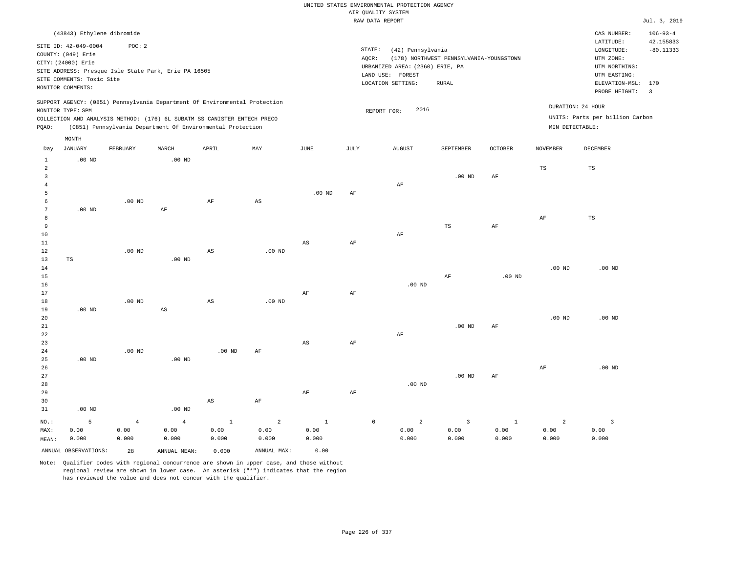UNITED STATES ENVIRONMENTAL PROTECTION AGENCY
AIR QUALITY SYSTEM
RAW DATA REPORT

Jul. 3, 2019

(43843) Ethylene dibromide

SITE ID: 42-049-0004 POC: 2
COUNTY: (049) Erie
CITY: (24000) Erie
SITE ADDRESS: Presque Isle State Park, Erie PA 16505
SITE COMMENTS: Toxic Site
MONITOR COMMENTS:

STATE: (42) Pennsylvania
AQCR: (178) NORTHWEST PENNSYLVANIA-YOUNGSTOWN
URBANIZED AREA: (2360) ERIE, PA
LAND USE: FOREST
LOCATION SETTING: RURAL

CAS NUMBER: 106-93-4
LATITUDE: 42.155833
LONGITUDE: -80.11333
UTM ZONE:
UTM NORTHING:
UTM EASTING:
ELEVATION-MSL: 170
PROBE HEIGHT: 3

SUPPORT AGENCY: (0851) Pennsylvania Department Of Environmental Protection
MONITOR TYPE: SPM
COLLECTION AND ANALYSIS METHOD: (176) 6L SUBATM SS CANISTER ENTECH PRECO
PQAO: (0851) Pennsylvania Department Of Environmental Protection

REPORT FOR: 2016

DURATION: 24 HOUR
UNITS: Parts per billion Carbon
MIN DETECTABLE:

| Day | JANUARY | FEBRUARY | MARCH | APRIL | MAY | JUNE | JULY | AUGUST | SEPTEMBER | OCTOBER | NOVEMBER | DECEMBER |
|---|---|---|---|---|---|---|---|---|---|---|---|---|
| 1 | .00 ND | | .00 ND | | | | | | | | | |
| 2 | | | | | | | | | | | TS | TS |
| 3 | | | | | | | | | .00 ND | AF | | |
| 4 | | | | | | | | AF | | | | |
| 5 | | | | | | .00 ND | AF | | | | | |
| 6 | | .00 ND | | AF | AS | | | | | | | |
| 7 | .00 ND | | AF | | | | | | | | | |
| 8 | | | | | | | | | | | AF | TS |
| 9 | | | | | | | | | TS | AF | | |
| 10 | | | | | | | | AF | | | | |
| 11 | | | | | | AS | AF | | | | | |
| 12 | | .00 ND | | AS | .00 ND | | | | | | | |
| 13 | TS | | .00 ND | | | | | | | | | |
| 14 | | | | | | | | | | | .00 ND | .00 ND |
| 15 | | | | | | | | | AF | .00 ND | | |
| 16 | | | | | | | | .00 ND | | | | |
| 17 | | | | | | AF | AF | | | | | |
| 18 | | .00 ND | | AS | .00 ND | | | | | | | |
| 19 | .00 ND | | AS | | | | | | | | | |
| 20 | | | | | | | | | | | .00 ND | .00 ND |
| 21 | | | | | | | | | .00 ND | AF | | |
| 22 | | | | | | | | AF | | | | |
| 23 | | | | | | AS | AF | | | | | |
| 24 | | .00 ND | | .00 ND | AF | | | | | | | |
| 25 | .00 ND | | .00 ND | | | | | | | | | |
| 26 | | | | | | | | | | | AF | .00 ND |
| 27 | | | | | | | | | .00 ND | AF | | |
| 28 | | | | | | | | .00 ND | | | | |
| 29 | | | | | | AF | AF | | | | | |
| 30 | | | | AS | AF | | | | | | | |
| 31 | .00 ND | | .00 ND | | | | | | | | | |
| NO.: | 5 | 4 | 4 | 1 | 2 | 1 | 0 | 2 | 3 | 1 | 2 | 3 |
| MAX: | 0.00 | 0.00 | 0.00 | 0.00 | 0.00 | 0.00 | | 0.00 | 0.00 | 0.00 | 0.00 | 0.00 |
| MEAN: | 0.000 | 0.000 | 0.000 | 0.000 | 0.000 | 0.000 | | 0.000 | 0.000 | 0.000 | 0.000 | 0.000 |

ANNUAL OBSERVATIONS: 28 ANNUAL MEAN: 0.000 ANNUAL MAX: 0.00

Note: Qualifier codes with regional concurrence are shown in upper case, and those without regional review are shown in lower case. An asterisk ("*") indicates that the region has reviewed the value and does not concur with the qualifier.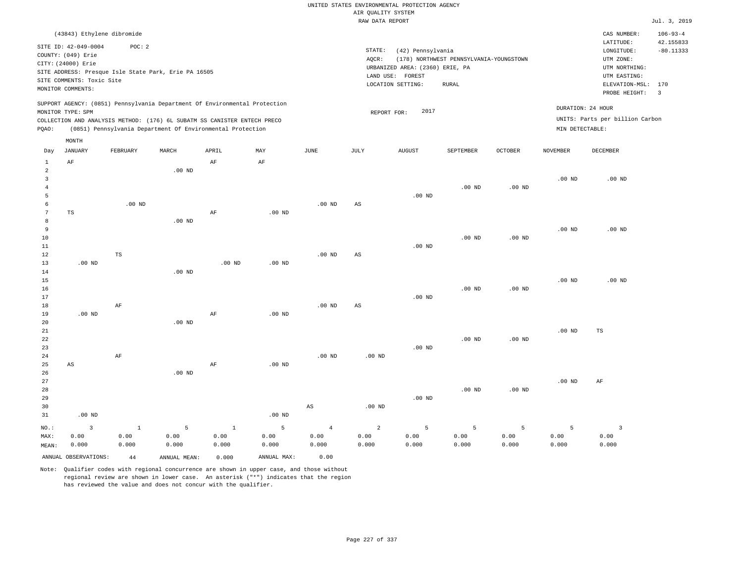UNITED STATES ENVIRONMENTAL PROTECTION AGENCY
AIR QUALITY SYSTEM
RAW DATA REPORT

Jul. 3, 2019

(43843) Ethylene dibromide

SITE ID: 42-049-0004 POC: 2
COUNTY: (049) Erie
CITY: (24000) Erie
SITE ADDRESS: Presque Isle State Park, Erie PA 16505
SITE COMMENTS: Toxic Site
MONITOR COMMENTS:

STATE: (42) Pennsylvania
AQCR: (178) NORTHWEST PENNSYLVANIA-YOUNGSTOWN
URBANIZED AREA: (2360) ERIE, PA
LAND USE: FOREST
LOCATION SETTING: RURAL

CAS NUMBER: 106-93-4
LATITUDE: 42.155833
LONGITUDE: -80.11333
UTM ZONE:
UTM NORTHING:
UTM EASTING:
ELEVATION-MSL: 170
PROBE HEIGHT: 3

SUPPORT AGENCY: (0851) Pennsylvania Department Of Environmental Protection
MONITOR TYPE: SPM
COLLECTION AND ANALYSIS METHOD: (176) 6L SUBATM SS CANISTER ENTECH PRECO
PQAO: (0851) Pennsylvania Department Of Environmental Protection

REPORT FOR: 2017

DURATION: 24 HOUR
UNITS: Parts per billion Carbon
MIN DETECTABLE:

| Day | JANUARY | FEBRUARY | MARCH | APRIL | MAY | JUNE | JULY | AUGUST | SEPTEMBER | OCTOBER | NOVEMBER | DECEMBER |
|---|---|---|---|---|---|---|---|---|---|---|---|---|
| 1 | AF | | | AF | AF | | | | | | | |
| 2 | | | .00 ND | | | | | | | | | |
| 3 | | | | | | | | | | | .00 ND | .00 ND |
| 4 | | | | | | | | | .00 ND | .00 ND | | |
| 5 | | | | | | | | .00 ND | | | | |
| 6 | | .00 ND | | | | .00 ND | AS | | | | | |
| 7 | TS | | | AF | .00 ND | | | | | | | |
| 8 | | | .00 ND | | | | | | | | | |
| 9 | | | | | | | | | | | .00 ND | .00 ND |
| 10 | | | | | | | | | .00 ND | .00 ND | | |
| 11 | | | | | | | | .00 ND | | | | |
| 12 | | TS | | | | .00 ND | AS | | | | | |
| 13 | .00 ND | | | .00 ND | .00 ND | | | | | | | |
| 14 | | | .00 ND | | | | | | | | | |
| 15 | | | | | | | | | | | .00 ND | .00 ND |
| 16 | | | | | | | | | .00 ND | .00 ND | | |
| 17 | | | | | | | | .00 ND | | | | |
| 18 | | AF | | | | .00 ND | AS | | | | | |
| 19 | .00 ND | | | AF | .00 ND | | | | | | | |
| 20 | | | .00 ND | | | | | | | | | |
| 21 | | | | | | | | | | | .00 ND | TS |
| 22 | | | | | | | | | .00 ND | .00 ND | | |
| 23 | | | | | | | | .00 ND | | | | |
| 24 | | AF | | | | .00 ND | .00 ND | | | | | |
| 25 | AS | | | AF | .00 ND | | | | | | | |
| 26 | | | .00 ND | | | | | | | | | |
| 27 | | | | | | | | | | | .00 ND | AF |
| 28 | | | | | | | | | .00 ND | .00 ND | | |
| 29 | | | | | | | | .00 ND | | | | |
| 30 | | | | | | AS | .00 ND | | | | | |
| 31 | .00 ND | | | | .00 ND | | | | | | | |
| NO.: | 3 | 1 | 5 | 1 | 5 | 4 | 2 | 5 | 5 | 5 | 5 | 3 |
| MAX: | 0.00 | 0.00 | 0.00 | 0.00 | 0.00 | 0.00 | 0.00 | 0.00 | 0.00 | 0.00 | 0.00 | 0.00 |
| MEAN: | 0.000 | 0.000 | 0.000 | 0.000 | 0.000 | 0.000 | 0.000 | 0.000 | 0.000 | 0.000 | 0.000 | 0.000 |

ANNUAL OBSERVATIONS: 44 ANNUAL MEAN: 0.000 ANNUAL MAX: 0.00

Note: Qualifier codes with regional concurrence are shown in upper case, and those without regional review are shown in lower case. An asterisk ("*") indicates that the region has reviewed the value and does not concur with the qualifier.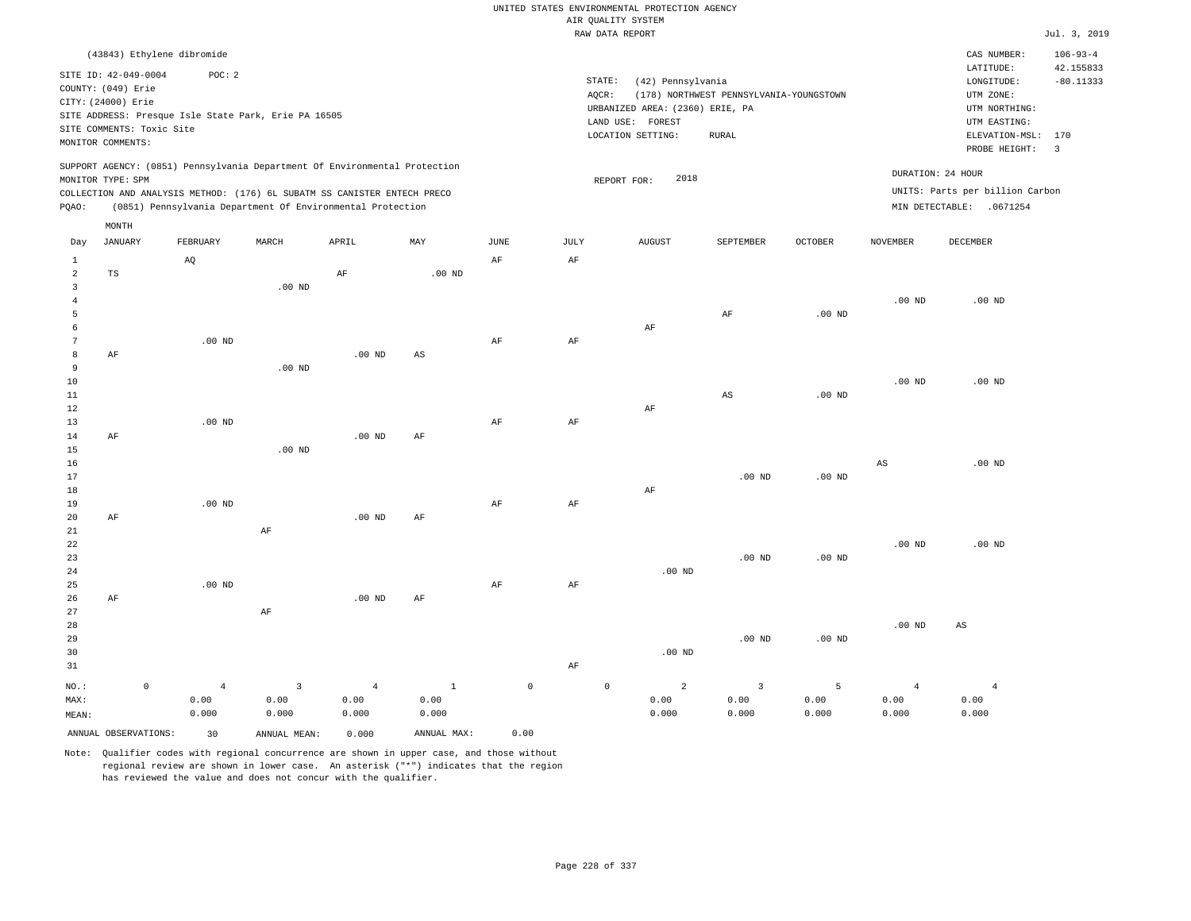UNITED STATES ENVIRONMENTAL PROTECTION AGENCY
AIR QUALITY SYSTEM
RAW DATA REPORT

Jul. 3, 2019

(43843) Ethylene dibromide

SITE ID: 42-049-0004 POC: 2
COUNTY: (049) Erie
CITY: (24000) Erie
SITE ADDRESS: Presque Isle State Park, Erie PA 16505
SITE COMMENTS: Toxic Site
MONITOR COMMENTS:

STATE: (42) Pennsylvania
AQCR: (178) NORTHWEST PENNSYLVANIA-YOUNGSTOWN
URBANIZED AREA: (2360) ERIE, PA
LAND USE: FOREST
LOCATION SETTING: RURAL

CAS NUMBER: 106-93-4
LATITUDE: 42.155833
LONGITUDE: -80.11333
UTM ZONE:
UTM NORTHING:
UTM EASTING:
ELEVATION-MSL: 170
PROBE HEIGHT: 3

SUPPORT AGENCY: (0851) Pennsylvania Department Of Environmental Protection
MONITOR TYPE: SPM
COLLECTION AND ANALYSIS METHOD: (176) 6L SUBATM SS CANISTER ENTECH PRECO
PQAO: (0851) Pennsylvania Department Of Environmental Protection

REPORT FOR: 2018

DURATION: 24 HOUR
UNITS: Parts per billion Carbon
MIN DETECTABLE: .0671254

| Day | JANUARY | FEBRUARY | MARCH | APRIL | MAY | JUNE | JULY | AUGUST | SEPTEMBER | OCTOBER | NOVEMBER | DECEMBER |
|---|---|---|---|---|---|---|---|---|---|---|---|---|
| 1 | | AQ | | | | AF | AF | | | | | |
| 2 | TS | | | AF | .00 ND | | | | | | | |
| 3 | | | .00 ND | | | | | | | | | |
| 4 | | | | | | | | | | | .00 ND | .00 ND |
| 5 | | | | | | | | | AF | .00 ND | | |
| 6 | | | | | | | | AF | | | | |
| 7 | | .00 ND | | | | AF | AF | | | | | |
| 8 | AF | | | .00 ND | AS | | | | | | | |
| 9 | | | .00 ND | | | | | | | | | |
| 10 | | | | | | | | | | | .00 ND | .00 ND |
| 11 | | | | | | | | | AS | .00 ND | | |
| 12 | | | | | | | | AF | | | | |
| 13 | | .00 ND | | | | AF | AF | | | | | |
| 14 | AF | | | .00 ND | AF | | | | | | | |
| 15 | | | .00 ND | | | | | | | | | |
| 16 | | | | | | | | | | | AS | .00 ND |
| 17 | | | | | | | | | .00 ND | .00 ND | | |
| 18 | | | | | | | | AF | | | | |
| 19 | | .00 ND | | | | AF | AF | | | | | |
| 20 | AF | | | .00 ND | AF | | | | | | | |
| 21 | | | AF | | | | | | | | | |
| 22 | | | | | | | | | | | .00 ND | .00 ND |
| 23 | | | | | | | | | .00 ND | .00 ND | | |
| 24 | | | | | | | | .00 ND | | | | |
| 25 | | .00 ND | | | | AF | AF | | | | | |
| 26 | AF | | | .00 ND | AF | | | | | | | |
| 27 | | | AF | | | | | | | | | |
| 28 | | | | | | | | | | | .00 ND | AS |
| 29 | | | | | | | | | .00 ND | .00 ND | | |
| 30 | | | | | | | | .00 ND | | | | |
| 31 | | | | | | | AF | | | | | |
| NO.: | 0 | 4 | 3 | 4 | 1 | 0 | 0 | 2 | 3 | 5 | 4 | 4 |
| MAX: | | 0.00 | 0.00 | 0.00 | 0.00 | | | 0.00 | 0.00 | 0.00 | 0.00 | 0.00 |
| MEAN: | | 0.000 | 0.000 | 0.000 | 0.000 | | | 0.000 | 0.000 | 0.000 | 0.000 | 0.000 |

ANNUAL OBSERVATIONS: 30 ANNUAL MEAN: 0.000 ANNUAL MAX: 0.00

Note: Qualifier codes with regional concurrence are shown in upper case, and those without regional review are shown in lower case. An asterisk ("*") indicates that the region has reviewed the value and does not concur with the qualifier.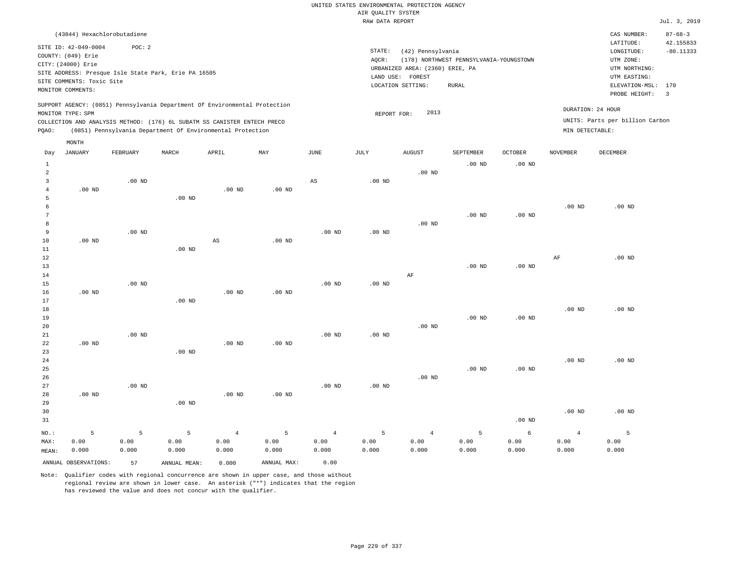UNITED STATES ENVIRONMENTAL PROTECTION AGENCY
AIR QUALITY SYSTEM
RAW DATA REPORT

Jul. 3, 2019

(43844) Hexachlorobutadiene

SITE ID: 42-049-0004 POC: 2
COUNTY: (049) Erie
CITY: (24000) Erie
SITE ADDRESS: Presque Isle State Park, Erie PA 16505
SITE COMMENTS: Toxic Site
MONITOR COMMENTS:

STATE: (42) Pennsylvania
AQCR: (178) NORTHWEST PENNSYLVANIA-YOUNGSTOWN
URBANIZED AREA: (2360) ERIE, PA
LAND USE: FOREST
LOCATION SETTING: RURAL

CAS NUMBER: 87-68-3
LATITUDE: 42.155833
LONGITUDE: -80.11333
UTM ZONE:
UTM NORTHING:
UTM EASTING:
ELEVATION-MSL: 170
PROBE HEIGHT: 3

SUPPORT AGENCY: (0851) Pennsylvania Department Of Environmental Protection
MONITOR TYPE: SPM
COLLECTION AND ANALYSIS METHOD: (176) 6L SUBATM SS CANISTER ENTECH PRECO
PQAO: (0851) Pennsylvania Department Of Environmental Protection

REPORT FOR: 2013

DURATION: 24 HOUR
UNITS: Parts per billion Carbon
MIN DETECTABLE:

| Day | JANUARY | FEBRUARY | MARCH | APRIL | MAY | JUNE | JULY | AUGUST | SEPTEMBER | OCTOBER | NOVEMBER | DECEMBER |
|---|---|---|---|---|---|---|---|---|---|---|---|---|
| 1 | | | | | | | | | .00 ND | .00 ND | | |
| 2 | | | | | | | | .00 ND | | | | |
| 3 | | .00 ND | | | | AS | .00 ND | | | | | |
| 4 | .00 ND | | | .00 ND | .00 ND | | | | | | | |
| 5 | | | .00 ND | | | | | | | | | |
| 6 | | | | | | | | | | | .00 ND | .00 ND |
| 7 | | | | | | | | | .00 ND | .00 ND | | |
| 8 | | | | | | | | .00 ND | | | | |
| 9 | | .00 ND | | | | .00 ND | .00 ND | | | | | |
| 10 | .00 ND | | | AS | .00 ND | | | | | | | |
| 11 | | | .00 ND | | | | | | | | | |
| 12 | | | | | | | | | | | AF | .00 ND |
| 13 | | | | | | | | | .00 ND | .00 ND | | |
| 14 | | | | | | | | AF | | | | |
| 15 | | .00 ND | | | | .00 ND | .00 ND | | | | | |
| 16 | .00 ND | | | .00 ND | .00 ND | | | | | | | |
| 17 | | | .00 ND | | | | | | | | | |
| 18 | | | | | | | | | | | .00 ND | .00 ND |
| 19 | | | | | | | | | .00 ND | .00 ND | | |
| 20 | | | | | | | | .00 ND | | | | |
| 21 | | .00 ND | | | | .00 ND | .00 ND | | | | | |
| 22 | .00 ND | | | .00 ND | .00 ND | | | | | | | |
| 23 | | | .00 ND | | | | | | | | | |
| 24 | | | | | | | | | | | .00 ND | .00 ND |
| 25 | | | | | | | | | .00 ND | .00 ND | | |
| 26 | | | | | | | | .00 ND | | | | |
| 27 | | .00 ND | | | | .00 ND | .00 ND | | | | | |
| 28 | .00 ND | | | .00 ND | .00 ND | | | | | | | |
| 29 | | | .00 ND | | | | | | | | | |
| 30 | | | | | | | | | | | .00 ND | .00 ND |
| 31 | | | | | | | | | | .00 ND | | |
| NO.: | 5 | 5 | 5 | 4 | 5 | 4 | 5 | 4 | 5 | 6 | 4 | 5 |
| MAX: | 0.00 | 0.00 | 0.00 | 0.00 | 0.00 | 0.00 | 0.00 | 0.00 | 0.00 | 0.00 | 0.00 | 0.00 |
| MEAN: | 0.000 | 0.000 | 0.000 | 0.000 | 0.000 | 0.000 | 0.000 | 0.000 | 0.000 | 0.000 | 0.000 | 0.000 |

ANNUAL OBSERVATIONS: 57 ANNUAL MEAN: 0.000 ANNUAL MAX: 0.00

Note: Qualifier codes with regional concurrence are shown in upper case, and those without regional review are shown in lower case. An asterisk ("*") indicates that the region has reviewed the value and does not concur with the qualifier.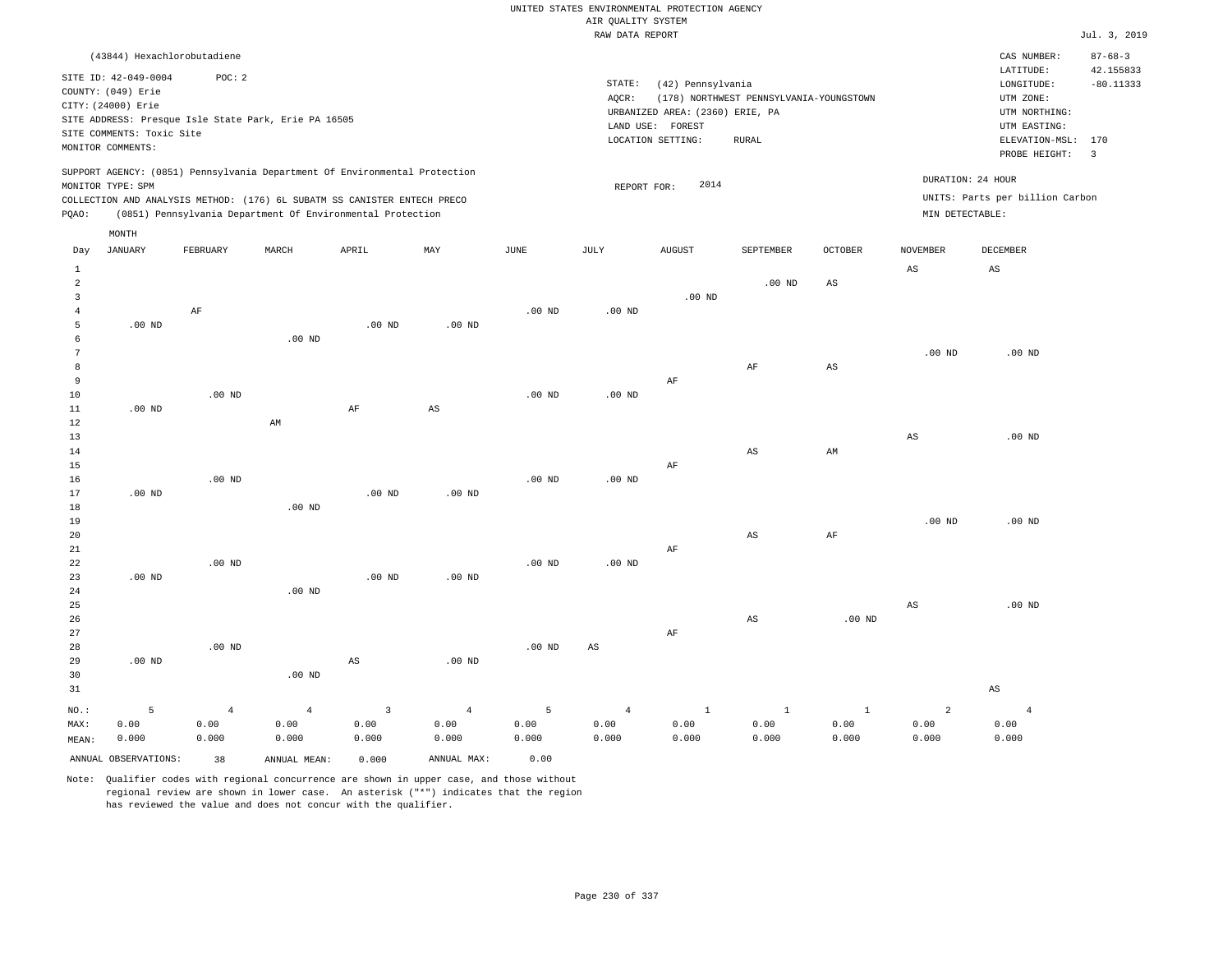UNITED STATES ENVIRONMENTAL PROTECTION AGENCY
AIR QUALITY SYSTEM
RAW DATA REPORT

Jul. 3, 2019

(43844) Hexachlorobutadiene

SITE ID: 42-049-0004 POC: 2
COUNTY: (049) Erie
CITY: (24000) Erie
SITE ADDRESS: Presque Isle State Park, Erie PA 16505
SITE COMMENTS: Toxic Site
MONITOR COMMENTS:

STATE: (42) Pennsylvania
AQCR: (178) NORTHWEST PENNSYLVANIA-YOUNGSTOWN
URBANIZED AREA: (2360) ERIE, PA
LAND USE: FOREST
LOCATION SETTING: RURAL

CAS NUMBER: 87-68-3
LATITUDE: 42.155833
LONGITUDE: -80.11333
UTM ZONE:
UTM NORTHING:
UTM EASTING:
ELEVATION-MSL: 170
PROBE HEIGHT: 3

SUPPORT AGENCY: (0851) Pennsylvania Department Of Environmental Protection
MONITOR TYPE: SPM
COLLECTION AND ANALYSIS METHOD: (176) 6L SUBATM SS CANISTER ENTECH PRECO
PQAO: (0851) Pennsylvania Department Of Environmental Protection

REPORT FOR: 2014

DURATION: 24 HOUR
UNITS: Parts per billion Carbon
MIN DETECTABLE:

| Day | JANUARY | FEBRUARY | MARCH | APRIL | MAY | JUNE | JULY | AUGUST | SEPTEMBER | OCTOBER | NOVEMBER | DECEMBER |
|---|---|---|---|---|---|---|---|---|---|---|---|---|
| 1 | | | | | | | | | | | AS | AS |
| 2 | | | | | | | | | .00 ND | AS | | |
| 3 | | | | | | | | .00 ND | | | | |
| 4 | | AF | | | | .00 ND | .00 ND | | | | | |
| 5 | .00 ND | | | .00 ND | .00 ND | | | | | | | |
| 6 | | | .00 ND | | | | | | | | | |
| 7 | | | | | | | | | | | .00 ND | .00 ND |
| 8 | | | | | | | | | AF | AS | | |
| 9 | | | | | | | | AF | | | | |
| 10 | | .00 ND | | | | .00 ND | .00 ND | | | | | |
| 11 | .00 ND | | | AF | AS | | | | | | | |
| 12 | | | AM | | | | | | | | | |
| 13 | | | | | | | | | | | AS | .00 ND |
| 14 | | | | | | | | | AS | AM | | |
| 15 | | | | | | | | AF | | | | |
| 16 | | .00 ND | | | | .00 ND | .00 ND | | | | | |
| 17 | .00 ND | | | .00 ND | .00 ND | | | | | | | |
| 18 | | | .00 ND | | | | | | | | | |
| 19 | | | | | | | | | | | .00 ND | .00 ND |
| 20 | | | | | | | | | AS | AF | | |
| 21 | | | | | | | | AF | | | | |
| 22 | | .00 ND | | | | .00 ND | .00 ND | | | | | |
| 23 | .00 ND | | | .00 ND | .00 ND | | | | | | | |
| 24 | | | .00 ND | | | | | | | | | |
| 25 | | | | | | | | | | | AS | .00 ND |
| 26 | | | | | | | | | AS | .00 ND | | |
| 27 | | | | | | | | AF | | | | |
| 28 | | .00 ND | | | | .00 ND | AS | | | | | |
| 29 | .00 ND | | | AS | .00 ND | | | | | | | |
| 30 | | | .00 ND | | | | | | | | | |
| 31 | | | | | | | | | | | | AS |
| NO.: | 5 | 4 | 4 | 3 | 4 | 5 | 4 | 1 | 1 | 1 | 2 | 4 |
| MAX: | 0.00 | 0.00 | 0.00 | 0.00 | 0.00 | 0.00 | 0.00 | 0.00 | 0.00 | 0.00 | 0.00 | 0.00 |
| MEAN: | 0.000 | 0.000 | 0.000 | 0.000 | 0.000 | 0.000 | 0.000 | 0.000 | 0.000 | 0.000 | 0.000 | 0.000 |

ANNUAL OBSERVATIONS: 38 ANNUAL MEAN: 0.000 ANNUAL MAX: 0.00

Note: Qualifier codes with regional concurrence are shown in upper case, and those without regional review are shown in lower case. An asterisk ("*") indicates that the region has reviewed the value and does not concur with the qualifier.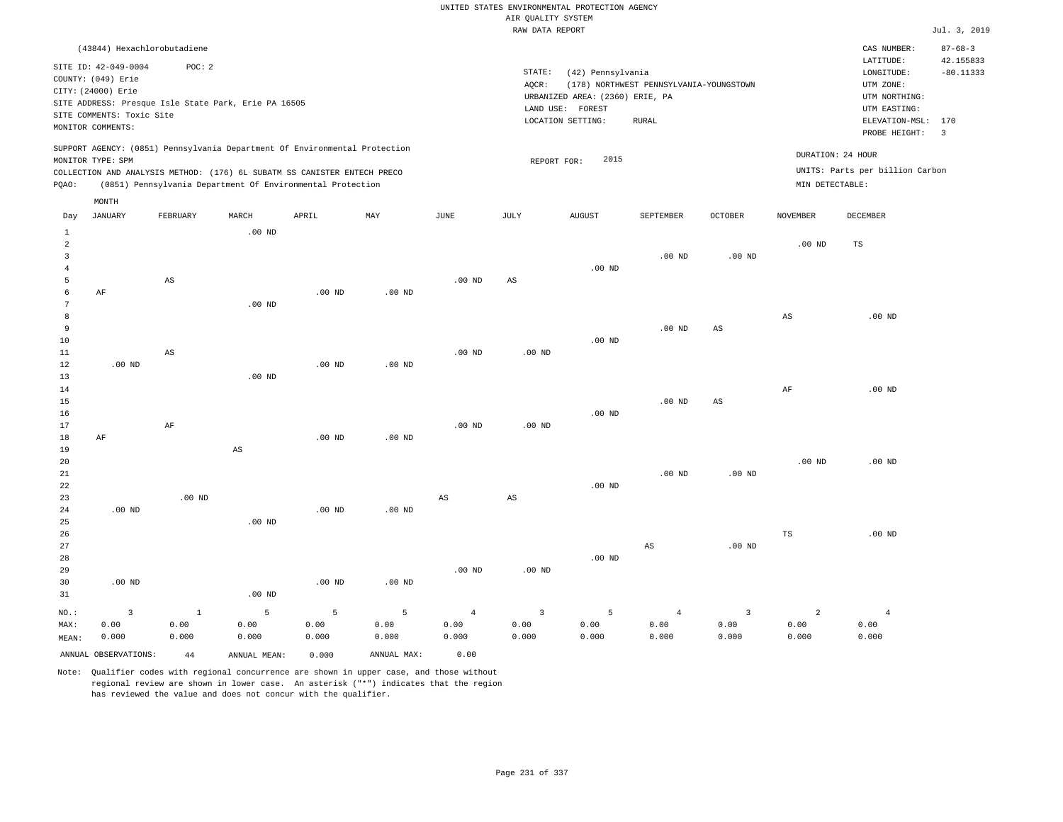UNITED STATES ENVIRONMENTAL PROTECTION AGENCY
AIR QUALITY SYSTEM
RAW DATA REPORT

Jul. 3, 2019

(43844) Hexachlorobutadiene

SITE ID: 42-049-0004    POC: 2
COUNTY: (049) Erie
CITY: (24000) Erie
SITE ADDRESS: Presque Isle State Park, Erie PA 16505
SITE COMMENTS: Toxic Site
MONITOR COMMENTS:

STATE: (42) Pennsylvania
AQCR: (178) NORTHWEST PENNSYLVANIA-YOUNGSTOWN
URBANIZED AREA: (2360) ERIE, PA
LAND USE: FOREST
LOCATION SETTING: RURAL

CAS NUMBER: 87-68-3
LATITUDE: 42.155833
LONGITUDE: -80.11333
UTM ZONE:
UTM NORTHING:
UTM EASTING:
ELEVATION-MSL: 170
PROBE HEIGHT: 3

SUPPORT AGENCY: (0851) Pennsylvania Department Of Environmental Protection
MONITOR TYPE: SPM
COLLECTION AND ANALYSIS METHOD: (176) 6L SUBATM SS CANISTER ENTECH PRECO
PQAO: (0851) Pennsylvania Department Of Environmental Protection

REPORT FOR: 2015

DURATION: 24 HOUR
UNITS: Parts per billion Carbon
MIN DETECTABLE:

| Day | JANUARY | FEBRUARY | MARCH | APRIL | MAY | JUNE | JULY | AUGUST | SEPTEMBER | OCTOBER | NOVEMBER | DECEMBER |
|---|---|---|---|---|---|---|---|---|---|---|---|---|
| 1 | | | .00 ND | | | | | | | | | |
| 2 | | | | | | | | | | | .00 ND | TS |
| 3 | | | | | | | | | .00 ND | .00 ND | | |
| 4 | | | | | | | | .00 ND | | | | |
| 5 | | AS | | | | .00 ND | AS | | | | | |
| 6 | AF | | | .00 ND | .00 ND | | | | | | | |
| 7 | | | .00 ND | | | | | | | | | |
| 8 | | | | | | | | | | | AS | .00 ND |
| 9 | | | | | | | | | .00 ND | AS | | |
| 10 | | | | | | | | .00 ND | | | | |
| 11 | | AS | | | | .00 ND | .00 ND | | | | | |
| 12 | .00 ND | | | .00 ND | .00 ND | | | | | | | |
| 13 | | | .00 ND | | | | | | | | | |
| 14 | | | | | | | | | | | AF | .00 ND |
| 15 | | | | | | | | | .00 ND | AS | | |
| 16 | | | | | | | | .00 ND | | | | |
| 17 | | AF | | | | .00 ND | .00 ND | | | | | |
| 18 | AF | | | .00 ND | .00 ND | | | | | | | |
| 19 | | | AS | | | | | | | | | |
| 20 | | | | | | | | | | | .00 ND | .00 ND |
| 21 | | | | | | | | | .00 ND | .00 ND | | |
| 22 | | | | | | | | .00 ND | | | | |
| 23 | | .00 ND | | | | AS | AS | | | | | |
| 24 | .00 ND | | | .00 ND | .00 ND | | | | | | | |
| 25 | | | .00 ND | | | | | | | | | |
| 26 | | | | | | | | | | | TS | .00 ND |
| 27 | | | | | | | | | AS | .00 ND | | |
| 28 | | | | | | | | .00 ND | | | | |
| 29 | | | | | | .00 ND | .00 ND | | | | | |
| 30 | .00 ND | | | .00 ND | .00 ND | | | | | | | |
| 31 | | | .00 ND | | | | | | | | | |
| NO.: | 3 | 1 | 5 | 5 | 5 | 4 | 3 | 5 | 4 | 3 | 2 | 4 |
| MAX: | 0.00 | 0.00 | 0.00 | 0.00 | 0.00 | 0.00 | 0.00 | 0.00 | 0.00 | 0.00 | 0.00 | 0.00 |
| MEAN: | 0.000 | 0.000 | 0.000 | 0.000 | 0.000 | 0.000 | 0.000 | 0.000 | 0.000 | 0.000 | 0.000 | 0.000 |

ANNUAL OBSERVATIONS: 44    ANNUAL MEAN: 0.000    ANNUAL MAX: 0.00

Note: Qualifier codes with regional concurrence are shown in upper case, and those without regional review are shown in lower case. An asterisk ("*") indicates that the region has reviewed the value and does not concur with the qualifier.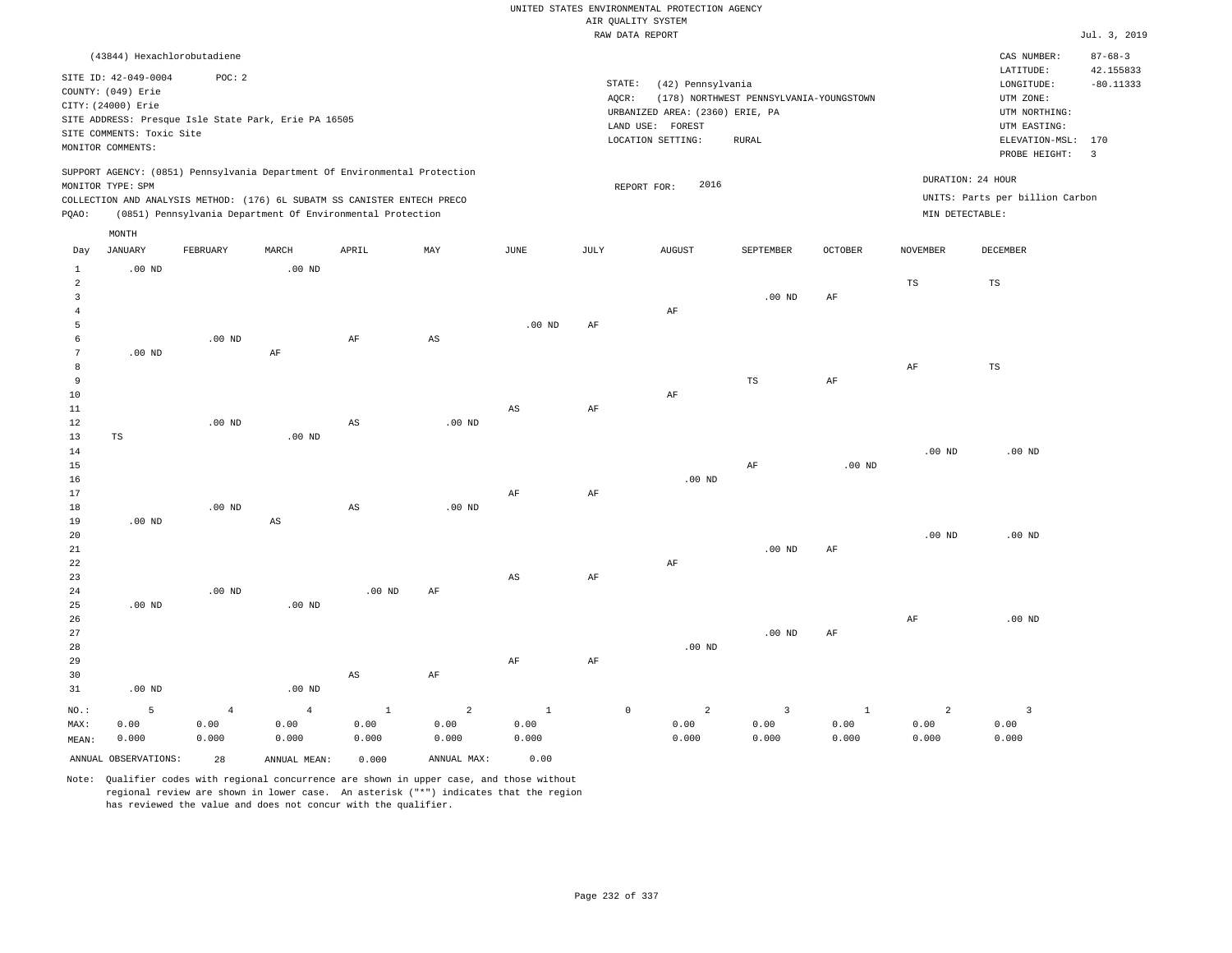UNITED STATES ENVIRONMENTAL PROTECTION AGENCY
AIR QUALITY SYSTEM
RAW DATA REPORT

Jul. 3, 2019

(43844) Hexachlorobutadiene

SITE ID: 42-049-0004 POC: 2
COUNTY: (049) Erie
CITY: (24000) Erie
SITE ADDRESS: Presque Isle State Park, Erie PA 16505
SITE COMMENTS: Toxic Site
MONITOR COMMENTS:

STATE: (42) Pennsylvania
AQCR: (178) NORTHWEST PENNSYLVANIA-YOUNGSTOWN
URBANIZED AREA: (2360) ERIE, PA
LAND USE: FOREST
LOCATION SETTING: RURAL

CAS NUMBER: 87-68-3
LATITUDE: 42.155833
LONGITUDE: -80.11333
UTM ZONE:
UTM NORTHING:
UTM EASTING:
ELEVATION-MSL: 170
PROBE HEIGHT: 3

SUPPORT AGENCY: (0851) Pennsylvania Department Of Environmental Protection
MONITOR TYPE: SPM
COLLECTION AND ANALYSIS METHOD: (176) 6L SUBATM SS CANISTER ENTECH PRECO
PQAO: (0851) Pennsylvania Department Of Environmental Protection

REPORT FOR: 2016

DURATION: 24 HOUR
UNITS: Parts per billion Carbon
MIN DETECTABLE:

| Day | JANUARY | FEBRUARY | MARCH | APRIL | MAY | JUNE | JULY | AUGUST | SEPTEMBER | OCTOBER | NOVEMBER | DECEMBER |
|---|---|---|---|---|---|---|---|---|---|---|---|---|
| 1 | .00 ND | | .00 ND | | | | | | | | | |
| 2 | | | | | | | | | | | TS | TS |
| 3 | | | | | | | | | .00 ND | AF | | |
| 4 | | | | | | | | AF | | | | |
| 5 | | | | | | .00 ND | AF | | | | | |
| 6 | | .00 ND | | AF | AS | | | | | | | |
| 7 | .00 ND | | AF | | | | | | | | | |
| 8 | | | | | | | | | | | AF | TS |
| 9 | | | | | | | | | TS | AF | | |
| 10 | | | | | | | | AF | | | | |
| 11 | | | | | | AS | AF | | | | | |
| 12 | | .00 ND | | AS | .00 ND | | | | | | | |
| 13 | TS | | .00 ND | | | | | | | | | |
| 14 | | | | | | | | | | | .00 ND | .00 ND |
| 15 | | | | | | | | | AF | .00 ND | | |
| 16 | | | | | | | | .00 ND | | | | |
| 17 | | | | | | AF | AF | | | | | |
| 18 | | .00 ND | | AS | .00 ND | | | | | | | |
| 19 | .00 ND | | AS | | | | | | | | | |
| 20 | | | | | | | | | | | .00 ND | .00 ND |
| 21 | | | | | | | | | .00 ND | AF | | |
| 22 | | | | | | | | AF | | | | |
| 23 | | | | | | AS | AF | | | | | |
| 24 | | .00 ND | | .00 ND | AF | | | | | | | |
| 25 | .00 ND | | .00 ND | | | | | | | | | |
| 26 | | | | | | | | | | | AF | .00 ND |
| 27 | | | | | | | | | .00 ND | AF | | |
| 28 | | | | | | | | .00 ND | | | | |
| 29 | | | | | | AF | AF | | | | | |
| 30 | | | | AS | AF | | | | | | | |
| 31 | .00 ND | | .00 ND | | | | | | | | | |
| NO.: | 5 | 4 | 4 | 1 | 2 | 1 | 0 | 2 | 3 | 1 | 2 | 3 |
| MAX: | 0.00 | 0.00 | 0.00 | 0.00 | 0.00 | 0.00 | | 0.00 | 0.00 | 0.00 | 0.00 | 0.00 |
| MEAN: | 0.000 | 0.000 | 0.000 | 0.000 | 0.000 | 0.000 | | 0.000 | 0.000 | 0.000 | 0.000 | 0.000 |

ANNUAL OBSERVATIONS: 28 ANNUAL MEAN: 0.000 ANNUAL MAX: 0.00

Note: Qualifier codes with regional concurrence are shown in upper case, and those without regional review are shown in lower case. An asterisk ("*") indicates that the region has reviewed the value and does not concur with the qualifier.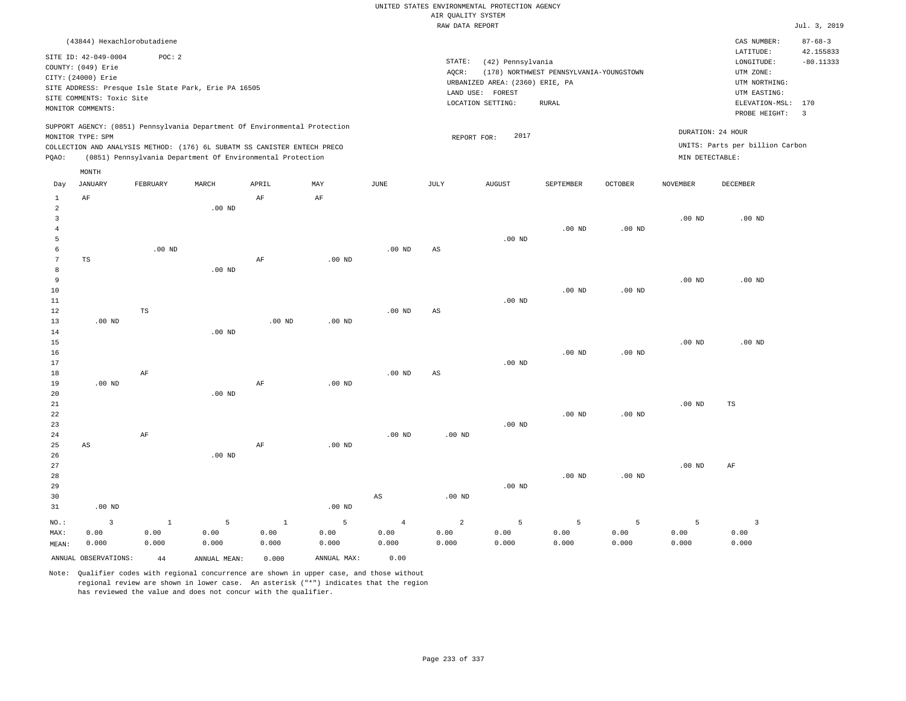UNITED STATES ENVIRONMENTAL PROTECTION AGENCY
AIR QUALITY SYSTEM
RAW DATA REPORT

Jul. 3, 2019

(43844) Hexachlorobutadiene

SITE ID: 42-049-0004 POC: 2
COUNTY: (049) Erie
CITY: (24000) Erie
SITE ADDRESS: Presque Isle State Park, Erie PA 16505
SITE COMMENTS: Toxic Site
MONITOR COMMENTS:

STATE: (42) Pennsylvania
AQCR: (178) NORTHWEST PENNSYLVANIA-YOUNGSTOWN
URBANIZED AREA: (2360) ERIE, PA
LAND USE: FOREST
LOCATION SETTING: RURAL

CAS NUMBER: 87-68-3
LATITUDE: 42.155833
LONGITUDE: -80.11333
UTM ZONE:
UTM NORTHING:
UTM EASTING:
ELEVATION-MSL: 170
PROBE HEIGHT: 3

SUPPORT AGENCY: (0851) Pennsylvania Department Of Environmental Protection
MONITOR TYPE: SPM
COLLECTION AND ANALYSIS METHOD: (176) 6L SUBATM SS CANISTER ENTECH PRECO
PQAO: (0851) Pennsylvania Department Of Environmental Protection

REPORT FOR: 2017

DURATION: 24 HOUR
UNITS: Parts per billion Carbon
MIN DETECTABLE:

| Day | JANUARY | FEBRUARY | MARCH | APRIL | MAY | JUNE | JULY | AUGUST | SEPTEMBER | OCTOBER | NOVEMBER | DECEMBER |
|---|---|---|---|---|---|---|---|---|---|---|---|---|
| 1 | AF | | | AF | AF | | | | | | | |
| 2 | | | .00 ND | | | | | | | | | |
| 3 | | | | | | | | | | | .00 ND | .00 ND |
| 4 | | | | | | | | | .00 ND | .00 ND | | |
| 5 | | | | | | | | .00 ND | | | | |
| 6 | | .00 ND | | | | .00 ND | AS | | | | | |
| 7 | TS | | | AF | .00 ND | | | | | | | |
| 8 | | | .00 ND | | | | | | | | | |
| 9 | | | | | | | | | | | .00 ND | .00 ND |
| 10 | | | | | | | | | .00 ND | .00 ND | | |
| 11 | | | | | | | | .00 ND | | | | |
| 12 | | TS | | | | .00 ND | AS | | | | | |
| 13 | .00 ND | | | .00 ND | .00 ND | | | | | | | |
| 14 | | | .00 ND | | | | | | | | | |
| 15 | | | | | | | | | | | .00 ND | .00 ND |
| 16 | | | | | | | | | .00 ND | .00 ND | | |
| 17 | | | | | | | | .00 ND | | | | |
| 18 | | AF | | | | .00 ND | AS | | | | | |
| 19 | .00 ND | | | AF | .00 ND | | | | | | | |
| 20 | | | .00 ND | | | | | | | | | |
| 21 | | | | | | | | | | | .00 ND | TS |
| 22 | | | | | | | | | .00 ND | .00 ND | | |
| 23 | | | | | | | | .00 ND | | | | |
| 24 | | AF | | | | .00 ND | .00 ND | | | | | |
| 25 | AS | | | AF | .00 ND | | | | | | | |
| 26 | | | .00 ND | | | | | | | | | |
| 27 | | | | | | | | | | | .00 ND | AF |
| 28 | | | | | | | | | .00 ND | .00 ND | | |
| 29 | | | | | | | | .00 ND | | | | |
| 30 | | | | | | AS | .00 ND | | | | | |
| 31 | .00 ND | | | | .00 ND | | | | | | | |
| NO.: | 3 | 1 | 5 | 1 | 5 | 4 | 2 | 5 | 5 | 5 | 5 | 3 |
| MAX: | 0.00 | 0.00 | 0.00 | 0.00 | 0.00 | 0.00 | 0.00 | 0.00 | 0.00 | 0.00 | 0.00 | 0.00 |
| MEAN: | 0.000 | 0.000 | 0.000 | 0.000 | 0.000 | 0.000 | 0.000 | 0.000 | 0.000 | 0.000 | 0.000 | 0.000 |

ANNUAL OBSERVATIONS: 44 ANNUAL MEAN: 0.000 ANNUAL MAX: 0.00

Note: Qualifier codes with regional concurrence are shown in upper case, and those without regional review are shown in lower case. An asterisk ("*") indicates that the region has reviewed the value and does not concur with the qualifier.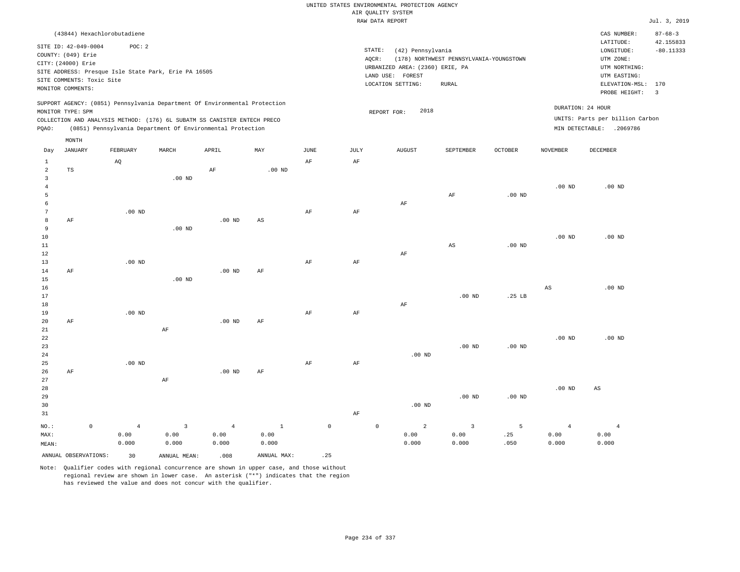UNITED STATES ENVIRONMENTAL PROTECTION AGENCY
AIR QUALITY SYSTEM
RAW DATA REPORT

Jul. 3, 2019

(43844) Hexachlorobutadiene

SITE ID: 42-049-0004 POC: 2
COUNTY: (049) Erie
CITY: (24000) Erie
SITE ADDRESS: Presque Isle State Park, Erie PA 16505
SITE COMMENTS: Toxic Site
MONITOR COMMENTS:

STATE: (42) Pennsylvania
AQCR: (178) NORTHWEST PENNSYLVANIA-YOUNGSTOWN
URBANIZED AREA: (2360) ERIE, PA
LAND USE: FOREST
LOCATION SETTING: RURAL

CAS NUMBER: 87-68-3
LATITUDE: 42.155833
LONGITUDE: -80.11333
UTM ZONE:
UTM NORTHING:
UTM EASTING:
ELEVATION-MSL: 170
PROBE HEIGHT: 3

SUPPORT AGENCY: (0851) Pennsylvania Department Of Environmental Protection
MONITOR TYPE: SPM
COLLECTION AND ANALYSIS METHOD: (176) 6L SUBATM SS CANISTER ENTECH PRECO
PQAO: (0851) Pennsylvania Department Of Environmental Protection

REPORT FOR: 2018

DURATION: 24 HOUR
UNITS: Parts per billion Carbon
MIN DETECTABLE: .2069786

| Day | JANUARY | FEBRUARY | MARCH | APRIL | MAY | JUNE | JULY | AUGUST | SEPTEMBER | OCTOBER | NOVEMBER | DECEMBER |
|---|---|---|---|---|---|---|---|---|---|---|---|---|
| 1 | | AQ | | | | AF | AF | | | | | |
| 2 | TS | | | AF | .00 ND | | | | | | | |
| 3 | | | .00 ND | | | | | | | | | |
| 4 | | | | | | | | | | | .00 ND | .00 ND |
| 5 | | | | | | | | | AF | .00 ND | | |
| 6 | | | | | | | | AF | | | | |
| 7 | | .00 ND | | | | AF | AF | | | | | |
| 8 | AF | | | .00 ND | AS | | | | | | | |
| 9 | | | .00 ND | | | | | | | | | |
| 10 | | | | | | | | | | | .00 ND | .00 ND |
| 11 | | | | | | | | | AS | .00 ND | | |
| 12 | | | | | | | | AF | | | | |
| 13 | | .00 ND | | | | AF | AF | | | | | |
| 14 | AF | | | .00 ND | AF | | | | | | | |
| 15 | | | .00 ND | | | | | | | | | |
| 16 | | | | | | | | | | | AS | .00 ND |
| 17 | | | | | | | | | .00 ND | .25 LB | | |
| 18 | | | | | | | | AF | | | | |
| 19 | | .00 ND | | | | AF | AF | | | | | |
| 20 | AF | | | .00 ND | AF | | | | | | | |
| 21 | | | AF | | | | | | | | | |
| 22 | | | | | | | | | | | .00 ND | .00 ND |
| 23 | | | | | | | | | .00 ND | .00 ND | | |
| 24 | | | | | | | | .00 ND | | | | |
| 25 | | .00 ND | | | | AF | AF | | | | | |
| 26 | AF | | | .00 ND | AF | | | | | | | |
| 27 | | | AF | | | | | | | | | |
| 28 | | | | | | | | | | | .00 ND | AS |
| 29 | | | | | | | | | .00 ND | .00 ND | | |
| 30 | | | | | | | | .00 ND | | | | |
| 31 | | | | | | | AF | | | | | |
| NO.: | 0 | 4 | 3 | 4 | 1 | 0 | 0 | 2 | 3 | 5 | 4 | 4 |
| MAX: | | 0.00 | 0.00 | 0.00 | 0.00 | | | 0.00 | 0.00 | .25 | 0.00 | 0.00 |
| MEAN: | | 0.000 | 0.000 | 0.000 | 0.000 | | | 0.000 | 0.000 | .050 | 0.000 | 0.000 |

ANNUAL OBSERVATIONS: 30 ANNUAL MEAN: .008 ANNUAL MAX: .25

Note: Qualifier codes with regional concurrence are shown in upper case, and those without regional review are shown in lower case. An asterisk ("*") indicates that the region has reviewed the value and does not concur with the qualifier.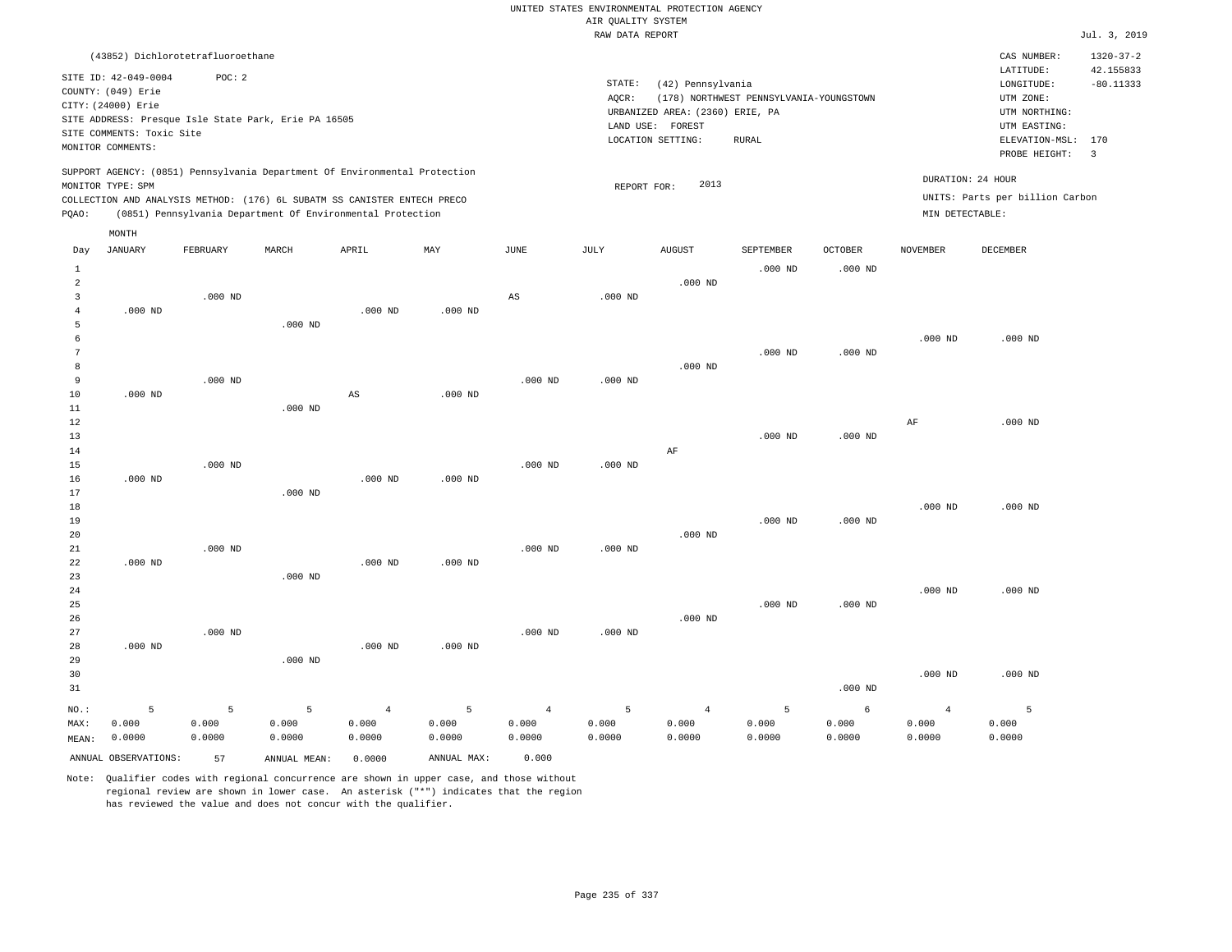UNITED STATES ENVIRONMENTAL PROTECTION AGENCY
AIR QUALITY SYSTEM
RAW DATA REPORT

Jul. 3, 2019

(43852) Dichlorotetrafluoroethane

SITE ID: 42-049-0004 POC: 2
COUNTY: (049) Erie
CITY: (24000) Erie
SITE ADDRESS: Presque Isle State Park, Erie PA 16505
SITE COMMENTS: Toxic Site
MONITOR COMMENTS:

STATE: (42) Pennsylvania
AQCR: (178) NORTHWEST PENNSYLVANIA-YOUNGSTOWN
URBANIZED AREA: (2360) ERIE, PA
LAND USE: FOREST
LOCATION SETTING: RURAL

CAS NUMBER: 1320-37-2
LATITUDE: 42.155833
LONGITUDE: -80.11333
UTM ZONE:
UTM NORTHING:
UTM EASTING:
ELEVATION-MSL: 170
PROBE HEIGHT: 3

SUPPORT AGENCY: (0851) Pennsylvania Department Of Environmental Protection
MONITOR TYPE: SPM
COLLECTION AND ANALYSIS METHOD: (176) 6L SUBATM SS CANISTER ENTECH PRECO
PQAO: (0851) Pennsylvania Department Of Environmental Protection

REPORT FOR: 2013

DURATION: 24 HOUR
UNITS: Parts per billion Carbon
MIN DETECTABLE:

| Day | JANUARY | FEBRUARY | MARCH | APRIL | MAY | JUNE | JULY | AUGUST | SEPTEMBER | OCTOBER | NOVEMBER | DECEMBER |
|---|---|---|---|---|---|---|---|---|---|---|---|---|
| 1 | | | | | | | | | .000 ND | .000 ND | | |
| 2 | | | | | | | | .000 ND | | | | |
| 3 | | .000 ND | | | | AS | .000 ND | | | | | |
| 4 | .000 ND | | | .000 ND | .000 ND | | | | | | | |
| 5 | | | .000 ND | | | | | | | | | |
| 6 | | | | | | | | | | | .000 ND | .000 ND |
| 7 | | | | | | | | | .000 ND | .000 ND | | |
| 8 | | | | | | | | .000 ND | | | | |
| 9 | | .000 ND | | | | .000 ND | .000 ND | | | | | |
| 10 | .000 ND | | | AS | .000 ND | | | | | | | |
| 11 | | | .000 ND | | | | | | | | | |
| 12 | | | | | | | | | | | AF | .000 ND |
| 13 | | | | | | | | | .000 ND | .000 ND | | |
| 14 | | | | | | | | AF | | | | |
| 15 | | .000 ND | | | | .000 ND | .000 ND | | | | | |
| 16 | .000 ND | | | .000 ND | .000 ND | | | | | | | |
| 17 | | | .000 ND | | | | | | | | | |
| 18 | | | | | | | | | | | .000 ND | .000 ND |
| 19 | | | | | | | | | .000 ND | .000 ND | | |
| 20 | | | | | | | | .000 ND | | | | |
| 21 | | .000 ND | | | | .000 ND | .000 ND | | | | | |
| 22 | .000 ND | | | .000 ND | .000 ND | | | | | | | |
| 23 | | | .000 ND | | | | | | | | | |
| 24 | | | | | | | | | | | .000 ND | .000 ND |
| 25 | | | | | | | | | .000 ND | .000 ND | | |
| 26 | | | | | | | | .000 ND | | | | |
| 27 | | .000 ND | | | | .000 ND | .000 ND | | | | | |
| 28 | .000 ND | | | .000 ND | .000 ND | | | | | | | |
| 29 | | | .000 ND | | | | | | | | | |
| 30 | | | | | | | | | | | .000 ND | .000 ND |
| 31 | | | | | | | | | | .000 ND | | |
| NO.: | 5 | 5 | 5 | 4 | 5 | 4 | 5 | 4 | 5 | 6 | 4 | 5 |
| MAX: | 0.000 | 0.000 | 0.000 | 0.000 | 0.000 | 0.000 | 0.000 | 0.000 | 0.000 | 0.000 | 0.000 | 0.000 |
| MEAN: | 0.0000 | 0.0000 | 0.0000 | 0.0000 | 0.0000 | 0.0000 | 0.0000 | 0.0000 | 0.0000 | 0.0000 | 0.0000 | 0.0000 |

ANNUAL OBSERVATIONS: 57 ANNUAL MEAN: 0.0000 ANNUAL MAX: 0.000

Note: Qualifier codes with regional concurrence are shown in upper case, and those without regional review are shown in lower case. An asterisk ("*") indicates that the region has reviewed the value and does not concur with the qualifier.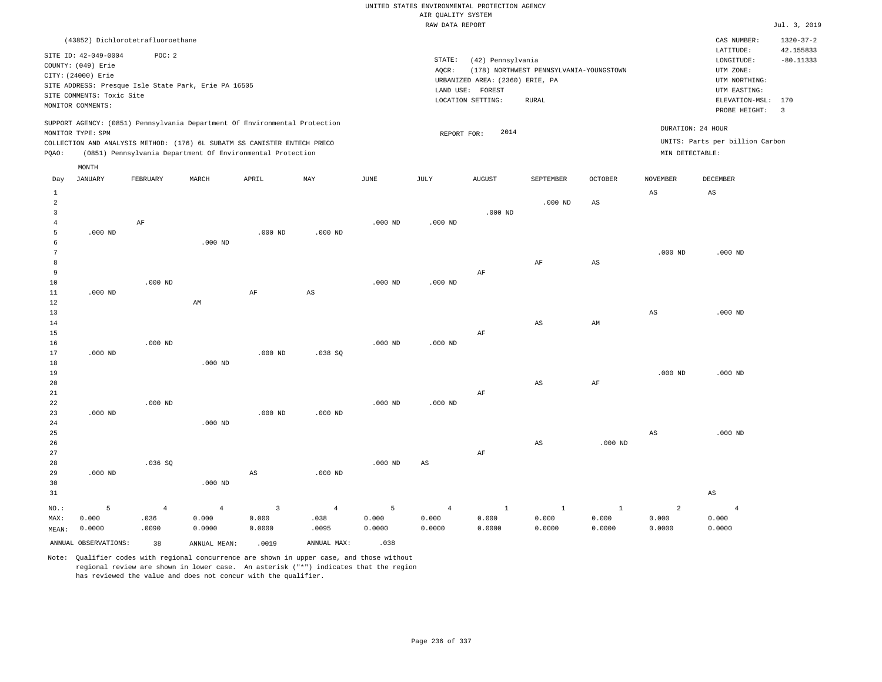UNITED STATES ENVIRONMENTAL PROTECTION AGENCY
AIR QUALITY SYSTEM
RAW DATA REPORT

Jul. 3, 2019

(43852) Dichlorotetrafluoroethane

SITE ID: 42-049-0004 POC: 2
COUNTY: (049) Erie
CITY: (24000) Erie
SITE ADDRESS: Presque Isle State Park, Erie PA 16505
SITE COMMENTS: Toxic Site
MONITOR COMMENTS:

STATE: (42) Pennsylvania
AQCR: (178) NORTHWEST PENNSYLVANIA-YOUNGSTOWN
URBANIZED AREA: (2360) ERIE, PA
LAND USE: FOREST
LOCATION SETTING: RURAL

CAS NUMBER: 1320-37-2
LATITUDE: 42.155833
LONGITUDE: -80.11333
UTM ZONE:
UTM NORTHING:
UTM EASTING:
ELEVATION-MSL: 170
PROBE HEIGHT: 3

SUPPORT AGENCY: (0851) Pennsylvania Department Of Environmental Protection
MONITOR TYPE: SPM
COLLECTION AND ANALYSIS METHOD: (176) 6L SUBATM SS CANISTER ENTECH PRECO
PQAO: (0851) Pennsylvania Department Of Environmental Protection

REPORT FOR: 2014

DURATION: 24 HOUR
UNITS: Parts per billion Carbon
MIN DETECTABLE:

| Day | JANUARY | FEBRUARY | MARCH | APRIL | MAY | JUNE | JULY | AUGUST | SEPTEMBER | OCTOBER | NOVEMBER | DECEMBER |
|---|---|---|---|---|---|---|---|---|---|---|---|---|
| 1 | | | | | | | | | | | AS | AS |
| 2 | | | | | | | | | .000 ND | AS | | |
| 3 | | | | | | | | .000 ND | | | | |
| 4 | | AF | | | | .000 ND | .000 ND | | | | | |
| 5 | .000 ND | | | .000 ND | .000 ND | | | | | | | |
| 6 | | | .000 ND | | | | | | | | | |
| 7 | | | | | | | | | | | .000 ND | .000 ND |
| 8 | | | | | | | | | AF | AS | | |
| 9 | | | | | | | | AF | | | | |
| 10 | | .000 ND | | | | .000 ND | .000 ND | | | | | |
| 11 | .000 ND | | | AF | AS | | | | | | | |
| 12 | | | AM | | | | | | | | | |
| 13 | | | | | | | | | | | AS | .000 ND |
| 14 | | | | | | | | | AS | AM | | |
| 15 | | | | | | | | AF | | | | |
| 16 | | .000 ND | | | | .000 ND | .000 ND | | | | | |
| 17 | .000 ND | | | .000 ND | .038 SQ | | | | | | | |
| 18 | | | .000 ND | | | | | | | | | |
| 19 | | | | | | | | | | | .000 ND | .000 ND |
| 20 | | | | | | | | | AS | AF | | |
| 21 | | | | | | | | AF | | | | |
| 22 | | .000 ND | | | | .000 ND | .000 ND | | | | | |
| 23 | .000 ND | | | .000 ND | .000 ND | | | | | | | |
| 24 | | | .000 ND | | | | | | | | | |
| 25 | | | | | | | | | | | AS | .000 ND |
| 26 | | | | | | | | | AS | .000 ND | | |
| 27 | | | | | | | | AF | | | | |
| 28 | | .036 SQ | | | | .000 ND | AS | | | | | |
| 29 | .000 ND | | | AS | .000 ND | | | | | | | |
| 30 | | | .000 ND | | | | | | | | | |
| 31 | | | | | | | | | | | | AS |
| NO.: | 5 | 4 | 4 | 3 | 4 | 5 | 4 | 1 | 1 | 1 | 2 | 4 |
| MAX: | 0.000 | .036 | 0.000 | 0.000 | .038 | 0.000 | 0.000 | 0.000 | 0.000 | 0.000 | 0.000 | 0.000 |
| MEAN: | 0.0000 | .0090 | 0.0000 | 0.0000 | .0095 | 0.0000 | 0.0000 | 0.0000 | 0.0000 | 0.0000 | 0.0000 | 0.0000 |

ANNUAL OBSERVATIONS: 38 ANNUAL MEAN: .0019 ANNUAL MAX: .038

Note: Qualifier codes with regional concurrence are shown in upper case, and those without regional review are shown in lower case. An asterisk ("*") indicates that the region has reviewed the value and does not concur with the qualifier.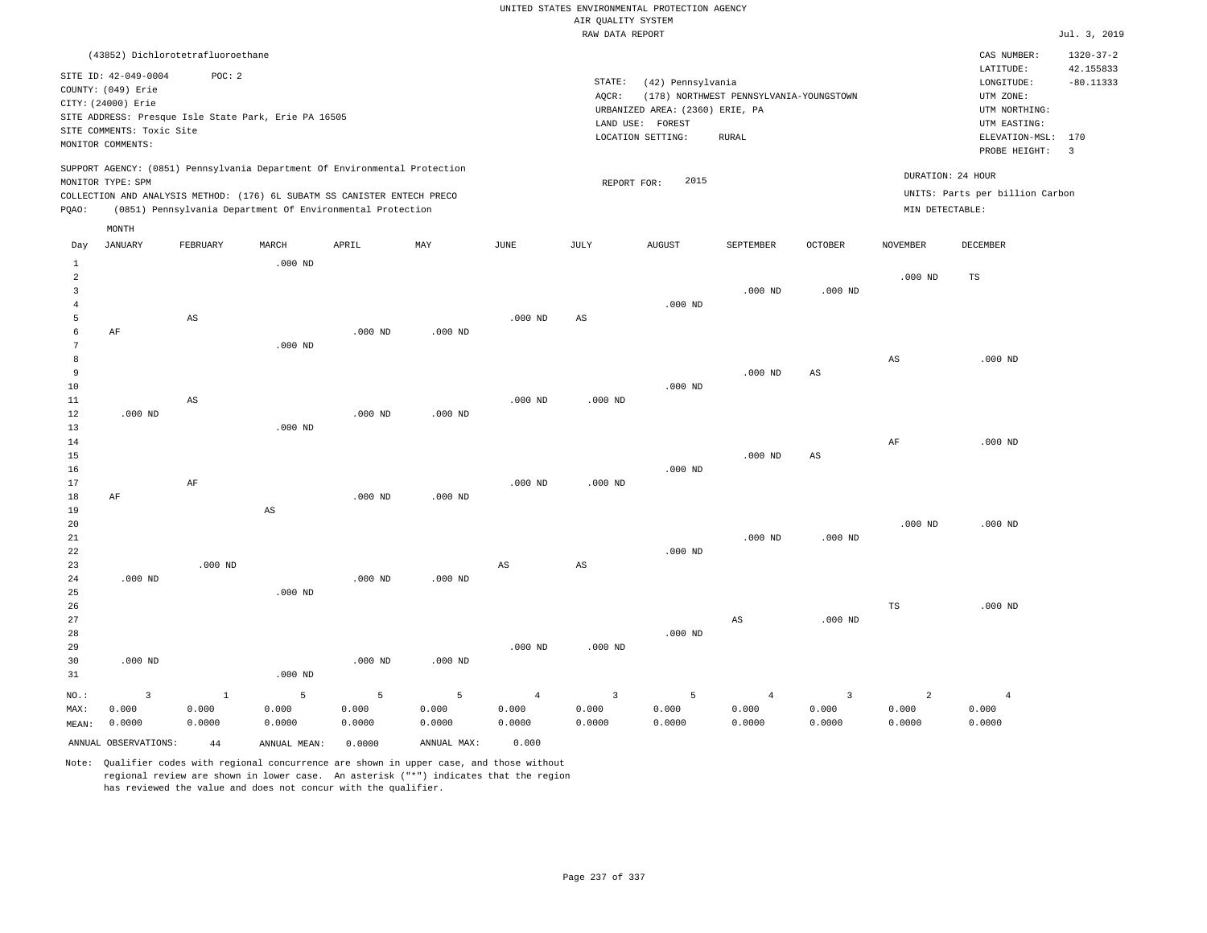UNITED STATES ENVIRONMENTAL PROTECTION AGENCY
AIR QUALITY SYSTEM
RAW DATA REPORT

Jul. 3, 2019

(43852) Dichlorotetrafluoroethane

SITE ID: 42-049-0004 POC: 2
COUNTY: (049) Erie
CITY: (24000) Erie
SITE ADDRESS: Presque Isle State Park, Erie PA 16505
SITE COMMENTS: Toxic Site
MONITOR COMMENTS:

STATE: (42) Pennsylvania
AQCR: (178) NORTHWEST PENNSYLVANIA-YOUNGSTOWN
URBANIZED AREA: (2360) ERIE, PA
LAND USE: FOREST
LOCATION SETTING: RURAL

CAS NUMBER: 1320-37-2
LATITUDE: 42.155833
LONGITUDE: -80.11333
UTM ZONE:
UTM NORTHING:
UTM EASTING:
ELEVATION-MSL: 170
PROBE HEIGHT: 3

SUPPORT AGENCY: (0851) Pennsylvania Department Of Environmental Protection
MONITOR TYPE: SPM
COLLECTION AND ANALYSIS METHOD: (176) 6L SUBATM SS CANISTER ENTECH PRECO
PQAO: (0851) Pennsylvania Department Of Environmental Protection

REPORT FOR: 2015

DURATION: 24 HOUR
UNITS: Parts per billion Carbon
MIN DETECTABLE:

| Day | JANUARY | FEBRUARY | MARCH | APRIL | MAY | JUNE | JULY | AUGUST | SEPTEMBER | OCTOBER | NOVEMBER | DECEMBER |
|---|---|---|---|---|---|---|---|---|---|---|---|---|
| 1 | | | .000 ND | | | | | | | | | |
| 2 | | | | | | | | | | | .000 ND | TS |
| 3 | | | | | | | | | .000 ND | .000 ND | | |
| 4 | | | | | | | | .000 ND | | | | |
| 5 | | AS | | | | .000 ND | AS | | | | | |
| 6 | AF | | | .000 ND | .000 ND | | | | | | | |
| 7 | | | .000 ND | | | | | | | | | |
| 8 | | | | | | | | | | | AS | .000 ND |
| 9 | | | | | | | | | .000 ND | AS | | |
| 10 | | | | | | | | .000 ND | | | | |
| 11 | | AS | | | | .000 ND | .000 ND | | | | | |
| 12 | .000 ND | | | .000 ND | .000 ND | | | | | | | |
| 13 | | | .000 ND | | | | | | | | | |
| 14 | | | | | | | | | | | AF | .000 ND |
| 15 | | | | | | | | | .000 ND | AS | | |
| 16 | | | | | | | | .000 ND | | | | |
| 17 | | AF | | | | .000 ND | .000 ND | | | | | |
| 18 | AF | | | .000 ND | .000 ND | | | | | | | |
| 19 | | | AS | | | | | | | | | |
| 20 | | | | | | | | | | | .000 ND | .000 ND |
| 21 | | | | | | | | | .000 ND | .000 ND | | |
| 22 | | | | | | | | .000 ND | | | | |
| 23 | | .000 ND | | | | AS | AS | | | | | |
| 24 | .000 ND | | | .000 ND | .000 ND | | | | | | | |
| 25 | | | .000 ND | | | | | | | | | |
| 26 | | | | | | | | | | | TS | .000 ND |
| 27 | | | | | | | | | AS | .000 ND | | |
| 28 | | | | | | | | .000 ND | | | | |
| 29 | | | | | | .000 ND | .000 ND | | | | | |
| 30 | .000 ND | | | .000 ND | .000 ND | | | | | | | |
| 31 | | | .000 ND | | | | | | | | | |
| NO.: | 3 | 1 | 5 | 5 | 5 | 4 | 3 | 5 | 4 | 3 | 2 | 4 |
| MAX: | 0.000 | 0.000 | 0.000 | 0.000 | 0.000 | 0.000 | 0.000 | 0.000 | 0.000 | 0.000 | 0.000 | 0.000 |
| MEAN: | 0.0000 | 0.0000 | 0.0000 | 0.0000 | 0.0000 | 0.0000 | 0.0000 | 0.0000 | 0.0000 | 0.0000 | 0.0000 | 0.0000 |

ANNUAL OBSERVATIONS: 44 ANNUAL MEAN: 0.0000 ANNUAL MAX: 0.000

Note: Qualifier codes with regional concurrence are shown in upper case, and those without regional review are shown in lower case. An asterisk ("*") indicates that the region has reviewed the value and does not concur with the qualifier.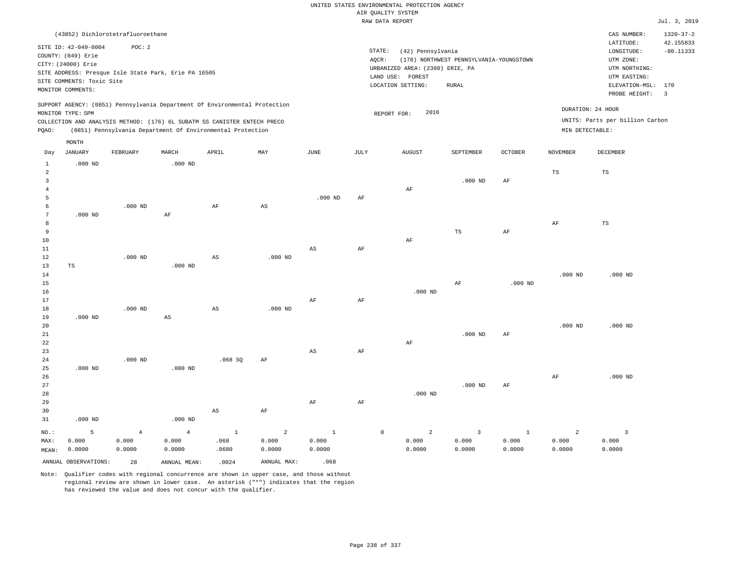UNITED STATES ENVIRONMENTAL PROTECTION AGENCY
AIR QUALITY SYSTEM
RAW DATA REPORT

Jul. 3, 2019

(43852) Dichlorotetrafluoroethane

SITE ID: 42-049-0004 POC: 2
COUNTY: (049) Erie
CITY: (24000) Erie
SITE ADDRESS: Presque Isle State Park, Erie PA 16505
SITE COMMENTS: Toxic Site
MONITOR COMMENTS:

STATE: (42) Pennsylvania
AQCR: (178) NORTHWEST PENNSYLVANIA-YOUNGSTOWN
URBANIZED AREA: (2360) ERIE, PA
LAND USE: FOREST
LOCATION SETTING: RURAL

CAS NUMBER: 1320-37-2
LATITUDE: 42.155833
LONGITUDE: -80.11333
UTM ZONE:
UTM NORTHING:
UTM EASTING:
ELEVATION-MSL: 170
PROBE HEIGHT: 3

SUPPORT AGENCY: (0851) Pennsylvania Department Of Environmental Protection
MONITOR TYPE: SPM
COLLECTION AND ANALYSIS METHOD: (176) 6L SUBATM SS CANISTER ENTECH PRECO
PQAO: (0851) Pennsylvania Department Of Environmental Protection

REPORT FOR: 2016

DURATION: 24 HOUR
UNITS: Parts per billion Carbon
MIN DETECTABLE:

| Day | JANUARY | FEBRUARY | MARCH | APRIL | MAY | JUNE | JULY | AUGUST | SEPTEMBER | OCTOBER | NOVEMBER | DECEMBER |
|---|---|---|---|---|---|---|---|---|---|---|---|---|
| 1 | .000 ND | | .000 ND | | | | | | | | | |
| 2 | | | | | | | | | | | TS | TS |
| 3 | | | | | | | | | .000 ND | AF | | |
| 4 | | | | | | | | AF | | | | |
| 5 | | | | | | .000 ND | AF | | | | | |
| 6 | | .000 ND | | AF | AS | | | | | | | |
| 7 | .000 ND | | AF | | | | | | | | | |
| 8 | | | | | | | | | | | AF | TS |
| 9 | | | | | | | | | TS | AF | | |
| 10 | | | | | | | | AF | | | | |
| 11 | | | | | | AS | AF | | | | | |
| 12 | | .000 ND | | AS | .000 ND | | | | | | | |
| 13 | TS | | .000 ND | | | | | | | | | |
| 14 | | | | | | | | | | | .000 ND | .000 ND |
| 15 | | | | | | | | | AF | .000 ND | | |
| 16 | | | | | | | | .000 ND | | | | |
| 17 | | | | | | AF | AF | | | | | |
| 18 | | .000 ND | | AS | .000 ND | | | | | | | |
| 19 | .000 ND | | AS | | | | | | | | | |
| 20 | | | | | | | | | | | .000 ND | .000 ND |
| 21 | | | | | | | | | .000 ND | AF | | |
| 22 | | | | | | | | AF | | | | |
| 23 | | | | | | AS | AF | | | | | |
| 24 | | .000 ND | | .068 SQ | AF | | | | | | | |
| 25 | .000 ND | | .000 ND | | | | | | | | | |
| 26 | | | | | | | | | | | AF | .000 ND |
| 27 | | | | | | | | | .000 ND | AF | | |
| 28 | | | | | | | | .000 ND | | | | |
| 29 | | | | | | AF | AF | | | | | |
| 30 | | | | AS | AF | | | | | | | |
| 31 | .000 ND | | .000 ND | | | | | | | | | |
| NO.: | 5 | 4 | 4 | 1 | 2 | 1 | 0 | 2 | 3 | 1 | 2 | 3 |
| MAX: | 0.000 | 0.000 | 0.000 | .068 | 0.000 | 0.000 | | 0.000 | 0.000 | 0.000 | 0.000 | 0.000 |
| MEAN: | 0.0000 | 0.0000 | 0.0000 | .0680 | 0.0000 | 0.0000 | | 0.0000 | 0.0000 | 0.0000 | 0.0000 | 0.0000 |

ANNUAL OBSERVATIONS: 28 ANNUAL MEAN: .0024 ANNUAL MAX: .068

Note: Qualifier codes with regional concurrence are shown in upper case, and those without regional review are shown in lower case. An asterisk ("*") indicates that the region has reviewed the value and does not concur with the qualifier.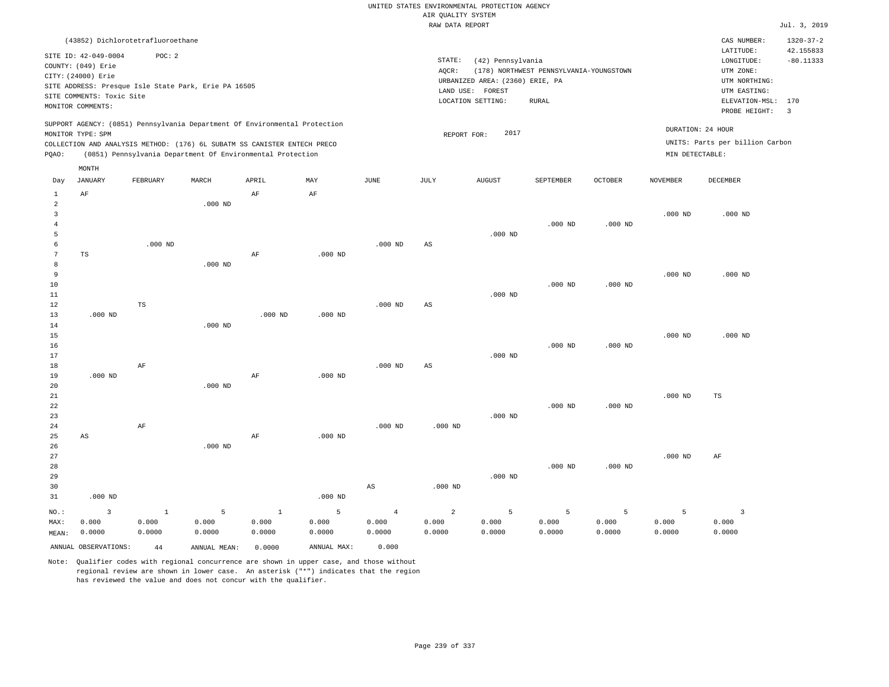UNITED STATES ENVIRONMENTAL PROTECTION AGENCY
AIR QUALITY SYSTEM
RAW DATA REPORT

Jul. 3, 2019

(43852) Dichlorotetrafluoroethane

SITE ID: 42-049-0004 POC: 2
COUNTY: (049) Erie
CITY: (24000) Erie
SITE ADDRESS: Presque Isle State Park, Erie PA 16505
SITE COMMENTS: Toxic Site
MONITOR COMMENTS:

STATE: (42) Pennsylvania
AQCR: (178) NORTHWEST PENNSYLVANIA-YOUNGSTOWN
URBANIZED AREA: (2360) ERIE, PA
LAND USE: FOREST
LOCATION SETTING: RURAL

CAS NUMBER: 1320-37-2
LATITUDE: 42.155833
LONGITUDE: -80.11333
UTM ZONE:
UTM NORTHING:
UTM EASTING:
ELEVATION-MSL: 170
PROBE HEIGHT: 3

SUPPORT AGENCY: (0851) Pennsylvania Department Of Environmental Protection
MONITOR TYPE: SPM
COLLECTION AND ANALYSIS METHOD: (176) 6L SUBATM SS CANISTER ENTECH PRECO
PQAO: (0851) Pennsylvania Department Of Environmental Protection

REPORT FOR: 2017

DURATION: 24 HOUR
UNITS: Parts per billion Carbon
MIN DETECTABLE:

| Day | JANUARY | FEBRUARY | MARCH | APRIL | MAY | JUNE | JULY | AUGUST | SEPTEMBER | OCTOBER | NOVEMBER | DECEMBER |
|---|---|---|---|---|---|---|---|---|---|---|---|---|
| 1 | AF | | | AF | AF | | | | | | | |
| 2 | | | .000 ND | | | | | | | | | |
| 3 | | | | | | | | | | | .000 ND | .000 ND |
| 4 | | | | | | | | | .000 ND | .000 ND | | |
| 5 | | | | | | | | .000 ND | | | | |
| 6 | | .000 ND | | | | .000 ND | AS | | | | | |
| 7 | TS | | | AF | .000 ND | | | | | | | |
| 8 | | | .000 ND | | | | | | | | | |
| 9 | | | | | | | | | | | .000 ND | .000 ND |
| 10 | | | | | | | | | .000 ND | .000 ND | | |
| 11 | | | | | | | | .000 ND | | | | |
| 12 | | TS | | | | .000 ND | AS | | | | | |
| 13 | .000 ND | | | .000 ND | .000 ND | | | | | | | |
| 14 | | | .000 ND | | | | | | | | | |
| 15 | | | | | | | | | | | .000 ND | .000 ND |
| 16 | | | | | | | | | .000 ND | .000 ND | | |
| 17 | | | | | | | | .000 ND | | | | |
| 18 | | AF | | | | .000 ND | AS | | | | | |
| 19 | .000 ND | | | AF | .000 ND | | | | | | | |
| 20 | | | .000 ND | | | | | | | | | |
| 21 | | | | | | | | | | | .000 ND | TS |
| 22 | | | | | | | | | .000 ND | .000 ND | | |
| 23 | | | | | | | | .000 ND | | | | |
| 24 | | AF | | | | .000 ND | .000 ND | | | | | |
| 25 | AS | | | AF | .000 ND | | | | | | | |
| 26 | | | .000 ND | | | | | | | | | |
| 27 | | | | | | | | | | | .000 ND | AF |
| 28 | | | | | | | | | .000 ND | .000 ND | | |
| 29 | | | | | | | | .000 ND | | | | |
| 30 | | | | | | AS | .000 ND | | | | | |
| 31 | .000 ND | | | | .000 ND | | | | | | | |
| NO.: | 3 | 1 | 5 | 1 | 5 | 4 | 2 | 5 | 5 | 5 | 5 | 3 |
| MAX: | 0.000 | 0.000 | 0.000 | 0.000 | 0.000 | 0.000 | 0.000 | 0.000 | 0.000 | 0.000 | 0.000 | 0.000 |
| MEAN: | 0.0000 | 0.0000 | 0.0000 | 0.0000 | 0.0000 | 0.0000 | 0.0000 | 0.0000 | 0.0000 | 0.0000 | 0.0000 | 0.0000 |

ANNUAL OBSERVATIONS: 44 ANNUAL MEAN: 0.0000 ANNUAL MAX: 0.000

Note: Qualifier codes with regional concurrence are shown in upper case, and those without regional review are shown in lower case. An asterisk ("*") indicates that the region has reviewed the value and does not concur with the qualifier.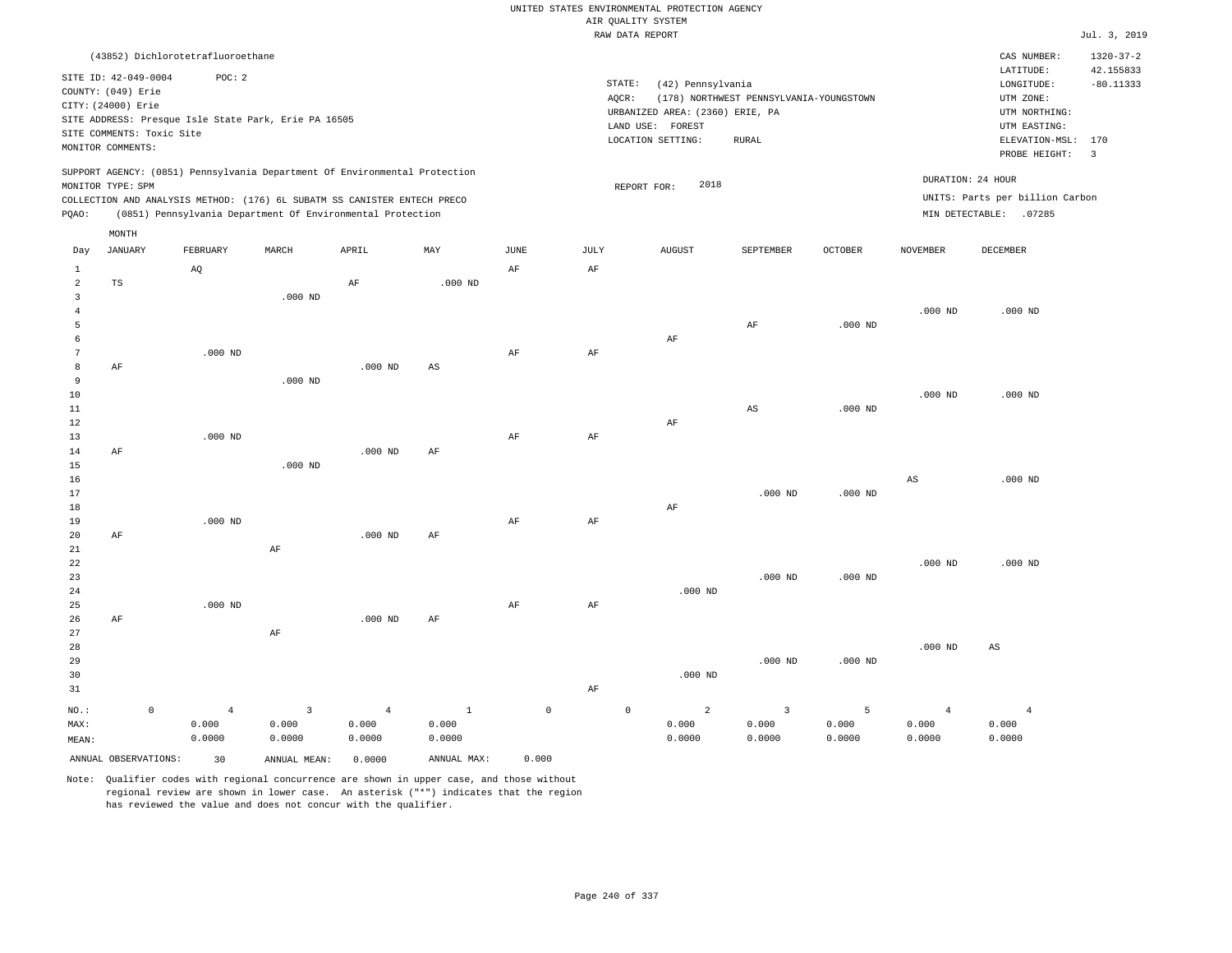UNITED STATES ENVIRONMENTAL PROTECTION AGENCY
AIR QUALITY SYSTEM
RAW DATA REPORT

Jul. 3, 2019

(43852) Dichlorotetrafluoroethane

SITE ID: 42-049-0004 POC: 2
COUNTY: (049) Erie
CITY: (24000) Erie
SITE ADDRESS: Presque Isle State Park, Erie PA 16505
SITE COMMENTS: Toxic Site
MONITOR COMMENTS:

STATE: (42) Pennsylvania
AQCR: (178) NORTHWEST PENNSYLVANIA-YOUNGSTOWN
URBANIZED AREA: (2360) ERIE, PA
LAND USE: FOREST
LOCATION SETTING: RURAL

CAS NUMBER: 1320-37-2
LATITUDE: 42.155833
LONGITUDE: -80.11333
UTM ZONE:
UTM NORTHING:
UTM EASTING:
ELEVATION-MSL: 170
PROBE HEIGHT: 3

SUPPORT AGENCY: (0851) Pennsylvania Department Of Environmental Protection
MONITOR TYPE: SPM
COLLECTION AND ANALYSIS METHOD: (176) 6L SUBATM SS CANISTER ENTECH PRECO
PQAO: (0851) Pennsylvania Department Of Environmental Protection

REPORT FOR: 2018

DURATION: 24 HOUR
UNITS: Parts per billion Carbon
MIN DETECTABLE: .07285

| Day | JANUARY | FEBRUARY | MARCH | APRIL | MAY | JUNE | JULY | AUGUST | SEPTEMBER | OCTOBER | NOVEMBER | DECEMBER |
|---|---|---|---|---|---|---|---|---|---|---|---|---|
| 1 | | AQ | | | | AF | AF | | | | | |
| 2 | TS | | | AF | .000 ND | | | | | | | |
| 3 | | | .000 ND | | | | | | | | | |
| 4 | | | | | | | | | | | .000 ND | .000 ND |
| 5 | | | | | | | | | AF | .000 ND | | |
| 6 | | | | | | | | AF | | | | |
| 7 | | .000 ND | | | | AF | AF | | | | | |
| 8 | AF | | | .000 ND | AS | | | | | | | |
| 9 | | | .000 ND | | | | | | | | | |
| 10 | | | | | | | | | | | .000 ND | .000 ND |
| 11 | | | | | | | | | AS | .000 ND | | |
| 12 | | | | | | | | AF | | | | |
| 13 | | .000 ND | | | | AF | AF | | | | | |
| 14 | AF | | | .000 ND | AF | | | | | | | |
| 15 | | | .000 ND | | | | | | | | | |
| 16 | | | | | | | | | | | AS | .000 ND |
| 17 | | | | | | | | | .000 ND | .000 ND | | |
| 18 | | | | | | | | AF | | | | |
| 19 | | .000 ND | | | | AF | AF | | | | | |
| 20 | AF | | | .000 ND | AF | | | | | | | |
| 21 | | | AF | | | | | | | | | |
| 22 | | | | | | | | | | | .000 ND | .000 ND |
| 23 | | | | | | | | | .000 ND | .000 ND | | |
| 24 | | | | | | | | .000 ND | | | | |
| 25 | | .000 ND | | | | AF | AF | | | | | |
| 26 | AF | | | .000 ND | AF | | | | | | | |
| 27 | | | AF | | | | | | | | | |
| 28 | | | | | | | | | | | .000 ND | AS |
| 29 | | | | | | | | | .000 ND | .000 ND | | |
| 30 | | | | | | | | .000 ND | | | | |
| 31 | | | | | | | AF | | | | | |
| NO.: | 0 | 4 | 3 | 4 | 1 | 0 | 0 | 2 | 3 | 5 | 4 | 4 |
| MAX: | | 0.000 | 0.000 | 0.000 | 0.000 | | | 0.000 | 0.000 | 0.000 | 0.000 | 0.000 |
| MEAN: | | 0.0000 | 0.0000 | 0.0000 | 0.0000 | | | 0.0000 | 0.0000 | 0.0000 | 0.0000 | 0.0000 |

ANNUAL OBSERVATIONS: 30 ANNUAL MEAN: 0.0000 ANNUAL MAX: 0.000

Note: Qualifier codes with regional concurrence are shown in upper case, and those without regional review are shown in lower case. An asterisk ("*") indicates that the region has reviewed the value and does not concur with the qualifier.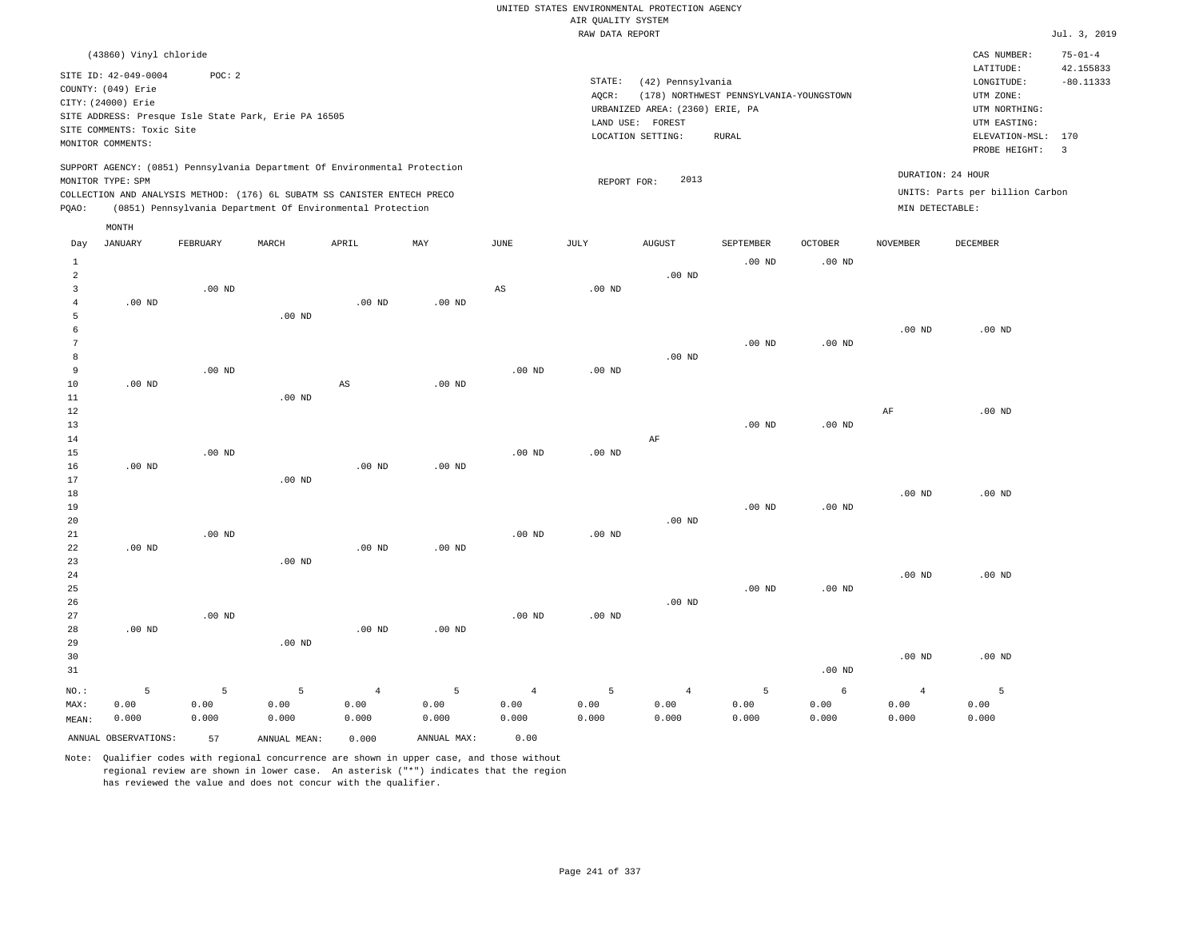UNITED STATES ENVIRONMENTAL PROTECTION AGENCY
AIR QUALITY SYSTEM
RAW DATA REPORT

Jul. 3, 2019

(43860) Vinyl chloride

SITE ID: 42-049-0004 POC: 2
COUNTY: (049) Erie
CITY: (24000) Erie
SITE ADDRESS: Presque Isle State Park, Erie PA 16505
SITE COMMENTS: Toxic Site
MONITOR COMMENTS:

STATE: (42) Pennsylvania
AQCR: (178) NORTHWEST PENNSYLVANIA-YOUNGSTOWN
URBANIZED AREA: (2360) ERIE, PA
LAND USE: FOREST
LOCATION SETTING: RURAL

CAS NUMBER: 75-01-4
LATITUDE: 42.155833
LONGITUDE: -80.11333
UTM ZONE:
UTM NORTHING:
UTM EASTING:
ELEVATION-MSL: 170
PROBE HEIGHT: 3

SUPPORT AGENCY: (0851) Pennsylvania Department Of Environmental Protection
MONITOR TYPE: SPM
COLLECTION AND ANALYSIS METHOD: (176) 6L SUBATM SS CANISTER ENTECH PRECO
PQAO: (0851) Pennsylvania Department Of Environmental Protection

REPORT FOR: 2013

DURATION: 24 HOUR
UNITS: Parts per billion Carbon
MIN DETECTABLE:

| Day | JANUARY | FEBRUARY | MARCH | APRIL | MAY | JUNE | JULY | AUGUST | SEPTEMBER | OCTOBER | NOVEMBER | DECEMBER |
|---|---|---|---|---|---|---|---|---|---|---|---|---|
| 1 | | | | | | | | | .00 ND | .00 ND | | |
| 2 | | | | | | | | .00 ND | | | | |
| 3 | | .00 ND | | | | AS | .00 ND | | | | | |
| 4 | .00 ND | | | .00 ND | .00 ND | | | | | | | |
| 5 | | | .00 ND | | | | | | | | | |
| 6 | | | | | | | | | | | .00 ND | .00 ND |
| 7 | | | | | | | | | .00 ND | .00 ND | | |
| 8 | | | | | | | | .00 ND | | | | |
| 9 | | .00 ND | | | | .00 ND | .00 ND | | | | | |
| 10 | .00 ND | | | AS | .00 ND | | | | | | | |
| 11 | | | .00 ND | | | | | | | | | |
| 12 | | | | | | | | | | | AF | .00 ND |
| 13 | | | | | | | | | .00 ND | .00 ND | | |
| 14 | | | | | | | | AF | | | | |
| 15 | | .00 ND | | | | .00 ND | .00 ND | | | | | |
| 16 | .00 ND | | | .00 ND | .00 ND | | | | | | | |
| 17 | | | .00 ND | | | | | | | | | |
| 18 | | | | | | | | | | | .00 ND | .00 ND |
| 19 | | | | | | | | | .00 ND | .00 ND | | |
| 20 | | | | | | | | .00 ND | | | | |
| 21 | | .00 ND | | | | .00 ND | .00 ND | | | | | |
| 22 | .00 ND | | | .00 ND | .00 ND | | | | | | | |
| 23 | | | .00 ND | | | | | | | | | |
| 24 | | | | | | | | | | | .00 ND | .00 ND |
| 25 | | | | | | | | | .00 ND | .00 ND | | |
| 26 | | | | | | | | .00 ND | | | | |
| 27 | | .00 ND | | | | .00 ND | .00 ND | | | | | |
| 28 | .00 ND | | | .00 ND | .00 ND | | | | | | | |
| 29 | | | .00 ND | | | | | | | | | |
| 30 | | | | | | | | | | | .00 ND | .00 ND |
| 31 | | | | | | | | | | .00 ND | | |
| NO.: | 5 | 5 | 5 | 4 | 5 | 4 | 5 | 4 | 5 | 6 | 4 | 5 |
| MAX: | 0.00 | 0.00 | 0.00 | 0.00 | 0.00 | 0.00 | 0.00 | 0.00 | 0.00 | 0.00 | 0.00 | 0.00 |
| MEAN: | 0.000 | 0.000 | 0.000 | 0.000 | 0.000 | 0.000 | 0.000 | 0.000 | 0.000 | 0.000 | 0.000 | 0.000 |

ANNUAL OBSERVATIONS: 57 ANNUAL MEAN: 0.000 ANNUAL MAX: 0.00

Note: Qualifier codes with regional concurrence are shown in upper case, and those without regional review are shown in lower case. An asterisk ("*") indicates that the region has reviewed the value and does not concur with the qualifier.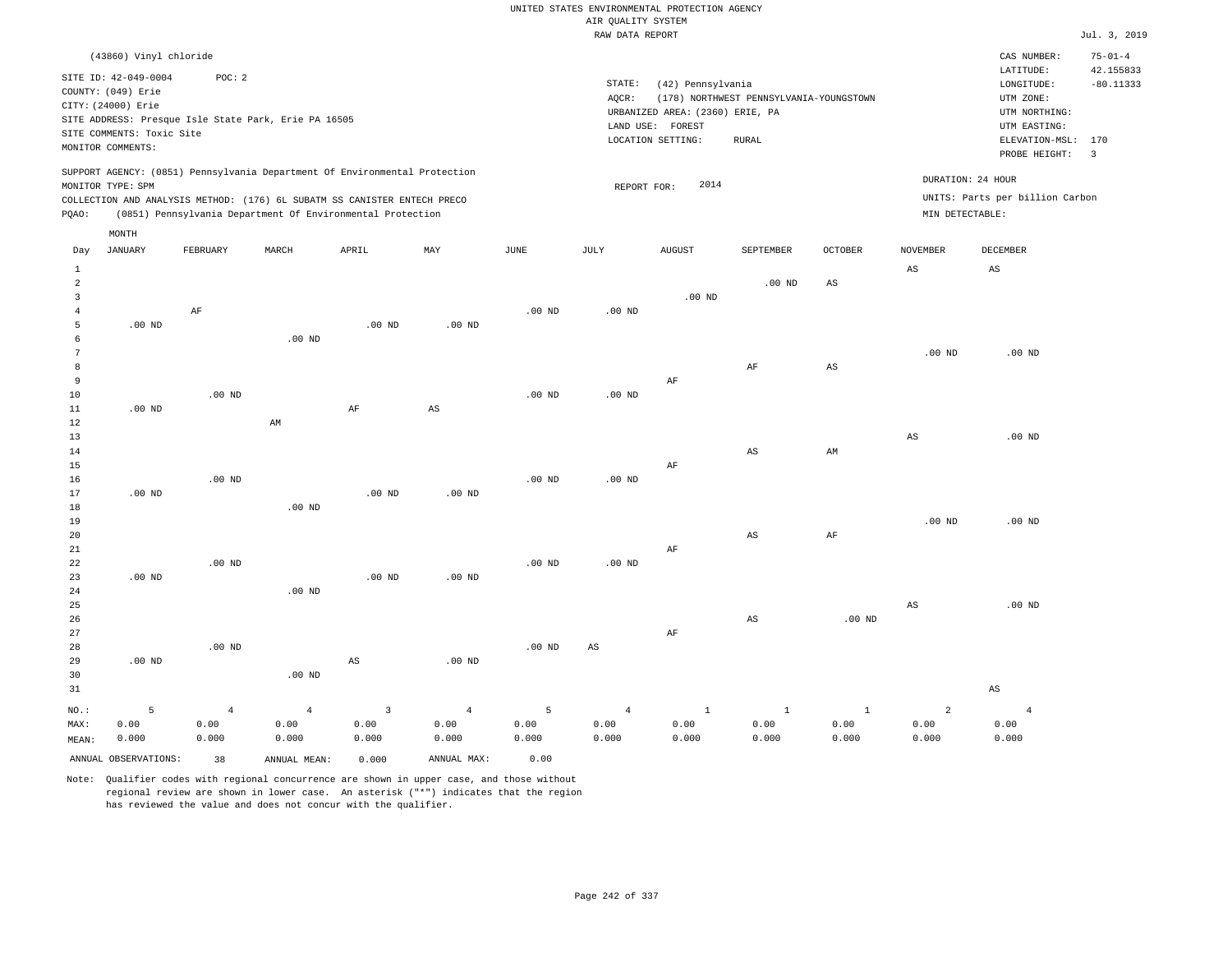UNITED STATES ENVIRONMENTAL PROTECTION AGENCY
AIR QUALITY SYSTEM
RAW DATA REPORT

Jul. 3, 2019

(43860) Vinyl chloride

SITE ID: 42-049-0004 POC: 2
COUNTY: (049) Erie
CITY: (24000) Erie
SITE ADDRESS: Presque Isle State Park, Erie PA 16505
SITE COMMENTS: Toxic Site
MONITOR COMMENTS:

STATE: (42) Pennsylvania
AQCR: (178) NORTHWEST PENNSYLVANIA-YOUNGSTOWN
URBANIZED AREA: (2360) ERIE, PA
LAND USE: FOREST
LOCATION SETTING: RURAL

CAS NUMBER: 75-01-4
LATITUDE: 42.155833
LONGITUDE: -80.11333
UTM ZONE:
UTM NORTHING:
UTM EASTING:
ELEVATION-MSL: 170
PROBE HEIGHT: 3

SUPPORT AGENCY: (0851) Pennsylvania Department Of Environmental Protection
MONITOR TYPE: SPM
COLLECTION AND ANALYSIS METHOD: (176) 6L SUBATM SS CANISTER ENTECH PRECO
PQAO: (0851) Pennsylvania Department Of Environmental Protection

REPORT FOR: 2014

DURATION: 24 HOUR
UNITS: Parts per billion Carbon
MIN DETECTABLE:

| Day | JANUARY | FEBRUARY | MARCH | APRIL | MAY | JUNE | JULY | AUGUST | SEPTEMBER | OCTOBER | NOVEMBER | DECEMBER |
|---|---|---|---|---|---|---|---|---|---|---|---|---|
| 1 | | | | | | | | | | | AS | AS |
| 2 | | | | | | | | | .00 ND | AS | | |
| 3 | | | | | | | | .00 ND | | | | |
| 4 | | AF | | | | .00 ND | .00 ND | | | | | |
| 5 | .00 ND | | | .00 ND | .00 ND | | | | | | | |
| 6 | | | .00 ND | | | | | | | | | |
| 7 | | | | | | | | | | | .00 ND | .00 ND |
| 8 | | | | | | | | | AF | AS | | |
| 9 | | | | | | | | AF | | | | |
| 10 | | .00 ND | | | | .00 ND | .00 ND | | | | | |
| 11 | .00 ND | | | AF | AS | | | | | | | |
| 12 | | | AM | | | | | | | | | |
| 13 | | | | | | | | | | | AS | .00 ND |
| 14 | | | | | | | | | AS | AM | | |
| 15 | | | | | | | | AF | | | | |
| 16 | | .00 ND | | | | .00 ND | .00 ND | | | | | |
| 17 | .00 ND | | | .00 ND | .00 ND | | | | | | | |
| 18 | | | .00 ND | | | | | | | | | |
| 19 | | | | | | | | | | | .00 ND | .00 ND |
| 20 | | | | | | | | | AS | AF | | |
| 21 | | | | | | | | AF | | | | |
| 22 | | .00 ND | | | | .00 ND | .00 ND | | | | | |
| 23 | .00 ND | | | .00 ND | .00 ND | | | | | | | |
| 24 | | | .00 ND | | | | | | | | | |
| 25 | | | | | | | | | | | AS | .00 ND |
| 26 | | | | | | | | | AS | .00 ND | | |
| 27 | | | | | | | | AF | | | | |
| 28 | | .00 ND | | | | .00 ND | AS | | | | | |
| 29 | .00 ND | | | AS | .00 ND | | | | | | | |
| 30 | | | .00 ND | | | | | | | | | |
| 31 | | | | | | | | | | | | AS |
| NO.: | 5 | 4 | 4 | 3 | 4 | 5 | 4 | 1 | 1 | 1 | 2 | 4 |
| MAX: | 0.00 | 0.00 | 0.00 | 0.00 | 0.00 | 0.00 | 0.00 | 0.00 | 0.00 | 0.00 | 0.00 | 0.00 |
| MEAN: | 0.000 | 0.000 | 0.000 | 0.000 | 0.000 | 0.000 | 0.000 | 0.000 | 0.000 | 0.000 | 0.000 | 0.000 |

ANNUAL OBSERVATIONS: 38 ANNUAL MEAN: 0.000 ANNUAL MAX: 0.00

Note: Qualifier codes with regional concurrence are shown in upper case, and those without regional review are shown in lower case. An asterisk ("*") indicates that the region has reviewed the value and does not concur with the qualifier.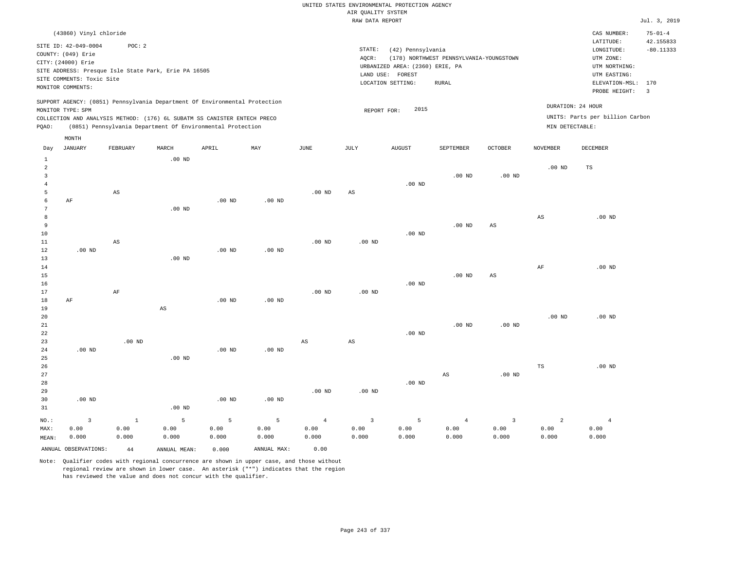UNITED STATES ENVIRONMENTAL PROTECTION AGENCY
AIR QUALITY SYSTEM
RAW DATA REPORT

Jul. 3, 2019

(43860) Vinyl chloride

SITE ID: 42-049-0004 POC: 2
COUNTY: (049) Erie
CITY: (24000) Erie
SITE ADDRESS: Presque Isle State Park, Erie PA 16505
SITE COMMENTS: Toxic Site
MONITOR COMMENTS:

STATE: (42) Pennsylvania
AQCR: (178) NORTHWEST PENNSYLVANIA-YOUNGSTOWN
URBANIZED AREA: (2360) ERIE, PA
LAND USE: FOREST
LOCATION SETTING: RURAL

CAS NUMBER: 75-01-4
LATITUDE: 42.155833
LONGITUDE: -80.11333
UTM ZONE:
UTM NORTHING:
UTM EASTING:
ELEVATION-MSL: 170
PROBE HEIGHT: 3

SUPPORT AGENCY: (0851) Pennsylvania Department Of Environmental Protection
MONITOR TYPE: SPM
COLLECTION AND ANALYSIS METHOD: (176) 6L SUBATM SS CANISTER ENTECH PRECO
PQAO: (0851) Pennsylvania Department Of Environmental Protection

REPORT FOR: 2015

DURATION: 24 HOUR
UNITS: Parts per billion Carbon
MIN DETECTABLE:

| Day | JANUARY | FEBRUARY | MARCH | APRIL | MAY | JUNE | JULY | AUGUST | SEPTEMBER | OCTOBER | NOVEMBER | DECEMBER |
|---|---|---|---|---|---|---|---|---|---|---|---|---|
| 1 | | | .00 ND | | | | | | | | | |
| 2 | | | | | | | | | | | .00 ND | TS |
| 3 | | | | | | | | | .00 ND | .00 ND | | |
| 4 | | | | | | | | .00 ND | | | | |
| 5 | | AS | | | | .00 ND | AS | | | | | |
| 6 | AF | | | .00 ND | .00 ND | | | | | | | |
| 7 | | | .00 ND | | | | | | | | | |
| 8 | | | | | | | | | | | AS | .00 ND |
| 9 | | | | | | | | | .00 ND | AS | | |
| 10 | | | | | | | | .00 ND | | | | |
| 11 | | AS | | | | .00 ND | .00 ND | | | | | |
| 12 | .00 ND | | | .00 ND | .00 ND | | | | | | | |
| 13 | | | .00 ND | | | | | | | | | |
| 14 | | | | | | | | | | | AF | .00 ND |
| 15 | | | | | | | | | .00 ND | AS | | |
| 16 | | | | | | | | .00 ND | | | | |
| 17 | | AF | | | | .00 ND | .00 ND | | | | | |
| 18 | AF | | | .00 ND | .00 ND | | | | | | | |
| 19 | | | AS | | | | | | | | | |
| 20 | | | | | | | | | | | .00 ND | .00 ND |
| 21 | | | | | | | | | .00 ND | .00 ND | | |
| 22 | | | | | | | | .00 ND | | | | |
| 23 | | .00 ND | | | | AS | AS | | | | | |
| 24 | .00 ND | | | .00 ND | .00 ND | | | | | | | |
| 25 | | | .00 ND | | | | | | | | | |
| 26 | | | | | | | | | | | TS | .00 ND |
| 27 | | | | | | | | | AS | .00 ND | | |
| 28 | | | | | | | | .00 ND | | | | |
| 29 | | | | | | .00 ND | .00 ND | | | | | |
| 30 | .00 ND | | | .00 ND | .00 ND | | | | | | | |
| 31 | | | .00 ND | | | | | | | | | |
| NO.: | 3 | 1 | 5 | 5 | 5 | 4 | 3 | 5 | 4 | 3 | 2 | 4 |
| MAX: | 0.00 | 0.00 | 0.00 | 0.00 | 0.00 | 0.00 | 0.00 | 0.00 | 0.00 | 0.00 | 0.00 | 0.00 |
| MEAN: | 0.000 | 0.000 | 0.000 | 0.000 | 0.000 | 0.000 | 0.000 | 0.000 | 0.000 | 0.000 | 0.000 | 0.000 |

ANNUAL OBSERVATIONS: 44 ANNUAL MEAN: 0.000 ANNUAL MAX: 0.00

Note: Qualifier codes with regional concurrence are shown in upper case, and those without regional review are shown in lower case. An asterisk ("*") indicates that the region has reviewed the value and does not concur with the qualifier.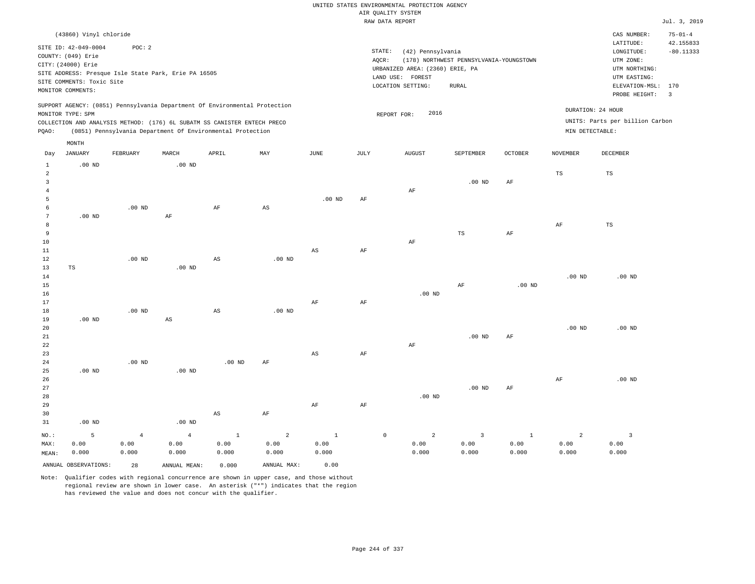UNITED STATES ENVIRONMENTAL PROTECTION AGENCY
AIR QUALITY SYSTEM
RAW DATA REPORT

Jul. 3, 2019

(43860) Vinyl chloride

SITE ID: 42-049-0004 POC: 2
COUNTY: (049) Erie
CITY: (24000) Erie
SITE ADDRESS: Presque Isle State Park, Erie PA 16505
SITE COMMENTS: Toxic Site
MONITOR COMMENTS:

STATE: (42) Pennsylvania
AQCR: (178) NORTHWEST PENNSYLVANIA-YOUNGSTOWN
URBANIZED AREA: (2360) ERIE, PA
LAND USE: FOREST
LOCATION SETTING: RURAL

CAS NUMBER: 75-01-4
LATITUDE: 42.155833
LONGITUDE: -80.11333
UTM ZONE:
UTM NORTHING:
UTM EASTING:
ELEVATION-MSL: 170
PROBE HEIGHT: 3

SUPPORT AGENCY: (0851) Pennsylvania Department Of Environmental Protection
MONITOR TYPE: SPM
COLLECTION AND ANALYSIS METHOD: (176) 6L SUBATM SS CANISTER ENTECH PRECO
PQAO: (0851) Pennsylvania Department Of Environmental Protection

REPORT FOR: 2016

DURATION: 24 HOUR
UNITS: Parts per billion Carbon
MIN DETECTABLE:

| Day | JANUARY | FEBRUARY | MARCH | APRIL | MAY | JUNE | JULY | AUGUST | SEPTEMBER | OCTOBER | NOVEMBER | DECEMBER |
|---|---|---|---|---|---|---|---|---|---|---|---|---|
| 1 | .00 ND | | .00 ND | | | | | | | | | |
| 2 | | | | | | | | | | | TS | TS |
| 3 | | | | | | | | | .00 ND | AF | | |
| 4 | | | | | | | | AF | | | | |
| 5 | | | | | | .00 ND | AF | | | | | |
| 6 | | .00 ND | | AF | AS | | | | | | | |
| 7 | .00 ND | | AF | | | | | | | | | |
| 8 | | | | | | | | | | | AF | TS |
| 9 | | | | | | | | | TS | AF | | |
| 10 | | | | | | | | AF | | | | |
| 11 | | | | | | AS | AF | | | | | |
| 12 | | .00 ND | | AS | .00 ND | | | | | | | |
| 13 | TS | | .00 ND | | | | | | | | | |
| 14 | | | | | | | | | | | .00 ND | .00 ND |
| 15 | | | | | | | | | AF | .00 ND | | |
| 16 | | | | | | | | .00 ND | | | | |
| 17 | | | | | | AF | AF | | | | | |
| 18 | | .00 ND | | AS | .00 ND | | | | | | | |
| 19 | .00 ND | | AS | | | | | | | | | |
| 20 | | | | | | | | | | | .00 ND | .00 ND |
| 21 | | | | | | | | | .00 ND | AF | | |
| 22 | | | | | | | | AF | | | | |
| 23 | | | | | | AS | AF | | | | | |
| 24 | | .00 ND | | .00 ND | AF | | | | | | | |
| 25 | .00 ND | | .00 ND | | | | | | | | | |
| 26 | | | | | | | | | | | AF | .00 ND |
| 27 | | | | | | | | | .00 ND | AF | | |
| 28 | | | | | | | | .00 ND | | | | |
| 29 | | | | | | AF | AF | | | | | |
| 30 | | | | AS | AF | | | | | | | |
| 31 | .00 ND | | .00 ND | | | | | | | | | |
| NO.: | 5 | 4 | 4 | 1 | 2 | 1 | 0 | 2 | 3 | 1 | 2 | 3 |
| MAX: | 0.00 | 0.00 | 0.00 | 0.00 | 0.00 | 0.00 | | 0.00 | 0.00 | 0.00 | 0.00 | 0.00 |
| MEAN: | 0.000 | 0.000 | 0.000 | 0.000 | 0.000 | 0.000 | | 0.000 | 0.000 | 0.000 | 0.000 | 0.000 |

ANNUAL OBSERVATIONS: 28 ANNUAL MEAN: 0.000 ANNUAL MAX: 0.00

Note: Qualifier codes with regional concurrence are shown in upper case, and those without regional review are shown in lower case. An asterisk ("*") indicates that the region has reviewed the value and does not concur with the qualifier.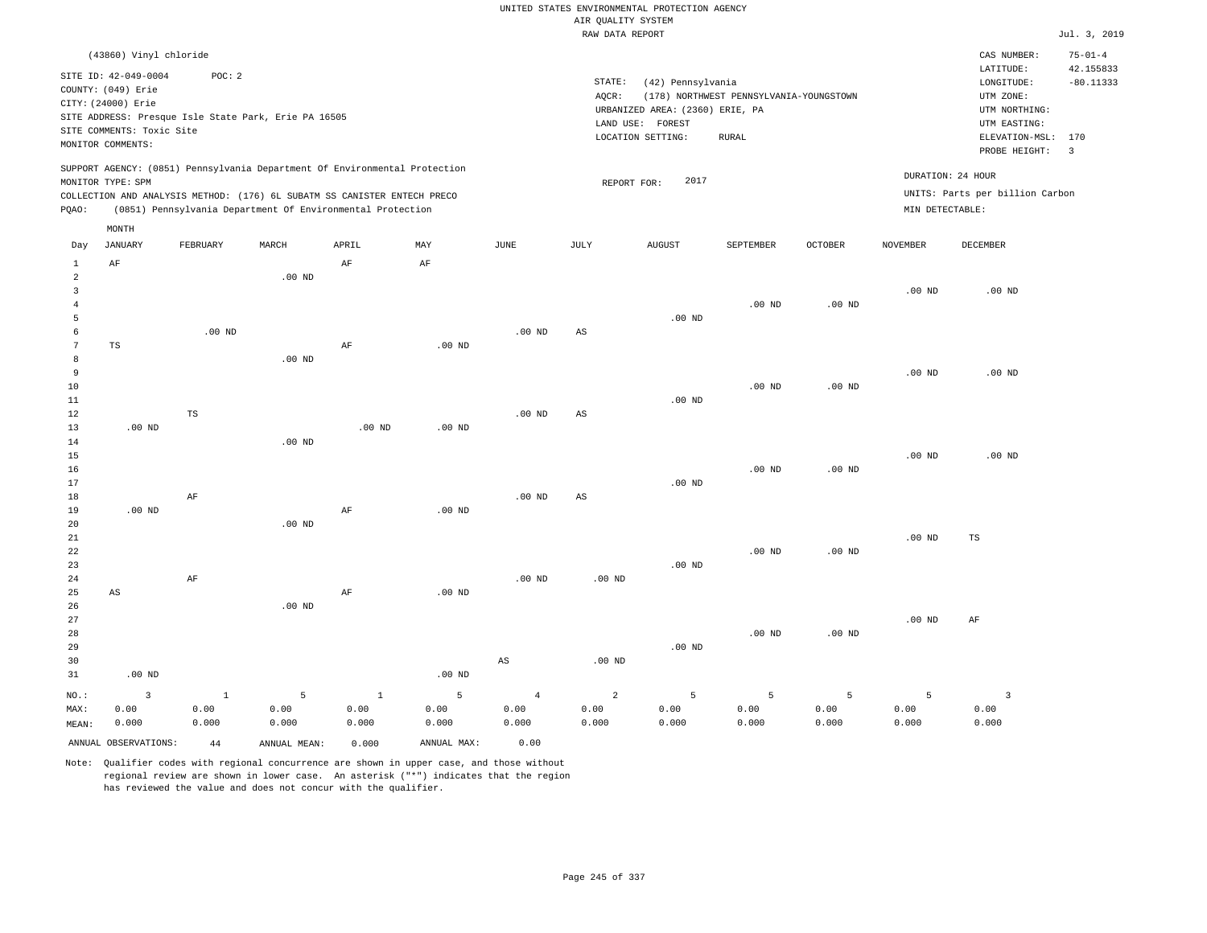UNITED STATES ENVIRONMENTAL PROTECTION AGENCY
AIR QUALITY SYSTEM
RAW DATA REPORT

Jul. 3, 2019

(43860) Vinyl chloride

SITE ID: 42-049-0004    POC: 2
COUNTY: (049) Erie
CITY: (24000) Erie
SITE ADDRESS: Presque Isle State Park, Erie PA 16505
SITE COMMENTS: Toxic Site
MONITOR COMMENTS:

STATE: (42) Pennsylvania
AQCR: (178) NORTHWEST PENNSYLVANIA-YOUNGSTOWN
URBANIZED AREA: (2360) ERIE, PA
LAND USE: FOREST
LOCATION SETTING: RURAL

CAS NUMBER: 75-01-4
LATITUDE: 42.155833
LONGITUDE: -80.11333
UTM ZONE:
UTM NORTHING:
UTM EASTING:
ELEVATION-MSL: 170
PROBE HEIGHT: 3

SUPPORT AGENCY: (0851) Pennsylvania Department Of Environmental Protection
MONITOR TYPE: SPM
COLLECTION AND ANALYSIS METHOD: (176) 6L SUBATM SS CANISTER ENTECH PRECO
PQAO: (0851) Pennsylvania Department Of Environmental Protection

REPORT FOR: 2017

DURATION: 24 HOUR
UNITS: Parts per billion Carbon
MIN DETECTABLE:

| Day | JANUARY | FEBRUARY | MARCH | APRIL | MAY | JUNE | JULY | AUGUST | SEPTEMBER | OCTOBER | NOVEMBER | DECEMBER |
|---|---|---|---|---|---|---|---|---|---|---|---|---|
| 1 | AF | | | AF | AF | | | | | | | |
| 2 | | | .00 ND | | | | | | | | | |
| 3 | | | | | | | | | | | .00 ND | .00 ND |
| 4 | | | | | | | | | .00 ND | .00 ND | | |
| 5 | | | | | | | | .00 ND | | | | |
| 6 | | .00 ND | | | | .00 ND | AS | | | | | |
| 7 | TS | | | AF | .00 ND | | | | | | | |
| 8 | | | .00 ND | | | | | | | | | |
| 9 | | | | | | | | | | | .00 ND | .00 ND |
| 10 | | | | | | | | | .00 ND | .00 ND | | |
| 11 | | | | | | | | .00 ND | | | | |
| 12 | | TS | | | | .00 ND | AS | | | | | |
| 13 | .00 ND | | | .00 ND | .00 ND | | | | | | | |
| 14 | | | .00 ND | | | | | | | | | |
| 15 | | | | | | | | | | | .00 ND | .00 ND |
| 16 | | | | | | | | | .00 ND | .00 ND | | |
| 17 | | | | | | | | .00 ND | | | | |
| 18 | | AF | | | | .00 ND | AS | | | | | |
| 19 | .00 ND | | | AF | .00 ND | | | | | | | |
| 20 | | | .00 ND | | | | | | | | | |
| 21 | | | | | | | | | | | .00 ND | TS |
| 22 | | | | | | | | | .00 ND | .00 ND | | |
| 23 | | | | | | | | .00 ND | | | | |
| 24 | | AF | | | | .00 ND | .00 ND | | | | | |
| 25 | AS | | | AF | .00 ND | | | | | | | |
| 26 | | | .00 ND | | | | | | | | | |
| 27 | | | | | | | | | | | .00 ND | AF |
| 28 | | | | | | | | | .00 ND | .00 ND | | |
| 29 | | | | | | | | .00 ND | | | | |
| 30 | | | | | | AS | .00 ND | | | | | |
| 31 | .00 ND | | | | .00 ND | | | | | | | |
| NO.: | 3 | 1 | 5 | 1 | 5 | 4 | 2 | 5 | 5 | 5 | 5 | 3 |
| MAX: | 0.00 | 0.00 | 0.00 | 0.00 | 0.00 | 0.00 | 0.00 | 0.00 | 0.00 | 0.00 | 0.00 | 0.00 |
| MEAN: | 0.000 | 0.000 | 0.000 | 0.000 | 0.000 | 0.000 | 0.000 | 0.000 | 0.000 | 0.000 | 0.000 | 0.000 |

ANNUAL OBSERVATIONS: 44    ANNUAL MEAN: 0.000    ANNUAL MAX: 0.00

Note: Qualifier codes with regional concurrence are shown in upper case, and those without regional review are shown in lower case. An asterisk ("*") indicates that the region has reviewed the value and does not concur with the qualifier.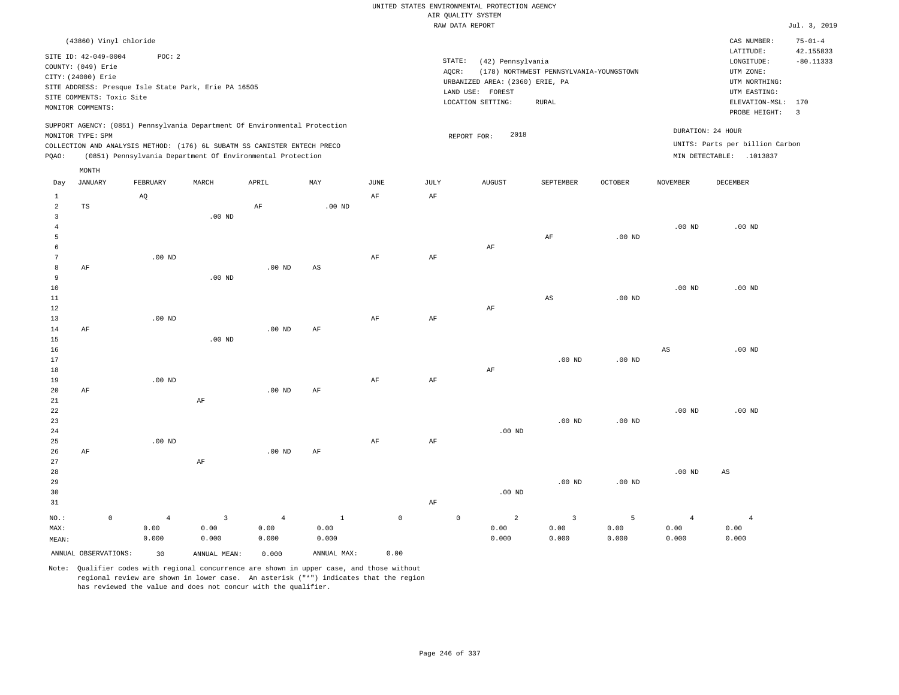UNITED STATES ENVIRONMENTAL PROTECTION AGENCY
AIR QUALITY SYSTEM
RAW DATA REPORT

Jul. 3, 2019

(43860) Vinyl chloride

SITE ID: 42-049-0004 POC: 2
COUNTY: (049) Erie
CITY: (24000) Erie
SITE ADDRESS: Presque Isle State Park, Erie PA 16505
SITE COMMENTS: Toxic Site
MONITOR COMMENTS:

STATE: (42) Pennsylvania
AQCR: (178) NORTHWEST PENNSYLVANIA-YOUNGSTOWN
URBANIZED AREA: (2360) ERIE, PA
LAND USE: FOREST
LOCATION SETTING: RURAL

CAS NUMBER: 75-01-4
LATITUDE: 42.155833
LONGITUDE: -80.11333
UTM ZONE:
UTM NORTHING:
UTM EASTING:
ELEVATION-MSL: 170
PROBE HEIGHT: 3

SUPPORT AGENCY: (0851) Pennsylvania Department Of Environmental Protection
MONITOR TYPE: SPM
COLLECTION AND ANALYSIS METHOD: (176) 6L SUBATM SS CANISTER ENTECH PRECO
PQAO: (0851) Pennsylvania Department Of Environmental Protection

REPORT FOR: 2018

DURATION: 24 HOUR
UNITS: Parts per billion Carbon
MIN DETECTABLE: .1013837

| Day | JANUARY | FEBRUARY | MARCH | APRIL | MAY | JUNE | JULY | AUGUST | SEPTEMBER | OCTOBER | NOVEMBER | DECEMBER |
|---|---|---|---|---|---|---|---|---|---|---|---|---|
| 1 | | AQ | | | | AF | AF | | | | | |
| 2 | TS | | | AF | .00 ND | | | | | | | |
| 3 | | | .00 ND | | | | | | | | | |
| 4 | | | | | | | | | | | .00 ND | .00 ND |
| 5 | | | | | | | | | AF | .00 ND | | |
| 6 | | | | | | | | AF | | | | |
| 7 | | .00 ND | | | | AF | AF | | | | | |
| 8 | AF | | | .00 ND | AS | | | | | | | |
| 9 | | | .00 ND | | | | | | | | | |
| 10 | | | | | | | | | | | .00 ND | .00 ND |
| 11 | | | | | | | | | AS | .00 ND | | |
| 12 | | | | | | | | AF | | | | |
| 13 | | .00 ND | | | | AF | AF | | | | | |
| 14 | AF | | | .00 ND | AF | | | | | | | |
| 15 | | | .00 ND | | | | | | | | | |
| 16 | | | | | | | | | | | AS | .00 ND |
| 17 | | | | | | | | | .00 ND | .00 ND | | |
| 18 | | | | | | | | AF | | | | |
| 19 | | .00 ND | | | | AF | AF | | | | | |
| 20 | AF | | | .00 ND | AF | | | | | | | |
| 21 | | | AF | | | | | | | | | |
| 22 | | | | | | | | | | | .00 ND | .00 ND |
| 23 | | | | | | | | | .00 ND | .00 ND | | |
| 24 | | | | | | | | .00 ND | | | | |
| 25 | | .00 ND | | | | AF | AF | | | | | |
| 26 | AF | | | .00 ND | AF | | | | | | | |
| 27 | | | AF | | | | | | | | | |
| 28 | | | | | | | | | | | .00 ND | AS |
| 29 | | | | | | | | | .00 ND | .00 ND | | |
| 30 | | | | | | | | .00 ND | | | | |
| 31 | | | | | | | AF | | | | | |
| NO.: | 0 | 4 | 3 | 4 | 1 | 0 | 0 | 2 | 3 | 5 | 4 | 4 |
| MAX: | | 0.00 | 0.00 | 0.00 | 0.00 | | | 0.00 | 0.00 | 0.00 | 0.00 | 0.00 |
| MEAN: | | 0.000 | 0.000 | 0.000 | 0.000 | | | 0.000 | 0.000 | 0.000 | 0.000 | 0.000 |

ANNUAL OBSERVATIONS: 30 ANNUAL MEAN: 0.000 ANNUAL MAX: 0.00

Note: Qualifier codes with regional concurrence are shown in upper case, and those without regional review are shown in lower case. An asterisk ("*") indicates that the region has reviewed the value and does not concur with the qualifier.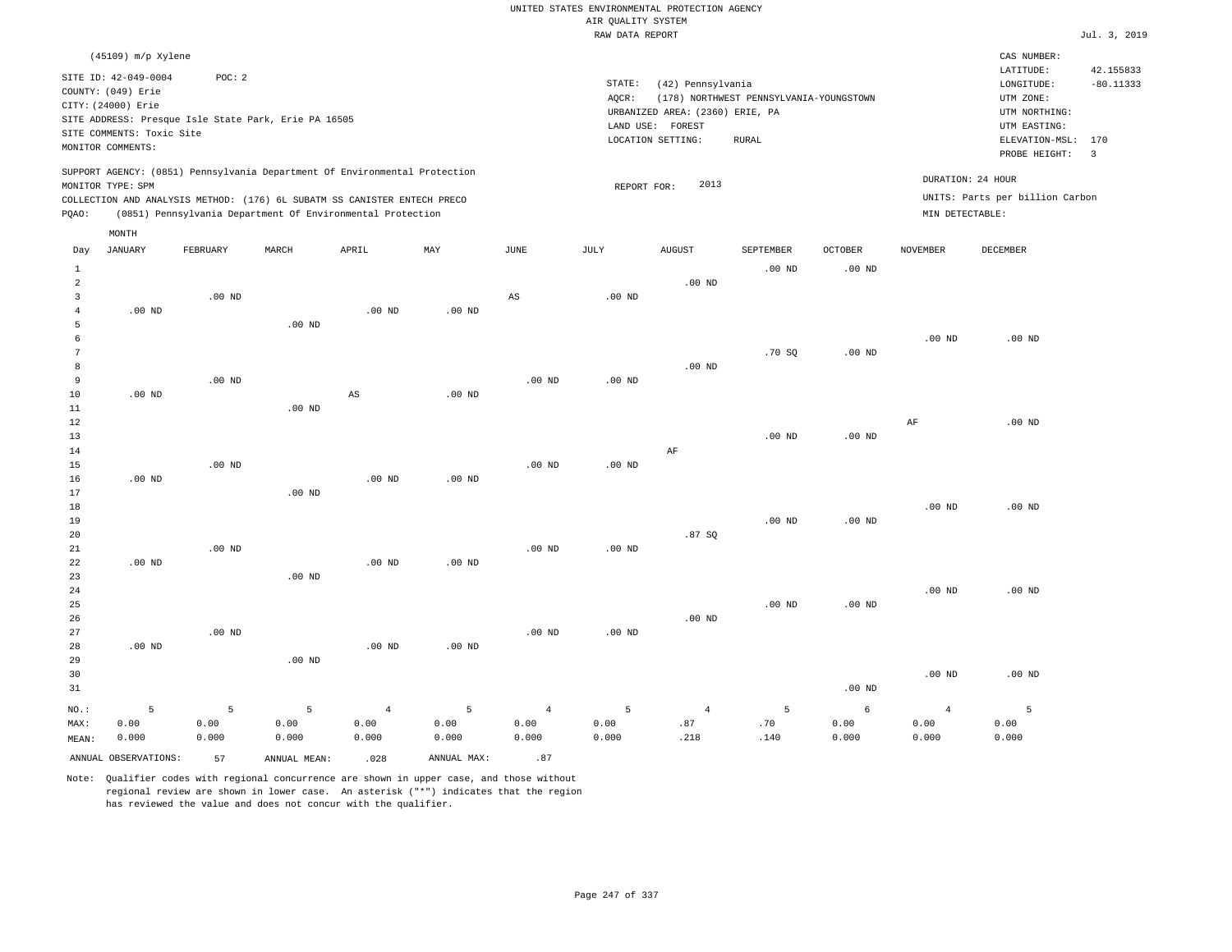UNITED STATES ENVIRONMENTAL PROTECTION AGENCY
AIR QUALITY SYSTEM
RAW DATA REPORT

Jul. 3, 2019

(45109) m/p Xylene

SITE ID: 42-049-0004 POC: 2
COUNTY: (049) Erie
CITY: (24000) Erie
SITE ADDRESS: Presque Isle State Park, Erie PA 16505
SITE COMMENTS: Toxic Site
MONITOR COMMENTS:

STATE: (42) Pennsylvania
AQCR: (178) NORTHWEST PENNSYLVANIA-YOUNGSTOWN
URBANIZED AREA: (2360) ERIE, PA
LAND USE: FOREST
LOCATION SETTING: RURAL

CAS NUMBER:
LATITUDE: 42.155833
LONGITUDE: -80.11333
UTM ZONE:
UTM NORTHING:
UTM EASTING:
ELEVATION-MSL: 170
PROBE HEIGHT: 3

SUPPORT AGENCY: (0851) Pennsylvania Department Of Environmental Protection
MONITOR TYPE: SPM
COLLECTION AND ANALYSIS METHOD: (176) 6L SUBATM SS CANISTER ENTECH PRECO
PQAO: (0851) Pennsylvania Department Of Environmental Protection

REPORT FOR: 2013

DURATION: 24 HOUR
UNITS: Parts per billion Carbon
MIN DETECTABLE:

| Day | JANUARY | FEBRUARY | MARCH | APRIL | MAY | JUNE | JULY | AUGUST | SEPTEMBER | OCTOBER | NOVEMBER | DECEMBER |
|---|---|---|---|---|---|---|---|---|---|---|---|---|
| 1 | | | | | | | | | .00 ND | .00 ND | | |
| 2 | | | | | | | | .00 ND | | | | |
| 3 | | .00 ND | | | | AS | .00 ND | | | | | |
| 4 | .00 ND | | | .00 ND | .00 ND | | | | | | | |
| 5 | | | .00 ND | | | | | | | | | |
| 6 | | | | | | | | | | | .00 ND | .00 ND |
| 7 | | | | | | | | | .70 SQ | .00 ND | | |
| 8 | | | | | | | | .00 ND | | | | |
| 9 | | .00 ND | | | | .00 ND | .00 ND | | | | | |
| 10 | .00 ND | | | AS | .00 ND | | | | | | | |
| 11 | | | .00 ND | | | | | | | | | |
| 12 | | | | | | | | | | | AF | .00 ND |
| 13 | | | | | | | | | .00 ND | .00 ND | | |
| 14 | | | | | | | | AF | | | | |
| 15 | | .00 ND | | | | .00 ND | .00 ND | | | | | |
| 16 | .00 ND | | | .00 ND | .00 ND | | | | | | | |
| 17 | | | .00 ND | | | | | | | | | |
| 18 | | | | | | | | | | | .00 ND | .00 ND |
| 19 | | | | | | | | | .00 ND | .00 ND | | |
| 20 | | | | | | | | .87 SQ | | | | |
| 21 | | .00 ND | | | | .00 ND | .00 ND | | | | | |
| 22 | .00 ND | | | .00 ND | .00 ND | | | | | | | |
| 23 | | | .00 ND | | | | | | | | | |
| 24 | | | | | | | | | | | .00 ND | .00 ND |
| 25 | | | | | | | | | .00 ND | .00 ND | | |
| 26 | | | | | | | | .00 ND | | | | |
| 27 | | .00 ND | | | | .00 ND | .00 ND | | | | | |
| 28 | .00 ND | | | .00 ND | .00 ND | | | | | | | |
| 29 | | | .00 ND | | | | | | | | | |
| 30 | | | | | | | | | | | .00 ND | .00 ND |
| 31 | | | | | | | | | | .00 ND | | |
| NO.: | 5 | 5 | 5 | 4 | 5 | 4 | 5 | 4 | 5 | 6 | 4 | 5 |
| MAX: | 0.00 | 0.00 | 0.00 | 0.00 | 0.00 | 0.00 | 0.00 | .87 | .70 | 0.00 | 0.00 | 0.00 |
| MEAN: | 0.000 | 0.000 | 0.000 | 0.000 | 0.000 | 0.000 | 0.000 | .218 | .140 | 0.000 | 0.000 | 0.000 |

ANNUAL OBSERVATIONS: 57 ANNUAL MEAN: .028 ANNUAL MAX: .87

Note: Qualifier codes with regional concurrence are shown in upper case, and those without regional review are shown in lower case. An asterisk ("*") indicates that the region has reviewed the value and does not concur with the qualifier.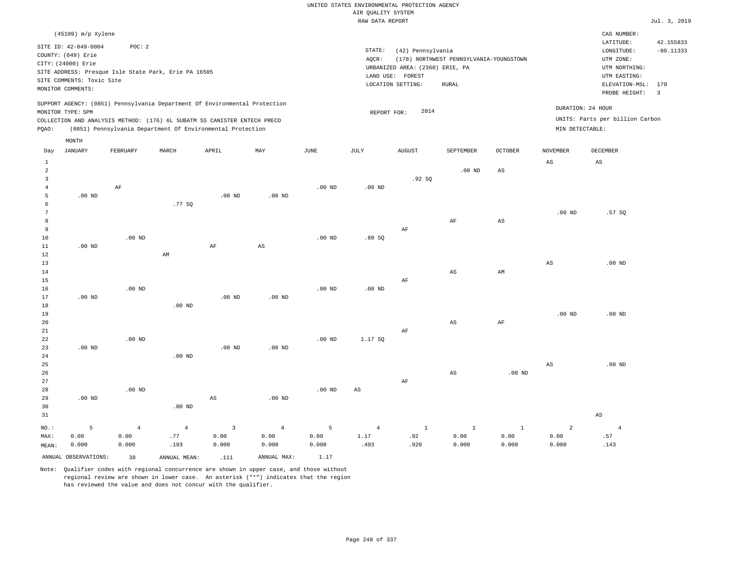UNITED STATES ENVIRONMENTAL PROTECTION AGENCY
AIR QUALITY SYSTEM
RAW DATA REPORT

Jul. 3, 2019

(45109) m/p Xylene

SITE ID: 42-049-0004 POC: 2
COUNTY: (049) Erie
CITY: (24000) Erie
SITE ADDRESS: Presque Isle State Park, Erie PA 16505
SITE COMMENTS: Toxic Site
MONITOR COMMENTS:

STATE: (42) Pennsylvania
AQCR: (178) NORTHWEST PENNSYLVANIA-YOUNGSTOWN
URBANIZED AREA: (2360) ERIE, PA
LAND USE: FOREST
LOCATION SETTING: RURAL

CAS NUMBER:
LATITUDE: 42.155833
LONGITUDE: -80.11333
UTM ZONE:
UTM NORTHING:
UTM EASTING:
ELEVATION-MSL: 170
PROBE HEIGHT: 3

SUPPORT AGENCY: (0851) Pennsylvania Department Of Environmental Protection
MONITOR TYPE: SPM
COLLECTION AND ANALYSIS METHOD: (176) 6L SUBATM SS CANISTER ENTECH PRECO
PQAO: (0851) Pennsylvania Department Of Environmental Protection

REPORT FOR: 2014

DURATION: 24 HOUR
UNITS: Parts per billion Carbon
MIN DETECTABLE:

| Day | JANUARY | FEBRUARY | MARCH | APRIL | MAY | JUNE | JULY | AUGUST | SEPTEMBER | OCTOBER | NOVEMBER | DECEMBER |
|---|---|---|---|---|---|---|---|---|---|---|---|---|
| 1 | | | | | | | | | | | AS | AS |
| 2 | | | | | | | | | .00 ND | AS | | |
| 3 | | | | | | | | .92 SQ | | | | |
| 4 | | AF | | | | .00 ND | .00 ND | | | | | |
| 5 | .00 ND | | | .00 ND | .00 ND | | | | | | | |
| 6 | | | .77 SQ | | | | | | | | | |
| 7 | | | | | | | | | | | .00 ND | .57 SQ |
| 8 | | | | | | | | | AF | AS | | |
| 9 | | | | | | | | AF | | | | |
| 10 | | .00 ND | | | | .00 ND | .80 SQ | | | | | |
| 11 | .00 ND | | | AF | AS | | | | | | | |
| 12 | | | AM | | | | | | | | | |
| 13 | | | | | | | | | | | AS | .00 ND |
| 14 | | | | | | | | | AS | AM | | |
| 15 | | | | | | | | AF | | | | |
| 16 | | .00 ND | | | | .00 ND | .00 ND | | | | | |
| 17 | .00 ND | | | .00 ND | .00 ND | | | | | | | |
| 18 | | | .00 ND | | | | | | | | | |
| 19 | | | | | | | | | | | .00 ND | .00 ND |
| 20 | | | | | | | | | AS | AF | | |
| 21 | | | | | | | | AF | | | | |
| 22 | | .00 ND | | | | .00 ND | 1.17 SQ | | | | | |
| 23 | .00 ND | | | .00 ND | .00 ND | | | | | | | |
| 24 | | | .00 ND | | | | | | | | | |
| 25 | | | | | | | | | | | AS | .00 ND |
| 26 | | | | | | | | | AS | .00 ND | | |
| 27 | | | | | | | | AF | | | | |
| 28 | | .00 ND | | | | .00 ND | AS | | | | | |
| 29 | .00 ND | | | AS | .00 ND | | | | | | | |
| 30 | | | .00 ND | | | | | | | | | |
| 31 | | | | | | | | | | | | AS |
| NO.: | 5 | 4 | 4 | 3 | 4 | 5 | 4 | 1 | 1 | 1 | 2 | 4 |
| MAX: | 0.00 | 0.00 | .77 | 0.00 | 0.00 | 0.00 | 1.17 | .92 | 0.00 | 0.00 | 0.00 | .57 |
| MEAN: | 0.000 | 0.000 | .193 | 0.000 | 0.000 | 0.000 | .493 | .920 | 0.000 | 0.000 | 0.000 | .143 |

ANNUAL OBSERVATIONS: 38 ANNUAL MEAN: .111 ANNUAL MAX: 1.17

Note: Qualifier codes with regional concurrence are shown in upper case, and those without regional review are shown in lower case. An asterisk ("*") indicates that the region has reviewed the value and does not concur with the qualifier.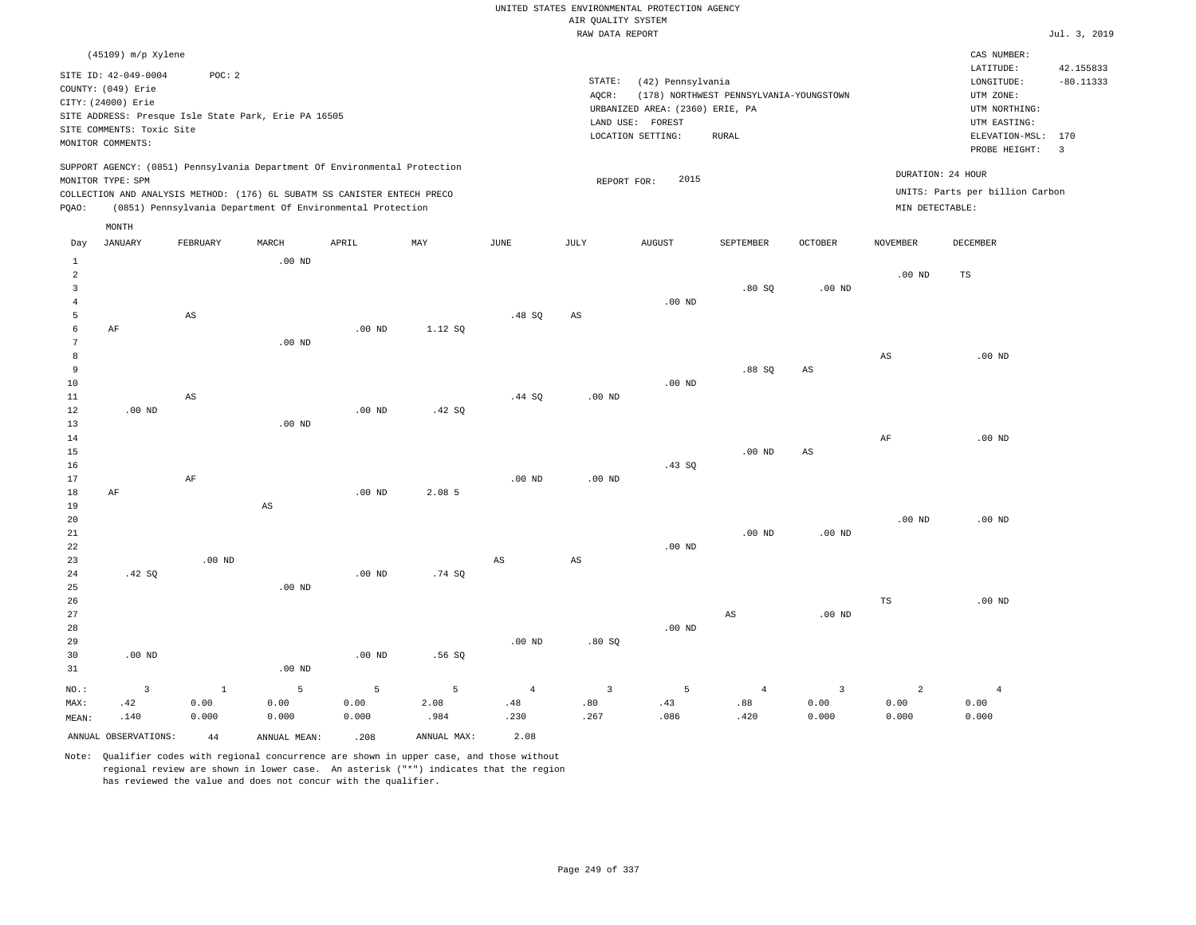UNITED STATES ENVIRONMENTAL PROTECTION AGENCY
AIR QUALITY SYSTEM
RAW DATA REPORT

Jul. 3, 2019

(45109) m/p Xylene

SITE ID: 42-049-0004 POC: 2
COUNTY: (049) Erie
CITY: (24000) Erie
SITE ADDRESS: Presque Isle State Park, Erie PA 16505
SITE COMMENTS: Toxic Site
MONITOR COMMENTS:

STATE: (42) Pennsylvania
AQCR: (178) NORTHWEST PENNSYLVANIA-YOUNGSTOWN
URBANIZED AREA: (2360) ERIE, PA
LAND USE: FOREST
LOCATION SETTING: RURAL

CAS NUMBER:
LATITUDE: 42.155833
LONGITUDE: -80.11333
UTM ZONE:
UTM NORTHING:
UTM EASTING:
ELEVATION-MSL: 170
PROBE HEIGHT: 3

SUPPORT AGENCY: (0851) Pennsylvania Department Of Environmental Protection
MONITOR TYPE: SPM
COLLECTION AND ANALYSIS METHOD: (176) 6L SUBATM SS CANISTER ENTECH PRECO
PQAO: (0851) Pennsylvania Department Of Environmental Protection

REPORT FOR: 2015

DURATION: 24 HOUR
UNITS: Parts per billion Carbon
MIN DETECTABLE:

| Day | JANUARY | FEBRUARY | MARCH | APRIL | MAY | JUNE | JULY | AUGUST | SEPTEMBER | OCTOBER | NOVEMBER | DECEMBER |
|---|---|---|---|---|---|---|---|---|---|---|---|---|
| 1 | | | .00 ND | | | | | | | | | |
| 2 | | | | | | | | | | | .00 ND | TS |
| 3 | | | | | | | | | .80 SQ | .00 ND | | |
| 4 | | | | | | | | .00 ND | | | | |
| 5 | | AS | | | | .48 SQ | AS | | | | | |
| 6 | AF | | | .00 ND | 1.12 SQ | | | | | | | |
| 7 | | | .00 ND | | | | | | | | | |
| 8 | | | | | | | | | | | AS | .00 ND |
| 9 | | | | | | | | | .88 SQ | AS | | |
| 10 | | | | | | | | .00 ND | | | | |
| 11 | | AS | | | | .44 SQ | .00 ND | | | | | |
| 12 | .00 ND | | | .00 ND | .42 SQ | | | | | | | |
| 13 | | | .00 ND | | | | | | | | | |
| 14 | | | | | | | | | | | AF | .00 ND |
| 15 | | | | | | | | | .00 ND | AS | | |
| 16 | | | | | | | | .43 SQ | | | | |
| 17 | | AF | | | | .00 ND | .00 ND | | | | | |
| 18 | AF | | | .00 ND | 2.08 5 | | | | | | | |
| 19 | | | AS | | | | | | | | | |
| 20 | | | | | | | | | | | .00 ND | .00 ND |
| 21 | | | | | | | | | .00 ND | .00 ND | | |
| 22 | | | | | | | | .00 ND | | | | |
| 23 | | .00 ND | | | | AS | AS | | | | | |
| 24 | .42 SQ | | | .00 ND | .74 SQ | | | | | | | |
| 25 | | | .00 ND | | | | | | | | | |
| 26 | | | | | | | | | | | TS | .00 ND |
| 27 | | | | | | | | | AS | .00 ND | | |
| 28 | | | | | | | | .00 ND | | | | |
| 29 | | | | | | .00 ND | .80 SQ | | | | | |
| 30 | .00 ND | | | .00 ND | .56 SQ | | | | | | | |
| 31 | | | .00 ND | | | | | | | | | |
| NO.: | 3 | 1 | 5 | 5 | 5 | 4 | 3 | 5 | 4 | 3 | 2 | 4 |
| MAX: | .42 | 0.00 | 0.00 | 0.00 | 2.08 | .48 | .80 | .43 | .88 | 0.00 | 0.00 | 0.00 |
| MEAN: | .140 | 0.000 | 0.000 | 0.000 | .984 | .230 | .267 | .086 | .420 | 0.000 | 0.000 | 0.000 |

ANNUAL OBSERVATIONS: 44 ANNUAL MEAN: .208 ANNUAL MAX: 2.08

Note: Qualifier codes with regional concurrence are shown in upper case, and those without regional review are shown in lower case. An asterisk ("*") indicates that the region has reviewed the value and does not concur with the qualifier.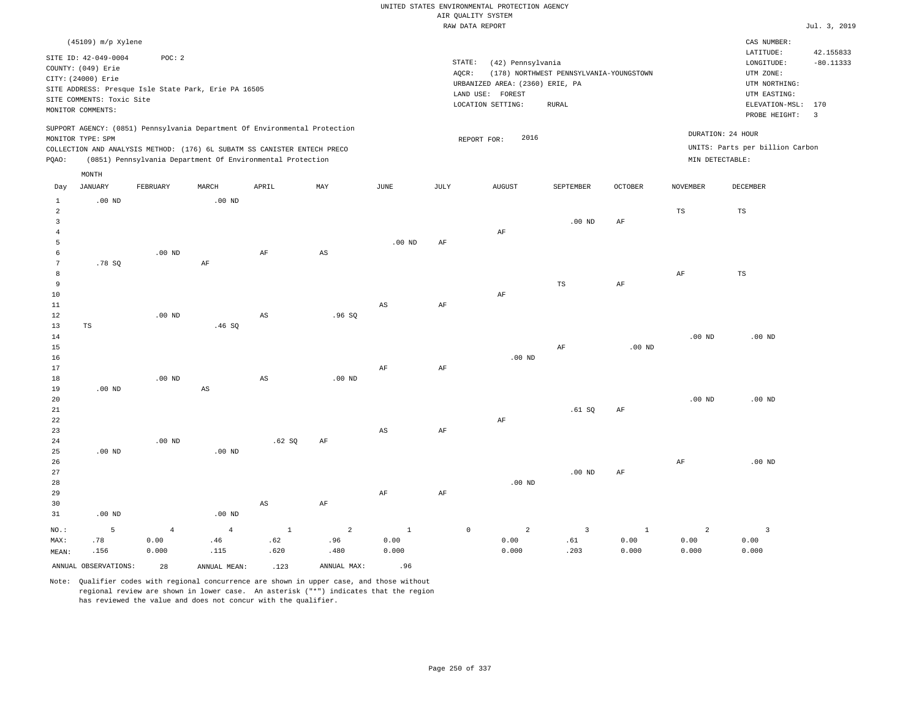UNITED STATES ENVIRONMENTAL PROTECTION AGENCY
AIR QUALITY SYSTEM
RAW DATA REPORT

Jul. 3, 2019

(45109) m/p Xylene

SITE ID: 42-049-0004 POC: 2
COUNTY: (049) Erie
CITY: (24000) Erie
SITE ADDRESS: Presque Isle State Park, Erie PA 16505
SITE COMMENTS: Toxic Site
MONITOR COMMENTS:

STATE: (42) Pennsylvania
AQCR: (178) NORTHWEST PENNSYLVANIA-YOUNGSTOWN
URBANIZED AREA: (2360) ERIE, PA
LAND USE: FOREST
LOCATION SETTING: RURAL

CAS NUMBER:
LATITUDE: 42.155833
LONGITUDE: -80.11333
UTM ZONE:
UTM NORTHING:
UTM EASTING:
ELEVATION-MSL: 170
PROBE HEIGHT: 3

SUPPORT AGENCY: (0851) Pennsylvania Department Of Environmental Protection
MONITOR TYPE: SPM
COLLECTION AND ANALYSIS METHOD: (176) 6L SUBATM SS CANISTER ENTECH PRECO
PQAO: (0851) Pennsylvania Department Of Environmental Protection

REPORT FOR: 2016

DURATION: 24 HOUR
UNITS: Parts per billion Carbon
MIN DETECTABLE:

| Day | JANUARY | FEBRUARY | MARCH | APRIL | MAY | JUNE | JULY | AUGUST | SEPTEMBER | OCTOBER | NOVEMBER | DECEMBER |
|---|---|---|---|---|---|---|---|---|---|---|---|---|
| 1 | .00 ND | | .00 ND | | | | | | | | | |
| 2 | | | | | | | | | | | TS | TS |
| 3 | | | | | | | | | .00 ND | AF | | |
| 4 | | | | | | | | AF | | | | |
| 5 | | | | | | .00 ND | AF | | | | | |
| 6 | | .00 ND | | AF | AS | | | | | | | |
| 7 | .78 SQ | | AF | | | | | | | | | |
| 8 | | | | | | | | | | | AF | TS |
| 9 | | | | | | | | | TS | AF | | |
| 10 | | | | | | | | AF | | | | |
| 11 | | | | | | AS | AF | | | | | |
| 12 | | .00 ND | | AS | .96 SQ | | | | | | | |
| 13 | TS | | .46 SQ | | | | | | | | | |
| 14 | | | | | | | | | | | .00 ND | .00 ND |
| 15 | | | | | | | | | AF | .00 ND | | |
| 16 | | | | | | | | .00 ND | | | | |
| 17 | | | | | | AF | AF | | | | | |
| 18 | | .00 ND | | AS | .00 ND | | | | | | | |
| 19 | .00 ND | | AS | | | | | | | | | |
| 20 | | | | | | | | | | | .00 ND | .00 ND |
| 21 | | | | | | | | | .61 SQ | AF | | |
| 22 | | | | | | | | AF | | | | |
| 23 | | | | | | AS | AF | | | | | |
| 24 | | .00 ND | | .62 SQ | AF | | | | | | | |
| 25 | .00 ND | | .00 ND | | | | | | | | | |
| 26 | | | | | | | | | | | AF | .00 ND |
| 27 | | | | | | | | | .00 ND | AF | | |
| 28 | | | | | | | | .00 ND | | | | |
| 29 | | | | | | AF | AF | | | | | |
| 30 | | | | AS | AF | | | | | | | |
| 31 | .00 ND | | .00 ND | | | | | | | | | |
| NO.: | 5 | 4 | 4 | 1 | 2 | 1 | 0 | 2 | 3 | 1 | 2 | 3 |
| MAX: | .78 | 0.00 | .46 | .62 | .96 | 0.00 | | 0.00 | .61 | 0.00 | 0.00 | 0.00 |
| MEAN: | .156 | 0.000 | .115 | .620 | .480 | 0.000 | | 0.000 | .203 | 0.000 | 0.000 | 0.000 |

ANNUAL OBSERVATIONS: 28 ANNUAL MEAN: .123 ANNUAL MAX: .96

Note: Qualifier codes with regional concurrence are shown in upper case, and those without regional review are shown in lower case. An asterisk ("*") indicates that the region has reviewed the value and does not concur with the qualifier.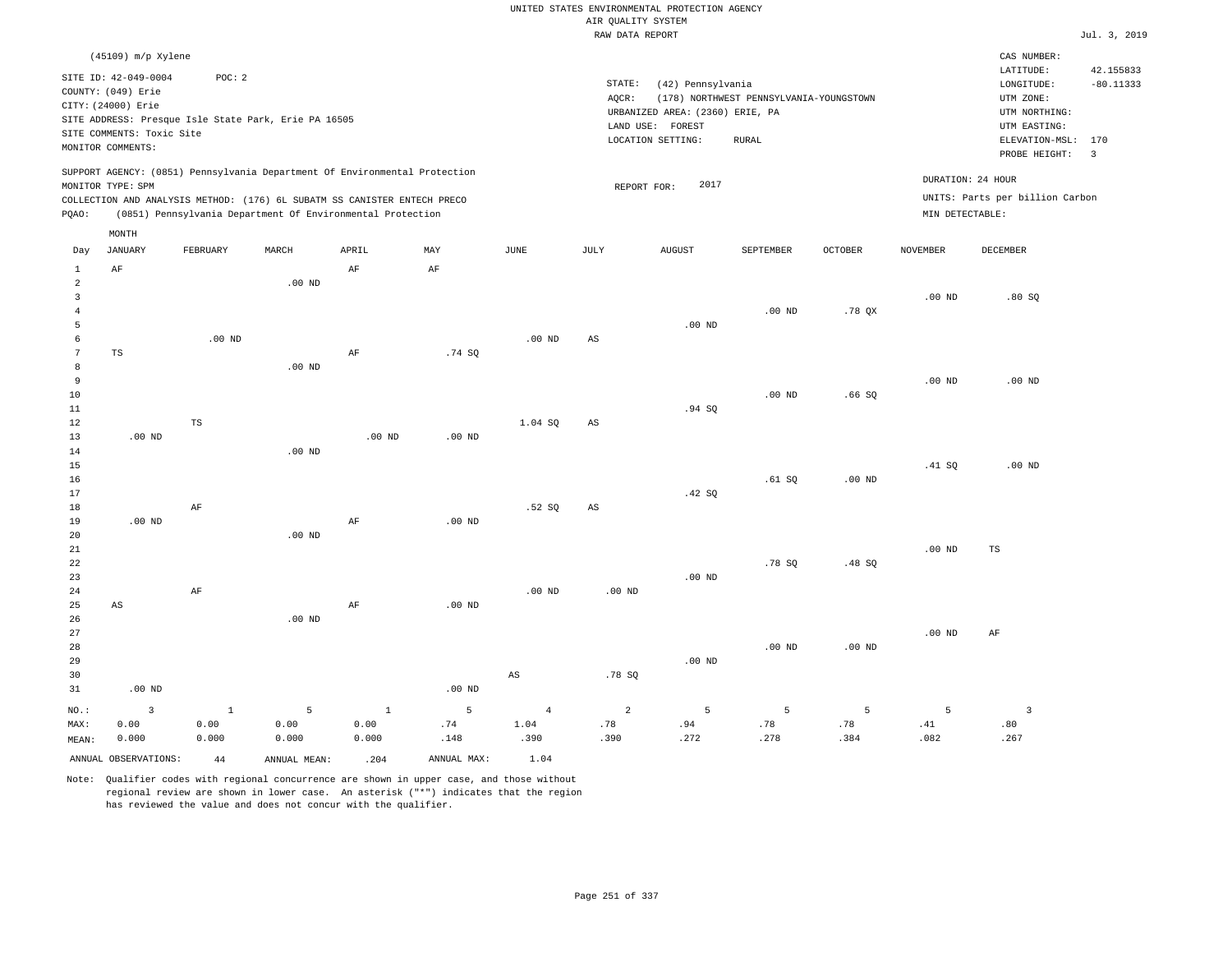UNITED STATES ENVIRONMENTAL PROTECTION AGENCY
AIR QUALITY SYSTEM
RAW DATA REPORT

Jul. 3, 2019

(45109) m/p Xylene

SITE ID: 42-049-0004 POC: 2
COUNTY: (049) Erie
CITY: (24000) Erie
SITE ADDRESS: Presque Isle State Park, Erie PA 16505
SITE COMMENTS: Toxic Site
MONITOR COMMENTS:

STATE: (42) Pennsylvania
AQCR: (178) NORTHWEST PENNSYLVANIA-YOUNGSTOWN
URBANIZED AREA: (2360) ERIE, PA
LAND USE: FOREST
LOCATION SETTING: RURAL

CAS NUMBER:
LATITUDE: 42.155833
LONGITUDE: -80.11333
UTM ZONE:
UTM NORTHING:
UTM EASTING:
ELEVATION-MSL: 170
PROBE HEIGHT: 3

SUPPORT AGENCY: (0851) Pennsylvania Department Of Environmental Protection
MONITOR TYPE: SPM
COLLECTION AND ANALYSIS METHOD: (176) 6L SUBATM SS CANISTER ENTECH PRECO
PQAO: (0851) Pennsylvania Department Of Environmental Protection

REPORT FOR: 2017

DURATION: 24 HOUR
UNITS: Parts per billion Carbon
MIN DETECTABLE:

| Day | JANUARY | FEBRUARY | MARCH | APRIL | MAY | JUNE | JULY | AUGUST | SEPTEMBER | OCTOBER | NOVEMBER | DECEMBER |
|---|---|---|---|---|---|---|---|---|---|---|---|---|
| 1 | AF | | | AF | AF | | | | | | | |
| 2 | | | .00 ND | | | | | | | | | |
| 3 | | | | | | | | | | | .00 ND | .80 SQ |
| 4 | | | | | | | | | .00 ND | .78 QX | | |
| 5 | | | | | | | | .00 ND | | | | |
| 6 | | .00 ND | | | | .00 ND | AS | | | | | |
| 7 | TS | | | AF | .74 SQ | | | | | | | |
| 8 | | | .00 ND | | | | | | | | | |
| 9 | | | | | | | | | | | .00 ND | .00 ND |
| 10 | | | | | | | | | .00 ND | .66 SQ | | |
| 11 | | | | | | | | .94 SQ | | | | |
| 12 | | TS | | | | 1.04 SQ | AS | | | | | |
| 13 | .00 ND | | | .00 ND | .00 ND | | | | | | | |
| 14 | | | .00 ND | | | | | | | | | |
| 15 | | | | | | | | | | | .41 SQ | .00 ND |
| 16 | | | | | | | | | .61 SQ | .00 ND | | |
| 17 | | | | | | | | .42 SQ | | | | |
| 18 | | AF | | | | .52 SQ | AS | | | | | |
| 19 | .00 ND | | | AF | .00 ND | | | | | | | |
| 20 | | | .00 ND | | | | | | | | | |
| 21 | | | | | | | | | | | .00 ND | TS |
| 22 | | | | | | | | | .78 SQ | .48 SQ | | |
| 23 | | | | | | | | .00 ND | | | | |
| 24 | | AF | | | | .00 ND | .00 ND | | | | | |
| 25 | AS | | | AF | .00 ND | | | | | | | |
| 26 | | | .00 ND | | | | | | | | | |
| 27 | | | | | | | | | | | .00 ND | AF |
| 28 | | | | | | | | | .00 ND | .00 ND | | |
| 29 | | | | | | | | .00 ND | | | | |
| 30 | | | | | | AS | .78 SQ | | | | | |
| 31 | .00 ND | | | | .00 ND | | | | | | | |
| NO.: | 3 | 1 | 5 | 1 | 5 | 4 | 2 | 5 | 5 | 5 | 5 | 3 |
| MAX: | 0.00 | 0.00 | 0.00 | 0.00 | .74 | 1.04 | .78 | .94 | .78 | .78 | .41 | .80 |
| MEAN: | 0.000 | 0.000 | 0.000 | 0.000 | .148 | .390 | .390 | .272 | .278 | .384 | .082 | .267 |

ANNUAL OBSERVATIONS: 44 ANNUAL MEAN: .204 ANNUAL MAX: 1.04

Note: Qualifier codes with regional concurrence are shown in upper case, and those without regional review are shown in lower case. An asterisk ("*") indicates that the region has reviewed the value and does not concur with the qualifier.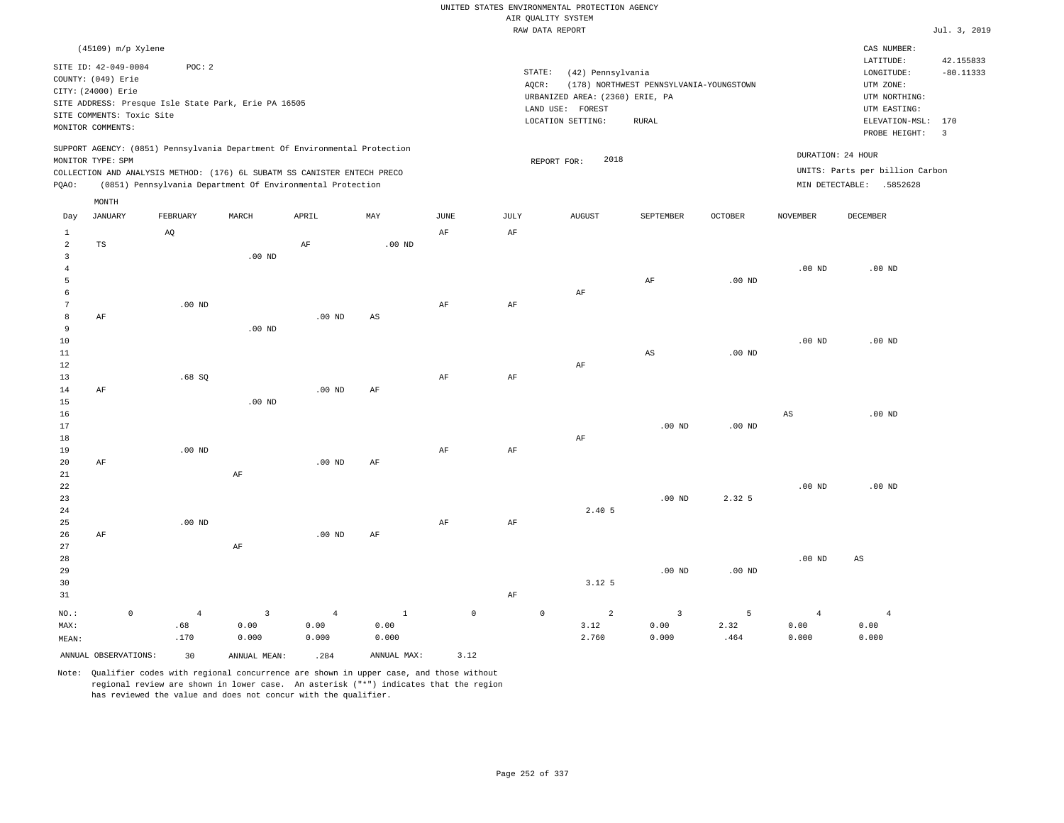UNITED STATES ENVIRONMENTAL PROTECTION AGENCY
AIR QUALITY SYSTEM
RAW DATA REPORT

Jul. 3, 2019

(45109) m/p Xylene

SITE ID: 42-049-0004 POC: 2
COUNTY: (049) Erie
CITY: (24000) Erie
SITE ADDRESS: Presque Isle State Park, Erie PA 16505
SITE COMMENTS: Toxic Site
MONITOR COMMENTS:

STATE: (42) Pennsylvania
AQCR: (178) NORTHWEST PENNSYLVANIA-YOUNGSTOWN
URBANIZED AREA: (2360) ERIE, PA
LAND USE: FOREST
LOCATION SETTING: RURAL

CAS NUMBER:
LATITUDE: 42.155833
LONGITUDE: -80.11333
UTM ZONE:
UTM NORTHING:
UTM EASTING:
ELEVATION-MSL: 170
PROBE HEIGHT: 3

SUPPORT AGENCY: (0851) Pennsylvania Department Of Environmental Protection
MONITOR TYPE: SPM
COLLECTION AND ANALYSIS METHOD: (176) 6L SUBATM SS CANISTER ENTECH PRECO
PQAO: (0851) Pennsylvania Department Of Environmental Protection

REPORT FOR: 2018

DURATION: 24 HOUR
UNITS: Parts per billion Carbon
MIN DETECTABLE: .5852628

| Day | JANUARY | FEBRUARY | MARCH | APRIL | MAY | JUNE | JULY | AUGUST | SEPTEMBER | OCTOBER | NOVEMBER | DECEMBER |
|---|---|---|---|---|---|---|---|---|---|---|---|---|
| 1 | | AQ | | | | AF | AF | | | | | |
| 2 | TS | | | AF | .00 ND | | | | | | | |
| 3 | | | .00 ND | | | | | | | | | |
| 4 | | | | | | | | | | | .00 ND | .00 ND |
| 5 | | | | | | | | | AF | .00 ND | | |
| 6 | | | | | | | | AF | | | | |
| 7 | | .00 ND | | | | AF | AF | | | | | |
| 8 | AF | | | .00 ND | AS | | | | | | | |
| 9 | | | .00 ND | | | | | | | | | |
| 10 | | | | | | | | | | | .00 ND | .00 ND |
| 11 | | | | | | | | | AS | .00 ND | | |
| 12 | | | | | | | | AF | | | | |
| 13 | | .68 SQ | | | | AF | AF | | | | | |
| 14 | AF | | | .00 ND | AF | | | | | | | |
| 15 | | | .00 ND | | | | | | | | | |
| 16 | | | | | | | | | | | AS | .00 ND |
| 17 | | | | | | | | | .00 ND | .00 ND | | |
| 18 | | | | | | | | AF | | | | |
| 19 | | .00 ND | | | | AF | AF | | | | | |
| 20 | AF | | | .00 ND | AF | | | | | | | |
| 21 | | | AF | | | | | | | | | |
| 22 | | | | | | | | | | | .00 ND | .00 ND |
| 23 | | | | | | | | | .00 ND | 2.32 5 | | |
| 24 | | | | | | | | 2.40 5 | | | | |
| 25 | | .00 ND | | | | AF | AF | | | | | |
| 26 | AF | | | .00 ND | AF | | | | | | | |
| 27 | | | AF | | | | | | | | | |
| 28 | | | | | | | | | | | .00 ND | AS |
| 29 | | | | | | | | | .00 ND | .00 ND | | |
| 30 | | | | | | | | 3.12 5 | | | | |
| 31 | | | | | | | AF | | | | | |
| NO.: | 0 | 4 | 3 | 4 | 1 | 0 | 0 | 2 | 3 | 5 | 4 | 4 |
| MAX: | | .68 | 0.00 | 0.00 | 0.00 | | | 3.12 | 0.00 | 2.32 | 0.00 | 0.00 |
| MEAN: | | .170 | 0.000 | 0.000 | 0.000 | | | 2.760 | 0.000 | .464 | 0.000 | 0.000 |

ANNUAL OBSERVATIONS: 30 ANNUAL MEAN: .284 ANNUAL MAX: 3.12

Note: Qualifier codes with regional concurrence are shown in upper case, and those without regional review are shown in lower case. An asterisk ("*") indicates that the region has reviewed the value and does not concur with the qualifier.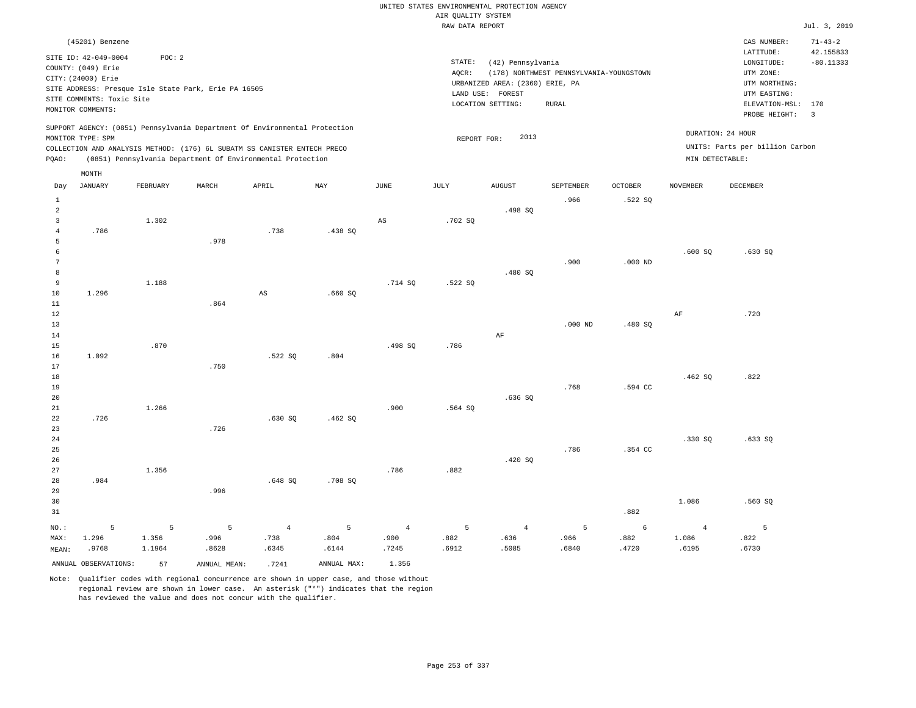UNITED STATES ENVIRONMENTAL PROTECTION AGENCY
AIR QUALITY SYSTEM
RAW DATA REPORT

Jul. 3, 2019

(45201) Benzene

SITE ID: 42-049-0004 POC: 2
COUNTY: (049) Erie
CITY: (24000) Erie
SITE ADDRESS: Presque Isle State Park, Erie PA 16505
SITE COMMENTS: Toxic Site
MONITOR COMMENTS:

STATE: (42) Pennsylvania
AQCR: (178) NORTHWEST PENNSYLVANIA-YOUNGSTOWN
URBANIZED AREA: (2360) ERIE, PA
LAND USE: FOREST
LOCATION SETTING: RURAL

CAS NUMBER: 71-43-2
LATITUDE: 42.155833
LONGITUDE: -80.11333
UTM ZONE:
UTM NORTHING:
UTM EASTING:
ELEVATION-MSL: 170
PROBE HEIGHT: 3

SUPPORT AGENCY: (0851) Pennsylvania Department Of Environmental Protection
MONITOR TYPE: SPM
COLLECTION AND ANALYSIS METHOD: (176) 6L SUBATM SS CANISTER ENTECH PRECO
PQAO: (0851) Pennsylvania Department Of Environmental Protection

REPORT FOR: 2013

DURATION: 24 HOUR
UNITS: Parts per billion Carbon
MIN DETECTABLE:

| Day | JANUARY | FEBRUARY | MARCH | APRIL | MAY | JUNE | JULY | AUGUST | SEPTEMBER | OCTOBER | NOVEMBER | DECEMBER |
|---|---|---|---|---|---|---|---|---|---|---|---|---|
| 1 | | | | | | | | | .966 | .522 SQ | | |
| 2 | | | | | | | | .498 SQ | | | | |
| 3 | | 1.302 | | | | AS | .702 SQ | | | | | |
| 4 | .786 | | | .738 | .438 SQ | | | | | | | |
| 5 | | | .978 | | | | | | | | | |
| 6 | | | | | | | | | | | .600 SQ | .630 SQ |
| 7 | | | | | | | | | .900 | .000 ND | | |
| 8 | | | | | | | | .480 SQ | | | | |
| 9 | | 1.188 | | | | .714 SQ | .522 SQ | | | | | |
| 10 | 1.296 | | | AS | .660 SQ | | | | | | | |
| 11 | | | .864 | | | | | | | | | |
| 12 | | | | | | | | | | | AF | .720 |
| 13 | | | | | | | | | .000 ND | .480 SQ | | |
| 14 | | | | | | | | AF | | | | |
| 15 | | .870 | | | | .498 SQ | .786 | | | | | |
| 16 | 1.092 | | | .522 SQ | .804 | | | | | | | |
| 17 | | | .750 | | | | | | | | | |
| 18 | | | | | | | | | | | .462 SQ | .822 |
| 19 | | | | | | | | | .768 | .594 CC | | |
| 20 | | | | | | | | .636 SQ | | | | |
| 21 | | 1.266 | | | | .900 | .564 SQ | | | | | |
| 22 | .726 | | | .630 SQ | .462 SQ | | | | | | | |
| 23 | | | .726 | | | | | | | | | |
| 24 | | | | | | | | | | | .330 SQ | .633 SQ |
| 25 | | | | | | | | | .786 | .354 CC | | |
| 26 | | | | | | | | .420 SQ | | | | |
| 27 | | 1.356 | | | | .786 | .882 | | | | | |
| 28 | .984 | | | .648 SQ | .708 SQ | | | | | | | |
| 29 | | | .996 | | | | | | | | | |
| 30 | | | | | | | | | | | 1.086 | .560 SQ |
| 31 | | | | | | | | | | .882 | | |
| NO.: | 5 | 5 | 5 | 4 | 5 | 4 | 5 | 4 | 5 | 6 | 4 | 5 |
| MAX: | 1.296 | 1.356 | .996 | .738 | .804 | .900 | .882 | .636 | .966 | .882 | 1.086 | .822 |
| MEAN: | .9768 | 1.1964 | .8628 | .6345 | .6144 | .7245 | .6912 | .5085 | .6840 | .4720 | .6195 | .6730 |

ANNUAL OBSERVATIONS: 57 ANNUAL MEAN: .7241 ANNUAL MAX: 1.356

Note: Qualifier codes with regional concurrence are shown in upper case, and those without regional review are shown in lower case. An asterisk ("*") indicates that the region has reviewed the value and does not concur with the qualifier.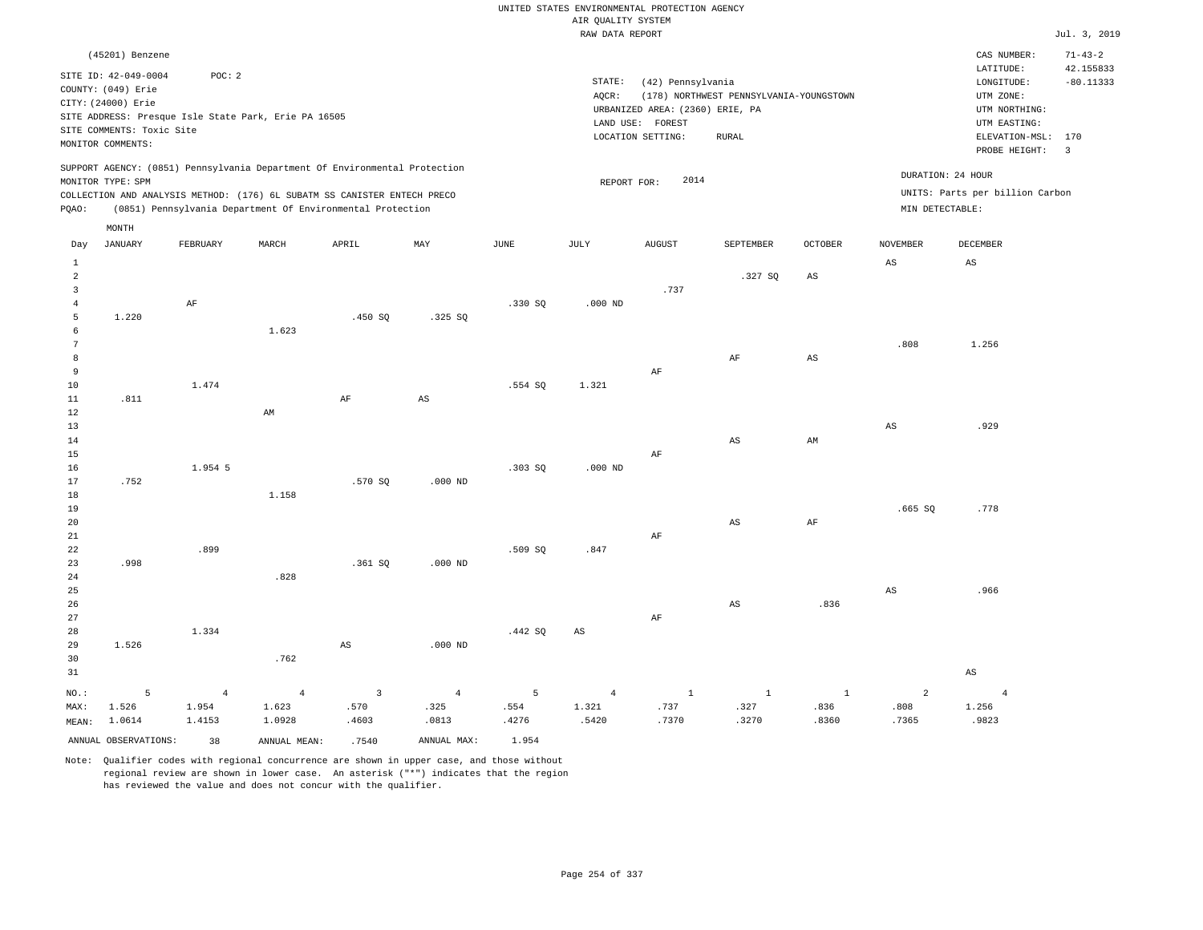UNITED STATES ENVIRONMENTAL PROTECTION AGENCY
AIR QUALITY SYSTEM
RAW DATA REPORT

Jul. 3, 2019

(45201) Benzene

SITE ID: 42-049-0004 POC: 2
COUNTY: (049) Erie
CITY: (24000) Erie
SITE ADDRESS: Presque Isle State Park, Erie PA 16505
SITE COMMENTS: Toxic Site
MONITOR COMMENTS:

STATE: (42) Pennsylvania
AQCR: (178) NORTHWEST PENNSYLVANIA-YOUNGSTOWN
URBANIZED AREA: (2360) ERIE, PA
LAND USE: FOREST
LOCATION SETTING: RURAL

CAS NUMBER: 71-43-2
LATITUDE: 42.155833
LONGITUDE: -80.11333
UTM ZONE:
UTM NORTHING:
UTM EASTING:
ELEVATION-MSL: 170
PROBE HEIGHT: 3

SUPPORT AGENCY: (0851) Pennsylvania Department Of Environmental Protection
MONITOR TYPE: SPM
COLLECTION AND ANALYSIS METHOD: (176) 6L SUBATM SS CANISTER ENTECH PRECO
PQAO: (0851) Pennsylvania Department Of Environmental Protection

REPORT FOR: 2014

DURATION: 24 HOUR
UNITS: Parts per billion Carbon
MIN DETECTABLE:

| Day | JANUARY | FEBRUARY | MARCH | APRIL | MAY | JUNE | JULY | AUGUST | SEPTEMBER | OCTOBER | NOVEMBER | DECEMBER |
|---|---|---|---|---|---|---|---|---|---|---|---|---|
| 1 | | | | | | | | | | | AS | AS |
| 2 | | | | | | | | | .327 SQ | AS | | |
| 3 | | | | | | | | .737 | | | | |
| 4 | | AF | | | | .330 SQ | .000 ND | | | | | |
| 5 | 1.220 | | | .450 SQ | .325 SQ | | | | | | | |
| 6 | | | 1.623 | | | | | | | | | |
| 7 | | | | | | | | | | | .808 | 1.256 |
| 8 | | | | | | | | | AF | AS | | |
| 9 | | | | | | | | AF | | | | |
| 10 | | 1.474 | | | | .554 SQ | 1.321 | | | | | |
| 11 | .811 | | | AF | AS | | | | | | | |
| 12 | | | AM | | | | | | | | | |
| 13 | | | | | | | | | | | AS | .929 |
| 14 | | | | | | | | | AS | AM | | |
| 15 | | | | | | | | AF | | | | |
| 16 | | 1.954 5 | | | | .303 SQ | .000 ND | | | | | |
| 17 | .752 | | | .570 SQ | .000 ND | | | | | | | |
| 18 | | | 1.158 | | | | | | | | | |
| 19 | | | | | | | | | | | .665 SQ | .778 |
| 20 | | | | | | | | | AS | AF | | |
| 21 | | | | | | | | AF | | | | |
| 22 | | .899 | | | | .509 SQ | .847 | | | | | |
| 23 | .998 | | | .361 SQ | .000 ND | | | | | | | |
| 24 | | | .828 | | | | | | | | | |
| 25 | | | | | | | | | | | AS | .966 |
| 26 | | | | | | | | | AS | .836 | | |
| 27 | | | | | | | | AF | | | | |
| 28 | | 1.334 | | | | .442 SQ | AS | | | | | |
| 29 | 1.526 | | | AS | .000 ND | | | | | | | |
| 30 | | | .762 | | | | | | | | | |
| 31 | | | | | | | | | | | | AS |
| NO.: | 5 | 4 | 4 | 3 | 4 | 5 | 4 | 1 | 1 | 1 | 2 | 4 |
| MAX: | 1.526 | 1.954 | 1.623 | .570 | .325 | .554 | 1.321 | .737 | .327 | .836 | .808 | 1.256 |
| MEAN: | 1.0614 | 1.4153 | 1.0928 | .4603 | .0813 | .4276 | .5420 | .7370 | .3270 | .8360 | .7365 | .9823 |

ANNUAL OBSERVATIONS: 38 ANNUAL MEAN: .7540 ANNUAL MAX: 1.954

Note: Qualifier codes with regional concurrence are shown in upper case, and those without regional review are shown in lower case. An asterisk ("*") indicates that the region has reviewed the value and does not concur with the qualifier.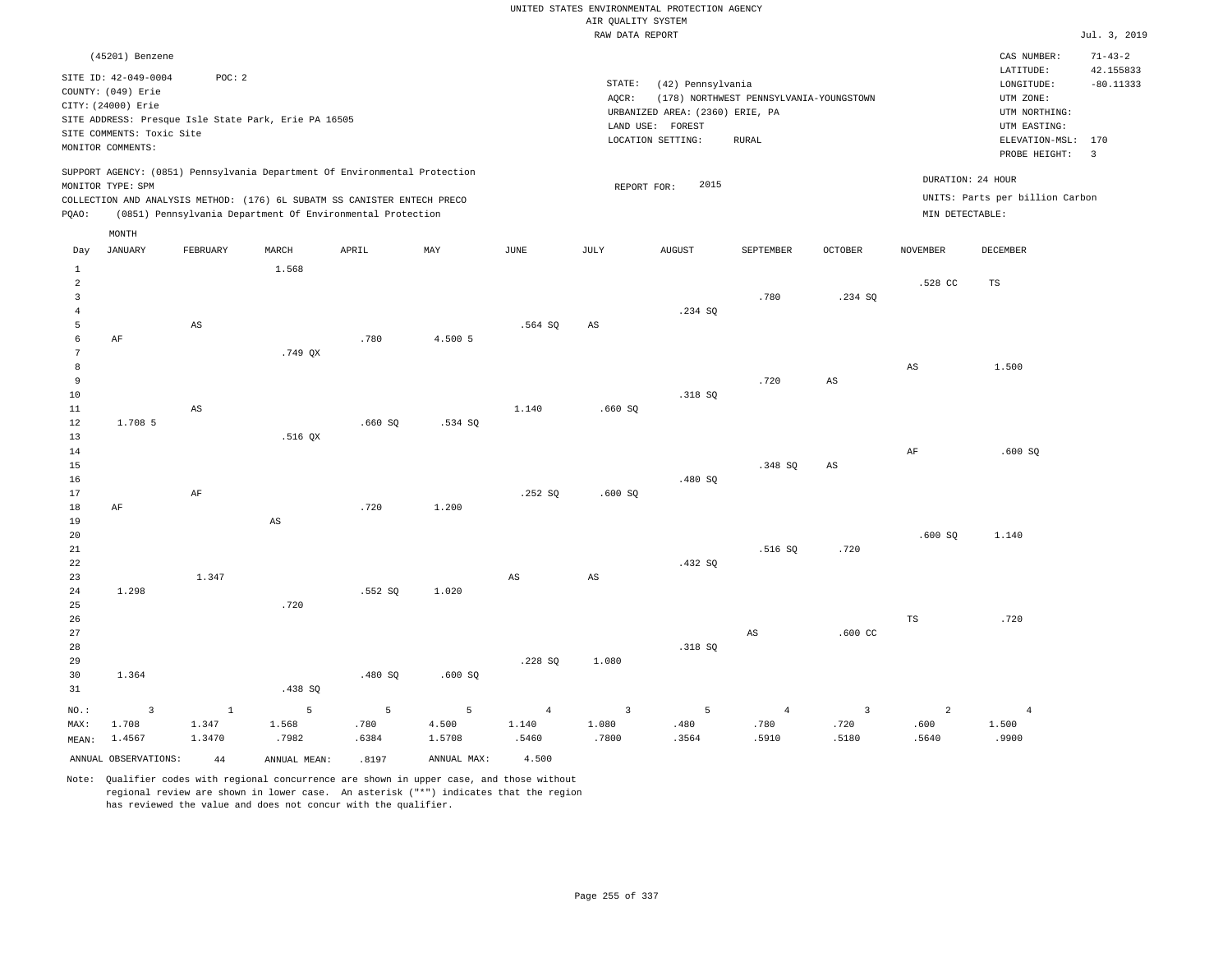UNITED STATES ENVIRONMENTAL PROTECTION AGENCY
AIR QUALITY SYSTEM
RAW DATA REPORT

Jul. 3, 2019

(45201) Benzene

SITE ID: 42-049-0004 POC: 2
COUNTY: (049) Erie
CITY: (24000) Erie
SITE ADDRESS: Presque Isle State Park, Erie PA 16505
SITE COMMENTS: Toxic Site
MONITOR COMMENTS:

STATE: (42) Pennsylvania
AQCR: (178) NORTHWEST PENNSYLVANIA-YOUNGSTOWN
URBANIZED AREA: (2360) ERIE, PA
LAND USE: FOREST
LOCATION SETTING: RURAL

CAS NUMBER: 71-43-2
LATITUDE: 42.155833
LONGITUDE: -80.11333
UTM ZONE:
UTM NORTHING:
UTM EASTING:
ELEVATION-MSL: 170
PROBE HEIGHT: 3

SUPPORT AGENCY: (0851) Pennsylvania Department Of Environmental Protection
MONITOR TYPE: SPM
COLLECTION AND ANALYSIS METHOD: (176) 6L SUBATM SS CANISTER ENTECH PRECO
PQAO: (0851) Pennsylvania Department Of Environmental Protection

REPORT FOR: 2015

DURATION: 24 HOUR
UNITS: Parts per billion Carbon
MIN DETECTABLE:

| Day | JANUARY | FEBRUARY | MARCH | APRIL | MAY | JUNE | JULY | AUGUST | SEPTEMBER | OCTOBER | NOVEMBER | DECEMBER |
|---|---|---|---|---|---|---|---|---|---|---|---|---|
| 1 | | | 1.568 | | | | | | | | | |
| 2 | | | | | | | | | | | .528 CC | TS |
| 3 | | | | | | | | | .780 | .234 SQ | | |
| 4 | | | | | | | | .234 SQ | | | | |
| 5 | | AS | | | | .564 SQ | AS | | | | | |
| 6 | AF | | | .780 | 4.500 5 | | | | | | | |
| 7 | | | .749 QX | | | | | | | | | |
| 8 | | | | | | | | | | | AS | 1.500 |
| 9 | | | | | | | | | .720 | AS | | |
| 10 | | | | | | | | .318 SQ | | | | |
| 11 | | AS | | | | 1.140 | .660 SQ | | | | | |
| 12 | 1.708 5 | | | .660 SQ | .534 SQ | | | | | | | |
| 13 | | | .516 QX | | | | | | | | | |
| 14 | | | | | | | | | | | AF | .600 SQ |
| 15 | | | | | | | | | .348 SQ | AS | | |
| 16 | | | | | | | | .480 SQ | | | | |
| 17 | | AF | | | | .252 SQ | .600 SQ | | | | | |
| 18 | AF | | | .720 | 1.200 | | | | | | | |
| 19 | | | AS | | | | | | | | | |
| 20 | | | | | | | | | | | .600 SQ | 1.140 |
| 21 | | | | | | | | | .516 SQ | .720 | | |
| 22 | | | | | | | | .432 SQ | | | | |
| 23 | | 1.347 | | | | AS | AS | | | | | |
| 24 | 1.298 | | | .552 SQ | 1.020 | | | | | | | |
| 25 | | | .720 | | | | | | | | | |
| 26 | | | | | | | | | | | TS | .720 |
| 27 | | | | | | | | | AS | .600 CC | | |
| 28 | | | | | | | | .318 SQ | | | | |
| 29 | | | | | | .228 SQ | 1.080 | | | | | |
| 30 | 1.364 | | | .480 SQ | .600 SQ | | | | | | | |
| 31 | | | .438 SQ | | | | | | | | | |
| NO.: | 3 | 1 | 5 | 5 | 5 | 4 | 3 | 5 | 4 | 3 | 2 | 4 |
| MAX: | 1.708 | 1.347 | 1.568 | .780 | 4.500 | 1.140 | 1.080 | .480 | .780 | .720 | .600 | 1.500 |
| MEAN: | 1.4567 | 1.3470 | .7982 | .6384 | 1.5708 | .5460 | .7800 | .3564 | .5910 | .5180 | .5640 | .9900 |

ANNUAL OBSERVATIONS: 44 ANNUAL MEAN: .8197 ANNUAL MAX: 4.500

Note: Qualifier codes with regional concurrence are shown in upper case, and those without regional review are shown in lower case. An asterisk ("*") indicates that the region has reviewed the value and does not concur with the qualifier.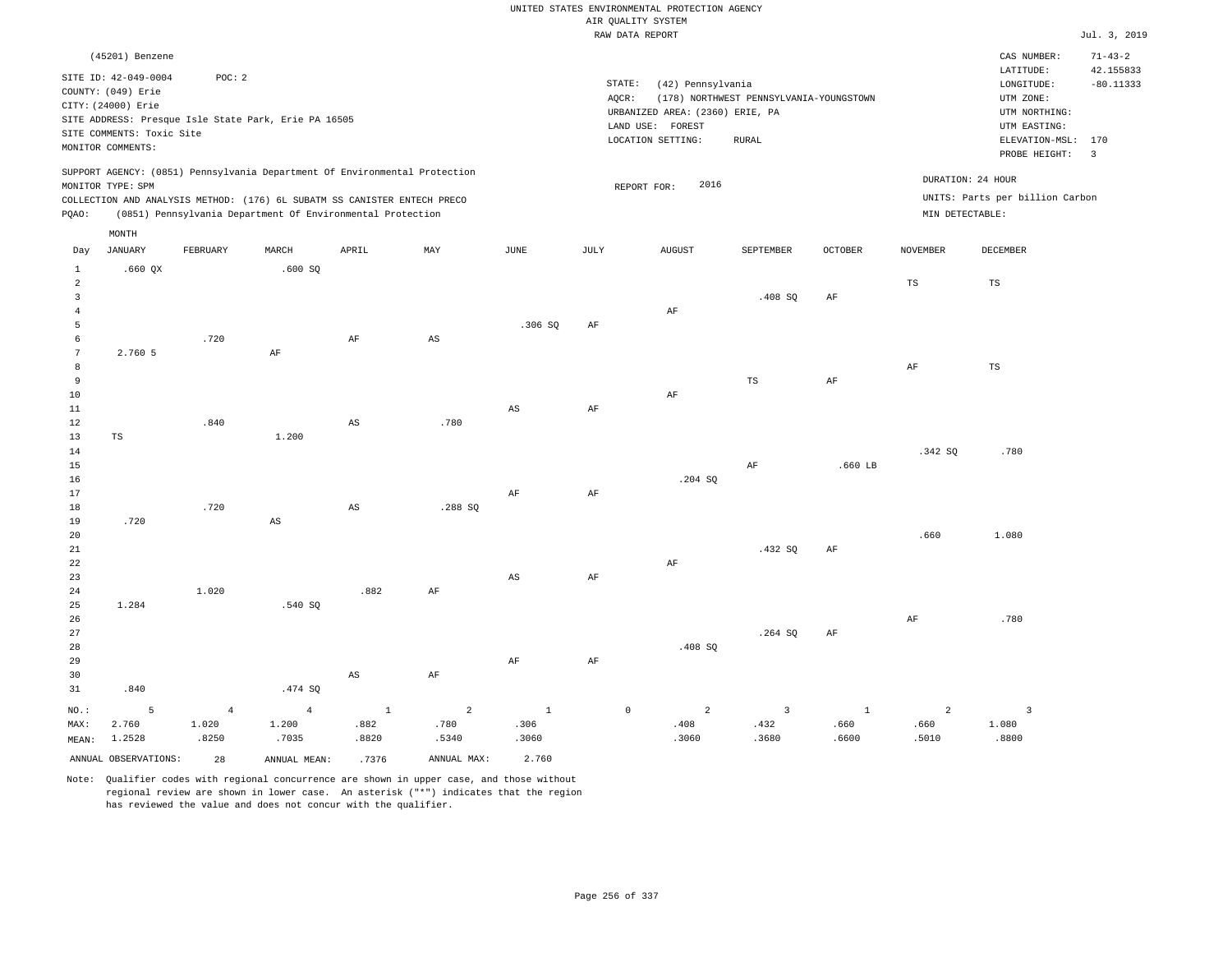UNITED STATES ENVIRONMENTAL PROTECTION AGENCY
AIR QUALITY SYSTEM
RAW DATA REPORT

Jul. 3, 2019

(45201) Benzene

SITE ID: 42-049-0004 POC: 2
COUNTY: (049) Erie
CITY: (24000) Erie
SITE ADDRESS: Presque Isle State Park, Erie PA 16505
SITE COMMENTS: Toxic Site
MONITOR COMMENTS:

STATE: (42) Pennsylvania
AQCR: (178) NORTHWEST PENNSYLVANIA-YOUNGSTOWN
URBANIZED AREA: (2360) ERIE, PA
LAND USE: FOREST
LOCATION SETTING: RURAL

CAS NUMBER: 71-43-2
LATITUDE: 42.155833
LONGITUDE: -80.11333
UTM ZONE:
UTM NORTHING:
UTM EASTING:
ELEVATION-MSL: 170
PROBE HEIGHT: 3

SUPPORT AGENCY: (0851) Pennsylvania Department Of Environmental Protection
MONITOR TYPE: SPM
COLLECTION AND ANALYSIS METHOD: (176) 6L SUBATM SS CANISTER ENTECH PRECO
PQAO: (0851) Pennsylvania Department Of Environmental Protection

REPORT FOR: 2016

DURATION: 24 HOUR
UNITS: Parts per billion Carbon
MIN DETECTABLE:

| Day | JANUARY | FEBRUARY | MARCH | APRIL | MAY | JUNE | JULY | AUGUST | SEPTEMBER | OCTOBER | NOVEMBER | DECEMBER |
|---|---|---|---|---|---|---|---|---|---|---|---|---|
| 1 | .660 QX | | .600 SQ | | | | | | | | | |
| 2 | | | | | | | | | | | TS | TS |
| 3 | | | | | | | | | .408 SQ | AF | | |
| 4 | | | | | | | | AF | | | | |
| 5 | | | | | | .306 SQ | AF | | | | | |
| 6 | | .720 | | AF | AS | | | | | | | |
| 7 | 2.760 5 | | AF | | | | | | | | | |
| 8 | | | | | | | | | | | AF | TS |
| 9 | | | | | | | | | TS | AF | | |
| 10 | | | | | | | | AF | | | | |
| 11 | | | | | | AS | AF | | | | | |
| 12 | | .840 | | AS | .780 | | | | | | | |
| 13 | TS | | 1.200 | | | | | | | | | |
| 14 | | | | | | | | | | | .342 SQ | .780 |
| 15 | | | | | | | | | AF | .660 LB | | |
| 16 | | | | | | | | .204 SQ | | | | |
| 17 | | | | | | AF | AF | | | | | |
| 18 | | .720 | | AS | .288 SQ | | | | | | | |
| 19 | .720 | | AS | | | | | | | | | |
| 20 | | | | | | | | | | | .660 | 1.080 |
| 21 | | | | | | | | | .432 SQ | AF | | |
| 22 | | | | | | | | AF | | | | |
| 23 | | | | | | AS | AF | | | | | |
| 24 | | 1.020 | | .882 | AF | | | | | | | |
| 25 | 1.284 | | .540 SQ | | | | | | | | | |
| 26 | | | | | | | | | | | AF | .780 |
| 27 | | | | | | | | | .264 SQ | AF | | |
| 28 | | | | | | | | .408 SQ | | | | |
| 29 | | | | | | AF | AF | | | | | |
| 30 | | | | AS | AF | | | | | | | |
| 31 | .840 | | .474 SQ | | | | | | | | | |
| NO.: | 5 | 4 | 4 | 1 | 2 | 1 | 0 | 2 | 3 | 1 | 2 | 3 |
| MAX: | 2.760 | 1.020 | 1.200 | .882 | .780 | .306 | | .408 | .432 | .660 | .660 | 1.080 |
| MEAN: | 1.2528 | .8250 | .7035 | .8820 | .5340 | .3060 | | .3060 | .3680 | .6600 | .5010 | .8800 |

ANNUAL OBSERVATIONS: 28 ANNUAL MEAN: .7376 ANNUAL MAX: 2.760

Note: Qualifier codes with regional concurrence are shown in upper case, and those without regional review are shown in lower case. An asterisk ("*") indicates that the region has reviewed the value and does not concur with the qualifier.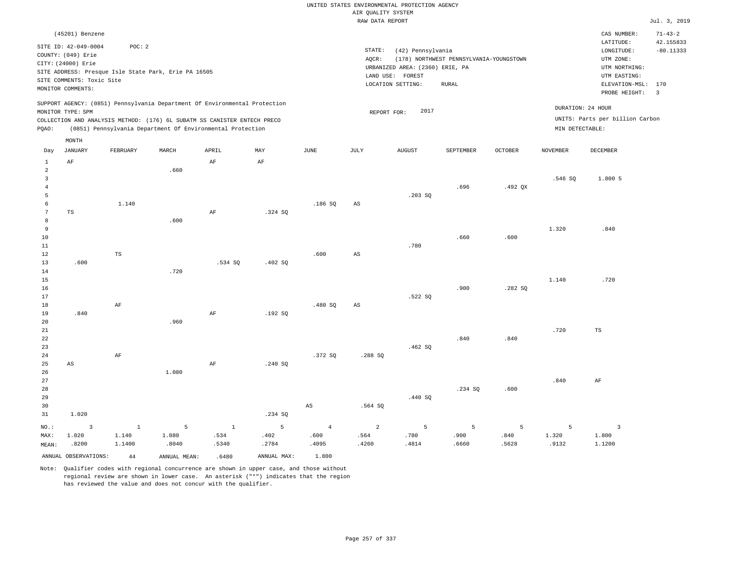UNITED STATES ENVIRONMENTAL PROTECTION AGENCY
AIR QUALITY SYSTEM
RAW DATA REPORT

Jul. 3, 2019

(45201) Benzene

SITE ID: 42-049-0004 POC: 2
COUNTY: (049) Erie
CITY: (24000) Erie
SITE ADDRESS: Presque Isle State Park, Erie PA 16505
SITE COMMENTS: Toxic Site
MONITOR COMMENTS:

STATE: (42) Pennsylvania
AQCR: (178) NORTHWEST PENNSYLVANIA-YOUNGSTOWN
URBANIZED AREA: (2360) ERIE, PA
LAND USE: FOREST
LOCATION SETTING: RURAL

CAS NUMBER: 71-43-2
LATITUDE: 42.155833
LONGITUDE: -80.11333
UTM ZONE:
UTM NORTHING:
UTM EASTING:
ELEVATION-MSL: 170
PROBE HEIGHT: 3

SUPPORT AGENCY: (0851) Pennsylvania Department Of Environmental Protection
MONITOR TYPE: SPM
COLLECTION AND ANALYSIS METHOD: (176) 6L SUBATM SS CANISTER ENTECH PRECO
PQAO: (0851) Pennsylvania Department Of Environmental Protection

REPORT FOR: 2017

DURATION: 24 HOUR
UNITS: Parts per billion Carbon
MIN DETECTABLE:

| Day | JANUARY | FEBRUARY | MARCH | APRIL | MAY | JUNE | JULY | AUGUST | SEPTEMBER | OCTOBER | NOVEMBER | DECEMBER |
|---|---|---|---|---|---|---|---|---|---|---|---|---|
| 1 | AF | | | AF | AF | | | | | | | |
| 2 | | | .660 | | | | | | | | | |
| 3 | | | | | | | | | | | .546 SQ | 1.800 5 |
| 4 | | | | | | | | | .696 | .492 QX | | |
| 5 | | | | | | | | .203 SQ | | | | |
| 6 | | 1.140 | | | | .186 SQ | AS | | | | | |
| 7 | TS | | | AF | .324 SQ | | | | | | | |
| 8 | | | .600 | | | | | | | | | |
| 9 | | | | | | | | | | | 1.320 | .840 |
| 10 | | | | | | | | | .660 | .600 | | |
| 11 | | | | | | | | .780 | | | | |
| 12 | | TS | | | | .600 | AS | | | | | |
| 13 | .600 | | | .534 SQ | .402 SQ | | | | | | | |
| 14 | | | .720 | | | | | | | | | |
| 15 | | | | | | | | | | | 1.140 | .720 |
| 16 | | | | | | | | | .900 | .282 SQ | | |
| 17 | | | | | | | | .522 SQ | | | | |
| 18 | | AF | | | | .480 SQ | AS | | | | | |
| 19 | .840 | | | AF | .192 SQ | | | | | | | |
| 20 | | | .960 | | | | | | | | | |
| 21 | | | | | | | | | | | .720 | TS |
| 22 | | | | | | | | | .840 | .840 | | |
| 23 | | | | | | | | .462 SQ | | | | |
| 24 | | AF | | | | .372 SQ | .288 SQ | | | | | |
| 25 | AS | | | AF | .240 SQ | | | | | | | |
| 26 | | | 1.080 | | | | | | | | | |
| 27 | | | | | | | | | | | .840 | AF |
| 28 | | | | | | | | | .234 SQ | .600 | | |
| 29 | | | | | | | | .440 SQ | | | | |
| 30 | | | | | | AS | .564 SQ | | | | | |
| 31 | 1.020 | | | | .234 SQ | | | | | | | |
| NO.: | 3 | 1 | 5 | 1 | 5 | 4 | 2 | 5 | 5 | 5 | 5 | 3 |
| MAX: | 1.020 | 1.140 | 1.080 | .534 | .402 | .600 | .564 | .780 | .900 | .840 | 1.320 | 1.800 |
| MEAN: | .8200 | 1.1400 | .8040 | .5340 | .2784 | .4095 | .4260 | .4814 | .6660 | .5628 | .9132 | 1.1200 |

ANNUAL OBSERVATIONS: 44 ANNUAL MEAN: .6480 ANNUAL MAX: 1.800

Note: Qualifier codes with regional concurrence are shown in upper case, and those without regional review are shown in lower case. An asterisk ("*") indicates that the region has reviewed the value and does not concur with the qualifier.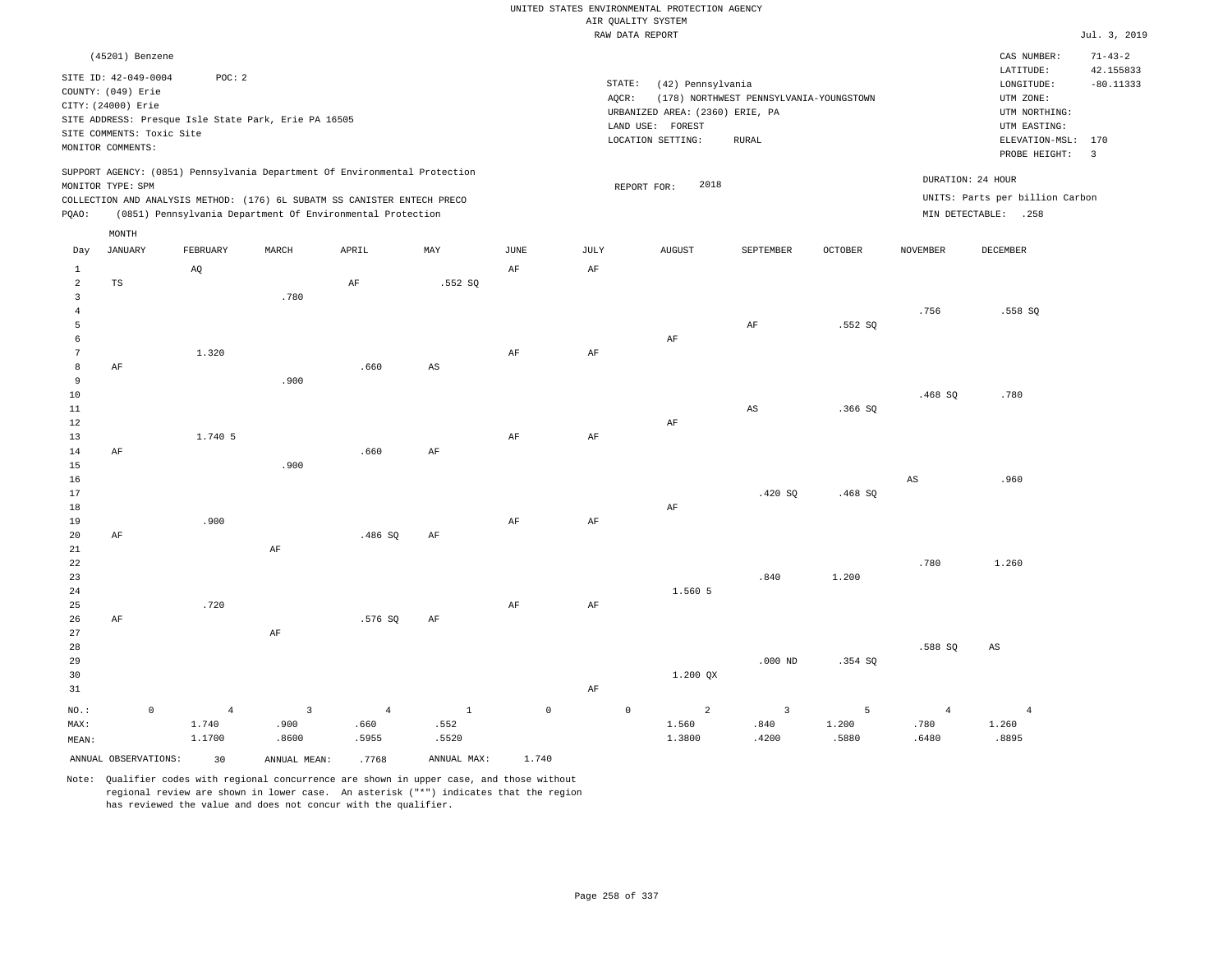UNITED STATES ENVIRONMENTAL PROTECTION AGENCY
AIR QUALITY SYSTEM
RAW DATA REPORT

Jul. 3, 2019

(45201) Benzene

SITE ID: 42-049-0004 POC: 2
COUNTY: (049) Erie
CITY: (24000) Erie
SITE ADDRESS: Presque Isle State Park, Erie PA 16505
SITE COMMENTS: Toxic Site
MONITOR COMMENTS:

STATE: (42) Pennsylvania
AQCR: (178) NORTHWEST PENNSYLVANIA-YOUNGSTOWN
URBANIZED AREA: (2360) ERIE, PA
LAND USE: FOREST
LOCATION SETTING: RURAL

CAS NUMBER: 71-43-2
LATITUDE: 42.155833
LONGITUDE: -80.11333
UTM ZONE:
UTM NORTHING:
UTM EASTING:
ELEVATION-MSL: 170
PROBE HEIGHT: 3

SUPPORT AGENCY: (0851) Pennsylvania Department Of Environmental Protection
MONITOR TYPE: SPM
COLLECTION AND ANALYSIS METHOD: (176) 6L SUBATM SS CANISTER ENTECH PRECO
PQAO: (0851) Pennsylvania Department Of Environmental Protection

REPORT FOR: 2018

DURATION: 24 HOUR
UNITS: Parts per billion Carbon
MIN DETECTABLE: .258

| Day | JANUARY | FEBRUARY | MARCH | APRIL | MAY | JUNE | JULY | AUGUST | SEPTEMBER | OCTOBER | NOVEMBER | DECEMBER |
|---|---|---|---|---|---|---|---|---|---|---|---|---|
| 1 | | AQ | | | | AF | AF | | | | | |
| 2 | TS | | | AF | .552 SQ | | | | | | | |
| 3 | | | .780 | | | | | | | | | |
| 4 | | | | | | | | | | | .756 | .558 SQ |
| 5 | | | | | | | | | AF | .552 SQ | | |
| 6 | | | | | | | | AF | | | | |
| 7 | | 1.320 | | | | AF | AF | | | | | |
| 8 | AF | | | .660 | AS | | | | | | | |
| 9 | | | .900 | | | | | | | | | |
| 10 | | | | | | | | | | | .468 SQ | .780 |
| 11 | | | | | | | | | AS | .366 SQ | | |
| 12 | | | | | | | | AF | | | | |
| 13 | | 1.740 5 | | | | AF | AF | | | | | |
| 14 | AF | | | .660 | AF | | | | | | | |
| 15 | | | .900 | | | | | | | | | |
| 16 | | | | | | | | | | | AS | .960 |
| 17 | | | | | | | | | .420 SQ | .468 SQ | | |
| 18 | | | | | | | | AF | | | | |
| 19 | | .900 | | | | AF | AF | | | | | |
| 20 | AF | | | .486 SQ | AF | | | | | | | |
| 21 | | | AF | | | | | | | | | |
| 22 | | | | | | | | | | | .780 | 1.260 |
| 23 | | | | | | | | | .840 | 1.200 | | |
| 24 | | | | | | | | 1.560 5 | | | | |
| 25 | | .720 | | | | AF | AF | | | | | |
| 26 | AF | | | .576 SQ | AF | | | | | | | |
| 27 | | | AF | | | | | | | | | |
| 28 | | | | | | | | | | | .588 SQ | AS |
| 29 | | | | | | | | | .000 ND | .354 SQ | | |
| 30 | | | | | | | | 1.200 QX | | | | |
| 31 | | | | | | | AF | | | | | |
| NO.: | 0 | 4 | 3 | 4 | 1 | 0 | 0 | 2 | 3 | 5 | 4 | 4 |
| MAX: | | 1.740 | .900 | .660 | .552 | | | 1.560 | .840 | 1.200 | .780 | 1.260 |
| MEAN: | | 1.1700 | .8600 | .5955 | .5520 | | | 1.3800 | .4200 | .5880 | .6480 | .8895 |

ANNUAL OBSERVATIONS: 30 ANNUAL MEAN: .7768 ANNUAL MAX: 1.740

Note: Qualifier codes with regional concurrence are shown in upper case, and those without regional review are shown in lower case. An asterisk ("*") indicates that the region has reviewed the value and does not concur with the qualifier.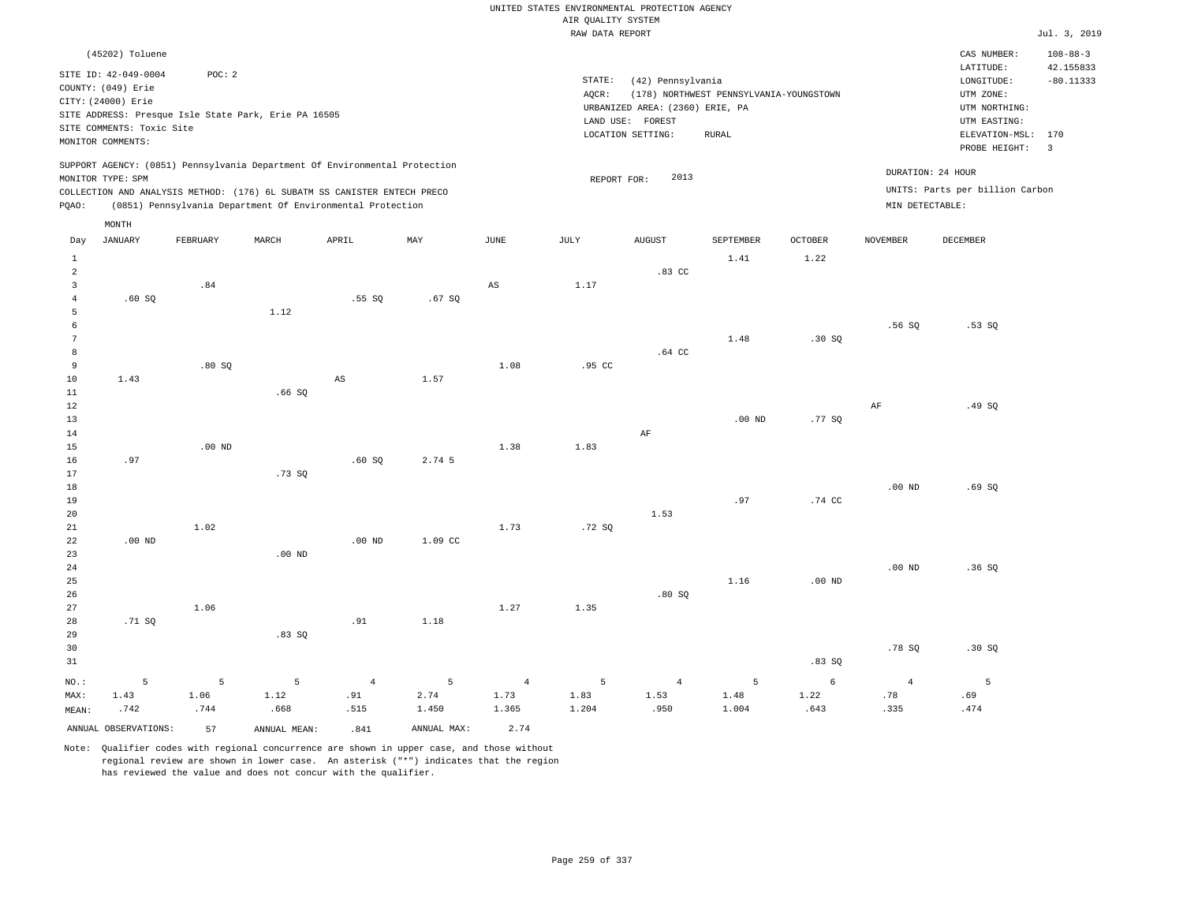UNITED STATES ENVIRONMENTAL PROTECTION AGENCY
AIR QUALITY SYSTEM
RAW DATA REPORT

Jul. 3, 2019

(45202) Toluene

SITE ID: 42-049-0004 POC: 2
COUNTY: (049) Erie
CITY: (24000) Erie
SITE ADDRESS: Presque Isle State Park, Erie PA 16505
SITE COMMENTS: Toxic Site
MONITOR COMMENTS:

STATE: (42) Pennsylvania
AQCR: (178) NORTHWEST PENNSYLVANIA-YOUNGSTOWN
URBANIZED AREA: (2360) ERIE, PA
LAND USE: FOREST
LOCATION SETTING: RURAL

CAS NUMBER: 108-88-3
LATITUDE: 42.155833
LONGITUDE: -80.11333
UTM ZONE:
UTM NORTHING:
UTM EASTING:
ELEVATION-MSL: 170
PROBE HEIGHT: 3

SUPPORT AGENCY: (0851) Pennsylvania Department Of Environmental Protection
MONITOR TYPE: SPM
COLLECTION AND ANALYSIS METHOD: (176) 6L SUBATM SS CANISTER ENTECH PRECO
PQAO: (0851) Pennsylvania Department Of Environmental Protection

REPORT FOR: 2013

DURATION: 24 HOUR
UNITS: Parts per billion Carbon
MIN DETECTABLE:

| Day | JANUARY | FEBRUARY | MARCH | APRIL | MAY | JUNE | JULY | AUGUST | SEPTEMBER | OCTOBER | NOVEMBER | DECEMBER |
|---|---|---|---|---|---|---|---|---|---|---|---|---|
| 1 | | | | | | | | | 1.41 | 1.22 | | |
| 2 | | | | | | | | .83 CC | | | | |
| 3 | | .84 | | | | AS | 1.17 | | | | | |
| 4 | .60 SQ | | | .55 SQ | .67 SQ | | | | | | | |
| 5 | | | 1.12 | | | | | | | | | |
| 6 | | | | | | | | | | | .56 SQ | .53 SQ |
| 7 | | | | | | | | | 1.48 | .30 SQ | | |
| 8 | | | | | | | | .64 CC | | | | |
| 9 | | .80 SQ | | | | 1.08 | .95 CC | | | | | |
| 10 | 1.43 | | | AS | 1.57 | | | | | | | |
| 11 | | | .66 SQ | | | | | | | | | |
| 12 | | | | | | | | | | | AF | .49 SQ |
| 13 | | | | | | | | | .00 ND | .77 SQ | | |
| 14 | | | | | | | | AF | | | | |
| 15 | | .00 ND | | | | 1.38 | 1.83 | | | | | |
| 16 | .97 | | | .60 SQ | 2.74 5 | | | | | | | |
| 17 | | | .73 SQ | | | | | | | | | |
| 18 | | | | | | | | | | | .00 ND | .69 SQ |
| 19 | | | | | | | | | .97 | .74 CC | | |
| 20 | | | | | | | | 1.53 | | | | |
| 21 | | 1.02 | | | | 1.73 | .72 SQ | | | | | |
| 22 | .00 ND | | | .00 ND | 1.09 CC | | | | | | | |
| 23 | | | .00 ND | | | | | | | | | |
| 24 | | | | | | | | | | | .00 ND | .36 SQ |
| 25 | | | | | | | | | 1.16 | .00 ND | | |
| 26 | | | | | | | | .80 SQ | | | | |
| 27 | | 1.06 | | | | 1.27 | 1.35 | | | | | |
| 28 | .71 SQ | | | .91 | 1.18 | | | | | | | |
| 29 | | | .83 SQ | | | | | | | | | |
| 30 | | | | | | | | | | | .78 SQ | .30 SQ |
| 31 | | | | | | | | | | .83 SQ | | |
| NO.: | 5 | 5 | 5 | 4 | 5 | 4 | 5 | 4 | 5 | 6 | 4 | 5 |
| MAX: | 1.43 | 1.06 | 1.12 | .91 | 2.74 | 1.73 | 1.83 | 1.53 | 1.48 | 1.22 | .78 | .69 |
| MEAN: | .742 | .744 | .668 | .515 | 1.450 | 1.365 | 1.204 | .950 | 1.004 | .643 | .335 | .474 |

ANNUAL OBSERVATIONS: 57 ANNUAL MEAN: .841 ANNUAL MAX: 2.74

Note: Qualifier codes with regional concurrence are shown in upper case, and those without regional review are shown in lower case. An asterisk ("*") indicates that the region has reviewed the value and does not concur with the qualifier.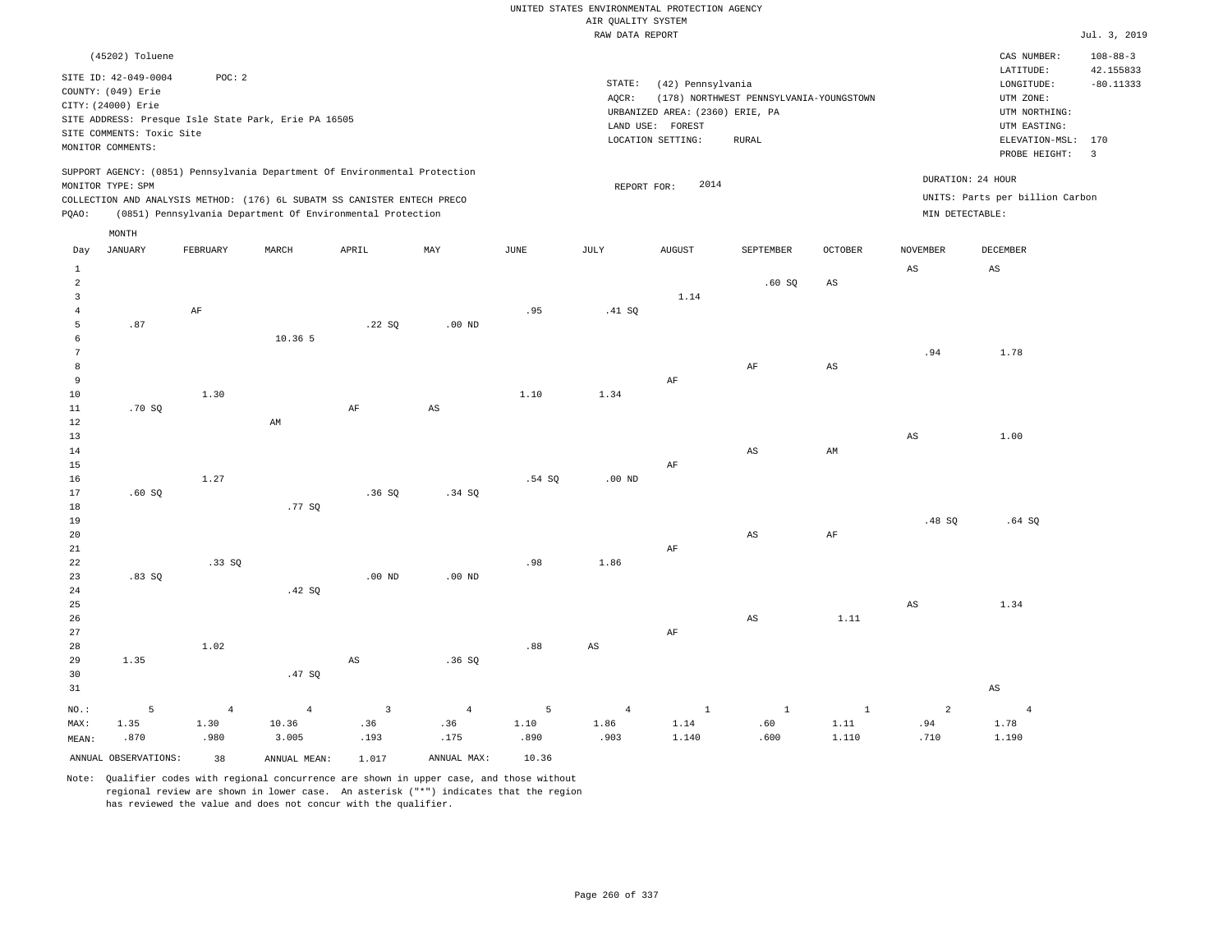UNITED STATES ENVIRONMENTAL PROTECTION AGENCY
AIR QUALITY SYSTEM
RAW DATA REPORT

Jul. 3, 2019

(45202) Toluene

SITE ID: 42-049-0004 POC: 2
COUNTY: (049) Erie
CITY: (24000) Erie
SITE ADDRESS: Presque Isle State Park, Erie PA 16505
SITE COMMENTS: Toxic Site
MONITOR COMMENTS:

STATE: (42) Pennsylvania
AQCR: (178) NORTHWEST PENNSYLVANIA-YOUNGSTOWN
URBANIZED AREA: (2360) ERIE, PA
LAND USE: FOREST
LOCATION SETTING: RURAL

CAS NUMBER: 108-88-3
LATITUDE: 42.155833
LONGITUDE: -80.11333
UTM ZONE:
UTM NORTHING:
UTM EASTING:
ELEVATION-MSL: 170
PROBE HEIGHT: 3

SUPPORT AGENCY: (0851) Pennsylvania Department Of Environmental Protection
MONITOR TYPE: SPM
COLLECTION AND ANALYSIS METHOD: (176) 6L SUBATM SS CANISTER ENTECH PRECO
PQAO: (0851) Pennsylvania Department Of Environmental Protection

REPORT FOR: 2014

DURATION: 24 HOUR
UNITS: Parts per billion Carbon
MIN DETECTABLE:

| Day | JANUARY | FEBRUARY | MARCH | APRIL | MAY | JUNE | JULY | AUGUST | SEPTEMBER | OCTOBER | NOVEMBER | DECEMBER |
|---|---|---|---|---|---|---|---|---|---|---|---|---|
| 1 | | | | | | | | | | | AS | AS |
| 2 | | | | | | | | | .60 SQ | AS | | |
| 3 | | | | | | | | 1.14 | | | | |
| 4 | | AF | | | | .95 | .41 SQ | | | | | |
| 5 | .87 | | | .22 SQ | .00 ND | | | | | | | |
| 6 | | | 10.36 5 | | | | | | | | | |
| 7 | | | | | | | | | | | .94 | 1.78 |
| 8 | | | | | | | | | AF | AS | | |
| 9 | | | | | | | | AF | | | | |
| 10 | | 1.30 | | | | 1.10 | 1.34 | | | | | |
| 11 | .70 SQ | | | AF | AS | | | | | | | |
| 12 | | | AM | | | | | | | | | |
| 13 | | | | | | | | | | | AS | 1.00 |
| 14 | | | | | | | | | AS | AM | | |
| 15 | | | | | | | | AF | | | | |
| 16 | | 1.27 | | | | .54 SQ | .00 ND | | | | | |
| 17 | .60 SQ | | | .36 SQ | .34 SQ | | | | | | | |
| 18 | | | .77 SQ | | | | | | | | | |
| 19 | | | | | | | | | | | .48 SQ | .64 SQ |
| 20 | | | | | | | | | AS | AF | | |
| 21 | | | | | | | | AF | | | | |
| 22 | | .33 SQ | | | | .98 | 1.86 | | | | | |
| 23 | .83 SQ | | | .00 ND | .00 ND | | | | | | | |
| 24 | | | .42 SQ | | | | | | | | | |
| 25 | | | | | | | | | | | AS | 1.34 |
| 26 | | | | | | | | | AS | 1.11 | | |
| 27 | | | | | | | | AF | | | | |
| 28 | | 1.02 | | | | .88 | AS | | | | | |
| 29 | 1.35 | | | AS | .36 SQ | | | | | | | |
| 30 | | | .47 SQ | | | | | | | | | |
| 31 | | | | | | | | | | | | AS |
| NO.: | 5 | 4 | 4 | 3 | 4 | 5 | 4 | 1 | 1 | 1 | 2 | 4 |
| MAX: | 1.35 | 1.30 | 10.36 | .36 | .36 | 1.10 | 1.86 | 1.14 | .60 | 1.11 | .94 | 1.78 |
| MEAN: | .870 | .980 | 3.005 | .193 | .175 | .890 | .903 | 1.140 | .600 | 1.110 | .710 | 1.190 |

ANNUAL OBSERVATIONS: 38 ANNUAL MEAN: 1.017 ANNUAL MAX: 10.36

Note: Qualifier codes with regional concurrence are shown in upper case, and those without regional review are shown in lower case. An asterisk ("*") indicates that the region has reviewed the value and does not concur with the qualifier.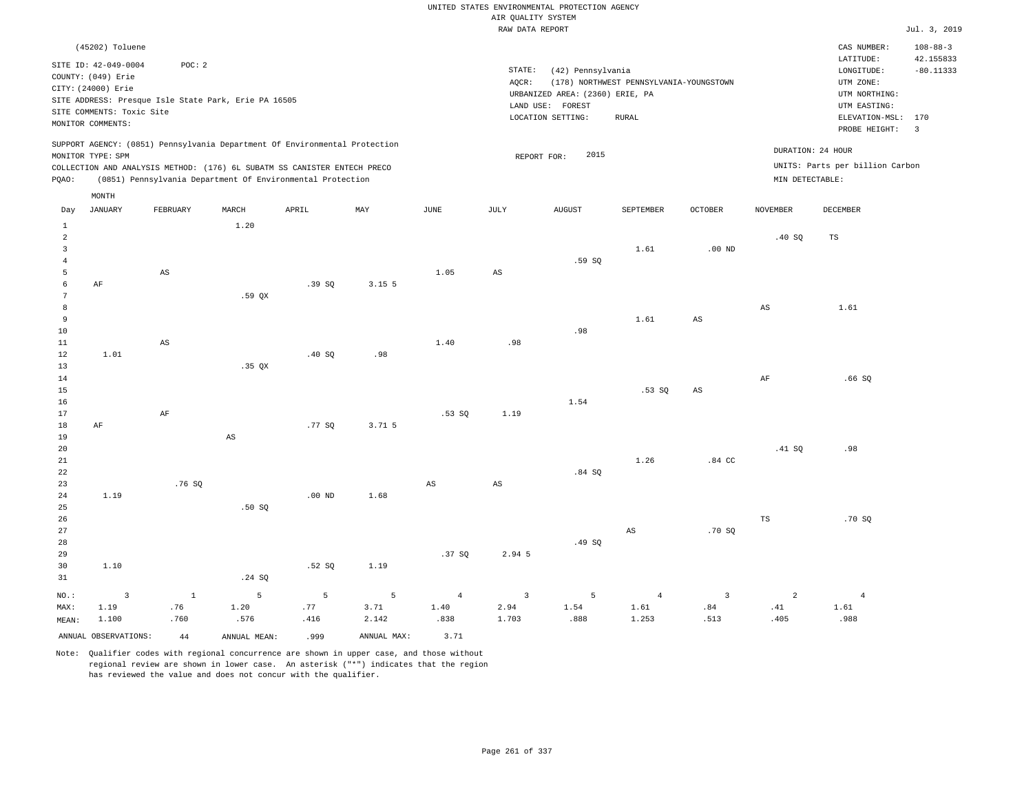UNITED STATES ENVIRONMENTAL PROTECTION AGENCY
AIR QUALITY SYSTEM
RAW DATA REPORT

Jul. 3, 2019

(45202) Toluene

SITE ID: 42-049-0004 POC: 2
COUNTY: (049) Erie
CITY: (24000) Erie
SITE ADDRESS: Presque Isle State Park, Erie PA 16505
SITE COMMENTS: Toxic Site
MONITOR COMMENTS:

STATE: (42) Pennsylvania
AQCR: (178) NORTHWEST PENNSYLVANIA-YOUNGSTOWN
URBANIZED AREA: (2360) ERIE, PA
LAND USE: FOREST
LOCATION SETTING: RURAL

CAS NUMBER: 108-88-3
LATITUDE: 42.155833
LONGITUDE: -80.11333
UTM ZONE:
UTM NORTHING:
UTM EASTING:
ELEVATION-MSL: 170
PROBE HEIGHT: 3

SUPPORT AGENCY: (0851) Pennsylvania Department Of Environmental Protection
MONITOR TYPE: SPM
COLLECTION AND ANALYSIS METHOD: (176) 6L SUBATM SS CANISTER ENTECH PRECO
PQAO: (0851) Pennsylvania Department Of Environmental Protection

REPORT FOR: 2015

DURATION: 24 HOUR
UNITS: Parts per billion Carbon
MIN DETECTABLE:

| Day | JANUARY | FEBRUARY | MARCH | APRIL | MAY | JUNE | JULY | AUGUST | SEPTEMBER | OCTOBER | NOVEMBER | DECEMBER |
|---|---|---|---|---|---|---|---|---|---|---|---|---|
| 1 | | | 1.20 | | | | | | | | | |
| 2 | | | | | | | | | | | .40 SQ | TS |
| 3 | | | | | | | | | 1.61 | .00 ND | | |
| 4 | | | | | | | | .59 SQ | | | | |
| 5 | | AS | | | | 1.05 | AS | | | | | |
| 6 | AF | | | .39 SQ | 3.15 5 | | | | | | | |
| 7 | | | .59 QX | | | | | | | | | |
| 8 | | | | | | | | | | | AS | 1.61 |
| 9 | | | | | | | | | 1.61 | AS | | |
| 10 | | | | | | | | .98 | | | | |
| 11 | | AS | | | | 1.40 | .98 | | | | | |
| 12 | 1.01 | | | .40 SQ | .98 | | | | | | | |
| 13 | | | .35 QX | | | | | | | | | |
| 14 | | | | | | | | | | | AF | .66 SQ |
| 15 | | | | | | | | | .53 SQ | AS | | |
| 16 | | | | | | | | 1.54 | | | | |
| 17 | | AF | | | | .53 SQ | 1.19 | | | | | |
| 18 | AF | | | .77 SQ | 3.71 5 | | | | | | | |
| 19 | | | AS | | | | | | | | | |
| 20 | | | | | | | | | | | .41 SQ | .98 |
| 21 | | | | | | | | | 1.26 | .84 CC | | |
| 22 | | | | | | | | .84 SQ | | | | |
| 23 | | .76 SQ | | | | AS | AS | | | | | |
| 24 | 1.19 | | | .00 ND | 1.68 | | | | | | | |
| 25 | | | .50 SQ | | | | | | | | | |
| 26 | | | | | | | | | | | TS | .70 SQ |
| 27 | | | | | | | | | AS | .70 SQ | | |
| 28 | | | | | | | | .49 SQ | | | | |
| 29 | | | | | | .37 SQ | 2.94 5 | | | | | |
| 30 | 1.10 | | | .52 SQ | 1.19 | | | | | | | |
| 31 | | | .24 SQ | | | | | | | | | |
| NO.: | 3 | 1 | 5 | 5 | 5 | 4 | 3 | 5 | 4 | 3 | 2 | 4 |
| MAX: | 1.19 | .76 | 1.20 | .77 | 3.71 | 1.40 | 2.94 | 1.54 | 1.61 | .84 | .41 | 1.61 |
| MEAN: | 1.100 | .760 | .576 | .416 | 2.142 | .838 | 1.703 | .888 | 1.253 | .513 | .405 | .988 |

ANNUAL OBSERVATIONS: 44 ANNUAL MEAN: .999 ANNUAL MAX: 3.71

Note: Qualifier codes with regional concurrence are shown in upper case, and those without regional review are shown in lower case. An asterisk ("*") indicates that the region has reviewed the value and does not concur with the qualifier.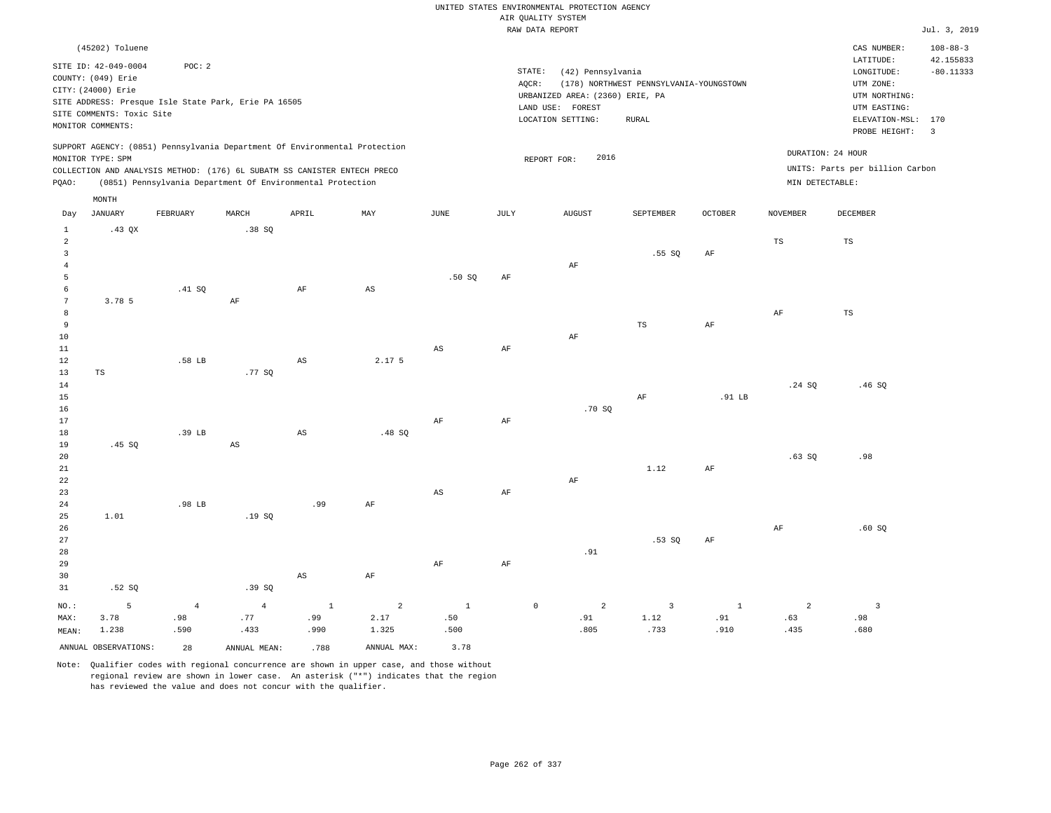UNITED STATES ENVIRONMENTAL PROTECTION AGENCY
AIR QUALITY SYSTEM
RAW DATA REPORT

Jul. 3, 2019

(45202) Toluene

SITE ID: 42-049-0004 POC: 2
COUNTY: (049) Erie
CITY: (24000) Erie
SITE ADDRESS: Presque Isle State Park, Erie PA 16505
SITE COMMENTS: Toxic Site
MONITOR COMMENTS:

STATE: (42) Pennsylvania
AQCR: (178) NORTHWEST PENNSYLVANIA-YOUNGSTOWN
URBANIZED AREA: (2360) ERIE, PA
LAND USE: FOREST
LOCATION SETTING: RURAL

CAS NUMBER: 108-88-3
LATITUDE: 42.155833
LONGITUDE: -80.11333
UTM ZONE:
UTM NORTHING:
UTM EASTING:
ELEVATION-MSL: 170
PROBE HEIGHT: 3

SUPPORT AGENCY: (0851) Pennsylvania Department Of Environmental Protection
MONITOR TYPE: SPM
COLLECTION AND ANALYSIS METHOD: (176) 6L SUBATM SS CANISTER ENTECH PRECO
PQAO: (0851) Pennsylvania Department Of Environmental Protection

REPORT FOR: 2016

DURATION: 24 HOUR
UNITS: Parts per billion Carbon
MIN DETECTABLE:

| Day | JANUARY | FEBRUARY | MARCH | APRIL | MAY | JUNE | JULY | AUGUST | SEPTEMBER | OCTOBER | NOVEMBER | DECEMBER |
|---|---|---|---|---|---|---|---|---|---|---|---|---|
| 1 | .43 QX | | .38 SQ | | | | | | | | | |
| 2 | | | | | | | | | | | TS | TS |
| 3 | | | | | | | | | .55 SQ | AF | | |
| 4 | | | | | | | | AF | | | | |
| 5 | | | | | | .50 SQ | AF | | | | | |
| 6 | | .41 SQ | | AF | AS | | | | | | | |
| 7 | 3.78 5 | | AF | | | | | | | | | |
| 8 | | | | | | | | | | | AF | TS |
| 9 | | | | | | | | | TS | AF | | |
| 10 | | | | | | | | AF | | | | |
| 11 | | | | | | AS | AF | | | | | |
| 12 | | .58 LB | | AS | 2.17 5 | | | | | | | |
| 13 | TS | | .77 SQ | | | | | | | | | |
| 14 | | | | | | | | | | | .24 SQ | .46 SQ |
| 15 | | | | | | | | | AF | .91 LB | | |
| 16 | | | | | | | | .70 SQ | | | | |
| 17 | | | | | | AF | AF | | | | | |
| 18 | | .39 LB | | AS | .48 SQ | | | | | | | |
| 19 | .45 SQ | | AS | | | | | | | | | |
| 20 | | | | | | | | | | | .63 SQ | .98 |
| 21 | | | | | | | | | 1.12 | AF | | |
| 22 | | | | | | | | AF | | | | |
| 23 | | | | | | AS | AF | | | | | |
| 24 | | .98 LB | | .99 | AF | | | | | | | |
| 25 | 1.01 | | .19 SQ | | | | | | | | | |
| 26 | | | | | | | | | | | AF | .60 SQ |
| 27 | | | | | | | | | .53 SQ | AF | | |
| 28 | | | | | | | | .91 | | | | |
| 29 | | | | | | AF | AF | | | | | |
| 30 | | | | AS | AF | | | | | | | |
| 31 | .52 SQ | | .39 SQ | | | | | | | | | |
| NO.: | 5 | 4 | 4 | 1 | 2 | 1 | 0 | 2 | 3 | 1 | 2 | 3 |
| MAX: | 3.78 | .98 | .77 | .99 | 2.17 | .50 | | .91 | 1.12 | .91 | .63 | .98 |
| MEAN: | 1.238 | .590 | .433 | .990 | 1.325 | .500 | | .805 | .733 | .910 | .435 | .680 |

ANNUAL OBSERVATIONS: 28 ANNUAL MEAN: .788 ANNUAL MAX: 3.78

Note: Qualifier codes with regional concurrence are shown in upper case, and those without regional review are shown in lower case. An asterisk ("*") indicates that the region has reviewed the value and does not concur with the qualifier.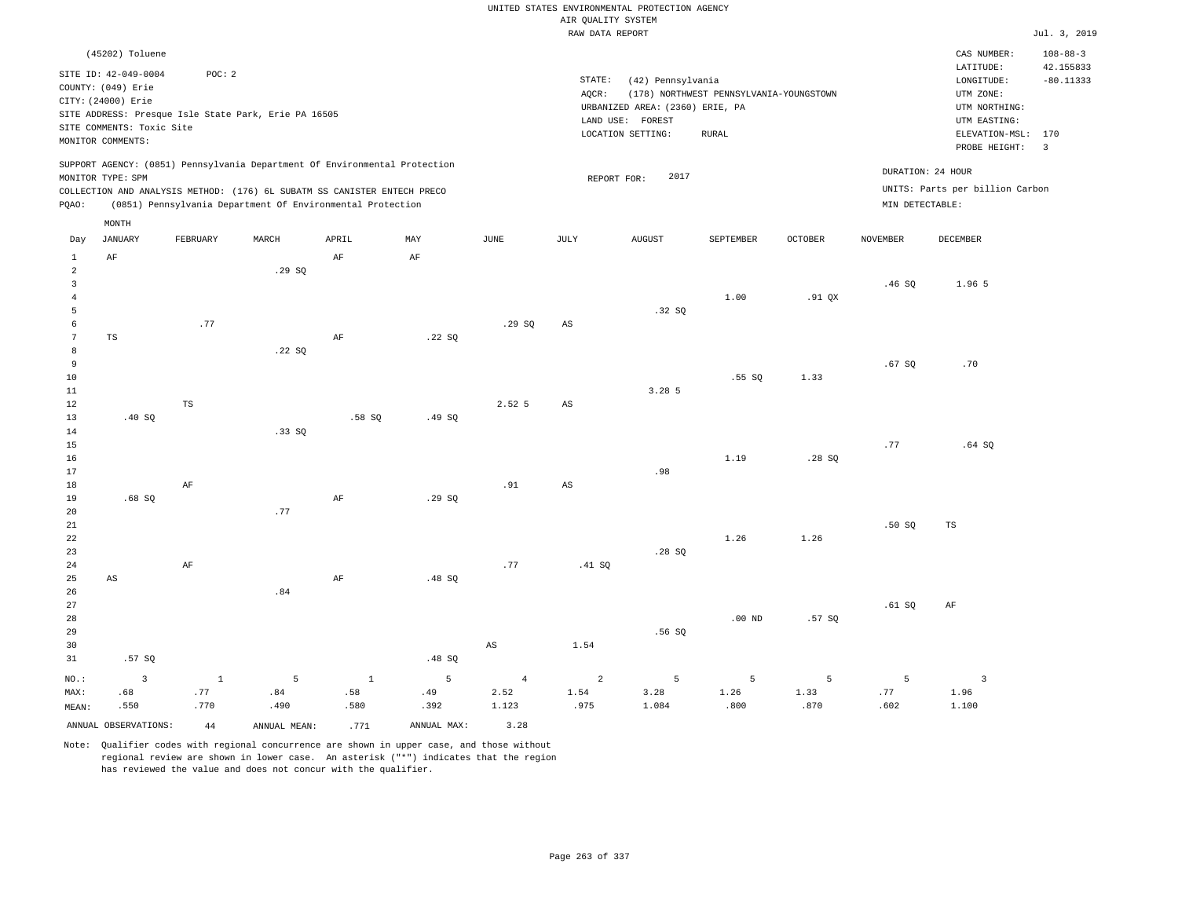UNITED STATES ENVIRONMENTAL PROTECTION AGENCY
AIR QUALITY SYSTEM
RAW DATA REPORT

Jul. 3, 2019

(45202) Toluene

SITE ID: 42-049-0004 POC: 2
COUNTY: (049) Erie
CITY: (24000) Erie
SITE ADDRESS: Presque Isle State Park, Erie PA 16505
SITE COMMENTS: Toxic Site
MONITOR COMMENTS:

STATE: (42) Pennsylvania
AQCR: (178) NORTHWEST PENNSYLVANIA-YOUNGSTOWN
URBANIZED AREA: (2360) ERIE, PA
LAND USE: FOREST
LOCATION SETTING: RURAL

CAS NUMBER: 108-88-3
LATITUDE: 42.155833
LONGITUDE: -80.11333
UTM ZONE:
UTM NORTHING:
UTM EASTING:
ELEVATION-MSL: 170
PROBE HEIGHT: 3

SUPPORT AGENCY: (0851) Pennsylvania Department Of Environmental Protection
MONITOR TYPE: SPM
COLLECTION AND ANALYSIS METHOD: (176) 6L SUBATM SS CANISTER ENTECH PRECO
PQAO: (0851) Pennsylvania Department Of Environmental Protection

REPORT FOR: 2017

DURATION: 24 HOUR
UNITS: Parts per billion Carbon
MIN DETECTABLE:

| Day | JANUARY | FEBRUARY | MARCH | APRIL | MAY | JUNE | JULY | AUGUST | SEPTEMBER | OCTOBER | NOVEMBER | DECEMBER |
|---|---|---|---|---|---|---|---|---|---|---|---|---|
| 1 | AF | | | AF | AF | | | | | | | |
| 2 | | | .29 SQ | | | | | | | | | |
| 3 | | | | | | | | | | | .46 SQ | 1.96 5 |
| 4 | | | | | | | | | 1.00 | .91 QX | | |
| 5 | | | | | | | | .32 SQ | | | | |
| 6 | | .77 | | | | .29 SQ | AS | | | | | |
| 7 | TS | | | AF | .22 SQ | | | | | | | |
| 8 | | | .22 SQ | | | | | | | | | |
| 9 | | | | | | | | | | | .67 SQ | .70 |
| 10 | | | | | | | | | .55 SQ | 1.33 | | |
| 11 | | | | | | | | 3.28 5 | | | | |
| 12 | | TS | | | | 2.52 5 | AS | | | | | |
| 13 | .40 SQ | | | .58 SQ | .49 SQ | | | | | | | |
| 14 | | | .33 SQ | | | | | | | | | |
| 15 | | | | | | | | | | | .77 | .64 SQ |
| 16 | | | | | | | | | 1.19 | .28 SQ | | |
| 17 | | | | | | | | .98 | | | | |
| 18 | | AF | | | | .91 | AS | | | | | |
| 19 | .68 SQ | | | AF | .29 SQ | | | | | | | |
| 20 | | | .77 | | | | | | | | | |
| 21 | | | | | | | | | | | .50 SQ | TS |
| 22 | | | | | | | | | 1.26 | 1.26 | | |
| 23 | | | | | | | | .28 SQ | | | | |
| 24 | | AF | | | | .77 | .41 SQ | | | | | |
| 25 | AS | | | AF | .48 SQ | | | | | | | |
| 26 | | | .84 | | | | | | | | | |
| 27 | | | | | | | | | | | .61 SQ | AF |
| 28 | | | | | | | | | .00 ND | .57 SQ | | |
| 29 | | | | | | | | .56 SQ | | | | |
| 30 | | | | | | AS | 1.54 | | | | | |
| 31 | .57 SQ | | | | .48 SQ | | | | | | | |
| NO.: | 3 | 1 | 5 | 1 | 5 | 4 | 2 | 5 | 5 | 5 | 5 | 3 |
| MAX: | .68 | .77 | .84 | .58 | .49 | 2.52 | 1.54 | 3.28 | 1.26 | 1.33 | .77 | 1.96 |
| MEAN: | .550 | .770 | .490 | .580 | .392 | 1.123 | .975 | 1.084 | .800 | .870 | .602 | 1.100 |

ANNUAL OBSERVATIONS: 44 ANNUAL MEAN: .771 ANNUAL MAX: 3.28

Note: Qualifier codes with regional concurrence are shown in upper case, and those without regional review are shown in lower case. An asterisk ("*") indicates that the region has reviewed the value and does not concur with the qualifier.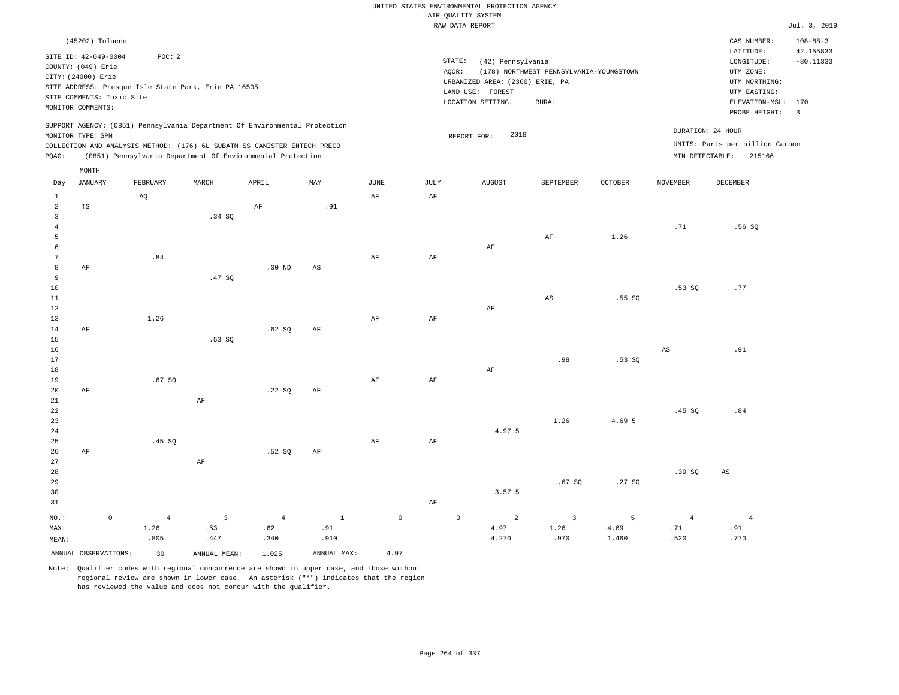UNITED STATES ENVIRONMENTAL PROTECTION AGENCY
AIR QUALITY SYSTEM
RAW DATA REPORT

Jul. 3, 2019

(45202) Toluene

SITE ID: 42-049-0004 POC: 2
COUNTY: (049) Erie
CITY: (24000) Erie
SITE ADDRESS: Presque Isle State Park, Erie PA 16505
SITE COMMENTS: Toxic Site
MONITOR COMMENTS:

STATE: (42) Pennsylvania
AQCR: (178) NORTHWEST PENNSYLVANIA-YOUNGSTOWN
URBANIZED AREA: (2360) ERIE, PA
LAND USE: FOREST
LOCATION SETTING: RURAL

CAS NUMBER: 108-88-3
LATITUDE: 42.155833
LONGITUDE: -80.11333
UTM ZONE:
UTM NORTHING:
UTM EASTING:
ELEVATION-MSL: 170
PROBE HEIGHT: 3

SUPPORT AGENCY: (0851) Pennsylvania Department Of Environmental Protection
MONITOR TYPE: SPM
COLLECTION AND ANALYSIS METHOD: (176) 6L SUBATM SS CANISTER ENTECH PRECO
PQAO: (0851) Pennsylvania Department Of Environmental Protection

REPORT FOR: 2018

DURATION: 24 HOUR
UNITS: Parts per billion Carbon
MIN DETECTABLE: .215166

| Day | JANUARY | FEBRUARY | MARCH | APRIL | MAY | JUNE | JULY | AUGUST | SEPTEMBER | OCTOBER | NOVEMBER | DECEMBER |
|---|---|---|---|---|---|---|---|---|---|---|---|---|
| 1 | | AQ | | | | AF | AF | | | | | |
| 2 | TS | | | AF | .91 | | | | | | | |
| 3 | | | .34 SQ | | | | | | | | | |
| 4 | | | | | | | | | | | .71 | .56 SQ |
| 5 | | | | | | | | | AF | 1.26 | | |
| 6 | | | | | | | | AF | | | | |
| 7 | | .84 | | | | AF | AF | | | | | |
| 8 | AF | | | .00 ND | AS | | | | | | | |
| 9 | | | .47 SQ | | | | | | | | | |
| 10 | | | | | | | | | | | .53 SQ | .77 |
| 11 | | | | | | | | | AS | .55 SQ | | |
| 12 | | | | | | | | AF | | | | |
| 13 | | 1.26 | | | | AF | AF | | | | | |
| 14 | AF | | | .62 SQ | AF | | | | | | | |
| 15 | | | .53 SQ | | | | | | | | | |
| 16 | | | | | | | | | | | AS | .91 |
| 17 | | | | | | | | | .98 | .53 SQ | | |
| 18 | | | | | | | | AF | | | | |
| 19 | | .67 SQ | | | | AF | AF | | | | | |
| 20 | AF | | | .22 SQ | AF | | | | | | | |
| 21 | | | AF | | | | | | | | | |
| 22 | | | | | | | | | | | .45 SQ | .84 |
| 23 | | | | | | | | | 1.26 | 4.69 5 | | |
| 24 | | | | | | | | 4.97 5 | | | | |
| 25 | | .45 SQ | | | | AF | AF | | | | | |
| 26 | AF | | | .52 SQ | AF | | | | | | | |
| 27 | | | AF | | | | | | | | | |
| 28 | | | | | | | | | | | .39 SQ | AS |
| 29 | | | | | | | | | .67 SQ | .27 SQ | | |
| 30 | | | | | | | | 3.57 5 | | | | |
| 31 | | | | | | | AF | | | | | |
| NO.: | 0 | 4 | 3 | 4 | 1 | 0 | 0 | 2 | 3 | 5 | 4 | 4 |
| MAX: | | 1.26 | .53 | .62 | .91 | | | 4.97 | 1.26 | 4.69 | .71 | .91 |
| MEAN: | | .805 | .447 | .340 | .910 | | | 4.270 | .970 | 1.460 | .520 | .770 |

ANNUAL OBSERVATIONS: 30 ANNUAL MEAN: 1.025 ANNUAL MAX: 4.97

Note: Qualifier codes with regional concurrence are shown in upper case, and those without regional review are shown in lower case. An asterisk ("*") indicates that the region has reviewed the value and does not concur with the qualifier.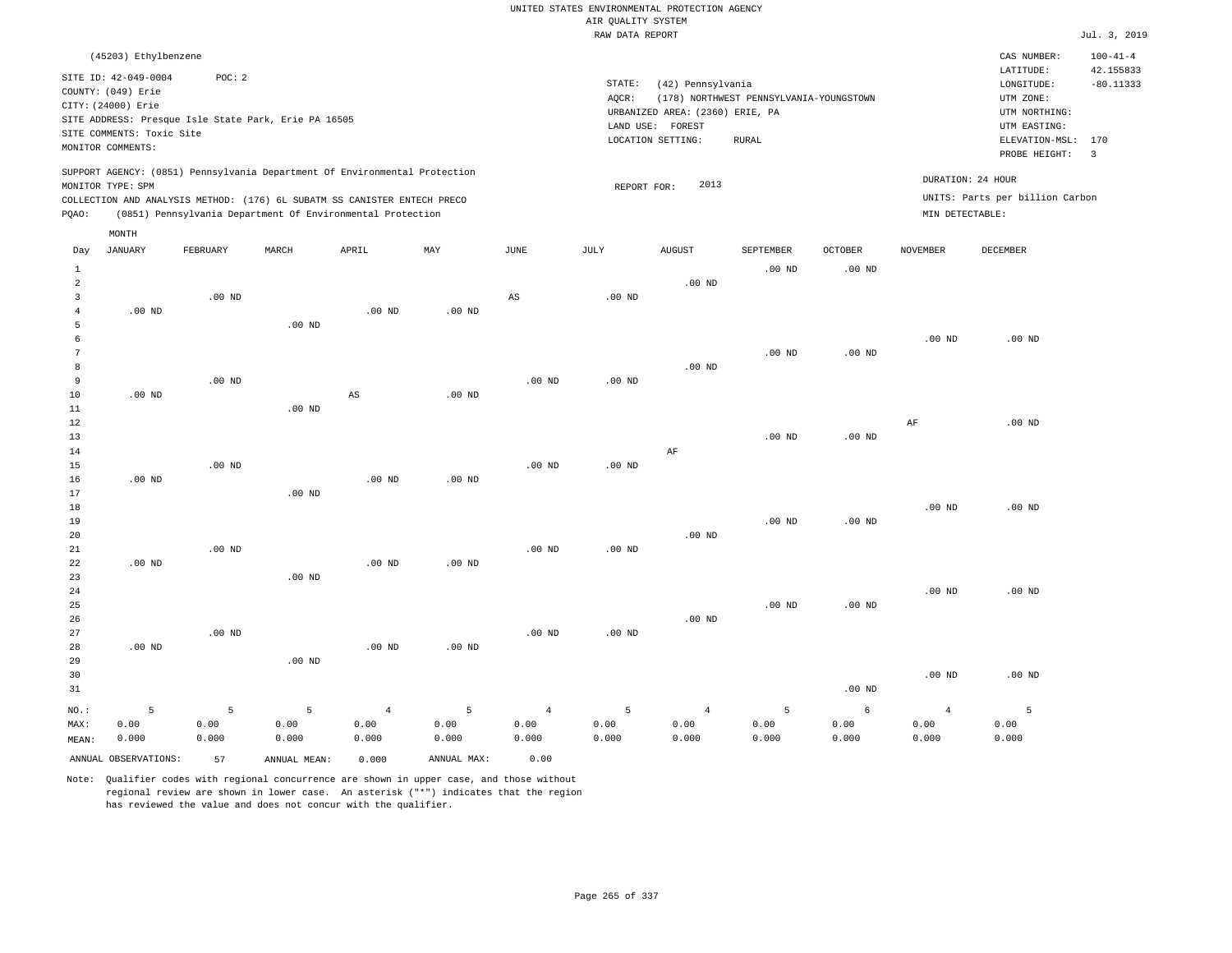UNITED STATES ENVIRONMENTAL PROTECTION AGENCY
AIR QUALITY SYSTEM
RAW DATA REPORT

Jul. 3, 2019

(45203) Ethylbenzene

SITE ID: 42-049-0004 POC: 2
COUNTY: (049) Erie
CITY: (24000) Erie
SITE ADDRESS: Presque Isle State Park, Erie PA 16505
SITE COMMENTS: Toxic Site
MONITOR COMMENTS:

STATE: (42) Pennsylvania
AQCR: (178) NORTHWEST PENNSYLVANIA-YOUNGSTOWN
URBANIZED AREA: (2360) ERIE, PA
LAND USE: FOREST
LOCATION SETTING: RURAL

CAS NUMBER: 100-41-4
LATITUDE: 42.155833
LONGITUDE: -80.11333
UTM ZONE:
UTM NORTHING:
UTM EASTING:
ELEVATION-MSL: 170
PROBE HEIGHT: 3

SUPPORT AGENCY: (0851) Pennsylvania Department Of Environmental Protection
MONITOR TYPE: SPM
COLLECTION AND ANALYSIS METHOD: (176) 6L SUBATM SS CANISTER ENTECH PRECO
PQAO: (0851) Pennsylvania Department Of Environmental Protection

REPORT FOR: 2013

DURATION: 24 HOUR
UNITS: Parts per billion Carbon
MIN DETECTABLE:

| Day | JANUARY | FEBRUARY | MARCH | APRIL | MAY | JUNE | JULY | AUGUST | SEPTEMBER | OCTOBER | NOVEMBER | DECEMBER |
|---|---|---|---|---|---|---|---|---|---|---|---|---|
| 1 | | | | | | | | | .00 ND | .00 ND | | |
| 2 | | | | | | | | .00 ND | | | | |
| 3 | | .00 ND | | | | AS | .00 ND | | | | | |
| 4 | .00 ND | | | .00 ND | .00 ND | | | | | | | |
| 5 | | | .00 ND | | | | | | | | | |
| 6 | | | | | | | | | | | .00 ND | .00 ND |
| 7 | | | | | | | | | .00 ND | .00 ND | | |
| 8 | | | | | | | | .00 ND | | | | |
| 9 | | .00 ND | | | | .00 ND | .00 ND | | | | | |
| 10 | .00 ND | | | AS | .00 ND | | | | | | | |
| 11 | | | .00 ND | | | | | | | | | |
| 12 | | | | | | | | | | | AF | .00 ND |
| 13 | | | | | | | | | .00 ND | .00 ND | | |
| 14 | | | | | | | | AF | | | | |
| 15 | | .00 ND | | | | .00 ND | .00 ND | | | | | |
| 16 | .00 ND | | | .00 ND | .00 ND | | | | | | | |
| 17 | | | .00 ND | | | | | | | | | |
| 18 | | | | | | | | | | | .00 ND | .00 ND |
| 19 | | | | | | | | | .00 ND | .00 ND | | |
| 20 | | | | | | | | .00 ND | | | | |
| 21 | | .00 ND | | | | .00 ND | .00 ND | | | | | |
| 22 | .00 ND | | | .00 ND | .00 ND | | | | | | | |
| 23 | | | .00 ND | | | | | | | | | |
| 24 | | | | | | | | | | | .00 ND | .00 ND |
| 25 | | | | | | | | | .00 ND | .00 ND | | |
| 26 | | | | | | | | .00 ND | | | | |
| 27 | | .00 ND | | | | .00 ND | .00 ND | | | | | |
| 28 | .00 ND | | | .00 ND | .00 ND | | | | | | | |
| 29 | | | .00 ND | | | | | | | | | |
| 30 | | | | | | | | | | | .00 ND | .00 ND |
| 31 | | | | | | | | | | .00 ND | | |
| NO.: | 5 | 5 | 5 | 4 | 5 | 4 | 5 | 4 | 5 | 6 | 4 | 5 |
| MAX: | 0.00 | 0.00 | 0.00 | 0.00 | 0.00 | 0.00 | 0.00 | 0.00 | 0.00 | 0.00 | 0.00 | 0.00 |
| MEAN: | 0.000 | 0.000 | 0.000 | 0.000 | 0.000 | 0.000 | 0.000 | 0.000 | 0.000 | 0.000 | 0.000 | 0.000 |

ANNUAL OBSERVATIONS: 57 ANNUAL MEAN: 0.000 ANNUAL MAX: 0.00

Note: Qualifier codes with regional concurrence are shown in upper case, and those without regional review are shown in lower case. An asterisk ("*") indicates that the region has reviewed the value and does not concur with the qualifier.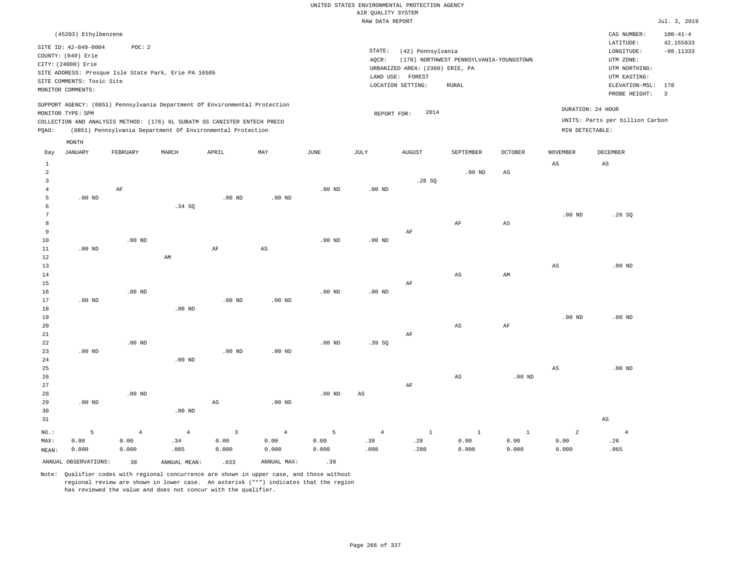UNITED STATES ENVIRONMENTAL PROTECTION AGENCY
AIR QUALITY SYSTEM
RAW DATA REPORT

Jul. 3, 2019

(45203) Ethylbenzene

SITE ID: 42-049-0004 POC: 2
COUNTY: (049) Erie
CITY: (24000) Erie
SITE ADDRESS: Presque Isle State Park, Erie PA 16505
SITE COMMENTS: Toxic Site
MONITOR COMMENTS:

STATE: (42) Pennsylvania
AQCR: (178) NORTHWEST PENNSYLVANIA-YOUNGSTOWN
URBANIZED AREA: (2360) ERIE, PA
LAND USE: FOREST
LOCATION SETTING: RURAL

CAS NUMBER: 100-41-4
LATITUDE: 42.155833
LONGITUDE: -80.11333
UTM ZONE:
UTM NORTHING:
UTM EASTING:
ELEVATION-MSL: 170
PROBE HEIGHT: 3

SUPPORT AGENCY: (0851) Pennsylvania Department Of Environmental Protection
MONITOR TYPE: SPM
COLLECTION AND ANALYSIS METHOD: (176) 6L SUBATM SS CANISTER ENTECH PRECO
PQAO: (0851) Pennsylvania Department Of Environmental Protection

REPORT FOR: 2014

DURATION: 24 HOUR
UNITS: Parts per billion Carbon
MIN DETECTABLE:

| Day | JANUARY | FEBRUARY | MARCH | APRIL | MAY | JUNE | JULY | AUGUST | SEPTEMBER | OCTOBER | NOVEMBER | DECEMBER |
|---|---|---|---|---|---|---|---|---|---|---|---|---|
| 1 | | | | | | | | | | | AS | AS |
| 2 | | | | | | | | | .00 ND | AS | | |
| 3 | | | | | | | | .28 SQ | | | | |
| 4 | | AF | | | | .00 ND | .00 ND | | | | | |
| 5 | .00 ND | | | .00 ND | .00 ND | | | | | | | |
| 6 | | | .34 SQ | | | | | | | | | |
| 7 | | | | | | | | | | | .00 ND | .26 SQ |
| 8 | | | | | | | | | AF | AS | | |
| 9 | | | | | | | | AF | | | | |
| 10 | | .00 ND | | | | .00 ND | .00 ND | | | | | |
| 11 | .00 ND | | | AF | AS | | | | | | | |
| 12 | | | AM | | | | | | | | | |
| 13 | | | | | | | | | | | AS | .00 ND |
| 14 | | | | | | | | | AS | AM | | |
| 15 | | | | | | | | AF | | | | |
| 16 | | .00 ND | | | | .00 ND | .00 ND | | | | | |
| 17 | .00 ND | | | .00 ND | .00 ND | | | | | | | |
| 18 | | | .00 ND | | | | | | | | | |
| 19 | | | | | | | | | | | .00 ND | .00 ND |
| 20 | | | | | | | | | AS | AF | | |
| 21 | | | | | | | | AF | | | | |
| 22 | | .00 ND | | | | .00 ND | .39 SQ | | | | | |
| 23 | .00 ND | | | .00 ND | .00 ND | | | | | | | |
| 24 | | | .00 ND | | | | | | | | | |
| 25 | | | | | | | | | | | AS | .00 ND |
| 26 | | | | | | | | | AS | .00 ND | | |
| 27 | | | | | | | | AF | | | | |
| 28 | | .00 ND | | | | .00 ND | AS | | | | | |
| 29 | .00 ND | | | AS | .00 ND | | | | | | | |
| 30 | | | .00 ND | | | | | | | | | |
| 31 | | | | | | | | | | | | AS |
| NO.: | 5 | 4 | 4 | 3 | 4 | 5 | 4 | 1 | 1 | 1 | 2 | 4 |
| MAX: | 0.00 | 0.00 | .34 | 0.00 | 0.00 | 0.00 | .39 | .28 | 0.00 | 0.00 | 0.00 | .26 |
| MEAN: | 0.000 | 0.000 | .085 | 0.000 | 0.000 | 0.000 | .098 | .280 | 0.000 | 0.000 | 0.000 | .065 |

ANNUAL OBSERVATIONS: 38 ANNUAL MEAN: .033 ANNUAL MAX: .39

Note: Qualifier codes with regional concurrence are shown in upper case, and those without regional review are shown in lower case. An asterisk ("*") indicates that the region has reviewed the value and does not concur with the qualifier.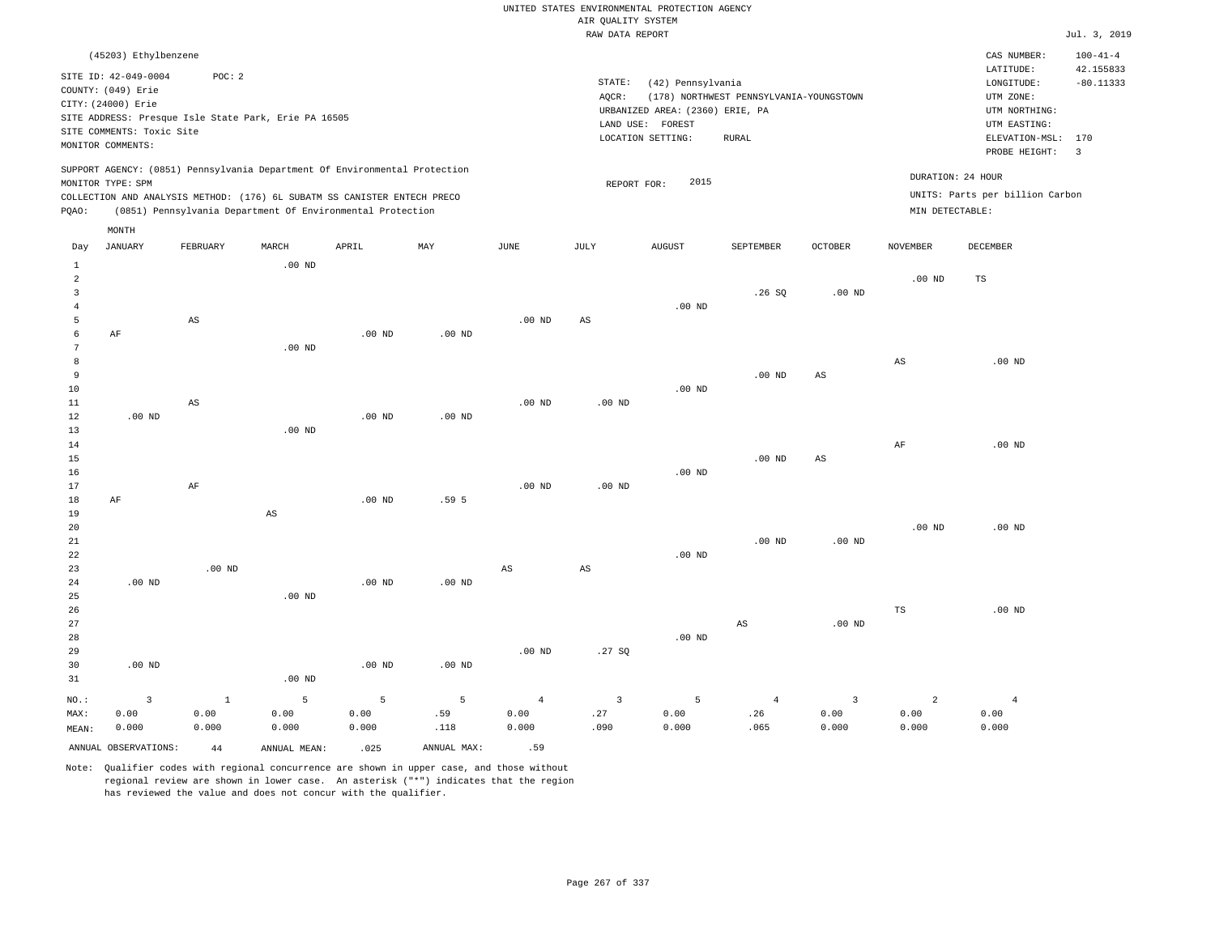UNITED STATES ENVIRONMENTAL PROTECTION AGENCY
AIR QUALITY SYSTEM
RAW DATA REPORT

Jul. 3, 2019

(45203) Ethylbenzene

SITE ID: 42-049-0004 POC: 2
COUNTY: (049) Erie
CITY: (24000) Erie
SITE ADDRESS: Presque Isle State Park, Erie PA 16505
SITE COMMENTS: Toxic Site
MONITOR COMMENTS:

STATE: (42) Pennsylvania
AQCR: (178) NORTHWEST PENNSYLVANIA-YOUNGSTOWN
URBANIZED AREA: (2360) ERIE, PA
LAND USE: FOREST
LOCATION SETTING: RURAL

CAS NUMBER: 100-41-4
LATITUDE: 42.155833
LONGITUDE: -80.11333
UTM ZONE:
UTM NORTHING:
UTM EASTING:
ELEVATION-MSL: 170
PROBE HEIGHT: 3

SUPPORT AGENCY: (0851) Pennsylvania Department Of Environmental Protection
MONITOR TYPE: SPM
COLLECTION AND ANALYSIS METHOD: (176) 6L SUBATM SS CANISTER ENTECH PRECO
PQAO: (0851) Pennsylvania Department Of Environmental Protection

REPORT FOR: 2015

DURATION: 24 HOUR
UNITS: Parts per billion Carbon
MIN DETECTABLE:

| Day | JANUARY | FEBRUARY | MARCH | APRIL | MAY | JUNE | JULY | AUGUST | SEPTEMBER | OCTOBER | NOVEMBER | DECEMBER |
|---|---|---|---|---|---|---|---|---|---|---|---|---|
| 1 | | | .00 ND | | | | | | | | | |
| 2 | | | | | | | | | | | .00 ND | TS |
| 3 | | | | | | | | | .26 SQ | .00 ND | | |
| 4 | | | | | | | | .00 ND | | | | |
| 5 | | AS | | | | .00 ND | AS | | | | | |
| 6 | AF | | | .00 ND | .00 ND | | | | | | | |
| 7 | | | .00 ND | | | | | | | | | |
| 8 | | | | | | | | | | | AS | .00 ND |
| 9 | | | | | | | | | .00 ND | AS | | |
| 10 | | | | | | | | .00 ND | | | | |
| 11 | | AS | | | | .00 ND | .00 ND | | | | | |
| 12 | .00 ND | | | .00 ND | .00 ND | | | | | | | |
| 13 | | | .00 ND | | | | | | | | | |
| 14 | | | | | | | | | | | AF | .00 ND |
| 15 | | | | | | | | | .00 ND | AS | | |
| 16 | | | | | | | | .00 ND | | | | |
| 17 | | AF | | | | .00 ND | .00 ND | | | | | |
| 18 | AF | | | .00 ND | .59 5 | | | | | | | |
| 19 | | | AS | | | | | | | | | |
| 20 | | | | | | | | | | | .00 ND | .00 ND |
| 21 | | | | | | | | | .00 ND | .00 ND | | |
| 22 | | | | | | | | .00 ND | | | | |
| 23 | | .00 ND | | | | AS | AS | | | | | |
| 24 | .00 ND | | | .00 ND | .00 ND | | | | | | | |
| 25 | | | .00 ND | | | | | | | | | |
| 26 | | | | | | | | | | | TS | .00 ND |
| 27 | | | | | | | | | AS | .00 ND | | |
| 28 | | | | | | | | .00 ND | | | | |
| 29 | | | | | | .00 ND | .27 SQ | | | | | |
| 30 | .00 ND | | | .00 ND | .00 ND | | | | | | | |
| 31 | | | .00 ND | | | | | | | | | |
| NO.: | 3 | 1 | 5 | 5 | 5 | 4 | 3 | 5 | 4 | 3 | 2 | 4 |
| MAX: | 0.00 | 0.00 | 0.00 | 0.00 | .59 | 0.00 | .27 | 0.00 | .26 | 0.00 | 0.00 | 0.00 |
| MEAN: | 0.000 | 0.000 | 0.000 | 0.000 | .118 | 0.000 | .090 | 0.000 | .065 | 0.000 | 0.000 | 0.000 |

ANNUAL OBSERVATIONS: 44 ANNUAL MEAN: .025 ANNUAL MAX: .59

Note: Qualifier codes with regional concurrence are shown in upper case, and those without regional review are shown in lower case. An asterisk ("*") indicates that the region has reviewed the value and does not concur with the qualifier.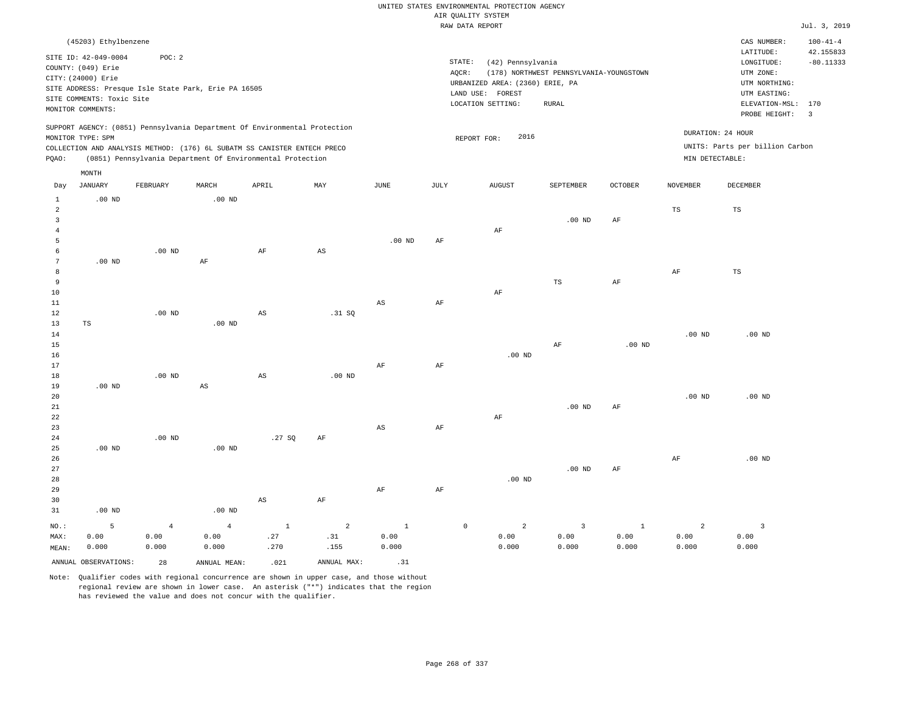UNITED STATES ENVIRONMENTAL PROTECTION AGENCY
AIR QUALITY SYSTEM
RAW DATA REPORT

Jul. 3, 2019

(45203) Ethylbenzene

SITE ID: 42-049-0004 POC: 2
COUNTY: (049) Erie
CITY: (24000) Erie
SITE ADDRESS: Presque Isle State Park, Erie PA 16505
SITE COMMENTS: Toxic Site
MONITOR COMMENTS:

STATE: (42) Pennsylvania
AQCR: (178) NORTHWEST PENNSYLVANIA-YOUNGSTOWN
URBANIZED AREA: (2360) ERIE, PA
LAND USE: FOREST
LOCATION SETTING: RURAL

CAS NUMBER: 100-41-4
LATITUDE: 42.155833
LONGITUDE: -80.11333
UTM ZONE:
UTM NORTHING:
UTM EASTING:
ELEVATION-MSL: 170
PROBE HEIGHT: 3

SUPPORT AGENCY: (0851) Pennsylvania Department Of Environmental Protection
MONITOR TYPE: SPM
COLLECTION AND ANALYSIS METHOD: (176) 6L SUBATM SS CANISTER ENTECH PRECO
PQAO: (0851) Pennsylvania Department Of Environmental Protection

REPORT FOR: 2016

DURATION: 24 HOUR
UNITS: Parts per billion Carbon
MIN DETECTABLE:

| Day | JANUARY | FEBRUARY | MARCH | APRIL | MAY | JUNE | JULY | AUGUST | SEPTEMBER | OCTOBER | NOVEMBER | DECEMBER |
|---|---|---|---|---|---|---|---|---|---|---|---|---|
| 1 | .00 ND | | .00 ND | | | | | | | | | |
| 2 | | | | | | | | | | | TS | TS |
| 3 | | | | | | | | | .00 ND | AF | | |
| 4 | | | | | | | | AF | | | | |
| 5 | | | | | | .00 ND | AF | | | | | |
| 6 | | .00 ND | | AF | AS | | | | | | | |
| 7 | .00 ND | | AF | | | | | | | | | |
| 8 | | | | | | | | | | | AF | TS |
| 9 | | | | | | | | | TS | AF | | |
| 10 | | | | | | | | AF | | | | |
| 11 | | | | | | AS | AF | | | | | |
| 12 | | .00 ND | | AS | .31 SQ | | | | | | | |
| 13 | TS | | .00 ND | | | | | | | | | |
| 14 | | | | | | | | | | | .00 ND | .00 ND |
| 15 | | | | | | | | | AF | .00 ND | | |
| 16 | | | | | | | | .00 ND | | | | |
| 17 | | | | | | AF | AF | | | | | |
| 18 | | .00 ND | | AS | .00 ND | | | | | | | |
| 19 | .00 ND | | AS | | | | | | | | | |
| 20 | | | | | | | | | | | .00 ND | .00 ND |
| 21 | | | | | | | | | .00 ND | AF | | |
| 22 | | | | | | | | AF | | | | |
| 23 | | | | | | AS | AF | | | | | |
| 24 | | .00 ND | | .27 SQ | AF | | | | | | | |
| 25 | .00 ND | | .00 ND | | | | | | | | | |
| 26 | | | | | | | | | | | AF | .00 ND |
| 27 | | | | | | | | | .00 ND | AF | | |
| 28 | | | | | | | | .00 ND | | | | |
| 29 | | | | | | AF | AF | | | | | |
| 30 | | | | AS | AF | | | | | | | |
| 31 | .00 ND | | .00 ND | | | | | | | | | |
| NO.: | 5 | 4 | 4 | 1 | 2 | 1 | 0 | 2 | 3 | 1 | 2 | 3 |
| MAX: | 0.00 | 0.00 | 0.00 | .27 | .31 | 0.00 | | 0.00 | 0.00 | 0.00 | 0.00 | 0.00 |
| MEAN: | 0.000 | 0.000 | 0.000 | .270 | .155 | 0.000 | | 0.000 | 0.000 | 0.000 | 0.000 | 0.000 |

ANNUAL OBSERVATIONS: 28 ANNUAL MEAN: .021 ANNUAL MAX: .31

Note: Qualifier codes with regional concurrence are shown in upper case, and those without regional review are shown in lower case. An asterisk ("*") indicates that the region has reviewed the value and does not concur with the qualifier.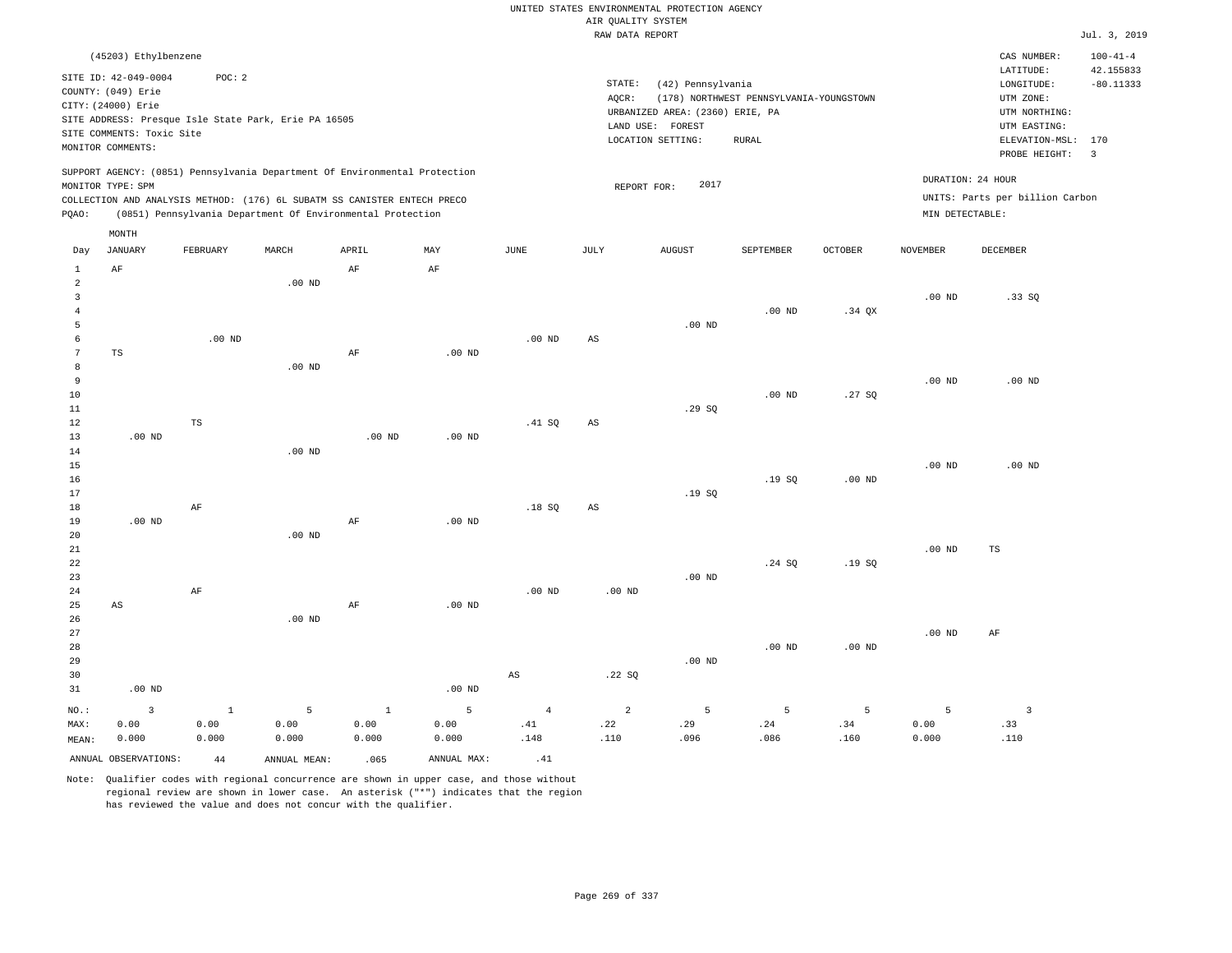UNITED STATES ENVIRONMENTAL PROTECTION AGENCY
AIR QUALITY SYSTEM
RAW DATA REPORT

Jul. 3, 2019

(45203) Ethylbenzene

SITE ID: 42-049-0004    POC: 2
COUNTY: (049) Erie
CITY: (24000) Erie
SITE ADDRESS: Presque Isle State Park, Erie PA 16505
SITE COMMENTS: Toxic Site
MONITOR COMMENTS:

STATE: (42) Pennsylvania
AQCR: (178) NORTHWEST PENNSYLVANIA-YOUNGSTOWN
URBANIZED AREA: (2360) ERIE, PA
LAND USE: FOREST
LOCATION SETTING: RURAL

CAS NUMBER: 100-41-4
LATITUDE: 42.155833
LONGITUDE: -80.11333
UTM ZONE:
UTM NORTHING:
UTM EASTING:
ELEVATION-MSL: 170
PROBE HEIGHT: 3

SUPPORT AGENCY: (0851) Pennsylvania Department Of Environmental Protection
MONITOR TYPE: SPM
COLLECTION AND ANALYSIS METHOD: (176) 6L SUBATM SS CANISTER ENTECH PRECO
PQAO: (0851) Pennsylvania Department Of Environmental Protection

REPORT FOR: 2017

DURATION: 24 HOUR
UNITS: Parts per billion Carbon
MIN DETECTABLE:

| Day | JANUARY | FEBRUARY | MARCH | APRIL | MAY | JUNE | JULY | AUGUST | SEPTEMBER | OCTOBER | NOVEMBER | DECEMBER |
|---|---|---|---|---|---|---|---|---|---|---|---|---|
| 1 | AF | | | AF | AF | | | | | | | |
| 2 | | | .00 ND | | | | | | | | | |
| 3 | | | | | | | | | | | .00 ND | .33 SQ |
| 4 | | | | | | | | | .00 ND | .34 QX | | |
| 5 | | | | | | | | .00 ND | | | | |
| 6 | | .00 ND | | | | .00 ND | AS | | | | | |
| 7 | TS | | | AF | .00 ND | | | | | | | |
| 8 | | | .00 ND | | | | | | | | | |
| 9 | | | | | | | | | | | .00 ND | .00 ND |
| 10 | | | | | | | | | .00 ND | .27 SQ | | |
| 11 | | | | | | | | .29 SQ | | | | |
| 12 | | TS | | | | .41 SQ | AS | | | | | |
| 13 | .00 ND | | | .00 ND | .00 ND | | | | | | | |
| 14 | | | .00 ND | | | | | | | | | |
| 15 | | | | | | | | | | | .00 ND | .00 ND |
| 16 | | | | | | | | | .19 SQ | .00 ND | | |
| 17 | | | | | | | | .19 SQ | | | | |
| 18 | | AF | | | | .18 SQ | AS | | | | | |
| 19 | .00 ND | | | AF | .00 ND | | | | | | | |
| 20 | | | .00 ND | | | | | | | | | |
| 21 | | | | | | | | | | | .00 ND | TS |
| 22 | | | | | | | | | .24 SQ | .19 SQ | | |
| 23 | | | | | | | | .00 ND | | | | |
| 24 | | AF | | | | .00 ND | .00 ND | | | | | |
| 25 | AS | | | AF | .00 ND | | | | | | | |
| 26 | | | .00 ND | | | | | | | | | |
| 27 | | | | | | | | | | | .00 ND | AF |
| 28 | | | | | | | | | .00 ND | .00 ND | | |
| 29 | | | | | | | | .00 ND | | | | |
| 30 | | | | | | AS | .22 SQ | | | | | |
| 31 | .00 ND | | | | .00 ND | | | | | | | |
| NO.: | 3 | 1 | 5 | 1 | 5 | 4 | 2 | 5 | 5 | 5 | 5 | 3 |
| MAX: | 0.00 | 0.00 | 0.00 | 0.00 | 0.00 | .41 | .22 | .29 | .24 | .34 | 0.00 | .33 |
| MEAN: | 0.000 | 0.000 | 0.000 | 0.000 | 0.000 | .148 | .110 | .096 | .086 | .160 | 0.000 | .110 |

ANNUAL OBSERVATIONS: 44    ANNUAL MEAN: .065    ANNUAL MAX: .41

Note: Qualifier codes with regional concurrence are shown in upper case, and those without regional review are shown in lower case. An asterisk ("*") indicates that the region has reviewed the value and does not concur with the qualifier.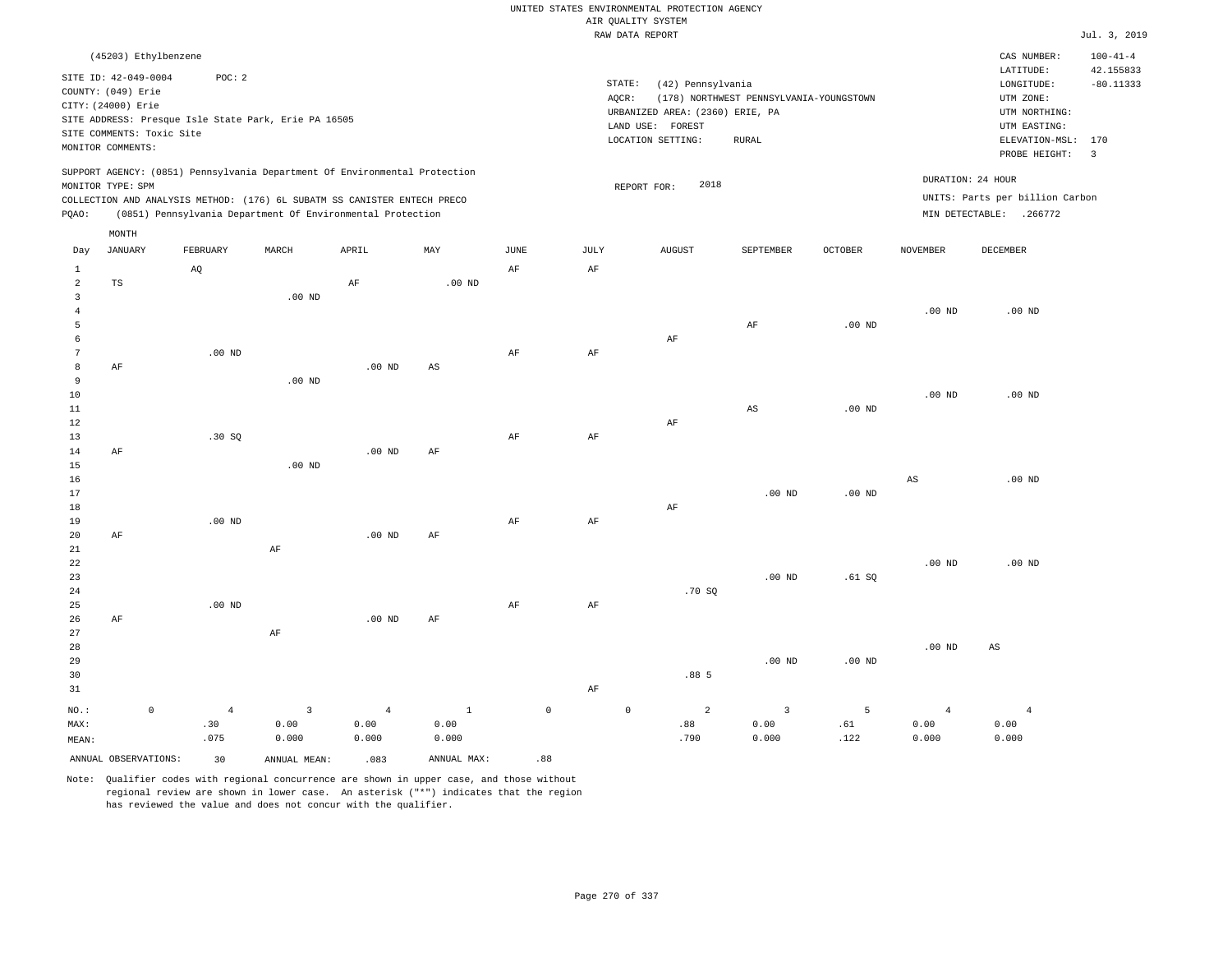UNITED STATES ENVIRONMENTAL PROTECTION AGENCY
AIR QUALITY SYSTEM
RAW DATA REPORT

Jul. 3, 2019

(45203) Ethylbenzene

SITE ID: 42-049-0004 POC: 2
COUNTY: (049) Erie
CITY: (24000) Erie
SITE ADDRESS: Presque Isle State Park, Erie PA 16505
SITE COMMENTS: Toxic Site
MONITOR COMMENTS:

STATE: (42) Pennsylvania
AQCR: (178) NORTHWEST PENNSYLVANIA-YOUNGSTOWN
URBANIZED AREA: (2360) ERIE, PA
LAND USE: FOREST
LOCATION SETTING: RURAL

CAS NUMBER: 100-41-4
LATITUDE: 42.155833
LONGITUDE: -80.11333
UTM ZONE:
UTM NORTHING:
UTM EASTING:
ELEVATION-MSL: 170
PROBE HEIGHT: 3

SUPPORT AGENCY: (0851) Pennsylvania Department Of Environmental Protection
MONITOR TYPE: SPM
COLLECTION AND ANALYSIS METHOD: (176) 6L SUBATM SS CANISTER ENTECH PRECO
PQAO: (0851) Pennsylvania Department Of Environmental Protection

REPORT FOR: 2018

DURATION: 24 HOUR
UNITS: Parts per billion Carbon
MIN DETECTABLE: .266772

| Day | JANUARY | FEBRUARY | MARCH | APRIL | MAY | JUNE | JULY | AUGUST | SEPTEMBER | OCTOBER | NOVEMBER | DECEMBER |
|---|---|---|---|---|---|---|---|---|---|---|---|---|
| 1 | | AQ | | | | AF | AF | | | | | |
| 2 | TS | | | AF | .00 ND | | | | | | | |
| 3 | | | .00 ND | | | | | | | | | |
| 4 | | | | | | | | | | | .00 ND | .00 ND |
| 5 | | | | | | | | | AF | .00 ND | | |
| 6 | | | | | | | | AF | | | | |
| 7 | | .00 ND | | | | AF | AF | | | | | |
| 8 | AF | | | .00 ND | AS | | | | | | | |
| 9 | | | .00 ND | | | | | | | | | |
| 10 | | | | | | | | | | | .00 ND | .00 ND |
| 11 | | | | | | | | | AS | .00 ND | | |
| 12 | | | | | | | | AF | | | | |
| 13 | | .30 SQ | | | | AF | AF | | | | | |
| 14 | AF | | | .00 ND | AF | | | | | | | |
| 15 | | | .00 ND | | | | | | | | | |
| 16 | | | | | | | | | | | AS | .00 ND |
| 17 | | | | | | | | | .00 ND | .00 ND | | |
| 18 | | | | | | | | AF | | | | |
| 19 | | .00 ND | | | | AF | AF | | | | | |
| 20 | AF | | | .00 ND | AF | | | | | | | |
| 21 | | | AF | | | | | | | | | |
| 22 | | | | | | | | | | | .00 ND | .00 ND |
| 23 | | | | | | | | | .00 ND | .61 SQ | | |
| 24 | | | | | | | | .70 SQ | | | | |
| 25 | | .00 ND | | | | AF | AF | | | | | |
| 26 | AF | | | .00 ND | AF | | | | | | | |
| 27 | | | AF | | | | | | | | | |
| 28 | | | | | | | | | | | .00 ND | AS |
| 29 | | | | | | | | | .00 ND | .00 ND | | |
| 30 | | | | | | | | .88 5 | | | | |
| 31 | | | | | | | AF | | | | | |
| NO.: | 0 | 4 | 3 | 4 | 1 | 0 | 0 | 2 | 3 | 5 | 4 | 4 |
| MAX: | | .30 | 0.00 | 0.00 | 0.00 | | | .88 | 0.00 | .61 | 0.00 | 0.00 |
| MEAN: | | .075 | 0.000 | 0.000 | 0.000 | | | .790 | 0.000 | .122 | 0.000 | 0.000 |

ANNUAL OBSERVATIONS: 30 ANNUAL MEAN: .083 ANNUAL MAX: .88

Note: Qualifier codes with regional concurrence are shown in upper case, and those without regional review are shown in lower case. An asterisk ("*") indicates that the region has reviewed the value and does not concur with the qualifier.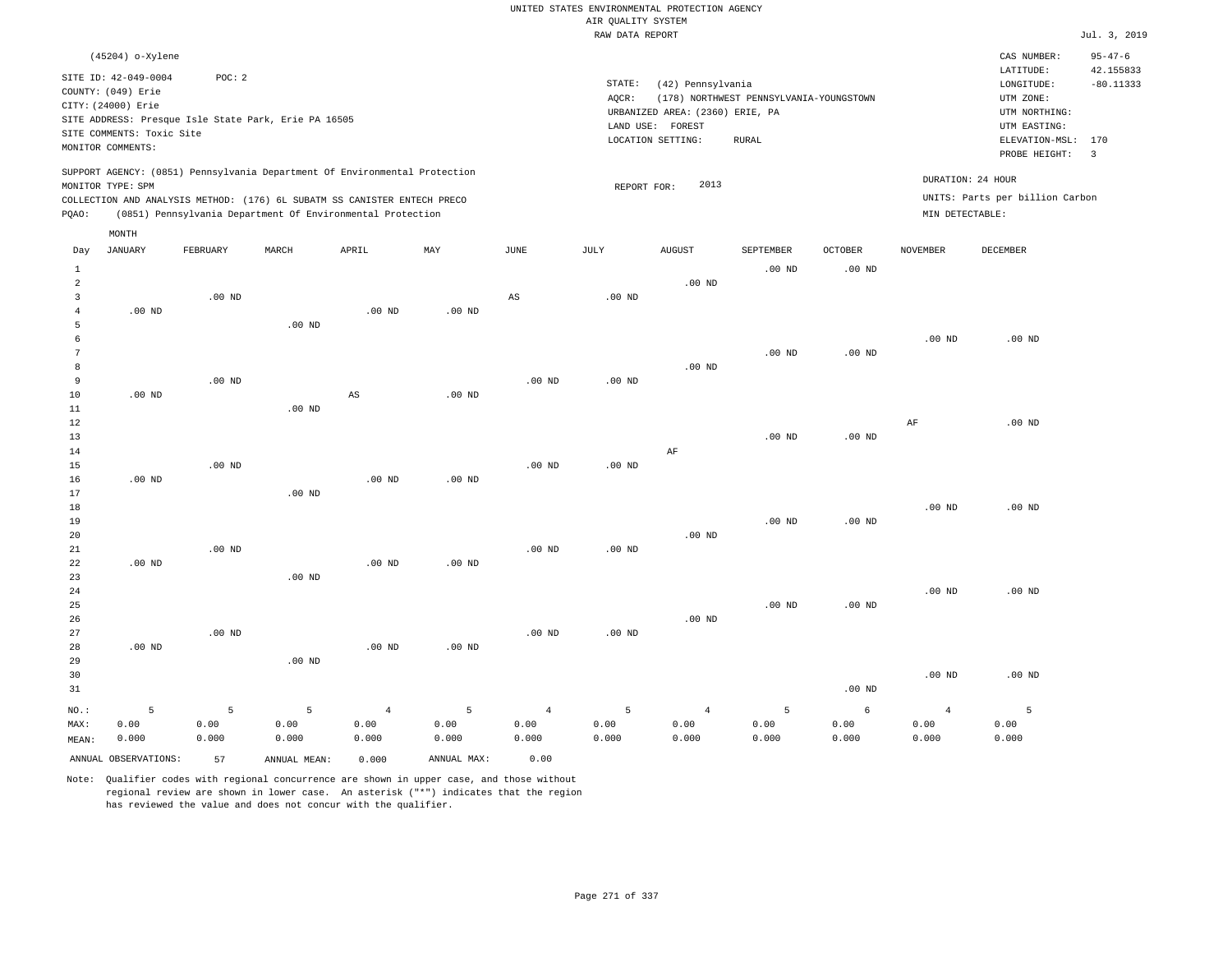UNITED STATES ENVIRONMENTAL PROTECTION AGENCY
AIR QUALITY SYSTEM
RAW DATA REPORT

Jul. 3, 2019

(45204) o-Xylene

SITE ID: 42-049-0004 POC: 2
COUNTY: (049) Erie
CITY: (24000) Erie
SITE ADDRESS: Presque Isle State Park, Erie PA 16505
SITE COMMENTS: Toxic Site
MONITOR COMMENTS:

STATE: (42) Pennsylvania
AQCR: (178) NORTHWEST PENNSYLVANIA-YOUNGSTOWN
URBANIZED AREA: (2360) ERIE, PA
LAND USE: FOREST
LOCATION SETTING: RURAL

CAS NUMBER: 95-47-6
LATITUDE: 42.155833
LONGITUDE: -80.11333
UTM ZONE:
UTM NORTHING:
UTM EASTING:
ELEVATION-MSL: 170
PROBE HEIGHT: 3

SUPPORT AGENCY: (0851) Pennsylvania Department Of Environmental Protection
MONITOR TYPE: SPM
COLLECTION AND ANALYSIS METHOD: (176) 6L SUBATM SS CANISTER ENTECH PRECO
PQAO: (0851) Pennsylvania Department Of Environmental Protection

REPORT FOR: 2013

DURATION: 24 HOUR
UNITS: Parts per billion Carbon
MIN DETECTABLE:

| Day | JANUARY | FEBRUARY | MARCH | APRIL | MAY | JUNE | JULY | AUGUST | SEPTEMBER | OCTOBER | NOVEMBER | DECEMBER |
|---|---|---|---|---|---|---|---|---|---|---|---|---|
| 1 | | | | | | | | | .00 ND | .00 ND | | |
| 2 | | | | | | | | .00 ND | | | | |
| 3 | | .00 ND | | | | AS | .00 ND | | | | | |
| 4 | .00 ND | | | .00 ND | .00 ND | | | | | | | |
| 5 | | | .00 ND | | | | | | | | | |
| 6 | | | | | | | | | | | .00 ND | .00 ND |
| 7 | | | | | | | | | .00 ND | .00 ND | | |
| 8 | | | | | | | | .00 ND | | | | |
| 9 | | .00 ND | | | | .00 ND | .00 ND | | | | | |
| 10 | .00 ND | | | AS | .00 ND | | | | | | | |
| 11 | | | .00 ND | | | | | | | | | |
| 12 | | | | | | | | | | | AF | .00 ND |
| 13 | | | | | | | | | .00 ND | .00 ND | | |
| 14 | | | | | | | | AF | | | | |
| 15 | | .00 ND | | | | .00 ND | .00 ND | | | | | |
| 16 | .00 ND | | | .00 ND | .00 ND | | | | | | | |
| 17 | | | .00 ND | | | | | | | | | |
| 18 | | | | | | | | | | | .00 ND | .00 ND |
| 19 | | | | | | | | | .00 ND | .00 ND | | |
| 20 | | | | | | | | .00 ND | | | | |
| 21 | | .00 ND | | | | .00 ND | .00 ND | | | | | |
| 22 | .00 ND | | | .00 ND | .00 ND | | | | | | | |
| 23 | | | .00 ND | | | | | | | | | |
| 24 | | | | | | | | | | | .00 ND | .00 ND |
| 25 | | | | | | | | | .00 ND | .00 ND | | |
| 26 | | | | | | | | .00 ND | | | | |
| 27 | | .00 ND | | | | .00 ND | .00 ND | | | | | |
| 28 | .00 ND | | | .00 ND | .00 ND | | | | | | | |
| 29 | | | .00 ND | | | | | | | | | |
| 30 | | | | | | | | | | | .00 ND | .00 ND |
| 31 | | | | | | | | | | .00 ND | | |
| NO.: | 5 | 5 | 5 | 4 | 5 | 4 | 5 | 4 | 5 | 6 | 4 | 5 |
| MAX: | 0.00 | 0.00 | 0.00 | 0.00 | 0.00 | 0.00 | 0.00 | 0.00 | 0.00 | 0.00 | 0.00 | 0.00 |
| MEAN: | 0.000 | 0.000 | 0.000 | 0.000 | 0.000 | 0.000 | 0.000 | 0.000 | 0.000 | 0.000 | 0.000 | 0.000 |

ANNUAL OBSERVATIONS: 57 ANNUAL MEAN: 0.000 ANNUAL MAX: 0.00

Note: Qualifier codes with regional concurrence are shown in upper case, and those without regional review are shown in lower case. An asterisk ("*") indicates that the region has reviewed the value and does not concur with the qualifier.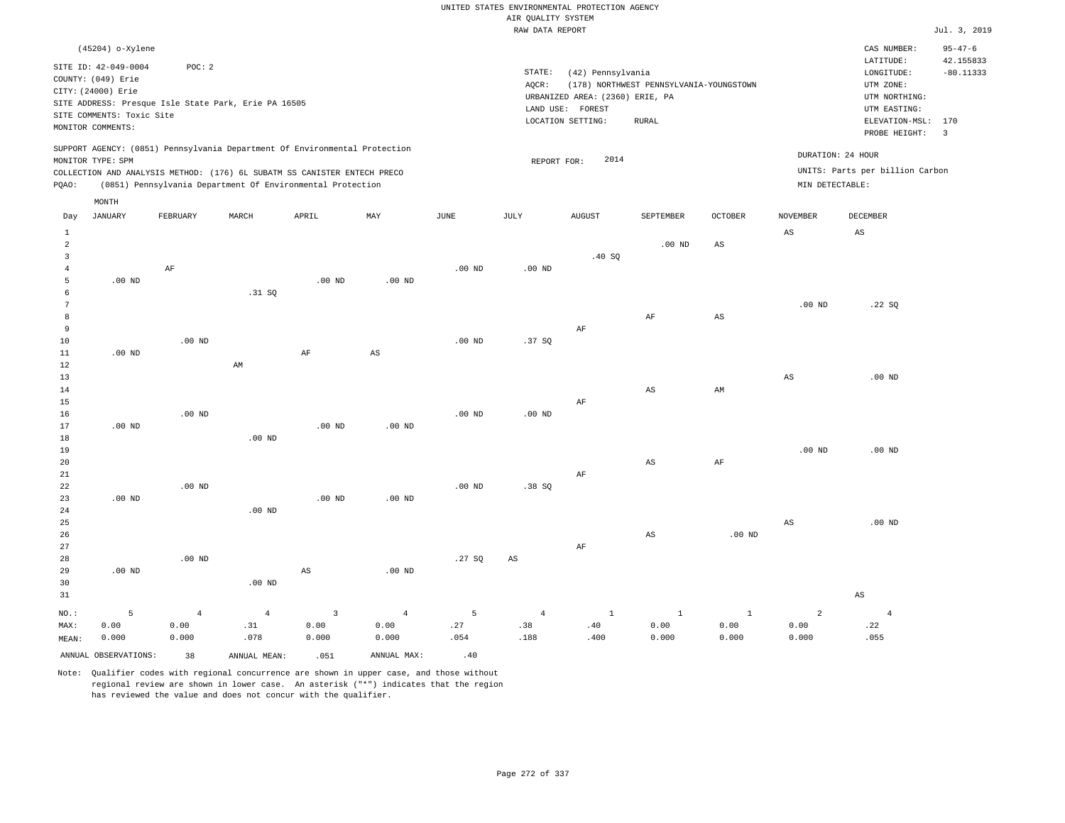UNITED STATES ENVIRONMENTAL PROTECTION AGENCY
AIR QUALITY SYSTEM
RAW DATA REPORT

Jul. 3, 2019

(45204) o-Xylene

SITE ID: 42-049-0004 POC: 2
COUNTY: (049) Erie
CITY: (24000) Erie
SITE ADDRESS: Presque Isle State Park, Erie PA 16505
SITE COMMENTS: Toxic Site
MONITOR COMMENTS:

STATE: (42) Pennsylvania
AQCR: (178) NORTHWEST PENNSYLVANIA-YOUNGSTOWN
URBANIZED AREA: (2360) ERIE, PA
LAND USE: FOREST
LOCATION SETTING: RURAL

CAS NUMBER: 95-47-6
LATITUDE: 42.155833
LONGITUDE: -80.11333
UTM ZONE:
UTM NORTHING:
UTM EASTING:
ELEVATION-MSL: 170
PROBE HEIGHT: 3

SUPPORT AGENCY: (0851) Pennsylvania Department Of Environmental Protection
MONITOR TYPE: SPM
COLLECTION AND ANALYSIS METHOD: (176) 6L SUBATM SS CANISTER ENTECH PRECO
PQAO: (0851) Pennsylvania Department Of Environmental Protection

REPORT FOR: 2014

DURATION: 24 HOUR
UNITS: Parts per billion Carbon
MIN DETECTABLE:

| Day | JANUARY | FEBRUARY | MARCH | APRIL | MAY | JUNE | JULY | AUGUST | SEPTEMBER | OCTOBER | NOVEMBER | DECEMBER |
|---|---|---|---|---|---|---|---|---|---|---|---|---|
| 1 | | | | | | | | | | | AS | AS |
| 2 | | | | | | | | | .00 ND | AS | | |
| 3 | | | | | | | | .40 SQ | | | | |
| 4 | | AF | | | | .00 ND | .00 ND | | | | | |
| 5 | .00 ND | | | .00 ND | .00 ND | | | | | | | |
| 6 | | | .31 SQ | | | | | | | | | |
| 7 | | | | | | | | | | | .00 ND | .22 SQ |
| 8 | | | | | | | | | AF | AS | | |
| 9 | | | | | | | | AF | | | | |
| 10 | | .00 ND | | | | .00 ND | .37 SQ | | | | | |
| 11 | .00 ND | | | AF | AS | | | | | | | |
| 12 | | | AM | | | | | | | | | |
| 13 | | | | | | | | | | | AS | .00 ND |
| 14 | | | | | | | | | AS | AM | | |
| 15 | | | | | | | | AF | | | | |
| 16 | | .00 ND | | | | .00 ND | .00 ND | | | | | |
| 17 | .00 ND | | | .00 ND | .00 ND | | | | | | | |
| 18 | | | .00 ND | | | | | | | | | |
| 19 | | | | | | | | | | | .00 ND | .00 ND |
| 20 | | | | | | | | | AS | AF | | |
| 21 | | | | | | | | AF | | | | |
| 22 | | .00 ND | | | | .00 ND | .38 SQ | | | | | |
| 23 | .00 ND | | | .00 ND | .00 ND | | | | | | | |
| 24 | | | .00 ND | | | | | | | | | |
| 25 | | | | | | | | | | | AS | .00 ND |
| 26 | | | | | | | | | AS | .00 ND | | |
| 27 | | | | | | | | AF | | | | |
| 28 | | .00 ND | | | | .27 SQ | AS | | | | | |
| 29 | .00 ND | | | AS | .00 ND | | | | | | | |
| 30 | | | .00 ND | | | | | | | | | |
| 31 | | | | | | | | | | | | AS |
| NO.: | 5 | 4 | 4 | 3 | 4 | 5 | 4 | 1 | 1 | 1 | 2 | 4 |
| MAX: | 0.00 | 0.00 | .31 | 0.00 | 0.00 | .27 | .38 | .40 | 0.00 | 0.00 | 0.00 | .22 |
| MEAN: | 0.000 | 0.000 | .078 | 0.000 | 0.000 | .054 | .188 | .400 | 0.000 | 0.000 | 0.000 | .055 |

ANNUAL OBSERVATIONS: 38 ANNUAL MEAN: .051 ANNUAL MAX: .40

Note: Qualifier codes with regional concurrence are shown in upper case, and those without regional review are shown in lower case. An asterisk ("*") indicates that the region has reviewed the value and does not concur with the qualifier.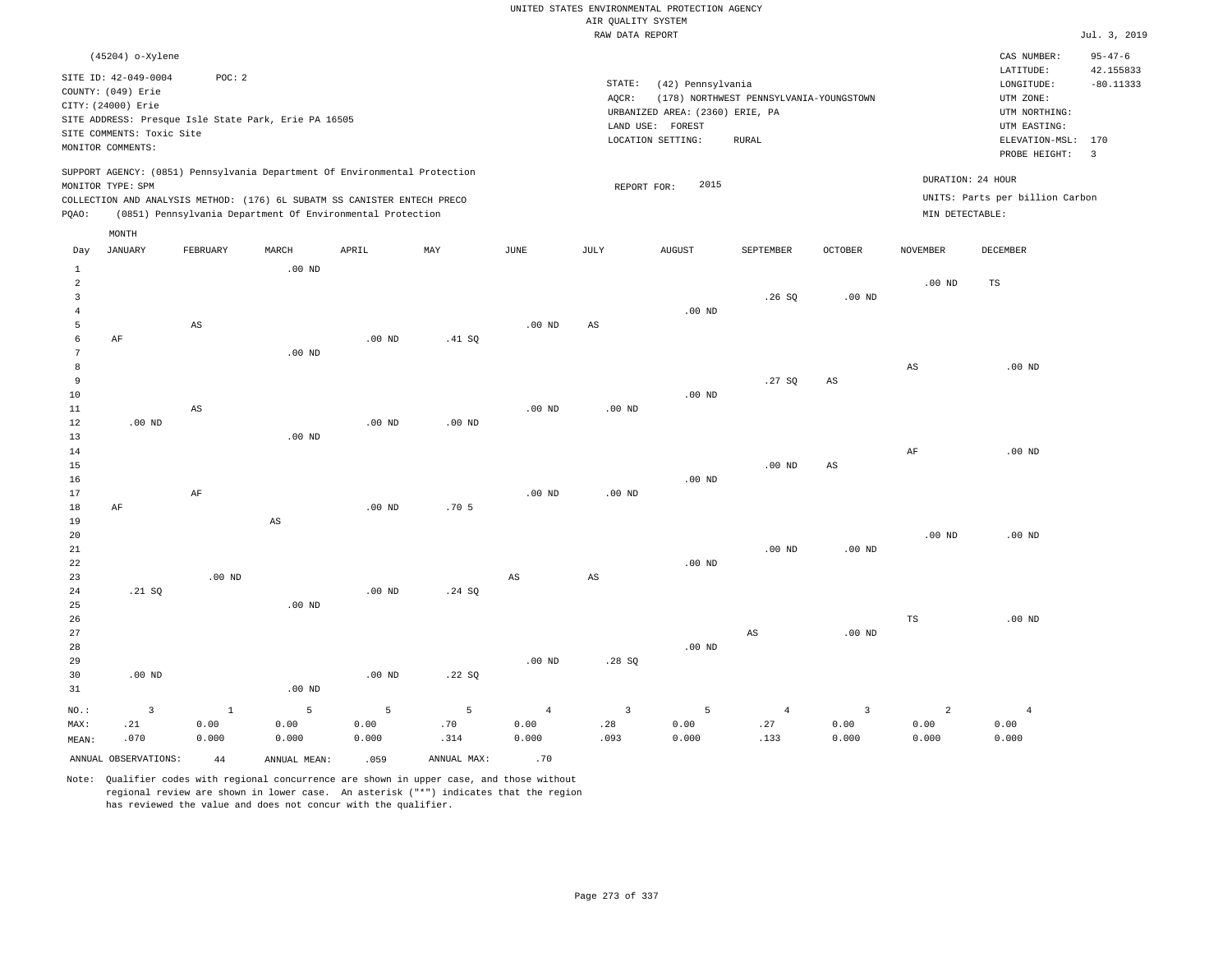UNITED STATES ENVIRONMENTAL PROTECTION AGENCY
AIR QUALITY SYSTEM
RAW DATA REPORT

Jul. 3, 2019

(45204) o-Xylene

SITE ID: 42-049-0004 POC: 2
COUNTY: (049) Erie
CITY: (24000) Erie
SITE ADDRESS: Presque Isle State Park, Erie PA 16505
SITE COMMENTS: Toxic Site
MONITOR COMMENTS:

STATE: (42) Pennsylvania
AQCR: (178) NORTHWEST PENNSYLVANIA-YOUNGSTOWN
URBANIZED AREA: (2360) ERIE, PA
LAND USE: FOREST
LOCATION SETTING: RURAL

CAS NUMBER: 95-47-6
LATITUDE: 42.155833
LONGITUDE: -80.11333
UTM ZONE:
UTM NORTHING:
UTM EASTING:
ELEVATION-MSL: 170
PROBE HEIGHT: 3

SUPPORT AGENCY: (0851) Pennsylvania Department Of Environmental Protection
MONITOR TYPE: SPM
COLLECTION AND ANALYSIS METHOD: (176) 6L SUBATM SS CANISTER ENTECH PRECO
PQAO: (0851) Pennsylvania Department Of Environmental Protection

REPORT FOR: 2015

DURATION: 24 HOUR
UNITS: Parts per billion Carbon
MIN DETECTABLE:

| Day | JANUARY | FEBRUARY | MARCH | APRIL | MAY | JUNE | JULY | AUGUST | SEPTEMBER | OCTOBER | NOVEMBER | DECEMBER |
|---|---|---|---|---|---|---|---|---|---|---|---|---|
| 1 | | | .00 ND | | | | | | | | | |
| 2 | | | | | | | | | | | .00 ND | TS |
| 3 | | | | | | | | | .26 SQ | .00 ND | | |
| 4 | | | | | | | | .00 ND | | | | |
| 5 | | AS | | | | .00 ND | AS | | | | | |
| 6 | AF | | | .00 ND | .41 SQ | | | | | | | |
| 7 | | | .00 ND | | | | | | | | | |
| 8 | | | | | | | | | | | AS | .00 ND |
| 9 | | | | | | | | | .27 SQ | AS | | |
| 10 | | | | | | | | .00 ND | | | | |
| 11 | | AS | | | | .00 ND | .00 ND | | | | | |
| 12 | .00 ND | | | .00 ND | .00 ND | | | | | | | |
| 13 | | | .00 ND | | | | | | | | | |
| 14 | | | | | | | | | | | AF | .00 ND |
| 15 | | | | | | | | | .00 ND | AS | | |
| 16 | | | | | | | | .00 ND | | | | |
| 17 | | AF | | | | .00 ND | .00 ND | | | | | |
| 18 | AF | | | .00 ND | .70 5 | | | | | | | |
| 19 | | | AS | | | | | | | | | |
| 20 | | | | | | | | | | | .00 ND | .00 ND |
| 21 | | | | | | | | | .00 ND | .00 ND | | |
| 22 | | | | | | | | .00 ND | | | | |
| 23 | | .00 ND | | | | AS | AS | | | | | |
| 24 | .21 SQ | | | .00 ND | .24 SQ | | | | | | | |
| 25 | | | .00 ND | | | | | | | | | |
| 26 | | | | | | | | | | | TS | .00 ND |
| 27 | | | | | | | | | AS | .00 ND | | |
| 28 | | | | | | | | .00 ND | | | | |
| 29 | | | | | | .00 ND | .28 SQ | | | | | |
| 30 | .00 ND | | | .00 ND | .22 SQ | | | | | | | |
| 31 | | | .00 ND | | | | | | | | | |
| NO.: | 3 | 1 | 5 | 5 | 5 | 4 | 3 | 5 | 4 | 3 | 2 | 4 |
| MAX: | .21 | 0.00 | 0.00 | 0.00 | .70 | 0.00 | .28 | 0.00 | .27 | 0.00 | 0.00 | 0.00 |
| MEAN: | .070 | 0.000 | 0.000 | 0.000 | .314 | 0.000 | .093 | 0.000 | .133 | 0.000 | 0.000 | 0.000 |

ANNUAL OBSERVATIONS: 44 ANNUAL MEAN: .059 ANNUAL MAX: .70

Note: Qualifier codes with regional concurrence are shown in upper case, and those without regional review are shown in lower case. An asterisk ("*") indicates that the region has reviewed the value and does not concur with the qualifier.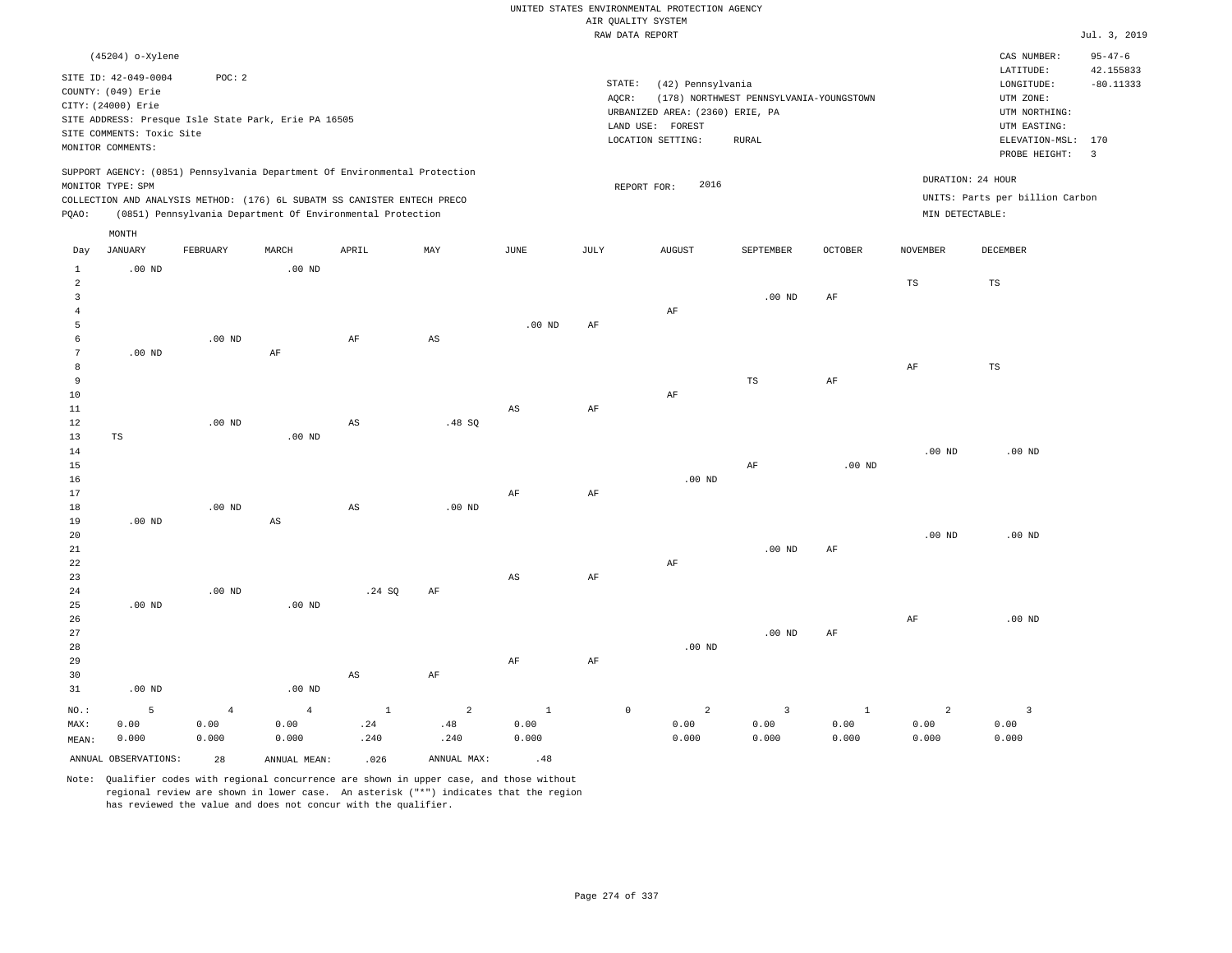UNITED STATES ENVIRONMENTAL PROTECTION AGENCY
AIR QUALITY SYSTEM
RAW DATA REPORT

Jul. 3, 2019

(45204) o-Xylene

SITE ID: 42-049-0004 POC: 2
COUNTY: (049) Erie
CITY: (24000) Erie
SITE ADDRESS: Presque Isle State Park, Erie PA 16505
SITE COMMENTS: Toxic Site
MONITOR COMMENTS:

STATE: (42) Pennsylvania
AQCR: (178) NORTHWEST PENNSYLVANIA-YOUNGSTOWN
URBANIZED AREA: (2360) ERIE, PA
LAND USE: FOREST
LOCATION SETTING: RURAL

CAS NUMBER: 95-47-6
LATITUDE: 42.155833
LONGITUDE: -80.11333
UTM ZONE:
UTM NORTHING:
UTM EASTING:
ELEVATION-MSL: 170
PROBE HEIGHT: 3

SUPPORT AGENCY: (0851) Pennsylvania Department Of Environmental Protection
MONITOR TYPE: SPM
COLLECTION AND ANALYSIS METHOD: (176) 6L SUBATM SS CANISTER ENTECH PRECO
PQAO: (0851) Pennsylvania Department Of Environmental Protection

REPORT FOR: 2016

DURATION: 24 HOUR
UNITS: Parts per billion Carbon
MIN DETECTABLE:

| Day | JANUARY | FEBRUARY | MARCH | APRIL | MAY | JUNE | JULY | AUGUST | SEPTEMBER | OCTOBER | NOVEMBER | DECEMBER |
|---|---|---|---|---|---|---|---|---|---|---|---|---|
| 1 | .00 ND | | .00 ND | | | | | | | | | |
| 2 | | | | | | | | | | | TS | TS |
| 3 | | | | | | | | | .00 ND | AF | | |
| 4 | | | | | | | | AF | | | | |
| 5 | | | | | | .00 ND | AF | | | | | |
| 6 | | .00 ND | | AF | AS | | | | | | | |
| 7 | .00 ND | | AF | | | | | | | | | |
| 8 | | | | | | | | | | | AF | TS |
| 9 | | | | | | | | | TS | AF | | |
| 10 | | | | | | | | AF | | | | |
| 11 | | | | | | AS | AF | | | | | |
| 12 | | .00 ND | | AS | .48 SQ | | | | | | | |
| 13 | TS | | .00 ND | | | | | | | | | |
| 14 | | | | | | | | | | | .00 ND | .00 ND |
| 15 | | | | | | | | | AF | .00 ND | | |
| 16 | | | | | | | | .00 ND | | | | |
| 17 | | | | | | AF | AF | | | | | |
| 18 | | .00 ND | | AS | .00 ND | | | | | | | |
| 19 | .00 ND | | AS | | | | | | | | | |
| 20 | | | | | | | | | | | .00 ND | .00 ND |
| 21 | | | | | | | | | .00 ND | AF | | |
| 22 | | | | | | | | AF | | | | |
| 23 | | | | | | AS | AF | | | | | |
| 24 | | .00 ND | | .24 SQ | AF | | | | | | | |
| 25 | .00 ND | | .00 ND | | | | | | | | | |
| 26 | | | | | | | | | | | AF | .00 ND |
| 27 | | | | | | | | | .00 ND | AF | | |
| 28 | | | | | | | | .00 ND | | | | |
| 29 | | | | | | AF | AF | | | | | |
| 30 | | | | AS | AF | | | | | | | |
| 31 | .00 ND | | .00 ND | | | | | | | | | |
| NO.: | 5 | 4 | 4 | 1 | 2 | 1 | 0 | 2 | 3 | 1 | 2 | 3 |
| MAX: | 0.00 | 0.00 | 0.00 | .24 | .48 | 0.00 | | 0.00 | 0.00 | 0.00 | 0.00 | 0.00 |
| MEAN: | 0.000 | 0.000 | 0.000 | .240 | .240 | 0.000 | | 0.000 | 0.000 | 0.000 | 0.000 | 0.000 |

ANNUAL OBSERVATIONS: 28 ANNUAL MEAN: .026 ANNUAL MAX: .48

Note: Qualifier codes with regional concurrence are shown in upper case, and those without regional review are shown in lower case. An asterisk ("*") indicates that the region has reviewed the value and does not concur with the qualifier.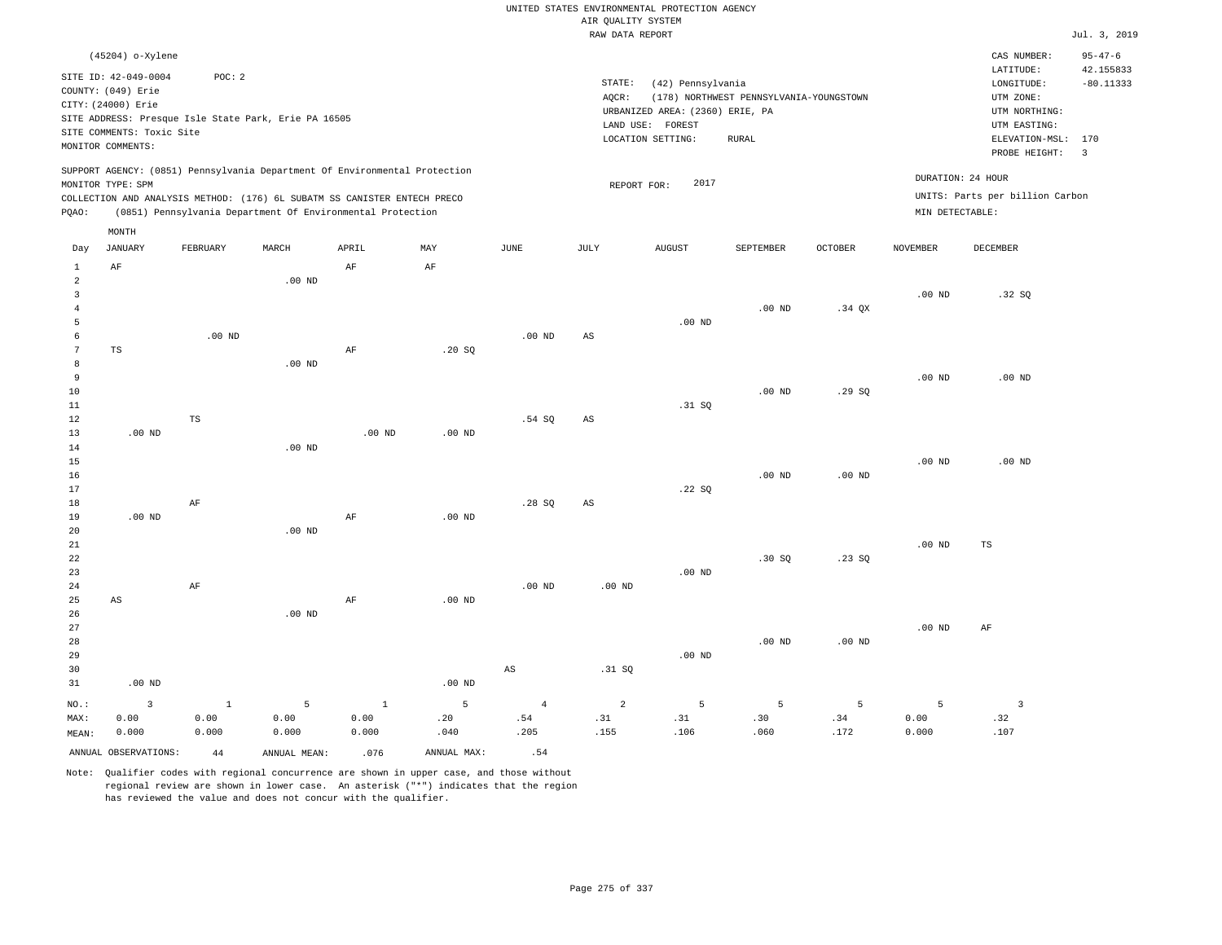UNITED STATES ENVIRONMENTAL PROTECTION AGENCY
AIR QUALITY SYSTEM
RAW DATA REPORT

Jul. 3, 2019

(45204) o-Xylene

SITE ID: 42-049-0004 POC: 2
COUNTY: (049) Erie
CITY: (24000) Erie
SITE ADDRESS: Presque Isle State Park, Erie PA 16505
SITE COMMENTS: Toxic Site
MONITOR COMMENTS:

STATE: (42) Pennsylvania
AQCR: (178) NORTHWEST PENNSYLVANIA-YOUNGSTOWN
URBANIZED AREA: (2360) ERIE, PA
LAND USE: FOREST
LOCATION SETTING: RURAL

CAS NUMBER: 95-47-6
LATITUDE: 42.155833
LONGITUDE: -80.11333
UTM ZONE:
UTM NORTHING:
UTM EASTING:
ELEVATION-MSL: 170
PROBE HEIGHT: 3

SUPPORT AGENCY: (0851) Pennsylvania Department Of Environmental Protection
MONITOR TYPE: SPM
COLLECTION AND ANALYSIS METHOD: (176) 6L SUBATM SS CANISTER ENTECH PRECO
PQAO: (0851) Pennsylvania Department Of Environmental Protection

REPORT FOR: 2017

DURATION: 24 HOUR
UNITS: Parts per billion Carbon
MIN DETECTABLE:

| Day | JANUARY | FEBRUARY | MARCH | APRIL | MAY | JUNE | JULY | AUGUST | SEPTEMBER | OCTOBER | NOVEMBER | DECEMBER |
|---|---|---|---|---|---|---|---|---|---|---|---|---|
| 1 | AF | | | AF | AF | | | | | | | |
| 2 | | | .00 ND | | | | | | | | | |
| 3 | | | | | | | | | | | .00 ND | .32 SQ |
| 4 | | | | | | | | | .00 ND | .34 QX | | |
| 5 | | | | | | | | .00 ND | | | | |
| 6 | | .00 ND | | | | .00 ND | AS | | | | | |
| 7 | TS | | | AF | .20 SQ | | | | | | | |
| 8 | | | .00 ND | | | | | | | | | |
| 9 | | | | | | | | | | | .00 ND | .00 ND |
| 10 | | | | | | | | | .00 ND | .29 SQ | | |
| 11 | | | | | | | | .31 SQ | | | | |
| 12 | | TS | | | | .54 SQ | AS | | | | | |
| 13 | .00 ND | | | .00 ND | .00 ND | | | | | | | |
| 14 | | | .00 ND | | | | | | | | | |
| 15 | | | | | | | | | | | .00 ND | .00 ND |
| 16 | | | | | | | | | .00 ND | .00 ND | | |
| 17 | | | | | | | | .22 SQ | | | | |
| 18 | | AF | | | | .28 SQ | AS | | | | | |
| 19 | .00 ND | | | AF | .00 ND | | | | | | | |
| 20 | | | .00 ND | | | | | | | | | |
| 21 | | | | | | | | | | | .00 ND | TS |
| 22 | | | | | | | | | .30 SQ | .23 SQ | | |
| 23 | | | | | | | | .00 ND | | | | |
| 24 | | AF | | | | .00 ND | .00 ND | | | | | |
| 25 | AS | | | AF | .00 ND | | | | | | | |
| 26 | | | .00 ND | | | | | | | | | |
| 27 | | | | | | | | | | | .00 ND | AF |
| 28 | | | | | | | | | .00 ND | .00 ND | | |
| 29 | | | | | | | | .00 ND | | | | |
| 30 | | | | | | AS | .31 SQ | | | | | |
| 31 | .00 ND | | | | .00 ND | | | | | | | |
| NO.: | 3 | 1 | 5 | 1 | 5 | 4 | 2 | 5 | 5 | 5 | 5 | 3 |
| MAX: | 0.00 | 0.00 | 0.00 | 0.00 | .20 | .54 | .31 | .31 | .30 | .34 | 0.00 | .32 |
| MEAN: | 0.000 | 0.000 | 0.000 | 0.000 | .040 | .205 | .155 | .106 | .060 | .172 | 0.000 | .107 |

ANNUAL OBSERVATIONS: 44 ANNUAL MEAN: .076 ANNUAL MAX: .54

Note: Qualifier codes with regional concurrence are shown in upper case, and those without regional review are shown in lower case. An asterisk ("*") indicates that the region has reviewed the value and does not concur with the qualifier.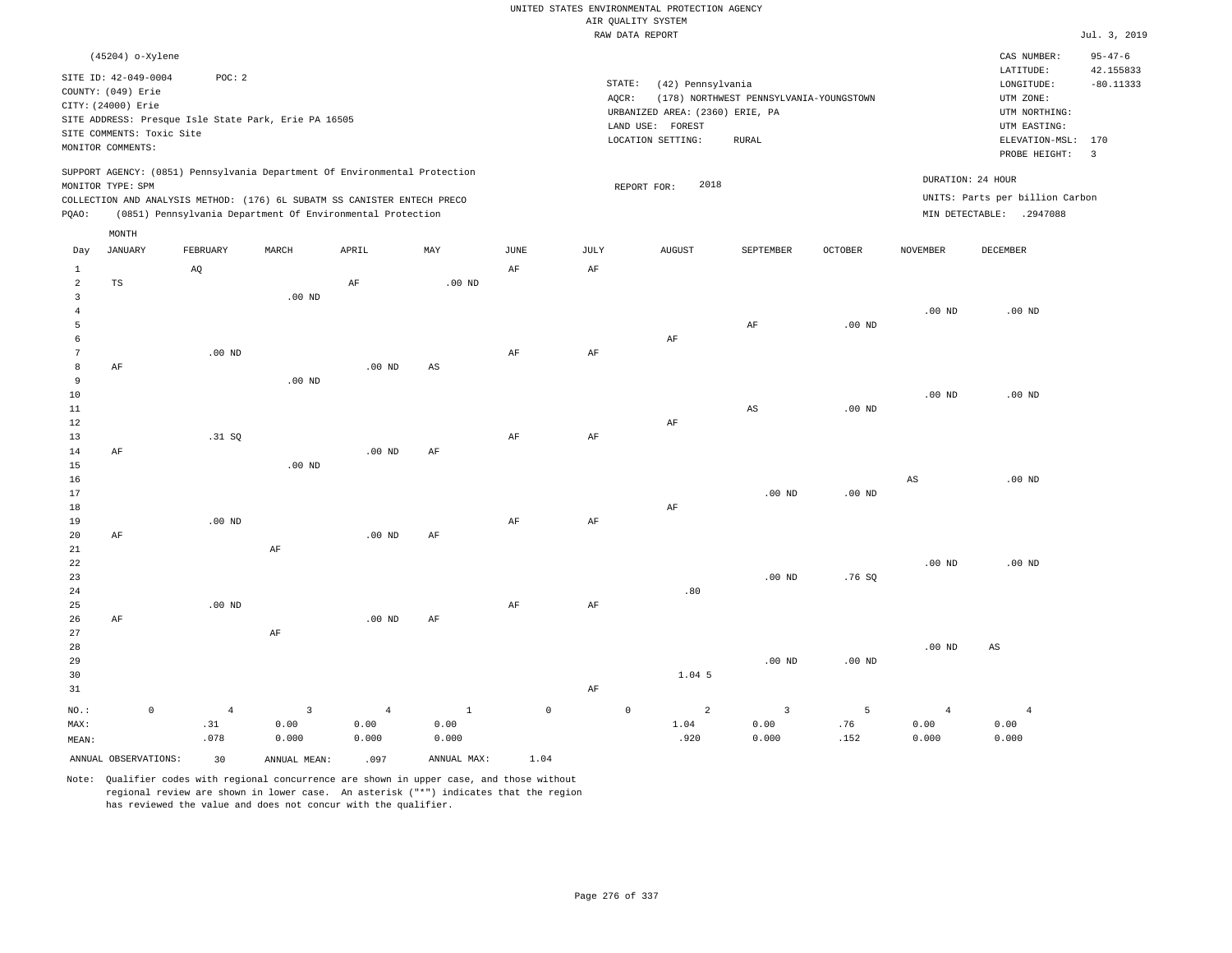UNITED STATES ENVIRONMENTAL PROTECTION AGENCY
AIR QUALITY SYSTEM
RAW DATA REPORT

Jul. 3, 2019

(45204) o-Xylene

SITE ID: 42-049-0004 POC: 2
COUNTY: (049) Erie
CITY: (24000) Erie
SITE ADDRESS: Presque Isle State Park, Erie PA 16505
SITE COMMENTS: Toxic Site
MONITOR COMMENTS:

STATE: (42) Pennsylvania
AQCR: (178) NORTHWEST PENNSYLVANIA-YOUNGSTOWN
URBANIZED AREA: (2360) ERIE, PA
LAND USE: FOREST
LOCATION SETTING: RURAL

CAS NUMBER: 95-47-6
LATITUDE: 42.155833
LONGITUDE: -80.11333
UTM ZONE:
UTM NORTHING:
UTM EASTING:
ELEVATION-MSL: 170
PROBE HEIGHT: 3

SUPPORT AGENCY: (0851) Pennsylvania Department Of Environmental Protection
MONITOR TYPE: SPM
COLLECTION AND ANALYSIS METHOD: (176) 6L SUBATM SS CANISTER ENTECH PRECO
PQAO: (0851) Pennsylvania Department Of Environmental Protection

REPORT FOR: 2018

DURATION: 24 HOUR
UNITS: Parts per billion Carbon
MIN DETECTABLE: .2947088

| Day | JANUARY | FEBRUARY | MARCH | APRIL | MAY | JUNE | JULY | AUGUST | SEPTEMBER | OCTOBER | NOVEMBER | DECEMBER |
|---|---|---|---|---|---|---|---|---|---|---|---|---|
| 1 | | AQ | | | | AF | AF | | | | | |
| 2 | TS | | | AF | .00 ND | | | | | | | |
| 3 | | | .00 ND | | | | | | | | | |
| 4 | | | | | | | | | | | .00 ND | .00 ND |
| 5 | | | | | | | | | AF | .00 ND | | |
| 6 | | | | | | | | AF | | | | |
| 7 | | .00 ND | | | | AF | AF | | | | | |
| 8 | AF | | | .00 ND | AS | | | | | | | |
| 9 | | | .00 ND | | | | | | | | | |
| 10 | | | | | | | | | | | .00 ND | .00 ND |
| 11 | | | | | | | | | AS | .00 ND | | |
| 12 | | | | | | | | AF | | | | |
| 13 | | .31 SQ | | | | AF | AF | | | | | |
| 14 | AF | | | .00 ND | AF | | | | | | | |
| 15 | | | .00 ND | | | | | | | | | |
| 16 | | | | | | | | | | | AS | .00 ND |
| 17 | | | | | | | | | .00 ND | .00 ND | | |
| 18 | | | | | | | | AF | | | | |
| 19 | | .00 ND | | | | AF | AF | | | | | |
| 20 | AF | | | .00 ND | AF | | | | | | | |
| 21 | | | AF | | | | | | | | | |
| 22 | | | | | | | | | | | .00 ND | .00 ND |
| 23 | | | | | | | | | .00 ND | .76 SQ | | |
| 24 | | | | | | | | .80 | | | | |
| 25 | | .00 ND | | | | AF | AF | | | | | |
| 26 | AF | | | .00 ND | AF | | | | | | | |
| 27 | | | AF | | | | | | | | | |
| 28 | | | | | | | | | | | .00 ND | AS |
| 29 | | | | | | | | | .00 ND | .00 ND | | |
| 30 | | | | | | | | 1.04 5 | | | | |
| 31 | | | | | | | AF | | | | | |
| NO.: | 0 | 4 | 3 | 4 | 1 | 0 | 0 | 2 | 3 | 5 | 4 | 4 |
| MAX: | | .31 | 0.00 | 0.00 | 0.00 | | | 1.04 | 0.00 | .76 | 0.00 | 0.00 |
| MEAN: | | .078 | 0.000 | 0.000 | 0.000 | | | .920 | 0.000 | .152 | 0.000 | 0.000 |

ANNUAL OBSERVATIONS: 30 ANNUAL MEAN: .097 ANNUAL MAX: 1.04

Note: Qualifier codes with regional concurrence are shown in upper case, and those without regional review are shown in lower case. An asterisk ("*") indicates that the region has reviewed the value and does not concur with the qualifier.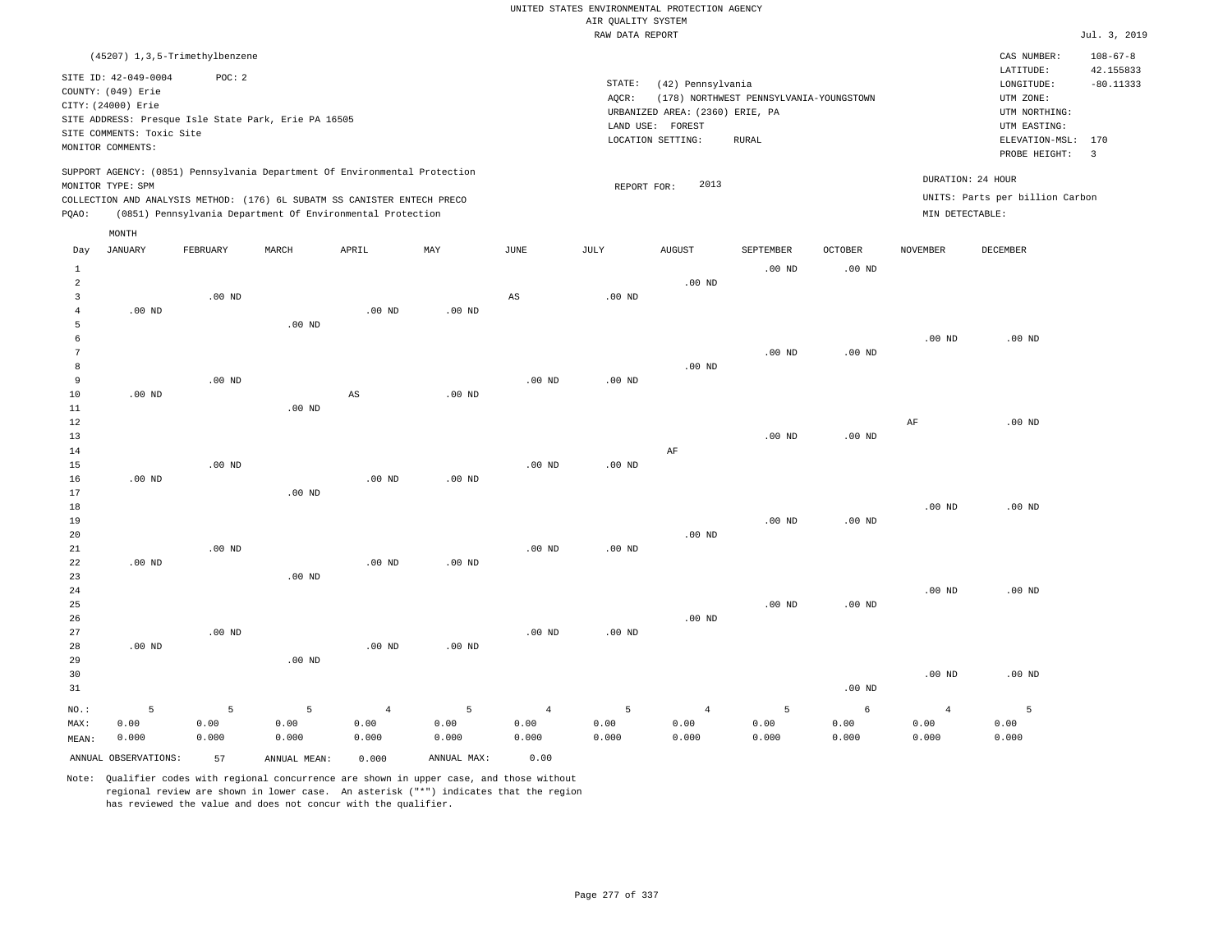UNITED STATES ENVIRONMENTAL PROTECTION AGENCY
AIR QUALITY SYSTEM
RAW DATA REPORT

Jul. 3, 2019

(45207) 1,3,5-Trimethylbenzene

SITE ID: 42-049-0004 POC: 2
COUNTY: (049) Erie
CITY: (24000) Erie
SITE ADDRESS: Presque Isle State Park, Erie PA 16505
SITE COMMENTS: Toxic Site
MONITOR COMMENTS:

STATE: (42) Pennsylvania
AQCR: (178) NORTHWEST PENNSYLVANIA-YOUNGSTOWN
URBANIZED AREA: (2360) ERIE, PA
LAND USE: FOREST
LOCATION SETTING: RURAL

CAS NUMBER: 108-67-8
LATITUDE: 42.155833
LONGITUDE: -80.11333
UTM ZONE:
UTM NORTHING:
UTM EASTING:
ELEVATION-MSL: 170
PROBE HEIGHT: 3

SUPPORT AGENCY: (0851) Pennsylvania Department Of Environmental Protection
MONITOR TYPE: SPM
COLLECTION AND ANALYSIS METHOD: (176) 6L SUBATM SS CANISTER ENTECH PRECO
PQAO: (0851) Pennsylvania Department Of Environmental Protection

REPORT FOR: 2013

DURATION: 24 HOUR
UNITS: Parts per billion Carbon
MIN DETECTABLE:

| Day | JANUARY | FEBRUARY | MARCH | APRIL | MAY | JUNE | JULY | AUGUST | SEPTEMBER | OCTOBER | NOVEMBER | DECEMBER |
|---|---|---|---|---|---|---|---|---|---|---|---|---|
| 1 | | | | | | | | | .00 ND | .00 ND | | |
| 2 | | | | | | | | .00 ND | | | | |
| 3 | | .00 ND | | | | AS | .00 ND | | | | | |
| 4 | .00 ND | | | .00 ND | .00 ND | | | | | | | |
| 5 | | | .00 ND | | | | | | | | | |
| 6 | | | | | | | | | | | .00 ND | .00 ND |
| 7 | | | | | | | | | .00 ND | .00 ND | | |
| 8 | | | | | | | | .00 ND | | | | |
| 9 | | .00 ND | | | | .00 ND | .00 ND | | | | | |
| 10 | .00 ND | | | AS | .00 ND | | | | | | | |
| 11 | | | .00 ND | | | | | | | | | |
| 12 | | | | | | | | | | | AF | .00 ND |
| 13 | | | | | | | | | .00 ND | .00 ND | | |
| 14 | | | | | | | | AF | | | | |
| 15 | | .00 ND | | | | .00 ND | .00 ND | | | | | |
| 16 | .00 ND | | | .00 ND | .00 ND | | | | | | | |
| 17 | | | .00 ND | | | | | | | | | |
| 18 | | | | | | | | | | | .00 ND | .00 ND |
| 19 | | | | | | | | | .00 ND | .00 ND | | |
| 20 | | | | | | | | .00 ND | | | | |
| 21 | | .00 ND | | | | .00 ND | .00 ND | | | | | |
| 22 | .00 ND | | | .00 ND | .00 ND | | | | | | | |
| 23 | | | .00 ND | | | | | | | | | |
| 24 | | | | | | | | | | | .00 ND | .00 ND |
| 25 | | | | | | | | | .00 ND | .00 ND | | |
| 26 | | | | | | | | .00 ND | | | | |
| 27 | | .00 ND | | | | .00 ND | .00 ND | | | | | |
| 28 | .00 ND | | | .00 ND | .00 ND | | | | | | | |
| 29 | | | .00 ND | | | | | | | | | |
| 30 | | | | | | | | | | | .00 ND | .00 ND |
| 31 | | | | | | | | | | .00 ND | | |
| NO.: | 5 | 5 | 5 | 4 | 5 | 4 | 5 | 4 | 5 | 6 | 4 | 5 |
| MAX: | 0.00 | 0.00 | 0.00 | 0.00 | 0.00 | 0.00 | 0.00 | 0.00 | 0.00 | 0.00 | 0.00 | 0.00 |
| MEAN: | 0.000 | 0.000 | 0.000 | 0.000 | 0.000 | 0.000 | 0.000 | 0.000 | 0.000 | 0.000 | 0.000 | 0.000 |

ANNUAL OBSERVATIONS: 57 ANNUAL MEAN: 0.000 ANNUAL MAX: 0.00

Note: Qualifier codes with regional concurrence are shown in upper case, and those without regional review are shown in lower case. An asterisk ("*") indicates that the region has reviewed the value and does not concur with the qualifier.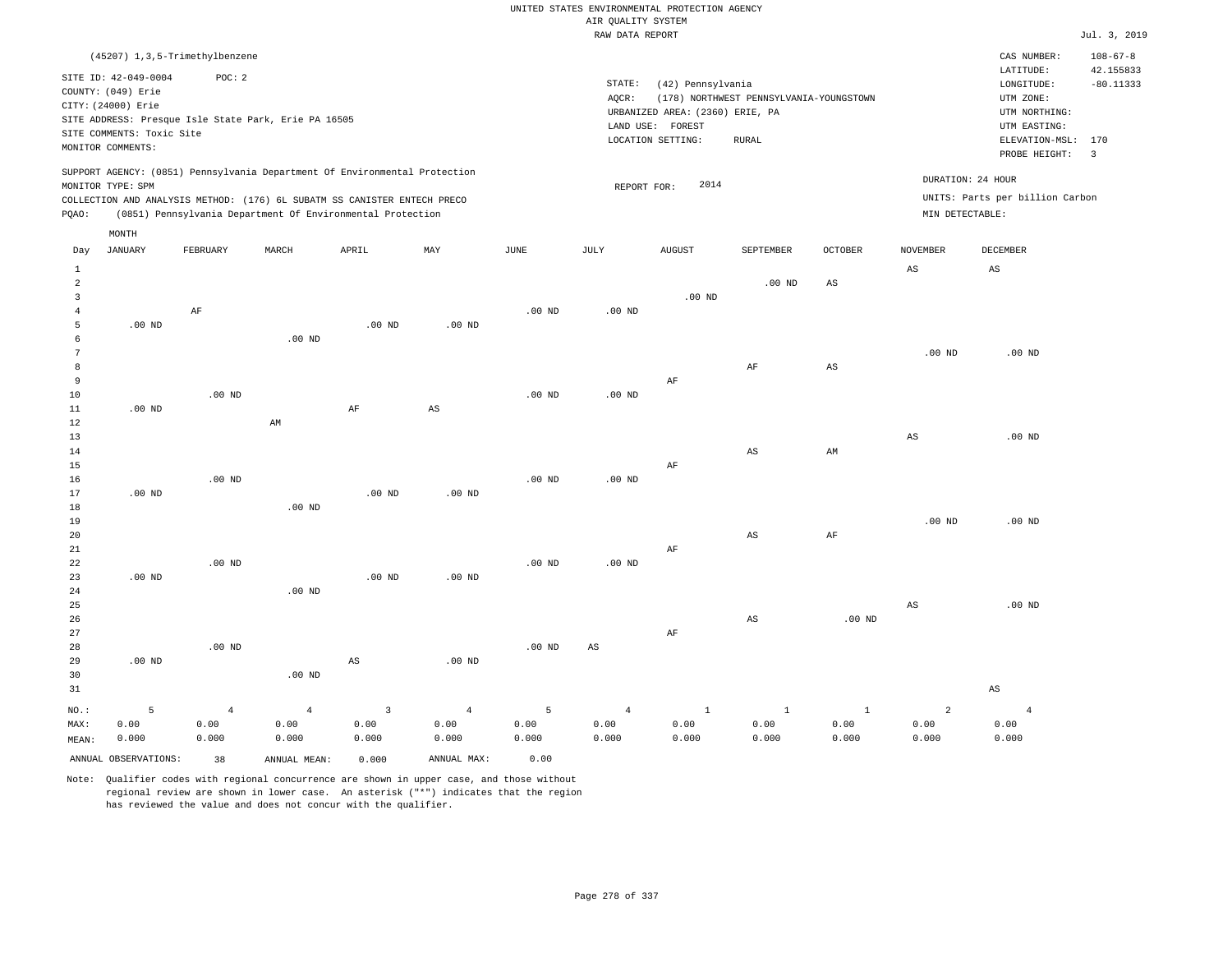UNITED STATES ENVIRONMENTAL PROTECTION AGENCY
AIR QUALITY SYSTEM
RAW DATA REPORT

Jul. 3, 2019

(45207) 1,3,5-Trimethylbenzene

SITE ID: 42-049-0004 POC: 2
COUNTY: (049) Erie
CITY: (24000) Erie
SITE ADDRESS: Presque Isle State Park, Erie PA 16505
SITE COMMENTS: Toxic Site
MONITOR COMMENTS:

STATE: (42) Pennsylvania
AQCR: (178) NORTHWEST PENNSYLVANIA-YOUNGSTOWN
URBANIZED AREA: (2360) ERIE, PA
LAND USE: FOREST
LOCATION SETTING: RURAL

CAS NUMBER: 108-67-8
LATITUDE: 42.155833
LONGITUDE: -80.11333
UTM ZONE:
UTM NORTHING:
UTM EASTING:
ELEVATION-MSL: 170
PROBE HEIGHT: 3

SUPPORT AGENCY: (0851) Pennsylvania Department Of Environmental Protection
MONITOR TYPE: SPM
COLLECTION AND ANALYSIS METHOD: (176) 6L SUBATM SS CANISTER ENTECH PRECO
PQAO: (0851) Pennsylvania Department Of Environmental Protection

REPORT FOR: 2014

DURATION: 24 HOUR
UNITS: Parts per billion Carbon
MIN DETECTABLE:

| Day | JANUARY | FEBRUARY | MARCH | APRIL | MAY | JUNE | JULY | AUGUST | SEPTEMBER | OCTOBER | NOVEMBER | DECEMBER |
|---|---|---|---|---|---|---|---|---|---|---|---|---|
| 1 | | | | | | | | | | | AS | AS |
| 2 | | | | | | | | | .00 ND | AS | | |
| 3 | | | | | | | | .00 ND | | | | |
| 4 | | AF | | | | .00 ND | .00 ND | | | | | |
| 5 | .00 ND | | | .00 ND | .00 ND | | | | | | | |
| 6 | | | .00 ND | | | | | | | | | |
| 7 | | | | | | | | | | | .00 ND | .00 ND |
| 8 | | | | | | | | | AF | AS | | |
| 9 | | | | | | | | AF | | | | |
| 10 | | .00 ND | | | | .00 ND | .00 ND | | | | | |
| 11 | .00 ND | | | AF | AS | | | | | | | |
| 12 | | | AM | | | | | | | | | |
| 13 | | | | | | | | | | | AS | .00 ND |
| 14 | | | | | | | | | AS | AM | | |
| 15 | | | | | | | | AF | | | | |
| 16 | | .00 ND | | | | .00 ND | .00 ND | | | | | |
| 17 | .00 ND | | | .00 ND | .00 ND | | | | | | | |
| 18 | | | .00 ND | | | | | | | | | |
| 19 | | | | | | | | | | | .00 ND | .00 ND |
| 20 | | | | | | | | | AS | AF | | |
| 21 | | | | | | | | AF | | | | |
| 22 | | .00 ND | | | | .00 ND | .00 ND | | | | | |
| 23 | .00 ND | | | .00 ND | .00 ND | | | | | | | |
| 24 | | | .00 ND | | | | | | | | | |
| 25 | | | | | | | | | | | AS | .00 ND |
| 26 | | | | | | | | | AS | .00 ND | | |
| 27 | | | | | | | | AF | | | | |
| 28 | | .00 ND | | | | .00 ND | AS | | | | | |
| 29 | .00 ND | | | AS | .00 ND | | | | | | | |
| 30 | | | .00 ND | | | | | | | | | |
| 31 | | | | | | | | | | | | AS |
| NO.: | 5 | 4 | 4 | 3 | 4 | 5 | 4 | 1 | 1 | 1 | 2 | 4 |
| MAX: | 0.00 | 0.00 | 0.00 | 0.00 | 0.00 | 0.00 | 0.00 | 0.00 | 0.00 | 0.00 | 0.00 | 0.00 |
| MEAN: | 0.000 | 0.000 | 0.000 | 0.000 | 0.000 | 0.000 | 0.000 | 0.000 | 0.000 | 0.000 | 0.000 | 0.000 |

ANNUAL OBSERVATIONS: 38 ANNUAL MEAN: 0.000 ANNUAL MAX: 0.00

Note: Qualifier codes with regional concurrence are shown in upper case, and those without regional review are shown in lower case. An asterisk ("*") indicates that the region has reviewed the value and does not concur with the qualifier.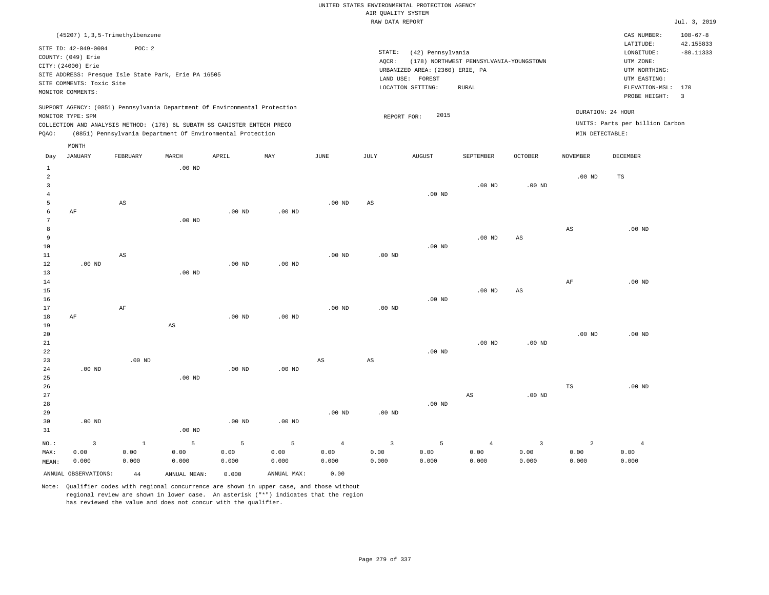UNITED STATES ENVIRONMENTAL PROTECTION AGENCY
AIR QUALITY SYSTEM
RAW DATA REPORT

Jul. 3, 2019

(45207) 1,3,5-Trimethylbenzene

SITE ID: 42-049-0004 POC: 2
COUNTY: (049) Erie
CITY: (24000) Erie
SITE ADDRESS: Presque Isle State Park, Erie PA 16505
SITE COMMENTS: Toxic Site
MONITOR COMMENTS:

STATE: (42) Pennsylvania
AQCR: (178) NORTHWEST PENNSYLVANIA-YOUNGSTOWN
URBANIZED AREA: (2360) ERIE, PA
LAND USE: FOREST
LOCATION SETTING: RURAL

CAS NUMBER: 108-67-8
LATITUDE: 42.155833
LONGITUDE: -80.11333
UTM ZONE:
UTM NORTHING:
UTM EASTING:
ELEVATION-MSL: 170
PROBE HEIGHT: 3

SUPPORT AGENCY: (0851) Pennsylvania Department Of Environmental Protection
MONITOR TYPE: SPM
COLLECTION AND ANALYSIS METHOD: (176) 6L SUBATM SS CANISTER ENTECH PRECO
PQAO: (0851) Pennsylvania Department Of Environmental Protection

REPORT FOR: 2015

DURATION: 24 HOUR
UNITS: Parts per billion Carbon
MIN DETECTABLE:

| Day | JANUARY | FEBRUARY | MARCH | APRIL | MAY | JUNE | JULY | AUGUST | SEPTEMBER | OCTOBER | NOVEMBER | DECEMBER |
|---|---|---|---|---|---|---|---|---|---|---|---|---|
| 1 | | | .00 ND | | | | | | | | | |
| 2 | | | | | | | | | | | .00 ND | TS |
| 3 | | | | | | | | | .00 ND | .00 ND | | |
| 4 | | | | | | | | .00 ND | | | | |
| 5 | | AS | | | | .00 ND | AS | | | | | |
| 6 | AF | | | .00 ND | .00 ND | | | | | | | |
| 7 | | | .00 ND | | | | | | | | | |
| 8 | | | | | | | | | | | AS | .00 ND |
| 9 | | | | | | | | | .00 ND | AS | | |
| 10 | | | | | | | | .00 ND | | | | |
| 11 | | AS | | | | .00 ND | .00 ND | | | | | |
| 12 | .00 ND | | | .00 ND | .00 ND | | | | | | | |
| 13 | | | .00 ND | | | | | | | | | |
| 14 | | | | | | | | | | | AF | .00 ND |
| 15 | | | | | | | | | .00 ND | AS | | |
| 16 | | | | | | | | .00 ND | | | | |
| 17 | | AF | | | | .00 ND | .00 ND | | | | | |
| 18 | AF | | | .00 ND | .00 ND | | | | | | | |
| 19 | | | AS | | | | | | | | | |
| 20 | | | | | | | | | | | .00 ND | .00 ND |
| 21 | | | | | | | | | .00 ND | .00 ND | | |
| 22 | | | | | | | | .00 ND | | | | |
| 23 | | .00 ND | | | | AS | AS | | | | | |
| 24 | .00 ND | | | .00 ND | .00 ND | | | | | | | |
| 25 | | | .00 ND | | | | | | | | | |
| 26 | | | | | | | | | | | TS | .00 ND |
| 27 | | | | | | | | | AS | .00 ND | | |
| 28 | | | | | | | | .00 ND | | | | |
| 29 | | | | | | .00 ND | .00 ND | | | | | |
| 30 | .00 ND | | | .00 ND | .00 ND | | | | | | | |
| 31 | | | .00 ND | | | | | | | | | |
| NO.: | 3 | 1 | 5 | 5 | 5 | 4 | 3 | 5 | 4 | 3 | 2 | 4 |
| MAX: | 0.00 | 0.00 | 0.00 | 0.00 | 0.00 | 0.00 | 0.00 | 0.00 | 0.00 | 0.00 | 0.00 | 0.00 |
| MEAN: | 0.000 | 0.000 | 0.000 | 0.000 | 0.000 | 0.000 | 0.000 | 0.000 | 0.000 | 0.000 | 0.000 | 0.000 |

ANNUAL OBSERVATIONS: 44 ANNUAL MEAN: 0.000 ANNUAL MAX: 0.00

Note: Qualifier codes with regional concurrence are shown in upper case, and those without regional review are shown in lower case. An asterisk ("*") indicates that the region has reviewed the value and does not concur with the qualifier.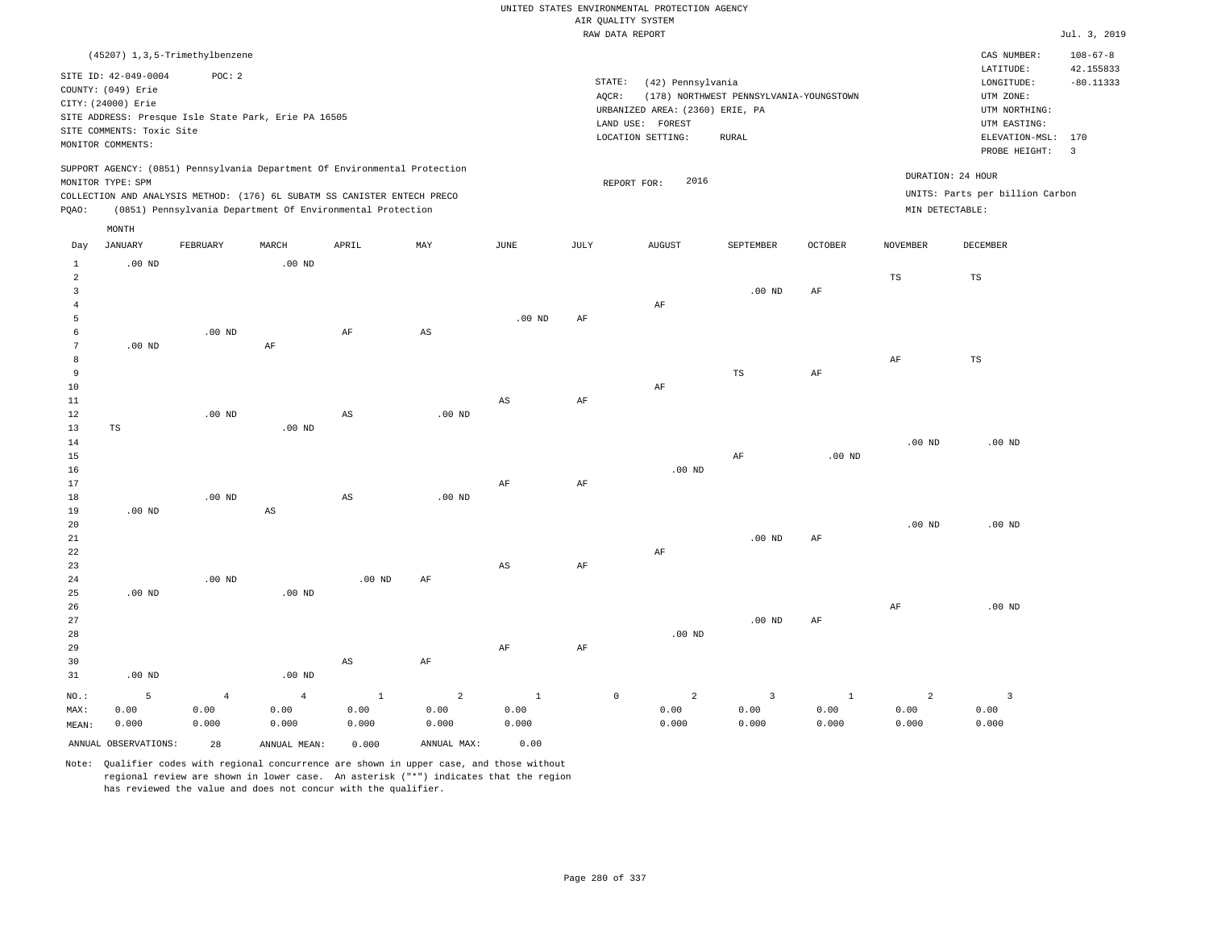UNITED STATES ENVIRONMENTAL PROTECTION AGENCY
AIR QUALITY SYSTEM
RAW DATA REPORT

Jul. 3, 2019

(45207) 1,3,5-Trimethylbenzene

SITE ID: 42-049-0004 POC: 2
COUNTY: (049) Erie
CITY: (24000) Erie
SITE ADDRESS: Presque Isle State Park, Erie PA 16505
SITE COMMENTS: Toxic Site
MONITOR COMMENTS:

STATE: (42) Pennsylvania
AQCR: (178) NORTHWEST PENNSYLVANIA-YOUNGSTOWN
URBANIZED AREA: (2360) ERIE, PA
LAND USE: FOREST
LOCATION SETTING: RURAL

CAS NUMBER: 108-67-8
LATITUDE: 42.155833
LONGITUDE: -80.11333
UTM ZONE:
UTM NORTHING:
UTM EASTING:
ELEVATION-MSL: 170
PROBE HEIGHT: 3

SUPPORT AGENCY: (0851) Pennsylvania Department Of Environmental Protection
MONITOR TYPE: SPM
COLLECTION AND ANALYSIS METHOD: (176) 6L SUBATM SS CANISTER ENTECH PRECO
PQAO: (0851) Pennsylvania Department Of Environmental Protection

REPORT FOR: 2016

DURATION: 24 HOUR
UNITS: Parts per billion Carbon
MIN DETECTABLE:

| Day | JANUARY | FEBRUARY | MARCH | APRIL | MAY | JUNE | JULY | AUGUST | SEPTEMBER | OCTOBER | NOVEMBER | DECEMBER |
|---|---|---|---|---|---|---|---|---|---|---|---|---|
| 1 | .00 ND | | .00 ND | | | | | | | | | |
| 2 | | | | | | | | | | | TS | TS |
| 3 | | | | | | | | | .00 ND | AF | | |
| 4 | | | | | | | | AF | | | | |
| 5 | | | | | | .00 ND | AF | | | | | |
| 6 | | .00 ND | | AF | AS | | | | | | | |
| 7 | .00 ND | | AF | | | | | | | | | |
| 8 | | | | | | | | | | | AF | TS |
| 9 | | | | | | | | | TS | AF | | |
| 10 | | | | | | | | AF | | | | |
| 11 | | | | | | AS | AF | | | | | |
| 12 | | .00 ND | | AS | .00 ND | | | | | | | |
| 13 | TS | | .00 ND | | | | | | | | | |
| 14 | | | | | | | | | | | .00 ND | .00 ND |
| 15 | | | | | | | | | AF | .00 ND | | |
| 16 | | | | | | | | .00 ND | | | | |
| 17 | | | | | | AF | AF | | | | | |
| 18 | | .00 ND | | AS | .00 ND | | | | | | | |
| 19 | .00 ND | | AS | | | | | | | | | |
| 20 | | | | | | | | | | | .00 ND | .00 ND |
| 21 | | | | | | | | | .00 ND | AF | | |
| 22 | | | | | | | | AF | | | | |
| 23 | | | | | | AS | AF | | | | | |
| 24 | | .00 ND | | .00 ND | AF | | | | | | | |
| 25 | .00 ND | | .00 ND | | | | | | | | | |
| 26 | | | | | | | | | | | AF | .00 ND |
| 27 | | | | | | | | | .00 ND | AF | | |
| 28 | | | | | | | | .00 ND | | | | |
| 29 | | | | | | AF | AF | | | | | |
| 30 | | | | AS | AF | | | | | | | |
| 31 | .00 ND | | .00 ND | | | | | | | | | |
| NO.: | 5 | 4 | 4 | 1 | 2 | 1 | 0 | 2 | 3 | 1 | 2 | 3 |
| MAX: | 0.00 | 0.00 | 0.00 | 0.00 | 0.00 | 0.00 | | 0.00 | 0.00 | 0.00 | 0.00 | 0.00 |
| MEAN: | 0.000 | 0.000 | 0.000 | 0.000 | 0.000 | 0.000 | | 0.000 | 0.000 | 0.000 | 0.000 | 0.000 |

ANNUAL OBSERVATIONS: 28 ANNUAL MEAN: 0.000 ANNUAL MAX: 0.00

Note: Qualifier codes with regional concurrence are shown in upper case, and those without regional review are shown in lower case. An asterisk ("*") indicates that the region has reviewed the value and does not concur with the qualifier.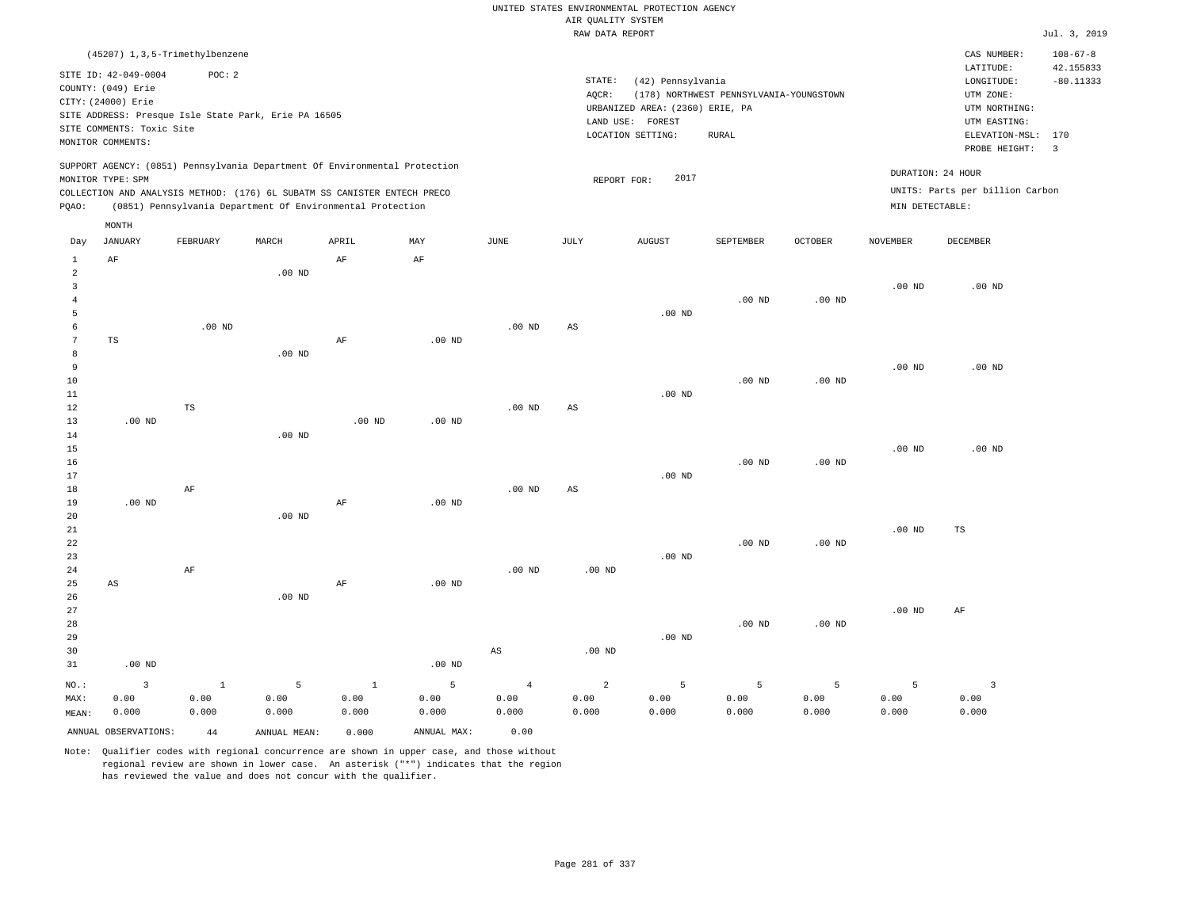UNITED STATES ENVIRONMENTAL PROTECTION AGENCY
AIR QUALITY SYSTEM
RAW DATA REPORT

Jul. 3, 2019

(45207) 1,3,5-Trimethylbenzene

SITE ID: 42-049-0004 POC: 2
COUNTY: (049) Erie
CITY: (24000) Erie
SITE ADDRESS: Presque Isle State Park, Erie PA 16505
SITE COMMENTS: Toxic Site
MONITOR COMMENTS:

STATE: (42) Pennsylvania
AQCR: (178) NORTHWEST PENNSYLVANIA-YOUNGSTOWN
URBANIZED AREA: (2360) ERIE, PA
LAND USE: FOREST
LOCATION SETTING: RURAL

CAS NUMBER: 108-67-8
LATITUDE: 42.155833
LONGITUDE: -80.11333
UTM ZONE:
UTM NORTHING:
UTM EASTING:
ELEVATION-MSL: 170
PROBE HEIGHT: 3

SUPPORT AGENCY: (0851) Pennsylvania Department Of Environmental Protection
MONITOR TYPE: SPM
COLLECTION AND ANALYSIS METHOD: (176) 6L SUBATM SS CANISTER ENTECH PRECO
PQAO: (0851) Pennsylvania Department Of Environmental Protection

REPORT FOR: 2017

DURATION: 24 HOUR
UNITS: Parts per billion Carbon
MIN DETECTABLE:

| Day | JANUARY | FEBRUARY | MARCH | APRIL | MAY | JUNE | JULY | AUGUST | SEPTEMBER | OCTOBER | NOVEMBER | DECEMBER |
|---|---|---|---|---|---|---|---|---|---|---|---|---|
| 1 | AF | | | AF | AF | | | | | | | |
| 2 | | | .00 ND | | | | | | | | | |
| 3 | | | | | | | | | | | .00 ND | .00 ND |
| 4 | | | | | | | | | .00 ND | .00 ND | | |
| 5 | | | | | | | | .00 ND | | | | |
| 6 | | .00 ND | | | | .00 ND | AS | | | | | |
| 7 | TS | | | AF | .00 ND | | | | | | | |
| 8 | | | .00 ND | | | | | | | | | |
| 9 | | | | | | | | | | | .00 ND | .00 ND |
| 10 | | | | | | | | | .00 ND | .00 ND | | |
| 11 | | | | | | | | .00 ND | | | | |
| 12 | | TS | | | | .00 ND | AS | | | | | |
| 13 | .00 ND | | | .00 ND | .00 ND | | | | | | | |
| 14 | | | .00 ND | | | | | | | | | |
| 15 | | | | | | | | | | | .00 ND | .00 ND |
| 16 | | | | | | | | | .00 ND | .00 ND | | |
| 17 | | | | | | | | .00 ND | | | | |
| 18 | | AF | | | | .00 ND | AS | | | | | |
| 19 | .00 ND | | | AF | .00 ND | | | | | | | |
| 20 | | | .00 ND | | | | | | | | | |
| 21 | | | | | | | | | | | .00 ND | TS |
| 22 | | | | | | | | | .00 ND | .00 ND | | |
| 23 | | | | | | | | .00 ND | | | | |
| 24 | | AF | | | | .00 ND | .00 ND | | | | | |
| 25 | AS | | | AF | .00 ND | | | | | | | |
| 26 | | | .00 ND | | | | | | | | | |
| 27 | | | | | | | | | | | .00 ND | AF |
| 28 | | | | | | | | | .00 ND | .00 ND | | |
| 29 | | | | | | | | .00 ND | | | | |
| 30 | | | | | | AS | .00 ND | | | | | |
| 31 | .00 ND | | | | .00 ND | | | | | | | |
| NO.: | 3 | 1 | 5 | 1 | 5 | 4 | 2 | 5 | 5 | 5 | 5 | 3 |
| MAX: | 0.00 | 0.00 | 0.00 | 0.00 | 0.00 | 0.00 | 0.00 | 0.00 | 0.00 | 0.00 | 0.00 | 0.00 |
| MEAN: | 0.000 | 0.000 | 0.000 | 0.000 | 0.000 | 0.000 | 0.000 | 0.000 | 0.000 | 0.000 | 0.000 | 0.000 |

ANNUAL OBSERVATIONS: 44 ANNUAL MEAN: 0.000 ANNUAL MAX: 0.00

Note: Qualifier codes with regional concurrence are shown in upper case, and those without regional review are shown in lower case. An asterisk ("*") indicates that the region has reviewed the value and does not concur with the qualifier.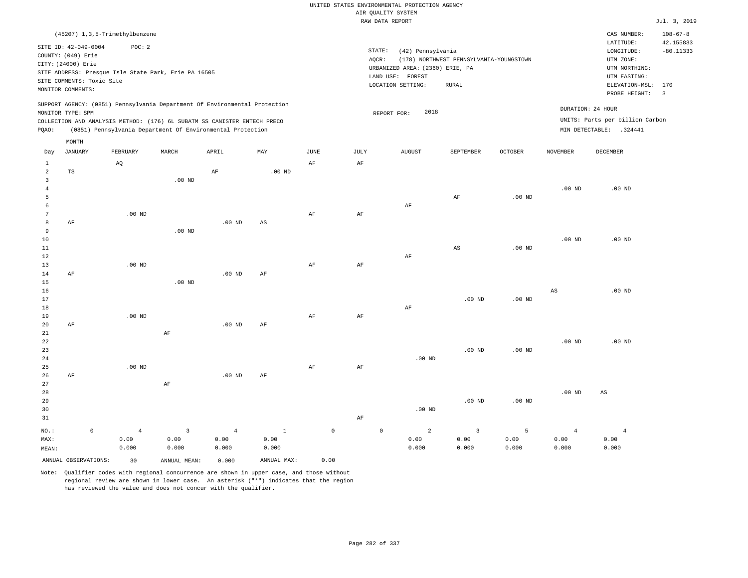UNITED STATES ENVIRONMENTAL PROTECTION AGENCY
AIR QUALITY SYSTEM
RAW DATA REPORT

Jul. 3, 2019

(45207) 1,3,5-Trimethylbenzene

SITE ID: 42-049-0004 POC: 2
COUNTY: (049) Erie
CITY: (24000) Erie
SITE ADDRESS: Presque Isle State Park, Erie PA 16505
SITE COMMENTS: Toxic Site
MONITOR COMMENTS:

STATE: (42) Pennsylvania
AQCR: (178) NORTHWEST PENNSYLVANIA-YOUNGSTOWN
URBANIZED AREA: (2360) ERIE, PA
LAND USE: FOREST
LOCATION SETTING: RURAL

CAS NUMBER: 108-67-8
LATITUDE: 42.155833
LONGITUDE: -80.11333
UTM ZONE:
UTM NORTHING:
UTM EASTING:
ELEVATION-MSL: 170
PROBE HEIGHT: 3

SUPPORT AGENCY: (0851) Pennsylvania Department Of Environmental Protection
MONITOR TYPE: SPM
COLLECTION AND ANALYSIS METHOD: (176) 6L SUBATM SS CANISTER ENTECH PRECO
PQAO: (0851) Pennsylvania Department Of Environmental Protection

REPORT FOR: 2018

DURATION: 24 HOUR
UNITS: Parts per billion Carbon
MIN DETECTABLE: .324441

| Day | JANUARY | FEBRUARY | MARCH | APRIL | MAY | JUNE | JULY | AUGUST | SEPTEMBER | OCTOBER | NOVEMBER | DECEMBER |
|---|---|---|---|---|---|---|---|---|---|---|---|---|
| 1 | | AQ | | | | AF | AF | | | | | |
| 2 | TS | | | AF | .00 ND | | | | | | | |
| 3 | | | .00 ND | | | | | | | | | |
| 4 | | | | | | | | | | | .00 ND | .00 ND |
| 5 | | | | | | | | | AF | .00 ND | | |
| 6 | | | | | | | | AF | | | | |
| 7 | | .00 ND | | | | AF | AF | | | | | |
| 8 | AF | | | .00 ND | AS | | | | | | | |
| 9 | | | .00 ND | | | | | | | | | |
| 10 | | | | | | | | | | | .00 ND | .00 ND |
| 11 | | | | | | | | | AS | .00 ND | | |
| 12 | | | | | | | | AF | | | | |
| 13 | | .00 ND | | | | AF | AF | | | | | |
| 14 | AF | | | .00 ND | AF | | | | | | | |
| 15 | | | .00 ND | | | | | | | | | |
| 16 | | | | | | | | | | | AS | .00 ND |
| 17 | | | | | | | | | .00 ND | .00 ND | | |
| 18 | | | | | | | | AF | | | | |
| 19 | | .00 ND | | | | AF | AF | | | | | |
| 20 | AF | | | .00 ND | AF | | | | | | | |
| 21 | | | AF | | | | | | | | | |
| 22 | | | | | | | | | | | .00 ND | .00 ND |
| 23 | | | | | | | | | .00 ND | .00 ND | | |
| 24 | | | | | | | | .00 ND | | | | |
| 25 | | .00 ND | | | | AF | AF | | | | | |
| 26 | AF | | | .00 ND | AF | | | | | | | |
| 27 | | | AF | | | | | | | | | |
| 28 | | | | | | | | | | | .00 ND | AS |
| 29 | | | | | | | | | .00 ND | .00 ND | | |
| 30 | | | | | | | | .00 ND | | | | |
| 31 | | | | | | | AF | | | | | |
| NO.: | 0 | 4 | 3 | 4 | 1 | 0 | 0 | 2 | 3 | 5 | 4 | 4 |
| MAX: | | 0.00 | 0.00 | 0.00 | 0.00 | | | 0.00 | 0.00 | 0.00 | 0.00 | 0.00 |
| MEAN: | | 0.000 | 0.000 | 0.000 | 0.000 | | | 0.000 | 0.000 | 0.000 | 0.000 | 0.000 |

ANNUAL OBSERVATIONS: 30 ANNUAL MEAN: 0.000 ANNUAL MAX: 0.00

Note: Qualifier codes with regional concurrence are shown in upper case, and those without regional review are shown in lower case. An asterisk ("*") indicates that the region has reviewed the value and does not concur with the qualifier.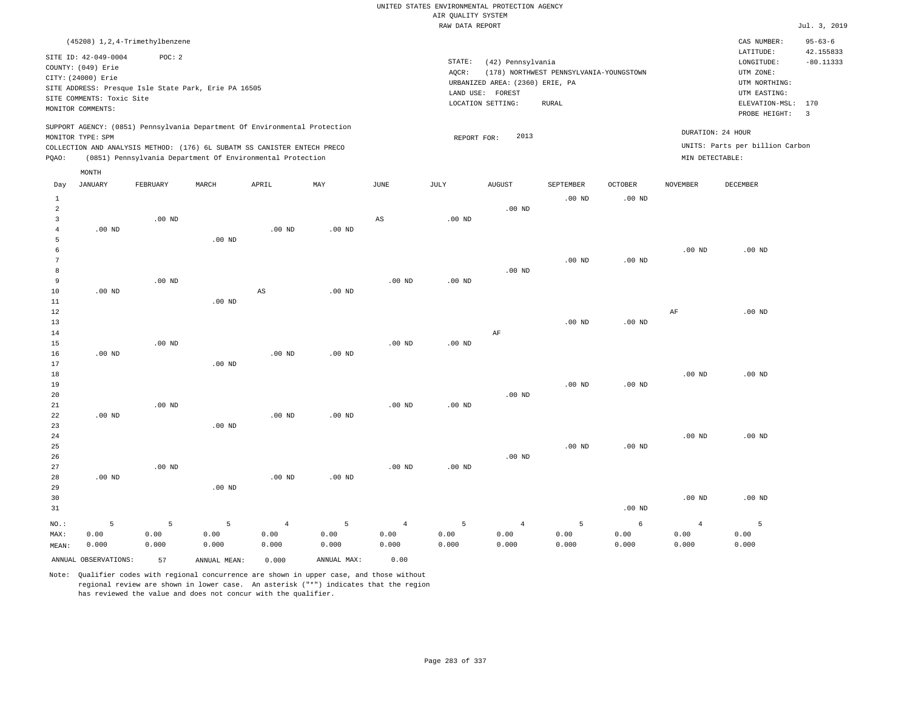UNITED STATES ENVIRONMENTAL PROTECTION AGENCY
AIR QUALITY SYSTEM
RAW DATA REPORT

Jul. 3, 2019

(45208) 1,2,4-Trimethylbenzene

SITE ID: 42-049-0004 POC: 2
COUNTY: (049) Erie
CITY: (24000) Erie
SITE ADDRESS: Presque Isle State Park, Erie PA 16505
SITE COMMENTS: Toxic Site
MONITOR COMMENTS:

STATE: (42) Pennsylvania
AQCR: (178) NORTHWEST PENNSYLVANIA-YOUNGSTOWN
URBANIZED AREA: (2360) ERIE, PA
LAND USE: FOREST
LOCATION SETTING: RURAL

CAS NUMBER: 95-63-6
LATITUDE: 42.155833
LONGITUDE: -80.11333
UTM ZONE:
UTM NORTHING:
UTM EASTING:
ELEVATION-MSL: 170
PROBE HEIGHT: 3

SUPPORT AGENCY: (0851) Pennsylvania Department Of Environmental Protection
MONITOR TYPE: SPM
COLLECTION AND ANALYSIS METHOD: (176) 6L SUBATM SS CANISTER ENTECH PRECO
PQAO: (0851) Pennsylvania Department Of Environmental Protection

REPORT FOR: 2013

DURATION: 24 HOUR
UNITS: Parts per billion Carbon
MIN DETECTABLE:

| Day | JANUARY | FEBRUARY | MARCH | APRIL | MAY | JUNE | JULY | AUGUST | SEPTEMBER | OCTOBER | NOVEMBER | DECEMBER |
|---|---|---|---|---|---|---|---|---|---|---|---|---|
| 1 | | | | | | | | | .00 ND | .00 ND | | |
| 2 | | | | | | | | .00 ND | | | | |
| 3 | | .00 ND | | | | AS | .00 ND | | | | | |
| 4 | .00 ND | | | .00 ND | .00 ND | | | | | | | |
| 5 | | | .00 ND | | | | | | | | | |
| 6 | | | | | | | | | | | .00 ND | .00 ND |
| 7 | | | | | | | | | .00 ND | .00 ND | | |
| 8 | | | | | | | | .00 ND | | | | |
| 9 | | .00 ND | | | | .00 ND | .00 ND | | | | | |
| 10 | .00 ND | | | AS | .00 ND | | | | | | | |
| 11 | | | .00 ND | | | | | | | | | |
| 12 | | | | | | | | | | | AF | .00 ND |
| 13 | | | | | | | | | .00 ND | .00 ND | | |
| 14 | | | | | | | | AF | | | | |
| 15 | | .00 ND | | | | .00 ND | .00 ND | | | | | |
| 16 | .00 ND | | | .00 ND | .00 ND | | | | | | | |
| 17 | | | .00 ND | | | | | | | | | |
| 18 | | | | | | | | | | | .00 ND | .00 ND |
| 19 | | | | | | | | | .00 ND | .00 ND | | |
| 20 | | | | | | | | .00 ND | | | | |
| 21 | | .00 ND | | | | .00 ND | .00 ND | | | | | |
| 22 | .00 ND | | | .00 ND | .00 ND | | | | | | | |
| 23 | | | .00 ND | | | | | | | | | |
| 24 | | | | | | | | | | | .00 ND | .00 ND |
| 25 | | | | | | | | | .00 ND | .00 ND | | |
| 26 | | | | | | | | .00 ND | | | | |
| 27 | | .00 ND | | | | .00 ND | .00 ND | | | | | |
| 28 | .00 ND | | | .00 ND | .00 ND | | | | | | | |
| 29 | | | .00 ND | | | | | | | | | |
| 30 | | | | | | | | | | | .00 ND | .00 ND |
| 31 | | | | | | | | | | .00 ND | | |
| NO.: | 5 | 5 | 5 | 4 | 5 | 4 | 5 | 4 | 5 | 6 | 4 | 5 |
| MAX: | 0.00 | 0.00 | 0.00 | 0.00 | 0.00 | 0.00 | 0.00 | 0.00 | 0.00 | 0.00 | 0.00 | 0.00 |
| MEAN: | 0.000 | 0.000 | 0.000 | 0.000 | 0.000 | 0.000 | 0.000 | 0.000 | 0.000 | 0.000 | 0.000 | 0.000 |

ANNUAL OBSERVATIONS: 57 ANNUAL MEAN: 0.000 ANNUAL MAX: 0.00

Note: Qualifier codes with regional concurrence are shown in upper case, and those without regional review are shown in lower case. An asterisk ("*") indicates that the region has reviewed the value and does not concur with the qualifier.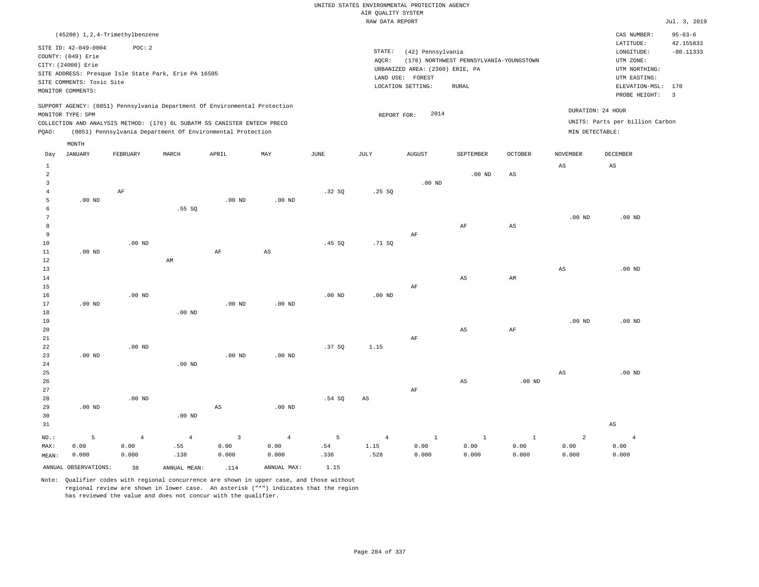UNITED STATES ENVIRONMENTAL PROTECTION AGENCY
AIR QUALITY SYSTEM
RAW DATA REPORT

Jul. 3, 2019

(45208) 1,2,4-Trimethylbenzene

SITE ID: 42-049-0004　　POC: 2
COUNTY: (049) Erie
CITY: (24000) Erie
SITE ADDRESS: Presque Isle State Park, Erie PA 16505
SITE COMMENTS: Toxic Site
MONITOR COMMENTS:

STATE: (42) Pennsylvania
AQCR: (178) NORTHWEST PENNSYLVANIA-YOUNGSTOWN
URBANIZED AREA: (2360) ERIE, PA
LAND USE: FOREST
LOCATION SETTING: RURAL

CAS NUMBER: 95-63-6
LATITUDE: 42.155833
LONGITUDE: -80.11333
UTM ZONE:
UTM NORTHING:
UTM EASTING:
ELEVATION-MSL: 170
PROBE HEIGHT: 3

SUPPORT AGENCY: (0851) Pennsylvania Department Of Environmental Protection
MONITOR TYPE: SPM
COLLECTION AND ANALYSIS METHOD: (176) 6L SUBATM SS CANISTER ENTECH PRECO
PQAO: (0851) Pennsylvania Department Of Environmental Protection

REPORT FOR: 2014

DURATION: 24 HOUR
UNITS: Parts per billion Carbon
MIN DETECTABLE:

| Day | JANUARY | FEBRUARY | MARCH | APRIL | MAY | JUNE | JULY | AUGUST | SEPTEMBER | OCTOBER | NOVEMBER | DECEMBER |
|---|---|---|---|---|---|---|---|---|---|---|---|---|
| 1 | | | | | | | | | | | AS | AS |
| 2 | | | | | | | | | .00 ND | AS | | |
| 3 | | | | | | | | .00 ND | | | | |
| 4 | | AF | | | | .32 SQ | .25 SQ | | | | | |
| 5 | .00 ND | | | .00 ND | .00 ND | | | | | | | |
| 6 | | | .55 SQ | | | | | | | | | |
| 7 | | | | | | | | | | | .00 ND | .00 ND |
| 8 | | | | | | | | | AF | AS | | |
| 9 | | | | | | | | AF | | | | |
| 10 | | .00 ND | | | | .45 SQ | .71 SQ | | | | | |
| 11 | .00 ND | | | AF | AS | | | | | | | |
| 12 | | | AM | | | | | | | | | |
| 13 | | | | | | | | | | | AS | .00 ND |
| 14 | | | | | | | | | AS | AM | | |
| 15 | | | | | | | | AF | | | | |
| 16 | | .00 ND | | | | .00 ND | .00 ND | | | | | |
| 17 | .00 ND | | | .00 ND | .00 ND | | | | | | | |
| 18 | | | .00 ND | | | | | | | | | |
| 19 | | | | | | | | | | | .00 ND | .00 ND |
| 20 | | | | | | | | | AS | AF | | |
| 21 | | | | | | | | AF | | | | |
| 22 | | .00 ND | | | | .37 SQ | 1.15 | | | | | |
| 23 | .00 ND | | | .00 ND | .00 ND | | | | | | | |
| 24 | | | .00 ND | | | | | | | | | |
| 25 | | | | | | | | | | | AS | .00 ND |
| 26 | | | | | | | | | AS | .00 ND | | |
| 27 | | | | | | | | AF | | | | |
| 28 | | .00 ND | | | | .54 SQ | AS | | | | | |
| 29 | .00 ND | | | AS | .00 ND | | | | | | | |
| 30 | | | .00 ND | | | | | | | | | |
| 31 | | | | | | | | | | | | AS |
| NO.: | 5 | 4 | 4 | 3 | 4 | 5 | 4 | 1 | 1 | 1 | 2 | 4 |
| MAX: | 0.00 | 0.00 | .55 | 0.00 | 0.00 | .54 | 1.15 | 0.00 | 0.00 | 0.00 | 0.00 | 0.00 |
| MEAN: | 0.000 | 0.000 | .138 | 0.000 | 0.000 | .336 | .528 | 0.000 | 0.000 | 0.000 | 0.000 | 0.000 |

ANNUAL OBSERVATIONS: 38　　ANNUAL MEAN: .114　　ANNUAL MAX: 1.15

Note: Qualifier codes with regional concurrence are shown in upper case, and those without regional review are shown in lower case. An asterisk ("*") indicates that the region has reviewed the value and does not concur with the qualifier.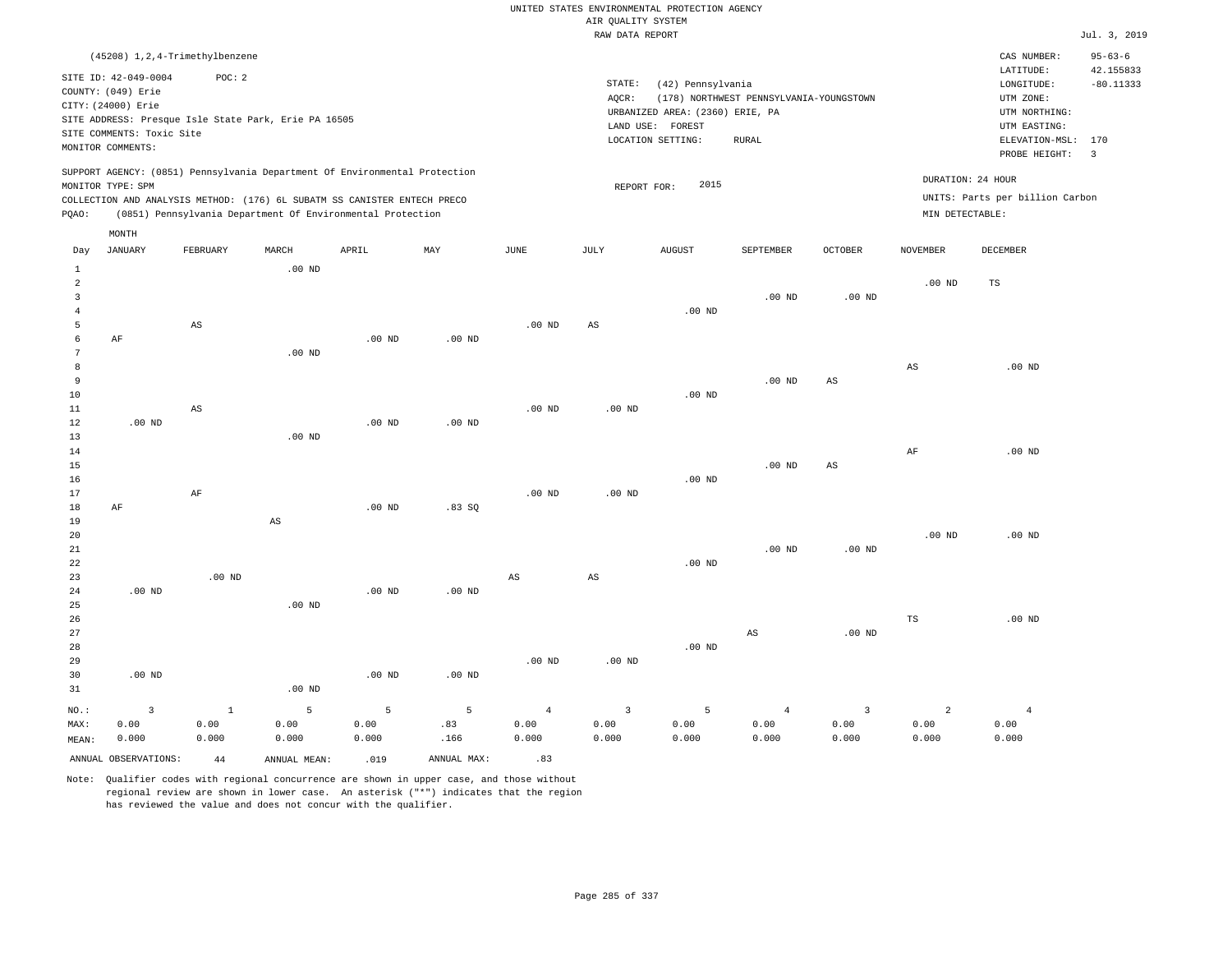UNITED STATES ENVIRONMENTAL PROTECTION AGENCY
AIR QUALITY SYSTEM
RAW DATA REPORT

Jul. 3, 2019

(45208) 1,2,4-Trimethylbenzene

SITE ID: 42-049-0004 POC: 2
COUNTY: (049) Erie
CITY: (24000) Erie
SITE ADDRESS: Presque Isle State Park, Erie PA 16505
SITE COMMENTS: Toxic Site
MONITOR COMMENTS:

STATE: (42) Pennsylvania
AQCR: (178) NORTHWEST PENNSYLVANIA-YOUNGSTOWN
URBANIZED AREA: (2360) ERIE, PA
LAND USE: FOREST
LOCATION SETTING: RURAL

CAS NUMBER: 95-63-6
LATITUDE: 42.155833
LONGITUDE: -80.11333
UTM ZONE:
UTM NORTHING:
UTM EASTING:
ELEVATION-MSL: 170
PROBE HEIGHT: 3

SUPPORT AGENCY: (0851) Pennsylvania Department Of Environmental Protection
MONITOR TYPE: SPM
COLLECTION AND ANALYSIS METHOD: (176) 6L SUBATM SS CANISTER ENTECH PRECO
PQAO: (0851) Pennsylvania Department Of Environmental Protection

REPORT FOR: 2015

DURATION: 24 HOUR
UNITS: Parts per billion Carbon
MIN DETECTABLE:

| Day | JANUARY | FEBRUARY | MARCH | APRIL | MAY | JUNE | JULY | AUGUST | SEPTEMBER | OCTOBER | NOVEMBER | DECEMBER |
|---|---|---|---|---|---|---|---|---|---|---|---|---|
| 1 | | | .00 ND | | | | | | | | | |
| 2 | | | | | | | | | | | .00 ND | TS |
| 3 | | | | | | | | | .00 ND | .00 ND | | |
| 4 | | | | | | | | .00 ND | | | | |
| 5 | | AS | | | | .00 ND | AS | | | | | |
| 6 | AF | | | .00 ND | .00 ND | | | | | | | |
| 7 | | | .00 ND | | | | | | | | | |
| 8 | | | | | | | | | | | AS | .00 ND |
| 9 | | | | | | | | | .00 ND | AS | | |
| 10 | | | | | | | | .00 ND | | | | |
| 11 | | AS | | | | .00 ND | .00 ND | | | | | |
| 12 | .00 ND | | | .00 ND | .00 ND | | | | | | | |
| 13 | | | .00 ND | | | | | | | | | |
| 14 | | | | | | | | | | | AF | .00 ND |
| 15 | | | | | | | | | .00 ND | AS | | |
| 16 | | | | | | | | .00 ND | | | | |
| 17 | | AF | | | | .00 ND | .00 ND | | | | | |
| 18 | AF | | | .00 ND | .83 SQ | | | | | | | |
| 19 | | | AS | | | | | | | | | |
| 20 | | | | | | | | | | | .00 ND | .00 ND |
| 21 | | | | | | | | | .00 ND | .00 ND | | |
| 22 | | | | | | | | .00 ND | | | | |
| 23 | | .00 ND | | | | AS | AS | | | | | |
| 24 | .00 ND | | | .00 ND | .00 ND | | | | | | | |
| 25 | | | .00 ND | | | | | | | | | |
| 26 | | | | | | | | | | | TS | .00 ND |
| 27 | | | | | | | | | AS | .00 ND | | |
| 28 | | | | | | | | .00 ND | | | | |
| 29 | | | | | | .00 ND | .00 ND | | | | | |
| 30 | .00 ND | | | .00 ND | .00 ND | | | | | | | |
| 31 | | | .00 ND | | | | | | | | | |
| NO.: | 3 | 1 | 5 | 5 | 5 | 4 | 3 | 5 | 4 | 3 | 2 | 4 |
| MAX: | 0.00 | 0.00 | 0.00 | 0.00 | .83 | 0.00 | 0.00 | 0.00 | 0.00 | 0.00 | 0.00 | 0.00 |
| MEAN: | 0.000 | 0.000 | 0.000 | 0.000 | .166 | 0.000 | 0.000 | 0.000 | 0.000 | 0.000 | 0.000 | 0.000 |

ANNUAL OBSERVATIONS: 44 ANNUAL MEAN: .019 ANNUAL MAX: .83

Note: Qualifier codes with regional concurrence are shown in upper case, and those without regional review are shown in lower case. An asterisk ("*") indicates that the region has reviewed the value and does not concur with the qualifier.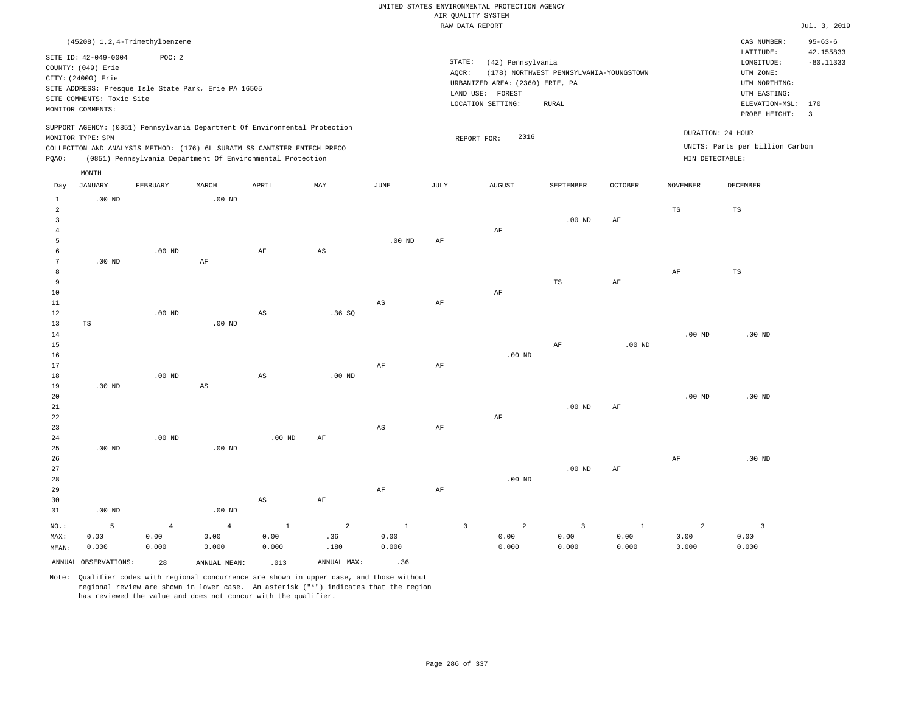UNITED STATES ENVIRONMENTAL PROTECTION AGENCY
AIR QUALITY SYSTEM
RAW DATA REPORT

Jul. 3, 2019

(45208) 1,2,4-Trimethylbenzene

SITE ID: 42-049-0004 POC: 2
COUNTY: (049) Erie
CITY: (24000) Erie
SITE ADDRESS: Presque Isle State Park, Erie PA 16505
SITE COMMENTS: Toxic Site
MONITOR COMMENTS:

STATE: (42) Pennsylvania
AQCR: (178) NORTHWEST PENNSYLVANIA-YOUNGSTOWN
URBANIZED AREA: (2360) ERIE, PA
LAND USE: FOREST
LOCATION SETTING: RURAL

CAS NUMBER: 95-63-6
LATITUDE: 42.155833
LONGITUDE: -80.11333
UTM ZONE:
UTM NORTHING:
UTM EASTING:
ELEVATION-MSL: 170
PROBE HEIGHT: 3

SUPPORT AGENCY: (0851) Pennsylvania Department Of Environmental Protection
MONITOR TYPE: SPM
COLLECTION AND ANALYSIS METHOD: (176) 6L SUBATM SS CANISTER ENTECH PRECO
PQAO: (0851) Pennsylvania Department Of Environmental Protection

REPORT FOR: 2016

DURATION: 24 HOUR
UNITS: Parts per billion Carbon
MIN DETECTABLE:

| Day | JANUARY | FEBRUARY | MARCH | APRIL | MAY | JUNE | JULY | AUGUST | SEPTEMBER | OCTOBER | NOVEMBER | DECEMBER |
|---|---|---|---|---|---|---|---|---|---|---|---|---|
| 1 | .00 ND | | .00 ND | | | | | | | | | |
| 2 | | | | | | | | | | | TS | TS |
| 3 | | | | | | | | | .00 ND | AF | | |
| 4 | | | | | | | | AF | | | | |
| 5 | | | | | | .00 ND | AF | | | | | |
| 6 | | .00 ND | | AF | AS | | | | | | | |
| 7 | .00 ND | | AF | | | | | | | | | |
| 8 | | | | | | | | | | | AF | TS |
| 9 | | | | | | | | | TS | AF | | |
| 10 | | | | | | | | AF | | | | |
| 11 | | | | | | AS | AF | | | | | |
| 12 | | .00 ND | | AS | .36 SQ | | | | | | | |
| 13 | TS | | .00 ND | | | | | | | | | |
| 14 | | | | | | | | | | | .00 ND | .00 ND |
| 15 | | | | | | | | | AF | .00 ND | | |
| 16 | | | | | | | | .00 ND | | | | |
| 17 | | | | | | AF | AF | | | | | |
| 18 | | .00 ND | | AS | .00 ND | | | | | | | |
| 19 | .00 ND | | AS | | | | | | | | | |
| 20 | | | | | | | | | | | .00 ND | .00 ND |
| 21 | | | | | | | | | .00 ND | AF | | |
| 22 | | | | | | | | AF | | | | |
| 23 | | | | | | AS | AF | | | | | |
| 24 | | .00 ND | | .00 ND | AF | | | | | | | |
| 25 | .00 ND | | .00 ND | | | | | | | | | |
| 26 | | | | | | | | | | | AF | .00 ND |
| 27 | | | | | | | | | .00 ND | AF | | |
| 28 | | | | | | | | .00 ND | | | | |
| 29 | | | | | | AF | AF | | | | | |
| 30 | | | | AS | AF | | | | | | | |
| 31 | .00 ND | | .00 ND | | | | | | | | | |
| NO.: | 5 | 4 | 4 | 1 | 2 | 1 | 0 | 2 | 3 | 1 | 2 | 3 |
| MAX: | 0.00 | 0.00 | 0.00 | 0.00 | .36 | 0.00 | | 0.00 | 0.00 | 0.00 | 0.00 | 0.00 |
| MEAN: | 0.000 | 0.000 | 0.000 | 0.000 | .180 | 0.000 | | 0.000 | 0.000 | 0.000 | 0.000 | 0.000 |

ANNUAL OBSERVATIONS: 28 ANNUAL MEAN: .013 ANNUAL MAX: .36

Note: Qualifier codes with regional concurrence are shown in upper case, and those without regional review are shown in lower case. An asterisk ("*") indicates that the region has reviewed the value and does not concur with the qualifier.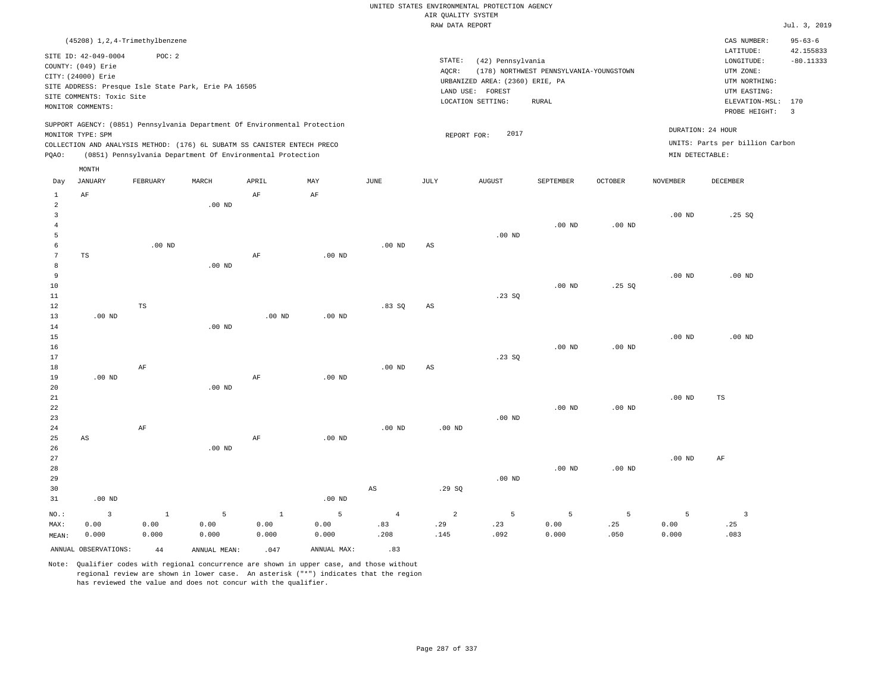UNITED STATES ENVIRONMENTAL PROTECTION AGENCY
AIR QUALITY SYSTEM
RAW DATA REPORT

Jul. 3, 2019

(45208) 1,2,4-Trimethylbenzene

SITE ID: 42-049-0004 POC: 2
COUNTY: (049) Erie
CITY: (24000) Erie
SITE ADDRESS: Presque Isle State Park, Erie PA 16505
SITE COMMENTS: Toxic Site
MONITOR COMMENTS:

STATE: (42) Pennsylvania
AQCR: (178) NORTHWEST PENNSYLVANIA-YOUNGSTOWN
URBANIZED AREA: (2360) ERIE, PA
LAND USE: FOREST
LOCATION SETTING: RURAL

CAS NUMBER: 95-63-6
LATITUDE: 42.155833
LONGITUDE: -80.11333
UTM ZONE:
UTM NORTHING:
UTM EASTING:
ELEVATION-MSL: 170
PROBE HEIGHT: 3

SUPPORT AGENCY: (0851) Pennsylvania Department Of Environmental Protection
MONITOR TYPE: SPM
COLLECTION AND ANALYSIS METHOD: (176) 6L SUBATM SS CANISTER ENTECH PRECO
PQAO: (0851) Pennsylvania Department Of Environmental Protection

REPORT FOR: 2017

DURATION: 24 HOUR
UNITS: Parts per billion Carbon
MIN DETECTABLE:

| Day | JANUARY | FEBRUARY | MARCH | APRIL | MAY | JUNE | JULY | AUGUST | SEPTEMBER | OCTOBER | NOVEMBER | DECEMBER |
|---|---|---|---|---|---|---|---|---|---|---|---|---|
| 1 | AF | | | AF | AF | | | | | | | |
| 2 | | | .00 ND | | | | | | | | | |
| 3 | | | | | | | | | | | .00 ND | .25 SQ |
| 4 | | | | | | | | | .00 ND | .00 ND | | |
| 5 | | | | | | | | .00 ND | | | | |
| 6 | | .00 ND | | | | .00 ND | AS | | | | | |
| 7 | TS | | | AF | .00 ND | | | | | | | |
| 8 | | | .00 ND | | | | | | | | | |
| 9 | | | | | | | | | | | .00 ND | .00 ND |
| 10 | | | | | | | | | .00 ND | .25 SQ | | |
| 11 | | | | | | | | .23 SQ | | | | |
| 12 | | TS | | | | .83 SQ | AS | | | | | |
| 13 | .00 ND | | | .00 ND | .00 ND | | | | | | | |
| 14 | | | .00 ND | | | | | | | | | |
| 15 | | | | | | | | | | | .00 ND | .00 ND |
| 16 | | | | | | | | | .00 ND | .00 ND | | |
| 17 | | | | | | | | .23 SQ | | | | |
| 18 | | AF | | | | .00 ND | AS | | | | | |
| 19 | .00 ND | | | AF | .00 ND | | | | | | | |
| 20 | | | .00 ND | | | | | | | | | |
| 21 | | | | | | | | | | | .00 ND | TS |
| 22 | | | | | | | | | .00 ND | .00 ND | | |
| 23 | | | | | | | | .00 ND | | | | |
| 24 | | AF | | | | .00 ND | .00 ND | | | | | |
| 25 | AS | | | AF | .00 ND | | | | | | | |
| 26 | | | .00 ND | | | | | | | | | |
| 27 | | | | | | | | | | | .00 ND | AF |
| 28 | | | | | | | | | .00 ND | .00 ND | | |
| 29 | | | | | | | | .00 ND | | | | |
| 30 | | | | | | AS | .29 SQ | | | | | |
| 31 | .00 ND | | | | .00 ND | | | | | | | |
| NO.: | 3 | 1 | 5 | 1 | 5 | 4 | 2 | 5 | 5 | 5 | 5 | 3 |
| MAX: | 0.00 | 0.00 | 0.00 | 0.00 | 0.00 | .83 | .29 | .23 | 0.00 | .25 | 0.00 | .25 |
| MEAN: | 0.000 | 0.000 | 0.000 | 0.000 | 0.000 | .208 | .145 | .092 | 0.000 | .050 | 0.000 | .083 |

ANNUAL OBSERVATIONS: 44 ANNUAL MEAN: .047 ANNUAL MAX: .83

Note: Qualifier codes with regional concurrence are shown in upper case, and those without regional review are shown in lower case. An asterisk ("*") indicates that the region has reviewed the value and does not concur with the qualifier.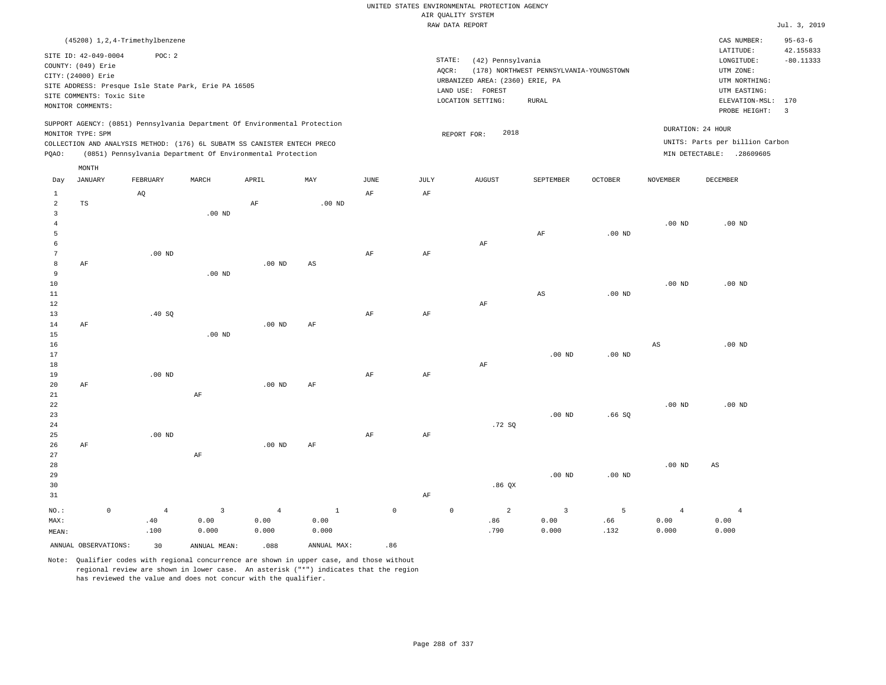UNITED STATES ENVIRONMENTAL PROTECTION AGENCY
AIR QUALITY SYSTEM
RAW DATA REPORT

Jul. 3, 2019

(45208) 1,2,4-Trimethylbenzene

SITE ID: 42-049-0004 POC: 2
COUNTY: (049) Erie
CITY: (24000) Erie
SITE ADDRESS: Presque Isle State Park, Erie PA 16505
SITE COMMENTS: Toxic Site
MONITOR COMMENTS:

STATE: (42) Pennsylvania
AQCR: (178) NORTHWEST PENNSYLVANIA-YOUNGSTOWN
URBANIZED AREA: (2360) ERIE, PA
LAND USE: FOREST
LOCATION SETTING: RURAL

CAS NUMBER: 95-63-6
LATITUDE: 42.155833
LONGITUDE: -80.11333
UTM ZONE:
UTM NORTHING:
UTM EASTING:
ELEVATION-MSL: 170
PROBE HEIGHT: 3

SUPPORT AGENCY: (0851) Pennsylvania Department Of Environmental Protection
MONITOR TYPE: SPM
COLLECTION AND ANALYSIS METHOD: (176) 6L SUBATM SS CANISTER ENTECH PRECO
PQAO: (0851) Pennsylvania Department Of Environmental Protection

REPORT FOR: 2018

DURATION: 24 HOUR
UNITS: Parts per billion Carbon
MIN DETECTABLE: .28609605

| Day | JANUARY | FEBRUARY | MARCH | APRIL | MAY | JUNE | JULY | AUGUST | SEPTEMBER | OCTOBER | NOVEMBER | DECEMBER |
|---|---|---|---|---|---|---|---|---|---|---|---|---|
| 1 | | AQ | | | | AF | AF | | | | | |
| 2 | TS | | | AF | .00 ND | | | | | | | |
| 3 | | | .00 ND | | | | | | | | | |
| 4 | | | | | | | | | | | .00 ND | .00 ND |
| 5 | | | | | | | | | AF | .00 ND | | |
| 6 | | | | | | | | AF | | | | |
| 7 | | .00 ND | | | | AF | AF | | | | | |
| 8 | AF | | | .00 ND | AS | | | | | | | |
| 9 | | | .00 ND | | | | | | | | | |
| 10 | | | | | | | | | | | .00 ND | .00 ND |
| 11 | | | | | | | | | AS | .00 ND | | |
| 12 | | | | | | | | AF | | | | |
| 13 | | .40 SQ | | | | AF | AF | | | | | |
| 14 | AF | | | .00 ND | AF | | | | | | | |
| 15 | | | .00 ND | | | | | | | | | |
| 16 | | | | | | | | | | | AS | .00 ND |
| 17 | | | | | | | | | .00 ND | .00 ND | | |
| 18 | | | | | | | | AF | | | | |
| 19 | | .00 ND | | | | AF | AF | | | | | |
| 20 | AF | | | .00 ND | AF | | | | | | | |
| 21 | | | AF | | | | | | | | | |
| 22 | | | | | | | | | | | .00 ND | .00 ND |
| 23 | | | | | | | | | .00 ND | .66 SQ | | |
| 24 | | | | | | | | .72 SQ | | | | |
| 25 | | .00 ND | | | | AF | AF | | | | | |
| 26 | AF | | | .00 ND | AF | | | | | | | |
| 27 | | | AF | | | | | | | | | |
| 28 | | | | | | | | | | | .00 ND | AS |
| 29 | | | | | | | | | .00 ND | .00 ND | | |
| 30 | | | | | | | | .86 QX | | | | |
| 31 | | | | | | | AF | | | | | |
| NO.: | 0 | 4 | 3 | 4 | 1 | 0 | 0 | 2 | 3 | 5 | 4 | 4 |
| MAX: | | .40 | 0.00 | 0.00 | 0.00 | | | .86 | 0.00 | .66 | 0.00 | 0.00 |
| MEAN: | | .100 | 0.000 | 0.000 | 0.000 | | | .790 | 0.000 | .132 | 0.000 | 0.000 |

ANNUAL OBSERVATIONS: 30 ANNUAL MEAN: .088 ANNUAL MAX: .86

Note: Qualifier codes with regional concurrence are shown in upper case, and those without regional review are shown in lower case. An asterisk ("*") indicates that the region has reviewed the value and does not concur with the qualifier.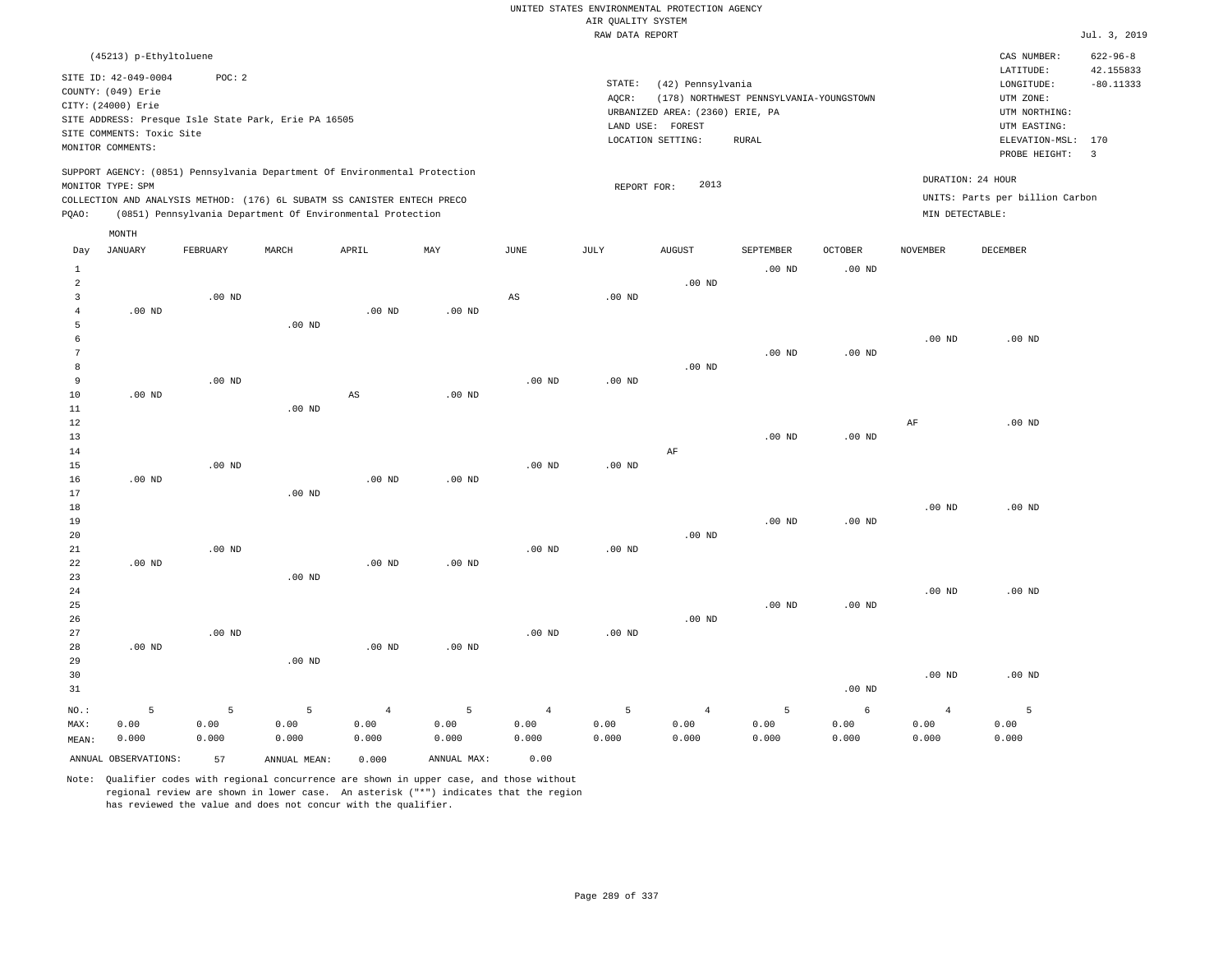UNITED STATES ENVIRONMENTAL PROTECTION AGENCY
AIR QUALITY SYSTEM
RAW DATA REPORT

Jul. 3, 2019

(45213) p-Ethyltoluene

SITE ID: 42-049-0004 POC: 2
COUNTY: (049) Erie
CITY: (24000) Erie
SITE ADDRESS: Presque Isle State Park, Erie PA 16505
SITE COMMENTS: Toxic Site
MONITOR COMMENTS:

STATE: (42) Pennsylvania
AQCR: (178) NORTHWEST PENNSYLVANIA-YOUNGSTOWN
URBANIZED AREA: (2360) ERIE, PA
LAND USE: FOREST
LOCATION SETTING: RURAL

CAS NUMBER: 622-96-8
LATITUDE: 42.155833
LONGITUDE: -80.11333
UTM ZONE:
UTM NORTHING:
UTM EASTING:
ELEVATION-MSL: 170
PROBE HEIGHT: 3

SUPPORT AGENCY: (0851) Pennsylvania Department Of Environmental Protection
MONITOR TYPE: SPM
COLLECTION AND ANALYSIS METHOD: (176) 6L SUBATM SS CANISTER ENTECH PRECO
PQAO: (0851) Pennsylvania Department Of Environmental Protection

REPORT FOR: 2013

DURATION: 24 HOUR
UNITS: Parts per billion Carbon
MIN DETECTABLE:

| Day | JANUARY | FEBRUARY | MARCH | APRIL | MAY | JUNE | JULY | AUGUST | SEPTEMBER | OCTOBER | NOVEMBER | DECEMBER |
|---|---|---|---|---|---|---|---|---|---|---|---|---|
| 1 | | | | | | | | | .00 ND | .00 ND | | |
| 2 | | | | | | | | .00 ND | | | | |
| 3 | | .00 ND | | | | AS | .00 ND | | | | | |
| 4 | .00 ND | | | .00 ND | .00 ND | | | | | | | |
| 5 | | | .00 ND | | | | | | | | | |
| 6 | | | | | | | | | | | .00 ND | .00 ND |
| 7 | | | | | | | | | .00 ND | .00 ND | | |
| 8 | | | | | | | | .00 ND | | | | |
| 9 | | .00 ND | | | | .00 ND | .00 ND | | | | | |
| 10 | .00 ND | | | AS | .00 ND | | | | | | | |
| 11 | | | .00 ND | | | | | | | | | |
| 12 | | | | | | | | | | | AF | .00 ND |
| 13 | | | | | | | | | .00 ND | .00 ND | | |
| 14 | | | | | | | | AF | | | | |
| 15 | | .00 ND | | | | .00 ND | .00 ND | | | | | |
| 16 | .00 ND | | | .00 ND | .00 ND | | | | | | | |
| 17 | | | .00 ND | | | | | | | | | |
| 18 | | | | | | | | | | | .00 ND | .00 ND |
| 19 | | | | | | | | | .00 ND | .00 ND | | |
| 20 | | | | | | | | .00 ND | | | | |
| 21 | | .00 ND | | | | .00 ND | .00 ND | | | | | |
| 22 | .00 ND | | | .00 ND | .00 ND | | | | | | | |
| 23 | | | .00 ND | | | | | | | | | |
| 24 | | | | | | | | | | | .00 ND | .00 ND |
| 25 | | | | | | | | | .00 ND | .00 ND | | |
| 26 | | | | | | | | .00 ND | | | | |
| 27 | | .00 ND | | | | .00 ND | .00 ND | | | | | |
| 28 | .00 ND | | | .00 ND | .00 ND | | | | | | | |
| 29 | | | .00 ND | | | | | | | | | |
| 30 | | | | | | | | | | | .00 ND | .00 ND |
| 31 | | | | | | | | | | .00 ND | | |
| NO.: | 5 | 5 | 5 | 4 | 5 | 4 | 5 | 4 | 5 | 6 | 4 | 5 |
| MAX: | 0.00 | 0.00 | 0.00 | 0.00 | 0.00 | 0.00 | 0.00 | 0.00 | 0.00 | 0.00 | 0.00 | 0.00 |
| MEAN: | 0.000 | 0.000 | 0.000 | 0.000 | 0.000 | 0.000 | 0.000 | 0.000 | 0.000 | 0.000 | 0.000 | 0.000 |

ANNUAL OBSERVATIONS: 57 ANNUAL MEAN: 0.000 ANNUAL MAX: 0.00

Note: Qualifier codes with regional concurrence are shown in upper case, and those without regional review are shown in lower case. An asterisk ("*") indicates that the region has reviewed the value and does not concur with the qualifier.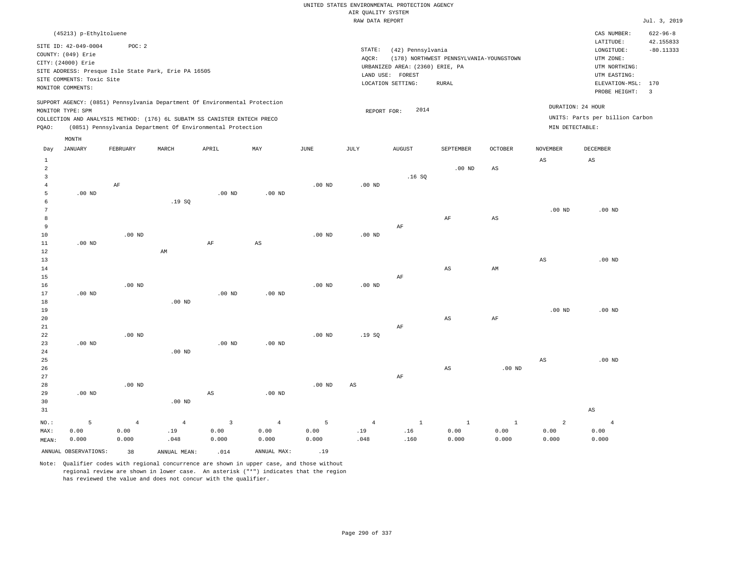UNITED STATES ENVIRONMENTAL PROTECTION AGENCY
AIR QUALITY SYSTEM
RAW DATA REPORT

Jul. 3, 2019

(45213) p-Ethyltoluene

SITE ID: 42-049-0004 POC: 2
COUNTY: (049) Erie
CITY: (24000) Erie
SITE ADDRESS: Presque Isle State Park, Erie PA 16505
SITE COMMENTS: Toxic Site
MONITOR COMMENTS:

STATE: (42) Pennsylvania
AQCR: (178) NORTHWEST PENNSYLVANIA-YOUNGSTOWN
URBANIZED AREA: (2360) ERIE, PA
LAND USE: FOREST
LOCATION SETTING: RURAL

CAS NUMBER: 622-96-8
LATITUDE: 42.155833
LONGITUDE: -80.11333
UTM ZONE:
UTM NORTHING:
UTM EASTING:
ELEVATION-MSL: 170
PROBE HEIGHT: 3

SUPPORT AGENCY: (0851) Pennsylvania Department Of Environmental Protection
MONITOR TYPE: SPM
COLLECTION AND ANALYSIS METHOD: (176) 6L SUBATM SS CANISTER ENTECH PRECO
PQAO: (0851) Pennsylvania Department Of Environmental Protection

REPORT FOR: 2014

DURATION: 24 HOUR
UNITS: Parts per billion Carbon
MIN DETECTABLE:

| Day | JANUARY | FEBRUARY | MARCH | APRIL | MAY | JUNE | JULY | AUGUST | SEPTEMBER | OCTOBER | NOVEMBER | DECEMBER |
|---|---|---|---|---|---|---|---|---|---|---|---|---|
| 1 | | | | | | | | | | | AS | AS |
| 2 | | | | | | | | | .00 ND | AS | | |
| 3 | | | | | | | | .16 SQ | | | | |
| 4 | | AF | | | | .00 ND | .00 ND | | | | | |
| 5 | .00 ND | | | .00 ND | .00 ND | | | | | | | |
| 6 | | | .19 SQ | | | | | | | | | |
| 7 | | | | | | | | | | | .00 ND | .00 ND |
| 8 | | | | | | | | | AF | AS | | |
| 9 | | | | | | | | AF | | | | |
| 10 | | .00 ND | | | | .00 ND | .00 ND | | | | | |
| 11 | .00 ND | | | AF | AS | | | | | | | |
| 12 | | | AM | | | | | | | | | |
| 13 | | | | | | | | | | | AS | .00 ND |
| 14 | | | | | | | | | AS | AM | | |
| 15 | | | | | | | | AF | | | | |
| 16 | | .00 ND | | | | .00 ND | .00 ND | | | | | |
| 17 | .00 ND | | | .00 ND | .00 ND | | | | | | | |
| 18 | | | .00 ND | | | | | | | | | |
| 19 | | | | | | | | | | | .00 ND | .00 ND |
| 20 | | | | | | | | | AS | AF | | |
| 21 | | | | | | | | AF | | | | |
| 22 | | .00 ND | | | | .00 ND | .19 SQ | | | | | |
| 23 | .00 ND | | | .00 ND | .00 ND | | | | | | | |
| 24 | | | .00 ND | | | | | | | | | |
| 25 | | | | | | | | | | | AS | .00 ND |
| 26 | | | | | | | | | AS | .00 ND | | |
| 27 | | | | | | | | AF | | | | |
| 28 | | .00 ND | | | | .00 ND | AS | | | | | |
| 29 | .00 ND | | | AS | .00 ND | | | | | | | |
| 30 | | | .00 ND | | | | | | | | | |
| 31 | | | | | | | | | | | | AS |
| NO.: | 5 | 4 | 4 | 3 | 4 | 5 | 4 | 1 | 1 | 1 | 2 | 4 |
| MAX: | 0.00 | 0.00 | .19 | 0.00 | 0.00 | 0.00 | .19 | .16 | 0.00 | 0.00 | 0.00 | 0.00 |
| MEAN: | 0.000 | 0.000 | .048 | 0.000 | 0.000 | 0.000 | .048 | .160 | 0.000 | 0.000 | 0.000 | 0.000 |

ANNUAL OBSERVATIONS: 38 ANNUAL MEAN: .014 ANNUAL MAX: .19

Note: Qualifier codes with regional concurrence are shown in upper case, and those without regional review are shown in lower case. An asterisk ("*") indicates that the region has reviewed the value and does not concur with the qualifier.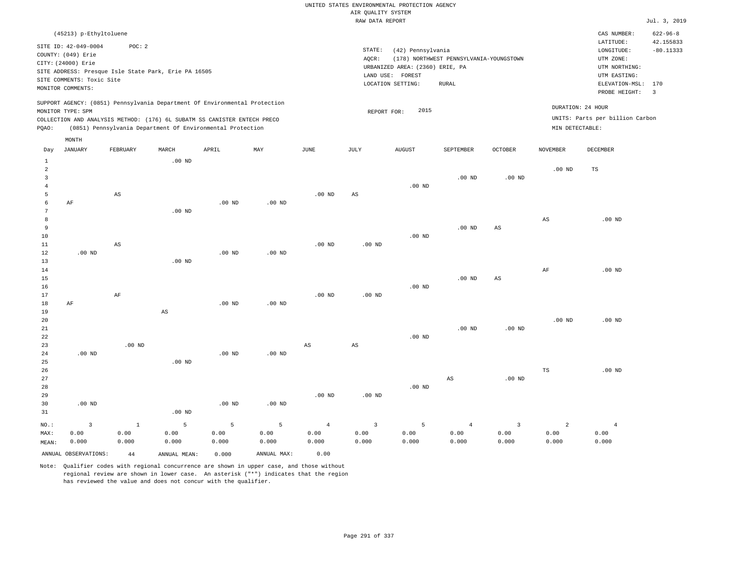UNITED STATES ENVIRONMENTAL PROTECTION AGENCY
AIR QUALITY SYSTEM
RAW DATA REPORT

Jul. 3, 2019

(45213) p-Ethyltoluene

SITE ID: 42-049-0004 POC: 2
COUNTY: (049) Erie
CITY: (24000) Erie
SITE ADDRESS: Presque Isle State Park, Erie PA 16505
SITE COMMENTS: Toxic Site
MONITOR COMMENTS:

STATE: (42) Pennsylvania
AQCR: (178) NORTHWEST PENNSYLVANIA-YOUNGSTOWN
URBANIZED AREA: (2360) ERIE, PA
LAND USE: FOREST
LOCATION SETTING: RURAL

CAS NUMBER: 622-96-8
LATITUDE: 42.155833
LONGITUDE: -80.11333
UTM ZONE:
UTM NORTHING:
UTM EASTING:
ELEVATION-MSL: 170
PROBE HEIGHT: 3

SUPPORT AGENCY: (0851) Pennsylvania Department Of Environmental Protection
MONITOR TYPE: SPM
COLLECTION AND ANALYSIS METHOD: (176) 6L SUBATM SS CANISTER ENTECH PRECO
PQAO: (0851) Pennsylvania Department Of Environmental Protection

REPORT FOR: 2015

DURATION: 24 HOUR
UNITS: Parts per billion Carbon
MIN DETECTABLE:

| Day | JANUARY | FEBRUARY | MARCH | APRIL | MAY | JUNE | JULY | AUGUST | SEPTEMBER | OCTOBER | NOVEMBER | DECEMBER |
|---|---|---|---|---|---|---|---|---|---|---|---|---|
| 1 | | | .00 ND | | | | | | | | | |
| 2 | | | | | | | | | | | .00 ND | TS |
| 3 | | | | | | | | | .00 ND | .00 ND | | |
| 4 | | | | | | | | .00 ND | | | | |
| 5 | | AS | | | | .00 ND | AS | | | | | |
| 6 | AF | | | .00 ND | .00 ND | | | | | | | |
| 7 | | | .00 ND | | | | | | | | | |
| 8 | | | | | | | | | | | AS | .00 ND |
| 9 | | | | | | | | | .00 ND | AS | | |
| 10 | | | | | | | | .00 ND | | | | |
| 11 | | AS | | | | .00 ND | .00 ND | | | | | |
| 12 | .00 ND | | | .00 ND | .00 ND | | | | | | | |
| 13 | | | .00 ND | | | | | | | | | |
| 14 | | | | | | | | | | | AF | .00 ND |
| 15 | | | | | | | | | .00 ND | AS | | |
| 16 | | | | | | | | .00 ND | | | | |
| 17 | | AF | | | | .00 ND | .00 ND | | | | | |
| 18 | AF | | | .00 ND | .00 ND | | | | | | | |
| 19 | | | AS | | | | | | | | | |
| 20 | | | | | | | | | | | .00 ND | .00 ND |
| 21 | | | | | | | | | .00 ND | .00 ND | | |
| 22 | | | | | | | | .00 ND | | | | |
| 23 | | .00 ND | | | | AS | AS | | | | | |
| 24 | .00 ND | | | .00 ND | .00 ND | | | | | | | |
| 25 | | | .00 ND | | | | | | | | | |
| 26 | | | | | | | | | | | TS | .00 ND |
| 27 | | | | | | | | | AS | .00 ND | | |
| 28 | | | | | | | | .00 ND | | | | |
| 29 | | | | | | .00 ND | .00 ND | | | | | |
| 30 | .00 ND | | | .00 ND | .00 ND | | | | | | | |
| 31 | | | .00 ND | | | | | | | | | |
| NO.: | 3 | 1 | 5 | 5 | 5 | 4 | 3 | 5 | 4 | 3 | 2 | 4 |
| MAX: | 0.00 | 0.00 | 0.00 | 0.00 | 0.00 | 0.00 | 0.00 | 0.00 | 0.00 | 0.00 | 0.00 | 0.00 |
| MEAN: | 0.000 | 0.000 | 0.000 | 0.000 | 0.000 | 0.000 | 0.000 | 0.000 | 0.000 | 0.000 | 0.000 | 0.000 |

ANNUAL OBSERVATIONS: 44 ANNUAL MEAN: 0.000 ANNUAL MAX: 0.00

Note: Qualifier codes with regional concurrence are shown in upper case, and those without regional review are shown in lower case. An asterisk ("*") indicates that the region has reviewed the value and does not concur with the qualifier.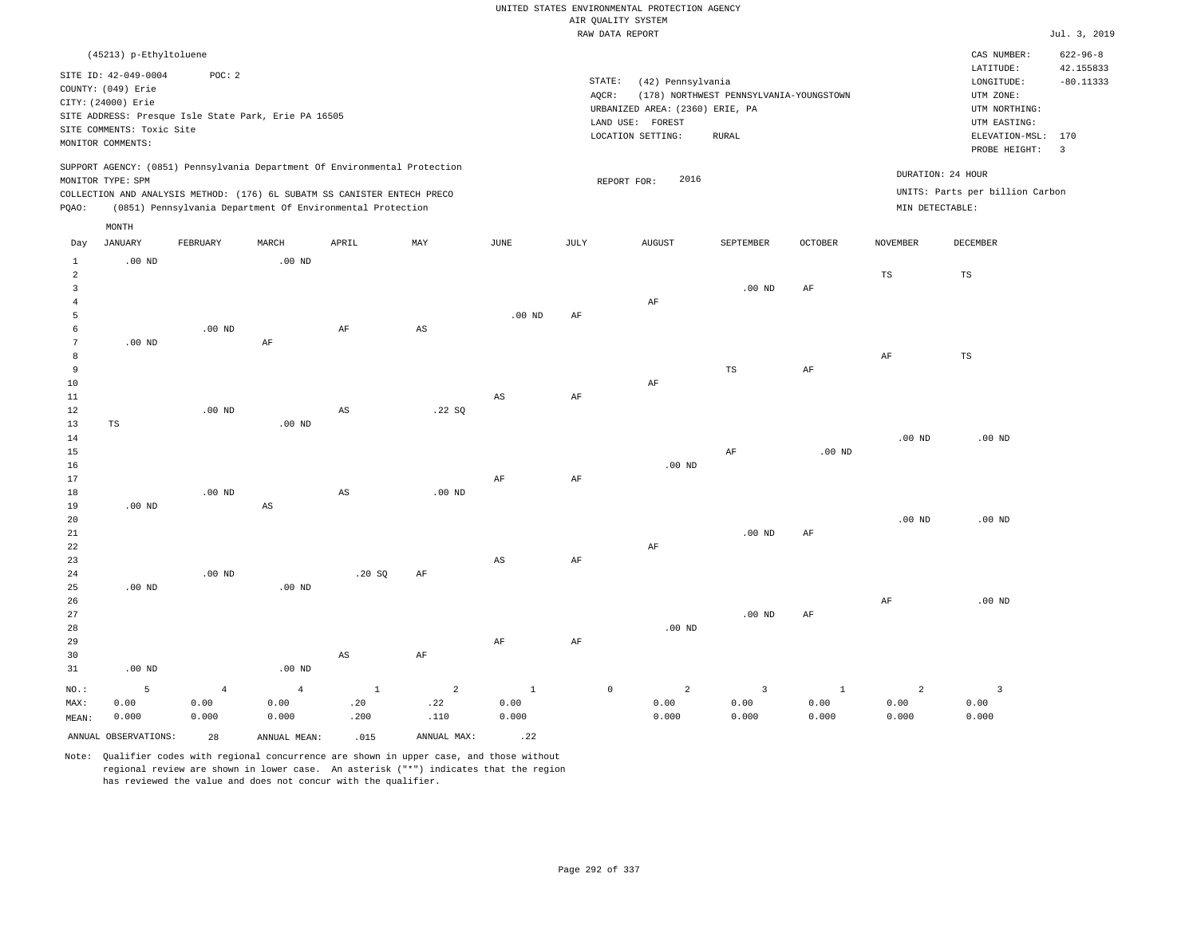UNITED STATES ENVIRONMENTAL PROTECTION AGENCY
AIR QUALITY SYSTEM
RAW DATA REPORT

Jul. 3, 2019

(45213) p-Ethyltoluene

SITE ID: 42-049-0004 POC: 2
COUNTY: (049) Erie
CITY: (24000) Erie
SITE ADDRESS: Presque Isle State Park, Erie PA 16505
SITE COMMENTS: Toxic Site
MONITOR COMMENTS:

STATE: (42) Pennsylvania
AQCR: (178) NORTHWEST PENNSYLVANIA-YOUNGSTOWN
URBANIZED AREA: (2360) ERIE, PA
LAND USE: FOREST
LOCATION SETTING: RURAL

CAS NUMBER: 622-96-8
LATITUDE: 42.155833
LONGITUDE: -80.11333
UTM ZONE:
UTM NORTHING:
UTM EASTING:
ELEVATION-MSL: 170
PROBE HEIGHT: 3

SUPPORT AGENCY: (0851) Pennsylvania Department Of Environmental Protection
MONITOR TYPE: SPM
COLLECTION AND ANALYSIS METHOD: (176) 6L SUBATM SS CANISTER ENTECH PRECO
PQAO: (0851) Pennsylvania Department Of Environmental Protection

REPORT FOR: 2016

DURATION: 24 HOUR
UNITS: Parts per billion Carbon
MIN DETECTABLE:

| Day | JANUARY | FEBRUARY | MARCH | APRIL | MAY | JUNE | JULY | AUGUST | SEPTEMBER | OCTOBER | NOVEMBER | DECEMBER |
|---|---|---|---|---|---|---|---|---|---|---|---|---|
| 1 | .00 ND | | .00 ND | | | | | | | | | |
| 2 | | | | | | | | | | | TS | TS |
| 3 | | | | | | | | | .00 ND | AF | | |
| 4 | | | | | | | | AF | | | | |
| 5 | | | | | | .00 ND | AF | | | | | |
| 6 | | .00 ND | | AF | AS | | | | | | | |
| 7 | .00 ND | | AF | | | | | | | | | |
| 8 | | | | | | | | | | | AF | TS |
| 9 | | | | | | | | | TS | AF | | |
| 10 | | | | | | | | AF | | | | |
| 11 | | | | | | AS | AF | | | | | |
| 12 | | .00 ND | | AS | .22 SQ | | | | | | | |
| 13 | TS | | .00 ND | | | | | | | | | |
| 14 | | | | | | | | | | | .00 ND | .00 ND |
| 15 | | | | | | | | | AF | .00 ND | | |
| 16 | | | | | | | | .00 ND | | | | |
| 17 | | | | | | AF | AF | | | | | |
| 18 | | .00 ND | | AS | .00 ND | | | | | | | |
| 19 | .00 ND | | AS | | | | | | | | | |
| 20 | | | | | | | | | | | .00 ND | .00 ND |
| 21 | | | | | | | | | .00 ND | AF | | |
| 22 | | | | | | | | AF | | | | |
| 23 | | | | | | AS | AF | | | | | |
| 24 | | .00 ND | | .20 SQ | AF | | | | | | | |
| 25 | .00 ND | | .00 ND | | | | | | | | | |
| 26 | | | | | | | | | | | AF | .00 ND |
| 27 | | | | | | | | | .00 ND | AF | | |
| 28 | | | | | | | | .00 ND | | | | |
| 29 | | | | | | AF | AF | | | | | |
| 30 | | | | AS | AF | | | | | | | |
| 31 | .00 ND | | .00 ND | | | | | | | | | |
| NO.: | 5 | 4 | 4 | 1 | 2 | 1 | 0 | 2 | 3 | 1 | 2 | 3 |
| MAX: | 0.00 | 0.00 | 0.00 | .20 | .22 | 0.00 | | 0.00 | 0.00 | 0.00 | 0.00 | 0.00 |
| MEAN: | 0.000 | 0.000 | 0.000 | .200 | .110 | 0.000 | | 0.000 | 0.000 | 0.000 | 0.000 | 0.000 |

ANNUAL OBSERVATIONS: 28 ANNUAL MEAN: .015 ANNUAL MAX: .22

Note: Qualifier codes with regional concurrence are shown in upper case, and those without regional review are shown in lower case. An asterisk ("*") indicates that the region has reviewed the value and does not concur with the qualifier.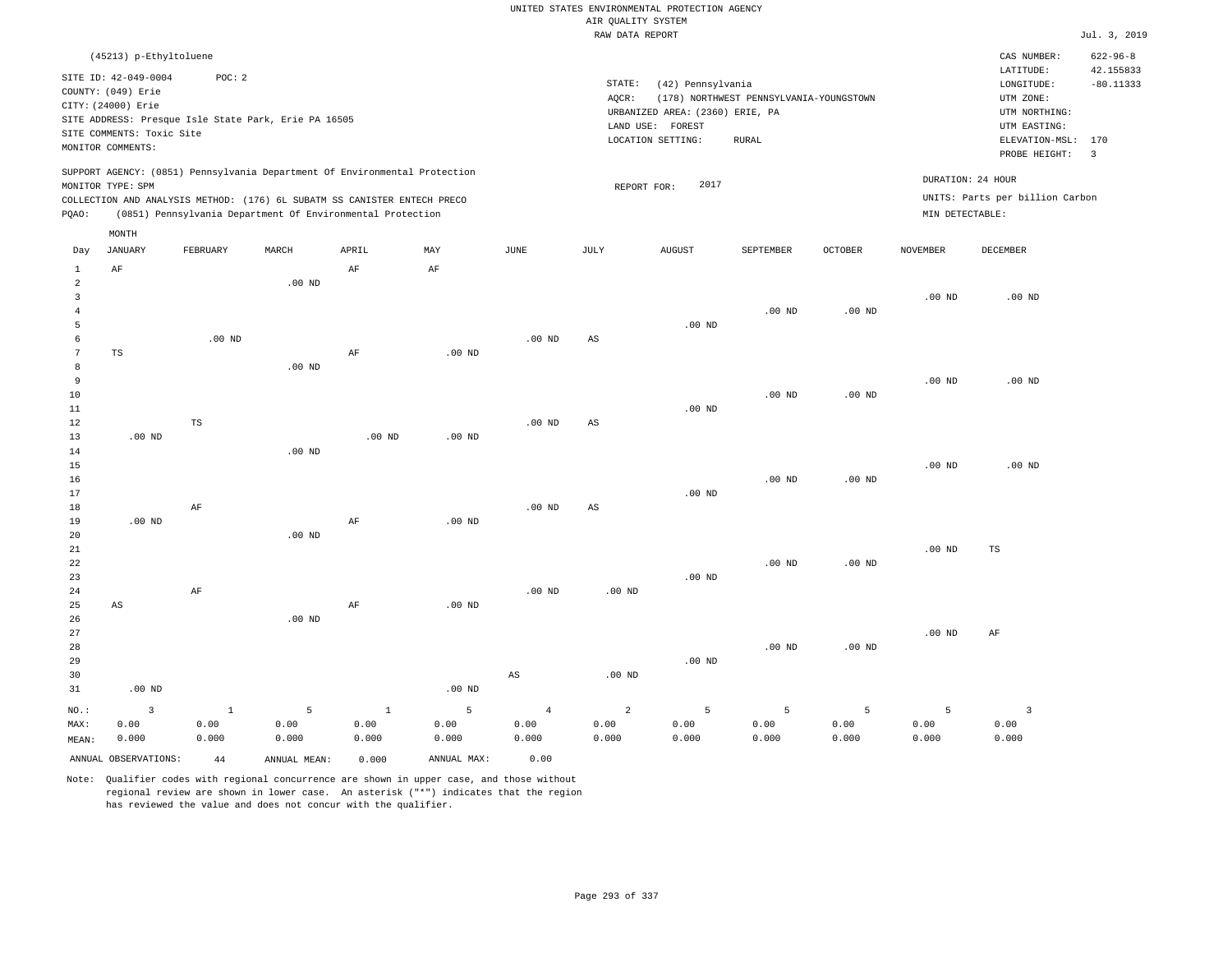UNITED STATES ENVIRONMENTAL PROTECTION AGENCY
AIR QUALITY SYSTEM
RAW DATA REPORT

Jul. 3, 2019

(45213) p-Ethyltoluene

SITE ID: 42-049-0004    POC: 2
COUNTY: (049) Erie
CITY: (24000) Erie
SITE ADDRESS: Presque Isle State Park, Erie PA 16505
SITE COMMENTS: Toxic Site
MONITOR COMMENTS:

STATE: (42) Pennsylvania
AQCR: (178) NORTHWEST PENNSYLVANIA-YOUNGSTOWN
URBANIZED AREA: (2360) ERIE, PA
LAND USE: FOREST
LOCATION SETTING: RURAL

CAS NUMBER: 622-96-8
LATITUDE: 42.155833
LONGITUDE: -80.11333
UTM ZONE:
UTM NORTHING:
UTM EASTING:
ELEVATION-MSL: 170
PROBE HEIGHT: 3

SUPPORT AGENCY: (0851) Pennsylvania Department Of Environmental Protection
MONITOR TYPE: SPM
COLLECTION AND ANALYSIS METHOD: (176) 6L SUBATM SS CANISTER ENTECH PRECO
PQAO: (0851) Pennsylvania Department Of Environmental Protection

REPORT FOR: 2017

DURATION: 24 HOUR
UNITS: Parts per billion Carbon
MIN DETECTABLE:

| Day | JANUARY | FEBRUARY | MARCH | APRIL | MAY | JUNE | JULY | AUGUST | SEPTEMBER | OCTOBER | NOVEMBER | DECEMBER |
|---|---|---|---|---|---|---|---|---|---|---|---|---|
| 1 | AF | | | AF | AF | | | | | | | |
| 2 | | | .00 ND | | | | | | | | | |
| 3 | | | | | | | | | | | .00 ND | .00 ND |
| 4 | | | | | | | | | .00 ND | .00 ND | | |
| 5 | | | | | | | | .00 ND | | | | |
| 6 | | .00 ND | | | | .00 ND | AS | | | | | |
| 7 | TS | | | AF | .00 ND | | | | | | | |
| 8 | | | .00 ND | | | | | | | | | |
| 9 | | | | | | | | | | | .00 ND | .00 ND |
| 10 | | | | | | | | | .00 ND | .00 ND | | |
| 11 | | | | | | | | .00 ND | | | | |
| 12 | | TS | | | | .00 ND | AS | | | | | |
| 13 | .00 ND | | | .00 ND | .00 ND | | | | | | | |
| 14 | | | .00 ND | | | | | | | | | |
| 15 | | | | | | | | | | | .00 ND | .00 ND |
| 16 | | | | | | | | | .00 ND | .00 ND | | |
| 17 | | | | | | | | .00 ND | | | | |
| 18 | | AF | | | | .00 ND | AS | | | | | |
| 19 | .00 ND | | | AF | .00 ND | | | | | | | |
| 20 | | | .00 ND | | | | | | | | | |
| 21 | | | | | | | | | | | .00 ND | TS |
| 22 | | | | | | | | | .00 ND | .00 ND | | |
| 23 | | | | | | | | .00 ND | | | | |
| 24 | | AF | | | | .00 ND | .00 ND | | | | | |
| 25 | AS | | | AF | .00 ND | | | | | | | |
| 26 | | | .00 ND | | | | | | | | | |
| 27 | | | | | | | | | | | .00 ND | AF |
| 28 | | | | | | | | | .00 ND | .00 ND | | |
| 29 | | | | | | | | .00 ND | | | | |
| 30 | | | | | | AS | .00 ND | | | | | |
| 31 | .00 ND | | | | .00 ND | | | | | | | |
| NO.: | 3 | 1 | 5 | 1 | 5 | 4 | 2 | 5 | 5 | 5 | 5 | 3 |
| MAX: | 0.00 | 0.00 | 0.00 | 0.00 | 0.00 | 0.00 | 0.00 | 0.00 | 0.00 | 0.00 | 0.00 | 0.00 |
| MEAN: | 0.000 | 0.000 | 0.000 | 0.000 | 0.000 | 0.000 | 0.000 | 0.000 | 0.000 | 0.000 | 0.000 | 0.000 |

ANNUAL OBSERVATIONS: 44    ANNUAL MEAN: 0.000    ANNUAL MAX: 0.00

Note: Qualifier codes with regional concurrence are shown in upper case, and those without regional review are shown in lower case. An asterisk ("*") indicates that the region has reviewed the value and does not concur with the qualifier.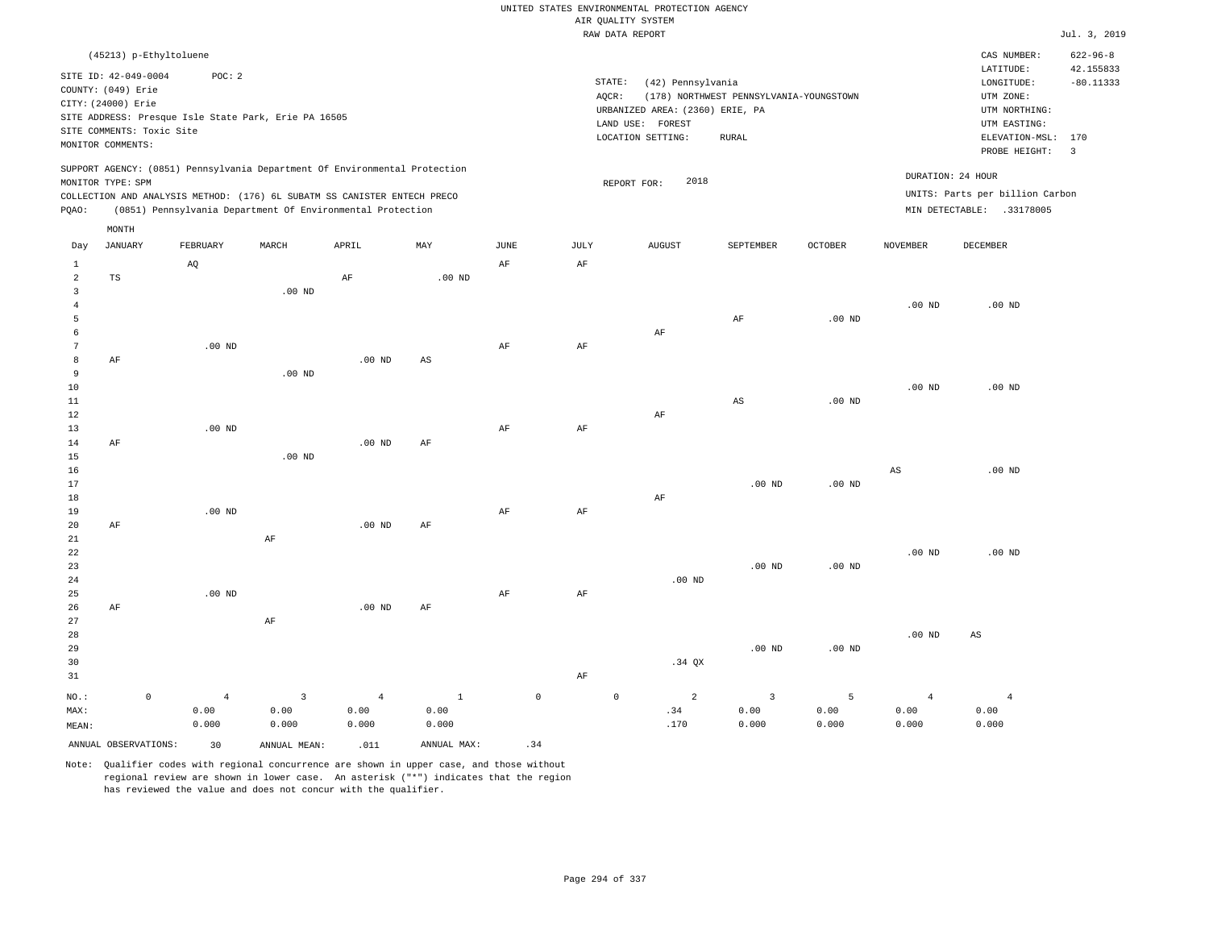UNITED STATES ENVIRONMENTAL PROTECTION AGENCY
AIR QUALITY SYSTEM
RAW DATA REPORT

Jul. 3, 2019

(45213) p-Ethyltoluene

SITE ID: 42-049-0004 POC: 2
COUNTY: (049) Erie
CITY: (24000) Erie
SITE ADDRESS: Presque Isle State Park, Erie PA 16505
SITE COMMENTS: Toxic Site
MONITOR COMMENTS:

STATE: (42) Pennsylvania
AQCR: (178) NORTHWEST PENNSYLVANIA-YOUNGSTOWN
URBANIZED AREA: (2360) ERIE, PA
LAND USE: FOREST
LOCATION SETTING: RURAL

CAS NUMBER: 622-96-8
LATITUDE: 42.155833
LONGITUDE: -80.11333
UTM ZONE:
UTM NORTHING:
UTM EASTING:
ELEVATION-MSL: 170
PROBE HEIGHT: 3

SUPPORT AGENCY: (0851) Pennsylvania Department Of Environmental Protection
MONITOR TYPE: SPM
COLLECTION AND ANALYSIS METHOD: (176) 6L SUBATM SS CANISTER ENTECH PRECO
PQAO: (0851) Pennsylvania Department Of Environmental Protection

REPORT FOR: 2018

DURATION: 24 HOUR
UNITS: Parts per billion Carbon
MIN DETECTABLE: .33178005

| Day | JANUARY | FEBRUARY | MARCH | APRIL | MAY | JUNE | JULY | AUGUST | SEPTEMBER | OCTOBER | NOVEMBER | DECEMBER |
|---|---|---|---|---|---|---|---|---|---|---|---|---|
| 1 | | AQ | | | | AF | AF | | | | | |
| 2 | TS | | | AF | .00 ND | | | | | | | |
| 3 | | | .00 ND | | | | | | | | | |
| 4 | | | | | | | | | | | .00 ND | .00 ND |
| 5 | | | | | | | | | AF | .00 ND | | |
| 6 | | | | | | | | AF | | | | |
| 7 | | .00 ND | | | | AF | AF | | | | | |
| 8 | AF | | | .00 ND | AS | | | | | | | |
| 9 | | | .00 ND | | | | | | | | | |
| 10 | | | | | | | | | | | .00 ND | .00 ND |
| 11 | | | | | | | | | AS | .00 ND | | |
| 12 | | | | | | | | AF | | | | |
| 13 | | .00 ND | | | | AF | AF | | | | | |
| 14 | AF | | | .00 ND | AF | | | | | | | |
| 15 | | | .00 ND | | | | | | | | | |
| 16 | | | | | | | | | | | AS | .00 ND |
| 17 | | | | | | | | | .00 ND | .00 ND | | |
| 18 | | | | | | | | AF | | | | |
| 19 | | .00 ND | | | | AF | AF | | | | | |
| 20 | AF | | | .00 ND | AF | | | | | | | |
| 21 | | | AF | | | | | | | | | |
| 22 | | | | | | | | | | | .00 ND | .00 ND |
| 23 | | | | | | | | | .00 ND | .00 ND | | |
| 24 | | | | | | | | .00 ND | | | | |
| 25 | | .00 ND | | | | AF | AF | | | | | |
| 26 | AF | | | .00 ND | AF | | | | | | | |
| 27 | | | AF | | | | | | | | | |
| 28 | | | | | | | | | | | .00 ND | AS |
| 29 | | | | | | | | | .00 ND | .00 ND | | |
| 30 | | | | | | | | .34 QX | | | | |
| 31 | | | | | | | AF | | | | | |
| NO.: | 0 | 4 | 3 | 4 | 1 | 0 | 0 | 2 | 3 | 5 | 4 | 4 |
| MAX: | | 0.00 | 0.00 | 0.00 | 0.00 | | | .34 | 0.00 | 0.00 | 0.00 | 0.00 |
| MEAN: | | 0.000 | 0.000 | 0.000 | 0.000 | | | .170 | 0.000 | 0.000 | 0.000 | 0.000 |

ANNUAL OBSERVATIONS: 30 ANNUAL MEAN: .011 ANNUAL MAX: .34

Note: Qualifier codes with regional concurrence are shown in upper case, and those without regional review are shown in lower case. An asterisk ("*") indicates that the region has reviewed the value and does not concur with the qualifier.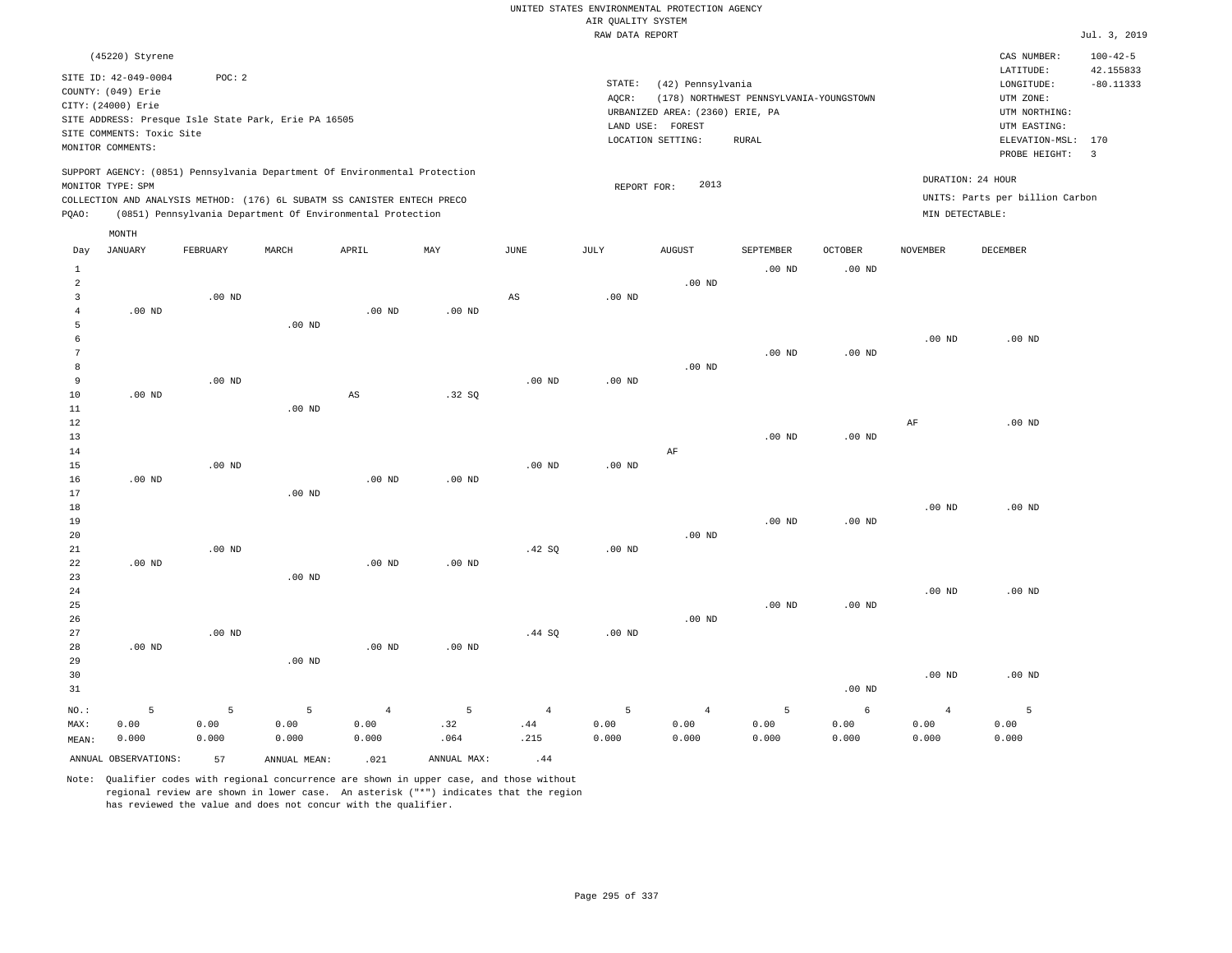UNITED STATES ENVIRONMENTAL PROTECTION AGENCY
AIR QUALITY SYSTEM
RAW DATA REPORT

Jul. 3, 2019

(45220) Styrene

SITE ID: 42-049-0004 POC: 2
COUNTY: (049) Erie
CITY: (24000) Erie
SITE ADDRESS: Presque Isle State Park, Erie PA 16505
SITE COMMENTS: Toxic Site
MONITOR COMMENTS:

STATE: (42) Pennsylvania
AQCR: (178) NORTHWEST PENNSYLVANIA-YOUNGSTOWN
URBANIZED AREA: (2360) ERIE, PA
LAND USE: FOREST
LOCATION SETTING: RURAL

CAS NUMBER: 100-42-5
LATITUDE: 42.155833
LONGITUDE: -80.11333
UTM ZONE:
UTM NORTHING:
UTM EASTING:
ELEVATION-MSL: 170
PROBE HEIGHT: 3

SUPPORT AGENCY: (0851) Pennsylvania Department Of Environmental Protection
MONITOR TYPE: SPM
COLLECTION AND ANALYSIS METHOD: (176) 6L SUBATM SS CANISTER ENTECH PRECO
PQAO: (0851) Pennsylvania Department Of Environmental Protection

REPORT FOR: 2013

DURATION: 24 HOUR
UNITS: Parts per billion Carbon
MIN DETECTABLE:

| Day | JANUARY | FEBRUARY | MARCH | APRIL | MAY | JUNE | JULY | AUGUST | SEPTEMBER | OCTOBER | NOVEMBER | DECEMBER |
|---|---|---|---|---|---|---|---|---|---|---|---|---|
| 1 | | | | | | | | | .00 ND | .00 ND | | |
| 2 | | | | | | | | .00 ND | | | | |
| 3 | | .00 ND | | | | AS | .00 ND | | | | | |
| 4 | .00 ND | | | .00 ND | .00 ND | | | | | | | |
| 5 | | | .00 ND | | | | | | | | | |
| 6 | | | | | | | | | | | .00 ND | .00 ND |
| 7 | | | | | | | | | .00 ND | .00 ND | | |
| 8 | | | | | | | | .00 ND | | | | |
| 9 | | .00 ND | | | | .00 ND | .00 ND | | | | | |
| 10 | .00 ND | | | AS | .32 SQ | | | | | | | |
| 11 | | | .00 ND | | | | | | | | | |
| 12 | | | | | | | | | | | AF | .00 ND |
| 13 | | | | | | | | | .00 ND | .00 ND | | |
| 14 | | | | | | | | AF | | | | |
| 15 | | .00 ND | | | | .00 ND | .00 ND | | | | | |
| 16 | .00 ND | | | .00 ND | .00 ND | | | | | | | |
| 17 | | | .00 ND | | | | | | | | | |
| 18 | | | | | | | | | | | .00 ND | .00 ND |
| 19 | | | | | | | | | .00 ND | .00 ND | | |
| 20 | | | | | | | | .00 ND | | | | |
| 21 | | .00 ND | | | | .42 SQ | .00 ND | | | | | |
| 22 | .00 ND | | | .00 ND | .00 ND | | | | | | | |
| 23 | | | .00 ND | | | | | | | | | |
| 24 | | | | | | | | | | | .00 ND | .00 ND |
| 25 | | | | | | | | | .00 ND | .00 ND | | |
| 26 | | | | | | | | .00 ND | | | | |
| 27 | | .00 ND | | | | .44 SQ | .00 ND | | | | | |
| 28 | .00 ND | | | .00 ND | .00 ND | | | | | | | |
| 29 | | | .00 ND | | | | | | | | | |
| 30 | | | | | | | | | | | .00 ND | .00 ND |
| 31 | | | | | | | | | | .00 ND | | |
| NO.: | 5 | 5 | 5 | 4 | 5 | 4 | 5 | 4 | 5 | 6 | 4 | 5 |
| MAX: | 0.00 | 0.00 | 0.00 | 0.00 | .32 | .44 | 0.00 | 0.00 | 0.00 | 0.00 | 0.00 | 0.00 |
| MEAN: | 0.000 | 0.000 | 0.000 | 0.000 | .064 | .215 | 0.000 | 0.000 | 0.000 | 0.000 | 0.000 | 0.000 |

ANNUAL OBSERVATIONS: 57 ANNUAL MEAN: .021 ANNUAL MAX: .44

Note: Qualifier codes with regional concurrence are shown in upper case, and those without regional review are shown in lower case. An asterisk ("*") indicates that the region has reviewed the value and does not concur with the qualifier.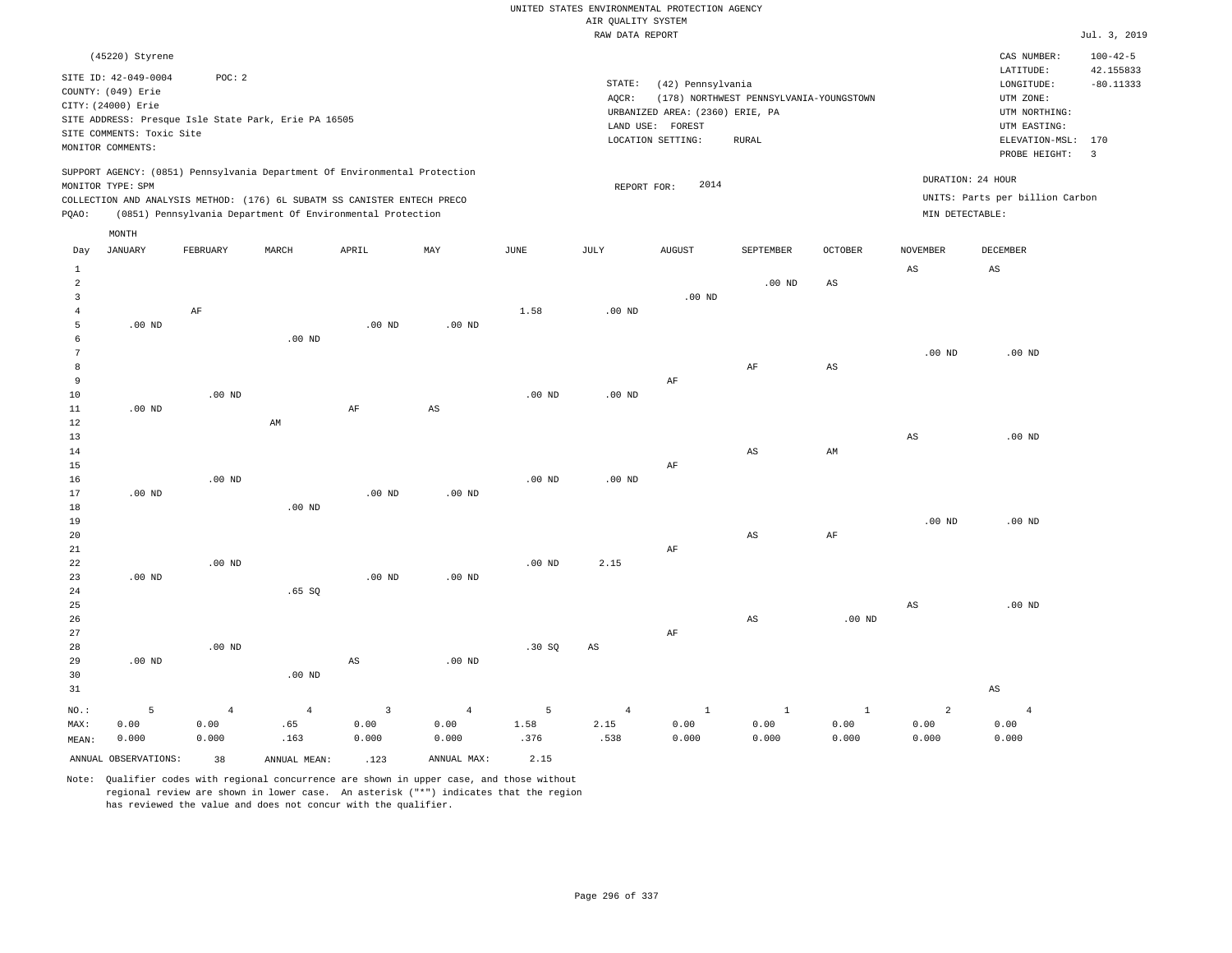UNITED STATES ENVIRONMENTAL PROTECTION AGENCY
AIR QUALITY SYSTEM
RAW DATA REPORT

Jul. 3, 2019

(45220) Styrene

SITE ID: 42-049-0004 POC: 2
COUNTY: (049) Erie
CITY: (24000) Erie
SITE ADDRESS: Presque Isle State Park, Erie PA 16505
SITE COMMENTS: Toxic Site
MONITOR COMMENTS:

STATE: (42) Pennsylvania
AQCR: (178) NORTHWEST PENNSYLVANIA-YOUNGSTOWN
URBANIZED AREA: (2360) ERIE, PA
LAND USE: FOREST
LOCATION SETTING: RURAL

CAS NUMBER: 100-42-5
LATITUDE: 42.155833
LONGITUDE: -80.11333
UTM ZONE:
UTM NORTHING:
UTM EASTING:
ELEVATION-MSL: 170
PROBE HEIGHT: 3

SUPPORT AGENCY: (0851) Pennsylvania Department Of Environmental Protection
MONITOR TYPE: SPM
COLLECTION AND ANALYSIS METHOD: (176) 6L SUBATM SS CANISTER ENTECH PRECO
PQAO: (0851) Pennsylvania Department Of Environmental Protection

REPORT FOR: 2014

DURATION: 24 HOUR
UNITS: Parts per billion Carbon
MIN DETECTABLE:

| Day | JANUARY | FEBRUARY | MARCH | APRIL | MAY | JUNE | JULY | AUGUST | SEPTEMBER | OCTOBER | NOVEMBER | DECEMBER |
|---|---|---|---|---|---|---|---|---|---|---|---|---|
| 1 | | | | | | | | | | | AS | AS |
| 2 | | | | | | | | | .00 ND | AS | | |
| 3 | | | | | | | | .00 ND | | | | |
| 4 | | AF | | | | 1.58 | .00 ND | | | | | |
| 5 | .00 ND | | | .00 ND | .00 ND | | | | | | | |
| 6 | | | .00 ND | | | | | | | | | |
| 7 | | | | | | | | | | | .00 ND | .00 ND |
| 8 | | | | | | | | | AF | AS | | |
| 9 | | | | | | | | AF | | | | |
| 10 | | .00 ND | | | | .00 ND | .00 ND | | | | | |
| 11 | .00 ND | | | AF | AS | | | | | | | |
| 12 | | | AM | | | | | | | | | |
| 13 | | | | | | | | | | | AS | .00 ND |
| 14 | | | | | | | | | AS | AM | | |
| 15 | | | | | | | | AF | | | | |
| 16 | | .00 ND | | | | .00 ND | .00 ND | | | | | |
| 17 | .00 ND | | | .00 ND | .00 ND | | | | | | | |
| 18 | | | .00 ND | | | | | | | | | |
| 19 | | | | | | | | | | | .00 ND | .00 ND |
| 20 | | | | | | | | | AS | AF | | |
| 21 | | | | | | | | AF | | | | |
| 22 | | .00 ND | | | | .00 ND | 2.15 | | | | | |
| 23 | .00 ND | | | .00 ND | .00 ND | | | | | | | |
| 24 | | | .65 SQ | | | | | | | | | |
| 25 | | | | | | | | | | | AS | .00 ND |
| 26 | | | | | | | | | AS | .00 ND | | |
| 27 | | | | | | | | AF | | | | |
| 28 | | .00 ND | | | | .30 SQ | AS | | | | | |
| 29 | .00 ND | | | AS | .00 ND | | | | | | | |
| 30 | | | .00 ND | | | | | | | | | |
| 31 | | | | | | | | | | | | AS |
| NO.: | 5 | 4 | 4 | 3 | 4 | 5 | 4 | 1 | 1 | 1 | 2 | 4 |
| MAX: | 0.00 | 0.00 | .65 | 0.00 | 0.00 | 1.58 | 2.15 | 0.00 | 0.00 | 0.00 | 0.00 | 0.00 |
| MEAN: | 0.000 | 0.000 | .163 | 0.000 | 0.000 | .376 | .538 | 0.000 | 0.000 | 0.000 | 0.000 | 0.000 |

ANNUAL OBSERVATIONS: 38 ANNUAL MEAN: .123 ANNUAL MAX: 2.15

Note: Qualifier codes with regional concurrence are shown in upper case, and those without regional review are shown in lower case. An asterisk ("*") indicates that the region has reviewed the value and does not concur with the qualifier.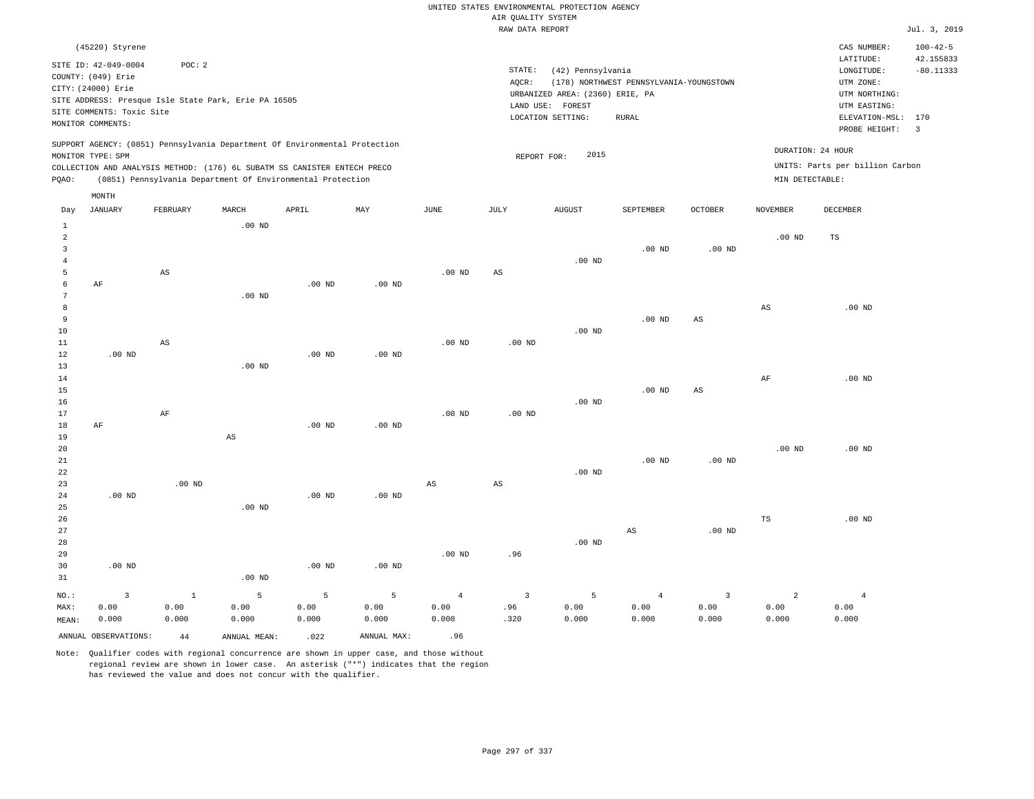UNITED STATES ENVIRONMENTAL PROTECTION AGENCY
AIR QUALITY SYSTEM
RAW DATA REPORT

Jul. 3, 2019

(45220) Styrene

SITE ID: 42-049-0004 POC: 2
COUNTY: (049) Erie
CITY: (24000) Erie
SITE ADDRESS: Presque Isle State Park, Erie PA 16505
SITE COMMENTS: Toxic Site
MONITOR COMMENTS:

STATE: (42) Pennsylvania
AQCR: (178) NORTHWEST PENNSYLVANIA-YOUNGSTOWN
URBANIZED AREA: (2360) ERIE, PA
LAND USE: FOREST
LOCATION SETTING: RURAL

CAS NUMBER: 100-42-5
LATITUDE: 42.155833
LONGITUDE: -80.11333
UTM ZONE:
UTM NORTHING:
UTM EASTING:
ELEVATION-MSL: 170
PROBE HEIGHT: 3

SUPPORT AGENCY: (0851) Pennsylvania Department Of Environmental Protection
MONITOR TYPE: SPM
COLLECTION AND ANALYSIS METHOD: (176) 6L SUBATM SS CANISTER ENTECH PRECO
PQAO: (0851) Pennsylvania Department Of Environmental Protection

REPORT FOR: 2015

DURATION: 24 HOUR
UNITS: Parts per billion Carbon
MIN DETECTABLE:

| Day | JANUARY | FEBRUARY | MARCH | APRIL | MAY | JUNE | JULY | AUGUST | SEPTEMBER | OCTOBER | NOVEMBER | DECEMBER |
|---|---|---|---|---|---|---|---|---|---|---|---|---|
| 1 | | | .00 ND | | | | | | | | | |
| 2 | | | | | | | | | | | .00 ND | TS |
| 3 | | | | | | | | | .00 ND | .00 ND | | |
| 4 | | | | | | | | .00 ND | | | | |
| 5 | | AS | | | | .00 ND | AS | | | | | |
| 6 | AF | | | .00 ND | .00 ND | | | | | | | |
| 7 | | | .00 ND | | | | | | | | | |
| 8 | | | | | | | | | | | AS | .00 ND |
| 9 | | | | | | | | | .00 ND | AS | | |
| 10 | | | | | | | | .00 ND | | | | |
| 11 | | AS | | | | .00 ND | .00 ND | | | | | |
| 12 | .00 ND | | | .00 ND | .00 ND | | | | | | | |
| 13 | | | .00 ND | | | | | | | | | |
| 14 | | | | | | | | | | | AF | .00 ND |
| 15 | | | | | | | | | .00 ND | AS | | |
| 16 | | | | | | | | .00 ND | | | | |
| 17 | | AF | | | | .00 ND | .00 ND | | | | | |
| 18 | AF | | | .00 ND | .00 ND | | | | | | | |
| 19 | | | AS | | | | | | | | | |
| 20 | | | | | | | | | | | .00 ND | .00 ND |
| 21 | | | | | | | | | .00 ND | .00 ND | | |
| 22 | | | | | | | | .00 ND | | | | |
| 23 | | .00 ND | | | | AS | AS | | | | | |
| 24 | .00 ND | | | .00 ND | .00 ND | | | | | | | |
| 25 | | | .00 ND | | | | | | | | | |
| 26 | | | | | | | | | | | TS | .00 ND |
| 27 | | | | | | | | | AS | .00 ND | | |
| 28 | | | | | | | | .00 ND | | | | |
| 29 | | | | | | .00 ND | .96 | | | | | |
| 30 | .00 ND | | | .00 ND | .00 ND | | | | | | | |
| 31 | | | .00 ND | | | | | | | | | |
| NO.: | 3 | 1 | 5 | 5 | 5 | 4 | 3 | 5 | 4 | 3 | 2 | 4 |
| MAX: | 0.00 | 0.00 | 0.00 | 0.00 | 0.00 | 0.00 | .96 | 0.00 | 0.00 | 0.00 | 0.00 | 0.00 |
| MEAN: | 0.000 | 0.000 | 0.000 | 0.000 | 0.000 | 0.000 | .320 | 0.000 | 0.000 | 0.000 | 0.000 | 0.000 |

ANNUAL OBSERVATIONS: 44 ANNUAL MEAN: .022 ANNUAL MAX: .96

Note: Qualifier codes with regional concurrence are shown in upper case, and those without regional review are shown in lower case. An asterisk ("*") indicates that the region has reviewed the value and does not concur with the qualifier.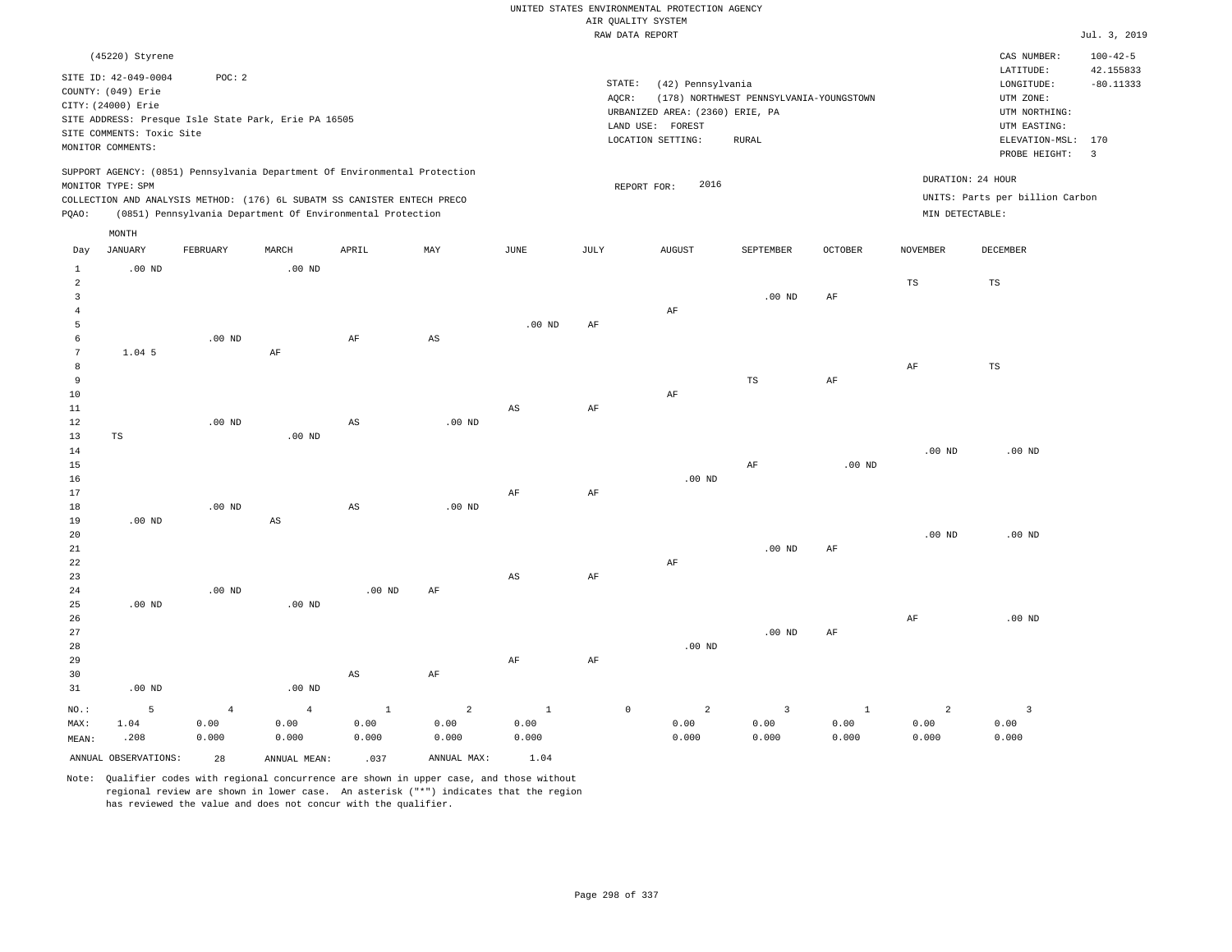UNITED STATES ENVIRONMENTAL PROTECTION AGENCY
AIR QUALITY SYSTEM
RAW DATA REPORT

Jul. 3, 2019

(45220) Styrene

SITE ID: 42-049-0004 POC: 2
COUNTY: (049) Erie
CITY: (24000) Erie
SITE ADDRESS: Presque Isle State Park, Erie PA 16505
SITE COMMENTS: Toxic Site
MONITOR COMMENTS:

STATE: (42) Pennsylvania
AQCR: (178) NORTHWEST PENNSYLVANIA-YOUNGSTOWN
URBANIZED AREA: (2360) ERIE, PA
LAND USE: FOREST
LOCATION SETTING: RURAL

CAS NUMBER: 100-42-5
LATITUDE: 42.155833
LONGITUDE: -80.11333
UTM ZONE:
UTM NORTHING:
UTM EASTING:
ELEVATION-MSL: 170
PROBE HEIGHT: 3

SUPPORT AGENCY: (0851) Pennsylvania Department Of Environmental Protection
MONITOR TYPE: SPM
COLLECTION AND ANALYSIS METHOD: (176) 6L SUBATM SS CANISTER ENTECH PRECO
PQAO: (0851) Pennsylvania Department Of Environmental Protection

REPORT FOR: 2016

DURATION: 24 HOUR
UNITS: Parts per billion Carbon
MIN DETECTABLE:

| Day | JANUARY | FEBRUARY | MARCH | APRIL | MAY | JUNE | JULY | AUGUST | SEPTEMBER | OCTOBER | NOVEMBER | DECEMBER |
|---|---|---|---|---|---|---|---|---|---|---|---|---|
| 1 | .00 ND | | .00 ND | | | | | | | | | |
| 2 | | | | | | | | | | | TS | TS |
| 3 | | | | | | | | | .00 ND | AF | | |
| 4 | | | | | | | | AF | | | | |
| 5 | | | | | | .00 ND | AF | | | | | |
| 6 | | .00 ND | | AF | AS | | | | | | | |
| 7 | 1.04 5 | | AF | | | | | | | | | |
| 8 | | | | | | | | | | | AF | TS |
| 9 | | | | | | | | | TS | AF | | |
| 10 | | | | | | | | AF | | | | |
| 11 | | | | | | AS | AF | | | | | |
| 12 | | .00 ND | | AS | .00 ND | | | | | | | |
| 13 | TS | | .00 ND | | | | | | | | | |
| 14 | | | | | | | | | | | .00 ND | .00 ND |
| 15 | | | | | | | | | AF | .00 ND | | |
| 16 | | | | | | | | .00 ND | | | | |
| 17 | | | | | | AF | AF | | | | | |
| 18 | | .00 ND | | AS | .00 ND | | | | | | | |
| 19 | .00 ND | | AS | | | | | | | | | |
| 20 | | | | | | | | | | | .00 ND | .00 ND |
| 21 | | | | | | | | | .00 ND | AF | | |
| 22 | | | | | | | | AF | | | | |
| 23 | | | | | | AS | AF | | | | | |
| 24 | | .00 ND | | .00 ND | AF | | | | | | | |
| 25 | .00 ND | | .00 ND | | | | | | | | | |
| 26 | | | | | | | | | | | AF | .00 ND |
| 27 | | | | | | | | | .00 ND | AF | | |
| 28 | | | | | | | | .00 ND | | | | |
| 29 | | | | | | AF | AF | | | | | |
| 30 | | | | AS | AF | | | | | | | |
| 31 | .00 ND | | .00 ND | | | | | | | | | |
| NO.: | 5 | 4 | 4 | 1 | 2 | 1 | 0 | 2 | 3 | 1 | 2 | 3 |
| MAX: | 1.04 | 0.00 | 0.00 | 0.00 | 0.00 | 0.00 | | 0.00 | 0.00 | 0.00 | 0.00 | 0.00 |
| MEAN: | .208 | 0.000 | 0.000 | 0.000 | 0.000 | 0.000 | | 0.000 | 0.000 | 0.000 | 0.000 | 0.000 |

ANNUAL OBSERVATIONS: 28 ANNUAL MEAN: .037 ANNUAL MAX: 1.04

Note: Qualifier codes with regional concurrence are shown in upper case, and those without regional review are shown in lower case. An asterisk ("*") indicates that the region has reviewed the value and does not concur with the qualifier.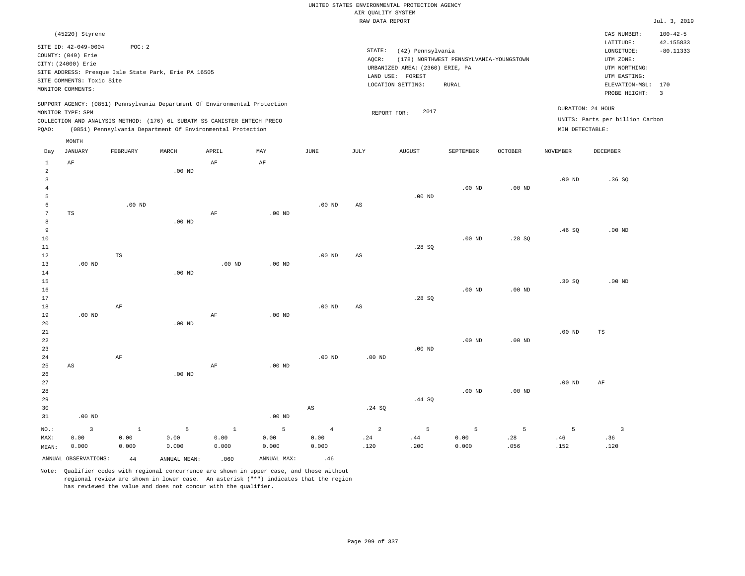UNITED STATES ENVIRONMENTAL PROTECTION AGENCY
AIR QUALITY SYSTEM
RAW DATA REPORT

Jul. 3, 2019

(45220) Styrene

SITE ID: 42-049-0004 POC: 2
COUNTY: (049) Erie
CITY: (24000) Erie
SITE ADDRESS: Presque Isle State Park, Erie PA 16505
SITE COMMENTS: Toxic Site
MONITOR COMMENTS:

STATE: (42) Pennsylvania
AQCR: (178) NORTHWEST PENNSYLVANIA-YOUNGSTOWN
URBANIZED AREA: (2360) ERIE, PA
LAND USE: FOREST
LOCATION SETTING: RURAL

CAS NUMBER: 100-42-5
LATITUDE: 42.155833
LONGITUDE: -80.11333
UTM ZONE:
UTM NORTHING:
UTM EASTING:
ELEVATION-MSL: 170
PROBE HEIGHT: 3

SUPPORT AGENCY: (0851) Pennsylvania Department Of Environmental Protection
MONITOR TYPE: SPM
COLLECTION AND ANALYSIS METHOD: (176) 6L SUBATM SS CANISTER ENTECH PRECO
PQAO: (0851) Pennsylvania Department Of Environmental Protection

REPORT FOR: 2017

DURATION: 24 HOUR
UNITS: Parts per billion Carbon
MIN DETECTABLE:

| Day | JANUARY | FEBRUARY | MARCH | APRIL | MAY | JUNE | JULY | AUGUST | SEPTEMBER | OCTOBER | NOVEMBER | DECEMBER |
|---|---|---|---|---|---|---|---|---|---|---|---|---|
| 1 | AF | | | AF | AF | | | | | | | |
| 2 | | | .00 ND | | | | | | | | | |
| 3 | | | | | | | | | | | .00 ND | .36 SQ |
| 4 | | | | | | | | | .00 ND | .00 ND | | |
| 5 | | | | | | | | .00 ND | | | | |
| 6 | | .00 ND | | | | .00 ND | AS | | | | | |
| 7 | TS | | | AF | .00 ND | | | | | | | |
| 8 | | | .00 ND | | | | | | | | | |
| 9 | | | | | | | | | | | .46 SQ | .00 ND |
| 10 | | | | | | | | | .00 ND | .28 SQ | | |
| 11 | | | | | | | | .28 SQ | | | | |
| 12 | | TS | | | | .00 ND | AS | | | | | |
| 13 | .00 ND | | | .00 ND | .00 ND | | | | | | | |
| 14 | | | .00 ND | | | | | | | | | |
| 15 | | | | | | | | | | | .30 SQ | .00 ND |
| 16 | | | | | | | | | .00 ND | .00 ND | | |
| 17 | | | | | | | | .28 SQ | | | | |
| 18 | | AF | | | | .00 ND | AS | | | | | |
| 19 | .00 ND | | | AF | .00 ND | | | | | | | |
| 20 | | | .00 ND | | | | | | | | | |
| 21 | | | | | | | | | | | .00 ND | TS |
| 22 | | | | | | | | | .00 ND | .00 ND | | |
| 23 | | | | | | | | .00 ND | | | | |
| 24 | | AF | | | | .00 ND | .00 ND | | | | | |
| 25 | AS | | | AF | .00 ND | | | | | | | |
| 26 | | | .00 ND | | | | | | | | | |
| 27 | | | | | | | | | | | .00 ND | AF |
| 28 | | | | | | | | | .00 ND | .00 ND | | |
| 29 | | | | | | | | .44 SQ | | | | |
| 30 | | | | | | AS | .24 SQ | | | | | |
| 31 | .00 ND | | | | .00 ND | | | | | | | |
| NO.: | 3 | 1 | 5 | 1 | 5 | 4 | 2 | 5 | 5 | 5 | 5 | 3 |
| MAX: | 0.00 | 0.00 | 0.00 | 0.00 | 0.00 | 0.00 | .24 | .44 | 0.00 | .28 | .46 | .36 |
| MEAN: | 0.000 | 0.000 | 0.000 | 0.000 | 0.000 | 0.000 | .120 | .200 | 0.000 | .056 | .152 | .120 |

ANNUAL OBSERVATIONS: 44 ANNUAL MEAN: .060 ANNUAL MAX: .46

Note: Qualifier codes with regional concurrence are shown in upper case, and those without regional review are shown in lower case. An asterisk ("*") indicates that the region has reviewed the value and does not concur with the qualifier.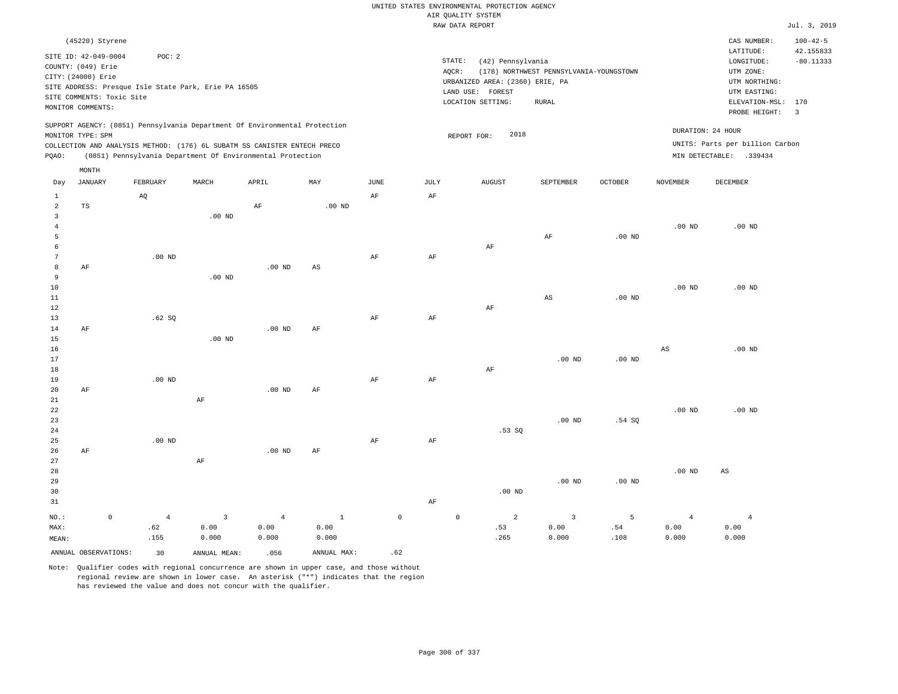UNITED STATES ENVIRONMENTAL PROTECTION AGENCY
AIR QUALITY SYSTEM
RAW DATA REPORT

Jul. 3, 2019

(45220) Styrene

SITE ID: 42-049-0004 POC: 2
COUNTY: (049) Erie
CITY: (24000) Erie
SITE ADDRESS: Presque Isle State Park, Erie PA 16505
SITE COMMENTS: Toxic Site
MONITOR COMMENTS:

STATE: (42) Pennsylvania
AQCR: (178) NORTHWEST PENNSYLVANIA-YOUNGSTOWN
URBANIZED AREA: (2360) ERIE, PA
LAND USE: FOREST
LOCATION SETTING: RURAL

CAS NUMBER: 100-42-5
LATITUDE: 42.155833
LONGITUDE: -80.11333
UTM ZONE:
UTM NORTHING:
UTM EASTING:
ELEVATION-MSL: 170
PROBE HEIGHT: 3

SUPPORT AGENCY: (0851) Pennsylvania Department Of Environmental Protection
MONITOR TYPE: SPM
COLLECTION AND ANALYSIS METHOD: (176) 6L SUBATM SS CANISTER ENTECH PRECO
PQAO: (0851) Pennsylvania Department Of Environmental Protection

REPORT FOR: 2018

DURATION: 24 HOUR
UNITS: Parts per billion Carbon
MIN DETECTABLE: .339434

| Day | JANUARY | FEBRUARY | MARCH | APRIL | MAY | JUNE | JULY | AUGUST | SEPTEMBER | OCTOBER | NOVEMBER | DECEMBER |
|---|---|---|---|---|---|---|---|---|---|---|---|---|
| 1 | | AQ | | | | AF | AF | | | | | |
| 2 | TS | | | AF | .00 ND | | | | | | | |
| 3 | | | .00 ND | | | | | | | | | |
| 4 | | | | | | | | | | | .00 ND | .00 ND |
| 5 | | | | | | | | | AF | .00 ND | | |
| 6 | | | | | | | | AF | | | | |
| 7 | | .00 ND | | | | AF | AF | | | | | |
| 8 | AF | | | .00 ND | AS | | | | | | | |
| 9 | | | .00 ND | | | | | | | | | |
| 10 | | | | | | | | | | | .00 ND | .00 ND |
| 11 | | | | | | | | | AS | .00 ND | | |
| 12 | | | | | | | | AF | | | | |
| 13 | | .62 SQ | | | | AF | AF | | | | | |
| 14 | AF | | | .00 ND | AF | | | | | | | |
| 15 | | | .00 ND | | | | | | | | | |
| 16 | | | | | | | | | | | AS | .00 ND |
| 17 | | | | | | | | | .00 ND | .00 ND | | |
| 18 | | | | | | | | AF | | | | |
| 19 | | .00 ND | | | | AF | AF | | | | | |
| 20 | AF | | | .00 ND | AF | | | | | | | |
| 21 | | | AF | | | | | | | | | |
| 22 | | | | | | | | | | | .00 ND | .00 ND |
| 23 | | | | | | | | | .00 ND | .54 SQ | | |
| 24 | | | | | | | | .53 SQ | | | | |
| 25 | | .00 ND | | | | AF | AF | | | | | |
| 26 | AF | | | .00 ND | AF | | | | | | | |
| 27 | | | AF | | | | | | | | | |
| 28 | | | | | | | | | | | .00 ND | AS |
| 29 | | | | | | | | | .00 ND | .00 ND | | |
| 30 | | | | | | | | .00 ND | | | | |
| 31 | | | | | | | AF | | | | | |
| NO.: | 0 | 4 | 3 | 4 | 1 | 0 | 0 | 2 | 3 | 5 | 4 | 4 |
| MAX: | | .62 | 0.00 | 0.00 | 0.00 | | | .53 | 0.00 | .54 | 0.00 | 0.00 |
| MEAN: | | .155 | 0.000 | 0.000 | 0.000 | | | .265 | 0.000 | .108 | 0.000 | 0.000 |

ANNUAL OBSERVATIONS: 30 ANNUAL MEAN: .056 ANNUAL MAX: .62

Note: Qualifier codes with regional concurrence are shown in upper case, and those without regional review are shown in lower case. An asterisk ("*") indicates that the region has reviewed the value and does not concur with the qualifier.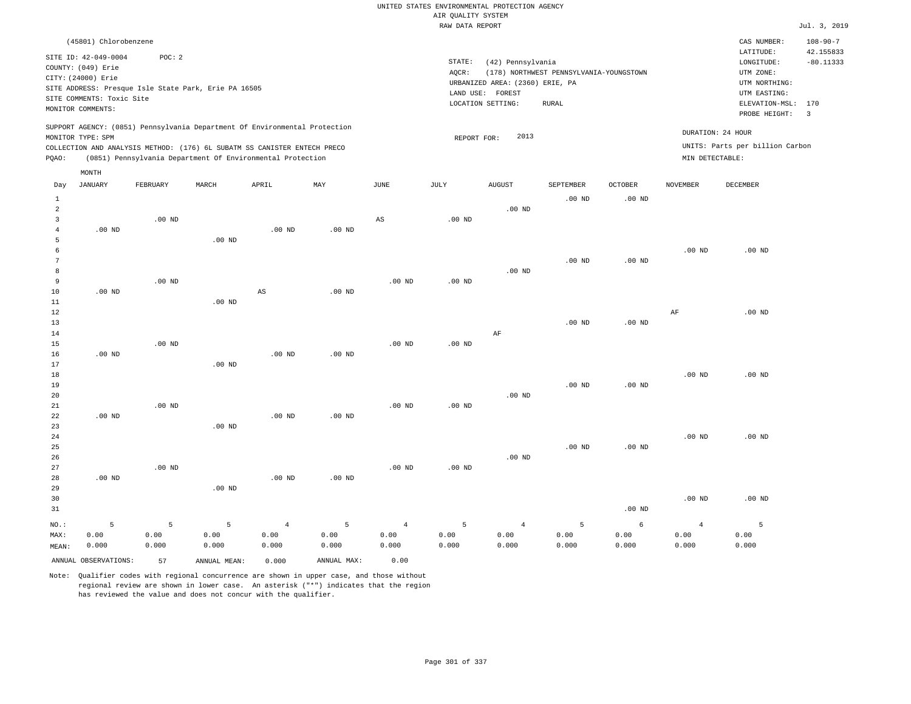UNITED STATES ENVIRONMENTAL PROTECTION AGENCY
AIR QUALITY SYSTEM
RAW DATA REPORT

Jul. 3, 2019

(45801) Chlorobenzene

SITE ID: 42-049-0004 POC: 2
COUNTY: (049) Erie
CITY: (24000) Erie
SITE ADDRESS: Presque Isle State Park, Erie PA 16505
SITE COMMENTS: Toxic Site
MONITOR COMMENTS:

STATE: (42) Pennsylvania
AQCR: (178) NORTHWEST PENNSYLVANIA-YOUNGSTOWN
URBANIZED AREA: (2360) ERIE, PA
LAND USE: FOREST
LOCATION SETTING: RURAL

CAS NUMBER: 108-90-7
LATITUDE: 42.155833
LONGITUDE: -80.11333
UTM ZONE:
UTM NORTHING:
UTM EASTING:
ELEVATION-MSL: 170
PROBE HEIGHT: 3

SUPPORT AGENCY: (0851) Pennsylvania Department Of Environmental Protection
MONITOR TYPE: SPM
COLLECTION AND ANALYSIS METHOD: (176) 6L SUBATM SS CANISTER ENTECH PRECO
PQAO: (0851) Pennsylvania Department Of Environmental Protection

REPORT FOR: 2013

DURATION: 24 HOUR
UNITS: Parts per billion Carbon
MIN DETECTABLE:

| Day | JANUARY | FEBRUARY | MARCH | APRIL | MAY | JUNE | JULY | AUGUST | SEPTEMBER | OCTOBER | NOVEMBER | DECEMBER |
|---|---|---|---|---|---|---|---|---|---|---|---|---|
| 1 | | | | | | | | | .00 ND | .00 ND | | |
| 2 | | | | | | | | .00 ND | | | | |
| 3 | | .00 ND | | | | AS | .00 ND | | | | | |
| 4 | .00 ND | | | .00 ND | .00 ND | | | | | | | |
| 5 | | | .00 ND | | | | | | | | | |
| 6 | | | | | | | | | | | .00 ND | .00 ND |
| 7 | | | | | | | | | .00 ND | .00 ND | | |
| 8 | | | | | | | | .00 ND | | | | |
| 9 | | .00 ND | | | | .00 ND | .00 ND | | | | | |
| 10 | .00 ND | | | AS | .00 ND | | | | | | | |
| 11 | | | .00 ND | | | | | | | | | |
| 12 | | | | | | | | | | | AF | .00 ND |
| 13 | | | | | | | | | .00 ND | .00 ND | | |
| 14 | | | | | | | | AF | | | | |
| 15 | | .00 ND | | | | .00 ND | .00 ND | | | | | |
| 16 | .00 ND | | | .00 ND | .00 ND | | | | | | | |
| 17 | | | .00 ND | | | | | | | | | |
| 18 | | | | | | | | | | | .00 ND | .00 ND |
| 19 | | | | | | | | | .00 ND | .00 ND | | |
| 20 | | | | | | | | .00 ND | | | | |
| 21 | | .00 ND | | | | .00 ND | .00 ND | | | | | |
| 22 | .00 ND | | | .00 ND | .00 ND | | | | | | | |
| 23 | | | .00 ND | | | | | | | | | |
| 24 | | | | | | | | | | | .00 ND | .00 ND |
| 25 | | | | | | | | | .00 ND | .00 ND | | |
| 26 | | | | | | | | .00 ND | | | | |
| 27 | | .00 ND | | | | .00 ND | .00 ND | | | | | |
| 28 | .00 ND | | | .00 ND | .00 ND | | | | | | | |
| 29 | | | .00 ND | | | | | | | | | |
| 30 | | | | | | | | | | | .00 ND | .00 ND |
| 31 | | | | | | | | | | .00 ND | | |
| NO.: | 5 | 5 | 5 | 4 | 5 | 4 | 5 | 4 | 5 | 6 | 4 | 5 |
| MAX: | 0.00 | 0.00 | 0.00 | 0.00 | 0.00 | 0.00 | 0.00 | 0.00 | 0.00 | 0.00 | 0.00 | 0.00 |
| MEAN: | 0.000 | 0.000 | 0.000 | 0.000 | 0.000 | 0.000 | 0.000 | 0.000 | 0.000 | 0.000 | 0.000 | 0.000 |

ANNUAL OBSERVATIONS: 57 ANNUAL MEAN: 0.000 ANNUAL MAX: 0.00

Note: Qualifier codes with regional concurrence are shown in upper case, and those without regional review are shown in lower case. An asterisk ("*") indicates that the region has reviewed the value and does not concur with the qualifier.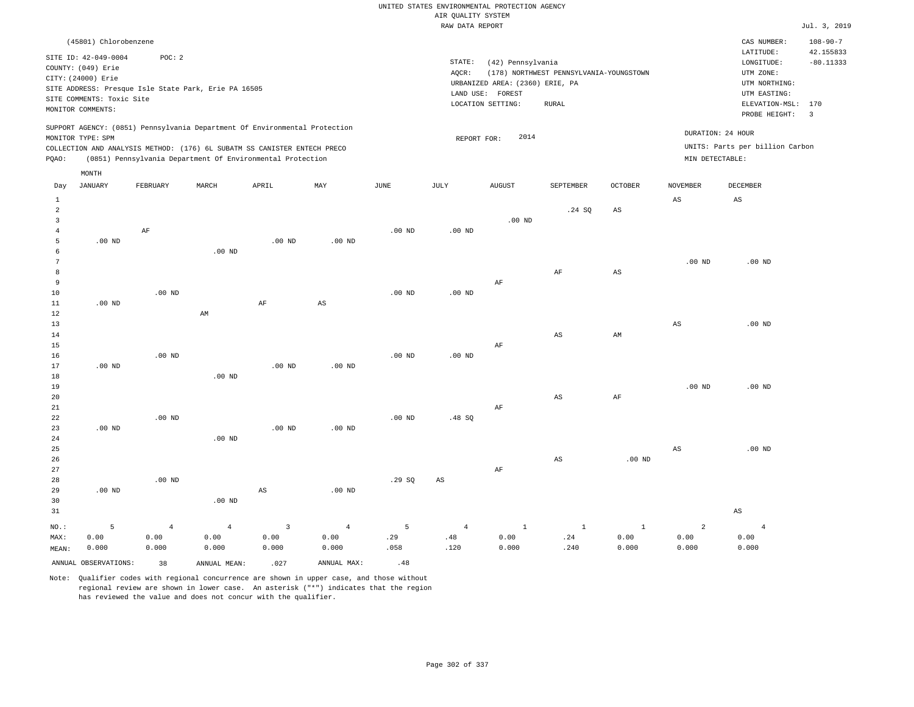UNITED STATES ENVIRONMENTAL PROTECTION AGENCY
AIR QUALITY SYSTEM
RAW DATA REPORT

Jul. 3, 2019

(45801) Chlorobenzene

SITE ID: 42-049-0004 POC: 2
COUNTY: (049) Erie
CITY: (24000) Erie
SITE ADDRESS: Presque Isle State Park, Erie PA 16505
SITE COMMENTS: Toxic Site
MONITOR COMMENTS:

STATE: (42) Pennsylvania
AQCR: (178) NORTHWEST PENNSYLVANIA-YOUNGSTOWN
URBANIZED AREA: (2360) ERIE, PA
LAND USE: FOREST
LOCATION SETTING: RURAL

CAS NUMBER: 108-90-7
LATITUDE: 42.155833
LONGITUDE: -80.11333
UTM ZONE:
UTM NORTHING:
UTM EASTING:
ELEVATION-MSL: 170
PROBE HEIGHT: 3

SUPPORT AGENCY: (0851) Pennsylvania Department Of Environmental Protection
MONITOR TYPE: SPM
COLLECTION AND ANALYSIS METHOD: (176) 6L SUBATM SS CANISTER ENTECH PRECO
PQAO: (0851) Pennsylvania Department Of Environmental Protection

REPORT FOR: 2014

DURATION: 24 HOUR
UNITS: Parts per billion Carbon
MIN DETECTABLE:

| Day | JANUARY | FEBRUARY | MARCH | APRIL | MAY | JUNE | JULY | AUGUST | SEPTEMBER | OCTOBER | NOVEMBER | DECEMBER |
|---|---|---|---|---|---|---|---|---|---|---|---|---|
| 1 | | | | | | | | | | | AS | AS |
| 2 | | | | | | | | | .24 SQ | AS | | |
| 3 | | | | | | | | .00 ND | | | | |
| 4 | | AF | | | | .00 ND | .00 ND | | | | | |
| 5 | .00 ND | | | .00 ND | .00 ND | | | | | | | |
| 6 | | | .00 ND | | | | | | | | | |
| 7 | | | | | | | | | | | .00 ND | .00 ND |
| 8 | | | | | | | | | AF | AS | | |
| 9 | | | | | | | | AF | | | | |
| 10 | | .00 ND | | | | .00 ND | .00 ND | | | | | |
| 11 | .00 ND | | | AF | AS | | | | | | | |
| 12 | | | AM | | | | | | | | | |
| 13 | | | | | | | | | | | AS | .00 ND |
| 14 | | | | | | | | | AS | AM | | |
| 15 | | | | | | | | AF | | | | |
| 16 | | .00 ND | | | | .00 ND | .00 ND | | | | | |
| 17 | .00 ND | | | .00 ND | .00 ND | | | | | | | |
| 18 | | | .00 ND | | | | | | | | | |
| 19 | | | | | | | | | | | .00 ND | .00 ND |
| 20 | | | | | | | | | AS | AF | | |
| 21 | | | | | | | | AF | | | | |
| 22 | | .00 ND | | | | .00 ND | .48 SQ | | | | | |
| 23 | .00 ND | | | .00 ND | .00 ND | | | | | | | |
| 24 | | | .00 ND | | | | | | | | | |
| 25 | | | | | | | | | | | AS | .00 ND |
| 26 | | | | | | | | | AS | .00 ND | | |
| 27 | | | | | | | | AF | | | | |
| 28 | | .00 ND | | | | .29 SQ | AS | | | | | |
| 29 | .00 ND | | | AS | .00 ND | | | | | | | |
| 30 | | | .00 ND | | | | | | | | | |
| 31 | | | | | | | | | | | | AS |
| NO.: | 5 | 4 | 4 | 3 | 4 | 5 | 4 | 1 | 1 | 1 | 2 | 4 |
| MAX: | 0.00 | 0.00 | 0.00 | 0.00 | 0.00 | .29 | .48 | 0.00 | .24 | 0.00 | 0.00 | 0.00 |
| MEAN: | 0.000 | 0.000 | 0.000 | 0.000 | 0.000 | .058 | .120 | 0.000 | .240 | 0.000 | 0.000 | 0.000 |

ANNUAL OBSERVATIONS: 38 ANNUAL MEAN: .027 ANNUAL MAX: .48

Note: Qualifier codes with regional concurrence are shown in upper case, and those without regional review are shown in lower case. An asterisk ("*") indicates that the region has reviewed the value and does not concur with the qualifier.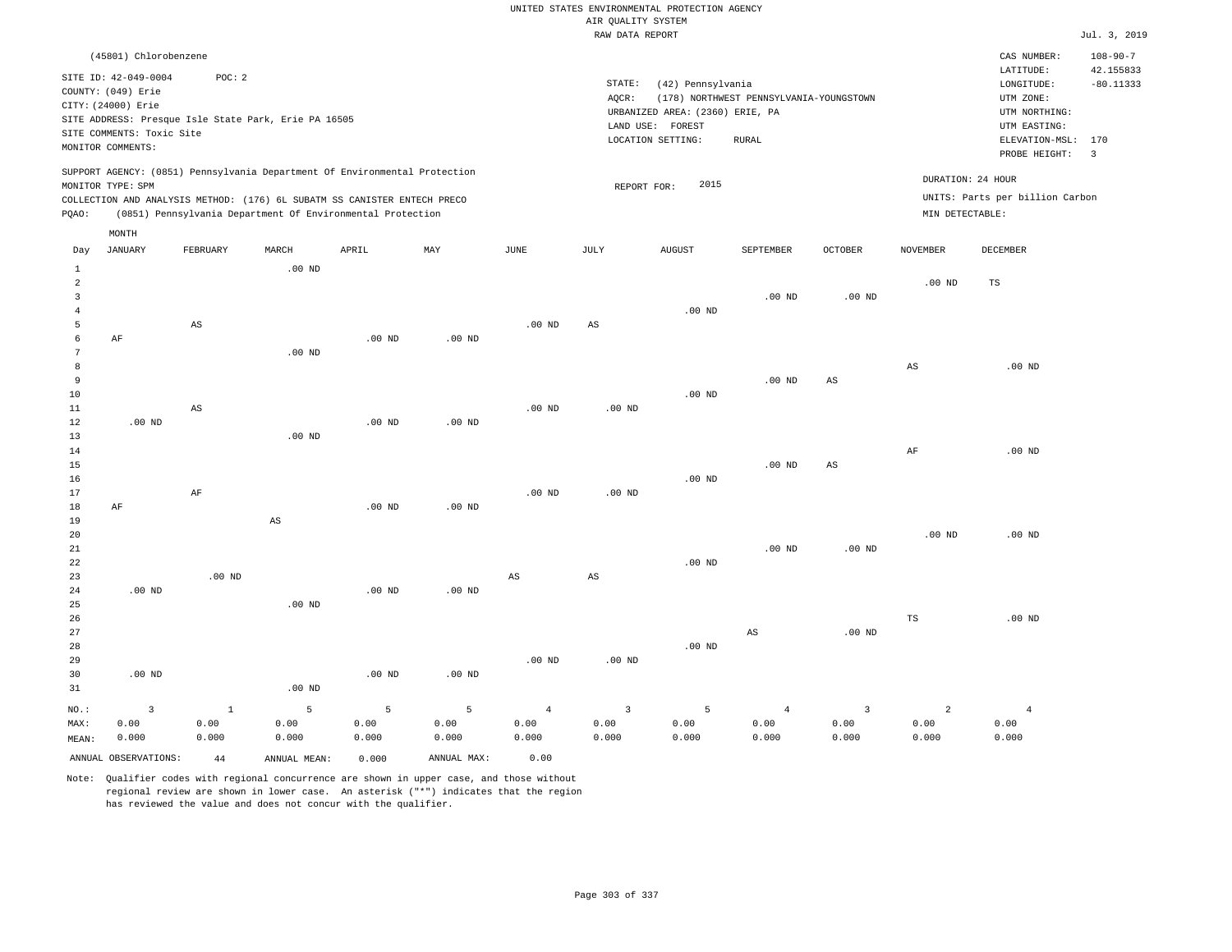UNITED STATES ENVIRONMENTAL PROTECTION AGENCY
AIR QUALITY SYSTEM
RAW DATA REPORT

Jul. 3, 2019

(45801) Chlorobenzene

SITE ID: 42-049-0004 POC: 2
COUNTY: (049) Erie
CITY: (24000) Erie
SITE ADDRESS: Presque Isle State Park, Erie PA 16505
SITE COMMENTS: Toxic Site
MONITOR COMMENTS:

STATE: (42) Pennsylvania
AQCR: (178) NORTHWEST PENNSYLVANIA-YOUNGSTOWN
URBANIZED AREA: (2360) ERIE, PA
LAND USE: FOREST
LOCATION SETTING: RURAL

CAS NUMBER: 108-90-7
LATITUDE: 42.155833
LONGITUDE: -80.11333
UTM ZONE:
UTM NORTHING:
UTM EASTING:
ELEVATION-MSL: 170
PROBE HEIGHT: 3

SUPPORT AGENCY: (0851) Pennsylvania Department Of Environmental Protection
MONITOR TYPE: SPM
COLLECTION AND ANALYSIS METHOD: (176) 6L SUBATM SS CANISTER ENTECH PRECO
PQAO: (0851) Pennsylvania Department Of Environmental Protection

REPORT FOR: 2015

DURATION: 24 HOUR
UNITS: Parts per billion Carbon
MIN DETECTABLE:

| Day | JANUARY | FEBRUARY | MARCH | APRIL | MAY | JUNE | JULY | AUGUST | SEPTEMBER | OCTOBER | NOVEMBER | DECEMBER |
|---|---|---|---|---|---|---|---|---|---|---|---|---|
| 1 | | | .00 ND | | | | | | | | | |
| 2 | | | | | | | | | | | .00 ND | TS |
| 3 | | | | | | | | | .00 ND | .00 ND | | |
| 4 | | | | | | | | .00 ND | | | | |
| 5 | | AS | | | | .00 ND | AS | | | | | |
| 6 | AF | | | .00 ND | .00 ND | | | | | | | |
| 7 | | | .00 ND | | | | | | | | | |
| 8 | | | | | | | | | | | AS | .00 ND |
| 9 | | | | | | | | | .00 ND | AS | | |
| 10 | | | | | | | | .00 ND | | | | |
| 11 | | AS | | | | .00 ND | .00 ND | | | | | |
| 12 | .00 ND | | | .00 ND | .00 ND | | | | | | | |
| 13 | | | .00 ND | | | | | | | | | |
| 14 | | | | | | | | | | | AF | .00 ND |
| 15 | | | | | | | | | .00 ND | AS | | |
| 16 | | | | | | | | .00 ND | | | | |
| 17 | | AF | | | | .00 ND | .00 ND | | | | | |
| 18 | AF | | | .00 ND | .00 ND | | | | | | | |
| 19 | | | AS | | | | | | | | | |
| 20 | | | | | | | | | | | .00 ND | .00 ND |
| 21 | | | | | | | | | .00 ND | .00 ND | | |
| 22 | | | | | | | | .00 ND | | | | |
| 23 | | .00 ND | | | | AS | AS | | | | | |
| 24 | .00 ND | | | .00 ND | .00 ND | | | | | | | |
| 25 | | | .00 ND | | | | | | | | | |
| 26 | | | | | | | | | | | TS | .00 ND |
| 27 | | | | | | | | | AS | .00 ND | | |
| 28 | | | | | | | | .00 ND | | | | |
| 29 | | | | | | .00 ND | .00 ND | | | | | |
| 30 | .00 ND | | | .00 ND | .00 ND | | | | | | | |
| 31 | | | .00 ND | | | | | | | | | |
| NO.: | 3 | 1 | 5 | 5 | 5 | 4 | 3 | 5 | 4 | 3 | 2 | 4 |
| MAX: | 0.00 | 0.00 | 0.00 | 0.00 | 0.00 | 0.00 | 0.00 | 0.00 | 0.00 | 0.00 | 0.00 | 0.00 |
| MEAN: | 0.000 | 0.000 | 0.000 | 0.000 | 0.000 | 0.000 | 0.000 | 0.000 | 0.000 | 0.000 | 0.000 | 0.000 |

ANNUAL OBSERVATIONS: 44 ANNUAL MEAN: 0.000 ANNUAL MAX: 0.00

Note: Qualifier codes with regional concurrence are shown in upper case, and those without regional review are shown in lower case. An asterisk ("*") indicates that the region has reviewed the value and does not concur with the qualifier.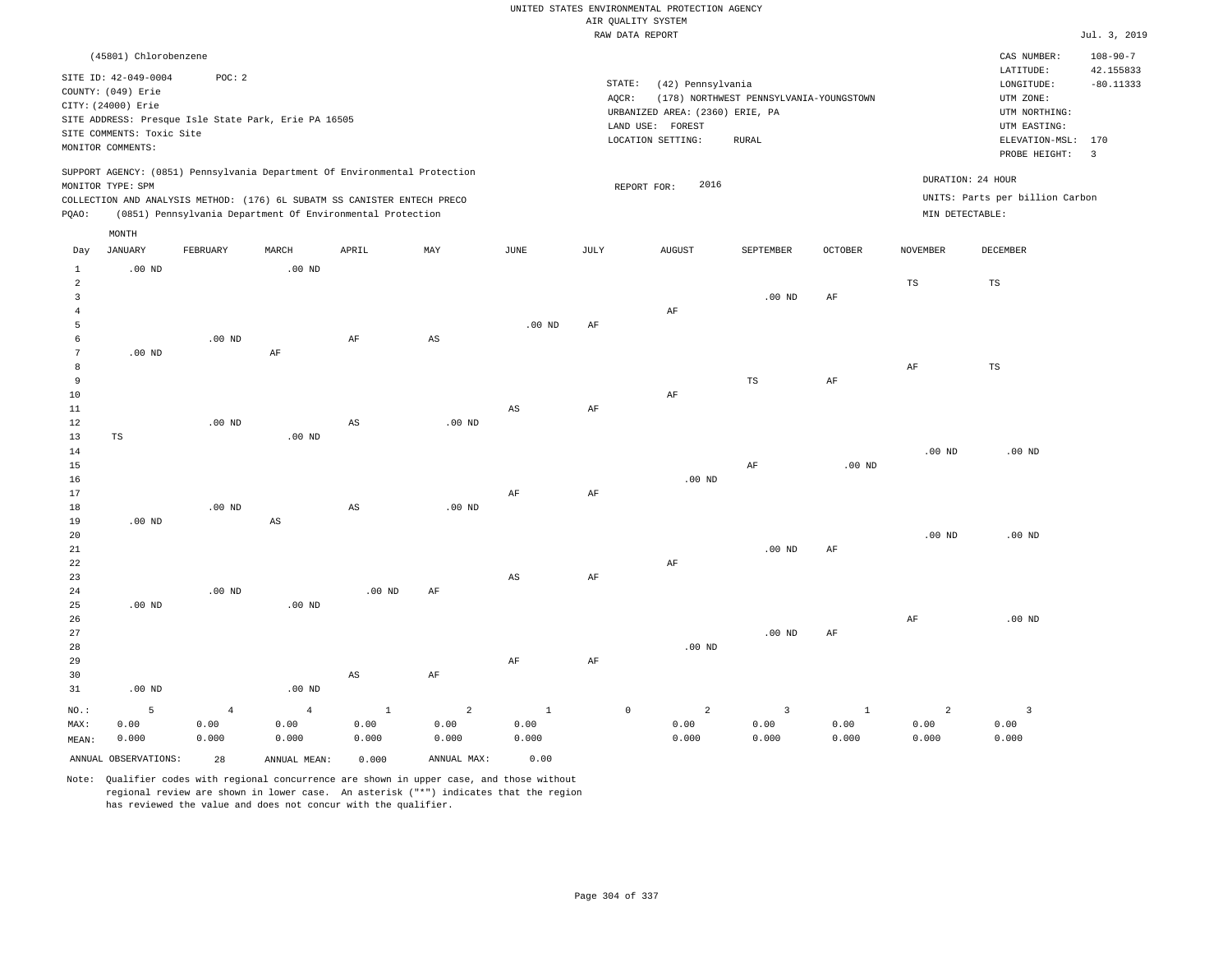UNITED STATES ENVIRONMENTAL PROTECTION AGENCY
AIR QUALITY SYSTEM
RAW DATA REPORT

Jul. 3, 2019

(45801) Chlorobenzene

SITE ID: 42-049-0004 POC: 2
COUNTY: (049) Erie
CITY: (24000) Erie
SITE ADDRESS: Presque Isle State Park, Erie PA 16505
SITE COMMENTS: Toxic Site
MONITOR COMMENTS:

STATE: (42) Pennsylvania
AQCR: (178) NORTHWEST PENNSYLVANIA-YOUNGSTOWN
URBANIZED AREA: (2360) ERIE, PA
LAND USE: FOREST
LOCATION SETTING: RURAL

CAS NUMBER: 108-90-7
LATITUDE: 42.155833
LONGITUDE: -80.11333
UTM ZONE:
UTM NORTHING:
UTM EASTING:
ELEVATION-MSL: 170
PROBE HEIGHT: 3

SUPPORT AGENCY: (0851) Pennsylvania Department Of Environmental Protection
MONITOR TYPE: SPM
COLLECTION AND ANALYSIS METHOD: (176) 6L SUBATM SS CANISTER ENTECH PRECO
PQAO: (0851) Pennsylvania Department Of Environmental Protection

REPORT FOR: 2016

DURATION: 24 HOUR
UNITS: Parts per billion Carbon
MIN DETECTABLE:

| Day | JANUARY | FEBRUARY | MARCH | APRIL | MAY | JUNE | JULY | AUGUST | SEPTEMBER | OCTOBER | NOVEMBER | DECEMBER |
|---|---|---|---|---|---|---|---|---|---|---|---|---|
| 1 | .00 ND | | .00 ND | | | | | | | | | |
| 2 | | | | | | | | | | | TS | TS |
| 3 | | | | | | | | | .00 ND | AF | | |
| 4 | | | | | | | | AF | | | | |
| 5 | | | | | | .00 ND | AF | | | | | |
| 6 | | .00 ND | | AF | AS | | | | | | | |
| 7 | .00 ND | | AF | | | | | | | | | |
| 8 | | | | | | | | | | | AF | TS |
| 9 | | | | | | | | | TS | AF | | |
| 10 | | | | | | | | AF | | | | |
| 11 | | | | | | AS | AF | | | | | |
| 12 | | .00 ND | | AS | .00 ND | | | | | | | |
| 13 | TS | | .00 ND | | | | | | | | | |
| 14 | | | | | | | | | | | .00 ND | .00 ND |
| 15 | | | | | | | | | AF | .00 ND | | |
| 16 | | | | | | | | .00 ND | | | | |
| 17 | | | | | | AF | AF | | | | | |
| 18 | | .00 ND | | AS | .00 ND | | | | | | | |
| 19 | .00 ND | | AS | | | | | | | | | |
| 20 | | | | | | | | | | | .00 ND | .00 ND |
| 21 | | | | | | | | | .00 ND | AF | | |
| 22 | | | | | | | | AF | | | | |
| 23 | | | | | | AS | AF | | | | | |
| 24 | | .00 ND | | .00 ND | AF | | | | | | | |
| 25 | .00 ND | | .00 ND | | | | | | | | | |
| 26 | | | | | | | | | | | AF | .00 ND |
| 27 | | | | | | | | | .00 ND | AF | | |
| 28 | | | | | | | | .00 ND | | | | |
| 29 | | | | | | AF | AF | | | | | |
| 30 | | | | AS | AF | | | | | | | |
| 31 | .00 ND | | .00 ND | | | | | | | | | |
| NO.: | 5 | 4 | 4 | 1 | 2 | 1 | 0 | 2 | 3 | 1 | 2 | 3 |
| MAX: | 0.00 | 0.00 | 0.00 | 0.00 | 0.00 | 0.00 | | 0.00 | 0.00 | 0.00 | 0.00 | 0.00 |
| MEAN: | 0.000 | 0.000 | 0.000 | 0.000 | 0.000 | 0.000 | | 0.000 | 0.000 | 0.000 | 0.000 | 0.000 |

ANNUAL OBSERVATIONS: 28 ANNUAL MEAN: 0.000 ANNUAL MAX: 0.00

Note: Qualifier codes with regional concurrence are shown in upper case, and those without regional review are shown in lower case. An asterisk ("*") indicates that the region has reviewed the value and does not concur with the qualifier.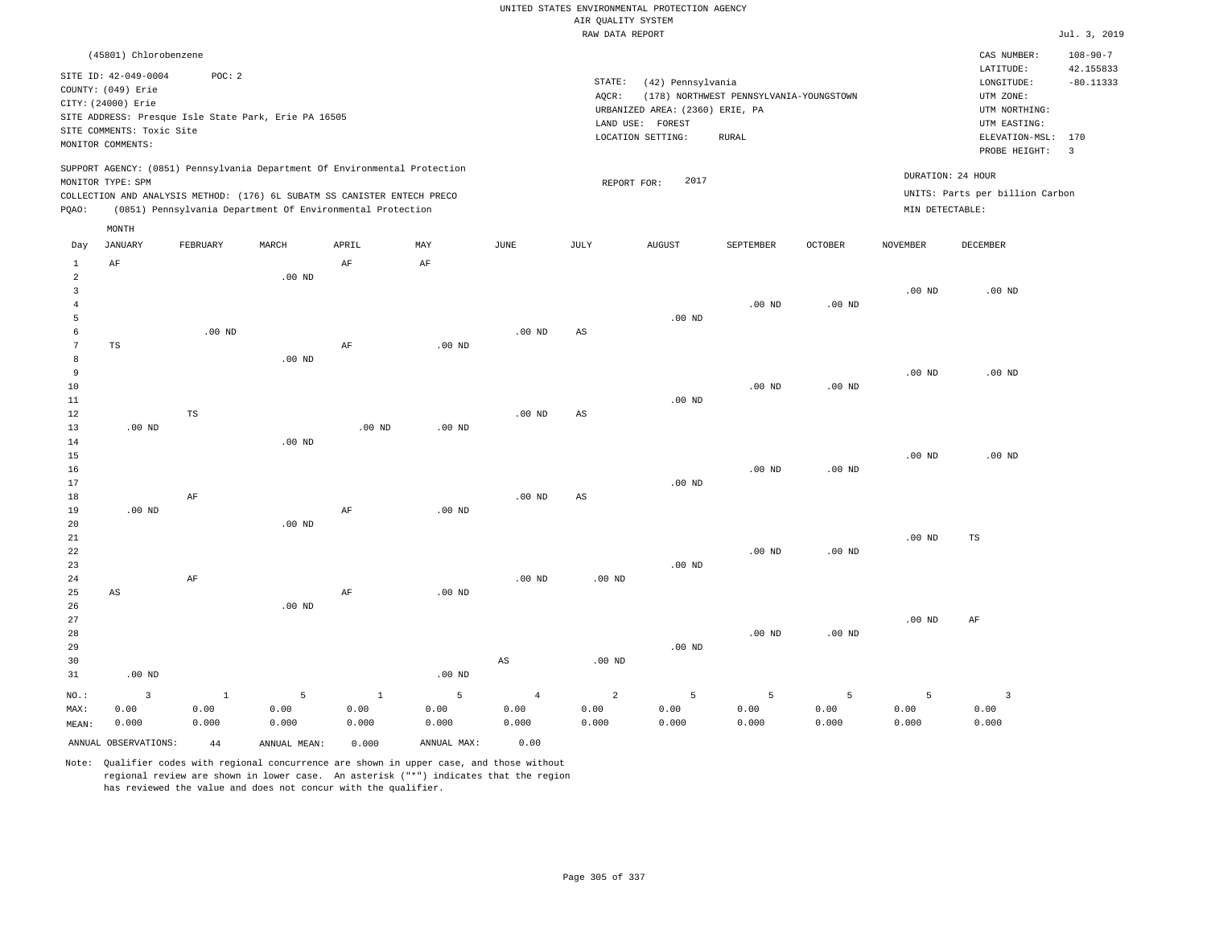UNITED STATES ENVIRONMENTAL PROTECTION AGENCY
AIR QUALITY SYSTEM
RAW DATA REPORT

Jul. 3, 2019

(45801) Chlorobenzene

SITE ID: 42-049-0004 POC: 2
COUNTY: (049) Erie
CITY: (24000) Erie
SITE ADDRESS: Presque Isle State Park, Erie PA 16505
SITE COMMENTS: Toxic Site
MONITOR COMMENTS:

STATE: (42) Pennsylvania
AQCR: (178) NORTHWEST PENNSYLVANIA-YOUNGSTOWN
URBANIZED AREA: (2360) ERIE, PA
LAND USE: FOREST
LOCATION SETTING: RURAL

CAS NUMBER: 108-90-7
LATITUDE: 42.155833
LONGITUDE: -80.11333
UTM ZONE:
UTM NORTHING:
UTM EASTING:
ELEVATION-MSL: 170
PROBE HEIGHT: 3

SUPPORT AGENCY: (0851) Pennsylvania Department Of Environmental Protection
MONITOR TYPE: SPM
COLLECTION AND ANALYSIS METHOD: (176) 6L SUBATM SS CANISTER ENTECH PRECO
PQAO: (0851) Pennsylvania Department Of Environmental Protection

REPORT FOR: 2017

DURATION: 24 HOUR
UNITS: Parts per billion Carbon
MIN DETECTABLE:

| Day | JANUARY | FEBRUARY | MARCH | APRIL | MAY | JUNE | JULY | AUGUST | SEPTEMBER | OCTOBER | NOVEMBER | DECEMBER |
|---|---|---|---|---|---|---|---|---|---|---|---|---|
| 1 | AF | | | AF | AF | | | | | | | |
| 2 | | | .00 ND | | | | | | | | | |
| 3 | | | | | | | | | | | .00 ND | .00 ND |
| 4 | | | | | | | | | .00 ND | .00 ND | | |
| 5 | | | | | | | | .00 ND | | | | |
| 6 | | .00 ND | | | | .00 ND | AS | | | | | |
| 7 | TS | | | AF | .00 ND | | | | | | | |
| 8 | | | .00 ND | | | | | | | | | |
| 9 | | | | | | | | | | | .00 ND | .00 ND |
| 10 | | | | | | | | | .00 ND | .00 ND | | |
| 11 | | | | | | | | .00 ND | | | | |
| 12 | | TS | | | | .00 ND | AS | | | | | |
| 13 | .00 ND | | | .00 ND | .00 ND | | | | | | | |
| 14 | | | .00 ND | | | | | | | | | |
| 15 | | | | | | | | | | | .00 ND | .00 ND |
| 16 | | | | | | | | | .00 ND | .00 ND | | |
| 17 | | | | | | | | .00 ND | | | | |
| 18 | | AF | | | | .00 ND | AS | | | | | |
| 19 | .00 ND | | | AF | .00 ND | | | | | | | |
| 20 | | | .00 ND | | | | | | | | | |
| 21 | | | | | | | | | | | .00 ND | TS |
| 22 | | | | | | | | | .00 ND | .00 ND | | |
| 23 | | | | | | | | .00 ND | | | | |
| 24 | | AF | | | | .00 ND | .00 ND | | | | | |
| 25 | AS | | | AF | .00 ND | | | | | | | |
| 26 | | | .00 ND | | | | | | | | | |
| 27 | | | | | | | | | | | .00 ND | AF |
| 28 | | | | | | | | | .00 ND | .00 ND | | |
| 29 | | | | | | | | .00 ND | | | | |
| 30 | | | | | | AS | .00 ND | | | | | |
| 31 | .00 ND | | | | .00 ND | | | | | | | |
| NO.: | 3 | 1 | 5 | 1 | 5 | 4 | 2 | 5 | 5 | 5 | 5 | 3 |
| MAX: | 0.00 | 0.00 | 0.00 | 0.00 | 0.00 | 0.00 | 0.00 | 0.00 | 0.00 | 0.00 | 0.00 | 0.00 |
| MEAN: | 0.000 | 0.000 | 0.000 | 0.000 | 0.000 | 0.000 | 0.000 | 0.000 | 0.000 | 0.000 | 0.000 | 0.000 |

ANNUAL OBSERVATIONS: 44 ANNUAL MEAN: 0.000 ANNUAL MAX: 0.00

Note: Qualifier codes with regional concurrence are shown in upper case, and those without regional review are shown in lower case. An asterisk ("*") indicates that the region has reviewed the value and does not concur with the qualifier.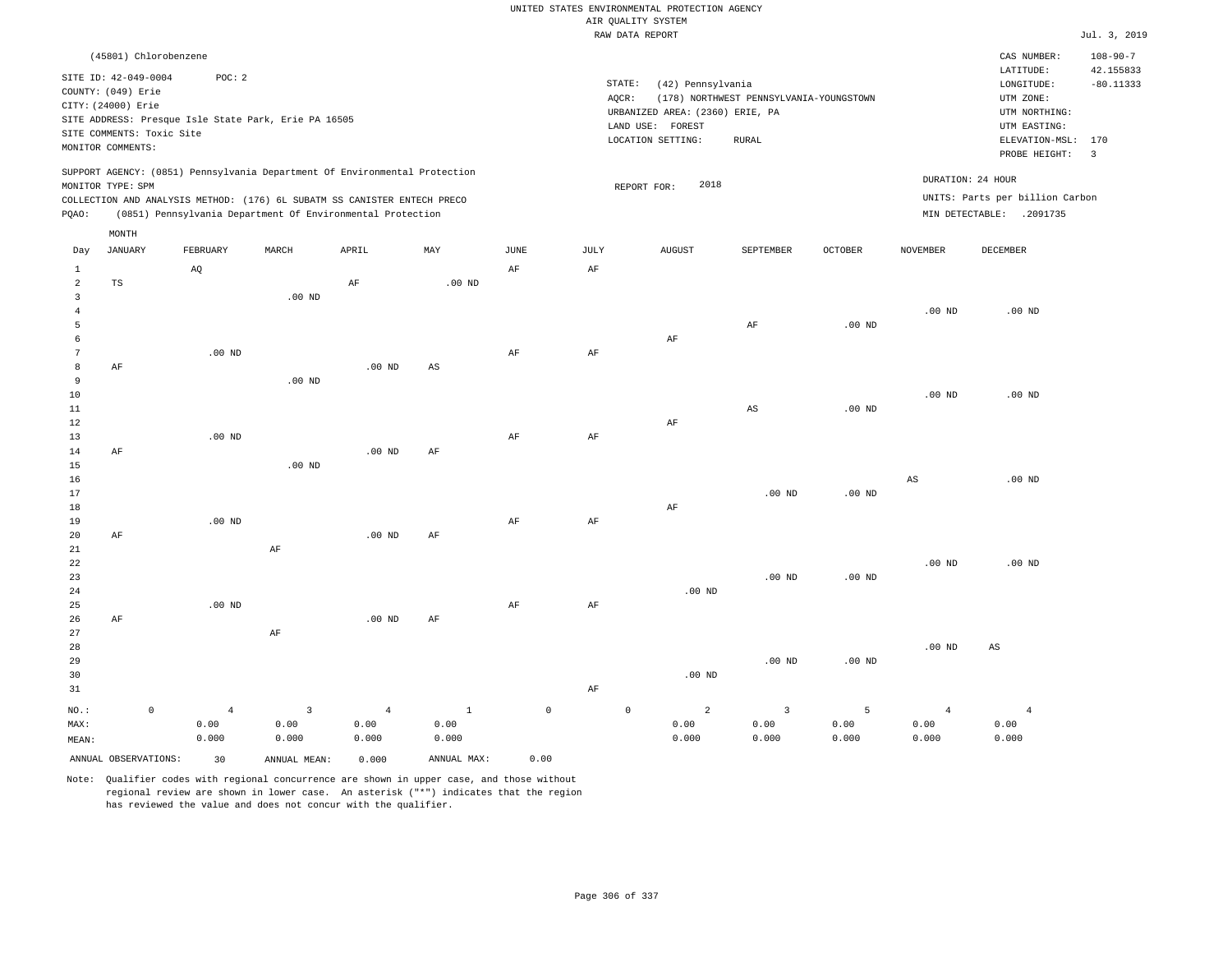UNITED STATES ENVIRONMENTAL PROTECTION AGENCY
AIR QUALITY SYSTEM
RAW DATA REPORT

Jul. 3, 2019

(45801) Chlorobenzene

SITE ID: 42-049-0004 POC: 2
COUNTY: (049) Erie
CITY: (24000) Erie
SITE ADDRESS: Presque Isle State Park, Erie PA 16505
SITE COMMENTS: Toxic Site
MONITOR COMMENTS:

STATE: (42) Pennsylvania
AQCR: (178) NORTHWEST PENNSYLVANIA-YOUNGSTOWN
URBANIZED AREA: (2360) ERIE, PA
LAND USE: FOREST
LOCATION SETTING: RURAL

CAS NUMBER: 108-90-7
LATITUDE: 42.155833
LONGITUDE: -80.11333
UTM ZONE:
UTM NORTHING:
UTM EASTING:
ELEVATION-MSL: 170
PROBE HEIGHT: 3

SUPPORT AGENCY: (0851) Pennsylvania Department Of Environmental Protection
MONITOR TYPE: SPM
COLLECTION AND ANALYSIS METHOD: (176) 6L SUBATM SS CANISTER ENTECH PRECO
PQAO: (0851) Pennsylvania Department Of Environmental Protection

REPORT FOR: 2018

DURATION: 24 HOUR
UNITS: Parts per billion Carbon
MIN DETECTABLE: .2091735

| Day | JANUARY | FEBRUARY | MARCH | APRIL | MAY | JUNE | JULY | AUGUST | SEPTEMBER | OCTOBER | NOVEMBER | DECEMBER |
|---|---|---|---|---|---|---|---|---|---|---|---|---|
| 1 | | AQ | | | | AF | AF | | | | | |
| 2 | TS | | | AF | .00 ND | | | | | | | |
| 3 | | | .00 ND | | | | | | | | | |
| 4 | | | | | | | | | | | .00 ND | .00 ND |
| 5 | | | | | | | | | AF | .00 ND | | |
| 6 | | | | | | | | AF | | | | |
| 7 | | .00 ND | | | | AF | AF | | | | | |
| 8 | AF | | | .00 ND | AS | | | | | | | |
| 9 | | | .00 ND | | | | | | | | | |
| 10 | | | | | | | | | | | .00 ND | .00 ND |
| 11 | | | | | | | | | AS | .00 ND | | |
| 12 | | | | | | | | AF | | | | |
| 13 | | .00 ND | | | | AF | AF | | | | | |
| 14 | AF | | | .00 ND | AF | | | | | | | |
| 15 | | | .00 ND | | | | | | | | | |
| 16 | | | | | | | | | | | AS | .00 ND |
| 17 | | | | | | | | | .00 ND | .00 ND | | |
| 18 | | | | | | | | AF | | | | |
| 19 | | .00 ND | | | | AF | AF | | | | | |
| 20 | AF | | | .00 ND | AF | | | | | | | |
| 21 | | | AF | | | | | | | | | |
| 22 | | | | | | | | | | | .00 ND | .00 ND |
| 23 | | | | | | | | | .00 ND | .00 ND | | |
| 24 | | | | | | | | .00 ND | | | | |
| 25 | | .00 ND | | | | AF | AF | | | | | |
| 26 | AF | | | .00 ND | AF | | | | | | | |
| 27 | | | AF | | | | | | | | | |
| 28 | | | | | | | | | | | .00 ND | AS |
| 29 | | | | | | | | | .00 ND | .00 ND | | |
| 30 | | | | | | | | .00 ND | | | | |
| 31 | | | | | | | AF | | | | | |
| NO.: | 0 | 4 | 3 | 4 | 1 | 0 | 0 | 2 | 3 | 5 | 4 | 4 |
| MAX: | | 0.00 | 0.00 | 0.00 | 0.00 | | | 0.00 | 0.00 | 0.00 | 0.00 | 0.00 |
| MEAN: | | 0.000 | 0.000 | 0.000 | 0.000 | | | 0.000 | 0.000 | 0.000 | 0.000 | 0.000 |

ANNUAL OBSERVATIONS: 30 ANNUAL MEAN: 0.000 ANNUAL MAX: 0.00

Note: Qualifier codes with regional concurrence are shown in upper case, and those without regional review are shown in lower case. An asterisk ("*") indicates that the region has reviewed the value and does not concur with the qualifier.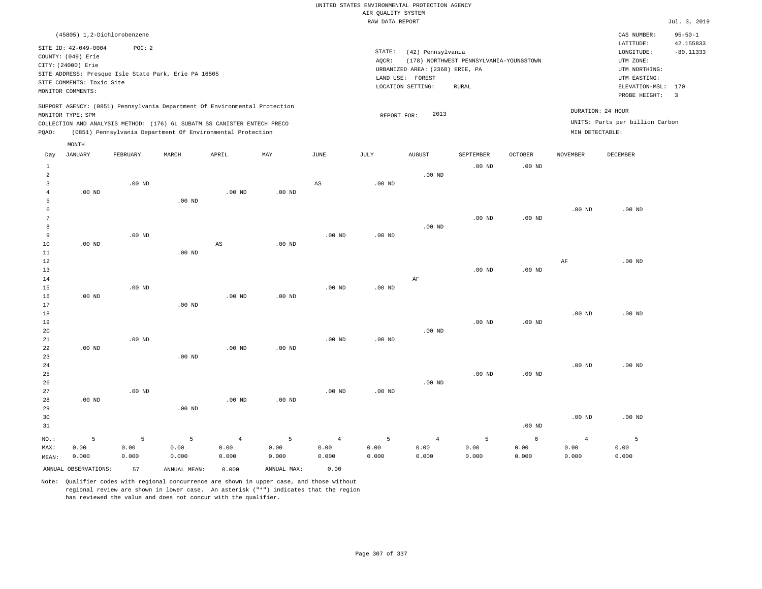UNITED STATES ENVIRONMENTAL PROTECTION AGENCY
AIR QUALITY SYSTEM
RAW DATA REPORT

Jul. 3, 2019

(45805) 1,2-Dichlorobenzene

SITE ID: 42-049-0004 POC: 2
COUNTY: (049) Erie
CITY: (24000) Erie
SITE ADDRESS: Presque Isle State Park, Erie PA 16505
SITE COMMENTS: Toxic Site
MONITOR COMMENTS:

STATE: (42) Pennsylvania
AQCR: (178) NORTHWEST PENNSYLVANIA-YOUNGSTOWN
URBANIZED AREA: (2360) ERIE, PA
LAND USE: FOREST
LOCATION SETTING: RURAL

CAS NUMBER: 95-50-1
LATITUDE: 42.155833
LONGITUDE: -80.11333
UTM ZONE:
UTM NORTHING:
UTM EASTING:
ELEVATION-MSL: 170
PROBE HEIGHT: 3

SUPPORT AGENCY: (0851) Pennsylvania Department Of Environmental Protection
MONITOR TYPE: SPM
COLLECTION AND ANALYSIS METHOD: (176) 6L SUBATM SS CANISTER ENTECH PRECO
PQAO: (0851) Pennsylvania Department Of Environmental Protection

REPORT FOR: 2013

DURATION: 24 HOUR
UNITS: Parts per billion Carbon
MIN DETECTABLE:

| Day | JANUARY | FEBRUARY | MARCH | APRIL | MAY | JUNE | JULY | AUGUST | SEPTEMBER | OCTOBER | NOVEMBER | DECEMBER |
|---|---|---|---|---|---|---|---|---|---|---|---|---|
| 1 | | | | | | | | | .00 ND | .00 ND | | |
| 2 | | | | | | | | .00 ND | | | | |
| 3 | | .00 ND | | | | AS | .00 ND | | | | | |
| 4 | .00 ND | | | .00 ND | .00 ND | | | | | | | |
| 5 | | | .00 ND | | | | | | | | | |
| 6 | | | | | | | | | | | .00 ND | .00 ND |
| 7 | | | | | | | | | .00 ND | .00 ND | | |
| 8 | | | | | | | | .00 ND | | | | |
| 9 | | .00 ND | | | | .00 ND | .00 ND | | | | | |
| 10 | .00 ND | | | AS | .00 ND | | | | | | | |
| 11 | | | .00 ND | | | | | | | | | |
| 12 | | | | | | | | | | | AF | .00 ND |
| 13 | | | | | | | | | .00 ND | .00 ND | | |
| 14 | | | | | | | | AF | | | | |
| 15 | | .00 ND | | | | .00 ND | .00 ND | | | | | |
| 16 | .00 ND | | | .00 ND | .00 ND | | | | | | | |
| 17 | | | .00 ND | | | | | | | | | |
| 18 | | | | | | | | | | | .00 ND | .00 ND |
| 19 | | | | | | | | | .00 ND | .00 ND | | |
| 20 | | | | | | | | .00 ND | | | | |
| 21 | | .00 ND | | | | .00 ND | .00 ND | | | | | |
| 22 | .00 ND | | | .00 ND | .00 ND | | | | | | | |
| 23 | | | .00 ND | | | | | | | | | |
| 24 | | | | | | | | | | | .00 ND | .00 ND |
| 25 | | | | | | | | | .00 ND | .00 ND | | |
| 26 | | | | | | | | .00 ND | | | | |
| 27 | | .00 ND | | | | .00 ND | .00 ND | | | | | |
| 28 | .00 ND | | | .00 ND | .00 ND | | | | | | | |
| 29 | | | .00 ND | | | | | | | | | |
| 30 | | | | | | | | | | | .00 ND | .00 ND |
| 31 | | | | | | | | | | .00 ND | | |
| NO.: | 5 | 5 | 5 | 4 | 5 | 4 | 5 | 4 | 5 | 6 | 4 | 5 |
| MAX: | 0.00 | 0.00 | 0.00 | 0.00 | 0.00 | 0.00 | 0.00 | 0.00 | 0.00 | 0.00 | 0.00 | 0.00 |
| MEAN: | 0.000 | 0.000 | 0.000 | 0.000 | 0.000 | 0.000 | 0.000 | 0.000 | 0.000 | 0.000 | 0.000 | 0.000 |

ANNUAL OBSERVATIONS: 57 ANNUAL MEAN: 0.000 ANNUAL MAX: 0.00

Note: Qualifier codes with regional concurrence are shown in upper case, and those without regional review are shown in lower case. An asterisk ("*") indicates that the region has reviewed the value and does not concur with the qualifier.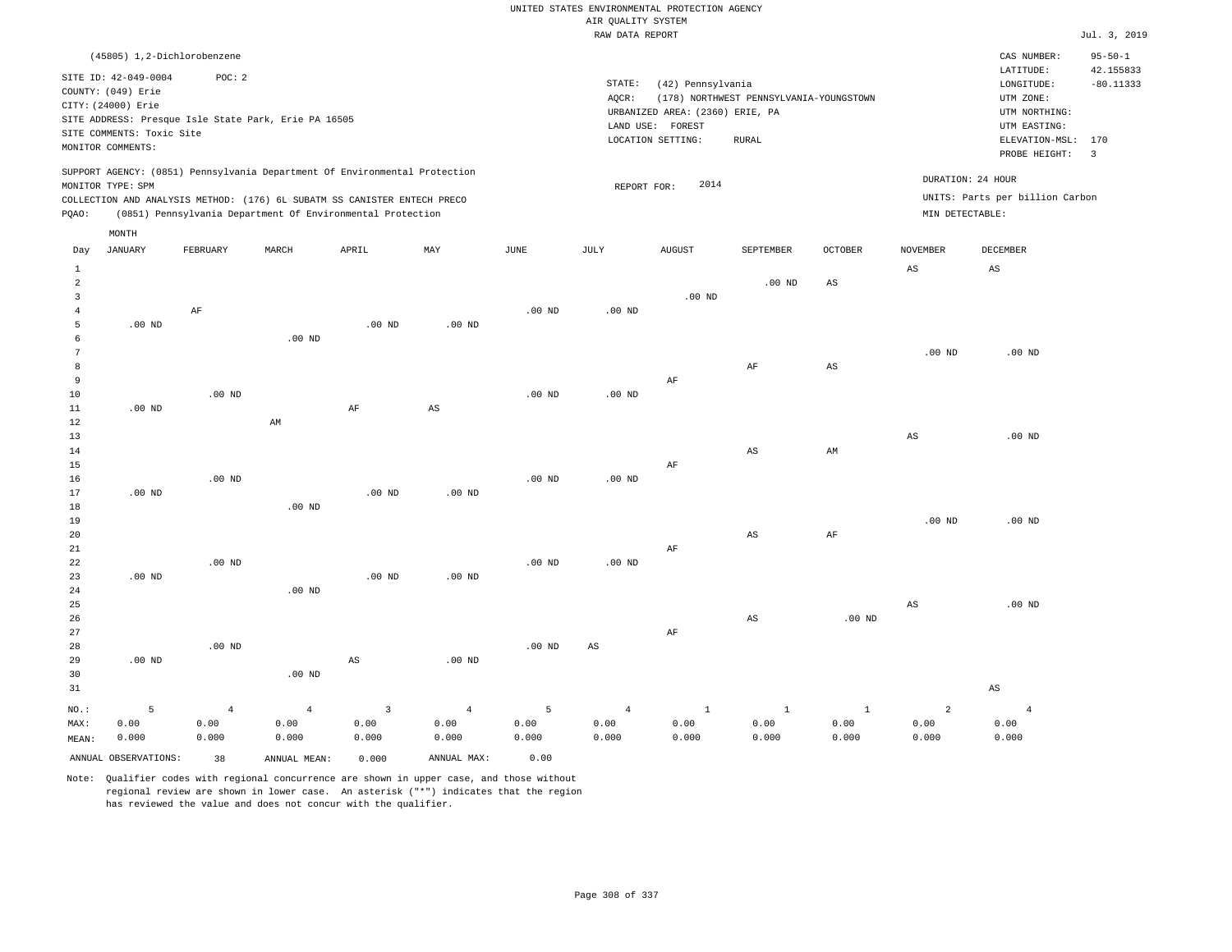UNITED STATES ENVIRONMENTAL PROTECTION AGENCY
AIR QUALITY SYSTEM
RAW DATA REPORT

Jul. 3, 2019

(45805) 1,2-Dichlorobenzene

SITE ID: 42-049-0004 POC: 2
COUNTY: (049) Erie
CITY: (24000) Erie
SITE ADDRESS: Presque Isle State Park, Erie PA 16505
SITE COMMENTS: Toxic Site
MONITOR COMMENTS:

STATE: (42) Pennsylvania
AQCR: (178) NORTHWEST PENNSYLVANIA-YOUNGSTOWN
URBANIZED AREA: (2360) ERIE, PA
LAND USE: FOREST
LOCATION SETTING: RURAL

CAS NUMBER: 95-50-1
LATITUDE: 42.155833
LONGITUDE: -80.11333
UTM ZONE:
UTM NORTHING:
UTM EASTING:
ELEVATION-MSL: 170
PROBE HEIGHT: 3

SUPPORT AGENCY: (0851) Pennsylvania Department Of Environmental Protection
MONITOR TYPE: SPM
COLLECTION AND ANALYSIS METHOD: (176) 6L SUBATM SS CANISTER ENTECH PRECO
PQAO: (0851) Pennsylvania Department Of Environmental Protection

REPORT FOR: 2014

DURATION: 24 HOUR
UNITS: Parts per billion Carbon
MIN DETECTABLE:

| Day | JANUARY | FEBRUARY | MARCH | APRIL | MAY | JUNE | JULY | AUGUST | SEPTEMBER | OCTOBER | NOVEMBER | DECEMBER |
|---|---|---|---|---|---|---|---|---|---|---|---|---|
| 1 | | | | | | | | | | | AS | AS |
| 2 | | | | | | | | | .00 ND | AS | | |
| 3 | | | | | | | | .00 ND | | | | |
| 4 | | AF | | | | .00 ND | .00 ND | | | | | |
| 5 | .00 ND | | | .00 ND | .00 ND | | | | | | | |
| 6 | | | .00 ND | | | | | | | | | |
| 7 | | | | | | | | | | | .00 ND | .00 ND |
| 8 | | | | | | | | | AF | AS | | |
| 9 | | | | | | | | AF | | | | |
| 10 | | .00 ND | | | | .00 ND | .00 ND | | | | | |
| 11 | .00 ND | | | AF | AS | | | | | | | |
| 12 | | | AM | | | | | | | | | |
| 13 | | | | | | | | | | | AS | .00 ND |
| 14 | | | | | | | | | AS | AM | | |
| 15 | | | | | | | | AF | | | | |
| 16 | | .00 ND | | | | .00 ND | .00 ND | | | | | |
| 17 | .00 ND | | | .00 ND | .00 ND | | | | | | | |
| 18 | | | .00 ND | | | | | | | | | |
| 19 | | | | | | | | | | | .00 ND | .00 ND |
| 20 | | | | | | | | | AS | AF | | |
| 21 | | | | | | | | AF | | | | |
| 22 | | .00 ND | | | | .00 ND | .00 ND | | | | | |
| 23 | .00 ND | | | .00 ND | .00 ND | | | | | | | |
| 24 | | | .00 ND | | | | | | | | | |
| 25 | | | | | | | | | | | AS | .00 ND |
| 26 | | | | | | | | | AS | .00 ND | | |
| 27 | | | | | | | | AF | | | | |
| 28 | | .00 ND | | | | .00 ND | AS | | | | | |
| 29 | .00 ND | | | AS | .00 ND | | | | | | | |
| 30 | | | .00 ND | | | | | | | | | |
| 31 | | | | | | | | | | | | AS |
| NO.: | 5 | 4 | 4 | 3 | 4 | 5 | 4 | 1 | 1 | 1 | 2 | 4 |
| MAX: | 0.00 | 0.00 | 0.00 | 0.00 | 0.00 | 0.00 | 0.00 | 0.00 | 0.00 | 0.00 | 0.00 | 0.00 |
| MEAN: | 0.000 | 0.000 | 0.000 | 0.000 | 0.000 | 0.000 | 0.000 | 0.000 | 0.000 | 0.000 | 0.000 | 0.000 |

ANNUAL OBSERVATIONS: 38 ANNUAL MEAN: 0.000 ANNUAL MAX: 0.00

Note: Qualifier codes with regional concurrence are shown in upper case, and those without regional review are shown in lower case. An asterisk ("*") indicates that the region has reviewed the value and does not concur with the qualifier.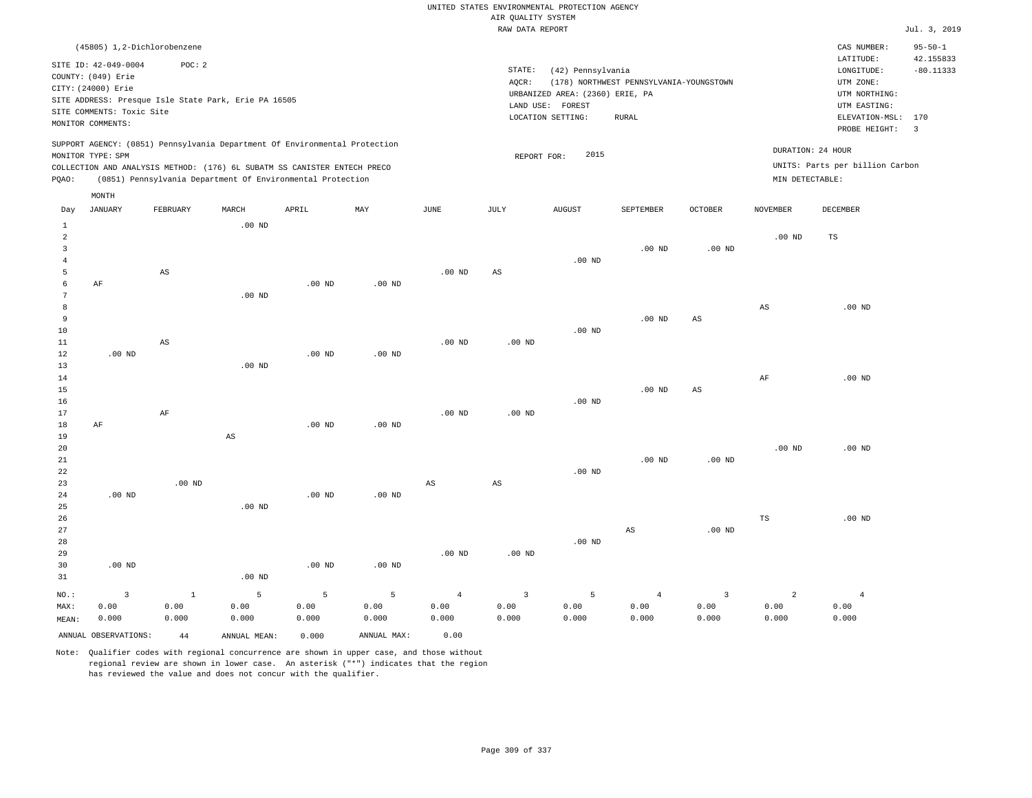UNITED STATES ENVIRONMENTAL PROTECTION AGENCY
AIR QUALITY SYSTEM
RAW DATA REPORT

Jul. 3, 2019

(45805) 1,2-Dichlorobenzene

SITE ID: 42-049-0004 POC: 2
COUNTY: (049) Erie
CITY: (24000) Erie
SITE ADDRESS: Presque Isle State Park, Erie PA 16505
SITE COMMENTS: Toxic Site
MONITOR COMMENTS:

STATE: (42) Pennsylvania
AQCR: (178) NORTHWEST PENNSYLVANIA-YOUNGSTOWN
URBANIZED AREA: (2360) ERIE, PA
LAND USE: FOREST
LOCATION SETTING: RURAL

CAS NUMBER: 95-50-1
LATITUDE: 42.155833
LONGITUDE: -80.11333
UTM ZONE:
UTM NORTHING:
UTM EASTING:
ELEVATION-MSL: 170
PROBE HEIGHT: 3

SUPPORT AGENCY: (0851) Pennsylvania Department Of Environmental Protection
MONITOR TYPE: SPM
COLLECTION AND ANALYSIS METHOD: (176) 6L SUBATM SS CANISTER ENTECH PRECO
PQAO: (0851) Pennsylvania Department Of Environmental Protection

REPORT FOR: 2015

DURATION: 24 HOUR
UNITS: Parts per billion Carbon
MIN DETECTABLE:

| Day | JANUARY | FEBRUARY | MARCH | APRIL | MAY | JUNE | JULY | AUGUST | SEPTEMBER | OCTOBER | NOVEMBER | DECEMBER |
|---|---|---|---|---|---|---|---|---|---|---|---|---|
| 1 | | | .00 ND | | | | | | | | | |
| 2 | | | | | | | | | | | .00 ND | TS |
| 3 | | | | | | | | | .00 ND | .00 ND | | |
| 4 | | | | | | | | .00 ND | | | | |
| 5 | | AS | | | | .00 ND | AS | | | | | |
| 6 | AF | | | .00 ND | .00 ND | | | | | | | |
| 7 | | | .00 ND | | | | | | | | | |
| 8 | | | | | | | | | | | AS | .00 ND |
| 9 | | | | | | | | | .00 ND | AS | | |
| 10 | | | | | | | | .00 ND | | | | |
| 11 | | AS | | | | .00 ND | .00 ND | | | | | |
| 12 | .00 ND | | | .00 ND | .00 ND | | | | | | | |
| 13 | | | .00 ND | | | | | | | | | |
| 14 | | | | | | | | | | | AF | .00 ND |
| 15 | | | | | | | | | .00 ND | AS | | |
| 16 | | | | | | | | .00 ND | | | | |
| 17 | | AF | | | | .00 ND | .00 ND | | | | | |
| 18 | AF | | | .00 ND | .00 ND | | | | | | | |
| 19 | | | AS | | | | | | | | | |
| 20 | | | | | | | | | | | .00 ND | .00 ND |
| 21 | | | | | | | | | .00 ND | .00 ND | | |
| 22 | | | | | | | | .00 ND | | | | |
| 23 | | .00 ND | | | | AS | AS | | | | | |
| 24 | .00 ND | | | .00 ND | .00 ND | | | | | | | |
| 25 | | | .00 ND | | | | | | | | | |
| 26 | | | | | | | | | | | TS | .00 ND |
| 27 | | | | | | | | | AS | .00 ND | | |
| 28 | | | | | | | | .00 ND | | | | |
| 29 | | | | | | .00 ND | .00 ND | | | | | |
| 30 | .00 ND | | | .00 ND | .00 ND | | | | | | | |
| 31 | | | .00 ND | | | | | | | | | |
| NO.: | 3 | 1 | 5 | 5 | 5 | 4 | 3 | 5 | 4 | 3 | 2 | 4 |
| MAX: | 0.00 | 0.00 | 0.00 | 0.00 | 0.00 | 0.00 | 0.00 | 0.00 | 0.00 | 0.00 | 0.00 | 0.00 |
| MEAN: | 0.000 | 0.000 | 0.000 | 0.000 | 0.000 | 0.000 | 0.000 | 0.000 | 0.000 | 0.000 | 0.000 | 0.000 |

ANNUAL OBSERVATIONS: 44 ANNUAL MEAN: 0.000 ANNUAL MAX: 0.00

Note: Qualifier codes with regional concurrence are shown in upper case, and those without regional review are shown in lower case. An asterisk ("*") indicates that the region has reviewed the value and does not concur with the qualifier.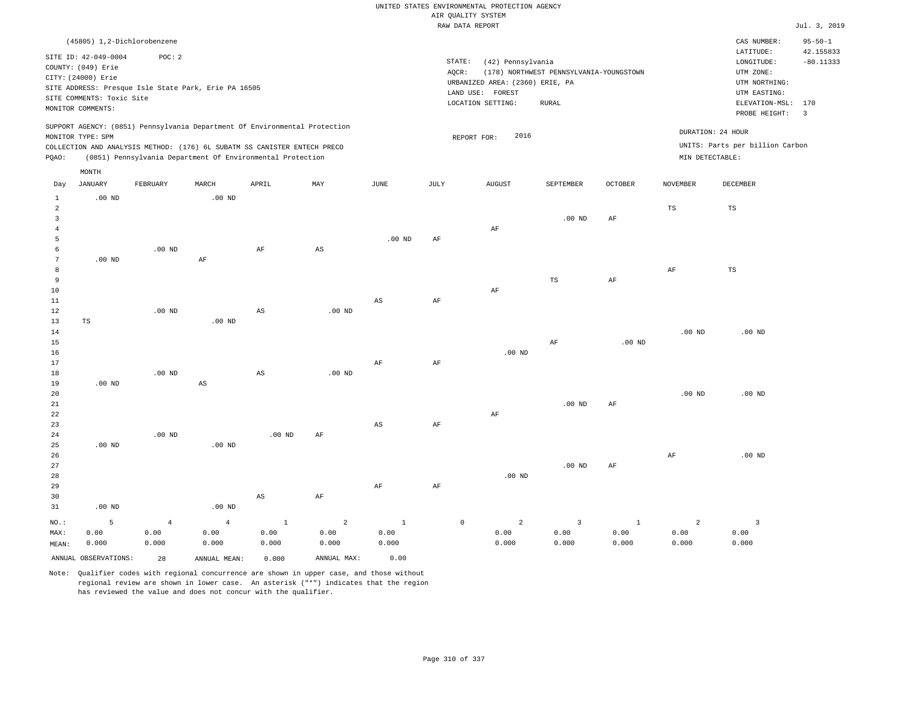UNITED STATES ENVIRONMENTAL PROTECTION AGENCY
AIR QUALITY SYSTEM
RAW DATA REPORT

Jul. 3, 2019

(45805) 1,2-Dichlorobenzene

SITE ID: 42-049-0004 POC: 2
COUNTY: (049) Erie
CITY: (24000) Erie
SITE ADDRESS: Presque Isle State Park, Erie PA 16505
SITE COMMENTS: Toxic Site
MONITOR COMMENTS:

STATE: (42) Pennsylvania
AQCR: (178) NORTHWEST PENNSYLVANIA-YOUNGSTOWN
URBANIZED AREA: (2360) ERIE, PA
LAND USE: FOREST
LOCATION SETTING: RURAL

CAS NUMBER: 95-50-1
LATITUDE: 42.155833
LONGITUDE: -80.11333
UTM ZONE:
UTM NORTHING:
UTM EASTING:
ELEVATION-MSL: 170
PROBE HEIGHT: 3

SUPPORT AGENCY: (0851) Pennsylvania Department Of Environmental Protection
MONITOR TYPE: SPM
COLLECTION AND ANALYSIS METHOD: (176) 6L SUBATM SS CANISTER ENTECH PRECO
PQAO: (0851) Pennsylvania Department Of Environmental Protection

REPORT FOR: 2016

DURATION: 24 HOUR
UNITS: Parts per billion Carbon
MIN DETECTABLE:

| Day | JANUARY | FEBRUARY | MARCH | APRIL | MAY | JUNE | JULY | AUGUST | SEPTEMBER | OCTOBER | NOVEMBER | DECEMBER |
|---|---|---|---|---|---|---|---|---|---|---|---|---|
| 1 | .00 ND | | .00 ND | | | | | | | | | |
| 2 | | | | | | | | | | | TS | TS |
| 3 | | | | | | | | | .00 ND | AF | | |
| 4 | | | | | | | | AF | | | | |
| 5 | | | | | | .00 ND | AF | | | | | |
| 6 | | .00 ND | | AF | AS | | | | | | | |
| 7 | .00 ND | | AF | | | | | | | | | |
| 8 | | | | | | | | | | | AF | TS |
| 9 | | | | | | | | | TS | AF | | |
| 10 | | | | | | | | AF | | | | |
| 11 | | | | | | AS | AF | | | | | |
| 12 | | .00 ND | | AS | .00 ND | | | | | | | |
| 13 | TS | | .00 ND | | | | | | | | | |
| 14 | | | | | | | | | | | .00 ND | .00 ND |
| 15 | | | | | | | | | AF | .00 ND | | |
| 16 | | | | | | | | .00 ND | | | | |
| 17 | | | | | | AF | AF | | | | | |
| 18 | | .00 ND | | AS | .00 ND | | | | | | | |
| 19 | .00 ND | | AS | | | | | | | | | |
| 20 | | | | | | | | | | | .00 ND | .00 ND |
| 21 | | | | | | | | | .00 ND | AF | | |
| 22 | | | | | | | | AF | | | | |
| 23 | | | | | | AS | AF | | | | | |
| 24 | | .00 ND | | .00 ND | AF | | | | | | | |
| 25 | .00 ND | | .00 ND | | | | | | | | | |
| 26 | | | | | | | | | | | AF | .00 ND |
| 27 | | | | | | | | | .00 ND | AF | | |
| 28 | | | | | | | | .00 ND | | | | |
| 29 | | | | | | AF | AF | | | | | |
| 30 | | | | AS | AF | | | | | | | |
| 31 | .00 ND | | .00 ND | | | | | | | | | |
| NO.: | 5 | 4 | 4 | 1 | 2 | 1 | 0 | 2 | 3 | 1 | 2 | 3 |
| MAX: | 0.00 | 0.00 | 0.00 | 0.00 | 0.00 | 0.00 | | 0.00 | 0.00 | 0.00 | 0.00 | 0.00 |
| MEAN: | 0.000 | 0.000 | 0.000 | 0.000 | 0.000 | 0.000 | | 0.000 | 0.000 | 0.000 | 0.000 | 0.000 |

ANNUAL OBSERVATIONS: 28 ANNUAL MEAN: 0.000 ANNUAL MAX: 0.00

Note: Qualifier codes with regional concurrence are shown in upper case, and those without regional review are shown in lower case. An asterisk ("*") indicates that the region has reviewed the value and does not concur with the qualifier.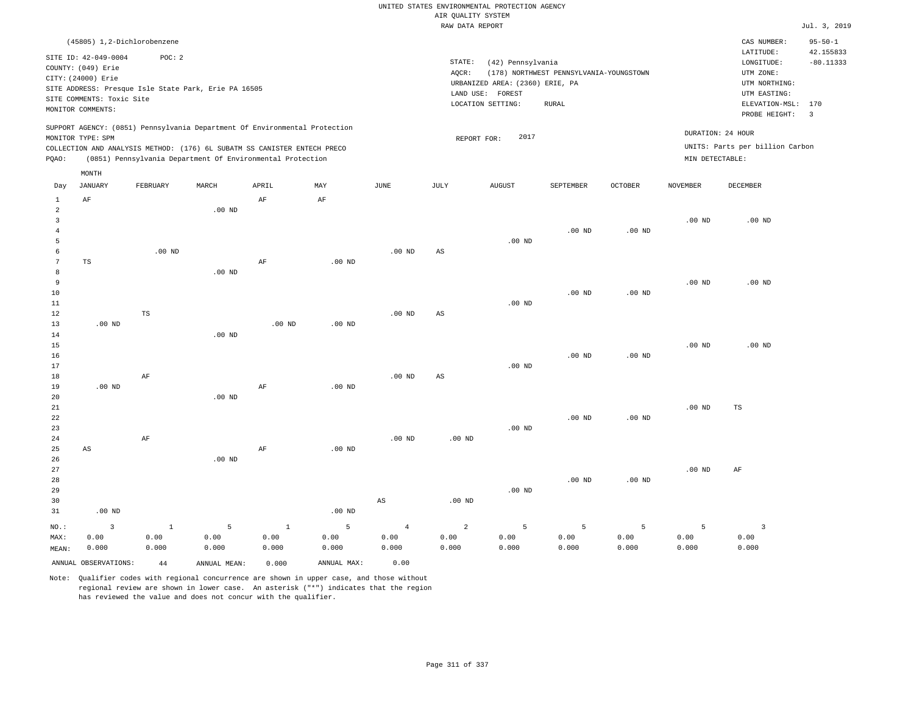UNITED STATES ENVIRONMENTAL PROTECTION AGENCY
AIR QUALITY SYSTEM
RAW DATA REPORT

Jul. 3, 2019

(45805) 1,2-Dichlorobenzene

SITE ID: 42-049-0004 POC: 2
COUNTY: (049) Erie
CITY: (24000) Erie
SITE ADDRESS: Presque Isle State Park, Erie PA 16505
SITE COMMENTS: Toxic Site
MONITOR COMMENTS:

STATE: (42) Pennsylvania
AQCR: (178) NORTHWEST PENNSYLVANIA-YOUNGSTOWN
URBANIZED AREA: (2360) ERIE, PA
LAND USE: FOREST
LOCATION SETTING: RURAL

CAS NUMBER: 95-50-1
LATITUDE: 42.155833
LONGITUDE: -80.11333
UTM ZONE:
UTM NORTHING:
UTM EASTING:
ELEVATION-MSL: 170
PROBE HEIGHT: 3

SUPPORT AGENCY: (0851) Pennsylvania Department Of Environmental Protection
MONITOR TYPE: SPM
COLLECTION AND ANALYSIS METHOD: (176) 6L SUBATM SS CANISTER ENTECH PRECO
PQAO: (0851) Pennsylvania Department Of Environmental Protection

REPORT FOR: 2017

DURATION: 24 HOUR
UNITS: Parts per billion Carbon
MIN DETECTABLE:

| Day | JANUARY | FEBRUARY | MARCH | APRIL | MAY | JUNE | JULY | AUGUST | SEPTEMBER | OCTOBER | NOVEMBER | DECEMBER |
|---|---|---|---|---|---|---|---|---|---|---|---|---|
| 1 | AF | | | AF | AF | | | | | | | |
| 2 | | | .00 ND | | | | | | | | | |
| 3 | | | | | | | | | | | .00 ND | .00 ND |
| 4 | | | | | | | | | .00 ND | .00 ND | | |
| 5 | | | | | | | | .00 ND | | | | |
| 6 | | .00 ND | | | | .00 ND | AS | | | | | |
| 7 | TS | | | AF | .00 ND | | | | | | | |
| 8 | | | .00 ND | | | | | | | | | |
| 9 | | | | | | | | | | | .00 ND | .00 ND |
| 10 | | | | | | | | | .00 ND | .00 ND | | |
| 11 | | | | | | | | .00 ND | | | | |
| 12 | | TS | | | | .00 ND | AS | | | | | |
| 13 | .00 ND | | | .00 ND | .00 ND | | | | | | | |
| 14 | | | .00 ND | | | | | | | | | |
| 15 | | | | | | | | | | | .00 ND | .00 ND |
| 16 | | | | | | | | | .00 ND | .00 ND | | |
| 17 | | | | | | | | .00 ND | | | | |
| 18 | | AF | | | | .00 ND | AS | | | | | |
| 19 | .00 ND | | | AF | .00 ND | | | | | | | |
| 20 | | | .00 ND | | | | | | | | | |
| 21 | | | | | | | | | | | .00 ND | TS |
| 22 | | | | | | | | | .00 ND | .00 ND | | |
| 23 | | | | | | | | .00 ND | | | | |
| 24 | | AF | | | | .00 ND | .00 ND | | | | | |
| 25 | AS | | | AF | .00 ND | | | | | | | |
| 26 | | | .00 ND | | | | | | | | | |
| 27 | | | | | | | | | | | .00 ND | AF |
| 28 | | | | | | | | | .00 ND | .00 ND | | |
| 29 | | | | | | | | .00 ND | | | | |
| 30 | | | | | | AS | .00 ND | | | | | |
| 31 | .00 ND | | | | .00 ND | | | | | | | |
| NO.: | 3 | 1 | 5 | 1 | 5 | 4 | 2 | 5 | 5 | 5 | 5 | 3 |
| MAX: | 0.00 | 0.00 | 0.00 | 0.00 | 0.00 | 0.00 | 0.00 | 0.00 | 0.00 | 0.00 | 0.00 | 0.00 |
| MEAN: | 0.000 | 0.000 | 0.000 | 0.000 | 0.000 | 0.000 | 0.000 | 0.000 | 0.000 | 0.000 | 0.000 | 0.000 |

ANNUAL OBSERVATIONS: 44 ANNUAL MEAN: 0.000 ANNUAL MAX: 0.00

Note: Qualifier codes with regional concurrence are shown in upper case, and those without regional review are shown in lower case. An asterisk ("*") indicates that the region has reviewed the value and does not concur with the qualifier.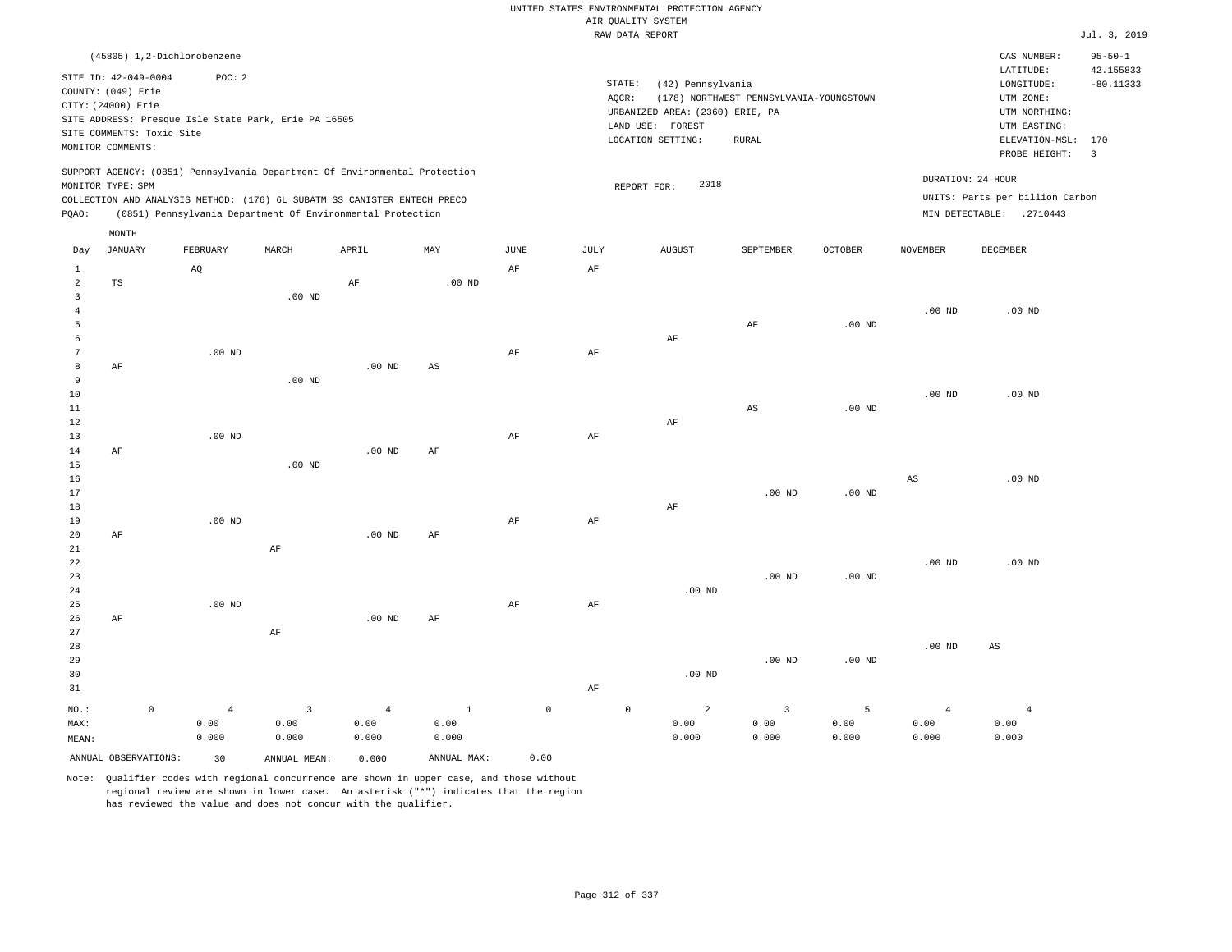UNITED STATES ENVIRONMENTAL PROTECTION AGENCY
AIR QUALITY SYSTEM
RAW DATA REPORT

Jul. 3, 2019

(45805) 1,2-Dichlorobenzene

SITE ID: 42-049-0004 POC: 2
COUNTY: (049) Erie
CITY: (24000) Erie
SITE ADDRESS: Presque Isle State Park, Erie PA 16505
SITE COMMENTS: Toxic Site
MONITOR COMMENTS:

STATE: (42) Pennsylvania
AQCR: (178) NORTHWEST PENNSYLVANIA-YOUNGSTOWN
URBANIZED AREA: (2360) ERIE, PA
LAND USE: FOREST
LOCATION SETTING: RURAL

CAS NUMBER: 95-50-1
LATITUDE: 42.155833
LONGITUDE: -80.11333
UTM ZONE:
UTM NORTHING:
UTM EASTING:
ELEVATION-MSL: 170
PROBE HEIGHT: 3

SUPPORT AGENCY: (0851) Pennsylvania Department Of Environmental Protection
MONITOR TYPE: SPM
COLLECTION AND ANALYSIS METHOD: (176) 6L SUBATM SS CANISTER ENTECH PRECO
PQAO: (0851) Pennsylvania Department Of Environmental Protection

REPORT FOR: 2018

DURATION: 24 HOUR
UNITS: Parts per billion Carbon
MIN DETECTABLE: .2710443

| Day | JANUARY | FEBRUARY | MARCH | APRIL | MAY | JUNE | JULY | AUGUST | SEPTEMBER | OCTOBER | NOVEMBER | DECEMBER |
|---|---|---|---|---|---|---|---|---|---|---|---|---|
| 1 | | AQ | | | | AF | AF | | | | | |
| 2 | TS | | | AF | .00 ND | | | | | | | |
| 3 | | | .00 ND | | | | | | | | | |
| 4 | | | | | | | | | | | .00 ND | .00 ND |
| 5 | | | | | | | | | AF | .00 ND | | |
| 6 | | | | | | | | AF | | | | |
| 7 | | .00 ND | | | | AF | AF | | | | | |
| 8 | AF | | | .00 ND | AS | | | | | | | |
| 9 | | | .00 ND | | | | | | | | | |
| 10 | | | | | | | | | | | .00 ND | .00 ND |
| 11 | | | | | | | | | AS | .00 ND | | |
| 12 | | | | | | | | AF | | | | |
| 13 | | .00 ND | | | | AF | AF | | | | | |
| 14 | AF | | | .00 ND | AF | | | | | | | |
| 15 | | | .00 ND | | | | | | | | | |
| 16 | | | | | | | | | | | AS | .00 ND |
| 17 | | | | | | | | | .00 ND | .00 ND | | |
| 18 | | | | | | | | AF | | | | |
| 19 | | .00 ND | | | | AF | AF | | | | | |
| 20 | AF | | | .00 ND | AF | | | | | | | |
| 21 | | | AF | | | | | | | | | |
| 22 | | | | | | | | | | | .00 ND | .00 ND |
| 23 | | | | | | | | | .00 ND | .00 ND | | |
| 24 | | | | | | | | .00 ND | | | | |
| 25 | | .00 ND | | | | AF | AF | | | | | |
| 26 | AF | | | .00 ND | AF | | | | | | | |
| 27 | | | AF | | | | | | | | | |
| 28 | | | | | | | | | | | .00 ND | AS |
| 29 | | | | | | | | | .00 ND | .00 ND | | |
| 30 | | | | | | | | .00 ND | | | | |
| 31 | | | | | | | AF | | | | | |
| NO.: | 0 | 4 | 3 | 4 | 1 | 0 | 0 | 2 | 3 | 5 | 4 | 4 |
| MAX: | | 0.00 | 0.00 | 0.00 | 0.00 | | | 0.00 | 0.00 | 0.00 | 0.00 | 0.00 |
| MEAN: | | 0.000 | 0.000 | 0.000 | 0.000 | | | 0.000 | 0.000 | 0.000 | 0.000 | 0.000 |

ANNUAL OBSERVATIONS: 30 ANNUAL MEAN: 0.000 ANNUAL MAX: 0.00

Note: Qualifier codes with regional concurrence are shown in upper case, and those without regional review are shown in lower case. An asterisk ("*") indicates that the region has reviewed the value and does not concur with the qualifier.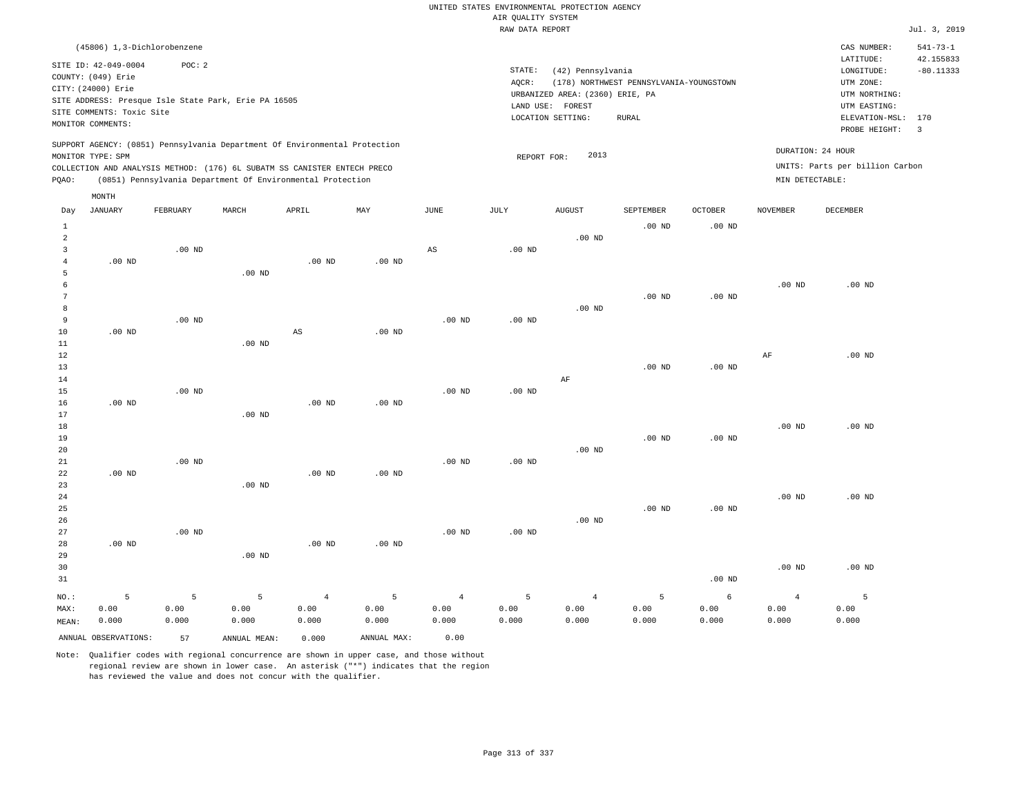UNITED STATES ENVIRONMENTAL PROTECTION AGENCY
AIR QUALITY SYSTEM
RAW DATA REPORT

Jul. 3, 2019

(45806) 1,3-Dichlorobenzene

SITE ID: 42-049-0004 POC: 2
COUNTY: (049) Erie
CITY: (24000) Erie
SITE ADDRESS: Presque Isle State Park, Erie PA 16505
SITE COMMENTS: Toxic Site
MONITOR COMMENTS:

STATE: (42) Pennsylvania
AQCR: (178) NORTHWEST PENNSYLVANIA-YOUNGSTOWN
URBANIZED AREA: (2360) ERIE, PA
LAND USE: FOREST
LOCATION SETTING: RURAL

CAS NUMBER: 541-73-1
LATITUDE: 42.155833
LONGITUDE: -80.11333
UTM ZONE:
UTM NORTHING:
UTM EASTING:
ELEVATION-MSL: 170
PROBE HEIGHT: 3

SUPPORT AGENCY: (0851) Pennsylvania Department Of Environmental Protection
MONITOR TYPE: SPM
COLLECTION AND ANALYSIS METHOD: (176) 6L SUBATM SS CANISTER ENTECH PRECO
PQAO: (0851) Pennsylvania Department Of Environmental Protection

REPORT FOR: 2013

DURATION: 24 HOUR
UNITS: Parts per billion Carbon
MIN DETECTABLE:

| Day | JANUARY | FEBRUARY | MARCH | APRIL | MAY | JUNE | JULY | AUGUST | SEPTEMBER | OCTOBER | NOVEMBER | DECEMBER |
|---|---|---|---|---|---|---|---|---|---|---|---|---|
| 1 | | | | | | | | | .00 ND | .00 ND | | |
| 2 | | | | | | | | .00 ND | | | | |
| 3 | | .00 ND | | | | AS | .00 ND | | | | | |
| 4 | .00 ND | | | .00 ND | .00 ND | | | | | | | |
| 5 | | | .00 ND | | | | | | | | | |
| 6 | | | | | | | | | | | .00 ND | .00 ND |
| 7 | | | | | | | | | .00 ND | .00 ND | | |
| 8 | | | | | | | | .00 ND | | | | |
| 9 | | .00 ND | | | | .00 ND | .00 ND | | | | | |
| 10 | .00 ND | | | AS | .00 ND | | | | | | | |
| 11 | | | .00 ND | | | | | | | | | |
| 12 | | | | | | | | | | | AF | .00 ND |
| 13 | | | | | | | | | .00 ND | .00 ND | | |
| 14 | | | | | | | | AF | | | | |
| 15 | | .00 ND | | | | .00 ND | .00 ND | | | | | |
| 16 | .00 ND | | | .00 ND | .00 ND | | | | | | | |
| 17 | | | .00 ND | | | | | | | | | |
| 18 | | | | | | | | | | | .00 ND | .00 ND |
| 19 | | | | | | | | | .00 ND | .00 ND | | |
| 20 | | | | | | | | .00 ND | | | | |
| 21 | | .00 ND | | | | .00 ND | .00 ND | | | | | |
| 22 | .00 ND | | | .00 ND | .00 ND | | | | | | | |
| 23 | | | .00 ND | | | | | | | | | |
| 24 | | | | | | | | | | | .00 ND | .00 ND |
| 25 | | | | | | | | | .00 ND | .00 ND | | |
| 26 | | | | | | | | .00 ND | | | | |
| 27 | | .00 ND | | | | .00 ND | .00 ND | | | | | |
| 28 | .00 ND | | | .00 ND | .00 ND | | | | | | | |
| 29 | | | .00 ND | | | | | | | | | |
| 30 | | | | | | | | | | | .00 ND | .00 ND |
| 31 | | | | | | | | | | .00 ND | | |
| NO.: | 5 | 5 | 5 | 4 | 5 | 4 | 5 | 4 | 5 | 6 | 4 | 5 |
| MAX: | 0.00 | 0.00 | 0.00 | 0.00 | 0.00 | 0.00 | 0.00 | 0.00 | 0.00 | 0.00 | 0.00 | 0.00 |
| MEAN: | 0.000 | 0.000 | 0.000 | 0.000 | 0.000 | 0.000 | 0.000 | 0.000 | 0.000 | 0.000 | 0.000 | 0.000 |

ANNUAL OBSERVATIONS: 57 ANNUAL MEAN: 0.000 ANNUAL MAX: 0.00

Note: Qualifier codes with regional concurrence are shown in upper case, and those without regional review are shown in lower case. An asterisk ("*") indicates that the region has reviewed the value and does not concur with the qualifier.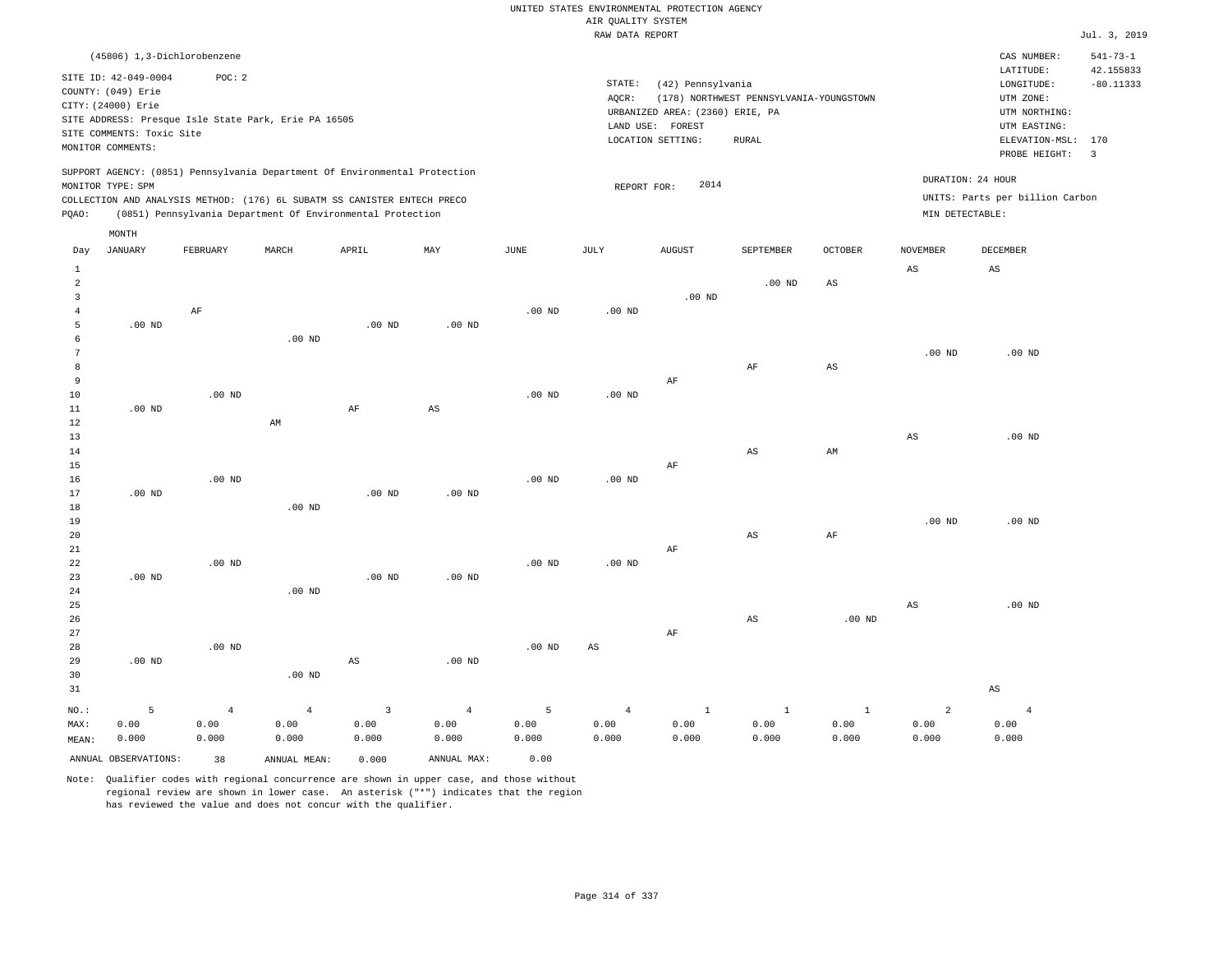UNITED STATES ENVIRONMENTAL PROTECTION AGENCY
AIR QUALITY SYSTEM
RAW DATA REPORT

Jul. 3, 2019

(45806) 1,3-Dichlorobenzene

SITE ID: 42-049-0004 POC: 2
COUNTY: (049) Erie
CITY: (24000) Erie
SITE ADDRESS: Presque Isle State Park, Erie PA 16505
SITE COMMENTS: Toxic Site
MONITOR COMMENTS:

STATE: (42) Pennsylvania
AQCR: (178) NORTHWEST PENNSYLVANIA-YOUNGSTOWN
URBANIZED AREA: (2360) ERIE, PA
LAND USE: FOREST
LOCATION SETTING: RURAL

CAS NUMBER: 541-73-1
LATITUDE: 42.155833
LONGITUDE: -80.11333
UTM ZONE:
UTM NORTHING:
UTM EASTING:
ELEVATION-MSL: 170
PROBE HEIGHT: 3

SUPPORT AGENCY: (0851) Pennsylvania Department Of Environmental Protection
MONITOR TYPE: SPM
COLLECTION AND ANALYSIS METHOD: (176) 6L SUBATM SS CANISTER ENTECH PRECO
PQAO: (0851) Pennsylvania Department Of Environmental Protection

REPORT FOR: 2014

DURATION: 24 HOUR
UNITS: Parts per billion Carbon
MIN DETECTABLE:

| Day | JANUARY | FEBRUARY | MARCH | APRIL | MAY | JUNE | JULY | AUGUST | SEPTEMBER | OCTOBER | NOVEMBER | DECEMBER |
|---|---|---|---|---|---|---|---|---|---|---|---|---|
| 1 | | | | | | | | | | | AS | AS |
| 2 | | | | | | | | | .00 ND | AS | | |
| 3 | | | | | | | | .00 ND | | | | |
| 4 | | AF | | | | .00 ND | .00 ND | | | | | |
| 5 | .00 ND | | | .00 ND | .00 ND | | | | | | | |
| 6 | | | .00 ND | | | | | | | | | |
| 7 | | | | | | | | | | | .00 ND | .00 ND |
| 8 | | | | | | | | | AF | AS | | |
| 9 | | | | | | | | AF | | | | |
| 10 | | .00 ND | | | | .00 ND | .00 ND | | | | | |
| 11 | .00 ND | | | AF | AS | | | | | | | |
| 12 | | | AM | | | | | | | | | |
| 13 | | | | | | | | | | | AS | .00 ND |
| 14 | | | | | | | | | AS | AM | | |
| 15 | | | | | | | | AF | | | | |
| 16 | | .00 ND | | | | .00 ND | .00 ND | | | | | |
| 17 | .00 ND | | | .00 ND | .00 ND | | | | | | | |
| 18 | | | .00 ND | | | | | | | | | |
| 19 | | | | | | | | | | | .00 ND | .00 ND |
| 20 | | | | | | | | | AS | AF | | |
| 21 | | | | | | | | AF | | | | |
| 22 | | .00 ND | | | | .00 ND | .00 ND | | | | | |
| 23 | .00 ND | | | .00 ND | .00 ND | | | | | | | |
| 24 | | | .00 ND | | | | | | | | | |
| 25 | | | | | | | | | | | AS | .00 ND |
| 26 | | | | | | | | | AS | .00 ND | | |
| 27 | | | | | | | | AF | | | | |
| 28 | | .00 ND | | | | .00 ND | AS | | | | | |
| 29 | .00 ND | | | AS | .00 ND | | | | | | | |
| 30 | | | .00 ND | | | | | | | | | |
| 31 | | | | | | | | | | | | AS |
| NO.: | 5 | 4 | 4 | 3 | 4 | 5 | 4 | 1 | 1 | 1 | 2 | 4 |
| MAX: | 0.00 | 0.00 | 0.00 | 0.00 | 0.00 | 0.00 | 0.00 | 0.00 | 0.00 | 0.00 | 0.00 | 0.00 |
| MEAN: | 0.000 | 0.000 | 0.000 | 0.000 | 0.000 | 0.000 | 0.000 | 0.000 | 0.000 | 0.000 | 0.000 | 0.000 |

ANNUAL OBSERVATIONS: 38 ANNUAL MEAN: 0.000 ANNUAL MAX: 0.00

Note: Qualifier codes with regional concurrence are shown in upper case, and those without regional review are shown in lower case. An asterisk ("*") indicates that the region has reviewed the value and does not concur with the qualifier.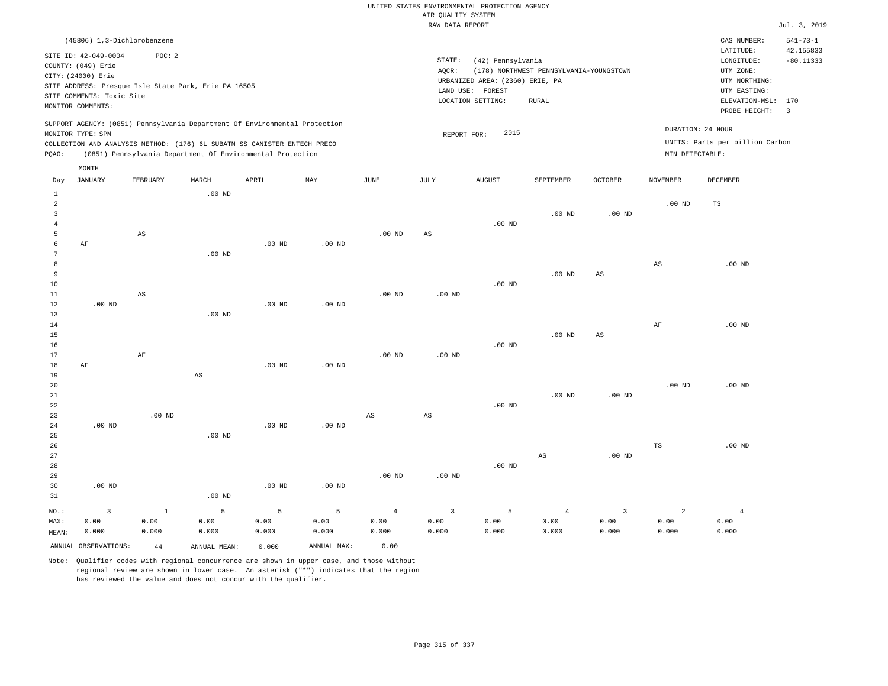UNITED STATES ENVIRONMENTAL PROTECTION AGENCY
AIR QUALITY SYSTEM
RAW DATA REPORT

Jul. 3, 2019

(45806) 1,3-Dichlorobenzene

SITE ID: 42-049-0004 POC: 2
COUNTY: (049) Erie
CITY: (24000) Erie
SITE ADDRESS: Presque Isle State Park, Erie PA 16505
SITE COMMENTS: Toxic Site
MONITOR COMMENTS:

STATE: (42) Pennsylvania
AQCR: (178) NORTHWEST PENNSYLVANIA-YOUNGSTOWN
URBANIZED AREA: (2360) ERIE, PA
LAND USE: FOREST
LOCATION SETTING: RURAL

CAS NUMBER: 541-73-1
LATITUDE: 42.155833
LONGITUDE: -80.11333
UTM ZONE:
UTM NORTHING:
UTM EASTING:
ELEVATION-MSL: 170
PROBE HEIGHT: 3

SUPPORT AGENCY: (0851) Pennsylvania Department Of Environmental Protection
MONITOR TYPE: SPM
COLLECTION AND ANALYSIS METHOD: (176) 6L SUBATM SS CANISTER ENTECH PRECO
PQAO: (0851) Pennsylvania Department Of Environmental Protection

REPORT FOR: 2015

DURATION: 24 HOUR
UNITS: Parts per billion Carbon
MIN DETECTABLE:

| Day | JANUARY | FEBRUARY | MARCH | APRIL | MAY | JUNE | JULY | AUGUST | SEPTEMBER | OCTOBER | NOVEMBER | DECEMBER |
|---|---|---|---|---|---|---|---|---|---|---|---|---|
| 1 | | | .00 ND | | | | | | | | | |
| 2 | | | | | | | | | | | .00 ND | TS |
| 3 | | | | | | | | | .00 ND | .00 ND | | |
| 4 | | | | | | | | .00 ND | | | | |
| 5 | | AS | | | | .00 ND | AS | | | | | |
| 6 | AF | | | .00 ND | .00 ND | | | | | | | |
| 7 | | | .00 ND | | | | | | | | | |
| 8 | | | | | | | | | | | AS | .00 ND |
| 9 | | | | | | | | | .00 ND | AS | | |
| 10 | | | | | | | | .00 ND | | | | |
| 11 | | AS | | | | .00 ND | .00 ND | | | | | |
| 12 | .00 ND | | | .00 ND | .00 ND | | | | | | | |
| 13 | | | .00 ND | | | | | | | | | |
| 14 | | | | | | | | | | | AF | .00 ND |
| 15 | | | | | | | | | .00 ND | AS | | |
| 16 | | | | | | | | .00 ND | | | | |
| 17 | | AF | | | | .00 ND | .00 ND | | | | | |
| 18 | AF | | | .00 ND | .00 ND | | | | | | | |
| 19 | | | AS | | | | | | | | | |
| 20 | | | | | | | | | | | .00 ND | .00 ND |
| 21 | | | | | | | | | .00 ND | .00 ND | | |
| 22 | | | | | | | | .00 ND | | | | |
| 23 | | .00 ND | | | | AS | AS | | | | | |
| 24 | .00 ND | | | .00 ND | .00 ND | | | | | | | |
| 25 | | | .00 ND | | | | | | | | | |
| 26 | | | | | | | | | | | TS | .00 ND |
| 27 | | | | | | | | | AS | .00 ND | | |
| 28 | | | | | | | | .00 ND | | | | |
| 29 | | | | | | .00 ND | .00 ND | | | | | |
| 30 | .00 ND | | | .00 ND | .00 ND | | | | | | | |
| 31 | | | .00 ND | | | | | | | | | |
| NO.: | 3 | 1 | 5 | 5 | 5 | 4 | 3 | 5 | 4 | 3 | 2 | 4 |
| MAX: | 0.00 | 0.00 | 0.00 | 0.00 | 0.00 | 0.00 | 0.00 | 0.00 | 0.00 | 0.00 | 0.00 | 0.00 |
| MEAN: | 0.000 | 0.000 | 0.000 | 0.000 | 0.000 | 0.000 | 0.000 | 0.000 | 0.000 | 0.000 | 0.000 | 0.000 |

ANNUAL OBSERVATIONS: 44 ANNUAL MEAN: 0.000 ANNUAL MAX: 0.00

Note: Qualifier codes with regional concurrence are shown in upper case, and those without regional review are shown in lower case. An asterisk ("*") indicates that the region has reviewed the value and does not concur with the qualifier.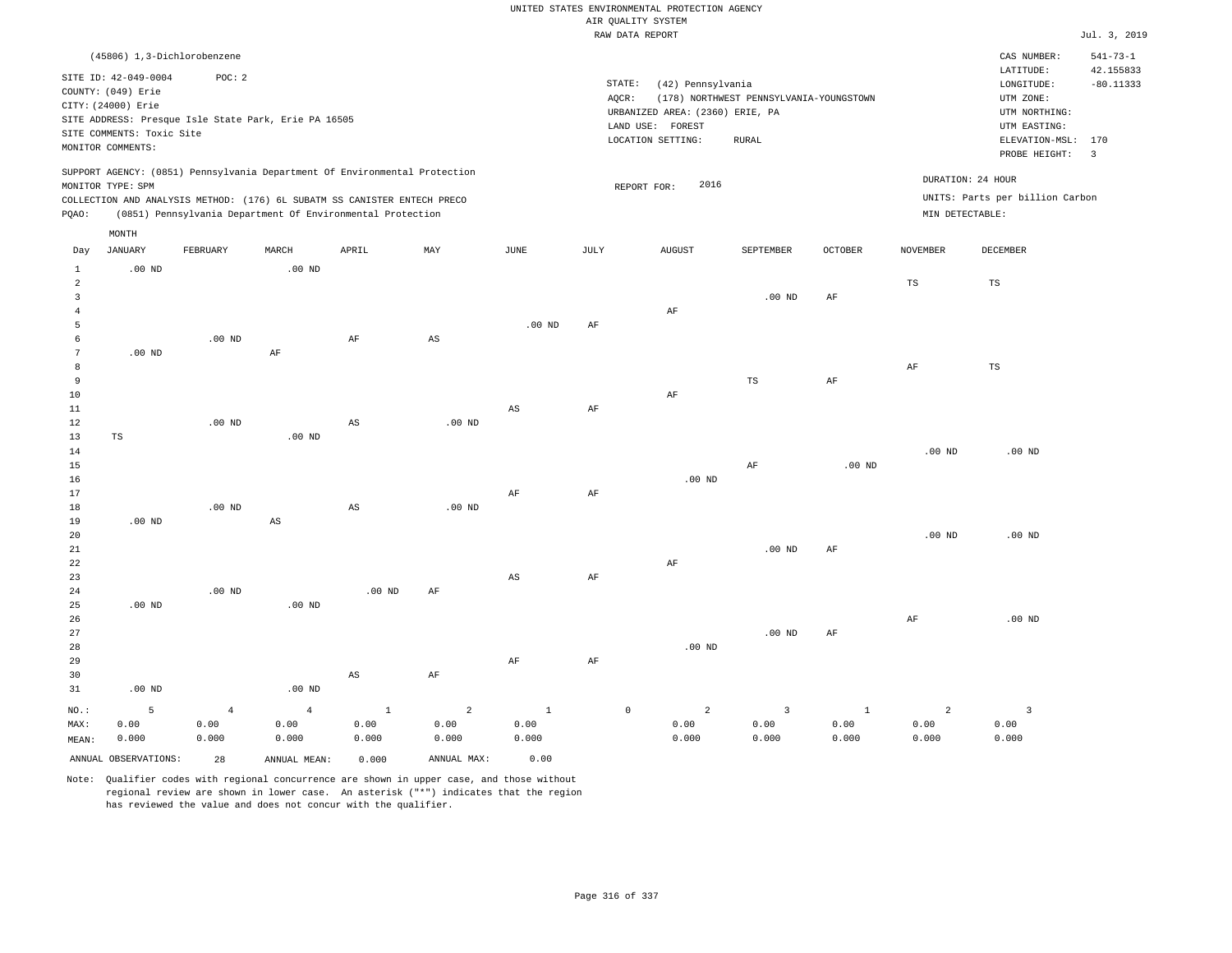UNITED STATES ENVIRONMENTAL PROTECTION AGENCY
AIR QUALITY SYSTEM
RAW DATA REPORT

Jul. 3, 2019

(45806) 1,3-Dichlorobenzene

SITE ID: 42-049-0004 POC: 2
COUNTY: (049) Erie
CITY: (24000) Erie
SITE ADDRESS: Presque Isle State Park, Erie PA 16505
SITE COMMENTS: Toxic Site
MONITOR COMMENTS:

STATE: (42) Pennsylvania
AQCR: (178) NORTHWEST PENNSYLVANIA-YOUNGSTOWN
URBANIZED AREA: (2360) ERIE, PA
LAND USE: FOREST
LOCATION SETTING: RURAL

CAS NUMBER: 541-73-1
LATITUDE: 42.155833
LONGITUDE: -80.11333
UTM ZONE:
UTM NORTHING:
UTM EASTING:
ELEVATION-MSL: 170
PROBE HEIGHT: 3

SUPPORT AGENCY: (0851) Pennsylvania Department Of Environmental Protection
MONITOR TYPE: SPM
COLLECTION AND ANALYSIS METHOD: (176) 6L SUBATM SS CANISTER ENTECH PRECO
PQAO: (0851) Pennsylvania Department Of Environmental Protection

REPORT FOR: 2016

DURATION: 24 HOUR
UNITS: Parts per billion Carbon
MIN DETECTABLE:

| Day | JANUARY | FEBRUARY | MARCH | APRIL | MAY | JUNE | JULY | AUGUST | SEPTEMBER | OCTOBER | NOVEMBER | DECEMBER |
|---|---|---|---|---|---|---|---|---|---|---|---|---|
| 1 | .00 ND | | .00 ND | | | | | | | | | |
| 2 | | | | | | | | | | | TS | TS |
| 3 | | | | | | | | | .00 ND | AF | | |
| 4 | | | | | | | | AF | | | | |
| 5 | | | | | | .00 ND | AF | | | | | |
| 6 | | .00 ND | | AF | AS | | | | | | | |
| 7 | .00 ND | | AF | | | | | | | | | |
| 8 | | | | | | | | | | | AF | TS |
| 9 | | | | | | | | | TS | AF | | |
| 10 | | | | | | | | AF | | | | |
| 11 | | | | | | AS | AF | | | | | |
| 12 | | .00 ND | | AS | .00 ND | | | | | | | |
| 13 | TS | | .00 ND | | | | | | | | | |
| 14 | | | | | | | | | | | .00 ND | .00 ND |
| 15 | | | | | | | | | AF | .00 ND | | |
| 16 | | | | | | | | .00 ND | | | | |
| 17 | | | | | | AF | AF | | | | | |
| 18 | | .00 ND | | AS | .00 ND | | | | | | | |
| 19 | .00 ND | | AS | | | | | | | | | |
| 20 | | | | | | | | | | | .00 ND | .00 ND |
| 21 | | | | | | | | | .00 ND | AF | | |
| 22 | | | | | | | | AF | | | | |
| 23 | | | | | | AS | AF | | | | | |
| 24 | | .00 ND | | .00 ND | AF | | | | | | | |
| 25 | .00 ND | | .00 ND | | | | | | | | | |
| 26 | | | | | | | | | | | AF | .00 ND |
| 27 | | | | | | | | | .00 ND | AF | | |
| 28 | | | | | | | | .00 ND | | | | |
| 29 | | | | | | AF | AF | | | | | |
| 30 | | | | AS | AF | | | | | | | |
| 31 | .00 ND | | .00 ND | | | | | | | | | |
| NO.: | 5 | 4 | 4 | 1 | 2 | 1 | 0 | 2 | 3 | 1 | 2 | 3 |
| MAX: | 0.00 | 0.00 | 0.00 | 0.00 | 0.00 | 0.00 | | 0.00 | 0.00 | 0.00 | 0.00 | 0.00 |
| MEAN: | 0.000 | 0.000 | 0.000 | 0.000 | 0.000 | 0.000 | | 0.000 | 0.000 | 0.000 | 0.000 | 0.000 |

ANNUAL OBSERVATIONS: 28 ANNUAL MEAN: 0.000 ANNUAL MAX: 0.00

Note: Qualifier codes with regional concurrence are shown in upper case, and those without regional review are shown in lower case. An asterisk ("*") indicates that the region has reviewed the value and does not concur with the qualifier.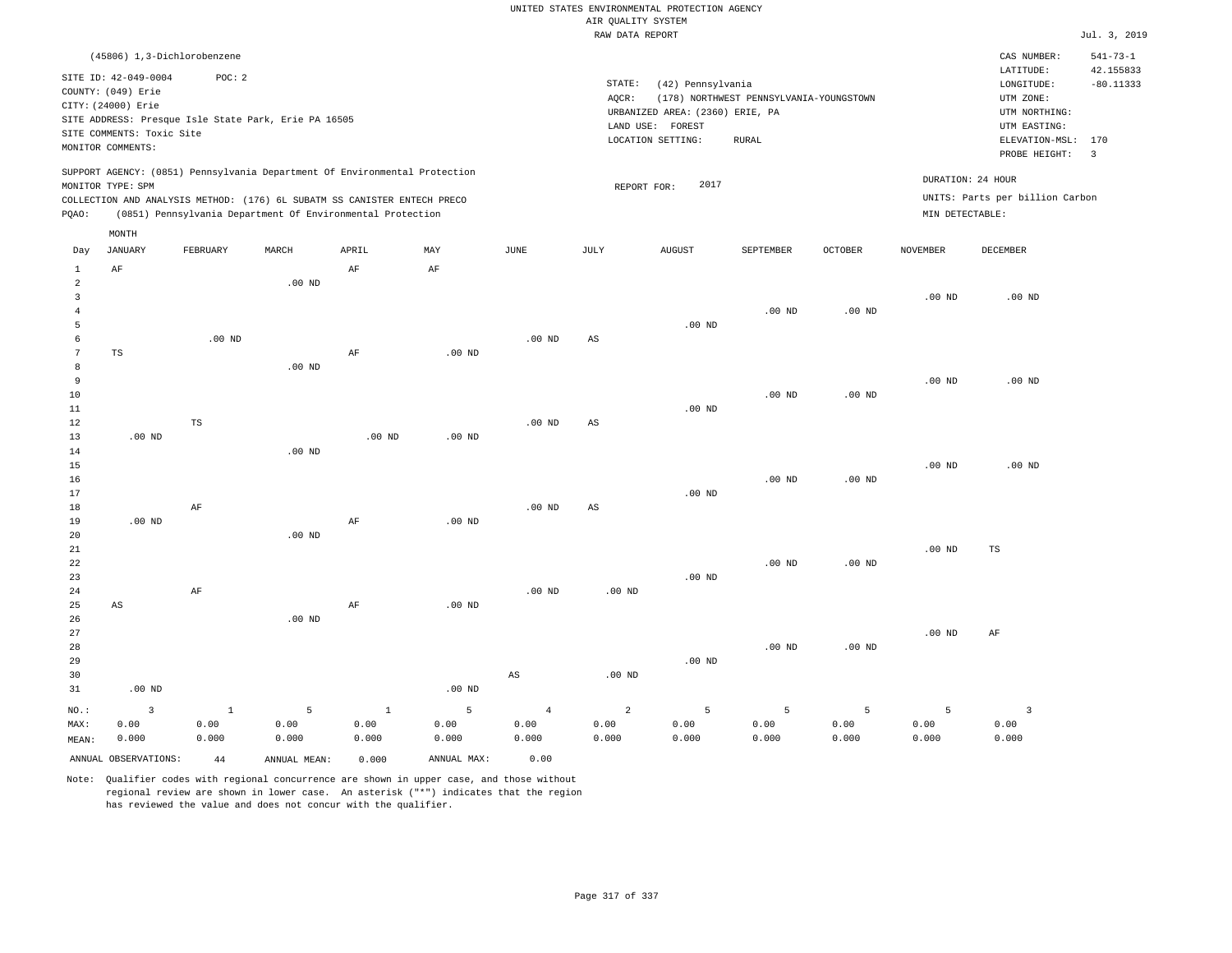UNITED STATES ENVIRONMENTAL PROTECTION AGENCY
AIR QUALITY SYSTEM
RAW DATA REPORT

Jul. 3, 2019

(45806) 1,3-Dichlorobenzene

SITE ID: 42-049-0004 POC: 2
COUNTY: (049) Erie
CITY: (24000) Erie
SITE ADDRESS: Presque Isle State Park, Erie PA 16505
SITE COMMENTS: Toxic Site
MONITOR COMMENTS:

STATE: (42) Pennsylvania
AQCR: (178) NORTHWEST PENNSYLVANIA-YOUNGSTOWN
URBANIZED AREA: (2360) ERIE, PA
LAND USE: FOREST
LOCATION SETTING: RURAL

CAS NUMBER: 541-73-1
LATITUDE: 42.155833
LONGITUDE: -80.11333
UTM ZONE:
UTM NORTHING:
UTM EASTING:
ELEVATION-MSL: 170
PROBE HEIGHT: 3

SUPPORT AGENCY: (0851) Pennsylvania Department Of Environmental Protection
MONITOR TYPE: SPM
COLLECTION AND ANALYSIS METHOD: (176) 6L SUBATM SS CANISTER ENTECH PRECO
PQAO: (0851) Pennsylvania Department Of Environmental Protection

REPORT FOR: 2017

DURATION: 24 HOUR
UNITS: Parts per billion Carbon
MIN DETECTABLE:

| Day | JANUARY | FEBRUARY | MARCH | APRIL | MAY | JUNE | JULY | AUGUST | SEPTEMBER | OCTOBER | NOVEMBER | DECEMBER |
|---|---|---|---|---|---|---|---|---|---|---|---|---|
| 1 | AF | | | AF | AF | | | | | | | |
| 2 | | | .00 ND | | | | | | | | | |
| 3 | | | | | | | | | | | .00 ND | .00 ND |
| 4 | | | | | | | | | .00 ND | .00 ND | | |
| 5 | | | | | | | | .00 ND | | | | |
| 6 | | .00 ND | | | | .00 ND | AS | | | | | |
| 7 | TS | | | AF | .00 ND | | | | | | | |
| 8 | | | .00 ND | | | | | | | | | |
| 9 | | | | | | | | | | | .00 ND | .00 ND |
| 10 | | | | | | | | | .00 ND | .00 ND | | |
| 11 | | | | | | | | .00 ND | | | | |
| 12 | | TS | | | | .00 ND | AS | | | | | |
| 13 | .00 ND | | | .00 ND | .00 ND | | | | | | | |
| 14 | | | .00 ND | | | | | | | | | |
| 15 | | | | | | | | | | | .00 ND | .00 ND |
| 16 | | | | | | | | | .00 ND | .00 ND | | |
| 17 | | | | | | | | .00 ND | | | | |
| 18 | | AF | | | | .00 ND | AS | | | | | |
| 19 | .00 ND | | | AF | .00 ND | | | | | | | |
| 20 | | | .00 ND | | | | | | | | | |
| 21 | | | | | | | | | | | .00 ND | TS |
| 22 | | | | | | | | | .00 ND | .00 ND | | |
| 23 | | | | | | | | .00 ND | | | | |
| 24 | | AF | | | | .00 ND | .00 ND | | | | | |
| 25 | AS | | | AF | .00 ND | | | | | | | |
| 26 | | | .00 ND | | | | | | | | | |
| 27 | | | | | | | | | | | .00 ND | AF |
| 28 | | | | | | | | | .00 ND | .00 ND | | |
| 29 | | | | | | | | .00 ND | | | | |
| 30 | | | | | | AS | .00 ND | | | | | |
| 31 | .00 ND | | | | .00 ND | | | | | | | |
| NO.: | 3 | 1 | 5 | 1 | 5 | 4 | 2 | 5 | 5 | 5 | 5 | 3 |
| MAX: | 0.00 | 0.00 | 0.00 | 0.00 | 0.00 | 0.00 | 0.00 | 0.00 | 0.00 | 0.00 | 0.00 | 0.00 |
| MEAN: | 0.000 | 0.000 | 0.000 | 0.000 | 0.000 | 0.000 | 0.000 | 0.000 | 0.000 | 0.000 | 0.000 | 0.000 |

ANNUAL OBSERVATIONS: 44 ANNUAL MEAN: 0.000 ANNUAL MAX: 0.00

Note: Qualifier codes with regional concurrence are shown in upper case, and those without regional review are shown in lower case. An asterisk ("*") indicates that the region has reviewed the value and does not concur with the qualifier.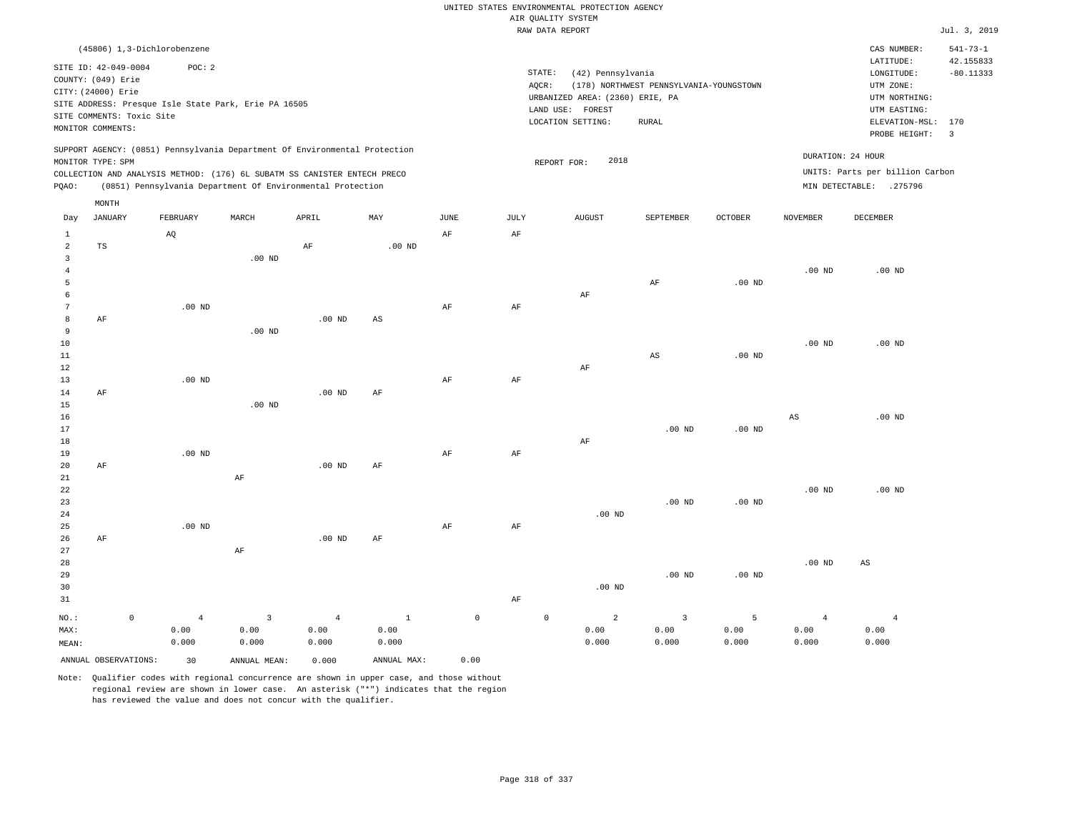UNITED STATES ENVIRONMENTAL PROTECTION AGENCY
AIR QUALITY SYSTEM
RAW DATA REPORT

Jul. 3, 2019

(45806) 1,3-Dichlorobenzene

SITE ID: 42-049-0004 POC: 2
COUNTY: (049) Erie
CITY: (24000) Erie
SITE ADDRESS: Presque Isle State Park, Erie PA 16505
SITE COMMENTS: Toxic Site
MONITOR COMMENTS:

STATE: (42) Pennsylvania
AQCR: (178) NORTHWEST PENNSYLVANIA-YOUNGSTOWN
URBANIZED AREA: (2360) ERIE, PA
LAND USE: FOREST
LOCATION SETTING: RURAL

CAS NUMBER: 541-73-1
LATITUDE: 42.155833
LONGITUDE: -80.11333
UTM ZONE:
UTM NORTHING:
UTM EASTING:
ELEVATION-MSL: 170
PROBE HEIGHT: 3

SUPPORT AGENCY: (0851) Pennsylvania Department Of Environmental Protection
MONITOR TYPE: SPM
COLLECTION AND ANALYSIS METHOD: (176) 6L SUBATM SS CANISTER ENTECH PRECO
PQAO: (0851) Pennsylvania Department Of Environmental Protection

REPORT FOR: 2018

DURATION: 24 HOUR
UNITS: Parts per billion Carbon
MIN DETECTABLE: .275796

| Day | JANUARY | FEBRUARY | MARCH | APRIL | MAY | JUNE | JULY | AUGUST | SEPTEMBER | OCTOBER | NOVEMBER | DECEMBER |
|---|---|---|---|---|---|---|---|---|---|---|---|---|
| 1 | | AQ | | | | AF | AF | | | | | |
| 2 | TS | | | AF | .00 ND | | | | | | | |
| 3 | | | .00 ND | | | | | | | | | |
| 4 | | | | | | | | | | | .00 ND | .00 ND |
| 5 | | | | | | | | | AF | .00 ND | | |
| 6 | | | | | | | | AF | | | | |
| 7 | | .00 ND | | | | AF | AF | | | | | |
| 8 | AF | | | .00 ND | AS | | | | | | | |
| 9 | | | .00 ND | | | | | | | | | |
| 10 | | | | | | | | | | | .00 ND | .00 ND |
| 11 | | | | | | | | | AS | .00 ND | | |
| 12 | | | | | | | | AF | | | | |
| 13 | | .00 ND | | | | AF | AF | | | | | |
| 14 | AF | | | .00 ND | AF | | | | | | | |
| 15 | | | .00 ND | | | | | | | | | |
| 16 | | | | | | | | | | | AS | .00 ND |
| 17 | | | | | | | | | .00 ND | .00 ND | | |
| 18 | | | | | | | | AF | | | | |
| 19 | | .00 ND | | | | AF | AF | | | | | |
| 20 | AF | | | .00 ND | AF | | | | | | | |
| 21 | | | AF | | | | | | | | | |
| 22 | | | | | | | | | | | .00 ND | .00 ND |
| 23 | | | | | | | | | .00 ND | .00 ND | | |
| 24 | | | | | | | | .00 ND | | | | |
| 25 | | .00 ND | | | | AF | AF | | | | | |
| 26 | AF | | | .00 ND | AF | | | | | | | |
| 27 | | | AF | | | | | | | | | |
| 28 | | | | | | | | | | | .00 ND | AS |
| 29 | | | | | | | | | .00 ND | .00 ND | | |
| 30 | | | | | | | | .00 ND | | | | |
| 31 | | | | | | | AF | | | | | |
| NO.: | 0 | 4 | 3 | 4 | 1 | 0 | 0 | 2 | 3 | 5 | 4 | 4 |
| MAX: | | 0.00 | 0.00 | 0.00 | 0.00 | | | 0.00 | 0.00 | 0.00 | 0.00 | 0.00 |
| MEAN: | | 0.000 | 0.000 | 0.000 | 0.000 | | | 0.000 | 0.000 | 0.000 | 0.000 | 0.000 |

ANNUAL OBSERVATIONS: 30 ANNUAL MEAN: 0.000 ANNUAL MAX: 0.00

Note: Qualifier codes with regional concurrence are shown in upper case, and those without regional review are shown in lower case. An asterisk ("*") indicates that the region has reviewed the value and does not concur with the qualifier.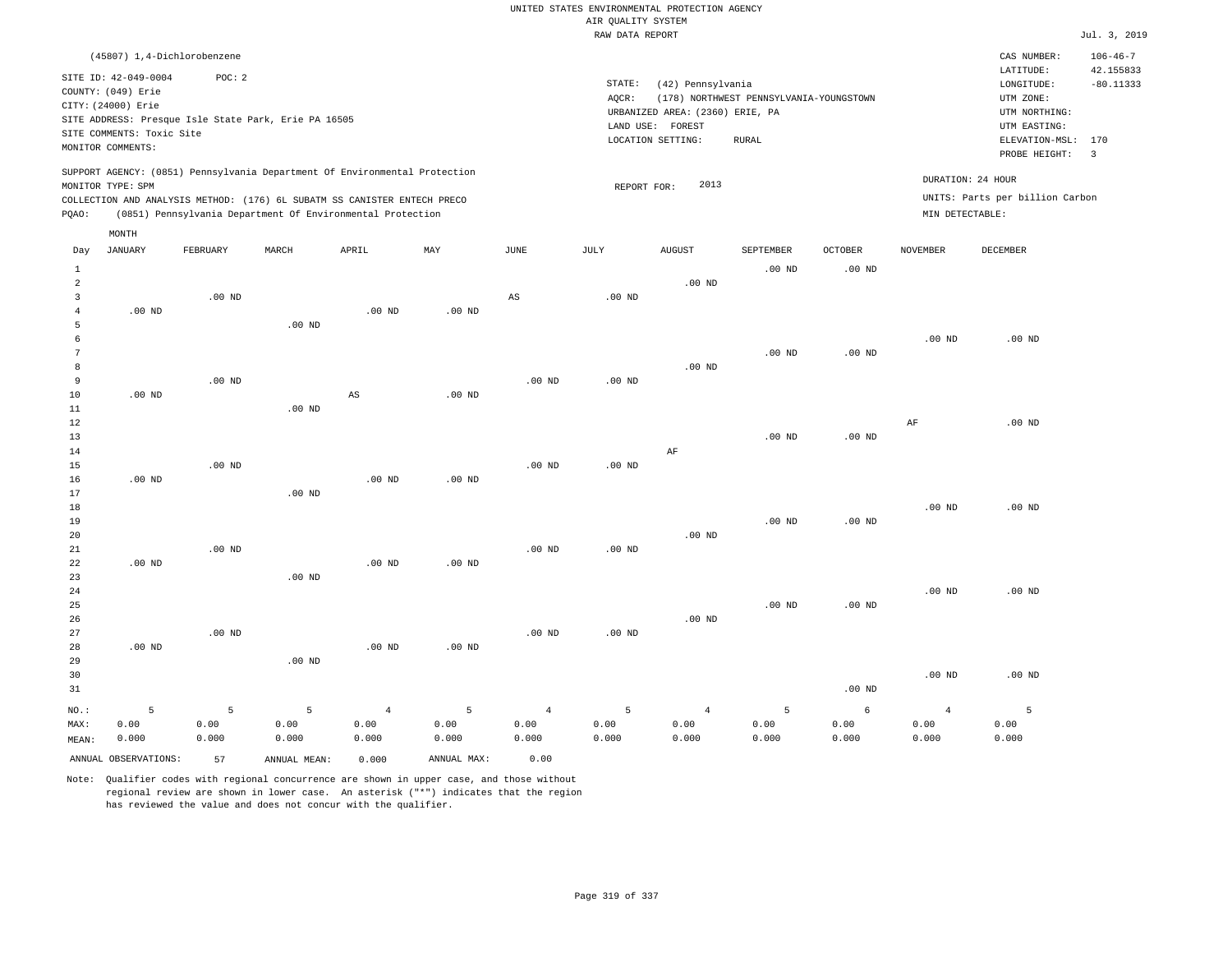UNITED STATES ENVIRONMENTAL PROTECTION AGENCY
AIR QUALITY SYSTEM
RAW DATA REPORT

Jul. 3, 2019

(45807) 1,4-Dichlorobenzene

SITE ID: 42-049-0004 POC: 2
COUNTY: (049) Erie
CITY: (24000) Erie
SITE ADDRESS: Presque Isle State Park, Erie PA 16505
SITE COMMENTS: Toxic Site
MONITOR COMMENTS:

STATE: (42) Pennsylvania
AQCR: (178) NORTHWEST PENNSYLVANIA-YOUNGSTOWN
URBANIZED AREA: (2360) ERIE, PA
LAND USE: FOREST
LOCATION SETTING: RURAL

CAS NUMBER: 106-46-7
LATITUDE: 42.155833
LONGITUDE: -80.11333
UTM ZONE:
UTM NORTHING:
UTM EASTING:
ELEVATION-MSL: 170
PROBE HEIGHT: 3

SUPPORT AGENCY: (0851) Pennsylvania Department Of Environmental Protection
MONITOR TYPE: SPM
COLLECTION AND ANALYSIS METHOD: (176) 6L SUBATM SS CANISTER ENTECH PRECO
PQAO: (0851) Pennsylvania Department Of Environmental Protection

REPORT FOR: 2013

DURATION: 24 HOUR
UNITS: Parts per billion Carbon
MIN DETECTABLE:

| Day | JANUARY | FEBRUARY | MARCH | APRIL | MAY | JUNE | JULY | AUGUST | SEPTEMBER | OCTOBER | NOVEMBER | DECEMBER |
|---|---|---|---|---|---|---|---|---|---|---|---|---|
| 1 | | | | | | | | | .00 ND | .00 ND | | |
| 2 | | | | | | | | .00 ND | | | | |
| 3 | | .00 ND | | | | AS | .00 ND | | | | | |
| 4 | .00 ND | | | .00 ND | .00 ND | | | | | | | |
| 5 | | | .00 ND | | | | | | | | | |
| 6 | | | | | | | | | | | .00 ND | .00 ND |
| 7 | | | | | | | | | .00 ND | .00 ND | | |
| 8 | | | | | | | | .00 ND | | | | |
| 9 | | .00 ND | | | | .00 ND | .00 ND | | | | | |
| 10 | .00 ND | | | AS | .00 ND | | | | | | | |
| 11 | | | .00 ND | | | | | | | | | |
| 12 | | | | | | | | | | | AF | .00 ND |
| 13 | | | | | | | | | .00 ND | .00 ND | | |
| 14 | | | | | | | | AF | | | | |
| 15 | | .00 ND | | | | .00 ND | .00 ND | | | | | |
| 16 | .00 ND | | | .00 ND | .00 ND | | | | | | | |
| 17 | | | .00 ND | | | | | | | | | |
| 18 | | | | | | | | | | | .00 ND | .00 ND |
| 19 | | | | | | | | | .00 ND | .00 ND | | |
| 20 | | | | | | | | .00 ND | | | | |
| 21 | | .00 ND | | | | .00 ND | .00 ND | | | | | |
| 22 | .00 ND | | | .00 ND | .00 ND | | | | | | | |
| 23 | | | .00 ND | | | | | | | | | |
| 24 | | | | | | | | | | | .00 ND | .00 ND |
| 25 | | | | | | | | | .00 ND | .00 ND | | |
| 26 | | | | | | | | .00 ND | | | | |
| 27 | | .00 ND | | | | .00 ND | .00 ND | | | | | |
| 28 | .00 ND | | | .00 ND | .00 ND | | | | | | | |
| 29 | | | .00 ND | | | | | | | | | |
| 30 | | | | | | | | | | | .00 ND | .00 ND |
| 31 | | | | | | | | | | .00 ND | | |
| NO.: | 5 | 5 | 5 | 4 | 5 | 4 | 5 | 4 | 5 | 6 | 4 | 5 |
| MAX: | 0.00 | 0.00 | 0.00 | 0.00 | 0.00 | 0.00 | 0.00 | 0.00 | 0.00 | 0.00 | 0.00 | 0.00 |
| MEAN: | 0.000 | 0.000 | 0.000 | 0.000 | 0.000 | 0.000 | 0.000 | 0.000 | 0.000 | 0.000 | 0.000 | 0.000 |

ANNUAL OBSERVATIONS: 57 ANNUAL MEAN: 0.000 ANNUAL MAX: 0.00

Note: Qualifier codes with regional concurrence are shown in upper case, and those without regional review are shown in lower case. An asterisk ("*") indicates that the region has reviewed the value and does not concur with the qualifier.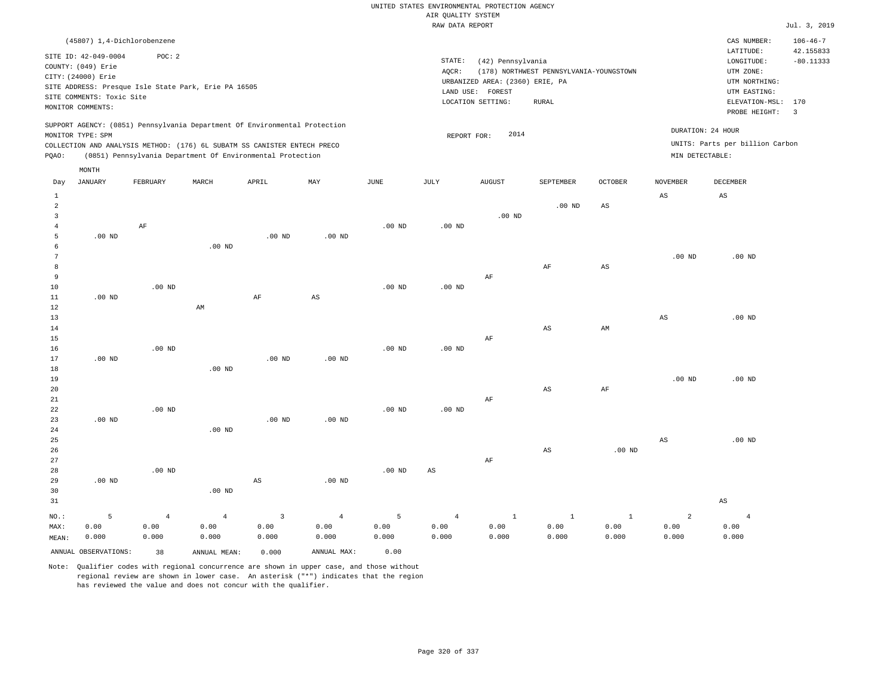UNITED STATES ENVIRONMENTAL PROTECTION AGENCY
AIR QUALITY SYSTEM
RAW DATA REPORT

Jul. 3, 2019

(45807) 1,4-Dichlorobenzene

SITE ID: 42-049-0004 POC: 2
COUNTY: (049) Erie
CITY: (24000) Erie
SITE ADDRESS: Presque Isle State Park, Erie PA 16505
SITE COMMENTS: Toxic Site
MONITOR COMMENTS:

STATE: (42) Pennsylvania
AQCR: (178) NORTHWEST PENNSYLVANIA-YOUNGSTOWN
URBANIZED AREA: (2360) ERIE, PA
LAND USE: FOREST
LOCATION SETTING: RURAL

CAS NUMBER: 106-46-7
LATITUDE: 42.155833
LONGITUDE: -80.11333
UTM ZONE:
UTM NORTHING:
UTM EASTING:
ELEVATION-MSL: 170
PROBE HEIGHT: 3

SUPPORT AGENCY: (0851) Pennsylvania Department Of Environmental Protection
MONITOR TYPE: SPM
COLLECTION AND ANALYSIS METHOD: (176) 6L SUBATM SS CANISTER ENTECH PRECO
PQAO: (0851) Pennsylvania Department Of Environmental Protection

REPORT FOR: 2014

DURATION: 24 HOUR
UNITS: Parts per billion Carbon
MIN DETECTABLE:

| Day | JANUARY | FEBRUARY | MARCH | APRIL | MAY | JUNE | JULY | AUGUST | SEPTEMBER | OCTOBER | NOVEMBER | DECEMBER |
|---|---|---|---|---|---|---|---|---|---|---|---|---|
| 1 | | | | | | | | | | | AS | AS |
| 2 | | | | | | | | | .00 ND | AS | | |
| 3 | | | | | | | | .00 ND | | | | |
| 4 | | AF | | | | .00 ND | .00 ND | | | | | |
| 5 | .00 ND | | | .00 ND | .00 ND | | | | | | | |
| 6 | | | .00 ND | | | | | | | | | |
| 7 | | | | | | | | | | | .00 ND | .00 ND |
| 8 | | | | | | | | | AF | AS | | |
| 9 | | | | | | | | AF | | | | |
| 10 | | .00 ND | | | | .00 ND | .00 ND | | | | | |
| 11 | .00 ND | | | AF | AS | | | | | | | |
| 12 | | | AM | | | | | | | | | |
| 13 | | | | | | | | | | | AS | .00 ND |
| 14 | | | | | | | | | AS | AM | | |
| 15 | | | | | | | | AF | | | | |
| 16 | | .00 ND | | | | .00 ND | .00 ND | | | | | |
| 17 | .00 ND | | | .00 ND | .00 ND | | | | | | | |
| 18 | | | .00 ND | | | | | | | | | |
| 19 | | | | | | | | | | | .00 ND | .00 ND |
| 20 | | | | | | | | | AS | AF | | |
| 21 | | | | | | | | AF | | | | |
| 22 | | .00 ND | | | | .00 ND | .00 ND | | | | | |
| 23 | .00 ND | | | .00 ND | .00 ND | | | | | | | |
| 24 | | | .00 ND | | | | | | | | | |
| 25 | | | | | | | | | | | AS | .00 ND |
| 26 | | | | | | | | | AS | .00 ND | | |
| 27 | | | | | | | | AF | | | | |
| 28 | | .00 ND | | | | .00 ND | AS | | | | | |
| 29 | .00 ND | | | AS | .00 ND | | | | | | | |
| 30 | | | .00 ND | | | | | | | | | |
| 31 | | | | | | | | | | | | AS |
| NO.: | 5 | 4 | 4 | 3 | 4 | 5 | 4 | 1 | 1 | 1 | 2 | 4 |
| MAX: | 0.00 | 0.00 | 0.00 | 0.00 | 0.00 | 0.00 | 0.00 | 0.00 | 0.00 | 0.00 | 0.00 | 0.00 |
| MEAN: | 0.000 | 0.000 | 0.000 | 0.000 | 0.000 | 0.000 | 0.000 | 0.000 | 0.000 | 0.000 | 0.000 | 0.000 |

ANNUAL OBSERVATIONS: 38 ANNUAL MEAN: 0.000 ANNUAL MAX: 0.00

Note: Qualifier codes with regional concurrence are shown in upper case, and those without regional review are shown in lower case. An asterisk ("*") indicates that the region has reviewed the value and does not concur with the qualifier.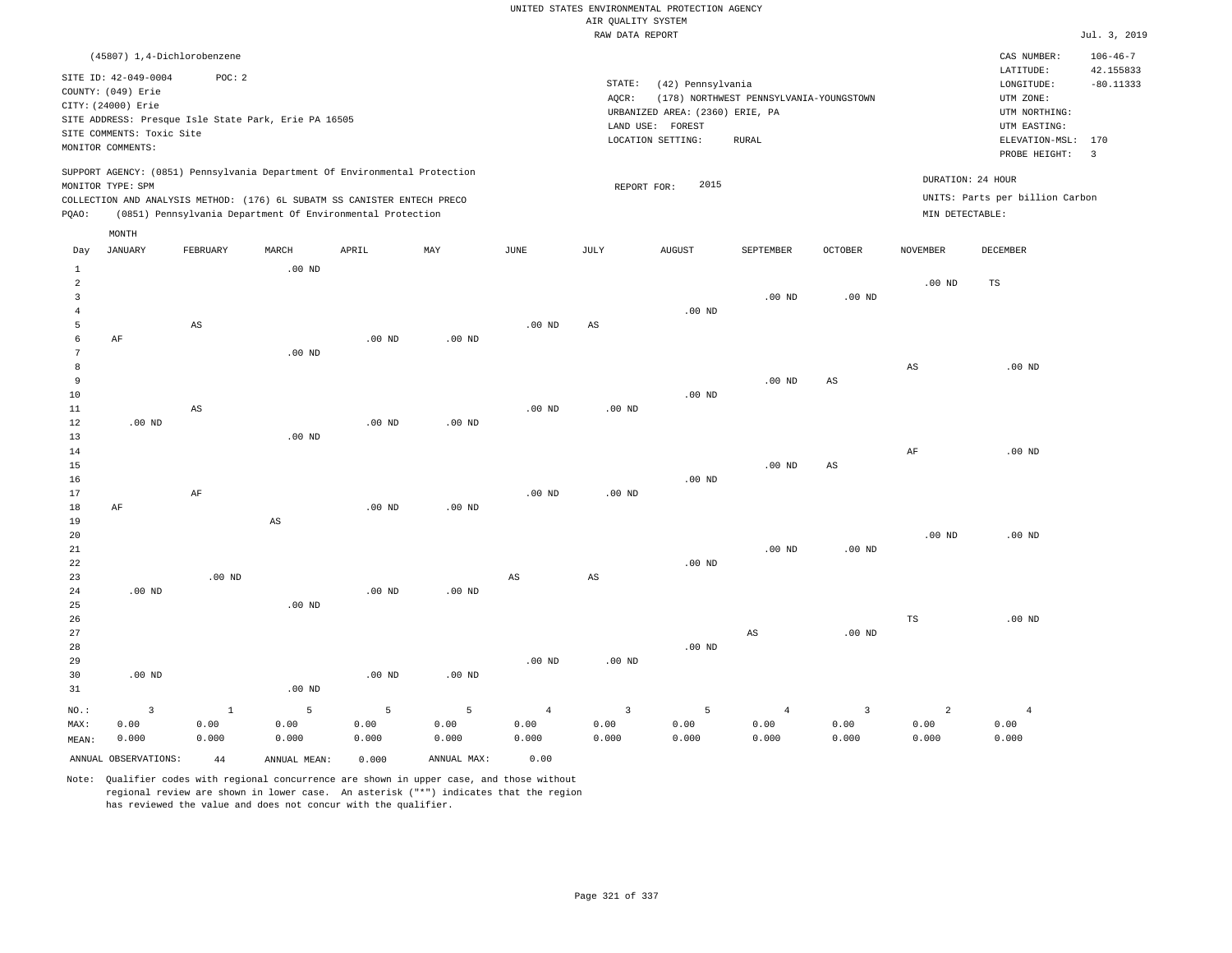UNITED STATES ENVIRONMENTAL PROTECTION AGENCY
AIR QUALITY SYSTEM
RAW DATA REPORT

Jul. 3, 2019

(45807) 1,4-Dichlorobenzene

SITE ID: 42-049-0004 POC: 2
COUNTY: (049) Erie
CITY: (24000) Erie
SITE ADDRESS: Presque Isle State Park, Erie PA 16505
SITE COMMENTS: Toxic Site
MONITOR COMMENTS:

STATE: (42) Pennsylvania
AQCR: (178) NORTHWEST PENNSYLVANIA-YOUNGSTOWN
URBANIZED AREA: (2360) ERIE, PA
LAND USE: FOREST
LOCATION SETTING: RURAL

CAS NUMBER: 106-46-7
LATITUDE: 42.155833
LONGITUDE: -80.11333
UTM ZONE:
UTM NORTHING:
UTM EASTING:
ELEVATION-MSL: 170
PROBE HEIGHT: 3

SUPPORT AGENCY: (0851) Pennsylvania Department Of Environmental Protection
MONITOR TYPE: SPM
COLLECTION AND ANALYSIS METHOD: (176) 6L SUBATM SS CANISTER ENTECH PRECO
PQAO: (0851) Pennsylvania Department Of Environmental Protection

REPORT FOR: 2015

DURATION: 24 HOUR
UNITS: Parts per billion Carbon
MIN DETECTABLE:

| Day | JANUARY | FEBRUARY | MARCH | APRIL | MAY | JUNE | JULY | AUGUST | SEPTEMBER | OCTOBER | NOVEMBER | DECEMBER |
|---|---|---|---|---|---|---|---|---|---|---|---|---|
| 1 | | | .00 ND | | | | | | | | | |
| 2 | | | | | | | | | | | .00 ND | TS |
| 3 | | | | | | | | | .00 ND | .00 ND | | |
| 4 | | | | | | | | .00 ND | | | | |
| 5 | | AS | | | | .00 ND | AS | | | | | |
| 6 | AF | | | .00 ND | .00 ND | | | | | | | |
| 7 | | | .00 ND | | | | | | | | | |
| 8 | | | | | | | | | | | AS | .00 ND |
| 9 | | | | | | | | | .00 ND | AS | | |
| 10 | | | | | | | | .00 ND | | | | |
| 11 | | AS | | | | .00 ND | .00 ND | | | | | |
| 12 | .00 ND | | | .00 ND | .00 ND | | | | | | | |
| 13 | | | .00 ND | | | | | | | | | |
| 14 | | | | | | | | | | | AF | .00 ND |
| 15 | | | | | | | | | .00 ND | AS | | |
| 16 | | | | | | | | .00 ND | | | | |
| 17 | | AF | | | | .00 ND | .00 ND | | | | | |
| 18 | AF | | | .00 ND | .00 ND | | | | | | | |
| 19 | | | AS | | | | | | | | | |
| 20 | | | | | | | | | | | .00 ND | .00 ND |
| 21 | | | | | | | | | .00 ND | .00 ND | | |
| 22 | | | | | | | | .00 ND | | | | |
| 23 | | .00 ND | | | | AS | AS | | | | | |
| 24 | .00 ND | | | .00 ND | .00 ND | | | | | | | |
| 25 | | | .00 ND | | | | | | | | | |
| 26 | | | | | | | | | | | TS | .00 ND |
| 27 | | | | | | | | | AS | .00 ND | | |
| 28 | | | | | | | | .00 ND | | | | |
| 29 | | | | | | .00 ND | .00 ND | | | | | |
| 30 | .00 ND | | | .00 ND | .00 ND | | | | | | | |
| 31 | | | .00 ND | | | | | | | | | |
| NO.: | 3 | 1 | 5 | 5 | 5 | 4 | 3 | 5 | 4 | 3 | 2 | 4 |
| MAX: | 0.00 | 0.00 | 0.00 | 0.00 | 0.00 | 0.00 | 0.00 | 0.00 | 0.00 | 0.00 | 0.00 | 0.00 |
| MEAN: | 0.000 | 0.000 | 0.000 | 0.000 | 0.000 | 0.000 | 0.000 | 0.000 | 0.000 | 0.000 | 0.000 | 0.000 |

ANNUAL OBSERVATIONS: 44 ANNUAL MEAN: 0.000 ANNUAL MAX: 0.00

Note: Qualifier codes with regional concurrence are shown in upper case, and those without regional review are shown in lower case. An asterisk ("*") indicates that the region has reviewed the value and does not concur with the qualifier.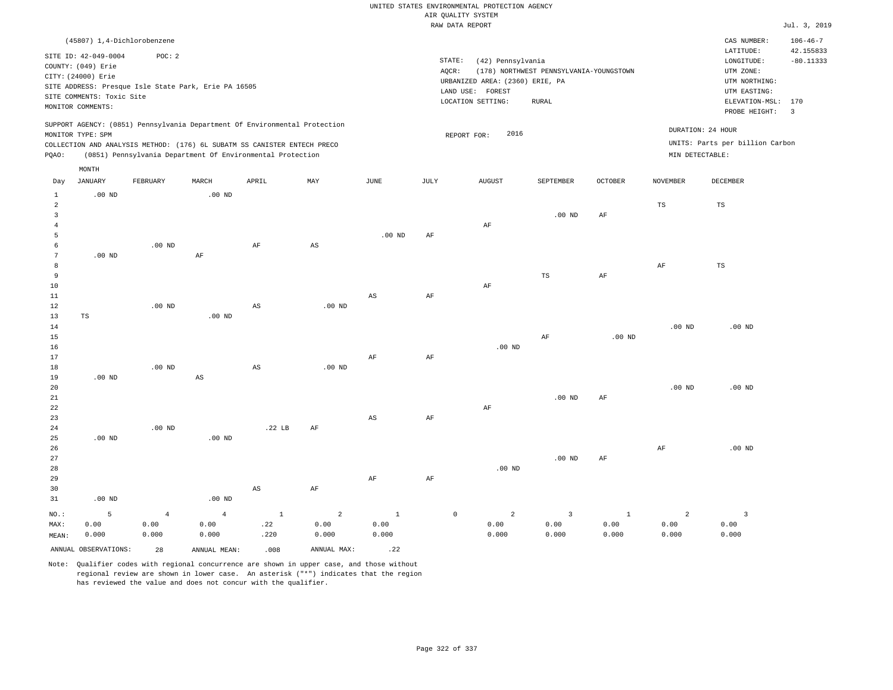UNITED STATES ENVIRONMENTAL PROTECTION AGENCY
AIR QUALITY SYSTEM
RAW DATA REPORT

Jul. 3, 2019

(45807) 1,4-Dichlorobenzene

SITE ID: 42-049-0004 POC: 2
COUNTY: (049) Erie
CITY: (24000) Erie
SITE ADDRESS: Presque Isle State Park, Erie PA 16505
SITE COMMENTS: Toxic Site
MONITOR COMMENTS:

STATE: (42) Pennsylvania
AQCR: (178) NORTHWEST PENNSYLVANIA-YOUNGSTOWN
URBANIZED AREA: (2360) ERIE, PA
LAND USE: FOREST
LOCATION SETTING: RURAL

CAS NUMBER: 106-46-7
LATITUDE: 42.155833
LONGITUDE: -80.11333
UTM ZONE:
UTM NORTHING:
UTM EASTING:
ELEVATION-MSL: 170
PROBE HEIGHT: 3

SUPPORT AGENCY: (0851) Pennsylvania Department Of Environmental Protection
MONITOR TYPE: SPM
COLLECTION AND ANALYSIS METHOD: (176) 6L SUBATM SS CANISTER ENTECH PRECO
PQAO: (0851) Pennsylvania Department Of Environmental Protection

REPORT FOR: 2016

DURATION: 24 HOUR
UNITS: Parts per billion Carbon
MIN DETECTABLE:

| Day | JANUARY | FEBRUARY | MARCH | APRIL | MAY | JUNE | JULY | AUGUST | SEPTEMBER | OCTOBER | NOVEMBER | DECEMBER |
|---|---|---|---|---|---|---|---|---|---|---|---|---|
| 1 | .00 ND | | .00 ND | | | | | | | | | |
| 2 | | | | | | | | | | | TS | TS |
| 3 | | | | | | | | | .00 ND | AF | | |
| 4 | | | | | | | | AF | | | | |
| 5 | | | | | | .00 ND | AF | | | | | |
| 6 | | .00 ND | | AF | AS | | | | | | | |
| 7 | .00 ND | | AF | | | | | | | | | |
| 8 | | | | | | | | | | | AF | TS |
| 9 | | | | | | | | | TS | AF | | |
| 10 | | | | | | | | AF | | | | |
| 11 | | | | | | AS | AF | | | | | |
| 12 | | .00 ND | | AS | .00 ND | | | | | | | |
| 13 | TS | | .00 ND | | | | | | | | | |
| 14 | | | | | | | | | | | .00 ND | .00 ND |
| 15 | | | | | | | | | AF | .00 ND | | |
| 16 | | | | | | | | .00 ND | | | | |
| 17 | | | | | | AF | AF | | | | | |
| 18 | | .00 ND | | AS | .00 ND | | | | | | | |
| 19 | .00 ND | | AS | | | | | | | | | |
| 20 | | | | | | | | | | | .00 ND | .00 ND |
| 21 | | | | | | | | | .00 ND | AF | | |
| 22 | | | | | | | | AF | | | | |
| 23 | | | | | | AS | AF | | | | | |
| 24 | | .00 ND | | .22 LB | AF | | | | | | | |
| 25 | .00 ND | | .00 ND | | | | | | | | | |
| 26 | | | | | | | | | | | AF | .00 ND |
| 27 | | | | | | | | | .00 ND | AF | | |
| 28 | | | | | | | | .00 ND | | | | |
| 29 | | | | | | AF | AF | | | | | |
| 30 | | | | AS | AF | | | | | | | |
| 31 | .00 ND | | .00 ND | | | | | | | | | |
| NO.: | 5 | 4 | 4 | 1 | 2 | 1 | 0 | 2 | 3 | 1 | 2 | 3 |
| MAX: | 0.00 | 0.00 | 0.00 | .22 | 0.00 | 0.00 | | 0.00 | 0.00 | 0.00 | 0.00 | 0.00 |
| MEAN: | 0.000 | 0.000 | 0.000 | .220 | 0.000 | 0.000 | | 0.000 | 0.000 | 0.000 | 0.000 | 0.000 |

ANNUAL OBSERVATIONS: 28 ANNUAL MEAN: .008 ANNUAL MAX: .22

Note: Qualifier codes with regional concurrence are shown in upper case, and those without regional review are shown in lower case. An asterisk ("*") indicates that the region has reviewed the value and does not concur with the qualifier.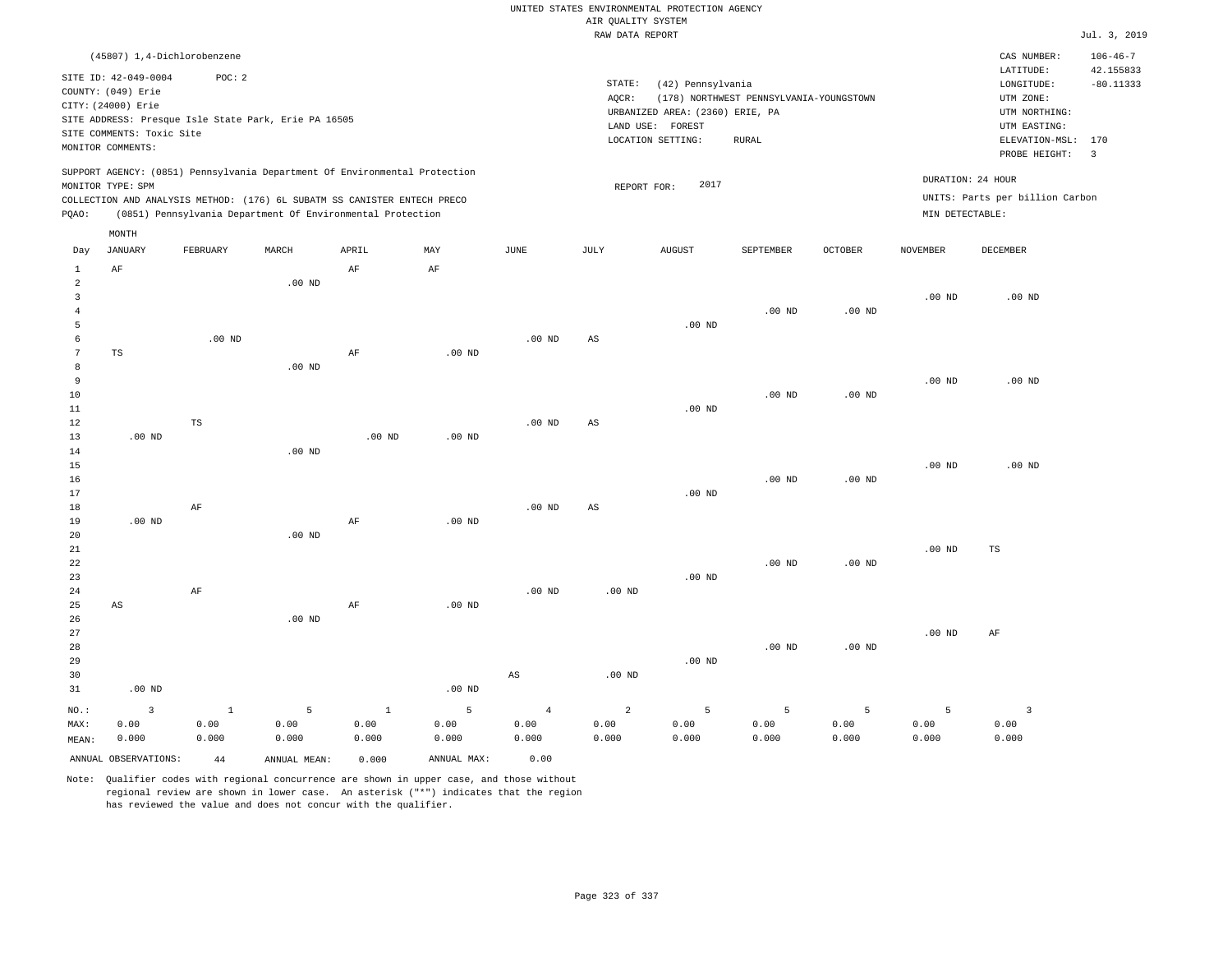UNITED STATES ENVIRONMENTAL PROTECTION AGENCY
AIR QUALITY SYSTEM
RAW DATA REPORT

Jul. 3, 2019

(45807) 1,4-Dichlorobenzene

SITE ID: 42-049-0004 POC: 2
COUNTY: (049) Erie
CITY: (24000) Erie
SITE ADDRESS: Presque Isle State Park, Erie PA 16505
SITE COMMENTS: Toxic Site
MONITOR COMMENTS:

STATE: (42) Pennsylvania
AQCR: (178) NORTHWEST PENNSYLVANIA-YOUNGSTOWN
URBANIZED AREA: (2360) ERIE, PA
LAND USE: FOREST
LOCATION SETTING: RURAL

CAS NUMBER: 106-46-7
LATITUDE: 42.155833
LONGITUDE: -80.11333
UTM ZONE:
UTM NORTHING:
UTM EASTING:
ELEVATION-MSL: 170
PROBE HEIGHT: 3

SUPPORT AGENCY: (0851) Pennsylvania Department Of Environmental Protection
MONITOR TYPE: SPM
COLLECTION AND ANALYSIS METHOD: (176) 6L SUBATM SS CANISTER ENTECH PRECO
PQAO: (0851) Pennsylvania Department Of Environmental Protection

REPORT FOR: 2017

DURATION: 24 HOUR
UNITS: Parts per billion Carbon
MIN DETECTABLE:

| Day | JANUARY | FEBRUARY | MARCH | APRIL | MAY | JUNE | JULY | AUGUST | SEPTEMBER | OCTOBER | NOVEMBER | DECEMBER |
|---|---|---|---|---|---|---|---|---|---|---|---|---|
| 1 | AF | | | AF | AF | | | | | | | |
| 2 | | | .00 ND | | | | | | | | | |
| 3 | | | | | | | | | | | .00 ND | .00 ND |
| 4 | | | | | | | | | .00 ND | .00 ND | | |
| 5 | | | | | | | | .00 ND | | | | |
| 6 | | .00 ND | | | | .00 ND | AS | | | | | |
| 7 | TS | | | AF | .00 ND | | | | | | | |
| 8 | | | .00 ND | | | | | | | | | |
| 9 | | | | | | | | | | | .00 ND | .00 ND |
| 10 | | | | | | | | | .00 ND | .00 ND | | |
| 11 | | | | | | | | .00 ND | | | | |
| 12 | | TS | | | | .00 ND | AS | | | | | |
| 13 | .00 ND | | | .00 ND | .00 ND | | | | | | | |
| 14 | | | .00 ND | | | | | | | | | |
| 15 | | | | | | | | | | | .00 ND | .00 ND |
| 16 | | | | | | | | | .00 ND | .00 ND | | |
| 17 | | | | | | | | .00 ND | | | | |
| 18 | | AF | | | | .00 ND | AS | | | | | |
| 19 | .00 ND | | | AF | .00 ND | | | | | | | |
| 20 | | | .00 ND | | | | | | | | | |
| 21 | | | | | | | | | | | .00 ND | TS |
| 22 | | | | | | | | | .00 ND | .00 ND | | |
| 23 | | | | | | | | .00 ND | | | | |
| 24 | | AF | | | | .00 ND | .00 ND | | | | | |
| 25 | AS | | | AF | .00 ND | | | | | | | |
| 26 | | | .00 ND | | | | | | | | | |
| 27 | | | | | | | | | | | .00 ND | AF |
| 28 | | | | | | | | | .00 ND | .00 ND | | |
| 29 | | | | | | | | .00 ND | | | | |
| 30 | | | | | | AS | .00 ND | | | | | |
| 31 | .00 ND | | | | .00 ND | | | | | | | |
| NO.: | 3 | 1 | 5 | 1 | 5 | 4 | 2 | 5 | 5 | 5 | 5 | 3 |
| MAX: | 0.00 | 0.00 | 0.00 | 0.00 | 0.00 | 0.00 | 0.00 | 0.00 | 0.00 | 0.00 | 0.00 | 0.00 |
| MEAN: | 0.000 | 0.000 | 0.000 | 0.000 | 0.000 | 0.000 | 0.000 | 0.000 | 0.000 | 0.000 | 0.000 | 0.000 |

ANNUAL OBSERVATIONS: 44 ANNUAL MEAN: 0.000 ANNUAL MAX: 0.00

Note: Qualifier codes with regional concurrence are shown in upper case, and those without regional review are shown in lower case. An asterisk ("*") indicates that the region has reviewed the value and does not concur with the qualifier.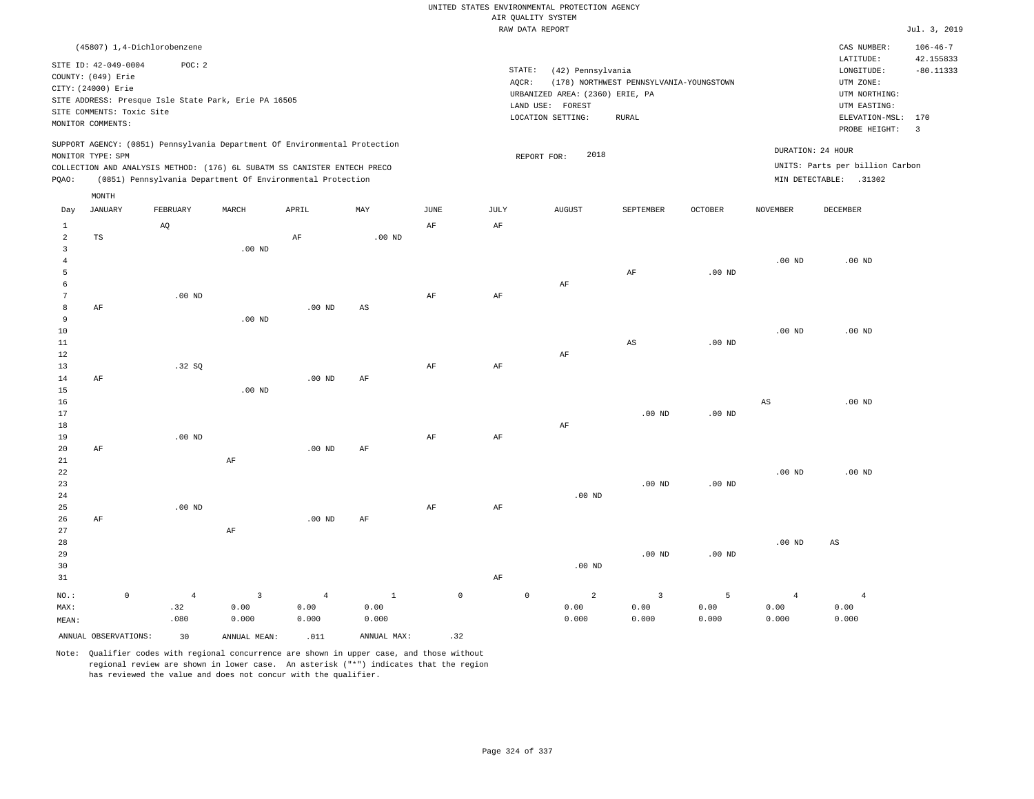UNITED STATES ENVIRONMENTAL PROTECTION AGENCY
AIR QUALITY SYSTEM
RAW DATA REPORT

Jul. 3, 2019

(45807) 1,4-Dichlorobenzene

SITE ID: 42-049-0004 POC: 2
COUNTY: (049) Erie
CITY: (24000) Erie
SITE ADDRESS: Presque Isle State Park, Erie PA 16505
SITE COMMENTS: Toxic Site
MONITOR COMMENTS:

STATE: (42) Pennsylvania
AQCR: (178) NORTHWEST PENNSYLVANIA-YOUNGSTOWN
URBANIZED AREA: (2360) ERIE, PA
LAND USE: FOREST
LOCATION SETTING: RURAL

CAS NUMBER: 106-46-7
LATITUDE: 42.155833
LONGITUDE: -80.11333
UTM ZONE:
UTM NORTHING:
UTM EASTING:
ELEVATION-MSL: 170
PROBE HEIGHT: 3

SUPPORT AGENCY: (0851) Pennsylvania Department Of Environmental Protection
MONITOR TYPE: SPM
COLLECTION AND ANALYSIS METHOD: (176) 6L SUBATM SS CANISTER ENTECH PRECO
PQAO: (0851) Pennsylvania Department Of Environmental Protection

REPORT FOR: 2018

DURATION: 24 HOUR
UNITS: Parts per billion Carbon
MIN DETECTABLE: .31302

| Day | JANUARY | FEBRUARY | MARCH | APRIL | MAY | JUNE | JULY | AUGUST | SEPTEMBER | OCTOBER | NOVEMBER | DECEMBER |
|---|---|---|---|---|---|---|---|---|---|---|---|---|
| 1 | | AQ | | | | AF | AF | | | | | |
| 2 | TS | | | AF | .00 ND | | | | | | | |
| 3 | | | .00 ND | | | | | | | | | |
| 4 | | | | | | | | | | | .00 ND | .00 ND |
| 5 | | | | | | | | | AF | .00 ND | | |
| 6 | | | | | | | | AF | | | | |
| 7 | | .00 ND | | | | AF | AF | | | | | |
| 8 | AF | | | .00 ND | AS | | | | | | | |
| 9 | | | .00 ND | | | | | | | | | |
| 10 | | | | | | | | | | | .00 ND | .00 ND |
| 11 | | | | | | | | | AS | .00 ND | | |
| 12 | | | | | | | | AF | | | | |
| 13 | | .32 SQ | | | | AF | AF | | | | | |
| 14 | AF | | | .00 ND | AF | | | | | | | |
| 15 | | | .00 ND | | | | | | | | | |
| 16 | | | | | | | | | | | AS | .00 ND |
| 17 | | | | | | | | | .00 ND | .00 ND | | |
| 18 | | | | | | | | AF | | | | |
| 19 | | .00 ND | | | | AF | AF | | | | | |
| 20 | AF | | | .00 ND | AF | | | | | | | |
| 21 | | | AF | | | | | | | | | |
| 22 | | | | | | | | | | | .00 ND | .00 ND |
| 23 | | | | | | | | | .00 ND | .00 ND | | |
| 24 | | | | | | | | .00 ND | | | | |
| 25 | | .00 ND | | | | AF | AF | | | | | |
| 26 | AF | | | .00 ND | AF | | | | | | | |
| 27 | | | AF | | | | | | | | | |
| 28 | | | | | | | | | | | .00 ND | AS |
| 29 | | | | | | | | | .00 ND | .00 ND | | |
| 30 | | | | | | | | .00 ND | | | | |
| 31 | | | | | | | AF | | | | | |
| NO.: | 0 | 4 | 3 | 4 | 1 | 0 | 0 | 2 | 3 | 5 | 4 | 4 |
| MAX: | | .32 | 0.00 | 0.00 | 0.00 | | | 0.00 | 0.00 | 0.00 | 0.00 | 0.00 |
| MEAN: | | .080 | 0.000 | 0.000 | 0.000 | | | 0.000 | 0.000 | 0.000 | 0.000 | 0.000 |

ANNUAL OBSERVATIONS: 30 ANNUAL MEAN: .011 ANNUAL MAX: .32

Note: Qualifier codes with regional concurrence are shown in upper case, and those without regional review are shown in lower case. An asterisk ("*") indicates that the region has reviewed the value and does not concur with the qualifier.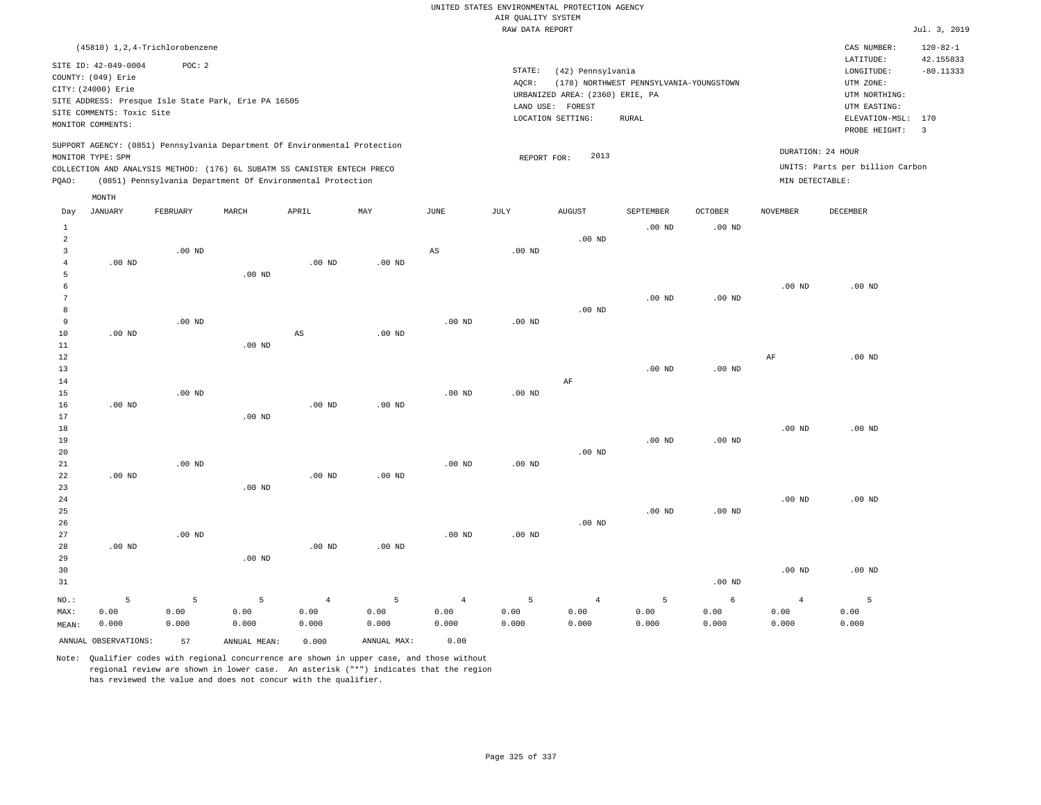UNITED STATES ENVIRONMENTAL PROTECTION AGENCY
AIR QUALITY SYSTEM
RAW DATA REPORT

Jul. 3, 2019

(45810) 1,2,4-Trichlorobenzene

SITE ID: 42-049-0004 POC: 2
COUNTY: (049) Erie
CITY: (24000) Erie
SITE ADDRESS: Presque Isle State Park, Erie PA 16505
SITE COMMENTS: Toxic Site
MONITOR COMMENTS:

STATE: (42) Pennsylvania
AQCR: (178) NORTHWEST PENNSYLVANIA-YOUNGSTOWN
URBANIZED AREA: (2360) ERIE, PA
LAND USE: FOREST
LOCATION SETTING: RURAL

CAS NUMBER: 120-82-1
LATITUDE: 42.155833
LONGITUDE: -80.11333
UTM ZONE:
UTM NORTHING:
UTM EASTING:
ELEVATION-MSL: 170
PROBE HEIGHT: 3

SUPPORT AGENCY: (0851) Pennsylvania Department Of Environmental Protection
MONITOR TYPE: SPM
COLLECTION AND ANALYSIS METHOD: (176) 6L SUBATM SS CANISTER ENTECH PRECO
PQAO: (0851) Pennsylvania Department Of Environmental Protection

REPORT FOR: 2013

DURATION: 24 HOUR
UNITS: Parts per billion Carbon
MIN DETECTABLE:

| Day | JANUARY | FEBRUARY | MARCH | APRIL | MAY | JUNE | JULY | AUGUST | SEPTEMBER | OCTOBER | NOVEMBER | DECEMBER |
|---|---|---|---|---|---|---|---|---|---|---|---|---|
| 1 | | | | | | | | | .00 ND | .00 ND | | |
| 2 | | | | | | | | .00 ND | | | | |
| 3 | | .00 ND | | | | AS | .00 ND | | | | | |
| 4 | .00 ND | | | .00 ND | .00 ND | | | | | | | |
| 5 | | | .00 ND | | | | | | | | | |
| 6 | | | | | | | | | | | .00 ND | .00 ND |
| 7 | | | | | | | | | .00 ND | .00 ND | | |
| 8 | | | | | | | | .00 ND | | | | |
| 9 | | .00 ND | | | | .00 ND | .00 ND | | | | | |
| 10 | .00 ND | | | AS | .00 ND | | | | | | | |
| 11 | | | .00 ND | | | | | | | | | |
| 12 | | | | | | | | | | | AF | .00 ND |
| 13 | | | | | | | | | .00 ND | .00 ND | | |
| 14 | | | | | | | | AF | | | | |
| 15 | | .00 ND | | | | .00 ND | .00 ND | | | | | |
| 16 | .00 ND | | | .00 ND | .00 ND | | | | | | | |
| 17 | | | .00 ND | | | | | | | | | |
| 18 | | | | | | | | | | | .00 ND | .00 ND |
| 19 | | | | | | | | | .00 ND | .00 ND | | |
| 20 | | | | | | | | .00 ND | | | | |
| 21 | | .00 ND | | | | .00 ND | .00 ND | | | | | |
| 22 | .00 ND | | | .00 ND | .00 ND | | | | | | | |
| 23 | | | .00 ND | | | | | | | | | |
| 24 | | | | | | | | | | | .00 ND | .00 ND |
| 25 | | | | | | | | | .00 ND | .00 ND | | |
| 26 | | | | | | | | .00 ND | | | | |
| 27 | | .00 ND | | | | .00 ND | .00 ND | | | | | |
| 28 | .00 ND | | | .00 ND | .00 ND | | | | | | | |
| 29 | | | .00 ND | | | | | | | | | |
| 30 | | | | | | | | | | | .00 ND | .00 ND |
| 31 | | | | | | | | | | .00 ND | | |
| NO.: | 5 | 5 | 5 | 4 | 5 | 4 | 5 | 4 | 5 | 6 | 4 | 5 |
| MAX: | 0.00 | 0.00 | 0.00 | 0.00 | 0.00 | 0.00 | 0.00 | 0.00 | 0.00 | 0.00 | 0.00 | 0.00 |
| MEAN: | 0.000 | 0.000 | 0.000 | 0.000 | 0.000 | 0.000 | 0.000 | 0.000 | 0.000 | 0.000 | 0.000 | 0.000 |

ANNUAL OBSERVATIONS: 57 ANNUAL MEAN: 0.000 ANNUAL MAX: 0.00

Note: Qualifier codes with regional concurrence are shown in upper case, and those without regional review are shown in lower case. An asterisk ("*") indicates that the region has reviewed the value and does not concur with the qualifier.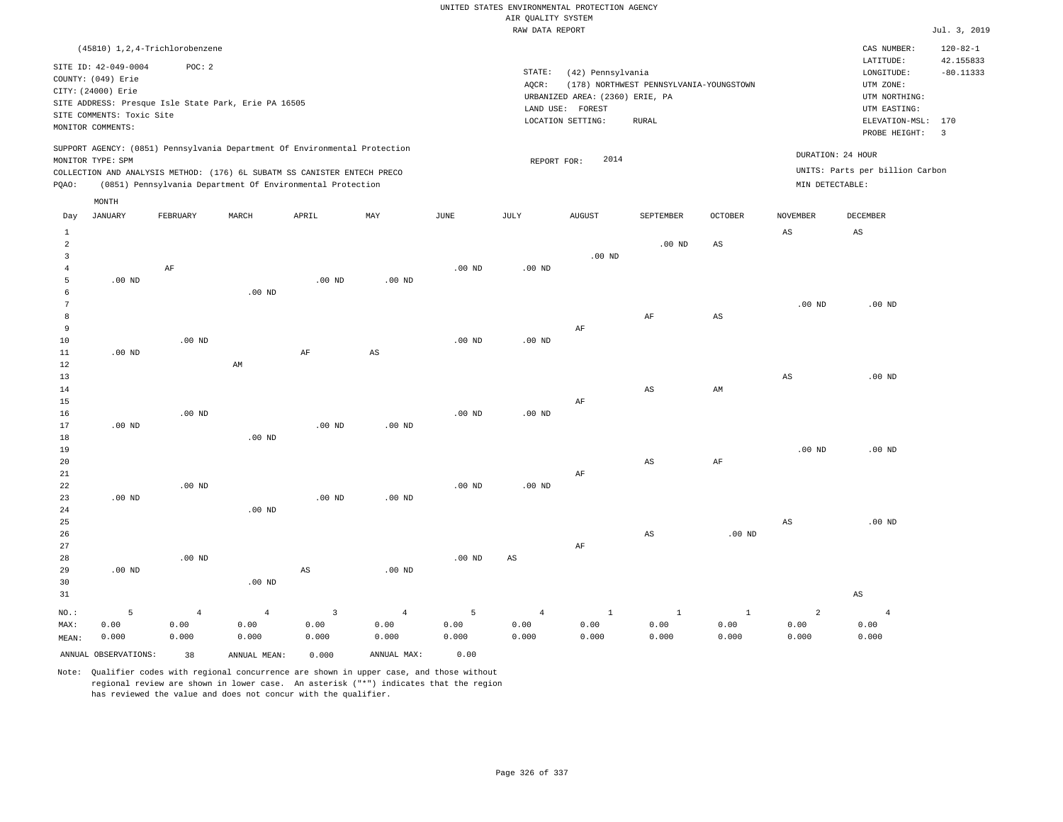UNITED STATES ENVIRONMENTAL PROTECTION AGENCY
AIR QUALITY SYSTEM
RAW DATA REPORT

Jul. 3, 2019

(45810) 1,2,4-Trichlorobenzene

SITE ID: 42-049-0004 POC: 2
COUNTY: (049) Erie
CITY: (24000) Erie
SITE ADDRESS: Presque Isle State Park, Erie PA 16505
SITE COMMENTS: Toxic Site
MONITOR COMMENTS:

STATE: (42) Pennsylvania
AQCR: (178) NORTHWEST PENNSYLVANIA-YOUNGSTOWN
URBANIZED AREA: (2360) ERIE, PA
LAND USE: FOREST
LOCATION SETTING: RURAL

CAS NUMBER: 120-82-1
LATITUDE: 42.155833
LONGITUDE: -80.11333
UTM ZONE:
UTM NORTHING:
UTM EASTING:
ELEVATION-MSL: 170
PROBE HEIGHT: 3

SUPPORT AGENCY: (0851) Pennsylvania Department Of Environmental Protection
MONITOR TYPE: SPM
COLLECTION AND ANALYSIS METHOD: (176) 6L SUBATM SS CANISTER ENTECH PRECO
PQAO: (0851) Pennsylvania Department Of Environmental Protection

REPORT FOR: 2014

DURATION: 24 HOUR
UNITS: Parts per billion Carbon
MIN DETECTABLE:

| Day | JANUARY | FEBRUARY | MARCH | APRIL | MAY | JUNE | JULY | AUGUST | SEPTEMBER | OCTOBER | NOVEMBER | DECEMBER |
|---|---|---|---|---|---|---|---|---|---|---|---|---|
| 1 | | | | | | | | | | | AS | AS |
| 2 | | | | | | | | | .00 ND | AS | | |
| 3 | | | | | | | | .00 ND | | | | |
| 4 | | AF | | | | .00 ND | .00 ND | | | | | |
| 5 | .00 ND | | | .00 ND | .00 ND | | | | | | | |
| 6 | | | .00 ND | | | | | | | | | |
| 7 | | | | | | | | | | | .00 ND | .00 ND |
| 8 | | | | | | | | | AF | AS | | |
| 9 | | | | | | | | AF | | | | |
| 10 | | .00 ND | | | | .00 ND | .00 ND | | | | | |
| 11 | .00 ND | | | AF | AS | | | | | | | |
| 12 | | | AM | | | | | | | | | |
| 13 | | | | | | | | | | | AS | .00 ND |
| 14 | | | | | | | | | AS | AM | | |
| 15 | | | | | | | | AF | | | | |
| 16 | | .00 ND | | | | .00 ND | .00 ND | | | | | |
| 17 | .00 ND | | | .00 ND | .00 ND | | | | | | | |
| 18 | | | .00 ND | | | | | | | | | |
| 19 | | | | | | | | | | | .00 ND | .00 ND |
| 20 | | | | | | | | | AS | AF | | |
| 21 | | | | | | | | AF | | | | |
| 22 | | .00 ND | | | | .00 ND | .00 ND | | | | | |
| 23 | .00 ND | | | .00 ND | .00 ND | | | | | | | |
| 24 | | | .00 ND | | | | | | | | | |
| 25 | | | | | | | | | | | AS | .00 ND |
| 26 | | | | | | | | | AS | .00 ND | | |
| 27 | | | | | | | | AF | | | | |
| 28 | | .00 ND | | | | .00 ND | AS | | | | | |
| 29 | .00 ND | | | AS | .00 ND | | | | | | | |
| 30 | | | .00 ND | | | | | | | | | |
| 31 | | | | | | | | | | | | AS |
| NO.: | 5 | 4 | 4 | 3 | 4 | 5 | 4 | 1 | 1 | 1 | 2 | 4 |
| MAX: | 0.00 | 0.00 | 0.00 | 0.00 | 0.00 | 0.00 | 0.00 | 0.00 | 0.00 | 0.00 | 0.00 | 0.00 |
| MEAN: | 0.000 | 0.000 | 0.000 | 0.000 | 0.000 | 0.000 | 0.000 | 0.000 | 0.000 | 0.000 | 0.000 | 0.000 |

ANNUAL OBSERVATIONS: 38 ANNUAL MEAN: 0.000 ANNUAL MAX: 0.00

Note: Qualifier codes with regional concurrence are shown in upper case, and those without regional review are shown in lower case. An asterisk ("*") indicates that the region has reviewed the value and does not concur with the qualifier.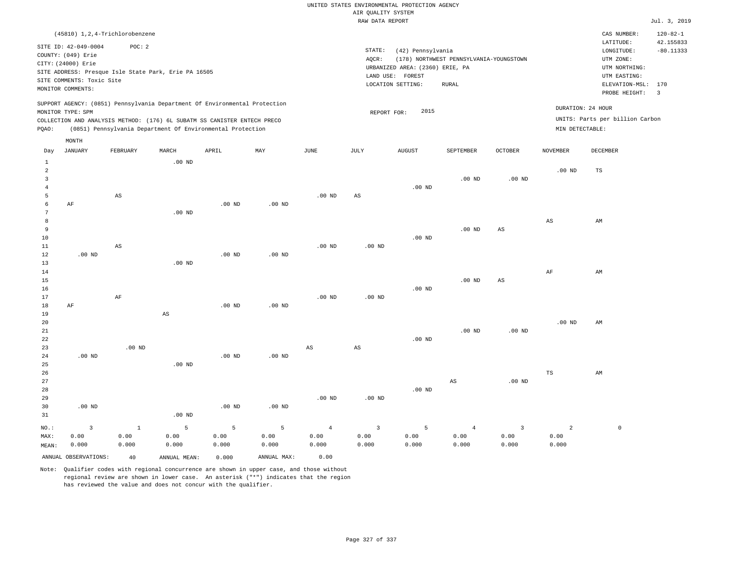UNITED STATES ENVIRONMENTAL PROTECTION AGENCY
AIR QUALITY SYSTEM
RAW DATA REPORT

Jul. 3, 2019

(45810) 1,2,4-Trichlorobenzene

SITE ID: 42-049-0004 POC: 2
COUNTY: (049) Erie
CITY: (24000) Erie
SITE ADDRESS: Presque Isle State Park, Erie PA 16505
SITE COMMENTS: Toxic Site
MONITOR COMMENTS:

STATE: (42) Pennsylvania
AQCR: (178) NORTHWEST PENNSYLVANIA-YOUNGSTOWN
URBANIZED AREA: (2360) ERIE, PA
LAND USE: FOREST
LOCATION SETTING: RURAL

CAS NUMBER: 120-82-1
LATITUDE: 42.155833
LONGITUDE: -80.11333
UTM ZONE:
UTM NORTHING:
UTM EASTING:
ELEVATION-MSL: 170
PROBE HEIGHT: 3

SUPPORT AGENCY: (0851) Pennsylvania Department Of Environmental Protection
MONITOR TYPE: SPM
COLLECTION AND ANALYSIS METHOD: (176) 6L SUBATM SS CANISTER ENTECH PRECO
PQAO: (0851) Pennsylvania Department Of Environmental Protection

REPORT FOR: 2015

DURATION: 24 HOUR
UNITS: Parts per billion Carbon
MIN DETECTABLE:

| Day | JANUARY | FEBRUARY | MARCH | APRIL | MAY | JUNE | JULY | AUGUST | SEPTEMBER | OCTOBER | NOVEMBER | DECEMBER |
|---|---|---|---|---|---|---|---|---|---|---|---|---|
| 1 | | | .00 ND | | | | | | | | | |
| 2 | | | | | | | | | | | .00 ND | TS |
| 3 | | | | | | | | | .00 ND | .00 ND | | |
| 4 | | | | | | | | .00 ND | | | | |
| 5 | | AS | | | | .00 ND | AS | | | | | |
| 6 | AF | | | .00 ND | .00 ND | | | | | | | |
| 7 | | | .00 ND | | | | | | | | | |
| 8 | | | | | | | | | | | AS | AM |
| 9 | | | | | | | | | .00 ND | AS | | |
| 10 | | | | | | | | .00 ND | | | | |
| 11 | | AS | | | | .00 ND | .00 ND | | | | | |
| 12 | .00 ND | | | .00 ND | .00 ND | | | | | | | |
| 13 | | | .00 ND | | | | | | | | | |
| 14 | | | | | | | | | | | AF | AM |
| 15 | | | | | | | | | .00 ND | AS | | |
| 16 | | | | | | | | .00 ND | | | | |
| 17 | | AF | | | | .00 ND | .00 ND | | | | | |
| 18 | AF | | | .00 ND | .00 ND | | | | | | | |
| 19 | | | AS | | | | | | | | | |
| 20 | | | | | | | | | | | .00 ND | AM |
| 21 | | | | | | | | | .00 ND | .00 ND | | |
| 22 | | | | | | | | .00 ND | | | | |
| 23 | | .00 ND | | | | AS | AS | | | | | |
| 24 | .00 ND | | | .00 ND | .00 ND | | | | | | | |
| 25 | | | .00 ND | | | | | | | | | |
| 26 | | | | | | | | | | | TS | AM |
| 27 | | | | | | | | | AS | .00 ND | | |
| 28 | | | | | | | | .00 ND | | | | |
| 29 | | | | | | .00 ND | .00 ND | | | | | |
| 30 | .00 ND | | | .00 ND | .00 ND | | | | | | | |
| 31 | | | .00 ND | | | | | | | | | |
| NO.: | 3 | 1 | 5 | 5 | 5 | 4 | 3 | 5 | 4 | 3 | 2 | 0 |
| MAX: | 0.00 | 0.00 | 0.00 | 0.00 | 0.00 | 0.00 | 0.00 | 0.00 | 0.00 | 0.00 | 0.00 | |
| MEAN: | 0.000 | 0.000 | 0.000 | 0.000 | 0.000 | 0.000 | 0.000 | 0.000 | 0.000 | 0.000 | 0.000 | |

ANNUAL OBSERVATIONS: 40 ANNUAL MEAN: 0.000 ANNUAL MAX: 0.00

Note: Qualifier codes with regional concurrence are shown in upper case, and those without regional review are shown in lower case. An asterisk ("*") indicates that the region has reviewed the value and does not concur with the qualifier.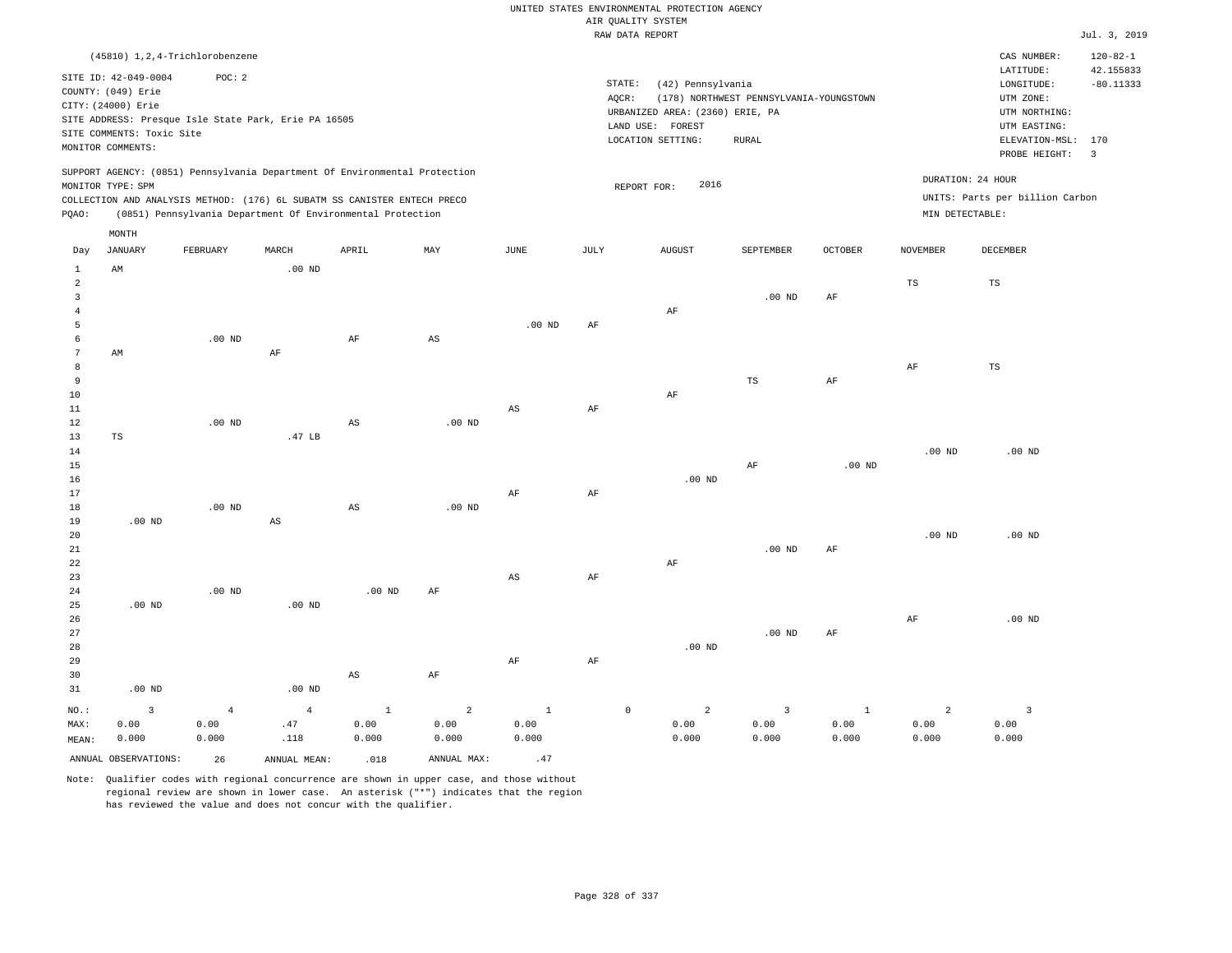UNITED STATES ENVIRONMENTAL PROTECTION AGENCY
AIR QUALITY SYSTEM
RAW DATA REPORT

Jul. 3, 2019

(45810) 1,2,4-Trichlorobenzene

SITE ID: 42-049-0004 POC: 2
COUNTY: (049) Erie
CITY: (24000) Erie
SITE ADDRESS: Presque Isle State Park, Erie PA 16505
SITE COMMENTS: Toxic Site
MONITOR COMMENTS:

STATE: (42) Pennsylvania
AQCR: (178) NORTHWEST PENNSYLVANIA-YOUNGSTOWN
URBANIZED AREA: (2360) ERIE, PA
LAND USE: FOREST
LOCATION SETTING: RURAL

CAS NUMBER: 120-82-1
LATITUDE: 42.155833
LONGITUDE: -80.11333
UTM ZONE:
UTM NORTHING:
UTM EASTING:
ELEVATION-MSL: 170
PROBE HEIGHT: 3

SUPPORT AGENCY: (0851) Pennsylvania Department Of Environmental Protection
MONITOR TYPE: SPM
COLLECTION AND ANALYSIS METHOD: (176) 6L SUBATM SS CANISTER ENTECH PRECO
PQAO: (0851) Pennsylvania Department Of Environmental Protection

REPORT FOR: 2016

DURATION: 24 HOUR
UNITS: Parts per billion Carbon
MIN DETECTABLE:

| Day | JANUARY | FEBRUARY | MARCH | APRIL | MAY | JUNE | JULY | AUGUST | SEPTEMBER | OCTOBER | NOVEMBER | DECEMBER |
|---|---|---|---|---|---|---|---|---|---|---|---|---|
| 1 | AM | | .00 ND | | | | | | | | | |
| 2 | | | | | | | | | | | TS | TS |
| 3 | | | | | | | | | .00 ND | AF | | |
| 4 | | | | | | | | AF | | | | |
| 5 | | | | | | .00 ND | AF | | | | | |
| 6 | | .00 ND | | AF | AS | | | | | | | |
| 7 | AM | | AF | | | | | | | | | |
| 8 | | | | | | | | | | | AF | TS |
| 9 | | | | | | | | | TS | AF | | |
| 10 | | | | | | | | AF | | | | |
| 11 | | | | | | AS | AF | | | | | |
| 12 | | .00 ND | | AS | .00 ND | | | | | | | |
| 13 | TS | | .47 LB | | | | | | | | | |
| 14 | | | | | | | | | | | .00 ND | .00 ND |
| 15 | | | | | | | | | AF | .00 ND | | |
| 16 | | | | | | | | .00 ND | | | | |
| 17 | | | | | | AF | AF | | | | | |
| 18 | | .00 ND | | AS | .00 ND | | | | | | | |
| 19 | .00 ND | | AS | | | | | | | | | |
| 20 | | | | | | | | | | | .00 ND | .00 ND |
| 21 | | | | | | | | | .00 ND | AF | | |
| 22 | | | | | | | | AF | | | | |
| 23 | | | | | | AS | AF | | | | | |
| 24 | | .00 ND | | .00 ND | AF | | | | | | | |
| 25 | .00 ND | | .00 ND | | | | | | | | | |
| 26 | | | | | | | | | | | AF | .00 ND |
| 27 | | | | | | | | | .00 ND | AF | | |
| 28 | | | | | | | | .00 ND | | | | |
| 29 | | | | | | AF | AF | | | | | |
| 30 | | | | AS | AF | | | | | | | |
| 31 | .00 ND | | .00 ND | | | | | | | | | |
| NO.: | 3 | 4 | 4 | 1 | 2 | 1 | 0 | 2 | 3 | 1 | 2 | 3 |
| MAX: | 0.00 | 0.00 | .47 | 0.00 | 0.00 | 0.00 | | 0.00 | 0.00 | 0.00 | 0.00 | 0.00 |
| MEAN: | 0.000 | 0.000 | .118 | 0.000 | 0.000 | 0.000 | | 0.000 | 0.000 | 0.000 | 0.000 | 0.000 |

ANNUAL OBSERVATIONS: 26 ANNUAL MEAN: .018 ANNUAL MAX: .47

Note: Qualifier codes with regional concurrence are shown in upper case, and those without regional review are shown in lower case. An asterisk ("*") indicates that the region has reviewed the value and does not concur with the qualifier.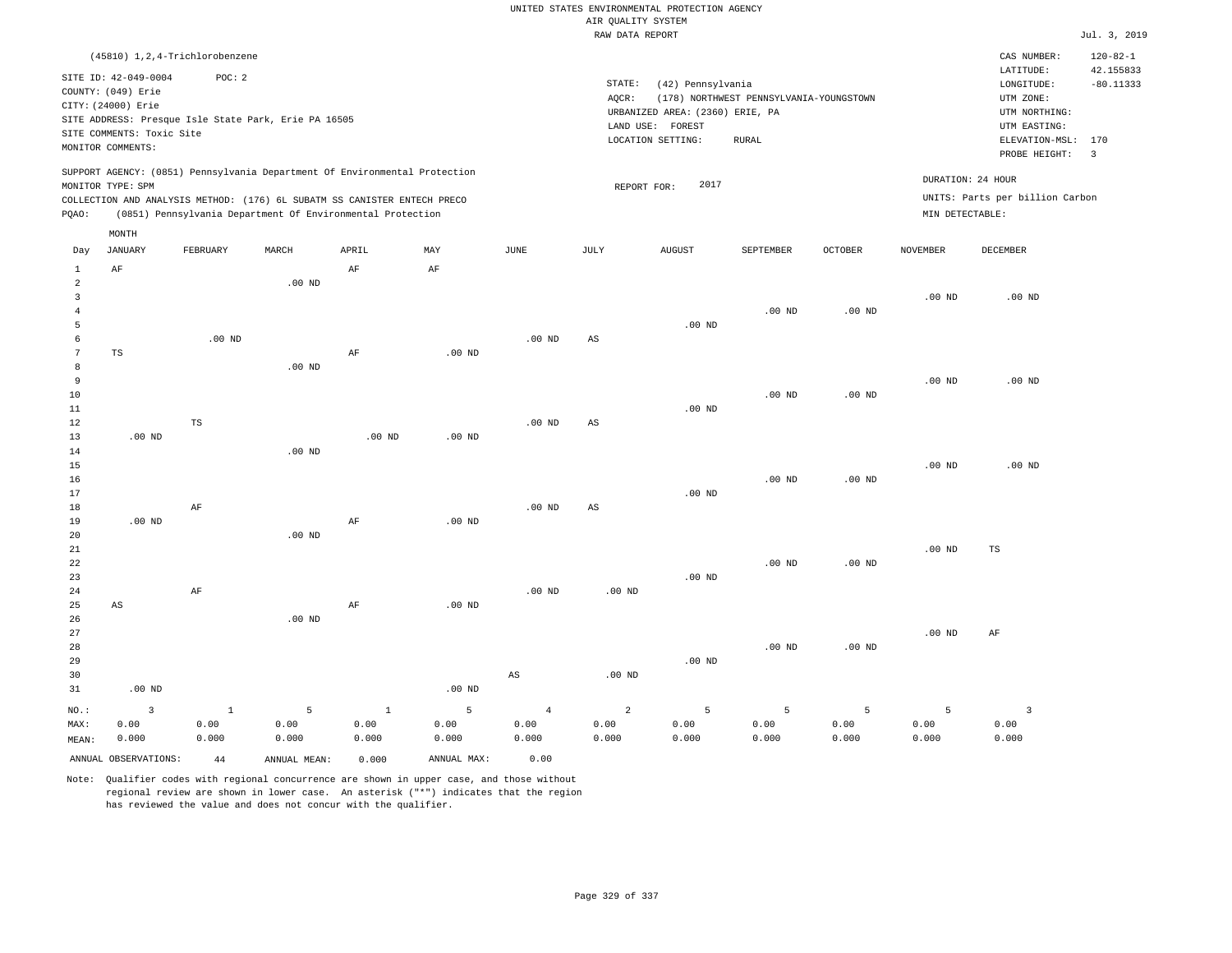UNITED STATES ENVIRONMENTAL PROTECTION AGENCY
AIR QUALITY SYSTEM
RAW DATA REPORT

Jul. 3, 2019

(45810) 1,2,4-Trichlorobenzene

SITE ID: 42-049-0004 POC: 2
COUNTY: (049) Erie
CITY: (24000) Erie
SITE ADDRESS: Presque Isle State Park, Erie PA 16505
SITE COMMENTS: Toxic Site
MONITOR COMMENTS:

STATE: (42) Pennsylvania
AQCR: (178) NORTHWEST PENNSYLVANIA-YOUNGSTOWN
URBANIZED AREA: (2360) ERIE, PA
LAND USE: FOREST
LOCATION SETTING: RURAL

CAS NUMBER: 120-82-1
LATITUDE: 42.155833
LONGITUDE: -80.11333
UTM ZONE:
UTM NORTHING:
UTM EASTING:
ELEVATION-MSL: 170
PROBE HEIGHT: 3

SUPPORT AGENCY: (0851) Pennsylvania Department Of Environmental Protection
MONITOR TYPE: SPM
COLLECTION AND ANALYSIS METHOD: (176) 6L SUBATM SS CANISTER ENTECH PRECO
PQAO: (0851) Pennsylvania Department Of Environmental Protection

REPORT FOR: 2017

DURATION: 24 HOUR
UNITS: Parts per billion Carbon
MIN DETECTABLE:

| Day | JANUARY | FEBRUARY | MARCH | APRIL | MAY | JUNE | JULY | AUGUST | SEPTEMBER | OCTOBER | NOVEMBER | DECEMBER |
|---|---|---|---|---|---|---|---|---|---|---|---|---|
| 1 | AF | | | AF | AF | | | | | | | |
| 2 | | | .00 ND | | | | | | | | | |
| 3 | | | | | | | | | | | .00 ND | .00 ND |
| 4 | | | | | | | | | .00 ND | .00 ND | | |
| 5 | | | | | | | | .00 ND | | | | |
| 6 | | .00 ND | | | | .00 ND | AS | | | | | |
| 7 | TS | | | AF | .00 ND | | | | | | | |
| 8 | | | .00 ND | | | | | | | | | |
| 9 | | | | | | | | | | | .00 ND | .00 ND |
| 10 | | | | | | | | | .00 ND | .00 ND | | |
| 11 | | | | | | | | .00 ND | | | | |
| 12 | | TS | | | | .00 ND | AS | | | | | |
| 13 | .00 ND | | | .00 ND | .00 ND | | | | | | | |
| 14 | | | .00 ND | | | | | | | | | |
| 15 | | | | | | | | | | | .00 ND | .00 ND |
| 16 | | | | | | | | | .00 ND | .00 ND | | |
| 17 | | | | | | | | .00 ND | | | | |
| 18 | | AF | | | | .00 ND | AS | | | | | |
| 19 | .00 ND | | | AF | .00 ND | | | | | | | |
| 20 | | | .00 ND | | | | | | | | | |
| 21 | | | | | | | | | | | .00 ND | TS |
| 22 | | | | | | | | | .00 ND | .00 ND | | |
| 23 | | | | | | | | .00 ND | | | | |
| 24 | | AF | | | | .00 ND | .00 ND | | | | | |
| 25 | AS | | | AF | .00 ND | | | | | | | |
| 26 | | | .00 ND | | | | | | | | | |
| 27 | | | | | | | | | | | .00 ND | AF |
| 28 | | | | | | | | | .00 ND | .00 ND | | |
| 29 | | | | | | | | .00 ND | | | | |
| 30 | | | | | | AS | .00 ND | | | | | |
| 31 | .00 ND | | | | .00 ND | | | | | | | |
| NO.: | 3 | 1 | 5 | 1 | 5 | 4 | 2 | 5 | 5 | 5 | 5 | 3 |
| MAX: | 0.00 | 0.00 | 0.00 | 0.00 | 0.00 | 0.00 | 0.00 | 0.00 | 0.00 | 0.00 | 0.00 | 0.00 |
| MEAN: | 0.000 | 0.000 | 0.000 | 0.000 | 0.000 | 0.000 | 0.000 | 0.000 | 0.000 | 0.000 | 0.000 | 0.000 |

ANNUAL OBSERVATIONS: 44 ANNUAL MEAN: 0.000 ANNUAL MAX: 0.00

Note: Qualifier codes with regional concurrence are shown in upper case, and those without regional review are shown in lower case. An asterisk ("*") indicates that the region has reviewed the value and does not concur with the qualifier.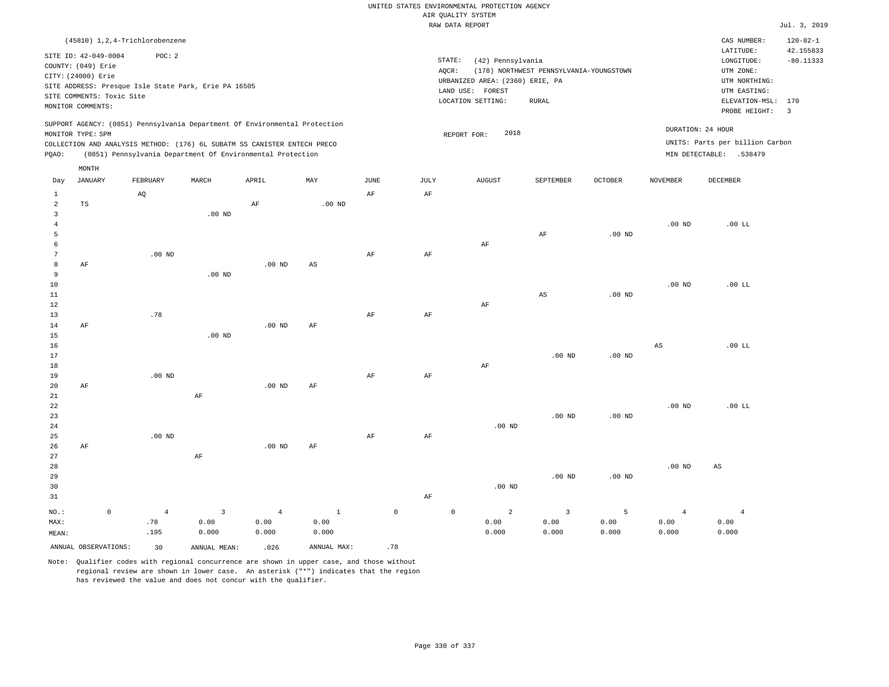UNITED STATES ENVIRONMENTAL PROTECTION AGENCY
AIR QUALITY SYSTEM
RAW DATA REPORT

Jul. 3, 2019

(45810) 1,2,4-Trichlorobenzene

SITE ID: 42-049-0004 POC: 2
COUNTY: (049) Erie
CITY: (24000) Erie
SITE ADDRESS: Presque Isle State Park, Erie PA 16505
SITE COMMENTS: Toxic Site
MONITOR COMMENTS:

STATE: (42) Pennsylvania
AQCR: (178) NORTHWEST PENNSYLVANIA-YOUNGSTOWN
URBANIZED AREA: (2360) ERIE, PA
LAND USE: FOREST
LOCATION SETTING: RURAL

CAS NUMBER: 120-82-1
LATITUDE: 42.155833
LONGITUDE: -80.11333
UTM ZONE:
UTM NORTHING:
UTM EASTING:
ELEVATION-MSL: 170
PROBE HEIGHT: 3

SUPPORT AGENCY: (0851) Pennsylvania Department Of Environmental Protection
MONITOR TYPE: SPM
COLLECTION AND ANALYSIS METHOD: (176) 6L SUBATM SS CANISTER ENTECH PRECO
PQAO: (0851) Pennsylvania Department Of Environmental Protection

REPORT FOR: 2018

DURATION: 24 HOUR
UNITS: Parts per billion Carbon
MIN DETECTABLE: .538479

| Day | JANUARY | FEBRUARY | MARCH | APRIL | MAY | JUNE | JULY | AUGUST | SEPTEMBER | OCTOBER | NOVEMBER | DECEMBER |
|---|---|---|---|---|---|---|---|---|---|---|---|---|
| 1 | | AQ | | | | AF | AF | | | | | |
| 2 | TS | | | AF | .00 ND | | | | | | | |
| 3 | | | .00 ND | | | | | | | | | |
| 4 | | | | | | | | | | | .00 ND | .00 LL |
| 5 | | | | | | | | | AF | .00 ND | | |
| 6 | | | | | | | | AF | | | | |
| 7 | | .00 ND | | | | AF | AF | | | | | |
| 8 | AF | | | .00 ND | AS | | | | | | | |
| 9 | | | .00 ND | | | | | | | | | |
| 10 | | | | | | | | | | | .00 ND | .00 LL |
| 11 | | | | | | | | | AS | .00 ND | | |
| 12 | | | | | | | | AF | | | | |
| 13 | | .78 | | | | AF | AF | | | | | |
| 14 | AF | | | .00 ND | AF | | | | | | | |
| 15 | | | .00 ND | | | | | | | | | |
| 16 | | | | | | | | | | | AS | .00 LL |
| 17 | | | | | | | | | .00 ND | .00 ND | | |
| 18 | | | | | | | | AF | | | | |
| 19 | | .00 ND | | | | AF | AF | | | | | |
| 20 | AF | | | .00 ND | AF | | | | | | | |
| 21 | | | AF | | | | | | | | | |
| 22 | | | | | | | | | | | .00 ND | .00 LL |
| 23 | | | | | | | | | .00 ND | .00 ND | | |
| 24 | | | | | | | | .00 ND | | | | |
| 25 | | .00 ND | | | | AF | AF | | | | | |
| 26 | AF | | | .00 ND | AF | | | | | | | |
| 27 | | | AF | | | | | | | | | |
| 28 | | | | | | | | | | | .00 ND | AS |
| 29 | | | | | | | | | .00 ND | .00 ND | | |
| 30 | | | | | | | | .00 ND | | | | |
| 31 | | | | | | | AF | | | | | |
| NO.: | 0 | 4 | 3 | 4 | 1 | 0 | 0 | 2 | 3 | 5 | 4 | 4 |
| MAX: | | .78 | 0.00 | 0.00 | 0.00 | | | 0.00 | 0.00 | 0.00 | 0.00 | 0.00 |
| MEAN: | | .195 | 0.000 | 0.000 | 0.000 | | | 0.000 | 0.000 | 0.000 | 0.000 | 0.000 |

ANNUAL OBSERVATIONS: 30 ANNUAL MEAN: .026 ANNUAL MAX: .78

Note: Qualifier codes with regional concurrence are shown in upper case, and those without regional review are shown in lower case. An asterisk ("*") indicates that the region has reviewed the value and does not concur with the qualifier.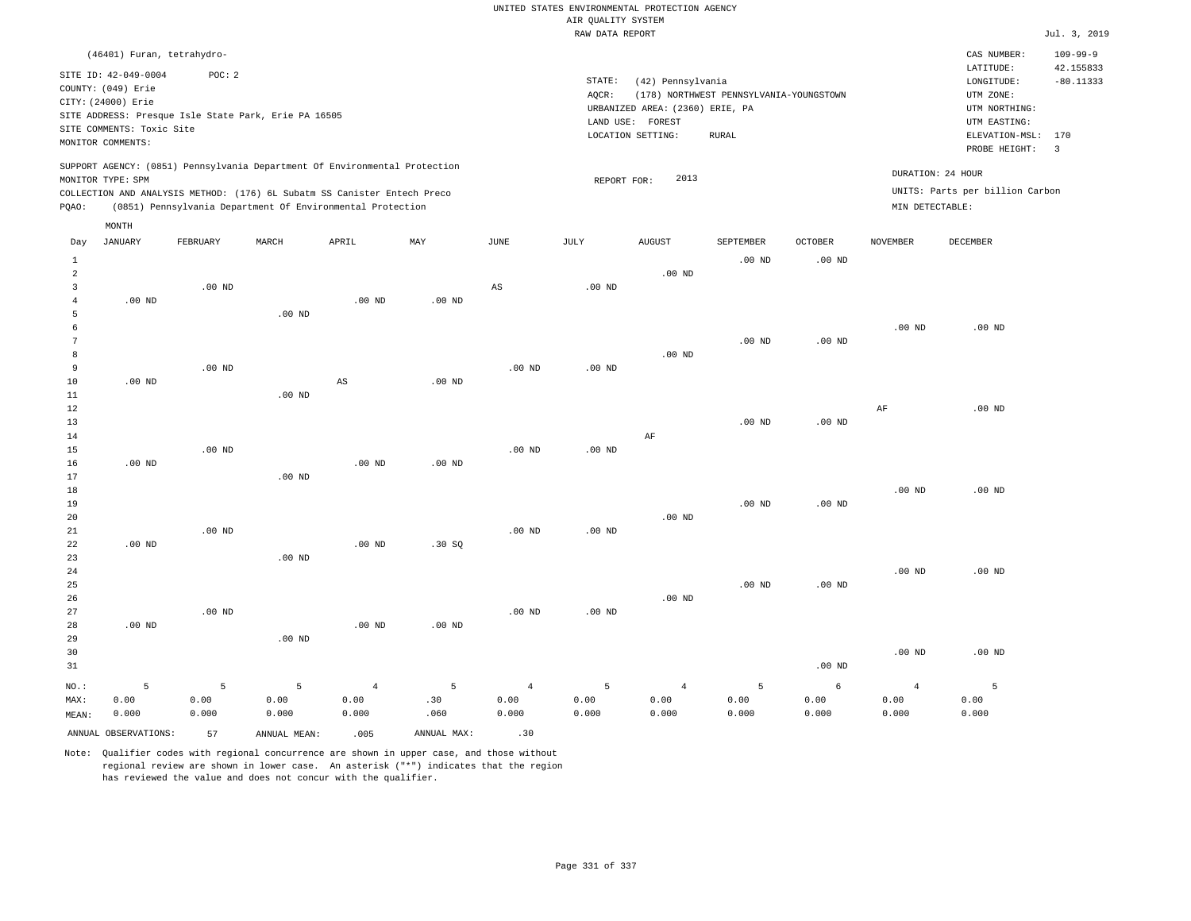UNITED STATES ENVIRONMENTAL PROTECTION AGENCY
AIR QUALITY SYSTEM
RAW DATA REPORT

Jul. 3, 2019

(46401) Furan, tetrahydro-

SITE ID: 42-049-0004 POC: 2
COUNTY: (049) Erie
CITY: (24000) Erie
SITE ADDRESS: Presque Isle State Park, Erie PA 16505
SITE COMMENTS: Toxic Site
MONITOR COMMENTS:

STATE: (42) Pennsylvania
AQCR: (178) NORTHWEST PENNSYLVANIA-YOUNGSTOWN
URBANIZED AREA: (2360) ERIE, PA
LAND USE: FOREST
LOCATION SETTING: RURAL

CAS NUMBER: 109-99-9
LATITUDE: 42.155833
LONGITUDE: -80.11333
UTM ZONE:
UTM NORTHING:
UTM EASTING:
ELEVATION-MSL: 170
PROBE HEIGHT: 3

SUPPORT AGENCY: (0851) Pennsylvania Department Of Environmental Protection
MONITOR TYPE: SPM
COLLECTION AND ANALYSIS METHOD: (176) 6L Subatm SS Canister Entech Preco
PQAO: (0851) Pennsylvania Department Of Environmental Protection

REPORT FOR: 2013

DURATION: 24 HOUR
UNITS: Parts per billion Carbon
MIN DETECTABLE:

| Day | JANUARY | FEBRUARY | MARCH | APRIL | MAY | JUNE | JULY | AUGUST | SEPTEMBER | OCTOBER | NOVEMBER | DECEMBER |
|---|---|---|---|---|---|---|---|---|---|---|---|---|
| 1 | | | | | | | | | .00 ND | .00 ND | | |
| 2 | | | | | | | | .00 ND | | | | |
| 3 | | .00 ND | | | | AS | .00 ND | | | | | |
| 4 | .00 ND | | | .00 ND | .00 ND | | | | | | | |
| 5 | | | .00 ND | | | | | | | | | |
| 6 | | | | | | | | | | | .00 ND | .00 ND |
| 7 | | | | | | | | | .00 ND | .00 ND | | |
| 8 | | | | | | | | .00 ND | | | | |
| 9 | | .00 ND | | | | .00 ND | .00 ND | | | | | |
| 10 | .00 ND | | | AS | .00 ND | | | | | | | |
| 11 | | | .00 ND | | | | | | | | | |
| 12 | | | | | | | | | | | AF | .00 ND |
| 13 | | | | | | | | | .00 ND | .00 ND | | |
| 14 | | | | | | | | AF | | | | |
| 15 | | .00 ND | | | | .00 ND | .00 ND | | | | | |
| 16 | .00 ND | | | .00 ND | .00 ND | | | | | | | |
| 17 | | | .00 ND | | | | | | | | | |
| 18 | | | | | | | | | | | .00 ND | .00 ND |
| 19 | | | | | | | | | .00 ND | .00 ND | | |
| 20 | | | | | | | | .00 ND | | | | |
| 21 | | .00 ND | | | | .00 ND | .00 ND | | | | | |
| 22 | .00 ND | | | .00 ND | .30 SQ | | | | | | | |
| 23 | | | .00 ND | | | | | | | | | |
| 24 | | | | | | | | | | | .00 ND | .00 ND |
| 25 | | | | | | | | | .00 ND | .00 ND | | |
| 26 | | | | | | | | .00 ND | | | | |
| 27 | | .00 ND | | | | .00 ND | .00 ND | | | | | |
| 28 | .00 ND | | | .00 ND | .00 ND | | | | | | | |
| 29 | | | .00 ND | | | | | | | | | |
| 30 | | | | | | | | | | | .00 ND | .00 ND |
| 31 | | | | | | | | | | .00 ND | | |
| NO.: | 5 | 5 | 5 | 4 | 5 | 4 | 5 | 4 | 5 | 6 | 4 | 5 |
| MAX: | 0.00 | 0.00 | 0.00 | 0.00 | .30 | 0.00 | 0.00 | 0.00 | 0.00 | 0.00 | 0.00 | 0.00 |
| MEAN: | 0.000 | 0.000 | 0.000 | 0.000 | .060 | 0.000 | 0.000 | 0.000 | 0.000 | 0.000 | 0.000 | 0.000 |

ANNUAL OBSERVATIONS: 57 ANNUAL MEAN: .005 ANNUAL MAX: .30

Note: Qualifier codes with regional concurrence are shown in upper case, and those without regional review are shown in lower case. An asterisk ("*") indicates that the region has reviewed the value and does not concur with the qualifier.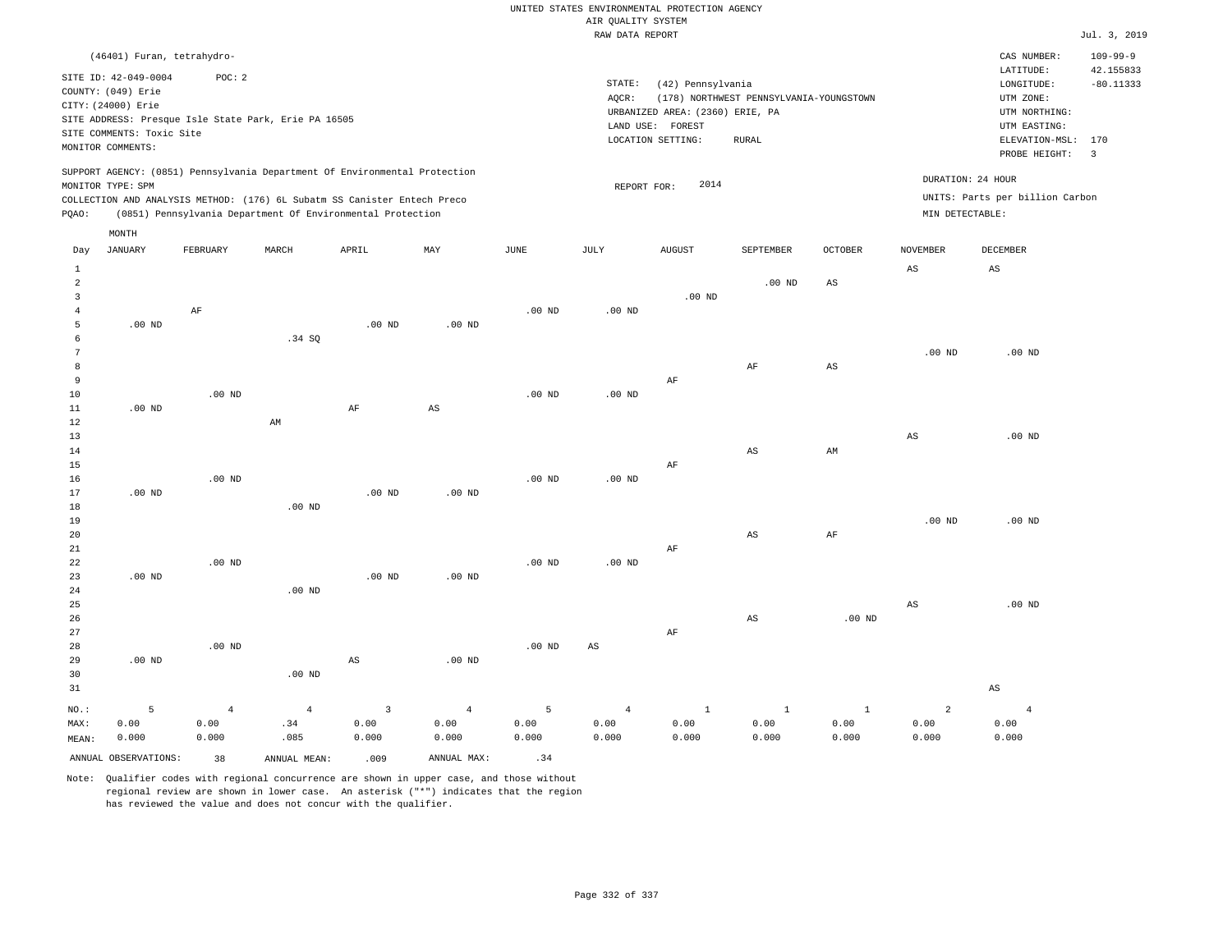UNITED STATES ENVIRONMENTAL PROTECTION AGENCY
AIR QUALITY SYSTEM
RAW DATA REPORT

Jul. 3, 2019

(46401) Furan, tetrahydro-

SITE ID: 42-049-0004 POC: 2
COUNTY: (049) Erie
CITY: (24000) Erie
SITE ADDRESS: Presque Isle State Park, Erie PA 16505
SITE COMMENTS: Toxic Site
MONITOR COMMENTS:

STATE: (42) Pennsylvania
AQCR: (178) NORTHWEST PENNSYLVANIA-YOUNGSTOWN
URBANIZED AREA: (2360) ERIE, PA
LAND USE: FOREST
LOCATION SETTING: RURAL

CAS NUMBER: 109-99-9
LATITUDE: 42.155833
LONGITUDE: -80.11333
UTM ZONE:
UTM NORTHING:
UTM EASTING:
ELEVATION-MSL: 170
PROBE HEIGHT: 3

SUPPORT AGENCY: (0851) Pennsylvania Department Of Environmental Protection
MONITOR TYPE: SPM
COLLECTION AND ANALYSIS METHOD: (176) 6L Subatm SS Canister Entech Preco
PQAO: (0851) Pennsylvania Department Of Environmental Protection

REPORT FOR: 2014

DURATION: 24 HOUR
UNITS: Parts per billion Carbon
MIN DETECTABLE:

| Day | JANUARY | FEBRUARY | MARCH | APRIL | MAY | JUNE | JULY | AUGUST | SEPTEMBER | OCTOBER | NOVEMBER | DECEMBER |
|---|---|---|---|---|---|---|---|---|---|---|---|---|
| 1 | | | | | | | | | | | AS | AS |
| 2 | | | | | | | | | .00 ND | AS | | |
| 3 | | | | | | | | .00 ND | | | | |
| 4 | | AF | | | | .00 ND | .00 ND | | | | | |
| 5 | .00 ND | | | .00 ND | .00 ND | | | | | | | |
| 6 | | | .34 SQ | | | | | | | | | |
| 7 | | | | | | | | | | | .00 ND | .00 ND |
| 8 | | | | | | | | | AF | AS | | |
| 9 | | | | | | | | AF | | | | |
| 10 | | .00 ND | | | | .00 ND | .00 ND | | | | | |
| 11 | .00 ND | | | AF | AS | | | | | | | |
| 12 | | | AM | | | | | | | | | |
| 13 | | | | | | | | | | | AS | .00 ND |
| 14 | | | | | | | | | AS | AM | | |
| 15 | | | | | | | | AF | | | | |
| 16 | | .00 ND | | | | .00 ND | .00 ND | | | | | |
| 17 | .00 ND | | | .00 ND | .00 ND | | | | | | | |
| 18 | | | .00 ND | | | | | | | | | |
| 19 | | | | | | | | | | | .00 ND | .00 ND |
| 20 | | | | | | | | | AS | AF | | |
| 21 | | | | | | | | AF | | | | |
| 22 | | .00 ND | | | | .00 ND | .00 ND | | | | | |
| 23 | .00 ND | | | .00 ND | .00 ND | | | | | | | |
| 24 | | | .00 ND | | | | | | | | | |
| 25 | | | | | | | | | | | AS | .00 ND |
| 26 | | | | | | | | | AS | .00 ND | | |
| 27 | | | | | | | | AF | | | | |
| 28 | | .00 ND | | | | .00 ND | AS | | | | | |
| 29 | .00 ND | | | AS | .00 ND | | | | | | | |
| 30 | | | .00 ND | | | | | | | | | |
| 31 | | | | | | | | | | | | AS |
| NO.: | 5 | 4 | 4 | 3 | 4 | 5 | 4 | 1 | 1 | 1 | 2 | 4 |
| MAX: | 0.00 | 0.00 | .34 | 0.00 | 0.00 | 0.00 | 0.00 | 0.00 | 0.00 | 0.00 | 0.00 | 0.00 |
| MEAN: | 0.000 | 0.000 | .085 | 0.000 | 0.000 | 0.000 | 0.000 | 0.000 | 0.000 | 0.000 | 0.000 | 0.000 |

ANNUAL OBSERVATIONS: 38 ANNUAL MEAN: .009 ANNUAL MAX: .34

Note: Qualifier codes with regional concurrence are shown in upper case, and those without regional review are shown in lower case. An asterisk ("*") indicates that the region has reviewed the value and does not concur with the qualifier.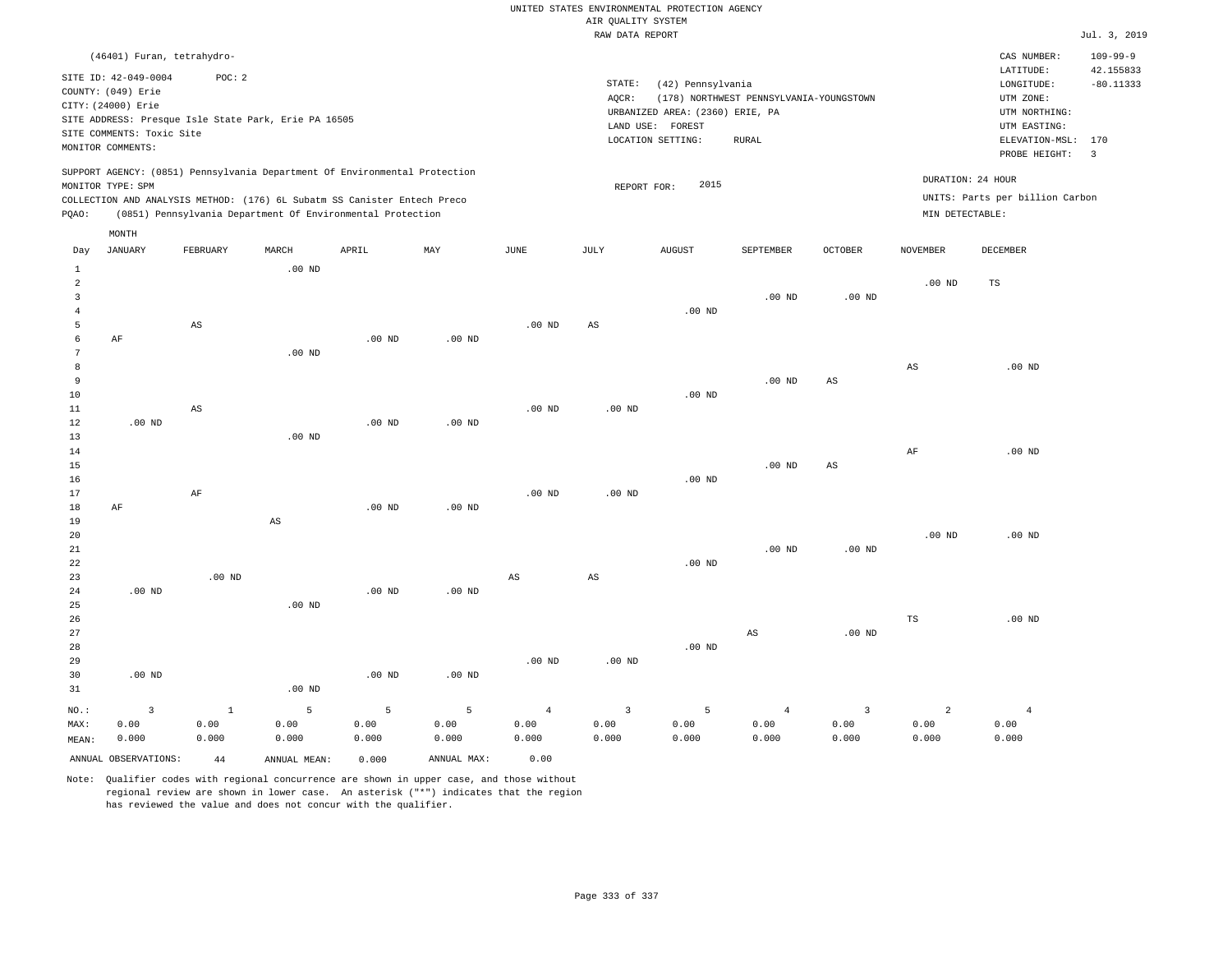UNITED STATES ENVIRONMENTAL PROTECTION AGENCY
AIR QUALITY SYSTEM
RAW DATA REPORT

Jul. 3, 2019

(46401) Furan, tetrahydro-

SITE ID: 42-049-0004 POC: 2
COUNTY: (049) Erie
CITY: (24000) Erie
SITE ADDRESS: Presque Isle State Park, Erie PA 16505
SITE COMMENTS: Toxic Site
MONITOR COMMENTS:

STATE: (42) Pennsylvania
AQCR: (178) NORTHWEST PENNSYLVANIA-YOUNGSTOWN
URBANIZED AREA: (2360) ERIE, PA
LAND USE: FOREST
LOCATION SETTING: RURAL

CAS NUMBER: 109-99-9
LATITUDE: 42.155833
LONGITUDE: -80.11333
UTM ZONE:
UTM NORTHING:
UTM EASTING:
ELEVATION-MSL: 170
PROBE HEIGHT: 3

SUPPORT AGENCY: (0851) Pennsylvania Department Of Environmental Protection
MONITOR TYPE: SPM
COLLECTION AND ANALYSIS METHOD: (176) 6L Subatm SS Canister Entech Preco
PQAO: (0851) Pennsylvania Department Of Environmental Protection

REPORT FOR: 2015

DURATION: 24 HOUR
UNITS: Parts per billion Carbon
MIN DETECTABLE:

| Day | JANUARY | FEBRUARY | MARCH | APRIL | MAY | JUNE | JULY | AUGUST | SEPTEMBER | OCTOBER | NOVEMBER | DECEMBER |
|---|---|---|---|---|---|---|---|---|---|---|---|---|
| 1 | | | .00 ND | | | | | | | | | |
| 2 | | | | | | | | | | | .00 ND | TS |
| 3 | | | | | | | | | .00 ND | .00 ND | | |
| 4 | | | | | | | | .00 ND | | | | |
| 5 | | AS | | | | .00 ND | AS | | | | | |
| 6 | AF | | | .00 ND | .00 ND | | | | | | | |
| 7 | | | .00 ND | | | | | | | | | |
| 8 | | | | | | | | | | | AS | .00 ND |
| 9 | | | | | | | | | .00 ND | AS | | |
| 10 | | | | | | | | .00 ND | | | | |
| 11 | | AS | | | | .00 ND | .00 ND | | | | | |
| 12 | .00 ND | | | .00 ND | .00 ND | | | | | | | |
| 13 | | | .00 ND | | | | | | | | | |
| 14 | | | | | | | | | | | AF | .00 ND |
| 15 | | | | | | | | | .00 ND | AS | | |
| 16 | | | | | | | | .00 ND | | | | |
| 17 | | AF | | | | .00 ND | .00 ND | | | | | |
| 18 | AF | | | .00 ND | .00 ND | | | | | | | |
| 19 | | | AS | | | | | | | | | |
| 20 | | | | | | | | | | | .00 ND | .00 ND |
| 21 | | | | | | | | | .00 ND | .00 ND | | |
| 22 | | | | | | | | .00 ND | | | | |
| 23 | | .00 ND | | | | AS | AS | | | | | |
| 24 | .00 ND | | | .00 ND | .00 ND | | | | | | | |
| 25 | | | .00 ND | | | | | | | | | |
| 26 | | | | | | | | | | | TS | .00 ND |
| 27 | | | | | | | | | AS | .00 ND | | |
| 28 | | | | | | | | .00 ND | | | | |
| 29 | | | | | | .00 ND | .00 ND | | | | | |
| 30 | .00 ND | | | .00 ND | .00 ND | | | | | | | |
| 31 | | | .00 ND | | | | | | | | | |
| NO.: | 3 | 1 | 5 | 5 | 5 | 4 | 3 | 5 | 4 | 3 | 2 | 4 |
| MAX: | 0.00 | 0.00 | 0.00 | 0.00 | 0.00 | 0.00 | 0.00 | 0.00 | 0.00 | 0.00 | 0.00 | 0.00 |
| MEAN: | 0.000 | 0.000 | 0.000 | 0.000 | 0.000 | 0.000 | 0.000 | 0.000 | 0.000 | 0.000 | 0.000 | 0.000 |

ANNUAL OBSERVATIONS: 44 ANNUAL MEAN: 0.000 ANNUAL MAX: 0.00

Note: Qualifier codes with regional concurrence are shown in upper case, and those without regional review are shown in lower case. An asterisk ("*") indicates that the region has reviewed the value and does not concur with the qualifier.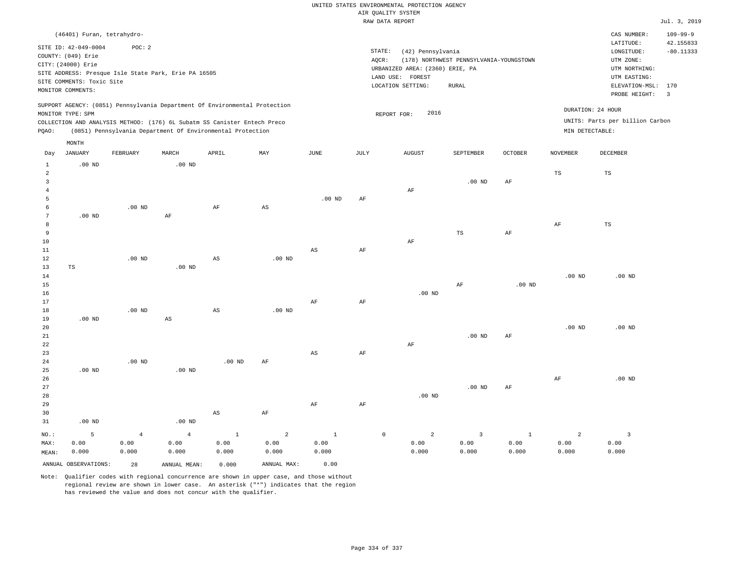UNITED STATES ENVIRONMENTAL PROTECTION AGENCY
AIR QUALITY SYSTEM
RAW DATA REPORT

Jul. 3, 2019

(46401) Furan, tetrahydro-

SITE ID: 42-049-0004 POC: 2
COUNTY: (049) Erie
CITY: (24000) Erie
SITE ADDRESS: Presque Isle State Park, Erie PA 16505
SITE COMMENTS: Toxic Site
MONITOR COMMENTS:

STATE: (42) Pennsylvania
AQCR: (178) NORTHWEST PENNSYLVANIA-YOUNGSTOWN
URBANIZED AREA: (2360) ERIE, PA
LAND USE: FOREST
LOCATION SETTING: RURAL

CAS NUMBER: 109-99-9
LATITUDE: 42.155833
LONGITUDE: -80.11333
UTM ZONE:
UTM NORTHING:
UTM EASTING:
ELEVATION-MSL: 170
PROBE HEIGHT: 3

SUPPORT AGENCY: (0851) Pennsylvania Department Of Environmental Protection
MONITOR TYPE: SPM
COLLECTION AND ANALYSIS METHOD: (176) 6L Subatm SS Canister Entech Preco
PQAO: (0851) Pennsylvania Department Of Environmental Protection

REPORT FOR: 2016

DURATION: 24 HOUR
UNITS: Parts per billion Carbon
MIN DETECTABLE:

| Day | JANUARY | FEBRUARY | MARCH | APRIL | MAY | JUNE | JULY | AUGUST | SEPTEMBER | OCTOBER | NOVEMBER | DECEMBER |
|---|---|---|---|---|---|---|---|---|---|---|---|---|
| 1 | .00 ND | | .00 ND | | | | | | | | | |
| 2 | | | | | | | | | | | TS | TS |
| 3 | | | | | | | | | .00 ND | AF | | |
| 4 | | | | | | | | AF | | | | |
| 5 | | | | | | .00 ND | AF | | | | | |
| 6 | | .00 ND | | AF | AS | | | | | | | |
| 7 | .00 ND | | AF | | | | | | | | | |
| 8 | | | | | | | | | | | AF | TS |
| 9 | | | | | | | | | TS | AF | | |
| 10 | | | | | | | | AF | | | | |
| 11 | | | | | | AS | AF | | | | | |
| 12 | | .00 ND | | AS | .00 ND | | | | | | | |
| 13 | TS | | .00 ND | | | | | | | | | |
| 14 | | | | | | | | | | | .00 ND | .00 ND |
| 15 | | | | | | | | | AF | .00 ND | | |
| 16 | | | | | | | | .00 ND | | | | |
| 17 | | | | | | AF | AF | | | | | |
| 18 | | .00 ND | | AS | .00 ND | | | | | | | |
| 19 | .00 ND | | AS | | | | | | | | | |
| 20 | | | | | | | | | | | .00 ND | .00 ND |
| 21 | | | | | | | | | .00 ND | AF | | |
| 22 | | | | | | | | AF | | | | |
| 23 | | | | | | AS | AF | | | | | |
| 24 | | .00 ND | | .00 ND | AF | | | | | | | |
| 25 | .00 ND | | .00 ND | | | | | | | | | |
| 26 | | | | | | | | | | | AF | .00 ND |
| 27 | | | | | | | | | .00 ND | AF | | |
| 28 | | | | | | | | .00 ND | | | | |
| 29 | | | | | | AF | AF | | | | | |
| 30 | | | | AS | AF | | | | | | | |
| 31 | .00 ND | | .00 ND | | | | | | | | | |
| NO.: | 5 | 4 | 4 | 1 | 2 | 1 | 0 | 2 | 3 | 1 | 2 | 3 |
| MAX: | 0.00 | 0.00 | 0.00 | 0.00 | 0.00 | 0.00 | | 0.00 | 0.00 | 0.00 | 0.00 | 0.00 |
| MEAN: | 0.000 | 0.000 | 0.000 | 0.000 | 0.000 | 0.000 | | 0.000 | 0.000 | 0.000 | 0.000 | 0.000 |

ANNUAL OBSERVATIONS: 28 ANNUAL MEAN: 0.000 ANNUAL MAX: 0.00

Note: Qualifier codes with regional concurrence are shown in upper case, and those without regional review are shown in lower case. An asterisk ("*") indicates that the region has reviewed the value and does not concur with the qualifier.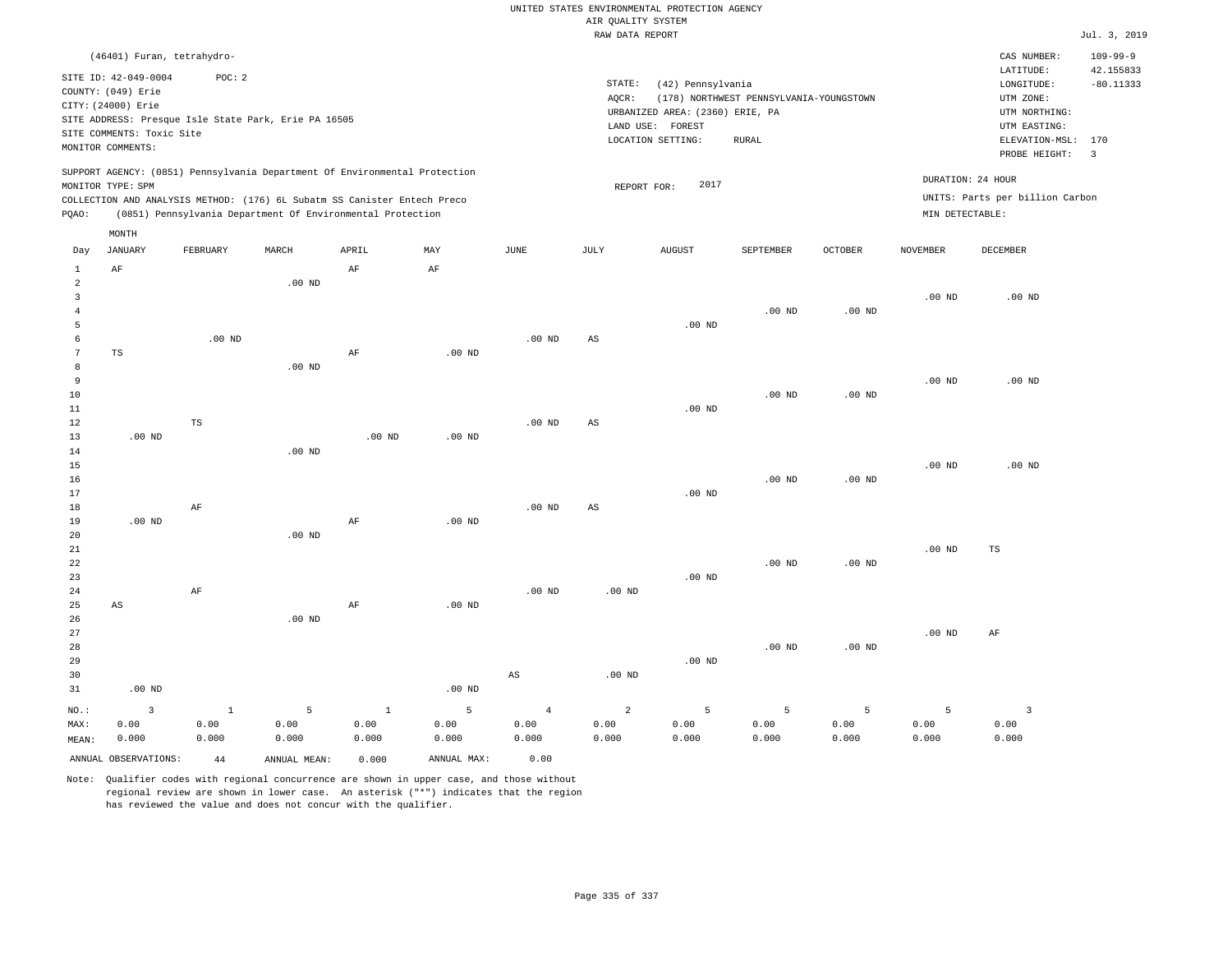UNITED STATES ENVIRONMENTAL PROTECTION AGENCY
AIR QUALITY SYSTEM
RAW DATA REPORT

Jul. 3, 2019

(46401) Furan, tetrahydro-

SITE ID: 42-049-0004 POC: 2
COUNTY: (049) Erie
CITY: (24000) Erie
SITE ADDRESS: Presque Isle State Park, Erie PA 16505
SITE COMMENTS: Toxic Site
MONITOR COMMENTS:

STATE: (42) Pennsylvania
AQCR: (178) NORTHWEST PENNSYLVANIA-YOUNGSTOWN
URBANIZED AREA: (2360) ERIE, PA
LAND USE: FOREST
LOCATION SETTING: RURAL

CAS NUMBER: 109-99-9
LATITUDE: 42.155833
LONGITUDE: -80.11333
UTM ZONE:
UTM NORTHING:
UTM EASTING:
ELEVATION-MSL: 170
PROBE HEIGHT: 3

SUPPORT AGENCY: (0851) Pennsylvania Department Of Environmental Protection
MONITOR TYPE: SPM
COLLECTION AND ANALYSIS METHOD: (176) 6L Subatm SS Canister Entech Preco
PQAO: (0851) Pennsylvania Department Of Environmental Protection

REPORT FOR: 2017

DURATION: 24 HOUR
UNITS: Parts per billion Carbon
MIN DETECTABLE:

| Day | JANUARY | FEBRUARY | MARCH | APRIL | MAY | JUNE | JULY | AUGUST | SEPTEMBER | OCTOBER | NOVEMBER | DECEMBER |
|---|---|---|---|---|---|---|---|---|---|---|---|---|
| 1 | AF | | | AF | AF | | | | | | | |
| 2 | | | .00 ND | | | | | | | | | |
| 3 | | | | | | | | | | | .00 ND | .00 ND |
| 4 | | | | | | | | | .00 ND | .00 ND | | |
| 5 | | | | | | | | .00 ND | | | | |
| 6 | | .00 ND | | | | .00 ND | AS | | | | | |
| 7 | TS | | | AF | .00 ND | | | | | | | |
| 8 | | | .00 ND | | | | | | | | | |
| 9 | | | | | | | | | | | .00 ND | .00 ND |
| 10 | | | | | | | | | .00 ND | .00 ND | | |
| 11 | | | | | | | | .00 ND | | | | |
| 12 | | TS | | | | .00 ND | AS | | | | | |
| 13 | .00 ND | | | .00 ND | .00 ND | | | | | | | |
| 14 | | | .00 ND | | | | | | | | | |
| 15 | | | | | | | | | | | .00 ND | .00 ND |
| 16 | | | | | | | | | .00 ND | .00 ND | | |
| 17 | | | | | | | | .00 ND | | | | |
| 18 | | AF | | | | .00 ND | AS | | | | | |
| 19 | .00 ND | | | AF | .00 ND | | | | | | | |
| 20 | | | .00 ND | | | | | | | | | |
| 21 | | | | | | | | | | | .00 ND | TS |
| 22 | | | | | | | | | .00 ND | .00 ND | | |
| 23 | | | | | | | | .00 ND | | | | |
| 24 | | AF | | | | .00 ND | .00 ND | | | | | |
| 25 | AS | | | AF | .00 ND | | | | | | | |
| 26 | | | .00 ND | | | | | | | | | |
| 27 | | | | | | | | | | | .00 ND | AF |
| 28 | | | | | | | | | .00 ND | .00 ND | | |
| 29 | | | | | | | | .00 ND | | | | |
| 30 | | | | | | AS | .00 ND | | | | | |
| 31 | .00 ND | | | | .00 ND | | | | | | | |
| NO.: | 3 | 1 | 5 | 1 | 5 | 4 | 2 | 5 | 5 | 5 | 5 | 3 |
| MAX: | 0.00 | 0.00 | 0.00 | 0.00 | 0.00 | 0.00 | 0.00 | 0.00 | 0.00 | 0.00 | 0.00 | 0.00 |
| MEAN: | 0.000 | 0.000 | 0.000 | 0.000 | 0.000 | 0.000 | 0.000 | 0.000 | 0.000 | 0.000 | 0.000 | 0.000 |

ANNUAL OBSERVATIONS: 44 ANNUAL MEAN: 0.000 ANNUAL MAX: 0.00

Note: Qualifier codes with regional concurrence are shown in upper case, and those without regional review are shown in lower case. An asterisk ("*") indicates that the region has reviewed the value and does not concur with the qualifier.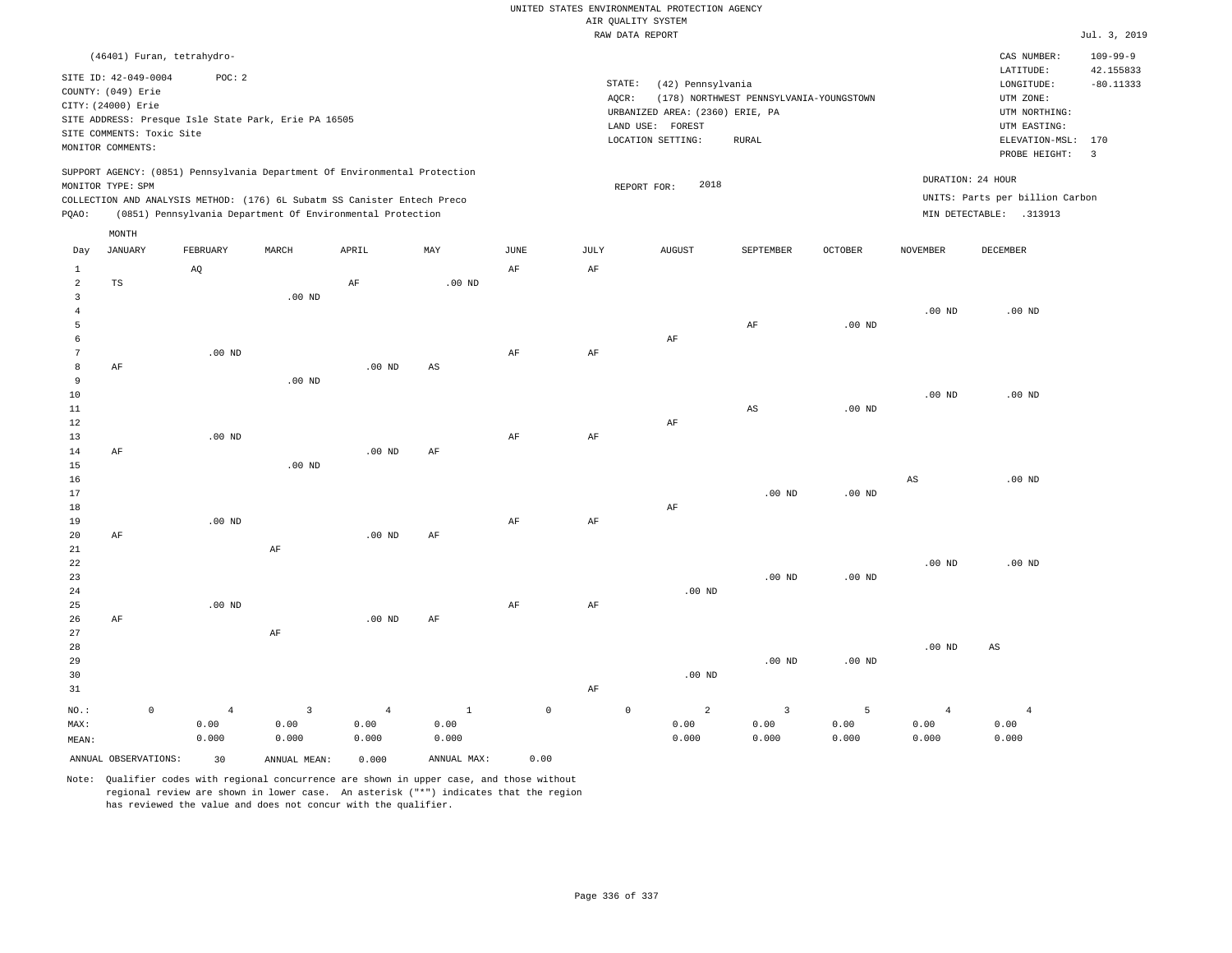UNITED STATES ENVIRONMENTAL PROTECTION AGENCY
AIR QUALITY SYSTEM
RAW DATA REPORT

Jul. 3, 2019

(46401) Furan, tetrahydro-

SITE ID: 42-049-0004 POC: 2
COUNTY: (049) Erie
CITY: (24000) Erie
SITE ADDRESS: Presque Isle State Park, Erie PA 16505
SITE COMMENTS: Toxic Site
MONITOR COMMENTS:

STATE: (42) Pennsylvania
AQCR: (178) NORTHWEST PENNSYLVANIA-YOUNGSTOWN
URBANIZED AREA: (2360) ERIE, PA
LAND USE: FOREST
LOCATION SETTING: RURAL

CAS NUMBER: 109-99-9
LATITUDE: 42.155833
LONGITUDE: -80.11333
UTM ZONE:
UTM NORTHING:
UTM EASTING:
ELEVATION-MSL: 170
PROBE HEIGHT: 3

SUPPORT AGENCY: (0851) Pennsylvania Department Of Environmental Protection
MONITOR TYPE: SPM
COLLECTION AND ANALYSIS METHOD: (176) 6L Subatm SS Canister Entech Preco
PQAO: (0851) Pennsylvania Department Of Environmental Protection

REPORT FOR: 2018

DURATION: 24 HOUR
UNITS: Parts per billion Carbon
MIN DETECTABLE: .313913

| Day | JANUARY | FEBRUARY | MARCH | APRIL | MAY | JUNE | JULY | AUGUST | SEPTEMBER | OCTOBER | NOVEMBER | DECEMBER |
|---|---|---|---|---|---|---|---|---|---|---|---|---|
| 1 | | AQ | | | | AF | AF | | | | | |
| 2 | TS | | | AF | .00 ND | | | | | | | |
| 3 | | | .00 ND | | | | | | | | | |
| 4 | | | | | | | | | | | .00 ND | .00 ND |
| 5 | | | | | | | | | AF | .00 ND | | |
| 6 | | | | | | | | AF | | | | |
| 7 | | .00 ND | | | | AF | AF | | | | | |
| 8 | AF | | | .00 ND | AS | | | | | | | |
| 9 | | | .00 ND | | | | | | | | | |
| 10 | | | | | | | | | | | .00 ND | .00 ND |
| 11 | | | | | | | | | AS | .00 ND | | |
| 12 | | | | | | | | AF | | | | |
| 13 | | .00 ND | | | | AF | AF | | | | | |
| 14 | AF | | | .00 ND | AF | | | | | | | |
| 15 | | | .00 ND | | | | | | | | | |
| 16 | | | | | | | | | | | AS | .00 ND |
| 17 | | | | | | | | | .00 ND | .00 ND | | |
| 18 | | | | | | | | AF | | | | |
| 19 | | .00 ND | | | | AF | AF | | | | | |
| 20 | AF | | | .00 ND | AF | | | | | | | |
| 21 | | | AF | | | | | | | | | |
| 22 | | | | | | | | | | | .00 ND | .00 ND |
| 23 | | | | | | | | | .00 ND | .00 ND | | |
| 24 | | | | | | | | .00 ND | | | | |
| 25 | | .00 ND | | | | AF | AF | | | | | |
| 26 | AF | | | .00 ND | AF | | | | | | | |
| 27 | | | AF | | | | | | | | | |
| 28 | | | | | | | | | | | .00 ND | AS |
| 29 | | | | | | | | | .00 ND | .00 ND | | |
| 30 | | | | | | | | .00 ND | | | | |
| 31 | | | | | | | AF | | | | | |
| NO.: | 0 | 4 | 3 | 4 | 1 | 0 | 0 | 2 | 3 | 5 | 4 | 4 |
| MAX: | | 0.00 | 0.00 | 0.00 | 0.00 | | | 0.00 | 0.00 | 0.00 | 0.00 | 0.00 |
| MEAN: | | 0.000 | 0.000 | 0.000 | 0.000 | | | 0.000 | 0.000 | 0.000 | 0.000 | 0.000 |

ANNUAL OBSERVATIONS: 30 ANNUAL MEAN: 0.000 ANNUAL MAX: 0.00

Note: Qualifier codes with regional concurrence are shown in upper case, and those without regional review are shown in lower case. An asterisk ("*") indicates that the region has reviewed the value and does not concur with the qualifier.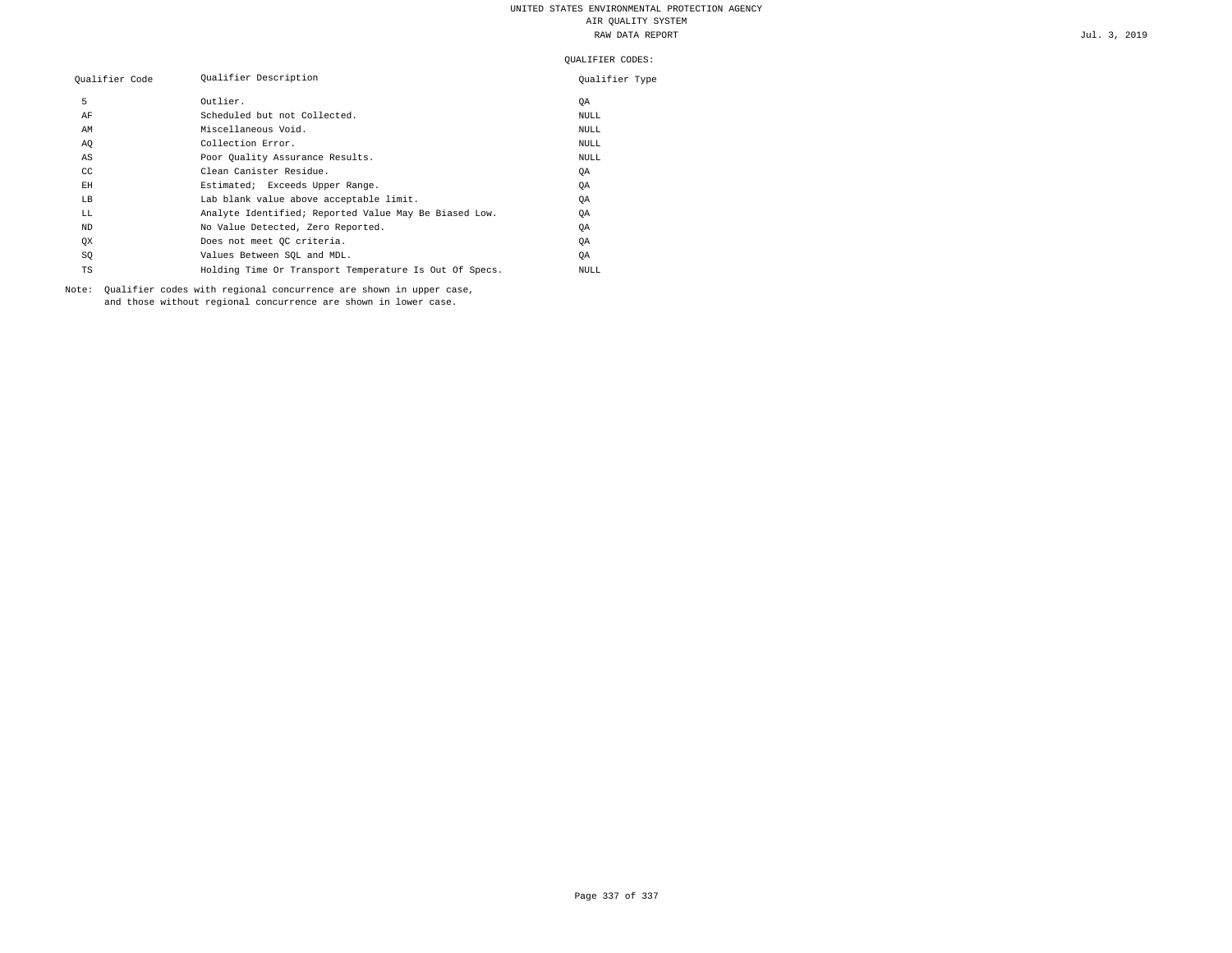QUALIFIER CODES:

| Qualifier Code | Qualifier Description | Qualifier Type |
| --- | --- | --- |
| 5 | Outlier. | QA |
| AF | Scheduled but not Collected. | NULL |
| AM | Miscellaneous Void. | NULL |
| AQ | Collection Error. | NULL |
| AS | Poor Quality Assurance Results. | NULL |
| CC | Clean Canister Residue. | QA |
| EH | Estimated; Exceeds Upper Range. | QA |
| LB | Lab blank value above acceptable limit. | QA |
| LL | Analyte Identified; Reported Value May Be Biased Low. | QA |
| ND | No Value Detected, Zero Reported. | QA |
| QX | Does not meet QC criteria. | QA |
| SQ | Values Between SQL and MDL. | QA |
| TS | Holding Time Or Transport Temperature Is Out Of Specs. | NULL |

Note: Qualifier codes with regional concurrence are shown in upper case, and those without regional concurrence are shown in lower case.